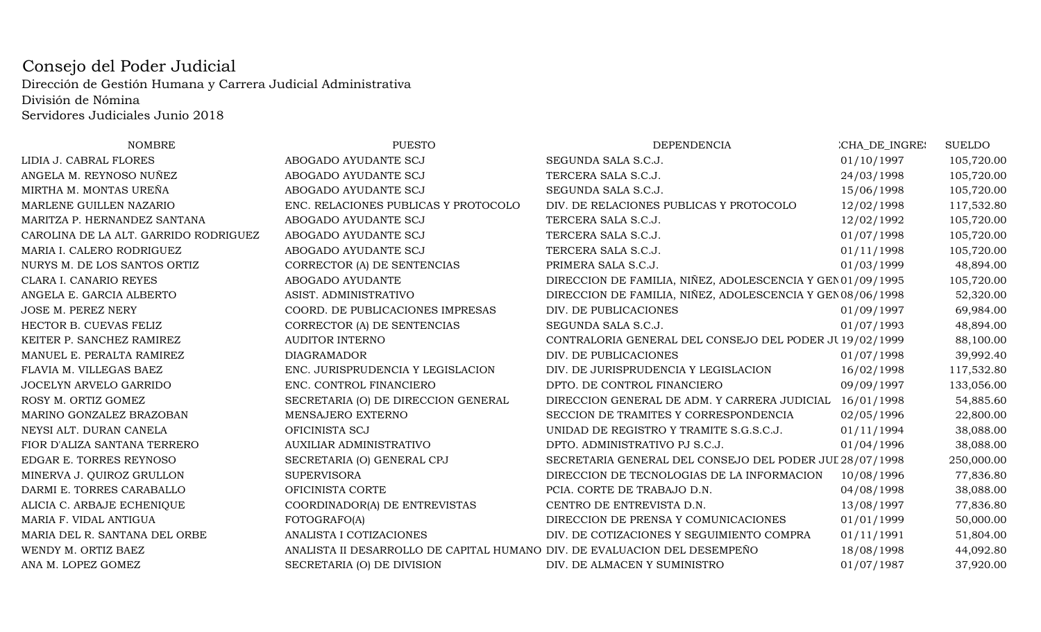# Consejo del Poder Judicial

Dirección de Gestión Humana y Carrera Judicial Administrativa
División de Nómina
Servidores Judiciales Junio 2018

| NOMBRE | PUESTO | DEPENDENCIA | :CHA_DE_INGRES | SUELDO |
|---|---|---|---|---|
| LIDIA J. CABRAL FLORES | ABOGADO AYUDANTE SCJ | SEGUNDA SALA S.C.J. | 01/10/1997 | 105,720.00 |
| ANGELA M. REYNOSO NUÑEZ | ABOGADO AYUDANTE SCJ | TERCERA SALA S.C.J. | 24/03/1998 | 105,720.00 |
| MIRTHA M. MONTAS UREÑA | ABOGADO AYUDANTE SCJ | SEGUNDA SALA S.C.J. | 15/06/1998 | 105,720.00 |
| MARLENE GUILLEN NAZARIO | ENC. RELACIONES PUBLICAS Y PROTOCOLO | DIV. DE RELACIONES PUBLICAS Y PROTOCOLO | 12/02/1998 | 117,532.80 |
| MARITZA P. HERNANDEZ SANTANA | ABOGADO AYUDANTE SCJ | TERCERA SALA S.C.J. | 12/02/1992 | 105,720.00 |
| CAROLINA DE LA ALT. GARRIDO RODRIGUEZ | ABOGADO AYUDANTE SCJ | TERCERA SALA S.C.J. | 01/07/1998 | 105,720.00 |
| MARIA I. CALERO RODRIGUEZ | ABOGADO AYUDANTE SCJ | TERCERA SALA S.C.J. | 01/11/1998 | 105,720.00 |
| NURYS M. DE LOS SANTOS ORTIZ | CORRECTOR (A) DE SENTENCIAS | PRIMERA SALA S.C.J. | 01/03/1999 | 48,894.00 |
| CLARA I. CANARIO REYES | ABOGADO AYUDANTE | DIRECCION DE FAMILIA, NIÑEZ, ADOLESCENCIA Y GEN | 01/09/1995 | 105,720.00 |
| ANGELA E. GARCIA ALBERTO | ASIST. ADMINISTRATIVO | DIRECCION DE FAMILIA, NIÑEZ, ADOLESCENCIA Y GEN | 08/06/1998 | 52,320.00 |
| JOSE M. PEREZ NERY | COORD. DE PUBLICACIONES IMPRESAS | DIV. DE PUBLICACIONES | 01/09/1997 | 69,984.00 |
| HECTOR B. CUEVAS FELIZ | CORRECTOR (A) DE SENTENCIAS | SEGUNDA SALA S.C.J. | 01/07/1993 | 48,894.00 |
| KEITER P. SANCHEZ RAMIREZ | AUDITOR INTERNO | CONTRALORIA GENERAL DEL CONSEJO DEL PODER JU | 19/02/1999 | 88,100.00 |
| MANUEL E. PERALTA RAMIREZ | DIAGRAMADOR | DIV. DE PUBLICACIONES | 01/07/1998 | 39,992.40 |
| FLAVIA M. VILLEGAS BAEZ | ENC. JURISPRUDENCIA Y LEGISLACION | DIV. DE JURISPRUDENCIA Y LEGISLACION | 16/02/1998 | 117,532.80 |
| JOCELYN ARVELO GARRIDO | ENC. CONTROL FINANCIERO | DPTO. DE CONTROL FINANCIERO | 09/09/1997 | 133,056.00 |
| ROSY M. ORTIZ GOMEZ | SECRETARIA (O) DE DIRECCION GENERAL | DIRECCION GENERAL DE ADM. Y CARRERA JUDICIAL | 16/01/1998 | 54,885.60 |
| MARINO GONZALEZ BRAZOBAN | MENSAJERO EXTERNO | SECCION DE TRAMITES Y CORRESPONDENCIA | 02/05/1996 | 22,800.00 |
| NEYSI ALT. DURAN CANELA | OFICINISTA SCJ | UNIDAD DE REGISTRO Y TRAMITE S.G.S.C.J. | 01/11/1994 | 38,088.00 |
| FIOR D'ALIZA SANTANA TERRERO | AUXILIAR ADMINISTRATIVO | DPTO. ADMINISTRATIVO PJ S.C.J. | 01/04/1996 | 38,088.00 |
| EDGAR E. TORRES REYNOSO | SECRETARIA (O) GENERAL CPJ | SECRETARIA GENERAL DEL CONSEJO DEL PODER JUI | 28/07/1998 | 250,000.00 |
| MINERVA J. QUIROZ GRULLON | SUPERVISORA | DIRECCION DE TECNOLOGIAS DE LA INFORMACION | 10/08/1996 | 77,836.80 |
| DARMI E. TORRES CARABALLO | OFICINISTA CORTE | PCIA. CORTE DE TRABAJO D.N. | 04/08/1998 | 38,088.00 |
| ALICIA C. ARBAJE ECHENIQUE | COORDINADOR(A) DE ENTREVISTAS | CENTRO DE ENTREVISTA D.N. | 13/08/1997 | 77,836.80 |
| MARIA F. VIDAL ANTIGUA | FOTOGRAFO(A) | DIRECCION DE PRENSA Y COMUNICACIONES | 01/01/1999 | 50,000.00 |
| MARIA DEL R. SANTANA DEL ORBE | ANALISTA I COTIZACIONES | DIV. DE COTIZACIONES Y SEGUIMIENTO COMPRA | 01/11/1991 | 51,804.00 |
| WENDY M. ORTIZ BAEZ | ANALISTA II DESARROLLO DE CAPITAL HUMANO | DIV. DE EVALUACION DEL DESEMPEÑO | 18/08/1998 | 44,092.80 |
| ANA M. LOPEZ GOMEZ | SECRETARIA (O) DE DIVISION | DIV. DE ALMACEN Y SUMINISTRO | 01/07/1987 | 37,920.00 |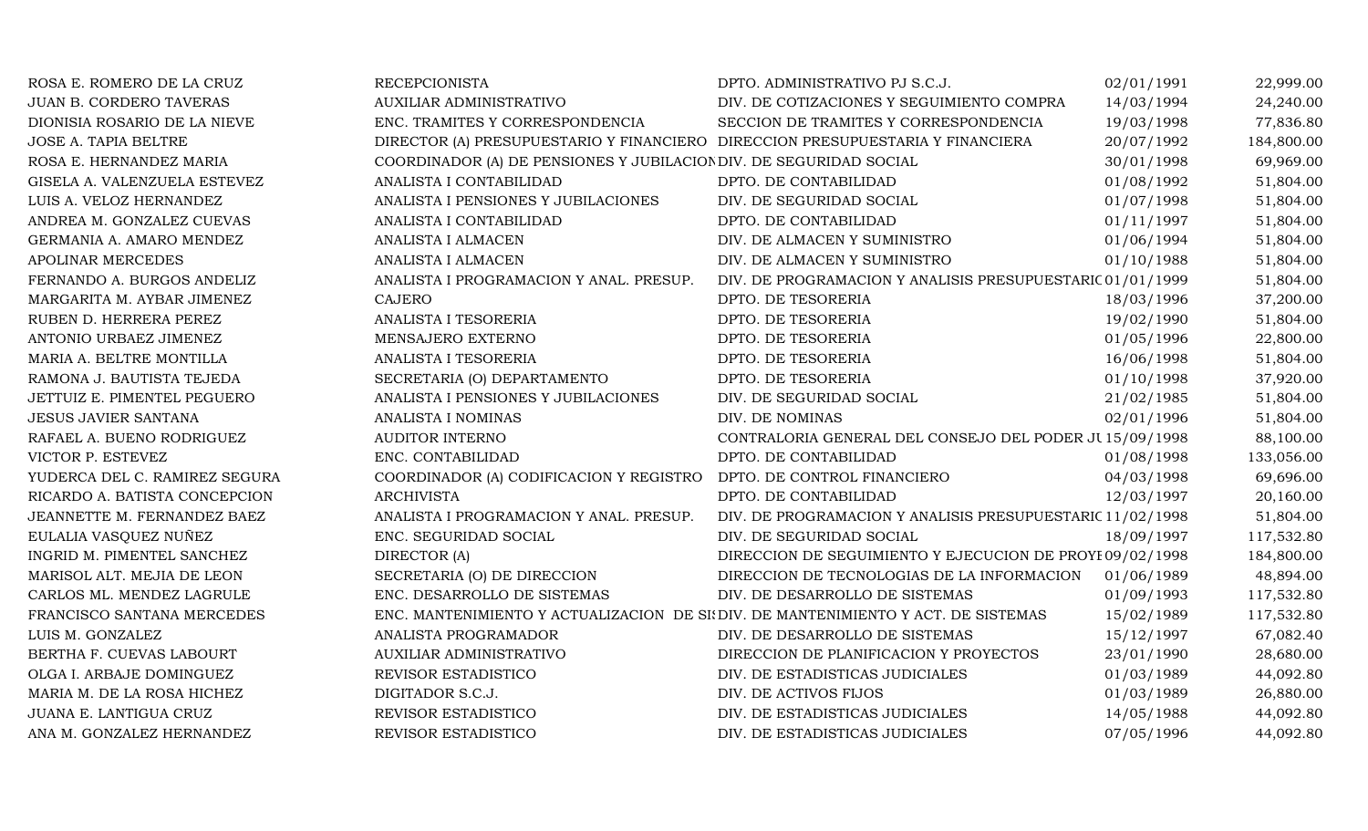| | | | | |
|---|---|---|---|---|
| ROSA E. ROMERO DE LA CRUZ | RECEPCIONISTA | DPTO. ADMINISTRATIVO PJ S.C.J. | 02/01/1991 | 22,999.00 |
| JUAN B. CORDERO TAVERAS | AUXILIAR ADMINISTRATIVO | DIV. DE COTIZACIONES Y SEGUIMIENTO COMPRA | 14/03/1994 | 24,240.00 |
| DIONISIA ROSARIO DE LA NIEVE | ENC. TRAMITES Y CORRESPONDENCIA | SECCION DE TRAMITES Y CORRESPONDENCIA | 19/03/1998 | 77,836.80 |
| JOSE A. TAPIA BELTRE | DIRECTOR (A) PRESUPUESTARIO Y FINANCIERO | DIRECCION PRESUPUESTARIA Y FINANCIERA | 20/07/1992 | 184,800.00 |
| ROSA E. HERNANDEZ MARIA | COORDINADOR (A) DE PENSIONES Y JUBILACION | DIV. DE SEGURIDAD SOCIAL | 30/01/1998 | 69,969.00 |
| GISELA A. VALENZUELA ESTEVEZ | ANALISTA I CONTABILIDAD | DPTO. DE CONTABILIDAD | 01/08/1992 | 51,804.00 |
| LUIS A. VELOZ HERNANDEZ | ANALISTA I PENSIONES Y JUBILACIONES | DIV. DE SEGURIDAD SOCIAL | 01/07/1998 | 51,804.00 |
| ANDREA M. GONZALEZ CUEVAS | ANALISTA I CONTABILIDAD | DPTO. DE CONTABILIDAD | 01/11/1997 | 51,804.00 |
| GERMANIA A. AMARO MENDEZ | ANALISTA I ALMACEN | DIV. DE ALMACEN Y SUMINISTRO | 01/06/1994 | 51,804.00 |
| APOLINAR MERCEDES | ANALISTA I ALMACEN | DIV. DE ALMACEN Y SUMINISTRO | 01/10/1988 | 51,804.00 |
| FERNANDO A. BURGOS ANDELIZ | ANALISTA I PROGRAMACION Y ANAL. PRESUP. | DIV. DE PROGRAMACION Y ANALISIS PRESUPUESTARIO | 01/01/1999 | 51,804.00 |
| MARGARITA M. AYBAR JIMENEZ | CAJERO | DPTO. DE TESORERIA | 18/03/1996 | 37,200.00 |
| RUBEN D. HERRERA PEREZ | ANALISTA I TESORERIA | DPTO. DE TESORERIA | 19/02/1990 | 51,804.00 |
| ANTONIO URBAEZ JIMENEZ | MENSAJERO EXTERNO | DPTO. DE TESORERIA | 01/05/1996 | 22,800.00 |
| MARIA A. BELTRE MONTILLA | ANALISTA I TESORERIA | DPTO. DE TESORERIA | 16/06/1998 | 51,804.00 |
| RAMONA J. BAUTISTA TEJEDA | SECRETARIA (O) DEPARTAMENTO | DPTO. DE TESORERIA | 01/10/1998 | 37,920.00 |
| JETTUIZ E. PIMENTEL PEGUERO | ANALISTA I PENSIONES Y JUBILACIONES | DIV. DE SEGURIDAD SOCIAL | 21/02/1985 | 51,804.00 |
| JESUS JAVIER SANTANA | ANALISTA I NOMINAS | DIV. DE NOMINAS | 02/01/1996 | 51,804.00 |
| RAFAEL A. BUENO RODRIGUEZ | AUDITOR INTERNO | CONTRALORIA GENERAL DEL CONSEJO DEL PODER JU | 15/09/1998 | 88,100.00 |
| VICTOR P. ESTEVEZ | ENC. CONTABILIDAD | DPTO. DE CONTABILIDAD | 01/08/1998 | 133,056.00 |
| YUDERCA DEL C. RAMIREZ SEGURA | COORDINADOR (A) CODIFICACION Y REGISTRO | DPTO. DE CONTROL FINANCIERO | 04/03/1998 | 69,696.00 |
| RICARDO A. BATISTA CONCEPCION | ARCHIVISTA | DPTO. DE CONTABILIDAD | 12/03/1997 | 20,160.00 |
| JEANNETTE M. FERNANDEZ BAEZ | ANALISTA I PROGRAMACION Y ANAL. PRESUP. | DIV. DE PROGRAMACION Y ANALISIS PRESUPUESTARIO | 11/02/1998 | 51,804.00 |
| EULALIA VASQUEZ NUÑEZ | ENC. SEGURIDAD SOCIAL | DIV. DE SEGURIDAD SOCIAL | 18/09/1997 | 117,532.80 |
| INGRID M. PIMENTEL SANCHEZ | DIRECTOR (A) | DIRECCION DE SEGUIMIENTO Y EJECUCION DE PROYE | 09/02/1998 | 184,800.00 |
| MARISOL ALT. MEJIA DE LEON | SECRETARIA (O) DE DIRECCION | DIRECCION DE TECNOLOGIAS DE LA INFORMACION | 01/06/1989 | 48,894.00 |
| CARLOS ML. MENDEZ LAGRULE | ENC. DESARROLLO DE SISTEMAS | DIV. DE DESARROLLO DE SISTEMAS | 01/09/1993 | 117,532.80 |
| FRANCISCO SANTANA MERCEDES | ENC. MANTENIMIENTO Y ACTUALIZACION DE SIS | DIV. DE MANTENIMIENTO Y ACT. DE SISTEMAS | 15/02/1989 | 117,532.80 |
| LUIS M. GONZALEZ | ANALISTA PROGRAMADOR | DIV. DE DESARROLLO DE SISTEMAS | 15/12/1997 | 67,082.40 |
| BERTHA F. CUEVAS LABOURT | AUXILIAR ADMINISTRATIVO | DIRECCION DE PLANIFICACION Y PROYECTOS | 23/01/1990 | 28,680.00 |
| OLGA I. ARBAJE DOMINGUEZ | REVISOR ESTADISTICO | DIV. DE ESTADISTICAS JUDICIALES | 01/03/1989 | 44,092.80 |
| MARIA M. DE LA ROSA HICHEZ | DIGITADOR S.C.J. | DIV. DE ACTIVOS FIJOS | 01/03/1989 | 26,880.00 |
| JUANA E. LANTIGUA CRUZ | REVISOR ESTADISTICO | DIV. DE ESTADISTICAS JUDICIALES | 14/05/1988 | 44,092.80 |
| ANA M. GONZALEZ HERNANDEZ | REVISOR ESTADISTICO | DIV. DE ESTADISTICAS JUDICIALES | 07/05/1996 | 44,092.80 |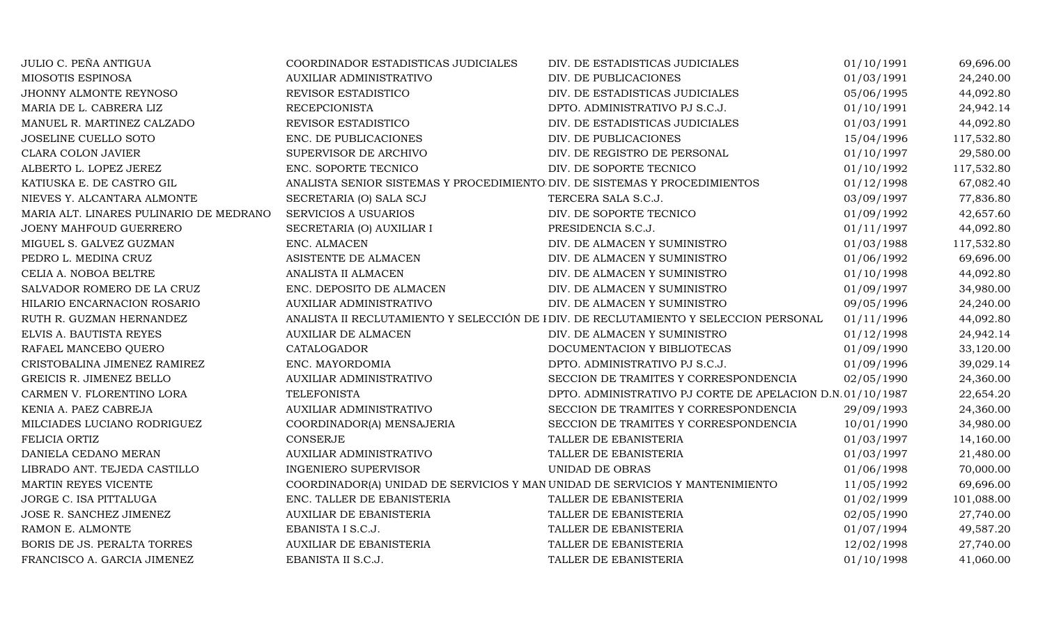| | | | | |
|---|---|---|---|---|
| JULIO C. PEÑA ANTIGUA | COORDINADOR ESTADISTICAS JUDICIALES | DIV. DE ESTADISTICAS JUDICIALES | 01/10/1991 | 69,696.00 |
| MIOSOTIS ESPINOSA | AUXILIAR ADMINISTRATIVO | DIV. DE PUBLICACIONES | 01/03/1991 | 24,240.00 |
| JHONNY ALMONTE REYNOSO | REVISOR ESTADISTICO | DIV. DE ESTADISTICAS JUDICIALES | 05/06/1995 | 44,092.80 |
| MARIA DE L. CABRERA LIZ | RECEPCIONISTA | DPTO. ADMINISTRATIVO PJ S.C.J. | 01/10/1991 | 24,942.14 |
| MANUEL R. MARTINEZ CALZADO | REVISOR ESTADISTICO | DIV. DE ESTADISTICAS JUDICIALES | 01/03/1991 | 44,092.80 |
| JOSELINE CUELLO SOTO | ENC. DE PUBLICACIONES | DIV. DE PUBLICACIONES | 15/04/1996 | 117,532.80 |
| CLARA COLON JAVIER | SUPERVISOR DE ARCHIVO | DIV. DE REGISTRO DE PERSONAL | 01/10/1997 | 29,580.00 |
| ALBERTO L. LOPEZ JEREZ | ENC. SOPORTE TECNICO | DIV. DE SOPORTE TECNICO | 01/10/1992 | 117,532.80 |
| KATIUSKA E. DE CASTRO GIL | ANALISTA SENIOR SISTEMAS Y PROCEDIMIENTO | DIV. DE SISTEMAS Y PROCEDIMIENTOS | 01/12/1998 | 67,082.40 |
| NIEVES Y. ALCANTARA ALMONTE | SECRETARIA (O) SALA SCJ | TERCERA SALA S.C.J. | 03/09/1997 | 77,836.80 |
| MARIA ALT. LINARES PULINARIO DE MEDRANO | SERVICIOS A USUARIOS | DIV. DE SOPORTE TECNICO | 01/09/1992 | 42,657.60 |
| JOENY MAHFOUD GUERRERO | SECRETARIA (O) AUXILIAR I | PRESIDENCIA S.C.J. | 01/11/1997 | 44,092.80 |
| MIGUEL S. GALVEZ GUZMAN | ENC. ALMACEN | DIV. DE ALMACEN Y SUMINISTRO | 01/03/1988 | 117,532.80 |
| PEDRO L. MEDINA CRUZ | ASISTENTE DE ALMACEN | DIV. DE ALMACEN Y SUMINISTRO | 01/06/1992 | 69,696.00 |
| CELIA A. NOBOA BELTRE | ANALISTA II ALMACEN | DIV. DE ALMACEN Y SUMINISTRO | 01/10/1998 | 44,092.80 |
| SALVADOR ROMERO DE LA CRUZ | ENC. DEPOSITO DE ALMACEN | DIV. DE ALMACEN Y SUMINISTRO | 01/09/1997 | 34,980.00 |
| HILARIO ENCARNACION ROSARIO | AUXILIAR ADMINISTRATIVO | DIV. DE ALMACEN Y SUMINISTRO | 09/05/1996 | 24,240.00 |
| RUTH R. GUZMAN HERNANDEZ | ANALISTA II RECLUTAMIENTO Y SELECCIÓN DE I | DIV. DE RECLUTAMIENTO Y SELECCION PERSONAL | 01/11/1996 | 44,092.80 |
| ELVIS A. BAUTISTA REYES | AUXILIAR DE ALMACEN | DIV. DE ALMACEN Y SUMINISTRO | 01/12/1998 | 24,942.14 |
| RAFAEL MANCEBO QUERO | CATALOGADOR | DOCUMENTACION Y BIBLIOTECAS | 01/09/1990 | 33,120.00 |
| CRISTOBALINA JIMENEZ RAMIREZ | ENC. MAYORDOMIA | DPTO. ADMINISTRATIVO PJ S.C.J. | 01/09/1996 | 39,029.14 |
| GREICIS R. JIMENEZ BELLO | AUXILIAR ADMINISTRATIVO | SECCION DE TRAMITES Y CORRESPONDENCIA | 02/05/1990 | 24,360.00 |
| CARMEN V. FLORENTINO LORA | TELEFONISTA | DPTO. ADMINISTRATIVO PJ CORTE DE APELACION D.N. | 01/10/1987 | 22,654.20 |
| KENIA A. PAEZ CABREJA | AUXILIAR ADMINISTRATIVO | SECCION DE TRAMITES Y CORRESPONDENCIA | 29/09/1993 | 24,360.00 |
| MILCIADES LUCIANO RODRIGUEZ | COORDINADOR(A) MENSAJERIA | SECCION DE TRAMITES Y CORRESPONDENCIA | 10/01/1990 | 34,980.00 |
| FELICIA ORTIZ | CONSERJE | TALLER DE EBANISTERIA | 01/03/1997 | 14,160.00 |
| DANIELA CEDANO MERAN | AUXILIAR ADMINISTRATIVO | TALLER DE EBANISTERIA | 01/03/1997 | 21,480.00 |
| LIBRADO ANT. TEJEDA CASTILLO | INGENIERO SUPERVISOR | UNIDAD DE OBRAS | 01/06/1998 | 70,000.00 |
| MARTIN REYES VICENTE | COORDINADOR(A) UNIDAD DE SERVICIOS Y MAN | UNIDAD DE SERVICIOS Y MANTENIMIENTO | 11/05/1992 | 69,696.00 |
| JORGE C. ISA PITTALUGA | ENC. TALLER DE EBANISTERIA | TALLER DE EBANISTERIA | 01/02/1999 | 101,088.00 |
| JOSE R. SANCHEZ JIMENEZ | AUXILIAR DE EBANISTERIA | TALLER DE EBANISTERIA | 02/05/1990 | 27,740.00 |
| RAMON E. ALMONTE | EBANISTA I S.C.J. | TALLER DE EBANISTERIA | 01/07/1994 | 49,587.20 |
| BORIS DE JS. PERALTA TORRES | AUXILIAR DE EBANISTERIA | TALLER DE EBANISTERIA | 12/02/1998 | 27,740.00 |
| FRANCISCO A. GARCIA JIMENEZ | EBANISTA II S.C.J. | TALLER DE EBANISTERIA | 01/10/1998 | 41,060.00 |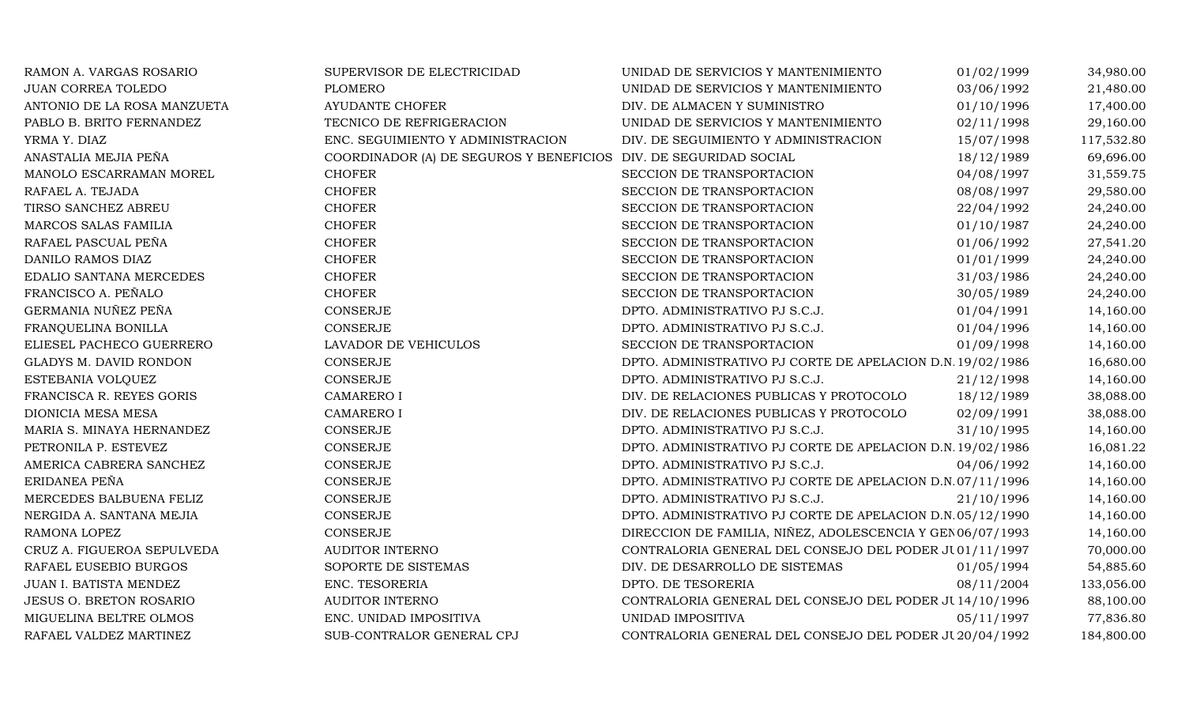| | | | | |
|---|---|---|---|---|
| RAMON A. VARGAS ROSARIO | SUPERVISOR DE ELECTRICIDAD | UNIDAD DE SERVICIOS Y MANTENIMIENTO | 01/02/1999 | 34,980.00 |
| JUAN CORREA TOLEDO | PLOMERO | UNIDAD DE SERVICIOS Y MANTENIMIENTO | 03/06/1992 | 21,480.00 |
| ANTONIO DE LA ROSA MANZUETA | AYUDANTE CHOFER | DIV. DE ALMACEN Y SUMINISTRO | 01/10/1996 | 17,400.00 |
| PABLO B. BRITO FERNANDEZ | TECNICO DE REFRIGERACION | UNIDAD DE SERVICIOS Y MANTENIMIENTO | 02/11/1998 | 29,160.00 |
| YRMA Y. DIAZ | ENC. SEGUIMIENTO Y ADMINISTRACION | DIV. DE SEGUIMIENTO Y ADMINISTRACION | 15/07/1998 | 117,532.80 |
| ANASTALIA MEJIA PEÑA | COORDINADOR (A) DE SEGUROS Y BENEFICIOS | DIV. DE SEGURIDAD SOCIAL | 18/12/1989 | 69,696.00 |
| MANOLO ESCARRAMAN MOREL | CHOFER | SECCION DE TRANSPORTACION | 04/08/1997 | 31,559.75 |
| RAFAEL A. TEJADA | CHOFER | SECCION DE TRANSPORTACION | 08/08/1997 | 29,580.00 |
| TIRSO SANCHEZ ABREU | CHOFER | SECCION DE TRANSPORTACION | 22/04/1992 | 24,240.00 |
| MARCOS SALAS FAMILIA | CHOFER | SECCION DE TRANSPORTACION | 01/10/1987 | 24,240.00 |
| RAFAEL PASCUAL PEÑA | CHOFER | SECCION DE TRANSPORTACION | 01/06/1992 | 27,541.20 |
| DANILO RAMOS DIAZ | CHOFER | SECCION DE TRANSPORTACION | 01/01/1999 | 24,240.00 |
| EDALIO SANTANA MERCEDES | CHOFER | SECCION DE TRANSPORTACION | 31/03/1986 | 24,240.00 |
| FRANCISCO A. PEÑALO | CHOFER | SECCION DE TRANSPORTACION | 30/05/1989 | 24,240.00 |
| GERMANIA NUÑEZ PEÑA | CONSERJE | DPTO. ADMINISTRATIVO PJ S.C.J. | 01/04/1991 | 14,160.00 |
| FRANQUELINA BONILLA | CONSERJE | DPTO. ADMINISTRATIVO PJ S.C.J. | 01/04/1996 | 14,160.00 |
| ELIESEL PACHECO GUERRERO | LAVADOR DE VEHICULOS | SECCION DE TRANSPORTACION | 01/09/1998 | 14,160.00 |
| GLADYS M. DAVID RONDON | CONSERJE | DPTO. ADMINISTRATIVO PJ CORTE DE APELACION D.N. | 19/02/1986 | 16,680.00 |
| ESTEBANIA VOLQUEZ | CONSERJE | DPTO. ADMINISTRATIVO PJ S.C.J. | 21/12/1998 | 14,160.00 |
| FRANCISCA R. REYES GORIS | CAMARERO I | DIV. DE RELACIONES PUBLICAS Y PROTOCOLO | 18/12/1989 | 38,088.00 |
| DIONICIA MESA MESA | CAMARERO I | DIV. DE RELACIONES PUBLICAS Y PROTOCOLO | 02/09/1991 | 38,088.00 |
| MARIA S. MINAYA HERNANDEZ | CONSERJE | DPTO. ADMINISTRATIVO PJ S.C.J. | 31/10/1995 | 14,160.00 |
| PETRONILA P. ESTEVEZ | CONSERJE | DPTO. ADMINISTRATIVO PJ CORTE DE APELACION D.N. | 19/02/1986 | 16,081.22 |
| AMERICA CABRERA SANCHEZ | CONSERJE | DPTO. ADMINISTRATIVO PJ S.C.J. | 04/06/1992 | 14,160.00 |
| ERIDANEA PEÑA | CONSERJE | DPTO. ADMINISTRATIVO PJ CORTE DE APELACION D.N. | 07/11/1996 | 14,160.00 |
| MERCEDES BALBUENA FELIZ | CONSERJE | DPTO. ADMINISTRATIVO PJ S.C.J. | 21/10/1996 | 14,160.00 |
| NERGIDA A. SANTANA MEJIA | CONSERJE | DPTO. ADMINISTRATIVO PJ CORTE DE APELACION D.N. | 05/12/1990 | 14,160.00 |
| RAMONA LOPEZ | CONSERJE | DIRECCION DE FAMILIA, NIÑEZ, ADOLESCENCIA Y GEN | 06/07/1993 | 14,160.00 |
| CRUZ A. FIGUEROA SEPULVEDA | AUDITOR INTERNO | CONTRALORIA GENERAL DEL CONSEJO DEL PODER JU | 01/11/1997 | 70,000.00 |
| RAFAEL EUSEBIO BURGOS | SOPORTE DE SISTEMAS | DIV. DE DESARROLLO DE SISTEMAS | 01/05/1994 | 54,885.60 |
| JUAN I. BATISTA MENDEZ | ENC. TESORERIA | DPTO. DE TESORERIA | 08/11/2004 | 133,056.00 |
| JESUS O. BRETON ROSARIO | AUDITOR INTERNO | CONTRALORIA GENERAL DEL CONSEJO DEL PODER JU | 14/10/1996 | 88,100.00 |
| MIGUELINA BELTRE OLMOS | ENC. UNIDAD IMPOSITIVA | UNIDAD IMPOSITIVA | 05/11/1997 | 77,836.80 |
| RAFAEL VALDEZ MARTINEZ | SUB-CONTRALOR GENERAL CPJ | CONTRALORIA GENERAL DEL CONSEJO DEL PODER JU | 20/04/1992 | 184,800.00 |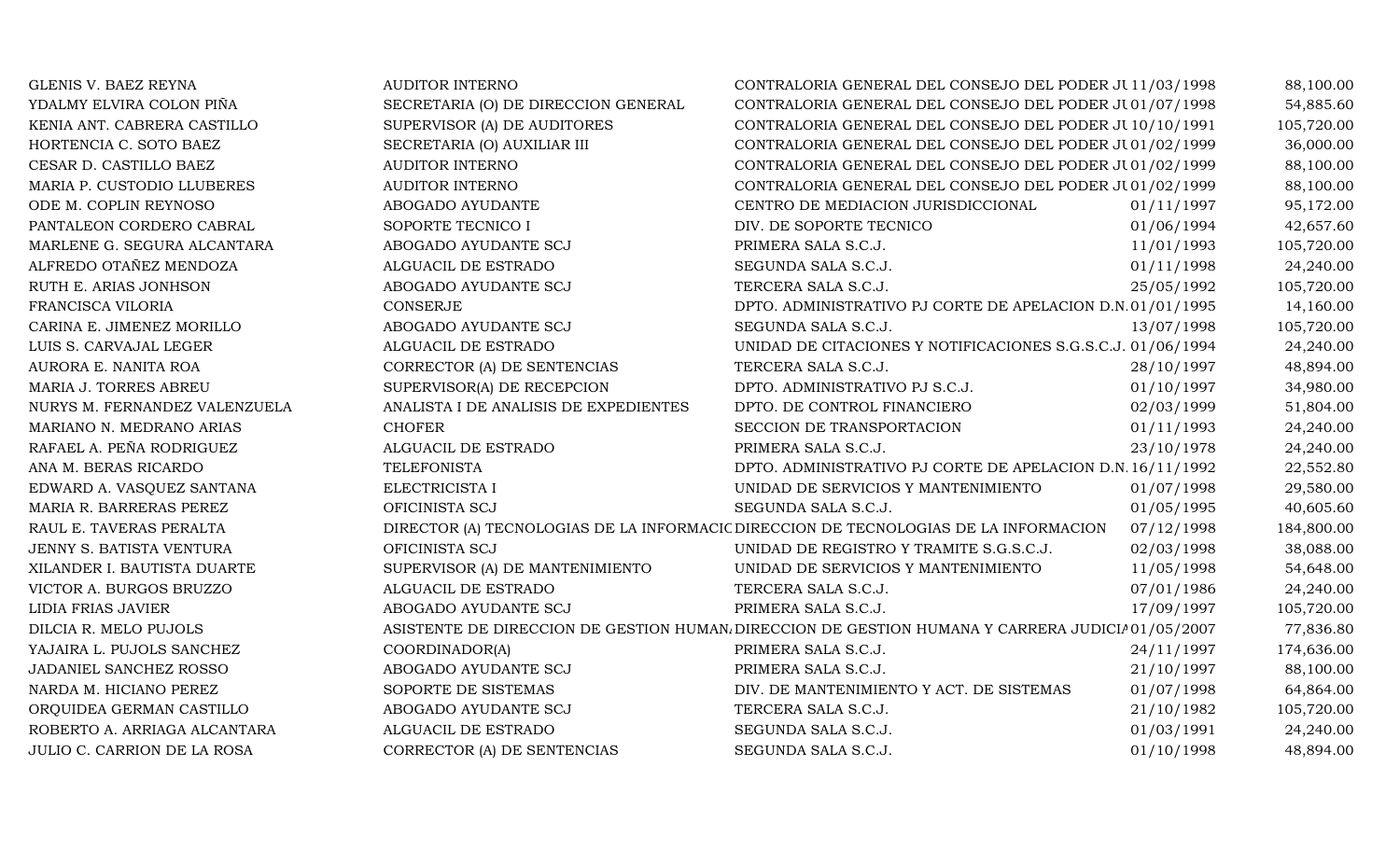| | | | | |
|---|---|---|---|---|
| GLENIS V. BAEZ REYNA | AUDITOR INTERNO | CONTRALORIA GENERAL DEL CONSEJO DEL PODER JU | 11/03/1998 | 88,100.00 |
| YDALMY ELVIRA COLON PIÑA | SECRETARIA (O) DE DIRECCION GENERAL | CONTRALORIA GENERAL DEL CONSEJO DEL PODER JU | 01/07/1998 | 54,885.60 |
| KENIA ANT. CABRERA CASTILLO | SUPERVISOR (A) DE AUDITORES | CONTRALORIA GENERAL DEL CONSEJO DEL PODER JU | 10/10/1991 | 105,720.00 |
| HORTENCIA C. SOTO BAEZ | SECRETARIA (O) AUXILIAR III | CONTRALORIA GENERAL DEL CONSEJO DEL PODER JU | 01/02/1999 | 36,000.00 |
| CESAR D. CASTILLO BAEZ | AUDITOR INTERNO | CONTRALORIA GENERAL DEL CONSEJO DEL PODER JU | 01/02/1999 | 88,100.00 |
| MARIA P. CUSTODIO LLUBERES | AUDITOR INTERNO | CONTRALORIA GENERAL DEL CONSEJO DEL PODER JU | 01/02/1999 | 88,100.00 |
| ODE M. COPLIN REYNOSO | ABOGADO AYUDANTE | CENTRO DE MEDIACION JURISDICCIONAL | 01/11/1997 | 95,172.00 |
| PANTALEON CORDERO CABRAL | SOPORTE TECNICO I | DIV. DE SOPORTE TECNICO | 01/06/1994 | 42,657.60 |
| MARLENE G. SEGURA ALCANTARA | ABOGADO AYUDANTE SCJ | PRIMERA SALA S.C.J. | 11/01/1993 | 105,720.00 |
| ALFREDO OTAÑEZ MENDOZA | ALGUACIL DE ESTRADO | SEGUNDA SALA S.C.J. | 01/11/1998 | 24,240.00 |
| RUTH E. ARIAS JONHSON | ABOGADO AYUDANTE SCJ | TERCERA SALA S.C.J. | 25/05/1992 | 105,720.00 |
| FRANCISCA VILORIA | CONSERJE | DPTO. ADMINISTRATIVO PJ CORTE DE APELACION D.N. | 01/01/1995 | 14,160.00 |
| CARINA E. JIMENEZ MORILLO | ABOGADO AYUDANTE SCJ | SEGUNDA SALA S.C.J. | 13/07/1998 | 105,720.00 |
| LUIS S. CARVAJAL LEGER | ALGUACIL DE ESTRADO | UNIDAD DE CITACIONES Y NOTIFICACIONES S.G.S.C.J. | 01/06/1994 | 24,240.00 |
| AURORA E. NANITA ROA | CORRECTOR (A) DE SENTENCIAS | TERCERA SALA S.C.J. | 28/10/1997 | 48,894.00 |
| MARIA J. TORRES ABREU | SUPERVISOR(A) DE RECEPCION | DPTO. ADMINISTRATIVO PJ S.C.J. | 01/10/1997 | 34,980.00 |
| NURYS M. FERNANDEZ VALENZUELA | ANALISTA I DE ANALISIS DE EXPEDIENTES | DPTO. DE CONTROL FINANCIERO | 02/03/1999 | 51,804.00 |
| MARIANO N. MEDRANO ARIAS | CHOFER | SECCION DE TRANSPORTACION | 01/11/1993 | 24,240.00 |
| RAFAEL A. PEÑA RODRIGUEZ | ALGUACIL DE ESTRADO | PRIMERA SALA S.C.J. | 23/10/1978 | 24,240.00 |
| ANA M. BERAS RICARDO | TELEFONISTA | DPTO. ADMINISTRATIVO PJ CORTE DE APELACION D.N. | 16/11/1992 | 22,552.80 |
| EDWARD A. VASQUEZ SANTANA | ELECTRICISTA I | UNIDAD DE SERVICIOS Y MANTENIMIENTO | 01/07/1998 | 29,580.00 |
| MARIA R. BARRERAS PEREZ | OFICINISTA SCJ | SEGUNDA SALA S.C.J. | 01/05/1995 | 40,605.60 |
| RAUL E. TAVERAS PERALTA | DIRECTOR (A) TECNOLOGIAS DE LA INFORMACIO | DIRECCION DE TECNOLOGIAS DE LA INFORMACION | 07/12/1998 | 184,800.00 |
| JENNY S. BATISTA VENTURA | OFICINISTA SCJ | UNIDAD DE REGISTRO Y TRAMITE S.G.S.C.J. | 02/03/1998 | 38,088.00 |
| XILANDER I. BAUTISTA DUARTE | SUPERVISOR (A) DE MANTENIMIENTO | UNIDAD DE SERVICIOS Y MANTENIMIENTO | 11/05/1998 | 54,648.00 |
| VICTOR A. BURGOS BRUZZO | ALGUACIL DE ESTRADO | TERCERA SALA S.C.J. | 07/01/1986 | 24,240.00 |
| LIDIA FRIAS JAVIER | ABOGADO AYUDANTE SCJ | PRIMERA SALA S.C.J. | 17/09/1997 | 105,720.00 |
| DILCIA R. MELO PUJOLS | ASISTENTE DE DIRECCION DE GESTION HUMAN | DIRECCION DE GESTION HUMANA Y CARRERA JUDICIA | 01/05/2007 | 77,836.80 |
| YAJAIRA L. PUJOLS SANCHEZ | COORDINADOR(A) | PRIMERA SALA S.C.J. | 24/11/1997 | 174,636.00 |
| JADANIEL SANCHEZ ROSSO | ABOGADO AYUDANTE SCJ | PRIMERA SALA S.C.J. | 21/10/1997 | 88,100.00 |
| NARDA M. HICIANO PEREZ | SOPORTE DE SISTEMAS | DIV. DE MANTENIMIENTO Y ACT. DE SISTEMAS | 01/07/1998 | 64,864.00 |
| ORQUIDEA GERMAN CASTILLO | ABOGADO AYUDANTE SCJ | TERCERA SALA S.C.J. | 21/10/1982 | 105,720.00 |
| ROBERTO A. ARRIAGA ALCANTARA | ALGUACIL DE ESTRADO | SEGUNDA SALA S.C.J. | 01/03/1991 | 24,240.00 |
| JULIO C. CARRION DE LA ROSA | CORRECTOR (A) DE SENTENCIAS | SEGUNDA SALA S.C.J. | 01/10/1998 | 48,894.00 |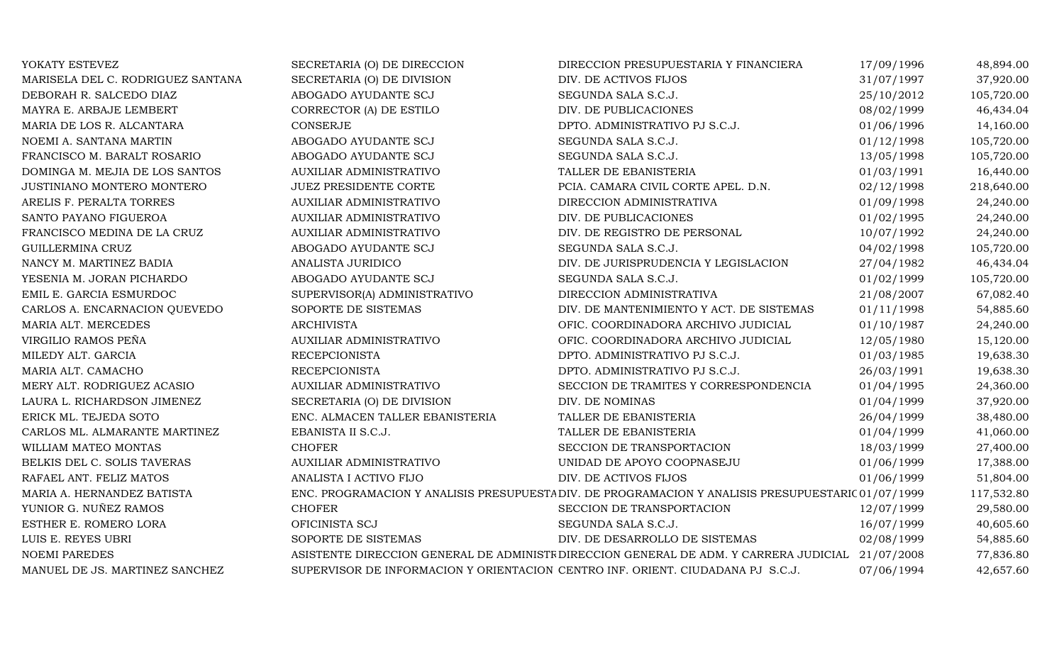| | | | | |
|---|---|---|---|---|
| YOKATY ESTEVEZ | SECRETARIA (O) DE DIRECCION | DIRECCION PRESUPUESTARIA Y FINANCIERA | 17/09/1996 | 48,894.00 |
| MARISELA DEL C. RODRIGUEZ SANTANA | SECRETARIA (O) DE DIVISION | DIV. DE ACTIVOS FIJOS | 31/07/1997 | 37,920.00 |
| DEBORAH R. SALCEDO DIAZ | ABOGADO AYUDANTE SCJ | SEGUNDA SALA S.C.J. | 25/10/2012 | 105,720.00 |
| MAYRA E. ARBAJE LEMBERT | CORRECTOR (A) DE ESTILO | DIV. DE PUBLICACIONES | 08/02/1999 | 46,434.04 |
| MARIA DE LOS R. ALCANTARA | CONSERJE | DPTO. ADMINISTRATIVO PJ S.C.J. | 01/06/1996 | 14,160.00 |
| NOEMI A. SANTANA MARTIN | ABOGADO AYUDANTE SCJ | SEGUNDA SALA S.C.J. | 01/12/1998 | 105,720.00 |
| FRANCISCO M. BARALT ROSARIO | ABOGADO AYUDANTE SCJ | SEGUNDA SALA S.C.J. | 13/05/1998 | 105,720.00 |
| DOMINGA M. MEJIA DE LOS SANTOS | AUXILIAR ADMINISTRATIVO | TALLER DE EBANISTERIA | 01/03/1991 | 16,440.00 |
| JUSTINIANO MONTERO MONTERO | JUEZ PRESIDENTE CORTE | PCIA. CAMARA CIVIL CORTE APEL. D.N. | 02/12/1998 | 218,640.00 |
| ARELIS F. PERALTA TORRES | AUXILIAR ADMINISTRATIVO | DIRECCION ADMINISTRATIVA | 01/09/1998 | 24,240.00 |
| SANTO PAYANO FIGUEROA | AUXILIAR ADMINISTRATIVO | DIV. DE PUBLICACIONES | 01/02/1995 | 24,240.00 |
| FRANCISCO MEDINA DE LA CRUZ | AUXILIAR ADMINISTRATIVO | DIV. DE REGISTRO DE PERSONAL | 10/07/1992 | 24,240.00 |
| GUILLERMINA CRUZ | ABOGADO AYUDANTE SCJ | SEGUNDA SALA S.C.J. | 04/02/1998 | 105,720.00 |
| NANCY M. MARTINEZ BADIA | ANALISTA JURIDICO | DIV. DE JURISPRUDENCIA Y LEGISLACION | 27/04/1982 | 46,434.04 |
| YESENIA M. JORAN PICHARDO | ABOGADO AYUDANTE SCJ | SEGUNDA SALA S.C.J. | 01/02/1999 | 105,720.00 |
| EMIL E. GARCIA ESMURDOC | SUPERVISOR(A) ADMINISTRATIVO | DIRECCION ADMINISTRATIVA | 21/08/2007 | 67,082.40 |
| CARLOS A. ENCARNACION QUEVEDO | SOPORTE DE SISTEMAS | DIV. DE MANTENIMIENTO Y ACT. DE SISTEMAS | 01/11/1998 | 54,885.60 |
| MARIA ALT. MERCEDES | ARCHIVISTA | OFIC. COORDINADORA ARCHIVO JUDICIAL | 01/10/1987 | 24,240.00 |
| VIRGILIO RAMOS PEÑA | AUXILIAR ADMINISTRATIVO | OFIC. COORDINADORA ARCHIVO JUDICIAL | 12/05/1980 | 15,120.00 |
| MILEDY ALT. GARCIA | RECEPCIONISTA | DPTO. ADMINISTRATIVO PJ S.C.J. | 01/03/1985 | 19,638.30 |
| MARIA ALT. CAMACHO | RECEPCIONISTA | DPTO. ADMINISTRATIVO PJ S.C.J. | 26/03/1991 | 19,638.30 |
| MERY ALT. RODRIGUEZ ACASIO | AUXILIAR ADMINISTRATIVO | SECCION DE TRAMITES Y CORRESPONDENCIA | 01/04/1995 | 24,360.00 |
| LAURA L. RICHARDSON JIMENEZ | SECRETARIA (O) DE DIVISION | DIV. DE NOMINAS | 01/04/1999 | 37,920.00 |
| ERICK ML. TEJEDA SOTO | ENC. ALMACEN TALLER EBANISTERIA | TALLER DE EBANISTERIA | 26/04/1999 | 38,480.00 |
| CARLOS ML. ALMARANTE MARTINEZ | EBANISTA II S.C.J. | TALLER DE EBANISTERIA | 01/04/1999 | 41,060.00 |
| WILLIAM MATEO MONTAS | CHOFER | SECCION DE TRANSPORTACION | 18/03/1999 | 27,400.00 |
| BELKIS DEL C. SOLIS TAVERAS | AUXILIAR ADMINISTRATIVO | UNIDAD DE APOYO COOPNASEJU | 01/06/1999 | 17,388.00 |
| RAFAEL ANT. FELIZ MATOS | ANALISTA I ACTIVO FIJO | DIV. DE ACTIVOS FIJOS | 01/06/1999 | 51,804.00 |
| MARIA A. HERNANDEZ BATISTA | ENC. PROGRAMACION Y ANALISIS PRESUPUESTA | DIV. DE PROGRAMACION Y ANALISIS PRESUPUESTARIC | 01/07/1999 | 117,532.80 |
| YUNIOR G. NUÑEZ RAMOS | CHOFER | SECCION DE TRANSPORTACION | 12/07/1999 | 29,580.00 |
| ESTHER E. ROMERO LORA | OFICINISTA SCJ | SEGUNDA SALA S.C.J. | 16/07/1999 | 40,605.60 |
| LUIS E. REYES UBRI | SOPORTE DE SISTEMAS | DIV. DE DESARROLLO DE SISTEMAS | 02/08/1999 | 54,885.60 |
| NOEMI PAREDES | ASISTENTE DIRECCION GENERAL DE ADMINISTR | DIRECCION GENERAL DE ADM. Y CARRERA JUDICIAL | 21/07/2008 | 77,836.80 |
| MANUEL DE JS. MARTINEZ SANCHEZ | SUPERVISOR DE INFORMACION Y ORIENTACION | CENTRO INF. ORIENT. CIUDADANA PJ S.C.J. | 07/06/1994 | 42,657.60 |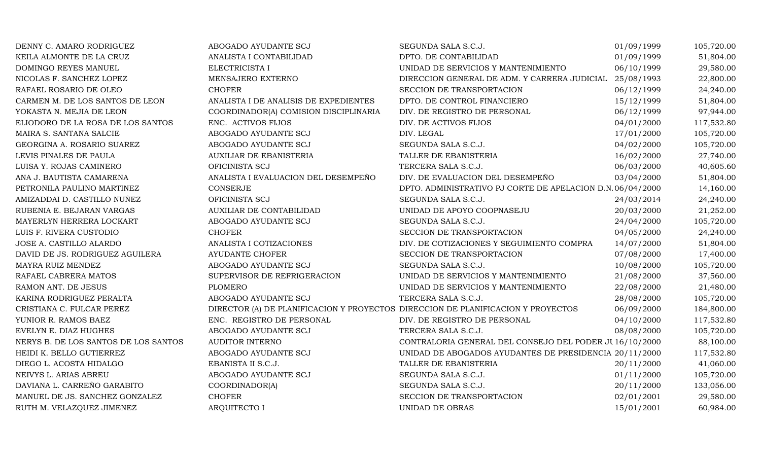| | | | | |
|---|---|---|---|---|
| DENNY C. AMARO RODRIGUEZ | ABOGADO AYUDANTE SCJ | SEGUNDA SALA S.C.J. | 01/09/1999 | 105,720.00 |
| KEILA ALMONTE DE LA CRUZ | ANALISTA I CONTABILIDAD | DPTO. DE CONTABILIDAD | 01/09/1999 | 51,804.00 |
| DOMINGO REYES MANUEL | ELECTRICISTA I | UNIDAD DE SERVICIOS Y MANTENIMIENTO | 06/10/1999 | 29,580.00 |
| NICOLAS F. SANCHEZ LOPEZ | MENSAJERO EXTERNO | DIRECCION GENERAL DE ADM. Y CARRERA JUDICIAL | 25/08/1993 | 22,800.00 |
| RAFAEL ROSARIO DE OLEO | CHOFER | SECCION DE TRANSPORTACION | 06/12/1999 | 24,240.00 |
| CARMEN M. DE LOS SANTOS DE LEON | ANALISTA I DE ANALISIS DE EXPEDIENTES | DPTO. DE CONTROL FINANCIERO | 15/12/1999 | 51,804.00 |
| YOKASTA N. MEJIA DE LEON | COORDINADOR(A) COMISION DISCIPLINARIA | DIV. DE REGISTRO DE PERSONAL | 06/12/1999 | 97,944.00 |
| ELIODORO DE LA ROSA DE LOS SANTOS | ENC. ACTIVOS FIJOS | DIV. DE ACTIVOS FIJOS | 04/01/2000 | 117,532.80 |
| MAIRA S. SANTANA SALCIE | ABOGADO AYUDANTE SCJ | DIV. LEGAL | 17/01/2000 | 105,720.00 |
| GEORGINA A. ROSARIO SUAREZ | ABOGADO AYUDANTE SCJ | SEGUNDA SALA S.C.J. | 04/02/2000 | 105,720.00 |
| LEVIS PINALES DE PAULA | AUXILIAR DE EBANISTERIA | TALLER DE EBANISTERIA | 16/02/2000 | 27,740.00 |
| LUISA Y. ROJAS CAMINERO | OFICINISTA SCJ | TERCERA SALA S.C.J. | 06/03/2000 | 40,605.60 |
| ANA J. BAUTISTA CAMARENA | ANALISTA I EVALUACION DEL DESEMPEÑO | DIV. DE EVALUACION DEL DESEMPEÑO | 03/04/2000 | 51,804.00 |
| PETRONILA PAULINO MARTINEZ | CONSERJE | DPTO. ADMINISTRATIVO PJ CORTE DE APELACION D.N. | 06/04/2000 | 14,160.00 |
| AMIZADDAI D. CASTILLO NUÑEZ | OFICINISTA SCJ | SEGUNDA SALA S.C.J. | 24/03/2014 | 24,240.00 |
| RUBENIA E. BEJARAN VARGAS | AUXILIAR DE CONTABILIDAD | UNIDAD DE APOYO COOPNASEJU | 20/03/2000 | 21,252.00 |
| MAYERLYN HERRERA LOCKART | ABOGADO AYUDANTE SCJ | SEGUNDA SALA S.C.J. | 24/04/2000 | 105,720.00 |
| LUIS F. RIVERA CUSTODIO | CHOFER | SECCION DE TRANSPORTACION | 04/05/2000 | 24,240.00 |
| JOSE A. CASTILLO ALARDO | ANALISTA I COTIZACIONES | DIV. DE COTIZACIONES Y SEGUIMIENTO COMPRA | 14/07/2000 | 51,804.00 |
| DAVID DE JS. RODRIGUEZ AGUILERA | AYUDANTE CHOFER | SECCION DE TRANSPORTACION | 07/08/2000 | 17,400.00 |
| MAYRA RUIZ MENDEZ | ABOGADO AYUDANTE SCJ | SEGUNDA SALA S.C.J. | 10/08/2000 | 105,720.00 |
| RAFAEL CABRERA MATOS | SUPERVISOR DE REFRIGERACION | UNIDAD DE SERVICIOS Y MANTENIMIENTO | 21/08/2000 | 37,560.00 |
| RAMON ANT. DE JESUS | PLOMERO | UNIDAD DE SERVICIOS Y MANTENIMIENTO | 22/08/2000 | 21,480.00 |
| KARINA RODRIGUEZ PERALTA | ABOGADO AYUDANTE SCJ | TERCERA SALA S.C.J. | 28/08/2000 | 105,720.00 |
| CRISTIANA C. FULCAR PEREZ | DIRECTOR (A) DE PLANIFICACION Y PROYECTOS | DIRECCION DE PLANIFICACION Y PROYECTOS | 06/09/2000 | 184,800.00 |
| YUNIOR R. RAMOS BAEZ | ENC. REGISTRO DE PERSONAL | DIV. DE REGISTRO DE PERSONAL | 04/10/2000 | 117,532.80 |
| EVELYN E. DIAZ HUGHES | ABOGADO AYUDANTE SCJ | TERCERA SALA S.C.J. | 08/08/2000 | 105,720.00 |
| NERYS B. DE LOS SANTOS DE LOS SANTOS | AUDITOR INTERNO | CONTRALORIA GENERAL DEL CONSEJO DEL PODER JU | 16/10/2000 | 88,100.00 |
| HEIDI K. BELLO GUTIERREZ | ABOGADO AYUDANTE SCJ | UNIDAD DE ABOGADOS AYUDANTES DE PRESIDENCIA | 20/11/2000 | 117,532.80 |
| DIEGO L. ACOSTA HIDALGO | EBANISTA II S.C.J. | TALLER DE EBANISTERIA | 20/11/2000 | 41,060.00 |
| NEIVYS L. ARIAS ABREU | ABOGADO AYUDANTE SCJ | SEGUNDA SALA S.C.J. | 01/11/2000 | 105,720.00 |
| DAVIANA L. CARREÑO GARABITO | COORDINADOR(A) | SEGUNDA SALA S.C.J. | 20/11/2000 | 133,056.00 |
| MANUEL DE JS. SANCHEZ GONZALEZ | CHOFER | SECCION DE TRANSPORTACION | 02/01/2001 | 29,580.00 |
| RUTH M. VELAZQUEZ JIMENEZ | ARQUITECTO I | UNIDAD DE OBRAS | 15/01/2001 | 60,984.00 |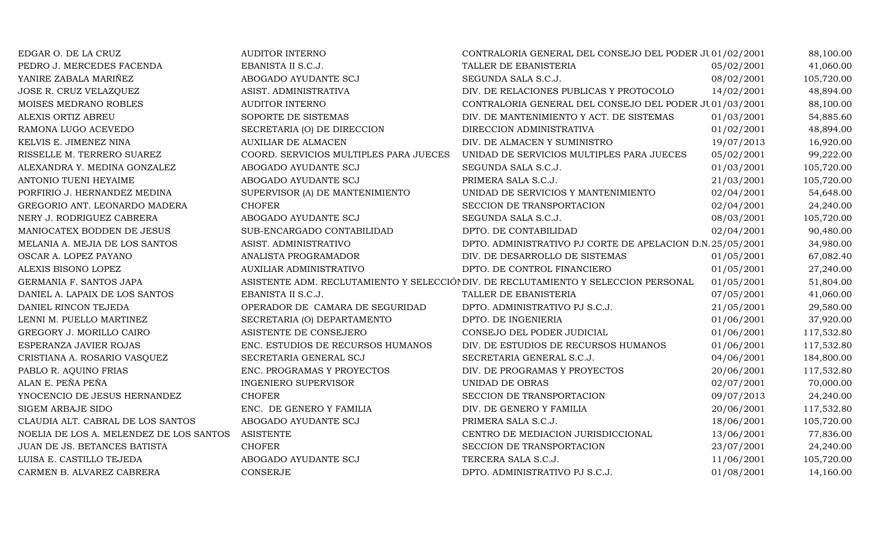| | | | | |
|---|---|---|---|---|
| EDGAR O. DE LA CRUZ | AUDITOR INTERNO | CONTRALORIA GENERAL DEL CONSEJO DEL PODER JU | 01/02/2001 | 88,100.00 |
| PEDRO J. MERCEDES FACENDA | EBANISTA II S.C.J. | TALLER DE EBANISTERIA | 05/02/2001 | 41,060.00 |
| YANIRE ZABALA MARIÑEZ | ABOGADO AYUDANTE SCJ | SEGUNDA SALA S.C.J. | 08/02/2001 | 105,720.00 |
| JOSE R. CRUZ VELAZQUEZ | ASIST. ADMINISTRATIVA | DIV. DE RELACIONES PUBLICAS Y PROTOCOLO | 14/02/2001 | 48,894.00 |
| MOISES MEDRANO ROBLES | AUDITOR INTERNO | CONTRALORIA GENERAL DEL CONSEJO DEL PODER JU | 01/03/2001 | 88,100.00 |
| ALEXIS ORTIZ ABREU | SOPORTE DE SISTEMAS | DIV. DE MANTENIMIENTO Y ACT. DE SISTEMAS | 01/03/2001 | 54,885.60 |
| RAMONA LUGO ACEVEDO | SECRETARIA (O) DE DIRECCION | DIRECCION ADMINISTRATIVA | 01/02/2001 | 48,894.00 |
| KELVIS E. JIMENEZ NINA | AUXILIAR DE ALMACEN | DIV. DE ALMACEN Y SUMINISTRO | 19/07/2013 | 16,920.00 |
| RISSELLE M. TERRERO SUAREZ | COORD. SERVICIOS MULTIPLES PARA JUECES | UNIDAD DE SERVICIOS MULTIPLES PARA JUECES | 05/02/2001 | 99,222.00 |
| ALEXANDRA Y. MEDINA GONZALEZ | ABOGADO AYUDANTE SCJ | SEGUNDA SALA S.C.J. | 01/03/2001 | 105,720.00 |
| ANTONIO TUENI HEYAIME | ABOGADO AYUDANTE SCJ | PRIMERA SALA S.C.J. | 21/03/2001 | 105,720.00 |
| PORFIRIO J. HERNANDEZ MEDINA | SUPERVISOR (A) DE MANTENIMIENTO | UNIDAD DE SERVICIOS Y MANTENIMIENTO | 02/04/2001 | 54,648.00 |
| GREGORIO ANT. LEONARDO MADERA | CHOFER | SECCION DE TRANSPORTACION | 02/04/2001 | 24,240.00 |
| NERY J. RODRIGUEZ CABRERA | ABOGADO AYUDANTE SCJ | SEGUNDA SALA S.C.J. | 08/03/2001 | 105,720.00 |
| MANIOCATEX BODDEN DE JESUS | SUB-ENCARGADO CONTABILIDAD | DPTO. DE CONTABILIDAD | 02/04/2001 | 90,480.00 |
| MELANIA A. MEJIA DE LOS SANTOS | ASIST. ADMINISTRATIVO | DPTO. ADMINISTRATIVO PJ CORTE DE APELACION D.N. | 25/05/2001 | 34,980.00 |
| OSCAR A. LOPEZ PAYANO | ANALISTA PROGRAMADOR | DIV. DE DESARROLLO DE SISTEMAS | 01/05/2001 | 67,082.40 |
| ALEXIS BISONO LOPEZ | AUXILIAR ADMINISTRATIVO | DPTO. DE CONTROL FINANCIERO | 01/05/2001 | 27,240.00 |
| GERMANIA F. SANTOS JAPA | ASISTENTE ADM. RECLUTAMIENTO Y SELECCIÓN | DIV. DE RECLUTAMIENTO Y SELECCION PERSONAL | 01/05/2001 | 51,804.00 |
| DANIEL A. LAPAIX DE LOS SANTOS | EBANISTA II S.C.J. | TALLER DE EBANISTERIA | 07/05/2001 | 41,060.00 |
| DANIEL RINCON TEJEDA | OPERADOR DE CAMARA DE SEGURIDAD | DPTO. ADMINISTRATIVO PJ S.C.J. | 21/05/2001 | 29,580.00 |
| LENNI M. PUELLO MARTINEZ | SECRETARIA (O) DEPARTAMENTO | DPTO. DE INGENIERIA | 01/06/2001 | 37,920.00 |
| GREGORY J. MORILLO CAIRO | ASISTENTE DE CONSEJERO | CONSEJO DEL PODER JUDICIAL | 01/06/2001 | 117,532.80 |
| ESPERANZA JAVIER ROJAS | ENC. ESTUDIOS DE RECURSOS HUMANOS | DIV. DE ESTUDIOS DE RECURSOS HUMANOS | 01/06/2001 | 117,532.80 |
| CRISTIANA A. ROSARIO VASQUEZ | SECRETARIA GENERAL SCJ | SECRETARIA GENERAL S.C.J. | 04/06/2001 | 184,800.00 |
| PABLO R. AQUINO FRIAS | ENC. PROGRAMAS Y PROYECTOS | DIV. DE PROGRAMAS Y PROYECTOS | 20/06/2001 | 117,532.80 |
| ALAN E. PEÑA PEÑA | INGENIERO SUPERVISOR | UNIDAD DE OBRAS | 02/07/2001 | 70,000.00 |
| YNOCENCIO DE JESUS HERNANDEZ | CHOFER | SECCION DE TRANSPORTACION | 09/07/2013 | 24,240.00 |
| SIGEM ARBAJE SIDO | ENC. DE GENERO Y FAMILIA | DIV. DE GENERO Y FAMILIA | 20/06/2001 | 117,532.80 |
| CLAUDIA ALT. CABRAL DE LOS SANTOS | ABOGADO AYUDANTE SCJ | PRIMERA SALA S.C.J. | 18/06/2001 | 105,720.00 |
| NOELIA DE LOS A. MELENDEZ DE LOS SANTOS | ASISTENTE | CENTRO DE MEDIACION JURISDICCIONAL | 13/06/2001 | 77,836.00 |
| JUAN DE JS. BETANCES BATISTA | CHOFER | SECCION DE TRANSPORTACION | 23/07/2001 | 24,240.00 |
| LUISA E. CASTILLO TEJEDA | ABOGADO AYUDANTE SCJ | TERCERA SALA S.C.J. | 11/06/2001 | 105,720.00 |
| CARMEN B. ALVAREZ CABRERA | CONSERJE | DPTO. ADMINISTRATIVO PJ S.C.J. | 01/08/2001 | 14,160.00 |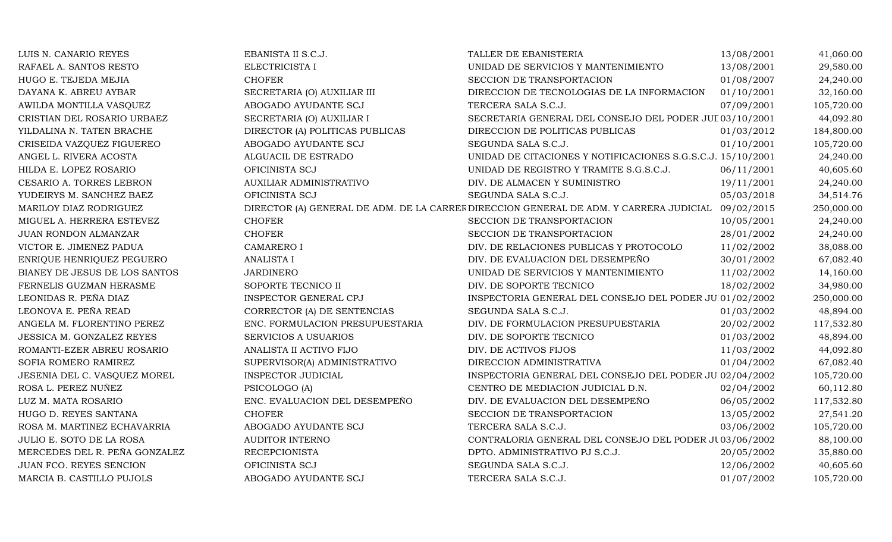| | | | | |
|---|---|---|---|---|
| LUIS N. CANARIO REYES | EBANISTA II S.C.J. | TALLER DE EBANISTERIA | 13/08/2001 | 41,060.00 |
| RAFAEL A. SANTOS RESTO | ELECTRICISTA I | UNIDAD DE SERVICIOS Y MANTENIMIENTO | 13/08/2001 | 29,580.00 |
| HUGO E. TEJEDA MEJIA | CHOFER | SECCION DE TRANSPORTACION | 01/08/2007 | 24,240.00 |
| DAYANA K. ABREU AYBAR | SECRETARIA (O) AUXILIAR III | DIRECCION DE TECNOLOGIAS DE LA INFORMACION | 01/10/2001 | 32,160.00 |
| AWILDA MONTILLA VASQUEZ | ABOGADO AYUDANTE SCJ | TERCERA SALA S.C.J. | 07/09/2001 | 105,720.00 |
| CRISTIAN DEL ROSARIO URBAEZ | SECRETARIA (O) AUXILIAR I | SECRETARIA GENERAL DEL CONSEJO DEL PODER JUI | 03/10/2001 | 44,092.80 |
| YILDALINA N. TATEN BRACHE | DIRECTOR (A) POLITICAS PUBLICAS | DIRECCION DE POLITICAS PUBLICAS | 01/03/2012 | 184,800.00 |
| CRISEIDA VAZQUEZ FIGUEREO | ABOGADO AYUDANTE SCJ | SEGUNDA SALA S.C.J. | 01/10/2001 | 105,720.00 |
| ANGEL L. RIVERA ACOSTA | ALGUACIL DE ESTRADO | UNIDAD DE CITACIONES Y NOTIFICACIONES S.G.S.C.J. | 15/10/2001 | 24,240.00 |
| HILDA E. LOPEZ ROSARIO | OFICINISTA SCJ | UNIDAD DE REGISTRO Y TRAMITE S.G.S.C.J. | 06/11/2001 | 40,605.60 |
| CESARIO A. TORRES LEBRON | AUXILIAR ADMINISTRATIVO | DIV. DE ALMACEN Y SUMINISTRO | 19/11/2001 | 24,240.00 |
| YUDEIRYS M. SANCHEZ BAEZ | OFICINISTA SCJ | SEGUNDA SALA S.C.J. | 05/03/2018 | 34,514.76 |
| MARILOY DIAZ RODRIGUEZ | DIRECTOR (A) GENERAL DE ADM. DE LA CARRER | DIRECCION GENERAL DE ADM. Y CARRERA JUDICIAL | 09/02/2015 | 250,000.00 |
| MIGUEL A. HERRERA ESTEVEZ | CHOFER | SECCION DE TRANSPORTACION | 10/05/2001 | 24,240.00 |
| JUAN RONDON ALMANZAR | CHOFER | SECCION DE TRANSPORTACION | 28/01/2002 | 24,240.00 |
| VICTOR E. JIMENEZ PADUA | CAMARERO I | DIV. DE RELACIONES PUBLICAS Y PROTOCOLO | 11/02/2002 | 38,088.00 |
| ENRIQUE HENRIQUEZ PEGUERO | ANALISTA I | DIV. DE EVALUACION DEL DESEMPEÑO | 30/01/2002 | 67,082.40 |
| BIANEY DE JESUS DE LOS SANTOS | JARDINERO | UNIDAD DE SERVICIOS Y MANTENIMIENTO | 11/02/2002 | 14,160.00 |
| FERNELIS GUZMAN HERASME | SOPORTE TECNICO II | DIV. DE SOPORTE TECNICO | 18/02/2002 | 34,980.00 |
| LEONIDAS R. PEÑA DIAZ | INSPECTOR GENERAL CPJ | INSPECTORIA GENERAL DEL CONSEJO DEL PODER JU | 01/02/2002 | 250,000.00 |
| LEONOVA E. PEÑA READ | CORRECTOR (A) DE SENTENCIAS | SEGUNDA SALA S.C.J. | 01/03/2002 | 48,894.00 |
| ANGELA M. FLORENTINO PEREZ | ENC. FORMULACION PRESUPUESTARIA | DIV. DE FORMULACION PRESUPUESTARIA | 20/02/2002 | 117,532.80 |
| JESSICA M. GONZALEZ REYES | SERVICIOS A USUARIOS | DIV. DE SOPORTE TECNICO | 01/03/2002 | 48,894.00 |
| ROMANTI-EZER ABREU ROSARIO | ANALISTA II ACTIVO FIJO | DIV. DE ACTIVOS FIJOS | 11/03/2002 | 44,092.80 |
| SOFIA ROMERO RAMIREZ | SUPERVISOR(A) ADMINISTRATIVO | DIRECCION ADMINISTRATIVA | 01/04/2002 | 67,082.40 |
| JESENIA DEL C. VASQUEZ MOREL | INSPECTOR JUDICIAL | INSPECTORIA GENERAL DEL CONSEJO DEL PODER JU | 02/04/2002 | 105,720.00 |
| ROSA L. PEREZ NUÑEZ | PSICOLOGO (A) | CENTRO DE MEDIACION JUDICIAL D.N. | 02/04/2002 | 60,112.80 |
| LUZ M. MATA ROSARIO | ENC. EVALUACION DEL DESEMPEÑO | DIV. DE EVALUACION DEL DESEMPEÑO | 06/05/2002 | 117,532.80 |
| HUGO D. REYES SANTANA | CHOFER | SECCION DE TRANSPORTACION | 13/05/2002 | 27,541.20 |
| ROSA M. MARTINEZ ECHAVARRIA | ABOGADO AYUDANTE SCJ | TERCERA SALA S.C.J. | 03/06/2002 | 105,720.00 |
| JULIO E. SOTO DE LA ROSA | AUDITOR INTERNO | CONTRALORIA GENERAL DEL CONSEJO DEL PODER JU | 03/06/2002 | 88,100.00 |
| MERCEDES DEL R. PEÑA GONZALEZ | RECEPCIONISTA | DPTO. ADMINISTRATIVO PJ S.C.J. | 20/05/2002 | 35,880.00 |
| JUAN FCO. REYES SENCION | OFICINISTA SCJ | SEGUNDA SALA S.C.J. | 12/06/2002 | 40,605.60 |
| MARCIA B. CASTILLO PUJOLS | ABOGADO AYUDANTE SCJ | TERCERA SALA S.C.J. | 01/07/2002 | 105,720.00 |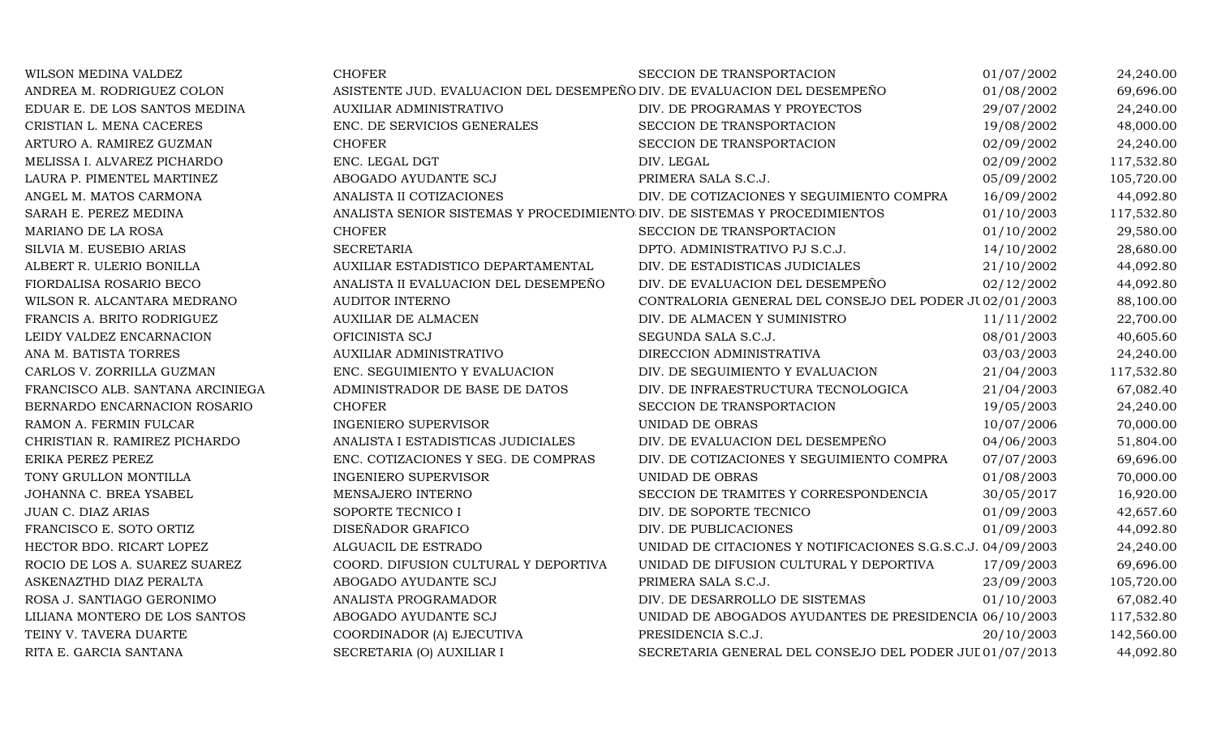| | | | | |
|---|---|---|---|---|
| WILSON MEDINA VALDEZ | CHOFER | SECCION DE TRANSPORTACION | 01/07/2002 | 24,240.00 |
| ANDREA M. RODRIGUEZ COLON | ASISTENTE JUD. EVALUACION DEL DESEMPEÑO | DIV. DE EVALUACION DEL DESEMPEÑO | 01/08/2002 | 69,696.00 |
| EDUAR E. DE LOS SANTOS MEDINA | AUXILIAR ADMINISTRATIVO | DIV. DE PROGRAMAS Y PROYECTOS | 29/07/2002 | 24,240.00 |
| CRISTIAN L. MENA CACERES | ENC. DE SERVICIOS GENERALES | SECCION DE TRANSPORTACION | 19/08/2002 | 48,000.00 |
| ARTURO A. RAMIREZ GUZMAN | CHOFER | SECCION DE TRANSPORTACION | 02/09/2002 | 24,240.00 |
| MELISSA I. ALVAREZ PICHARDO | ENC. LEGAL DGT | DIV. LEGAL | 02/09/2002 | 117,532.80 |
| LAURA P. PIMENTEL MARTINEZ | ABOGADO AYUDANTE SCJ | PRIMERA SALA S.C.J. | 05/09/2002 | 105,720.00 |
| ANGEL M. MATOS CARMONA | ANALISTA II COTIZACIONES | DIV. DE COTIZACIONES Y SEGUIMIENTO COMPRA | 16/09/2002 | 44,092.80 |
| SARAH E. PEREZ MEDINA | ANALISTA SENIOR SISTEMAS Y PROCEDIMIENTO | DIV. DE SISTEMAS Y PROCEDIMIENTOS | 01/10/2003 | 117,532.80 |
| MARIANO DE LA ROSA | CHOFER | SECCION DE TRANSPORTACION | 01/10/2002 | 29,580.00 |
| SILVIA M. EUSEBIO ARIAS | SECRETARIA | DPTO. ADMINISTRATIVO PJ S.C.J. | 14/10/2002 | 28,680.00 |
| ALBERT R. ULERIO BONILLA | AUXILIAR ESTADISTICO DEPARTAMENTAL | DIV. DE ESTADISTICAS JUDICIALES | 21/10/2002 | 44,092.80 |
| FIORDALISA ROSARIO BECO | ANALISTA II EVALUACION DEL DESEMPEÑO | DIV. DE EVALUACION DEL DESEMPEÑO | 02/12/2002 | 44,092.80 |
| WILSON R. ALCANTARA MEDRANO | AUDITOR INTERNO | CONTRALORIA GENERAL DEL CONSEJO DEL PODER JU | 02/01/2003 | 88,100.00 |
| FRANCIS A. BRITO RODRIGUEZ | AUXILIAR DE ALMACEN | DIV. DE ALMACEN Y SUMINISTRO | 11/11/2002 | 22,700.00 |
| LEIDY VALDEZ ENCARNACION | OFICINISTA SCJ | SEGUNDA SALA S.C.J. | 08/01/2003 | 40,605.60 |
| ANA M. BATISTA TORRES | AUXILIAR ADMINISTRATIVO | DIRECCION ADMINISTRATIVA | 03/03/2003 | 24,240.00 |
| CARLOS V. ZORRILLA GUZMAN | ENC. SEGUIMIENTO Y EVALUACION | DIV. DE SEGUIMIENTO Y EVALUACION | 21/04/2003 | 117,532.80 |
| FRANCISCO ALB. SANTANA ARCINIEGA | ADMINISTRADOR DE BASE DE DATOS | DIV. DE INFRAESTRUCTURA TECNOLOGICA | 21/04/2003 | 67,082.40 |
| BERNARDO ENCARNACION ROSARIO | CHOFER | SECCION DE TRANSPORTACION | 19/05/2003 | 24,240.00 |
| RAMON A. FERMIN FULCAR | INGENIERO SUPERVISOR | UNIDAD DE OBRAS | 10/07/2006 | 70,000.00 |
| CHRISTIAN R. RAMIREZ PICHARDO | ANALISTA I ESTADISTICAS JUDICIALES | DIV. DE EVALUACION DEL DESEMPEÑO | 04/06/2003 | 51,804.00 |
| ERIKA PEREZ PEREZ | ENC. COTIZACIONES Y SEG. DE COMPRAS | DIV. DE COTIZACIONES Y SEGUIMIENTO COMPRA | 07/07/2003 | 69,696.00 |
| TONY GRULLON MONTILLA | INGENIERO SUPERVISOR | UNIDAD DE OBRAS | 01/08/2003 | 70,000.00 |
| JOHANNA C. BREA YSABEL | MENSAJERO INTERNO | SECCION DE TRAMITES Y CORRESPONDENCIA | 30/05/2017 | 16,920.00 |
| JUAN C. DIAZ ARIAS | SOPORTE TECNICO I | DIV. DE SOPORTE TECNICO | 01/09/2003 | 42,657.60 |
| FRANCISCO E. SOTO ORTIZ | DISEÑADOR GRAFICO | DIV. DE PUBLICACIONES | 01/09/2003 | 44,092.80 |
| HECTOR BDO. RICART LOPEZ | ALGUACIL DE ESTRADO | UNIDAD DE CITACIONES Y NOTIFICACIONES S.G.S.C.J. | 04/09/2003 | 24,240.00 |
| ROCIO DE LOS A. SUAREZ SUAREZ | COORD. DIFUSION CULTURAL Y DEPORTIVA | UNIDAD DE DIFUSION CULTURAL Y DEPORTIVA | 17/09/2003 | 69,696.00 |
| ASKENAZTHD DIAZ PERALTA | ABOGADO AYUDANTE SCJ | PRIMERA SALA S.C.J. | 23/09/2003 | 105,720.00 |
| ROSA J. SANTIAGO GERONIMO | ANALISTA PROGRAMADOR | DIV. DE DESARROLLO DE SISTEMAS | 01/10/2003 | 67,082.40 |
| LILIANA MONTERO DE LOS SANTOS | ABOGADO AYUDANTE SCJ | UNIDAD DE ABOGADOS AYUDANTES DE PRESIDENCIA | 06/10/2003 | 117,532.80 |
| TEINY V. TAVERA DUARTE | COORDINADOR (A) EJECUTIVA | PRESIDENCIA S.C.J. | 20/10/2003 | 142,560.00 |
| RITA E. GARCIA SANTANA | SECRETARIA (O) AUXILIAR I | SECRETARIA GENERAL DEL CONSEJO DEL PODER JUD | 01/07/2013 | 44,092.80 |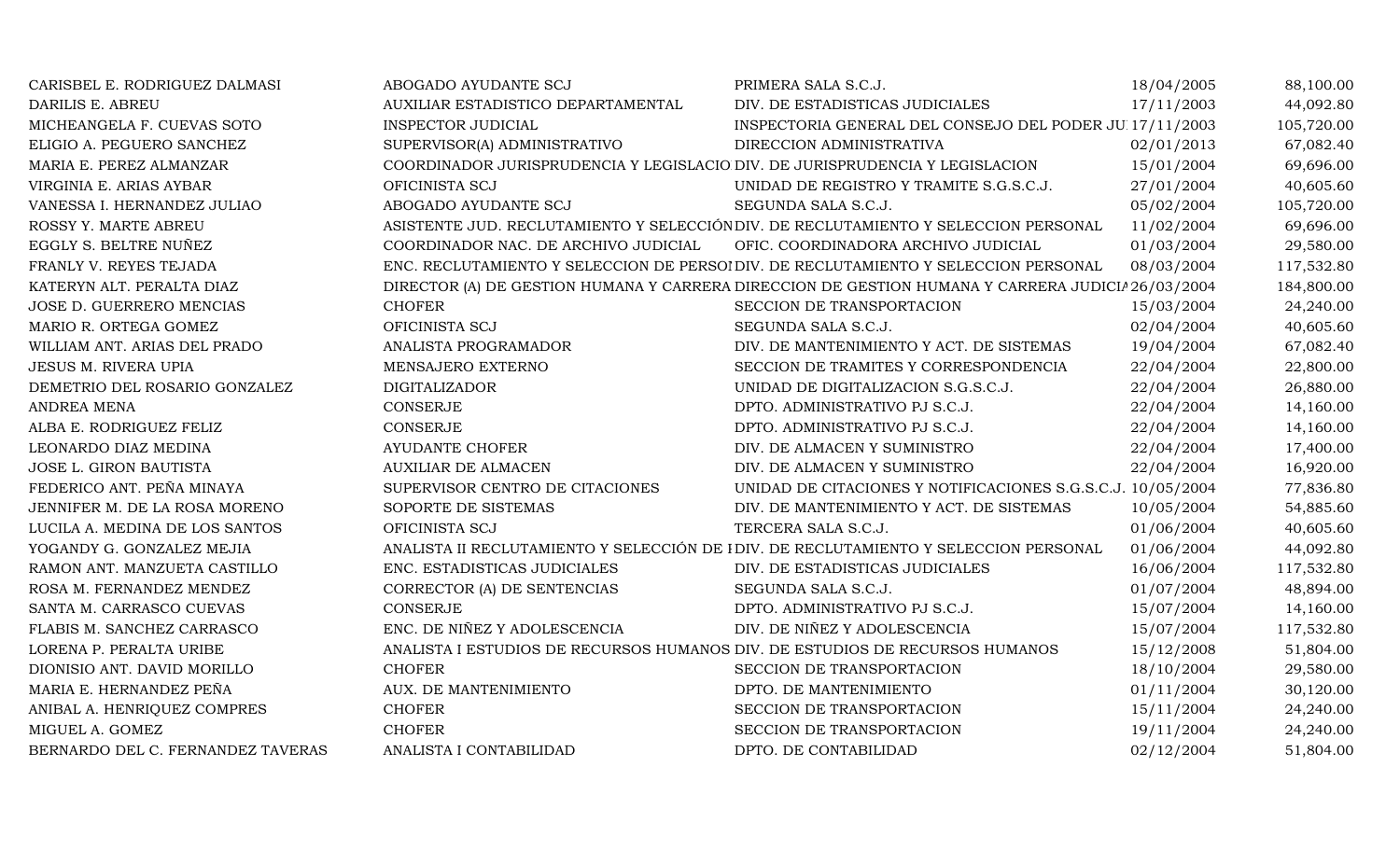| | | | | |
|---|---|---|---|---|
| CARISBEL E. RODRIGUEZ DALMASI | ABOGADO AYUDANTE SCJ | PRIMERA SALA S.C.J. | 18/04/2005 | 88,100.00 |
| DARILIS E. ABREU | AUXILIAR ESTADISTICO DEPARTAMENTAL | DIV. DE ESTADISTICAS JUDICIALES | 17/11/2003 | 44,092.80 |
| MICHEANGELA F. CUEVAS SOTO | INSPECTOR JUDICIAL | INSPECTORIA GENERAL DEL CONSEJO DEL PODER JU | 17/11/2003 | 105,720.00 |
| ELIGIO A. PEGUERO SANCHEZ | SUPERVISOR(A) ADMINISTRATIVO | DIRECCION ADMINISTRATIVA | 02/01/2013 | 67,082.40 |
| MARIA E. PEREZ ALMANZAR | COORDINADOR JURISPRUDENCIA Y LEGISLACIO | DIV. DE JURISPRUDENCIA Y LEGISLACION | 15/01/2004 | 69,696.00 |
| VIRGINIA E. ARIAS AYBAR | OFICINISTA SCJ | UNIDAD DE REGISTRO Y TRAMITE S.G.S.C.J. | 27/01/2004 | 40,605.60 |
| VANESSA I. HERNANDEZ JULIAO | ABOGADO AYUDANTE SCJ | SEGUNDA SALA S.C.J. | 05/02/2004 | 105,720.00 |
| ROSSY Y. MARTE ABREU | ASISTENTE JUD. RECLUTAMIENTO Y SELECCIÓN | DIV. DE RECLUTAMIENTO Y SELECCION PERSONAL | 11/02/2004 | 69,696.00 |
| EGGLY S. BELTRE NUÑEZ | COORDINADOR NAC. DE ARCHIVO JUDICIAL | OFIC. COORDINADORA ARCHIVO JUDICIAL | 01/03/2004 | 29,580.00 |
| FRANLY V. REYES TEJADA | ENC. RECLUTAMIENTO Y SELECCION DE PERSO | DIV. DE RECLUTAMIENTO Y SELECCION PERSONAL | 08/03/2004 | 117,532.80 |
| KATERYN ALT. PERALTA DIAZ | DIRECTOR (A) DE GESTION HUMANA Y CARRERA | DIRECCION DE GESTION HUMANA Y CARRERA JUDICIA | 26/03/2004 | 184,800.00 |
| JOSE D. GUERRERO MENCIAS | CHOFER | SECCION DE TRANSPORTACION | 15/03/2004 | 24,240.00 |
| MARIO R. ORTEGA GOMEZ | OFICINISTA SCJ | SEGUNDA SALA S.C.J. | 02/04/2004 | 40,605.60 |
| WILLIAM ANT. ARIAS DEL PRADO | ANALISTA PROGRAMADOR | DIV. DE MANTENIMIENTO Y ACT. DE SISTEMAS | 19/04/2004 | 67,082.40 |
| JESUS M. RIVERA UPIA | MENSAJERO EXTERNO | SECCION DE TRAMITES Y CORRESPONDENCIA | 22/04/2004 | 22,800.00 |
| DEMETRIO DEL ROSARIO GONZALEZ | DIGITALIZADOR | UNIDAD DE DIGITALIZACION S.G.S.C.J. | 22/04/2004 | 26,880.00 |
| ANDREA MENA | CONSERJE | DPTO. ADMINISTRATIVO PJ S.C.J. | 22/04/2004 | 14,160.00 |
| ALBA E. RODRIGUEZ FELIZ | CONSERJE | DPTO. ADMINISTRATIVO PJ S.C.J. | 22/04/2004 | 14,160.00 |
| LEONARDO DIAZ MEDINA | AYUDANTE CHOFER | DIV. DE ALMACEN Y SUMINISTRO | 22/04/2004 | 17,400.00 |
| JOSE L. GIRON BAUTISTA | AUXILIAR DE ALMACEN | DIV. DE ALMACEN Y SUMINISTRO | 22/04/2004 | 16,920.00 |
| FEDERICO ANT. PEÑA MINAYA | SUPERVISOR CENTRO DE CITACIONES | UNIDAD DE CITACIONES Y NOTIFICACIONES S.G.S.C.J. | 10/05/2004 | 77,836.80 |
| JENNIFER M. DE LA ROSA MORENO | SOPORTE DE SISTEMAS | DIV. DE MANTENIMIENTO Y ACT. DE SISTEMAS | 10/05/2004 | 54,885.60 |
| LUCILA A. MEDINA DE LOS SANTOS | OFICINISTA SCJ | TERCERA SALA S.C.J. | 01/06/2004 | 40,605.60 |
| YOGANDY G. GONZALEZ MEJIA | ANALISTA II RECLUTAMIENTO Y SELECCIÓN DE I | DIV. DE RECLUTAMIENTO Y SELECCION PERSONAL | 01/06/2004 | 44,092.80 |
| RAMON ANT. MANZUETA CASTILLO | ENC. ESTADISTICAS JUDICIALES | DIV. DE ESTADISTICAS JUDICIALES | 16/06/2004 | 117,532.80 |
| ROSA M. FERNANDEZ MENDEZ | CORRECTOR (A) DE SENTENCIAS | SEGUNDA SALA S.C.J. | 01/07/2004 | 48,894.00 |
| SANTA M. CARRASCO CUEVAS | CONSERJE | DPTO. ADMINISTRATIVO PJ S.C.J. | 15/07/2004 | 14,160.00 |
| FLABIS M. SANCHEZ CARRASCO | ENC. DE NIÑEZ Y ADOLESCENCIA | DIV. DE NIÑEZ Y ADOLESCENCIA | 15/07/2004 | 117,532.80 |
| LORENA P. PERALTA URIBE | ANALISTA I ESTUDIOS DE RECURSOS HUMANOS | DIV. DE ESTUDIOS DE RECURSOS HUMANOS | 15/12/2008 | 51,804.00 |
| DIONISIO ANT. DAVID MORILLO | CHOFER | SECCION DE TRANSPORTACION | 18/10/2004 | 29,580.00 |
| MARIA E. HERNANDEZ PEÑA | AUX. DE MANTENIMIENTO | DPTO. DE MANTENIMIENTO | 01/11/2004 | 30,120.00 |
| ANIBAL A. HENRIQUEZ COMPRES | CHOFER | SECCION DE TRANSPORTACION | 15/11/2004 | 24,240.00 |
| MIGUEL A. GOMEZ | CHOFER | SECCION DE TRANSPORTACION | 19/11/2004 | 24,240.00 |
| BERNARDO DEL C. FERNANDEZ TAVERAS | ANALISTA I CONTABILIDAD | DPTO. DE CONTABILIDAD | 02/12/2004 | 51,804.00 |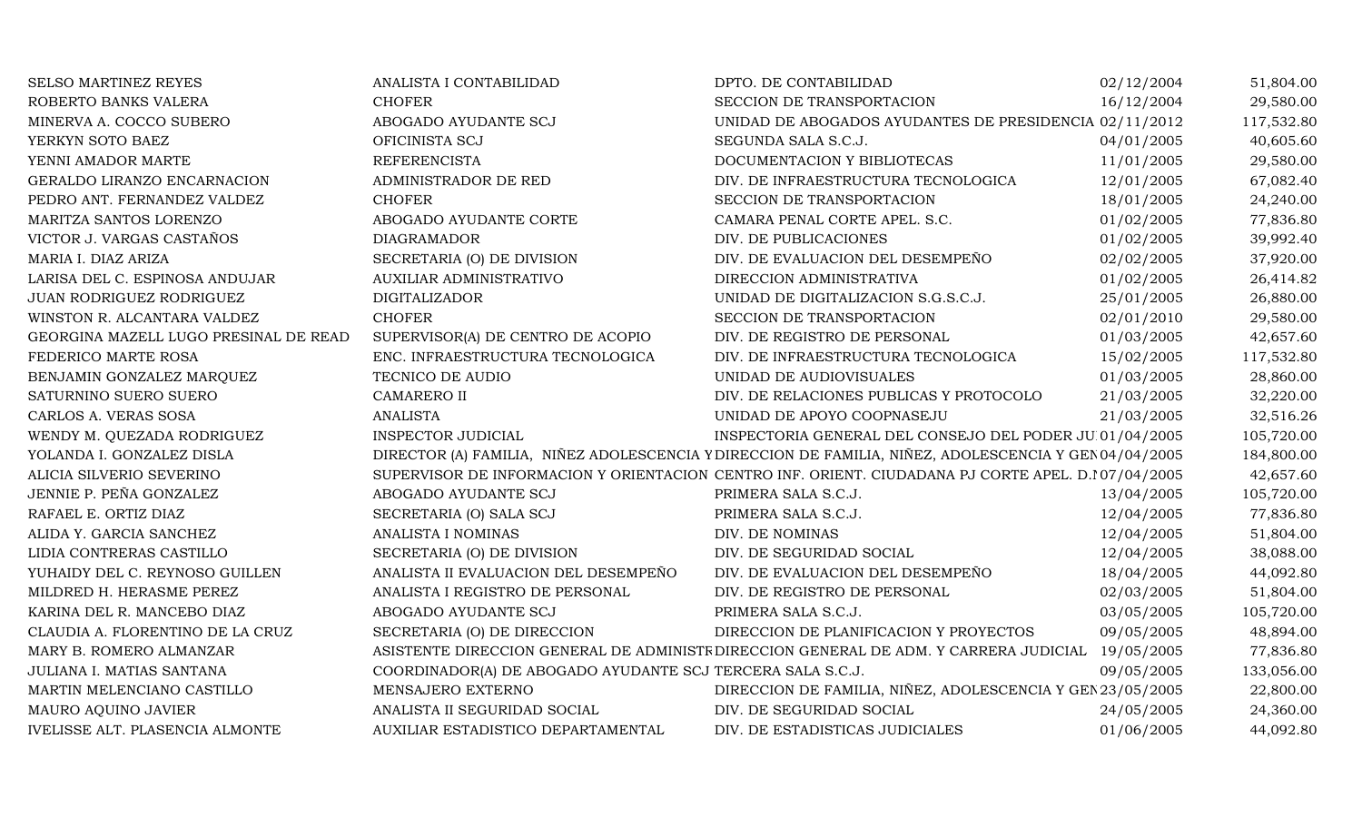| | | | | |
|---|---|---|---|---|
| SELSO MARTINEZ REYES | ANALISTA I CONTABILIDAD | DPTO. DE CONTABILIDAD | 02/12/2004 | 51,804.00 |
| ROBERTO BANKS VALERA | CHOFER | SECCION DE TRANSPORTACION | 16/12/2004 | 29,580.00 |
| MINERVA A. COCCO SUBERO | ABOGADO AYUDANTE SCJ | UNIDAD DE ABOGADOS AYUDANTES DE PRESIDENCIA | 02/11/2012 | 117,532.80 |
| YERKYN SOTO BAEZ | OFICINISTA SCJ | SEGUNDA SALA S.C.J. | 04/01/2005 | 40,605.60 |
| YENNI AMADOR MARTE | REFERENCISTA | DOCUMENTACION Y BIBLIOTECAS | 11/01/2005 | 29,580.00 |
| GERALDO LIRANZO ENCARNACION | ADMINISTRADOR DE RED | DIV. DE INFRAESTRUCTURA TECNOLOGICA | 12/01/2005 | 67,082.40 |
| PEDRO ANT. FERNANDEZ VALDEZ | CHOFER | SECCION DE TRANSPORTACION | 18/01/2005 | 24,240.00 |
| MARITZA SANTOS LORENZO | ABOGADO AYUDANTE CORTE | CAMARA PENAL CORTE APEL. S.C. | 01/02/2005 | 77,836.80 |
| VICTOR J. VARGAS CASTAÑOS | DIAGRAMADOR | DIV. DE PUBLICACIONES | 01/02/2005 | 39,992.40 |
| MARIA I. DIAZ ARIZA | SECRETARIA (O) DE DIVISION | DIV. DE EVALUACION DEL DESEMPEÑO | 02/02/2005 | 37,920.00 |
| LARISA DEL C. ESPINOSA ANDUJAR | AUXILIAR ADMINISTRATIVO | DIRECCION ADMINISTRATIVA | 01/02/2005 | 26,414.82 |
| JUAN RODRIGUEZ RODRIGUEZ | DIGITALIZADOR | UNIDAD DE DIGITALIZACION S.G.S.C.J. | 25/01/2005 | 26,880.00 |
| WINSTON R. ALCANTARA VALDEZ | CHOFER | SECCION DE TRANSPORTACION | 02/01/2010 | 29,580.00 |
| GEORGINA MAZELL LUGO PRESINAL DE READ | SUPERVISOR(A) DE CENTRO DE ACOPIO | DIV. DE REGISTRO DE PERSONAL | 01/03/2005 | 42,657.60 |
| FEDERICO MARTE ROSA | ENC. INFRAESTRUCTURA TECNOLOGICA | DIV. DE INFRAESTRUCTURA TECNOLOGICA | 15/02/2005 | 117,532.80 |
| BENJAMIN GONZALEZ MARQUEZ | TECNICO DE AUDIO | UNIDAD DE AUDIOVISUALES | 01/03/2005 | 28,860.00 |
| SATURNINO SUERO SUERO | CAMARERO II | DIV. DE RELACIONES PUBLICAS Y PROTOCOLO | 21/03/2005 | 32,220.00 |
| CARLOS A. VERAS SOSA | ANALISTA | UNIDAD DE APOYO COOPNASEJU | 21/03/2005 | 32,516.26 |
| WENDY M. QUEZADA RODRIGUEZ | INSPECTOR JUDICIAL | INSPECTORIA GENERAL DEL CONSEJO DEL PODER JU | 01/04/2005 | 105,720.00 |
| YOLANDA I. GONZALEZ DISLA | DIRECTOR (A) FAMILIA, NIÑEZ ADOLESCENCIA Y | DIRECCION DE FAMILIA, NIÑEZ, ADOLESCENCIA Y GEN | 04/04/2005 | 184,800.00 |
| ALICIA SILVERIO SEVERINO | SUPERVISOR DE INFORMACION Y ORIENTACION | CENTRO INF. ORIENT. CIUDADANA PJ CORTE APEL. D.N | 07/04/2005 | 42,657.60 |
| JENNIE P. PEÑA GONZALEZ | ABOGADO AYUDANTE SCJ | PRIMERA SALA S.C.J. | 13/04/2005 | 105,720.00 |
| RAFAEL E. ORTIZ DIAZ | SECRETARIA (O) SALA SCJ | PRIMERA SALA S.C.J. | 12/04/2005 | 77,836.80 |
| ALIDA Y. GARCIA SANCHEZ | ANALISTA I NOMINAS | DIV. DE NOMINAS | 12/04/2005 | 51,804.00 |
| LIDIA CONTRERAS CASTILLO | SECRETARIA (O) DE DIVISION | DIV. DE SEGURIDAD SOCIAL | 12/04/2005 | 38,088.00 |
| YUHAIDY DEL C. REYNOSO GUILLEN | ANALISTA II EVALUACION DEL DESEMPEÑO | DIV. DE EVALUACION DEL DESEMPEÑO | 18/04/2005 | 44,092.80 |
| MILDRED H. HERASME PEREZ | ANALISTA I REGISTRO DE PERSONAL | DIV. DE REGISTRO DE PERSONAL | 02/03/2005 | 51,804.00 |
| KARINA DEL R. MANCEBO DIAZ | ABOGADO AYUDANTE SCJ | PRIMERA SALA S.C.J. | 03/05/2005 | 105,720.00 |
| CLAUDIA A. FLORENTINO DE LA CRUZ | SECRETARIA (O) DE DIRECCION | DIRECCION DE PLANIFICACION Y PROYECTOS | 09/05/2005 | 48,894.00 |
| MARY B. ROMERO ALMANZAR | ASISTENTE DIRECCION GENERAL DE ADMINISTR | DIRECCION GENERAL DE ADM. Y CARRERA JUDICIAL | 19/05/2005 | 77,836.80 |
| JULIANA I. MATIAS SANTANA | COORDINADOR(A) DE ABOGADO AYUDANTE SCJ | TERCERA SALA S.C.J. | 09/05/2005 | 133,056.00 |
| MARTIN MELENCIANO CASTILLO | MENSAJERO EXTERNO | DIRECCION DE FAMILIA, NIÑEZ, ADOLESCENCIA Y GEN | 23/05/2005 | 22,800.00 |
| MAURO AQUINO JAVIER | ANALISTA II SEGURIDAD SOCIAL | DIV. DE SEGURIDAD SOCIAL | 24/05/2005 | 24,360.00 |
| IVELISSE ALT. PLASENCIA ALMONTE | AUXILIAR ESTADISTICO DEPARTAMENTAL | DIV. DE ESTADISTICAS JUDICIALES | 01/06/2005 | 44,092.80 |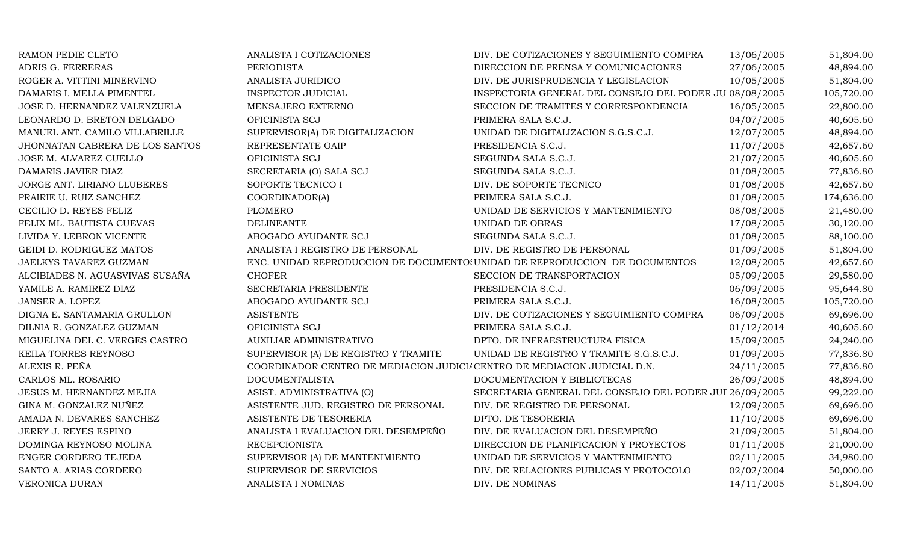| | | | | |
|---|---|---|---|---|
| RAMON PEDIE CLETO | ANALISTA I COTIZACIONES | DIV. DE COTIZACIONES Y SEGUIMIENTO COMPRA | 13/06/2005 | 51,804.00 |
| ADRIS G. FERRERAS | PERIODISTA | DIRECCION DE PRENSA Y COMUNICACIONES | 27/06/2005 | 48,894.00 |
| ROGER A. VITTINI MINERVINO | ANALISTA JURIDICO | DIV. DE JURISPRUDENCIA Y LEGISLACION | 10/05/2005 | 51,804.00 |
| DAMARIS I. MELLA PIMENTEL | INSPECTOR JUDICIAL | INSPECTORIA GENERAL DEL CONSEJO DEL PODER JU | 08/08/2005 | 105,720.00 |
| JOSE D. HERNANDEZ VALENZUELA | MENSAJERO EXTERNO | SECCION DE TRAMITES Y CORRESPONDENCIA | 16/05/2005 | 22,800.00 |
| LEONARDO D. BRETON DELGADO | OFICINISTA SCJ | PRIMERA SALA S.C.J. | 04/07/2005 | 40,605.60 |
| MANUEL ANT. CAMILO VILLABRILLE | SUPERVISOR(A) DE DIGITALIZACION | UNIDAD DE DIGITALIZACION S.G.S.C.J. | 12/07/2005 | 48,894.00 |
| JHONNATAN CABRERA DE LOS SANTOS | REPRESENTATE OAIP | PRESIDENCIA S.C.J. | 11/07/2005 | 42,657.60 |
| JOSE M. ALVAREZ CUELLO | OFICINISTA SCJ | SEGUNDA SALA S.C.J. | 21/07/2005 | 40,605.60 |
| DAMARIS JAVIER DIAZ | SECRETARIA (O) SALA SCJ | SEGUNDA SALA S.C.J. | 01/08/2005 | 77,836.80 |
| JORGE ANT. LIRIANO LLUBERES | SOPORTE TECNICO I | DIV. DE SOPORTE TECNICO | 01/08/2005 | 42,657.60 |
| PRAIRIE U. RUIZ SANCHEZ | COORDINADOR(A) | PRIMERA SALA S.C.J. | 01/08/2005 | 174,636.00 |
| CECILIO D. REYES FELIZ | PLOMERO | UNIDAD DE SERVICIOS Y MANTENIMIENTO | 08/08/2005 | 21,480.00 |
| FELIX ML. BAUTISTA CUEVAS | DELINEANTE | UNIDAD DE OBRAS | 17/08/2005 | 30,120.00 |
| LIVIDA Y. LEBRON VICENTE | ABOGADO AYUDANTE SCJ | SEGUNDA SALA S.C.J. | 01/08/2005 | 88,100.00 |
| GEIDI D. RODRIGUEZ MATOS | ANALISTA I REGISTRO DE PERSONAL | DIV. DE REGISTRO DE PERSONAL | 01/09/2005 | 51,804.00 |
| JAELKYS TAVAREZ GUZMAN | ENC. UNIDAD REPRODUCCION DE DOCUMENTOS | UNIDAD DE REPRODUCCION DE DOCUMENTOS | 12/08/2005 | 42,657.60 |
| ALCIBIADES N. AGUASVIVAS SUSAÑA | CHOFER | SECCION DE TRANSPORTACION | 05/09/2005 | 29,580.00 |
| YAMILE A. RAMIREZ DIAZ | SECRETARIA PRESIDENTE | PRESIDENCIA S.C.J. | 06/09/2005 | 95,644.80 |
| JANSER A. LOPEZ | ABOGADO AYUDANTE SCJ | PRIMERA SALA S.C.J. | 16/08/2005 | 105,720.00 |
| DIGNA E. SANTAMARIA GRULLON | ASISTENTE | DIV. DE COTIZACIONES Y SEGUIMIENTO COMPRA | 06/09/2005 | 69,696.00 |
| DILNIA R. GONZALEZ GUZMAN | OFICINISTA SCJ | PRIMERA SALA S.C.J. | 01/12/2014 | 40,605.60 |
| MIGUELINA DEL C. VERGES CASTRO | AUXILIAR ADMINISTRATIVO | DPTO. DE INFRAESTRUCTURA FISICA | 15/09/2005 | 24,240.00 |
| KEILA TORRES REYNOSO | SUPERVISOR (A) DE REGISTRO Y TRAMITE | UNIDAD DE REGISTRO Y TRAMITE S.G.S.C.J. | 01/09/2005 | 77,836.80 |
| ALEXIS R. PEÑA | COORDINADOR CENTRO DE MEDIACION JUDICIA | CENTRO DE MEDIACION JUDICIAL D.N. | 24/11/2005 | 77,836.80 |
| CARLOS ML. ROSARIO | DOCUMENTALISTA | DOCUMENTACION Y BIBLIOTECAS | 26/09/2005 | 48,894.00 |
| JESUS M. HERNANDEZ MEJIA | ASIST. ADMINISTRATIVA (O) | SECRETARIA GENERAL DEL CONSEJO DEL PODER JUI | 26/09/2005 | 99,222.00 |
| GINA M. GONZALEZ NUÑEZ | ASISTENTE JUD. REGISTRO DE PERSONAL | DIV. DE REGISTRO DE PERSONAL | 12/09/2005 | 69,696.00 |
| AMADA N. DEVARES SANCHEZ | ASISTENTE DE TESORERIA | DPTO. DE TESORERIA | 11/10/2005 | 69,696.00 |
| JERRY J. REYES ESPINO | ANALISTA I EVALUACION DEL DESEMPEÑO | DIV. DE EVALUACION DEL DESEMPEÑO | 21/09/2005 | 51,804.00 |
| DOMINGA REYNOSO MOLINA | RECEPCIONISTA | DIRECCION DE PLANIFICACION Y PROYECTOS | 01/11/2005 | 21,000.00 |
| ENGER CORDERO TEJEDA | SUPERVISOR (A) DE MANTENIMIENTO | UNIDAD DE SERVICIOS Y MANTENIMIENTO | 02/11/2005 | 34,980.00 |
| SANTO A. ARIAS CORDERO | SUPERVISOR DE SERVICIOS | DIV. DE RELACIONES PUBLICAS Y PROTOCOLO | 02/02/2004 | 50,000.00 |
| VERONICA DURAN | ANALISTA I NOMINAS | DIV. DE NOMINAS | 14/11/2005 | 51,804.00 |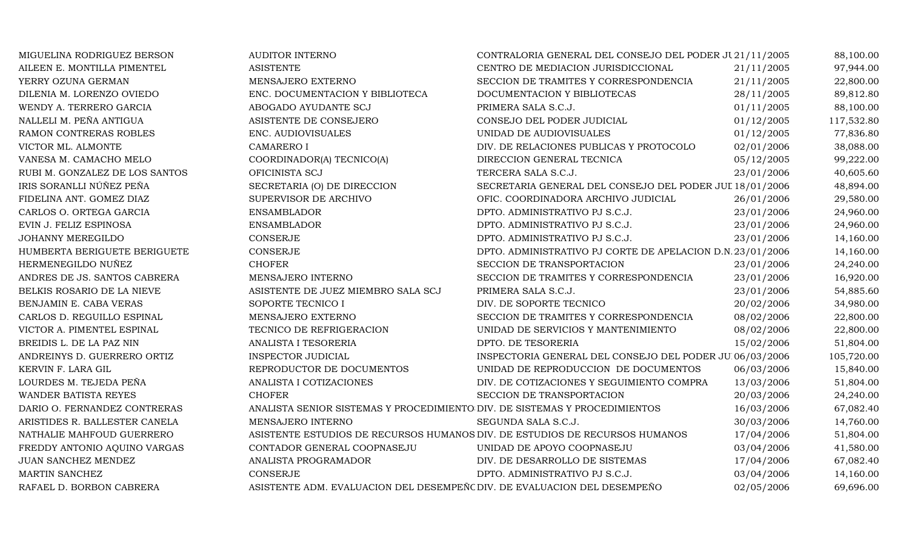| | | | | |
|---|---|---|---|---|
| MIGUELINA RODRIGUEZ BERSON | AUDITOR INTERNO | CONTRALORIA GENERAL DEL CONSEJO DEL PODER JU | 21/11/2005 | 88,100.00 |
| AILEEN E. MONTILLA PIMENTEL | ASISTENTE | CENTRO DE MEDIACION JURISDICCIONAL | 21/11/2005 | 97,944.00 |
| YERRY OZUNA GERMAN | MENSAJERO EXTERNO | SECCION DE TRAMITES Y CORRESPONDENCIA | 21/11/2005 | 22,800.00 |
| DILENIA M. LORENZO OVIEDO | ENC. DOCUMENTACION Y BIBLIOTECA | DOCUMENTACION Y BIBLIOTECAS | 28/11/2005 | 89,812.80 |
| WENDY A. TERRERO GARCIA | ABOGADO AYUDANTE SCJ | PRIMERA SALA S.C.J. | 01/11/2005 | 88,100.00 |
| NALLELI M. PEÑA ANTIGUA | ASISTENTE DE CONSEJERO | CONSEJO DEL PODER JUDICIAL | 01/12/2005 | 117,532.80 |
| RAMON CONTRERAS ROBLES | ENC. AUDIOVISUALES | UNIDAD DE AUDIOVISUALES | 01/12/2005 | 77,836.80 |
| VICTOR ML. ALMONTE | CAMARERO I | DIV. DE RELACIONES PUBLICAS Y PROTOCOLO | 02/01/2006 | 38,088.00 |
| VANESA M. CAMACHO MELO | COORDINADOR(A) TECNICO(A) | DIRECCION GENERAL TECNICA | 05/12/2005 | 99,222.00 |
| RUBI M. GONZALEZ DE LOS SANTOS | OFICINISTA SCJ | TERCERA SALA S.C.J. | 23/01/2006 | 40,605.60 |
| IRIS SORANLLI NÚÑEZ PEÑA | SECRETARIA (O) DE DIRECCION | SECRETARIA GENERAL DEL CONSEJO DEL PODER JUI | 18/01/2006 | 48,894.00 |
| FIDELINA ANT. GOMEZ DIAZ | SUPERVISOR DE ARCHIVO | OFIC. COORDINADORA ARCHIVO JUDICIAL | 26/01/2006 | 29,580.00 |
| CARLOS O. ORTEGA GARCIA | ENSAMBLADOR | DPTO. ADMINISTRATIVO PJ S.C.J. | 23/01/2006 | 24,960.00 |
| EVIN J. FELIZ ESPINOSA | ENSAMBLADOR | DPTO. ADMINISTRATIVO PJ S.C.J. | 23/01/2006 | 24,960.00 |
| JOHANNY MEREGILDO | CONSERJE | DPTO. ADMINISTRATIVO PJ S.C.J. | 23/01/2006 | 14,160.00 |
| HUMBERTA BERIGUETE BERIGUETE | CONSERJE | DPTO. ADMINISTRATIVO PJ CORTE DE APELACION D.N. | 23/01/2006 | 14,160.00 |
| HERMENEGILDO NUÑEZ | CHOFER | SECCION DE TRANSPORTACION | 23/01/2006 | 24,240.00 |
| ANDRES DE JS. SANTOS CABRERA | MENSAJERO INTERNO | SECCION DE TRAMITES Y CORRESPONDENCIA | 23/01/2006 | 16,920.00 |
| BELKIS ROSARIO DE LA NIEVE | ASISTENTE DE JUEZ MIEMBRO SALA SCJ | PRIMERA SALA S.C.J. | 23/01/2006 | 54,885.60 |
| BENJAMIN E. CABA VERAS | SOPORTE TECNICO I | DIV. DE SOPORTE TECNICO | 20/02/2006 | 34,980.00 |
| CARLOS D. REGUILLO ESPINAL | MENSAJERO EXTERNO | SECCION DE TRAMITES Y CORRESPONDENCIA | 08/02/2006 | 22,800.00 |
| VICTOR A. PIMENTEL ESPINAL | TECNICO DE REFRIGERACION | UNIDAD DE SERVICIOS Y MANTENIMIENTO | 08/02/2006 | 22,800.00 |
| BREIDIS L. DE LA PAZ NIN | ANALISTA I TESORERIA | DPTO. DE TESORERIA | 15/02/2006 | 51,804.00 |
| ANDREINYS D. GUERRERO ORTIZ | INSPECTOR JUDICIAL | INSPECTORIA GENERAL DEL CONSEJO DEL PODER JU | 06/03/2006 | 105,720.00 |
| KERVIN F. LARA GIL | REPRODUCTOR DE DOCUMENTOS | UNIDAD DE REPRODUCCION DE DOCUMENTOS | 06/03/2006 | 15,840.00 |
| LOURDES M. TEJEDA PEÑA | ANALISTA I COTIZACIONES | DIV. DE COTIZACIONES Y SEGUIMIENTO COMPRA | 13/03/2006 | 51,804.00 |
| WANDER BATISTA REYES | CHOFER | SECCION DE TRANSPORTACION | 20/03/2006 | 24,240.00 |
| DARIO O. FERNANDEZ CONTRERAS | ANALISTA SENIOR SISTEMAS Y PROCEDIMIENTO | DIV. DE SISTEMAS Y PROCEDIMIENTOS | 16/03/2006 | 67,082.40 |
| ARISTIDES R. BALLESTER CANELA | MENSAJERO INTERNO | SEGUNDA SALA S.C.J. | 30/03/2006 | 14,760.00 |
| NATHALIE MAHFOUD GUERRERO | ASISTENTE ESTUDIOS DE RECURSOS HUMANOS | DIV. DE ESTUDIOS DE RECURSOS HUMANOS | 17/04/2006 | 51,804.00 |
| FREDDY ANTONIO AQUINO VARGAS | CONTADOR GENERAL COOPNASEJU | UNIDAD DE APOYO COOPNASEJU | 03/04/2006 | 41,580.00 |
| JUAN SANCHEZ MENDEZ | ANALISTA PROGRAMADOR | DIV. DE DESARROLLO DE SISTEMAS | 17/04/2006 | 67,082.40 |
| MARTIN SANCHEZ | CONSERJE | DPTO. ADMINISTRATIVO PJ S.C.J. | 03/04/2006 | 14,160.00 |
| RAFAEL D. BORBON CABRERA | ASISTENTE ADM. EVALUACION DEL DESEMPEÑC | DIV. DE EVALUACION DEL DESEMPEÑO | 02/05/2006 | 69,696.00 |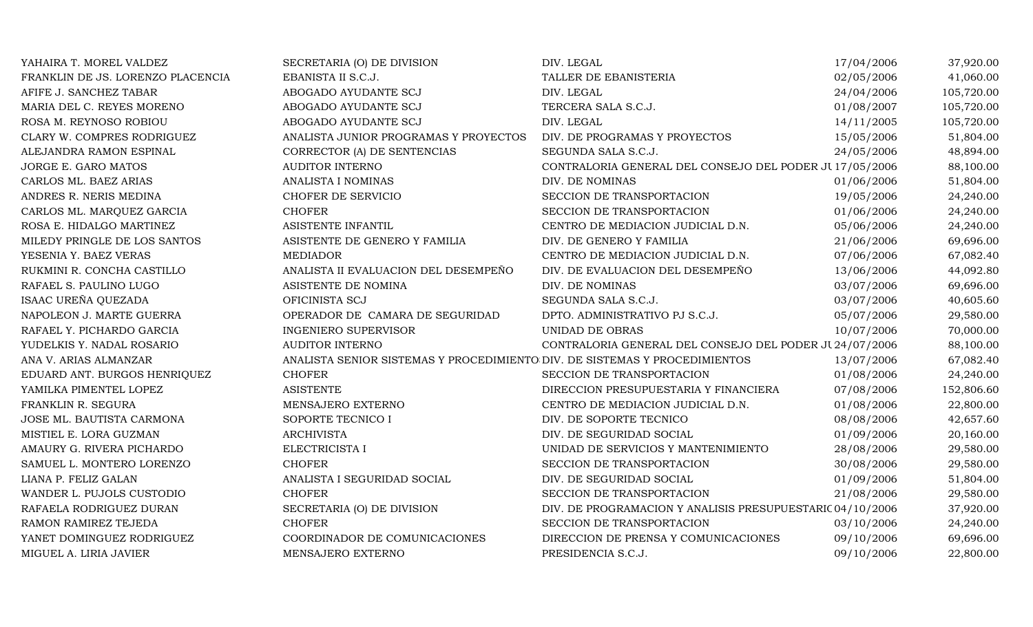| | | | | |
|---|---|---|---|---|
| YAHAIRA T. MOREL VALDEZ | SECRETARIA (O) DE DIVISION | DIV. LEGAL | 17/04/2006 | 37,920.00 |
| FRANKLIN DE JS. LORENZO PLACENCIA | EBANISTA II S.C.J. | TALLER DE EBANISTERIA | 02/05/2006 | 41,060.00 |
| AFIFE J. SANCHEZ TABAR | ABOGADO AYUDANTE SCJ | DIV. LEGAL | 24/04/2006 | 105,720.00 |
| MARIA DEL C. REYES MORENO | ABOGADO AYUDANTE SCJ | TERCERA SALA S.C.J. | 01/08/2007 | 105,720.00 |
| ROSA M. REYNOSO ROBIOU | ABOGADO AYUDANTE SCJ | DIV. LEGAL | 14/11/2005 | 105,720.00 |
| CLARY W. COMPRES RODRIGUEZ | ANALISTA JUNIOR PROGRAMAS Y PROYECTOS | DIV. DE PROGRAMAS Y PROYECTOS | 15/05/2006 | 51,804.00 |
| ALEJANDRA RAMON ESPINAL | CORRECTOR (A) DE SENTENCIAS | SEGUNDA SALA S.C.J. | 24/05/2006 | 48,894.00 |
| JORGE E. GARO MATOS | AUDITOR INTERNO | CONTRALORIA GENERAL DEL CONSEJO DEL PODER JU | 17/05/2006 | 88,100.00 |
| CARLOS ML. BAEZ ARIAS | ANALISTA I NOMINAS | DIV. DE NOMINAS | 01/06/2006 | 51,804.00 |
| ANDRES R. NERIS MEDINA | CHOFER DE SERVICIO | SECCION DE TRANSPORTACION | 19/05/2006 | 24,240.00 |
| CARLOS ML. MARQUEZ GARCIA | CHOFER | SECCION DE TRANSPORTACION | 01/06/2006 | 24,240.00 |
| ROSA E. HIDALGO MARTINEZ | ASISTENTE INFANTIL | CENTRO DE MEDIACION JUDICIAL D.N. | 05/06/2006 | 24,240.00 |
| MILEDY PRINGLE DE LOS SANTOS | ASISTENTE DE GENERO Y FAMILIA | DIV. DE GENERO Y FAMILIA | 21/06/2006 | 69,696.00 |
| YESENIA Y. BAEZ VERAS | MEDIADOR | CENTRO DE MEDIACION JUDICIAL D.N. | 07/06/2006 | 67,082.40 |
| RUKMINI R. CONCHA CASTILLO | ANALISTA II EVALUACION DEL DESEMPEÑO | DIV. DE EVALUACION DEL DESEMPEÑO | 13/06/2006 | 44,092.80 |
| RAFAEL S. PAULINO LUGO | ASISTENTE DE NOMINA | DIV. DE NOMINAS | 03/07/2006 | 69,696.00 |
| ISAAC UREÑA QUEZADA | OFICINISTA SCJ | SEGUNDA SALA S.C.J. | 03/07/2006 | 40,605.60 |
| NAPOLEON J. MARTE GUERRA | OPERADOR DE CAMARA DE SEGURIDAD | DPTO. ADMINISTRATIVO PJ S.C.J. | 05/07/2006 | 29,580.00 |
| RAFAEL Y. PICHARDO GARCIA | INGENIERO SUPERVISOR | UNIDAD DE OBRAS | 10/07/2006 | 70,000.00 |
| YUDELKIS Y. NADAL ROSARIO | AUDITOR INTERNO | CONTRALORIA GENERAL DEL CONSEJO DEL PODER JU | 24/07/2006 | 88,100.00 |
| ANA V. ARIAS ALMANZAR | ANALISTA SENIOR SISTEMAS Y PROCEDIMIENTO | DIV. DE SISTEMAS Y PROCEDIMIENTOS | 13/07/2006 | 67,082.40 |
| EDUARD ANT. BURGOS HENRIQUEZ | CHOFER | SECCION DE TRANSPORTACION | 01/08/2006 | 24,240.00 |
| YAMILKA PIMENTEL LOPEZ | ASISTENTE | DIRECCION PRESUPUESTARIA Y FINANCIERA | 07/08/2006 | 152,806.60 |
| FRANKLIN R. SEGURA | MENSAJERO EXTERNO | CENTRO DE MEDIACION JUDICIAL D.N. | 01/08/2006 | 22,800.00 |
| JOSE ML. BAUTISTA CARMONA | SOPORTE TECNICO I | DIV. DE SOPORTE TECNICO | 08/08/2006 | 42,657.60 |
| MISTIEL E. LORA GUZMAN | ARCHIVISTA | DIV. DE SEGURIDAD SOCIAL | 01/09/2006 | 20,160.00 |
| AMAURY G. RIVERA PICHARDO | ELECTRICISTA I | UNIDAD DE SERVICIOS Y MANTENIMIENTO | 28/08/2006 | 29,580.00 |
| SAMUEL L. MONTERO LORENZO | CHOFER | SECCION DE TRANSPORTACION | 30/08/2006 | 29,580.00 |
| LIANA P. FELIZ GALAN | ANALISTA I SEGURIDAD SOCIAL | DIV. DE SEGURIDAD SOCIAL | 01/09/2006 | 51,804.00 |
| WANDER L. PUJOLS CUSTODIO | CHOFER | SECCION DE TRANSPORTACION | 21/08/2006 | 29,580.00 |
| RAFAELA RODRIGUEZ DURAN | SECRETARIA (O) DE DIVISION | DIV. DE PROGRAMACION Y ANALISIS PRESUPUESTARIO | 04/10/2006 | 37,920.00 |
| RAMON RAMIREZ TEJEDA | CHOFER | SECCION DE TRANSPORTACION | 03/10/2006 | 24,240.00 |
| YANET DOMINGUEZ RODRIGUEZ | COORDINADOR DE COMUNICACIONES | DIRECCION DE PRENSA Y COMUNICACIONES | 09/10/2006 | 69,696.00 |
| MIGUEL A. LIRIA JAVIER | MENSAJERO EXTERNO | PRESIDENCIA S.C.J. | 09/10/2006 | 22,800.00 |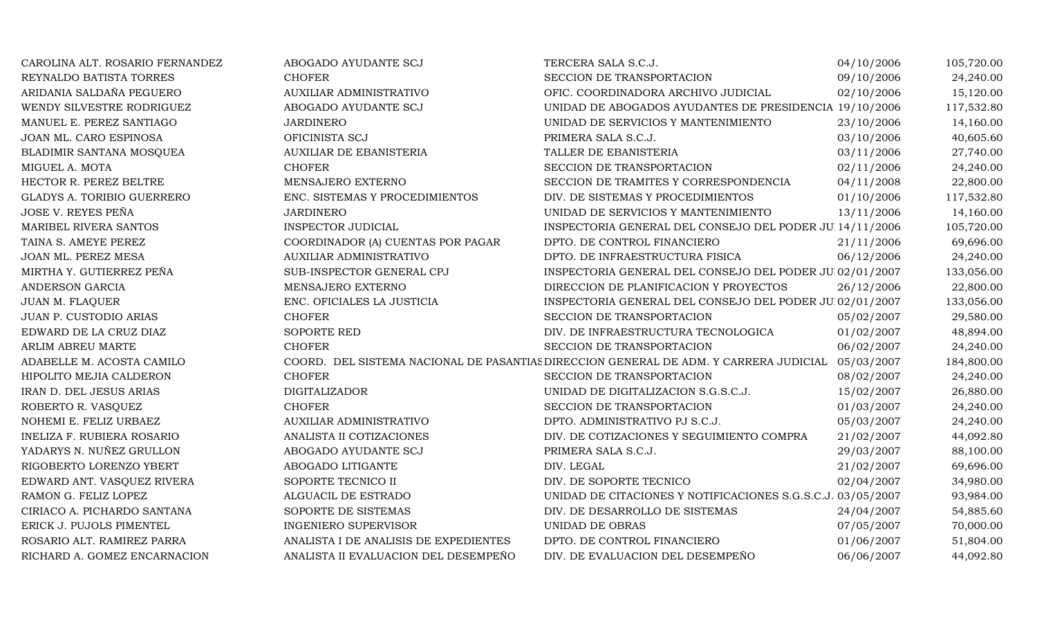| | | | | |
|---|---|---|---|---|
| CAROLINA ALT. ROSARIO FERNANDEZ | ABOGADO AYUDANTE SCJ | TERCERA SALA S.C.J. | 04/10/2006 | 105,720.00 |
| REYNALDO BATISTA TORRES | CHOFER | SECCION DE TRANSPORTACION | 09/10/2006 | 24,240.00 |
| ARIDANIA SALDAÑA PEGUERO | AUXILIAR ADMINISTRATIVO | OFIC. COORDINADORA ARCHIVO JUDICIAL | 02/10/2006 | 15,120.00 |
| WENDY SILVESTRE RODRIGUEZ | ABOGADO AYUDANTE SCJ | UNIDAD DE ABOGADOS AYUDANTES DE PRESIDENCIA | 19/10/2006 | 117,532.80 |
| MANUEL E. PEREZ SANTIAGO | JARDINERO | UNIDAD DE SERVICIOS Y MANTENIMIENTO | 23/10/2006 | 14,160.00 |
| JOAN ML. CARO ESPINOSA | OFICINISTA SCJ | PRIMERA SALA S.C.J. | 03/10/2006 | 40,605.60 |
| BLADIMIR SANTANA MOSQUEA | AUXILIAR DE EBANISTERIA | TALLER DE EBANISTERIA | 03/11/2006 | 27,740.00 |
| MIGUEL A. MOTA | CHOFER | SECCION DE TRANSPORTACION | 02/11/2006 | 24,240.00 |
| HECTOR R. PEREZ BELTRE | MENSAJERO EXTERNO | SECCION DE TRAMITES Y CORRESPONDENCIA | 04/11/2008 | 22,800.00 |
| GLADYS A. TORIBIO GUERRERO | ENC. SISTEMAS Y PROCEDIMIENTOS | DIV. DE SISTEMAS Y PROCEDIMIENTOS | 01/10/2006 | 117,532.80 |
| JOSE V. REYES PEÑA | JARDINERO | UNIDAD DE SERVICIOS Y MANTENIMIENTO | 13/11/2006 | 14,160.00 |
| MARIBEL RIVERA SANTOS | INSPECTOR JUDICIAL | INSPECTORIA GENERAL DEL CONSEJO DEL PODER JU | 14/11/2006 | 105,720.00 |
| TAINA S. AMEYE PEREZ | COORDINADOR (A) CUENTAS POR PAGAR | DPTO. DE CONTROL FINANCIERO | 21/11/2006 | 69,696.00 |
| JOAN ML. PEREZ MESA | AUXILIAR ADMINISTRATIVO | DPTO. DE INFRAESTRUCTURA FISICA | 06/12/2006 | 24,240.00 |
| MIRTHA Y. GUTIERREZ PEÑA | SUB-INSPECTOR GENERAL CPJ | INSPECTORIA GENERAL DEL CONSEJO DEL PODER JU | 02/01/2007 | 133,056.00 |
| ANDERSON GARCIA | MENSAJERO EXTERNO | DIRECCION DE PLANIFICACION Y PROYECTOS | 26/12/2006 | 22,800.00 |
| JUAN M. FLAQUER | ENC. OFICIALES LA JUSTICIA | INSPECTORIA GENERAL DEL CONSEJO DEL PODER JU | 02/01/2007 | 133,056.00 |
| JUAN P. CUSTODIO ARIAS | CHOFER | SECCION DE TRANSPORTACION | 05/02/2007 | 29,580.00 |
| EDWARD DE LA CRUZ DIAZ | SOPORTE RED | DIV. DE INFRAESTRUCTURA TECNOLOGICA | 01/02/2007 | 48,894.00 |
| ARLIM ABREU MARTE | CHOFER | SECCION DE TRANSPORTACION | 06/02/2007 | 24,240.00 |
| ADABELLE M. ACOSTA CAMILO | COORD. DEL SISTEMA NACIONAL DE PASANTIAS | DIRECCION GENERAL DE ADM. Y CARRERA JUDICIAL | 05/03/2007 | 184,800.00 |
| HIPOLITO MEJIA CALDERON | CHOFER | SECCION DE TRANSPORTACION | 08/02/2007 | 24,240.00 |
| IRAN D. DEL JESUS ARIAS | DIGITALIZADOR | UNIDAD DE DIGITALIZACION S.G.S.C.J. | 15/02/2007 | 26,880.00 |
| ROBERTO R. VASQUEZ | CHOFER | SECCION DE TRANSPORTACION | 01/03/2007 | 24,240.00 |
| NOHEMI E. FELIZ URBAEZ | AUXILIAR ADMINISTRATIVO | DPTO. ADMINISTRATIVO PJ S.C.J. | 05/03/2007 | 24,240.00 |
| INELIZA F. RUBIERA ROSARIO | ANALISTA II COTIZACIONES | DIV. DE COTIZACIONES Y SEGUIMIENTO COMPRA | 21/02/2007 | 44,092.80 |
| YADARYS N. NUÑEZ GRULLON | ABOGADO AYUDANTE SCJ | PRIMERA SALA S.C.J. | 29/03/2007 | 88,100.00 |
| RIGOBERTO LORENZO YBERT | ABOGADO LITIGANTE | DIV. LEGAL | 21/02/2007 | 69,696.00 |
| EDWARD ANT. VASQUEZ RIVERA | SOPORTE TECNICO II | DIV. DE SOPORTE TECNICO | 02/04/2007 | 34,980.00 |
| RAMON G. FELIZ LOPEZ | ALGUACIL DE ESTRADO | UNIDAD DE CITACIONES Y NOTIFICACIONES S.G.S.C.J. | 03/05/2007 | 93,984.00 |
| CIRIACO A. PICHARDO SANTANA | SOPORTE DE SISTEMAS | DIV. DE DESARROLLO DE SISTEMAS | 24/04/2007 | 54,885.60 |
| ERICK J. PUJOLS PIMENTEL | INGENIERO SUPERVISOR | UNIDAD DE OBRAS | 07/05/2007 | 70,000.00 |
| ROSARIO ALT. RAMIREZ PARRA | ANALISTA I DE ANALISIS DE EXPEDIENTES | DPTO. DE CONTROL FINANCIERO | 01/06/2007 | 51,804.00 |
| RICHARD A. GOMEZ ENCARNACION | ANALISTA II EVALUACION DEL DESEMPEÑO | DIV. DE EVALUACION DEL DESEMPEÑO | 06/06/2007 | 44,092.80 |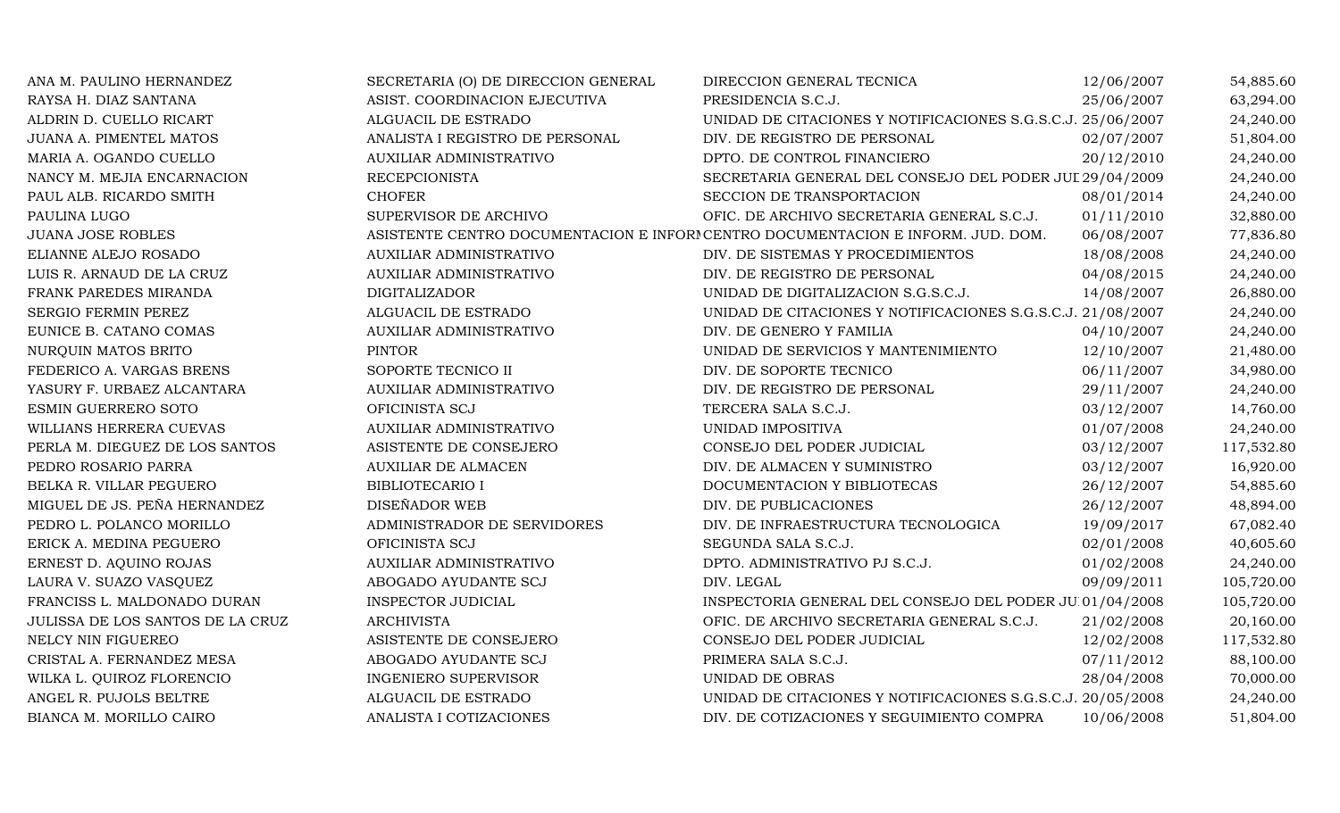| | | | | |
|---|---|---|---|---|
| ANA M. PAULINO HERNANDEZ | SECRETARIA (O) DE DIRECCION GENERAL | DIRECCION GENERAL TECNICA | 12/06/2007 | 54,885.60 |
| RAYSA H. DIAZ SANTANA | ASIST. COORDINACION EJECUTIVA | PRESIDENCIA S.C.J. | 25/06/2007 | 63,294.00 |
| ALDRIN D. CUELLO RICART | ALGUACIL DE ESTRADO | UNIDAD DE CITACIONES Y NOTIFICACIONES S.G.S.C.J. | 25/06/2007 | 24,240.00 |
| JUANA A. PIMENTEL MATOS | ANALISTA I REGISTRO DE PERSONAL | DIV. DE REGISTRO DE PERSONAL | 02/07/2007 | 51,804.00 |
| MARIA A. OGANDO CUELLO | AUXILIAR ADMINISTRATIVO | DPTO. DE CONTROL FINANCIERO | 20/12/2010 | 24,240.00 |
| NANCY M. MEJIA ENCARNACION | RECEPCIONISTA | SECRETARIA GENERAL DEL CONSEJO DEL PODER JUD | 29/04/2009 | 24,240.00 |
| PAUL ALB. RICARDO SMITH | CHOFER | SECCION DE TRANSPORTACION | 08/01/2014 | 24,240.00 |
| PAULINA LUGO | SUPERVISOR DE ARCHIVO | OFIC. DE ARCHIVO SECRETARIA GENERAL S.C.J. | 01/11/2010 | 32,880.00 |
| JUANA JOSE ROBLES | ASISTENTE CENTRO DOCUMENTACION E INFORM | CENTRO DOCUMENTACION E INFORM. JUD. DOM. | 06/08/2007 | 77,836.80 |
| ELIANNE ALEJO ROSADO | AUXILIAR ADMINISTRATIVO | DIV. DE SISTEMAS Y PROCEDIMIENTOS | 18/08/2008 | 24,240.00 |
| LUIS R. ARNAUD DE LA CRUZ | AUXILIAR ADMINISTRATIVO | DIV. DE REGISTRO DE PERSONAL | 04/08/2015 | 24,240.00 |
| FRANK PAREDES MIRANDA | DIGITALIZADOR | UNIDAD DE DIGITALIZACION S.G.S.C.J. | 14/08/2007 | 26,880.00 |
| SERGIO FERMIN PEREZ | ALGUACIL DE ESTRADO | UNIDAD DE CITACIONES Y NOTIFICACIONES S.G.S.C.J. | 21/08/2007 | 24,240.00 |
| EUNICE B. CATANO COMAS | AUXILIAR ADMINISTRATIVO | DIV. DE GENERO Y FAMILIA | 04/10/2007 | 24,240.00 |
| NURQUIN MATOS BRITO | PINTOR | UNIDAD DE SERVICIOS Y MANTENIMIENTO | 12/10/2007 | 21,480.00 |
| FEDERICO A. VARGAS BRENS | SOPORTE TECNICO II | DIV. DE SOPORTE TECNICO | 06/11/2007 | 34,980.00 |
| YASURY F. URBAEZ ALCANTARA | AUXILIAR ADMINISTRATIVO | DIV. DE REGISTRO DE PERSONAL | 29/11/2007 | 24,240.00 |
| ESMIN GUERRERO SOTO | OFICINISTA SCJ | TERCERA SALA S.C.J. | 03/12/2007 | 14,760.00 |
| WILLIANS HERRERA CUEVAS | AUXILIAR ADMINISTRATIVO | UNIDAD IMPOSITIVA | 01/07/2008 | 24,240.00 |
| PERLA M. DIEGUEZ DE LOS SANTOS | ASISTENTE DE CONSEJERO | CONSEJO DEL PODER JUDICIAL | 03/12/2007 | 117,532.80 |
| PEDRO ROSARIO PARRA | AUXILIAR DE ALMACEN | DIV. DE ALMACEN Y SUMINISTRO | 03/12/2007 | 16,920.00 |
| BELKA R. VILLAR PEGUERO | BIBLIOTECARIO I | DOCUMENTACION Y BIBLIOTECAS | 26/12/2007 | 54,885.60 |
| MIGUEL DE JS. PEÑA HERNANDEZ | DISEÑADOR WEB | DIV. DE PUBLICACIONES | 26/12/2007 | 48,894.00 |
| PEDRO L. POLANCO MORILLO | ADMINISTRADOR DE SERVIDORES | DIV. DE INFRAESTRUCTURA TECNOLOGICA | 19/09/2017 | 67,082.40 |
| ERICK A. MEDINA PEGUERO | OFICINISTA SCJ | SEGUNDA SALA S.C.J. | 02/01/2008 | 40,605.60 |
| ERNEST D. AQUINO ROJAS | AUXILIAR ADMINISTRATIVO | DPTO. ADMINISTRATIVO PJ S.C.J. | 01/02/2008 | 24,240.00 |
| LAURA V. SUAZO VASQUEZ | ABOGADO AYUDANTE SCJ | DIV. LEGAL | 09/09/2011 | 105,720.00 |
| FRANCISS L. MALDONADO DURAN | INSPECTOR JUDICIAL | INSPECTORIA GENERAL DEL CONSEJO DEL PODER JU | 01/04/2008 | 105,720.00 |
| JULISSA DE LOS SANTOS DE LA CRUZ | ARCHIVISTA | OFIC. DE ARCHIVO SECRETARIA GENERAL S.C.J. | 21/02/2008 | 20,160.00 |
| NELCY NIN FIGUEREO | ASISTENTE DE CONSEJERO | CONSEJO DEL PODER JUDICIAL | 12/02/2008 | 117,532.80 |
| CRISTAL A. FERNANDEZ MESA | ABOGADO AYUDANTE SCJ | PRIMERA SALA S.C.J. | 07/11/2012 | 88,100.00 |
| WILKA L. QUIROZ FLORENCIO | INGENIERO SUPERVISOR | UNIDAD DE OBRAS | 28/04/2008 | 70,000.00 |
| ANGEL R. PUJOLS BELTRE | ALGUACIL DE ESTRADO | UNIDAD DE CITACIONES Y NOTIFICACIONES S.G.S.C.J. | 20/05/2008 | 24,240.00 |
| BIANCA M. MORILLO CAIRO | ANALISTA I COTIZACIONES | DIV. DE COTIZACIONES Y SEGUIMIENTO COMPRA | 10/06/2008 | 51,804.00 |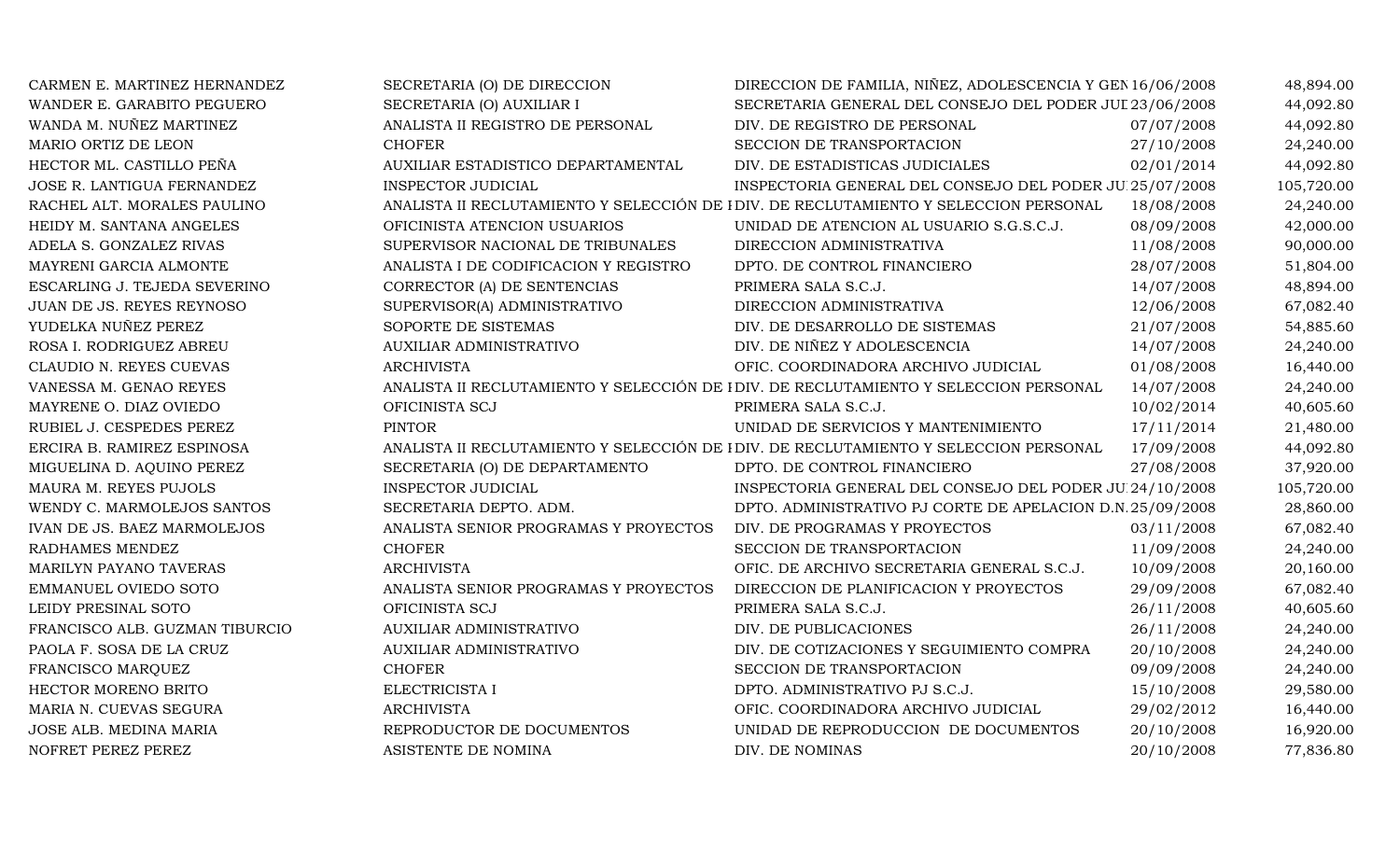| | | | | |
|---|---|---|---|---|
| CARMEN E. MARTINEZ HERNANDEZ | SECRETARIA (O) DE DIRECCION | DIRECCION DE FAMILIA, NIÑEZ, ADOLESCENCIA Y GEN | 16/06/2008 | 48,894.00 |
| WANDER E. GARABITO PEGUERO | SECRETARIA (O) AUXILIAR I | SECRETARIA GENERAL DEL CONSEJO DEL PODER JUI | 23/06/2008 | 44,092.80 |
| WANDA M. NUÑEZ MARTINEZ | ANALISTA II REGISTRO DE PERSONAL | DIV. DE REGISTRO DE PERSONAL | 07/07/2008 | 44,092.80 |
| MARIO ORTIZ DE LEON | CHOFER | SECCION DE TRANSPORTACION | 27/10/2008 | 24,240.00 |
| HECTOR ML. CASTILLO PEÑA | AUXILIAR ESTADISTICO DEPARTAMENTAL | DIV. DE ESTADISTICAS JUDICIALES | 02/01/2014 | 44,092.80 |
| JOSE R. LANTIGUA FERNANDEZ | INSPECTOR JUDICIAL | INSPECTORIA GENERAL DEL CONSEJO DEL PODER JU | 25/07/2008 | 105,720.00 |
| RACHEL ALT. MORALES PAULINO | ANALISTA II RECLUTAMIENTO Y SELECCIÓN DE I | DIV. DE RECLUTAMIENTO Y SELECCION PERSONAL | 18/08/2008 | 24,240.00 |
| HEIDY M. SANTANA ANGELES | OFICINISTA ATENCION USUARIOS | UNIDAD DE ATENCION AL USUARIO S.G.S.C.J. | 08/09/2008 | 42,000.00 |
| ADELA S. GONZALEZ RIVAS | SUPERVISOR NACIONAL DE TRIBUNALES | DIRECCION ADMINISTRATIVA | 11/08/2008 | 90,000.00 |
| MAYRENI GARCIA ALMONTE | ANALISTA I DE CODIFICACION Y REGISTRO | DPTO. DE CONTROL FINANCIERO | 28/07/2008 | 51,804.00 |
| ESCARLING J. TEJEDA SEVERINO | CORRECTOR (A) DE SENTENCIAS | PRIMERA SALA S.C.J. | 14/07/2008 | 48,894.00 |
| JUAN DE JS. REYES REYNOSO | SUPERVISOR(A) ADMINISTRATIVO | DIRECCION ADMINISTRATIVA | 12/06/2008 | 67,082.40 |
| YUDELKA NUÑEZ PEREZ | SOPORTE DE SISTEMAS | DIV. DE DESARROLLO DE SISTEMAS | 21/07/2008 | 54,885.60 |
| ROSA I. RODRIGUEZ ABREU | AUXILIAR ADMINISTRATIVO | DIV. DE NIÑEZ Y ADOLESCENCIA | 14/07/2008 | 24,240.00 |
| CLAUDIO N. REYES CUEVAS | ARCHIVISTA | OFIC. COORDINADORA ARCHIVO JUDICIAL | 01/08/2008 | 16,440.00 |
| VANESSA M. GENAO REYES | ANALISTA II RECLUTAMIENTO Y SELECCIÓN DE I | DIV. DE RECLUTAMIENTO Y SELECCION PERSONAL | 14/07/2008 | 24,240.00 |
| MAYRENE O. DIAZ OVIEDO | OFICINISTA SCJ | PRIMERA SALA S.C.J. | 10/02/2014 | 40,605.60 |
| RUBIEL J. CESPEDES PEREZ | PINTOR | UNIDAD DE SERVICIOS Y MANTENIMIENTO | 17/11/2014 | 21,480.00 |
| ERCIRA B. RAMIREZ ESPINOSA | ANALISTA II RECLUTAMIENTO Y SELECCIÓN DE I | DIV. DE RECLUTAMIENTO Y SELECCION PERSONAL | 17/09/2008 | 44,092.80 |
| MIGUELINA D. AQUINO PEREZ | SECRETARIA (O) DE DEPARTAMENTO | DPTO. DE CONTROL FINANCIERO | 27/08/2008 | 37,920.00 |
| MAURA M. REYES PUJOLS | INSPECTOR JUDICIAL | INSPECTORIA GENERAL DEL CONSEJO DEL PODER JU | 24/10/2008 | 105,720.00 |
| WENDY C. MARMOLEJOS SANTOS | SECRETARIA DEPTO. ADM. | DPTO. ADMINISTRATIVO PJ CORTE DE APELACION D.N. | 25/09/2008 | 28,860.00 |
| IVAN DE JS. BAEZ MARMOLEJOS | ANALISTA SENIOR PROGRAMAS Y PROYECTOS | DIV. DE PROGRAMAS Y PROYECTOS | 03/11/2008 | 67,082.40 |
| RADHAMES MENDEZ | CHOFER | SECCION DE TRANSPORTACION | 11/09/2008 | 24,240.00 |
| MARILYN PAYANO TAVERAS | ARCHIVISTA | OFIC. DE ARCHIVO SECRETARIA GENERAL S.C.J. | 10/09/2008 | 20,160.00 |
| EMMANUEL OVIEDO SOTO | ANALISTA SENIOR PROGRAMAS Y PROYECTOS | DIRECCION DE PLANIFICACION Y PROYECTOS | 29/09/2008 | 67,082.40 |
| LEIDY PRESINAL SOTO | OFICINISTA SCJ | PRIMERA SALA S.C.J. | 26/11/2008 | 40,605.60 |
| FRANCISCO ALB. GUZMAN TIBURCIO | AUXILIAR ADMINISTRATIVO | DIV. DE PUBLICACIONES | 26/11/2008 | 24,240.00 |
| PAOLA F. SOSA DE LA CRUZ | AUXILIAR ADMINISTRATIVO | DIV. DE COTIZACIONES Y SEGUIMIENTO COMPRA | 20/10/2008 | 24,240.00 |
| FRANCISCO MARQUEZ | CHOFER | SECCION DE TRANSPORTACION | 09/09/2008 | 24,240.00 |
| HECTOR MORENO BRITO | ELECTRICISTA I | DPTO. ADMINISTRATIVO PJ S.C.J. | 15/10/2008 | 29,580.00 |
| MARIA N. CUEVAS SEGURA | ARCHIVISTA | OFIC. COORDINADORA ARCHIVO JUDICIAL | 29/02/2012 | 16,440.00 |
| JOSE ALB. MEDINA MARIA | REPRODUCTOR DE DOCUMENTOS | UNIDAD DE REPRODUCCION DE DOCUMENTOS | 20/10/2008 | 16,920.00 |
| NOFRET PEREZ PEREZ | ASISTENTE DE NOMINA | DIV. DE NOMINAS | 20/10/2008 | 77,836.80 |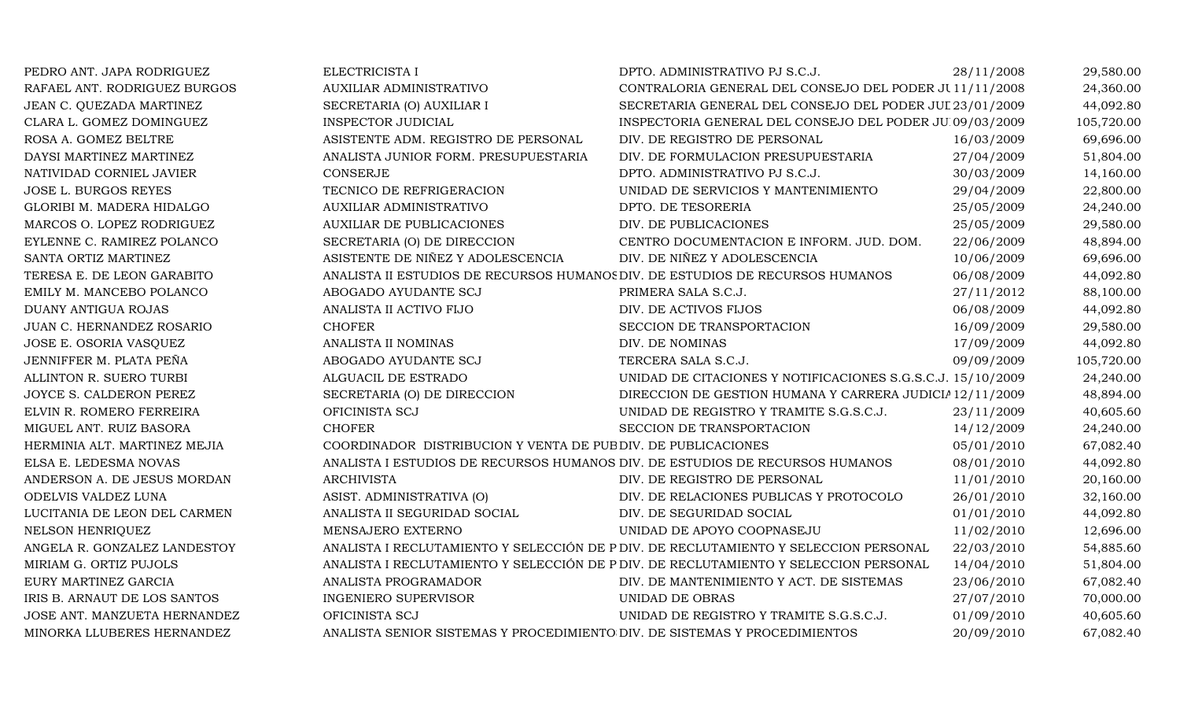| | | | | |
|---|---|---|---|---|
| PEDRO ANT. JAPA RODRIGUEZ | ELECTRICISTA I | DPTO. ADMINISTRATIVO PJ S.C.J. | 28/11/2008 | 29,580.00 |
| RAFAEL ANT. RODRIGUEZ BURGOS | AUXILIAR ADMINISTRATIVO | CONTRALORIA GENERAL DEL CONSEJO DEL PODER JU | 11/11/2008 | 24,360.00 |
| JEAN C. QUEZADA MARTINEZ | SECRETARIA (O) AUXILIAR I | SECRETARIA GENERAL DEL CONSEJO DEL PODER JUI | 23/01/2009 | 44,092.80 |
| CLARA L. GOMEZ DOMINGUEZ | INSPECTOR JUDICIAL | INSPECTORIA GENERAL DEL CONSEJO DEL PODER JU | 09/03/2009 | 105,720.00 |
| ROSA A. GOMEZ BELTRE | ASISTENTE ADM. REGISTRO DE PERSONAL | DIV. DE REGISTRO DE PERSONAL | 16/03/2009 | 69,696.00 |
| DAYSI MARTINEZ MARTINEZ | ANALISTA JUNIOR FORM. PRESUPUESTARIA | DIV. DE FORMULACION PRESUPUESTARIA | 27/04/2009 | 51,804.00 |
| NATIVIDAD CORNIEL JAVIER | CONSERJE | DPTO. ADMINISTRATIVO PJ S.C.J. | 30/03/2009 | 14,160.00 |
| JOSE L. BURGOS REYES | TECNICO DE REFRIGERACION | UNIDAD DE SERVICIOS Y MANTENIMIENTO | 29/04/2009 | 22,800.00 |
| GLORIBI M. MADERA HIDALGO | AUXILIAR ADMINISTRATIVO | DPTO. DE TESORERIA | 25/05/2009 | 24,240.00 |
| MARCOS O. LOPEZ RODRIGUEZ | AUXILIAR DE PUBLICACIONES | DIV. DE PUBLICACIONES | 25/05/2009 | 29,580.00 |
| EYLENNE C. RAMIREZ POLANCO | SECRETARIA (O) DE DIRECCION | CENTRO DOCUMENTACION E INFORM. JUD. DOM. | 22/06/2009 | 48,894.00 |
| SANTA ORTIZ MARTINEZ | ASISTENTE DE NIÑEZ Y ADOLESCENCIA | DIV. DE NIÑEZ Y ADOLESCENCIA | 10/06/2009 | 69,696.00 |
| TERESA E. DE LEON GARABITO | ANALISTA II ESTUDIOS DE RECURSOS HUMANOS | DIV. DE ESTUDIOS DE RECURSOS HUMANOS | 06/08/2009 | 44,092.80 |
| EMILY M. MANCEBO POLANCO | ABOGADO AYUDANTE SCJ | PRIMERA SALA S.C.J. | 27/11/2012 | 88,100.00 |
| DUANY ANTIGUA ROJAS | ANALISTA II ACTIVO FIJO | DIV. DE ACTIVOS FIJOS | 06/08/2009 | 44,092.80 |
| JUAN C. HERNANDEZ ROSARIO | CHOFER | SECCION DE TRANSPORTACION | 16/09/2009 | 29,580.00 |
| JOSE E. OSORIA VASQUEZ | ANALISTA II NOMINAS | DIV. DE NOMINAS | 17/09/2009 | 44,092.80 |
| JENNIFFER M. PLATA PEÑA | ABOGADO AYUDANTE SCJ | TERCERA SALA S.C.J. | 09/09/2009 | 105,720.00 |
| ALLINTON R. SUERO TURBI | ALGUACIL DE ESTRADO | UNIDAD DE CITACIONES Y NOTIFICACIONES S.G.S.C.J. | 15/10/2009 | 24,240.00 |
| JOYCE S. CALDERON PEREZ | SECRETARIA (O) DE DIRECCION | DIRECCION DE GESTION HUMANA Y CARRERA JUDICIA | 12/11/2009 | 48,894.00 |
| ELVIN R. ROMERO FERREIRA | OFICINISTA SCJ | UNIDAD DE REGISTRO Y TRAMITE S.G.S.C.J. | 23/11/2009 | 40,605.60 |
| MIGUEL ANT. RUIZ BASORA | CHOFER | SECCION DE TRANSPORTACION | 14/12/2009 | 24,240.00 |
| HERMINIA ALT. MARTINEZ MEJIA | COORDINADOR DISTRIBUCION Y VENTA DE PUB | DIV. DE PUBLICACIONES | 05/01/2010 | 67,082.40 |
| ELSA E. LEDESMA NOVAS | ANALISTA I ESTUDIOS DE RECURSOS HUMANOS | DIV. DE ESTUDIOS DE RECURSOS HUMANOS | 08/01/2010 | 44,092.80 |
| ANDERSON A. DE JESUS MORDAN | ARCHIVISTA | DIV. DE REGISTRO DE PERSONAL | 11/01/2010 | 20,160.00 |
| ODELVIS VALDEZ LUNA | ASIST. ADMINISTRATIVA (O) | DIV. DE RELACIONES PUBLICAS Y PROTOCOLO | 26/01/2010 | 32,160.00 |
| LUCITANIA DE LEON DEL CARMEN | ANALISTA II SEGURIDAD SOCIAL | DIV. DE SEGURIDAD SOCIAL | 01/01/2010 | 44,092.80 |
| NELSON HENRIQUEZ | MENSAJERO EXTERNO | UNIDAD DE APOYO COOPNASEJU | 11/02/2010 | 12,696.00 |
| ANGELA R. GONZALEZ LANDESTOY | ANALISTA I RECLUTAMIENTO Y SELECCIÓN DE P | DIV. DE RECLUTAMIENTO Y SELECCION PERSONAL | 22/03/2010 | 54,885.60 |
| MIRIAM G. ORTIZ PUJOLS | ANALISTA I RECLUTAMIENTO Y SELECCIÓN DE P | DIV. DE RECLUTAMIENTO Y SELECCION PERSONAL | 14/04/2010 | 51,804.00 |
| EURY MARTINEZ GARCIA | ANALISTA PROGRAMADOR | DIV. DE MANTENIMIENTO Y ACT. DE SISTEMAS | 23/06/2010 | 67,082.40 |
| IRIS B. ARNAUT DE LOS SANTOS | INGENIERO SUPERVISOR | UNIDAD DE OBRAS | 27/07/2010 | 70,000.00 |
| JOSE ANT. MANZUETA HERNANDEZ | OFICINISTA SCJ | UNIDAD DE REGISTRO Y TRAMITE S.G.S.C.J. | 01/09/2010 | 40,605.60 |
| MINORKA LLUBERES HERNANDEZ | ANALISTA SENIOR SISTEMAS Y PROCEDIMIENTO | DIV. DE SISTEMAS Y PROCEDIMIENTOS | 20/09/2010 | 67,082.40 |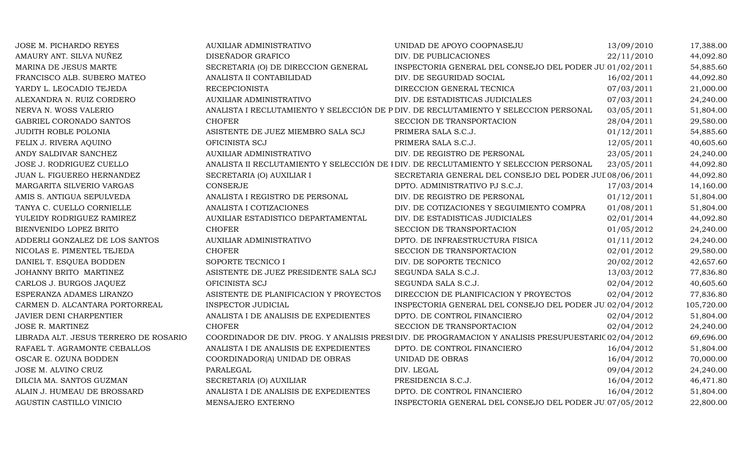| | | | | |
|---|---|---|---|---|
| JOSE M. PICHARDO REYES | AUXILIAR ADMINISTRATIVO | UNIDAD DE APOYO COOPNASEJU | 13/09/2010 | 17,388.00 |
| AMAURY ANT. SILVA NUÑEZ | DISEÑADOR GRAFICO | DIV. DE PUBLICACIONES | 22/11/2010 | 44,092.80 |
| MARINA DE JESUS MARTE | SECRETARIA (O) DE DIRECCION GENERAL | INSPECTORIA GENERAL DEL CONSEJO DEL PODER JU | 01/02/2011 | 54,885.60 |
| FRANCISCO ALB. SUBERO MATEO | ANALISTA II CONTABILIDAD | DIV. DE SEGURIDAD SOCIAL | 16/02/2011 | 44,092.80 |
| YARDY L. LEOCADIO TEJEDA | RECEPCIONISTA | DIRECCION GENERAL TECNICA | 07/03/2011 | 21,000.00 |
| ALEXANDRA N. RUIZ CORDERO | AUXILIAR ADMINISTRATIVO | DIV. DE ESTADISTICAS JUDICIALES | 07/03/2011 | 24,240.00 |
| NERVA N. WOSS VALERIO | ANALISTA I RECLUTAMIENTO Y SELECCIÓN DE P | DIV. DE RECLUTAMIENTO Y SELECCION PERSONAL | 03/05/2011 | 51,804.00 |
| GABRIEL CORONADO SANTOS | CHOFER | SECCION DE TRANSPORTACION | 28/04/2011 | 29,580.00 |
| JUDITH ROBLE POLONIA | ASISTENTE DE JUEZ MIEMBRO SALA SCJ | PRIMERA SALA S.C.J. | 01/12/2011 | 54,885.60 |
| FELIX J. RIVERA AQUINO | OFICINISTA SCJ | PRIMERA SALA S.C.J. | 12/05/2011 | 40,605.60 |
| ANDY SALDIVAR SANCHEZ | AUXILIAR ADMINISTRATIVO | DIV. DE REGISTRO DE PERSONAL | 23/05/2011 | 24,240.00 |
| JOSE J. RODRIGUEZ CUELLO | ANALISTA II RECLUTAMIENTO Y SELECCIÓN DE I | DIV. DE RECLUTAMIENTO Y SELECCION PERSONAL | 23/05/2011 | 44,092.80 |
| JUAN L. FIGUEREO HERNANDEZ | SECRETARIA (O) AUXILIAR I | SECRETARIA GENERAL DEL CONSEJO DEL PODER JUI | 08/06/2011 | 44,092.80 |
| MARGARITA SILVERIO VARGAS | CONSERJE | DPTO. ADMINISTRATIVO PJ S.C.J. | 17/03/2014 | 14,160.00 |
| AMIS S. ANTIGUA SEPULVEDA | ANALISTA I REGISTRO DE PERSONAL | DIV. DE REGISTRO DE PERSONAL | 01/12/2011 | 51,804.00 |
| TANYA C. CUELLO CORNIELLE | ANALISTA I COTIZACIONES | DIV. DE COTIZACIONES Y SEGUIMIENTO COMPRA | 01/08/2011 | 51,804.00 |
| YULEIDY RODRIGUEZ RAMIREZ | AUXILIAR ESTADISTICO DEPARTAMENTAL | DIV. DE ESTADISTICAS JUDICIALES | 02/01/2014 | 44,092.80 |
| BIENVENIDO LOPEZ BRITO | CHOFER | SECCION DE TRANSPORTACION | 01/05/2012 | 24,240.00 |
| ADDERLI GONZALEZ DE LOS SANTOS | AUXILIAR ADMINISTRATIVO | DPTO. DE INFRAESTRUCTURA FISICA | 01/11/2012 | 24,240.00 |
| NICOLAS E. PIMENTEL TEJEDA | CHOFER | SECCION DE TRANSPORTACION | 02/01/2012 | 29,580.00 |
| DANIEL T. ESQUEA BODDEN | SOPORTE TECNICO I | DIV. DE SOPORTE TECNICO | 20/02/2012 | 42,657.60 |
| JOHANNY BRITO MARTINEZ | ASISTENTE DE JUEZ PRESIDENTE SALA SCJ | SEGUNDA SALA S.C.J. | 13/03/2012 | 77,836.80 |
| CARLOS J. BURGOS JAQUEZ | OFICINISTA SCJ | SEGUNDA SALA S.C.J. | 02/04/2012 | 40,605.60 |
| ESPERANZA ADAMES LIRANZO | ASISTENTE DE PLANIFICACION Y PROYECTOS | DIRECCION DE PLANIFICACION Y PROYECTOS | 02/04/2012 | 77,836.80 |
| CARMEN D. ALCANTARA PORTORREAL | INSPECTOR JUDICIAL | INSPECTORIA GENERAL DEL CONSEJO DEL PODER JU | 02/04/2012 | 105,720.00 |
| JAVIER DENI CHARPENTIER | ANALISTA I DE ANALISIS DE EXPEDIENTES | DPTO. DE CONTROL FINANCIERO | 02/04/2012 | 51,804.00 |
| JOSE R. MARTINEZ | CHOFER | SECCION DE TRANSPORTACION | 02/04/2012 | 24,240.00 |
| LIBRADA ALT. JESUS TERRERO DE ROSARIO | COORDINADOR DE DIV. PROG. Y ANALISIS PRESU | DIV. DE PROGRAMACION Y ANALISIS PRESUPUESTARIO | 02/04/2012 | 69,696.00 |
| RAFAEL T. AGRAMONTE CEBALLOS | ANALISTA I DE ANALISIS DE EXPEDIENTES | DPTO. DE CONTROL FINANCIERO | 16/04/2012 | 51,804.00 |
| OSCAR E. OZUNA BODDEN | COORDINADOR(A) UNIDAD DE OBRAS | UNIDAD DE OBRAS | 16/04/2012 | 70,000.00 |
| JOSE M. ALVINO CRUZ | PARALEGAL | DIV. LEGAL | 09/04/2012 | 24,240.00 |
| DILCIA MA. SANTOS GUZMAN | SECRETARIA (O) AUXILIAR | PRESIDENCIA S.C.J. | 16/04/2012 | 46,471.80 |
| ALAIN J. HUMEAU DE BROSSARD | ANALISTA I DE ANALISIS DE EXPEDIENTES | DPTO. DE CONTROL FINANCIERO | 16/04/2012 | 51,804.00 |
| AGUSTIN CASTILLO VINICIO | MENSAJERO EXTERNO | INSPECTORIA GENERAL DEL CONSEJO DEL PODER JU | 07/05/2012 | 22,800.00 |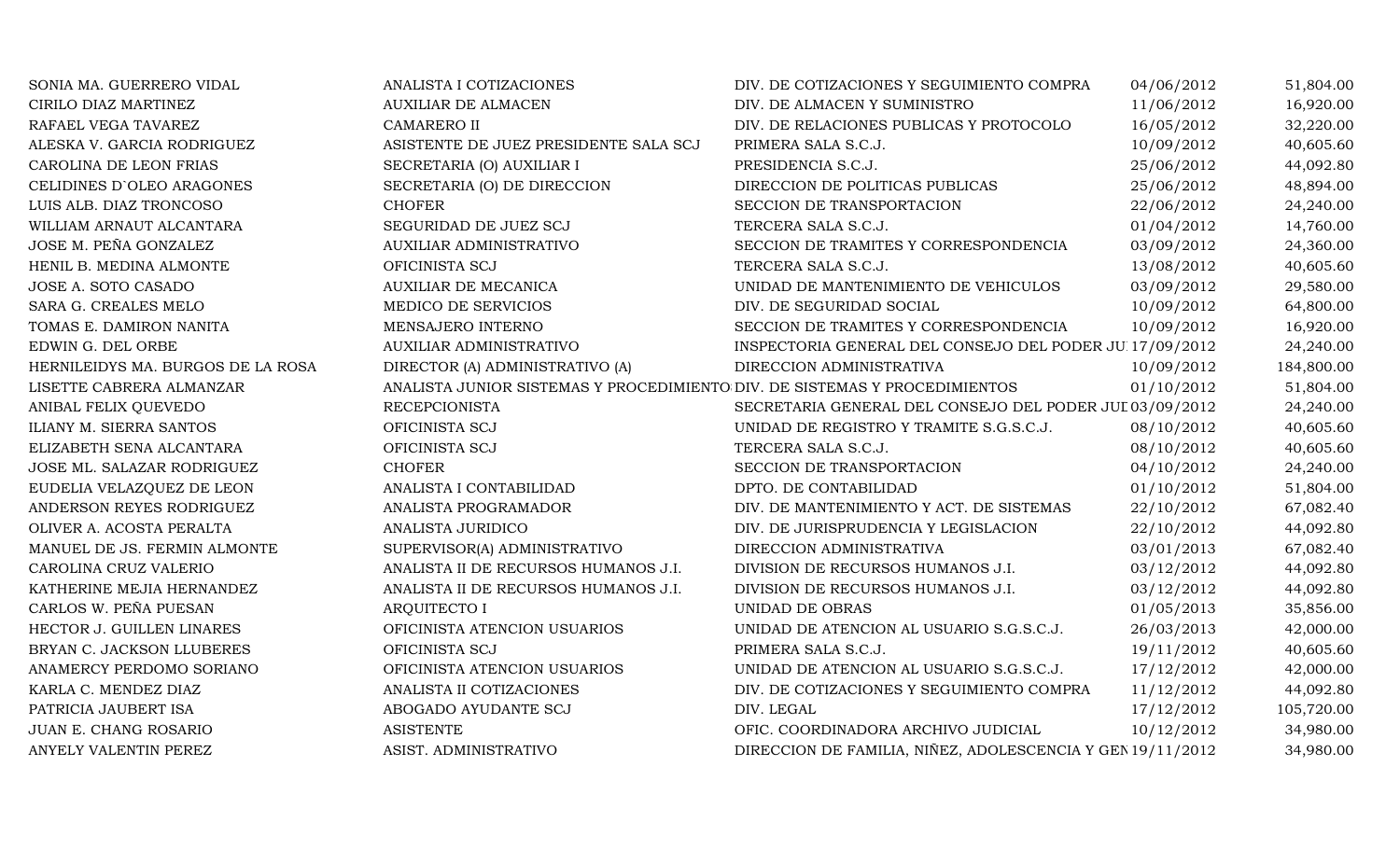| | | | | |
|---|---|---|---|---|
| SONIA MA. GUERRERO VIDAL | ANALISTA I COTIZACIONES | DIV. DE COTIZACIONES Y SEGUIMIENTO COMPRA | 04/06/2012 | 51,804.00 |
| CIRILO DIAZ MARTINEZ | AUXILIAR DE ALMACEN | DIV. DE ALMACEN Y SUMINISTRO | 11/06/2012 | 16,920.00 |
| RAFAEL VEGA TAVAREZ | CAMARERO II | DIV. DE RELACIONES PUBLICAS Y PROTOCOLO | 16/05/2012 | 32,220.00 |
| ALESKA V. GARCIA RODRIGUEZ | ASISTENTE DE JUEZ PRESIDENTE SALA SCJ | PRIMERA SALA S.C.J. | 10/09/2012 | 40,605.60 |
| CAROLINA DE LEON FRIAS | SECRETARIA (O) AUXILIAR I | PRESIDENCIA S.C.J. | 25/06/2012 | 44,092.80 |
| CELIDINES D`OLEO ARAGONES | SECRETARIA (O) DE DIRECCION | DIRECCION DE POLITICAS PUBLICAS | 25/06/2012 | 48,894.00 |
| LUIS ALB. DIAZ TRONCOSO | CHOFER | SECCION DE TRANSPORTACION | 22/06/2012 | 24,240.00 |
| WILLIAM ARNAUT ALCANTARA | SEGURIDAD DE JUEZ SCJ | TERCERA SALA S.C.J. | 01/04/2012 | 14,760.00 |
| JOSE M. PEÑA GONZALEZ | AUXILIAR ADMINISTRATIVO | SECCION DE TRAMITES Y CORRESPONDENCIA | 03/09/2012 | 24,360.00 |
| HENIL B. MEDINA ALMONTE | OFICINISTA SCJ | TERCERA SALA S.C.J. | 13/08/2012 | 40,605.60 |
| JOSE A. SOTO CASADO | AUXILIAR DE MECANICA | UNIDAD DE MANTENIMIENTO DE VEHICULOS | 03/09/2012 | 29,580.00 |
| SARA G. CREALES MELO | MEDICO DE SERVICIOS | DIV. DE SEGURIDAD SOCIAL | 10/09/2012 | 64,800.00 |
| TOMAS E. DAMIRON NANITA | MENSAJERO INTERNO | SECCION DE TRAMITES Y CORRESPONDENCIA | 10/09/2012 | 16,920.00 |
| EDWIN G. DEL ORBE | AUXILIAR ADMINISTRATIVO | INSPECTORIA GENERAL DEL CONSEJO DEL PODER JU | 17/09/2012 | 24,240.00 |
| HERNILEIDYS MA. BURGOS DE LA ROSA | DIRECTOR (A) ADMINISTRATIVO (A) | DIRECCION ADMINISTRATIVA | 10/09/2012 | 184,800.00 |
| LISETTE CABRERA ALMANZAR | ANALISTA JUNIOR SISTEMAS Y PROCEDIMIENTO | DIV. DE SISTEMAS Y PROCEDIMIENTOS | 01/10/2012 | 51,804.00 |
| ANIBAL FELIX QUEVEDO | RECEPCIONISTA | SECRETARIA GENERAL DEL CONSEJO DEL PODER JUI | 03/09/2012 | 24,240.00 |
| ILIANY M. SIERRA SANTOS | OFICINISTA SCJ | UNIDAD DE REGISTRO Y TRAMITE S.G.S.C.J. | 08/10/2012 | 40,605.60 |
| ELIZABETH SENA ALCANTARA | OFICINISTA SCJ | TERCERA SALA S.C.J. | 08/10/2012 | 40,605.60 |
| JOSE ML. SALAZAR RODRIGUEZ | CHOFER | SECCION DE TRANSPORTACION | 04/10/2012 | 24,240.00 |
| EUDELIA VELAZQUEZ DE LEON | ANALISTA I CONTABILIDAD | DPTO. DE CONTABILIDAD | 01/10/2012 | 51,804.00 |
| ANDERSON REYES RODRIGUEZ | ANALISTA PROGRAMADOR | DIV. DE MANTENIMIENTO Y ACT. DE SISTEMAS | 22/10/2012 | 67,082.40 |
| OLIVER A. ACOSTA PERALTA | ANALISTA JURIDICO | DIV. DE JURISPRUDENCIA Y LEGISLACION | 22/10/2012 | 44,092.80 |
| MANUEL DE JS. FERMIN ALMONTE | SUPERVISOR(A) ADMINISTRATIVO | DIRECCION ADMINISTRATIVA | 03/01/2013 | 67,082.40 |
| CAROLINA CRUZ VALERIO | ANALISTA II DE RECURSOS HUMANOS J.I. | DIVISION DE RECURSOS HUMANOS J.I. | 03/12/2012 | 44,092.80 |
| KATHERINE MEJIA HERNANDEZ | ANALISTA II DE RECURSOS HUMANOS J.I. | DIVISION DE RECURSOS HUMANOS J.I. | 03/12/2012 | 44,092.80 |
| CARLOS W. PEÑA PUESAN | ARQUITECTO I | UNIDAD DE OBRAS | 01/05/2013 | 35,856.00 |
| HECTOR J. GUILLEN LINARES | OFICINISTA ATENCION USUARIOS | UNIDAD DE ATENCION AL USUARIO S.G.S.C.J. | 26/03/2013 | 42,000.00 |
| BRYAN C. JACKSON LLUBERES | OFICINISTA SCJ | PRIMERA SALA S.C.J. | 19/11/2012 | 40,605.60 |
| ANAMERCY PERDOMO SORIANO | OFICINISTA ATENCION USUARIOS | UNIDAD DE ATENCION AL USUARIO S.G.S.C.J. | 17/12/2012 | 42,000.00 |
| KARLA C. MENDEZ DIAZ | ANALISTA II COTIZACIONES | DIV. DE COTIZACIONES Y SEGUIMIENTO COMPRA | 11/12/2012 | 44,092.80 |
| PATRICIA JAUBERT ISA | ABOGADO AYUDANTE SCJ | DIV. LEGAL | 17/12/2012 | 105,720.00 |
| JUAN E. CHANG ROSARIO | ASISTENTE | OFIC. COORDINADORA ARCHIVO JUDICIAL | 10/12/2012 | 34,980.00 |
| ANYELY VALENTIN PEREZ | ASIST. ADMINISTRATIVO | DIRECCION DE FAMILIA, NIÑEZ, ADOLESCENCIA Y GEN | 19/11/2012 | 34,980.00 |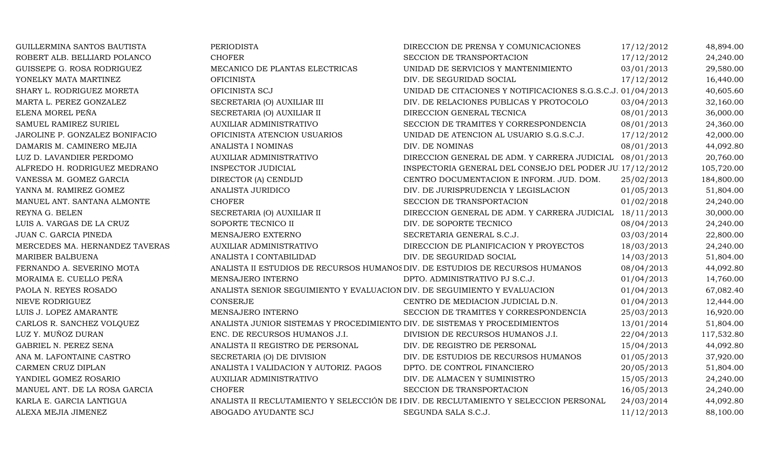| | | | | |
|---|---|---|---|---|
| GUILLERMINA SANTOS BAUTISTA | PERIODISTA | DIRECCION DE PRENSA Y COMUNICACIONES | 17/12/2012 | 48,894.00 |
| ROBERT ALB. BELLIARD POLANCO | CHOFER | SECCION DE TRANSPORTACION | 17/12/2012 | 24,240.00 |
| GUISSEPE G. ROSA RODRIGUEZ | MECANICO DE PLANTAS ELECTRICAS | UNIDAD DE SERVICIOS Y MANTENIMIENTO | 03/01/2013 | 29,580.00 |
| YONELKY MATA MARTINEZ | OFICINISTA | DIV. DE SEGURIDAD SOCIAL | 17/12/2012 | 16,440.00 |
| SHARY L. RODRIGUEZ MORETA | OFICINISTA SCJ | UNIDAD DE CITACIONES Y NOTIFICACIONES S.G.S.C.J. | 01/04/2013 | 40,605.60 |
| MARTA L. PEREZ GONZALEZ | SECRETARIA (O) AUXILIAR III | DIV. DE RELACIONES PUBLICAS Y PROTOCOLO | 03/04/2013 | 32,160.00 |
| ELENA MOREL PEÑA | SECRETARIA (O) AUXILIAR II | DIRECCION GENERAL TECNICA | 08/01/2013 | 36,000.00 |
| SAMUEL RAMIREZ SURIEL | AUXILIAR ADMINISTRATIVO | SECCION DE TRAMITES Y CORRESPONDENCIA | 08/01/2013 | 24,360.00 |
| JAROLINE P. GONZALEZ BONIFACIO | OFICINISTA ATENCION USUARIOS | UNIDAD DE ATENCION AL USUARIO S.G.S.C.J. | 17/12/2012 | 42,000.00 |
| DAMARIS M. CAMINERO MEJIA | ANALISTA I NOMINAS | DIV. DE NOMINAS | 08/01/2013 | 44,092.80 |
| LUZ D. LAVANDIER PERDOMO | AUXILIAR ADMINISTRATIVO | DIRECCION GENERAL DE ADM. Y CARRERA JUDICIAL | 08/01/2013 | 20,760.00 |
| ALFREDO H. RODRIGUEZ MEDRANO | INSPECTOR JUDICIAL | INSPECTORIA GENERAL DEL CONSEJO DEL PODER JU | 17/12/2012 | 105,720.00 |
| VANESSA M. GOMEZ GARCIA | DIRECTOR (A) CENDIJD | CENTRO DOCUMENTACION E INFORM. JUD. DOM. | 25/02/2013 | 184,800.00 |
| YANNA M. RAMIREZ GOMEZ | ANALISTA JURIDICO | DIV. DE JURISPRUDENCIA Y LEGISLACION | 01/05/2013 | 51,804.00 |
| MANUEL ANT. SANTANA ALMONTE | CHOFER | SECCION DE TRANSPORTACION | 01/02/2018 | 24,240.00 |
| REYNA G. BELEN | SECRETARIA (O) AUXILIAR II | DIRECCION GENERAL DE ADM. Y CARRERA JUDICIAL | 18/11/2013 | 30,000.00 |
| LUIS A. VARGAS DE LA CRUZ | SOPORTE TECNICO II | DIV. DE SOPORTE TECNICO | 08/04/2013 | 24,240.00 |
| JUAN C. GARCIA PINEDA | MENSAJERO EXTERNO | SECRETARIA GENERAL S.C.J. | 03/03/2014 | 22,800.00 |
| MERCEDES MA. HERNANDEZ TAVERAS | AUXILIAR ADMINISTRATIVO | DIRECCION DE PLANIFICACION Y PROYECTOS | 18/03/2013 | 24,240.00 |
| MARIBER BALBUENA | ANALISTA I CONTABILIDAD | DIV. DE SEGURIDAD SOCIAL | 14/03/2013 | 51,804.00 |
| FERNANDO A. SEVERINO MOTA | ANALISTA II ESTUDIOS DE RECURSOS HUMANOS | DIV. DE ESTUDIOS DE RECURSOS HUMANOS | 08/04/2013 | 44,092.80 |
| MORAIMA E. CUELLO PEÑA | MENSAJERO INTERNO | DPTO. ADMINISTRATIVO PJ S.C.J. | 01/04/2013 | 14,760.00 |
| PAOLA N. REYES ROSADO | ANALISTA SENIOR SEGUIMIENTO Y EVALUACION | DIV. DE SEGUIMIENTO Y EVALUACION | 01/04/2013 | 67,082.40 |
| NIEVE RODRIGUEZ | CONSERJE | CENTRO DE MEDIACION JUDICIAL D.N. | 01/04/2013 | 12,444.00 |
| LUIS J. LOPEZ AMARANTE | MENSAJERO INTERNO | SECCION DE TRAMITES Y CORRESPONDENCIA | 25/03/2013 | 16,920.00 |
| CARLOS R. SANCHEZ VOLQUEZ | ANALISTA JUNIOR SISTEMAS Y PROCEDIMIENTO | DIV. DE SISTEMAS Y PROCEDIMIENTOS | 13/01/2014 | 51,804.00 |
| LUZ Y. MUÑOZ DURAN | ENC. DE RECURSOS HUMANOS J.I. | DIVISION DE RECURSOS HUMANOS J.I. | 22/04/2013 | 117,532.80 |
| GABRIEL N. PEREZ SENA | ANALISTA II REGISTRO DE PERSONAL | DIV. DE REGISTRO DE PERSONAL | 15/04/2013 | 44,092.80 |
| ANA M. LAFONTAINE CASTRO | SECRETARIA (O) DE DIVISION | DIV. DE ESTUDIOS DE RECURSOS HUMANOS | 01/05/2013 | 37,920.00 |
| CARMEN CRUZ DIPLAN | ANALISTA I VALIDACION Y AUTORIZ. PAGOS | DPTO. DE CONTROL FINANCIERO | 20/05/2013 | 51,804.00 |
| YANDIEL GOMEZ ROSARIO | AUXILIAR ADMINISTRATIVO | DIV. DE ALMACEN Y SUMINISTRO | 15/05/2013 | 24,240.00 |
| MANUEL ANT. DE LA ROSA GARCIA | CHOFER | SECCION DE TRANSPORTACION | 16/05/2013 | 24,240.00 |
| KARLA E. GARCIA LANTIGUA | ANALISTA II RECLUTAMIENTO Y SELECCIÓN DE I | DIV. DE RECLUTAMIENTO Y SELECCION PERSONAL | 24/03/2014 | 44,092.80 |
| ALEXA MEJIA JIMENEZ | ABOGADO AYUDANTE SCJ | SEGUNDA SALA S.C.J. | 11/12/2013 | 88,100.00 |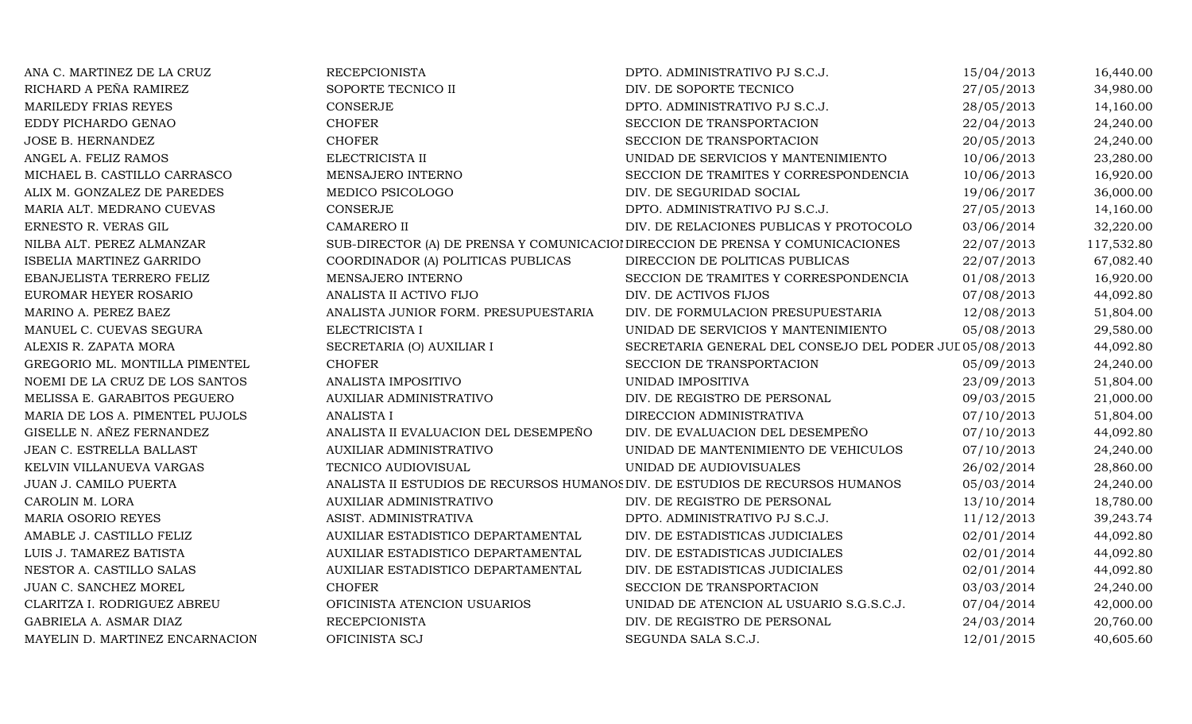| | | | | |
|---|---|---|---|---|
| ANA C. MARTINEZ DE LA CRUZ | RECEPCIONISTA | DPTO. ADMINISTRATIVO PJ S.C.J. | 15/04/2013 | 16,440.00 |
| RICHARD A PEÑA RAMIREZ | SOPORTE TECNICO II | DIV. DE SOPORTE TECNICO | 27/05/2013 | 34,980.00 |
| MARILEDY FRIAS REYES | CONSERJE | DPTO. ADMINISTRATIVO PJ S.C.J. | 28/05/2013 | 14,160.00 |
| EDDY PICHARDO GENAO | CHOFER | SECCION DE TRANSPORTACION | 22/04/2013 | 24,240.00 |
| JOSE B. HERNANDEZ | CHOFER | SECCION DE TRANSPORTACION | 20/05/2013 | 24,240.00 |
| ANGEL A. FELIZ RAMOS | ELECTRICISTA II | UNIDAD DE SERVICIOS Y MANTENIMIENTO | 10/06/2013 | 23,280.00 |
| MICHAEL B. CASTILLO CARRASCO | MENSAJERO INTERNO | SECCION DE TRAMITES Y CORRESPONDENCIA | 10/06/2013 | 16,920.00 |
| ALIX M. GONZALEZ DE PAREDES | MEDICO PSICOLOGO | DIV. DE SEGURIDAD SOCIAL | 19/06/2017 | 36,000.00 |
| MARIA ALT. MEDRANO CUEVAS | CONSERJE | DPTO. ADMINISTRATIVO PJ S.C.J. | 27/05/2013 | 14,160.00 |
| ERNESTO R. VERAS GIL | CAMARERO II | DIV. DE RELACIONES PUBLICAS Y PROTOCOLO | 03/06/2014 | 32,220.00 |
| NILBA ALT. PEREZ ALMANZAR | SUB-DIRECTOR (A) DE PRENSA Y COMUNICACIO | DIRECCION DE PRENSA Y COMUNICACIONES | 22/07/2013 | 117,532.80 |
| ISBELIA MARTINEZ GARRIDO | COORDINADOR (A) POLITICAS PUBLICAS | DIRECCION DE POLITICAS PUBLICAS | 22/07/2013 | 67,082.40 |
| EBANJELISTA TERRERO FELIZ | MENSAJERO INTERNO | SECCION DE TRAMITES Y CORRESPONDENCIA | 01/08/2013 | 16,920.00 |
| EUROMAR HEYER ROSARIO | ANALISTA II ACTIVO FIJO | DIV. DE ACTIVOS FIJOS | 07/08/2013 | 44,092.80 |
| MARINO A. PEREZ BAEZ | ANALISTA JUNIOR FORM. PRESUPUESTARIA | DIV. DE FORMULACION PRESUPUESTARIA | 12/08/2013 | 51,804.00 |
| MANUEL C. CUEVAS SEGURA | ELECTRICISTA I | UNIDAD DE SERVICIOS Y MANTENIMIENTO | 05/08/2013 | 29,580.00 |
| ALEXIS R. ZAPATA MORA | SECRETARIA (O) AUXILIAR I | SECRETARIA GENERAL DEL CONSEJO DEL PODER JUI | 05/08/2013 | 44,092.80 |
| GREGORIO ML. MONTILLA PIMENTEL | CHOFER | SECCION DE TRANSPORTACION | 05/09/2013 | 24,240.00 |
| NOEMI DE LA CRUZ DE LOS SANTOS | ANALISTA IMPOSITIVO | UNIDAD IMPOSITIVA | 23/09/2013 | 51,804.00 |
| MELISSA E. GARABITOS PEGUERO | AUXILIAR ADMINISTRATIVO | DIV. DE REGISTRO DE PERSONAL | 09/03/2015 | 21,000.00 |
| MARIA DE LOS A. PIMENTEL PUJOLS | ANALISTA I | DIRECCION ADMINISTRATIVA | 07/10/2013 | 51,804.00 |
| GISELLE N. AÑEZ FERNANDEZ | ANALISTA II EVALUACION DEL DESEMPEÑO | DIV. DE EVALUACION DEL DESEMPEÑO | 07/10/2013 | 44,092.80 |
| JEAN C. ESTRELLA BALLAST | AUXILIAR ADMINISTRATIVO | UNIDAD DE MANTENIMIENTO DE VEHICULOS | 07/10/2013 | 24,240.00 |
| KELVIN VILLANUEVA VARGAS | TECNICO AUDIOVISUAL | UNIDAD DE AUDIOVISUALES | 26/02/2014 | 28,860.00 |
| JUAN J. CAMILO PUERTA | ANALISTA II ESTUDIOS DE RECURSOS HUMANOS | DIV. DE ESTUDIOS DE RECURSOS HUMANOS | 05/03/2014 | 24,240.00 |
| CAROLIN M. LORA | AUXILIAR ADMINISTRATIVO | DIV. DE REGISTRO DE PERSONAL | 13/10/2014 | 18,780.00 |
| MARIA OSORIO REYES | ASIST. ADMINISTRATIVA | DPTO. ADMINISTRATIVO PJ S.C.J. | 11/12/2013 | 39,243.74 |
| AMABLE J. CASTILLO FELIZ | AUXILIAR ESTADISTICO DEPARTAMENTAL | DIV. DE ESTADISTICAS JUDICIALES | 02/01/2014 | 44,092.80 |
| LUIS J. TAMAREZ BATISTA | AUXILIAR ESTADISTICO DEPARTAMENTAL | DIV. DE ESTADISTICAS JUDICIALES | 02/01/2014 | 44,092.80 |
| NESTOR A. CASTILLO SALAS | AUXILIAR ESTADISTICO DEPARTAMENTAL | DIV. DE ESTADISTICAS JUDICIALES | 02/01/2014 | 44,092.80 |
| JUAN C. SANCHEZ MOREL | CHOFER | SECCION DE TRANSPORTACION | 03/03/2014 | 24,240.00 |
| CLARITZA I. RODRIGUEZ ABREU | OFICINISTA ATENCION USUARIOS | UNIDAD DE ATENCION AL USUARIO S.G.S.C.J. | 07/04/2014 | 42,000.00 |
| GABRIELA A. ASMAR DIAZ | RECEPCIONISTA | DIV. DE REGISTRO DE PERSONAL | 24/03/2014 | 20,760.00 |
| MAYELIN D. MARTINEZ ENCARNACION | OFICINISTA SCJ | SEGUNDA SALA S.C.J. | 12/01/2015 | 40,605.60 |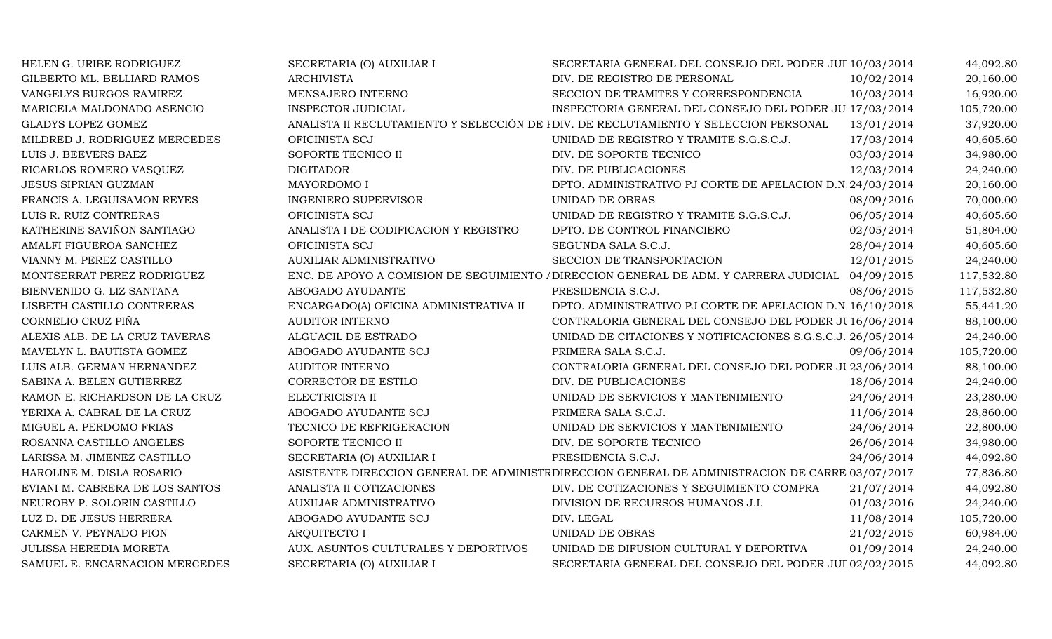| | | | | |
|---|---|---|---|---|
| HELEN G. URIBE RODRIGUEZ | SECRETARIA (O) AUXILIAR I | SECRETARIA GENERAL DEL CONSEJO DEL PODER JUI | 10/03/2014 | 44,092.80 |
| GILBERTO ML. BELLIARD RAMOS | ARCHIVISTA | DIV. DE REGISTRO DE PERSONAL | 10/02/2014 | 20,160.00 |
| VANGELYS BURGOS RAMIREZ | MENSAJERO INTERNO | SECCION DE TRAMITES Y CORRESPONDENCIA | 10/03/2014 | 16,920.00 |
| MARICELA MALDONADO ASENCIO | INSPECTOR JUDICIAL | INSPECTORIA GENERAL DEL CONSEJO DEL PODER JU | 17/03/2014 | 105,720.00 |
| GLADYS LOPEZ GOMEZ | ANALISTA II RECLUTAMIENTO Y SELECCIÓN DE I | DIV. DE RECLUTAMIENTO Y SELECCION PERSONAL | 13/01/2014 | 37,920.00 |
| MILDRED J. RODRIGUEZ MERCEDES | OFICINISTA SCJ | UNIDAD DE REGISTRO Y TRAMITE S.G.S.C.J. | 17/03/2014 | 40,605.60 |
| LUIS J. BEEVERS BAEZ | SOPORTE TECNICO II | DIV. DE SOPORTE TECNICO | 03/03/2014 | 34,980.00 |
| RICARLOS ROMERO VASQUEZ | DIGITADOR | DIV. DE PUBLICACIONES | 12/03/2014 | 24,240.00 |
| JESUS SIPRIAN GUZMAN | MAYORDOMO I | DPTO. ADMINISTRATIVO PJ CORTE DE APELACION D.N. | 24/03/2014 | 20,160.00 |
| FRANCIS A. LEGUISAMON REYES | INGENIERO SUPERVISOR | UNIDAD DE OBRAS | 08/09/2016 | 70,000.00 |
| LUIS R. RUIZ CONTRERAS | OFICINISTA SCJ | UNIDAD DE REGISTRO Y TRAMITE S.G.S.C.J. | 06/05/2014 | 40,605.60 |
| KATHERINE SAVIÑON SANTIAGO | ANALISTA I DE CODIFICACION Y REGISTRO | DPTO. DE CONTROL FINANCIERO | 02/05/2014 | 51,804.00 |
| AMALFI FIGUEROA SANCHEZ | OFICINISTA SCJ | SEGUNDA SALA S.C.J. | 28/04/2014 | 40,605.60 |
| VIANNY M. PEREZ CASTILLO | AUXILIAR ADMINISTRATIVO | SECCION DE TRANSPORTACION | 12/01/2015 | 24,240.00 |
| MONTSERRAT PEREZ RODRIGUEZ | ENC. DE APOYO A COMISION DE SEGUIMIENTO / | DIRECCION GENERAL DE ADM. Y CARRERA JUDICIAL | 04/09/2015 | 117,532.80 |
| BIENVENIDO G. LIZ SANTANA | ABOGADO AYUDANTE | PRESIDENCIA S.C.J. | 08/06/2015 | 117,532.80 |
| LISBETH CASTILLO CONTRERAS | ENCARGADO(A) OFICINA ADMINISTRATIVA II | DPTO. ADMINISTRATIVO PJ CORTE DE APELACION D.N. | 16/10/2018 | 55,441.20 |
| CORNELIO CRUZ PIÑA | AUDITOR INTERNO | CONTRALORIA GENERAL DEL CONSEJO DEL PODER JU | 16/06/2014 | 88,100.00 |
| ALEXIS ALB. DE LA CRUZ TAVERAS | ALGUACIL DE ESTRADO | UNIDAD DE CITACIONES Y NOTIFICACIONES S.G.S.C.J. | 26/05/2014 | 24,240.00 |
| MAVELYN L. BAUTISTA GOMEZ | ABOGADO AYUDANTE SCJ | PRIMERA SALA S.C.J. | 09/06/2014 | 105,720.00 |
| LUIS ALB. GERMAN HERNANDEZ | AUDITOR INTERNO | CONTRALORIA GENERAL DEL CONSEJO DEL PODER JU | 23/06/2014 | 88,100.00 |
| SABINA A. BELEN GUTIERREZ | CORRECTOR DE ESTILO | DIV. DE PUBLICACIONES | 18/06/2014 | 24,240.00 |
| RAMON E. RICHARDSON DE LA CRUZ | ELECTRICISTA II | UNIDAD DE SERVICIOS Y MANTENIMIENTO | 24/06/2014 | 23,280.00 |
| YERIXA A. CABRAL DE LA CRUZ | ABOGADO AYUDANTE SCJ | PRIMERA SALA S.C.J. | 11/06/2014 | 28,860.00 |
| MIGUEL A. PERDOMO FRIAS | TECNICO DE REFRIGERACION | UNIDAD DE SERVICIOS Y MANTENIMIENTO | 24/06/2014 | 22,800.00 |
| ROSANNA CASTILLO ANGELES | SOPORTE TECNICO II | DIV. DE SOPORTE TECNICO | 26/06/2014 | 34,980.00 |
| LARISSA M. JIMENEZ CASTILLO | SECRETARIA (O) AUXILIAR I | PRESIDENCIA S.C.J. | 24/06/2014 | 44,092.80 |
| HAROLINE M. DISLA ROSARIO | ASISTENTE DIRECCION GENERAL DE ADMINISTR | DIRECCION GENERAL DE ADMINISTRACION DE CARRE | 03/07/2017 | 77,836.80 |
| EVIANI M. CABRERA DE LOS SANTOS | ANALISTA II COTIZACIONES | DIV. DE COTIZACIONES Y SEGUIMIENTO COMPRA | 21/07/2014 | 44,092.80 |
| NEUROBY P. SOLORIN CASTILLO | AUXILIAR ADMINISTRATIVO | DIVISION DE RECURSOS HUMANOS J.I. | 01/03/2016 | 24,240.00 |
| LUZ D. DE JESUS HERRERA | ABOGADO AYUDANTE SCJ | DIV. LEGAL | 11/08/2014 | 105,720.00 |
| CARMEN V. PEYNADO PION | ARQUITECTO I | UNIDAD DE OBRAS | 21/02/2015 | 60,984.00 |
| JULISSA HEREDIA MORETA | AUX. ASUNTOS CULTURALES Y DEPORTIVOS | UNIDAD DE DIFUSION CULTURAL Y DEPORTIVA | 01/09/2014 | 24,240.00 |
| SAMUEL E. ENCARNACION MERCEDES | SECRETARIA (O) AUXILIAR I | SECRETARIA GENERAL DEL CONSEJO DEL PODER JUI | 02/02/2015 | 44,092.80 |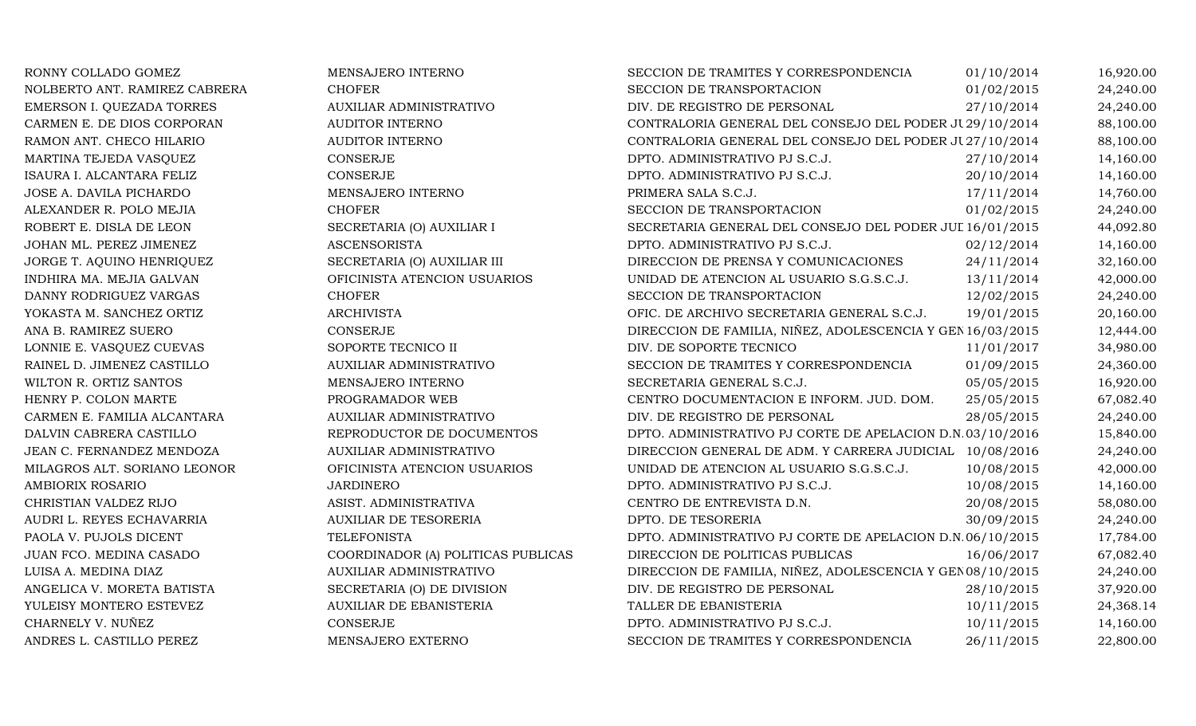| | | | | |
|---|---|---|---|---|
| RONNY COLLADO GOMEZ | MENSAJERO INTERNO | SECCION DE TRAMITES Y CORRESPONDENCIA | 01/10/2014 | 16,920.00 |
| NOLBERTO ANT. RAMIREZ CABRERA | CHOFER | SECCION DE TRANSPORTACION | 01/02/2015 | 24,240.00 |
| EMERSON I. QUEZADA TORRES | AUXILIAR ADMINISTRATIVO | DIV. DE REGISTRO DE PERSONAL | 27/10/2014 | 24,240.00 |
| CARMEN E. DE DIOS CORPORAN | AUDITOR INTERNO | CONTRALORIA GENERAL DEL CONSEJO DEL PODER JU | 29/10/2014 | 88,100.00 |
| RAMON ANT. CHECO HILARIO | AUDITOR INTERNO | CONTRALORIA GENERAL DEL CONSEJO DEL PODER JU | 27/10/2014 | 88,100.00 |
| MARTINA TEJEDA VASQUEZ | CONSERJE | DPTO. ADMINISTRATIVO PJ S.C.J. | 27/10/2014 | 14,160.00 |
| ISAURA I. ALCANTARA FELIZ | CONSERJE | DPTO. ADMINISTRATIVO PJ S.C.J. | 20/10/2014 | 14,160.00 |
| JOSE A. DAVILA PICHARDO | MENSAJERO INTERNO | PRIMERA SALA S.C.J. | 17/11/2014 | 14,760.00 |
| ALEXANDER R. POLO MEJIA | CHOFER | SECCION DE TRANSPORTACION | 01/02/2015 | 24,240.00 |
| ROBERT E. DISLA DE LEON | SECRETARIA (O) AUXILIAR I | SECRETARIA GENERAL DEL CONSEJO DEL PODER JUI | 16/01/2015 | 44,092.80 |
| JOHAN ML. PEREZ JIMENEZ | ASCENSORISTA | DPTO. ADMINISTRATIVO PJ S.C.J. | 02/12/2014 | 14,160.00 |
| JORGE T. AQUINO HENRIQUEZ | SECRETARIA (O) AUXILIAR III | DIRECCION DE PRENSA Y COMUNICACIONES | 24/11/2014 | 32,160.00 |
| INDHIRA MA. MEJIA GALVAN | OFICINISTA ATENCION USUARIOS | UNIDAD DE ATENCION AL USUARIO S.G.S.C.J. | 13/11/2014 | 42,000.00 |
| DANNY RODRIGUEZ VARGAS | CHOFER | SECCION DE TRANSPORTACION | 12/02/2015 | 24,240.00 |
| YOKASTA M. SANCHEZ ORTIZ | ARCHIVISTA | OFIC. DE ARCHIVO SECRETARIA GENERAL S.C.J. | 19/01/2015 | 20,160.00 |
| ANA B. RAMIREZ SUERO | CONSERJE | DIRECCION DE FAMILIA, NIÑEZ, ADOLESCENCIA Y GEN | 16/03/2015 | 12,444.00 |
| LONNIE E. VASQUEZ CUEVAS | SOPORTE TECNICO II | DIV. DE SOPORTE TECNICO | 11/01/2017 | 34,980.00 |
| RAINEL D. JIMENEZ CASTILLO | AUXILIAR ADMINISTRATIVO | SECCION DE TRAMITES Y CORRESPONDENCIA | 01/09/2015 | 24,360.00 |
| WILTON R. ORTIZ SANTOS | MENSAJERO INTERNO | SECRETARIA GENERAL S.C.J. | 05/05/2015 | 16,920.00 |
| HENRY P. COLON MARTE | PROGRAMADOR WEB | CENTRO DOCUMENTACION E INFORM. JUD. DOM. | 25/05/2015 | 67,082.40 |
| CARMEN E. FAMILIA ALCANTARA | AUXILIAR ADMINISTRATIVO | DIV. DE REGISTRO DE PERSONAL | 28/05/2015 | 24,240.00 |
| DALVIN CABRERA CASTILLO | REPRODUCTOR DE DOCUMENTOS | DPTO. ADMINISTRATIVO PJ CORTE DE APELACION D.N. | 03/10/2016 | 15,840.00 |
| JEAN C. FERNANDEZ MENDOZA | AUXILIAR ADMINISTRATIVO | DIRECCION GENERAL DE ADM. Y CARRERA JUDICIAL | 10/08/2016 | 24,240.00 |
| MILAGROS ALT. SORIANO LEONOR | OFICINISTA ATENCION USUARIOS | UNIDAD DE ATENCION AL USUARIO S.G.S.C.J. | 10/08/2015 | 42,000.00 |
| AMBIORIX ROSARIO | JARDINERO | DPTO. ADMINISTRATIVO PJ S.C.J. | 10/08/2015 | 14,160.00 |
| CHRISTIAN VALDEZ RIJO | ASIST. ADMINISTRATIVA | CENTRO DE ENTREVISTA D.N. | 20/08/2015 | 58,080.00 |
| AUDRI L. REYES ECHAVARRIA | AUXILIAR DE TESORERIA | DPTO. DE TESORERIA | 30/09/2015 | 24,240.00 |
| PAOLA V. PUJOLS DICENT | TELEFONISTA | DPTO. ADMINISTRATIVO PJ CORTE DE APELACION D.N. | 06/10/2015 | 17,784.00 |
| JUAN FCO. MEDINA CASADO | COORDINADOR (A) POLITICAS PUBLICAS | DIRECCION DE POLITICAS PUBLICAS | 16/06/2017 | 67,082.40 |
| LUISA A. MEDINA DIAZ | AUXILIAR ADMINISTRATIVO | DIRECCION DE FAMILIA, NIÑEZ, ADOLESCENCIA Y GEN | 08/10/2015 | 24,240.00 |
| ANGELICA V. MORETA BATISTA | SECRETARIA (O) DE DIVISION | DIV. DE REGISTRO DE PERSONAL | 28/10/2015 | 37,920.00 |
| YULEISY MONTERO ESTEVEZ | AUXILIAR DE EBANISTERIA | TALLER DE EBANISTERIA | 10/11/2015 | 24,368.14 |
| CHARNELY V. NUÑEZ | CONSERJE | DPTO. ADMINISTRATIVO PJ S.C.J. | 10/11/2015 | 14,160.00 |
| ANDRES L. CASTILLO PEREZ | MENSAJERO EXTERNO | SECCION DE TRAMITES Y CORRESPONDENCIA | 26/11/2015 | 22,800.00 |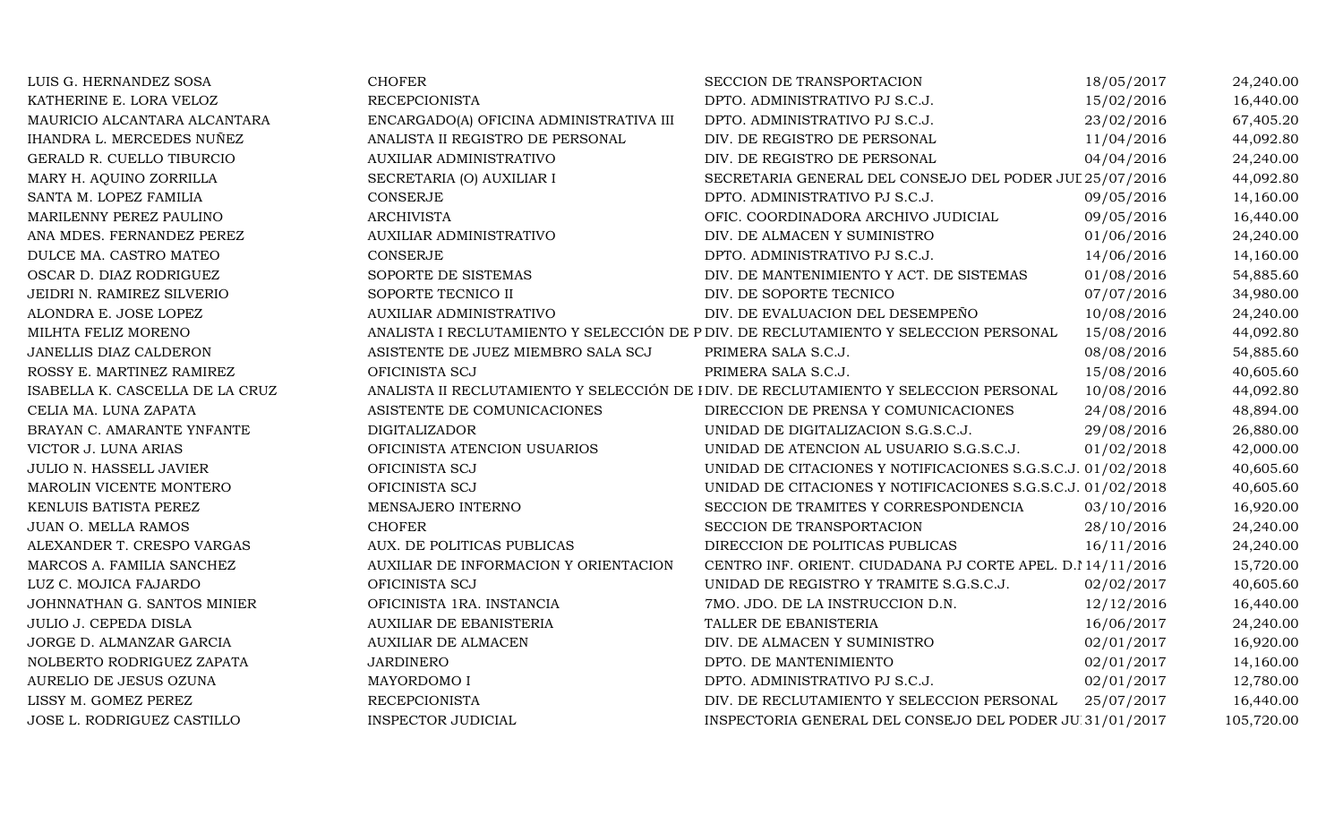| | | | | |
|---|---|---|---|---|
| LUIS G. HERNANDEZ SOSA | CHOFER | SECCION DE TRANSPORTACION | 18/05/2017 | 24,240.00 |
| KATHERINE E. LORA VELOZ | RECEPCIONISTA | DPTO. ADMINISTRATIVO PJ S.C.J. | 15/02/2016 | 16,440.00 |
| MAURICIO ALCANTARA ALCANTARA | ENCARGADO(A) OFICINA ADMINISTRATIVA III | DPTO. ADMINISTRATIVO PJ S.C.J. | 23/02/2016 | 67,405.20 |
| IHANDRA L. MERCEDES NUÑEZ | ANALISTA II REGISTRO DE PERSONAL | DIV. DE REGISTRO DE PERSONAL | 11/04/2016 | 44,092.80 |
| GERALD R. CUELLO TIBURCIO | AUXILIAR ADMINISTRATIVO | DIV. DE REGISTRO DE PERSONAL | 04/04/2016 | 24,240.00 |
| MARY H. AQUINO ZORRILLA | SECRETARIA (O) AUXILIAR I | SECRETARIA GENERAL DEL CONSEJO DEL PODER JUD | 25/07/2016 | 44,092.80 |
| SANTA M. LOPEZ FAMILIA | CONSERJE | DPTO. ADMINISTRATIVO PJ S.C.J. | 09/05/2016 | 14,160.00 |
| MARILENNY PEREZ PAULINO | ARCHIVISTA | OFIC. COORDINADORA ARCHIVO JUDICIAL | 09/05/2016 | 16,440.00 |
| ANA MDES. FERNANDEZ PEREZ | AUXILIAR ADMINISTRATIVO | DIV. DE ALMACEN Y SUMINISTRO | 01/06/2016 | 24,240.00 |
| DULCE MA. CASTRO MATEO | CONSERJE | DPTO. ADMINISTRATIVO PJ S.C.J. | 14/06/2016 | 14,160.00 |
| OSCAR D. DIAZ RODRIGUEZ | SOPORTE DE SISTEMAS | DIV. DE MANTENIMIENTO Y ACT. DE SISTEMAS | 01/08/2016 | 54,885.60 |
| JEIDRI N. RAMIREZ SILVERIO | SOPORTE TECNICO II | DIV. DE SOPORTE TECNICO | 07/07/2016 | 34,980.00 |
| ALONDRA E. JOSE LOPEZ | AUXILIAR ADMINISTRATIVO | DIV. DE EVALUACION DEL DESEMPEÑO | 10/08/2016 | 24,240.00 |
| MILHTA FELIZ MORENO | ANALISTA I RECLUTAMIENTO Y SELECCIÓN DE P | DIV. DE RECLUTAMIENTO Y SELECCION PERSONAL | 15/08/2016 | 44,092.80 |
| JANELLIS DIAZ CALDERON | ASISTENTE DE JUEZ MIEMBRO SALA SCJ | PRIMERA SALA S.C.J. | 08/08/2016 | 54,885.60 |
| ROSSY E. MARTINEZ RAMIREZ | OFICINISTA SCJ | PRIMERA SALA S.C.J. | 15/08/2016 | 40,605.60 |
| ISABELLA K. CASCELLA DE LA CRUZ | ANALISTA II RECLUTAMIENTO Y SELECCIÓN DE I | DIV. DE RECLUTAMIENTO Y SELECCION PERSONAL | 10/08/2016 | 44,092.80 |
| CELIA MA. LUNA ZAPATA | ASISTENTE DE COMUNICACIONES | DIRECCION DE PRENSA Y COMUNICACIONES | 24/08/2016 | 48,894.00 |
| BRAYAN C. AMARANTE YNFANTE | DIGITALIZADOR | UNIDAD DE DIGITALIZACION S.G.S.C.J. | 29/08/2016 | 26,880.00 |
| VICTOR J. LUNA ARIAS | OFICINISTA ATENCION USUARIOS | UNIDAD DE ATENCION AL USUARIO S.G.S.C.J. | 01/02/2018 | 42,000.00 |
| JULIO N. HASSELL JAVIER | OFICINISTA SCJ | UNIDAD DE CITACIONES Y NOTIFICACIONES S.G.S.C.J. | 01/02/2018 | 40,605.60 |
| MAROLIN VICENTE MONTERO | OFICINISTA SCJ | UNIDAD DE CITACIONES Y NOTIFICACIONES S.G.S.C.J. | 01/02/2018 | 40,605.60 |
| KENLUIS BATISTA PEREZ | MENSAJERO INTERNO | SECCION DE TRAMITES Y CORRESPONDENCIA | 03/10/2016 | 16,920.00 |
| JUAN O. MELLA RAMOS | CHOFER | SECCION DE TRANSPORTACION | 28/10/2016 | 24,240.00 |
| ALEXANDER T. CRESPO VARGAS | AUX. DE POLITICAS PUBLICAS | DIRECCION DE POLITICAS PUBLICAS | 16/11/2016 | 24,240.00 |
| MARCOS A. FAMILIA SANCHEZ | AUXILIAR DE INFORMACION Y ORIENTACION | CENTRO INF. ORIENT. CIUDADANA PJ CORTE APEL. D.N | 14/11/2016 | 15,720.00 |
| LUZ C. MOJICA FAJARDO | OFICINISTA SCJ | UNIDAD DE REGISTRO Y TRAMITE S.G.S.C.J. | 02/02/2017 | 40,605.60 |
| JOHNNATHAN G. SANTOS MINIER | OFICINISTA 1RA. INSTANCIA | 7MO. JDO. DE LA INSTRUCCION D.N. | 12/12/2016 | 16,440.00 |
| JULIO J. CEPEDA DISLA | AUXILIAR DE EBANISTERIA | TALLER DE EBANISTERIA | 16/06/2017 | 24,240.00 |
| JORGE D. ALMANZAR GARCIA | AUXILIAR DE ALMACEN | DIV. DE ALMACEN Y SUMINISTRO | 02/01/2017 | 16,920.00 |
| NOLBERTO RODRIGUEZ ZAPATA | JARDINERO | DPTO. DE MANTENIMIENTO | 02/01/2017 | 14,160.00 |
| AURELIO DE JESUS OZUNA | MAYORDOMO I | DPTO. ADMINISTRATIVO PJ S.C.J. | 02/01/2017 | 12,780.00 |
| LISSY M. GOMEZ PEREZ | RECEPCIONISTA | DIV. DE RECLUTAMIENTO Y SELECCION PERSONAL | 25/07/2017 | 16,440.00 |
| JOSE L. RODRIGUEZ CASTILLO | INSPECTOR JUDICIAL | INSPECTORIA GENERAL DEL CONSEJO DEL PODER JU | 31/01/2017 | 105,720.00 |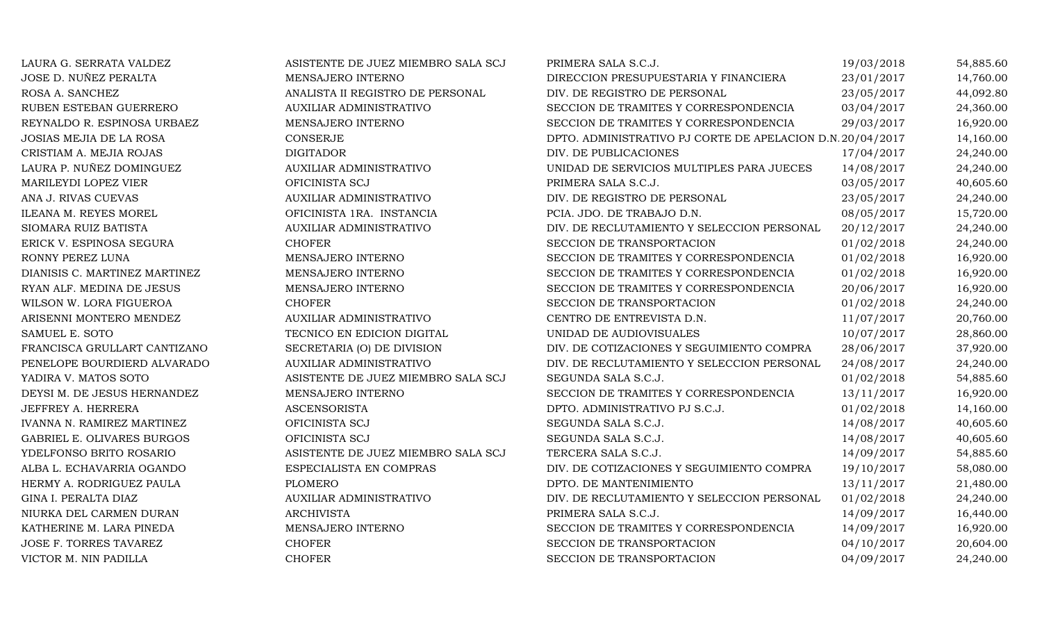| | | | | |
|---|---|---|---|---|
| LAURA G. SERRATA VALDEZ | ASISTENTE DE JUEZ MIEMBRO SALA SCJ | PRIMERA SALA S.C.J. | 19/03/2018 | 54,885.60 |
| JOSE D. NUÑEZ PERALTA | MENSAJERO INTERNO | DIRECCION PRESUPUESTARIA Y FINANCIERA | 23/01/2017 | 14,760.00 |
| ROSA A. SANCHEZ | ANALISTA II REGISTRO DE PERSONAL | DIV. DE REGISTRO DE PERSONAL | 23/05/2017 | 44,092.80 |
| RUBEN ESTEBAN GUERRERO | AUXILIAR ADMINISTRATIVO | SECCION DE TRAMITES Y CORRESPONDENCIA | 03/04/2017 | 24,360.00 |
| REYNALDO R. ESPINOSA URBAEZ | MENSAJERO INTERNO | SECCION DE TRAMITES Y CORRESPONDENCIA | 29/03/2017 | 16,920.00 |
| JOSIAS MEJIA DE LA ROSA | CONSERJE | DPTO. ADMINISTRATIVO PJ CORTE DE APELACION D.N. | 20/04/2017 | 14,160.00 |
| CRISTIAM A. MEJIA ROJAS | DIGITADOR | DIV. DE PUBLICACIONES | 17/04/2017 | 24,240.00 |
| LAURA P. NUÑEZ DOMINGUEZ | AUXILIAR ADMINISTRATIVO | UNIDAD DE SERVICIOS MULTIPLES PARA JUECES | 14/08/2017 | 24,240.00 |
| MARILEYDI LOPEZ VIER | OFICINISTA SCJ | PRIMERA SALA S.C.J. | 03/05/2017 | 40,605.60 |
| ANA J. RIVAS CUEVAS | AUXILIAR ADMINISTRATIVO | DIV. DE REGISTRO DE PERSONAL | 23/05/2017 | 24,240.00 |
| ILEANA M. REYES MOREL | OFICINISTA 1RA. INSTANCIA | PCIA. JDO. DE TRABAJO D.N. | 08/05/2017 | 15,720.00 |
| SIOMARA RUIZ BATISTA | AUXILIAR ADMINISTRATIVO | DIV. DE RECLUTAMIENTO Y SELECCION PERSONAL | 20/12/2017 | 24,240.00 |
| ERICK V. ESPINOSA SEGURA | CHOFER | SECCION DE TRANSPORTACION | 01/02/2018 | 24,240.00 |
| RONNY PEREZ LUNA | MENSAJERO INTERNO | SECCION DE TRAMITES Y CORRESPONDENCIA | 01/02/2018 | 16,920.00 |
| DIANISIS C. MARTINEZ MARTINEZ | MENSAJERO INTERNO | SECCION DE TRAMITES Y CORRESPONDENCIA | 01/02/2018 | 16,920.00 |
| RYAN ALF. MEDINA DE JESUS | MENSAJERO INTERNO | SECCION DE TRAMITES Y CORRESPONDENCIA | 20/06/2017 | 16,920.00 |
| WILSON W. LORA FIGUEROA | CHOFER | SECCION DE TRANSPORTACION | 01/02/2018 | 24,240.00 |
| ARISENNI MONTERO MENDEZ | AUXILIAR ADMINISTRATIVO | CENTRO DE ENTREVISTA D.N. | 11/07/2017 | 20,760.00 |
| SAMUEL E. SOTO | TECNICO EN EDICION DIGITAL | UNIDAD DE AUDIOVISUALES | 10/07/2017 | 28,860.00 |
| FRANCISCA GRULLART CANTIZANO | SECRETARIA (O) DE DIVISION | DIV. DE COTIZACIONES Y SEGUIMIENTO COMPRA | 28/06/2017 | 37,920.00 |
| PENELOPE BOURDIERD ALVARADO | AUXILIAR ADMINISTRATIVO | DIV. DE RECLUTAMIENTO Y SELECCION PERSONAL | 24/08/2017 | 24,240.00 |
| YADIRA V. MATOS SOTO | ASISTENTE DE JUEZ MIEMBRO SALA SCJ | SEGUNDA SALA S.C.J. | 01/02/2018 | 54,885.60 |
| DEYSI M. DE JESUS HERNANDEZ | MENSAJERO INTERNO | SECCION DE TRAMITES Y CORRESPONDENCIA | 13/11/2017 | 16,920.00 |
| JEFFREY A. HERRERA | ASCENSORISTA | DPTO. ADMINISTRATIVO PJ S.C.J. | 01/02/2018 | 14,160.00 |
| IVANNA N. RAMIREZ MARTINEZ | OFICINISTA SCJ | SEGUNDA SALA S.C.J. | 14/08/2017 | 40,605.60 |
| GABRIEL E. OLIVARES BURGOS | OFICINISTA SCJ | SEGUNDA SALA S.C.J. | 14/08/2017 | 40,605.60 |
| YDELFONSO BRITO ROSARIO | ASISTENTE DE JUEZ MIEMBRO SALA SCJ | TERCERA SALA S.C.J. | 14/09/2017 | 54,885.60 |
| ALBA L. ECHAVARRIA OGANDO | ESPECIALISTA EN COMPRAS | DIV. DE COTIZACIONES Y SEGUIMIENTO COMPRA | 19/10/2017 | 58,080.00 |
| HERMY A. RODRIGUEZ PAULA | PLOMERO | DPTO. DE MANTENIMIENTO | 13/11/2017 | 21,480.00 |
| GINA I. PERALTA DIAZ | AUXILIAR ADMINISTRATIVO | DIV. DE RECLUTAMIENTO Y SELECCION PERSONAL | 01/02/2018 | 24,240.00 |
| NIURKA DEL CARMEN DURAN | ARCHIVISTA | PRIMERA SALA S.C.J. | 14/09/2017 | 16,440.00 |
| KATHERINE M. LARA PINEDA | MENSAJERO INTERNO | SECCION DE TRAMITES Y CORRESPONDENCIA | 14/09/2017 | 16,920.00 |
| JOSE F. TORRES TAVAREZ | CHOFER | SECCION DE TRANSPORTACION | 04/10/2017 | 20,604.00 |
| VICTOR M. NIN PADILLA | CHOFER | SECCION DE TRANSPORTACION | 04/09/2017 | 24,240.00 |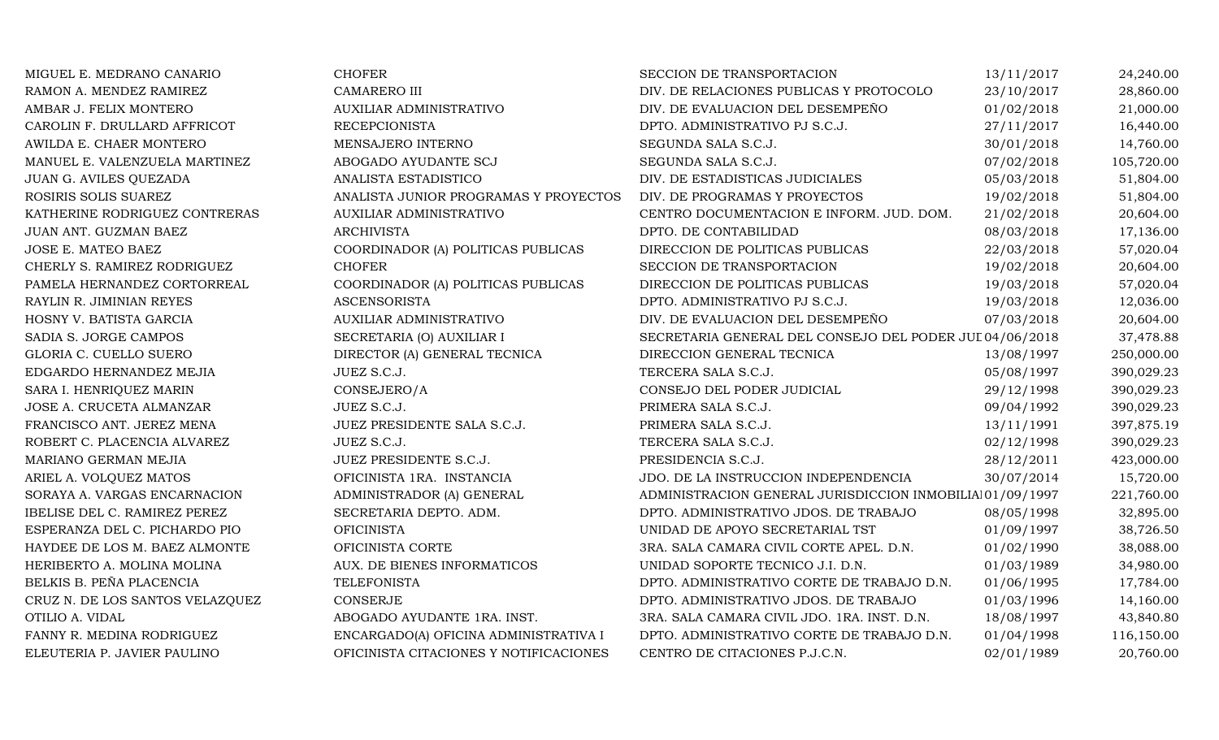| | | | | |
|---|---|---|---|---|
| MIGUEL E. MEDRANO CANARIO | CHOFER | SECCION DE TRANSPORTACION | 13/11/2017 | 24,240.00 |
| RAMON A. MENDEZ RAMIREZ | CAMARERO III | DIV. DE RELACIONES PUBLICAS Y PROTOCOLO | 23/10/2017 | 28,860.00 |
| AMBAR J. FELIX MONTERO | AUXILIAR ADMINISTRATIVO | DIV. DE EVALUACION DEL DESEMPEÑO | 01/02/2018 | 21,000.00 |
| CAROLIN F. DRULLARD AFFRICOT | RECEPCIONISTA | DPTO. ADMINISTRATIVO PJ S.C.J. | 27/11/2017 | 16,440.00 |
| AWILDA E. CHAER MONTERO | MENSAJERO INTERNO | SEGUNDA SALA S.C.J. | 30/01/2018 | 14,760.00 |
| MANUEL E. VALENZUELA MARTINEZ | ABOGADO AYUDANTE SCJ | SEGUNDA SALA S.C.J. | 07/02/2018 | 105,720.00 |
| JUAN G. AVILES QUEZADA | ANALISTA ESTADISTICO | DIV. DE ESTADISTICAS JUDICIALES | 05/03/2018 | 51,804.00 |
| ROSIRIS SOLIS SUAREZ | ANALISTA JUNIOR PROGRAMAS Y PROYECTOS | DIV. DE PROGRAMAS Y PROYECTOS | 19/02/2018 | 51,804.00 |
| KATHERINE RODRIGUEZ CONTRERAS | AUXILIAR ADMINISTRATIVO | CENTRO DOCUMENTACION E INFORM. JUD. DOM. | 21/02/2018 | 20,604.00 |
| JUAN ANT. GUZMAN BAEZ | ARCHIVISTA | DPTO. DE CONTABILIDAD | 08/03/2018 | 17,136.00 |
| JOSE E. MATEO BAEZ | COORDINADOR (A) POLITICAS PUBLICAS | DIRECCION DE POLITICAS PUBLICAS | 22/03/2018 | 57,020.04 |
| CHERLY S. RAMIREZ RODRIGUEZ | CHOFER | SECCION DE TRANSPORTACION | 19/02/2018 | 20,604.00 |
| PAMELA HERNANDEZ CORTORREAL | COORDINADOR (A) POLITICAS PUBLICAS | DIRECCION DE POLITICAS PUBLICAS | 19/03/2018 | 57,020.04 |
| RAYLIN R. JIMINIAN REYES | ASCENSORISTA | DPTO. ADMINISTRATIVO PJ S.C.J. | 19/03/2018 | 12,036.00 |
| HOSNY V. BATISTA GARCIA | AUXILIAR ADMINISTRATIVO | DIV. DE EVALUACION DEL DESEMPEÑO | 07/03/2018 | 20,604.00 |
| SADIA S. JORGE CAMPOS | SECRETARIA (O) AUXILIAR I | SECRETARIA GENERAL DEL CONSEJO DEL PODER JUI | 04/06/2018 | 37,478.88 |
| GLORIA C. CUELLO SUERO | DIRECTOR (A) GENERAL TECNICA | DIRECCION GENERAL TECNICA | 13/08/1997 | 250,000.00 |
| EDGARDO HERNANDEZ MEJIA | JUEZ S.C.J. | TERCERA SALA S.C.J. | 05/08/1997 | 390,029.23 |
| SARA I. HENRIQUEZ MARIN | CONSEJERO/A | CONSEJO DEL PODER JUDICIAL | 29/12/1998 | 390,029.23 |
| JOSE A. CRUCETA ALMANZAR | JUEZ S.C.J. | PRIMERA SALA S.C.J. | 09/04/1992 | 390,029.23 |
| FRANCISCO ANT. JEREZ MENA | JUEZ PRESIDENTE SALA S.C.J. | PRIMERA SALA S.C.J. | 13/11/1991 | 397,875.19 |
| ROBERT C. PLACENCIA ALVAREZ | JUEZ S.C.J. | TERCERA SALA S.C.J. | 02/12/1998 | 390,029.23 |
| MARIANO GERMAN MEJIA | JUEZ PRESIDENTE S.C.J. | PRESIDENCIA S.C.J. | 28/12/2011 | 423,000.00 |
| ARIEL A. VOLQUEZ MATOS | OFICINISTA 1RA. INSTANCIA | JDO. DE LA INSTRUCCION INDEPENDENCIA | 30/07/2014 | 15,720.00 |
| SORAYA A. VARGAS ENCARNACION | ADMINISTRADOR (A) GENERAL | ADMINISTRACION GENERAL JURISDICCION INMOBILIA | 01/09/1997 | 221,760.00 |
| IBELISE DEL C. RAMIREZ PEREZ | SECRETARIA DEPTO. ADM. | DPTO. ADMINISTRATIVO JDOS. DE TRABAJO | 08/05/1998 | 32,895.00 |
| ESPERANZA DEL C. PICHARDO PIO | OFICINISTA | UNIDAD DE APOYO SECRETARIAL TST | 01/09/1997 | 38,726.50 |
| HAYDEE DE LOS M. BAEZ ALMONTE | OFICINISTA CORTE | 3RA. SALA CAMARA CIVIL CORTE APEL. D.N. | 01/02/1990 | 38,088.00 |
| HERIBERTO A. MOLINA MOLINA | AUX. DE BIENES INFORMATICOS | UNIDAD SOPORTE TECNICO J.I. D.N. | 01/03/1989 | 34,980.00 |
| BELKIS B. PEÑA PLACENCIA | TELEFONISTA | DPTO. ADMINISTRATIVO CORTE DE TRABAJO D.N. | 01/06/1995 | 17,784.00 |
| CRUZ N. DE LOS SANTOS VELAZQUEZ | CONSERJE | DPTO. ADMINISTRATIVO JDOS. DE TRABAJO | 01/03/1996 | 14,160.00 |
| OTILIO A. VIDAL | ABOGADO AYUDANTE 1RA. INST. | 3RA. SALA CAMARA CIVIL JDO. 1RA. INST. D.N. | 18/08/1997 | 43,840.80 |
| FANNY R. MEDINA RODRIGUEZ | ENCARGADO(A) OFICINA ADMINISTRATIVA I | DPTO. ADMINISTRATIVO CORTE DE TRABAJO D.N. | 01/04/1998 | 116,150.00 |
| ELEUTERIA P. JAVIER PAULINO | OFICINISTA CITACIONES Y NOTIFICACIONES | CENTRO DE CITACIONES P.J.C.N. | 02/01/1989 | 20,760.00 |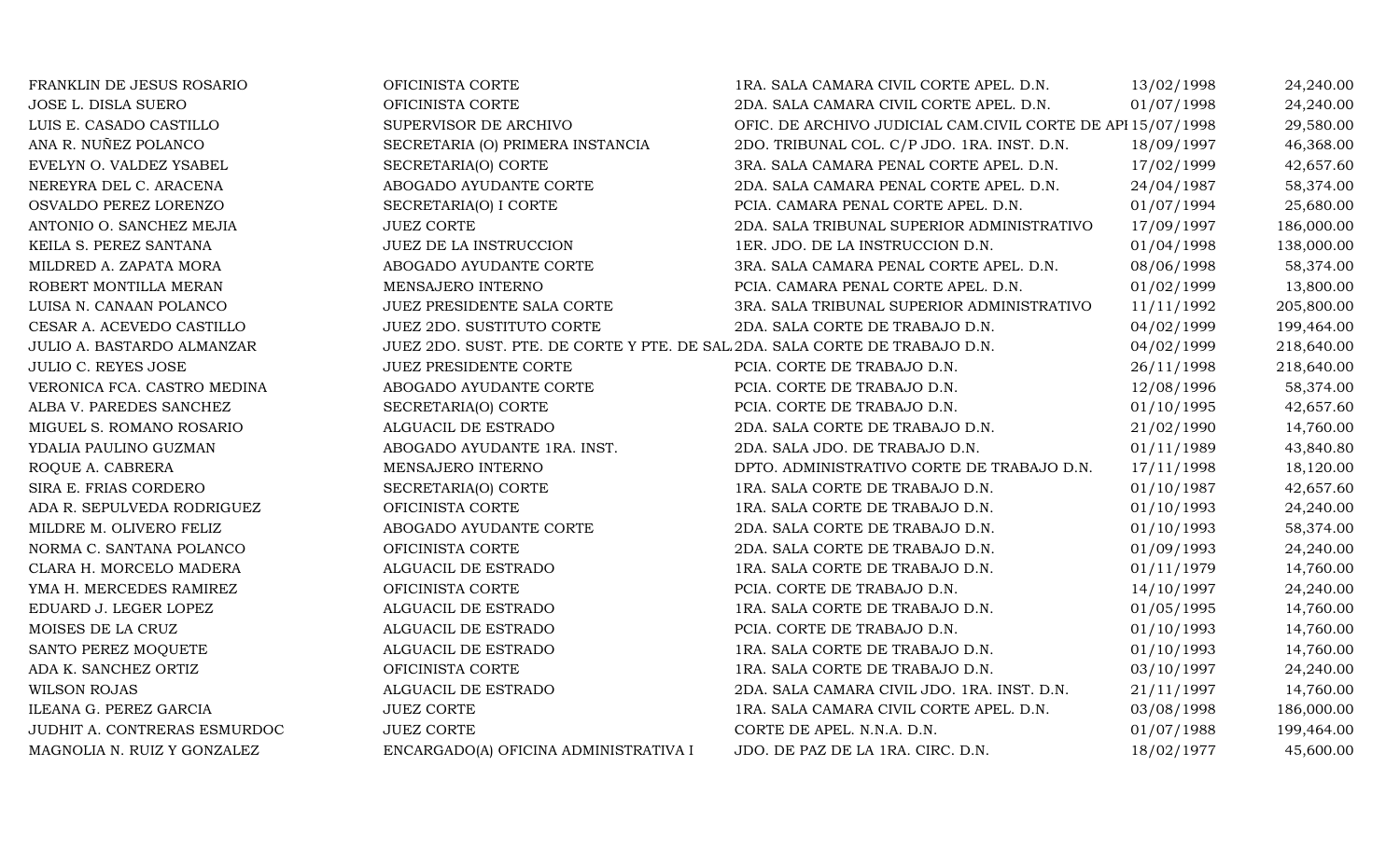| | | | | |
|---|---|---|---|---|
| FRANKLIN DE JESUS ROSARIO | OFICINISTA CORTE | 1RA. SALA CAMARA CIVIL CORTE APEL. D.N. | 13/02/1998 | 24,240.00 |
| JOSE L. DISLA SUERO | OFICINISTA CORTE | 2DA. SALA CAMARA CIVIL CORTE APEL. D.N. | 01/07/1998 | 24,240.00 |
| LUIS E. CASADO CASTILLO | SUPERVISOR DE ARCHIVO | OFIC. DE ARCHIVO JUDICIAL CAM.CIVIL CORTE DE API | 15/07/1998 | 29,580.00 |
| ANA R. NUÑEZ POLANCO | SECRETARIA (O) PRIMERA INSTANCIA | 2DO. TRIBUNAL COL. C/P JDO. 1RA. INST. D.N. | 18/09/1997 | 46,368.00 |
| EVELYN O. VALDEZ YSABEL | SECRETARIA(O) CORTE | 3RA. SALA CAMARA PENAL CORTE APEL. D.N. | 17/02/1999 | 42,657.60 |
| NEREYRA DEL C. ARACENA | ABOGADO AYUDANTE CORTE | 2DA. SALA CAMARA PENAL CORTE APEL. D.N. | 24/04/1987 | 58,374.00 |
| OSVALDO PEREZ LORENZO | SECRETARIA(O) I CORTE | PCIA. CAMARA PENAL CORTE APEL. D.N. | 01/07/1994 | 25,680.00 |
| ANTONIO O. SANCHEZ MEJIA | JUEZ CORTE | 2DA. SALA TRIBUNAL SUPERIOR ADMINISTRATIVO | 17/09/1997 | 186,000.00 |
| KEILA S. PEREZ SANTANA | JUEZ DE LA INSTRUCCION | 1ER. JDO. DE LA INSTRUCCION D.N. | 01/04/1998 | 138,000.00 |
| MILDRED A. ZAPATA MORA | ABOGADO AYUDANTE CORTE | 3RA. SALA CAMARA PENAL CORTE APEL. D.N. | 08/06/1998 | 58,374.00 |
| ROBERT MONTILLA MERAN | MENSAJERO INTERNO | PCIA. CAMARA PENAL CORTE APEL. D.N. | 01/02/1999 | 13,800.00 |
| LUISA N. CANAAN POLANCO | JUEZ PRESIDENTE SALA CORTE | 3RA. SALA TRIBUNAL SUPERIOR ADMINISTRATIVO | 11/11/1992 | 205,800.00 |
| CESAR A. ACEVEDO CASTILLO | JUEZ 2DO. SUSTITUTO CORTE | 2DA. SALA CORTE DE TRABAJO D.N. | 04/02/1999 | 199,464.00 |
| JULIO A. BASTARDO ALMANZAR | JUEZ 2DO. SUST. PTE. DE CORTE Y PTE. DE SAL | 2DA. SALA CORTE DE TRABAJO D.N. | 04/02/1999 | 218,640.00 |
| JULIO C. REYES JOSE | JUEZ PRESIDENTE CORTE | PCIA. CORTE DE TRABAJO D.N. | 26/11/1998 | 218,640.00 |
| VERONICA FCA. CASTRO MEDINA | ABOGADO AYUDANTE CORTE | PCIA. CORTE DE TRABAJO D.N. | 12/08/1996 | 58,374.00 |
| ALBA V. PAREDES SANCHEZ | SECRETARIA(O) CORTE | PCIA. CORTE DE TRABAJO D.N. | 01/10/1995 | 42,657.60 |
| MIGUEL S. ROMANO ROSARIO | ALGUACIL DE ESTRADO | 2DA. SALA CORTE DE TRABAJO D.N. | 21/02/1990 | 14,760.00 |
| YDALIA PAULINO GUZMAN | ABOGADO AYUDANTE 1RA. INST. | 2DA. SALA JDO. DE TRABAJO D.N. | 01/11/1989 | 43,840.80 |
| ROQUE A. CABRERA | MENSAJERO INTERNO | DPTO. ADMINISTRATIVO CORTE DE TRABAJO D.N. | 17/11/1998 | 18,120.00 |
| SIRA E. FRIAS CORDERO | SECRETARIA(O) CORTE | 1RA. SALA CORTE DE TRABAJO D.N. | 01/10/1987 | 42,657.60 |
| ADA R. SEPULVEDA RODRIGUEZ | OFICINISTA CORTE | 1RA. SALA CORTE DE TRABAJO D.N. | 01/10/1993 | 24,240.00 |
| MILDRE M. OLIVERO FELIZ | ABOGADO AYUDANTE CORTE | 2DA. SALA CORTE DE TRABAJO D.N. | 01/10/1993 | 58,374.00 |
| NORMA C. SANTANA POLANCO | OFICINISTA CORTE | 2DA. SALA CORTE DE TRABAJO D.N. | 01/09/1993 | 24,240.00 |
| CLARA H. MORCELO MADERA | ALGUACIL DE ESTRADO | 1RA. SALA CORTE DE TRABAJO D.N. | 01/11/1979 | 14,760.00 |
| YMA H. MERCEDES RAMIREZ | OFICINISTA CORTE | PCIA. CORTE DE TRABAJO D.N. | 14/10/1997 | 24,240.00 |
| EDUARD J. LEGER LOPEZ | ALGUACIL DE ESTRADO | 1RA. SALA CORTE DE TRABAJO D.N. | 01/05/1995 | 14,760.00 |
| MOISES DE LA CRUZ | ALGUACIL DE ESTRADO | PCIA. CORTE DE TRABAJO D.N. | 01/10/1993 | 14,760.00 |
| SANTO PEREZ MOQUETE | ALGUACIL DE ESTRADO | 1RA. SALA CORTE DE TRABAJO D.N. | 01/10/1993 | 14,760.00 |
| ADA K. SANCHEZ ORTIZ | OFICINISTA CORTE | 1RA. SALA CORTE DE TRABAJO D.N. | 03/10/1997 | 24,240.00 |
| WILSON ROJAS | ALGUACIL DE ESTRADO | 2DA. SALA CAMARA CIVIL JDO. 1RA. INST. D.N. | 21/11/1997 | 14,760.00 |
| ILEANA G. PEREZ GARCIA | JUEZ CORTE | 1RA. SALA CAMARA CIVIL CORTE APEL. D.N. | 03/08/1998 | 186,000.00 |
| JUDHIT A. CONTRERAS ESMURDOC | JUEZ CORTE | CORTE DE APEL. N.N.A. D.N. | 01/07/1988 | 199,464.00 |
| MAGNOLIA N. RUIZ Y GONZALEZ | ENCARGADO(A) OFICINA ADMINISTRATIVA I | JDO. DE PAZ DE LA 1RA. CIRC. D.N. | 18/02/1977 | 45,600.00 |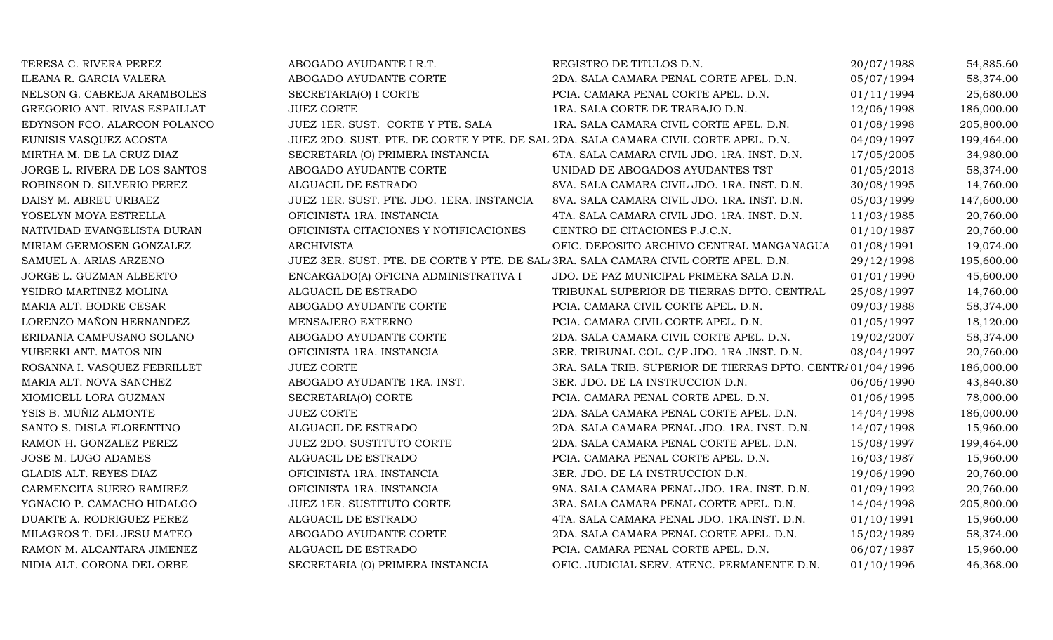| | | | | |
|---|---|---|---|---|
| TERESA C. RIVERA PEREZ | ABOGADO AYUDANTE I R.T. | REGISTRO DE TITULOS D.N. | 20/07/1988 | 54,885.60 |
| ILEANA R. GARCIA VALERA | ABOGADO AYUDANTE CORTE | 2DA. SALA CAMARA PENAL CORTE APEL. D.N. | 05/07/1994 | 58,374.00 |
| NELSON G. CABREJA ARAMBOLES | SECRETARIA(O) I CORTE | PCIA. CAMARA PENAL CORTE APEL. D.N. | 01/11/1994 | 25,680.00 |
| GREGORIO ANT. RIVAS ESPAILLAT | JUEZ CORTE | 1RA. SALA CORTE DE TRABAJO D.N. | 12/06/1998 | 186,000.00 |
| EDYNSON FCO. ALARCON POLANCO | JUEZ 1ER. SUST. CORTE Y PTE. SALA | 1RA. SALA CAMARA CIVIL CORTE APEL. D.N. | 01/08/1998 | 205,800.00 |
| EUNISIS VASQUEZ ACOSTA | JUEZ 2DO. SUST. PTE. DE CORTE Y PTE. DE SAL | 2DA. SALA CAMARA CIVIL CORTE APEL. D.N. | 04/09/1997 | 199,464.00 |
| MIRTHA M. DE LA CRUZ DIAZ | SECRETARIA (O) PRIMERA INSTANCIA | 6TA. SALA CAMARA CIVIL JDO. 1RA. INST. D.N. | 17/05/2005 | 34,980.00 |
| JORGE L. RIVERA DE LOS SANTOS | ABOGADO AYUDANTE CORTE | UNIDAD DE ABOGADOS AYUDANTES TST | 01/05/2013 | 58,374.00 |
| ROBINSON D. SILVERIO PEREZ | ALGUACIL DE ESTRADO | 8VA. SALA CAMARA CIVIL JDO. 1RA. INST. D.N. | 30/08/1995 | 14,760.00 |
| DAISY M. ABREU URBAEZ | JUEZ 1ER. SUST. PTE. JDO. 1ERA. INSTANCIA | 8VA. SALA CAMARA CIVIL JDO. 1RA. INST. D.N. | 05/03/1999 | 147,600.00 |
| YOSELYN MOYA ESTRELLA | OFICINISTA 1RA. INSTANCIA | 4TA. SALA CAMARA CIVIL JDO. 1RA. INST. D.N. | 11/03/1985 | 20,760.00 |
| NATIVIDAD EVANGELISTA DURAN | OFICINISTA CITACIONES Y NOTIFICACIONES | CENTRO DE CITACIONES P.J.C.N. | 01/10/1987 | 20,760.00 |
| MIRIAM GERMOSEN GONZALEZ | ARCHIVISTA | OFIC. DEPOSITO ARCHIVO CENTRAL MANGANAGUA | 01/08/1991 | 19,074.00 |
| SAMUEL A. ARIAS ARZENO | JUEZ 3ER. SUST. PTE. DE CORTE Y PTE. DE SAL | 3RA. SALA CAMARA CIVIL CORTE APEL. D.N. | 29/12/1998 | 195,600.00 |
| JORGE L. GUZMAN ALBERTO | ENCARGADO(A) OFICINA ADMINISTRATIVA I | JDO. DE PAZ MUNICIPAL PRIMERA SALA D.N. | 01/01/1990 | 45,600.00 |
| YSIDRO MARTINEZ MOLINA | ALGUACIL DE ESTRADO | TRIBUNAL SUPERIOR DE TIERRAS DPTO. CENTRAL | 25/08/1997 | 14,760.00 |
| MARIA ALT. BODRE CESAR | ABOGADO AYUDANTE CORTE | PCIA. CAMARA CIVIL CORTE APEL. D.N. | 09/03/1988 | 58,374.00 |
| LORENZO MAÑON HERNANDEZ | MENSAJERO EXTERNO | PCIA. CAMARA CIVIL CORTE APEL. D.N. | 01/05/1997 | 18,120.00 |
| ERIDANIA CAMPUSANO SOLANO | ABOGADO AYUDANTE CORTE | 2DA. SALA CAMARA CIVIL CORTE APEL. D.N. | 19/02/2007 | 58,374.00 |
| YUBERKI ANT. MATOS NIN | OFICINISTA 1RA. INSTANCIA | 3ER. TRIBUNAL COL. C/P JDO. 1RA .INST. D.N. | 08/04/1997 | 20,760.00 |
| ROSANNA I. VASQUEZ FEBRILLET | JUEZ CORTE | 3RA. SALA TRIB. SUPERIOR DE TIERRAS DPTO. CENTR | 01/04/1996 | 186,000.00 |
| MARIA ALT. NOVA SANCHEZ | ABOGADO AYUDANTE 1RA. INST. | 3ER. JDO. DE LA INSTRUCCION D.N. | 06/06/1990 | 43,840.80 |
| XIOMICELL LORA GUZMAN | SECRETARIA(O) CORTE | PCIA. CAMARA PENAL CORTE APEL. D.N. | 01/06/1995 | 78,000.00 |
| YSIS B. MUÑIZ ALMONTE | JUEZ CORTE | 2DA. SALA CAMARA PENAL CORTE APEL. D.N. | 14/04/1998 | 186,000.00 |
| SANTO S. DISLA FLORENTINO | ALGUACIL DE ESTRADO | 2DA. SALA CAMARA PENAL JDO. 1RA. INST. D.N. | 14/07/1998 | 15,960.00 |
| RAMON H. GONZALEZ PEREZ | JUEZ 2DO. SUSTITUTO CORTE | 2DA. SALA CAMARA PENAL CORTE APEL. D.N. | 15/08/1997 | 199,464.00 |
| JOSE M. LUGO ADAMES | ALGUACIL DE ESTRADO | PCIA. CAMARA PENAL CORTE APEL. D.N. | 16/03/1987 | 15,960.00 |
| GLADIS ALT. REYES DIAZ | OFICINISTA 1RA. INSTANCIA | 3ER. JDO. DE LA INSTRUCCION D.N. | 19/06/1990 | 20,760.00 |
| CARMENCITA SUERO RAMIREZ | OFICINISTA 1RA. INSTANCIA | 9NA. SALA CAMARA PENAL JDO. 1RA. INST. D.N. | 01/09/1992 | 20,760.00 |
| YGNACIO P. CAMACHO HIDALGO | JUEZ 1ER. SUSTITUTO CORTE | 3RA. SALA CAMARA PENAL CORTE APEL. D.N. | 14/04/1998 | 205,800.00 |
| DUARTE A. RODRIGUEZ PEREZ | ALGUACIL DE ESTRADO | 4TA. SALA CAMARA PENAL JDO. 1RA.INST. D.N. | 01/10/1991 | 15,960.00 |
| MILAGROS T. DEL JESU MATEO | ABOGADO AYUDANTE CORTE | 2DA. SALA CAMARA PENAL CORTE APEL. D.N. | 15/02/1989 | 58,374.00 |
| RAMON M. ALCANTARA JIMENEZ | ALGUACIL DE ESTRADO | PCIA. CAMARA PENAL CORTE APEL. D.N. | 06/07/1987 | 15,960.00 |
| NIDIA ALT. CORONA DEL ORBE | SECRETARIA (O) PRIMERA INSTANCIA | OFIC. JUDICIAL SERV. ATENC. PERMANENTE D.N. | 01/10/1996 | 46,368.00 |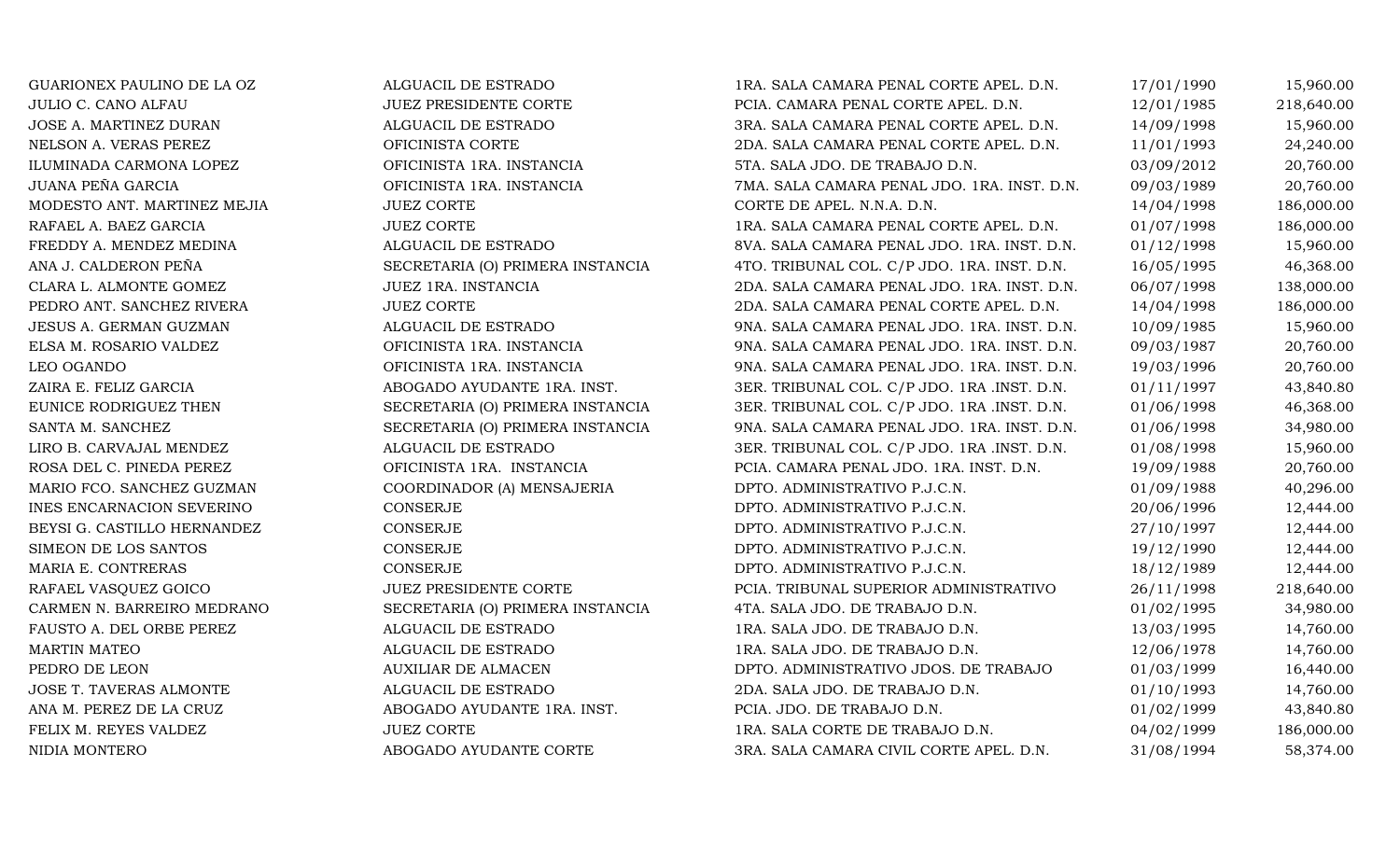| | | | | |
|---|---|---|---|---|
| GUARIONEX PAULINO DE LA OZ | ALGUACIL DE ESTRADO | 1RA. SALA CAMARA PENAL CORTE APEL. D.N. | 17/01/1990 | 15,960.00 |
| JULIO C. CANO ALFAU | JUEZ PRESIDENTE CORTE | PCIA. CAMARA PENAL CORTE APEL. D.N. | 12/01/1985 | 218,640.00 |
| JOSE A. MARTINEZ DURAN | ALGUACIL DE ESTRADO | 3RA. SALA CAMARA PENAL CORTE APEL. D.N. | 14/09/1998 | 15,960.00 |
| NELSON A. VERAS PEREZ | OFICINISTA CORTE | 2DA. SALA CAMARA PENAL CORTE APEL. D.N. | 11/01/1993 | 24,240.00 |
| ILUMINADA CARMONA LOPEZ | OFICINISTA 1RA. INSTANCIA | 5TA. SALA JDO. DE TRABAJO D.N. | 03/09/2012 | 20,760.00 |
| JUANA PEÑA GARCIA | OFICINISTA 1RA. INSTANCIA | 7MA. SALA CAMARA PENAL JDO. 1RA. INST. D.N. | 09/03/1989 | 20,760.00 |
| MODESTO ANT. MARTINEZ MEJIA | JUEZ CORTE | CORTE DE APEL. N.N.A. D.N. | 14/04/1998 | 186,000.00 |
| RAFAEL A. BAEZ GARCIA | JUEZ CORTE | 1RA. SALA CAMARA PENAL CORTE APEL. D.N. | 01/07/1998 | 186,000.00 |
| FREDDY A. MENDEZ MEDINA | ALGUACIL DE ESTRADO | 8VA. SALA CAMARA PENAL JDO. 1RA. INST. D.N. | 01/12/1998 | 15,960.00 |
| ANA J. CALDERON PEÑA | SECRETARIA (O) PRIMERA INSTANCIA | 4TO. TRIBUNAL COL. C/P JDO. 1RA. INST. D.N. | 16/05/1995 | 46,368.00 |
| CLARA L. ALMONTE GOMEZ | JUEZ 1RA. INSTANCIA | 2DA. SALA CAMARA PENAL JDO. 1RA. INST. D.N. | 06/07/1998 | 138,000.00 |
| PEDRO ANT. SANCHEZ RIVERA | JUEZ CORTE | 2DA. SALA CAMARA PENAL CORTE APEL. D.N. | 14/04/1998 | 186,000.00 |
| JESUS A. GERMAN GUZMAN | ALGUACIL DE ESTRADO | 9NA. SALA CAMARA PENAL JDO. 1RA. INST. D.N. | 10/09/1985 | 15,960.00 |
| ELSA M. ROSARIO VALDEZ | OFICINISTA 1RA. INSTANCIA | 9NA. SALA CAMARA PENAL JDO. 1RA. INST. D.N. | 09/03/1987 | 20,760.00 |
| LEO OGANDO | OFICINISTA 1RA. INSTANCIA | 9NA. SALA CAMARA PENAL JDO. 1RA. INST. D.N. | 19/03/1996 | 20,760.00 |
| ZAIRA E. FELIZ GARCIA | ABOGADO AYUDANTE 1RA. INST. | 3ER. TRIBUNAL COL. C/P JDO. 1RA .INST. D.N. | 01/11/1997 | 43,840.80 |
| EUNICE RODRIGUEZ THEN | SECRETARIA (O) PRIMERA INSTANCIA | 3ER. TRIBUNAL COL. C/P JDO. 1RA .INST. D.N. | 01/06/1998 | 46,368.00 |
| SANTA M. SANCHEZ | SECRETARIA (O) PRIMERA INSTANCIA | 9NA. SALA CAMARA PENAL JDO. 1RA. INST. D.N. | 01/06/1998 | 34,980.00 |
| LIRO B. CARVAJAL MENDEZ | ALGUACIL DE ESTRADO | 3ER. TRIBUNAL COL. C/P JDO. 1RA .INST. D.N. | 01/08/1998 | 15,960.00 |
| ROSA DEL C. PINEDA PEREZ | OFICINISTA 1RA. INSTANCIA | PCIA. CAMARA PENAL JDO. 1RA. INST. D.N. | 19/09/1988 | 20,760.00 |
| MARIO FCO. SANCHEZ GUZMAN | COORDINADOR (A) MENSAJERIA | DPTO. ADMINISTRATIVO P.J.C.N. | 01/09/1988 | 40,296.00 |
| INES ENCARNACION SEVERINO | CONSERJE | DPTO. ADMINISTRATIVO P.J.C.N. | 20/06/1996 | 12,444.00 |
| BEYSI G. CASTILLO HERNANDEZ | CONSERJE | DPTO. ADMINISTRATIVO P.J.C.N. | 27/10/1997 | 12,444.00 |
| SIMEON DE LOS SANTOS | CONSERJE | DPTO. ADMINISTRATIVO P.J.C.N. | 19/12/1990 | 12,444.00 |
| MARIA E. CONTRERAS | CONSERJE | DPTO. ADMINISTRATIVO P.J.C.N. | 18/12/1989 | 12,444.00 |
| RAFAEL VASQUEZ GOICO | JUEZ PRESIDENTE CORTE | PCIA. TRIBUNAL SUPERIOR ADMINISTRATIVO | 26/11/1998 | 218,640.00 |
| CARMEN N. BARREIRO MEDRANO | SECRETARIA (O) PRIMERA INSTANCIA | 4TA. SALA JDO. DE TRABAJO D.N. | 01/02/1995 | 34,980.00 |
| FAUSTO A. DEL ORBE PEREZ | ALGUACIL DE ESTRADO | 1RA. SALA JDO. DE TRABAJO D.N. | 13/03/1995 | 14,760.00 |
| MARTIN MATEO | ALGUACIL DE ESTRADO | 1RA. SALA JDO. DE TRABAJO D.N. | 12/06/1978 | 14,760.00 |
| PEDRO DE LEON | AUXILIAR DE ALMACEN | DPTO. ADMINISTRATIVO JDOS. DE TRABAJO | 01/03/1999 | 16,440.00 |
| JOSE T. TAVERAS ALMONTE | ALGUACIL DE ESTRADO | 2DA. SALA JDO. DE TRABAJO D.N. | 01/10/1993 | 14,760.00 |
| ANA M. PEREZ DE LA CRUZ | ABOGADO AYUDANTE 1RA. INST. | PCIA. JDO. DE TRABAJO D.N. | 01/02/1999 | 43,840.80 |
| FELIX M. REYES VALDEZ | JUEZ CORTE | 1RA. SALA CORTE DE TRABAJO D.N. | 04/02/1999 | 186,000.00 |
| NIDIA MONTERO | ABOGADO AYUDANTE CORTE | 3RA. SALA CAMARA CIVIL CORTE APEL. D.N. | 31/08/1994 | 58,374.00 |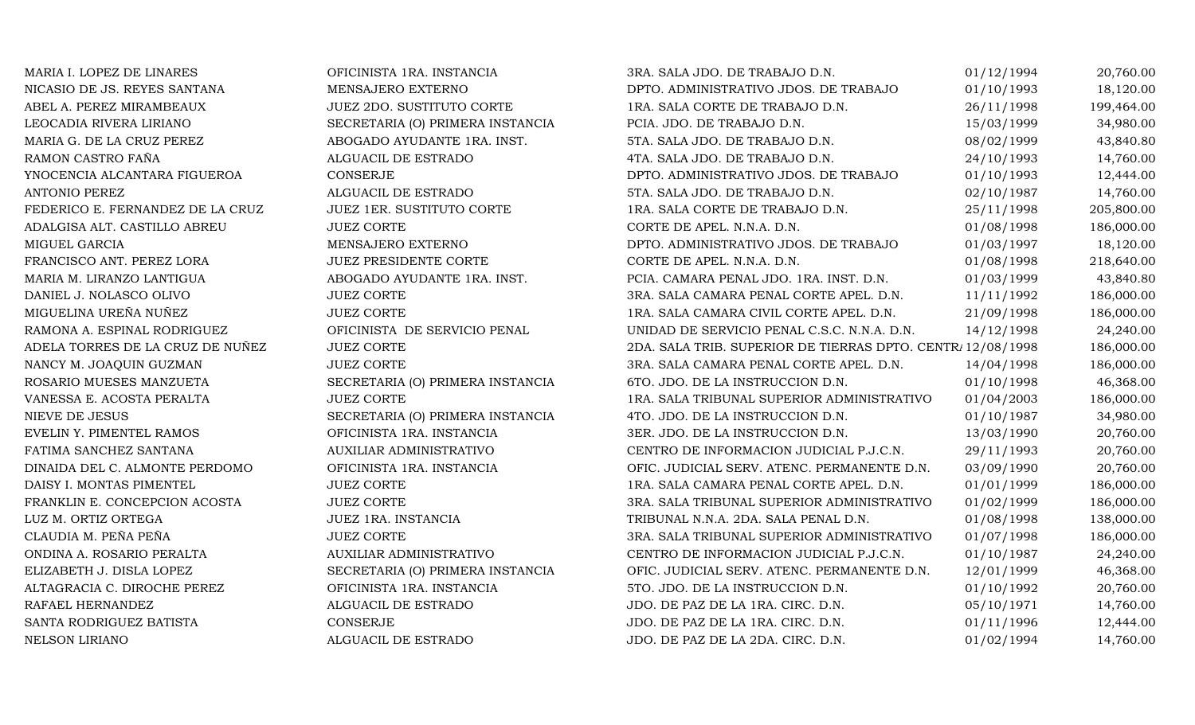| | | | | |
|---|---|---|---|---|
| MARIA I. LOPEZ DE LINARES | OFICINISTA 1RA. INSTANCIA | 3RA. SALA JDO. DE TRABAJO D.N. | 01/12/1994 | 20,760.00 |
| NICASIO DE JS. REYES SANTANA | MENSAJERO EXTERNO | DPTO. ADMINISTRATIVO JDOS. DE TRABAJO | 01/10/1993 | 18,120.00 |
| ABEL A. PEREZ MIRAMBEAUX | JUEZ 2DO. SUSTITUTO CORTE | 1RA. SALA CORTE DE TRABAJO D.N. | 26/11/1998 | 199,464.00 |
| LEOCADIA RIVERA LIRIANO | SECRETARIA (O) PRIMERA INSTANCIA | PCIA. JDO. DE TRABAJO D.N. | 15/03/1999 | 34,980.00 |
| MARIA G. DE LA CRUZ PEREZ | ABOGADO AYUDANTE 1RA. INST. | 5TA. SALA JDO. DE TRABAJO D.N. | 08/02/1999 | 43,840.80 |
| RAMON CASTRO FAÑA | ALGUACIL DE ESTRADO | 4TA. SALA JDO. DE TRABAJO D.N. | 24/10/1993 | 14,760.00 |
| YNOCENCIA ALCANTARA FIGUEROA | CONSERJE | DPTO. ADMINISTRATIVO JDOS. DE TRABAJO | 01/10/1993 | 12,444.00 |
| ANTONIO PEREZ | ALGUACIL DE ESTRADO | 5TA. SALA JDO. DE TRABAJO D.N. | 02/10/1987 | 14,760.00 |
| FEDERICO E. FERNANDEZ DE LA CRUZ | JUEZ 1ER. SUSTITUTO CORTE | 1RA. SALA CORTE DE TRABAJO D.N. | 25/11/1998 | 205,800.00 |
| ADALGISA ALT. CASTILLO ABREU | JUEZ CORTE | CORTE DE APEL. N.N.A. D.N. | 01/08/1998 | 186,000.00 |
| MIGUEL GARCIA | MENSAJERO EXTERNO | DPTO. ADMINISTRATIVO JDOS. DE TRABAJO | 01/03/1997 | 18,120.00 |
| FRANCISCO ANT. PEREZ LORA | JUEZ PRESIDENTE CORTE | CORTE DE APEL. N.N.A. D.N. | 01/08/1998 | 218,640.00 |
| MARIA M. LIRANZO LANTIGUA | ABOGADO AYUDANTE 1RA. INST. | PCIA. CAMARA PENAL JDO. 1RA. INST. D.N. | 01/03/1999 | 43,840.80 |
| DANIEL J. NOLASCO OLIVO | JUEZ CORTE | 3RA. SALA CAMARA PENAL CORTE APEL. D.N. | 11/11/1992 | 186,000.00 |
| MIGUELINA UREÑA NUÑEZ | JUEZ CORTE | 1RA. SALA CAMARA CIVIL CORTE APEL. D.N. | 21/09/1998 | 186,000.00 |
| RAMONA A. ESPINAL RODRIGUEZ | OFICINISTA DE SERVICIO PENAL | UNIDAD DE SERVICIO PENAL C.S.C. N.N.A. D.N. | 14/12/1998 | 24,240.00 |
| ADELA TORRES DE LA CRUZ DE NUÑEZ | JUEZ CORTE | 2DA. SALA TRIB. SUPERIOR DE TIERRAS DPTO. CENTRA | 12/08/1998 | 186,000.00 |
| NANCY M. JOAQUIN GUZMAN | JUEZ CORTE | 3RA. SALA CAMARA PENAL CORTE APEL. D.N. | 14/04/1998 | 186,000.00 |
| ROSARIO MUESES MANZUETA | SECRETARIA (O) PRIMERA INSTANCIA | 6TO. JDO. DE LA INSTRUCCION D.N. | 01/10/1998 | 46,368.00 |
| VANESSA E. ACOSTA PERALTA | JUEZ CORTE | 1RA. SALA TRIBUNAL SUPERIOR ADMINISTRATIVO | 01/04/2003 | 186,000.00 |
| NIEVE DE JESUS | SECRETARIA (O) PRIMERA INSTANCIA | 4TO. JDO. DE LA INSTRUCCION D.N. | 01/10/1987 | 34,980.00 |
| EVELIN Y. PIMENTEL RAMOS | OFICINISTA 1RA. INSTANCIA | 3ER. JDO. DE LA INSTRUCCION D.N. | 13/03/1990 | 20,760.00 |
| FATIMA SANCHEZ SANTANA | AUXILIAR ADMINISTRATIVO | CENTRO DE INFORMACION JUDICIAL P.J.C.N. | 29/11/1993 | 20,760.00 |
| DINAIDA DEL C. ALMONTE PERDOMO | OFICINISTA 1RA. INSTANCIA | OFIC. JUDICIAL SERV. ATENC. PERMANENTE D.N. | 03/09/1990 | 20,760.00 |
| DAISY I. MONTAS PIMENTEL | JUEZ CORTE | 1RA. SALA CAMARA PENAL CORTE APEL. D.N. | 01/01/1999 | 186,000.00 |
| FRANKLIN E. CONCEPCION ACOSTA | JUEZ CORTE | 3RA. SALA TRIBUNAL SUPERIOR ADMINISTRATIVO | 01/02/1999 | 186,000.00 |
| LUZ M. ORTIZ ORTEGA | JUEZ 1RA. INSTANCIA | TRIBUNAL N.N.A. 2DA. SALA PENAL D.N. | 01/08/1998 | 138,000.00 |
| CLAUDIA M. PEÑA PEÑA | JUEZ CORTE | 3RA. SALA TRIBUNAL SUPERIOR ADMINISTRATIVO | 01/07/1998 | 186,000.00 |
| ONDINA A. ROSARIO PERALTA | AUXILIAR ADMINISTRATIVO | CENTRO DE INFORMACION JUDICIAL P.J.C.N. | 01/10/1987 | 24,240.00 |
| ELIZABETH J. DISLA LOPEZ | SECRETARIA (O) PRIMERA INSTANCIA | OFIC. JUDICIAL SERV. ATENC. PERMANENTE D.N. | 12/01/1999 | 46,368.00 |
| ALTAGRACIA C. DIROCHE PEREZ | OFICINISTA 1RA. INSTANCIA | 5TO. JDO. DE LA INSTRUCCION D.N. | 01/10/1992 | 20,760.00 |
| RAFAEL HERNANDEZ | ALGUACIL DE ESTRADO | JDO. DE PAZ DE LA 1RA. CIRC. D.N. | 05/10/1971 | 14,760.00 |
| SANTA RODRIGUEZ BATISTA | CONSERJE | JDO. DE PAZ DE LA 1RA. CIRC. D.N. | 01/11/1996 | 12,444.00 |
| NELSON LIRIANO | ALGUACIL DE ESTRADO | JDO. DE PAZ DE LA 2DA. CIRC. D.N. | 01/02/1994 | 14,760.00 |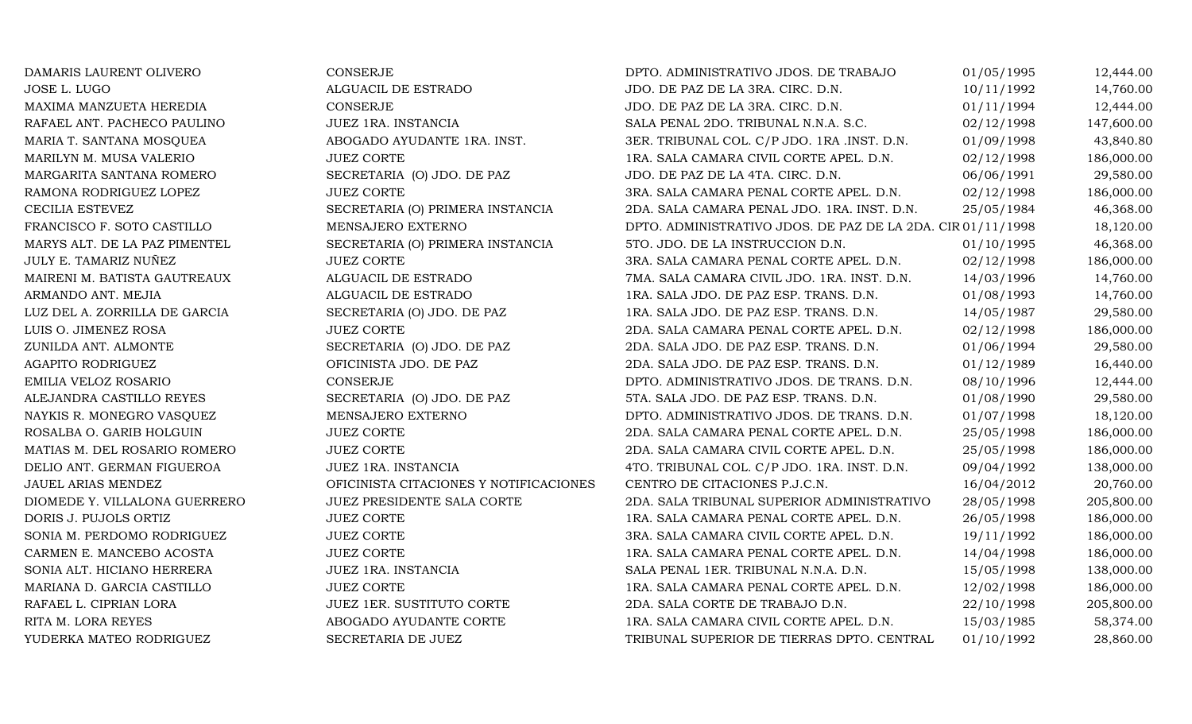| | | | | |
|---|---|---|---|---|
| DAMARIS LAURENT OLIVERO | CONSERJE | DPTO. ADMINISTRATIVO JDOS. DE TRABAJO | 01/05/1995 | 12,444.00 |
| JOSE L. LUGO | ALGUACIL DE ESTRADO | JDO. DE PAZ DE LA 3RA. CIRC. D.N. | 10/11/1992 | 14,760.00 |
| MAXIMA MANZUETA HEREDIA | CONSERJE | JDO. DE PAZ DE LA 3RA. CIRC. D.N. | 01/11/1994 | 12,444.00 |
| RAFAEL ANT. PACHECO PAULINO | JUEZ 1RA. INSTANCIA | SALA PENAL 2DO. TRIBUNAL N.N.A. S.C. | 02/12/1998 | 147,600.00 |
| MARIA T. SANTANA MOSQUEA | ABOGADO AYUDANTE 1RA. INST. | 3ER. TRIBUNAL COL. C/P JDO. 1RA .INST. D.N. | 01/09/1998 | 43,840.80 |
| MARILYN M. MUSA VALERIO | JUEZ CORTE | 1RA. SALA CAMARA CIVIL CORTE APEL. D.N. | 02/12/1998 | 186,000.00 |
| MARGARITA SANTANA ROMERO | SECRETARIA (O) JDO. DE PAZ | JDO. DE PAZ DE LA 4TA. CIRC. D.N. | 06/06/1991 | 29,580.00 |
| RAMONA RODRIGUEZ LOPEZ | JUEZ CORTE | 3RA. SALA CAMARA PENAL CORTE APEL. D.N. | 02/12/1998 | 186,000.00 |
| CECILIA ESTEVEZ | SECRETARIA (O) PRIMERA INSTANCIA | 2DA. SALA CAMARA PENAL JDO. 1RA. INST. D.N. | 25/05/1984 | 46,368.00 |
| FRANCISCO F. SOTO CASTILLO | MENSAJERO EXTERNO | DPTO. ADMINISTRATIVO JDOS. DE PAZ DE LA 2DA. CIR | 01/11/1998 | 18,120.00 |
| MARYS ALT. DE LA PAZ PIMENTEL | SECRETARIA (O) PRIMERA INSTANCIA | 5TO. JDO. DE LA INSTRUCCION D.N. | 01/10/1995 | 46,368.00 |
| JULY E. TAMARIZ NUÑEZ | JUEZ CORTE | 3RA. SALA CAMARA PENAL CORTE APEL. D.N. | 02/12/1998 | 186,000.00 |
| MAIRENI M. BATISTA GAUTREAUX | ALGUACIL DE ESTRADO | 7MA. SALA CAMARA CIVIL JDO. 1RA. INST. D.N. | 14/03/1996 | 14,760.00 |
| ARMANDO ANT. MEJIA | ALGUACIL DE ESTRADO | 1RA. SALA JDO. DE PAZ ESP. TRANS. D.N. | 01/08/1993 | 14,760.00 |
| LUZ DEL A. ZORRILLA DE GARCIA | SECRETARIA (O) JDO. DE PAZ | 1RA. SALA JDO. DE PAZ ESP. TRANS. D.N. | 14/05/1987 | 29,580.00 |
| LUIS O. JIMENEZ ROSA | JUEZ CORTE | 2DA. SALA CAMARA PENAL CORTE APEL. D.N. | 02/12/1998 | 186,000.00 |
| ZUNILDA ANT. ALMONTE | SECRETARIA (O) JDO. DE PAZ | 2DA. SALA JDO. DE PAZ ESP. TRANS. D.N. | 01/06/1994 | 29,580.00 |
| AGAPITO RODRIGUEZ | OFICINISTA JDO. DE PAZ | 2DA. SALA JDO. DE PAZ ESP. TRANS. D.N. | 01/12/1989 | 16,440.00 |
| EMILIA VELOZ ROSARIO | CONSERJE | DPTO. ADMINISTRATIVO JDOS. DE TRANS. D.N. | 08/10/1996 | 12,444.00 |
| ALEJANDRA CASTILLO REYES | SECRETARIA (O) JDO. DE PAZ | 5TA. SALA JDO. DE PAZ ESP. TRANS. D.N. | 01/08/1990 | 29,580.00 |
| NAYKIS R. MONEGRO VASQUEZ | MENSAJERO EXTERNO | DPTO. ADMINISTRATIVO JDOS. DE TRANS. D.N. | 01/07/1998 | 18,120.00 |
| ROSALBA O. GARIB HOLGUIN | JUEZ CORTE | 2DA. SALA CAMARA PENAL CORTE APEL. D.N. | 25/05/1998 | 186,000.00 |
| MATIAS M. DEL ROSARIO ROMERO | JUEZ CORTE | 2DA. SALA CAMARA CIVIL CORTE APEL. D.N. | 25/05/1998 | 186,000.00 |
| DELIO ANT. GERMAN FIGUEROA | JUEZ 1RA. INSTANCIA | 4TO. TRIBUNAL COL. C/P JDO. 1RA. INST. D.N. | 09/04/1992 | 138,000.00 |
| JAUEL ARIAS MENDEZ | OFICINISTA CITACIONES Y NOTIFICACIONES | CENTRO DE CITACIONES P.J.C.N. | 16/04/2012 | 20,760.00 |
| DIOMEDE Y. VILLALONA GUERRERO | JUEZ PRESIDENTE SALA CORTE | 2DA. SALA TRIBUNAL SUPERIOR ADMINISTRATIVO | 28/05/1998 | 205,800.00 |
| DORIS J. PUJOLS ORTIZ | JUEZ CORTE | 1RA. SALA CAMARA PENAL CORTE APEL. D.N. | 26/05/1998 | 186,000.00 |
| SONIA M. PERDOMO RODRIGUEZ | JUEZ CORTE | 3RA. SALA CAMARA CIVIL CORTE APEL. D.N. | 19/11/1992 | 186,000.00 |
| CARMEN E. MANCEBO ACOSTA | JUEZ CORTE | 1RA. SALA CAMARA PENAL CORTE APEL. D.N. | 14/04/1998 | 186,000.00 |
| SONIA ALT. HICIANO HERRERA | JUEZ 1RA. INSTANCIA | SALA PENAL 1ER. TRIBUNAL N.N.A. D.N. | 15/05/1998 | 138,000.00 |
| MARIANA D. GARCIA CASTILLO | JUEZ CORTE | 1RA. SALA CAMARA PENAL CORTE APEL. D.N. | 12/02/1998 | 186,000.00 |
| RAFAEL L. CIPRIAN LORA | JUEZ 1ER. SUSTITUTO CORTE | 2DA. SALA CORTE DE TRABAJO D.N. | 22/10/1998 | 205,800.00 |
| RITA M. LORA REYES | ABOGADO AYUDANTE CORTE | 1RA. SALA CAMARA CIVIL CORTE APEL. D.N. | 15/03/1985 | 58,374.00 |
| YUDERKA MATEO RODRIGUEZ | SECRETARIA DE JUEZ | TRIBUNAL SUPERIOR DE TIERRAS DPTO. CENTRAL | 01/10/1992 | 28,860.00 |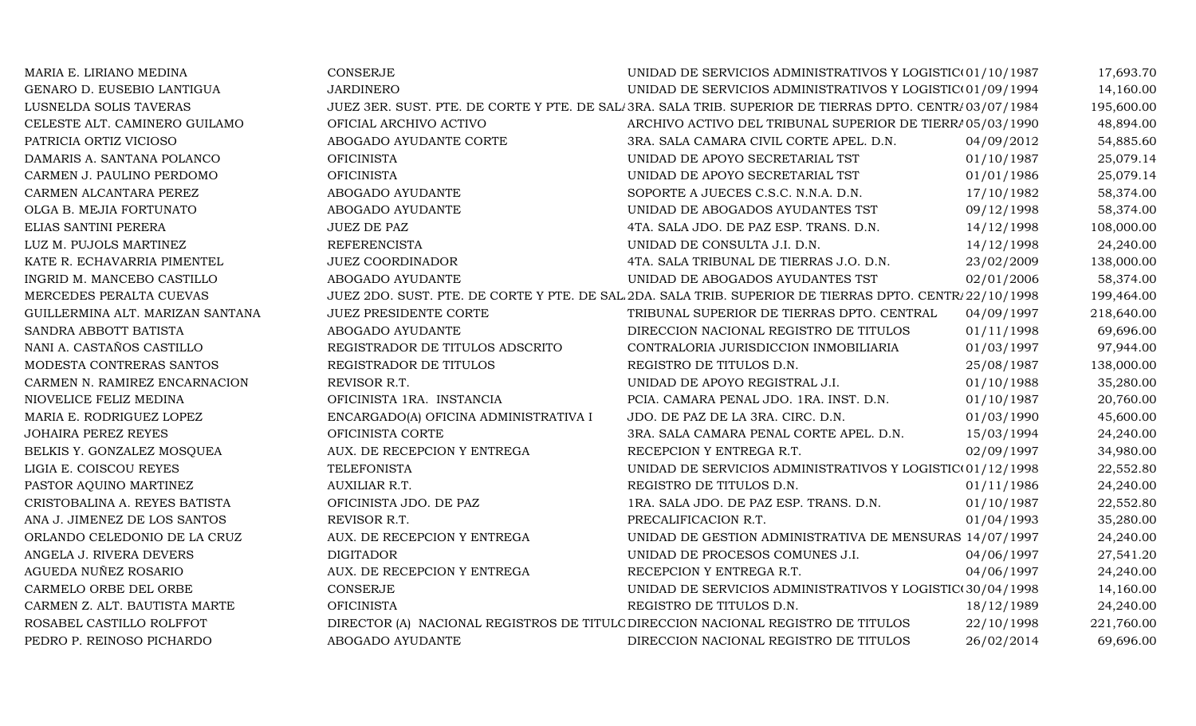| | | | | |
|---|---|---|---|---|
| MARIA E. LIRIANO MEDINA | CONSERJE | UNIDAD DE SERVICIOS ADMINISTRATIVOS Y LOGISTIC( | 01/10/1987 | 17,693.70 |
| GENARO D. EUSEBIO LANTIGUA | JARDINERO | UNIDAD DE SERVICIOS ADMINISTRATIVOS Y LOGISTIC( | 01/09/1994 | 14,160.00 |
| LUSNELDA SOLIS TAVERAS | JUEZ 3ER. SUST. PTE. DE CORTE Y PTE. DE SAL/ | 3RA. SALA TRIB. SUPERIOR DE TIERRAS DPTO. CENTR/ | 03/07/1984 | 195,600.00 |
| CELESTE ALT. CAMINERO GUILAMO | OFICIAL ARCHIVO ACTIVO | ARCHIVO ACTIVO DEL TRIBUNAL SUPERIOR DE TIERR/ | 05/03/1990 | 48,894.00 |
| PATRICIA ORTIZ VICIOSO | ABOGADO AYUDANTE CORTE | 3RA. SALA CAMARA CIVIL CORTE APEL. D.N. | 04/09/2012 | 54,885.60 |
| DAMARIS A. SANTANA POLANCO | OFICINISTA | UNIDAD DE APOYO SECRETARIAL TST | 01/10/1987 | 25,079.14 |
| CARMEN J. PAULINO PERDOMO | OFICINISTA | UNIDAD DE APOYO SECRETARIAL TST | 01/01/1986 | 25,079.14 |
| CARMEN ALCANTARA PEREZ | ABOGADO AYUDANTE | SOPORTE A JUECES C.S.C. N.N.A. D.N. | 17/10/1982 | 58,374.00 |
| OLGA B. MEJIA FORTUNATO | ABOGADO AYUDANTE | UNIDAD DE ABOGADOS AYUDANTES TST | 09/12/1998 | 58,374.00 |
| ELIAS SANTINI PERERA | JUEZ DE PAZ | 4TA. SALA JDO. DE PAZ ESP. TRANS. D.N. | 14/12/1998 | 108,000.00 |
| LUZ M. PUJOLS MARTINEZ | REFERENCISTA | UNIDAD DE CONSULTA J.I. D.N. | 14/12/1998 | 24,240.00 |
| KATE R. ECHAVARRIA PIMENTEL | JUEZ COORDINADOR | 4TA. SALA TRIBUNAL DE TIERRAS J.O. D.N. | 23/02/2009 | 138,000.00 |
| INGRID M. MANCEBO CASTILLO | ABOGADO AYUDANTE | UNIDAD DE ABOGADOS AYUDANTES TST | 02/01/2006 | 58,374.00 |
| MERCEDES PERALTA CUEVAS | JUEZ 2DO. SUST. PTE. DE CORTE Y PTE. DE SAL/ | 2DA. SALA TRIB. SUPERIOR DE TIERRAS DPTO. CENTR/ | 22/10/1998 | 199,464.00 |
| GUILLERMINA ALT. MARIZAN SANTANA | JUEZ PRESIDENTE CORTE | TRIBUNAL SUPERIOR DE TIERRAS DPTO. CENTRAL | 04/09/1997 | 218,640.00 |
| SANDRA ABBOTT BATISTA | ABOGADO AYUDANTE | DIRECCION NACIONAL REGISTRO DE TITULOS | 01/11/1998 | 69,696.00 |
| NANI A. CASTAÑOS CASTILLO | REGISTRADOR DE TITULOS ADSCRITO | CONTRALORIA JURISDICCION INMOBILIARIA | 01/03/1997 | 97,944.00 |
| MODESTA CONTRERAS SANTOS | REGISTRADOR DE TITULOS | REGISTRO DE TITULOS D.N. | 25/08/1987 | 138,000.00 |
| CARMEN N. RAMIREZ ENCARNACION | REVISOR R.T. | UNIDAD DE APOYO REGISTRAL J.I. | 01/10/1988 | 35,280.00 |
| NIOVELICE FELIZ MEDINA | OFICINISTA 1RA. INSTANCIA | PCIA. CAMARA PENAL JDO. 1RA. INST. D.N. | 01/10/1987 | 20,760.00 |
| MARIA E. RODRIGUEZ LOPEZ | ENCARGADO(A) OFICINA ADMINISTRATIVA I | JDO. DE PAZ DE LA 3RA. CIRC. D.N. | 01/03/1990 | 45,600.00 |
| JOHAIRA PEREZ REYES | OFICINISTA CORTE | 3RA. SALA CAMARA PENAL CORTE APEL. D.N. | 15/03/1994 | 24,240.00 |
| BELKIS Y. GONZALEZ MOSQUEA | AUX. DE RECEPCION Y ENTREGA | RECEPCION Y ENTREGA R.T. | 02/09/1997 | 34,980.00 |
| LIGIA E. COISCOU REYES | TELEFONISTA | UNIDAD DE SERVICIOS ADMINISTRATIVOS Y LOGISTIC( | 01/12/1998 | 22,552.80 |
| PASTOR AQUINO MARTINEZ | AUXILIAR R.T. | REGISTRO DE TITULOS D.N. | 01/11/1986 | 24,240.00 |
| CRISTOBALINA A. REYES BATISTA | OFICINISTA JDO. DE PAZ | 1RA. SALA JDO. DE PAZ ESP. TRANS. D.N. | 01/10/1987 | 22,552.80 |
| ANA J. JIMENEZ DE LOS SANTOS | REVISOR R.T. | PRECALIFICACION R.T. | 01/04/1993 | 35,280.00 |
| ORLANDO CELEDONIO DE LA CRUZ | AUX. DE RECEPCION Y ENTREGA | UNIDAD DE GESTION ADMINISTRATIVA DE MENSURAS | 14/07/1997 | 24,240.00 |
| ANGELA J. RIVERA DEVERS | DIGITADOR | UNIDAD DE PROCESOS COMUNES J.I. | 04/06/1997 | 27,541.20 |
| AGUEDA NUÑEZ ROSARIO | AUX. DE RECEPCION Y ENTREGA | RECEPCION Y ENTREGA R.T. | 04/06/1997 | 24,240.00 |
| CARMELO ORBE DEL ORBE | CONSERJE | UNIDAD DE SERVICIOS ADMINISTRATIVOS Y LOGISTIC( | 30/04/1998 | 14,160.00 |
| CARMEN Z. ALT. BAUTISTA MARTE | OFICINISTA | REGISTRO DE TITULOS D.N. | 18/12/1989 | 24,240.00 |
| ROSABEL CASTILLO ROLFFOT | DIRECTOR (A) NACIONAL REGISTROS DE TITULC | DIRECCION NACIONAL REGISTRO DE TITULOS | 22/10/1998 | 221,760.00 |
| PEDRO P. REINOSO PICHARDO | ABOGADO AYUDANTE | DIRECCION NACIONAL REGISTRO DE TITULOS | 26/02/2014 | 69,696.00 |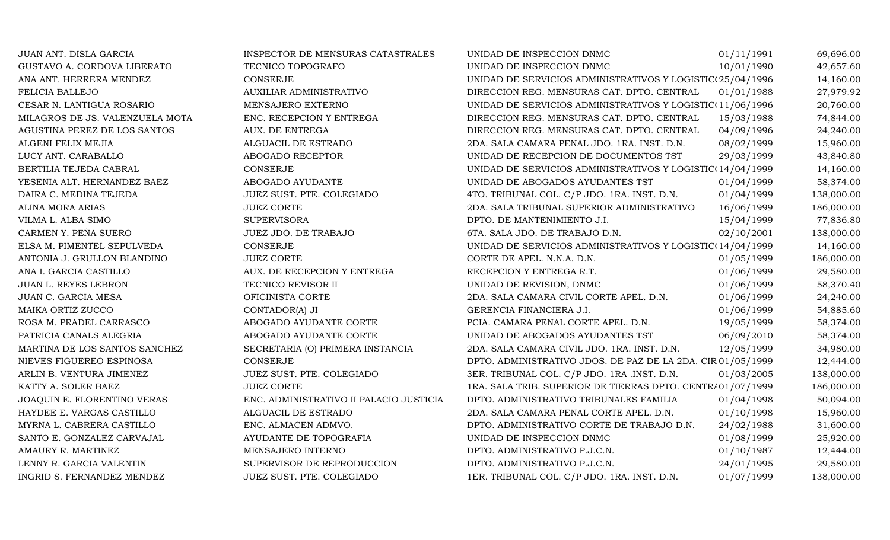| | | | | |
|---|---|---|---|---|
| JUAN ANT. DISLA GARCIA | INSPECTOR DE MENSURAS CATASTRALES | UNIDAD DE INSPECCION DNMC | 01/11/1991 | 69,696.00 |
| GUSTAVO A. CORDOVA LIBERATO | TECNICO TOPOGRAFO | UNIDAD DE INSPECCION DNMC | 10/01/1990 | 42,657.60 |
| ANA ANT. HERRERA MENDEZ | CONSERJE | UNIDAD DE SERVICIOS ADMINISTRATIVOS Y LOGISTIC( | 25/04/1996 | 14,160.00 |
| FELICIA BALLEJO | AUXILIAR ADMINISTRATIVO | DIRECCION REG. MENSURAS CAT. DPTO. CENTRAL | 01/01/1988 | 27,979.92 |
| CESAR N. LANTIGUA ROSARIO | MENSAJERO EXTERNO | UNIDAD DE SERVICIOS ADMINISTRATIVOS Y LOGISTIC( | 11/06/1996 | 20,760.00 |
| MILAGROS DE JS. VALENZUELA MOTA | ENC. RECEPCION Y ENTREGA | DIRECCION REG. MENSURAS CAT. DPTO. CENTRAL | 15/03/1988 | 74,844.00 |
| AGUSTINA PEREZ DE LOS SANTOS | AUX. DE ENTREGA | DIRECCION REG. MENSURAS CAT. DPTO. CENTRAL | 04/09/1996 | 24,240.00 |
| ALGENI FELIX MEJIA | ALGUACIL DE ESTRADO | 2DA. SALA CAMARA PENAL JDO. 1RA. INST. D.N. | 08/02/1999 | 15,960.00 |
| LUCY ANT. CARABALLO | ABOGADO RECEPTOR | UNIDAD DE RECEPCION DE DOCUMENTOS TST | 29/03/1999 | 43,840.80 |
| BERTILIA TEJEDA CABRAL | CONSERJE | UNIDAD DE SERVICIOS ADMINISTRATIVOS Y LOGISTIC( | 14/04/1999 | 14,160.00 |
| YESENIA ALT. HERNANDEZ BAEZ | ABOGADO AYUDANTE | UNIDAD DE ABOGADOS AYUDANTES TST | 01/04/1999 | 58,374.00 |
| DAIRA C. MEDINA TEJEDA | JUEZ SUST. PTE. COLEGIADO | 4TO. TRIBUNAL COL. C/P JDO. 1RA. INST. D.N. | 01/04/1999 | 138,000.00 |
| ALINA MORA ARIAS | JUEZ CORTE | 2DA. SALA TRIBUNAL SUPERIOR ADMINISTRATIVO | 16/06/1999 | 186,000.00 |
| VILMA L. ALBA SIMO | SUPERVISORA | DPTO. DE MANTENIMIENTO J.I. | 15/04/1999 | 77,836.80 |
| CARMEN Y. PEÑA SUERO | JUEZ JDO. DE TRABAJO | 6TA. SALA JDO. DE TRABAJO D.N. | 02/10/2001 | 138,000.00 |
| ELSA M. PIMENTEL SEPULVEDA | CONSERJE | UNIDAD DE SERVICIOS ADMINISTRATIVOS Y LOGISTIC( | 14/04/1999 | 14,160.00 |
| ANTONIA J. GRULLON BLANDINO | JUEZ CORTE | CORTE DE APEL. N.N.A. D.N. | 01/05/1999 | 186,000.00 |
| ANA I. GARCIA CASTILLO | AUX. DE RECEPCION Y ENTREGA | RECEPCION Y ENTREGA R.T. | 01/06/1999 | 29,580.00 |
| JUAN L. REYES LEBRON | TECNICO REVISOR II | UNIDAD DE REVISION, DNMC | 01/06/1999 | 58,370.40 |
| JUAN C. GARCIA MESA | OFICINISTA CORTE | 2DA. SALA CAMARA CIVIL CORTE APEL. D.N. | 01/06/1999 | 24,240.00 |
| MAIKA ORTIZ ZUCCO | CONTADOR(A) JI | GERENCIA FINANCIERA J.I. | 01/06/1999 | 54,885.60 |
| ROSA M. PRADEL CARRASCO | ABOGADO AYUDANTE CORTE | PCIA. CAMARA PENAL CORTE APEL. D.N. | 19/05/1999 | 58,374.00 |
| PATRICIA CANALS ALEGRIA | ABOGADO AYUDANTE CORTE | UNIDAD DE ABOGADOS AYUDANTES TST | 06/09/2010 | 58,374.00 |
| MARTINA DE LOS SANTOS SANCHEZ | SECRETARIA (O) PRIMERA INSTANCIA | 2DA. SALA CAMARA CIVIL JDO. 1RA. INST. D.N. | 12/05/1999 | 34,980.00 |
| NIEVES FIGUEREO ESPINOSA | CONSERJE | DPTO. ADMINISTRATIVO JDOS. DE PAZ DE LA 2DA. CIR | 01/05/1999 | 12,444.00 |
| ARLIN B. VENTURA JIMENEZ | JUEZ SUST. PTE. COLEGIADO | 3ER. TRIBUNAL COL. C/P JDO. 1RA .INST. D.N. | 01/03/2005 | 138,000.00 |
| KATTY A. SOLER BAEZ | JUEZ CORTE | 1RA. SALA TRIB. SUPERIOR DE TIERRAS DPTO. CENTR/ | 01/07/1999 | 186,000.00 |
| JOAQUIN E. FLORENTINO VERAS | ENC. ADMINISTRATIVO II PALACIO JUSTICIA | DPTO. ADMINISTRATIVO TRIBUNALES FAMILIA | 01/04/1998 | 50,094.00 |
| HAYDEE E. VARGAS CASTILLO | ALGUACIL DE ESTRADO | 2DA. SALA CAMARA PENAL CORTE APEL. D.N. | 01/10/1998 | 15,960.00 |
| MYRNA L. CABRERA CASTILLO | ENC. ALMACEN ADMVO. | DPTO. ADMINISTRATIVO CORTE DE TRABAJO D.N. | 24/02/1988 | 31,600.00 |
| SANTO E. GONZALEZ CARVAJAL | AYUDANTE DE TOPOGRAFIA | UNIDAD DE INSPECCION DNMC | 01/08/1999 | 25,920.00 |
| AMAURY R. MARTINEZ | MENSAJERO INTERNO | DPTO. ADMINISTRATIVO P.J.C.N. | 01/10/1987 | 12,444.00 |
| LENNY R. GARCIA VALENTIN | SUPERVISOR DE REPRODUCCION | DPTO. ADMINISTRATIVO P.J.C.N. | 24/01/1995 | 29,580.00 |
| INGRID S. FERNANDEZ MENDEZ | JUEZ SUST. PTE. COLEGIADO | 1ER. TRIBUNAL COL. C/P JDO. 1RA. INST. D.N. | 01/07/1999 | 138,000.00 |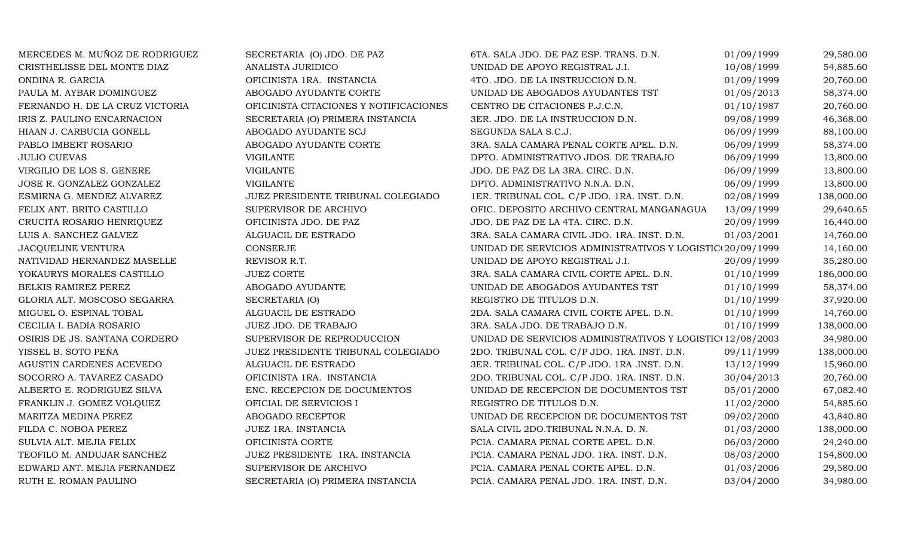| | | | | |
|---|---|---|---|---|
| MERCEDES M. MUÑOZ DE RODRIGUEZ | SECRETARIA (O) JDO. DE PAZ | 6TA. SALA JDO. DE PAZ ESP. TRANS. D.N. | 01/09/1999 | 29,580.00 |
| CRISTHELISSE DEL MONTE DIAZ | ANALISTA JURIDICO | UNIDAD DE APOYO REGISTRAL J.I. | 10/08/1999 | 54,885.60 |
| ONDINA R. GARCIA | OFICINISTA 1RA. INSTANCIA | 4TO. JDO. DE LA INSTRUCCION D.N. | 01/09/1999 | 20,760.00 |
| PAULA M. AYBAR DOMINGUEZ | ABOGADO AYUDANTE CORTE | UNIDAD DE ABOGADOS AYUDANTES TST | 01/05/2013 | 58,374.00 |
| FERNANDO H. DE LA CRUZ VICTORIA | OFICINISTA CITACIONES Y NOTIFICACIONES | CENTRO DE CITACIONES P.J.C.N. | 01/10/1987 | 20,760.00 |
| IRIS Z. PAULINO ENCARNACION | SECRETARIA (O) PRIMERA INSTANCIA | 3ER. JDO. DE LA INSTRUCCION D.N. | 09/08/1999 | 46,368.00 |
| HIAAN J. CARBUCIA GONELL | ABOGADO AYUDANTE SCJ | SEGUNDA SALA S.C.J. | 06/09/1999 | 88,100.00 |
| PABLO IMBERT ROSARIO | ABOGADO AYUDANTE CORTE | 3RA. SALA CAMARA PENAL CORTE APEL. D.N. | 06/09/1999 | 58,374.00 |
| JULIO CUEVAS | VIGILANTE | DPTO. ADMINISTRATIVO JDOS. DE TRABAJO | 06/09/1999 | 13,800.00 |
| VIRGILIO DE LOS S. GENERE | VIGILANTE | JDO. DE PAZ DE LA 3RA. CIRC. D.N. | 06/09/1999 | 13,800.00 |
| JOSE R. GONZALEZ GONZALEZ | VIGILANTE | DPTO. ADMINISTRATIVO N.N.A. D.N. | 06/09/1999 | 13,800.00 |
| ESMIRNA G. MENDEZ ALVAREZ | JUEZ PRESIDENTE TRIBUNAL COLEGIADO | 1ER. TRIBUNAL COL. C/P JDO. 1RA. INST. D.N. | 02/08/1999 | 138,000.00 |
| FELIX ANT. BRITO CASTILLO | SUPERVISOR DE ARCHIVO | OFIC. DEPOSITO ARCHIVO CENTRAL MANGANAGUA | 13/09/1999 | 29,640.65 |
| CRUCITA ROSARIO HENRIQUEZ | OFICINISTA JDO. DE PAZ | JDO. DE PAZ DE LA 4TA. CIRC. D.N. | 20/09/1999 | 16,440.00 |
| LUIS A. SANCHEZ GALVEZ | ALGUACIL DE ESTRADO | 3RA. SALA CAMARA CIVIL JDO. 1RA. INST. D.N. | 01/03/2001 | 14,760.00 |
| JACQUELINE VENTURA | CONSERJE | UNIDAD DE SERVICIOS ADMINISTRATIVOS Y LOGISTIC( | 20/09/1999 | 14,160.00 |
| NATIVIDAD HERNANDEZ MASELLE | REVISOR R.T. | UNIDAD DE APOYO REGISTRAL J.I. | 20/09/1999 | 35,280.00 |
| YOKAURYS MORALES CASTILLO | JUEZ CORTE | 3RA. SALA CAMARA CIVIL CORTE APEL. D.N. | 01/10/1999 | 186,000.00 |
| BELKIS RAMIREZ PEREZ | ABOGADO AYUDANTE | UNIDAD DE ABOGADOS AYUDANTES TST | 01/10/1999 | 58,374.00 |
| GLORIA ALT. MOSCOSO SEGARRA | SECRETARIA (O) | REGISTRO DE TITULOS D.N. | 01/10/1999 | 37,920.00 |
| MIGUEL O. ESPINAL TOBAL | ALGUACIL DE ESTRADO | 2DA. SALA CAMARA CIVIL CORTE APEL. D.N. | 01/10/1999 | 14,760.00 |
| CECILIA I. BADIA ROSARIO | JUEZ JDO. DE TRABAJO | 3RA. SALA JDO. DE TRABAJO D.N. | 01/10/1999 | 138,000.00 |
| OSIRIS DE JS. SANTANA CORDERO | SUPERVISOR DE REPRODUCCION | UNIDAD DE SERVICIOS ADMINISTRATIVOS Y LOGISTIC( | 12/08/2003 | 34,980.00 |
| YISSEL B. SOTO PEÑA | JUEZ PRESIDENTE TRIBUNAL COLEGIADO | 2DO. TRIBUNAL COL. C/P JDO. 1RA. INST. D.N. | 09/11/1999 | 138,000.00 |
| AGUSTIN CARDENES ACEVEDO | ALGUACIL DE ESTRADO | 3ER. TRIBUNAL COL. C/P JDO. 1RA .INST. D.N. | 13/12/1999 | 15,960.00 |
| SOCORRO A. TAVAREZ CASADO | OFICINISTA 1RA. INSTANCIA | 2DO. TRIBUNAL COL. C/P JDO. 1RA. INST. D.N. | 30/04/2013 | 20,760.00 |
| ALBERTO E. RODRIGUEZ SILVA | ENC. RECEPCION DE DOCUMENTOS | UNIDAD DE RECEPCION DE DOCUMENTOS TST | 05/01/2000 | 67,082.40 |
| FRANKLIN J. GOMEZ VOLQUEZ | OFICIAL DE SERVICIOS I | REGISTRO DE TITULOS D.N. | 11/02/2000 | 54,885.60 |
| MARITZA MEDINA PEREZ | ABOGADO RECEPTOR | UNIDAD DE RECEPCION DE DOCUMENTOS TST | 09/02/2000 | 43,840.80 |
| FILDA C. NOBOA PEREZ | JUEZ 1RA. INSTANCIA | SALA CIVIL 2DO.TRIBUNAL N.N.A. D. N. | 01/03/2000 | 138,000.00 |
| SULVIA ALT. MEJIA FELIX | OFICINISTA CORTE | PCIA. CAMARA PENAL CORTE APEL. D.N. | 06/03/2000 | 24,240.00 |
| TEOFILO M. ANDUJAR SANCHEZ | JUEZ PRESIDENTE 1RA. INSTANCIA | PCIA. CAMARA PENAL JDO. 1RA. INST. D.N. | 08/03/2000 | 154,800.00 |
| EDWARD ANT. MEJIA FERNANDEZ | SUPERVISOR DE ARCHIVO | PCIA. CAMARA PENAL CORTE APEL. D.N. | 01/03/2006 | 29,580.00 |
| RUTH E. ROMAN PAULINO | SECRETARIA (O) PRIMERA INSTANCIA | PCIA. CAMARA PENAL JDO. 1RA. INST. D.N. | 03/04/2000 | 34,980.00 |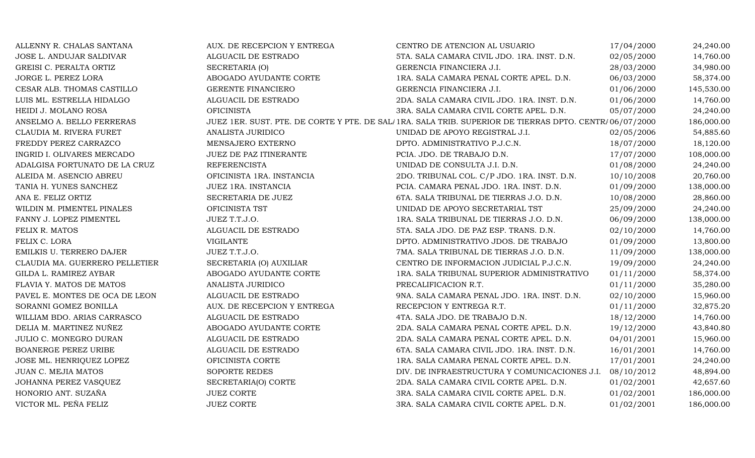| | | | | |
|---|---|---|---|---|
| ALLENNY R. CHALAS SANTANA | AUX. DE RECEPCION Y ENTREGA | CENTRO DE ATENCION AL USUARIO | 17/04/2000 | 24,240.00 |
| JOSE L. ANDUJAR SALDIVAR | ALGUACIL DE ESTRADO | 5TA. SALA CAMARA CIVIL JDO. 1RA. INST. D.N. | 02/05/2000 | 14,760.00 |
| GREISI C. PERALTA ORTIZ | SECRETARIA (O) | GERENCIA FINANCIERA J.I. | 28/03/2000 | 34,980.00 |
| JORGE L. PEREZ LORA | ABOGADO AYUDANTE CORTE | 1RA. SALA CAMARA PENAL CORTE APEL. D.N. | 06/03/2000 | 58,374.00 |
| CESAR ALB. THOMAS CASTILLO | GERENTE FINANCIERO | GERENCIA FINANCIERA J.I. | 01/06/2000 | 145,530.00 |
| LUIS ML. ESTRELLA HIDALGO | ALGUACIL DE ESTRADO | 2DA. SALA CAMARA CIVIL JDO. 1RA. INST. D.N. | 01/06/2000 | 14,760.00 |
| HEIDI J. MOLANO ROSA | OFICINISTA | 3RA. SALA CAMARA CIVIL CORTE APEL. D.N. | 05/07/2000 | 24,240.00 |
| ANSELMO A. BELLO FERRERAS | JUEZ 1ER. SUST. PTE. DE CORTE Y PTE. DE SAL | 1RA. SALA TRIB. SUPERIOR DE TIERRAS DPTO. CENTR | 06/07/2000 | 186,000.00 |
| CLAUDIA M. RIVERA FURET | ANALISTA JURIDICO | UNIDAD DE APOYO REGISTRAL J.I. | 02/05/2006 | 54,885.60 |
| FREDDY PEREZ CARRAZCO | MENSAJERO EXTERNO | DPTO. ADMINISTRATIVO P.J.C.N. | 18/07/2000 | 18,120.00 |
| INGRID I. OLIVARES MERCADO | JUEZ DE PAZ ITINERANTE | PCIA. JDO. DE TRABAJO D.N. | 17/07/2000 | 108,000.00 |
| ADALGISA FORTUNATO DE LA CRUZ | REFERENCISTA | UNIDAD DE CONSULTA J.I. D.N. | 01/08/2000 | 24,240.00 |
| ALEIDA M. ASENCIO ABREU | OFICINISTA 1RA. INSTANCIA | 2DO. TRIBUNAL COL. C/P JDO. 1RA. INST. D.N. | 10/10/2008 | 20,760.00 |
| TANIA H. YUNES SANCHEZ | JUEZ 1RA. INSTANCIA | PCIA. CAMARA PENAL JDO. 1RA. INST. D.N. | 01/09/2000 | 138,000.00 |
| ANA E. FELIZ ORTIZ | SECRETARIA DE JUEZ | 6TA. SALA TRIBUNAL DE TIERRAS J.O. D.N. | 10/08/2000 | 28,860.00 |
| WILDIN M. PIMENTEL PINALES | OFICINISTA TST | UNIDAD DE APOYO SECRETARIAL TST | 25/09/2000 | 24,240.00 |
| FANNY J. LOPEZ PIMENTEL | JUEZ T.T.J.O. | 1RA. SALA TRIBUNAL DE TIERRAS J.O. D.N. | 06/09/2000 | 138,000.00 |
| FELIX R. MATOS | ALGUACIL DE ESTRADO | 5TA. SALA JDO. DE PAZ ESP. TRANS. D.N. | 02/10/2000 | 14,760.00 |
| FELIX C. LORA | VIGILANTE | DPTO. ADMINISTRATIVO JDOS. DE TRABAJO | 01/09/2000 | 13,800.00 |
| EMILKIS U. TERRERO DAJER | JUEZ T.T.J.O. | 7MA. SALA TRIBUNAL DE TIERRAS J.O. D.N. | 11/09/2000 | 138,000.00 |
| CLAUDIA MA. GUERRERO PELLETIER | SECRETARIA (O) AUXILIAR | CENTRO DE INFORMACION JUDICIAL P.J.C.N. | 19/09/2000 | 24,240.00 |
| GILDA L. RAMIREZ AYBAR | ABOGADO AYUDANTE CORTE | 1RA. SALA TRIBUNAL SUPERIOR ADMINISTRATIVO | 01/11/2000 | 58,374.00 |
| FLAVIA Y. MATOS DE MATOS | ANALISTA JURIDICO | PRECALIFICACION R.T. | 01/11/2000 | 35,280.00 |
| PAVEL E. MONTES DE OCA DE LEON | ALGUACIL DE ESTRADO | 9NA. SALA CAMARA PENAL JDO. 1RA. INST. D.N. | 02/10/2000 | 15,960.00 |
| SORANNI GOMEZ BONILLA | AUX. DE RECEPCION Y ENTREGA | RECEPCION Y ENTREGA R.T. | 01/11/2000 | 32,875.20 |
| WILLIAM BDO. ARIAS CARRASCO | ALGUACIL DE ESTRADO | 4TA. SALA JDO. DE TRABAJO D.N. | 18/12/2000 | 14,760.00 |
| DELIA M. MARTINEZ NUÑEZ | ABOGADO AYUDANTE CORTE | 2DA. SALA CAMARA PENAL CORTE APEL. D.N. | 19/12/2000 | 43,840.80 |
| JULIO C. MONEGRO DURAN | ALGUACIL DE ESTRADO | 2DA. SALA CAMARA PENAL CORTE APEL. D.N. | 04/01/2001 | 15,960.00 |
| BOANERGE PEREZ URIBE | ALGUACIL DE ESTRADO | 6TA. SALA CAMARA CIVIL JDO. 1RA. INST. D.N. | 16/01/2001 | 14,760.00 |
| JOSE ML. HENRIQUEZ LOPEZ | OFICINISTA CORTE | 1RA. SALA CAMARA PENAL CORTE APEL. D.N. | 17/01/2001 | 24,240.00 |
| JUAN C. MEJIA MATOS | SOPORTE REDES | DIV. DE INFRAESTRUCTURA Y COMUNICACIONES J.I. | 08/10/2012 | 48,894.00 |
| JOHANNA PEREZ VASQUEZ | SECRETARIA(O) CORTE | 2DA. SALA CAMARA CIVIL CORTE APEL. D.N. | 01/02/2001 | 42,657.60 |
| HONORIO ANT. SUZAÑA | JUEZ CORTE | 3RA. SALA CAMARA CIVIL CORTE APEL. D.N. | 01/02/2001 | 186,000.00 |
| VICTOR ML. PEÑA FELIZ | JUEZ CORTE | 3RA. SALA CAMARA CIVIL CORTE APEL. D.N. | 01/02/2001 | 186,000.00 |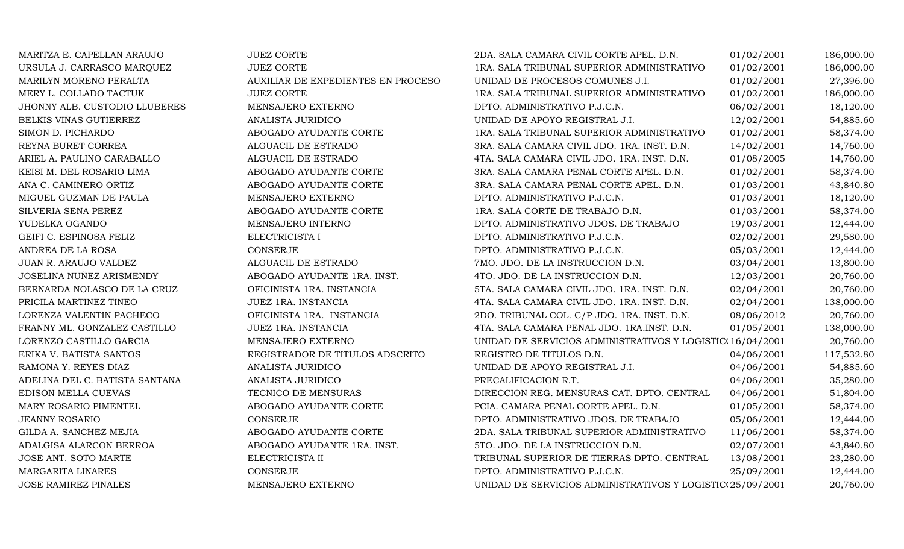| | | | | |
|---|---|---|---|---|
| MARITZA E. CAPELLAN ARAUJO | JUEZ CORTE | 2DA. SALA CAMARA CIVIL CORTE APEL. D.N. | 01/02/2001 | 186,000.00 |
| URSULA J. CARRASCO MARQUEZ | JUEZ CORTE | 1RA. SALA TRIBUNAL SUPERIOR ADMINISTRATIVO | 01/02/2001 | 186,000.00 |
| MARILYN MORENO PERALTA | AUXILIAR DE EXPEDIENTES EN PROCESO | UNIDAD DE PROCESOS COMUNES J.I. | 01/02/2001 | 27,396.00 |
| MERY L. COLLADO TACTUK | JUEZ CORTE | 1RA. SALA TRIBUNAL SUPERIOR ADMINISTRATIVO | 01/02/2001 | 186,000.00 |
| JHONNY ALB. CUSTODIO LLUBERES | MENSAJERO EXTERNO | DPTO. ADMINISTRATIVO P.J.C.N. | 06/02/2001 | 18,120.00 |
| BELKIS VIÑAS GUTIERREZ | ANALISTA JURIDICO | UNIDAD DE APOYO REGISTRAL J.I. | 12/02/2001 | 54,885.60 |
| SIMON D. PICHARDO | ABOGADO AYUDANTE CORTE | 1RA. SALA TRIBUNAL SUPERIOR ADMINISTRATIVO | 01/02/2001 | 58,374.00 |
| REYNA BURET CORREA | ALGUACIL DE ESTRADO | 3RA. SALA CAMARA CIVIL JDO. 1RA. INST. D.N. | 14/02/2001 | 14,760.00 |
| ARIEL A. PAULINO CARABALLO | ALGUACIL DE ESTRADO | 4TA. SALA CAMARA CIVIL JDO. 1RA. INST. D.N. | 01/08/2005 | 14,760.00 |
| KEISI M. DEL ROSARIO LIMA | ABOGADO AYUDANTE CORTE | 3RA. SALA CAMARA PENAL CORTE APEL. D.N. | 01/02/2001 | 58,374.00 |
| ANA C. CAMINERO ORTIZ | ABOGADO AYUDANTE CORTE | 3RA. SALA CAMARA PENAL CORTE APEL. D.N. | 01/03/2001 | 43,840.80 |
| MIGUEL GUZMAN DE PAULA | MENSAJERO EXTERNO | DPTO. ADMINISTRATIVO P.J.C.N. | 01/03/2001 | 18,120.00 |
| SILVERIA SENA PEREZ | ABOGADO AYUDANTE CORTE | 1RA. SALA CORTE DE TRABAJO D.N. | 01/03/2001 | 58,374.00 |
| YUDELKA OGANDO | MENSAJERO INTERNO | DPTO. ADMINISTRATIVO JDOS. DE TRABAJO | 19/03/2001 | 12,444.00 |
| GEIFI C. ESPINOSA FELIZ | ELECTRICISTA I | DPTO. ADMINISTRATIVO P.J.C.N. | 02/02/2001 | 29,580.00 |
| ANDREA DE LA ROSA | CONSERJE | DPTO. ADMINISTRATIVO P.J.C.N. | 05/03/2001 | 12,444.00 |
| JUAN R. ARAUJO VALDEZ | ALGUACIL DE ESTRADO | 7MO. JDO. DE LA INSTRUCCION D.N. | 03/04/2001 | 13,800.00 |
| JOSELINA NUÑEZ ARISMENDY | ABOGADO AYUDANTE 1RA. INST. | 4TO. JDO. DE LA INSTRUCCION D.N. | 12/03/2001 | 20,760.00 |
| BERNARDA NOLASCO DE LA CRUZ | OFICINISTA 1RA. INSTANCIA | 5TA. SALA CAMARA CIVIL JDO. 1RA. INST. D.N. | 02/04/2001 | 20,760.00 |
| PRICILA MARTINEZ TINEO | JUEZ 1RA. INSTANCIA | 4TA. SALA CAMARA CIVIL JDO. 1RA. INST. D.N. | 02/04/2001 | 138,000.00 |
| LORENZA VALENTIN PACHECO | OFICINISTA 1RA. INSTANCIA | 2DO. TRIBUNAL COL. C/P JDO. 1RA. INST. D.N. | 08/06/2012 | 20,760.00 |
| FRANNY ML. GONZALEZ CASTILLO | JUEZ 1RA. INSTANCIA | 4TA. SALA CAMARA PENAL JDO. 1RA.INST. D.N. | 01/05/2001 | 138,000.00 |
| LORENZO CASTILLO GARCIA | MENSAJERO EXTERNO | UNIDAD DE SERVICIOS ADMINISTRATIVOS Y LOGISTIC( | 16/04/2001 | 20,760.00 |
| ERIKA V. BATISTA SANTOS | REGISTRADOR DE TITULOS ADSCRITO | REGISTRO DE TITULOS D.N. | 04/06/2001 | 117,532.80 |
| RAMONA Y. REYES DIAZ | ANALISTA JURIDICO | UNIDAD DE APOYO REGISTRAL J.I. | 04/06/2001 | 54,885.60 |
| ADELINA DEL C. BATISTA SANTANA | ANALISTA JURIDICO | PRECALIFICACION R.T. | 04/06/2001 | 35,280.00 |
| EDISON MELLA CUEVAS | TECNICO DE MENSURAS | DIRECCION REG. MENSURAS CAT. DPTO. CENTRAL | 04/06/2001 | 51,804.00 |
| MARY ROSARIO PIMENTEL | ABOGADO AYUDANTE CORTE | PCIA. CAMARA PENAL CORTE APEL. D.N. | 01/05/2001 | 58,374.00 |
| JEANNY ROSARIO | CONSERJE | DPTO. ADMINISTRATIVO JDOS. DE TRABAJO | 05/06/2001 | 12,444.00 |
| GILDA A. SANCHEZ MEJIA | ABOGADO AYUDANTE CORTE | 2DA. SALA TRIBUNAL SUPERIOR ADMINISTRATIVO | 11/06/2001 | 58,374.00 |
| ADALGISA ALARCON BERROA | ABOGADO AYUDANTE 1RA. INST. | 5TO. JDO. DE LA INSTRUCCION D.N. | 02/07/2001 | 43,840.80 |
| JOSE ANT. SOTO MARTE | ELECTRICISTA II | TRIBUNAL SUPERIOR DE TIERRAS DPTO. CENTRAL | 13/08/2001 | 23,280.00 |
| MARGARITA LINARES | CONSERJE | DPTO. ADMINISTRATIVO P.J.C.N. | 25/09/2001 | 12,444.00 |
| JOSE RAMIREZ PINALES | MENSAJERO EXTERNO | UNIDAD DE SERVICIOS ADMINISTRATIVOS Y LOGISTIC( | 25/09/2001 | 20,760.00 |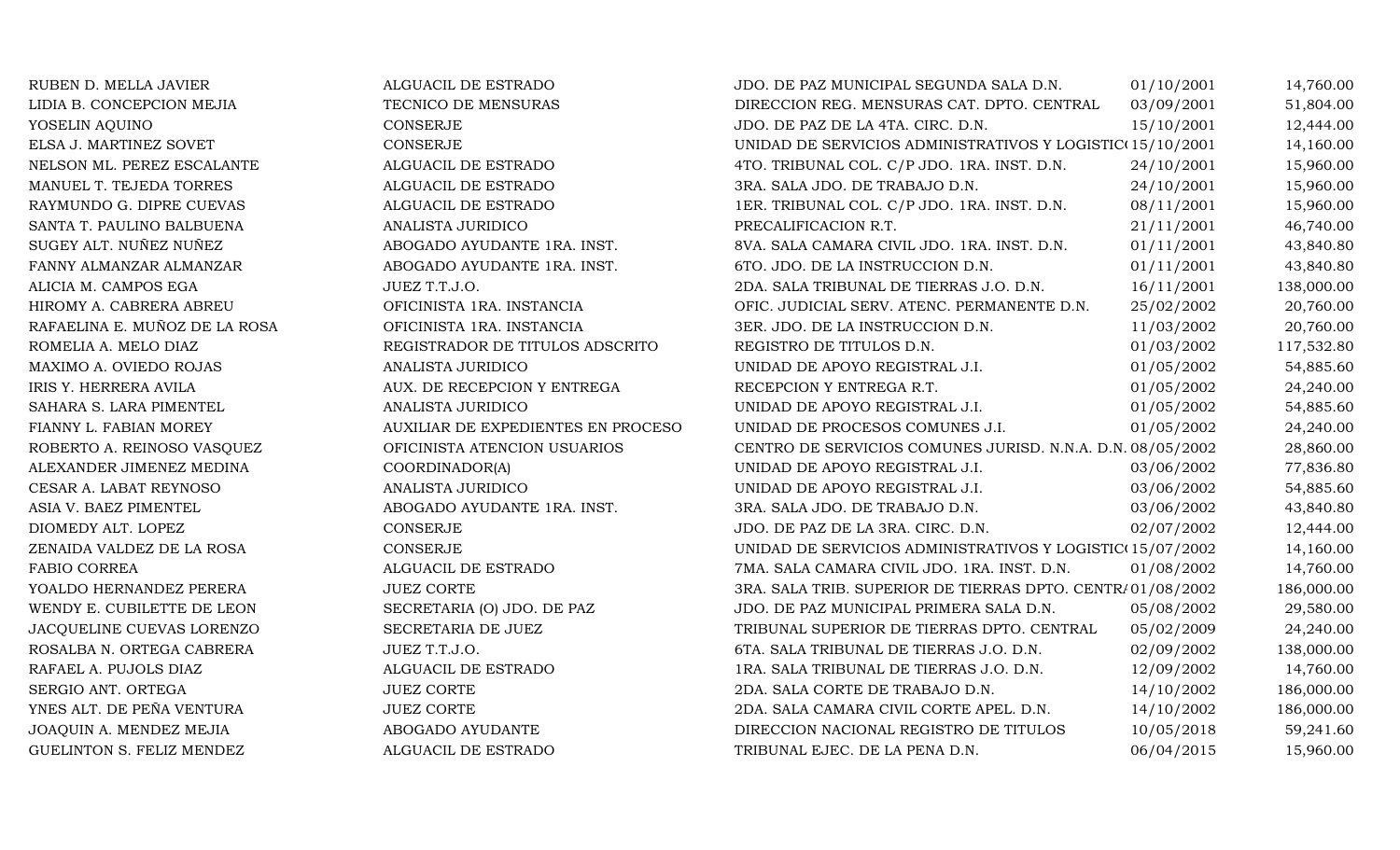| | | | | |
|---|---|---|---|---|
| RUBEN D. MELLA JAVIER | ALGUACIL DE ESTRADO | JDO. DE PAZ MUNICIPAL SEGUNDA SALA D.N. | 01/10/2001 | 14,760.00 |
| LIDIA B. CONCEPCION MEJIA | TECNICO DE MENSURAS | DIRECCION REG. MENSURAS CAT. DPTO. CENTRAL | 03/09/2001 | 51,804.00 |
| YOSELIN AQUINO | CONSERJE | JDO. DE PAZ DE LA 4TA. CIRC. D.N. | 15/10/2001 | 12,444.00 |
| ELSA J. MARTINEZ SOVET | CONSERJE | UNIDAD DE SERVICIOS ADMINISTRATIVOS Y LOGISTIC( | 15/10/2001 | 14,160.00 |
| NELSON ML. PEREZ ESCALANTE | ALGUACIL DE ESTRADO | 4TO. TRIBUNAL COL. C/P JDO. 1RA. INST. D.N. | 24/10/2001 | 15,960.00 |
| MANUEL T. TEJEDA TORRES | ALGUACIL DE ESTRADO | 3RA. SALA JDO. DE TRABAJO D.N. | 24/10/2001 | 15,960.00 |
| RAYMUNDO G. DIPRE CUEVAS | ALGUACIL DE ESTRADO | 1ER. TRIBUNAL COL. C/P JDO. 1RA. INST. D.N. | 08/11/2001 | 15,960.00 |
| SANTA T. PAULINO BALBUENA | ANALISTA JURIDICO | PRECALIFICACION R.T. | 21/11/2001 | 46,740.00 |
| SUGEY ALT. NUÑEZ NUÑEZ | ABOGADO AYUDANTE 1RA. INST. | 8VA. SALA CAMARA CIVIL JDO. 1RA. INST. D.N. | 01/11/2001 | 43,840.80 |
| FANNY ALMANZAR ALMANZAR | ABOGADO AYUDANTE 1RA. INST. | 6TO. JDO. DE LA INSTRUCCION D.N. | 01/11/2001 | 43,840.80 |
| ALICIA M. CAMPOS EGA | JUEZ T.T.J.O. | 2DA. SALA TRIBUNAL DE TIERRAS J.O. D.N. | 16/11/2001 | 138,000.00 |
| HIROMY A. CABRERA ABREU | OFICINISTA 1RA. INSTANCIA | OFIC. JUDICIAL SERV. ATENC. PERMANENTE D.N. | 25/02/2002 | 20,760.00 |
| RAFAELINA E. MUÑOZ DE LA ROSA | OFICINISTA 1RA. INSTANCIA | 3ER. JDO. DE LA INSTRUCCION D.N. | 11/03/2002 | 20,760.00 |
| ROMELIA A. MELO DIAZ | REGISTRADOR DE TITULOS ADSCRITO | REGISTRO DE TITULOS D.N. | 01/03/2002 | 117,532.80 |
| MAXIMO A. OVIEDO ROJAS | ANALISTA JURIDICO | UNIDAD DE APOYO REGISTRAL J.I. | 01/05/2002 | 54,885.60 |
| IRIS Y. HERRERA AVILA | AUX. DE RECEPCION Y ENTREGA | RECEPCION Y ENTREGA R.T. | 01/05/2002 | 24,240.00 |
| SAHARA S. LARA PIMENTEL | ANALISTA JURIDICO | UNIDAD DE APOYO REGISTRAL J.I. | 01/05/2002 | 54,885.60 |
| FIANNY L. FABIAN MOREY | AUXILIAR DE EXPEDIENTES EN PROCESO | UNIDAD DE PROCESOS COMUNES J.I. | 01/05/2002 | 24,240.00 |
| ROBERTO A. REINOSO VASQUEZ | OFICINISTA ATENCION USUARIOS | CENTRO DE SERVICIOS COMUNES JURISD. N.N.A. D.N. | 08/05/2002 | 28,860.00 |
| ALEXANDER JIMENEZ MEDINA | COORDINADOR(A) | UNIDAD DE APOYO REGISTRAL J.I. | 03/06/2002 | 77,836.80 |
| CESAR A. LABAT REYNOSO | ANALISTA JURIDICO | UNIDAD DE APOYO REGISTRAL J.I. | 03/06/2002 | 54,885.60 |
| ASIA V. BAEZ PIMENTEL | ABOGADO AYUDANTE 1RA. INST. | 3RA. SALA JDO. DE TRABAJO D.N. | 03/06/2002 | 43,840.80 |
| DIOMEDY ALT. LOPEZ | CONSERJE | JDO. DE PAZ DE LA 3RA. CIRC. D.N. | 02/07/2002 | 12,444.00 |
| ZENAIDA VALDEZ DE LA ROSA | CONSERJE | UNIDAD DE SERVICIOS ADMINISTRATIVOS Y LOGISTIC( | 15/07/2002 | 14,160.00 |
| FABIO CORREA | ALGUACIL DE ESTRADO | 7MA. SALA CAMARA CIVIL JDO. 1RA. INST. D.N. | 01/08/2002 | 14,760.00 |
| YOALDO HERNANDEZ PERERA | JUEZ CORTE | 3RA. SALA TRIB. SUPERIOR DE TIERRAS DPTO. CENTRA | 01/08/2002 | 186,000.00 |
| WENDY E. CUBILETTE DE LEON | SECRETARIA (O) JDO. DE PAZ | JDO. DE PAZ MUNICIPAL PRIMERA SALA D.N. | 05/08/2002 | 29,580.00 |
| JACQUELINE CUEVAS LORENZO | SECRETARIA DE JUEZ | TRIBUNAL SUPERIOR DE TIERRAS DPTO. CENTRAL | 05/02/2009 | 24,240.00 |
| ROSALBA N. ORTEGA CABRERA | JUEZ T.T.J.O. | 6TA. SALA TRIBUNAL DE TIERRAS J.O. D.N. | 02/09/2002 | 138,000.00 |
| RAFAEL A. PUJOLS DIAZ | ALGUACIL DE ESTRADO | 1RA. SALA TRIBUNAL DE TIERRAS J.O. D.N. | 12/09/2002 | 14,760.00 |
| SERGIO ANT. ORTEGA | JUEZ CORTE | 2DA. SALA CORTE DE TRABAJO D.N. | 14/10/2002 | 186,000.00 |
| YNES ALT. DE PEÑA VENTURA | JUEZ CORTE | 2DA. SALA CAMARA CIVIL CORTE APEL. D.N. | 14/10/2002 | 186,000.00 |
| JOAQUIN A. MENDEZ MEJIA | ABOGADO AYUDANTE | DIRECCION NACIONAL REGISTRO DE TITULOS | 10/05/2018 | 59,241.60 |
| GUELINTON S. FELIZ MENDEZ | ALGUACIL DE ESTRADO | TRIBUNAL EJEC. DE LA PENA D.N. | 06/04/2015 | 15,960.00 |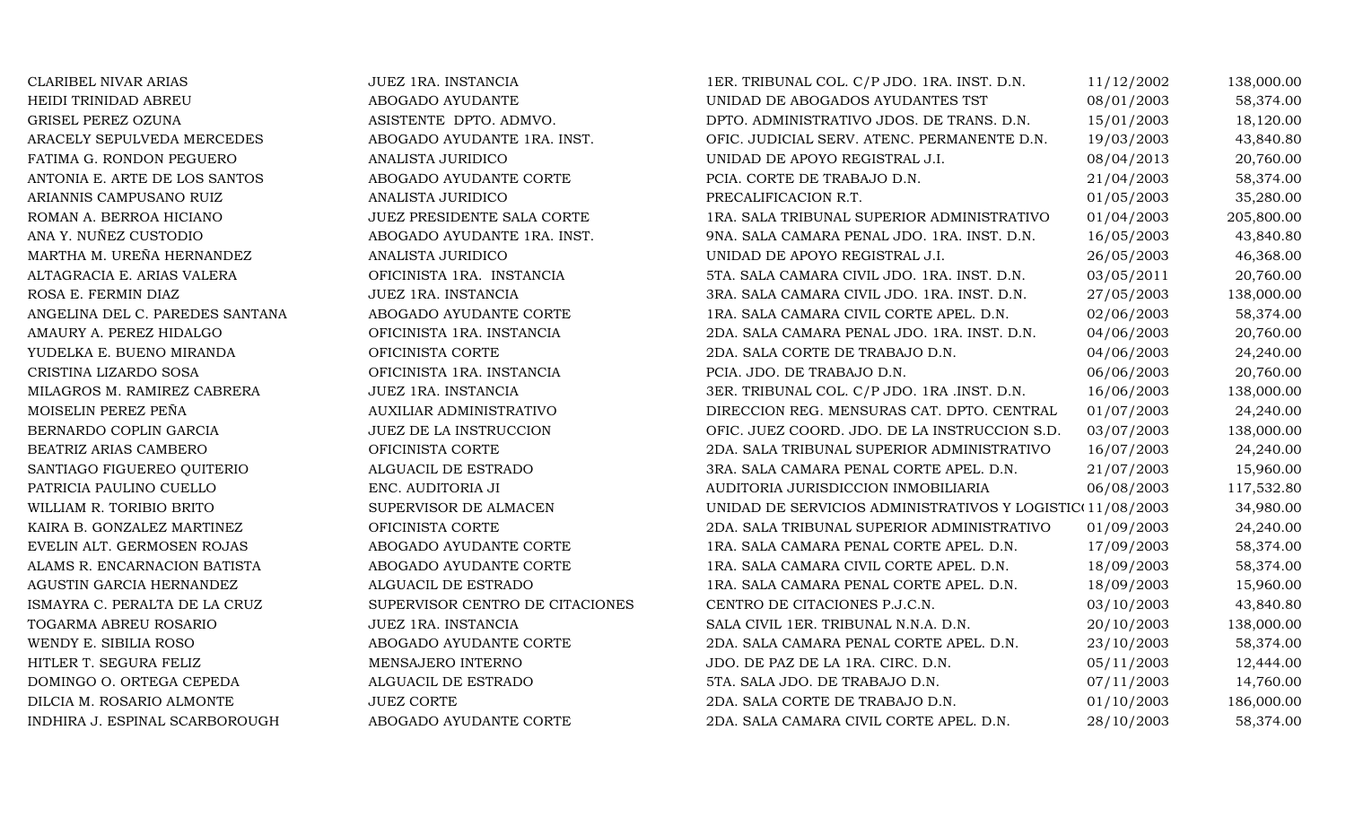| | | | | |
|---|---|---|---|---|
| CLARIBEL NIVAR ARIAS | JUEZ 1RA. INSTANCIA | 1ER. TRIBUNAL COL. C/P JDO. 1RA. INST. D.N. | 11/12/2002 | 138,000.00 |
| HEIDI TRINIDAD ABREU | ABOGADO AYUDANTE | UNIDAD DE ABOGADOS AYUDANTES TST | 08/01/2003 | 58,374.00 |
| GRISEL PEREZ OZUNA | ASISTENTE DPTO. ADMVO. | DPTO. ADMINISTRATIVO JDOS. DE TRANS. D.N. | 15/01/2003 | 18,120.00 |
| ARACELY SEPULVEDA MERCEDES | ABOGADO AYUDANTE 1RA. INST. | OFIC. JUDICIAL SERV. ATENC. PERMANENTE D.N. | 19/03/2003 | 43,840.80 |
| FATIMA G. RONDON PEGUERO | ANALISTA JURIDICO | UNIDAD DE APOYO REGISTRAL J.I. | 08/04/2013 | 20,760.00 |
| ANTONIA E. ARTE DE LOS SANTOS | ABOGADO AYUDANTE CORTE | PCIA. CORTE DE TRABAJO D.N. | 21/04/2003 | 58,374.00 |
| ARIANNIS CAMPUSANO RUIZ | ANALISTA JURIDICO | PRECALIFICACION R.T. | 01/05/2003 | 35,280.00 |
| ROMAN A. BERROA HICIANO | JUEZ PRESIDENTE SALA CORTE | 1RA. SALA TRIBUNAL SUPERIOR ADMINISTRATIVO | 01/04/2003 | 205,800.00 |
| ANA Y. NUÑEZ CUSTODIO | ABOGADO AYUDANTE 1RA. INST. | 9NA. SALA CAMARA PENAL JDO. 1RA. INST. D.N. | 16/05/2003 | 43,840.80 |
| MARTHA M. UREÑA HERNANDEZ | ANALISTA JURIDICO | UNIDAD DE APOYO REGISTRAL J.I. | 26/05/2003 | 46,368.00 |
| ALTAGRACIA E. ARIAS VALERA | OFICINISTA 1RA. INSTANCIA | 5TA. SALA CAMARA CIVIL JDO. 1RA. INST. D.N. | 03/05/2011 | 20,760.00 |
| ROSA E. FERMIN DIAZ | JUEZ 1RA. INSTANCIA | 3RA. SALA CAMARA CIVIL JDO. 1RA. INST. D.N. | 27/05/2003 | 138,000.00 |
| ANGELINA DEL C. PAREDES SANTANA | ABOGADO AYUDANTE CORTE | 1RA. SALA CAMARA CIVIL CORTE APEL. D.N. | 02/06/2003 | 58,374.00 |
| AMAURY A. PEREZ HIDALGO | OFICINISTA 1RA. INSTANCIA | 2DA. SALA CAMARA PENAL JDO. 1RA. INST. D.N. | 04/06/2003 | 20,760.00 |
| YUDELKA E. BUENO MIRANDA | OFICINISTA CORTE | 2DA. SALA CORTE DE TRABAJO D.N. | 04/06/2003 | 24,240.00 |
| CRISTINA LIZARDO SOSA | OFICINISTA 1RA. INSTANCIA | PCIA. JDO. DE TRABAJO D.N. | 06/06/2003 | 20,760.00 |
| MILAGROS M. RAMIREZ CABRERA | JUEZ 1RA. INSTANCIA | 3ER. TRIBUNAL COL. C/P JDO. 1RA .INST. D.N. | 16/06/2003 | 138,000.00 |
| MOISELIN PEREZ PEÑA | AUXILIAR ADMINISTRATIVO | DIRECCION REG. MENSURAS CAT. DPTO. CENTRAL | 01/07/2003 | 24,240.00 |
| BERNARDO COPLIN GARCIA | JUEZ DE LA INSTRUCCION | OFIC. JUEZ COORD. JDO. DE LA INSTRUCCION S.D. | 03/07/2003 | 138,000.00 |
| BEATRIZ ARIAS CAMBERO | OFICINISTA CORTE | 2DA. SALA TRIBUNAL SUPERIOR ADMINISTRATIVO | 16/07/2003 | 24,240.00 |
| SANTIAGO FIGUEREO QUITERIO | ALGUACIL DE ESTRADO | 3RA. SALA CAMARA PENAL CORTE APEL. D.N. | 21/07/2003 | 15,960.00 |
| PATRICIA PAULINO CUELLO | ENC. AUDITORIA JI | AUDITORIA JURISDICCION INMOBILIARIA | 06/08/2003 | 117,532.80 |
| WILLIAM R. TORIBIO BRITO | SUPERVISOR DE ALMACEN | UNIDAD DE SERVICIOS ADMINISTRATIVOS Y LOGISTIC( | 11/08/2003 | 34,980.00 |
| KAIRA B. GONZALEZ MARTINEZ | OFICINISTA CORTE | 2DA. SALA TRIBUNAL SUPERIOR ADMINISTRATIVO | 01/09/2003 | 24,240.00 |
| EVELIN ALT. GERMOSEN ROJAS | ABOGADO AYUDANTE CORTE | 1RA. SALA CAMARA PENAL CORTE APEL. D.N. | 17/09/2003 | 58,374.00 |
| ALAMS R. ENCARNACION BATISTA | ABOGADO AYUDANTE CORTE | 1RA. SALA CAMARA CIVIL CORTE APEL. D.N. | 18/09/2003 | 58,374.00 |
| AGUSTIN GARCIA HERNANDEZ | ALGUACIL DE ESTRADO | 1RA. SALA CAMARA PENAL CORTE APEL. D.N. | 18/09/2003 | 15,960.00 |
| ISMAYRA C. PERALTA DE LA CRUZ | SUPERVISOR CENTRO DE CITACIONES | CENTRO DE CITACIONES P.J.C.N. | 03/10/2003 | 43,840.80 |
| TOGARMA ABREU ROSARIO | JUEZ 1RA. INSTANCIA | SALA CIVIL 1ER. TRIBUNAL N.N.A. D.N. | 20/10/2003 | 138,000.00 |
| WENDY E. SIBILIA ROSO | ABOGADO AYUDANTE CORTE | 2DA. SALA CAMARA PENAL CORTE APEL. D.N. | 23/10/2003 | 58,374.00 |
| HITLER T. SEGURA FELIZ | MENSAJERO INTERNO | JDO. DE PAZ DE LA 1RA. CIRC. D.N. | 05/11/2003 | 12,444.00 |
| DOMINGO O. ORTEGA CEPEDA | ALGUACIL DE ESTRADO | 5TA. SALA JDO. DE TRABAJO D.N. | 07/11/2003 | 14,760.00 |
| DILCIA M. ROSARIO ALMONTE | JUEZ CORTE | 2DA. SALA CORTE DE TRABAJO D.N. | 01/10/2003 | 186,000.00 |
| INDHIRA J. ESPINAL SCARBOROUGH | ABOGADO AYUDANTE CORTE | 2DA. SALA CAMARA CIVIL CORTE APEL. D.N. | 28/10/2003 | 58,374.00 |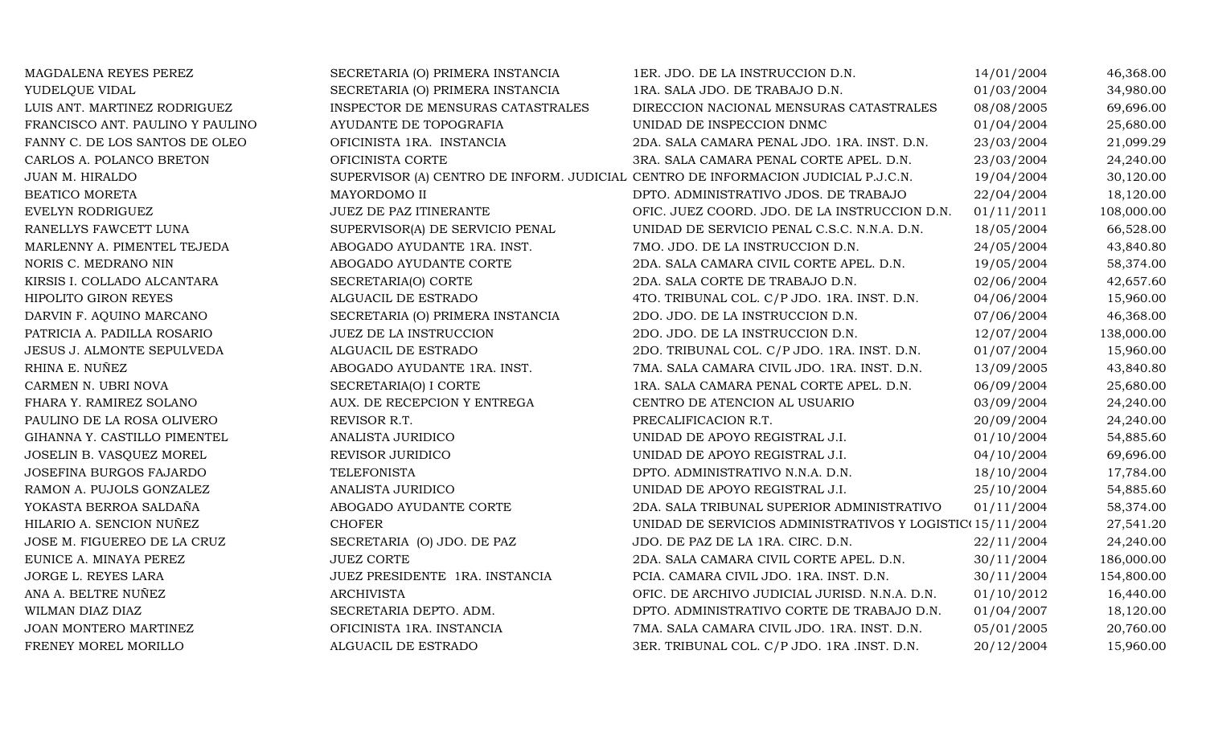| | | | | |
|---|---|---|---|---|
| MAGDALENA REYES PEREZ | SECRETARIA (O) PRIMERA INSTANCIA | 1ER. JDO. DE LA INSTRUCCION D.N. | 14/01/2004 | 46,368.00 |
| YUDELQUE VIDAL | SECRETARIA (O) PRIMERA INSTANCIA | 1RA. SALA JDO. DE TRABAJO D.N. | 01/03/2004 | 34,980.00 |
| LUIS ANT. MARTINEZ RODRIGUEZ | INSPECTOR DE MENSURAS CATASTRALES | DIRECCION NACIONAL MENSURAS CATASTRALES | 08/08/2005 | 69,696.00 |
| FRANCISCO ANT. PAULINO Y PAULINO | AYUDANTE DE TOPOGRAFIA | UNIDAD DE INSPECCION DNMC | 01/04/2004 | 25,680.00 |
| FANNY C. DE LOS SANTOS DE OLEO | OFICINISTA 1RA. INSTANCIA | 2DA. SALA CAMARA PENAL JDO. 1RA. INST. D.N. | 23/03/2004 | 21,099.29 |
| CARLOS A. POLANCO BRETON | OFICINISTA CORTE | 3RA. SALA CAMARA PENAL CORTE APEL. D.N. | 23/03/2004 | 24,240.00 |
| JUAN M. HIRALDO | SUPERVISOR (A) CENTRO DE INFORM. JUDICIAL | CENTRO DE INFORMACION JUDICIAL P.J.C.N. | 19/04/2004 | 30,120.00 |
| BEATICO MORETA | MAYORDOMO II | DPTO. ADMINISTRATIVO JDOS. DE TRABAJO | 22/04/2004 | 18,120.00 |
| EVELYN RODRIGUEZ | JUEZ DE PAZ ITINERANTE | OFIC. JUEZ COORD. JDO. DE LA INSTRUCCION D.N. | 01/11/2011 | 108,000.00 |
| RANELLYS FAWCETT LUNA | SUPERVISOR(A) DE SERVICIO PENAL | UNIDAD DE SERVICIO PENAL C.S.C. N.N.A. D.N. | 18/05/2004 | 66,528.00 |
| MARLENNY A. PIMENTEL TEJEDA | ABOGADO AYUDANTE 1RA. INST. | 7MO. JDO. DE LA INSTRUCCION D.N. | 24/05/2004 | 43,840.80 |
| NORIS C. MEDRANO NIN | ABOGADO AYUDANTE CORTE | 2DA. SALA CAMARA CIVIL CORTE APEL. D.N. | 19/05/2004 | 58,374.00 |
| KIRSIS I. COLLADO ALCANTARA | SECRETARIA(O) CORTE | 2DA. SALA CORTE DE TRABAJO D.N. | 02/06/2004 | 42,657.60 |
| HIPOLITO GIRON REYES | ALGUACIL DE ESTRADO | 4TO. TRIBUNAL COL. C/P JDO. 1RA. INST. D.N. | 04/06/2004 | 15,960.00 |
| DARVIN F. AQUINO MARCANO | SECRETARIA (O) PRIMERA INSTANCIA | 2DO. JDO. DE LA INSTRUCCION D.N. | 07/06/2004 | 46,368.00 |
| PATRICIA A. PADILLA ROSARIO | JUEZ DE LA INSTRUCCION | 2DO. JDO. DE LA INSTRUCCION D.N. | 12/07/2004 | 138,000.00 |
| JESUS J. ALMONTE SEPULVEDA | ALGUACIL DE ESTRADO | 2DO. TRIBUNAL COL. C/P JDO. 1RA. INST. D.N. | 01/07/2004 | 15,960.00 |
| RHINA E. NUÑEZ | ABOGADO AYUDANTE 1RA. INST. | 7MA. SALA CAMARA CIVIL JDO. 1RA. INST. D.N. | 13/09/2005 | 43,840.80 |
| CARMEN N. UBRI NOVA | SECRETARIA(O) I CORTE | 1RA. SALA CAMARA PENAL CORTE APEL. D.N. | 06/09/2004 | 25,680.00 |
| FHARA Y. RAMIREZ SOLANO | AUX. DE RECEPCION Y ENTREGA | CENTRO DE ATENCION AL USUARIO | 03/09/2004 | 24,240.00 |
| PAULINO DE LA ROSA OLIVERO | REVISOR R.T. | PRECALIFICACION R.T. | 20/09/2004 | 24,240.00 |
| GIHANNA Y. CASTILLO PIMENTEL | ANALISTA JURIDICO | UNIDAD DE APOYO REGISTRAL J.I. | 01/10/2004 | 54,885.60 |
| JOSELIN B. VASQUEZ MOREL | REVISOR JURIDICO | UNIDAD DE APOYO REGISTRAL J.I. | 04/10/2004 | 69,696.00 |
| JOSEFINA BURGOS FAJARDO | TELEFONISTA | DPTO. ADMINISTRATIVO N.N.A. D.N. | 18/10/2004 | 17,784.00 |
| RAMON A. PUJOLS GONZALEZ | ANALISTA JURIDICO | UNIDAD DE APOYO REGISTRAL J.I. | 25/10/2004 | 54,885.60 |
| YOKASTA BERROA SALDAÑA | ABOGADO AYUDANTE CORTE | 2DA. SALA TRIBUNAL SUPERIOR ADMINISTRATIVO | 01/11/2004 | 58,374.00 |
| HILARIO A. SENCION NUÑEZ | CHOFER | UNIDAD DE SERVICIOS ADMINISTRATIVOS Y LOGISTIC( | 15/11/2004 | 27,541.20 |
| JOSE M. FIGUEREO DE LA CRUZ | SECRETARIA (O) JDO. DE PAZ | JDO. DE PAZ DE LA 1RA. CIRC. D.N. | 22/11/2004 | 24,240.00 |
| EUNICE A. MINAYA PEREZ | JUEZ CORTE | 2DA. SALA CAMARA CIVIL CORTE APEL. D.N. | 30/11/2004 | 186,000.00 |
| JORGE L. REYES LARA | JUEZ PRESIDENTE 1RA. INSTANCIA | PCIA. CAMARA CIVIL JDO. 1RA. INST. D.N. | 30/11/2004 | 154,800.00 |
| ANA A. BELTRE NUÑEZ | ARCHIVISTA | OFIC. DE ARCHIVO JUDICIAL JURISD. N.N.A. D.N. | 01/10/2012 | 16,440.00 |
| WILMAN DIAZ DIAZ | SECRETARIA DEPTO. ADM. | DPTO. ADMINISTRATIVO CORTE DE TRABAJO D.N. | 01/04/2007 | 18,120.00 |
| JOAN MONTERO MARTINEZ | OFICINISTA 1RA. INSTANCIA | 7MA. SALA CAMARA CIVIL JDO. 1RA. INST. D.N. | 05/01/2005 | 20,760.00 |
| FRENEY MOREL MORILLO | ALGUACIL DE ESTRADO | 3ER. TRIBUNAL COL. C/P JDO. 1RA .INST. D.N. | 20/12/2004 | 15,960.00 |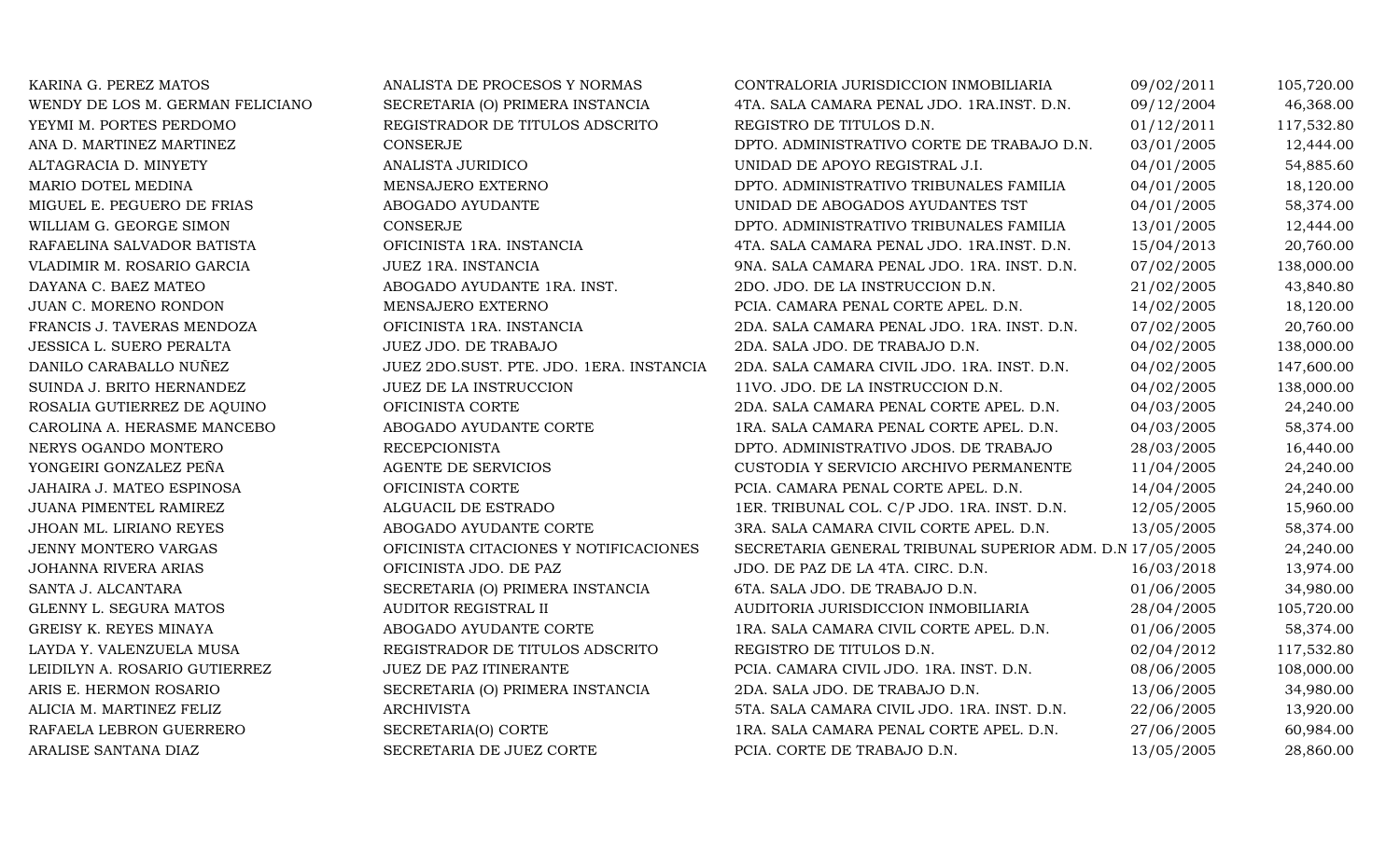| | | | | |
|---|---|---|---|---|
| KARINA G. PEREZ MATOS | ANALISTA DE PROCESOS Y NORMAS | CONTRALORIA JURISDICCION INMOBILIARIA | 09/02/2011 | 105,720.00 |
| WENDY DE LOS M. GERMAN FELICIANO | SECRETARIA (O) PRIMERA INSTANCIA | 4TA. SALA CAMARA PENAL JDO. 1RA.INST. D.N. | 09/12/2004 | 46,368.00 |
| YEYMI M. PORTES PERDOMO | REGISTRADOR DE TITULOS ADSCRITO | REGISTRO DE TITULOS D.N. | 01/12/2011 | 117,532.80 |
| ANA D. MARTINEZ MARTINEZ | CONSERJE | DPTO. ADMINISTRATIVO CORTE DE TRABAJO D.N. | 03/01/2005 | 12,444.00 |
| ALTAGRACIA D. MINYETY | ANALISTA JURIDICO | UNIDAD DE APOYO REGISTRAL J.I. | 04/01/2005 | 54,885.60 |
| MARIO DOTEL MEDINA | MENSAJERO EXTERNO | DPTO. ADMINISTRATIVO TRIBUNALES FAMILIA | 04/01/2005 | 18,120.00 |
| MIGUEL E. PEGUERO DE FRIAS | ABOGADO AYUDANTE | UNIDAD DE ABOGADOS AYUDANTES TST | 04/01/2005 | 58,374.00 |
| WILLIAM G. GEORGE SIMON | CONSERJE | DPTO. ADMINISTRATIVO TRIBUNALES FAMILIA | 13/01/2005 | 12,444.00 |
| RAFAELINA SALVADOR BATISTA | OFICINISTA 1RA. INSTANCIA | 4TA. SALA CAMARA PENAL JDO. 1RA.INST. D.N. | 15/04/2013 | 20,760.00 |
| VLADIMIR M. ROSARIO GARCIA | JUEZ 1RA. INSTANCIA | 9NA. SALA CAMARA PENAL JDO. 1RA. INST. D.N. | 07/02/2005 | 138,000.00 |
| DAYANA C. BAEZ MATEO | ABOGADO AYUDANTE 1RA. INST. | 2DO. JDO. DE LA INSTRUCCION D.N. | 21/02/2005 | 43,840.80 |
| JUAN C. MORENO RONDON | MENSAJERO EXTERNO | PCIA. CAMARA PENAL CORTE APEL. D.N. | 14/02/2005 | 18,120.00 |
| FRANCIS J. TAVERAS MENDOZA | OFICINISTA 1RA. INSTANCIA | 2DA. SALA CAMARA PENAL JDO. 1RA. INST. D.N. | 07/02/2005 | 20,760.00 |
| JESSICA L. SUERO PERALTA | JUEZ JDO. DE TRABAJO | 2DA. SALA JDO. DE TRABAJO D.N. | 04/02/2005 | 138,000.00 |
| DANILO CARABALLO NUÑEZ | JUEZ 2DO.SUST. PTE. JDO. 1ERA. INSTANCIA | 2DA. SALA CAMARA CIVIL JDO. 1RA. INST. D.N. | 04/02/2005 | 147,600.00 |
| SUINDA J. BRITO HERNANDEZ | JUEZ DE LA INSTRUCCION | 11VO. JDO. DE LA INSTRUCCION D.N. | 04/02/2005 | 138,000.00 |
| ROSALIA GUTIERREZ DE AQUINO | OFICINISTA CORTE | 2DA. SALA CAMARA PENAL CORTE APEL. D.N. | 04/03/2005 | 24,240.00 |
| CAROLINA A. HERASME MANCEBO | ABOGADO AYUDANTE CORTE | 1RA. SALA CAMARA PENAL CORTE APEL. D.N. | 04/03/2005 | 58,374.00 |
| NERYS OGANDO MONTERO | RECEPCIONISTA | DPTO. ADMINISTRATIVO JDOS. DE TRABAJO | 28/03/2005 | 16,440.00 |
| YONGEIRI GONZALEZ PEÑA | AGENTE DE SERVICIOS | CUSTODIA Y SERVICIO ARCHIVO PERMANENTE | 11/04/2005 | 24,240.00 |
| JAHAIRA J. MATEO ESPINOSA | OFICINISTA CORTE | PCIA. CAMARA PENAL CORTE APEL. D.N. | 14/04/2005 | 24,240.00 |
| JUANA PIMENTEL RAMIREZ | ALGUACIL DE ESTRADO | 1ER. TRIBUNAL COL. C/P JDO. 1RA. INST. D.N. | 12/05/2005 | 15,960.00 |
| JHOAN ML. LIRIANO REYES | ABOGADO AYUDANTE CORTE | 3RA. SALA CAMARA CIVIL CORTE APEL. D.N. | 13/05/2005 | 58,374.00 |
| JENNY MONTERO VARGAS | OFICINISTA CITACIONES Y NOTIFICACIONES | SECRETARIA GENERAL TRIBUNAL SUPERIOR ADM. D.N | 17/05/2005 | 24,240.00 |
| JOHANNA RIVERA ARIAS | OFICINISTA JDO. DE PAZ | JDO. DE PAZ DE LA 4TA. CIRC. D.N. | 16/03/2018 | 13,974.00 |
| SANTA J. ALCANTARA | SECRETARIA (O) PRIMERA INSTANCIA | 6TA. SALA JDO. DE TRABAJO D.N. | 01/06/2005 | 34,980.00 |
| GLENNY L. SEGURA MATOS | AUDITOR REGISTRAL II | AUDITORIA JURISDICCION INMOBILIARIA | 28/04/2005 | 105,720.00 |
| GREISY K. REYES MINAYA | ABOGADO AYUDANTE CORTE | 1RA. SALA CAMARA CIVIL CORTE APEL. D.N. | 01/06/2005 | 58,374.00 |
| LAYDA Y. VALENZUELA MUSA | REGISTRADOR DE TITULOS ADSCRITO | REGISTRO DE TITULOS D.N. | 02/04/2012 | 117,532.80 |
| LEIDILYN A. ROSARIO GUTIERREZ | JUEZ DE PAZ ITINERANTE | PCIA. CAMARA CIVIL JDO. 1RA. INST. D.N. | 08/06/2005 | 108,000.00 |
| ARIS E. HERMON ROSARIO | SECRETARIA (O) PRIMERA INSTANCIA | 2DA. SALA JDO. DE TRABAJO D.N. | 13/06/2005 | 34,980.00 |
| ALICIA M. MARTINEZ FELIZ | ARCHIVISTA | 5TA. SALA CAMARA CIVIL JDO. 1RA. INST. D.N. | 22/06/2005 | 13,920.00 |
| RAFAELA LEBRON GUERRERO | SECRETARIA(O) CORTE | 1RA. SALA CAMARA PENAL CORTE APEL. D.N. | 27/06/2005 | 60,984.00 |
| ARALISE SANTANA DIAZ | SECRETARIA DE JUEZ CORTE | PCIA. CORTE DE TRABAJO D.N. | 13/05/2005 | 28,860.00 |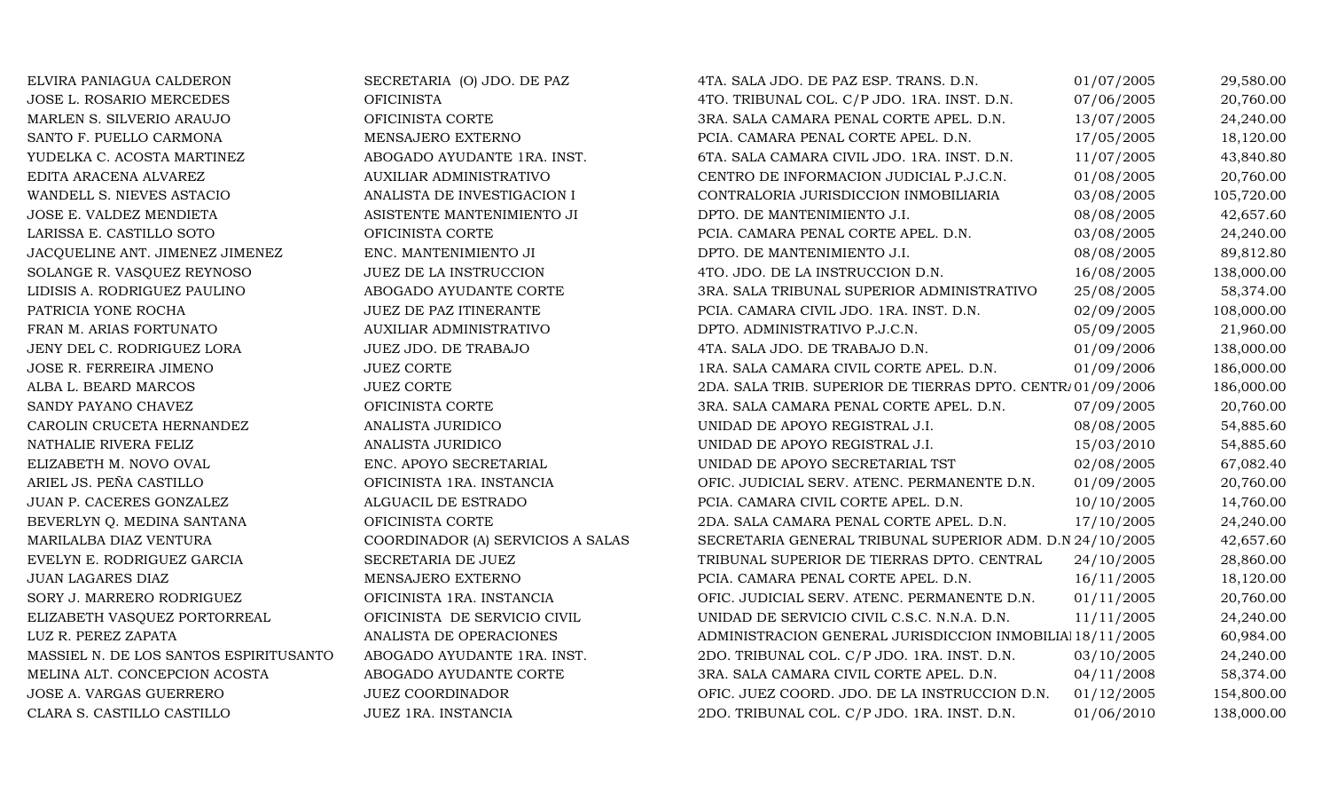| | | | | |
|---|---|---|---|---|
| ELVIRA PANIAGUA CALDERON | SECRETARIA (O) JDO. DE PAZ | 4TA. SALA JDO. DE PAZ ESP. TRANS. D.N. | 01/07/2005 | 29,580.00 |
| JOSE L. ROSARIO MERCEDES | OFICINISTA | 4TO. TRIBUNAL COL. C/P JDO. 1RA. INST. D.N. | 07/06/2005 | 20,760.00 |
| MARLEN S. SILVERIO ARAUJO | OFICINISTA CORTE | 3RA. SALA CAMARA PENAL CORTE APEL. D.N. | 13/07/2005 | 24,240.00 |
| SANTO F. PUELLO CARMONA | MENSAJERO EXTERNO | PCIA. CAMARA PENAL CORTE APEL. D.N. | 17/05/2005 | 18,120.00 |
| YUDELKA C. ACOSTA MARTINEZ | ABOGADO AYUDANTE 1RA. INST. | 6TA. SALA CAMARA CIVIL JDO. 1RA. INST. D.N. | 11/07/2005 | 43,840.80 |
| EDITA ARACENA ALVAREZ | AUXILIAR ADMINISTRATIVO | CENTRO DE INFORMACION JUDICIAL P.J.C.N. | 01/08/2005 | 20,760.00 |
| WANDELL S. NIEVES ASTACIO | ANALISTA DE INVESTIGACION I | CONTRALORIA JURISDICCION INMOBILIARIA | 03/08/2005 | 105,720.00 |
| JOSE E. VALDEZ MENDIETA | ASISTENTE MANTENIMIENTO JI | DPTO. DE MANTENIMIENTO J.I. | 08/08/2005 | 42,657.60 |
| LARISSA E. CASTILLO SOTO | OFICINISTA CORTE | PCIA. CAMARA PENAL CORTE APEL. D.N. | 03/08/2005 | 24,240.00 |
| JACQUELINE ANT. JIMENEZ JIMENEZ | ENC. MANTENIMIENTO JI | DPTO. DE MANTENIMIENTO J.I. | 08/08/2005 | 89,812.80 |
| SOLANGE R. VASQUEZ REYNOSO | JUEZ DE LA INSTRUCCION | 4TO. JDO. DE LA INSTRUCCION D.N. | 16/08/2005 | 138,000.00 |
| LIDISIS A. RODRIGUEZ PAULINO | ABOGADO AYUDANTE CORTE | 3RA. SALA TRIBUNAL SUPERIOR ADMINISTRATIVO | 25/08/2005 | 58,374.00 |
| PATRICIA YONE ROCHA | JUEZ DE PAZ ITINERANTE | PCIA. CAMARA CIVIL JDO. 1RA. INST. D.N. | 02/09/2005 | 108,000.00 |
| FRAN M. ARIAS FORTUNATO | AUXILIAR ADMINISTRATIVO | DPTO. ADMINISTRATIVO P.J.C.N. | 05/09/2005 | 21,960.00 |
| JENY DEL C. RODRIGUEZ LORA | JUEZ JDO. DE TRABAJO | 4TA. SALA JDO. DE TRABAJO D.N. | 01/09/2006 | 138,000.00 |
| JOSE R. FERREIRA JIMENO | JUEZ CORTE | 1RA. SALA CAMARA CIVIL CORTE APEL. D.N. | 01/09/2006 | 186,000.00 |
| ALBA L. BEARD MARCOS | JUEZ CORTE | 2DA. SALA TRIB. SUPERIOR DE TIERRAS DPTO. CENTRA | 01/09/2006 | 186,000.00 |
| SANDY PAYANO CHAVEZ | OFICINISTA CORTE | 3RA. SALA CAMARA PENAL CORTE APEL. D.N. | 07/09/2005 | 20,760.00 |
| CAROLIN CRUCETA HERNANDEZ | ANALISTA JURIDICO | UNIDAD DE APOYO REGISTRAL J.I. | 08/08/2005 | 54,885.60 |
| NATHALIE RIVERA FELIZ | ANALISTA JURIDICO | UNIDAD DE APOYO REGISTRAL J.I. | 15/03/2010 | 54,885.60 |
| ELIZABETH M. NOVO OVAL | ENC. APOYO SECRETARIAL | UNIDAD DE APOYO SECRETARIAL TST | 02/08/2005 | 67,082.40 |
| ARIEL JS. PEÑA CASTILLO | OFICINISTA 1RA. INSTANCIA | OFIC. JUDICIAL SERV. ATENC. PERMANENTE D.N. | 01/09/2005 | 20,760.00 |
| JUAN P. CACERES GONZALEZ | ALGUACIL DE ESTRADO | PCIA. CAMARA CIVIL CORTE APEL. D.N. | 10/10/2005 | 14,760.00 |
| BEVERLYN Q. MEDINA SANTANA | OFICINISTA CORTE | 2DA. SALA CAMARA PENAL CORTE APEL. D.N. | 17/10/2005 | 24,240.00 |
| MARILALBA DIAZ VENTURA | COORDINADOR (A) SERVICIOS A SALAS | SECRETARIA GENERAL TRIBUNAL SUPERIOR ADM. D.N | 24/10/2005 | 42,657.60 |
| EVELYN E. RODRIGUEZ GARCIA | SECRETARIA DE JUEZ | TRIBUNAL SUPERIOR DE TIERRAS DPTO. CENTRAL | 24/10/2005 | 28,860.00 |
| JUAN LAGARES DIAZ | MENSAJERO EXTERNO | PCIA. CAMARA PENAL CORTE APEL. D.N. | 16/11/2005 | 18,120.00 |
| SORY J. MARRERO RODRIGUEZ | OFICINISTA 1RA. INSTANCIA | OFIC. JUDICIAL SERV. ATENC. PERMANENTE D.N. | 01/11/2005 | 20,760.00 |
| ELIZABETH VASQUEZ PORTORREAL | OFICINISTA DE SERVICIO CIVIL | UNIDAD DE SERVICIO CIVIL C.S.C. N.N.A. D.N. | 11/11/2005 | 24,240.00 |
| LUZ R. PEREZ ZAPATA | ANALISTA DE OPERACIONES | ADMINISTRACION GENERAL JURISDICCION INMOBILIA | 18/11/2005 | 60,984.00 |
| MASSIEL N. DE LOS SANTOS ESPIRITUSANTO | ABOGADO AYUDANTE 1RA. INST. | 2DO. TRIBUNAL COL. C/P JDO. 1RA. INST. D.N. | 03/10/2005 | 24,240.00 |
| MELINA ALT. CONCEPCION ACOSTA | ABOGADO AYUDANTE CORTE | 3RA. SALA CAMARA CIVIL CORTE APEL. D.N. | 04/11/2008 | 58,374.00 |
| JOSE A. VARGAS GUERRERO | JUEZ COORDINADOR | OFIC. JUEZ COORD. JDO. DE LA INSTRUCCION D.N. | 01/12/2005 | 154,800.00 |
| CLARA S. CASTILLO CASTILLO | JUEZ 1RA. INSTANCIA | 2DO. TRIBUNAL COL. C/P JDO. 1RA. INST. D.N. | 01/06/2010 | 138,000.00 |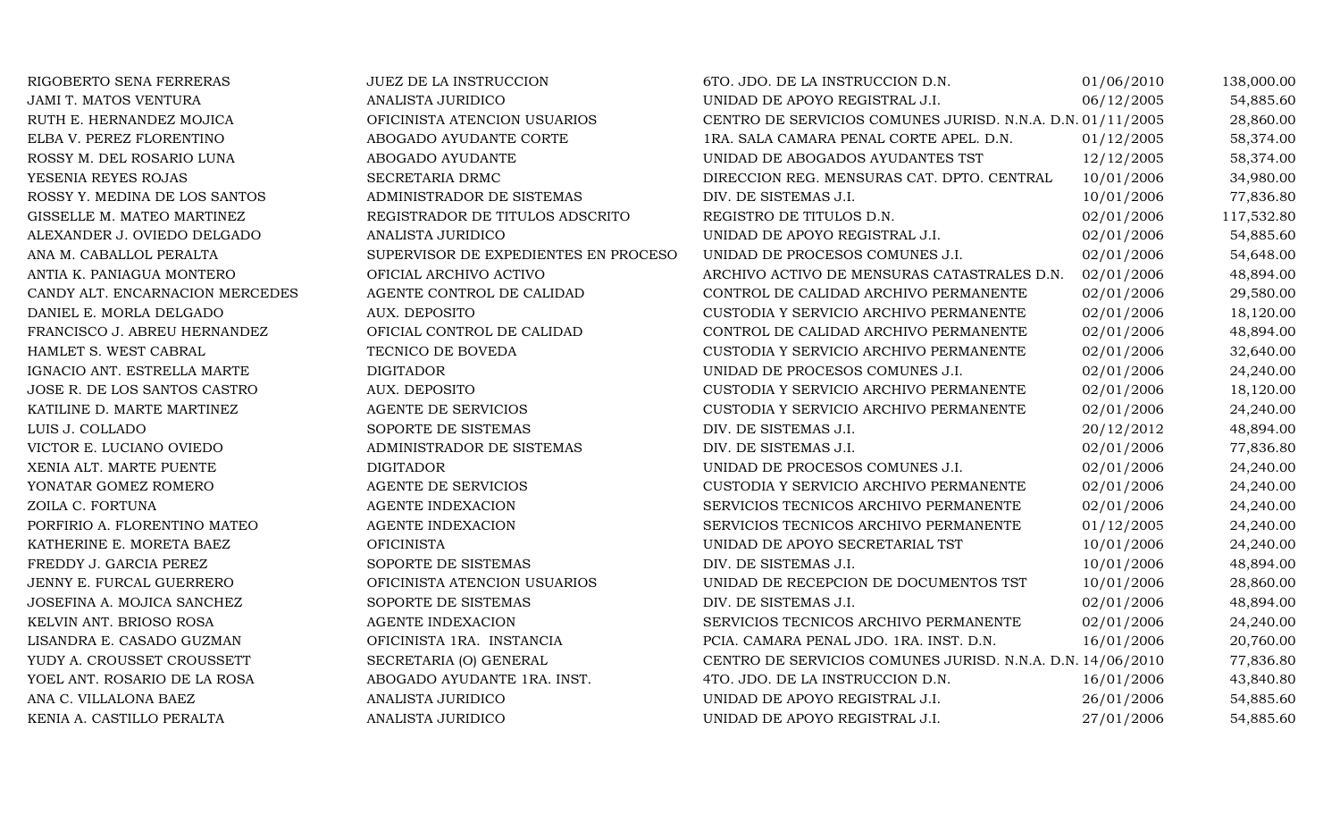| | | | | |
|---|---|---|---|---|
| RIGOBERTO SENA FERRERAS | JUEZ DE LA INSTRUCCION | 6TO. JDO. DE LA INSTRUCCION D.N. | 01/06/2010 | 138,000.00 |
| JAMI T. MATOS VENTURA | ANALISTA JURIDICO | UNIDAD DE APOYO REGISTRAL J.I. | 06/12/2005 | 54,885.60 |
| RUTH E. HERNANDEZ MOJICA | OFICINISTA ATENCION USUARIOS | CENTRO DE SERVICIOS COMUNES JURISD. N.N.A. D.N. | 01/11/2005 | 28,860.00 |
| ELBA V. PEREZ FLORENTINO | ABOGADO AYUDANTE CORTE | 1RA. SALA CAMARA PENAL CORTE APEL. D.N. | 01/12/2005 | 58,374.00 |
| ROSSY M. DEL ROSARIO LUNA | ABOGADO AYUDANTE | UNIDAD DE ABOGADOS AYUDANTES TST | 12/12/2005 | 58,374.00 |
| YESENIA REYES ROJAS | SECRETARIA DRMC | DIRECCION REG. MENSURAS CAT. DPTO. CENTRAL | 10/01/2006 | 34,980.00 |
| ROSSY Y. MEDINA DE LOS SANTOS | ADMINISTRADOR DE SISTEMAS | DIV. DE SISTEMAS J.I. | 10/01/2006 | 77,836.80 |
| GISSELLE M. MATEO MARTINEZ | REGISTRADOR DE TITULOS ADSCRITO | REGISTRO DE TITULOS D.N. | 02/01/2006 | 117,532.80 |
| ALEXANDER J. OVIEDO DELGADO | ANALISTA JURIDICO | UNIDAD DE APOYO REGISTRAL J.I. | 02/01/2006 | 54,885.60 |
| ANA M. CABALLOL PERALTA | SUPERVISOR DE EXPEDIENTES EN PROCESO | UNIDAD DE PROCESOS COMUNES J.I. | 02/01/2006 | 54,648.00 |
| ANTIA K. PANIAGUA MONTERO | OFICIAL ARCHIVO ACTIVO | ARCHIVO ACTIVO DE MENSURAS CATASTRALES D.N. | 02/01/2006 | 48,894.00 |
| CANDY ALT. ENCARNACION MERCEDES | AGENTE CONTROL DE CALIDAD | CONTROL DE CALIDAD ARCHIVO PERMANENTE | 02/01/2006 | 29,580.00 |
| DANIEL E. MORLA DELGADO | AUX. DEPOSITO | CUSTODIA Y SERVICIO ARCHIVO PERMANENTE | 02/01/2006 | 18,120.00 |
| FRANCISCO J. ABREU HERNANDEZ | OFICIAL CONTROL DE CALIDAD | CONTROL DE CALIDAD ARCHIVO PERMANENTE | 02/01/2006 | 48,894.00 |
| HAMLET S. WEST CABRAL | TECNICO DE BOVEDA | CUSTODIA Y SERVICIO ARCHIVO PERMANENTE | 02/01/2006 | 32,640.00 |
| IGNACIO ANT. ESTRELLA MARTE | DIGITADOR | UNIDAD DE PROCESOS COMUNES J.I. | 02/01/2006 | 24,240.00 |
| JOSE R. DE LOS SANTOS CASTRO | AUX. DEPOSITO | CUSTODIA Y SERVICIO ARCHIVO PERMANENTE | 02/01/2006 | 18,120.00 |
| KATILINE D. MARTE MARTINEZ | AGENTE DE SERVICIOS | CUSTODIA Y SERVICIO ARCHIVO PERMANENTE | 02/01/2006 | 24,240.00 |
| LUIS J. COLLADO | SOPORTE DE SISTEMAS | DIV. DE SISTEMAS J.I. | 20/12/2012 | 48,894.00 |
| VICTOR E. LUCIANO OVIEDO | ADMINISTRADOR DE SISTEMAS | DIV. DE SISTEMAS J.I. | 02/01/2006 | 77,836.80 |
| XENIA ALT. MARTE PUENTE | DIGITADOR | UNIDAD DE PROCESOS COMUNES J.I. | 02/01/2006 | 24,240.00 |
| YONATAR GOMEZ ROMERO | AGENTE DE SERVICIOS | CUSTODIA Y SERVICIO ARCHIVO PERMANENTE | 02/01/2006 | 24,240.00 |
| ZOILA C. FORTUNA | AGENTE INDEXACION | SERVICIOS TECNICOS ARCHIVO PERMANENTE | 02/01/2006 | 24,240.00 |
| PORFIRIO A. FLORENTINO MATEO | AGENTE INDEXACION | SERVICIOS TECNICOS ARCHIVO PERMANENTE | 01/12/2005 | 24,240.00 |
| KATHERINE E. MORETA BAEZ | OFICINISTA | UNIDAD DE APOYO SECRETARIAL TST | 10/01/2006 | 24,240.00 |
| FREDDY J. GARCIA PEREZ | SOPORTE DE SISTEMAS | DIV. DE SISTEMAS J.I. | 10/01/2006 | 48,894.00 |
| JENNY E. FURCAL GUERRERO | OFICINISTA ATENCION USUARIOS | UNIDAD DE RECEPCION DE DOCUMENTOS TST | 10/01/2006 | 28,860.00 |
| JOSEFINA A. MOJICA SANCHEZ | SOPORTE DE SISTEMAS | DIV. DE SISTEMAS J.I. | 02/01/2006 | 48,894.00 |
| KELVIN ANT. BRIOSO ROSA | AGENTE INDEXACION | SERVICIOS TECNICOS ARCHIVO PERMANENTE | 02/01/2006 | 24,240.00 |
| LISANDRA E. CASADO GUZMAN | OFICINISTA 1RA. INSTANCIA | PCIA. CAMARA PENAL JDO. 1RA. INST. D.N. | 16/01/2006 | 20,760.00 |
| YUDY A. CROUSSET CROUSSETT | SECRETARIA (O) GENERAL | CENTRO DE SERVICIOS COMUNES JURISD. N.N.A. D.N. | 14/06/2010 | 77,836.80 |
| YOEL ANT. ROSARIO DE LA ROSA | ABOGADO AYUDANTE 1RA. INST. | 4TO. JDO. DE LA INSTRUCCION D.N. | 16/01/2006 | 43,840.80 |
| ANA C. VILLALONA BAEZ | ANALISTA JURIDICO | UNIDAD DE APOYO REGISTRAL J.I. | 26/01/2006 | 54,885.60 |
| KENIA A. CASTILLO PERALTA | ANALISTA JURIDICO | UNIDAD DE APOYO REGISTRAL J.I. | 27/01/2006 | 54,885.60 |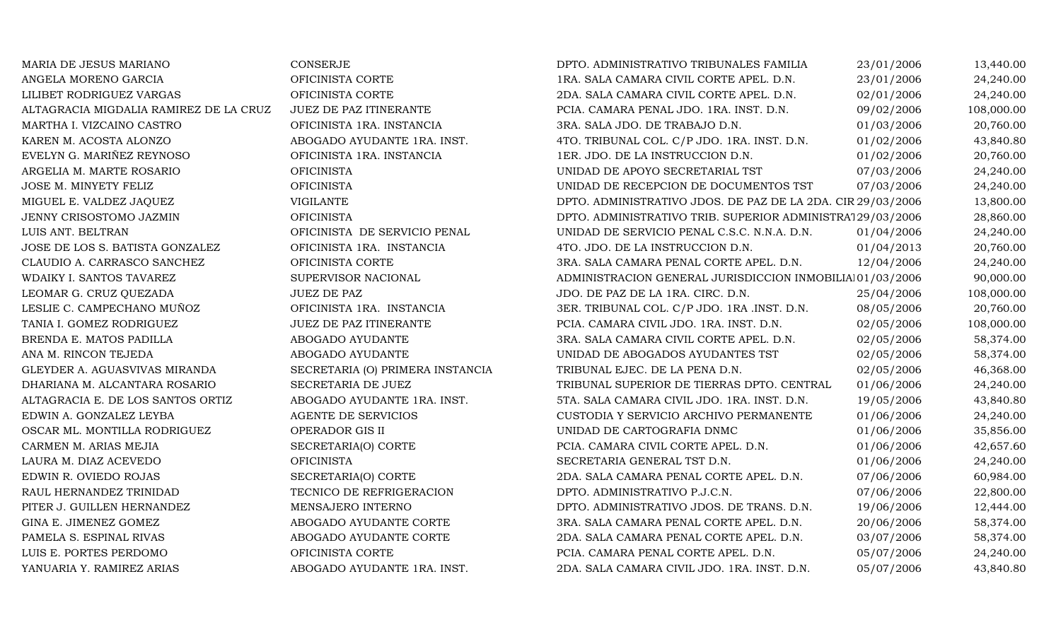| | | | | |
|---|---|---|---|---|
| MARIA DE JESUS MARIANO | CONSERJE | DPTO. ADMINISTRATIVO TRIBUNALES FAMILIA | 23/01/2006 | 13,440.00 |
| ANGELA MORENO GARCIA | OFICINISTA CORTE | 1RA. SALA CAMARA CIVIL CORTE APEL. D.N. | 23/01/2006 | 24,240.00 |
| LILIBET RODRIGUEZ VARGAS | OFICINISTA CORTE | 2DA. SALA CAMARA CIVIL CORTE APEL. D.N. | 02/01/2006 | 24,240.00 |
| ALTAGRACIA MIGDALIA RAMIREZ DE LA CRUZ | JUEZ DE PAZ ITINERANTE | PCIA. CAMARA PENAL JDO. 1RA. INST. D.N. | 09/02/2006 | 108,000.00 |
| MARTHA I. VIZCAINO CASTRO | OFICINISTA 1RA. INSTANCIA | 3RA. SALA JDO. DE TRABAJO D.N. | 01/03/2006 | 20,760.00 |
| KAREN M. ACOSTA ALONZO | ABOGADO AYUDANTE 1RA. INST. | 4TO. TRIBUNAL COL. C/P JDO. 1RA. INST. D.N. | 01/02/2006 | 43,840.80 |
| EVELYN G. MARIÑEZ REYNOSO | OFICINISTA 1RA. INSTANCIA | 1ER. JDO. DE LA INSTRUCCION D.N. | 01/02/2006 | 20,760.00 |
| ARGELIA M. MARTE ROSARIO | OFICINISTA | UNIDAD DE APOYO SECRETARIAL TST | 07/03/2006 | 24,240.00 |
| JOSE M. MINYETY FELIZ | OFICINISTA | UNIDAD DE RECEPCION DE DOCUMENTOS TST | 07/03/2006 | 24,240.00 |
| MIGUEL E. VALDEZ JAQUEZ | VIGILANTE | DPTO. ADMINISTRATIVO JDOS. DE PAZ DE LA 2DA. CIR | 29/03/2006 | 13,800.00 |
| JENNY CRISOSTOMO JAZMIN | OFICINISTA | DPTO. ADMINISTRATIVO TRIB. SUPERIOR ADMINISTRAT | 29/03/2006 | 28,860.00 |
| LUIS ANT. BELTRAN | OFICINISTA DE SERVICIO PENAL | UNIDAD DE SERVICIO PENAL C.S.C. N.N.A. D.N. | 01/04/2006 | 24,240.00 |
| JOSE DE LOS S. BATISTA GONZALEZ | OFICINISTA 1RA. INSTANCIA | 4TO. JDO. DE LA INSTRUCCION D.N. | 01/04/2013 | 20,760.00 |
| CLAUDIO A. CARRASCO SANCHEZ | OFICINISTA CORTE | 3RA. SALA CAMARA PENAL CORTE APEL. D.N. | 12/04/2006 | 24,240.00 |
| WDAIKY I. SANTOS TAVAREZ | SUPERVISOR NACIONAL | ADMINISTRACION GENERAL JURISDICCION INMOBILIA | 01/03/2006 | 90,000.00 |
| LEOMAR G. CRUZ QUEZADA | JUEZ DE PAZ | JDO. DE PAZ DE LA 1RA. CIRC. D.N. | 25/04/2006 | 108,000.00 |
| LESLIE C. CAMPECHANO MUÑOZ | OFICINISTA 1RA. INSTANCIA | 3ER. TRIBUNAL COL. C/P JDO. 1RA .INST. D.N. | 08/05/2006 | 20,760.00 |
| TANIA I. GOMEZ RODRIGUEZ | JUEZ DE PAZ ITINERANTE | PCIA. CAMARA CIVIL JDO. 1RA. INST. D.N. | 02/05/2006 | 108,000.00 |
| BRENDA E. MATOS PADILLA | ABOGADO AYUDANTE | 3RA. SALA CAMARA CIVIL CORTE APEL. D.N. | 02/05/2006 | 58,374.00 |
| ANA M. RINCON TEJEDA | ABOGADO AYUDANTE | UNIDAD DE ABOGADOS AYUDANTES TST | 02/05/2006 | 58,374.00 |
| GLEYDER A. AGUASVIVAS MIRANDA | SECRETARIA (O) PRIMERA INSTANCIA | TRIBUNAL EJEC. DE LA PENA D.N. | 02/05/2006 | 46,368.00 |
| DHARIANA M. ALCANTARA ROSARIO | SECRETARIA DE JUEZ | TRIBUNAL SUPERIOR DE TIERRAS DPTO. CENTRAL | 01/06/2006 | 24,240.00 |
| ALTAGRACIA E. DE LOS SANTOS ORTIZ | ABOGADO AYUDANTE 1RA. INST. | 5TA. SALA CAMARA CIVIL JDO. 1RA. INST. D.N. | 19/05/2006 | 43,840.80 |
| EDWIN A. GONZALEZ LEYBA | AGENTE DE SERVICIOS | CUSTODIA Y SERVICIO ARCHIVO PERMANENTE | 01/06/2006 | 24,240.00 |
| OSCAR ML. MONTILLA RODRIGUEZ | OPERADOR GIS II | UNIDAD DE CARTOGRAFIA DNMC | 01/06/2006 | 35,856.00 |
| CARMEN M. ARIAS MEJIA | SECRETARIA(O) CORTE | PCIA. CAMARA CIVIL CORTE APEL. D.N. | 01/06/2006 | 42,657.60 |
| LAURA M. DIAZ ACEVEDO | OFICINISTA | SECRETARIA GENERAL TST D.N. | 01/06/2006 | 24,240.00 |
| EDWIN R. OVIEDO ROJAS | SECRETARIA(O) CORTE | 2DA. SALA CAMARA PENAL CORTE APEL. D.N. | 07/06/2006 | 60,984.00 |
| RAUL HERNANDEZ TRINIDAD | TECNICO DE REFRIGERACION | DPTO. ADMINISTRATIVO P.J.C.N. | 07/06/2006 | 22,800.00 |
| PITER J. GUILLEN HERNANDEZ | MENSAJERO INTERNO | DPTO. ADMINISTRATIVO JDOS. DE TRANS. D.N. | 19/06/2006 | 12,444.00 |
| GINA E. JIMENEZ GOMEZ | ABOGADO AYUDANTE CORTE | 3RA. SALA CAMARA PENAL CORTE APEL. D.N. | 20/06/2006 | 58,374.00 |
| PAMELA S. ESPINAL RIVAS | ABOGADO AYUDANTE CORTE | 2DA. SALA CAMARA PENAL CORTE APEL. D.N. | 03/07/2006 | 58,374.00 |
| LUIS E. PORTES PERDOMO | OFICINISTA CORTE | PCIA. CAMARA PENAL CORTE APEL. D.N. | 05/07/2006 | 24,240.00 |
| YANUARIA Y. RAMIREZ ARIAS | ABOGADO AYUDANTE 1RA. INST. | 2DA. SALA CAMARA CIVIL JDO. 1RA. INST. D.N. | 05/07/2006 | 43,840.80 |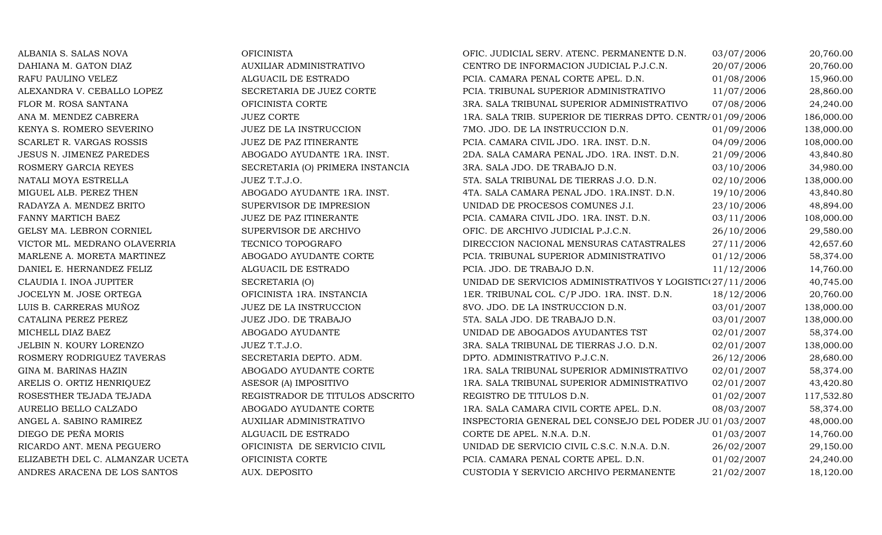| | | | | |
|---|---|---|---|---|
| ALBANIA S. SALAS NOVA | OFICINISTA | OFIC. JUDICIAL SERV. ATENC. PERMANENTE D.N. | 03/07/2006 | 20,760.00 |
| DAHIANA M. GATON DIAZ | AUXILIAR ADMINISTRATIVO | CENTRO DE INFORMACION JUDICIAL P.J.C.N. | 20/07/2006 | 20,760.00 |
| RAFU PAULINO VELEZ | ALGUACIL DE ESTRADO | PCIA. CAMARA PENAL CORTE APEL. D.N. | 01/08/2006 | 15,960.00 |
| ALEXANDRA V. CEBALLO LOPEZ | SECRETARIA DE JUEZ CORTE | PCIA. TRIBUNAL SUPERIOR ADMINISTRATIVO | 11/07/2006 | 28,860.00 |
| FLOR M. ROSA SANTANA | OFICINISTA CORTE | 3RA. SALA TRIBUNAL SUPERIOR ADMINISTRATIVO | 07/08/2006 | 24,240.00 |
| ANA M. MENDEZ CABRERA | JUEZ CORTE | 1RA. SALA TRIB. SUPERIOR DE TIERRAS DPTO. CENTRA | 01/09/2006 | 186,000.00 |
| KENYA S. ROMERO SEVERINO | JUEZ DE LA INSTRUCCION | 7MO. JDO. DE LA INSTRUCCION D.N. | 01/09/2006 | 138,000.00 |
| SCARLET R. VARGAS ROSSIS | JUEZ DE PAZ ITINERANTE | PCIA. CAMARA CIVIL JDO. 1RA. INST. D.N. | 04/09/2006 | 108,000.00 |
| JESUS N. JIMENEZ PAREDES | ABOGADO AYUDANTE 1RA. INST. | 2DA. SALA CAMARA PENAL JDO. 1RA. INST. D.N. | 21/09/2006 | 43,840.80 |
| ROSMERY GARCIA REYES | SECRETARIA (O) PRIMERA INSTANCIA | 3RA. SALA JDO. DE TRABAJO D.N. | 03/10/2006 | 34,980.00 |
| NATALI MOYA ESTRELLA | JUEZ T.T.J.O. | 5TA. SALA TRIBUNAL DE TIERRAS J.O. D.N. | 02/10/2006 | 138,000.00 |
| MIGUEL ALB. PEREZ THEN | ABOGADO AYUDANTE 1RA. INST. | 4TA. SALA CAMARA PENAL JDO. 1RA.INST. D.N. | 19/10/2006 | 43,840.80 |
| RADAYZA A. MENDEZ BRITO | SUPERVISOR DE IMPRESION | UNIDAD DE PROCESOS COMUNES J.I. | 23/10/2006 | 48,894.00 |
| FANNY MARTICH BAEZ | JUEZ DE PAZ ITINERANTE | PCIA. CAMARA CIVIL JDO. 1RA. INST. D.N. | 03/11/2006 | 108,000.00 |
| GELSY MA. LEBRON CORNIEL | SUPERVISOR DE ARCHIVO | OFIC. DE ARCHIVO JUDICIAL P.J.C.N. | 26/10/2006 | 29,580.00 |
| VICTOR ML. MEDRANO OLAVERRIA | TECNICO TOPOGRAFO | DIRECCION NACIONAL MENSURAS CATASTRALES | 27/11/2006 | 42,657.60 |
| MARLENE A. MORETA MARTINEZ | ABOGADO AYUDANTE CORTE | PCIA. TRIBUNAL SUPERIOR ADMINISTRATIVO | 01/12/2006 | 58,374.00 |
| DANIEL E. HERNANDEZ FELIZ | ALGUACIL DE ESTRADO | PCIA. JDO. DE TRABAJO D.N. | 11/12/2006 | 14,760.00 |
| CLAUDIA I. INOA JUPITER | SECRETARIA (O) | UNIDAD DE SERVICIOS ADMINISTRATIVOS Y LOGISTIC( | 27/11/2006 | 40,745.00 |
| JOCELYN M. JOSE ORTEGA | OFICINISTA 1RA. INSTANCIA | 1ER. TRIBUNAL COL. C/P JDO. 1RA. INST. D.N. | 18/12/2006 | 20,760.00 |
| LUIS B. CARRERAS MUÑOZ | JUEZ DE LA INSTRUCCION | 8VO. JDO. DE LA INSTRUCCION D.N. | 03/01/2007 | 138,000.00 |
| CATALINA PEREZ PEREZ | JUEZ JDO. DE TRABAJO | 5TA. SALA JDO. DE TRABAJO D.N. | 03/01/2007 | 138,000.00 |
| MICHELL DIAZ BAEZ | ABOGADO AYUDANTE | UNIDAD DE ABOGADOS AYUDANTES TST | 02/01/2007 | 58,374.00 |
| JELBIN N. KOURY LORENZO | JUEZ T.T.J.O. | 3RA. SALA TRIBUNAL DE TIERRAS J.O. D.N. | 02/01/2007 | 138,000.00 |
| ROSMERY RODRIGUEZ TAVERAS | SECRETARIA DEPTO. ADM. | DPTO. ADMINISTRATIVO P.J.C.N. | 26/12/2006 | 28,680.00 |
| GINA M. BARINAS HAZIN | ABOGADO AYUDANTE CORTE | 1RA. SALA TRIBUNAL SUPERIOR ADMINISTRATIVO | 02/01/2007 | 58,374.00 |
| ARELIS O. ORTIZ HENRIQUEZ | ASESOR (A) IMPOSITIVO | 1RA. SALA TRIBUNAL SUPERIOR ADMINISTRATIVO | 02/01/2007 | 43,420.80 |
| ROSESTHER TEJADA TEJADA | REGISTRADOR DE TITULOS ADSCRITO | REGISTRO DE TITULOS D.N. | 01/02/2007 | 117,532.80 |
| AURELIO BELLO CALZADO | ABOGADO AYUDANTE CORTE | 1RA. SALA CAMARA CIVIL CORTE APEL. D.N. | 08/03/2007 | 58,374.00 |
| ANGEL A. SABINO RAMIREZ | AUXILIAR ADMINISTRATIVO | INSPECTORIA GENERAL DEL CONSEJO DEL PODER JU | 01/03/2007 | 48,000.00 |
| DIEGO DE PEÑA MORIS | ALGUACIL DE ESTRADO | CORTE DE APEL. N.N.A. D.N. | 01/03/2007 | 14,760.00 |
| RICARDO ANT. MENA PEGUERO | OFICINISTA DE SERVICIO CIVIL | UNIDAD DE SERVICIO CIVIL C.S.C. N.N.A. D.N. | 26/02/2007 | 29,150.00 |
| ELIZABETH DEL C. ALMANZAR UCETA | OFICINISTA CORTE | PCIA. CAMARA PENAL CORTE APEL. D.N. | 01/02/2007 | 24,240.00 |
| ANDRES ARACENA DE LOS SANTOS | AUX. DEPOSITO | CUSTODIA Y SERVICIO ARCHIVO PERMANENTE | 21/02/2007 | 18,120.00 |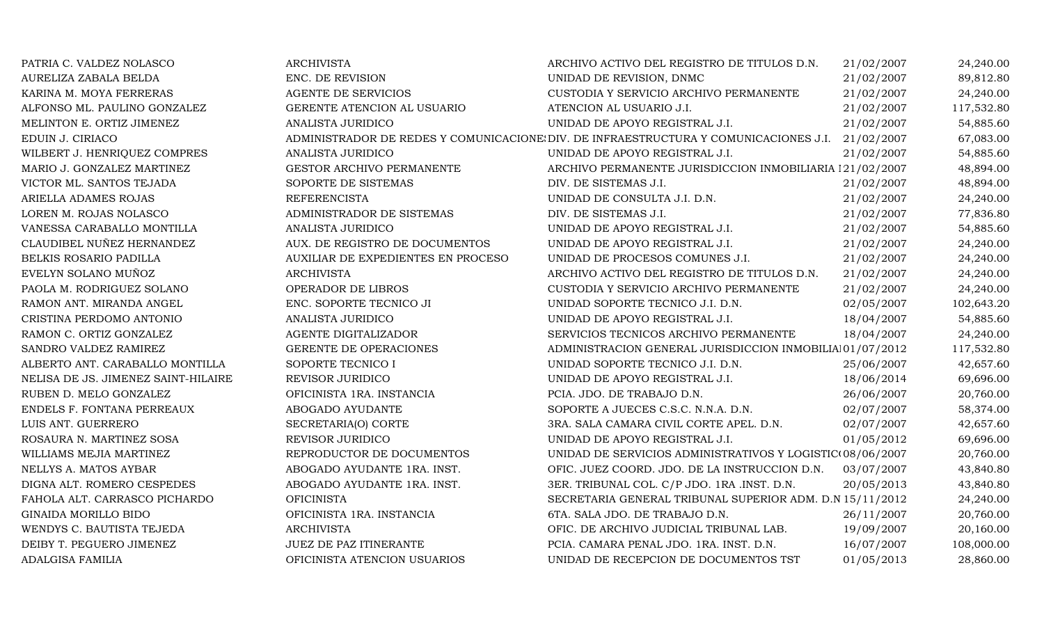| | | | | |
|---|---|---|---|---|
| PATRIA C. VALDEZ NOLASCO | ARCHIVISTA | ARCHIVO ACTIVO DEL REGISTRO DE TITULOS D.N. | 21/02/2007 | 24,240.00 |
| AURELIZA ZABALA BELDA | ENC. DE REVISION | UNIDAD DE REVISION, DNMC | 21/02/2007 | 89,812.80 |
| KARINA M. MOYA FERRERAS | AGENTE DE SERVICIOS | CUSTODIA Y SERVICIO ARCHIVO PERMANENTE | 21/02/2007 | 24,240.00 |
| ALFONSO ML. PAULINO GONZALEZ | GERENTE ATENCION AL USUARIO | ATENCION AL USUARIO J.I. | 21/02/2007 | 117,532.80 |
| MELINTON E. ORTIZ JIMENEZ | ANALISTA JURIDICO | UNIDAD DE APOYO REGISTRAL J.I. | 21/02/2007 | 54,885.60 |
| EDUIN J. CIRIACO | ADMINISTRADOR DE REDES Y COMUNICACIONES | DIV. DE INFRAESTRUCTURA Y COMUNICACIONES J.I. | 21/02/2007 | 67,083.00 |
| WILBERT J. HENRIQUEZ COMPRES | ANALISTA JURIDICO | UNIDAD DE APOYO REGISTRAL J.I. | 21/02/2007 | 54,885.60 |
| MARIO J. GONZALEZ MARTINEZ | GESTOR ARCHIVO PERMANENTE | ARCHIVO PERMANENTE JURISDICCION INMOBILIARIA I | 21/02/2007 | 48,894.00 |
| VICTOR ML. SANTOS TEJADA | SOPORTE DE SISTEMAS | DIV. DE SISTEMAS J.I. | 21/02/2007 | 48,894.00 |
| ARIELLA ADAMES ROJAS | REFERENCISTA | UNIDAD DE CONSULTA J.I. D.N. | 21/02/2007 | 24,240.00 |
| LOREN M. ROJAS NOLASCO | ADMINISTRADOR DE SISTEMAS | DIV. DE SISTEMAS J.I. | 21/02/2007 | 77,836.80 |
| VANESSA CARABALLO MONTILLA | ANALISTA JURIDICO | UNIDAD DE APOYO REGISTRAL J.I. | 21/02/2007 | 54,885.60 |
| CLAUDIBEL NUÑEZ HERNANDEZ | AUX. DE REGISTRO DE DOCUMENTOS | UNIDAD DE APOYO REGISTRAL J.I. | 21/02/2007 | 24,240.00 |
| BELKIS ROSARIO PADILLA | AUXILIAR DE EXPEDIENTES EN PROCESO | UNIDAD DE PROCESOS COMUNES J.I. | 21/02/2007 | 24,240.00 |
| EVELYN SOLANO MUÑOZ | ARCHIVISTA | ARCHIVO ACTIVO DEL REGISTRO DE TITULOS D.N. | 21/02/2007 | 24,240.00 |
| PAOLA M. RODRIGUEZ SOLANO | OPERADOR DE LIBROS | CUSTODIA Y SERVICIO ARCHIVO PERMANENTE | 21/02/2007 | 24,240.00 |
| RAMON ANT. MIRANDA ANGEL | ENC. SOPORTE TECNICO JI | UNIDAD SOPORTE TECNICO J.I. D.N. | 02/05/2007 | 102,643.20 |
| CRISTINA PERDOMO ANTONIO | ANALISTA JURIDICO | UNIDAD DE APOYO REGISTRAL J.I. | 18/04/2007 | 54,885.60 |
| RAMON C. ORTIZ GONZALEZ | AGENTE DIGITALIZADOR | SERVICIOS TECNICOS ARCHIVO PERMANENTE | 18/04/2007 | 24,240.00 |
| SANDRO VALDEZ RAMIREZ | GERENTE DE OPERACIONES | ADMINISTRACION GENERAL JURISDICCION INMOBILIA | 01/07/2012 | 117,532.80 |
| ALBERTO ANT. CARABALLO MONTILLA | SOPORTE TECNICO I | UNIDAD SOPORTE TECNICO J.I. D.N. | 25/06/2007 | 42,657.60 |
| NELISA DE JS. JIMENEZ SAINT-HILAIRE | REVISOR JURIDICO | UNIDAD DE APOYO REGISTRAL J.I. | 18/06/2014 | 69,696.00 |
| RUBEN D. MELO GONZALEZ | OFICINISTA 1RA. INSTANCIA | PCIA. JDO. DE TRABAJO D.N. | 26/06/2007 | 20,760.00 |
| ENDELS F. FONTANA PERREAUX | ABOGADO AYUDANTE | SOPORTE A JUECES C.S.C. N.N.A. D.N. | 02/07/2007 | 58,374.00 |
| LUIS ANT. GUERRERO | SECRETARIA(O) CORTE | 3RA. SALA CAMARA CIVIL CORTE APEL. D.N. | 02/07/2007 | 42,657.60 |
| ROSAURA N. MARTINEZ SOSA | REVISOR JURIDICO | UNIDAD DE APOYO REGISTRAL J.I. | 01/05/2012 | 69,696.00 |
| WILLIAMS MEJIA MARTINEZ | REPRODUCTOR DE DOCUMENTOS | UNIDAD DE SERVICIOS ADMINISTRATIVOS Y LOGISTIC | 08/06/2007 | 20,760.00 |
| NELLYS A. MATOS AYBAR | ABOGADO AYUDANTE 1RA. INST. | OFIC. JUEZ COORD. JDO. DE LA INSTRUCCION D.N. | 03/07/2007 | 43,840.80 |
| DIGNA ALT. ROMERO CESPEDES | ABOGADO AYUDANTE 1RA. INST. | 3ER. TRIBUNAL COL. C/P JDO. 1RA .INST. D.N. | 20/05/2013 | 43,840.80 |
| FAHOLA ALT. CARRASCO PICHARDO | OFICINISTA | SECRETARIA GENERAL TRIBUNAL SUPERIOR ADM. D.N | 15/11/2012 | 24,240.00 |
| GINAIDA MORILLO BIDO | OFICINISTA 1RA. INSTANCIA | 6TA. SALA JDO. DE TRABAJO D.N. | 26/11/2007 | 20,760.00 |
| WENDYS C. BAUTISTA TEJEDA | ARCHIVISTA | OFIC. DE ARCHIVO JUDICIAL TRIBUNAL LAB. | 19/09/2007 | 20,160.00 |
| DEIBY T. PEGUERO JIMENEZ | JUEZ DE PAZ ITINERANTE | PCIA. CAMARA PENAL JDO. 1RA. INST. D.N. | 16/07/2007 | 108,000.00 |
| ADALGISA FAMILIA | OFICINISTA ATENCION USUARIOS | UNIDAD DE RECEPCION DE DOCUMENTOS TST | 01/05/2013 | 28,860.00 |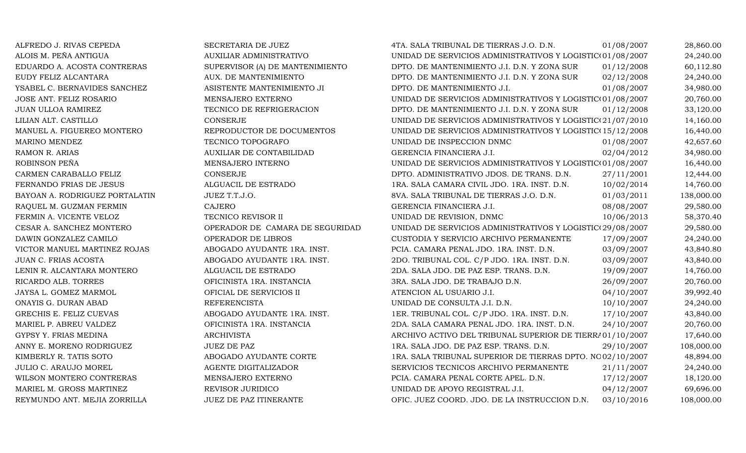| | | | | |
|---|---|---|---|---|
| ALFREDO J. RIVAS CEPEDA | SECRETARIA DE JUEZ | 4TA. SALA TRIBUNAL DE TIERRAS J.O. D.N. | 01/08/2007 | 28,860.00 |
| ALOIS M. PEÑA ANTIGUA | AUXILIAR ADMINISTRATIVO | UNIDAD DE SERVICIOS ADMINISTRATIVOS Y LOGISTIC( | 01/08/2007 | 24,240.00 |
| EDUARDO A. ACOSTA CONTRERAS | SUPERVISOR (A) DE MANTENIMIENTO | DPTO. DE MANTENIMIENTO J.I. D.N. Y ZONA SUR | 01/12/2008 | 60,112.80 |
| EUDY FELIZ ALCANTARA | AUX. DE MANTENIMIENTO | DPTO. DE MANTENIMIENTO J.I. D.N. Y ZONA SUR | 02/12/2008 | 24,240.00 |
| YSABEL C. BERNAVIDES SANCHEZ | ASISTENTE MANTENIMIENTO JI | DPTO. DE MANTENIMIENTO J.I. | 01/08/2007 | 34,980.00 |
| JOSE ANT. FELIZ ROSARIO | MENSAJERO EXTERNO | UNIDAD DE SERVICIOS ADMINISTRATIVOS Y LOGISTIC( | 01/08/2007 | 20,760.00 |
| JUAN ULLOA RAMIREZ | TECNICO DE REFRIGERACION | DPTO. DE MANTENIMIENTO J.I. D.N. Y ZONA SUR | 01/12/2008 | 33,120.00 |
| LILIAN ALT. CASTILLO | CONSERJE | UNIDAD DE SERVICIOS ADMINISTRATIVOS Y LOGISTIC( | 21/07/2010 | 14,160.00 |
| MANUEL A. FIGUEREO MONTERO | REPRODUCTOR DE DOCUMENTOS | UNIDAD DE SERVICIOS ADMINISTRATIVOS Y LOGISTIC( | 15/12/2008 | 16,440.00 |
| MARINO MENDEZ | TECNICO TOPOGRAFO | UNIDAD DE INSPECCION DNMC | 01/08/2007 | 42,657.60 |
| RAMON R. ARIAS | AUXILIAR DE CONTABILIDAD | GERENCIA FINANCIERA J.I. | 02/04/2012 | 34,980.00 |
| ROBINSON PEÑA | MENSAJERO INTERNO | UNIDAD DE SERVICIOS ADMINISTRATIVOS Y LOGISTIC( | 01/08/2007 | 16,440.00 |
| CARMEN CARABALLO FELIZ | CONSERJE | DPTO. ADMINISTRATIVO JDOS. DE TRANS. D.N. | 27/11/2001 | 12,444.00 |
| FERNANDO FRIAS DE JESUS | ALGUACIL DE ESTRADO | 1RA. SALA CAMARA CIVIL JDO. 1RA. INST. D.N. | 10/02/2014 | 14,760.00 |
| BAYOAN A. RODRIGUEZ PORTALATIN | JUEZ T.T.J.O. | 8VA. SALA TRIBUNAL DE TIERRAS J.O. D.N. | 01/03/2011 | 138,000.00 |
| RAQUEL M. GUZMAN FERMIN | CAJERO | GERENCIA FINANCIERA J.I. | 08/08/2007 | 29,580.00 |
| FERMIN A. VICENTE VELOZ | TECNICO REVISOR II | UNIDAD DE REVISION, DNMC | 10/06/2013 | 58,370.40 |
| CESAR A. SANCHEZ MONTERO | OPERADOR DE CAMARA DE SEGURIDAD | UNIDAD DE SERVICIOS ADMINISTRATIVOS Y LOGISTIC( | 29/08/2007 | 29,580.00 |
| DAWIN GONZALEZ CAMILO | OPERADOR DE LIBROS | CUSTODIA Y SERVICIO ARCHIVO PERMANENTE | 17/09/2007 | 24,240.00 |
| VICTOR MANUEL MARTINEZ ROJAS | ABOGADO AYUDANTE 1RA. INST. | PCIA. CAMARA PENAL JDO. 1RA. INST. D.N. | 03/09/2007 | 43,840.80 |
| JUAN C. FRIAS ACOSTA | ABOGADO AYUDANTE 1RA. INST. | 2DO. TRIBUNAL COL. C/P JDO. 1RA. INST. D.N. | 03/09/2007 | 43,840.00 |
| LENIN R. ALCANTARA MONTERO | ALGUACIL DE ESTRADO | 2DA. SALA JDO. DE PAZ ESP. TRANS. D.N. | 19/09/2007 | 14,760.00 |
| RICARDO ALB. TORRES | OFICINISTA 1RA. INSTANCIA | 3RA. SALA JDO. DE TRABAJO D.N. | 26/09/2007 | 20,760.00 |
| JAYSA L. GOMEZ MARMOL | OFICIAL DE SERVICIOS II | ATENCION AL USUARIO J.I. | 04/10/2007 | 39,992.40 |
| ONAYIS G. DURAN ABAD | REFERENCISTA | UNIDAD DE CONSULTA J.I. D.N. | 10/10/2007 | 24,240.00 |
| GRECHIS E. FELIZ CUEVAS | ABOGADO AYUDANTE 1RA. INST. | 1ER. TRIBUNAL COL. C/P JDO. 1RA. INST. D.N. | 17/10/2007 | 43,840.00 |
| MARIEL P. ABREU VALDEZ | OFICINISTA 1RA. INSTANCIA | 2DA. SALA CAMARA PENAL JDO. 1RA. INST. D.N. | 24/10/2007 | 20,760.00 |
| GYPSY Y. FRIAS MEDINA | ARCHIVISTA | ARCHIVO ACTIVO DEL TRIBUNAL SUPERIOR DE TIERR/ | 01/10/2007 | 17,640.00 |
| ANNY E. MORENO RODRIGUEZ | JUEZ DE PAZ | 1RA. SALA JDO. DE PAZ ESP. TRANS. D.N. | 29/10/2007 | 108,000.00 |
| KIMBERLY R. TATIS SOTO | ABOGADO AYUDANTE CORTE | 1RA. SALA TRIBUNAL SUPERIOR DE TIERRAS DPTO. NO | 02/10/2007 | 48,894.00 |
| JULIO C. ARAUJO MOREL | AGENTE DIGITALIZADOR | SERVICIOS TECNICOS ARCHIVO PERMANENTE | 21/11/2007 | 24,240.00 |
| WILSON MONTERO CONTRERAS | MENSAJERO EXTERNO | PCIA. CAMARA PENAL CORTE APEL. D.N. | 17/12/2007 | 18,120.00 |
| MARIEL M. GROSS MARTINEZ | REVISOR JURIDICO | UNIDAD DE APOYO REGISTRAL J.I. | 04/12/2007 | 69,696.00 |
| REYMUNDO ANT. MEJIA ZORRILLA | JUEZ DE PAZ ITINERANTE | OFIC. JUEZ COORD. JDO. DE LA INSTRUCCION D.N. | 03/10/2016 | 108,000.00 |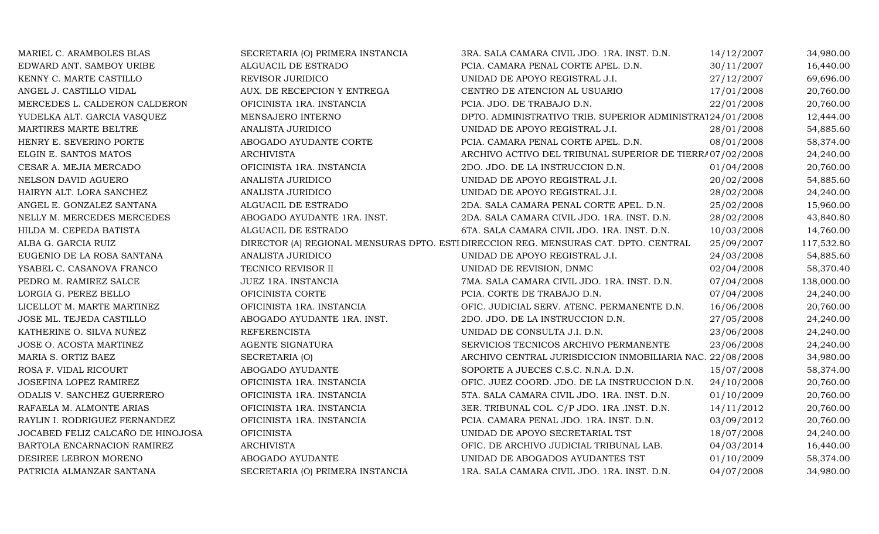| | | | | |
|---|---|---|---|---|
| MARIEL C. ARAMBOLES BLAS | SECRETARIA (O) PRIMERA INSTANCIA | 3RA. SALA CAMARA CIVIL JDO. 1RA. INST. D.N. | 14/12/2007 | 34,980.00 |
| EDWARD ANT. SAMBOY URIBE | ALGUACIL DE ESTRADO | PCIA. CAMARA PENAL CORTE APEL. D.N. | 30/11/2007 | 16,440.00 |
| KENNY C. MARTE CASTILLO | REVISOR JURIDICO | UNIDAD DE APOYO REGISTRAL J.I. | 27/12/2007 | 69,696.00 |
| ANGEL J. CASTILLO VIDAL | AUX. DE RECEPCION Y ENTREGA | CENTRO DE ATENCION AL USUARIO | 17/01/2008 | 20,760.00 |
| MERCEDES L. CALDERON CALDERON | OFICINISTA 1RA. INSTANCIA | PCIA. JDO. DE TRABAJO D.N. | 22/01/2008 | 20,760.00 |
| YUDELKA ALT. GARCIA VASQUEZ | MENSAJERO INTERNO | DPTO. ADMINISTRATIVO TRIB. SUPERIOR ADMINISTRAT | 24/01/2008 | 12,444.00 |
| MARTIRES MARTE BELTRE | ANALISTA JURIDICO | UNIDAD DE APOYO REGISTRAL J.I. | 28/01/2008 | 54,885.60 |
| HENRY E. SEVERINO PORTE | ABOGADO AYUDANTE CORTE | PCIA. CAMARA PENAL CORTE APEL. D.N. | 08/01/2008 | 58,374.00 |
| ELGIN E. SANTOS MATOS | ARCHIVISTA | ARCHIVO ACTIVO DEL TRIBUNAL SUPERIOR DE TIERRA | 07/02/2008 | 24,240.00 |
| CESAR A. MEJIA MERCADO | OFICINISTA 1RA. INSTANCIA | 2DO. JDO. DE LA INSTRUCCION D.N. | 01/04/2008 | 20,760.00 |
| NELSON DAVID AGUERO | ANALISTA JURIDICO | UNIDAD DE APOYO REGISTRAL J.I. | 20/02/2008 | 54,885.60 |
| HAIRYN ALT. LORA SANCHEZ | ANALISTA JURIDICO | UNIDAD DE APOYO REGISTRAL J.I. | 28/02/2008 | 24,240.00 |
| ANGEL E. GONZALEZ SANTANA | ALGUACIL DE ESTRADO | 2DA. SALA CAMARA PENAL CORTE APEL. D.N. | 25/02/2008 | 15,960.00 |
| NELLY M. MERCEDES MERCEDES | ABOGADO AYUDANTE 1RA. INST. | 2DA. SALA CAMARA CIVIL JDO. 1RA. INST. D.N. | 28/02/2008 | 43,840.80 |
| HILDA M. CEPEDA BATISTA | ALGUACIL DE ESTRADO | 6TA. SALA CAMARA CIVIL JDO. 1RA. INST. D.N. | 10/03/2008 | 14,760.00 |
| ALBA G. GARCIA RUIZ | DIRECTOR (A) REGIONAL MENSURAS DPTO. ESTE | DIRECCION REG. MENSURAS CAT. DPTO. CENTRAL | 25/09/2007 | 117,532.80 |
| EUGENIO DE LA ROSA SANTANA | ANALISTA JURIDICO | UNIDAD DE APOYO REGISTRAL J.I. | 24/03/2008 | 54,885.60 |
| YSABEL C. CASANOVA FRANCO | TECNICO REVISOR II | UNIDAD DE REVISION, DNMC | 02/04/2008 | 58,370.40 |
| PEDRO M. RAMIREZ SALCE | JUEZ 1RA. INSTANCIA | 7MA. SALA CAMARA CIVIL JDO. 1RA. INST. D.N. | 07/04/2008 | 138,000.00 |
| LORGIA G. PEREZ BELLO | OFICINISTA CORTE | PCIA. CORTE DE TRABAJO D.N. | 07/04/2008 | 24,240.00 |
| LICELLOT M. MARTE MARTINEZ | OFICINISTA 1RA. INSTANCIA | OFIC. JUDICIAL SERV. ATENC. PERMANENTE D.N. | 16/06/2008 | 20,760.00 |
| JOSE ML. TEJEDA CASTILLO | ABOGADO AYUDANTE 1RA. INST. | 2DO. JDO. DE LA INSTRUCCION D.N. | 27/05/2008 | 24,240.00 |
| KATHERINE O. SILVA NUÑEZ | REFERENCISTA | UNIDAD DE CONSULTA J.I. D.N. | 23/06/2008 | 24,240.00 |
| JOSE O. ACOSTA MARTINEZ | AGENTE SIGNATURA | SERVICIOS TECNICOS ARCHIVO PERMANENTE | 23/06/2008 | 24,240.00 |
| MARIA S. ORTIZ BAEZ | SECRETARIA (O) | ARCHIVO CENTRAL JURISDICCION INMOBILIARIA NAC. | 22/08/2008 | 34,980.00 |
| ROSA F. VIDAL RICOURT | ABOGADO AYUDANTE | SOPORTE A JUECES C.S.C. N.N.A. D.N. | 15/07/2008 | 58,374.00 |
| JOSEFINA LOPEZ RAMIREZ | OFICINISTA 1RA. INSTANCIA | OFIC. JUEZ COORD. JDO. DE LA INSTRUCCION D.N. | 24/10/2008 | 20,760.00 |
| ODALIS V. SANCHEZ GUERRERO | OFICINISTA 1RA. INSTANCIA | 5TA. SALA CAMARA CIVIL JDO. 1RA. INST. D.N. | 01/10/2009 | 20,760.00 |
| RAFAELA M. ALMONTE ARIAS | OFICINISTA 1RA. INSTANCIA | 3ER. TRIBUNAL COL. C/P JDO. 1RA .INST. D.N. | 14/11/2012 | 20,760.00 |
| RAYLIN I. RODRIGUEZ FERNANDEZ | OFICINISTA 1RA. INSTANCIA | PCIA. CAMARA PENAL JDO. 1RA. INST. D.N. | 03/09/2012 | 20,760.00 |
| JOCABED FELIZ CALCAÑO DE HINOJOSA | OFICINISTA | UNIDAD DE APOYO SECRETARIAL TST | 18/07/2008 | 24,240.00 |
| BARTOLA ENCARNACION RAMIREZ | ARCHIVISTA | OFIC. DE ARCHIVO JUDICIAL TRIBUNAL LAB. | 04/03/2014 | 16,440.00 |
| DESIREE LEBRON MORENO | ABOGADO AYUDANTE | UNIDAD DE ABOGADOS AYUDANTES TST | 01/10/2009 | 58,374.00 |
| PATRICIA ALMANZAR SANTANA | SECRETARIA (O) PRIMERA INSTANCIA | 1RA. SALA CAMARA CIVIL JDO. 1RA. INST. D.N. | 04/07/2008 | 34,980.00 |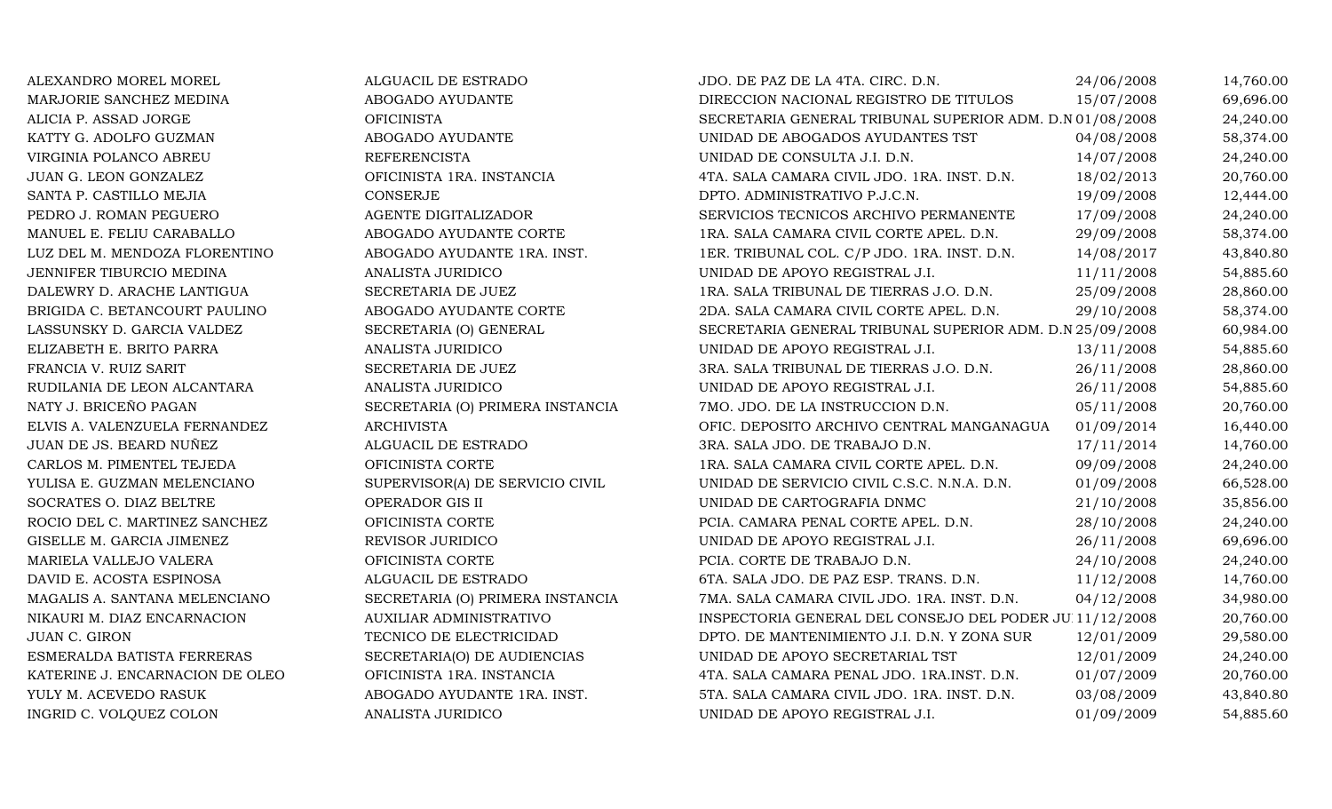| | | | | |
|---|---|---|---|---|
| ALEXANDRO MOREL MOREL | ALGUACIL DE ESTRADO | JDO. DE PAZ DE LA 4TA. CIRC. D.N. | 24/06/2008 | 14,760.00 |
| MARJORIE SANCHEZ MEDINA | ABOGADO AYUDANTE | DIRECCION NACIONAL REGISTRO DE TITULOS | 15/07/2008 | 69,696.00 |
| ALICIA P. ASSAD JORGE | OFICINISTA | SECRETARIA GENERAL TRIBUNAL SUPERIOR ADM. D.N | 01/08/2008 | 24,240.00 |
| KATTY G. ADOLFO GUZMAN | ABOGADO AYUDANTE | UNIDAD DE ABOGADOS AYUDANTES TST | 04/08/2008 | 58,374.00 |
| VIRGINIA POLANCO ABREU | REFERENCISTA | UNIDAD DE CONSULTA J.I. D.N. | 14/07/2008 | 24,240.00 |
| JUAN G. LEON GONZALEZ | OFICINISTA 1RA. INSTANCIA | 4TA. SALA CAMARA CIVIL JDO. 1RA. INST. D.N. | 18/02/2013 | 20,760.00 |
| SANTA P. CASTILLO MEJIA | CONSERJE | DPTO. ADMINISTRATIVO P.J.C.N. | 19/09/2008 | 12,444.00 |
| PEDRO J. ROMAN PEGUERO | AGENTE DIGITALIZADOR | SERVICIOS TECNICOS ARCHIVO PERMANENTE | 17/09/2008 | 24,240.00 |
| MANUEL E. FELIU CARABALLO | ABOGADO AYUDANTE CORTE | 1RA. SALA CAMARA CIVIL CORTE APEL. D.N. | 29/09/2008 | 58,374.00 |
| LUZ DEL M. MENDOZA FLORENTINO | ABOGADO AYUDANTE 1RA. INST. | 1ER. TRIBUNAL COL. C/P JDO. 1RA. INST. D.N. | 14/08/2017 | 43,840.80 |
| JENNIFER TIBURCIO MEDINA | ANALISTA JURIDICO | UNIDAD DE APOYO REGISTRAL J.I. | 11/11/2008 | 54,885.60 |
| DALEWRY D. ARACHE LANTIGUA | SECRETARIA DE JUEZ | 1RA. SALA TRIBUNAL DE TIERRAS J.O. D.N. | 25/09/2008 | 28,860.00 |
| BRIGIDA C. BETANCOURT PAULINO | ABOGADO AYUDANTE CORTE | 2DA. SALA CAMARA CIVIL CORTE APEL. D.N. | 29/10/2008 | 58,374.00 |
| LASSUNSKY D. GARCIA VALDEZ | SECRETARIA (O) GENERAL | SECRETARIA GENERAL TRIBUNAL SUPERIOR ADM. D.N | 25/09/2008 | 60,984.00 |
| ELIZABETH E. BRITO PARRA | ANALISTA JURIDICO | UNIDAD DE APOYO REGISTRAL J.I. | 13/11/2008 | 54,885.60 |
| FRANCIA V. RUIZ SARIT | SECRETARIA DE JUEZ | 3RA. SALA TRIBUNAL DE TIERRAS J.O. D.N. | 26/11/2008 | 28,860.00 |
| RUDILANIA DE LEON ALCANTARA | ANALISTA JURIDICO | UNIDAD DE APOYO REGISTRAL J.I. | 26/11/2008 | 54,885.60 |
| NATY J. BRICEÑO PAGAN | SECRETARIA (O) PRIMERA INSTANCIA | 7MO. JDO. DE LA INSTRUCCION D.N. | 05/11/2008 | 20,760.00 |
| ELVIS A. VALENZUELA FERNANDEZ | ARCHIVISTA | OFIC. DEPOSITO ARCHIVO CENTRAL MANGANAGUA | 01/09/2014 | 16,440.00 |
| JUAN DE JS. BEARD NUÑEZ | ALGUACIL DE ESTRADO | 3RA. SALA JDO. DE TRABAJO D.N. | 17/11/2014 | 14,760.00 |
| CARLOS M. PIMENTEL TEJEDA | OFICINISTA CORTE | 1RA. SALA CAMARA CIVIL CORTE APEL. D.N. | 09/09/2008 | 24,240.00 |
| YULISA E. GUZMAN MELENCIANO | SUPERVISOR(A) DE SERVICIO CIVIL | UNIDAD DE SERVICIO CIVIL C.S.C. N.N.A. D.N. | 01/09/2008 | 66,528.00 |
| SOCRATES O. DIAZ BELTRE | OPERADOR GIS II | UNIDAD DE CARTOGRAFIA DNMC | 21/10/2008 | 35,856.00 |
| ROCIO DEL C. MARTINEZ SANCHEZ | OFICINISTA CORTE | PCIA. CAMARA PENAL CORTE APEL. D.N. | 28/10/2008 | 24,240.00 |
| GISELLE M. GARCIA JIMENEZ | REVISOR JURIDICO | UNIDAD DE APOYO REGISTRAL J.I. | 26/11/2008 | 69,696.00 |
| MARIELA VALLEJO VALERA | OFICINISTA CORTE | PCIA. CORTE DE TRABAJO D.N. | 24/10/2008 | 24,240.00 |
| DAVID E. ACOSTA ESPINOSA | ALGUACIL DE ESTRADO | 6TA. SALA JDO. DE PAZ ESP. TRANS. D.N. | 11/12/2008 | 14,760.00 |
| MAGALIS A. SANTANA MELENCIANO | SECRETARIA (O) PRIMERA INSTANCIA | 7MA. SALA CAMARA CIVIL JDO. 1RA. INST. D.N. | 04/12/2008 | 34,980.00 |
| NIKAURI M. DIAZ ENCARNACION | AUXILIAR ADMINISTRATIVO | INSPECTORIA GENERAL DEL CONSEJO DEL PODER JU | 11/12/2008 | 20,760.00 |
| JUAN C. GIRON | TECNICO DE ELECTRICIDAD | DPTO. DE MANTENIMIENTO J.I. D.N. Y ZONA SUR | 12/01/2009 | 29,580.00 |
| ESMERALDA BATISTA FERRERAS | SECRETARIA(O) DE AUDIENCIAS | UNIDAD DE APOYO SECRETARIAL TST | 12/01/2009 | 24,240.00 |
| KATERINE J. ENCARNACION DE OLEO | OFICINISTA 1RA. INSTANCIA | 4TA. SALA CAMARA PENAL JDO. 1RA.INST. D.N. | 01/07/2009 | 20,760.00 |
| YULY M. ACEVEDO RASUK | ABOGADO AYUDANTE 1RA. INST. | 5TA. SALA CAMARA CIVIL JDO. 1RA. INST. D.N. | 03/08/2009 | 43,840.80 |
| INGRID C. VOLQUEZ COLON | ANALISTA JURIDICO | UNIDAD DE APOYO REGISTRAL J.I. | 01/09/2009 | 54,885.60 |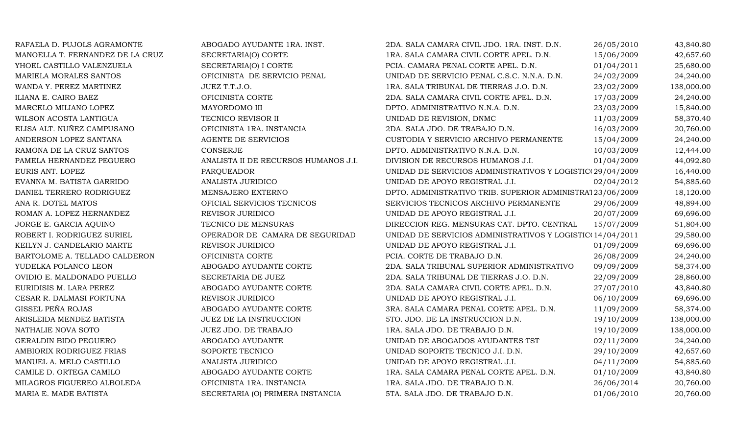| | | | | |
|---|---|---|---|---|
| RAFAELA D. PUJOLS AGRAMONTE | ABOGADO AYUDANTE 1RA. INST. | 2DA. SALA CAMARA CIVIL JDO. 1RA. INST. D.N. | 26/05/2010 | 43,840.80 |
| MANOELLA T. FERNANDEZ DE LA CRUZ | SECRETARIA(O) CORTE | 1RA. SALA CAMARA CIVIL CORTE APEL. D.N. | 15/06/2009 | 42,657.60 |
| YHOEL CASTILLO VALENZUELA | SECRETARIA(O) I CORTE | PCIA. CAMARA PENAL CORTE APEL. D.N. | 01/04/2011 | 25,680.00 |
| MARIELA MORALES SANTOS | OFICINISTA DE SERVICIO PENAL | UNIDAD DE SERVICIO PENAL C.S.C. N.N.A. D.N. | 24/02/2009 | 24,240.00 |
| WANDA Y. PEREZ MARTINEZ | JUEZ T.T.J.O. | 1RA. SALA TRIBUNAL DE TIERRAS J.O. D.N. | 23/02/2009 | 138,000.00 |
| ILIANA E. CAIRO BAEZ | OFICINISTA CORTE | 2DA. SALA CAMARA CIVIL CORTE APEL. D.N. | 17/03/2009 | 24,240.00 |
| MARCELO MILIANO LOPEZ | MAYORDOMO III | DPTO. ADMINISTRATIVO N.N.A. D.N. | 23/03/2009 | 15,840.00 |
| WILSON ACOSTA LANTIGUA | TECNICO REVISOR II | UNIDAD DE REVISION, DNMC | 11/03/2009 | 58,370.40 |
| ELISA ALT. NUÑEZ CAMPUSANO | OFICINISTA 1RA. INSTANCIA | 2DA. SALA JDO. DE TRABAJO D.N. | 16/03/2009 | 20,760.00 |
| ANDERSON LOPEZ SANTANA | AGENTE DE SERVICIOS | CUSTODIA Y SERVICIO ARCHIVO PERMANENTE | 15/04/2009 | 24,240.00 |
| RAMONA DE LA CRUZ SANTOS | CONSERJE | DPTO. ADMINISTRATIVO N.N.A. D.N. | 10/03/2009 | 12,444.00 |
| PAMELA HERNANDEZ PEGUERO | ANALISTA II DE RECURSOS HUMANOS J.I. | DIVISION DE RECURSOS HUMANOS J.I. | 01/04/2009 | 44,092.80 |
| EURIS ANT. LOPEZ | PARQUEADOR | UNIDAD DE SERVICIOS ADMINISTRATIVOS Y LOGISTIC( | 29/04/2009 | 16,440.00 |
| EVANNA M. BATISTA GARRIDO | ANALISTA JURIDICO | UNIDAD DE APOYO REGISTRAL J.I. | 02/04/2012 | 54,885.60 |
| DANIEL TERRERO RODRIGUEZ | MENSAJERO EXTERNO | DPTO. ADMINISTRATIVO TRIB. SUPERIOR ADMINISTRA1 | 23/06/2009 | 18,120.00 |
| ANA R. DOTEL MATOS | OFICIAL SERVICIOS TECNICOS | SERVICIOS TECNICOS ARCHIVO PERMANENTE | 29/06/2009 | 48,894.00 |
| ROMAN A. LOPEZ HERNANDEZ | REVISOR JURIDICO | UNIDAD DE APOYO REGISTRAL J.I. | 20/07/2009 | 69,696.00 |
| JORGE E. GARCIA AQUINO | TECNICO DE MENSURAS | DIRECCION REG. MENSURAS CAT. DPTO. CENTRAL | 15/07/2009 | 51,804.00 |
| ROBERT I. RODRIGUEZ SURIEL | OPERADOR DE CAMARA DE SEGURIDAD | UNIDAD DE SERVICIOS ADMINISTRATIVOS Y LOGISTIC( | 14/04/2011 | 29,580.00 |
| KEILYN J. CANDELARIO MARTE | REVISOR JURIDICO | UNIDAD DE APOYO REGISTRAL J.I. | 01/09/2009 | 69,696.00 |
| BARTOLOME A. TELLADO CALDERON | OFICINISTA CORTE | PCIA. CORTE DE TRABAJO D.N. | 26/08/2009 | 24,240.00 |
| YUDELKA POLANCO LEON | ABOGADO AYUDANTE CORTE | 2DA. SALA TRIBUNAL SUPERIOR ADMINISTRATIVO | 09/09/2009 | 58,374.00 |
| OVIDIO E. MALDONADO PUELLO | SECRETARIA DE JUEZ | 2DA. SALA TRIBUNAL DE TIERRAS J.O. D.N. | 22/09/2009 | 28,860.00 |
| EURIDISIS M. LARA PEREZ | ABOGADO AYUDANTE CORTE | 2DA. SALA CAMARA CIVIL CORTE APEL. D.N. | 27/07/2010 | 43,840.80 |
| CESAR R. DALMASI FORTUNA | REVISOR JURIDICO | UNIDAD DE APOYO REGISTRAL J.I. | 06/10/2009 | 69,696.00 |
| GISSEL PEÑA ROJAS | ABOGADO AYUDANTE CORTE | 3RA. SALA CAMARA PENAL CORTE APEL. D.N. | 11/09/2009 | 58,374.00 |
| ARISLEIDA MENDEZ BATISTA | JUEZ DE LA INSTRUCCION | 5TO. JDO. DE LA INSTRUCCION D.N. | 19/10/2009 | 138,000.00 |
| NATHALIE NOVA SOTO | JUEZ JDO. DE TRABAJO | 1RA. SALA JDO. DE TRABAJO D.N. | 19/10/2009 | 138,000.00 |
| GERALDIN BIDO PEGUERO | ABOGADO AYUDANTE | UNIDAD DE ABOGADOS AYUDANTES TST | 02/11/2009 | 24,240.00 |
| AMBIORIX RODRIGUEZ FRIAS | SOPORTE TECNICO | UNIDAD SOPORTE TECNICO J.I. D.N. | 29/10/2009 | 42,657.60 |
| MANUEL A. MELO CASTILLO | ANALISTA JURIDICO | UNIDAD DE APOYO REGISTRAL J.I. | 04/11/2009 | 54,885.60 |
| CAMILE D. ORTEGA CAMILO | ABOGADO AYUDANTE CORTE | 1RA. SALA CAMARA PENAL CORTE APEL. D.N. | 01/10/2009 | 43,840.80 |
| MILAGROS FIGUEREO ALBOLEDA | OFICINISTA 1RA. INSTANCIA | 1RA. SALA JDO. DE TRABAJO D.N. | 26/06/2014 | 20,760.00 |
| MARIA E. MADE BATISTA | SECRETARIA (O) PRIMERA INSTANCIA | 5TA. SALA JDO. DE TRABAJO D.N. | 01/06/2010 | 20,760.00 |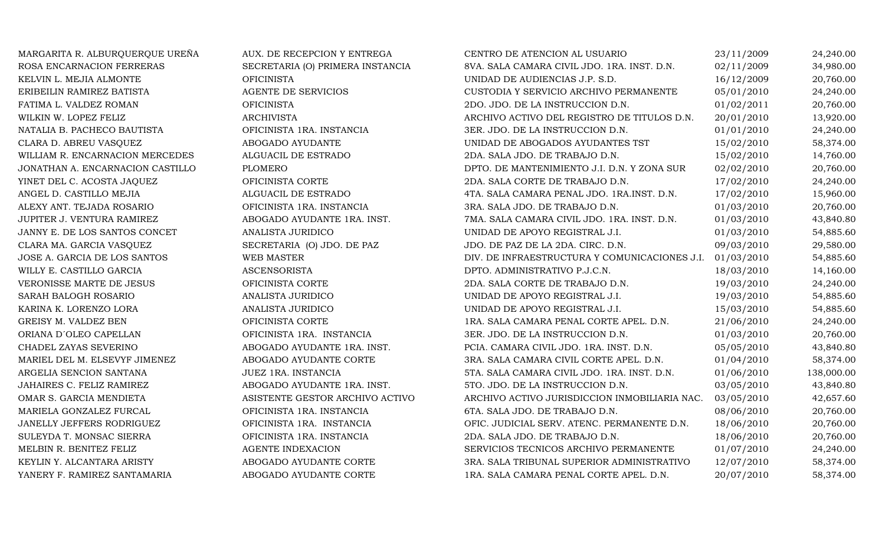| | | | | |
|---|---|---|---|---|
| MARGARITA R. ALBURQUERQUE UREÑA | AUX. DE RECEPCION Y ENTREGA | CENTRO DE ATENCION AL USUARIO | 23/11/2009 | 24,240.00 |
| ROSA ENCARNACION FERRERAS | SECRETARIA (O) PRIMERA INSTANCIA | 8VA. SALA CAMARA CIVIL JDO. 1RA. INST. D.N. | 02/11/2009 | 34,980.00 |
| KELVIN L. MEJIA ALMONTE | OFICINISTA | UNIDAD DE AUDIENCIAS J.P. S.D. | 16/12/2009 | 20,760.00 |
| ERIBEILIN RAMIREZ BATISTA | AGENTE DE SERVICIOS | CUSTODIA Y SERVICIO ARCHIVO PERMANENTE | 05/01/2010 | 24,240.00 |
| FATIMA L. VALDEZ ROMAN | OFICINISTA | 2DO. JDO. DE LA INSTRUCCION D.N. | 01/02/2011 | 20,760.00 |
| WILKIN W. LOPEZ FELIZ | ARCHIVISTA | ARCHIVO ACTIVO DEL REGISTRO DE TITULOS D.N. | 20/01/2010 | 13,920.00 |
| NATALIA B. PACHECO BAUTISTA | OFICINISTA 1RA. INSTANCIA | 3ER. JDO. DE LA INSTRUCCION D.N. | 01/01/2010 | 24,240.00 |
| CLARA D. ABREU VASQUEZ | ABOGADO AYUDANTE | UNIDAD DE ABOGADOS AYUDANTES TST | 15/02/2010 | 58,374.00 |
| WILLIAM R. ENCARNACION MERCEDES | ALGUACIL DE ESTRADO | 2DA. SALA JDO. DE TRABAJO D.N. | 15/02/2010 | 14,760.00 |
| JONATHAN A. ENCARNACION CASTILLO | PLOMERO | DPTO. DE MANTENIMIENTO J.I. D.N. Y ZONA SUR | 02/02/2010 | 20,760.00 |
| YINET DEL C. ACOSTA JAQUEZ | OFICINISTA CORTE | 2DA. SALA CORTE DE TRABAJO D.N. | 17/02/2010 | 24,240.00 |
| ANGEL D. CASTILLO MEJIA | ALGUACIL DE ESTRADO | 4TA. SALA CAMARA PENAL JDO. 1RA.INST. D.N. | 17/02/2010 | 15,960.00 |
| ALEXY ANT. TEJADA ROSARIO | OFICINISTA 1RA. INSTANCIA | 3RA. SALA JDO. DE TRABAJO D.N. | 01/03/2010 | 20,760.00 |
| JUPITER J. VENTURA RAMIREZ | ABOGADO AYUDANTE 1RA. INST. | 7MA. SALA CAMARA CIVIL JDO. 1RA. INST. D.N. | 01/03/2010 | 43,840.80 |
| JANNY E. DE LOS SANTOS CONCET | ANALISTA JURIDICO | UNIDAD DE APOYO REGISTRAL J.I. | 01/03/2010 | 54,885.60 |
| CLARA MA. GARCIA VASQUEZ | SECRETARIA (O) JDO. DE PAZ | JDO. DE PAZ DE LA 2DA. CIRC. D.N. | 09/03/2010 | 29,580.00 |
| JOSE A. GARCIA DE LOS SANTOS | WEB MASTER | DIV. DE INFRAESTRUCTURA Y COMUNICACIONES J.I. | 01/03/2010 | 54,885.60 |
| WILLY E. CASTILLO GARCIA | ASCENSORISTA | DPTO. ADMINISTRATIVO P.J.C.N. | 18/03/2010 | 14,160.00 |
| VERONISSE MARTE DE JESUS | OFICINISTA CORTE | 2DA. SALA CORTE DE TRABAJO D.N. | 19/03/2010 | 24,240.00 |
| SARAH BALOGH ROSARIO | ANALISTA JURIDICO | UNIDAD DE APOYO REGISTRAL J.I. | 19/03/2010 | 54,885.60 |
| KARINA K. LORENZO LORA | ANALISTA JURIDICO | UNIDAD DE APOYO REGISTRAL J.I. | 15/03/2010 | 54,885.60 |
| GREISY M. VALDEZ BEN | OFICINISTA CORTE | 1RA. SALA CAMARA PENAL CORTE APEL. D.N. | 21/06/2010 | 24,240.00 |
| ORIANA D´OLEO CAPELLAN | OFICINISTA 1RA. INSTANCIA | 3ER. JDO. DE LA INSTRUCCION D.N. | 01/03/2010 | 20,760.00 |
| CHADEL ZAYAS SEVERINO | ABOGADO AYUDANTE 1RA. INST. | PCIA. CAMARA CIVIL JDO. 1RA. INST. D.N. | 05/05/2010 | 43,840.80 |
| MARIEL DEL M. ELSEVYF JIMENEZ | ABOGADO AYUDANTE CORTE | 3RA. SALA CAMARA CIVIL CORTE APEL. D.N. | 01/04/2010 | 58,374.00 |
| ARGELIA SENCION SANTANA | JUEZ 1RA. INSTANCIA | 5TA. SALA CAMARA CIVIL JDO. 1RA. INST. D.N. | 01/06/2010 | 138,000.00 |
| JAHAIRES C. FELIZ RAMIREZ | ABOGADO AYUDANTE 1RA. INST. | 5TO. JDO. DE LA INSTRUCCION D.N. | 03/05/2010 | 43,840.80 |
| OMAR S. GARCIA MENDIETA | ASISTENTE GESTOR ARCHIVO ACTIVO | ARCHIVO ACTIVO JURISDICCION INMOBILIARIA NAC. | 03/05/2010 | 42,657.60 |
| MARIELA GONZALEZ FURCAL | OFICINISTA 1RA. INSTANCIA | 6TA. SALA JDO. DE TRABAJO D.N. | 08/06/2010 | 20,760.00 |
| JANELLY JEFFERS RODRIGUEZ | OFICINISTA 1RA. INSTANCIA | OFIC. JUDICIAL SERV. ATENC. PERMANENTE D.N. | 18/06/2010 | 20,760.00 |
| SULEYDA T. MONSAC SIERRA | OFICINISTA 1RA. INSTANCIA | 2DA. SALA JDO. DE TRABAJO D.N. | 18/06/2010 | 20,760.00 |
| MELBIN R. BENITEZ FELIZ | AGENTE INDEXACION | SERVICIOS TECNICOS ARCHIVO PERMANENTE | 01/07/2010 | 24,240.00 |
| KEYLIN Y. ALCANTARA ARISTY | ABOGADO AYUDANTE CORTE | 3RA. SALA TRIBUNAL SUPERIOR ADMINISTRATIVO | 12/07/2010 | 58,374.00 |
| YANERY F. RAMIREZ SANTAMARIA | ABOGADO AYUDANTE CORTE | 1RA. SALA CAMARA PENAL CORTE APEL. D.N. | 20/07/2010 | 58,374.00 |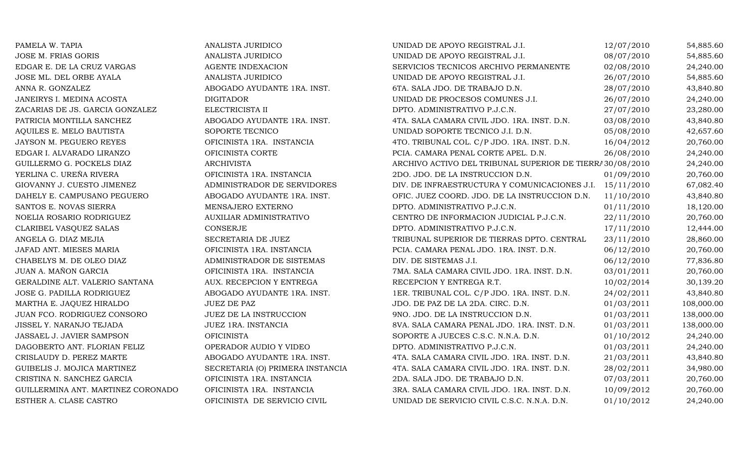| | | | | |
|---|---|---|---|---|
| PAMELA W. TAPIA | ANALISTA JURIDICO | UNIDAD DE APOYO REGISTRAL J.I. | 12/07/2010 | 54,885.60 |
| JOSE M. FRIAS GORIS | ANALISTA JURIDICO | UNIDAD DE APOYO REGISTRAL J.I. | 08/07/2010 | 54,885.60 |
| EDGAR E. DE LA CRUZ VARGAS | AGENTE INDEXACION | SERVICIOS TECNICOS ARCHIVO PERMANENTE | 02/08/2010 | 24,240.00 |
| JOSE ML. DEL ORBE AYALA | ANALISTA JURIDICO | UNIDAD DE APOYO REGISTRAL J.I. | 26/07/2010 | 54,885.60 |
| ANNA R. GONZALEZ | ABOGADO AYUDANTE 1RA. INST. | 6TA. SALA JDO. DE TRABAJO D.N. | 28/07/2010 | 43,840.80 |
| JANEIRYS I. MEDINA ACOSTA | DIGITADOR | UNIDAD DE PROCESOS COMUNES J.I. | 26/07/2010 | 24,240.00 |
| ZACARIAS DE JS. GARCIA GONZALEZ | ELECTRICISTA II | DPTO. ADMINISTRATIVO P.J.C.N. | 27/07/2010 | 23,280.00 |
| PATRICIA MONTILLA SANCHEZ | ABOGADO AYUDANTE 1RA. INST. | 4TA. SALA CAMARA CIVIL JDO. 1RA. INST. D.N. | 03/08/2010 | 43,840.80 |
| AQUILES E. MELO BAUTISTA | SOPORTE TECNICO | UNIDAD SOPORTE TECNICO J.I. D.N. | 05/08/2010 | 42,657.60 |
| JAYSON M. PEGUERO REYES | OFICINISTA 1RA. INSTANCIA | 4TO. TRIBUNAL COL. C/P JDO. 1RA. INST. D.N. | 16/04/2012 | 20,760.00 |
| EDGAR I. ALVARADO LIRANZO | OFICINISTA CORTE | PCIA. CAMARA PENAL CORTE APEL. D.N. | 26/08/2010 | 24,240.00 |
| GUILLERMO G. POCKELS DIAZ | ARCHIVISTA | ARCHIVO ACTIVO DEL TRIBUNAL SUPERIOR DE TIERRA | 30/08/2010 | 24,240.00 |
| YERLINA C. UREÑA RIVERA | OFICINISTA 1RA. INSTANCIA | 2DO. JDO. DE LA INSTRUCCION D.N. | 01/09/2010 | 20,760.00 |
| GIOVANNY J. CUESTO JIMENEZ | ADMINISTRADOR DE SERVIDORES | DIV. DE INFRAESTRUCTURA Y COMUNICACIONES J.I. | 15/11/2010 | 67,082.40 |
| DAHELY E. CAMPUSANO PEGUERO | ABOGADO AYUDANTE 1RA. INST. | OFIC. JUEZ COORD. JDO. DE LA INSTRUCCION D.N. | 11/10/2010 | 43,840.80 |
| SANTOS E. NOVAS SIERRA | MENSAJERO EXTERNO | DPTO. ADMINISTRATIVO P.J.C.N. | 01/11/2010 | 18,120.00 |
| NOELIA ROSARIO RODRIGUEZ | AUXILIAR ADMINISTRATIVO | CENTRO DE INFORMACION JUDICIAL P.J.C.N. | 22/11/2010 | 20,760.00 |
| CLARIBEL VASQUEZ SALAS | CONSERJE | DPTO. ADMINISTRATIVO P.J.C.N. | 17/11/2010 | 12,444.00 |
| ANGELA G. DIAZ MEJIA | SECRETARIA DE JUEZ | TRIBUNAL SUPERIOR DE TIERRAS DPTO. CENTRAL | 23/11/2010 | 28,860.00 |
| JAFAD ANT. MIESES MARIA | OFICINISTA 1RA. INSTANCIA | PCIA. CAMARA PENAL JDO. 1RA. INST. D.N. | 06/12/2010 | 20,760.00 |
| CHABELYS M. DE OLEO DIAZ | ADMINISTRADOR DE SISTEMAS | DIV. DE SISTEMAS J.I. | 06/12/2010 | 77,836.80 |
| JUAN A. MAÑON GARCIA | OFICINISTA 1RA. INSTANCIA | 7MA. SALA CAMARA CIVIL JDO. 1RA. INST. D.N. | 03/01/2011 | 20,760.00 |
| GERALDINE ALT. VALERIO SANTANA | AUX. RECEPCION Y ENTREGA | RECEPCION Y ENTREGA R.T. | 10/02/2014 | 30,139.20 |
| JOSE G. PADILLA RODRIGUEZ | ABOGADO AYUDANTE 1RA. INST. | 1ER. TRIBUNAL COL. C/P JDO. 1RA. INST. D.N. | 24/02/2011 | 43,840.80 |
| MARTHA E. JAQUEZ HIRALDO | JUEZ DE PAZ | JDO. DE PAZ DE LA 2DA. CIRC. D.N. | 01/03/2011 | 108,000.00 |
| JUAN FCO. RODRIGUEZ CONSORO | JUEZ DE LA INSTRUCCION | 9NO. JDO. DE LA INSTRUCCION D.N. | 01/03/2011 | 138,000.00 |
| JISSEL Y. NARANJO TEJADA | JUEZ 1RA. INSTANCIA | 8VA. SALA CAMARA PENAL JDO. 1RA. INST. D.N. | 01/03/2011 | 138,000.00 |
| JASSAEL J. JAVIER SAMPSON | OFICINISTA | SOPORTE A JUECES C.S.C. N.N.A. D.N. | 01/10/2012 | 24,240.00 |
| DAGOBERTO ANT. FLORIAN FELIZ | OPERADOR AUDIO Y VIDEO | DPTO. ADMINISTRATIVO P.J.C.N. | 01/03/2011 | 24,240.00 |
| CRISLAUDY D. PEREZ MARTE | ABOGADO AYUDANTE 1RA. INST. | 4TA. SALA CAMARA CIVIL JDO. 1RA. INST. D.N. | 21/03/2011 | 43,840.80 |
| GUIBELIS J. MOJICA MARTINEZ | SECRETARIA (O) PRIMERA INSTANCIA | 4TA. SALA CAMARA CIVIL JDO. 1RA. INST. D.N. | 28/02/2011 | 34,980.00 |
| CRISTINA N. SANCHEZ GARCIA | OFICINISTA 1RA. INSTANCIA | 2DA. SALA JDO. DE TRABAJO D.N. | 07/03/2011 | 20,760.00 |
| GUILLERMINA ANT. MARTINEZ CORONADO | OFICINISTA 1RA. INSTANCIA | 3RA. SALA CAMARA CIVIL JDO. 1RA. INST. D.N. | 10/09/2012 | 20,760.00 |
| ESTHER A. CLASE CASTRO | OFICINISTA DE SERVICIO CIVIL | UNIDAD DE SERVICIO CIVIL C.S.C. N.N.A. D.N. | 01/10/2012 | 24,240.00 |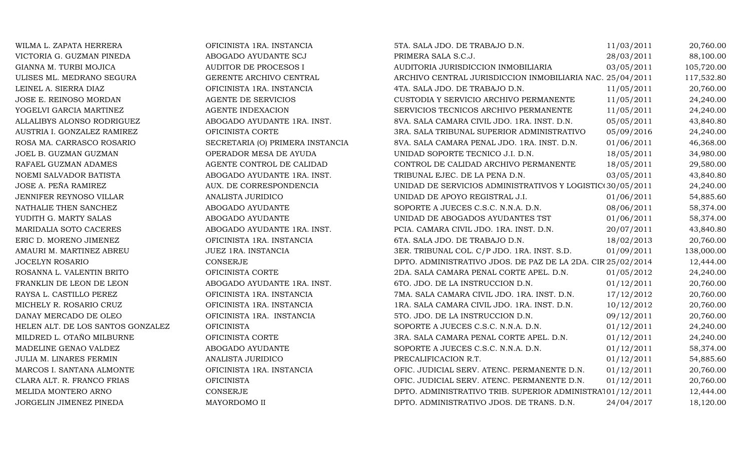| | | | | |
|---|---|---|---|---|
| WILMA L. ZAPATA HERRERA | OFICINISTA 1RA. INSTANCIA | 5TA. SALA JDO. DE TRABAJO D.N. | 11/03/2011 | 20,760.00 |
| VICTORIA G. GUZMAN PINEDA | ABOGADO AYUDANTE SCJ | PRIMERA SALA S.C.J. | 28/03/2011 | 88,100.00 |
| GIANNA M. TURBI MOJICA | AUDITOR DE PROCESOS I | AUDITORIA JURISDICCION INMOBILIARIA | 03/05/2011 | 105,720.00 |
| ULISES ML. MEDRANO SEGURA | GERENTE ARCHIVO CENTRAL | ARCHIVO CENTRAL JURISDICCION INMOBILIARIA NAC. | 25/04/2011 | 117,532.80 |
| LEINEL A. SIERRA DIAZ | OFICINISTA 1RA. INSTANCIA | 4TA. SALA JDO. DE TRABAJO D.N. | 11/05/2011 | 20,760.00 |
| JOSE E. REINOSO MORDAN | AGENTE DE SERVICIOS | CUSTODIA Y SERVICIO ARCHIVO PERMANENTE | 11/05/2011 | 24,240.00 |
| YOGELVI GARCIA MARTINEZ | AGENTE INDEXACION | SERVICIOS TECNICOS ARCHIVO PERMANENTE | 11/05/2011 | 24,240.00 |
| ALLALIBYS ALONSO RODRIGUEZ | ABOGADO AYUDANTE 1RA. INST. | 8VA. SALA CAMARA CIVIL JDO. 1RA. INST. D.N. | 05/05/2011 | 43,840.80 |
| AUSTRIA I. GONZALEZ RAMIREZ | OFICINISTA CORTE | 3RA. SALA TRIBUNAL SUPERIOR ADMINISTRATIVO | 05/09/2016 | 24,240.00 |
| ROSA MA. CARRASCO ROSARIO | SECRETARIA (O) PRIMERA INSTANCIA | 8VA. SALA CAMARA PENAL JDO. 1RA. INST. D.N. | 01/06/2011 | 46,368.00 |
| JOEL B. GUZMAN GUZMAN | OPERADOR MESA DE AYUDA | UNIDAD SOPORTE TECNICO J.I. D.N. | 18/05/2011 | 34,980.00 |
| RAFAEL GUZMAN ADAMES | AGENTE CONTROL DE CALIDAD | CONTROL DE CALIDAD ARCHIVO PERMANENTE | 18/05/2011 | 29,580.00 |
| NOEMI SALVADOR BATISTA | ABOGADO AYUDANTE 1RA. INST. | TRIBUNAL EJEC. DE LA PENA D.N. | 03/05/2011 | 43,840.80 |
| JOSE A. PEÑA RAMIREZ | AUX. DE CORRESPONDENCIA | UNIDAD DE SERVICIOS ADMINISTRATIVOS Y LOGISTIC( | 30/05/2011 | 24,240.00 |
| JENNIFER REYNOSO VILLAR | ANALISTA JURIDICO | UNIDAD DE APOYO REGISTRAL J.I. | 01/06/2011 | 54,885.60 |
| NATHALIE THEN SANCHEZ | ABOGADO AYUDANTE | SOPORTE A JUECES C.S.C. N.N.A. D.N. | 08/06/2011 | 58,374.00 |
| YUDITH G. MARTY SALAS | ABOGADO AYUDANTE | UNIDAD DE ABOGADOS AYUDANTES TST | 01/06/2011 | 58,374.00 |
| MARIDALIA SOTO CACERES | ABOGADO AYUDANTE 1RA. INST. | PCIA. CAMARA CIVIL JDO. 1RA. INST. D.N. | 20/07/2011 | 43,840.80 |
| ERIC D. MORENO JIMENEZ | OFICINISTA 1RA. INSTANCIA | 6TA. SALA JDO. DE TRABAJO D.N. | 18/02/2013 | 20,760.00 |
| AMAURI M. MARTINEZ ABREU | JUEZ 1RA. INSTANCIA | 3ER. TRIBUNAL COL. C/P JDO. 1RA. INST. S.D. | 01/09/2011 | 138,000.00 |
| JOCELYN ROSARIO | CONSERJE | DPTO. ADMINISTRATIVO JDOS. DE PAZ DE LA 2DA. CIR | 25/02/2014 | 12,444.00 |
| ROSANNA L. VALENTIN BRITO | OFICINISTA CORTE | 2DA. SALA CAMARA PENAL CORTE APEL. D.N. | 01/05/2012 | 24,240.00 |
| FRANKLIN DE LEON DE LEON | ABOGADO AYUDANTE 1RA. INST. | 6TO. JDO. DE LA INSTRUCCION D.N. | 01/12/2011 | 20,760.00 |
| RAYSA L. CASTILLO PEREZ | OFICINISTA 1RA. INSTANCIA | 7MA. SALA CAMARA CIVIL JDO. 1RA. INST. D.N. | 17/12/2012 | 20,760.00 |
| MICHELY R. ROSARIO CRUZ | OFICINISTA 1RA. INSTANCIA | 1RA. SALA CAMARA CIVIL JDO. 1RA. INST. D.N. | 10/12/2012 | 20,760.00 |
| DANAY MERCADO DE OLEO | OFICINISTA 1RA. INSTANCIA | 5TO. JDO. DE LA INSTRUCCION D.N. | 09/12/2011 | 20,760.00 |
| HELEN ALT. DE LOS SANTOS GONZALEZ | OFICINISTA | SOPORTE A JUECES C.S.C. N.N.A. D.N. | 01/12/2011 | 24,240.00 |
| MILDRED L. OTAÑO MILBURNE | OFICINISTA CORTE | 3RA. SALA CAMARA PENAL CORTE APEL. D.N. | 01/12/2011 | 24,240.00 |
| MADELINE GENAO VALDEZ | ABOGADO AYUDANTE | SOPORTE A JUECES C.S.C. N.N.A. D.N. | 01/12/2011 | 58,374.00 |
| JULIA M. LINARES FERMIN | ANALISTA JURIDICO | PRECALIFICACION R.T. | 01/12/2011 | 54,885.60 |
| MARCOS I. SANTANA ALMONTE | OFICINISTA 1RA. INSTANCIA | OFIC. JUDICIAL SERV. ATENC. PERMANENTE D.N. | 01/12/2011 | 20,760.00 |
| CLARA ALT. R. FRANCO FRIAS | OFICINISTA | OFIC. JUDICIAL SERV. ATENC. PERMANENTE D.N. | 01/12/2011 | 20,760.00 |
| MELIDA MONTERO ARNO | CONSERJE | DPTO. ADMINISTRATIVO TRIB. SUPERIOR ADMINISTRA1 | 01/12/2011 | 12,444.00 |
| JORGELIN JIMENEZ PINEDA | MAYORDOMO II | DPTO. ADMINISTRATIVO JDOS. DE TRANS. D.N. | 24/04/2017 | 18,120.00 |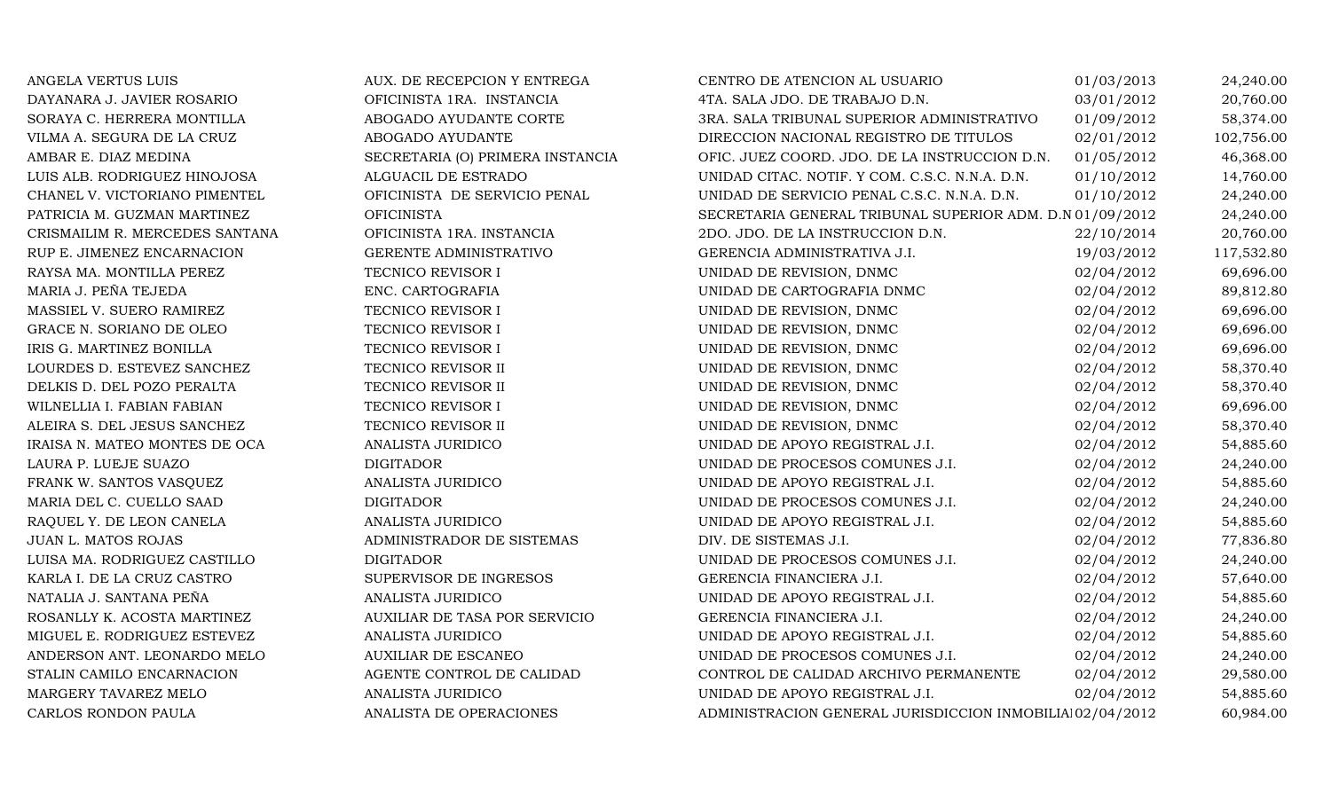| | | | | |
|---|---|---|---|---|
| ANGELA VERTUS LUIS | AUX. DE RECEPCION Y ENTREGA | CENTRO DE ATENCION AL USUARIO | 01/03/2013 | 24,240.00 |
| DAYANARA J. JAVIER ROSARIO | OFICINISTA 1RA. INSTANCIA | 4TA. SALA JDO. DE TRABAJO D.N. | 03/01/2012 | 20,760.00 |
| SORAYA C. HERRERA MONTILLA | ABOGADO AYUDANTE CORTE | 3RA. SALA TRIBUNAL SUPERIOR ADMINISTRATIVO | 01/09/2012 | 58,374.00 |
| VILMA A. SEGURA DE LA CRUZ | ABOGADO AYUDANTE | DIRECCION NACIONAL REGISTRO DE TITULOS | 02/01/2012 | 102,756.00 |
| AMBAR E. DIAZ MEDINA | SECRETARIA (O) PRIMERA INSTANCIA | OFIC. JUEZ COORD. JDO. DE LA INSTRUCCION D.N. | 01/05/2012 | 46,368.00 |
| LUIS ALB. RODRIGUEZ HINOJOSA | ALGUACIL DE ESTRADO | UNIDAD CITAC. NOTIF. Y COM. C.S.C. N.N.A. D.N. | 01/10/2012 | 14,760.00 |
| CHANEL V. VICTORIANO PIMENTEL | OFICINISTA DE SERVICIO PENAL | UNIDAD DE SERVICIO PENAL C.S.C. N.N.A. D.N. | 01/10/2012 | 24,240.00 |
| PATRICIA M. GUZMAN MARTINEZ | OFICINISTA | SECRETARIA GENERAL TRIBUNAL SUPERIOR ADM. D.N | 01/09/2012 | 24,240.00 |
| CRISMAILIM R. MERCEDES SANTANA | OFICINISTA 1RA. INSTANCIA | 2DO. JDO. DE LA INSTRUCCION D.N. | 22/10/2014 | 20,760.00 |
| RUP E. JIMENEZ ENCARNACION | GERENTE ADMINISTRATIVO | GERENCIA ADMINISTRATIVA J.I. | 19/03/2012 | 117,532.80 |
| RAYSA MA. MONTILLA PEREZ | TECNICO REVISOR I | UNIDAD DE REVISION, DNMC | 02/04/2012 | 69,696.00 |
| MARIA J. PEÑA TEJEDA | ENC. CARTOGRAFIA | UNIDAD DE CARTOGRAFIA DNMC | 02/04/2012 | 89,812.80 |
| MASSIEL V. SUERO RAMIREZ | TECNICO REVISOR I | UNIDAD DE REVISION, DNMC | 02/04/2012 | 69,696.00 |
| GRACE N. SORIANO DE OLEO | TECNICO REVISOR I | UNIDAD DE REVISION, DNMC | 02/04/2012 | 69,696.00 |
| IRIS G. MARTINEZ BONILLA | TECNICO REVISOR I | UNIDAD DE REVISION, DNMC | 02/04/2012 | 69,696.00 |
| LOURDES D. ESTEVEZ SANCHEZ | TECNICO REVISOR II | UNIDAD DE REVISION, DNMC | 02/04/2012 | 58,370.40 |
| DELKIS D. DEL POZO PERALTA | TECNICO REVISOR II | UNIDAD DE REVISION, DNMC | 02/04/2012 | 58,370.40 |
| WILNELLIA I. FABIAN FABIAN | TECNICO REVISOR I | UNIDAD DE REVISION, DNMC | 02/04/2012 | 69,696.00 |
| ALEIRA S. DEL JESUS SANCHEZ | TECNICO REVISOR II | UNIDAD DE REVISION, DNMC | 02/04/2012 | 58,370.40 |
| IRAISA N. MATEO MONTES DE OCA | ANALISTA JURIDICO | UNIDAD DE APOYO REGISTRAL J.I. | 02/04/2012 | 54,885.60 |
| LAURA P. LUEJE SUAZO | DIGITADOR | UNIDAD DE PROCESOS COMUNES J.I. | 02/04/2012 | 24,240.00 |
| FRANK W. SANTOS VASQUEZ | ANALISTA JURIDICO | UNIDAD DE APOYO REGISTRAL J.I. | 02/04/2012 | 54,885.60 |
| MARIA DEL C. CUELLO SAAD | DIGITADOR | UNIDAD DE PROCESOS COMUNES J.I. | 02/04/2012 | 24,240.00 |
| RAQUEL Y. DE LEON CANELA | ANALISTA JURIDICO | UNIDAD DE APOYO REGISTRAL J.I. | 02/04/2012 | 54,885.60 |
| JUAN L. MATOS ROJAS | ADMINISTRADOR DE SISTEMAS | DIV. DE SISTEMAS J.I. | 02/04/2012 | 77,836.80 |
| LUISA MA. RODRIGUEZ CASTILLO | DIGITADOR | UNIDAD DE PROCESOS COMUNES J.I. | 02/04/2012 | 24,240.00 |
| KARLA I. DE LA CRUZ CASTRO | SUPERVISOR DE INGRESOS | GERENCIA FINANCIERA J.I. | 02/04/2012 | 57,640.00 |
| NATALIA J. SANTANA PEÑA | ANALISTA JURIDICO | UNIDAD DE APOYO REGISTRAL J.I. | 02/04/2012 | 54,885.60 |
| ROSANLLY K. ACOSTA MARTINEZ | AUXILIAR DE TASA POR SERVICIO | GERENCIA FINANCIERA J.I. | 02/04/2012 | 24,240.00 |
| MIGUEL E. RODRIGUEZ ESTEVEZ | ANALISTA JURIDICO | UNIDAD DE APOYO REGISTRAL J.I. | 02/04/2012 | 54,885.60 |
| ANDERSON ANT. LEONARDO MELO | AUXILIAR DE ESCANEO | UNIDAD DE PROCESOS COMUNES J.I. | 02/04/2012 | 24,240.00 |
| STALIN CAMILO ENCARNACION | AGENTE CONTROL DE CALIDAD | CONTROL DE CALIDAD ARCHIVO PERMANENTE | 02/04/2012 | 29,580.00 |
| MARGERY TAVAREZ MELO | ANALISTA JURIDICO | UNIDAD DE APOYO REGISTRAL J.I. | 02/04/2012 | 54,885.60 |
| CARLOS RONDON PAULA | ANALISTA DE OPERACIONES | ADMINISTRACION GENERAL JURISDICCION INMOBILIA | 02/04/2012 | 60,984.00 |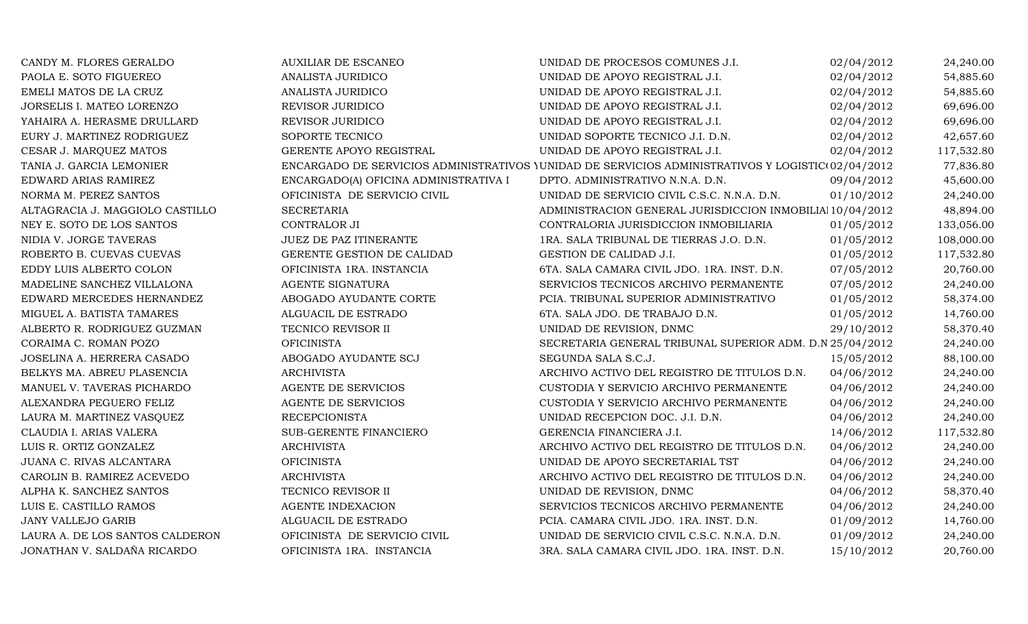| | | | | |
|---|---|---|---|---|
| CANDY M. FLORES GERALDO | AUXILIAR DE ESCANEO | UNIDAD DE PROCESOS COMUNES J.I. | 02/04/2012 | 24,240.00 |
| PAOLA E. SOTO FIGUEREO | ANALISTA JURIDICO | UNIDAD DE APOYO REGISTRAL J.I. | 02/04/2012 | 54,885.60 |
| EMELI MATOS DE LA CRUZ | ANALISTA JURIDICO | UNIDAD DE APOYO REGISTRAL J.I. | 02/04/2012 | 54,885.60 |
| JORSELIS I. MATEO LORENZO | REVISOR JURIDICO | UNIDAD DE APOYO REGISTRAL J.I. | 02/04/2012 | 69,696.00 |
| YAHAIRA A. HERASME DRULLARD | REVISOR JURIDICO | UNIDAD DE APOYO REGISTRAL J.I. | 02/04/2012 | 69,696.00 |
| EURY J. MARTINEZ RODRIGUEZ | SOPORTE TECNICO | UNIDAD SOPORTE TECNICO J.I. D.N. | 02/04/2012 | 42,657.60 |
| CESAR J. MARQUEZ MATOS | GERENTE APOYO REGISTRAL | UNIDAD DE APOYO REGISTRAL J.I. | 02/04/2012 | 117,532.80 |
| TANIA J. GARCIA LEMONIER | ENCARGADO DE SERVICIOS ADMINISTRATIVOS Y | UNIDAD DE SERVICIOS ADMINISTRATIVOS Y LOGISTIC( | 02/04/2012 | 77,836.80 |
| EDWARD ARIAS RAMIREZ | ENCARGADO(A) OFICINA ADMINISTRATIVA I | DPTO. ADMINISTRATIVO N.N.A. D.N. | 09/04/2012 | 45,600.00 |
| NORMA M. PEREZ SANTOS | OFICINISTA DE SERVICIO CIVIL | UNIDAD DE SERVICIO CIVIL C.S.C. N.N.A. D.N. | 01/10/2012 | 24,240.00 |
| ALTAGRACIA J. MAGGIOLO CASTILLO | SECRETARIA | ADMINISTRACION GENERAL JURISDICCION INMOBILIA | 10/04/2012 | 48,894.00 |
| NEY E. SOTO DE LOS SANTOS | CONTRALOR JI | CONTRALORIA JURISDICCION INMOBILIARIA | 01/05/2012 | 133,056.00 |
| NIDIA V. JORGE TAVERAS | JUEZ DE PAZ ITINERANTE | 1RA. SALA TRIBUNAL DE TIERRAS J.O. D.N. | 01/05/2012 | 108,000.00 |
| ROBERTO B. CUEVAS CUEVAS | GERENTE GESTION DE CALIDAD | GESTION DE CALIDAD J.I. | 01/05/2012 | 117,532.80 |
| EDDY LUIS ALBERTO COLON | OFICINISTA 1RA. INSTANCIA | 6TA. SALA CAMARA CIVIL JDO. 1RA. INST. D.N. | 07/05/2012 | 20,760.00 |
| MADELINE SANCHEZ VILLALONA | AGENTE SIGNATURA | SERVICIOS TECNICOS ARCHIVO PERMANENTE | 07/05/2012 | 24,240.00 |
| EDWARD MERCEDES HERNANDEZ | ABOGADO AYUDANTE CORTE | PCIA. TRIBUNAL SUPERIOR ADMINISTRATIVO | 01/05/2012 | 58,374.00 |
| MIGUEL A. BATISTA TAMARES | ALGUACIL DE ESTRADO | 6TA. SALA JDO. DE TRABAJO D.N. | 01/05/2012 | 14,760.00 |
| ALBERTO R. RODRIGUEZ GUZMAN | TECNICO REVISOR II | UNIDAD DE REVISION, DNMC | 29/10/2012 | 58,370.40 |
| CORAIMA C. ROMAN POZO | OFICINISTA | SECRETARIA GENERAL TRIBUNAL SUPERIOR ADM. D.N | 25/04/2012 | 24,240.00 |
| JOSELINA A. HERRERA CASADO | ABOGADO AYUDANTE SCJ | SEGUNDA SALA S.C.J. | 15/05/2012 | 88,100.00 |
| BELKYS MA. ABREU PLASENCIA | ARCHIVISTA | ARCHIVO ACTIVO DEL REGISTRO DE TITULOS D.N. | 04/06/2012 | 24,240.00 |
| MANUEL V. TAVERAS PICHARDO | AGENTE DE SERVICIOS | CUSTODIA Y SERVICIO ARCHIVO PERMANENTE | 04/06/2012 | 24,240.00 |
| ALEXANDRA PEGUERO FELIZ | AGENTE DE SERVICIOS | CUSTODIA Y SERVICIO ARCHIVO PERMANENTE | 04/06/2012 | 24,240.00 |
| LAURA M. MARTINEZ VASQUEZ | RECEPCIONISTA | UNIDAD RECEPCION DOC. J.I. D.N. | 04/06/2012 | 24,240.00 |
| CLAUDIA I. ARIAS VALERA | SUB-GERENTE FINANCIERO | GERENCIA FINANCIERA J.I. | 14/06/2012 | 117,532.80 |
| LUIS R. ORTIZ GONZALEZ | ARCHIVISTA | ARCHIVO ACTIVO DEL REGISTRO DE TITULOS D.N. | 04/06/2012 | 24,240.00 |
| JUANA C. RIVAS ALCANTARA | OFICINISTA | UNIDAD DE APOYO SECRETARIAL TST | 04/06/2012 | 24,240.00 |
| CAROLIN B. RAMIREZ ACEVEDO | ARCHIVISTA | ARCHIVO ACTIVO DEL REGISTRO DE TITULOS D.N. | 04/06/2012 | 24,240.00 |
| ALPHA K. SANCHEZ SANTOS | TECNICO REVISOR II | UNIDAD DE REVISION, DNMC | 04/06/2012 | 58,370.40 |
| LUIS E. CASTILLO RAMOS | AGENTE INDEXACION | SERVICIOS TECNICOS ARCHIVO PERMANENTE | 04/06/2012 | 24,240.00 |
| JANY VALLEJO GARIB | ALGUACIL DE ESTRADO | PCIA. CAMARA CIVIL JDO. 1RA. INST. D.N. | 01/09/2012 | 14,760.00 |
| LAURA A. DE LOS SANTOS CALDERON | OFICINISTA DE SERVICIO CIVIL | UNIDAD DE SERVICIO CIVIL C.S.C. N.N.A. D.N. | 01/09/2012 | 24,240.00 |
| JONATHAN V. SALDAÑA RICARDO | OFICINISTA 1RA. INSTANCIA | 3RA. SALA CAMARA CIVIL JDO. 1RA. INST. D.N. | 15/10/2012 | 20,760.00 |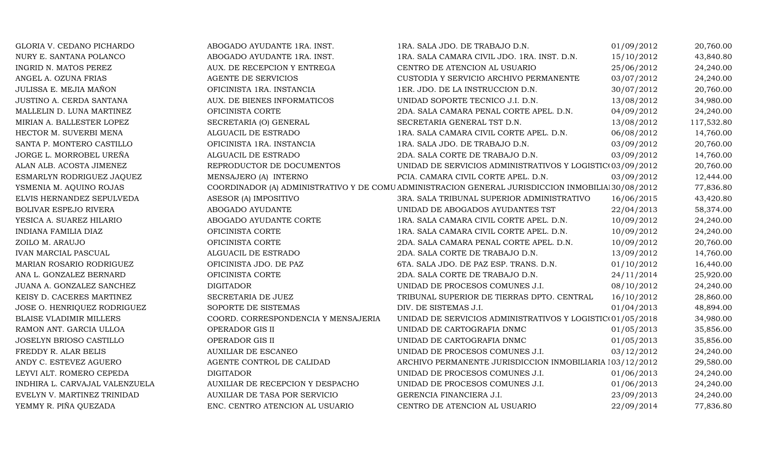| | | | | |
|---|---|---|---|---|
| GLORIA V. CEDANO PICHARDO | ABOGADO AYUDANTE 1RA. INST. | 1RA. SALA JDO. DE TRABAJO D.N. | 01/09/2012 | 20,760.00 |
| NURY E. SANTANA POLANCO | ABOGADO AYUDANTE 1RA. INST. | 1RA. SALA CAMARA CIVIL JDO. 1RA. INST. D.N. | 15/10/2012 | 43,840.80 |
| INGRID N. MATOS PEREZ | AUX. DE RECEPCION Y ENTREGA | CENTRO DE ATENCION AL USUARIO | 25/06/2012 | 24,240.00 |
| ANGEL A. OZUNA FRIAS | AGENTE DE SERVICIOS | CUSTODIA Y SERVICIO ARCHIVO PERMANENTE | 03/07/2012 | 24,240.00 |
| JULISSA E. MEJIA MAÑON | OFICINISTA 1RA. INSTANCIA | 1ER. JDO. DE LA INSTRUCCION D.N. | 30/07/2012 | 20,760.00 |
| JUSTINO A. CERDA SANTANA | AUX. DE BIENES INFORMATICOS | UNIDAD SOPORTE TECNICO J.I. D.N. | 13/08/2012 | 34,980.00 |
| MALLELIN D. LUNA MARTINEZ | OFICINISTA CORTE | 2DA. SALA CAMARA PENAL CORTE APEL. D.N. | 04/09/2012 | 24,240.00 |
| MIRIAN A. BALLESTER LOPEZ | SECRETARIA (O) GENERAL | SECRETARIA GENERAL TST D.N. | 13/08/2012 | 117,532.80 |
| HECTOR M. SUVERBI MENA | ALGUACIL DE ESTRADO | 1RA. SALA CAMARA CIVIL CORTE APEL. D.N. | 06/08/2012 | 14,760.00 |
| SANTA P. MONTERO CASTILLO | OFICINISTA 1RA. INSTANCIA | 1RA. SALA JDO. DE TRABAJO D.N. | 03/09/2012 | 20,760.00 |
| JORGE L. MORROBEL UREÑA | ALGUACIL DE ESTRADO | 2DA. SALA CORTE DE TRABAJO D.N. | 03/09/2012 | 14,760.00 |
| ALAN ALB. ACOSTA JIMENEZ | REPRODUCTOR DE DOCUMENTOS | UNIDAD DE SERVICIOS ADMINISTRATIVOS Y LOGISTIC( | 03/09/2012 | 20,760.00 |
| ESMARLYN RODRIGUEZ JAQUEZ | MENSAJERO (A) INTERNO | PCIA. CAMARA CIVIL CORTE APEL. D.N. | 03/09/2012 | 12,444.00 |
| YSMENIA M. AQUINO ROJAS | COORDINADOR (A) ADMINISTRATIVO Y DE COMU | ADMINISTRACION GENERAL JURISDICCION INMOBILIA | 30/08/2012 | 77,836.80 |
| ELVIS HERNANDEZ SEPULVEDA | ASESOR (A) IMPOSITIVO | 3RA. SALA TRIBUNAL SUPERIOR ADMINISTRATIVO | 16/06/2015 | 43,420.80 |
| BOLIVAR ESPEJO RIVERA | ABOGADO AYUDANTE | UNIDAD DE ABOGADOS AYUDANTES TST | 22/04/2013 | 58,374.00 |
| YESICA A. SUAREZ HILARIO | ABOGADO AYUDANTE CORTE | 1RA. SALA CAMARA CIVIL CORTE APEL. D.N. | 10/09/2012 | 24,240.00 |
| INDIANA FAMILIA DIAZ | OFICINISTA CORTE | 1RA. SALA CAMARA CIVIL CORTE APEL. D.N. | 10/09/2012 | 24,240.00 |
| ZOILO M. ARAUJO | OFICINISTA CORTE | 2DA. SALA CAMARA PENAL CORTE APEL. D.N. | 10/09/2012 | 20,760.00 |
| IVAN MARCIAL PASCUAL | ALGUACIL DE ESTRADO | 2DA. SALA CORTE DE TRABAJO D.N. | 13/09/2012 | 14,760.00 |
| MARIAN ROSARIO RODRIGUEZ | OFICINISTA JDO. DE PAZ | 6TA. SALA JDO. DE PAZ ESP. TRANS. D.N. | 01/10/2012 | 16,440.00 |
| ANA L. GONZALEZ BERNARD | OFICINISTA CORTE | 2DA. SALA CORTE DE TRABAJO D.N. | 24/11/2014 | 25,920.00 |
| JUANA A. GONZALEZ SANCHEZ | DIGITADOR | UNIDAD DE PROCESOS COMUNES J.I. | 08/10/2012 | 24,240.00 |
| KEISY D. CACERES MARTINEZ | SECRETARIA DE JUEZ | TRIBUNAL SUPERIOR DE TIERRAS DPTO. CENTRAL | 16/10/2012 | 28,860.00 |
| JOSE O. HENRIQUEZ RODRIGUEZ | SOPORTE DE SISTEMAS | DIV. DE SISTEMAS J.I. | 01/04/2013 | 48,894.00 |
| BLAISE VLADIMIR MILLERS | COORD. CORRESPONDENCIA Y MENSAJERIA | UNIDAD DE SERVICIOS ADMINISTRATIVOS Y LOGISTIC( | 01/05/2018 | 34,980.00 |
| RAMON ANT. GARCIA ULLOA | OPERADOR GIS II | UNIDAD DE CARTOGRAFIA DNMC | 01/05/2013 | 35,856.00 |
| JOSELYN BRIOSO CASTILLO | OPERADOR GIS II | UNIDAD DE CARTOGRAFIA DNMC | 01/05/2013 | 35,856.00 |
| FREDDY R. ALAR BELIS | AUXILIAR DE ESCANEO | UNIDAD DE PROCESOS COMUNES J.I. | 03/12/2012 | 24,240.00 |
| ANDY C. ESTEVEZ AGUERO | AGENTE CONTROL DE CALIDAD | ARCHIVO PERMANENTE JURISDICCION INMOBILIARIA I | 03/12/2012 | 29,580.00 |
| LEYVI ALT. ROMERO CEPEDA | DIGITADOR | UNIDAD DE PROCESOS COMUNES J.I. | 01/06/2013 | 24,240.00 |
| INDHIRA L. CARVAJAL VALENZUELA | AUXILIAR DE RECEPCION Y DESPACHO | UNIDAD DE PROCESOS COMUNES J.I. | 01/06/2013 | 24,240.00 |
| EVELYN V. MARTINEZ TRINIDAD | AUXILIAR DE TASA POR SERVICIO | GERENCIA FINANCIERA J.I. | 23/09/2013 | 24,240.00 |
| YEMMY R. PIÑA QUEZADA | ENC. CENTRO ATENCION AL USUARIO | CENTRO DE ATENCION AL USUARIO | 22/09/2014 | 77,836.80 |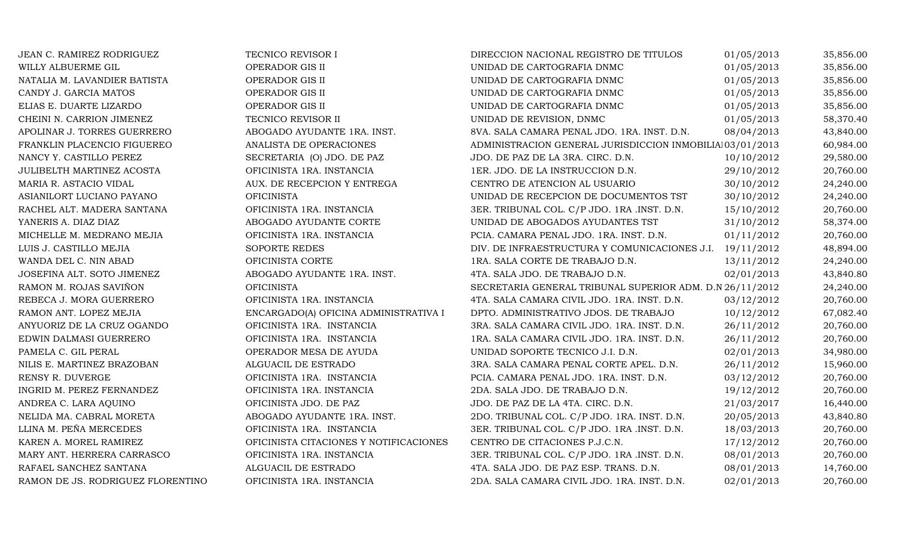| | | | | |
|---|---|---|---|---|
| JEAN C. RAMIREZ RODRIGUEZ | TECNICO REVISOR I | DIRECCION NACIONAL REGISTRO DE TITULOS | 01/05/2013 | 35,856.00 |
| WILLY ALBUERME GIL | OPERADOR GIS II | UNIDAD DE CARTOGRAFIA DNMC | 01/05/2013 | 35,856.00 |
| NATALIA M. LAVANDIER BATISTA | OPERADOR GIS II | UNIDAD DE CARTOGRAFIA DNMC | 01/05/2013 | 35,856.00 |
| CANDY J. GARCIA MATOS | OPERADOR GIS II | UNIDAD DE CARTOGRAFIA DNMC | 01/05/2013 | 35,856.00 |
| ELIAS E. DUARTE LIZARDO | OPERADOR GIS II | UNIDAD DE CARTOGRAFIA DNMC | 01/05/2013 | 35,856.00 |
| CHEINI N. CARRION JIMENEZ | TECNICO REVISOR II | UNIDAD DE REVISION, DNMC | 01/05/2013 | 58,370.40 |
| APOLINAR J. TORRES GUERRERO | ABOGADO AYUDANTE 1RA. INST. | 8VA. SALA CAMARA PENAL JDO. 1RA. INST. D.N. | 08/04/2013 | 43,840.00 |
| FRANKLIN PLACENCIO FIGUEREO | ANALISTA DE OPERACIONES | ADMINISTRACION GENERAL JURISDICCION INMOBILIA | 03/01/2013 | 60,984.00 |
| NANCY Y. CASTILLO PEREZ | SECRETARIA (O) JDO. DE PAZ | JDO. DE PAZ DE LA 3RA. CIRC. D.N. | 10/10/2012 | 29,580.00 |
| JULIBELTH MARTINEZ ACOSTA | OFICINISTA 1RA. INSTANCIA | 1ER. JDO. DE LA INSTRUCCION D.N. | 29/10/2012 | 20,760.00 |
| MARIA R. ASTACIO VIDAL | AUX. DE RECEPCION Y ENTREGA | CENTRO DE ATENCION AL USUARIO | 30/10/2012 | 24,240.00 |
| ASIANILORT LUCIANO PAYANO | OFICINISTA | UNIDAD DE RECEPCION DE DOCUMENTOS TST | 30/10/2012 | 24,240.00 |
| RACHEL ALT. MADERA SANTANA | OFICINISTA 1RA. INSTANCIA | 3ER. TRIBUNAL COL. C/P JDO. 1RA .INST. D.N. | 15/10/2012 | 20,760.00 |
| YANERIS A. DIAZ DIAZ | ABOGADO AYUDANTE CORTE | UNIDAD DE ABOGADOS AYUDANTES TST | 31/10/2012 | 58,374.00 |
| MICHELLE M. MEDRANO MEJIA | OFICINISTA 1RA. INSTANCIA | PCIA. CAMARA PENAL JDO. 1RA. INST. D.N. | 01/11/2012 | 20,760.00 |
| LUIS J. CASTILLO MEJIA | SOPORTE REDES | DIV. DE INFRAESTRUCTURA Y COMUNICACIONES J.I. | 19/11/2012 | 48,894.00 |
| WANDA DEL C. NIN ABAD | OFICINISTA CORTE | 1RA. SALA CORTE DE TRABAJO D.N. | 13/11/2012 | 24,240.00 |
| JOSEFINA ALT. SOTO JIMENEZ | ABOGADO AYUDANTE 1RA. INST. | 4TA. SALA JDO. DE TRABAJO D.N. | 02/01/2013 | 43,840.80 |
| RAMON M. ROJAS SAVIÑON | OFICINISTA | SECRETARIA GENERAL TRIBUNAL SUPERIOR ADM. D.N | 26/11/2012 | 24,240.00 |
| REBECA J. MORA GUERRERO | OFICINISTA 1RA. INSTANCIA | 4TA. SALA CAMARA CIVIL JDO. 1RA. INST. D.N. | 03/12/2012 | 20,760.00 |
| RAMON ANT. LOPEZ MEJIA | ENCARGADO(A) OFICINA ADMINISTRATIVA I | DPTO. ADMINISTRATIVO JDOS. DE TRABAJO | 10/12/2012 | 67,082.40 |
| ANYUORIZ DE LA CRUZ OGANDO | OFICINISTA 1RA. INSTANCIA | 3RA. SALA CAMARA CIVIL JDO. 1RA. INST. D.N. | 26/11/2012 | 20,760.00 |
| EDWIN DALMASI GUERRERO | OFICINISTA 1RA. INSTANCIA | 1RA. SALA CAMARA CIVIL JDO. 1RA. INST. D.N. | 26/11/2012 | 20,760.00 |
| PAMELA C. GIL PERAL | OPERADOR MESA DE AYUDA | UNIDAD SOPORTE TECNICO J.I. D.N. | 02/01/2013 | 34,980.00 |
| NILIS E. MARTINEZ BRAZOBAN | ALGUACIL DE ESTRADO | 3RA. SALA CAMARA PENAL CORTE APEL. D.N. | 26/11/2012 | 15,960.00 |
| RENSY R. DUVERGE | OFICINISTA 1RA. INSTANCIA | PCIA. CAMARA PENAL JDO. 1RA. INST. D.N. | 03/12/2012 | 20,760.00 |
| INGRID M. PEREZ FERNANDEZ | OFICINISTA 1RA. INSTANCIA | 2DA. SALA JDO. DE TRABAJO D.N. | 19/12/2012 | 20,760.00 |
| ANDREA C. LARA AQUINO | OFICINISTA JDO. DE PAZ | JDO. DE PAZ DE LA 4TA. CIRC. D.N. | 21/03/2017 | 16,440.00 |
| NELIDA MA. CABRAL MORETA | ABOGADO AYUDANTE 1RA. INST. | 2DO. TRIBUNAL COL. C/P JDO. 1RA. INST. D.N. | 20/05/2013 | 43,840.80 |
| LLINA M. PEÑA MERCEDES | OFICINISTA 1RA. INSTANCIA | 3ER. TRIBUNAL COL. C/P JDO. 1RA .INST. D.N. | 18/03/2013 | 20,760.00 |
| KAREN A. MOREL RAMIREZ | OFICINISTA CITACIONES Y NOTIFICACIONES | CENTRO DE CITACIONES P.J.C.N. | 17/12/2012 | 20,760.00 |
| MARY ANT. HERRERA CARRASCO | OFICINISTA 1RA. INSTANCIA | 3ER. TRIBUNAL COL. C/P JDO. 1RA .INST. D.N. | 08/01/2013 | 20,760.00 |
| RAFAEL SANCHEZ SANTANA | ALGUACIL DE ESTRADO | 4TA. SALA JDO. DE PAZ ESP. TRANS. D.N. | 08/01/2013 | 14,760.00 |
| RAMON DE JS. RODRIGUEZ FLORENTINO | OFICINISTA 1RA. INSTANCIA | 2DA. SALA CAMARA CIVIL JDO. 1RA. INST. D.N. | 02/01/2013 | 20,760.00 |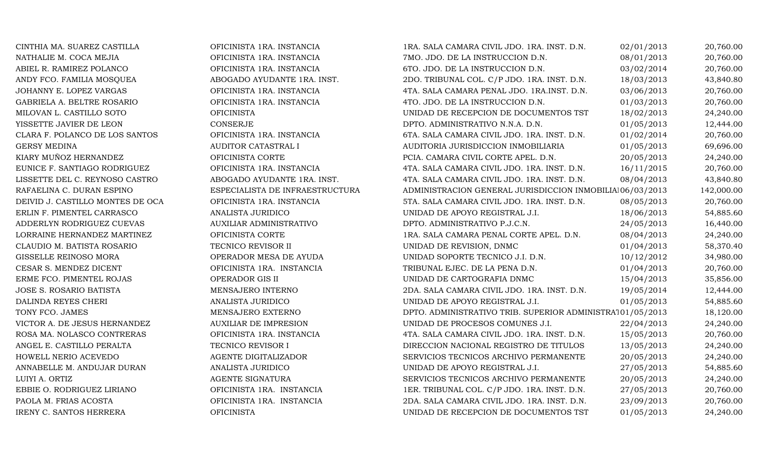| | | | | |
|---|---|---|---|---|
| CINTHIA MA. SUAREZ CASTILLA | OFICINISTA 1RA. INSTANCIA | 1RA. SALA CAMARA CIVIL JDO. 1RA. INST. D.N. | 02/01/2013 | 20,760.00 |
| NATHALIE M. COCA MEJIA | OFICINISTA 1RA. INSTANCIA | 7MO. JDO. DE LA INSTRUCCION D.N. | 08/01/2013 | 20,760.00 |
| ABIEL R. RAMIREZ POLANCO | OFICINISTA 1RA. INSTANCIA | 6TO. JDO. DE LA INSTRUCCION D.N. | 03/02/2014 | 20,760.00 |
| ANDY FCO. FAMILIA MOSQUEA | ABOGADO AYUDANTE 1RA. INST. | 2DO. TRIBUNAL COL. C/P JDO. 1RA. INST. D.N. | 18/03/2013 | 43,840.80 |
| JOHANNY E. LOPEZ VARGAS | OFICINISTA 1RA. INSTANCIA | 4TA. SALA CAMARA PENAL JDO. 1RA.INST. D.N. | 03/06/2013 | 20,760.00 |
| GABRIELA A. BELTRE ROSARIO | OFICINISTA 1RA. INSTANCIA | 4TO. JDO. DE LA INSTRUCCION D.N. | 01/03/2013 | 20,760.00 |
| MILOVAN L. CASTILLO SOTO | OFICINISTA | UNIDAD DE RECEPCION DE DOCUMENTOS TST | 18/02/2013 | 24,240.00 |
| YISSETTE JAVIER DE LEON | CONSERJE | DPTO. ADMINISTRATIVO N.N.A. D.N. | 01/05/2013 | 12,444.00 |
| CLARA F. POLANCO DE LOS SANTOS | OFICINISTA 1RA. INSTANCIA | 6TA. SALA CAMARA CIVIL JDO. 1RA. INST. D.N. | 01/02/2014 | 20,760.00 |
| GERSY MEDINA | AUDITOR CATASTRAL I | AUDITORIA JURISDICCION INMOBILIARIA | 01/05/2013 | 69,696.00 |
| KIARY MUÑOZ HERNANDEZ | OFICINISTA CORTE | PCIA. CAMARA CIVIL CORTE APEL. D.N. | 20/05/2013 | 24,240.00 |
| EUNICE F. SANTIAGO RODRIGUEZ | OFICINISTA 1RA. INSTANCIA | 4TA. SALA CAMARA CIVIL JDO. 1RA. INST. D.N. | 16/11/2015 | 20,760.00 |
| LISSETTE DEL C. REYNOSO CASTRO | ABOGADO AYUDANTE 1RA. INST. | 4TA. SALA CAMARA CIVIL JDO. 1RA. INST. D.N. | 08/04/2013 | 43,840.80 |
| RAFAELINA C. DURAN ESPINO | ESPECIALISTA DE INFRAESTRUCTURA | ADMINISTRACION GENERAL JURISDICCION INMOBILIA | 06/03/2013 | 142,000.00 |
| DEIVID J. CASTILLO MONTES DE OCA | OFICINISTA 1RA. INSTANCIA | 5TA. SALA CAMARA CIVIL JDO. 1RA. INST. D.N. | 08/05/2013 | 20,760.00 |
| ERLIN F. PIMENTEL CARRASCO | ANALISTA JURIDICO | UNIDAD DE APOYO REGISTRAL J.I. | 18/06/2013 | 54,885.60 |
| ADDERLYN RODRIGUEZ CUEVAS | AUXILIAR ADMINISTRATIVO | DPTO. ADMINISTRATIVO P.J.C.N. | 24/05/2013 | 16,440.00 |
| LORRAINE HERNANDEZ MARTINEZ | OFICINISTA CORTE | 1RA. SALA CAMARA PENAL CORTE APEL. D.N. | 08/04/2013 | 24,240.00 |
| CLAUDIO M. BATISTA ROSARIO | TECNICO REVISOR II | UNIDAD DE REVISION, DNMC | 01/04/2013 | 58,370.40 |
| GISSELLE REINOSO MORA | OPERADOR MESA DE AYUDA | UNIDAD SOPORTE TECNICO J.I. D.N. | 10/12/2012 | 34,980.00 |
| CESAR S. MENDEZ DICENT | OFICINISTA 1RA. INSTANCIA | TRIBUNAL EJEC. DE LA PENA D.N. | 01/04/2013 | 20,760.00 |
| ERME FCO. PIMENTEL ROJAS | OPERADOR GIS II | UNIDAD DE CARTOGRAFIA DNMC | 15/04/2013 | 35,856.00 |
| JOSE S. ROSARIO BATISTA | MENSAJERO INTERNO | 2DA. SALA CAMARA CIVIL JDO. 1RA. INST. D.N. | 19/05/2014 | 12,444.00 |
| DALINDA REYES CHERI | ANALISTA JURIDICO | UNIDAD DE APOYO REGISTRAL J.I. | 01/05/2013 | 54,885.60 |
| TONY FCO. JAMES | MENSAJERO EXTERNO | DPTO. ADMINISTRATIVO TRIB. SUPERIOR ADMINISTRA | 01/05/2013 | 18,120.00 |
| VICTOR A. DE JESUS HERNANDEZ | AUXILIAR DE IMPRESION | UNIDAD DE PROCESOS COMUNES J.I. | 22/04/2013 | 24,240.00 |
| ROSA MA. NOLASCO CONTRERAS | OFICINISTA 1RA. INSTANCIA | 4TA. SALA CAMARA CIVIL JDO. 1RA. INST. D.N. | 15/05/2013 | 20,760.00 |
| ANGEL E. CASTILLO PERALTA | TECNICO REVISOR I | DIRECCION NACIONAL REGISTRO DE TITULOS | 13/05/2013 | 24,240.00 |
| HOWELL NERIO ACEVEDO | AGENTE DIGITALIZADOR | SERVICIOS TECNICOS ARCHIVO PERMANENTE | 20/05/2013 | 24,240.00 |
| ANNABELLE M. ANDUJAR DURAN | ANALISTA JURIDICO | UNIDAD DE APOYO REGISTRAL J.I. | 27/05/2013 | 54,885.60 |
| LUIYI A. ORTIZ | AGENTE SIGNATURA | SERVICIOS TECNICOS ARCHIVO PERMANENTE | 20/05/2013 | 24,240.00 |
| EBBIE O. RODRIGUEZ LIRIANO | OFICINISTA 1RA. INSTANCIA | 1ER. TRIBUNAL COL. C/P JDO. 1RA. INST. D.N. | 27/05/2013 | 20,760.00 |
| PAOLA M. FRIAS ACOSTA | OFICINISTA 1RA. INSTANCIA | 2DA. SALA CAMARA CIVIL JDO. 1RA. INST. D.N. | 23/09/2013 | 20,760.00 |
| IRENY C. SANTOS HERRERA | OFICINISTA | UNIDAD DE RECEPCION DE DOCUMENTOS TST | 01/05/2013 | 24,240.00 |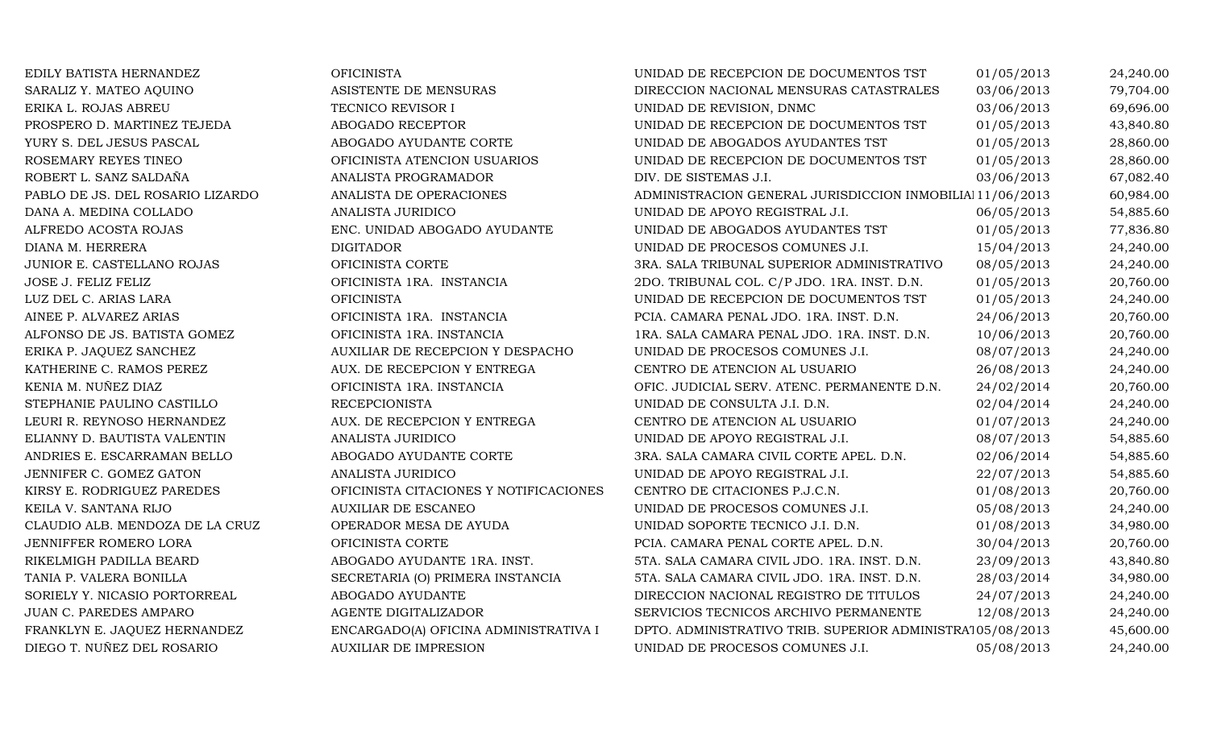| | | | | |
|---|---|---|---|---|
| EDILY BATISTA HERNANDEZ | OFICINISTA | UNIDAD DE RECEPCION DE DOCUMENTOS TST | 01/05/2013 | 24,240.00 |
| SARALIZ Y. MATEO AQUINO | ASISTENTE DE MENSURAS | DIRECCION NACIONAL MENSURAS CATASTRALES | 03/06/2013 | 79,704.00 |
| ERIKA L. ROJAS ABREU | TECNICO REVISOR I | UNIDAD DE REVISION, DNMC | 03/06/2013 | 69,696.00 |
| PROSPERO D. MARTINEZ TEJEDA | ABOGADO RECEPTOR | UNIDAD DE RECEPCION DE DOCUMENTOS TST | 01/05/2013 | 43,840.80 |
| YURY S. DEL JESUS PASCAL | ABOGADO AYUDANTE CORTE | UNIDAD DE ABOGADOS AYUDANTES TST | 01/05/2013 | 28,860.00 |
| ROSEMARY REYES TINEO | OFICINISTA ATENCION USUARIOS | UNIDAD DE RECEPCION DE DOCUMENTOS TST | 01/05/2013 | 28,860.00 |
| ROBERT L. SANZ SALDAÑA | ANALISTA PROGRAMADOR | DIV. DE SISTEMAS J.I. | 03/06/2013 | 67,082.40 |
| PABLO DE JS. DEL ROSARIO LIZARDO | ANALISTA DE OPERACIONES | ADMINISTRACION GENERAL JURISDICCION INMOBILIA | 11/06/2013 | 60,984.00 |
| DANA A. MEDINA COLLADO | ANALISTA JURIDICO | UNIDAD DE APOYO REGISTRAL J.I. | 06/05/2013 | 54,885.60 |
| ALFREDO ACOSTA ROJAS | ENC. UNIDAD ABOGADO AYUDANTE | UNIDAD DE ABOGADOS AYUDANTES TST | 01/05/2013 | 77,836.80 |
| DIANA M. HERRERA | DIGITADOR | UNIDAD DE PROCESOS COMUNES J.I. | 15/04/2013 | 24,240.00 |
| JUNIOR E. CASTELLANO ROJAS | OFICINISTA CORTE | 3RA. SALA TRIBUNAL SUPERIOR ADMINISTRATIVO | 08/05/2013 | 24,240.00 |
| JOSE J. FELIZ FELIZ | OFICINISTA 1RA. INSTANCIA | 2DO. TRIBUNAL COL. C/P JDO. 1RA. INST. D.N. | 01/05/2013 | 20,760.00 |
| LUZ DEL C. ARIAS LARA | OFICINISTA | UNIDAD DE RECEPCION DE DOCUMENTOS TST | 01/05/2013 | 24,240.00 |
| AINEE P. ALVAREZ ARIAS | OFICINISTA 1RA. INSTANCIA | PCIA. CAMARA PENAL JDO. 1RA. INST. D.N. | 24/06/2013 | 20,760.00 |
| ALFONSO DE JS. BATISTA GOMEZ | OFICINISTA 1RA. INSTANCIA | 1RA. SALA CAMARA PENAL JDO. 1RA. INST. D.N. | 10/06/2013 | 20,760.00 |
| ERIKA P. JAQUEZ SANCHEZ | AUXILIAR DE RECEPCION Y DESPACHO | UNIDAD DE PROCESOS COMUNES J.I. | 08/07/2013 | 24,240.00 |
| KATHERINE C. RAMOS PEREZ | AUX. DE RECEPCION Y ENTREGA | CENTRO DE ATENCION AL USUARIO | 26/08/2013 | 24,240.00 |
| KENIA M. NUÑEZ DIAZ | OFICINISTA 1RA. INSTANCIA | OFIC. JUDICIAL SERV. ATENC. PERMANENTE D.N. | 24/02/2014 | 20,760.00 |
| STEPHANIE PAULINO CASTILLO | RECEPCIONISTA | UNIDAD DE CONSULTA J.I. D.N. | 02/04/2014 | 24,240.00 |
| LEURI R. REYNOSO HERNANDEZ | AUX. DE RECEPCION Y ENTREGA | CENTRO DE ATENCION AL USUARIO | 01/07/2013 | 24,240.00 |
| ELIANNY D. BAUTISTA VALENTIN | ANALISTA JURIDICO | UNIDAD DE APOYO REGISTRAL J.I. | 08/07/2013 | 54,885.60 |
| ANDRIES E. ESCARRAMAN BELLO | ABOGADO AYUDANTE CORTE | 3RA. SALA CAMARA CIVIL CORTE APEL. D.N. | 02/06/2014 | 54,885.60 |
| JENNIFER C. GOMEZ GATON | ANALISTA JURIDICO | UNIDAD DE APOYO REGISTRAL J.I. | 22/07/2013 | 54,885.60 |
| KIRSY E. RODRIGUEZ PAREDES | OFICINISTA CITACIONES Y NOTIFICACIONES | CENTRO DE CITACIONES P.J.C.N. | 01/08/2013 | 20,760.00 |
| KEILA V. SANTANA RIJO | AUXILIAR DE ESCANEO | UNIDAD DE PROCESOS COMUNES J.I. | 05/08/2013 | 24,240.00 |
| CLAUDIO ALB. MENDOZA DE LA CRUZ | OPERADOR MESA DE AYUDA | UNIDAD SOPORTE TECNICO J.I. D.N. | 01/08/2013 | 34,980.00 |
| JENNIFFER ROMERO LORA | OFICINISTA CORTE | PCIA. CAMARA PENAL CORTE APEL. D.N. | 30/04/2013 | 20,760.00 |
| RIKELMIGH PADILLA BEARD | ABOGADO AYUDANTE 1RA. INST. | 5TA. SALA CAMARA CIVIL JDO. 1RA. INST. D.N. | 23/09/2013 | 43,840.80 |
| TANIA P. VALERA BONILLA | SECRETARIA (O) PRIMERA INSTANCIA | 5TA. SALA CAMARA CIVIL JDO. 1RA. INST. D.N. | 28/03/2014 | 34,980.00 |
| SORIELY Y. NICASIO PORTORREAL | ABOGADO AYUDANTE | DIRECCION NACIONAL REGISTRO DE TITULOS | 24/07/2013 | 24,240.00 |
| JUAN C. PAREDES AMPARO | AGENTE DIGITALIZADOR | SERVICIOS TECNICOS ARCHIVO PERMANENTE | 12/08/2013 | 24,240.00 |
| FRANKLYN E. JAQUEZ HERNANDEZ | ENCARGADO(A) OFICINA ADMINISTRATIVA I | DPTO. ADMINISTRATIVO TRIB. SUPERIOR ADMINISTRA | 05/08/2013 | 45,600.00 |
| DIEGO T. NUÑEZ DEL ROSARIO | AUXILIAR DE IMPRESION | UNIDAD DE PROCESOS COMUNES J.I. | 05/08/2013 | 24,240.00 |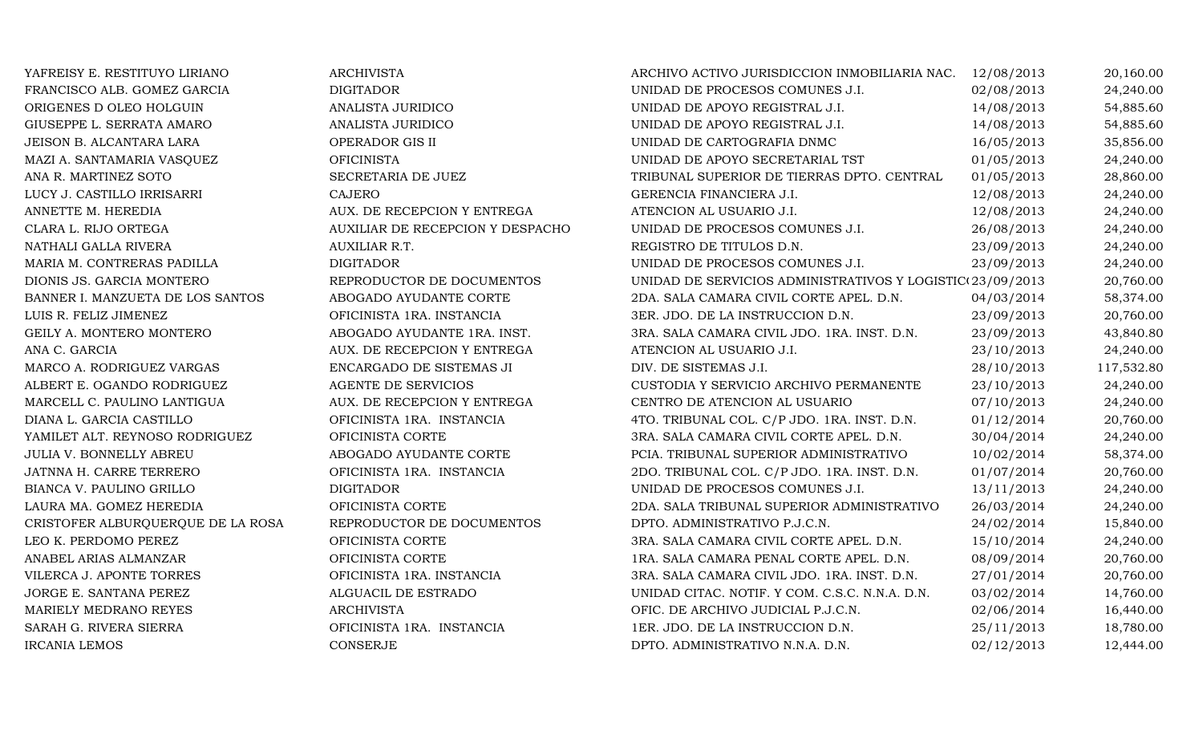| | | | | |
|---|---|---|---|---|
| YAFREISY E. RESTITUYO LIRIANO | ARCHIVISTA | ARCHIVO ACTIVO JURISDICCION INMOBILIARIA NAC. | 12/08/2013 | 20,160.00 |
| FRANCISCO ALB. GOMEZ GARCIA | DIGITADOR | UNIDAD DE PROCESOS COMUNES J.I. | 02/08/2013 | 24,240.00 |
| ORIGENES D OLEO HOLGUIN | ANALISTA JURIDICO | UNIDAD DE APOYO REGISTRAL J.I. | 14/08/2013 | 54,885.60 |
| GIUSEPPE L. SERRATA AMARO | ANALISTA JURIDICO | UNIDAD DE APOYO REGISTRAL J.I. | 14/08/2013 | 54,885.60 |
| JEISON B. ALCANTARA LARA | OPERADOR GIS II | UNIDAD DE CARTOGRAFIA DNMC | 16/05/2013 | 35,856.00 |
| MAZI A. SANTAMARIA VASQUEZ | OFICINISTA | UNIDAD DE APOYO SECRETARIAL TST | 01/05/2013 | 24,240.00 |
| ANA R. MARTINEZ SOTO | SECRETARIA DE JUEZ | TRIBUNAL SUPERIOR DE TIERRAS DPTO. CENTRAL | 01/05/2013 | 28,860.00 |
| LUCY J. CASTILLO IRRISARRI | CAJERO | GERENCIA FINANCIERA J.I. | 12/08/2013 | 24,240.00 |
| ANNETTE M. HEREDIA | AUX. DE RECEPCION Y ENTREGA | ATENCION AL USUARIO J.I. | 12/08/2013 | 24,240.00 |
| CLARA L. RIJO ORTEGA | AUXILIAR DE RECEPCION Y DESPACHO | UNIDAD DE PROCESOS COMUNES J.I. | 26/08/2013 | 24,240.00 |
| NATHALI GALLA RIVERA | AUXILIAR R.T. | REGISTRO DE TITULOS D.N. | 23/09/2013 | 24,240.00 |
| MARIA M. CONTRERAS PADILLA | DIGITADOR | UNIDAD DE PROCESOS COMUNES J.I. | 23/09/2013 | 24,240.00 |
| DIONIS JS. GARCIA MONTERO | REPRODUCTOR DE DOCUMENTOS | UNIDAD DE SERVICIOS ADMINISTRATIVOS Y LOGISTIC( | 23/09/2013 | 20,760.00 |
| BANNER I. MANZUETA DE LOS SANTOS | ABOGADO AYUDANTE CORTE | 2DA. SALA CAMARA CIVIL CORTE APEL. D.N. | 04/03/2014 | 58,374.00 |
| LUIS R. FELIZ JIMENEZ | OFICINISTA 1RA. INSTANCIA | 3ER. JDO. DE LA INSTRUCCION D.N. | 23/09/2013 | 20,760.00 |
| GEILY A. MONTERO MONTERO | ABOGADO AYUDANTE 1RA. INST. | 3RA. SALA CAMARA CIVIL JDO. 1RA. INST. D.N. | 23/09/2013 | 43,840.80 |
| ANA C. GARCIA | AUX. DE RECEPCION Y ENTREGA | ATENCION AL USUARIO J.I. | 23/10/2013 | 24,240.00 |
| MARCO A. RODRIGUEZ VARGAS | ENCARGADO DE SISTEMAS JI | DIV. DE SISTEMAS J.I. | 28/10/2013 | 117,532.80 |
| ALBERT E. OGANDO RODRIGUEZ | AGENTE DE SERVICIOS | CUSTODIA Y SERVICIO ARCHIVO PERMANENTE | 23/10/2013 | 24,240.00 |
| MARCELL C. PAULINO LANTIGUA | AUX. DE RECEPCION Y ENTREGA | CENTRO DE ATENCION AL USUARIO | 07/10/2013 | 24,240.00 |
| DIANA L. GARCIA CASTILLO | OFICINISTA 1RA. INSTANCIA | 4TO. TRIBUNAL COL. C/P JDO. 1RA. INST. D.N. | 01/12/2014 | 20,760.00 |
| YAMILET ALT. REYNOSO RODRIGUEZ | OFICINISTA CORTE | 3RA. SALA CAMARA CIVIL CORTE APEL. D.N. | 30/04/2014 | 24,240.00 |
| JULIA V. BONNELLY ABREU | ABOGADO AYUDANTE CORTE | PCIA. TRIBUNAL SUPERIOR ADMINISTRATIVO | 10/02/2014 | 58,374.00 |
| JATNNA H. CARRE TERRERO | OFICINISTA 1RA. INSTANCIA | 2DO. TRIBUNAL COL. C/P JDO. 1RA. INST. D.N. | 01/07/2014 | 20,760.00 |
| BIANCA V. PAULINO GRILLO | DIGITADOR | UNIDAD DE PROCESOS COMUNES J.I. | 13/11/2013 | 24,240.00 |
| LAURA MA. GOMEZ HEREDIA | OFICINISTA CORTE | 2DA. SALA TRIBUNAL SUPERIOR ADMINISTRATIVO | 26/03/2014 | 24,240.00 |
| CRISTOFER ALBURQUERQUE DE LA ROSA | REPRODUCTOR DE DOCUMENTOS | DPTO. ADMINISTRATIVO P.J.C.N. | 24/02/2014 | 15,840.00 |
| LEO K. PERDOMO PEREZ | OFICINISTA CORTE | 3RA. SALA CAMARA CIVIL CORTE APEL. D.N. | 15/10/2014 | 24,240.00 |
| ANABEL ARIAS ALMANZAR | OFICINISTA CORTE | 1RA. SALA CAMARA PENAL CORTE APEL. D.N. | 08/09/2014 | 20,760.00 |
| VILERCA J. APONTE TORRES | OFICINISTA 1RA. INSTANCIA | 3RA. SALA CAMARA CIVIL JDO. 1RA. INST. D.N. | 27/01/2014 | 20,760.00 |
| JORGE E. SANTANA PEREZ | ALGUACIL DE ESTRADO | UNIDAD CITAC. NOTIF. Y COM. C.S.C. N.N.A. D.N. | 03/02/2014 | 14,760.00 |
| MARIELY MEDRANO REYES | ARCHIVISTA | OFIC. DE ARCHIVO JUDICIAL P.J.C.N. | 02/06/2014 | 16,440.00 |
| SARAH G. RIVERA SIERRA | OFICINISTA 1RA. INSTANCIA | 1ER. JDO. DE LA INSTRUCCION D.N. | 25/11/2013 | 18,780.00 |
| IRCANIA LEMOS | CONSERJE | DPTO. ADMINISTRATIVO N.N.A. D.N. | 02/12/2013 | 12,444.00 |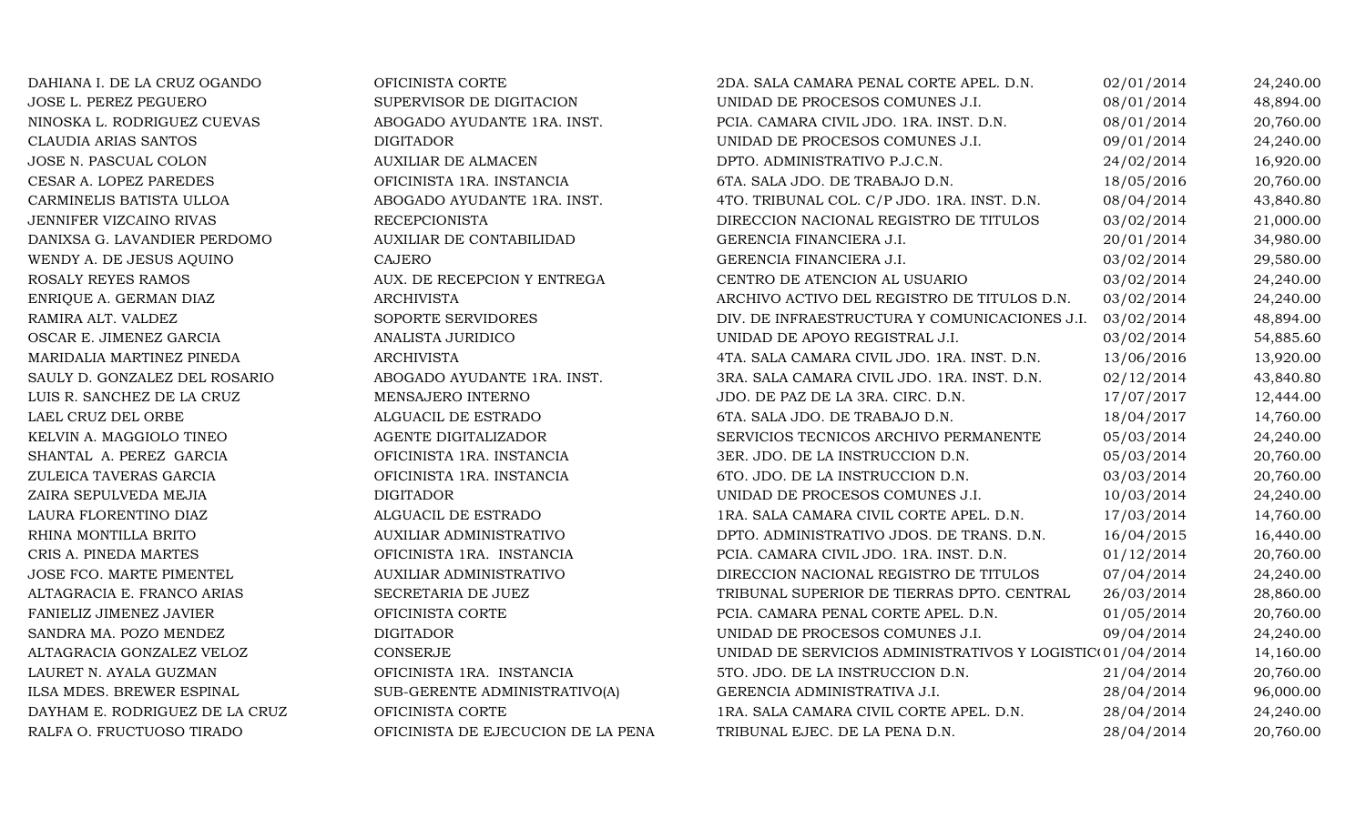| | | | | |
|---|---|---|---|---|
| DAHIANA I. DE LA CRUZ OGANDO | OFICINISTA CORTE | 2DA. SALA CAMARA PENAL CORTE APEL. D.N. | 02/01/2014 | 24,240.00 |
| JOSE L. PEREZ PEGUERO | SUPERVISOR DE DIGITACION | UNIDAD DE PROCESOS COMUNES J.I. | 08/01/2014 | 48,894.00 |
| NINOSKA L. RODRIGUEZ CUEVAS | ABOGADO AYUDANTE 1RA. INST. | PCIA. CAMARA CIVIL JDO. 1RA. INST. D.N. | 08/01/2014 | 20,760.00 |
| CLAUDIA ARIAS SANTOS | DIGITADOR | UNIDAD DE PROCESOS COMUNES J.I. | 09/01/2014 | 24,240.00 |
| JOSE N. PASCUAL COLON | AUXILIAR DE ALMACEN | DPTO. ADMINISTRATIVO P.J.C.N. | 24/02/2014 | 16,920.00 |
| CESAR A. LOPEZ PAREDES | OFICINISTA 1RA. INSTANCIA | 6TA. SALA JDO. DE TRABAJO D.N. | 18/05/2016 | 20,760.00 |
| CARMINELIS BATISTA ULLOA | ABOGADO AYUDANTE 1RA. INST. | 4TO. TRIBUNAL COL. C/P JDO. 1RA. INST. D.N. | 08/04/2014 | 43,840.80 |
| JENNIFER VIZCAINO RIVAS | RECEPCIONISTA | DIRECCION NACIONAL REGISTRO DE TITULOS | 03/02/2014 | 21,000.00 |
| DANIXSA G. LAVANDIER PERDOMO | AUXILIAR DE CONTABILIDAD | GERENCIA FINANCIERA J.I. | 20/01/2014 | 34,980.00 |
| WENDY A. DE JESUS AQUINO | CAJERO | GERENCIA FINANCIERA J.I. | 03/02/2014 | 29,580.00 |
| ROSALY REYES RAMOS | AUX. DE RECEPCION Y ENTREGA | CENTRO DE ATENCION AL USUARIO | 03/02/2014 | 24,240.00 |
| ENRIQUE A. GERMAN DIAZ | ARCHIVISTA | ARCHIVO ACTIVO DEL REGISTRO DE TITULOS D.N. | 03/02/2014 | 24,240.00 |
| RAMIRA ALT. VALDEZ | SOPORTE SERVIDORES | DIV. DE INFRAESTRUCTURA Y COMUNICACIONES J.I. | 03/02/2014 | 48,894.00 |
| OSCAR E. JIMENEZ GARCIA | ANALISTA JURIDICO | UNIDAD DE APOYO REGISTRAL J.I. | 03/02/2014 | 54,885.60 |
| MARIDALIA MARTINEZ PINEDA | ARCHIVISTA | 4TA. SALA CAMARA CIVIL JDO. 1RA. INST. D.N. | 13/06/2016 | 13,920.00 |
| SAULY D. GONZALEZ DEL ROSARIO | ABOGADO AYUDANTE 1RA. INST. | 3RA. SALA CAMARA CIVIL JDO. 1RA. INST. D.N. | 02/12/2014 | 43,840.80 |
| LUIS R. SANCHEZ DE LA CRUZ | MENSAJERO INTERNO | JDO. DE PAZ DE LA 3RA. CIRC. D.N. | 17/07/2017 | 12,444.00 |
| LAEL CRUZ DEL ORBE | ALGUACIL DE ESTRADO | 6TA. SALA JDO. DE TRABAJO D.N. | 18/04/2017 | 14,760.00 |
| KELVIN A. MAGGIOLO TINEO | AGENTE DIGITALIZADOR | SERVICIOS TECNICOS ARCHIVO PERMANENTE | 05/03/2014 | 24,240.00 |
| SHANTAL A. PEREZ GARCIA | OFICINISTA 1RA. INSTANCIA | 3ER. JDO. DE LA INSTRUCCION D.N. | 05/03/2014 | 20,760.00 |
| ZULEICA TAVERAS GARCIA | OFICINISTA 1RA. INSTANCIA | 6TO. JDO. DE LA INSTRUCCION D.N. | 03/03/2014 | 20,760.00 |
| ZAIRA SEPULVEDA MEJIA | DIGITADOR | UNIDAD DE PROCESOS COMUNES J.I. | 10/03/2014 | 24,240.00 |
| LAURA FLORENTINO DIAZ | ALGUACIL DE ESTRADO | 1RA. SALA CAMARA CIVIL CORTE APEL. D.N. | 17/03/2014 | 14,760.00 |
| RHINA MONTILLA BRITO | AUXILIAR ADMINISTRATIVO | DPTO. ADMINISTRATIVO JDOS. DE TRANS. D.N. | 16/04/2015 | 16,440.00 |
| CRIS A. PINEDA MARTES | OFICINISTA 1RA. INSTANCIA | PCIA. CAMARA CIVIL JDO. 1RA. INST. D.N. | 01/12/2014 | 20,760.00 |
| JOSE FCO. MARTE PIMENTEL | AUXILIAR ADMINISTRATIVO | DIRECCION NACIONAL REGISTRO DE TITULOS | 07/04/2014 | 24,240.00 |
| ALTAGRACIA E. FRANCO ARIAS | SECRETARIA DE JUEZ | TRIBUNAL SUPERIOR DE TIERRAS DPTO. CENTRAL | 26/03/2014 | 28,860.00 |
| FANIELIZ JIMENEZ JAVIER | OFICINISTA CORTE | PCIA. CAMARA PENAL CORTE APEL. D.N. | 01/05/2014 | 20,760.00 |
| SANDRA MA. POZO MENDEZ | DIGITADOR | UNIDAD DE PROCESOS COMUNES J.I. | 09/04/2014 | 24,240.00 |
| ALTAGRACIA GONZALEZ VELOZ | CONSERJE | UNIDAD DE SERVICIOS ADMINISTRATIVOS Y LOGISTIC | 01/04/2014 | 14,160.00 |
| LAURET N. AYALA GUZMAN | OFICINISTA 1RA. INSTANCIA | 5TO. JDO. DE LA INSTRUCCION D.N. | 21/04/2014 | 20,760.00 |
| ILSA MDES. BREWER ESPINAL | SUB-GERENTE ADMINISTRATIVO(A) | GERENCIA ADMINISTRATIVA J.I. | 28/04/2014 | 96,000.00 |
| DAYHAM E. RODRIGUEZ DE LA CRUZ | OFICINISTA CORTE | 1RA. SALA CAMARA CIVIL CORTE APEL. D.N. | 28/04/2014 | 24,240.00 |
| RALFA O. FRUCTUOSO TIRADO | OFICINISTA DE EJECUCION DE LA PENA | TRIBUNAL EJEC. DE LA PENA D.N. | 28/04/2014 | 20,760.00 |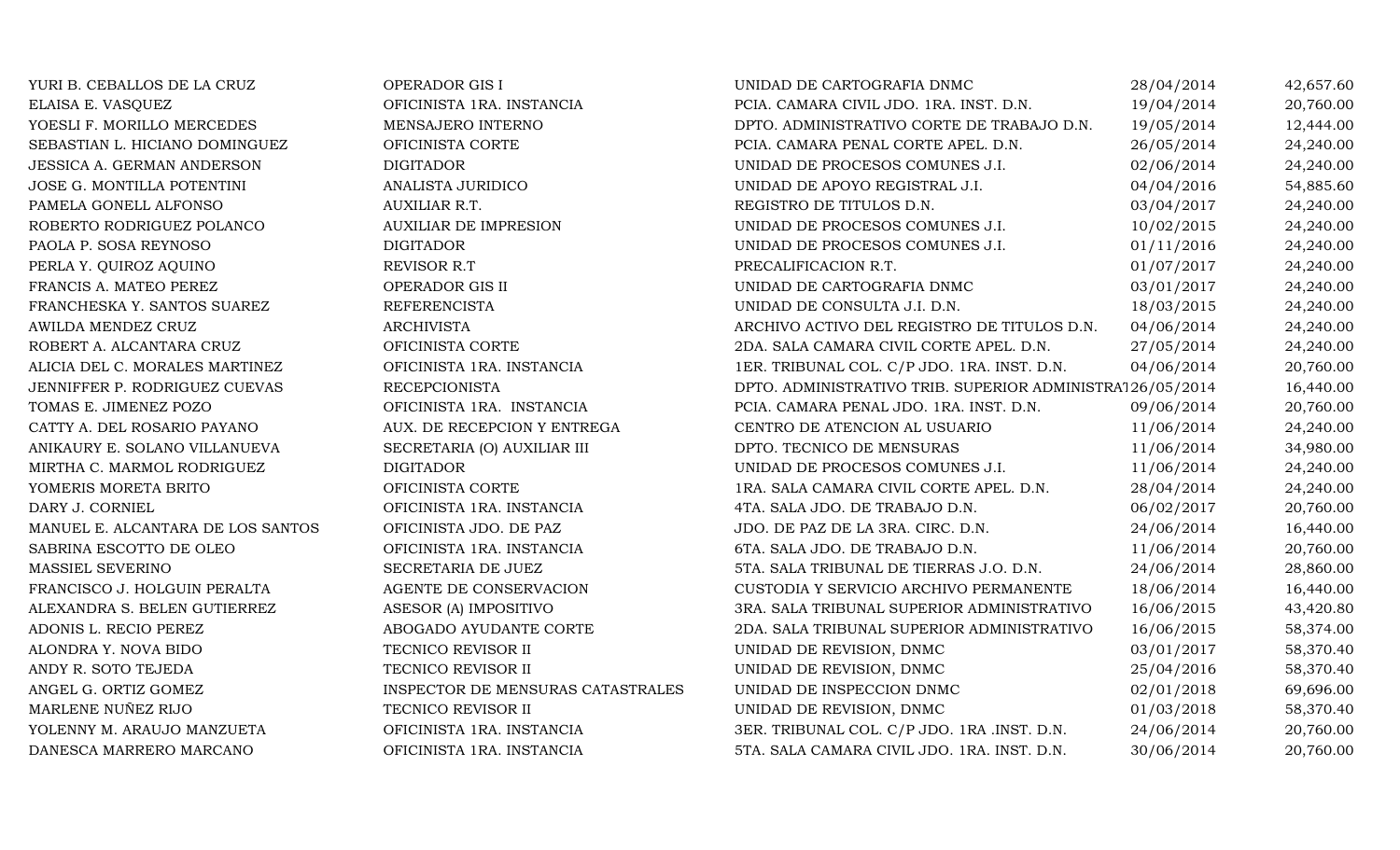| | | | | |
|---|---|---|---|---|
| YURI B. CEBALLOS DE LA CRUZ | OPERADOR GIS I | UNIDAD DE CARTOGRAFIA DNMC | 28/04/2014 | 42,657.60 |
| ELAISA E. VASQUEZ | OFICINISTA 1RA. INSTANCIA | PCIA. CAMARA CIVIL JDO. 1RA. INST. D.N. | 19/04/2014 | 20,760.00 |
| YOESLI F. MORILLO MERCEDES | MENSAJERO INTERNO | DPTO. ADMINISTRATIVO CORTE DE TRABAJO D.N. | 19/05/2014 | 12,444.00 |
| SEBASTIAN L. HICIANO DOMINGUEZ | OFICINISTA CORTE | PCIA. CAMARA PENAL CORTE APEL. D.N. | 26/05/2014 | 24,240.00 |
| JESSICA A. GERMAN ANDERSON | DIGITADOR | UNIDAD DE PROCESOS COMUNES J.I. | 02/06/2014 | 24,240.00 |
| JOSE G. MONTILLA POTENTINI | ANALISTA JURIDICO | UNIDAD DE APOYO REGISTRAL J.I. | 04/04/2016 | 54,885.60 |
| PAMELA GONELL ALFONSO | AUXILIAR R.T. | REGISTRO DE TITULOS D.N. | 03/04/2017 | 24,240.00 |
| ROBERTO RODRIGUEZ POLANCO | AUXILIAR DE IMPRESION | UNIDAD DE PROCESOS COMUNES J.I. | 10/02/2015 | 24,240.00 |
| PAOLA P. SOSA REYNOSO | DIGITADOR | UNIDAD DE PROCESOS COMUNES J.I. | 01/11/2016 | 24,240.00 |
| PERLA Y. QUIROZ AQUINO | REVISOR R.T | PRECALIFICACION R.T. | 01/07/2017 | 24,240.00 |
| FRANCIS A. MATEO PEREZ | OPERADOR GIS II | UNIDAD DE CARTOGRAFIA DNMC | 03/01/2017 | 24,240.00 |
| FRANCHESKA Y. SANTOS SUAREZ | REFERENCISTA | UNIDAD DE CONSULTA J.I. D.N. | 18/03/2015 | 24,240.00 |
| AWILDA MENDEZ CRUZ | ARCHIVISTA | ARCHIVO ACTIVO DEL REGISTRO DE TITULOS D.N. | 04/06/2014 | 24,240.00 |
| ROBERT A. ALCANTARA CRUZ | OFICINISTA CORTE | 2DA. SALA CAMARA CIVIL CORTE APEL. D.N. | 27/05/2014 | 24,240.00 |
| ALICIA DEL C. MORALES MARTINEZ | OFICINISTA 1RA. INSTANCIA | 1ER. TRIBUNAL COL. C/P JDO. 1RA. INST. D.N. | 04/06/2014 | 20,760.00 |
| JENNIFFER P. RODRIGUEZ CUEVAS | RECEPCIONISTA | DPTO. ADMINISTRATIVO TRIB. SUPERIOR ADMINISTRATI | 26/05/2014 | 16,440.00 |
| TOMAS E. JIMENEZ POZO | OFICINISTA 1RA. INSTANCIA | PCIA. CAMARA PENAL JDO. 1RA. INST. D.N. | 09/06/2014 | 20,760.00 |
| CATTY A. DEL ROSARIO PAYANO | AUX. DE RECEPCION Y ENTREGA | CENTRO DE ATENCION AL USUARIO | 11/06/2014 | 24,240.00 |
| ANIKAURY E. SOLANO VILLANUEVA | SECRETARIA (O) AUXILIAR III | DPTO. TECNICO DE MENSURAS | 11/06/2014 | 34,980.00 |
| MIRTHA C. MARMOL RODRIGUEZ | DIGITADOR | UNIDAD DE PROCESOS COMUNES J.I. | 11/06/2014 | 24,240.00 |
| YOMERIS MORETA BRITO | OFICINISTA CORTE | 1RA. SALA CAMARA CIVIL CORTE APEL. D.N. | 28/04/2014 | 24,240.00 |
| DARY J. CORNIEL | OFICINISTA 1RA. INSTANCIA | 4TA. SALA JDO. DE TRABAJO D.N. | 06/02/2017 | 20,760.00 |
| MANUEL E. ALCANTARA DE LOS SANTOS | OFICINISTA JDO. DE PAZ | JDO. DE PAZ DE LA 3RA. CIRC. D.N. | 24/06/2014 | 16,440.00 |
| SABRINA ESCOTTO DE OLEO | OFICINISTA 1RA. INSTANCIA | 6TA. SALA JDO. DE TRABAJO D.N. | 11/06/2014 | 20,760.00 |
| MASSIEL SEVERINO | SECRETARIA DE JUEZ | 5TA. SALA TRIBUNAL DE TIERRAS J.O. D.N. | 24/06/2014 | 28,860.00 |
| FRANCISCO J. HOLGUIN PERALTA | AGENTE DE CONSERVACION | CUSTODIA Y SERVICIO ARCHIVO PERMANENTE | 18/06/2014 | 16,440.00 |
| ALEXANDRA S. BELEN GUTIERREZ | ASESOR (A) IMPOSITIVO | 3RA. SALA TRIBUNAL SUPERIOR ADMINISTRATIVO | 16/06/2015 | 43,420.80 |
| ADONIS L. RECIO PEREZ | ABOGADO AYUDANTE CORTE | 2DA. SALA TRIBUNAL SUPERIOR ADMINISTRATIVO | 16/06/2015 | 58,374.00 |
| ALONDRA Y. NOVA BIDO | TECNICO REVISOR II | UNIDAD DE REVISION, DNMC | 03/01/2017 | 58,370.40 |
| ANDY R. SOTO TEJEDA | TECNICO REVISOR II | UNIDAD DE REVISION, DNMC | 25/04/2016 | 58,370.40 |
| ANGEL G. ORTIZ GOMEZ | INSPECTOR DE MENSURAS CATASTRALES | UNIDAD DE INSPECCION DNMC | 02/01/2018 | 69,696.00 |
| MARLENE NUÑEZ RIJO | TECNICO REVISOR II | UNIDAD DE REVISION, DNMC | 01/03/2018 | 58,370.40 |
| YOLENNY M. ARAUJO MANZUETA | OFICINISTA 1RA. INSTANCIA | 3ER. TRIBUNAL COL. C/P JDO. 1RA .INST. D.N. | 24/06/2014 | 20,760.00 |
| DANESCA MARRERO MARCANO | OFICINISTA 1RA. INSTANCIA | 5TA. SALA CAMARA CIVIL JDO. 1RA. INST. D.N. | 30/06/2014 | 20,760.00 |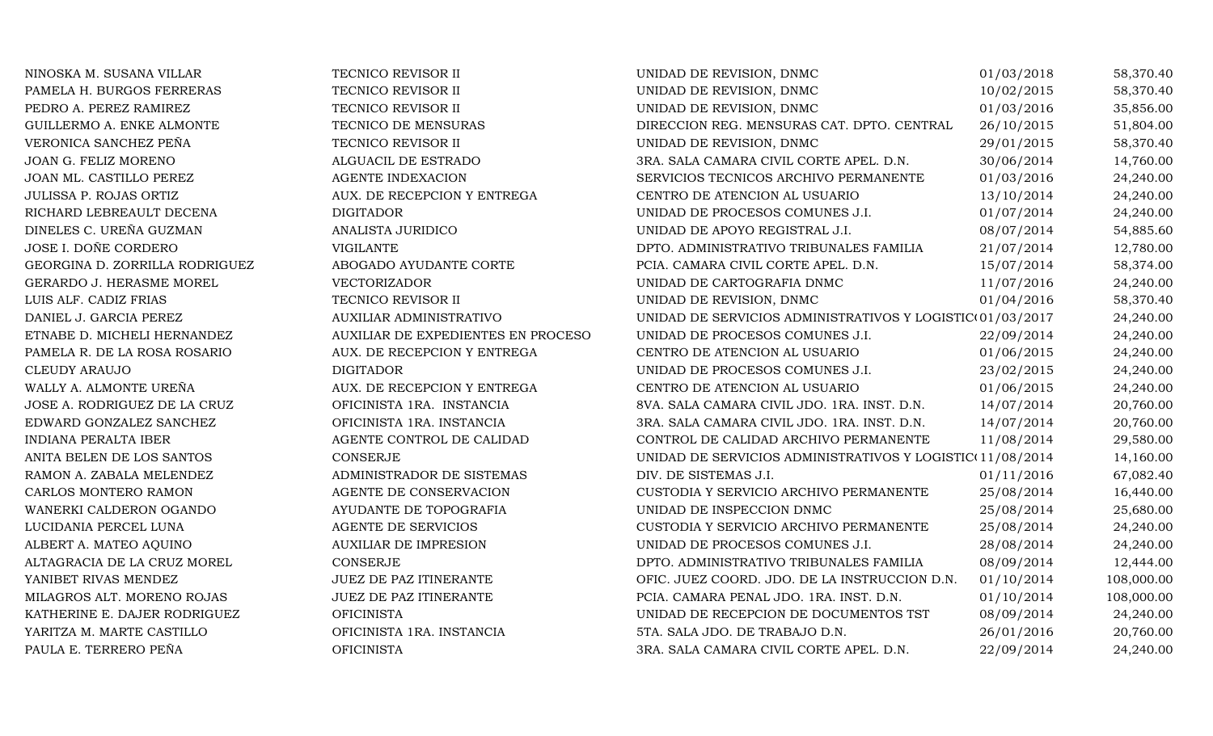| | | | | |
|---|---|---|---|---|
| NINOSKA M. SUSANA VILLAR | TECNICO REVISOR II | UNIDAD DE REVISION, DNMC | 01/03/2018 | 58,370.40 |
| PAMELA H. BURGOS FERRERAS | TECNICO REVISOR II | UNIDAD DE REVISION, DNMC | 10/02/2015 | 58,370.40 |
| PEDRO A. PEREZ RAMIREZ | TECNICO REVISOR II | UNIDAD DE REVISION, DNMC | 01/03/2016 | 35,856.00 |
| GUILLERMO A. ENKE ALMONTE | TECNICO DE MENSURAS | DIRECCION REG. MENSURAS CAT. DPTO. CENTRAL | 26/10/2015 | 51,804.00 |
| VERONICA SANCHEZ PEÑA | TECNICO REVISOR II | UNIDAD DE REVISION, DNMC | 29/01/2015 | 58,370.40 |
| JOAN G. FELIZ MORENO | ALGUACIL DE ESTRADO | 3RA. SALA CAMARA CIVIL CORTE APEL. D.N. | 30/06/2014 | 14,760.00 |
| JOAN ML. CASTILLO PEREZ | AGENTE INDEXACION | SERVICIOS TECNICOS ARCHIVO PERMANENTE | 01/03/2016 | 24,240.00 |
| JULISSA P. ROJAS ORTIZ | AUX. DE RECEPCION Y ENTREGA | CENTRO DE ATENCION AL USUARIO | 13/10/2014 | 24,240.00 |
| RICHARD LEBREAULT DECENA | DIGITADOR | UNIDAD DE PROCESOS COMUNES J.I. | 01/07/2014 | 24,240.00 |
| DINELES C. UREÑA GUZMAN | ANALISTA JURIDICO | UNIDAD DE APOYO REGISTRAL J.I. | 08/07/2014 | 54,885.60 |
| JOSE I. DOÑE CORDERO | VIGILANTE | DPTO. ADMINISTRATIVO TRIBUNALES FAMILIA | 21/07/2014 | 12,780.00 |
| GEORGINA D. ZORRILLA RODRIGUEZ | ABOGADO AYUDANTE CORTE | PCIA. CAMARA CIVIL CORTE APEL. D.N. | 15/07/2014 | 58,374.00 |
| GERARDO J. HERASME MOREL | VECTORIZADOR | UNIDAD DE CARTOGRAFIA DNMC | 11/07/2016 | 24,240.00 |
| LUIS ALF. CADIZ FRIAS | TECNICO REVISOR II | UNIDAD DE REVISION, DNMC | 01/04/2016 | 58,370.40 |
| DANIEL J. GARCIA PEREZ | AUXILIAR ADMINISTRATIVO | UNIDAD DE SERVICIOS ADMINISTRATIVOS Y LOGISTIC( | 01/03/2017 | 24,240.00 |
| ETNABE D. MICHELI HERNANDEZ | AUXILIAR DE EXPEDIENTES EN PROCESO | UNIDAD DE PROCESOS COMUNES J.I. | 22/09/2014 | 24,240.00 |
| PAMELA R. DE LA ROSA ROSARIO | AUX. DE RECEPCION Y ENTREGA | CENTRO DE ATENCION AL USUARIO | 01/06/2015 | 24,240.00 |
| CLEUDY ARAUJO | DIGITADOR | UNIDAD DE PROCESOS COMUNES J.I. | 23/02/2015 | 24,240.00 |
| WALLY A. ALMONTE UREÑA | AUX. DE RECEPCION Y ENTREGA | CENTRO DE ATENCION AL USUARIO | 01/06/2015 | 24,240.00 |
| JOSE A. RODRIGUEZ DE LA CRUZ | OFICINISTA 1RA. INSTANCIA | 8VA. SALA CAMARA CIVIL JDO. 1RA. INST. D.N. | 14/07/2014 | 20,760.00 |
| EDWARD GONZALEZ SANCHEZ | OFICINISTA 1RA. INSTANCIA | 3RA. SALA CAMARA CIVIL JDO. 1RA. INST. D.N. | 14/07/2014 | 20,760.00 |
| INDIANA PERALTA IBER | AGENTE CONTROL DE CALIDAD | CONTROL DE CALIDAD ARCHIVO PERMANENTE | 11/08/2014 | 29,580.00 |
| ANITA BELEN DE LOS SANTOS | CONSERJE | UNIDAD DE SERVICIOS ADMINISTRATIVOS Y LOGISTIC( | 11/08/2014 | 14,160.00 |
| RAMON A. ZABALA MELENDEZ | ADMINISTRADOR DE SISTEMAS | DIV. DE SISTEMAS J.I. | 01/11/2016 | 67,082.40 |
| CARLOS MONTERO RAMON | AGENTE DE CONSERVACION | CUSTODIA Y SERVICIO ARCHIVO PERMANENTE | 25/08/2014 | 16,440.00 |
| WANERKI CALDERON OGANDO | AYUDANTE DE TOPOGRAFIA | UNIDAD DE INSPECCION DNMC | 25/08/2014 | 25,680.00 |
| LUCIDANIA PERCEL LUNA | AGENTE DE SERVICIOS | CUSTODIA Y SERVICIO ARCHIVO PERMANENTE | 25/08/2014 | 24,240.00 |
| ALBERT A. MATEO AQUINO | AUXILIAR DE IMPRESION | UNIDAD DE PROCESOS COMUNES J.I. | 28/08/2014 | 24,240.00 |
| ALTAGRACIA DE LA CRUZ MOREL | CONSERJE | DPTO. ADMINISTRATIVO TRIBUNALES FAMILIA | 08/09/2014 | 12,444.00 |
| YANIBET RIVAS MENDEZ | JUEZ DE PAZ ITINERANTE | OFIC. JUEZ COORD. JDO. DE LA INSTRUCCION D.N. | 01/10/2014 | 108,000.00 |
| MILAGROS ALT. MORENO ROJAS | JUEZ DE PAZ ITINERANTE | PCIA. CAMARA PENAL JDO. 1RA. INST. D.N. | 01/10/2014 | 108,000.00 |
| KATHERINE E. DAJER RODRIGUEZ | OFICINISTA | UNIDAD DE RECEPCION DE DOCUMENTOS TST | 08/09/2014 | 24,240.00 |
| YARITZA M. MARTE CASTILLO | OFICINISTA 1RA. INSTANCIA | 5TA. SALA JDO. DE TRABAJO D.N. | 26/01/2016 | 20,760.00 |
| PAULA E. TERRERO PEÑA | OFICINISTA | 3RA. SALA CAMARA CIVIL CORTE APEL. D.N. | 22/09/2014 | 24,240.00 |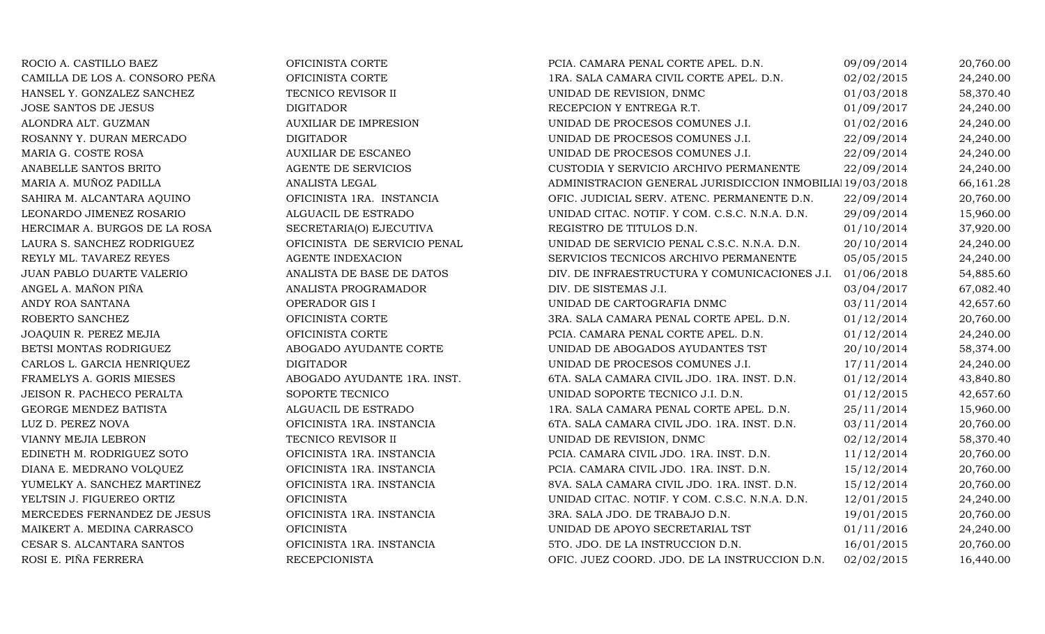| | | | | |
|---|---|---|---|---|
| ROCIO A. CASTILLO BAEZ | OFICINISTA CORTE | PCIA. CAMARA PENAL CORTE APEL. D.N. | 09/09/2014 | 20,760.00 |
| CAMILLA DE LOS A. CONSORO PEÑA | OFICINISTA CORTE | 1RA. SALA CAMARA CIVIL CORTE APEL. D.N. | 02/02/2015 | 24,240.00 |
| HANSEL Y. GONZALEZ SANCHEZ | TECNICO REVISOR II | UNIDAD DE REVISION, DNMC | 01/03/2018 | 58,370.40 |
| JOSE SANTOS DE JESUS | DIGITADOR | RECEPCION Y ENTREGA R.T. | 01/09/2017 | 24,240.00 |
| ALONDRA ALT. GUZMAN | AUXILIAR DE IMPRESION | UNIDAD DE PROCESOS COMUNES J.I. | 01/02/2016 | 24,240.00 |
| ROSANNY Y. DURAN MERCADO | DIGITADOR | UNIDAD DE PROCESOS COMUNES J.I. | 22/09/2014 | 24,240.00 |
| MARIA G. COSTE ROSA | AUXILIAR DE ESCANEO | UNIDAD DE PROCESOS COMUNES J.I. | 22/09/2014 | 24,240.00 |
| ANABELLE SANTOS BRITO | AGENTE DE SERVICIOS | CUSTODIA Y SERVICIO ARCHIVO PERMANENTE | 22/09/2014 | 24,240.00 |
| MARIA A. MUÑOZ PADILLA | ANALISTA LEGAL | ADMINISTRACION GENERAL JURISDICCION INMOBILIA | 19/03/2018 | 66,161.28 |
| SAHIRA M. ALCANTARA AQUINO | OFICINISTA 1RA. INSTANCIA | OFIC. JUDICIAL SERV. ATENC. PERMANENTE D.N. | 22/09/2014 | 20,760.00 |
| LEONARDO JIMENEZ ROSARIO | ALGUACIL DE ESTRADO | UNIDAD CITAC. NOTIF. Y COM. C.S.C. N.N.A. D.N. | 29/09/2014 | 15,960.00 |
| HERCIMAR A. BURGOS DE LA ROSA | SECRETARIA(O) EJECUTIVA | REGISTRO DE TITULOS D.N. | 01/10/2014 | 37,920.00 |
| LAURA S. SANCHEZ RODRIGUEZ | OFICINISTA DE SERVICIO PENAL | UNIDAD DE SERVICIO PENAL C.S.C. N.N.A. D.N. | 20/10/2014 | 24,240.00 |
| REYLY ML. TAVAREZ REYES | AGENTE INDEXACION | SERVICIOS TECNICOS ARCHIVO PERMANENTE | 05/05/2015 | 24,240.00 |
| JUAN PABLO DUARTE VALERIO | ANALISTA DE BASE DE DATOS | DIV. DE INFRAESTRUCTURA Y COMUNICACIONES J.I. | 01/06/2018 | 54,885.60 |
| ANGEL A. MAÑON PIÑA | ANALISTA PROGRAMADOR | DIV. DE SISTEMAS J.I. | 03/04/2017 | 67,082.40 |
| ANDY ROA SANTANA | OPERADOR GIS I | UNIDAD DE CARTOGRAFIA DNMC | 03/11/2014 | 42,657.60 |
| ROBERTO SANCHEZ | OFICINISTA CORTE | 3RA. SALA CAMARA PENAL CORTE APEL. D.N. | 01/12/2014 | 20,760.00 |
| JOAQUIN R. PEREZ MEJIA | OFICINISTA CORTE | PCIA. CAMARA PENAL CORTE APEL. D.N. | 01/12/2014 | 24,240.00 |
| BETSI MONTAS RODRIGUEZ | ABOGADO AYUDANTE CORTE | UNIDAD DE ABOGADOS AYUDANTES TST | 20/10/2014 | 58,374.00 |
| CARLOS L. GARCIA HENRIQUEZ | DIGITADOR | UNIDAD DE PROCESOS COMUNES J.I. | 17/11/2014 | 24,240.00 |
| FRAMELYS A. GORIS MIESES | ABOGADO AYUDANTE 1RA. INST. | 6TA. SALA CAMARA CIVIL JDO. 1RA. INST. D.N. | 01/12/2014 | 43,840.80 |
| JEISON R. PACHECO PERALTA | SOPORTE TECNICO | UNIDAD SOPORTE TECNICO J.I. D.N. | 01/12/2015 | 42,657.60 |
| GEORGE MENDEZ BATISTA | ALGUACIL DE ESTRADO | 1RA. SALA CAMARA PENAL CORTE APEL. D.N. | 25/11/2014 | 15,960.00 |
| LUZ D. PEREZ NOVA | OFICINISTA 1RA. INSTANCIA | 6TA. SALA CAMARA CIVIL JDO. 1RA. INST. D.N. | 03/11/2014 | 20,760.00 |
| VIANNY MEJIA LEBRON | TECNICO REVISOR II | UNIDAD DE REVISION, DNMC | 02/12/2014 | 58,370.40 |
| EDINETH M. RODRIGUEZ SOTO | OFICINISTA 1RA. INSTANCIA | PCIA. CAMARA CIVIL JDO. 1RA. INST. D.N. | 11/12/2014 | 20,760.00 |
| DIANA E. MEDRANO VOLQUEZ | OFICINISTA 1RA. INSTANCIA | PCIA. CAMARA CIVIL JDO. 1RA. INST. D.N. | 15/12/2014 | 20,760.00 |
| YUMELKY A. SANCHEZ MARTINEZ | OFICINISTA 1RA. INSTANCIA | 8VA. SALA CAMARA CIVIL JDO. 1RA. INST. D.N. | 15/12/2014 | 20,760.00 |
| YELTSIN J. FIGUEREO ORTIZ | OFICINISTA | UNIDAD CITAC. NOTIF. Y COM. C.S.C. N.N.A. D.N. | 12/01/2015 | 24,240.00 |
| MERCEDES FERNANDEZ DE JESUS | OFICINISTA 1RA. INSTANCIA | 3RA. SALA JDO. DE TRABAJO D.N. | 19/01/2015 | 20,760.00 |
| MAIKERT A. MEDINA CARRASCO | OFICINISTA | UNIDAD DE APOYO SECRETARIAL TST | 01/11/2016 | 24,240.00 |
| CESAR S. ALCANTARA SANTOS | OFICINISTA 1RA. INSTANCIA | 5TO. JDO. DE LA INSTRUCCION D.N. | 16/01/2015 | 20,760.00 |
| ROSI E. PIÑA FERRERA | RECEPCIONISTA | OFIC. JUEZ COORD. JDO. DE LA INSTRUCCION D.N. | 02/02/2015 | 16,440.00 |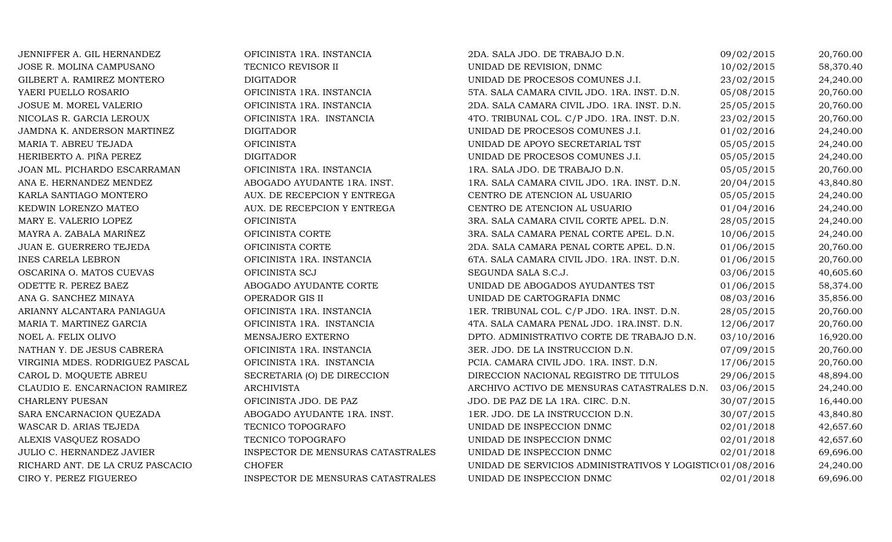| | | | | |
|---|---|---|---|---|
| JENNIFFER A. GIL HERNANDEZ | OFICINISTA 1RA. INSTANCIA | 2DA. SALA JDO. DE TRABAJO D.N. | 09/02/2015 | 20,760.00 |
| JOSE R. MOLINA CAMPUSANO | TECNICO REVISOR II | UNIDAD DE REVISION, DNMC | 10/02/2015 | 58,370.40 |
| GILBERT A. RAMIREZ MONTERO | DIGITADOR | UNIDAD DE PROCESOS COMUNES J.I. | 23/02/2015 | 24,240.00 |
| YAERI PUELLO ROSARIO | OFICINISTA 1RA. INSTANCIA | 5TA. SALA CAMARA CIVIL JDO. 1RA. INST. D.N. | 05/08/2015 | 20,760.00 |
| JOSUE M. MOREL VALERIO | OFICINISTA 1RA. INSTANCIA | 2DA. SALA CAMARA CIVIL JDO. 1RA. INST. D.N. | 25/05/2015 | 20,760.00 |
| NICOLAS R. GARCIA LEROUX | OFICINISTA 1RA. INSTANCIA | 4TO. TRIBUNAL COL. C/P JDO. 1RA. INST. D.N. | 23/02/2015 | 20,760.00 |
| JAMDNA K. ANDERSON MARTINEZ | DIGITADOR | UNIDAD DE PROCESOS COMUNES J.I. | 01/02/2016 | 24,240.00 |
| MARIA T. ABREU TEJADA | OFICINISTA | UNIDAD DE APOYO SECRETARIAL TST | 05/05/2015 | 24,240.00 |
| HERIBERTO A. PIÑA PEREZ | DIGITADOR | UNIDAD DE PROCESOS COMUNES J.I. | 05/05/2015 | 24,240.00 |
| JOAN ML. PICHARDO ESCARRAMAN | OFICINISTA 1RA. INSTANCIA | 1RA. SALA JDO. DE TRABAJO D.N. | 05/05/2015 | 20,760.00 |
| ANA E. HERNANDEZ MENDEZ | ABOGADO AYUDANTE 1RA. INST. | 1RA. SALA CAMARA CIVIL JDO. 1RA. INST. D.N. | 20/04/2015 | 43,840.80 |
| KARLA SANTIAGO MONTERO | AUX. DE RECEPCION Y ENTREGA | CENTRO DE ATENCION AL USUARIO | 05/05/2015 | 24,240.00 |
| KEDWIN LORENZO MATEO | AUX. DE RECEPCION Y ENTREGA | CENTRO DE ATENCION AL USUARIO | 01/04/2016 | 24,240.00 |
| MARY E. VALERIO LOPEZ | OFICINISTA | 3RA. SALA CAMARA CIVIL CORTE APEL. D.N. | 28/05/2015 | 24,240.00 |
| MAYRA A. ZABALA MARIÑEZ | OFICINISTA CORTE | 3RA. SALA CAMARA PENAL CORTE APEL. D.N. | 10/06/2015 | 24,240.00 |
| JUAN E. GUERRERO TEJEDA | OFICINISTA CORTE | 2DA. SALA CAMARA PENAL CORTE APEL. D.N. | 01/06/2015 | 20,760.00 |
| INES CARELA LEBRON | OFICINISTA 1RA. INSTANCIA | 6TA. SALA CAMARA CIVIL JDO. 1RA. INST. D.N. | 01/06/2015 | 20,760.00 |
| OSCARINA O. MATOS CUEVAS | OFICINISTA SCJ | SEGUNDA SALA S.C.J. | 03/06/2015 | 40,605.60 |
| ODETTE R. PEREZ BAEZ | ABOGADO AYUDANTE CORTE | UNIDAD DE ABOGADOS AYUDANTES TST | 01/06/2015 | 58,374.00 |
| ANA G. SANCHEZ MINAYA | OPERADOR GIS II | UNIDAD DE CARTOGRAFIA DNMC | 08/03/2016 | 35,856.00 |
| ARIANNY ALCANTARA PANIAGUA | OFICINISTA 1RA. INSTANCIA | 1ER. TRIBUNAL COL. C/P JDO. 1RA. INST. D.N. | 28/05/2015 | 20,760.00 |
| MARIA T. MARTINEZ GARCIA | OFICINISTA 1RA. INSTANCIA | 4TA. SALA CAMARA PENAL JDO. 1RA.INST. D.N. | 12/06/2017 | 20,760.00 |
| NOEL A. FELIX OLIVO | MENSAJERO EXTERNO | DPTO. ADMINISTRATIVO CORTE DE TRABAJO D.N. | 03/10/2016 | 16,920.00 |
| NATHAN Y. DE JESUS CABRERA | OFICINISTA 1RA. INSTANCIA | 3ER. JDO. DE LA INSTRUCCION D.N. | 07/09/2015 | 20,760.00 |
| VIRGINIA MDES. RODRIGUEZ PASCAL | OFICINISTA 1RA. INSTANCIA | PCIA. CAMARA CIVIL JDO. 1RA. INST. D.N. | 17/06/2015 | 20,760.00 |
| CAROL D. MOQUETE ABREU | SECRETARIA (O) DE DIRECCION | DIRECCION NACIONAL REGISTRO DE TITULOS | 29/06/2015 | 48,894.00 |
| CLAUDIO E. ENCARNACION RAMIREZ | ARCHIVISTA | ARCHIVO ACTIVO DE MENSURAS CATASTRALES D.N. | 03/06/2015 | 24,240.00 |
| CHARLENY PUESAN | OFICINISTA JDO. DE PAZ | JDO. DE PAZ DE LA 1RA. CIRC. D.N. | 30/07/2015 | 16,440.00 |
| SARA ENCARNACION QUEZADA | ABOGADO AYUDANTE 1RA. INST. | 1ER. JDO. DE LA INSTRUCCION D.N. | 30/07/2015 | 43,840.80 |
| WASCAR D. ARIAS TEJEDA | TECNICO TOPOGRAFO | UNIDAD DE INSPECCION DNMC | 02/01/2018 | 42,657.60 |
| ALEXIS VASQUEZ ROSADO | TECNICO TOPOGRAFO | UNIDAD DE INSPECCION DNMC | 02/01/2018 | 42,657.60 |
| JULIO C. HERNANDEZ JAVIER | INSPECTOR DE MENSURAS CATASTRALES | UNIDAD DE INSPECCION DNMC | 02/01/2018 | 69,696.00 |
| RICHARD ANT. DE LA CRUZ PASCACIO | CHOFER | UNIDAD DE SERVICIOS ADMINISTRATIVOS Y LOGISTIC( | 01/08/2016 | 24,240.00 |
| CIRO Y. PEREZ FIGUEREO | INSPECTOR DE MENSURAS CATASTRALES | UNIDAD DE INSPECCION DNMC | 02/01/2018 | 69,696.00 |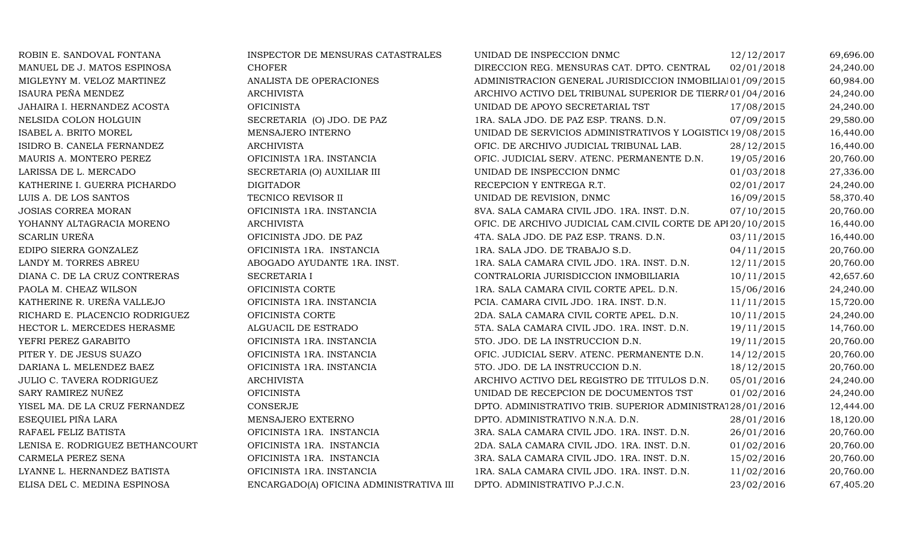| | | | | |
|---|---|---|---|---|
| ROBIN E. SANDOVAL FONTANA | INSPECTOR DE MENSURAS CATASTRALES | UNIDAD DE INSPECCION DNMC | 12/12/2017 | 69,696.00 |
| MANUEL DE J. MATOS ESPINOSA | CHOFER | DIRECCION REG. MENSURAS CAT. DPTO. CENTRAL | 02/01/2018 | 24,240.00 |
| MIGLEYNY M. VELOZ MARTINEZ | ANALISTA DE OPERACIONES | ADMINISTRACION GENERAL JURISDICCION INMOBILIA | 01/09/2015 | 60,984.00 |
| ISAURA PEÑA MENDEZ | ARCHIVISTA | ARCHIVO ACTIVO DEL TRIBUNAL SUPERIOR DE TIERRA | 01/04/2016 | 24,240.00 |
| JAHAIRA I. HERNANDEZ ACOSTA | OFICINISTA | UNIDAD DE APOYO SECRETARIAL TST | 17/08/2015 | 24,240.00 |
| NELSIDA COLON HOLGUIN | SECRETARIA (O) JDO. DE PAZ | 1RA. SALA JDO. DE PAZ ESP. TRANS. D.N. | 07/09/2015 | 29,580.00 |
| ISABEL A. BRITO MOREL | MENSAJERO INTERNO | UNIDAD DE SERVICIOS ADMINISTRATIVOS Y LOGISTIC | 19/08/2015 | 16,440.00 |
| ISIDRO B. CANELA FERNANDEZ | ARCHIVISTA | OFIC. DE ARCHIVO JUDICIAL TRIBUNAL LAB. | 28/12/2015 | 16,440.00 |
| MAURIS A. MONTERO PEREZ | OFICINISTA 1RA. INSTANCIA | OFIC. JUDICIAL SERV. ATENC. PERMANENTE D.N. | 19/05/2016 | 20,760.00 |
| LARISSA DE L. MERCADO | SECRETARIA (O) AUXILIAR III | UNIDAD DE INSPECCION DNMC | 01/03/2018 | 27,336.00 |
| KATHERINE I. GUERRA PICHARDO | DIGITADOR | RECEPCION Y ENTREGA R.T. | 02/01/2017 | 24,240.00 |
| LUIS A. DE LOS SANTOS | TECNICO REVISOR II | UNIDAD DE REVISION, DNMC | 16/09/2015 | 58,370.40 |
| JOSIAS CORREA MORAN | OFICINISTA 1RA. INSTANCIA | 8VA. SALA CAMARA CIVIL JDO. 1RA. INST. D.N. | 07/10/2015 | 20,760.00 |
| YOHANNY ALTAGRACIA MORENO | ARCHIVISTA | OFIC. DE ARCHIVO JUDICIAL CAM.CIVIL CORTE DE API | 20/10/2015 | 16,440.00 |
| SCARLIN UREÑA | OFICINISTA JDO. DE PAZ | 4TA. SALA JDO. DE PAZ ESP. TRANS. D.N. | 03/11/2015 | 16,440.00 |
| EDIPO SIERRA GONZALEZ | OFICINISTA 1RA. INSTANCIA | 1RA. SALA JDO. DE TRABAJO S.D. | 04/11/2015 | 20,760.00 |
| LANDY M. TORRES ABREU | ABOGADO AYUDANTE 1RA. INST. | 1RA. SALA CAMARA CIVIL JDO. 1RA. INST. D.N. | 12/11/2015 | 20,760.00 |
| DIANA C. DE LA CRUZ CONTRERAS | SECRETARIA I | CONTRALORIA JURISDICCION INMOBILIARIA | 10/11/2015 | 42,657.60 |
| PAOLA M. CHEAZ WILSON | OFICINISTA CORTE | 1RA. SALA CAMARA CIVIL CORTE APEL. D.N. | 15/06/2016 | 24,240.00 |
| KATHERINE R. UREÑA VALLEJO | OFICINISTA 1RA. INSTANCIA | PCIA. CAMARA CIVIL JDO. 1RA. INST. D.N. | 11/11/2015 | 15,720.00 |
| RICHARD E. PLACENCIO RODRIGUEZ | OFICINISTA CORTE | 2DA. SALA CAMARA CIVIL CORTE APEL. D.N. | 10/11/2015 | 24,240.00 |
| HECTOR L. MERCEDES HERASME | ALGUACIL DE ESTRADO | 5TA. SALA CAMARA CIVIL JDO. 1RA. INST. D.N. | 19/11/2015 | 14,760.00 |
| YEFRI PEREZ GARABITO | OFICINISTA 1RA. INSTANCIA | 5TO. JDO. DE LA INSTRUCCION D.N. | 19/11/2015 | 20,760.00 |
| PITER Y. DE JESUS SUAZO | OFICINISTA 1RA. INSTANCIA | OFIC. JUDICIAL SERV. ATENC. PERMANENTE D.N. | 14/12/2015 | 20,760.00 |
| DARIANA L. MELENDEZ BAEZ | OFICINISTA 1RA. INSTANCIA | 5TO. JDO. DE LA INSTRUCCION D.N. | 18/12/2015 | 20,760.00 |
| JULIO C. TAVERA RODRIGUEZ | ARCHIVISTA | ARCHIVO ACTIVO DEL REGISTRO DE TITULOS D.N. | 05/01/2016 | 24,240.00 |
| SARY RAMIREZ NUÑEZ | OFICINISTA | UNIDAD DE RECEPCION DE DOCUMENTOS TST | 01/02/2016 | 24,240.00 |
| YISEL MA. DE LA CRUZ FERNANDEZ | CONSERJE | DPTO. ADMINISTRATIVO TRIB. SUPERIOR ADMINISTRAT | 28/01/2016 | 12,444.00 |
| ESEQUIEL PIÑA LARA | MENSAJERO EXTERNO | DPTO. ADMINISTRATIVO N.N.A. D.N. | 28/01/2016 | 18,120.00 |
| RAFAEL FELIZ BATISTA | OFICINISTA 1RA. INSTANCIA | 3RA. SALA CAMARA CIVIL JDO. 1RA. INST. D.N. | 26/01/2016 | 20,760.00 |
| LENISA E. RODRIGUEZ BETHANCOURT | OFICINISTA 1RA. INSTANCIA | 2DA. SALA CAMARA CIVIL JDO. 1RA. INST. D.N. | 01/02/2016 | 20,760.00 |
| CARMELA PEREZ SENA | OFICINISTA 1RA. INSTANCIA | 3RA. SALA CAMARA CIVIL JDO. 1RA. INST. D.N. | 15/02/2016 | 20,760.00 |
| LYANNE L. HERNANDEZ BATISTA | OFICINISTA 1RA. INSTANCIA | 1RA. SALA CAMARA CIVIL JDO. 1RA. INST. D.N. | 11/02/2016 | 20,760.00 |
| ELISA DEL C. MEDINA ESPINOSA | ENCARGADO(A) OFICINA ADMINISTRATIVA III | DPTO. ADMINISTRATIVO P.J.C.N. | 23/02/2016 | 67,405.20 |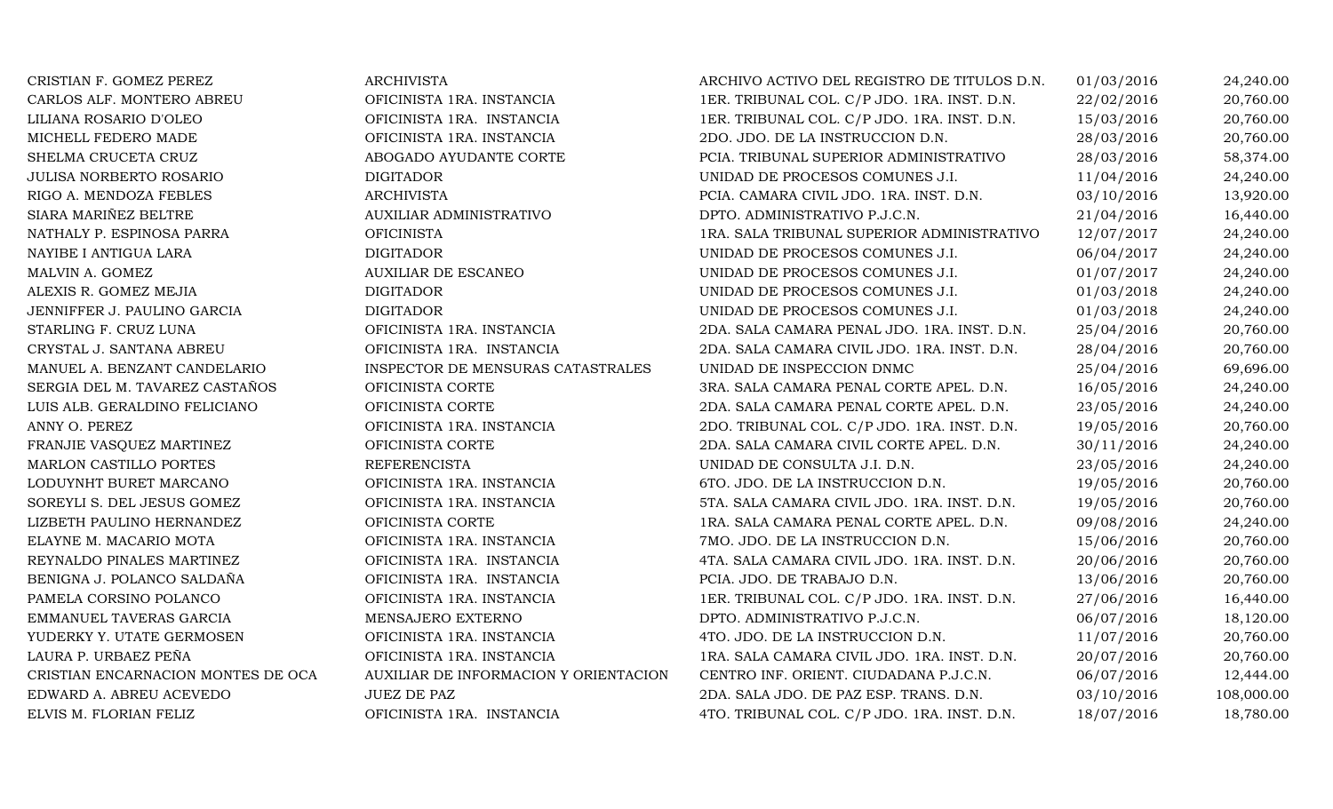| | | | | |
|---|---|---|---|---|
| CRISTIAN F. GOMEZ PEREZ | ARCHIVISTA | ARCHIVO ACTIVO DEL REGISTRO DE TITULOS D.N. | 01/03/2016 | 24,240.00 |
| CARLOS ALF. MONTERO ABREU | OFICINISTA 1RA. INSTANCIA | 1ER. TRIBUNAL COL. C/P JDO. 1RA. INST. D.N. | 22/02/2016 | 20,760.00 |
| LILIANA ROSARIO D'OLEO | OFICINISTA 1RA. INSTANCIA | 1ER. TRIBUNAL COL. C/P JDO. 1RA. INST. D.N. | 15/03/2016 | 20,760.00 |
| MICHELL FEDERO MADE | OFICINISTA 1RA. INSTANCIA | 2DO. JDO. DE LA INSTRUCCION D.N. | 28/03/2016 | 20,760.00 |
| SHELMA CRUCETA CRUZ | ABOGADO AYUDANTE CORTE | PCIA. TRIBUNAL SUPERIOR ADMINISTRATIVO | 28/03/2016 | 58,374.00 |
| JULISA NORBERTO ROSARIO | DIGITADOR | UNIDAD DE PROCESOS COMUNES J.I. | 11/04/2016 | 24,240.00 |
| RIGO A. MENDOZA FEBLES | ARCHIVISTA | PCIA. CAMARA CIVIL JDO. 1RA. INST. D.N. | 03/10/2016 | 13,920.00 |
| SIARA MARIÑEZ BELTRE | AUXILIAR ADMINISTRATIVO | DPTO. ADMINISTRATIVO P.J.C.N. | 21/04/2016 | 16,440.00 |
| NATHALY P. ESPINOSA PARRA | OFICINISTA | 1RA. SALA TRIBUNAL SUPERIOR ADMINISTRATIVO | 12/07/2017 | 24,240.00 |
| NAYIBE I ANTIGUA LARA | DIGITADOR | UNIDAD DE PROCESOS COMUNES J.I. | 06/04/2017 | 24,240.00 |
| MALVIN A. GOMEZ | AUXILIAR DE ESCANEO | UNIDAD DE PROCESOS COMUNES J.I. | 01/07/2017 | 24,240.00 |
| ALEXIS R. GOMEZ MEJIA | DIGITADOR | UNIDAD DE PROCESOS COMUNES J.I. | 01/03/2018 | 24,240.00 |
| JENNIFFER J. PAULINO GARCIA | DIGITADOR | UNIDAD DE PROCESOS COMUNES J.I. | 01/03/2018 | 24,240.00 |
| STARLING F. CRUZ LUNA | OFICINISTA 1RA. INSTANCIA | 2DA. SALA CAMARA PENAL JDO. 1RA. INST. D.N. | 25/04/2016 | 20,760.00 |
| CRYSTAL J. SANTANA ABREU | OFICINISTA 1RA. INSTANCIA | 2DA. SALA CAMARA CIVIL JDO. 1RA. INST. D.N. | 28/04/2016 | 20,760.00 |
| MANUEL A. BENZANT CANDELARIO | INSPECTOR DE MENSURAS CATASTRALES | UNIDAD DE INSPECCION DNMC | 25/04/2016 | 69,696.00 |
| SERGIA DEL M. TAVAREZ CASTAÑOS | OFICINISTA CORTE | 3RA. SALA CAMARA PENAL CORTE APEL. D.N. | 16/05/2016 | 24,240.00 |
| LUIS ALB. GERALDINO FELICIANO | OFICINISTA CORTE | 2DA. SALA CAMARA PENAL CORTE APEL. D.N. | 23/05/2016 | 24,240.00 |
| ANNY O. PEREZ | OFICINISTA 1RA. INSTANCIA | 2DO. TRIBUNAL COL. C/P JDO. 1RA. INST. D.N. | 19/05/2016 | 20,760.00 |
| FRANJIE VASQUEZ MARTINEZ | OFICINISTA CORTE | 2DA. SALA CAMARA CIVIL CORTE APEL. D.N. | 30/11/2016 | 24,240.00 |
| MARLON CASTILLO PORTES | REFERENCISTA | UNIDAD DE CONSULTA J.I. D.N. | 23/05/2016 | 24,240.00 |
| LODUYNHT BURET MARCANO | OFICINISTA 1RA. INSTANCIA | 6TO. JDO. DE LA INSTRUCCION D.N. | 19/05/2016 | 20,760.00 |
| SOREYLI S. DEL JESUS GOMEZ | OFICINISTA 1RA. INSTANCIA | 5TA. SALA CAMARA CIVIL JDO. 1RA. INST. D.N. | 19/05/2016 | 20,760.00 |
| LIZBETH PAULINO HERNANDEZ | OFICINISTA CORTE | 1RA. SALA CAMARA PENAL CORTE APEL. D.N. | 09/08/2016 | 24,240.00 |
| ELAYNE M. MACARIO MOTA | OFICINISTA 1RA. INSTANCIA | 7MO. JDO. DE LA INSTRUCCION D.N. | 15/06/2016 | 20,760.00 |
| REYNALDO PINALES MARTINEZ | OFICINISTA 1RA. INSTANCIA | 4TA. SALA CAMARA CIVIL JDO. 1RA. INST. D.N. | 20/06/2016 | 20,760.00 |
| BENIGNA J. POLANCO SALDAÑA | OFICINISTA 1RA. INSTANCIA | PCIA. JDO. DE TRABAJO D.N. | 13/06/2016 | 20,760.00 |
| PAMELA CORSINO POLANCO | OFICINISTA 1RA. INSTANCIA | 1ER. TRIBUNAL COL. C/P JDO. 1RA. INST. D.N. | 27/06/2016 | 16,440.00 |
| EMMANUEL TAVERAS GARCIA | MENSAJERO EXTERNO | DPTO. ADMINISTRATIVO P.J.C.N. | 06/07/2016 | 18,120.00 |
| YUDERKY Y. UTATE GERMOSEN | OFICINISTA 1RA. INSTANCIA | 4TO. JDO. DE LA INSTRUCCION D.N. | 11/07/2016 | 20,760.00 |
| LAURA P. URBAEZ PEÑA | OFICINISTA 1RA. INSTANCIA | 1RA. SALA CAMARA CIVIL JDO. 1RA. INST. D.N. | 20/07/2016 | 20,760.00 |
| CRISTIAN ENCARNACION MONTES DE OCA | AUXILIAR DE INFORMACION Y ORIENTACION | CENTRO INF. ORIENT. CIUDADANA P.J.C.N. | 06/07/2016 | 12,444.00 |
| EDWARD A. ABREU ACEVEDO | JUEZ DE PAZ | 2DA. SALA JDO. DE PAZ ESP. TRANS. D.N. | 03/10/2016 | 108,000.00 |
| ELVIS M. FLORIAN FELIZ | OFICINISTA 1RA. INSTANCIA | 4TO. TRIBUNAL COL. C/P JDO. 1RA. INST. D.N. | 18/07/2016 | 18,780.00 |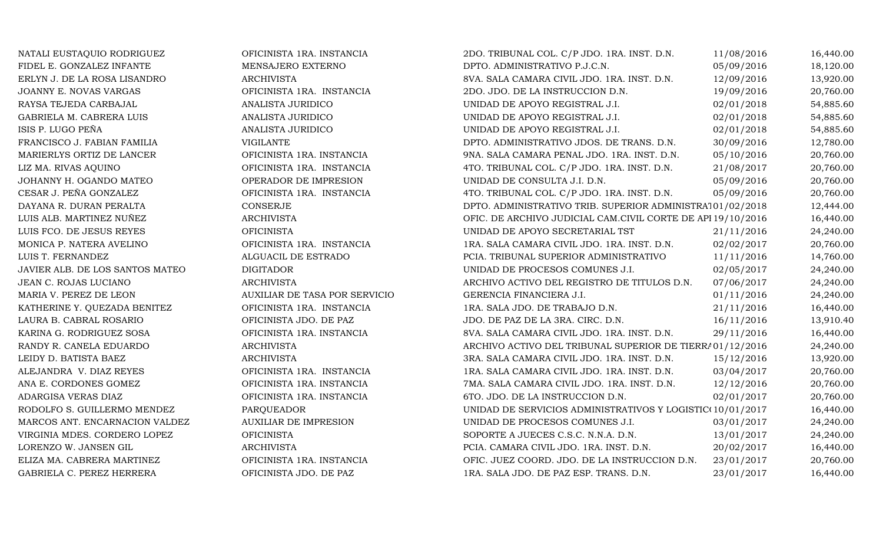| | | | | |
|---|---|---|---|---|
| NATALI EUSTAQUIO RODRIGUEZ | OFICINISTA 1RA. INSTANCIA | 2DO. TRIBUNAL COL. C/P JDO. 1RA. INST. D.N. | 11/08/2016 | 16,440.00 |
| FIDEL E. GONZALEZ INFANTE | MENSAJERO EXTERNO | DPTO. ADMINISTRATIVO P.J.C.N. | 05/09/2016 | 18,120.00 |
| ERLYN J. DE LA ROSA LISANDRO | ARCHIVISTA | 8VA. SALA CAMARA CIVIL JDO. 1RA. INST. D.N. | 12/09/2016 | 13,920.00 |
| JOANNY E. NOVAS VARGAS | OFICINISTA 1RA. INSTANCIA | 2DO. JDO. DE LA INSTRUCCION D.N. | 19/09/2016 | 20,760.00 |
| RAYSA TEJEDA CARBAJAL | ANALISTA JURIDICO | UNIDAD DE APOYO REGISTRAL J.I. | 02/01/2018 | 54,885.60 |
| GABRIELA M. CABRERA LUIS | ANALISTA JURIDICO | UNIDAD DE APOYO REGISTRAL J.I. | 02/01/2018 | 54,885.60 |
| ISIS P. LUGO PEÑA | ANALISTA JURIDICO | UNIDAD DE APOYO REGISTRAL J.I. | 02/01/2018 | 54,885.60 |
| FRANCISCO J. FABIAN FAMILIA | VIGILANTE | DPTO. ADMINISTRATIVO JDOS. DE TRANS. D.N. | 30/09/2016 | 12,780.00 |
| MARIERLYS ORTIZ DE LANCER | OFICINISTA 1RA. INSTANCIA | 9NA. SALA CAMARA PENAL JDO. 1RA. INST. D.N. | 05/10/2016 | 20,760.00 |
| LIZ MA. RIVAS AQUINO | OFICINISTA 1RA. INSTANCIA | 4TO. TRIBUNAL COL. C/P JDO. 1RA. INST. D.N. | 21/08/2017 | 20,760.00 |
| JOHANNY H. OGANDO MATEO | OPERADOR DE IMPRESION | UNIDAD DE CONSULTA J.I. D.N. | 05/09/2016 | 20,760.00 |
| CESAR J. PEÑA GONZALEZ | OFICINISTA 1RA. INSTANCIA | 4TO. TRIBUNAL COL. C/P JDO. 1RA. INST. D.N. | 05/09/2016 | 20,760.00 |
| DAYANA R. DURAN PERALTA | CONSERJE | DPTO. ADMINISTRATIVO TRIB. SUPERIOR ADMINISTRAT | 01/02/2018 | 12,444.00 |
| LUIS ALB. MARTINEZ NUÑEZ | ARCHIVISTA | OFIC. DE ARCHIVO JUDICIAL CAM.CIVIL CORTE DE API | 19/10/2016 | 16,440.00 |
| LUIS FCO. DE JESUS REYES | OFICINISTA | UNIDAD DE APOYO SECRETARIAL TST | 21/11/2016 | 24,240.00 |
| MONICA P. NATERA AVELINO | OFICINISTA 1RA. INSTANCIA | 1RA. SALA CAMARA CIVIL JDO. 1RA. INST. D.N. | 02/02/2017 | 20,760.00 |
| LUIS T. FERNANDEZ | ALGUACIL DE ESTRADO | PCIA. TRIBUNAL SUPERIOR ADMINISTRATIVO | 11/11/2016 | 14,760.00 |
| JAVIER ALB. DE LOS SANTOS MATEO | DIGITADOR | UNIDAD DE PROCESOS COMUNES J.I. | 02/05/2017 | 24,240.00 |
| JEAN C. ROJAS LUCIANO | ARCHIVISTA | ARCHIVO ACTIVO DEL REGISTRO DE TITULOS D.N. | 07/06/2017 | 24,240.00 |
| MARIA V. PEREZ DE LEON | AUXILIAR DE TASA POR SERVICIO | GERENCIA FINANCIERA J.I. | 01/11/2016 | 24,240.00 |
| KATHERINE Y. QUEZADA BENITEZ | OFICINISTA 1RA. INSTANCIA | 1RA. SALA JDO. DE TRABAJO D.N. | 21/11/2016 | 16,440.00 |
| LAURA B. CABRAL ROSARIO | OFICINISTA JDO. DE PAZ | JDO. DE PAZ DE LA 3RA. CIRC. D.N. | 16/11/2016 | 13,910.40 |
| KARINA G. RODRIGUEZ SOSA | OFICINISTA 1RA. INSTANCIA | 8VA. SALA CAMARA CIVIL JDO. 1RA. INST. D.N. | 29/11/2016 | 16,440.00 |
| RANDY R. CANELA EDUARDO | ARCHIVISTA | ARCHIVO ACTIVO DEL TRIBUNAL SUPERIOR DE TIERRA | 01/12/2016 | 24,240.00 |
| LEIDY D. BATISTA BAEZ | ARCHIVISTA | 3RA. SALA CAMARA CIVIL JDO. 1RA. INST. D.N. | 15/12/2016 | 13,920.00 |
| ALEJANDRA V. DIAZ REYES | OFICINISTA 1RA. INSTANCIA | 1RA. SALA CAMARA CIVIL JDO. 1RA. INST. D.N. | 03/04/2017 | 20,760.00 |
| ANA E. CORDONES GOMEZ | OFICINISTA 1RA. INSTANCIA | 7MA. SALA CAMARA CIVIL JDO. 1RA. INST. D.N. | 12/12/2016 | 20,760.00 |
| ADARGISA VERAS DIAZ | OFICINISTA 1RA. INSTANCIA | 6TO. JDO. DE LA INSTRUCCION D.N. | 02/01/2017 | 20,760.00 |
| RODOLFO S. GUILLERMO MENDEZ | PARQUEADOR | UNIDAD DE SERVICIOS ADMINISTRATIVOS Y LOGISTIC | 10/01/2017 | 16,440.00 |
| MARCOS ANT. ENCARNACION VALDEZ | AUXILIAR DE IMPRESION | UNIDAD DE PROCESOS COMUNES J.I. | 03/01/2017 | 24,240.00 |
| VIRGINIA MDES. CORDERO LOPEZ | OFICINISTA | SOPORTE A JUECES C.S.C. N.N.A. D.N. | 13/01/2017 | 24,240.00 |
| LORENZO W. JANSEN GIL | ARCHIVISTA | PCIA. CAMARA CIVIL JDO. 1RA. INST. D.N. | 20/02/2017 | 16,440.00 |
| ELIZA MA. CABRERA MARTINEZ | OFICINISTA 1RA. INSTANCIA | OFIC. JUEZ COORD. JDO. DE LA INSTRUCCION D.N. | 23/01/2017 | 20,760.00 |
| GABRIELA C. PEREZ HERRERA | OFICINISTA JDO. DE PAZ | 1RA. SALA JDO. DE PAZ ESP. TRANS. D.N. | 23/01/2017 | 16,440.00 |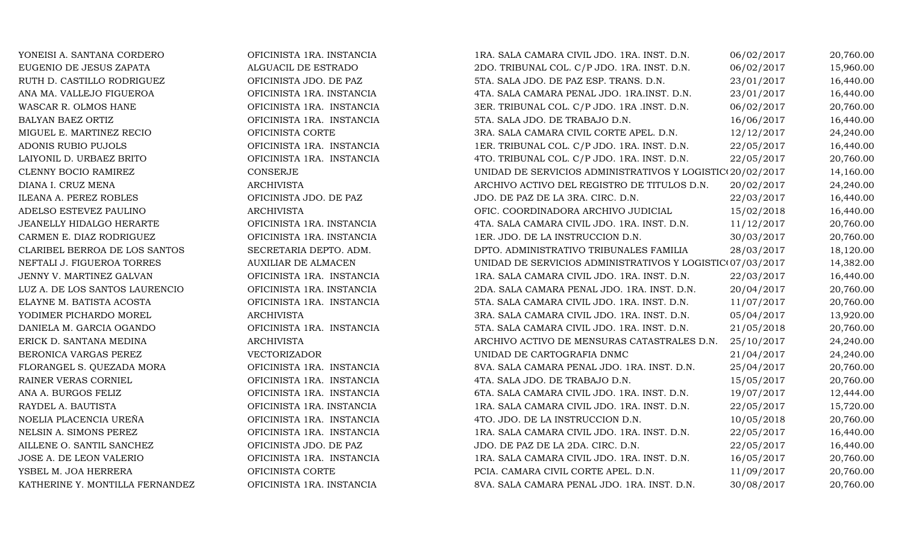| | | | | |
|---|---|---|---|---|
| YONEISI A. SANTANA CORDERO | OFICINISTA 1RA. INSTANCIA | 1RA. SALA CAMARA CIVIL JDO. 1RA. INST. D.N. | 06/02/2017 | 20,760.00 |
| EUGENIO DE JESUS ZAPATA | ALGUACIL DE ESTRADO | 2DO. TRIBUNAL COL. C/P JDO. 1RA. INST. D.N. | 06/02/2017 | 15,960.00 |
| RUTH D. CASTILLO RODRIGUEZ | OFICINISTA JDO. DE PAZ | 5TA. SALA JDO. DE PAZ ESP. TRANS. D.N. | 23/01/2017 | 16,440.00 |
| ANA MA. VALLEJO FIGUEROA | OFICINISTA 1RA. INSTANCIA | 4TA. SALA CAMARA PENAL JDO. 1RA.INST. D.N. | 23/01/2017 | 16,440.00 |
| WASCAR R. OLMOS HANE | OFICINISTA 1RA. INSTANCIA | 3ER. TRIBUNAL COL. C/P JDO. 1RA .INST. D.N. | 06/02/2017 | 20,760.00 |
| BALYAN BAEZ ORTIZ | OFICINISTA 1RA. INSTANCIA | 5TA. SALA JDO. DE TRABAJO D.N. | 16/06/2017 | 16,440.00 |
| MIGUEL E. MARTINEZ RECIO | OFICINISTA CORTE | 3RA. SALA CAMARA CIVIL CORTE APEL. D.N. | 12/12/2017 | 24,240.00 |
| ADONIS RUBIO PUJOLS | OFICINISTA 1RA. INSTANCIA | 1ER. TRIBUNAL COL. C/P JDO. 1RA. INST. D.N. | 22/05/2017 | 16,440.00 |
| LAIYONIL D. URBAEZ BRITO | OFICINISTA 1RA. INSTANCIA | 4TO. TRIBUNAL COL. C/P JDO. 1RA. INST. D.N. | 22/05/2017 | 20,760.00 |
| CLENNY BOCIO RAMIREZ | CONSERJE | UNIDAD DE SERVICIOS ADMINISTRATIVOS Y LOGISTIC( | 20/02/2017 | 14,160.00 |
| DIANA I. CRUZ MENA | ARCHIVISTA | ARCHIVO ACTIVO DEL REGISTRO DE TITULOS D.N. | 20/02/2017 | 24,240.00 |
| ILEANA A. PEREZ ROBLES | OFICINISTA JDO. DE PAZ | JDO. DE PAZ DE LA 3RA. CIRC. D.N. | 22/03/2017 | 16,440.00 |
| ADELSO ESTEVEZ PAULINO | ARCHIVISTA | OFIC. COORDINADORA ARCHIVO JUDICIAL | 15/02/2018 | 16,440.00 |
| JEANELLY HIDALGO HERARTE | OFICINISTA 1RA. INSTANCIA | 4TA. SALA CAMARA CIVIL JDO. 1RA. INST. D.N. | 11/12/2017 | 20,760.00 |
| CARMEN E. DIAZ RODRIGUEZ | OFICINISTA 1RA. INSTANCIA | 1ER. JDO. DE LA INSTRUCCION D.N. | 30/03/2017 | 20,760.00 |
| CLARIBEL BERROA DE LOS SANTOS | SECRETARIA DEPTO. ADM. | DPTO. ADMINISTRATIVO TRIBUNALES FAMILIA | 28/03/2017 | 18,120.00 |
| NEFTALI J. FIGUEROA TORRES | AUXILIAR DE ALMACEN | UNIDAD DE SERVICIOS ADMINISTRATIVOS Y LOGISTIC( | 07/03/2017 | 14,382.00 |
| JENNY V. MARTINEZ GALVAN | OFICINISTA 1RA. INSTANCIA | 1RA. SALA CAMARA CIVIL JDO. 1RA. INST. D.N. | 22/03/2017 | 16,440.00 |
| LUZ A. DE LOS SANTOS LAURENCIO | OFICINISTA 1RA. INSTANCIA | 2DA. SALA CAMARA PENAL JDO. 1RA. INST. D.N. | 20/04/2017 | 20,760.00 |
| ELAYNE M. BATISTA ACOSTA | OFICINISTA 1RA. INSTANCIA | 5TA. SALA CAMARA CIVIL JDO. 1RA. INST. D.N. | 11/07/2017 | 20,760.00 |
| YODIMER PICHARDO MOREL | ARCHIVISTA | 3RA. SALA CAMARA CIVIL JDO. 1RA. INST. D.N. | 05/04/2017 | 13,920.00 |
| DANIELA M. GARCIA OGANDO | OFICINISTA 1RA. INSTANCIA | 5TA. SALA CAMARA CIVIL JDO. 1RA. INST. D.N. | 21/05/2018 | 20,760.00 |
| ERICK D. SANTANA MEDINA | ARCHIVISTA | ARCHIVO ACTIVO DE MENSURAS CATASTRALES D.N. | 25/10/2017 | 24,240.00 |
| BERONICA VARGAS PEREZ | VECTORIZADOR | UNIDAD DE CARTOGRAFIA DNMC | 21/04/2017 | 24,240.00 |
| FLORANGEL S. QUEZADA MORA | OFICINISTA 1RA. INSTANCIA | 8VA. SALA CAMARA PENAL JDO. 1RA. INST. D.N. | 25/04/2017 | 20,760.00 |
| RAINER VERAS CORNIEL | OFICINISTA 1RA. INSTANCIA | 4TA. SALA JDO. DE TRABAJO D.N. | 15/05/2017 | 20,760.00 |
| ANA A. BURGOS FELIZ | OFICINISTA 1RA. INSTANCIA | 6TA. SALA CAMARA CIVIL JDO. 1RA. INST. D.N. | 19/07/2017 | 12,444.00 |
| RAYDEL A. BAUTISTA | OFICINISTA 1RA. INSTANCIA | 1RA. SALA CAMARA CIVIL JDO. 1RA. INST. D.N. | 22/05/2017 | 15,720.00 |
| NOELIA PLACENCIA UREÑA | OFICINISTA 1RA. INSTANCIA | 4TO. JDO. DE LA INSTRUCCION D.N. | 10/05/2018 | 20,760.00 |
| NELSIN A. SIMONS PEREZ | OFICINISTA 1RA. INSTANCIA | 1RA. SALA CAMARA CIVIL JDO. 1RA. INST. D.N. | 22/05/2017 | 16,440.00 |
| AILLENE O. SANTIL SANCHEZ | OFICINISTA JDO. DE PAZ | JDO. DE PAZ DE LA 2DA. CIRC. D.N. | 22/05/2017 | 16,440.00 |
| JOSE A. DE LEON VALERIO | OFICINISTA 1RA. INSTANCIA | 1RA. SALA CAMARA CIVIL JDO. 1RA. INST. D.N. | 16/05/2017 | 20,760.00 |
| YSBEL M. JOA HERRERA | OFICINISTA CORTE | PCIA. CAMARA CIVIL CORTE APEL. D.N. | 11/09/2017 | 20,760.00 |
| KATHERINE Y. MONTILLA FERNANDEZ | OFICINISTA 1RA. INSTANCIA | 8VA. SALA CAMARA PENAL JDO. 1RA. INST. D.N. | 30/08/2017 | 20,760.00 |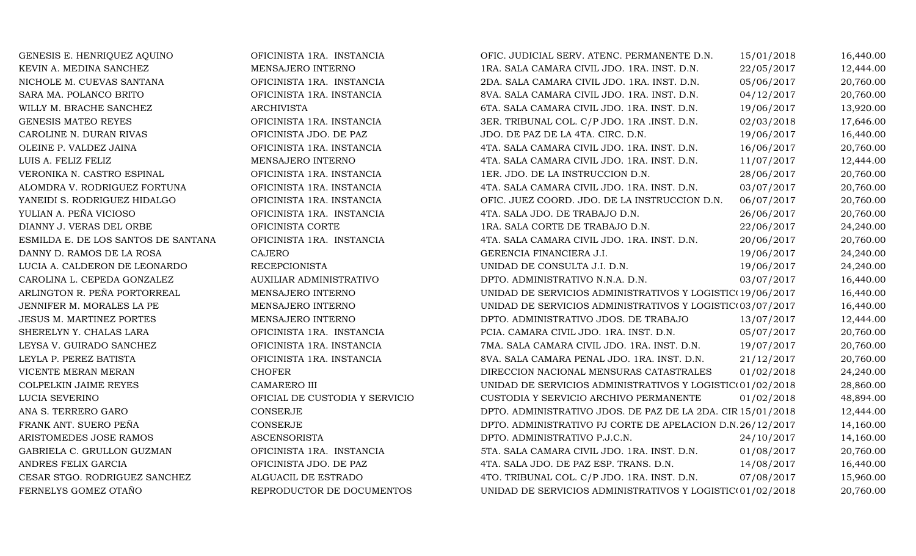| | | | | |
|---|---|---|---|---|
| GENESIS E. HENRIQUEZ AQUINO | OFICINISTA 1RA. INSTANCIA | OFIC. JUDICIAL SERV. ATENC. PERMANENTE D.N. | 15/01/2018 | 16,440.00 |
| KEVIN A. MEDINA SANCHEZ | MENSAJERO INTERNO | 1RA. SALA CAMARA CIVIL JDO. 1RA. INST. D.N. | 22/05/2017 | 12,444.00 |
| NICHOLE M. CUEVAS SANTANA | OFICINISTA 1RA. INSTANCIA | 2DA. SALA CAMARA CIVIL JDO. 1RA. INST. D.N. | 05/06/2017 | 20,760.00 |
| SARA MA. POLANCO BRITO | OFICINISTA 1RA. INSTANCIA | 8VA. SALA CAMARA CIVIL JDO. 1RA. INST. D.N. | 04/12/2017 | 20,760.00 |
| WILLY M. BRACHE SANCHEZ | ARCHIVISTA | 6TA. SALA CAMARA CIVIL JDO. 1RA. INST. D.N. | 19/06/2017 | 13,920.00 |
| GENESIS MATEO REYES | OFICINISTA 1RA. INSTANCIA | 3ER. TRIBUNAL COL. C/P JDO. 1RA .INST. D.N. | 02/03/2018 | 17,646.00 |
| CAROLINE N. DURAN RIVAS | OFICINISTA JDO. DE PAZ | JDO. DE PAZ DE LA 4TA. CIRC. D.N. | 19/06/2017 | 16,440.00 |
| OLEINE P. VALDEZ JAINA | OFICINISTA 1RA. INSTANCIA | 4TA. SALA CAMARA CIVIL JDO. 1RA. INST. D.N. | 16/06/2017 | 20,760.00 |
| LUIS A. FELIZ FELIZ | MENSAJERO INTERNO | 4TA. SALA CAMARA CIVIL JDO. 1RA. INST. D.N. | 11/07/2017 | 12,444.00 |
| VERONIKA N. CASTRO ESPINAL | OFICINISTA 1RA. INSTANCIA | 1ER. JDO. DE LA INSTRUCCION D.N. | 28/06/2017 | 20,760.00 |
| ALOMDRA V. RODRIGUEZ FORTUNA | OFICINISTA 1RA. INSTANCIA | 4TA. SALA CAMARA CIVIL JDO. 1RA. INST. D.N. | 03/07/2017 | 20,760.00 |
| YANEIDI S. RODRIGUEZ HIDALGO | OFICINISTA 1RA. INSTANCIA | OFIC. JUEZ COORD. JDO. DE LA INSTRUCCION D.N. | 06/07/2017 | 20,760.00 |
| YULIAN A. PEÑA VICIOSO | OFICINISTA 1RA. INSTANCIA | 4TA. SALA JDO. DE TRABAJO D.N. | 26/06/2017 | 20,760.00 |
| DIANNY J. VERAS DEL ORBE | OFICINISTA CORTE | 1RA. SALA CORTE DE TRABAJO D.N. | 22/06/2017 | 24,240.00 |
| ESMILDA E. DE LOS SANTOS DE SANTANA | OFICINISTA 1RA. INSTANCIA | 4TA. SALA CAMARA CIVIL JDO. 1RA. INST. D.N. | 20/06/2017 | 20,760.00 |
| DANNY D. RAMOS DE LA ROSA | CAJERO | GERENCIA FINANCIERA J.I. | 19/06/2017 | 24,240.00 |
| LUCIA A. CALDERON DE LEONARDO | RECEPCIONISTA | UNIDAD DE CONSULTA J.I. D.N. | 19/06/2017 | 24,240.00 |
| CAROLINA L. CEPEDA GONZALEZ | AUXILIAR ADMINISTRATIVO | DPTO. ADMINISTRATIVO N.N.A. D.N. | 03/07/2017 | 16,440.00 |
| ARLINGTON R. PEÑA PORTORREAL | MENSAJERO INTERNO | UNIDAD DE SERVICIOS ADMINISTRATIVOS Y LOGISTIC( | 19/06/2017 | 16,440.00 |
| JENNIFER M. MORALES LA PE | MENSAJERO INTERNO | UNIDAD DE SERVICIOS ADMINISTRATIVOS Y LOGISTIC( | 03/07/2017 | 16,440.00 |
| JESUS M. MARTINEZ PORTES | MENSAJERO INTERNO | DPTO. ADMINISTRATIVO JDOS. DE TRABAJO | 13/07/2017 | 12,444.00 |
| SHERELYN Y. CHALAS LARA | OFICINISTA 1RA. INSTANCIA | PCIA. CAMARA CIVIL JDO. 1RA. INST. D.N. | 05/07/2017 | 20,760.00 |
| LEYSA V. GUIRADO SANCHEZ | OFICINISTA 1RA. INSTANCIA | 7MA. SALA CAMARA CIVIL JDO. 1RA. INST. D.N. | 19/07/2017 | 20,760.00 |
| LEYLA P. PEREZ BATISTA | OFICINISTA 1RA. INSTANCIA | 8VA. SALA CAMARA PENAL JDO. 1RA. INST. D.N. | 21/12/2017 | 20,760.00 |
| VICENTE MERAN MERAN | CHOFER | DIRECCION NACIONAL MENSURAS CATASTRALES | 01/02/2018 | 24,240.00 |
| COLPELKIN JAIME REYES | CAMARERO III | UNIDAD DE SERVICIOS ADMINISTRATIVOS Y LOGISTIC( | 01/02/2018 | 28,860.00 |
| LUCIA SEVERINO | OFICIAL DE CUSTODIA Y SERVICIO | CUSTODIA Y SERVICIO ARCHIVO PERMANENTE | 01/02/2018 | 48,894.00 |
| ANA S. TERRERO GARO | CONSERJE | DPTO. ADMINISTRATIVO JDOS. DE PAZ DE LA 2DA. CIR | 15/01/2018 | 12,444.00 |
| FRANK ANT. SUERO PEÑA | CONSERJE | DPTO. ADMINISTRATIVO PJ CORTE DE APELACION D.N. | 26/12/2017 | 14,160.00 |
| ARISTOMEDES JOSE RAMOS | ASCENSORISTA | DPTO. ADMINISTRATIVO P.J.C.N. | 24/10/2017 | 14,160.00 |
| GABRIELA C. GRULLON GUZMAN | OFICINISTA 1RA. INSTANCIA | 5TA. SALA CAMARA CIVIL JDO. 1RA. INST. D.N. | 01/08/2017 | 20,760.00 |
| ANDRES FELIX GARCIA | OFICINISTA JDO. DE PAZ | 4TA. SALA JDO. DE PAZ ESP. TRANS. D.N. | 14/08/2017 | 16,440.00 |
| CESAR STGO. RODRIGUEZ SANCHEZ | ALGUACIL DE ESTRADO | 4TO. TRIBUNAL COL. C/P JDO. 1RA. INST. D.N. | 07/08/2017 | 15,960.00 |
| FERNELYS GOMEZ OTAÑO | REPRODUCTOR DE DOCUMENTOS | UNIDAD DE SERVICIOS ADMINISTRATIVOS Y LOGISTIC( | 01/02/2018 | 20,760.00 |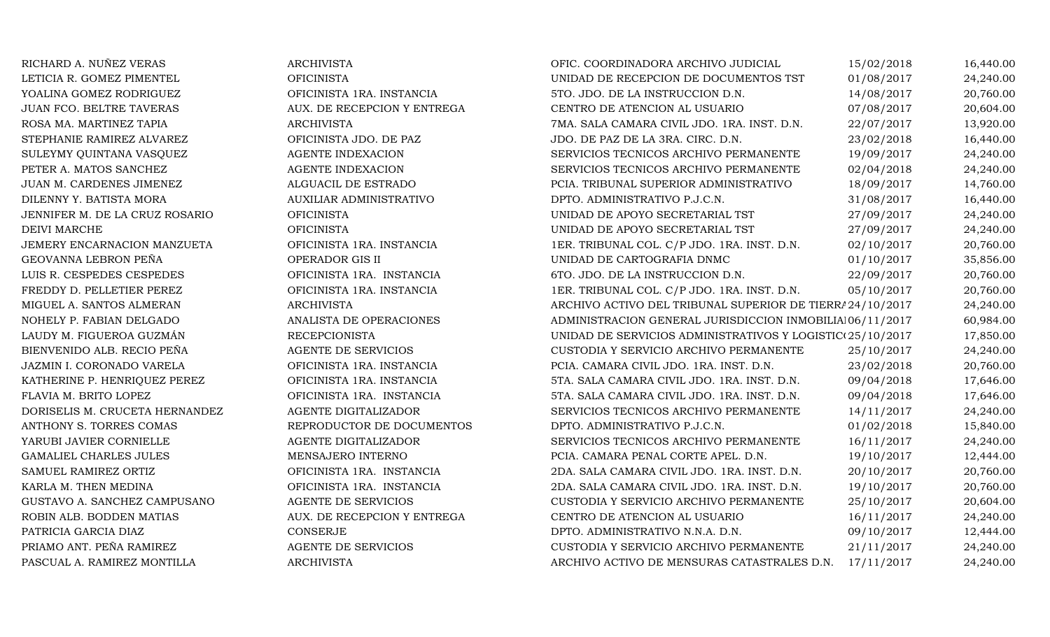| | | | | |
|---|---|---|---|---|
| RICHARD A. NUÑEZ VERAS | ARCHIVISTA | OFIC. COORDINADORA ARCHIVO JUDICIAL | 15/02/2018 | 16,440.00 |
| LETICIA R. GOMEZ PIMENTEL | OFICINISTA | UNIDAD DE RECEPCION DE DOCUMENTOS TST | 01/08/2017 | 24,240.00 |
| YOALINA GOMEZ RODRIGUEZ | OFICINISTA 1RA. INSTANCIA | 5TO. JDO. DE LA INSTRUCCION D.N. | 14/08/2017 | 20,760.00 |
| JUAN FCO. BELTRE TAVERAS | AUX. DE RECEPCION Y ENTREGA | CENTRO DE ATENCION AL USUARIO | 07/08/2017 | 20,604.00 |
| ROSA MA. MARTINEZ TAPIA | ARCHIVISTA | 7MA. SALA CAMARA CIVIL JDO. 1RA. INST. D.N. | 22/07/2017 | 13,920.00 |
| STEPHANIE RAMIREZ ALVAREZ | OFICINISTA JDO. DE PAZ | JDO. DE PAZ DE LA 3RA. CIRC. D.N. | 23/02/2018 | 16,440.00 |
| SULEYMY QUINTANA VASQUEZ | AGENTE INDEXACION | SERVICIOS TECNICOS ARCHIVO PERMANENTE | 19/09/2017 | 24,240.00 |
| PETER A. MATOS SANCHEZ | AGENTE INDEXACION | SERVICIOS TECNICOS ARCHIVO PERMANENTE | 02/04/2018 | 24,240.00 |
| JUAN M. CARDENES JIMENEZ | ALGUACIL DE ESTRADO | PCIA. TRIBUNAL SUPERIOR ADMINISTRATIVO | 18/09/2017 | 14,760.00 |
| DILENNY Y. BATISTA MORA | AUXILIAR ADMINISTRATIVO | DPTO. ADMINISTRATIVO P.J.C.N. | 31/08/2017 | 16,440.00 |
| JENNIFER M. DE LA CRUZ ROSARIO | OFICINISTA | UNIDAD DE APOYO SECRETARIAL TST | 27/09/2017 | 24,240.00 |
| DEIVI MARCHE | OFICINISTA | UNIDAD DE APOYO SECRETARIAL TST | 27/09/2017 | 24,240.00 |
| JEMERY ENCARNACION MANZUETA | OFICINISTA 1RA. INSTANCIA | 1ER. TRIBUNAL COL. C/P JDO. 1RA. INST. D.N. | 02/10/2017 | 20,760.00 |
| GEOVANNA LEBRON PEÑA | OPERADOR GIS II | UNIDAD DE CARTOGRAFIA DNMC | 01/10/2017 | 35,856.00 |
| LUIS R. CESPEDES CESPEDES | OFICINISTA 1RA. INSTANCIA | 6TO. JDO. DE LA INSTRUCCION D.N. | 22/09/2017 | 20,760.00 |
| FREDDY D. PELLETIER PEREZ | OFICINISTA 1RA. INSTANCIA | 1ER. TRIBUNAL COL. C/P JDO. 1RA. INST. D.N. | 05/10/2017 | 20,760.00 |
| MIGUEL A. SANTOS ALMERAN | ARCHIVISTA | ARCHIVO ACTIVO DEL TRIBUNAL SUPERIOR DE TIERRA | 24/10/2017 | 24,240.00 |
| NOHELY P. FABIAN DELGADO | ANALISTA DE OPERACIONES | ADMINISTRACION GENERAL JURISDICCION INMOBILIA | 06/11/2017 | 60,984.00 |
| LAUDY M. FIGUEROA GUZMÁN | RECEPCIONISTA | UNIDAD DE SERVICIOS ADMINISTRATIVOS Y LOGISTIC | 25/10/2017 | 17,850.00 |
| BIENVENIDO ALB. RECIO PEÑA | AGENTE DE SERVICIOS | CUSTODIA Y SERVICIO ARCHIVO PERMANENTE | 25/10/2017 | 24,240.00 |
| JAZMIN I. CORONADO VARELA | OFICINISTA 1RA. INSTANCIA | PCIA. CAMARA CIVIL JDO. 1RA. INST. D.N. | 23/02/2018 | 20,760.00 |
| KATHERINE P. HENRIQUEZ PEREZ | OFICINISTA 1RA. INSTANCIA | 5TA. SALA CAMARA CIVIL JDO. 1RA. INST. D.N. | 09/04/2018 | 17,646.00 |
| FLAVIA M. BRITO LOPEZ | OFICINISTA 1RA. INSTANCIA | 5TA. SALA CAMARA CIVIL JDO. 1RA. INST. D.N. | 09/04/2018 | 17,646.00 |
| DORISELIS M. CRUCETA HERNANDEZ | AGENTE DIGITALIZADOR | SERVICIOS TECNICOS ARCHIVO PERMANENTE | 14/11/2017 | 24,240.00 |
| ANTHONY S. TORRES COMAS | REPRODUCTOR DE DOCUMENTOS | DPTO. ADMINISTRATIVO P.J.C.N. | 01/02/2018 | 15,840.00 |
| YARUBI JAVIER CORNIELLE | AGENTE DIGITALIZADOR | SERVICIOS TECNICOS ARCHIVO PERMANENTE | 16/11/2017 | 24,240.00 |
| GAMALIEL CHARLES JULES | MENSAJERO INTERNO | PCIA. CAMARA PENAL CORTE APEL. D.N. | 19/10/2017 | 12,444.00 |
| SAMUEL RAMIREZ ORTIZ | OFICINISTA 1RA. INSTANCIA | 2DA. SALA CAMARA CIVIL JDO. 1RA. INST. D.N. | 20/10/2017 | 20,760.00 |
| KARLA M. THEN MEDINA | OFICINISTA 1RA. INSTANCIA | 2DA. SALA CAMARA CIVIL JDO. 1RA. INST. D.N. | 19/10/2017 | 20,760.00 |
| GUSTAVO A. SANCHEZ CAMPUSANO | AGENTE DE SERVICIOS | CUSTODIA Y SERVICIO ARCHIVO PERMANENTE | 25/10/2017 | 20,604.00 |
| ROBIN ALB. BODDEN MATIAS | AUX. DE RECEPCION Y ENTREGA | CENTRO DE ATENCION AL USUARIO | 16/11/2017 | 24,240.00 |
| PATRICIA GARCIA DIAZ | CONSERJE | DPTO. ADMINISTRATIVO N.N.A. D.N. | 09/10/2017 | 12,444.00 |
| PRIAMO ANT. PEÑA RAMIREZ | AGENTE DE SERVICIOS | CUSTODIA Y SERVICIO ARCHIVO PERMANENTE | 21/11/2017 | 24,240.00 |
| PASCUAL A. RAMIREZ MONTILLA | ARCHIVISTA | ARCHIVO ACTIVO DE MENSURAS CATASTRALES D.N. | 17/11/2017 | 24,240.00 |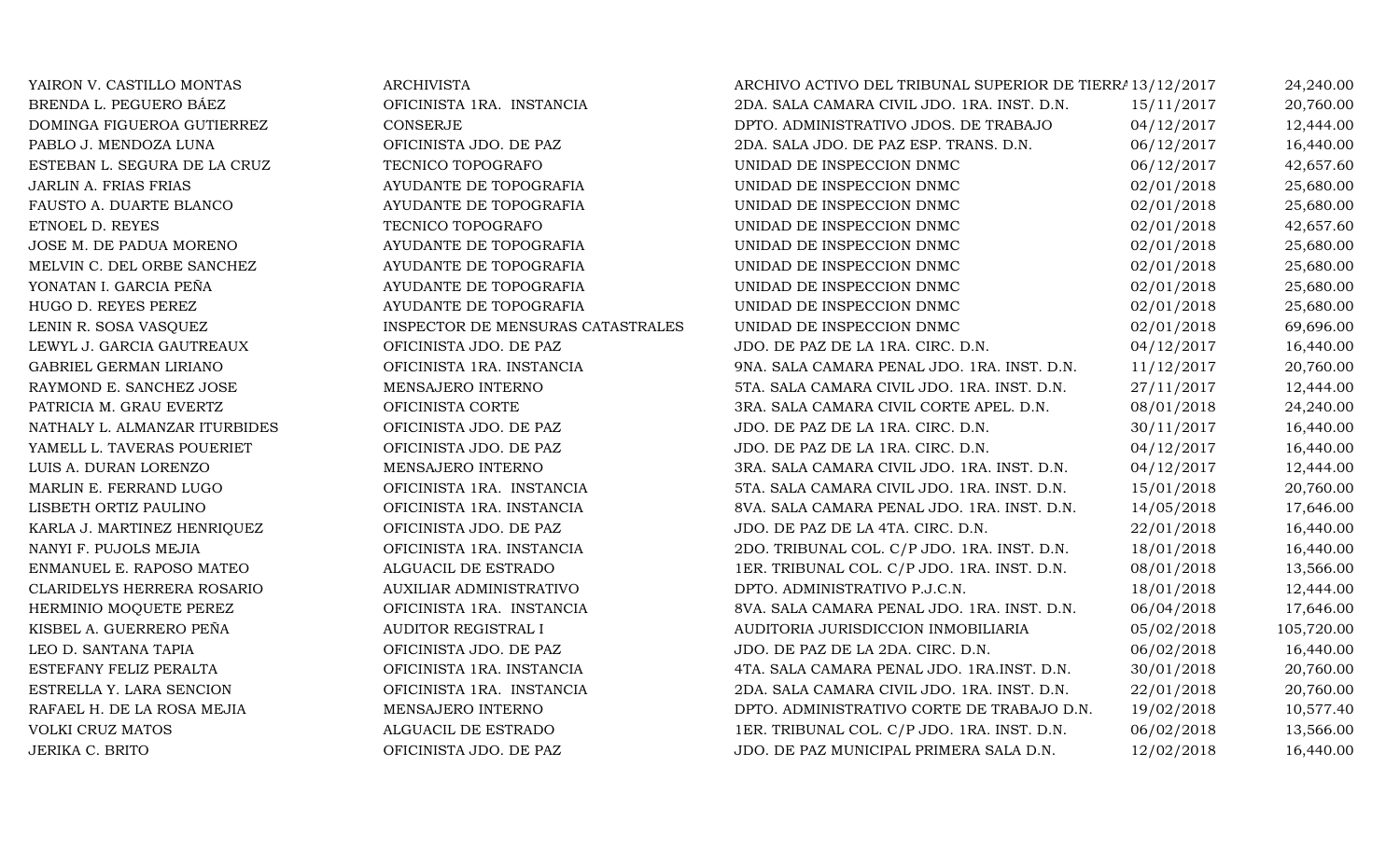| | | | | |
|---|---|---|---|---|
| YAIRON V. CASTILLO MONTAS | ARCHIVISTA | ARCHIVO ACTIVO DEL TRIBUNAL SUPERIOR DE TIERRA | 13/12/2017 | 24,240.00 |
| BRENDA L. PEGUERO BÁEZ | OFICINISTA 1RA. INSTANCIA | 2DA. SALA CAMARA CIVIL JDO. 1RA. INST. D.N. | 15/11/2017 | 20,760.00 |
| DOMINGA FIGUEROA GUTIERREZ | CONSERJE | DPTO. ADMINISTRATIVO JDOS. DE TRABAJO | 04/12/2017 | 12,444.00 |
| PABLO J. MENDOZA LUNA | OFICINISTA JDO. DE PAZ | 2DA. SALA JDO. DE PAZ ESP. TRANS. D.N. | 06/12/2017 | 16,440.00 |
| ESTEBAN L. SEGURA DE LA CRUZ | TECNICO TOPOGRAFO | UNIDAD DE INSPECCION DNMC | 06/12/2017 | 42,657.60 |
| JARLIN A. FRIAS FRIAS | AYUDANTE DE TOPOGRAFIA | UNIDAD DE INSPECCION DNMC | 02/01/2018 | 25,680.00 |
| FAUSTO A. DUARTE BLANCO | AYUDANTE DE TOPOGRAFIA | UNIDAD DE INSPECCION DNMC | 02/01/2018 | 25,680.00 |
| ETNOEL D. REYES | TECNICO TOPOGRAFO | UNIDAD DE INSPECCION DNMC | 02/01/2018 | 42,657.60 |
| JOSE M. DE PADUA MORENO | AYUDANTE DE TOPOGRAFIA | UNIDAD DE INSPECCION DNMC | 02/01/2018 | 25,680.00 |
| MELVIN C. DEL ORBE SANCHEZ | AYUDANTE DE TOPOGRAFIA | UNIDAD DE INSPECCION DNMC | 02/01/2018 | 25,680.00 |
| YONATAN I. GARCIA PEÑA | AYUDANTE DE TOPOGRAFIA | UNIDAD DE INSPECCION DNMC | 02/01/2018 | 25,680.00 |
| HUGO D. REYES PEREZ | AYUDANTE DE TOPOGRAFIA | UNIDAD DE INSPECCION DNMC | 02/01/2018 | 25,680.00 |
| LENIN R. SOSA VASQUEZ | INSPECTOR DE MENSURAS CATASTRALES | UNIDAD DE INSPECCION DNMC | 02/01/2018 | 69,696.00 |
| LEWYL J. GARCIA GAUTREAUX | OFICINISTA JDO. DE PAZ | JDO. DE PAZ DE LA 1RA. CIRC. D.N. | 04/12/2017 | 16,440.00 |
| GABRIEL GERMAN LIRIANO | OFICINISTA 1RA. INSTANCIA | 9NA. SALA CAMARA PENAL JDO. 1RA. INST. D.N. | 11/12/2017 | 20,760.00 |
| RAYMOND E. SANCHEZ JOSE | MENSAJERO INTERNO | 5TA. SALA CAMARA CIVIL JDO. 1RA. INST. D.N. | 27/11/2017 | 12,444.00 |
| PATRICIA M. GRAU EVERTZ | OFICINISTA CORTE | 3RA. SALA CAMARA CIVIL CORTE APEL. D.N. | 08/01/2018 | 24,240.00 |
| NATHALY L. ALMANZAR ITURBIDES | OFICINISTA JDO. DE PAZ | JDO. DE PAZ DE LA 1RA. CIRC. D.N. | 30/11/2017 | 16,440.00 |
| YAMELL L. TAVERAS POUERIET | OFICINISTA JDO. DE PAZ | JDO. DE PAZ DE LA 1RA. CIRC. D.N. | 04/12/2017 | 16,440.00 |
| LUIS A. DURAN LORENZO | MENSAJERO INTERNO | 3RA. SALA CAMARA CIVIL JDO. 1RA. INST. D.N. | 04/12/2017 | 12,444.00 |
| MARLIN E. FERRAND LUGO | OFICINISTA 1RA. INSTANCIA | 5TA. SALA CAMARA CIVIL JDO. 1RA. INST. D.N. | 15/01/2018 | 20,760.00 |
| LISBETH ORTIZ PAULINO | OFICINISTA 1RA. INSTANCIA | 8VA. SALA CAMARA PENAL JDO. 1RA. INST. D.N. | 14/05/2018 | 17,646.00 |
| KARLA J. MARTINEZ HENRIQUEZ | OFICINISTA JDO. DE PAZ | JDO. DE PAZ DE LA 4TA. CIRC. D.N. | 22/01/2018 | 16,440.00 |
| NANYI F. PUJOLS MEJIA | OFICINISTA 1RA. INSTANCIA | 2DO. TRIBUNAL COL. C/P JDO. 1RA. INST. D.N. | 18/01/2018 | 16,440.00 |
| ENMANUEL E. RAPOSO MATEO | ALGUACIL DE ESTRADO | 1ER. TRIBUNAL COL. C/P JDO. 1RA. INST. D.N. | 08/01/2018 | 13,566.00 |
| CLARIDELYS HERRERA ROSARIO | AUXILIAR ADMINISTRATIVO | DPTO. ADMINISTRATIVO P.J.C.N. | 18/01/2018 | 12,444.00 |
| HERMINIO MOQUETE PEREZ | OFICINISTA 1RA. INSTANCIA | 8VA. SALA CAMARA PENAL JDO. 1RA. INST. D.N. | 06/04/2018 | 17,646.00 |
| KISBEL A. GUERRERO PEÑA | AUDITOR REGISTRAL I | AUDITORIA JURISDICCION INMOBILIARIA | 05/02/2018 | 105,720.00 |
| LEO D. SANTANA TAPIA | OFICINISTA JDO. DE PAZ | JDO. DE PAZ DE LA 2DA. CIRC. D.N. | 06/02/2018 | 16,440.00 |
| ESTEFANY FELIZ PERALTA | OFICINISTA 1RA. INSTANCIA | 4TA. SALA CAMARA PENAL JDO. 1RA.INST. D.N. | 30/01/2018 | 20,760.00 |
| ESTRELLA Y. LARA SENCION | OFICINISTA 1RA. INSTANCIA | 2DA. SALA CAMARA CIVIL JDO. 1RA. INST. D.N. | 22/01/2018 | 20,760.00 |
| RAFAEL H. DE LA ROSA MEJIA | MENSAJERO INTERNO | DPTO. ADMINISTRATIVO CORTE DE TRABAJO D.N. | 19/02/2018 | 10,577.40 |
| VOLKI CRUZ MATOS | ALGUACIL DE ESTRADO | 1ER. TRIBUNAL COL. C/P JDO. 1RA. INST. D.N. | 06/02/2018 | 13,566.00 |
| JERIKA C. BRITO | OFICINISTA JDO. DE PAZ | JDO. DE PAZ MUNICIPAL PRIMERA SALA D.N. | 12/02/2018 | 16,440.00 |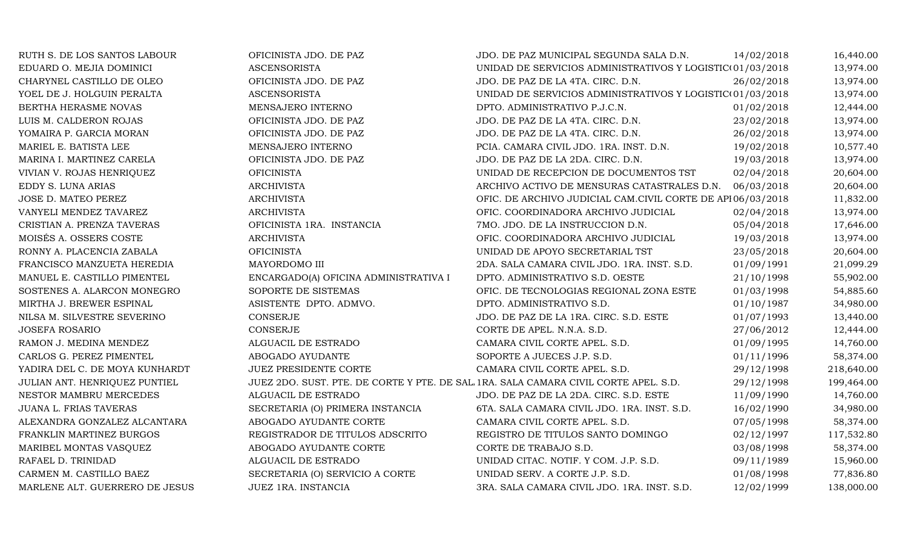| | | | | |
|---|---|---|---|---|
| RUTH S. DE LOS SANTOS LABOUR | OFICINISTA JDO. DE PAZ | JDO. DE PAZ MUNICIPAL SEGUNDA SALA D.N. | 14/02/2018 | 16,440.00 |
| EDUARD O. MEJIA DOMINICI | ASCENSORISTA | UNIDAD DE SERVICIOS ADMINISTRATIVOS Y LOGISTIC( | 01/03/2018 | 13,974.00 |
| CHARYNEL CASTILLO DE OLEO | OFICINISTA JDO. DE PAZ | JDO. DE PAZ DE LA 4TA. CIRC. D.N. | 26/02/2018 | 13,974.00 |
| YOEL DE J. HOLGUIN PERALTA | ASCENSORISTA | UNIDAD DE SERVICIOS ADMINISTRATIVOS Y LOGISTIC( | 01/03/2018 | 13,974.00 |
| BERTHA HERASME NOVAS | MENSAJERO INTERNO | DPTO. ADMINISTRATIVO P.J.C.N. | 01/02/2018 | 12,444.00 |
| LUIS M. CALDERON ROJAS | OFICINISTA JDO. DE PAZ | JDO. DE PAZ DE LA 4TA. CIRC. D.N. | 23/02/2018 | 13,974.00 |
| YOMAIRA P. GARCIA MORAN | OFICINISTA JDO. DE PAZ | JDO. DE PAZ DE LA 4TA. CIRC. D.N. | 26/02/2018 | 13,974.00 |
| MARIEL E. BATISTA LEE | MENSAJERO INTERNO | PCIA. CAMARA CIVIL JDO. 1RA. INST. D.N. | 19/02/2018 | 10,577.40 |
| MARINA I. MARTINEZ CARELA | OFICINISTA JDO. DE PAZ | JDO. DE PAZ DE LA 2DA. CIRC. D.N. | 19/03/2018 | 13,974.00 |
| VIVIAN V. ROJAS HENRIQUEZ | OFICINISTA | UNIDAD DE RECEPCION DE DOCUMENTOS TST | 02/04/2018 | 20,604.00 |
| EDDY S. LUNA ARIAS | ARCHIVISTA | ARCHIVO ACTIVO DE MENSURAS CATASTRALES D.N. | 06/03/2018 | 20,604.00 |
| JOSE D. MATEO PEREZ | ARCHIVISTA | OFIC. DE ARCHIVO JUDICIAL CAM.CIVIL CORTE DE API | 06/03/2018 | 11,832.00 |
| VANYELI MENDEZ TAVAREZ | ARCHIVISTA | OFIC. COORDINADORA ARCHIVO JUDICIAL | 02/04/2018 | 13,974.00 |
| CRISTIAN A. PRENZA TAVERAS | OFICINISTA 1RA. INSTANCIA | 7MO. JDO. DE LA INSTRUCCION D.N. | 05/04/2018 | 17,646.00 |
| MOISÉS A. OSSERS COSTE | ARCHIVISTA | OFIC. COORDINADORA ARCHIVO JUDICIAL | 19/03/2018 | 13,974.00 |
| RONNY A. PLACENCIA ZABALA | OFICINISTA | UNIDAD DE APOYO SECRETARIAL TST | 23/05/2018 | 20,604.00 |
| FRANCISCO MANZUETA HEREDIA | MAYORDOMO III | 2DA. SALA CAMARA CIVIL JDO. 1RA. INST. S.D. | 01/09/1991 | 21,099.29 |
| MANUEL E. CASTILLO PIMENTEL | ENCARGADO(A) OFICINA ADMINISTRATIVA I | DPTO. ADMINISTRATIVO S.D. OESTE | 21/10/1998 | 55,902.00 |
| SOSTENES A. ALARCON MONEGRO | SOPORTE DE SISTEMAS | OFIC. DE TECNOLOGIAS REGIONAL ZONA ESTE | 01/03/1998 | 54,885.60 |
| MIRTHA J. BREWER ESPINAL | ASISTENTE DPTO. ADMVO. | DPTO. ADMINISTRATIVO S.D. | 01/10/1987 | 34,980.00 |
| NILSA M. SILVESTRE SEVERINO | CONSERJE | JDO. DE PAZ DE LA 1RA. CIRC. S.D. ESTE | 01/07/1993 | 13,440.00 |
| JOSEFA ROSARIO | CONSERJE | CORTE DE APEL. N.N.A. S.D. | 27/06/2012 | 12,444.00 |
| RAMON J. MEDINA MENDEZ | ALGUACIL DE ESTRADO | CAMARA CIVIL CORTE APEL. S.D. | 01/09/1995 | 14,760.00 |
| CARLOS G. PEREZ PIMENTEL | ABOGADO AYUDANTE | SOPORTE A JUECES J.P. S.D. | 01/11/1996 | 58,374.00 |
| YADIRA DEL C. DE MOYA KUNHARDT | JUEZ PRESIDENTE CORTE | CAMARA CIVIL CORTE APEL. S.D. | 29/12/1998 | 218,640.00 |
| JULIAN ANT. HENRIQUEZ PUNTIEL | JUEZ 2DO. SUST. PTE. DE CORTE Y PTE. DE SAL | 1RA. SALA CAMARA CIVIL CORTE APEL. S.D. | 29/12/1998 | 199,464.00 |
| NESTOR MAMBRU MERCEDES | ALGUACIL DE ESTRADO | JDO. DE PAZ DE LA 2DA. CIRC. S.D. ESTE | 11/09/1990 | 14,760.00 |
| JUANA L. FRIAS TAVERAS | SECRETARIA (O) PRIMERA INSTANCIA | 6TA. SALA CAMARA CIVIL JDO. 1RA. INST. S.D. | 16/02/1990 | 34,980.00 |
| ALEXANDRA GONZALEZ ALCANTARA | ABOGADO AYUDANTE CORTE | CAMARA CIVIL CORTE APEL. S.D. | 07/05/1998 | 58,374.00 |
| FRANKLIN MARTINEZ BURGOS | REGISTRADOR DE TITULOS ADSCRITO | REGISTRO DE TITULOS SANTO DOMINGO | 02/12/1997 | 117,532.80 |
| MARIBEL MONTAS VASQUEZ | ABOGADO AYUDANTE CORTE | CORTE DE TRABAJO S.D. | 03/08/1998 | 58,374.00 |
| RAFAEL D. TRINIDAD | ALGUACIL DE ESTRADO | UNIDAD CITAC. NOTIF. Y COM. J.P. S.D. | 09/11/1989 | 15,960.00 |
| CARMEN M. CASTILLO BAEZ | SECRETARIA (O) SERVICIO A CORTE | UNIDAD SERV. A CORTE J.P. S.D. | 01/08/1998 | 77,836.80 |
| MARLENE ALT. GUERRERO DE JESUS | JUEZ 1RA. INSTANCIA | 3RA. SALA CAMARA CIVIL JDO. 1RA. INST. S.D. | 12/02/1999 | 138,000.00 |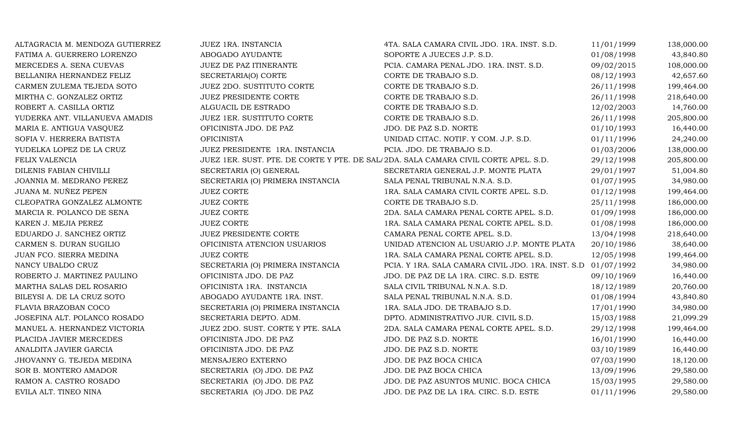| | | | | |
|---|---|---|---|---|
| ALTAGRACIA M. MENDOZA GUTIERREZ | JUEZ 1RA. INSTANCIA | 4TA. SALA CAMARA CIVIL JDO. 1RA. INST. S.D. | 11/01/1999 | 138,000.00 |
| FATIMA A. GUERRERO LORENZO | ABOGADO AYUDANTE | SOPORTE A JUECES J.P. S.D. | 01/08/1998 | 43,840.80 |
| MERCEDES A. SENA CUEVAS | JUEZ DE PAZ ITINERANTE | PCIA. CAMARA PENAL JDO. 1RA. INST. S.D. | 09/02/2015 | 108,000.00 |
| BELLANIRA HERNANDEZ FELIZ | SECRETARIA(O) CORTE | CORTE DE TRABAJO S.D. | 08/12/1993 | 42,657.60 |
| CARMEN ZULEMA TEJEDA SOTO | JUEZ 2DO. SUSTITUTO CORTE | CORTE DE TRABAJO S.D. | 26/11/1998 | 199,464.00 |
| MIRTHA C. GONZALEZ ORTIZ | JUEZ PRESIDENTE CORTE | CORTE DE TRABAJO S.D. | 26/11/1998 | 218,640.00 |
| ROBERT A. CASILLA ORTIZ | ALGUACIL DE ESTRADO | CORTE DE TRABAJO S.D. | 12/02/2003 | 14,760.00 |
| YUDERKA ANT. VILLANUEVA AMADIS | JUEZ 1ER. SUSTITUTO CORTE | CORTE DE TRABAJO S.D. | 26/11/1998 | 205,800.00 |
| MARIA E. ANTIGUA VASQUEZ | OFICINISTA JDO. DE PAZ | JDO. DE PAZ S.D. NORTE | 01/10/1993 | 16,440.00 |
| SOFIA V. HERRERA BATISTA | OFICINISTA | UNIDAD CITAC. NOTIF. Y COM. J.P. S.D. | 01/11/1996 | 24,240.00 |
| YUDELKA LOPEZ DE LA CRUZ | JUEZ PRESIDENTE 1RA. INSTANCIA | PCIA. JDO. DE TRABAJO S.D. | 01/03/2006 | 138,000.00 |
| FELIX VALENCIA | JUEZ 1ER. SUST. PTE. DE CORTE Y PTE. DE SALA | 2DA. SALA CAMARA CIVIL CORTE APEL. S.D. | 29/12/1998 | 205,800.00 |
| DILENIS FABIAN CHIVILLI | SECRETARIA (O) GENERAL | SECRETARIA GENERAL J.P. MONTE PLATA | 29/01/1997 | 51,004.80 |
| JOANNIA M. MEDRANO PEREZ | SECRETARIA (O) PRIMERA INSTANCIA | SALA PENAL TRIBUNAL N.N.A. S.D. | 01/07/1995 | 34,980.00 |
| JUANA M. NUÑEZ PEPEN | JUEZ CORTE | 1RA. SALA CAMARA CIVIL CORTE APEL. S.D. | 01/12/1998 | 199,464.00 |
| CLEOPATRA GONZALEZ ALMONTE | JUEZ CORTE | CORTE DE TRABAJO S.D. | 25/11/1998 | 186,000.00 |
| MARCIA R. POLANCO DE SENA | JUEZ CORTE | 2DA. SALA CAMARA PENAL CORTE APEL. S.D. | 01/09/1998 | 186,000.00 |
| KAREN J. MEJIA PEREZ | JUEZ CORTE | 1RA. SALA CAMARA PENAL CORTE APEL. S.D. | 01/08/1998 | 186,000.00 |
| EDUARDO J. SANCHEZ ORTIZ | JUEZ PRESIDENTE CORTE | CAMARA PENAL CORTE APEL. S.D. | 13/04/1998 | 218,640.00 |
| CARMEN S. DURAN SUGILIO | OFICINISTA ATENCION USUARIOS | UNIDAD ATENCION AL USUARIO J.P. MONTE PLATA | 20/10/1986 | 38,640.00 |
| JUAN FCO. SIERRA MEDINA | JUEZ CORTE | 1RA. SALA CAMARA PENAL CORTE APEL. S.D. | 12/05/1998 | 199,464.00 |
| NANCY UBALDO CRUZ | SECRETARIA (O) PRIMERA INSTANCIA | PCIA. Y 1RA. SALA CAMARA CIVIL JDO. 1RA. INST. S.D | 01/07/1992 | 34,980.00 |
| ROBERTO J. MARTINEZ PAULINO | OFICINISTA JDO. DE PAZ | JDO. DE PAZ DE LA 1RA. CIRC. S.D. ESTE | 09/10/1969 | 16,440.00 |
| MARTHA SALAS DEL ROSARIO | OFICINISTA 1RA. INSTANCIA | SALA CIVIL TRIBUNAL N.N.A. S.D. | 18/12/1989 | 20,760.00 |
| BILEYSI A. DE LA CRUZ SOTO | ABOGADO AYUDANTE 1RA. INST. | SALA PENAL TRIBUNAL N.N.A. S.D. | 01/08/1994 | 43,840.80 |
| FLAVIA BRAZOBAN COCO | SECRETARIA (O) PRIMERA INSTANCIA | 1RA. SALA JDO. DE TRABAJO S.D. | 17/01/1990 | 34,980.00 |
| JOSEFINA ALT. POLANCO ROSADO | SECRETARIA DEPTO. ADM. | DPTO. ADMINISTRATIVO JUR. CIVIL S.D. | 15/03/1988 | 21,099.29 |
| MANUEL A. HERNANDEZ VICTORIA | JUEZ 2DO. SUST. CORTE Y PTE. SALA | 2DA. SALA CAMARA PENAL CORTE APEL. S.D. | 29/12/1998 | 199,464.00 |
| PLACIDA JAVIER MERCEDES | OFICINISTA JDO. DE PAZ | JDO. DE PAZ S.D. NORTE | 16/01/1990 | 16,440.00 |
| ANALDITA JAVIER GARCIA | OFICINISTA JDO. DE PAZ | JDO. DE PAZ S.D. NORTE | 03/10/1989 | 16,440.00 |
| JHOVANNY G. TEJEDA MEDINA | MENSAJERO EXTERNO | JDO. DE PAZ BOCA CHICA | 07/03/1990 | 18,120.00 |
| SOR B. MONTERO AMADOR | SECRETARIA (O) JDO. DE PAZ | JDO. DE PAZ BOCA CHICA | 13/09/1996 | 29,580.00 |
| RAMON A. CASTRO ROSADO | SECRETARIA (O) JDO. DE PAZ | JDO. DE PAZ ASUNTOS MUNIC. BOCA CHICA | 15/03/1995 | 29,580.00 |
| EVILA ALT. TINEO NINA | SECRETARIA (O) JDO. DE PAZ | JDO. DE PAZ DE LA 1RA. CIRC. S.D. ESTE | 01/11/1996 | 29,580.00 |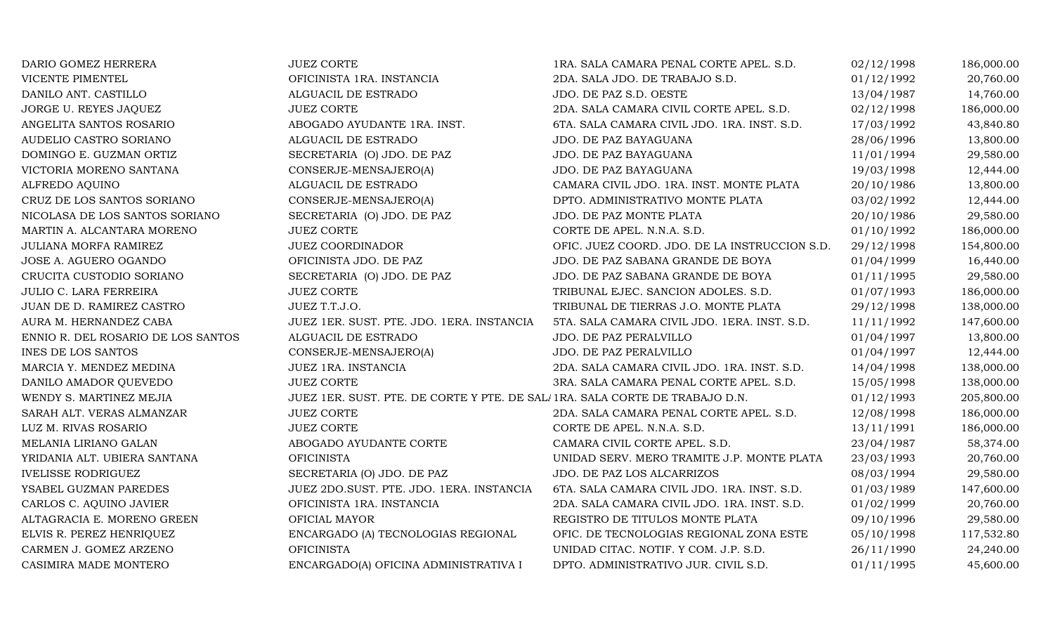| | | | | |
|---|---|---|---|---|
| DARIO GOMEZ HERRERA | JUEZ CORTE | 1RA. SALA CAMARA PENAL CORTE APEL. S.D. | 02/12/1998 | 186,000.00 |
| VICENTE PIMENTEL | OFICINISTA 1RA. INSTANCIA | 2DA. SALA JDO. DE TRABAJO S.D. | 01/12/1992 | 20,760.00 |
| DANILO ANT. CASTILLO | ALGUACIL DE ESTRADO | JDO. DE PAZ S.D. OESTE | 13/04/1987 | 14,760.00 |
| JORGE U. REYES JAQUEZ | JUEZ CORTE | 2DA. SALA CAMARA CIVIL CORTE APEL. S.D. | 02/12/1998 | 186,000.00 |
| ANGELITA SANTOS ROSARIO | ABOGADO AYUDANTE 1RA. INST. | 6TA. SALA CAMARA CIVIL JDO. 1RA. INST. S.D. | 17/03/1992 | 43,840.80 |
| AUDELIO CASTRO SORIANO | ALGUACIL DE ESTRADO | JDO. DE PAZ BAYAGUANA | 28/06/1996 | 13,800.00 |
| DOMINGO E. GUZMAN ORTIZ | SECRETARIA (O) JDO. DE PAZ | JDO. DE PAZ BAYAGUANA | 11/01/1994 | 29,580.00 |
| VICTORIA MORENO SANTANA | CONSERJE-MENSAJERO(A) | JDO. DE PAZ BAYAGUANA | 19/03/1998 | 12,444.00 |
| ALFREDO AQUINO | ALGUACIL DE ESTRADO | CAMARA CIVIL JDO. 1RA. INST. MONTE PLATA | 20/10/1986 | 13,800.00 |
| CRUZ DE LOS SANTOS SORIANO | CONSERJE-MENSAJERO(A) | DPTO. ADMINISTRATIVO MONTE PLATA | 03/02/1992 | 12,444.00 |
| NICOLASA DE LOS SANTOS SORIANO | SECRETARIA (O) JDO. DE PAZ | JDO. DE PAZ MONTE PLATA | 20/10/1986 | 29,580.00 |
| MARTIN A. ALCANTARA MORENO | JUEZ CORTE | CORTE DE APEL. N.N.A. S.D. | 01/10/1992 | 186,000.00 |
| JULIANA MORFA RAMIREZ | JUEZ COORDINADOR | OFIC. JUEZ COORD. JDO. DE LA INSTRUCCION S.D. | 29/12/1998 | 154,800.00 |
| JOSE A. AGUERO OGANDO | OFICINISTA JDO. DE PAZ | JDO. DE PAZ SABANA GRANDE DE BOYA | 01/04/1999 | 16,440.00 |
| CRUCITA CUSTODIO SORIANO | SECRETARIA (O) JDO. DE PAZ | JDO. DE PAZ SABANA GRANDE DE BOYA | 01/11/1995 | 29,580.00 |
| JULIO C. LARA FERREIRA | JUEZ CORTE | TRIBUNAL EJEC. SANCION ADOLES. S.D. | 01/07/1993 | 186,000.00 |
| JUAN DE D. RAMIREZ CASTRO | JUEZ T.T.J.O. | TRIBUNAL DE TIERRAS J.O. MONTE PLATA | 29/12/1998 | 138,000.00 |
| AURA M. HERNANDEZ CABA | JUEZ 1ER. SUST. PTE. JDO. 1ERA. INSTANCIA | 5TA. SALA CAMARA CIVIL JDO. 1ERA. INST. S.D. | 11/11/1992 | 147,600.00 |
| ENNIO R. DEL ROSARIO DE LOS SANTOS | ALGUACIL DE ESTRADO | JDO. DE PAZ PERALVILLO | 01/04/1997 | 13,800.00 |
| INES DE LOS SANTOS | CONSERJE-MENSAJERO(A) | JDO. DE PAZ PERALVILLO | 01/04/1997 | 12,444.00 |
| MARCIA Y. MENDEZ MEDINA | JUEZ 1RA. INSTANCIA | 2DA. SALA CAMARA CIVIL JDO. 1RA. INST. S.D. | 14/04/1998 | 138,000.00 |
| DANILO AMADOR QUEVEDO | JUEZ CORTE | 3RA. SALA CAMARA PENAL CORTE APEL. S.D. | 15/05/1998 | 138,000.00 |
| WENDY S. MARTINEZ MEJIA | JUEZ 1ER. SUST. PTE. DE CORTE Y PTE. DE SAL/ | 1RA. SALA CORTE DE TRABAJO D.N. | 01/12/1993 | 205,800.00 |
| SARAH ALT. VERAS ALMANZAR | JUEZ CORTE | 2DA. SALA CAMARA PENAL CORTE APEL. S.D. | 12/08/1998 | 186,000.00 |
| LUZ M. RIVAS ROSARIO | JUEZ CORTE | CORTE DE APEL. N.N.A. S.D. | 13/11/1991 | 186,000.00 |
| MELANIA LIRIANO GALAN | ABOGADO AYUDANTE CORTE | CAMARA CIVIL CORTE APEL. S.D. | 23/04/1987 | 58,374.00 |
| YRIDANIA ALT. UBIERA SANTANA | OFICINISTA | UNIDAD SERV. MERO TRAMITE J.P. MONTE PLATA | 23/03/1993 | 20,760.00 |
| IVELISSE RODRIGUEZ | SECRETARIA (O) JDO. DE PAZ | JDO. DE PAZ LOS ALCARRIZOS | 08/03/1994 | 29,580.00 |
| YSABEL GUZMAN PAREDES | JUEZ 2DO.SUST. PTE. JDO. 1ERA. INSTANCIA | 6TA. SALA CAMARA CIVIL JDO. 1RA. INST. S.D. | 01/03/1989 | 147,600.00 |
| CARLOS C. AQUINO JAVIER | OFICINISTA 1RA. INSTANCIA | 2DA. SALA CAMARA CIVIL JDO. 1RA. INST. S.D. | 01/02/1999 | 20,760.00 |
| ALTAGRACIA E. MORENO GREEN | OFICIAL MAYOR | REGISTRO DE TITULOS MONTE PLATA | 09/10/1996 | 29,580.00 |
| ELVIS R. PEREZ HENRIQUEZ | ENCARGADO (A) TECNOLOGIAS REGIONAL | OFIC. DE TECNOLOGIAS REGIONAL ZONA ESTE | 05/10/1998 | 117,532.80 |
| CARMEN J. GOMEZ ARZENO | OFICINISTA | UNIDAD CITAC. NOTIF. Y COM. J.P. S.D. | 26/11/1990 | 24,240.00 |
| CASIMIRA MADE MONTERO | ENCARGADO(A) OFICINA ADMINISTRATIVA I | DPTO. ADMINISTRATIVO JUR. CIVIL S.D. | 01/11/1995 | 45,600.00 |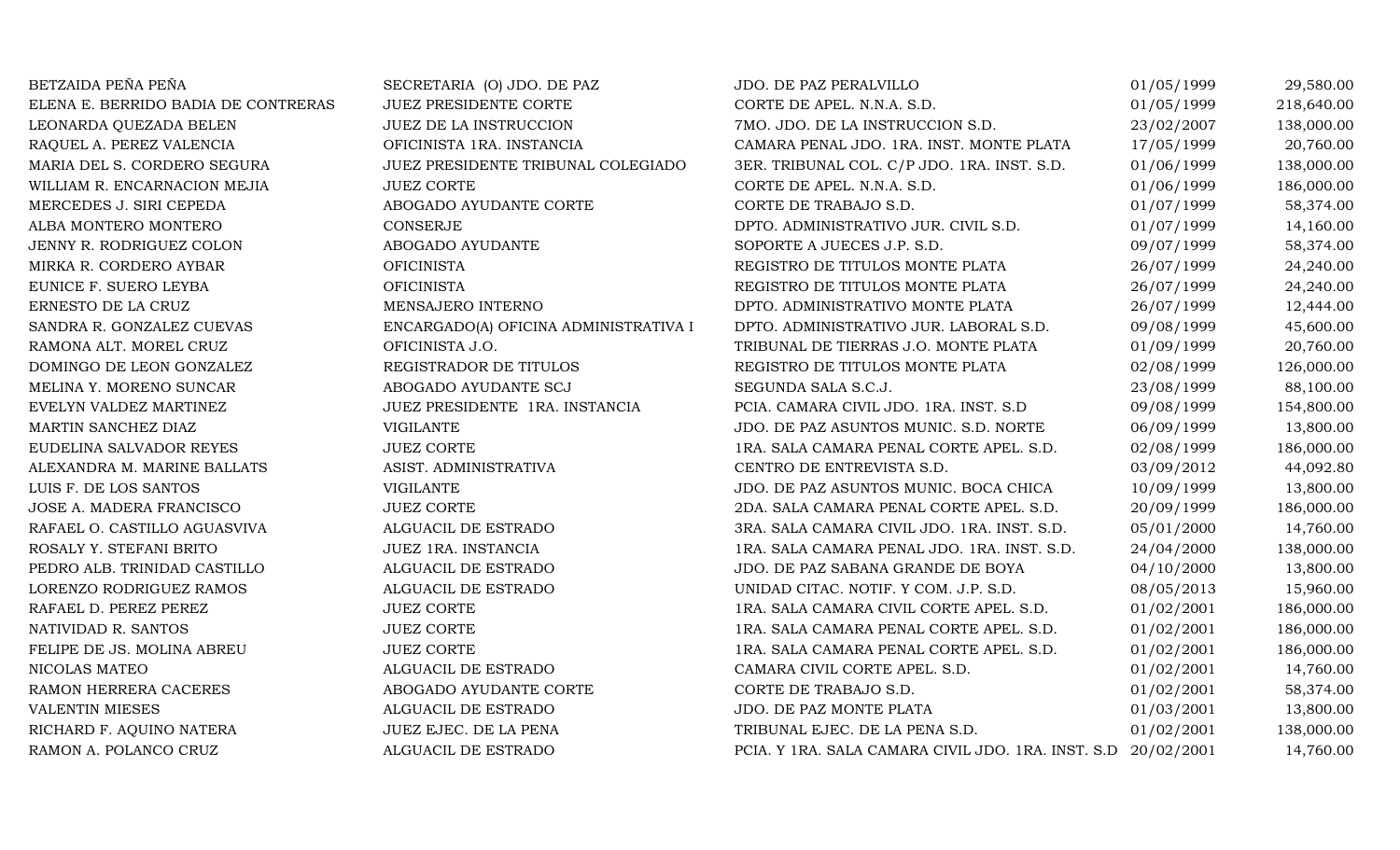| | | | | |
|---|---|---|---|---|
| BETZAIDA PEÑA PEÑA | SECRETARIA (O) JDO. DE PAZ | JDO. DE PAZ PERALVILLO | 01/05/1999 | 29,580.00 |
| ELENA E. BERRIDO BADIA DE CONTRERAS | JUEZ PRESIDENTE CORTE | CORTE DE APEL. N.N.A. S.D. | 01/05/1999 | 218,640.00 |
| LEONARDA QUEZADA BELEN | JUEZ DE LA INSTRUCCION | 7MO. JDO. DE LA INSTRUCCION S.D. | 23/02/2007 | 138,000.00 |
| RAQUEL A. PEREZ VALENCIA | OFICINISTA 1RA. INSTANCIA | CAMARA PENAL JDO. 1RA. INST. MONTE PLATA | 17/05/1999 | 20,760.00 |
| MARIA DEL S. CORDERO SEGURA | JUEZ PRESIDENTE TRIBUNAL COLEGIADO | 3ER. TRIBUNAL COL. C/P JDO. 1RA. INST. S.D. | 01/06/1999 | 138,000.00 |
| WILLIAM R. ENCARNACION MEJIA | JUEZ CORTE | CORTE DE APEL. N.N.A. S.D. | 01/06/1999 | 186,000.00 |
| MERCEDES J. SIRI CEPEDA | ABOGADO AYUDANTE CORTE | CORTE DE TRABAJO S.D. | 01/07/1999 | 58,374.00 |
| ALBA MONTERO MONTERO | CONSERJE | DPTO. ADMINISTRATIVO JUR. CIVIL S.D. | 01/07/1999 | 14,160.00 |
| JENNY R. RODRIGUEZ COLON | ABOGADO AYUDANTE | SOPORTE A JUECES J.P. S.D. | 09/07/1999 | 58,374.00 |
| MIRKA R. CORDERO AYBAR | OFICINISTA | REGISTRO DE TITULOS MONTE PLATA | 26/07/1999 | 24,240.00 |
| EUNICE F. SUERO LEYBA | OFICINISTA | REGISTRO DE TITULOS MONTE PLATA | 26/07/1999 | 24,240.00 |
| ERNESTO DE LA CRUZ | MENSAJERO INTERNO | DPTO. ADMINISTRATIVO MONTE PLATA | 26/07/1999 | 12,444.00 |
| SANDRA R. GONZALEZ CUEVAS | ENCARGADO(A) OFICINA ADMINISTRATIVA I | DPTO. ADMINISTRATIVO JUR. LABORAL S.D. | 09/08/1999 | 45,600.00 |
| RAMONA ALT. MOREL CRUZ | OFICINISTA J.O. | TRIBUNAL DE TIERRAS J.O. MONTE PLATA | 01/09/1999 | 20,760.00 |
| DOMINGO DE LEON GONZALEZ | REGISTRADOR DE TITULOS | REGISTRO DE TITULOS MONTE PLATA | 02/08/1999 | 126,000.00 |
| MELINA Y. MORENO SUNCAR | ABOGADO AYUDANTE SCJ | SEGUNDA SALA S.C.J. | 23/08/1999 | 88,100.00 |
| EVELYN VALDEZ MARTINEZ | JUEZ PRESIDENTE 1RA. INSTANCIA | PCIA. CAMARA CIVIL JDO. 1RA. INST. S.D | 09/08/1999 | 154,800.00 |
| MARTIN SANCHEZ DIAZ | VIGILANTE | JDO. DE PAZ ASUNTOS MUNIC. S.D. NORTE | 06/09/1999 | 13,800.00 |
| EUDELINA SALVADOR REYES | JUEZ CORTE | 1RA. SALA CAMARA PENAL CORTE APEL. S.D. | 02/08/1999 | 186,000.00 |
| ALEXANDRA M. MARINE BALLATS | ASIST. ADMINISTRATIVA | CENTRO DE ENTREVISTA S.D. | 03/09/2012 | 44,092.80 |
| LUIS F. DE LOS SANTOS | VIGILANTE | JDO. DE PAZ ASUNTOS MUNIC. BOCA CHICA | 10/09/1999 | 13,800.00 |
| JOSE A. MADERA FRANCISCO | JUEZ CORTE | 2DA. SALA CAMARA PENAL CORTE APEL. S.D. | 20/09/1999 | 186,000.00 |
| RAFAEL O. CASTILLO AGUASVIVA | ALGUACIL DE ESTRADO | 3RA. SALA CAMARA CIVIL JDO. 1RA. INST. S.D. | 05/01/2000 | 14,760.00 |
| ROSALY Y. STEFANI BRITO | JUEZ 1RA. INSTANCIA | 1RA. SALA CAMARA PENAL JDO. 1RA. INST. S.D. | 24/04/2000 | 138,000.00 |
| PEDRO ALB. TRINIDAD CASTILLO | ALGUACIL DE ESTRADO | JDO. DE PAZ SABANA GRANDE DE BOYA | 04/10/2000 | 13,800.00 |
| LORENZO RODRIGUEZ RAMOS | ALGUACIL DE ESTRADO | UNIDAD CITAC. NOTIF. Y COM. J.P. S.D. | 08/05/2013 | 15,960.00 |
| RAFAEL D. PEREZ PEREZ | JUEZ CORTE | 1RA. SALA CAMARA CIVIL CORTE APEL. S.D. | 01/02/2001 | 186,000.00 |
| NATIVIDAD R. SANTOS | JUEZ CORTE | 1RA. SALA CAMARA PENAL CORTE APEL. S.D. | 01/02/2001 | 186,000.00 |
| FELIPE DE JS. MOLINA ABREU | JUEZ CORTE | 1RA. SALA CAMARA PENAL CORTE APEL. S.D. | 01/02/2001 | 186,000.00 |
| NICOLAS MATEO | ALGUACIL DE ESTRADO | CAMARA CIVIL CORTE APEL. S.D. | 01/02/2001 | 14,760.00 |
| RAMON HERRERA CACERES | ABOGADO AYUDANTE CORTE | CORTE DE TRABAJO S.D. | 01/02/2001 | 58,374.00 |
| VALENTIN MIESES | ALGUACIL DE ESTRADO | JDO. DE PAZ MONTE PLATA | 01/03/2001 | 13,800.00 |
| RICHARD F. AQUINO NATERA | JUEZ EJEC. DE LA PENA | TRIBUNAL EJEC. DE LA PENA S.D. | 01/02/2001 | 138,000.00 |
| RAMON A. POLANCO CRUZ | ALGUACIL DE ESTRADO | PCIA. Y 1RA. SALA CAMARA CIVIL JDO. 1RA. INST. S.D | 20/02/2001 | 14,760.00 |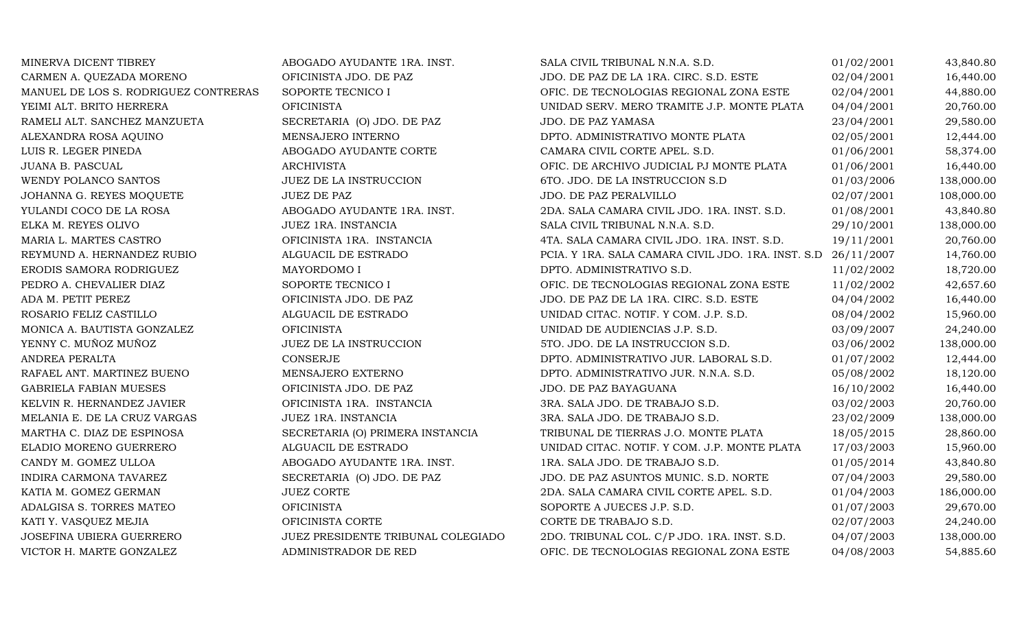| | | | | |
|---|---|---|---|---|
| MINERVA DICENT TIBREY | ABOGADO AYUDANTE 1RA. INST. | SALA CIVIL TRIBUNAL N.N.A. S.D. | 01/02/2001 | 43,840.80 |
| CARMEN A. QUEZADA MORENO | OFICINISTA JDO. DE PAZ | JDO. DE PAZ DE LA 1RA. CIRC. S.D. ESTE | 02/04/2001 | 16,440.00 |
| MANUEL DE LOS S. RODRIGUEZ CONTRERAS | SOPORTE TECNICO I | OFIC. DE TECNOLOGIAS REGIONAL ZONA ESTE | 02/04/2001 | 44,880.00 |
| YEIMI ALT. BRITO HERRERA | OFICINISTA | UNIDAD SERV. MERO TRAMITE J.P. MONTE PLATA | 04/04/2001 | 20,760.00 |
| RAMELI ALT. SANCHEZ MANZUETA | SECRETARIA (O) JDO. DE PAZ | JDO. DE PAZ YAMASA | 23/04/2001 | 29,580.00 |
| ALEXANDRA ROSA AQUINO | MENSAJERO INTERNO | DPTO. ADMINISTRATIVO MONTE PLATA | 02/05/2001 | 12,444.00 |
| LUIS R. LEGER PINEDA | ABOGADO AYUDANTE CORTE | CAMARA CIVIL CORTE APEL. S.D. | 01/06/2001 | 58,374.00 |
| JUANA B. PASCUAL | ARCHIVISTA | OFIC. DE ARCHIVO JUDICIAL PJ MONTE PLATA | 01/06/2001 | 16,440.00 |
| WENDY POLANCO SANTOS | JUEZ DE LA INSTRUCCION | 6TO. JDO. DE LA INSTRUCCION S.D | 01/03/2006 | 138,000.00 |
| JOHANNA G. REYES MOQUETE | JUEZ DE PAZ | JDO. DE PAZ PERALVILLO | 02/07/2001 | 108,000.00 |
| YULANDI COCO DE LA ROSA | ABOGADO AYUDANTE 1RA. INST. | 2DA. SALA CAMARA CIVIL JDO. 1RA. INST. S.D. | 01/08/2001 | 43,840.80 |
| ELKA M. REYES OLIVO | JUEZ 1RA. INSTANCIA | SALA CIVIL TRIBUNAL N.N.A. S.D. | 29/10/2001 | 138,000.00 |
| MARIA L. MARTES CASTRO | OFICINISTA 1RA. INSTANCIA | 4TA. SALA CAMARA CIVIL JDO. 1RA. INST. S.D. | 19/11/2001 | 20,760.00 |
| REYMUND A. HERNANDEZ RUBIO | ALGUACIL DE ESTRADO | PCIA. Y 1RA. SALA CAMARA CIVIL JDO. 1RA. INST. S.D | 26/11/2007 | 14,760.00 |
| ERODIS SAMORA RODRIGUEZ | MAYORDOMO I | DPTO. ADMINISTRATIVO S.D. | 11/02/2002 | 18,720.00 |
| PEDRO A. CHEVALIER DIAZ | SOPORTE TECNICO I | OFIC. DE TECNOLOGIAS REGIONAL ZONA ESTE | 11/02/2002 | 42,657.60 |
| ADA M. PETIT PEREZ | OFICINISTA JDO. DE PAZ | JDO. DE PAZ DE LA 1RA. CIRC. S.D. ESTE | 04/04/2002 | 16,440.00 |
| ROSARIO FELIZ CASTILLO | ALGUACIL DE ESTRADO | UNIDAD CITAC. NOTIF. Y COM. J.P. S.D. | 08/04/2002 | 15,960.00 |
| MONICA A. BAUTISTA GONZALEZ | OFICINISTA | UNIDAD DE AUDIENCIAS J.P. S.D. | 03/09/2007 | 24,240.00 |
| YENNY C. MUÑOZ MUÑOZ | JUEZ DE LA INSTRUCCION | 5TO. JDO. DE LA INSTRUCCION S.D. | 03/06/2002 | 138,000.00 |
| ANDREA PERALTA | CONSERJE | DPTO. ADMINISTRATIVO JUR. LABORAL S.D. | 01/07/2002 | 12,444.00 |
| RAFAEL ANT. MARTINEZ BUENO | MENSAJERO EXTERNO | DPTO. ADMINISTRATIVO JUR. N.N.A. S.D. | 05/08/2002 | 18,120.00 |
| GABRIELA FABIAN MUESES | OFICINISTA JDO. DE PAZ | JDO. DE PAZ BAYAGUANA | 16/10/2002 | 16,440.00 |
| KELVIN R. HERNANDEZ JAVIER | OFICINISTA 1RA. INSTANCIA | 3RA. SALA JDO. DE TRABAJO S.D. | 03/02/2003 | 20,760.00 |
| MELANIA E. DE LA CRUZ VARGAS | JUEZ 1RA. INSTANCIA | 3RA. SALA JDO. DE TRABAJO S.D. | 23/02/2009 | 138,000.00 |
| MARTHA C. DIAZ DE ESPINOSA | SECRETARIA (O) PRIMERA INSTANCIA | TRIBUNAL DE TIERRAS J.O. MONTE PLATA | 18/05/2015 | 28,860.00 |
| ELADIO MORENO GUERRERO | ALGUACIL DE ESTRADO | UNIDAD CITAC. NOTIF. Y COM. J.P. MONTE PLATA | 17/03/2003 | 15,960.00 |
| CANDY M. GOMEZ ULLOA | ABOGADO AYUDANTE 1RA. INST. | 1RA. SALA JDO. DE TRABAJO S.D. | 01/05/2014 | 43,840.80 |
| INDIRA CARMONA TAVAREZ | SECRETARIA (O) JDO. DE PAZ | JDO. DE PAZ ASUNTOS MUNIC. S.D. NORTE | 07/04/2003 | 29,580.00 |
| KATIA M. GOMEZ GERMAN | JUEZ CORTE | 2DA. SALA CAMARA CIVIL CORTE APEL. S.D. | 01/04/2003 | 186,000.00 |
| ADALGISA S. TORRES MATEO | OFICINISTA | SOPORTE A JUECES J.P. S.D. | 01/07/2003 | 29,670.00 |
| KATI Y. VASQUEZ MEJIA | OFICINISTA CORTE | CORTE DE TRABAJO S.D. | 02/07/2003 | 24,240.00 |
| JOSEFINA UBIERA GUERRERO | JUEZ PRESIDENTE TRIBUNAL COLEGIADO | 2DO. TRIBUNAL COL. C/P JDO. 1RA. INST. S.D. | 04/07/2003 | 138,000.00 |
| VICTOR H. MARTE GONZALEZ | ADMINISTRADOR DE RED | OFIC. DE TECNOLOGIAS REGIONAL ZONA ESTE | 04/08/2003 | 54,885.60 |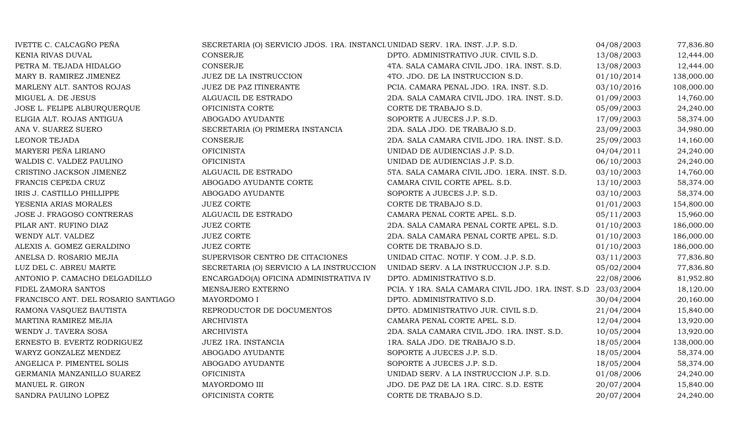| | | | | |
|---|---|---|---|---|
| IVETTE C. CALCAGÑO PEÑA | SECRETARIA (O) SERVICIO JDOS. 1RA. INSTANCI | UNIDAD SERV. 1RA. INST. J.P. S.D. | 04/08/2003 | 77,836.80 |
| KENIA RIVAS DUVAL | CONSERJE | DPTO. ADMINISTRATIVO JUR. CIVIL S.D. | 13/08/2003 | 12,444.00 |
| PETRA M. TEJADA HIDALGO | CONSERJE | 4TA. SALA CAMARA CIVIL JDO. 1RA. INST. S.D. | 13/08/2003 | 12,444.00 |
| MARY B. RAMIREZ JIMENEZ | JUEZ DE LA INSTRUCCION | 4TO. JDO. DE LA INSTRUCCION S.D. | 01/10/2014 | 138,000.00 |
| MARLENY ALT. SANTOS ROJAS | JUEZ DE PAZ ITINERANTE | PCIA. CAMARA PENAL JDO. 1RA. INST. S.D. | 03/10/2016 | 108,000.00 |
| MIGUEL A. DE JESUS | ALGUACIL DE ESTRADO | 2DA. SALA CAMARA CIVIL JDO. 1RA. INST. S.D. | 01/09/2003 | 14,760.00 |
| JOSE L. FELIPE ALBURQUERQUE | OFICINISTA CORTE | CORTE DE TRABAJO S.D. | 05/09/2003 | 24,240.00 |
| ELIGIA ALT. ROJAS ANTIGUA | ABOGADO AYUDANTE | SOPORTE A JUECES J.P. S.D. | 17/09/2003 | 58,374.00 |
| ANA V. SUAREZ SUERO | SECRETARIA (O) PRIMERA INSTANCIA | 2DA. SALA JDO. DE TRABAJO S.D. | 23/09/2003 | 34,980.00 |
| LEONOR TEJADA | CONSERJE | 2DA. SALA CAMARA CIVIL JDO. 1RA. INST. S.D. | 25/09/2003 | 14,160.00 |
| MARYERI PEÑA LIRIANO | OFICINISTA | UNIDAD DE AUDIENCIAS J.P. S.D. | 04/04/2011 | 24,240.00 |
| WALDIS C. VALDEZ PAULINO | OFICINISTA | UNIDAD DE AUDIENCIAS J.P. S.D. | 06/10/2003 | 24,240.00 |
| CRISTINO JACKSON JIMENEZ | ALGUACIL DE ESTRADO | 5TA. SALA CAMARA CIVIL JDO. 1ERA. INST. S.D. | 03/10/2003 | 14,760.00 |
| FRANCIS CEPEDA CRUZ | ABOGADO AYUDANTE CORTE | CAMARA CIVIL CORTE APEL. S.D. | 13/10/2003 | 58,374.00 |
| IRIS J. CASTILLO PHILLIPPE | ABOGADO AYUDANTE | SOPORTE A JUECES J.P. S.D. | 03/10/2003 | 58,374.00 |
| YESENIA ARIAS MORALES | JUEZ CORTE | CORTE DE TRABAJO S.D. | 01/01/2003 | 154,800.00 |
| JOSE J. FRAGOSO CONTRERAS | ALGUACIL DE ESTRADO | CAMARA PENAL CORTE APEL. S.D. | 05/11/2003 | 15,960.00 |
| PILAR ANT. RUFINO DIAZ | JUEZ CORTE | 2DA. SALA CAMARA PENAL CORTE APEL. S.D. | 01/10/2003 | 186,000.00 |
| WENDY ALT. VALDEZ | JUEZ CORTE | 2DA. SALA CAMARA PENAL CORTE APEL. S.D. | 01/10/2003 | 186,000.00 |
| ALEXIS A. GOMEZ GERALDINO | JUEZ CORTE | CORTE DE TRABAJO S.D. | 01/10/2003 | 186,000.00 |
| ANELSA D. ROSARIO MEJIA | SUPERVISOR CENTRO DE CITACIONES | UNIDAD CITAC. NOTIF. Y COM. J.P. S.D. | 03/11/2003 | 77,836.80 |
| LUZ DEL C. ABREU MARTE | SECRETARIA (O) SERVICIO A LA INSTRUCCION | UNIDAD SERV. A LA INSTRUCCION J.P. S.D. | 05/02/2004 | 77,836.80 |
| ANTONIO P. CAMACHO DELGADILLO | ENCARGADO(A) OFICINA ADMINISTRATIVA IV | DPTO. ADMINISTRATIVO S.D. | 22/08/2006 | 81,952.80 |
| FIDEL ZAMORA SANTOS | MENSAJERO EXTERNO | PCIA. Y 1RA. SALA CAMARA CIVIL JDO. 1RA. INST. S.D | 23/03/2004 | 18,120.00 |
| FRANCISCO ANT. DEL ROSARIO SANTIAGO | MAYORDOMO I | DPTO. ADMINISTRATIVO S.D. | 30/04/2004 | 20,160.00 |
| RAMONA VASQUEZ BAUTISTA | REPRODUCTOR DE DOCUMENTOS | DPTO. ADMINISTRATIVO JUR. CIVIL S.D. | 21/04/2004 | 15,840.00 |
| MARTINA RAMIREZ MEJIA | ARCHIVISTA | CAMARA PENAL CORTE APEL. S.D. | 12/04/2004 | 13,920.00 |
| WENDY J. TAVERA SOSA | ARCHIVISTA | 2DA. SALA CAMARA CIVIL JDO. 1RA. INST. S.D. | 10/05/2004 | 13,920.00 |
| ERNESTO B. EVERTZ RODRIGUEZ | JUEZ 1RA. INSTANCIA | 1RA. SALA JDO. DE TRABAJO S.D. | 18/05/2004 | 138,000.00 |
| WARYZ GONZALEZ MENDEZ | ABOGADO AYUDANTE | SOPORTE A JUECES J.P. S.D. | 18/05/2004 | 58,374.00 |
| ANGELICA P. PIMENTEL SOLIS | ABOGADO AYUDANTE | SOPORTE A JUECES J.P. S.D. | 18/05/2004 | 58,374.00 |
| GERMANIA MANZANILLO SUAREZ | OFICINISTA | UNIDAD SERV. A LA INSTRUCCION J.P. S.D. | 01/08/2006 | 24,240.00 |
| MANUEL R. GIRON | MAYORDOMO III | JDO. DE PAZ DE LA 1RA. CIRC. S.D. ESTE | 20/07/2004 | 15,840.00 |
| SANDRA PAULINO LOPEZ | OFICINISTA CORTE | CORTE DE TRABAJO S.D. | 20/07/2004 | 24,240.00 |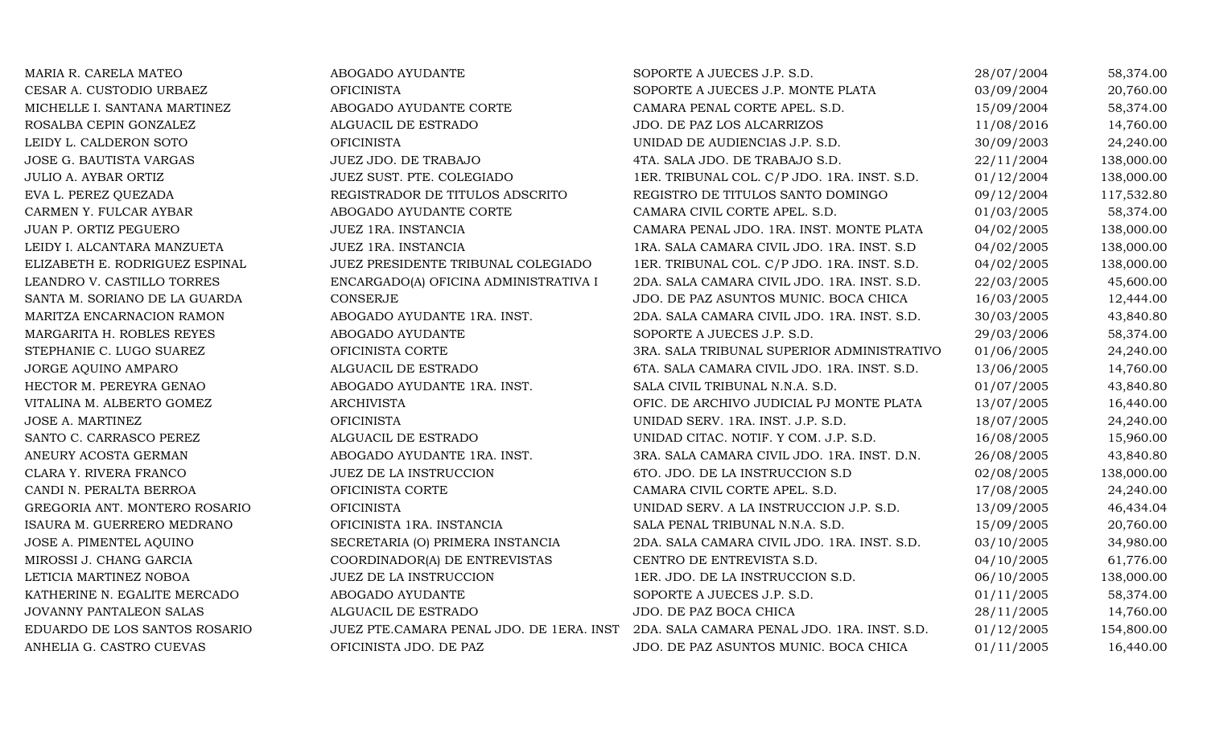| | | | | |
|---|---|---|---|---|
| MARIA R. CARELA MATEO | ABOGADO AYUDANTE | SOPORTE A JUECES J.P. S.D. | 28/07/2004 | 58,374.00 |
| CESAR A. CUSTODIO URBAEZ | OFICINISTA | SOPORTE A JUECES J.P. MONTE PLATA | 03/09/2004 | 20,760.00 |
| MICHELLE I. SANTANA MARTINEZ | ABOGADO AYUDANTE CORTE | CAMARA PENAL CORTE APEL. S.D. | 15/09/2004 | 58,374.00 |
| ROSALBA CEPIN GONZALEZ | ALGUACIL DE ESTRADO | JDO. DE PAZ LOS ALCARRIZOS | 11/08/2016 | 14,760.00 |
| LEIDY L. CALDERON SOTO | OFICINISTA | UNIDAD DE AUDIENCIAS J.P. S.D. | 30/09/2003 | 24,240.00 |
| JOSE G. BAUTISTA VARGAS | JUEZ JDO. DE TRABAJO | 4TA. SALA JDO. DE TRABAJO S.D. | 22/11/2004 | 138,000.00 |
| JULIO A. AYBAR ORTIZ | JUEZ SUST. PTE. COLEGIADO | 1ER. TRIBUNAL COL. C/P JDO. 1RA. INST. S.D. | 01/12/2004 | 138,000.00 |
| EVA L. PEREZ QUEZADA | REGISTRADOR DE TITULOS ADSCRITO | REGISTRO DE TITULOS SANTO DOMINGO | 09/12/2004 | 117,532.80 |
| CARMEN Y. FULCAR AYBAR | ABOGADO AYUDANTE CORTE | CAMARA CIVIL CORTE APEL. S.D. | 01/03/2005 | 58,374.00 |
| JUAN P. ORTIZ PEGUERO | JUEZ 1RA. INSTANCIA | CAMARA PENAL JDO. 1RA. INST. MONTE PLATA | 04/02/2005 | 138,000.00 |
| LEIDY I. ALCANTARA MANZUETA | JUEZ 1RA. INSTANCIA | 1RA. SALA CAMARA CIVIL JDO. 1RA. INST. S.D | 04/02/2005 | 138,000.00 |
| ELIZABETH E. RODRIGUEZ ESPINAL | JUEZ PRESIDENTE TRIBUNAL COLEGIADO | 1ER. TRIBUNAL COL. C/P JDO. 1RA. INST. S.D. | 04/02/2005 | 138,000.00 |
| LEANDRO V. CASTILLO TORRES | ENCARGADO(A) OFICINA ADMINISTRATIVA I | 2DA. SALA CAMARA CIVIL JDO. 1RA. INST. S.D. | 22/03/2005 | 45,600.00 |
| SANTA M. SORIANO DE LA GUARDA | CONSERJE | JDO. DE PAZ ASUNTOS MUNIC. BOCA CHICA | 16/03/2005 | 12,444.00 |
| MARITZA ENCARNACION RAMON | ABOGADO AYUDANTE 1RA. INST. | 2DA. SALA CAMARA CIVIL JDO. 1RA. INST. S.D. | 30/03/2005 | 43,840.80 |
| MARGARITA H. ROBLES REYES | ABOGADO AYUDANTE | SOPORTE A JUECES J.P. S.D. | 29/03/2006 | 58,374.00 |
| STEPHANIE C. LUGO SUAREZ | OFICINISTA CORTE | 3RA. SALA TRIBUNAL SUPERIOR ADMINISTRATIVO | 01/06/2005 | 24,240.00 |
| JORGE AQUINO AMPARO | ALGUACIL DE ESTRADO | 6TA. SALA CAMARA CIVIL JDO. 1RA. INST. S.D. | 13/06/2005 | 14,760.00 |
| HECTOR M. PEREYRA GENAO | ABOGADO AYUDANTE 1RA. INST. | SALA CIVIL TRIBUNAL N.N.A. S.D. | 01/07/2005 | 43,840.80 |
| VITALINA M. ALBERTO GOMEZ | ARCHIVISTA | OFIC. DE ARCHIVO JUDICIAL PJ MONTE PLATA | 13/07/2005 | 16,440.00 |
| JOSE A. MARTINEZ | OFICINISTA | UNIDAD SERV. 1RA. INST. J.P. S.D. | 18/07/2005 | 24,240.00 |
| SANTO C. CARRASCO PEREZ | ALGUACIL DE ESTRADO | UNIDAD CITAC. NOTIF. Y COM. J.P. S.D. | 16/08/2005 | 15,960.00 |
| ANEURY ACOSTA GERMAN | ABOGADO AYUDANTE 1RA. INST. | 3RA. SALA CAMARA CIVIL JDO. 1RA. INST. D.N. | 26/08/2005 | 43,840.80 |
| CLARA Y. RIVERA FRANCO | JUEZ DE LA INSTRUCCION | 6TO. JDO. DE LA INSTRUCCION S.D | 02/08/2005 | 138,000.00 |
| CANDI N. PERALTA BERROA | OFICINISTA CORTE | CAMARA CIVIL CORTE APEL. S.D. | 17/08/2005 | 24,240.00 |
| GREGORIA ANT. MONTERO ROSARIO | OFICINISTA | UNIDAD SERV. A LA INSTRUCCION J.P. S.D. | 13/09/2005 | 46,434.04 |
| ISAURA M. GUERRERO MEDRANO | OFICINISTA 1RA. INSTANCIA | SALA PENAL TRIBUNAL N.N.A. S.D. | 15/09/2005 | 20,760.00 |
| JOSE A. PIMENTEL AQUINO | SECRETARIA (O) PRIMERA INSTANCIA | 2DA. SALA CAMARA CIVIL JDO. 1RA. INST. S.D. | 03/10/2005 | 34,980.00 |
| MIROSSI J. CHANG GARCIA | COORDINADOR(A) DE ENTREVISTAS | CENTRO DE ENTREVISTA S.D. | 04/10/2005 | 61,776.00 |
| LETICIA MARTINEZ NOBOA | JUEZ DE LA INSTRUCCION | 1ER. JDO. DE LA INSTRUCCION S.D. | 06/10/2005 | 138,000.00 |
| KATHERINE N. EGALITE MERCADO | ABOGADO AYUDANTE | SOPORTE A JUECES J.P. S.D. | 01/11/2005 | 58,374.00 |
| JOVANNY PANTALEON SALAS | ALGUACIL DE ESTRADO | JDO. DE PAZ BOCA CHICA | 28/11/2005 | 14,760.00 |
| EDUARDO DE LOS SANTOS ROSARIO | JUEZ PTE.CAMARA PENAL JDO. DE 1ERA. INST | 2DA. SALA CAMARA PENAL JDO. 1RA. INST. S.D. | 01/12/2005 | 154,800.00 |
| ANHELIA G. CASTRO CUEVAS | OFICINISTA JDO. DE PAZ | JDO. DE PAZ ASUNTOS MUNIC. BOCA CHICA | 01/11/2005 | 16,440.00 |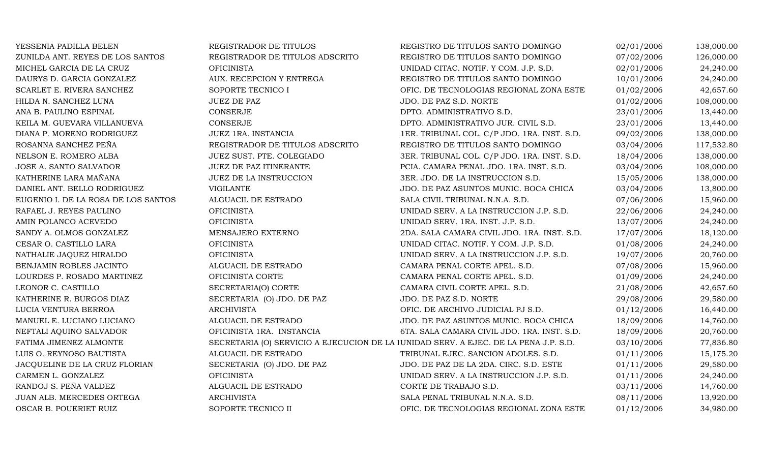| | | | | |
|---|---|---|---|---|
| YESSENIA PADILLA BELEN | REGISTRADOR DE TITULOS | REGISTRO DE TITULOS SANTO DOMINGO | 02/01/2006 | 138,000.00 |
| ZUNILDA ANT. REYES DE LOS SANTOS | REGISTRADOR DE TITULOS ADSCRITO | REGISTRO DE TITULOS SANTO DOMINGO | 07/02/2006 | 126,000.00 |
| MICHEL GARCIA DE LA CRUZ | OFICINISTA | UNIDAD CITAC. NOTIF. Y COM. J.P. S.D. | 02/01/2006 | 24,240.00 |
| DAURYS D. GARCIA GONZALEZ | AUX. RECEPCION Y ENTREGA | REGISTRO DE TITULOS SANTO DOMINGO | 10/01/2006 | 24,240.00 |
| SCARLET E. RIVERA SANCHEZ | SOPORTE TECNICO I | OFIC. DE TECNOLOGIAS REGIONAL ZONA ESTE | 01/02/2006 | 42,657.60 |
| HILDA N. SANCHEZ LUNA | JUEZ DE PAZ | JDO. DE PAZ S.D. NORTE | 01/02/2006 | 108,000.00 |
| ANA B. PAULINO ESPINAL | CONSERJE | DPTO. ADMINISTRATIVO S.D. | 23/01/2006 | 13,440.00 |
| KEILA M. GUEVARA VILLANUEVA | CONSERJE | DPTO. ADMINISTRATIVO JUR. CIVIL S.D. | 23/01/2006 | 13,440.00 |
| DIANA P. MORENO RODRIGUEZ | JUEZ 1RA. INSTANCIA | 1ER. TRIBUNAL COL. C/P JDO. 1RA. INST. S.D. | 09/02/2006 | 138,000.00 |
| ROSANNA SANCHEZ PEÑA | REGISTRADOR DE TITULOS ADSCRITO | REGISTRO DE TITULOS SANTO DOMINGO | 03/04/2006 | 117,532.80 |
| NELSON E. ROMERO ALBA | JUEZ SUST. PTE. COLEGIADO | 3ER. TRIBUNAL COL. C/P JDO. 1RA. INST. S.D. | 18/04/2006 | 138,000.00 |
| JOSE A. SANTO SALVADOR | JUEZ DE PAZ ITINERANTE | PCIA. CAMARA PENAL JDO. 1RA. INST. S.D. | 03/04/2006 | 108,000.00 |
| KATHERINE LARA MAÑANA | JUEZ DE LA INSTRUCCION | 3ER. JDO. DE LA INSTRUCCION S.D. | 15/05/2006 | 138,000.00 |
| DANIEL ANT. BELLO RODRIGUEZ | VIGILANTE | JDO. DE PAZ ASUNTOS MUNIC. BOCA CHICA | 03/04/2006 | 13,800.00 |
| EUGENIO I. DE LA ROSA DE LOS SANTOS | ALGUACIL DE ESTRADO | SALA CIVIL TRIBUNAL N.N.A. S.D. | 07/06/2006 | 15,960.00 |
| RAFAEL J. REYES PAULINO | OFICINISTA | UNIDAD SERV. A LA INSTRUCCION J.P. S.D. | 22/06/2006 | 24,240.00 |
| AMIN POLANCO ACEVEDO | OFICINISTA | UNIDAD SERV. 1RA. INST. J.P. S.D. | 13/07/2006 | 24,240.00 |
| SANDY A. OLMOS GONZALEZ | MENSAJERO EXTERNO | 2DA. SALA CAMARA CIVIL JDO. 1RA. INST. S.D. | 17/07/2006 | 18,120.00 |
| CESAR O. CASTILLO LARA | OFICINISTA | UNIDAD CITAC. NOTIF. Y COM. J.P. S.D. | 01/08/2006 | 24,240.00 |
| NATHALIE JAQUEZ HIRALDO | OFICINISTA | UNIDAD SERV. A LA INSTRUCCION J.P. S.D. | 19/07/2006 | 20,760.00 |
| BENJAMIN ROBLES JACINTO | ALGUACIL DE ESTRADO | CAMARA PENAL CORTE APEL. S.D. | 07/08/2006 | 15,960.00 |
| LOURDES P. ROSADO MARTINEZ | OFICINISTA CORTE | CAMARA PENAL CORTE APEL. S.D. | 01/09/2006 | 24,240.00 |
| LEONOR C. CASTILLO | SECRETARIA(O) CORTE | CAMARA CIVIL CORTE APEL. S.D. | 21/08/2006 | 42,657.60 |
| KATHERINE R. BURGOS DIAZ | SECRETARIA (O) JDO. DE PAZ | JDO. DE PAZ S.D. NORTE | 29/08/2006 | 29,580.00 |
| LUCIA VENTURA BERROA | ARCHIVISTA | OFIC. DE ARCHIVO JUDICIAL PJ S.D. | 01/12/2006 | 16,440.00 |
| MANUEL E. LUCIANO LUCIANO | ALGUACIL DE ESTRADO | JDO. DE PAZ ASUNTOS MUNIC. BOCA CHICA | 18/09/2006 | 14,760.00 |
| NEFTALI AQUINO SALVADOR | OFICINISTA 1RA. INSTANCIA | 6TA. SALA CAMARA CIVIL JDO. 1RA. INST. S.D. | 18/09/2006 | 20,760.00 |
| FATIMA JIMENEZ ALMONTE | SECRETARIA (O) SERVICIO A EJECUCION DE LA I | UNIDAD SERV. A EJEC. DE LA PENA J.P. S.D. | 03/10/2006 | 77,836.80 |
| LUIS O. REYNOSO BAUTISTA | ALGUACIL DE ESTRADO | TRIBUNAL EJEC. SANCION ADOLES. S.D. | 01/11/2006 | 15,175.20 |
| JACQUELINE DE LA CRUZ FLORIAN | SECRETARIA (O) JDO. DE PAZ | JDO. DE PAZ DE LA 2DA. CIRC. S.D. ESTE | 01/11/2006 | 29,580.00 |
| CARMEN L. GONZALEZ | OFICINISTA | UNIDAD SERV. A LA INSTRUCCION J.P. S.D. | 01/11/2006 | 24,240.00 |
| RANDOJ S. PEÑA VALDEZ | ALGUACIL DE ESTRADO | CORTE DE TRABAJO S.D. | 03/11/2006 | 14,760.00 |
| JUAN ALB. MERCEDES ORTEGA | ARCHIVISTA | SALA PENAL TRIBUNAL N.N.A. S.D. | 08/11/2006 | 13,920.00 |
| OSCAR B. POUERIET RUIZ | SOPORTE TECNICO II | OFIC. DE TECNOLOGIAS REGIONAL ZONA ESTE | 01/12/2006 | 34,980.00 |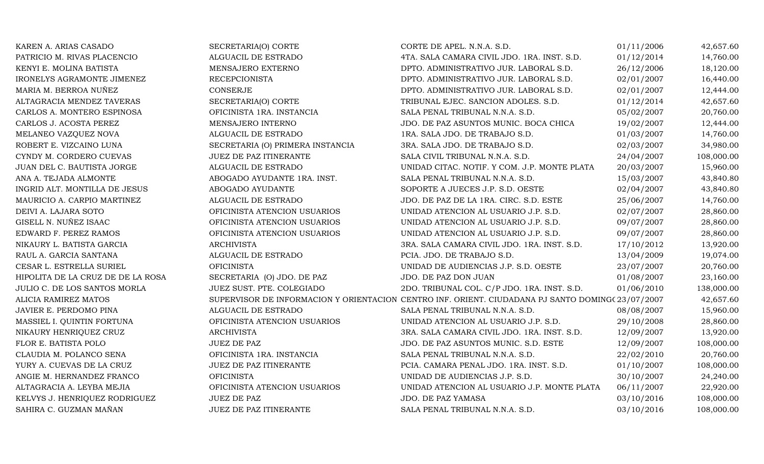| | | | | |
|---|---|---|---|---|
| KAREN A. ARIAS CASADO | SECRETARIA(O) CORTE | CORTE DE APEL. N.N.A. S.D. | 01/11/2006 | 42,657.60 |
| PATRICIO M. RIVAS PLACENCIO | ALGUACIL DE ESTRADO | 4TA. SALA CAMARA CIVIL JDO. 1RA. INST. S.D. | 01/12/2014 | 14,760.00 |
| KENYI E. MOLINA BATISTA | MENSAJERO EXTERNO | DPTO. ADMINISTRATIVO JUR. LABORAL S.D. | 26/12/2006 | 18,120.00 |
| IRONELYS AGRAMONTE JIMENEZ | RECEPCIONISTA | DPTO. ADMINISTRATIVO JUR. LABORAL S.D. | 02/01/2007 | 16,440.00 |
| MARIA M. BERROA NUÑEZ | CONSERJE | DPTO. ADMINISTRATIVO JUR. LABORAL S.D. | 02/01/2007 | 12,444.00 |
| ALTAGRACIA MENDEZ TAVERAS | SECRETARIA(O) CORTE | TRIBUNAL EJEC. SANCION ADOLES. S.D. | 01/12/2014 | 42,657.60 |
| CARLOS A. MONTERO ESPINOSA | OFICINISTA 1RA. INSTANCIA | SALA PENAL TRIBUNAL N.N.A. S.D. | 05/02/2007 | 20,760.00 |
| CARLOS J. ACOSTA PEREZ | MENSAJERO INTERNO | JDO. DE PAZ ASUNTOS MUNIC. BOCA CHICA | 19/02/2007 | 12,444.00 |
| MELANEO VAZQUEZ NOVA | ALGUACIL DE ESTRADO | 1RA. SALA JDO. DE TRABAJO S.D. | 01/03/2007 | 14,760.00 |
| ROBERT E. VIZCAINO LUNA | SECRETARIA (O) PRIMERA INSTANCIA | 3RA. SALA JDO. DE TRABAJO S.D. | 02/03/2007 | 34,980.00 |
| CYNDY M. CORDERO CUEVAS | JUEZ DE PAZ ITINERANTE | SALA CIVIL TRIBUNAL N.N.A. S.D. | 24/04/2007 | 108,000.00 |
| JUAN DEL C. BAUTISTA JORGE | ALGUACIL DE ESTRADO | UNIDAD CITAC. NOTIF. Y COM. J.P. MONTE PLATA | 20/03/2007 | 15,960.00 |
| ANA A. TEJADA ALMONTE | ABOGADO AYUDANTE 1RA. INST. | SALA PENAL TRIBUNAL N.N.A. S.D. | 15/03/2007 | 43,840.80 |
| INGRID ALT. MONTILLA DE JESUS | ABOGADO AYUDANTE | SOPORTE A JUECES J.P. S.D. OESTE | 02/04/2007 | 43,840.80 |
| MAURICIO A. CARPIO MARTINEZ | ALGUACIL DE ESTRADO | JDO. DE PAZ DE LA 1RA. CIRC. S.D. ESTE | 25/06/2007 | 14,760.00 |
| DEIVI A. LAJARA SOTO | OFICINISTA ATENCION USUARIOS | UNIDAD ATENCION AL USUARIO J.P. S.D. | 02/07/2007 | 28,860.00 |
| GISELL N. NUÑEZ ISAAC | OFICINISTA ATENCION USUARIOS | UNIDAD ATENCION AL USUARIO J.P. S.D. | 09/07/2007 | 28,860.00 |
| EDWARD F. PEREZ RAMOS | OFICINISTA ATENCION USUARIOS | UNIDAD ATENCION AL USUARIO J.P. S.D. | 09/07/2007 | 28,860.00 |
| NIKAURY L. BATISTA GARCIA | ARCHIVISTA | 3RA. SALA CAMARA CIVIL JDO. 1RA. INST. S.D. | 17/10/2012 | 13,920.00 |
| RAUL A. GARCIA SANTANA | ALGUACIL DE ESTRADO | PCIA. JDO. DE TRABAJO S.D. | 13/04/2009 | 19,074.00 |
| CESAR L. ESTRELLA SURIEL | OFICINISTA | UNIDAD DE AUDIENCIAS J.P. S.D. OESTE | 23/07/2007 | 20,760.00 |
| HIPOLITA DE LA CRUZ DE DE LA ROSA | SECRETARIA (O) JDO. DE PAZ | JDO. DE PAZ DON JUAN | 01/08/2007 | 23,160.00 |
| JULIO C. DE LOS SANTOS MORLA | JUEZ SUST. PTE. COLEGIADO | 2DO. TRIBUNAL COL. C/P JDO. 1RA. INST. S.D. | 01/06/2010 | 138,000.00 |
| ALICIA RAMIREZ MATOS | SUPERVISOR DE INFORMACION Y ORIENTACION | CENTRO INF. ORIENT. CIUDADANA PJ SANTO DOMINGO | 23/07/2007 | 42,657.60 |
| JAVIER E. PERDOMO PINA | ALGUACIL DE ESTRADO | SALA PENAL TRIBUNAL N.N.A. S.D. | 08/08/2007 | 15,960.00 |
| MASSIEL I. QUINTIN FORTUNA | OFICINISTA ATENCION USUARIOS | UNIDAD ATENCION AL USUARIO J.P. S.D. | 29/10/2008 | 28,860.00 |
| NIKAURY HENRIQUEZ CRUZ | ARCHIVISTA | 3RA. SALA CAMARA CIVIL JDO. 1RA. INST. S.D. | 12/09/2007 | 13,920.00 |
| FLOR E. BATISTA POLO | JUEZ DE PAZ | JDO. DE PAZ ASUNTOS MUNIC. S.D. ESTE | 12/09/2007 | 108,000.00 |
| CLAUDIA M. POLANCO SENA | OFICINISTA 1RA. INSTANCIA | SALA PENAL TRIBUNAL N.N.A. S.D. | 22/02/2010 | 20,760.00 |
| YURY A. CUEVAS DE LA CRUZ | JUEZ DE PAZ ITINERANTE | PCIA. CAMARA PENAL JDO. 1RA. INST. S.D. | 01/10/2007 | 108,000.00 |
| ANGIE M. HERNANDEZ FRANCO | OFICINISTA | UNIDAD DE AUDIENCIAS J.P. S.D. | 30/10/2007 | 24,240.00 |
| ALTAGRACIA A. LEYBA MEJIA | OFICINISTA ATENCION USUARIOS | UNIDAD ATENCION AL USUARIO J.P. MONTE PLATA | 06/11/2007 | 22,920.00 |
| KELVYS J. HENRIQUEZ RODRIGUEZ | JUEZ DE PAZ | JDO. DE PAZ YAMASA | 03/10/2016 | 108,000.00 |
| SAHIRA C. GUZMAN MAÑAN | JUEZ DE PAZ ITINERANTE | SALA PENAL TRIBUNAL N.N.A. S.D. | 03/10/2016 | 108,000.00 |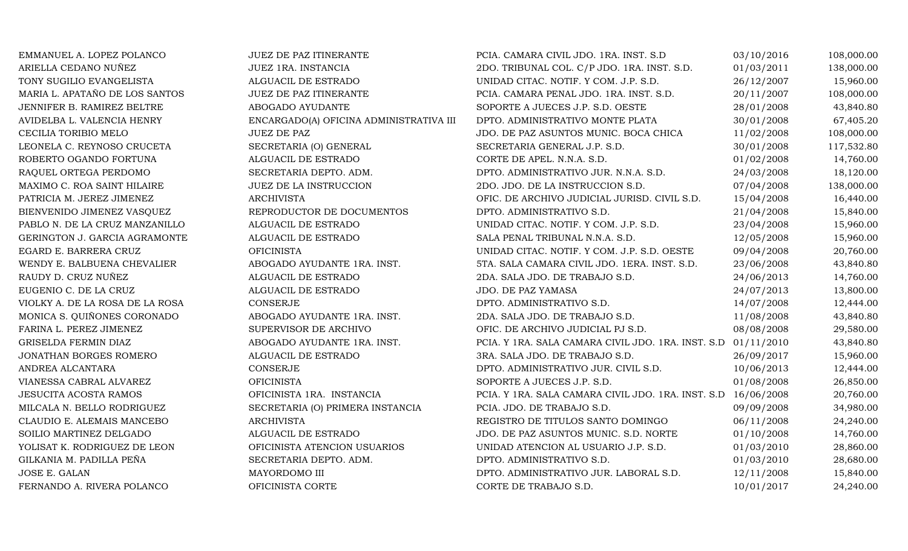| | | | | |
|---|---|---|---|---|
| EMMANUEL A. LOPEZ POLANCO | JUEZ DE PAZ ITINERANTE | PCIA. CAMARA CIVIL JDO. 1RA. INST. S.D | 03/10/2016 | 108,000.00 |
| ARIELLA CEDANO NUÑEZ | JUEZ 1RA. INSTANCIA | 2DO. TRIBUNAL COL. C/P JDO. 1RA. INST. S.D. | 01/03/2011 | 138,000.00 |
| TONY SUGILIO EVANGELISTA | ALGUACIL DE ESTRADO | UNIDAD CITAC. NOTIF. Y COM. J.P. S.D. | 26/12/2007 | 15,960.00 |
| MARIA L. APATAÑO DE LOS SANTOS | JUEZ DE PAZ ITINERANTE | PCIA. CAMARA PENAL JDO. 1RA. INST. S.D. | 20/11/2007 | 108,000.00 |
| JENNIFER B. RAMIREZ BELTRE | ABOGADO AYUDANTE | SOPORTE A JUECES J.P. S.D. OESTE | 28/01/2008 | 43,840.80 |
| AVIDELBA L. VALENCIA HENRY | ENCARGADO(A) OFICINA ADMINISTRATIVA III | DPTO. ADMINISTRATIVO MONTE PLATA | 30/01/2008 | 67,405.20 |
| CECILIA TORIBIO MELO | JUEZ DE PAZ | JDO. DE PAZ ASUNTOS MUNIC. BOCA CHICA | 11/02/2008 | 108,000.00 |
| LEONELA C. REYNOSO CRUCETA | SECRETARIA (O) GENERAL | SECRETARIA GENERAL J.P. S.D. | 30/01/2008 | 117,532.80 |
| ROBERTO OGANDO FORTUNA | ALGUACIL DE ESTRADO | CORTE DE APEL. N.N.A. S.D. | 01/02/2008 | 14,760.00 |
| RAQUEL ORTEGA PERDOMO | SECRETARIA DEPTO. ADM. | DPTO. ADMINISTRATIVO JUR. N.N.A. S.D. | 24/03/2008 | 18,120.00 |
| MAXIMO C. ROA SAINT HILAIRE | JUEZ DE LA INSTRUCCION | 2DO. JDO. DE LA INSTRUCCION S.D. | 07/04/2008 | 138,000.00 |
| PATRICIA M. JEREZ JIMENEZ | ARCHIVISTA | OFIC. DE ARCHIVO JUDICIAL JURISD. CIVIL S.D. | 15/04/2008 | 16,440.00 |
| BIENVENIDO JIMENEZ VASQUEZ | REPRODUCTOR DE DOCUMENTOS | DPTO. ADMINISTRATIVO S.D. | 21/04/2008 | 15,840.00 |
| PABLO N. DE LA CRUZ MANZANILLO | ALGUACIL DE ESTRADO | UNIDAD CITAC. NOTIF. Y COM. J.P. S.D. | 23/04/2008 | 15,960.00 |
| GERINGTON J. GARCIA AGRAMONTE | ALGUACIL DE ESTRADO | SALA PENAL TRIBUNAL N.N.A. S.D. | 12/05/2008 | 15,960.00 |
| EGARD E. BARRERA CRUZ | OFICINISTA | UNIDAD CITAC. NOTIF. Y COM. J.P. S.D. OESTE | 09/04/2008 | 20,760.00 |
| WENDY E. BALBUENA CHEVALIER | ABOGADO AYUDANTE 1RA. INST. | 5TA. SALA CAMARA CIVIL JDO. 1ERA. INST. S.D. | 23/06/2008 | 43,840.80 |
| RAUDY D. CRUZ NUÑEZ | ALGUACIL DE ESTRADO | 2DA. SALA JDO. DE TRABAJO S.D. | 24/06/2013 | 14,760.00 |
| EUGENIO C. DE LA CRUZ | ALGUACIL DE ESTRADO | JDO. DE PAZ YAMASA | 24/07/2013 | 13,800.00 |
| VIOLKY A. DE LA ROSA DE LA ROSA | CONSERJE | DPTO. ADMINISTRATIVO S.D. | 14/07/2008 | 12,444.00 |
| MONICA S. QUIÑONES CORONADO | ABOGADO AYUDANTE 1RA. INST. | 2DA. SALA JDO. DE TRABAJO S.D. | 11/08/2008 | 43,840.80 |
| FARINA L. PEREZ JIMENEZ | SUPERVISOR DE ARCHIVO | OFIC. DE ARCHIVO JUDICIAL PJ S.D. | 08/08/2008 | 29,580.00 |
| GRISELDA FERMIN DIAZ | ABOGADO AYUDANTE 1RA. INST. | PCIA. Y 1RA. SALA CAMARA CIVIL JDO. 1RA. INST. S.D | 01/11/2010 | 43,840.80 |
| JONATHAN BORGES ROMERO | ALGUACIL DE ESTRADO | 3RA. SALA JDO. DE TRABAJO S.D. | 26/09/2017 | 15,960.00 |
| ANDREA ALCANTARA | CONSERJE | DPTO. ADMINISTRATIVO JUR. CIVIL S.D. | 10/06/2013 | 12,444.00 |
| VIANESSA CABRAL ALVAREZ | OFICINISTA | SOPORTE A JUECES J.P. S.D. | 01/08/2008 | 26,850.00 |
| JESUCITA ACOSTA RAMOS | OFICINISTA 1RA. INSTANCIA | PCIA. Y 1RA. SALA CAMARA CIVIL JDO. 1RA. INST. S.D | 16/06/2008 | 20,760.00 |
| MILCALA N. BELLO RODRIGUEZ | SECRETARIA (O) PRIMERA INSTANCIA | PCIA. JDO. DE TRABAJO S.D. | 09/09/2008 | 34,980.00 |
| CLAUDIO E. ALEMAIS MANCEBO | ARCHIVISTA | REGISTRO DE TITULOS SANTO DOMINGO | 06/11/2008 | 24,240.00 |
| SOILIO MARTINEZ DELGADO | ALGUACIL DE ESTRADO | JDO. DE PAZ ASUNTOS MUNIC. S.D. NORTE | 01/10/2008 | 14,760.00 |
| YOLISAT K. RODRIGUEZ DE LEON | OFICINISTA ATENCION USUARIOS | UNIDAD ATENCION AL USUARIO J.P. S.D. | 01/03/2010 | 28,860.00 |
| GILKANIA M. PADILLA PEÑA | SECRETARIA DEPTO. ADM. | DPTO. ADMINISTRATIVO S.D. | 01/03/2010 | 28,680.00 |
| JOSE E. GALAN | MAYORDOMO III | DPTO. ADMINISTRATIVO JUR. LABORAL S.D. | 12/11/2008 | 15,840.00 |
| FERNANDO A. RIVERA POLANCO | OFICINISTA CORTE | CORTE DE TRABAJO S.D. | 10/01/2017 | 24,240.00 |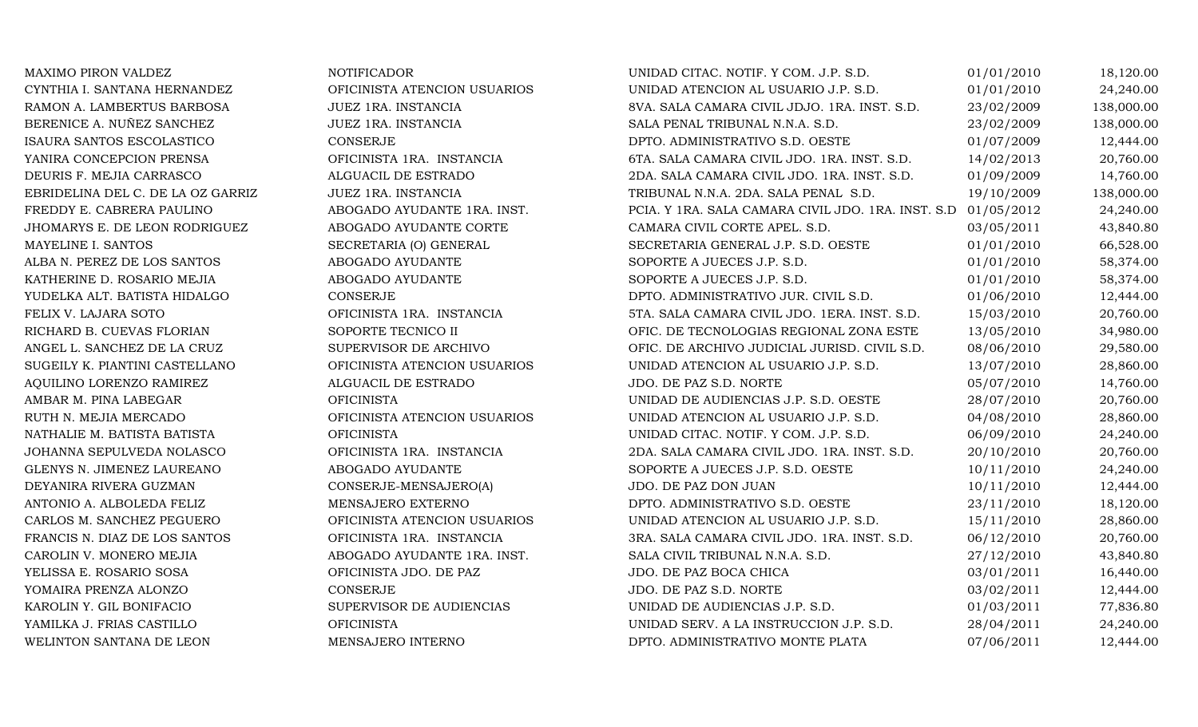| | | | | |
|---|---|---|---|---|
| MAXIMO PIRON VALDEZ | NOTIFICADOR | UNIDAD CITAC. NOTIF. Y COM. J.P. S.D. | 01/01/2010 | 18,120.00 |
| CYNTHIA I. SANTANA HERNANDEZ | OFICINISTA ATENCION USUARIOS | UNIDAD ATENCION AL USUARIO J.P. S.D. | 01/01/2010 | 24,240.00 |
| RAMON A. LAMBERTUS BARBOSA | JUEZ 1RA. INSTANCIA | 8VA. SALA CAMARA CIVIL JDJO. 1RA. INST. S.D. | 23/02/2009 | 138,000.00 |
| BERENICE A. NUÑEZ SANCHEZ | JUEZ 1RA. INSTANCIA | SALA PENAL TRIBUNAL N.N.A. S.D. | 23/02/2009 | 138,000.00 |
| ISAURA SANTOS ESCOLASTICO | CONSERJE | DPTO. ADMINISTRATIVO S.D. OESTE | 01/07/2009 | 12,444.00 |
| YANIRA CONCEPCION PRENSA | OFICINISTA 1RA. INSTANCIA | 6TA. SALA CAMARA CIVIL JDO. 1RA. INST. S.D. | 14/02/2013 | 20,760.00 |
| DEURIS F. MEJIA CARRASCO | ALGUACIL DE ESTRADO | 2DA. SALA CAMARA CIVIL JDO. 1RA. INST. S.D. | 01/09/2009 | 14,760.00 |
| EBRIDELINA DEL C. DE LA OZ GARRIZ | JUEZ 1RA. INSTANCIA | TRIBUNAL N.N.A. 2DA. SALA PENAL S.D. | 19/10/2009 | 138,000.00 |
| FREDDY E. CABRERA PAULINO | ABOGADO AYUDANTE 1RA. INST. | PCIA. Y 1RA. SALA CAMARA CIVIL JDO. 1RA. INST. S.D | 01/05/2012 | 24,240.00 |
| JHOMARYS E. DE LEON RODRIGUEZ | ABOGADO AYUDANTE CORTE | CAMARA CIVIL CORTE APEL. S.D. | 03/05/2011 | 43,840.80 |
| MAYELINE I. SANTOS | SECRETARIA (O) GENERAL | SECRETARIA GENERAL J.P. S.D. OESTE | 01/01/2010 | 66,528.00 |
| ALBA N. PEREZ DE LOS SANTOS | ABOGADO AYUDANTE | SOPORTE A JUECES J.P. S.D. | 01/01/2010 | 58,374.00 |
| KATHERINE D. ROSARIO MEJIA | ABOGADO AYUDANTE | SOPORTE A JUECES J.P. S.D. | 01/01/2010 | 58,374.00 |
| YUDELKA ALT. BATISTA HIDALGO | CONSERJE | DPTO. ADMINISTRATIVO JUR. CIVIL S.D. | 01/06/2010 | 12,444.00 |
| FELIX V. LAJARA SOTO | OFICINISTA 1RA. INSTANCIA | 5TA. SALA CAMARA CIVIL JDO. 1ERA. INST. S.D. | 15/03/2010 | 20,760.00 |
| RICHARD B. CUEVAS FLORIAN | SOPORTE TECNICO II | OFIC. DE TECNOLOGIAS REGIONAL ZONA ESTE | 13/05/2010 | 34,980.00 |
| ANGEL L. SANCHEZ DE LA CRUZ | SUPERVISOR DE ARCHIVO | OFIC. DE ARCHIVO JUDICIAL JURISD. CIVIL S.D. | 08/06/2010 | 29,580.00 |
| SUGEILY K. PIANTINI CASTELLANO | OFICINISTA ATENCION USUARIOS | UNIDAD ATENCION AL USUARIO J.P. S.D. | 13/07/2010 | 28,860.00 |
| AQUILINO LORENZO RAMIREZ | ALGUACIL DE ESTRADO | JDO. DE PAZ S.D. NORTE | 05/07/2010 | 14,760.00 |
| AMBAR M. PINA LABEGAR | OFICINISTA | UNIDAD DE AUDIENCIAS J.P. S.D. OESTE | 28/07/2010 | 20,760.00 |
| RUTH N. MEJIA MERCADO | OFICINISTA ATENCION USUARIOS | UNIDAD ATENCION AL USUARIO J.P. S.D. | 04/08/2010 | 28,860.00 |
| NATHALIE M. BATISTA BATISTA | OFICINISTA | UNIDAD CITAC. NOTIF. Y COM. J.P. S.D. | 06/09/2010 | 24,240.00 |
| JOHANNA SEPULVEDA NOLASCO | OFICINISTA 1RA. INSTANCIA | 2DA. SALA CAMARA CIVIL JDO. 1RA. INST. S.D. | 20/10/2010 | 20,760.00 |
| GLENYS N. JIMENEZ LAUREANO | ABOGADO AYUDANTE | SOPORTE A JUECES J.P. S.D. OESTE | 10/11/2010 | 24,240.00 |
| DEYANIRA RIVERA GUZMAN | CONSERJE-MENSAJERO(A) | JDO. DE PAZ DON JUAN | 10/11/2010 | 12,444.00 |
| ANTONIO A. ALBOLEDA FELIZ | MENSAJERO EXTERNO | DPTO. ADMINISTRATIVO S.D. OESTE | 23/11/2010 | 18,120.00 |
| CARLOS M. SANCHEZ PEGUERO | OFICINISTA ATENCION USUARIOS | UNIDAD ATENCION AL USUARIO J.P. S.D. | 15/11/2010 | 28,860.00 |
| FRANCIS N. DIAZ DE LOS SANTOS | OFICINISTA 1RA. INSTANCIA | 3RA. SALA CAMARA CIVIL JDO. 1RA. INST. S.D. | 06/12/2010 | 20,760.00 |
| CAROLIN V. MONERO MEJIA | ABOGADO AYUDANTE 1RA. INST. | SALA CIVIL TRIBUNAL N.N.A. S.D. | 27/12/2010 | 43,840.80 |
| YELISSA E. ROSARIO SOSA | OFICINISTA JDO. DE PAZ | JDO. DE PAZ BOCA CHICA | 03/01/2011 | 16,440.00 |
| YOMAIRA PRENZA ALONZO | CONSERJE | JDO. DE PAZ S.D. NORTE | 03/02/2011 | 12,444.00 |
| KAROLIN Y. GIL BONIFACIO | SUPERVISOR DE AUDIENCIAS | UNIDAD DE AUDIENCIAS J.P. S.D. | 01/03/2011 | 77,836.80 |
| YAMILKA J. FRIAS CASTILLO | OFICINISTA | UNIDAD SERV. A LA INSTRUCCION J.P. S.D. | 28/04/2011 | 24,240.00 |
| WELINTON SANTANA DE LEON | MENSAJERO INTERNO | DPTO. ADMINISTRATIVO MONTE PLATA | 07/06/2011 | 12,444.00 |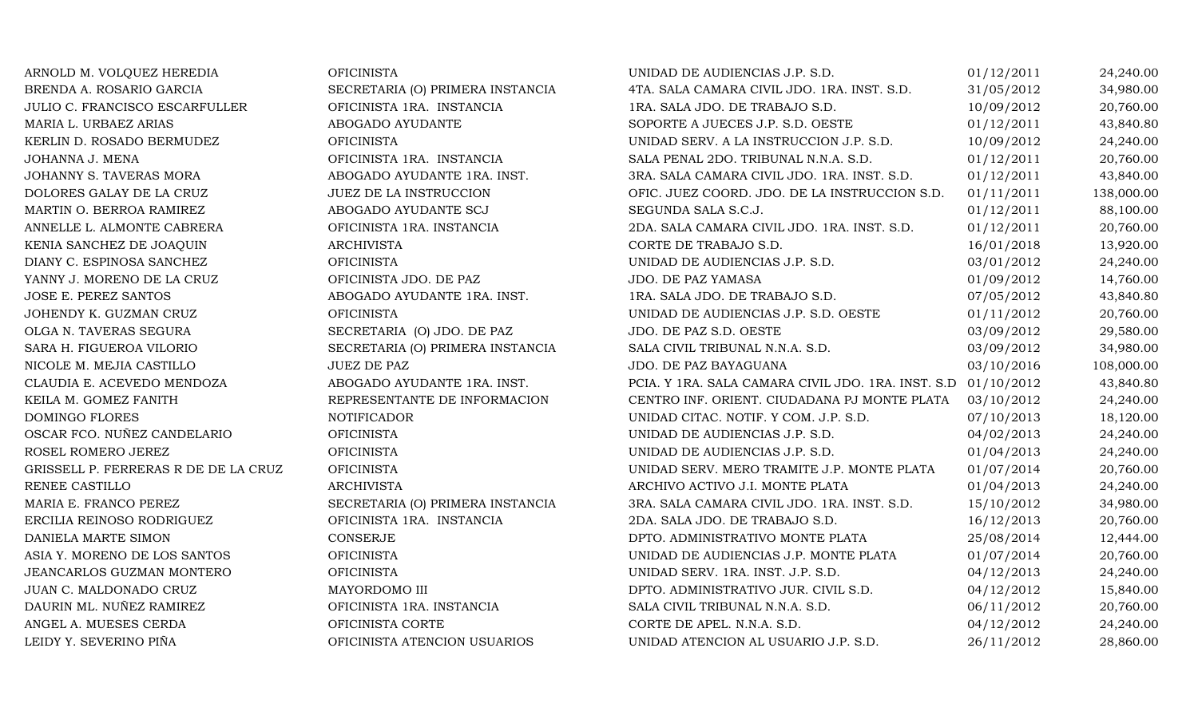| | | | | |
|---|---|---|---|---|
| ARNOLD M. VOLQUEZ HEREDIA | OFICINISTA | UNIDAD DE AUDIENCIAS J.P. S.D. | 01/12/2011 | 24,240.00 |
| BRENDA A. ROSARIO GARCIA | SECRETARIA (O) PRIMERA INSTANCIA | 4TA. SALA CAMARA CIVIL JDO. 1RA. INST. S.D. | 31/05/2012 | 34,980.00 |
| JULIO C. FRANCISCO ESCARFULLER | OFICINISTA 1RA. INSTANCIA | 1RA. SALA JDO. DE TRABAJO S.D. | 10/09/2012 | 20,760.00 |
| MARIA L. URBAEZ ARIAS | ABOGADO AYUDANTE | SOPORTE A JUECES J.P. S.D. OESTE | 01/12/2011 | 43,840.80 |
| KERLIN D. ROSADO BERMUDEZ | OFICINISTA | UNIDAD SERV. A LA INSTRUCCION J.P. S.D. | 10/09/2012 | 24,240.00 |
| JOHANNA J. MENA | OFICINISTA 1RA. INSTANCIA | SALA PENAL 2DO. TRIBUNAL N.N.A. S.D. | 01/12/2011 | 20,760.00 |
| JOHANNY S. TAVERAS MORA | ABOGADO AYUDANTE 1RA. INST. | 3RA. SALA CAMARA CIVIL JDO. 1RA. INST. S.D. | 01/12/2011 | 43,840.00 |
| DOLORES GALAY DE LA CRUZ | JUEZ DE LA INSTRUCCION | OFIC. JUEZ COORD. JDO. DE LA INSTRUCCION S.D. | 01/11/2011 | 138,000.00 |
| MARTIN O. BERROA RAMIREZ | ABOGADO AYUDANTE SCJ | SEGUNDA SALA S.C.J. | 01/12/2011 | 88,100.00 |
| ANNELLE L. ALMONTE CABRERA | OFICINISTA 1RA. INSTANCIA | 2DA. SALA CAMARA CIVIL JDO. 1RA. INST. S.D. | 01/12/2011 | 20,760.00 |
| KENIA SANCHEZ DE JOAQUIN | ARCHIVISTA | CORTE DE TRABAJO S.D. | 16/01/2018 | 13,920.00 |
| DIANY C. ESPINOSA SANCHEZ | OFICINISTA | UNIDAD DE AUDIENCIAS J.P. S.D. | 03/01/2012 | 24,240.00 |
| YANNY J. MORENO DE LA CRUZ | OFICINISTA JDO. DE PAZ | JDO. DE PAZ YAMASA | 01/09/2012 | 14,760.00 |
| JOSE E. PEREZ SANTOS | ABOGADO AYUDANTE 1RA. INST. | 1RA. SALA JDO. DE TRABAJO S.D. | 07/05/2012 | 43,840.80 |
| JOHENDY K. GUZMAN CRUZ | OFICINISTA | UNIDAD DE AUDIENCIAS J.P. S.D. OESTE | 01/11/2012 | 20,760.00 |
| OLGA N. TAVERAS SEGURA | SECRETARIA (O) JDO. DE PAZ | JDO. DE PAZ S.D. OESTE | 03/09/2012 | 29,580.00 |
| SARA H. FIGUEROA VILORIO | SECRETARIA (O) PRIMERA INSTANCIA | SALA CIVIL TRIBUNAL N.N.A. S.D. | 03/09/2012 | 34,980.00 |
| NICOLE M. MEJIA CASTILLO | JUEZ DE PAZ | JDO. DE PAZ BAYAGUANA | 03/10/2016 | 108,000.00 |
| CLAUDIA E. ACEVEDO MENDOZA | ABOGADO AYUDANTE 1RA. INST. | PCIA. Y 1RA. SALA CAMARA CIVIL JDO. 1RA. INST. S.D | 01/10/2012 | 43,840.80 |
| KEILA M. GOMEZ FANITH | REPRESENTANTE DE INFORMACION | CENTRO INF. ORIENT. CIUDADANA PJ MONTE PLATA | 03/10/2012 | 24,240.00 |
| DOMINGO FLORES | NOTIFICADOR | UNIDAD CITAC. NOTIF. Y COM. J.P. S.D. | 07/10/2013 | 18,120.00 |
| OSCAR FCO. NUÑEZ CANDELARIO | OFICINISTA | UNIDAD DE AUDIENCIAS J.P. S.D. | 04/02/2013 | 24,240.00 |
| ROSEL ROMERO JEREZ | OFICINISTA | UNIDAD DE AUDIENCIAS J.P. S.D. | 01/04/2013 | 24,240.00 |
| GRISSELL P. FERRERAS R DE DE LA CRUZ | OFICINISTA | UNIDAD SERV. MERO TRAMITE J.P. MONTE PLATA | 01/07/2014 | 20,760.00 |
| RENEE CASTILLO | ARCHIVISTA | ARCHIVO ACTIVO J.I. MONTE PLATA | 01/04/2013 | 24,240.00 |
| MARIA E. FRANCO PEREZ | SECRETARIA (O) PRIMERA INSTANCIA | 3RA. SALA CAMARA CIVIL JDO. 1RA. INST. S.D. | 15/10/2012 | 34,980.00 |
| ERCILIA REINOSO RODRIGUEZ | OFICINISTA 1RA. INSTANCIA | 2DA. SALA JDO. DE TRABAJO S.D. | 16/12/2013 | 20,760.00 |
| DANIELA MARTE SIMON | CONSERJE | DPTO. ADMINISTRATIVO MONTE PLATA | 25/08/2014 | 12,444.00 |
| ASIA Y. MORENO DE LOS SANTOS | OFICINISTA | UNIDAD DE AUDIENCIAS J.P. MONTE PLATA | 01/07/2014 | 20,760.00 |
| JEANCARLOS GUZMAN MONTERO | OFICINISTA | UNIDAD SERV. 1RA. INST. J.P. S.D. | 04/12/2013 | 24,240.00 |
| JUAN C. MALDONADO CRUZ | MAYORDOMO III | DPTO. ADMINISTRATIVO JUR. CIVIL S.D. | 04/12/2012 | 15,840.00 |
| DAURIN ML. NUÑEZ RAMIREZ | OFICINISTA 1RA. INSTANCIA | SALA CIVIL TRIBUNAL N.N.A. S.D. | 06/11/2012 | 20,760.00 |
| ANGEL A. MUESES CERDA | OFICINISTA CORTE | CORTE DE APEL. N.N.A. S.D. | 04/12/2012 | 24,240.00 |
| LEIDY Y. SEVERINO PIÑA | OFICINISTA ATENCION USUARIOS | UNIDAD ATENCION AL USUARIO J.P. S.D. | 26/11/2012 | 28,860.00 |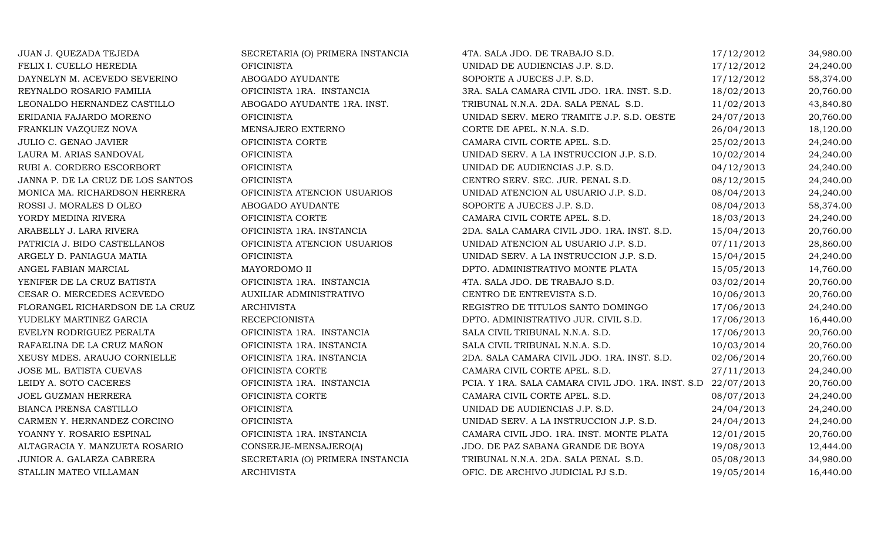| | | | | |
|---|---|---|---|---|
| JUAN J. QUEZADA TEJEDA | SECRETARIA (O) PRIMERA INSTANCIA | 4TA. SALA JDO. DE TRABAJO S.D. | 17/12/2012 | 34,980.00 |
| FELIX I. CUELLO HEREDIA | OFICINISTA | UNIDAD DE AUDIENCIAS J.P. S.D. | 17/12/2012 | 24,240.00 |
| DAYNELYN M. ACEVEDO SEVERINO | ABOGADO AYUDANTE | SOPORTE A JUECES J.P. S.D. | 17/12/2012 | 58,374.00 |
| REYNALDO ROSARIO FAMILIA | OFICINISTA 1RA. INSTANCIA | 3RA. SALA CAMARA CIVIL JDO. 1RA. INST. S.D. | 18/02/2013 | 20,760.00 |
| LEONALDO HERNANDEZ CASTILLO | ABOGADO AYUDANTE 1RA. INST. | TRIBUNAL N.N.A. 2DA. SALA PENAL S.D. | 11/02/2013 | 43,840.80 |
| ERIDANIA FAJARDO MORENO | OFICINISTA | UNIDAD SERV. MERO TRAMITE J.P. S.D. OESTE | 24/07/2013 | 20,760.00 |
| FRANKLIN VAZQUEZ NOVA | MENSAJERO EXTERNO | CORTE DE APEL. N.N.A. S.D. | 26/04/2013 | 18,120.00 |
| JULIO C. GENAO JAVIER | OFICINISTA CORTE | CAMARA CIVIL CORTE APEL. S.D. | 25/02/2013 | 24,240.00 |
| LAURA M. ARIAS SANDOVAL | OFICINISTA | UNIDAD SERV. A LA INSTRUCCION J.P. S.D. | 10/02/2014 | 24,240.00 |
| RUBI A. CORDERO ESCORBORT | OFICINISTA | UNIDAD DE AUDIENCIAS J.P. S.D. | 04/12/2013 | 24,240.00 |
| JANNA P. DE LA CRUZ DE LOS SANTOS | OFICINISTA | CENTRO SERV. SEC. JUR. PENAL S.D. | 08/12/2015 | 24,240.00 |
| MONICA MA. RICHARDSON HERRERA | OFICINISTA ATENCION USUARIOS | UNIDAD ATENCION AL USUARIO J.P. S.D. | 08/04/2013 | 24,240.00 |
| ROSSI J. MORALES D OLEO | ABOGADO AYUDANTE | SOPORTE A JUECES J.P. S.D. | 08/04/2013 | 58,374.00 |
| YORDY MEDINA RIVERA | OFICINISTA CORTE | CAMARA CIVIL CORTE APEL. S.D. | 18/03/2013 | 24,240.00 |
| ARABELLY J. LARA RIVERA | OFICINISTA 1RA. INSTANCIA | 2DA. SALA CAMARA CIVIL JDO. 1RA. INST. S.D. | 15/04/2013 | 20,760.00 |
| PATRICIA J. BIDO CASTELLANOS | OFICINISTA ATENCION USUARIOS | UNIDAD ATENCION AL USUARIO J.P. S.D. | 07/11/2013 | 28,860.00 |
| ARGELY D. PANIAGUA MATIA | OFICINISTA | UNIDAD SERV. A LA INSTRUCCION J.P. S.D. | 15/04/2015 | 24,240.00 |
| ANGEL FABIAN MARCIAL | MAYORDOMO II | DPTO. ADMINISTRATIVO MONTE PLATA | 15/05/2013 | 14,760.00 |
| YENIFER DE LA CRUZ BATISTA | OFICINISTA 1RA. INSTANCIA | 4TA. SALA JDO. DE TRABAJO S.D. | 03/02/2014 | 20,760.00 |
| CESAR O. MERCEDES ACEVEDO | AUXILIAR ADMINISTRATIVO | CENTRO DE ENTREVISTA S.D. | 10/06/2013 | 20,760.00 |
| FLORANGEL RICHARDSON DE LA CRUZ | ARCHIVISTA | REGISTRO DE TITULOS SANTO DOMINGO | 17/06/2013 | 24,240.00 |
| YUDELKY MARTINEZ GARCIA | RECEPCIONISTA | DPTO. ADMINISTRATIVO JUR. CIVIL S.D. | 17/06/2013 | 16,440.00 |
| EVELYN RODRIGUEZ PERALTA | OFICINISTA 1RA. INSTANCIA | SALA CIVIL TRIBUNAL N.N.A. S.D. | 17/06/2013 | 20,760.00 |
| RAFAELINA DE LA CRUZ MAÑON | OFICINISTA 1RA. INSTANCIA | SALA CIVIL TRIBUNAL N.N.A. S.D. | 10/03/2014 | 20,760.00 |
| XEUSY MDES. ARAUJO CORNIELLE | OFICINISTA 1RA. INSTANCIA | 2DA. SALA CAMARA CIVIL JDO. 1RA. INST. S.D. | 02/06/2014 | 20,760.00 |
| JOSE ML. BATISTA CUEVAS | OFICINISTA CORTE | CAMARA CIVIL CORTE APEL. S.D. | 27/11/2013 | 24,240.00 |
| LEIDY A. SOTO CACERES | OFICINISTA 1RA. INSTANCIA | PCIA. Y 1RA. SALA CAMARA CIVIL JDO. 1RA. INST. S.D | 22/07/2013 | 20,760.00 |
| JOEL GUZMAN HERRERA | OFICINISTA CORTE | CAMARA CIVIL CORTE APEL. S.D. | 08/07/2013 | 24,240.00 |
| BIANCA PRENSA CASTILLO | OFICINISTA | UNIDAD DE AUDIENCIAS J.P. S.D. | 24/04/2013 | 24,240.00 |
| CARMEN Y. HERNANDEZ CORCINO | OFICINISTA | UNIDAD SERV. A LA INSTRUCCION J.P. S.D. | 24/04/2013 | 24,240.00 |
| YOANNY Y. ROSARIO ESPINAL | OFICINISTA 1RA. INSTANCIA | CAMARA CIVIL JDO. 1RA. INST. MONTE PLATA | 12/01/2015 | 20,760.00 |
| ALTAGRACIA Y. MANZUETA ROSARIO | CONSERJE-MENSAJERO(A) | JDO. DE PAZ SABANA GRANDE DE BOYA | 19/08/2013 | 12,444.00 |
| JUNIOR A. GALARZA CABRERA | SECRETARIA (O) PRIMERA INSTANCIA | TRIBUNAL N.N.A. 2DA. SALA PENAL S.D. | 05/08/2013 | 34,980.00 |
| STALLIN MATEO VILLAMAN | ARCHIVISTA | OFIC. DE ARCHIVO JUDICIAL PJ S.D. | 19/05/2014 | 16,440.00 |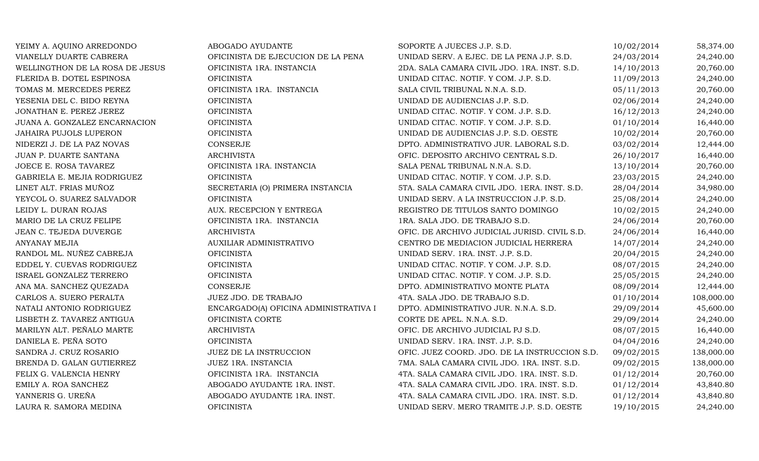| | | | | |
|---|---|---|---|---|
| YEIMY A. AQUINO ARREDONDO | ABOGADO AYUDANTE | SOPORTE A JUECES J.P. S.D. | 10/02/2014 | 58,374.00 |
| VIANELLY DUARTE CABRERA | OFICINISTA DE EJECUCION DE LA PENA | UNIDAD SERV. A EJEC. DE LA PENA J.P. S.D. | 24/03/2014 | 24,240.00 |
| WELLINGTHON DE LA ROSA DE JESUS | OFICINISTA 1RA. INSTANCIA | 2DA. SALA CAMARA CIVIL JDO. 1RA. INST. S.D. | 14/10/2013 | 20,760.00 |
| FLERIDA B. DOTEL ESPINOSA | OFICINISTA | UNIDAD CITAC. NOTIF. Y COM. J.P. S.D. | 11/09/2013 | 24,240.00 |
| TOMAS M. MERCEDES PEREZ | OFICINISTA 1RA. INSTANCIA | SALA CIVIL TRIBUNAL N.N.A. S.D. | 05/11/2013 | 20,760.00 |
| YESENIA DEL C. BIDO REYNA | OFICINISTA | UNIDAD DE AUDIENCIAS J.P. S.D. | 02/06/2014 | 24,240.00 |
| JONATHAN E. PEREZ JEREZ | OFICINISTA | UNIDAD CITAC. NOTIF. Y COM. J.P. S.D. | 16/12/2013 | 24,240.00 |
| JUANA A. GONZALEZ ENCARNACION | OFICINISTA | UNIDAD CITAC. NOTIF. Y COM. J.P. S.D. | 01/10/2014 | 16,440.00 |
| JAHAIRA PUJOLS LUPERON | OFICINISTA | UNIDAD DE AUDIENCIAS J.P. S.D. OESTE | 10/02/2014 | 20,760.00 |
| NIDERZI J. DE LA PAZ NOVAS | CONSERJE | DPTO. ADMINISTRATIVO JUR. LABORAL S.D. | 03/02/2014 | 12,444.00 |
| JUAN P. DUARTE SANTANA | ARCHIVISTA | OFIC. DEPOSITO ARCHIVO CENTRAL S.D. | 26/10/2017 | 16,440.00 |
| JOECE E. ROSA TAVAREZ | OFICINISTA 1RA. INSTANCIA | SALA PENAL TRIBUNAL N.N.A. S.D. | 13/10/2014 | 20,760.00 |
| GABRIELA E. MEJIA RODRIGUEZ | OFICINISTA | UNIDAD CITAC. NOTIF. Y COM. J.P. S.D. | 23/03/2015 | 24,240.00 |
| LINET ALT. FRIAS MUÑOZ | SECRETARIA (O) PRIMERA INSTANCIA | 5TA. SALA CAMARA CIVIL JDO. 1ERA. INST. S.D. | 28/04/2014 | 34,980.00 |
| YEYCOL O. SUAREZ SALVADOR | OFICINISTA | UNIDAD SERV. A LA INSTRUCCION J.P. S.D. | 25/08/2014 | 24,240.00 |
| LEIDY L. DURAN ROJAS | AUX. RECEPCION Y ENTREGA | REGISTRO DE TITULOS SANTO DOMINGO | 10/02/2015 | 24,240.00 |
| MARIO DE LA CRUZ FELIPE | OFICINISTA 1RA. INSTANCIA | 1RA. SALA JDO. DE TRABAJO S.D. | 24/06/2014 | 20,760.00 |
| JEAN C. TEJEDA DUVERGE | ARCHIVISTA | OFIC. DE ARCHIVO JUDICIAL JURISD. CIVIL S.D. | 24/06/2014 | 16,440.00 |
| ANYANAY MEJIA | AUXILIAR ADMINISTRATIVO | CENTRO DE MEDIACION JUDICIAL HERRERA | 14/07/2014 | 24,240.00 |
| RANDOL ML. NUÑEZ CABREJA | OFICINISTA | UNIDAD SERV. 1RA. INST. J.P. S.D. | 20/04/2015 | 24,240.00 |
| EDDEL Y. CUEVAS RODRIGUEZ | OFICINISTA | UNIDAD CITAC. NOTIF. Y COM. J.P. S.D. | 08/07/2015 | 24,240.00 |
| ISRAEL GONZALEZ TERRERO | OFICINISTA | UNIDAD CITAC. NOTIF. Y COM. J.P. S.D. | 25/05/2015 | 24,240.00 |
| ANA MA. SANCHEZ QUEZADA | CONSERJE | DPTO. ADMINISTRATIVO MONTE PLATA | 08/09/2014 | 12,444.00 |
| CARLOS A. SUERO PERALTA | JUEZ JDO. DE TRABAJO | 4TA. SALA JDO. DE TRABAJO S.D. | 01/10/2014 | 108,000.00 |
| NATALI ANTONIO RODRIGUEZ | ENCARGADO(A) OFICINA ADMINISTRATIVA I | DPTO. ADMINISTRATIVO JUR. N.N.A. S.D. | 29/09/2014 | 45,600.00 |
| LISBETH Z. TAVAREZ ANTIGUA | OFICINISTA CORTE | CORTE DE APEL. N.N.A. S.D. | 29/09/2014 | 24,240.00 |
| MARILYN ALT. PEÑALO MARTE | ARCHIVISTA | OFIC. DE ARCHIVO JUDICIAL PJ S.D. | 08/07/2015 | 16,440.00 |
| DANIELA E. PEÑA SOTO | OFICINISTA | UNIDAD SERV. 1RA. INST. J.P. S.D. | 04/04/2016 | 24,240.00 |
| SANDRA J. CRUZ ROSARIO | JUEZ DE LA INSTRUCCION | OFIC. JUEZ COORD. JDO. DE LA INSTRUCCION S.D. | 09/02/2015 | 138,000.00 |
| BRENDA D. GALAN GUTIERREZ | JUEZ 1RA. INSTANCIA | 7MA. SALA CAMARA CIVIL JDO. 1RA. INST. S.D. | 09/02/2015 | 138,000.00 |
| FELIX G. VALENCIA HENRY | OFICINISTA 1RA. INSTANCIA | 4TA. SALA CAMARA CIVIL JDO. 1RA. INST. S.D. | 01/12/2014 | 20,760.00 |
| EMILY A. ROA SANCHEZ | ABOGADO AYUDANTE 1RA. INST. | 4TA. SALA CAMARA CIVIL JDO. 1RA. INST. S.D. | 01/12/2014 | 43,840.80 |
| YANNERIS G. UREÑA | ABOGADO AYUDANTE 1RA. INST. | 4TA. SALA CAMARA CIVIL JDO. 1RA. INST. S.D. | 01/12/2014 | 43,840.80 |
| LAURA R. SAMORA MEDINA | OFICINISTA | UNIDAD SERV. MERO TRAMITE J.P. S.D. OESTE | 19/10/2015 | 24,240.00 |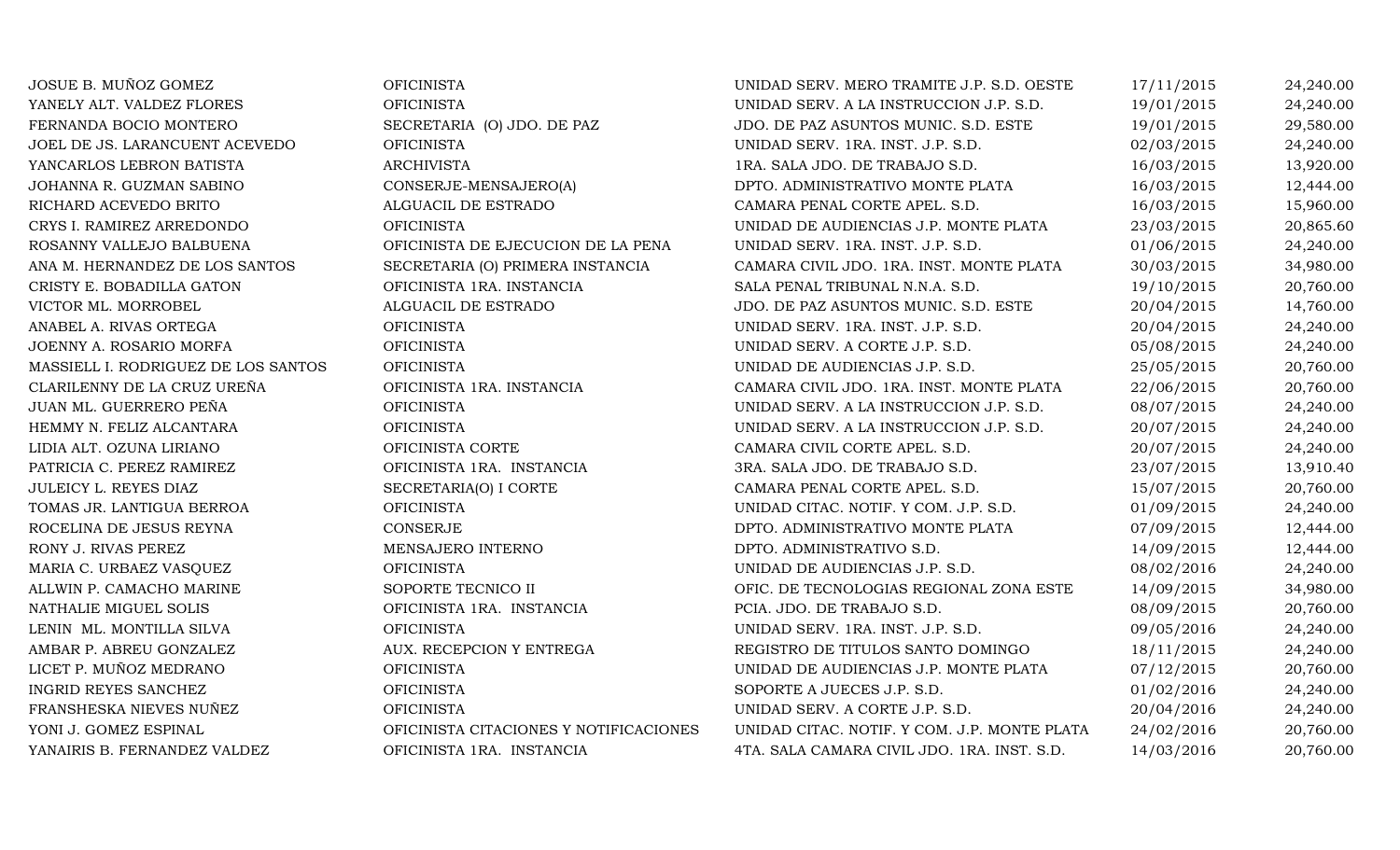| | | | | |
|---|---|---|---|---|
| JOSUE B. MUÑOZ GOMEZ | OFICINISTA | UNIDAD SERV. MERO TRAMITE J.P. S.D. OESTE | 17/11/2015 | 24,240.00 |
| YANELY ALT. VALDEZ FLORES | OFICINISTA | UNIDAD SERV. A LA INSTRUCCION J.P. S.D. | 19/01/2015 | 24,240.00 |
| FERNANDA BOCIO MONTERO | SECRETARIA (O) JDO. DE PAZ | JDO. DE PAZ ASUNTOS MUNIC. S.D. ESTE | 19/01/2015 | 29,580.00 |
| JOEL DE JS. LARANCUENT ACEVEDO | OFICINISTA | UNIDAD SERV. 1RA. INST. J.P. S.D. | 02/03/2015 | 24,240.00 |
| YANCARLOS LEBRON BATISTA | ARCHIVISTA | 1RA. SALA JDO. DE TRABAJO S.D. | 16/03/2015 | 13,920.00 |
| JOHANNA R. GUZMAN SABINO | CONSERJE-MENSAJERO(A) | DPTO. ADMINISTRATIVO MONTE PLATA | 16/03/2015 | 12,444.00 |
| RICHARD ACEVEDO BRITO | ALGUACIL DE ESTRADO | CAMARA PENAL CORTE APEL. S.D. | 16/03/2015 | 15,960.00 |
| CRYS I. RAMIREZ ARREDONDO | OFICINISTA | UNIDAD DE AUDIENCIAS J.P. MONTE PLATA | 23/03/2015 | 20,865.60 |
| ROSANNY VALLEJO BALBUENA | OFICINISTA DE EJECUCION DE LA PENA | UNIDAD SERV. 1RA. INST. J.P. S.D. | 01/06/2015 | 24,240.00 |
| ANA M. HERNANDEZ DE LOS SANTOS | SECRETARIA (O) PRIMERA INSTANCIA | CAMARA CIVIL JDO. 1RA. INST. MONTE PLATA | 30/03/2015 | 34,980.00 |
| CRISTY E. BOBADILLA GATON | OFICINISTA 1RA. INSTANCIA | SALA PENAL TRIBUNAL N.N.A. S.D. | 19/10/2015 | 20,760.00 |
| VICTOR ML. MORROBEL | ALGUACIL DE ESTRADO | JDO. DE PAZ ASUNTOS MUNIC. S.D. ESTE | 20/04/2015 | 14,760.00 |
| ANABEL A. RIVAS ORTEGA | OFICINISTA | UNIDAD SERV. 1RA. INST. J.P. S.D. | 20/04/2015 | 24,240.00 |
| JOENNY A. ROSARIO MORFA | OFICINISTA | UNIDAD SERV. A CORTE J.P. S.D. | 05/08/2015 | 24,240.00 |
| MASSIELL I. RODRIGUEZ DE LOS SANTOS | OFICINISTA | UNIDAD DE AUDIENCIAS J.P. S.D. | 25/05/2015 | 20,760.00 |
| CLARILENNY DE LA CRUZ UREÑA | OFICINISTA 1RA. INSTANCIA | CAMARA CIVIL JDO. 1RA. INST. MONTE PLATA | 22/06/2015 | 20,760.00 |
| JUAN ML. GUERRERO PEÑA | OFICINISTA | UNIDAD SERV. A LA INSTRUCCION J.P. S.D. | 08/07/2015 | 24,240.00 |
| HEMMY N. FELIZ ALCANTARA | OFICINISTA | UNIDAD SERV. A LA INSTRUCCION J.P. S.D. | 20/07/2015 | 24,240.00 |
| LIDIA ALT. OZUNA LIRIANO | OFICINISTA CORTE | CAMARA CIVIL CORTE APEL. S.D. | 20/07/2015 | 24,240.00 |
| PATRICIA C. PEREZ RAMIREZ | OFICINISTA 1RA. INSTANCIA | 3RA. SALA JDO. DE TRABAJO S.D. | 23/07/2015 | 13,910.40 |
| JULEICY L. REYES DIAZ | SECRETARIA(O) I CORTE | CAMARA PENAL CORTE APEL. S.D. | 15/07/2015 | 20,760.00 |
| TOMAS JR. LANTIGUA BERROA | OFICINISTA | UNIDAD CITAC. NOTIF. Y COM. J.P. S.D. | 01/09/2015 | 24,240.00 |
| ROCELINA DE JESUS REYNA | CONSERJE | DPTO. ADMINISTRATIVO MONTE PLATA | 07/09/2015 | 12,444.00 |
| RONY J. RIVAS PEREZ | MENSAJERO INTERNO | DPTO. ADMINISTRATIVO S.D. | 14/09/2015 | 12,444.00 |
| MARIA C. URBAEZ VASQUEZ | OFICINISTA | UNIDAD DE AUDIENCIAS J.P. S.D. | 08/02/2016 | 24,240.00 |
| ALLWIN P. CAMACHO MARINE | SOPORTE TECNICO II | OFIC. DE TECNOLOGIAS REGIONAL ZONA ESTE | 14/09/2015 | 34,980.00 |
| NATHALIE MIGUEL SOLIS | OFICINISTA 1RA. INSTANCIA | PCIA. JDO. DE TRABAJO S.D. | 08/09/2015 | 20,760.00 |
| LENIN ML. MONTILLA SILVA | OFICINISTA | UNIDAD SERV. 1RA. INST. J.P. S.D. | 09/05/2016 | 24,240.00 |
| AMBAR P. ABREU GONZALEZ | AUX. RECEPCION Y ENTREGA | REGISTRO DE TITULOS SANTO DOMINGO | 18/11/2015 | 24,240.00 |
| LICET P. MUÑOZ MEDRANO | OFICINISTA | UNIDAD DE AUDIENCIAS J.P. MONTE PLATA | 07/12/2015 | 20,760.00 |
| INGRID REYES SANCHEZ | OFICINISTA | SOPORTE A JUECES J.P. S.D. | 01/02/2016 | 24,240.00 |
| FRANSHESKA NIEVES NUÑEZ | OFICINISTA | UNIDAD SERV. A CORTE J.P. S.D. | 20/04/2016 | 24,240.00 |
| YONI J. GOMEZ ESPINAL | OFICINISTA CITACIONES Y NOTIFICACIONES | UNIDAD CITAC. NOTIF. Y COM. J.P. MONTE PLATA | 24/02/2016 | 20,760.00 |
| YANAIRIS B. FERNANDEZ VALDEZ | OFICINISTA 1RA. INSTANCIA | 4TA. SALA CAMARA CIVIL JDO. 1RA. INST. S.D. | 14/03/2016 | 20,760.00 |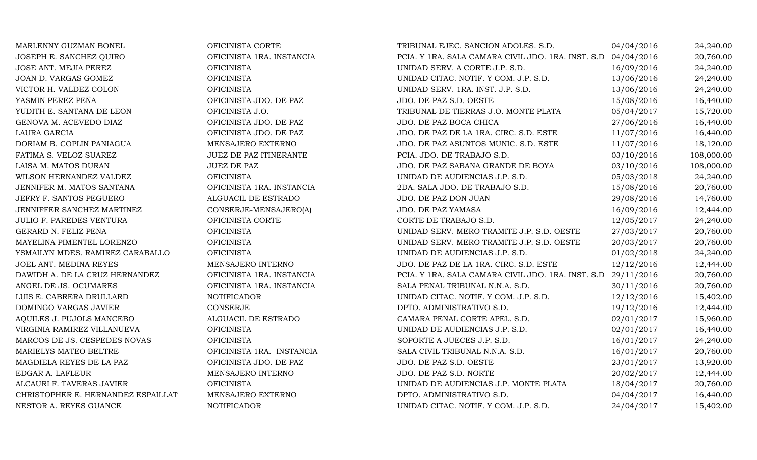| | | | | |
|---|---|---|---|---|
| MARLENNY GUZMAN BONEL | OFICINISTA CORTE | TRIBUNAL EJEC. SANCION ADOLES. S.D. | 04/04/2016 | 24,240.00 |
| JOSEPH E. SANCHEZ QUIRO | OFICINISTA 1RA. INSTANCIA | PCIA. Y 1RA. SALA CAMARA CIVIL JDO. 1RA. INST. S.D | 04/04/2016 | 20,760.00 |
| JOSE ANT. MEJIA PEREZ | OFICINISTA | UNIDAD SERV. A CORTE J.P. S.D. | 16/09/2016 | 24,240.00 |
| JOAN D. VARGAS GOMEZ | OFICINISTA | UNIDAD CITAC. NOTIF. Y COM. J.P. S.D. | 13/06/2016 | 24,240.00 |
| VICTOR H. VALDEZ COLON | OFICINISTA | UNIDAD SERV. 1RA. INST. J.P. S.D. | 13/06/2016 | 24,240.00 |
| YASMIN PEREZ PEÑA | OFICINISTA JDO. DE PAZ | JDO. DE PAZ S.D. OESTE | 15/08/2016 | 16,440.00 |
| YUDITH E. SANTANA DE LEON | OFICINISTA J.O. | TRIBUNAL DE TIERRAS J.O. MONTE PLATA | 05/04/2017 | 15,720.00 |
| GENOVA M. ACEVEDO DIAZ | OFICINISTA JDO. DE PAZ | JDO. DE PAZ BOCA CHICA | 27/06/2016 | 16,440.00 |
| LAURA GARCIA | OFICINISTA JDO. DE PAZ | JDO. DE PAZ DE LA 1RA. CIRC. S.D. ESTE | 11/07/2016 | 16,440.00 |
| DORIAM B. COPLIN PANIAGUA | MENSAJERO EXTERNO | JDO. DE PAZ ASUNTOS MUNIC. S.D. ESTE | 11/07/2016 | 18,120.00 |
| FATIMA S. VELOZ SUAREZ | JUEZ DE PAZ ITINERANTE | PCIA. JDO. DE TRABAJO S.D. | 03/10/2016 | 108,000.00 |
| LAISA M. MATOS DURAN | JUEZ DE PAZ | JDO. DE PAZ SABANA GRANDE DE BOYA | 03/10/2016 | 108,000.00 |
| WILSON HERNANDEZ VALDEZ | OFICINISTA | UNIDAD DE AUDIENCIAS J.P. S.D. | 05/03/2018 | 24,240.00 |
| JENNIFER M. MATOS SANTANA | OFICINISTA 1RA. INSTANCIA | 2DA. SALA JDO. DE TRABAJO S.D. | 15/08/2016 | 20,760.00 |
| JEFRY F. SANTOS PEGUERO | ALGUACIL DE ESTRADO | JDO. DE PAZ DON JUAN | 29/08/2016 | 14,760.00 |
| JENNIFFER SANCHEZ MARTINEZ | CONSERJE-MENSAJERO(A) | JDO. DE PAZ YAMASA | 16/09/2016 | 12,444.00 |
| JULIO F. PAREDES VENTURA | OFICINISTA CORTE | CORTE DE TRABAJO S.D. | 12/05/2017 | 24,240.00 |
| GERARD N. FELIZ PEÑA | OFICINISTA | UNIDAD SERV. MERO TRAMITE J.P. S.D. OESTE | 27/03/2017 | 20,760.00 |
| MAYELINA PIMENTEL LORENZO | OFICINISTA | UNIDAD SERV. MERO TRAMITE J.P. S.D. OESTE | 20/03/2017 | 20,760.00 |
| YSMAILYN MDES. RAMIREZ CARABALLO | OFICINISTA | UNIDAD DE AUDIENCIAS J.P. S.D. | 01/02/2018 | 24,240.00 |
| JOEL ANT. MEDINA REYES | MENSAJERO INTERNO | JDO. DE PAZ DE LA 1RA. CIRC. S.D. ESTE | 12/12/2016 | 12,444.00 |
| DAWIDH A. DE LA CRUZ HERNANDEZ | OFICINISTA 1RA. INSTANCIA | PCIA. Y 1RA. SALA CAMARA CIVIL JDO. 1RA. INST. S.D | 29/11/2016 | 20,760.00 |
| ANGEL DE JS. OCUMARES | OFICINISTA 1RA. INSTANCIA | SALA PENAL TRIBUNAL N.N.A. S.D. | 30/11/2016 | 20,760.00 |
| LUIS E. CABRERA DRULLARD | NOTIFICADOR | UNIDAD CITAC. NOTIF. Y COM. J.P. S.D. | 12/12/2016 | 15,402.00 |
| DOMINGO VARGAS JAVIER | CONSERJE | DPTO. ADMINISTRATIVO S.D. | 19/12/2016 | 12,444.00 |
| AQUILES J. PUJOLS MANCEBO | ALGUACIL DE ESTRADO | CAMARA PENAL CORTE APEL. S.D. | 02/01/2017 | 15,960.00 |
| VIRGINIA RAMIREZ VILLANUEVA | OFICINISTA | UNIDAD DE AUDIENCIAS J.P. S.D. | 02/01/2017 | 16,440.00 |
| MARCOS DE JS. CESPEDES NOVAS | OFICINISTA | SOPORTE A JUECES J.P. S.D. | 16/01/2017 | 24,240.00 |
| MARIELYS MATEO BELTRE | OFICINISTA 1RA. INSTANCIA | SALA CIVIL TRIBUNAL N.N.A. S.D. | 16/01/2017 | 20,760.00 |
| MAGDIELA REYES DE LA PAZ | OFICINISTA JDO. DE PAZ | JDO. DE PAZ S.D. OESTE | 23/01/2017 | 13,920.00 |
| EDGAR A. LAFLEUR | MENSAJERO INTERNO | JDO. DE PAZ S.D. NORTE | 20/02/2017 | 12,444.00 |
| ALCAURI F. TAVERAS JAVIER | OFICINISTA | UNIDAD DE AUDIENCIAS J.P. MONTE PLATA | 18/04/2017 | 20,760.00 |
| CHRISTOPHER E. HERNANDEZ ESPAILLAT | MENSAJERO EXTERNO | DPTO. ADMINISTRATIVO S.D. | 04/04/2017 | 16,440.00 |
| NESTOR A. REYES GUANCE | NOTIFICADOR | UNIDAD CITAC. NOTIF. Y COM. J.P. S.D. | 24/04/2017 | 15,402.00 |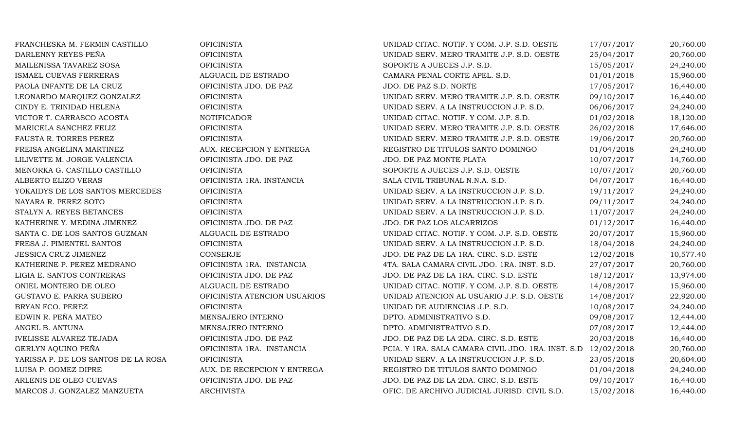| | | | | |
|---|---|---|---|---|
| FRANCHESKA M. FERMIN CASTILLO | OFICINISTA | UNIDAD CITAC. NOTIF. Y COM. J.P. S.D. OESTE | 17/07/2017 | 20,760.00 |
| DARLENNY REYES PEÑA | OFICINISTA | UNIDAD SERV. MERO TRAMITE J.P. S.D. OESTE | 25/04/2017 | 20,760.00 |
| MAILENISSA TAVAREZ SOSA | OFICINISTA | SOPORTE A JUECES J.P. S.D. | 15/05/2017 | 24,240.00 |
| ISMAEL CUEVAS FERRERAS | ALGUACIL DE ESTRADO | CAMARA PENAL CORTE APEL. S.D. | 01/01/2018 | 15,960.00 |
| PAOLA INFANTE DE LA CRUZ | OFICINISTA JDO. DE PAZ | JDO. DE PAZ S.D. NORTE | 17/05/2017 | 16,440.00 |
| LEONARDO MARQUEZ GONZALEZ | OFICINISTA | UNIDAD SERV. MERO TRAMITE J.P. S.D. OESTE | 09/10/2017 | 16,440.00 |
| CINDY E. TRINIDAD HELENA | OFICINISTA | UNIDAD SERV. A LA INSTRUCCION J.P. S.D. | 06/06/2017 | 24,240.00 |
| VICTOR T. CARRASCO ACOSTA | NOTIFICADOR | UNIDAD CITAC. NOTIF. Y COM. J.P. S.D. | 01/02/2018 | 18,120.00 |
| MARICELA SANCHEZ FELIZ | OFICINISTA | UNIDAD SERV. MERO TRAMITE J.P. S.D. OESTE | 26/02/2018 | 17,646.00 |
| FAUSTA R. TORRES PEREZ | OFICINISTA | UNIDAD SERV. MERO TRAMITE J.P. S.D. OESTE | 19/06/2017 | 20,760.00 |
| FREISA ANGELINA MARTINEZ | AUX. RECEPCION Y ENTREGA | REGISTRO DE TITULOS SANTO DOMINGO | 01/04/2018 | 24,240.00 |
| LILIVETTE M. JORGE VALENCIA | OFICINISTA JDO. DE PAZ | JDO. DE PAZ MONTE PLATA | 10/07/2017 | 14,760.00 |
| MENORKA G. CASTILLO CASTILLO | OFICINISTA | SOPORTE A JUECES J.P. S.D. OESTE | 10/07/2017 | 20,760.00 |
| ALBERTO ELIZO VERAS | OFICINISTA 1RA. INSTANCIA | SALA CIVIL TRIBUNAL N.N.A. S.D. | 04/07/2017 | 16,440.00 |
| YOKAIDYS DE LOS SANTOS MERCEDES | OFICINISTA | UNIDAD SERV. A LA INSTRUCCION J.P. S.D. | 19/11/2017 | 24,240.00 |
| NAYARA R. PEREZ SOTO | OFICINISTA | UNIDAD SERV. A LA INSTRUCCION J.P. S.D. | 09/11/2017 | 24,240.00 |
| STALYN A. REYES BETANCES | OFICINISTA | UNIDAD SERV. A LA INSTRUCCION J.P. S.D. | 11/07/2017 | 24,240.00 |
| KATHERINE Y. MEDINA JIMENEZ | OFICINISTA JDO. DE PAZ | JDO. DE PAZ LOS ALCARRIZOS | 01/12/2017 | 16,440.00 |
| SANTA C. DE LOS SANTOS GUZMAN | ALGUACIL DE ESTRADO | UNIDAD CITAC. NOTIF. Y COM. J.P. S.D. OESTE | 20/07/2017 | 15,960.00 |
| FRESA J. PIMENTEL SANTOS | OFICINISTA | UNIDAD SERV. A LA INSTRUCCION J.P. S.D. | 18/04/2018 | 24,240.00 |
| JESSICA CRUZ JIMENEZ | CONSERJE | JDO. DE PAZ DE LA 1RA. CIRC. S.D. ESTE | 12/02/2018 | 10,577.40 |
| KATHERINE P. PEREZ MEDRANO | OFICINISTA 1RA. INSTANCIA | 4TA. SALA CAMARA CIVIL JDO. 1RA. INST. S.D. | 27/07/2017 | 20,760.00 |
| LIGIA E. SANTOS CONTRERAS | OFICINISTA JDO. DE PAZ | JDO. DE PAZ DE LA 1RA. CIRC. S.D. ESTE | 18/12/2017 | 13,974.00 |
| ONIEL MONTERO DE OLEO | ALGUACIL DE ESTRADO | UNIDAD CITAC. NOTIF. Y COM. J.P. S.D. OESTE | 14/08/2017 | 15,960.00 |
| GUSTAVO E. PARRA SUBERO | OFICINISTA ATENCION USUARIOS | UNIDAD ATENCION AL USUARIO J.P. S.D. OESTE | 14/08/2017 | 22,920.00 |
| BRYAN FCO. PEREZ | OFICINISTA | UNIDAD DE AUDIENCIAS J.P. S.D. | 10/08/2017 | 24,240.00 |
| EDWIN R. PEÑA MATEO | MENSAJERO INTERNO | DPTO. ADMINISTRATIVO S.D. | 09/08/2017 | 12,444.00 |
| ANGEL B. ANTUNA | MENSAJERO INTERNO | DPTO. ADMINISTRATIVO S.D. | 07/08/2017 | 12,444.00 |
| IVELISSE ALVAREZ TEJADA | OFICINISTA JDO. DE PAZ | JDO. DE PAZ DE LA 2DA. CIRC. S.D. ESTE | 20/03/2018 | 16,440.00 |
| GERLYN AQUINO PEÑA | OFICINISTA 1RA. INSTANCIA | PCIA. Y 1RA. SALA CAMARA CIVIL JDO. 1RA. INST. S.D | 12/02/2018 | 20,760.00 |
| YARISSA P. DE LOS SANTOS DE LA ROSA | OFICINISTA | UNIDAD SERV. A LA INSTRUCCION J.P. S.D. | 23/05/2018 | 20,604.00 |
| LUISA P. GOMEZ DIPRE | AUX. DE RECEPCION Y ENTREGA | REGISTRO DE TITULOS SANTO DOMINGO | 01/04/2018 | 24,240.00 |
| ARLENIS DE OLEO CUEVAS | OFICINISTA JDO. DE PAZ | JDO. DE PAZ DE LA 2DA. CIRC. S.D. ESTE | 09/10/2017 | 16,440.00 |
| MARCOS J. GONZALEZ MANZUETA | ARCHIVISTA | OFIC. DE ARCHIVO JUDICIAL JURISD. CIVIL S.D. | 15/02/2018 | 16,440.00 |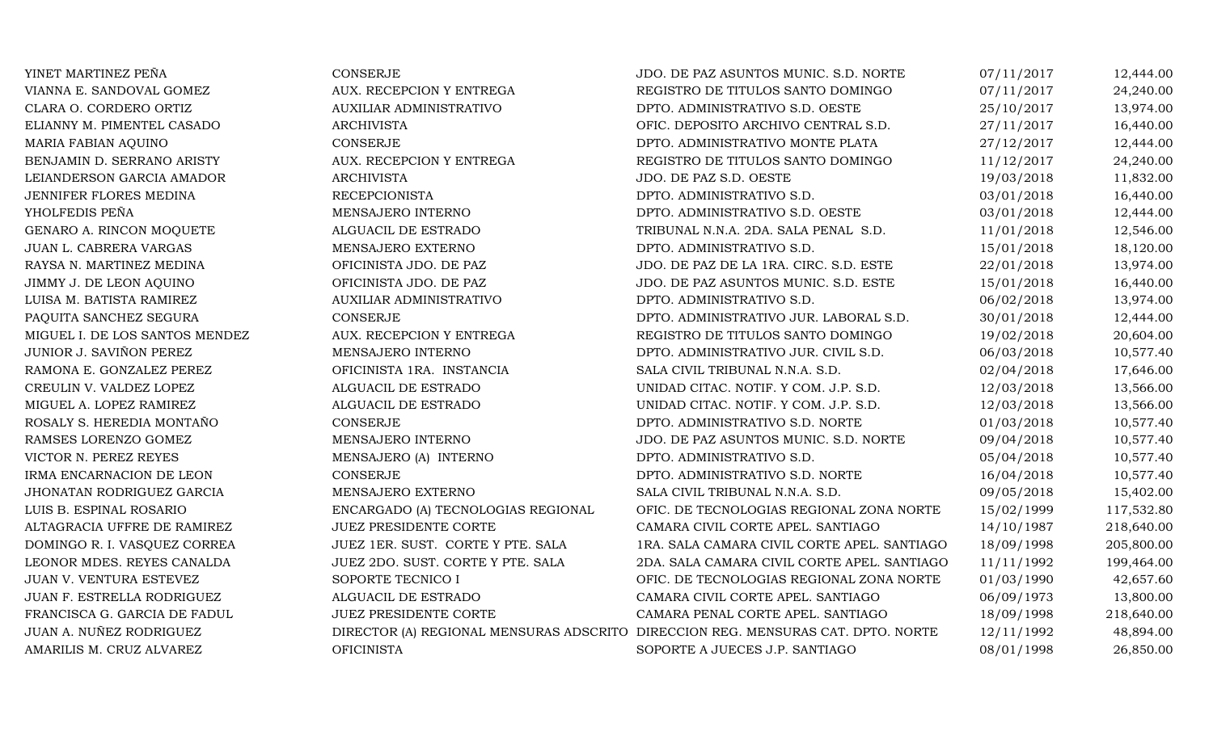| | | | | |
|---|---|---|---|---|
| YINET MARTINEZ PEÑA | CONSERJE | JDO. DE PAZ ASUNTOS MUNIC. S.D. NORTE | 07/11/2017 | 12,444.00 |
| VIANNA E. SANDOVAL GOMEZ | AUX. RECEPCION Y ENTREGA | REGISTRO DE TITULOS SANTO DOMINGO | 07/11/2017 | 24,240.00 |
| CLARA O. CORDERO ORTIZ | AUXILIAR ADMINISTRATIVO | DPTO. ADMINISTRATIVO S.D. OESTE | 25/10/2017 | 13,974.00 |
| ELIANNY M. PIMENTEL CASADO | ARCHIVISTA | OFIC. DEPOSITO ARCHIVO CENTRAL S.D. | 27/11/2017 | 16,440.00 |
| MARIA FABIAN AQUINO | CONSERJE | DPTO. ADMINISTRATIVO MONTE PLATA | 27/12/2017 | 12,444.00 |
| BENJAMIN D. SERRANO ARISTY | AUX. RECEPCION Y ENTREGA | REGISTRO DE TITULOS SANTO DOMINGO | 11/12/2017 | 24,240.00 |
| LEIANDERSON GARCIA AMADOR | ARCHIVISTA | JDO. DE PAZ S.D. OESTE | 19/03/2018 | 11,832.00 |
| JENNIFER FLORES MEDINA | RECEPCIONISTA | DPTO. ADMINISTRATIVO S.D. | 03/01/2018 | 16,440.00 |
| YHOLFEDIS PEÑA | MENSAJERO INTERNO | DPTO. ADMINISTRATIVO S.D. OESTE | 03/01/2018 | 12,444.00 |
| GENARO A. RINCON MOQUETE | ALGUACIL DE ESTRADO | TRIBUNAL N.N.A. 2DA. SALA PENAL S.D. | 11/01/2018 | 12,546.00 |
| JUAN L. CABRERA VARGAS | MENSAJERO EXTERNO | DPTO. ADMINISTRATIVO S.D. | 15/01/2018 | 18,120.00 |
| RAYSA N. MARTINEZ MEDINA | OFICINISTA JDO. DE PAZ | JDO. DE PAZ DE LA 1RA. CIRC. S.D. ESTE | 22/01/2018 | 13,974.00 |
| JIMMY J. DE LEON AQUINO | OFICINISTA JDO. DE PAZ | JDO. DE PAZ ASUNTOS MUNIC. S.D. ESTE | 15/01/2018 | 16,440.00 |
| LUISA M. BATISTA RAMIREZ | AUXILIAR ADMINISTRATIVO | DPTO. ADMINISTRATIVO S.D. | 06/02/2018 | 13,974.00 |
| PAQUITA SANCHEZ SEGURA | CONSERJE | DPTO. ADMINISTRATIVO JUR. LABORAL S.D. | 30/01/2018 | 12,444.00 |
| MIGUEL I. DE LOS SANTOS MENDEZ | AUX. RECEPCION Y ENTREGA | REGISTRO DE TITULOS SANTO DOMINGO | 19/02/2018 | 20,604.00 |
| JUNIOR J. SAVIÑON PEREZ | MENSAJERO INTERNO | DPTO. ADMINISTRATIVO JUR. CIVIL S.D. | 06/03/2018 | 10,577.40 |
| RAMONA E. GONZALEZ PEREZ | OFICINISTA 1RA. INSTANCIA | SALA CIVIL TRIBUNAL N.N.A. S.D. | 02/04/2018 | 17,646.00 |
| CREULIN V. VALDEZ LOPEZ | ALGUACIL DE ESTRADO | UNIDAD CITAC. NOTIF. Y COM. J.P. S.D. | 12/03/2018 | 13,566.00 |
| MIGUEL A. LOPEZ RAMIREZ | ALGUACIL DE ESTRADO | UNIDAD CITAC. NOTIF. Y COM. J.P. S.D. | 12/03/2018 | 13,566.00 |
| ROSALY S. HEREDIA MONTAÑO | CONSERJE | DPTO. ADMINISTRATIVO S.D. NORTE | 01/03/2018 | 10,577.40 |
| RAMSES LORENZO GOMEZ | MENSAJERO INTERNO | JDO. DE PAZ ASUNTOS MUNIC. S.D. NORTE | 09/04/2018 | 10,577.40 |
| VICTOR N. PEREZ REYES | MENSAJERO (A) INTERNO | DPTO. ADMINISTRATIVO S.D. | 05/04/2018 | 10,577.40 |
| IRMA ENCARNACION DE LEON | CONSERJE | DPTO. ADMINISTRATIVO S.D. NORTE | 16/04/2018 | 10,577.40 |
| JHONATAN RODRIGUEZ GARCIA | MENSAJERO EXTERNO | SALA CIVIL TRIBUNAL N.N.A. S.D. | 09/05/2018 | 15,402.00 |
| LUIS B. ESPINAL ROSARIO | ENCARGADO (A) TECNOLOGIAS REGIONAL | OFIC. DE TECNOLOGIAS REGIONAL ZONA NORTE | 15/02/1999 | 117,532.80 |
| ALTAGRACIA UFFRE DE RAMIREZ | JUEZ PRESIDENTE CORTE | CAMARA CIVIL CORTE APEL. SANTIAGO | 14/10/1987 | 218,640.00 |
| DOMINGO R. I. VASQUEZ CORREA | JUEZ 1ER. SUST. CORTE Y PTE. SALA | 1RA. SALA CAMARA CIVIL CORTE APEL. SANTIAGO | 18/09/1998 | 205,800.00 |
| LEONOR MDES. REYES CANALDA | JUEZ 2DO. SUST. CORTE Y PTE. SALA | 2DA. SALA CAMARA CIVIL CORTE APEL. SANTIAGO | 11/11/1992 | 199,464.00 |
| JUAN V. VENTURA ESTEVEZ | SOPORTE TECNICO I | OFIC. DE TECNOLOGIAS REGIONAL ZONA NORTE | 01/03/1990 | 42,657.60 |
| JUAN F. ESTRELLA RODRIGUEZ | ALGUACIL DE ESTRADO | CAMARA CIVIL CORTE APEL. SANTIAGO | 06/09/1973 | 13,800.00 |
| FRANCISCA G. GARCIA DE FADUL | JUEZ PRESIDENTE CORTE | CAMARA PENAL CORTE APEL. SANTIAGO | 18/09/1998 | 218,640.00 |
| JUAN A. NUÑEZ RODRIGUEZ | DIRECTOR (A) REGIONAL MENSURAS ADSCRITO | DIRECCION REG. MENSURAS CAT. DPTO. NORTE | 12/11/1992 | 48,894.00 |
| AMARILIS M. CRUZ ALVAREZ | OFICINISTA | SOPORTE A JUECES J.P. SANTIAGO | 08/01/1998 | 26,850.00 |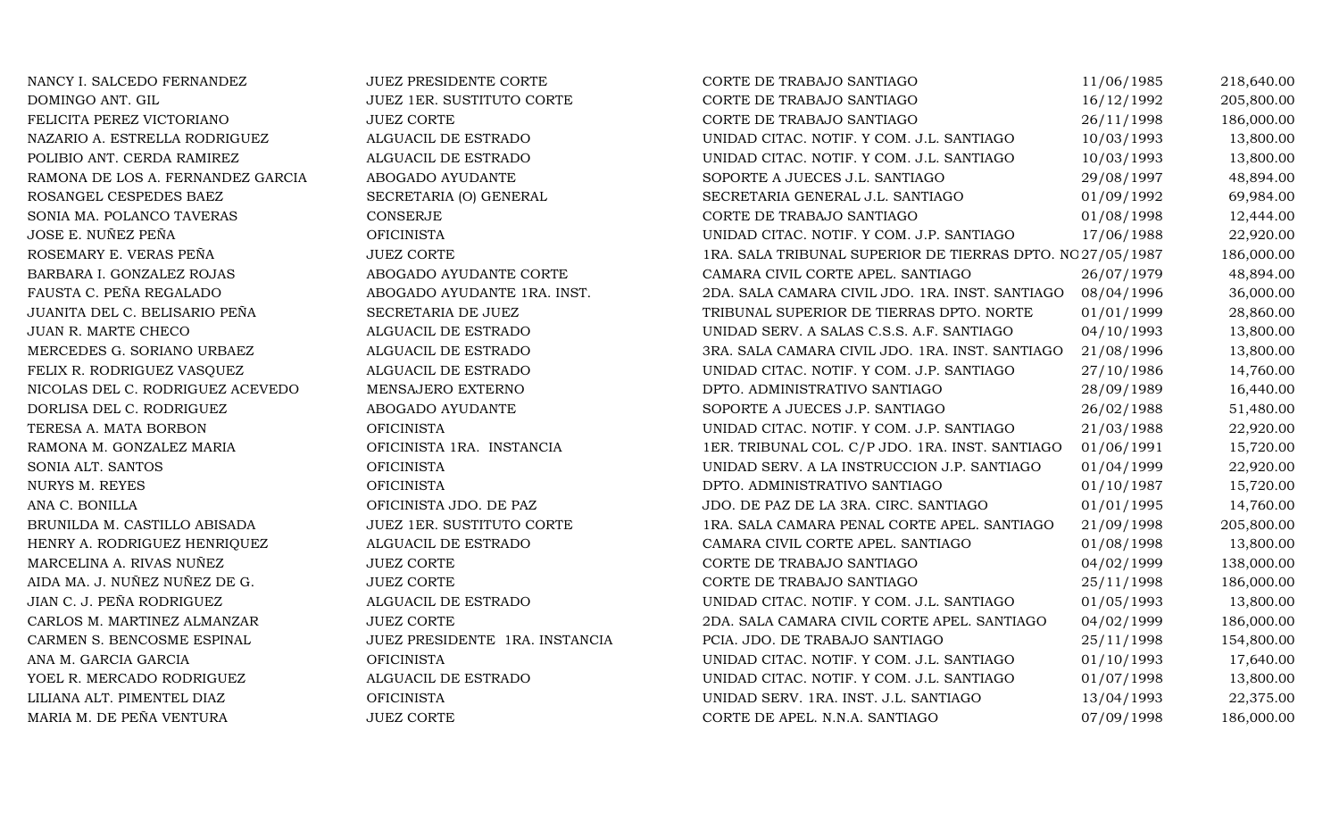| | | | | |
|---|---|---|---|---|
| NANCY I. SALCEDO FERNANDEZ | JUEZ PRESIDENTE CORTE | CORTE DE TRABAJO SANTIAGO | 11/06/1985 | 218,640.00 |
| DOMINGO ANT. GIL | JUEZ 1ER. SUSTITUTO CORTE | CORTE DE TRABAJO SANTIAGO | 16/12/1992 | 205,800.00 |
| FELICITA PEREZ VICTORIANO | JUEZ CORTE | CORTE DE TRABAJO SANTIAGO | 26/11/1998 | 186,000.00 |
| NAZARIO A. ESTRELLA RODRIGUEZ | ALGUACIL DE ESTRADO | UNIDAD CITAC. NOTIF. Y COM. J.L. SANTIAGO | 10/03/1993 | 13,800.00 |
| POLIBIO ANT. CERDA RAMIREZ | ALGUACIL DE ESTRADO | UNIDAD CITAC. NOTIF. Y COM. J.L. SANTIAGO | 10/03/1993 | 13,800.00 |
| RAMONA DE LOS A. FERNANDEZ GARCIA | ABOGADO AYUDANTE | SOPORTE A JUECES J.L. SANTIAGO | 29/08/1997 | 48,894.00 |
| ROSANGEL CESPEDES BAEZ | SECRETARIA (O) GENERAL | SECRETARIA GENERAL J.L. SANTIAGO | 01/09/1992 | 69,984.00 |
| SONIA MA. POLANCO TAVERAS | CONSERJE | CORTE DE TRABAJO SANTIAGO | 01/08/1998 | 12,444.00 |
| JOSE E. NUÑEZ PEÑA | OFICINISTA | UNIDAD CITAC. NOTIF. Y COM. J.P. SANTIAGO | 17/06/1988 | 22,920.00 |
| ROSEMARY E. VERAS PEÑA | JUEZ CORTE | 1RA. SALA TRIBUNAL SUPERIOR DE TIERRAS DPTO. NO | 27/05/1987 | 186,000.00 |
| BARBARA I. GONZALEZ ROJAS | ABOGADO AYUDANTE CORTE | CAMARA CIVIL CORTE APEL. SANTIAGO | 26/07/1979 | 48,894.00 |
| FAUSTA C. PEÑA REGALADO | ABOGADO AYUDANTE 1RA. INST. | 2DA. SALA CAMARA CIVIL JDO. 1RA. INST. SANTIAGO | 08/04/1996 | 36,000.00 |
| JUANITA DEL C. BELISARIO PEÑA | SECRETARIA DE JUEZ | TRIBUNAL SUPERIOR DE TIERRAS DPTO. NORTE | 01/01/1999 | 28,860.00 |
| JUAN R. MARTE CHECO | ALGUACIL DE ESTRADO | UNIDAD SERV. A SALAS C.S.S. A.F. SANTIAGO | 04/10/1993 | 13,800.00 |
| MERCEDES G. SORIANO URBAEZ | ALGUACIL DE ESTRADO | 3RA. SALA CAMARA CIVIL JDO. 1RA. INST. SANTIAGO | 21/08/1996 | 13,800.00 |
| FELIX R. RODRIGUEZ VASQUEZ | ALGUACIL DE ESTRADO | UNIDAD CITAC. NOTIF. Y COM. J.P. SANTIAGO | 27/10/1986 | 14,760.00 |
| NICOLAS DEL C. RODRIGUEZ ACEVEDO | MENSAJERO EXTERNO | DPTO. ADMINISTRATIVO SANTIAGO | 28/09/1989 | 16,440.00 |
| DORLISA DEL C. RODRIGUEZ | ABOGADO AYUDANTE | SOPORTE A JUECES J.P. SANTIAGO | 26/02/1988 | 51,480.00 |
| TERESA A. MATA BORBON | OFICINISTA | UNIDAD CITAC. NOTIF. Y COM. J.P. SANTIAGO | 21/03/1988 | 22,920.00 |
| RAMONA M. GONZALEZ MARIA | OFICINISTA 1RA. INSTANCIA | 1ER. TRIBUNAL COL. C/P JDO. 1RA. INST. SANTIAGO | 01/06/1991 | 15,720.00 |
| SONIA ALT. SANTOS | OFICINISTA | UNIDAD SERV. A LA INSTRUCCION J.P. SANTIAGO | 01/04/1999 | 22,920.00 |
| NURYS M. REYES | OFICINISTA | DPTO. ADMINISTRATIVO SANTIAGO | 01/10/1987 | 15,720.00 |
| ANA C. BONILLA | OFICINISTA JDO. DE PAZ | JDO. DE PAZ DE LA 3RA. CIRC. SANTIAGO | 01/01/1995 | 14,760.00 |
| BRUNILDA M. CASTILLO ABISADA | JUEZ 1ER. SUSTITUTO CORTE | 1RA. SALA CAMARA PENAL CORTE APEL. SANTIAGO | 21/09/1998 | 205,800.00 |
| HENRY A. RODRIGUEZ HENRIQUEZ | ALGUACIL DE ESTRADO | CAMARA CIVIL CORTE APEL. SANTIAGO | 01/08/1998 | 13,800.00 |
| MARCELINA A. RIVAS NUÑEZ | JUEZ CORTE | CORTE DE TRABAJO SANTIAGO | 04/02/1999 | 138,000.00 |
| AIDA MA. J. NUÑEZ NUÑEZ DE G. | JUEZ CORTE | CORTE DE TRABAJO SANTIAGO | 25/11/1998 | 186,000.00 |
| JIAN C. J. PEÑA RODRIGUEZ | ALGUACIL DE ESTRADO | UNIDAD CITAC. NOTIF. Y COM. J.L. SANTIAGO | 01/05/1993 | 13,800.00 |
| CARLOS M. MARTINEZ ALMANZAR | JUEZ CORTE | 2DA. SALA CAMARA CIVIL CORTE APEL. SANTIAGO | 04/02/1999 | 186,000.00 |
| CARMEN S. BENCOSME ESPINAL | JUEZ PRESIDENTE 1RA. INSTANCIA | PCIA. JDO. DE TRABAJO SANTIAGO | 25/11/1998 | 154,800.00 |
| ANA M. GARCIA GARCIA | OFICINISTA | UNIDAD CITAC. NOTIF. Y COM. J.L. SANTIAGO | 01/10/1993 | 17,640.00 |
| YOEL R. MERCADO RODRIGUEZ | ALGUACIL DE ESTRADO | UNIDAD CITAC. NOTIF. Y COM. J.L. SANTIAGO | 01/07/1998 | 13,800.00 |
| LILIANA ALT. PIMENTEL DIAZ | OFICINISTA | UNIDAD SERV. 1RA. INST. J.L. SANTIAGO | 13/04/1993 | 22,375.00 |
| MARIA M. DE PEÑA VENTURA | JUEZ CORTE | CORTE DE APEL. N.N.A. SANTIAGO | 07/09/1998 | 186,000.00 |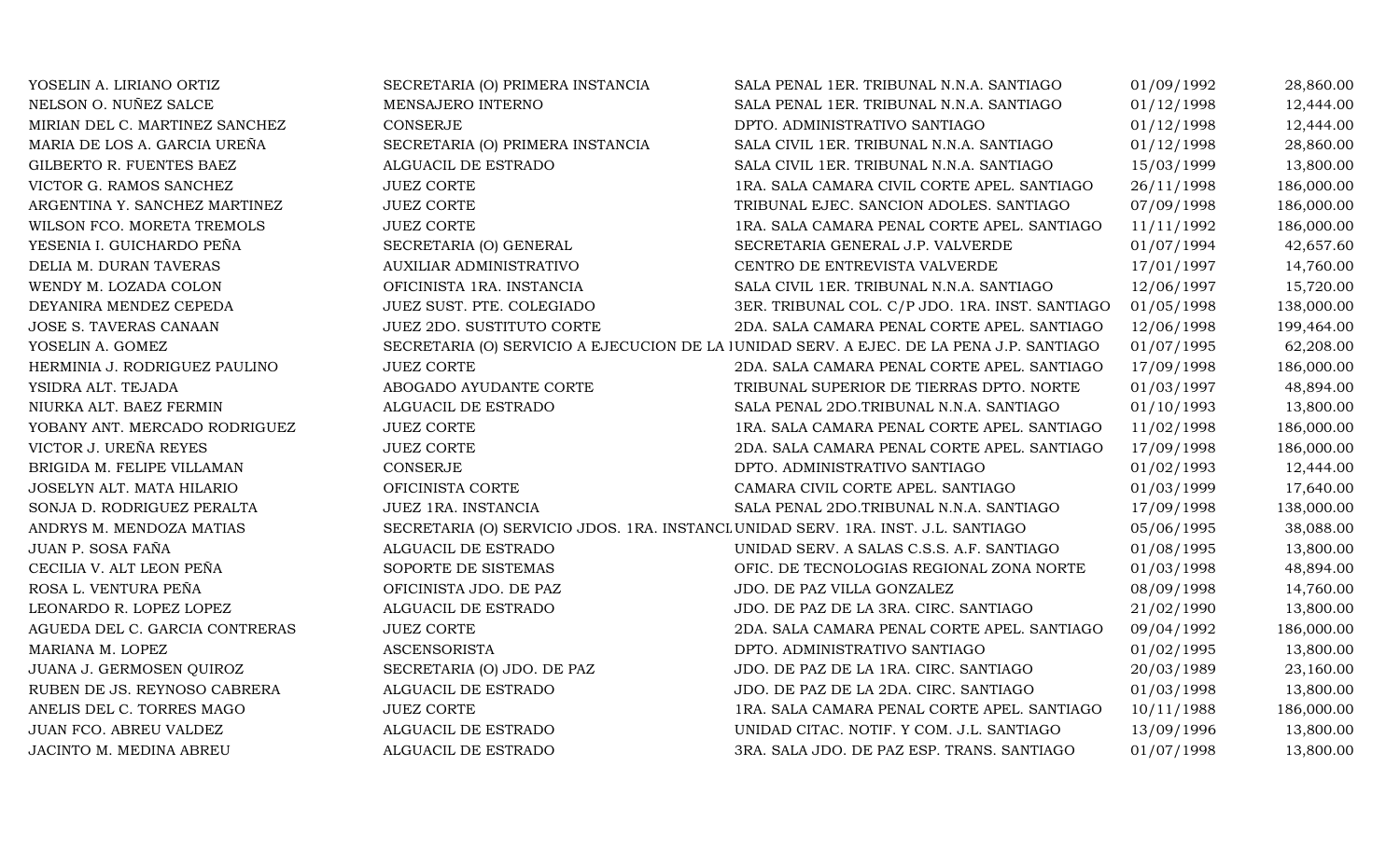| | | | | |
|---|---|---|---|---|
| YOSELIN A. LIRIANO ORTIZ | SECRETARIA (O) PRIMERA INSTANCIA | SALA PENAL 1ER. TRIBUNAL N.N.A. SANTIAGO | 01/09/1992 | 28,860.00 |
| NELSON O. NUÑEZ SALCE | MENSAJERO INTERNO | SALA PENAL 1ER. TRIBUNAL N.N.A. SANTIAGO | 01/12/1998 | 12,444.00 |
| MIRIAN DEL C. MARTINEZ SANCHEZ | CONSERJE | DPTO. ADMINISTRATIVO SANTIAGO | 01/12/1998 | 12,444.00 |
| MARIA DE LOS A. GARCIA UREÑA | SECRETARIA (O) PRIMERA INSTANCIA | SALA CIVIL 1ER. TRIBUNAL N.N.A. SANTIAGO | 01/12/1998 | 28,860.00 |
| GILBERTO R. FUENTES BAEZ | ALGUACIL DE ESTRADO | SALA CIVIL 1ER. TRIBUNAL N.N.A. SANTIAGO | 15/03/1999 | 13,800.00 |
| VICTOR G. RAMOS SANCHEZ | JUEZ CORTE | 1RA. SALA CAMARA CIVIL CORTE APEL. SANTIAGO | 26/11/1998 | 186,000.00 |
| ARGENTINA Y. SANCHEZ MARTINEZ | JUEZ CORTE | TRIBUNAL EJEC. SANCION ADOLES. SANTIAGO | 07/09/1998 | 186,000.00 |
| WILSON FCO. MORETA TREMOLS | JUEZ CORTE | 1RA. SALA CAMARA PENAL CORTE APEL. SANTIAGO | 11/11/1992 | 186,000.00 |
| YESENIA I. GUICHARDO PEÑA | SECRETARIA (O) GENERAL | SECRETARIA GENERAL J.P. VALVERDE | 01/07/1994 | 42,657.60 |
| DELIA M. DURAN TAVERAS | AUXILIAR ADMINISTRATIVO | CENTRO DE ENTREVISTA VALVERDE | 17/01/1997 | 14,760.00 |
| WENDY M. LOZADA COLON | OFICINISTA 1RA. INSTANCIA | SALA CIVIL 1ER. TRIBUNAL N.N.A. SANTIAGO | 12/06/1997 | 15,720.00 |
| DEYANIRA MENDEZ CEPEDA | JUEZ SUST. PTE. COLEGIADO | 3ER. TRIBUNAL COL. C/P JDO. 1RA. INST. SANTIAGO | 01/05/1998 | 138,000.00 |
| JOSE S. TAVERAS CANAAN | JUEZ 2DO. SUSTITUTO CORTE | 2DA. SALA CAMARA PENAL CORTE APEL. SANTIAGO | 12/06/1998 | 199,464.00 |
| YOSELIN A. GOMEZ | SECRETARIA (O) SERVICIO A EJECUCION DE LA I | UNIDAD SERV. A EJEC. DE LA PENA J.P. SANTIAGO | 01/07/1995 | 62,208.00 |
| HERMINIA J. RODRIGUEZ PAULINO | JUEZ CORTE | 2DA. SALA CAMARA PENAL CORTE APEL. SANTIAGO | 17/09/1998 | 186,000.00 |
| YSIDRA ALT. TEJADA | ABOGADO AYUDANTE CORTE | TRIBUNAL SUPERIOR DE TIERRAS DPTO. NORTE | 01/03/1997 | 48,894.00 |
| NIURKA ALT. BAEZ FERMIN | ALGUACIL DE ESTRADO | SALA PENAL 2DO.TRIBUNAL N.N.A. SANTIAGO | 01/10/1993 | 13,800.00 |
| YOBANY ANT. MERCADO RODRIGUEZ | JUEZ CORTE | 1RA. SALA CAMARA PENAL CORTE APEL. SANTIAGO | 11/02/1998 | 186,000.00 |
| VICTOR J. UREÑA REYES | JUEZ CORTE | 2DA. SALA CAMARA PENAL CORTE APEL. SANTIAGO | 17/09/1998 | 186,000.00 |
| BRIGIDA M. FELIPE VILLAMAN | CONSERJE | DPTO. ADMINISTRATIVO SANTIAGO | 01/02/1993 | 12,444.00 |
| JOSELYN ALT. MATA HILARIO | OFICINISTA CORTE | CAMARA CIVIL CORTE APEL. SANTIAGO | 01/03/1999 | 17,640.00 |
| SONJA D. RODRIGUEZ PERALTA | JUEZ 1RA. INSTANCIA | SALA PENAL 2DO.TRIBUNAL N.N.A. SANTIAGO | 17/09/1998 | 138,000.00 |
| ANDRYS M. MENDOZA MATIAS | SECRETARIA (O) SERVICIO JDOS. 1RA. INSTANCI | UNIDAD SERV. 1RA. INST. J.L. SANTIAGO | 05/06/1995 | 38,088.00 |
| JUAN P. SOSA FAÑA | ALGUACIL DE ESTRADO | UNIDAD SERV. A SALAS C.S.S. A.F. SANTIAGO | 01/08/1995 | 13,800.00 |
| CECILIA V. ALT LEON PEÑA | SOPORTE DE SISTEMAS | OFIC. DE TECNOLOGIAS REGIONAL ZONA NORTE | 01/03/1998 | 48,894.00 |
| ROSA L. VENTURA PEÑA | OFICINISTA JDO. DE PAZ | JDO. DE PAZ VILLA GONZALEZ | 08/09/1998 | 14,760.00 |
| LEONARDO R. LOPEZ LOPEZ | ALGUACIL DE ESTRADO | JDO. DE PAZ DE LA 3RA. CIRC. SANTIAGO | 21/02/1990 | 13,800.00 |
| AGUEDA DEL C. GARCIA CONTRERAS | JUEZ CORTE | 2DA. SALA CAMARA PENAL CORTE APEL. SANTIAGO | 09/04/1992 | 186,000.00 |
| MARIANA M. LOPEZ | ASCENSORISTA | DPTO. ADMINISTRATIVO SANTIAGO | 01/02/1995 | 13,800.00 |
| JUANA J. GERMOSEN QUIROZ | SECRETARIA (O) JDO. DE PAZ | JDO. DE PAZ DE LA 1RA. CIRC. SANTIAGO | 20/03/1989 | 23,160.00 |
| RUBEN DE JS. REYNOSO CABRERA | ALGUACIL DE ESTRADO | JDO. DE PAZ DE LA 2DA. CIRC. SANTIAGO | 01/03/1998 | 13,800.00 |
| ANELIS DEL C. TORRES MAGO | JUEZ CORTE | 1RA. SALA CAMARA PENAL CORTE APEL. SANTIAGO | 10/11/1988 | 186,000.00 |
| JUAN FCO. ABREU VALDEZ | ALGUACIL DE ESTRADO | UNIDAD CITAC. NOTIF. Y COM. J.L. SANTIAGO | 13/09/1996 | 13,800.00 |
| JACINTO M. MEDINA ABREU | ALGUACIL DE ESTRADO | 3RA. SALA JDO. DE PAZ ESP. TRANS. SANTIAGO | 01/07/1998 | 13,800.00 |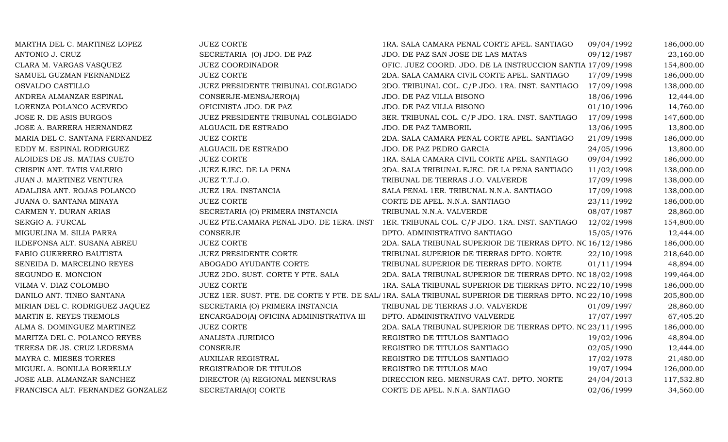| | | | | |
|---|---|---|---|---|
| MARTHA DEL C. MARTINEZ LOPEZ | JUEZ CORTE | 1RA. SALA CAMARA PENAL CORTE APEL. SANTIAGO | 09/04/1992 | 186,000.00 |
| ANTONIO J. CRUZ | SECRETARIA (O) JDO. DE PAZ | JDO. DE PAZ SAN JOSE DE LAS MATAS | 09/12/1987 | 23,160.00 |
| CLARA M. VARGAS VASQUEZ | JUEZ COORDINADOR | OFIC. JUEZ COORD. JDO. DE LA INSTRUCCION SANTIA | 17/09/1998 | 154,800.00 |
| SAMUEL GUZMAN FERNANDEZ | JUEZ CORTE | 2DA. SALA CAMARA CIVIL CORTE APEL. SANTIAGO | 17/09/1998 | 186,000.00 |
| OSVALDO CASTILLO | JUEZ PRESIDENTE TRIBUNAL COLEGIADO | 2DO. TRIBUNAL COL. C/P JDO. 1RA. INST. SANTIAGO | 17/09/1998 | 138,000.00 |
| ANDREA ALMANZAR ESPINAL | CONSERJE-MENSAJERO(A) | JDO. DE PAZ VILLA BISONO | 18/06/1996 | 12,444.00 |
| LORENZA POLANCO ACEVEDO | OFICINISTA JDO. DE PAZ | JDO. DE PAZ VILLA BISONO | 01/10/1996 | 14,760.00 |
| JOSE R. DE ASIS BURGOS | JUEZ PRESIDENTE TRIBUNAL COLEGIADO | 3ER. TRIBUNAL COL. C/P JDO. 1RA. INST. SANTIAGO | 17/09/1998 | 147,600.00 |
| JOSE A. BARRERA HERNANDEZ | ALGUACIL DE ESTRADO | JDO. DE PAZ TAMBORIL | 13/06/1995 | 13,800.00 |
| MARIA DEL C. SANTANA FERNANDEZ | JUEZ CORTE | 2DA. SALA CAMARA PENAL CORTE APEL. SANTIAGO | 21/09/1998 | 186,000.00 |
| EDDY M. ESPINAL RODRIGUEZ | ALGUACIL DE ESTRADO | JDO. DE PAZ PEDRO GARCIA | 24/05/1996 | 13,800.00 |
| ALOIDES DE JS. MATIAS CUETO | JUEZ CORTE | 1RA. SALA CAMARA CIVIL CORTE APEL. SANTIAGO | 09/04/1992 | 186,000.00 |
| CRISPIN ANT. TATIS VALERIO | JUEZ EJEC. DE LA PENA | 2DA. SALA TRIBUNAL EJEC. DE LA PENA SANTIAGO | 11/02/1998 | 138,000.00 |
| JUAN J. MARTINEZ VENTURA | JUEZ T.T.J.O. | TRIBUNAL DE TIERRAS J.O. VALVERDE | 17/09/1998 | 138,000.00 |
| ADALJISA ANT. ROJAS POLANCO | JUEZ 1RA. INSTANCIA | SALA PENAL 1ER. TRIBUNAL N.N.A. SANTIAGO | 17/09/1998 | 138,000.00 |
| JUANA O. SANTANA MINAYA | JUEZ CORTE | CORTE DE APEL. N.N.A. SANTIAGO | 23/11/1992 | 186,000.00 |
| CARMEN Y. DURAN ARIAS | SECRETARIA (O) PRIMERA INSTANCIA | TRIBUNAL N.N.A. VALVERDE | 08/07/1987 | 28,860.00 |
| SERGIO A. FURCAL | JUEZ PTE.CAMARA PENAL JDO. DE 1ERA. INST | 1ER. TRIBUNAL COL. C/P JDO. 1RA. INST. SANTIAGO | 12/02/1998 | 154,800.00 |
| MIGUELINA M. SILIA PARRA | CONSERJE | DPTO. ADMINISTRATIVO SANTIAGO | 15/05/1976 | 12,444.00 |
| ILDEFONSA ALT. SUSANA ABREU | JUEZ CORTE | 2DA. SALA TRIBUNAL SUPERIOR DE TIERRAS DPTO. NC | 16/12/1986 | 186,000.00 |
| FABIO GUERRERO BAUTISTA | JUEZ PRESIDENTE CORTE | TRIBUNAL SUPERIOR DE TIERRAS DPTO. NORTE | 22/10/1998 | 218,640.00 |
| SENEIDA D. MARCELINO REYES | ABOGADO AYUDANTE CORTE | TRIBUNAL SUPERIOR DE TIERRAS DPTO. NORTE | 01/11/1994 | 48,894.00 |
| SEGUNDO E. MONCION | JUEZ 2DO. SUST. CORTE Y PTE. SALA | 2DA. SALA TRIBUNAL SUPERIOR DE TIERRAS DPTO. NC | 18/02/1998 | 199,464.00 |
| VILMA V. DIAZ COLOMBO | JUEZ CORTE | 1RA. SALA TRIBUNAL SUPERIOR DE TIERRAS DPTO. NO | 22/10/1998 | 186,000.00 |
| DANILO ANT. TINEO SANTANA | JUEZ 1ER. SUST. PTE. DE CORTE Y PTE. DE SAL | 1RA. SALA TRIBUNAL SUPERIOR DE TIERRAS DPTO. NO | 22/10/1998 | 205,800.00 |
| MIRIAN DEL C. RODRIGUEZ JAQUEZ | SECRETARIA (O) PRIMERA INSTANCIA | TRIBUNAL DE TIERRAS J.O. VALVERDE | 01/09/1997 | 28,860.00 |
| MARTIN E. REYES TREMOLS | ENCARGADO(A) OFICINA ADMINISTRATIVA III | DPTO. ADMINISTRATIVO VALVERDE | 17/07/1997 | 67,405.20 |
| ALMA S. DOMINGUEZ MARTINEZ | JUEZ CORTE | 2DA. SALA TRIBUNAL SUPERIOR DE TIERRAS DPTO. NC | 23/11/1995 | 186,000.00 |
| MARITZA DEL C. POLANCO REYES | ANALISTA JURIDICO | REGISTRO DE TITULOS SANTIAGO | 19/02/1996 | 48,894.00 |
| TERESA DE JS. CRUZ LEDESMA | CONSERJE | REGISTRO DE TITULOS SANTIAGO | 02/05/1990 | 12,444.00 |
| MAYRA C. MIESES TORRES | AUXILIAR REGISTRAL | REGISTRO DE TITULOS SANTIAGO | 17/02/1978 | 21,480.00 |
| MIGUEL A. BONILLA BORRELLY | REGISTRADOR DE TITULOS | REGISTRO DE TITULOS MAO | 19/07/1994 | 126,000.00 |
| JOSE ALB. ALMANZAR SANCHEZ | DIRECTOR (A) REGIONAL MENSURAS | DIRECCION REG. MENSURAS CAT. DPTO. NORTE | 24/04/2013 | 117,532.80 |
| FRANCISCA ALT. FERNANDEZ GONZALEZ | SECRETARIA(O) CORTE | CORTE DE APEL. N.N.A. SANTIAGO | 02/06/1999 | 34,560.00 |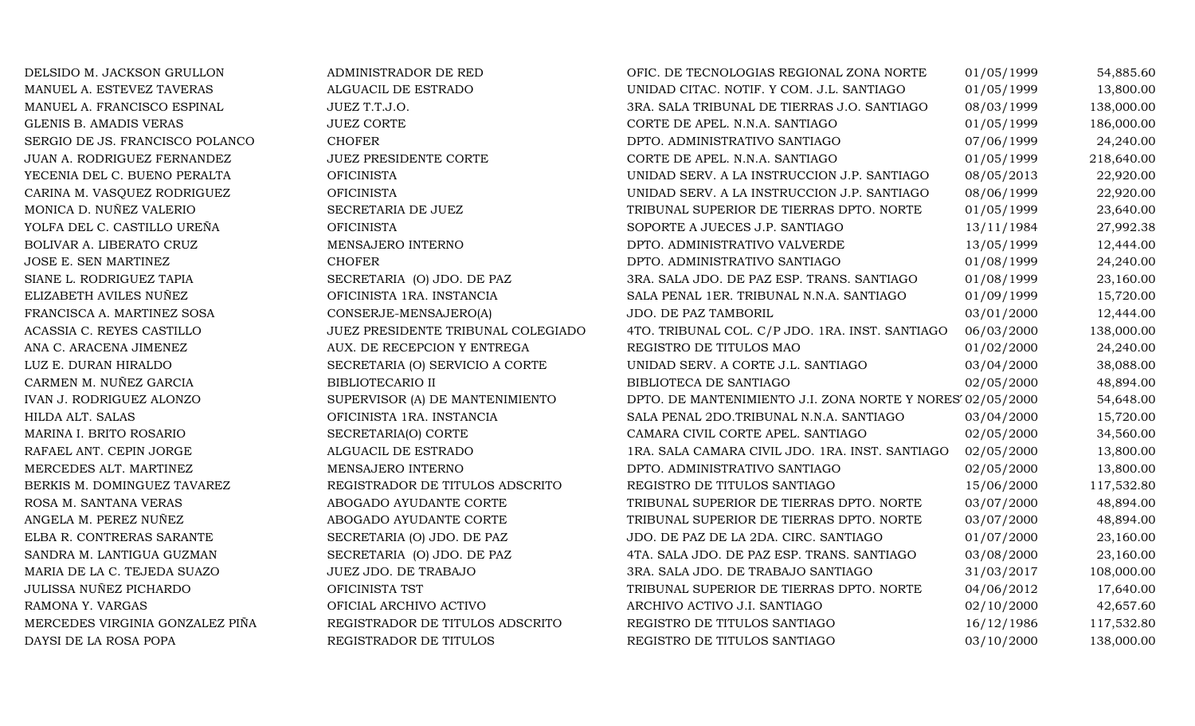| | | | | |
|---|---|---|---|---|
| DELSIDO M. JACKSON GRULLON | ADMINISTRADOR DE RED | OFIC. DE TECNOLOGIAS REGIONAL ZONA NORTE | 01/05/1999 | 54,885.60 |
| MANUEL A. ESTEVEZ TAVERAS | ALGUACIL DE ESTRADO | UNIDAD CITAC. NOTIF. Y COM. J.L. SANTIAGO | 01/05/1999 | 13,800.00 |
| MANUEL A. FRANCISCO ESPINAL | JUEZ T.T.J.O. | 3RA. SALA TRIBUNAL DE TIERRAS J.O. SANTIAGO | 08/03/1999 | 138,000.00 |
| GLENIS B. AMADIS VERAS | JUEZ CORTE | CORTE DE APEL. N.N.A. SANTIAGO | 01/05/1999 | 186,000.00 |
| SERGIO DE JS. FRANCISCO POLANCO | CHOFER | DPTO. ADMINISTRATIVO SANTIAGO | 07/06/1999 | 24,240.00 |
| JUAN A. RODRIGUEZ FERNANDEZ | JUEZ PRESIDENTE CORTE | CORTE DE APEL. N.N.A. SANTIAGO | 01/05/1999 | 218,640.00 |
| YECENIA DEL C. BUENO PERALTA | OFICINISTA | UNIDAD SERV. A LA INSTRUCCION J.P. SANTIAGO | 08/05/2013 | 22,920.00 |
| CARINA M. VASQUEZ RODRIGUEZ | OFICINISTA | UNIDAD SERV. A LA INSTRUCCION J.P. SANTIAGO | 08/06/1999 | 22,920.00 |
| MONICA D. NUÑEZ VALERIO | SECRETARIA DE JUEZ | TRIBUNAL SUPERIOR DE TIERRAS DPTO. NORTE | 01/05/1999 | 23,640.00 |
| YOLFA DEL C. CASTILLO UREÑA | OFICINISTA | SOPORTE A JUECES J.P. SANTIAGO | 13/11/1984 | 27,992.38 |
| BOLIVAR A. LIBERATO CRUZ | MENSAJERO INTERNO | DPTO. ADMINISTRATIVO VALVERDE | 13/05/1999 | 12,444.00 |
| JOSE E. SEN MARTINEZ | CHOFER | DPTO. ADMINISTRATIVO SANTIAGO | 01/08/1999 | 24,240.00 |
| SIANE L. RODRIGUEZ TAPIA | SECRETARIA (O) JDO. DE PAZ | 3RA. SALA JDO. DE PAZ ESP. TRANS. SANTIAGO | 01/08/1999 | 23,160.00 |
| ELIZABETH AVILES NUÑEZ | OFICINISTA 1RA. INSTANCIA | SALA PENAL 1ER. TRIBUNAL N.N.A. SANTIAGO | 01/09/1999 | 15,720.00 |
| FRANCISCA A. MARTINEZ SOSA | CONSERJE-MENSAJERO(A) | JDO. DE PAZ TAMBORIL | 03/01/2000 | 12,444.00 |
| ACASSIA C. REYES CASTILLO | JUEZ PRESIDENTE TRIBUNAL COLEGIADO | 4TO. TRIBUNAL COL. C/P JDO. 1RA. INST. SANTIAGO | 06/03/2000 | 138,000.00 |
| ANA C. ARACENA JIMENEZ | AUX. DE RECEPCION Y ENTREGA | REGISTRO DE TITULOS MAO | 01/02/2000 | 24,240.00 |
| LUZ E. DURAN HIRALDO | SECRETARIA (O) SERVICIO A CORTE | UNIDAD SERV. A CORTE J.L. SANTIAGO | 03/04/2000 | 38,088.00 |
| CARMEN M. NUÑEZ GARCIA | BIBLIOTECARIO II | BIBLIOTECA DE SANTIAGO | 02/05/2000 | 48,894.00 |
| IVAN J. RODRIGUEZ ALONZO | SUPERVISOR (A) DE MANTENIMIENTO | DPTO. DE MANTENIMIENTO J.I. ZONA NORTE Y NORES' | 02/05/2000 | 54,648.00 |
| HILDA ALT. SALAS | OFICINISTA 1RA. INSTANCIA | SALA PENAL 2DO.TRIBUNAL N.N.A. SANTIAGO | 03/04/2000 | 15,720.00 |
| MARINA I. BRITO ROSARIO | SECRETARIA(O) CORTE | CAMARA CIVIL CORTE APEL. SANTIAGO | 02/05/2000 | 34,560.00 |
| RAFAEL ANT. CEPIN JORGE | ALGUACIL DE ESTRADO | 1RA. SALA CAMARA CIVIL JDO. 1RA. INST. SANTIAGO | 02/05/2000 | 13,800.00 |
| MERCEDES ALT. MARTINEZ | MENSAJERO INTERNO | DPTO. ADMINISTRATIVO SANTIAGO | 02/05/2000 | 13,800.00 |
| BERKIS M. DOMINGUEZ TAVAREZ | REGISTRADOR DE TITULOS ADSCRITO | REGISTRO DE TITULOS SANTIAGO | 15/06/2000 | 117,532.80 |
| ROSA M. SANTANA VERAS | ABOGADO AYUDANTE CORTE | TRIBUNAL SUPERIOR DE TIERRAS DPTO. NORTE | 03/07/2000 | 48,894.00 |
| ANGELA M. PEREZ NUÑEZ | ABOGADO AYUDANTE CORTE | TRIBUNAL SUPERIOR DE TIERRAS DPTO. NORTE | 03/07/2000 | 48,894.00 |
| ELBA R. CONTRERAS SARANTE | SECRETARIA (O) JDO. DE PAZ | JDO. DE PAZ DE LA 2DA. CIRC. SANTIAGO | 01/07/2000 | 23,160.00 |
| SANDRA M. LANTIGUA GUZMAN | SECRETARIA (O) JDO. DE PAZ | 4TA. SALA JDO. DE PAZ ESP. TRANS. SANTIAGO | 03/08/2000 | 23,160.00 |
| MARIA DE LA C. TEJEDA SUAZO | JUEZ JDO. DE TRABAJO | 3RA. SALA JDO. DE TRABAJO SANTIAGO | 31/03/2017 | 108,000.00 |
| JULISSA NUÑEZ PICHARDO | OFICINISTA TST | TRIBUNAL SUPERIOR DE TIERRAS DPTO. NORTE | 04/06/2012 | 17,640.00 |
| RAMONA Y. VARGAS | OFICIAL ARCHIVO ACTIVO | ARCHIVO ACTIVO J.I. SANTIAGO | 02/10/2000 | 42,657.60 |
| MERCEDES VIRGINIA GONZALEZ PIÑA | REGISTRADOR DE TITULOS ADSCRITO | REGISTRO DE TITULOS SANTIAGO | 16/12/1986 | 117,532.80 |
| DAYSI DE LA ROSA POPA | REGISTRADOR DE TITULOS | REGISTRO DE TITULOS SANTIAGO | 03/10/2000 | 138,000.00 |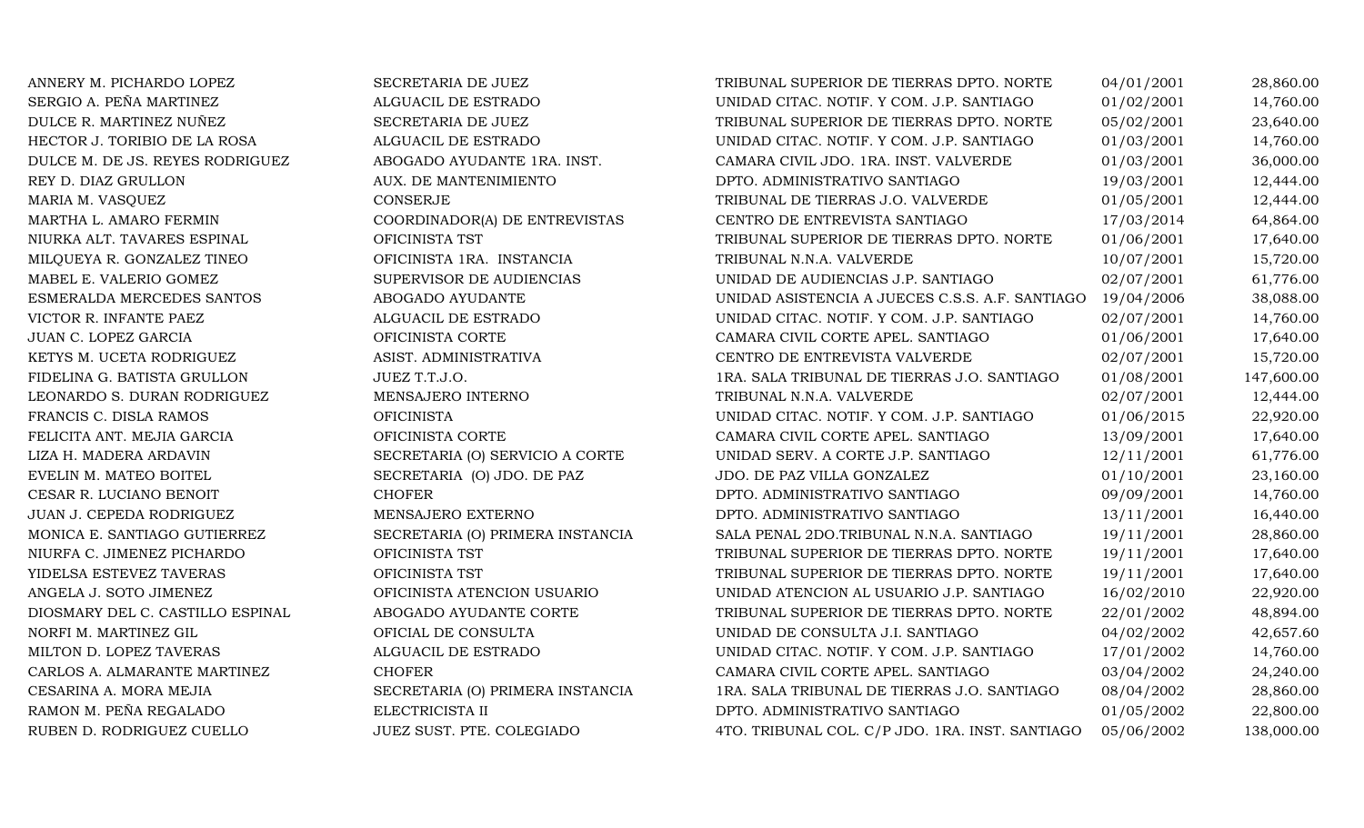| | | | | |
|---|---|---|---|---|
| ANNERY M. PICHARDO LOPEZ | SECRETARIA DE JUEZ | TRIBUNAL SUPERIOR DE TIERRAS DPTO. NORTE | 04/01/2001 | 28,860.00 |
| SERGIO A. PEÑA MARTINEZ | ALGUACIL DE ESTRADO | UNIDAD CITAC. NOTIF. Y COM. J.P. SANTIAGO | 01/02/2001 | 14,760.00 |
| DULCE R. MARTINEZ NUÑEZ | SECRETARIA DE JUEZ | TRIBUNAL SUPERIOR DE TIERRAS DPTO. NORTE | 05/02/2001 | 23,640.00 |
| HECTOR J. TORIBIO DE LA ROSA | ALGUACIL DE ESTRADO | UNIDAD CITAC. NOTIF. Y COM. J.P. SANTIAGO | 01/03/2001 | 14,760.00 |
| DULCE M. DE JS. REYES RODRIGUEZ | ABOGADO AYUDANTE 1RA. INST. | CAMARA CIVIL JDO. 1RA. INST. VALVERDE | 01/03/2001 | 36,000.00 |
| REY D. DIAZ GRULLON | AUX. DE MANTENIMIENTO | DPTO. ADMINISTRATIVO SANTIAGO | 19/03/2001 | 12,444.00 |
| MARIA M. VASQUEZ | CONSERJE | TRIBUNAL DE TIERRAS J.O. VALVERDE | 01/05/2001 | 12,444.00 |
| MARTHA L. AMARO FERMIN | COORDINADOR(A) DE ENTREVISTAS | CENTRO DE ENTREVISTA SANTIAGO | 17/03/2014 | 64,864.00 |
| NIURKA ALT. TAVARES ESPINAL | OFICINISTA TST | TRIBUNAL SUPERIOR DE TIERRAS DPTO. NORTE | 01/06/2001 | 17,640.00 |
| MILQUEYA R. GONZALEZ TINEO | OFICINISTA 1RA. INSTANCIA | TRIBUNAL N.N.A. VALVERDE | 10/07/2001 | 15,720.00 |
| MABEL E. VALERIO GOMEZ | SUPERVISOR DE AUDIENCIAS | UNIDAD DE AUDIENCIAS J.P. SANTIAGO | 02/07/2001 | 61,776.00 |
| ESMERALDA MERCEDES SANTOS | ABOGADO AYUDANTE | UNIDAD ASISTENCIA A JUECES C.S.S. A.F. SANTIAGO | 19/04/2006 | 38,088.00 |
| VICTOR R. INFANTE PAEZ | ALGUACIL DE ESTRADO | UNIDAD CITAC. NOTIF. Y COM. J.P. SANTIAGO | 02/07/2001 | 14,760.00 |
| JUAN C. LOPEZ GARCIA | OFICINISTA CORTE | CAMARA CIVIL CORTE APEL. SANTIAGO | 01/06/2001 | 17,640.00 |
| KETYS M. UCETA RODRIGUEZ | ASIST. ADMINISTRATIVA | CENTRO DE ENTREVISTA VALVERDE | 02/07/2001 | 15,720.00 |
| FIDELINA G. BATISTA GRULLON | JUEZ T.T.J.O. | 1RA. SALA TRIBUNAL DE TIERRAS J.O. SANTIAGO | 01/08/2001 | 147,600.00 |
| LEONARDO S. DURAN RODRIGUEZ | MENSAJERO INTERNO | TRIBUNAL N.N.A. VALVERDE | 02/07/2001 | 12,444.00 |
| FRANCIS C. DISLA RAMOS | OFICINISTA | UNIDAD CITAC. NOTIF. Y COM. J.P. SANTIAGO | 01/06/2015 | 22,920.00 |
| FELICITA ANT. MEJIA GARCIA | OFICINISTA CORTE | CAMARA CIVIL CORTE APEL. SANTIAGO | 13/09/2001 | 17,640.00 |
| LIZA H. MADERA ARDAVIN | SECRETARIA (O) SERVICIO A CORTE | UNIDAD SERV. A CORTE J.P. SANTIAGO | 12/11/2001 | 61,776.00 |
| EVELIN M. MATEO BOITEL | SECRETARIA (O) JDO. DE PAZ | JDO. DE PAZ VILLA GONZALEZ | 01/10/2001 | 23,160.00 |
| CESAR R. LUCIANO BENOIT | CHOFER | DPTO. ADMINISTRATIVO SANTIAGO | 09/09/2001 | 14,760.00 |
| JUAN J. CEPEDA RODRIGUEZ | MENSAJERO EXTERNO | DPTO. ADMINISTRATIVO SANTIAGO | 13/11/2001 | 16,440.00 |
| MONICA E. SANTIAGO GUTIERREZ | SECRETARIA (O) PRIMERA INSTANCIA | SALA PENAL 2DO.TRIBUNAL N.N.A. SANTIAGO | 19/11/2001 | 28,860.00 |
| NIURFA C. JIMENEZ PICHARDO | OFICINISTA TST | TRIBUNAL SUPERIOR DE TIERRAS DPTO. NORTE | 19/11/2001 | 17,640.00 |
| YIDELSA ESTEVEZ TAVERAS | OFICINISTA TST | TRIBUNAL SUPERIOR DE TIERRAS DPTO. NORTE | 19/11/2001 | 17,640.00 |
| ANGELA J. SOTO JIMENEZ | OFICINISTA ATENCION USUARIO | UNIDAD ATENCION AL USUARIO J.P. SANTIAGO | 16/02/2010 | 22,920.00 |
| DIOSMARY DEL C. CASTILLO ESPINAL | ABOGADO AYUDANTE CORTE | TRIBUNAL SUPERIOR DE TIERRAS DPTO. NORTE | 22/01/2002 | 48,894.00 |
| NORFI M. MARTINEZ GIL | OFICIAL DE CONSULTA | UNIDAD DE CONSULTA J.I. SANTIAGO | 04/02/2002 | 42,657.60 |
| MILTON D. LOPEZ TAVERAS | ALGUACIL DE ESTRADO | UNIDAD CITAC. NOTIF. Y COM. J.P. SANTIAGO | 17/01/2002 | 14,760.00 |
| CARLOS A. ALMARANTE MARTINEZ | CHOFER | CAMARA CIVIL CORTE APEL. SANTIAGO | 03/04/2002 | 24,240.00 |
| CESARINA A. MORA MEJIA | SECRETARIA (O) PRIMERA INSTANCIA | 1RA. SALA TRIBUNAL DE TIERRAS J.O. SANTIAGO | 08/04/2002 | 28,860.00 |
| RAMON M. PEÑA REGALADO | ELECTRICISTA II | DPTO. ADMINISTRATIVO SANTIAGO | 01/05/2002 | 22,800.00 |
| RUBEN D. RODRIGUEZ CUELLO | JUEZ SUST. PTE. COLEGIADO | 4TO. TRIBUNAL COL. C/P JDO. 1RA. INST. SANTIAGO | 05/06/2002 | 138,000.00 |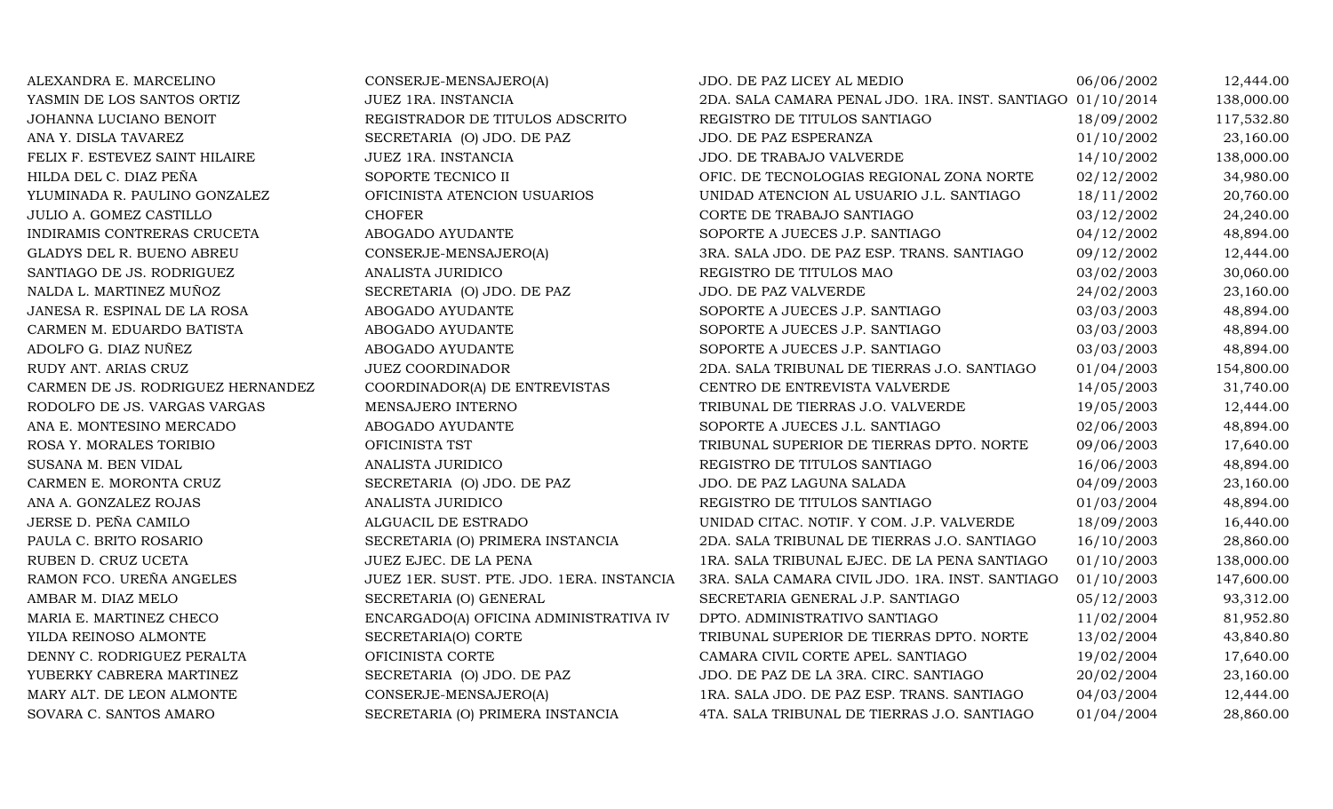| | | | | |
|---|---|---|---|---|
| ALEXANDRA E. MARCELINO | CONSERJE-MENSAJERO(A) | JDO. DE PAZ LICEY AL MEDIO | 06/06/2002 | 12,444.00 |
| YASMIN DE LOS SANTOS ORTIZ | JUEZ 1RA. INSTANCIA | 2DA. SALA CAMARA PENAL JDO. 1RA. INST. SANTIAGO | 01/10/2014 | 138,000.00 |
| JOHANNA LUCIANO BENOIT | REGISTRADOR DE TITULOS ADSCRITO | REGISTRO DE TITULOS SANTIAGO | 18/09/2002 | 117,532.80 |
| ANA Y. DISLA TAVAREZ | SECRETARIA (O) JDO. DE PAZ | JDO. DE PAZ ESPERANZA | 01/10/2002 | 23,160.00 |
| FELIX F. ESTEVEZ SAINT HILAIRE | JUEZ 1RA. INSTANCIA | JDO. DE TRABAJO VALVERDE | 14/10/2002 | 138,000.00 |
| HILDA DEL C. DIAZ PEÑA | SOPORTE TECNICO II | OFIC. DE TECNOLOGIAS REGIONAL ZONA NORTE | 02/12/2002 | 34,980.00 |
| YLUMINADA R. PAULINO GONZALEZ | OFICINISTA ATENCION USUARIOS | UNIDAD ATENCION AL USUARIO J.L. SANTIAGO | 18/11/2002 | 20,760.00 |
| JULIO A. GOMEZ CASTILLO | CHOFER | CORTE DE TRABAJO SANTIAGO | 03/12/2002 | 24,240.00 |
| INDIRAMIS CONTRERAS CRUCETA | ABOGADO AYUDANTE | SOPORTE A JUECES J.P. SANTIAGO | 04/12/2002 | 48,894.00 |
| GLADYS DEL R. BUENO ABREU | CONSERJE-MENSAJERO(A) | 3RA. SALA JDO. DE PAZ ESP. TRANS. SANTIAGO | 09/12/2002 | 12,444.00 |
| SANTIAGO DE JS. RODRIGUEZ | ANALISTA JURIDICO | REGISTRO DE TITULOS MAO | 03/02/2003 | 30,060.00 |
| NALDA L. MARTINEZ MUÑOZ | SECRETARIA (O) JDO. DE PAZ | JDO. DE PAZ VALVERDE | 24/02/2003 | 23,160.00 |
| JANESA R. ESPINAL DE LA ROSA | ABOGADO AYUDANTE | SOPORTE A JUECES J.P. SANTIAGO | 03/03/2003 | 48,894.00 |
| CARMEN M. EDUARDO BATISTA | ABOGADO AYUDANTE | SOPORTE A JUECES J.P. SANTIAGO | 03/03/2003 | 48,894.00 |
| ADOLFO G. DIAZ NUÑEZ | ABOGADO AYUDANTE | SOPORTE A JUECES J.P. SANTIAGO | 03/03/2003 | 48,894.00 |
| RUDY ANT. ARIAS CRUZ | JUEZ COORDINADOR | 2DA. SALA TRIBUNAL DE TIERRAS J.O. SANTIAGO | 01/04/2003 | 154,800.00 |
| CARMEN DE JS. RODRIGUEZ HERNANDEZ | COORDINADOR(A) DE ENTREVISTAS | CENTRO DE ENTREVISTA VALVERDE | 14/05/2003 | 31,740.00 |
| RODOLFO DE JS. VARGAS VARGAS | MENSAJERO INTERNO | TRIBUNAL DE TIERRAS J.O. VALVERDE | 19/05/2003 | 12,444.00 |
| ANA E. MONTESINO MERCADO | ABOGADO AYUDANTE | SOPORTE A JUECES J.L. SANTIAGO | 02/06/2003 | 48,894.00 |
| ROSA Y. MORALES TORIBIO | OFICINISTA TST | TRIBUNAL SUPERIOR DE TIERRAS DPTO. NORTE | 09/06/2003 | 17,640.00 |
| SUSANA M. BEN VIDAL | ANALISTA JURIDICO | REGISTRO DE TITULOS SANTIAGO | 16/06/2003 | 48,894.00 |
| CARMEN E. MORONTA CRUZ | SECRETARIA (O) JDO. DE PAZ | JDO. DE PAZ LAGUNA SALADA | 04/09/2003 | 23,160.00 |
| ANA A. GONZALEZ ROJAS | ANALISTA JURIDICO | REGISTRO DE TITULOS SANTIAGO | 01/03/2004 | 48,894.00 |
| JERSE D. PEÑA CAMILO | ALGUACIL DE ESTRADO | UNIDAD CITAC. NOTIF. Y COM. J.P. VALVERDE | 18/09/2003 | 16,440.00 |
| PAULA C. BRITO ROSARIO | SECRETARIA (O) PRIMERA INSTANCIA | 2DA. SALA TRIBUNAL DE TIERRAS J.O. SANTIAGO | 16/10/2003 | 28,860.00 |
| RUBEN D. CRUZ UCETA | JUEZ EJEC. DE LA PENA | 1RA. SALA TRIBUNAL EJEC. DE LA PENA SANTIAGO | 01/10/2003 | 138,000.00 |
| RAMON FCO. UREÑA ANGELES | JUEZ 1ER. SUST. PTE. JDO. 1ERA. INSTANCIA | 3RA. SALA CAMARA CIVIL JDO. 1RA. INST. SANTIAGO | 01/10/2003 | 147,600.00 |
| AMBAR M. DIAZ MELO | SECRETARIA (O) GENERAL | SECRETARIA GENERAL J.P. SANTIAGO | 05/12/2003 | 93,312.00 |
| MARIA E. MARTINEZ CHECO | ENCARGADO(A) OFICINA ADMINISTRATIVA IV | DPTO. ADMINISTRATIVO SANTIAGO | 11/02/2004 | 81,952.80 |
| YILDA REINOSO ALMONTE | SECRETARIA(O) CORTE | TRIBUNAL SUPERIOR DE TIERRAS DPTO. NORTE | 13/02/2004 | 43,840.80 |
| DENNY C. RODRIGUEZ PERALTA | OFICINISTA CORTE | CAMARA CIVIL CORTE APEL. SANTIAGO | 19/02/2004 | 17,640.00 |
| YUBERKY CABRERA MARTINEZ | SECRETARIA (O) JDO. DE PAZ | JDO. DE PAZ DE LA 3RA. CIRC. SANTIAGO | 20/02/2004 | 23,160.00 |
| MARY ALT. DE LEON ALMONTE | CONSERJE-MENSAJERO(A) | 1RA. SALA JDO. DE PAZ ESP. TRANS. SANTIAGO | 04/03/2004 | 12,444.00 |
| SOVARA C. SANTOS AMARO | SECRETARIA (O) PRIMERA INSTANCIA | 4TA. SALA TRIBUNAL DE TIERRAS J.O. SANTIAGO | 01/04/2004 | 28,860.00 |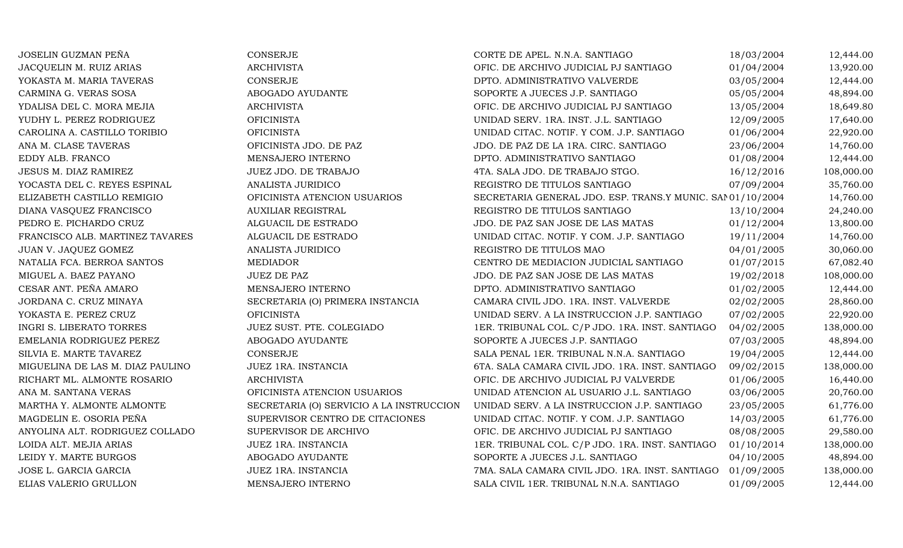| | | | | |
|---|---|---|---|---|
| JOSELIN GUZMAN PEÑA | CONSERJE | CORTE DE APEL. N.N.A. SANTIAGO | 18/03/2004 | 12,444.00 |
| JACQUELIN M. RUIZ ARIAS | ARCHIVISTA | OFIC. DE ARCHIVO JUDICIAL PJ SANTIAGO | 01/04/2004 | 13,920.00 |
| YOKASTA M. MARIA TAVERAS | CONSERJE | DPTO. ADMINISTRATIVO VALVERDE | 03/05/2004 | 12,444.00 |
| CARMINA G. VERAS SOSA | ABOGADO AYUDANTE | SOPORTE A JUECES J.P. SANTIAGO | 05/05/2004 | 48,894.00 |
| YDALISA DEL C. MORA MEJIA | ARCHIVISTA | OFIC. DE ARCHIVO JUDICIAL PJ SANTIAGO | 13/05/2004 | 18,649.80 |
| YUDHY L. PEREZ RODRIGUEZ | OFICINISTA | UNIDAD SERV. 1RA. INST. J.L. SANTIAGO | 12/09/2005 | 17,640.00 |
| CAROLINA A. CASTILLO TORIBIO | OFICINISTA | UNIDAD CITAC. NOTIF. Y COM. J.P. SANTIAGO | 01/06/2004 | 22,920.00 |
| ANA M. CLASE TAVERAS | OFICINISTA JDO. DE PAZ | JDO. DE PAZ DE LA 1RA. CIRC. SANTIAGO | 23/06/2004 | 14,760.00 |
| EDDY ALB. FRANCO | MENSAJERO INTERNO | DPTO. ADMINISTRATIVO SANTIAGO | 01/08/2004 | 12,444.00 |
| JESUS M. DIAZ RAMIREZ | JUEZ JDO. DE TRABAJO | 4TA. SALA JDO. DE TRABAJO STGO. | 16/12/2016 | 108,000.00 |
| YOCASTA DEL C. REYES ESPINAL | ANALISTA JURIDICO | REGISTRO DE TITULOS SANTIAGO | 07/09/2004 | 35,760.00 |
| ELIZABETH CASTILLO REMIGIO | OFICINISTA ATENCION USUARIOS | SECRETARIA GENERAL JDO. ESP. TRANS.Y MUNIC. SAN | 01/10/2004 | 14,760.00 |
| DIANA VASQUEZ FRANCISCO | AUXILIAR REGISTRAL | REGISTRO DE TITULOS SANTIAGO | 13/10/2004 | 24,240.00 |
| PEDRO E. PICHARDO CRUZ | ALGUACIL DE ESTRADO | JDO. DE PAZ SAN JOSE DE LAS MATAS | 01/12/2004 | 13,800.00 |
| FRANCISCO ALB. MARTINEZ TAVARES | ALGUACIL DE ESTRADO | UNIDAD CITAC. NOTIF. Y COM. J.P. SANTIAGO | 19/11/2004 | 14,760.00 |
| JUAN V. JAQUEZ GOMEZ | ANALISTA JURIDICO | REGISTRO DE TITULOS MAO | 04/01/2005 | 30,060.00 |
| NATALIA FCA. BERROA SANTOS | MEDIADOR | CENTRO DE MEDIACION JUDICIAL SANTIAGO | 01/07/2015 | 67,082.40 |
| MIGUEL A. BAEZ PAYANO | JUEZ DE PAZ | JDO. DE PAZ SAN JOSE DE LAS MATAS | 19/02/2018 | 108,000.00 |
| CESAR ANT. PEÑA AMARO | MENSAJERO INTERNO | DPTO. ADMINISTRATIVO SANTIAGO | 01/02/2005 | 12,444.00 |
| JORDANA C. CRUZ MINAYA | SECRETARIA (O) PRIMERA INSTANCIA | CAMARA CIVIL JDO. 1RA. INST. VALVERDE | 02/02/2005 | 28,860.00 |
| YOKASTA E. PEREZ CRUZ | OFICINISTA | UNIDAD SERV. A LA INSTRUCCION J.P. SANTIAGO | 07/02/2005 | 22,920.00 |
| INGRI S. LIBERATO TORRES | JUEZ SUST. PTE. COLEGIADO | 1ER. TRIBUNAL COL. C/P JDO. 1RA. INST. SANTIAGO | 04/02/2005 | 138,000.00 |
| EMELANIA RODRIGUEZ PEREZ | ABOGADO AYUDANTE | SOPORTE A JUECES J.P. SANTIAGO | 07/03/2005 | 48,894.00 |
| SILVIA E. MARTE TAVAREZ | CONSERJE | SALA PENAL 1ER. TRIBUNAL N.N.A. SANTIAGO | 19/04/2005 | 12,444.00 |
| MIGUELINA DE LAS M. DIAZ PAULINO | JUEZ 1RA. INSTANCIA | 6TA. SALA CAMARA CIVIL JDO. 1RA. INST. SANTIAGO | 09/02/2015 | 138,000.00 |
| RICHART ML. ALMONTE ROSARIO | ARCHIVISTA | OFIC. DE ARCHIVO JUDICIAL PJ VALVERDE | 01/06/2005 | 16,440.00 |
| ANA M. SANTANA VERAS | OFICINISTA ATENCION USUARIOS | UNIDAD ATENCION AL USUARIO J.L. SANTIAGO | 03/06/2005 | 20,760.00 |
| MARTHA Y. ALMONTE ALMONTE | SECRETARIA (O) SERVICIO A LA INSTRUCCION | UNIDAD SERV. A LA INSTRUCCION J.P. SANTIAGO | 23/05/2005 | 61,776.00 |
| MAGDELIN E. OSORIA PEÑA | SUPERVISOR CENTRO DE CITACIONES | UNIDAD CITAC. NOTIF. Y COM. J.P. SANTIAGO | 14/03/2005 | 61,776.00 |
| ANYOLINA ALT. RODRIGUEZ COLLADO | SUPERVISOR DE ARCHIVO | OFIC. DE ARCHIVO JUDICIAL PJ SANTIAGO | 08/08/2005 | 29,580.00 |
| LOIDA ALT. MEJIA ARIAS | JUEZ 1RA. INSTANCIA | 1ER. TRIBUNAL COL. C/P JDO. 1RA. INST. SANTIAGO | 01/10/2014 | 138,000.00 |
| LEIDY Y. MARTE BURGOS | ABOGADO AYUDANTE | SOPORTE A JUECES J.L. SANTIAGO | 04/10/2005 | 48,894.00 |
| JOSE L. GARCIA GARCIA | JUEZ 1RA. INSTANCIA | 7MA. SALA CAMARA CIVIL JDO. 1RA. INST. SANTIAGO | 01/09/2005 | 138,000.00 |
| ELIAS VALERIO GRULLON | MENSAJERO INTERNO | SALA CIVIL 1ER. TRIBUNAL N.N.A. SANTIAGO | 01/09/2005 | 12,444.00 |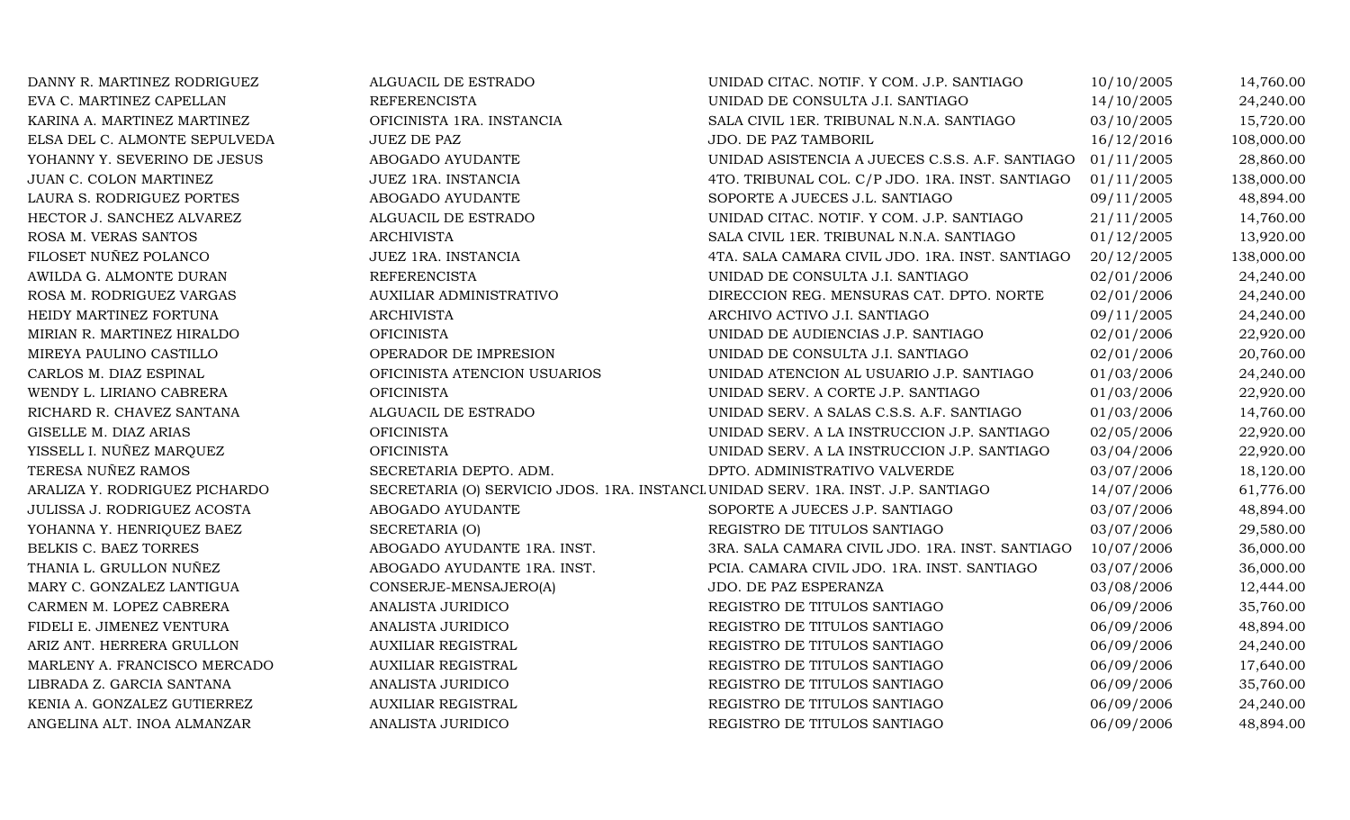| | | | | |
|---|---|---|---|---|
| DANNY R. MARTINEZ RODRIGUEZ | ALGUACIL DE ESTRADO | UNIDAD CITAC. NOTIF. Y COM. J.P. SANTIAGO | 10/10/2005 | 14,760.00 |
| EVA C. MARTINEZ CAPELLAN | REFERENCISTA | UNIDAD DE CONSULTA J.I. SANTIAGO | 14/10/2005 | 24,240.00 |
| KARINA A. MARTINEZ MARTINEZ | OFICINISTA 1RA. INSTANCIA | SALA CIVIL 1ER. TRIBUNAL N.N.A. SANTIAGO | 03/10/2005 | 15,720.00 |
| ELSA DEL C. ALMONTE SEPULVEDA | JUEZ DE PAZ | JDO. DE PAZ TAMBORIL | 16/12/2016 | 108,000.00 |
| YOHANNY Y. SEVERINO DE JESUS | ABOGADO AYUDANTE | UNIDAD ASISTENCIA A JUECES C.S.S. A.F. SANTIAGO | 01/11/2005 | 28,860.00 |
| JUAN C. COLON MARTINEZ | JUEZ 1RA. INSTANCIA | 4TO. TRIBUNAL COL. C/P JDO. 1RA. INST. SANTIAGO | 01/11/2005 | 138,000.00 |
| LAURA S. RODRIGUEZ PORTES | ABOGADO AYUDANTE | SOPORTE A JUECES J.L. SANTIAGO | 09/11/2005 | 48,894.00 |
| HECTOR J. SANCHEZ ALVAREZ | ALGUACIL DE ESTRADO | UNIDAD CITAC. NOTIF. Y COM. J.P. SANTIAGO | 21/11/2005 | 14,760.00 |
| ROSA M. VERAS SANTOS | ARCHIVISTA | SALA CIVIL 1ER. TRIBUNAL N.N.A. SANTIAGO | 01/12/2005 | 13,920.00 |
| FILOSET NUÑEZ POLANCO | JUEZ 1RA. INSTANCIA | 4TA. SALA CAMARA CIVIL JDO. 1RA. INST. SANTIAGO | 20/12/2005 | 138,000.00 |
| AWILDA G. ALMONTE DURAN | REFERENCISTA | UNIDAD DE CONSULTA J.I. SANTIAGO | 02/01/2006 | 24,240.00 |
| ROSA M. RODRIGUEZ VARGAS | AUXILIAR ADMINISTRATIVO | DIRECCION REG. MENSURAS CAT. DPTO. NORTE | 02/01/2006 | 24,240.00 |
| HEIDY MARTINEZ FORTUNA | ARCHIVISTA | ARCHIVO ACTIVO J.I. SANTIAGO | 09/11/2005 | 24,240.00 |
| MIRIAN R. MARTINEZ HIRALDO | OFICINISTA | UNIDAD DE AUDIENCIAS J.P. SANTIAGO | 02/01/2006 | 22,920.00 |
| MIREYA PAULINO CASTILLO | OPERADOR DE IMPRESION | UNIDAD DE CONSULTA J.I. SANTIAGO | 02/01/2006 | 20,760.00 |
| CARLOS M. DIAZ ESPINAL | OFICINISTA ATENCION USUARIOS | UNIDAD ATENCION AL USUARIO J.P. SANTIAGO | 01/03/2006 | 24,240.00 |
| WENDY L. LIRIANO CABRERA | OFICINISTA | UNIDAD SERV. A CORTE J.P. SANTIAGO | 01/03/2006 | 22,920.00 |
| RICHARD R. CHAVEZ SANTANA | ALGUACIL DE ESTRADO | UNIDAD SERV. A SALAS C.S.S. A.F. SANTIAGO | 01/03/2006 | 14,760.00 |
| GISELLE M. DIAZ ARIAS | OFICINISTA | UNIDAD SERV. A LA INSTRUCCION J.P. SANTIAGO | 02/05/2006 | 22,920.00 |
| YISSELL I. NUÑEZ MARQUEZ | OFICINISTA | UNIDAD SERV. A LA INSTRUCCION J.P. SANTIAGO | 03/04/2006 | 22,920.00 |
| TERESA NUÑEZ RAMOS | SECRETARIA DEPTO. ADM. | DPTO. ADMINISTRATIVO VALVERDE | 03/07/2006 | 18,120.00 |
| ARALIZA Y. RODRIGUEZ PICHARDO | SECRETARIA (O) SERVICIO JDOS. 1RA. INSTANCI | UNIDAD SERV. 1RA. INST. J.P. SANTIAGO | 14/07/2006 | 61,776.00 |
| JULISSA J. RODRIGUEZ ACOSTA | ABOGADO AYUDANTE | SOPORTE A JUECES J.P. SANTIAGO | 03/07/2006 | 48,894.00 |
| YOHANNA Y. HENRIQUEZ BAEZ | SECRETARIA (O) | REGISTRO DE TITULOS SANTIAGO | 03/07/2006 | 29,580.00 |
| BELKIS C. BAEZ TORRES | ABOGADO AYUDANTE 1RA. INST. | 3RA. SALA CAMARA CIVIL JDO. 1RA. INST. SANTIAGO | 10/07/2006 | 36,000.00 |
| THANIA L. GRULLON NUÑEZ | ABOGADO AYUDANTE 1RA. INST. | PCIA. CAMARA CIVIL JDO. 1RA. INST. SANTIAGO | 03/07/2006 | 36,000.00 |
| MARY C. GONZALEZ LANTIGUA | CONSERJE-MENSAJERO(A) | JDO. DE PAZ ESPERANZA | 03/08/2006 | 12,444.00 |
| CARMEN M. LOPEZ CABRERA | ANALISTA JURIDICO | REGISTRO DE TITULOS SANTIAGO | 06/09/2006 | 35,760.00 |
| FIDELI E. JIMENEZ VENTURA | ANALISTA JURIDICO | REGISTRO DE TITULOS SANTIAGO | 06/09/2006 | 48,894.00 |
| ARIZ ANT. HERRERA GRULLON | AUXILIAR REGISTRAL | REGISTRO DE TITULOS SANTIAGO | 06/09/2006 | 24,240.00 |
| MARLENY A. FRANCISCO MERCADO | AUXILIAR REGISTRAL | REGISTRO DE TITULOS SANTIAGO | 06/09/2006 | 17,640.00 |
| LIBRADA Z. GARCIA SANTANA | ANALISTA JURIDICO | REGISTRO DE TITULOS SANTIAGO | 06/09/2006 | 35,760.00 |
| KENIA A. GONZALEZ GUTIERREZ | AUXILIAR REGISTRAL | REGISTRO DE TITULOS SANTIAGO | 06/09/2006 | 24,240.00 |
| ANGELINA ALT. INOA ALMANZAR | ANALISTA JURIDICO | REGISTRO DE TITULOS SANTIAGO | 06/09/2006 | 48,894.00 |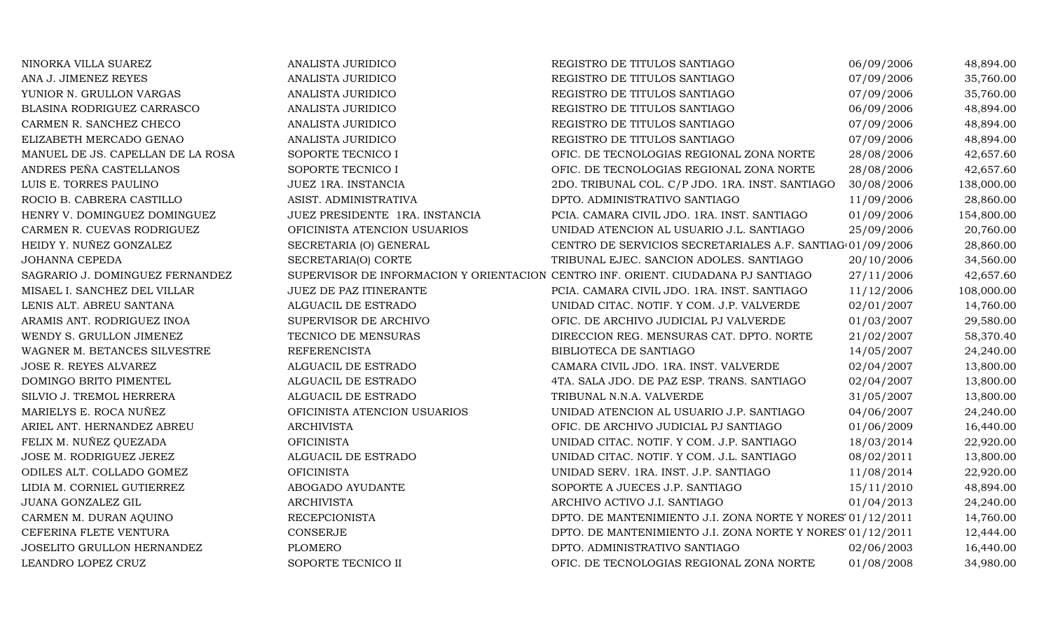| | | | | |
|---|---|---|---|---|
| NINORKA VILLA SUAREZ | ANALISTA JURIDICO | REGISTRO DE TITULOS SANTIAGO | 06/09/2006 | 48,894.00 |
| ANA J. JIMENEZ REYES | ANALISTA JURIDICO | REGISTRO DE TITULOS SANTIAGO | 07/09/2006 | 35,760.00 |
| YUNIOR N. GRULLON VARGAS | ANALISTA JURIDICO | REGISTRO DE TITULOS SANTIAGO | 07/09/2006 | 35,760.00 |
| BLASINA RODRIGUEZ CARRASCO | ANALISTA JURIDICO | REGISTRO DE TITULOS SANTIAGO | 06/09/2006 | 48,894.00 |
| CARMEN R. SANCHEZ CHECO | ANALISTA JURIDICO | REGISTRO DE TITULOS SANTIAGO | 07/09/2006 | 48,894.00 |
| ELIZABETH MERCADO GENAO | ANALISTA JURIDICO | REGISTRO DE TITULOS SANTIAGO | 07/09/2006 | 48,894.00 |
| MANUEL DE JS. CAPELLAN DE LA ROSA | SOPORTE TECNICO I | OFIC. DE TECNOLOGIAS REGIONAL ZONA NORTE | 28/08/2006 | 42,657.60 |
| ANDRES PEÑA CASTELLANOS | SOPORTE TECNICO I | OFIC. DE TECNOLOGIAS REGIONAL ZONA NORTE | 28/08/2006 | 42,657.60 |
| LUIS E. TORRES PAULINO | JUEZ 1RA. INSTANCIA | 2DO. TRIBUNAL COL. C/P JDO. 1RA. INST. SANTIAGO | 30/08/2006 | 138,000.00 |
| ROCIO B. CABRERA CASTILLO | ASIST. ADMINISTRATIVA | DPTO. ADMINISTRATIVO SANTIAGO | 11/09/2006 | 28,860.00 |
| HENRY V. DOMINGUEZ DOMINGUEZ | JUEZ PRESIDENTE 1RA. INSTANCIA | PCIA. CAMARA CIVIL JDO. 1RA. INST. SANTIAGO | 01/09/2006 | 154,800.00 |
| CARMEN R. CUEVAS RODRIGUEZ | OFICINISTA ATENCION USUARIOS | UNIDAD ATENCION AL USUARIO J.L. SANTIAGO | 25/09/2006 | 20,760.00 |
| HEIDY Y. NUÑEZ GONZALEZ | SECRETARIA (O) GENERAL | CENTRO DE SERVICIOS SECRETARIALES A.F. SANTIAG | 01/09/2006 | 28,860.00 |
| JOHANNA CEPEDA | SECRETARIA(O) CORTE | TRIBUNAL EJEC. SANCION ADOLES. SANTIAGO | 20/10/2006 | 34,560.00 |
| SAGRARIO J. DOMINGUEZ FERNANDEZ | SUPERVISOR DE INFORMACION Y ORIENTACION | CENTRO INF. ORIENT. CIUDADANA PJ SANTIAGO | 27/11/2006 | 42,657.60 |
| MISAEL I. SANCHEZ DEL VILLAR | JUEZ DE PAZ ITINERANTE | PCIA. CAMARA CIVIL JDO. 1RA. INST. SANTIAGO | 11/12/2006 | 108,000.00 |
| LENIS ALT. ABREU SANTANA | ALGUACIL DE ESTRADO | UNIDAD CITAC. NOTIF. Y COM. J.P. VALVERDE | 02/01/2007 | 14,760.00 |
| ARAMIS ANT. RODRIGUEZ INOA | SUPERVISOR DE ARCHIVO | OFIC. DE ARCHIVO JUDICIAL PJ VALVERDE | 01/03/2007 | 29,580.00 |
| WENDY S. GRULLON JIMENEZ | TECNICO DE MENSURAS | DIRECCION REG. MENSURAS CAT. DPTO. NORTE | 21/02/2007 | 58,370.40 |
| WAGNER M. BETANCES SILVESTRE | REFERENCISTA | BIBLIOTECA DE SANTIAGO | 14/05/2007 | 24,240.00 |
| JOSE R. REYES ALVAREZ | ALGUACIL DE ESTRADO | CAMARA CIVIL JDO. 1RA. INST. VALVERDE | 02/04/2007 | 13,800.00 |
| DOMINGO BRITO PIMENTEL | ALGUACIL DE ESTRADO | 4TA. SALA JDO. DE PAZ ESP. TRANS. SANTIAGO | 02/04/2007 | 13,800.00 |
| SILVIO J. TREMOL HERRERA | ALGUACIL DE ESTRADO | TRIBUNAL N.N.A. VALVERDE | 31/05/2007 | 13,800.00 |
| MARIELYS E. ROCA NUÑEZ | OFICINISTA ATENCION USUARIOS | UNIDAD ATENCION AL USUARIO J.P. SANTIAGO | 04/06/2007 | 24,240.00 |
| ARIEL ANT. HERNANDEZ ABREU | ARCHIVISTA | OFIC. DE ARCHIVO JUDICIAL PJ SANTIAGO | 01/06/2009 | 16,440.00 |
| FELIX M. NUÑEZ QUEZADA | OFICINISTA | UNIDAD CITAC. NOTIF. Y COM. J.P. SANTIAGO | 18/03/2014 | 22,920.00 |
| JOSE M. RODRIGUEZ JEREZ | ALGUACIL DE ESTRADO | UNIDAD CITAC. NOTIF. Y COM. J.L. SANTIAGO | 08/02/2011 | 13,800.00 |
| ODILES ALT. COLLADO GOMEZ | OFICINISTA | UNIDAD SERV. 1RA. INST. J.P. SANTIAGO | 11/08/2014 | 22,920.00 |
| LIDIA M. CORNIEL GUTIERREZ | ABOGADO AYUDANTE | SOPORTE A JUECES J.P. SANTIAGO | 15/11/2010 | 48,894.00 |
| JUANA GONZALEZ GIL | ARCHIVISTA | ARCHIVO ACTIVO J.I. SANTIAGO | 01/04/2013 | 24,240.00 |
| CARMEN M. DURAN AQUINO | RECEPCIONISTA | DPTO. DE MANTENIMIENTO J.I. ZONA NORTE Y NORES | 01/12/2011 | 14,760.00 |
| CEFERINA FLETE VENTURA | CONSERJE | DPTO. DE MANTENIMIENTO J.I. ZONA NORTE Y NORES | 01/12/2011 | 12,444.00 |
| JOSELITO GRULLON HERNANDEZ | PLOMERO | DPTO. ADMINISTRATIVO SANTIAGO | 02/06/2003 | 16,440.00 |
| LEANDRO LOPEZ CRUZ | SOPORTE TECNICO II | OFIC. DE TECNOLOGIAS REGIONAL ZONA NORTE | 01/08/2008 | 34,980.00 |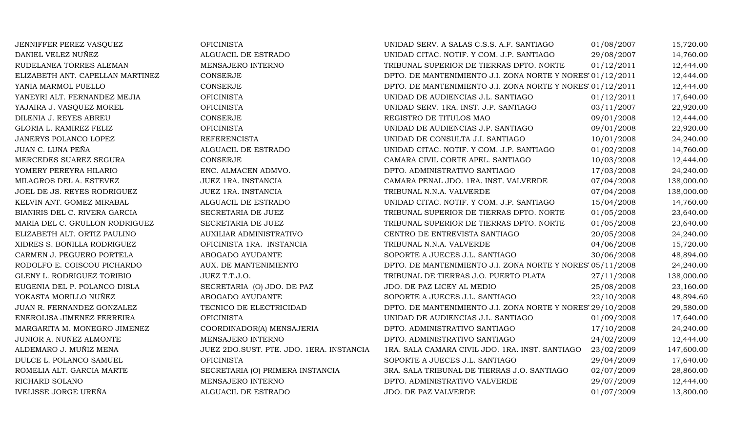| | | | | |
|---|---|---|---|---|
| JENNIFFER PEREZ VASQUEZ | OFICINISTA | UNIDAD SERV. A SALAS C.S.S. A.F. SANTIAGO | 01/08/2007 | 15,720.00 |
| DANIEL VELEZ NUÑEZ | ALGUACIL DE ESTRADO | UNIDAD CITAC. NOTIF. Y COM. J.P. SANTIAGO | 29/08/2007 | 14,760.00 |
| RUDELANEA TORRES ALEMAN | MENSAJERO INTERNO | TRIBUNAL SUPERIOR DE TIERRAS DPTO. NORTE | 01/12/2011 | 12,444.00 |
| ELIZABETH ANT. CAPELLAN MARTINEZ | CONSERJE | DPTO. DE MANTENIMIENTO J.I. ZONA NORTE Y NORES | 01/12/2011 | 12,444.00 |
| YANIA MARMOL PUELLO | CONSERJE | DPTO. DE MANTENIMIENTO J.I. ZONA NORTE Y NORES | 01/12/2011 | 12,444.00 |
| YANEYRI ALT. FERNANDEZ MEJIA | OFICINISTA | UNIDAD DE AUDIENCIAS J.L. SANTIAGO | 01/12/2011 | 17,640.00 |
| YAJAIRA J. VASQUEZ MOREL | OFICINISTA | UNIDAD SERV. 1RA. INST. J.P. SANTIAGO | 03/11/2007 | 22,920.00 |
| DILENIA J. REYES ABREU | CONSERJE | REGISTRO DE TITULOS MAO | 09/01/2008 | 12,444.00 |
| GLORIA L. RAMIREZ FELIZ | OFICINISTA | UNIDAD DE AUDIENCIAS J.P. SANTIAGO | 09/01/2008 | 22,920.00 |
| JANERYS POLANCO LOPEZ | REFERENCISTA | UNIDAD DE CONSULTA J.I. SANTIAGO | 10/01/2008 | 24,240.00 |
| JUAN C. LUNA PEÑA | ALGUACIL DE ESTRADO | UNIDAD CITAC. NOTIF. Y COM. J.P. SANTIAGO | 01/02/2008 | 14,760.00 |
| MERCEDES SUAREZ SEGURA | CONSERJE | CAMARA CIVIL CORTE APEL. SANTIAGO | 10/03/2008 | 12,444.00 |
| YOMERY PEREYRA HILARIO | ENC. ALMACEN ADMVO. | DPTO. ADMINISTRATIVO SANTIAGO | 17/03/2008 | 24,240.00 |
| MILAGROS DEL A. ESTEVEZ | JUEZ 1RA. INSTANCIA | CAMARA PENAL JDO. 1RA. INST. VALVERDE | 07/04/2008 | 138,000.00 |
| JOEL DE JS. REYES RODRIGUEZ | JUEZ 1RA. INSTANCIA | TRIBUNAL N.N.A. VALVERDE | 07/04/2008 | 138,000.00 |
| KELVIN ANT. GOMEZ MIRABAL | ALGUACIL DE ESTRADO | UNIDAD CITAC. NOTIF. Y COM. J.P. SANTIAGO | 15/04/2008 | 14,760.00 |
| BIANIRIS DEL C. RIVERA GARCIA | SECRETARIA DE JUEZ | TRIBUNAL SUPERIOR DE TIERRAS DPTO. NORTE | 01/05/2008 | 23,640.00 |
| MARIA DEL C. GRULLON RODRIGUEZ | SECRETARIA DE JUEZ | TRIBUNAL SUPERIOR DE TIERRAS DPTO. NORTE | 01/05/2008 | 23,640.00 |
| ELIZABETH ALT. ORTIZ PAULINO | AUXILIAR ADMINISTRATIVO | CENTRO DE ENTREVISTA SANTIAGO | 20/05/2008 | 24,240.00 |
| XIDRES S. BONILLA RODRIGUEZ | OFICINISTA 1RA. INSTANCIA | TRIBUNAL N.N.A. VALVERDE | 04/06/2008 | 15,720.00 |
| CARMEN J. PEGUERO PORTELA | ABOGADO AYUDANTE | SOPORTE A JUECES J.L. SANTIAGO | 30/06/2008 | 48,894.00 |
| RODOLFO E. COISCOU PICHARDO | AUX. DE MANTENIMIENTO | DPTO. DE MANTENIMIENTO J.I. ZONA NORTE Y NORES | 05/11/2008 | 24,240.00 |
| GLENY L. RODRIGUEZ TORIBIO | JUEZ T.T.J.O. | TRIBUNAL DE TIERRAS J.O. PUERTO PLATA | 27/11/2008 | 138,000.00 |
| EUGENIA DEL P. POLANCO DISLA | SECRETARIA (O) JDO. DE PAZ | JDO. DE PAZ LICEY AL MEDIO | 25/08/2008 | 23,160.00 |
| YOKASTA MORILLO NUÑEZ | ABOGADO AYUDANTE | SOPORTE A JUECES J.L. SANTIAGO | 22/10/2008 | 48,894.60 |
| JUAN R. FERNANDEZ GONZALEZ | TECNICO DE ELECTRICIDAD | DPTO. DE MANTENIMIENTO J.I. ZONA NORTE Y NORES | 29/10/2008 | 29,580.00 |
| ENEROLISA JIMENEZ FERREIRA | OFICINISTA | UNIDAD DE AUDIENCIAS J.L. SANTIAGO | 01/09/2008 | 17,640.00 |
| MARGARITA M. MONEGRO JIMENEZ | COORDINADOR(A) MENSAJERIA | DPTO. ADMINISTRATIVO SANTIAGO | 17/10/2008 | 24,240.00 |
| JUNIOR A. NUÑEZ ALMONTE | MENSAJERO INTERNO | DPTO. ADMINISTRATIVO SANTIAGO | 24/02/2009 | 12,444.00 |
| ALDEMARO J. MUÑIZ MENA | JUEZ 2DO.SUST. PTE. JDO. 1ERA. INSTANCIA | 1RA. SALA CAMARA CIVIL JDO. 1RA. INST. SANTIAGO | 23/02/2009 | 147,600.00 |
| DULCE L. POLANCO SAMUEL | OFICINISTA | SOPORTE A JUECES J.L. SANTIAGO | 29/04/2009 | 17,640.00 |
| ROMELIA ALT. GARCIA MARTE | SECRETARIA (O) PRIMERA INSTANCIA | 3RA. SALA TRIBUNAL DE TIERRAS J.O. SANTIAGO | 02/07/2009 | 28,860.00 |
| RICHARD SOLANO | MENSAJERO INTERNO | DPTO. ADMINISTRATIVO VALVERDE | 29/07/2009 | 12,444.00 |
| IVELISSE JORGE UREÑA | ALGUACIL DE ESTRADO | JDO. DE PAZ VALVERDE | 01/07/2009 | 13,800.00 |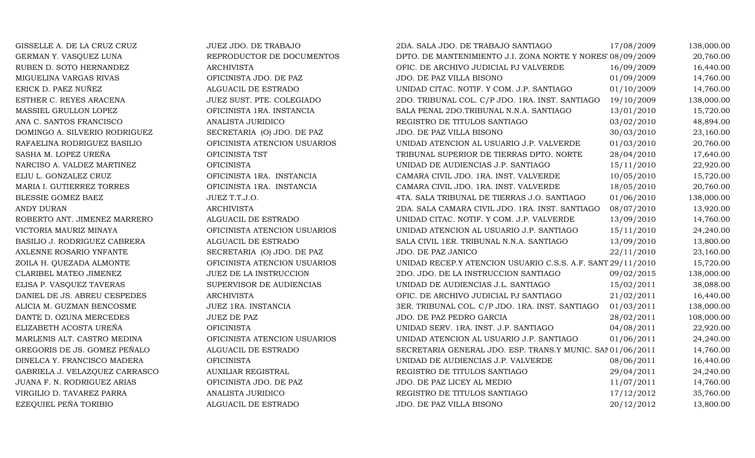| | | | | |
|---|---|---|---|---|
| GISSELLE A. DE LA CRUZ CRUZ | JUEZ JDO. DE TRABAJO | 2DA. SALA JDO. DE TRABAJO SANTIAGO | 17/08/2009 | 138,000.00 |
| GERMAN Y. VASQUEZ LUNA | REPRODUCTOR DE DOCUMENTOS | DPTO. DE MANTENIMIENTO J.I. ZONA NORTE Y NORES | 08/09/2009 | 20,760.00 |
| RUBEN D. SOTO HERNANDEZ | ARCHIVISTA | OFIC. DE ARCHIVO JUDICIAL PJ VALVERDE | 16/09/2009 | 16,440.00 |
| MIGUELINA VARGAS RIVAS | OFICINISTA JDO. DE PAZ | JDO. DE PAZ VILLA BISONO | 01/09/2009 | 14,760.00 |
| ERICK D. PAEZ NUÑEZ | ALGUACIL DE ESTRADO | UNIDAD CITAC. NOTIF. Y COM. J.P. SANTIAGO | 01/10/2009 | 14,760.00 |
| ESTHER C. REYES ARACENA | JUEZ SUST. PTE. COLEGIADO | 2DO. TRIBUNAL COL. C/P JDO. 1RA. INST. SANTIAGO | 19/10/2009 | 138,000.00 |
| MASSIEL GRULLON LOPEZ | OFICINISTA 1RA. INSTANCIA | SALA PENAL 2DO.TRIBUNAL N.N.A. SANTIAGO | 13/01/2010 | 15,720.00 |
| ANA C. SANTOS FRANCISCO | ANALISTA JURIDICO | REGISTRO DE TITULOS SANTIAGO | 03/02/2010 | 48,894.00 |
| DOMINGO A. SILVERIO RODRIGUEZ | SECRETARIA (O) JDO. DE PAZ | JDO. DE PAZ VILLA BISONO | 30/03/2010 | 23,160.00 |
| RAFAELINA RODRIGUEZ BASILIO | OFICINISTA ATENCION USUARIOS | UNIDAD ATENCION AL USUARIO J.P. VALVERDE | 01/03/2010 | 20,760.00 |
| SASHA M. LOPEZ UREÑA | OFICINISTA TST | TRIBUNAL SUPERIOR DE TIERRAS DPTO. NORTE | 28/04/2010 | 17,640.00 |
| NARCISO A. VALDEZ MARTINEZ | OFICINISTA | UNIDAD DE AUDIENCIAS J.P. SANTIAGO | 15/11/2010 | 22,920.00 |
| ELIU L. GONZALEZ CRUZ | OFICINISTA 1RA. INSTANCIA | CAMARA CIVIL JDO. 1RA. INST. VALVERDE | 10/05/2010 | 15,720.00 |
| MARIA I. GUTIERREZ TORRES | OFICINISTA 1RA. INSTANCIA | CAMARA CIVIL JDO. 1RA. INST. VALVERDE | 18/05/2010 | 20,760.00 |
| BLESSIE GOMEZ BAEZ | JUEZ T.T.J.O. | 4TA. SALA TRIBUNAL DE TIERRAS J.O. SANTIAGO | 01/06/2010 | 138,000.00 |
| ANDY DURAN | ARCHIVISTA | 2DA. SALA CAMARA CIVIL JDO. 1RA. INST. SANTIAGO | 08/07/2010 | 13,920.00 |
| ROBERTO ANT. JIMENEZ MARRERO | ALGUACIL DE ESTRADO | UNIDAD CITAC. NOTIF. Y COM. J.P. VALVERDE | 13/09/2010 | 14,760.00 |
| VICTORIA MAURIZ MINAYA | OFICINISTA ATENCION USUARIOS | UNIDAD ATENCION AL USUARIO J.P. SANTIAGO | 15/11/2010 | 24,240.00 |
| BASILIO J. RODRIGUEZ CABRERA | ALGUACIL DE ESTRADO | SALA CIVIL 1ER. TRIBUNAL N.N.A. SANTIAGO | 13/09/2010 | 13,800.00 |
| AXLENNE ROSARIO YNFANTE | SECRETARIA (O) JDO. DE PAZ | JDO. DE PAZ JANICO | 22/11/2010 | 23,160.00 |
| ZOILA H. QUEZADA ALMONTE | OFICINISTA ATENCION USUARIOS | UNIDAD RECEP.Y ATENCION USUARIO C.S.S. A.F. SANT | 29/11/2010 | 15,720.00 |
| CLARIBEL MATEO JIMENEZ | JUEZ DE LA INSTRUCCION | 2DO. JDO. DE LA INSTRUCCION SANTIAGO | 09/02/2015 | 138,000.00 |
| ELISA P. VASQUEZ TAVERAS | SUPERVISOR DE AUDIENCIAS | UNIDAD DE AUDIENCIAS J.L. SANTIAGO | 15/02/2011 | 38,088.00 |
| DANIEL DE JS. ABREU CESPEDES | ARCHIVISTA | OFIC. DE ARCHIVO JUDICIAL PJ SANTIAGO | 21/02/2011 | 16,440.00 |
| ALICIA M. GUZMAN BENCOSME | JUEZ 1RA. INSTANCIA | 3ER. TRIBUNAL COL. C/P JDO. 1RA. INST. SANTIAGO | 01/03/2011 | 138,000.00 |
| DANTE D. OZUNA MERCEDES | JUEZ DE PAZ | JDO. DE PAZ PEDRO GARCIA | 28/02/2011 | 108,000.00 |
| ELIZABETH ACOSTA UREÑA | OFICINISTA | UNIDAD SERV. 1RA. INST. J.P. SANTIAGO | 04/08/2011 | 22,920.00 |
| MARLENIS ALT. CASTRO MEDINA | OFICINISTA ATENCION USUARIOS | UNIDAD ATENCION AL USUARIO J.P. SANTIAGO | 01/06/2011 | 24,240.00 |
| GREGORIS DE JS. GOMEZ PEÑALO | ALGUACIL DE ESTRADO | SECRETARIA GENERAL JDO. ESP. TRANS.Y MUNIC. SAN | 01/06/2011 | 14,760.00 |
| DINELCA Y. FRANCISCO MADERA | OFICINISTA | UNIDAD DE AUDIENCIAS J.P. VALVERDE | 08/06/2011 | 16,440.00 |
| GABRIELA J. VELAZQUEZ CARRASCO | AUXILIAR REGISTRAL | REGISTRO DE TITULOS SANTIAGO | 29/04/2011 | 24,240.00 |
| JUANA F. N. RODRIGUEZ ARIAS | OFICINISTA JDO. DE PAZ | JDO. DE PAZ LICEY AL MEDIO | 11/07/2011 | 14,760.00 |
| VIRGILIO D. TAVAREZ PARRA | ANALISTA JURIDICO | REGISTRO DE TITULOS SANTIAGO | 17/12/2012 | 35,760.00 |
| EZEQUIEL PEÑA TORIBIO | ALGUACIL DE ESTRADO | JDO. DE PAZ VILLA BISONO | 20/12/2012 | 13,800.00 |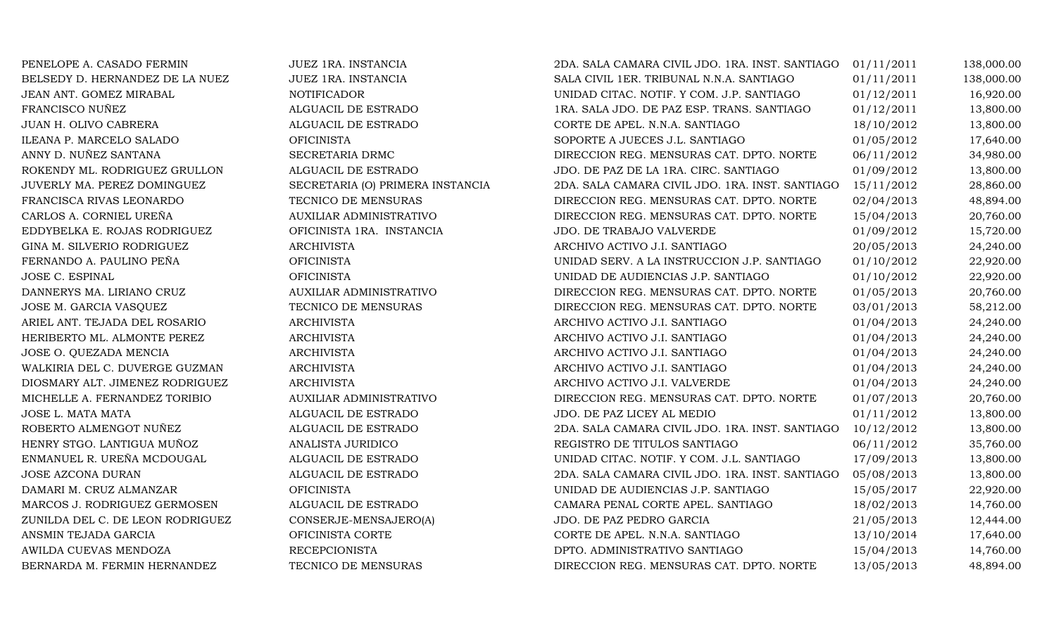| | | | | |
|---|---|---|---|---|
| PENELOPE A. CASADO FERMIN | JUEZ 1RA. INSTANCIA | 2DA. SALA CAMARA CIVIL JDO. 1RA. INST. SANTIAGO | 01/11/2011 | 138,000.00 |
| BELSEDY D. HERNANDEZ DE LA NUEZ | JUEZ 1RA. INSTANCIA | SALA CIVIL 1ER. TRIBUNAL N.N.A. SANTIAGO | 01/11/2011 | 138,000.00 |
| JEAN ANT. GOMEZ MIRABAL | NOTIFICADOR | UNIDAD CITAC. NOTIF. Y COM. J.P. SANTIAGO | 01/12/2011 | 16,920.00 |
| FRANCISCO NUÑEZ | ALGUACIL DE ESTRADO | 1RA. SALA JDO. DE PAZ ESP. TRANS. SANTIAGO | 01/12/2011 | 13,800.00 |
| JUAN H. OLIVO CABRERA | ALGUACIL DE ESTRADO | CORTE DE APEL. N.N.A. SANTIAGO | 18/10/2012 | 13,800.00 |
| ILEANA P. MARCELO SALADO | OFICINISTA | SOPORTE A JUECES J.L. SANTIAGO | 01/05/2012 | 17,640.00 |
| ANNY D. NUÑEZ SANTANA | SECRETARIA DRMC | DIRECCION REG. MENSURAS CAT. DPTO. NORTE | 06/11/2012 | 34,980.00 |
| ROKENDY ML. RODRIGUEZ GRULLON | ALGUACIL DE ESTRADO | JDO. DE PAZ DE LA 1RA. CIRC. SANTIAGO | 01/09/2012 | 13,800.00 |
| JUVERLY MA. PEREZ DOMINGUEZ | SECRETARIA (O) PRIMERA INSTANCIA | 2DA. SALA CAMARA CIVIL JDO. 1RA. INST. SANTIAGO | 15/11/2012 | 28,860.00 |
| FRANCISCA RIVAS LEONARDO | TECNICO DE MENSURAS | DIRECCION REG. MENSURAS CAT. DPTO. NORTE | 02/04/2013 | 48,894.00 |
| CARLOS A. CORNIEL UREÑA | AUXILIAR ADMINISTRATIVO | DIRECCION REG. MENSURAS CAT. DPTO. NORTE | 15/04/2013 | 20,760.00 |
| EDDYBELKA E. ROJAS RODRIGUEZ | OFICINISTA 1RA. INSTANCIA | JDO. DE TRABAJO VALVERDE | 01/09/2012 | 15,720.00 |
| GINA M. SILVERIO RODRIGUEZ | ARCHIVISTA | ARCHIVO ACTIVO J.I. SANTIAGO | 20/05/2013 | 24,240.00 |
| FERNANDO A. PAULINO PEÑA | OFICINISTA | UNIDAD SERV. A LA INSTRUCCION J.P. SANTIAGO | 01/10/2012 | 22,920.00 |
| JOSE C. ESPINAL | OFICINISTA | UNIDAD DE AUDIENCIAS J.P. SANTIAGO | 01/10/2012 | 22,920.00 |
| DANNERYS MA. LIRIANO CRUZ | AUXILIAR ADMINISTRATIVO | DIRECCION REG. MENSURAS CAT. DPTO. NORTE | 01/05/2013 | 20,760.00 |
| JOSE M. GARCIA VASQUEZ | TECNICO DE MENSURAS | DIRECCION REG. MENSURAS CAT. DPTO. NORTE | 03/01/2013 | 58,212.00 |
| ARIEL ANT. TEJADA DEL ROSARIO | ARCHIVISTA | ARCHIVO ACTIVO J.I. SANTIAGO | 01/04/2013 | 24,240.00 |
| HERIBERTO ML. ALMONTE PEREZ | ARCHIVISTA | ARCHIVO ACTIVO J.I. SANTIAGO | 01/04/2013 | 24,240.00 |
| JOSE O. QUEZADA MENCIA | ARCHIVISTA | ARCHIVO ACTIVO J.I. SANTIAGO | 01/04/2013 | 24,240.00 |
| WALKIRIA DEL C. DUVERGE GUZMAN | ARCHIVISTA | ARCHIVO ACTIVO J.I. SANTIAGO | 01/04/2013 | 24,240.00 |
| DIOSMARY ALT. JIMENEZ RODRIGUEZ | ARCHIVISTA | ARCHIVO ACTIVO J.I. VALVERDE | 01/04/2013 | 24,240.00 |
| MICHELLE A. FERNANDEZ TORIBIO | AUXILIAR ADMINISTRATIVO | DIRECCION REG. MENSURAS CAT. DPTO. NORTE | 01/07/2013 | 20,760.00 |
| JOSE L. MATA MATA | ALGUACIL DE ESTRADO | JDO. DE PAZ LICEY AL MEDIO | 01/11/2012 | 13,800.00 |
| ROBERTO ALMENGOT NUÑEZ | ALGUACIL DE ESTRADO | 2DA. SALA CAMARA CIVIL JDO. 1RA. INST. SANTIAGO | 10/12/2012 | 13,800.00 |
| HENRY STGO. LANTIGUA MUÑOZ | ANALISTA JURIDICO | REGISTRO DE TITULOS SANTIAGO | 06/11/2012 | 35,760.00 |
| ENMANUEL R. UREÑA MCDOUGAL | ALGUACIL DE ESTRADO | UNIDAD CITAC. NOTIF. Y COM. J.L. SANTIAGO | 17/09/2013 | 13,800.00 |
| JOSE AZCONA DURAN | ALGUACIL DE ESTRADO | 2DA. SALA CAMARA CIVIL JDO. 1RA. INST. SANTIAGO | 05/08/2013 | 13,800.00 |
| DAMARI M. CRUZ ALMANZAR | OFICINISTA | UNIDAD DE AUDIENCIAS J.P. SANTIAGO | 15/05/2017 | 22,920.00 |
| MARCOS J. RODRIGUEZ GERMOSEN | ALGUACIL DE ESTRADO | CAMARA PENAL CORTE APEL. SANTIAGO | 18/02/2013 | 14,760.00 |
| ZUNILDA DEL C. DE LEON RODRIGUEZ | CONSERJE-MENSAJERO(A) | JDO. DE PAZ PEDRO GARCIA | 21/05/2013 | 12,444.00 |
| ANSMIN TEJADA GARCIA | OFICINISTA CORTE | CORTE DE APEL. N.N.A. SANTIAGO | 13/10/2014 | 17,640.00 |
| AWILDA CUEVAS MENDOZA | RECEPCIONISTA | DPTO. ADMINISTRATIVO SANTIAGO | 15/04/2013 | 14,760.00 |
| BERNARDA M. FERMIN HERNANDEZ | TECNICO DE MENSURAS | DIRECCION REG. MENSURAS CAT. DPTO. NORTE | 13/05/2013 | 48,894.00 |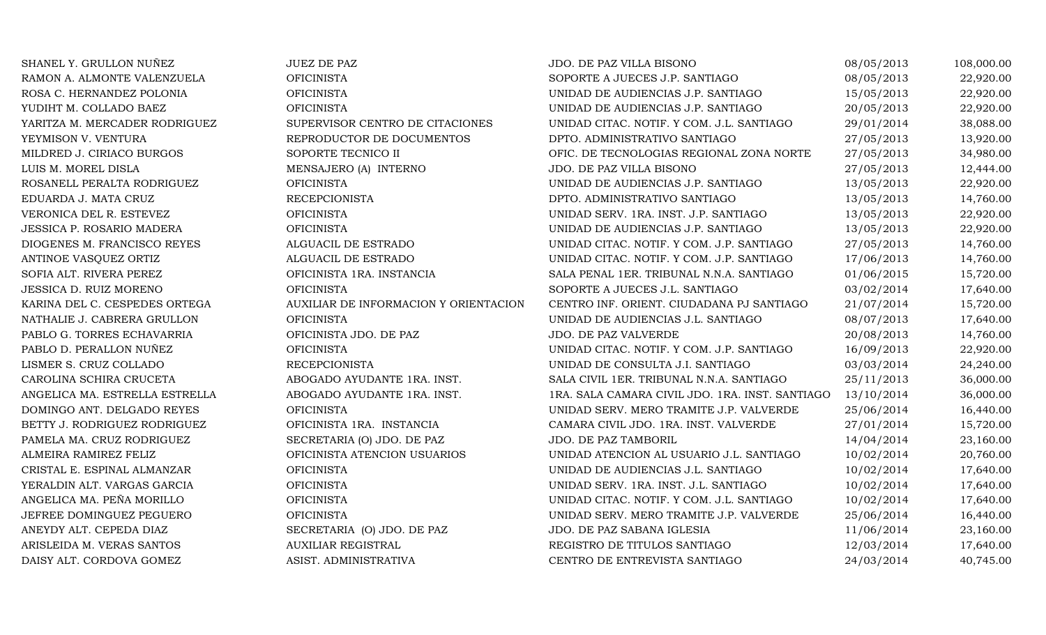| | | | | |
|---|---|---|---|---|
| SHANEL Y. GRULLON NUÑEZ | JUEZ DE PAZ | JDO. DE PAZ VILLA BISONO | 08/05/2013 | 108,000.00 |
| RAMON A. ALMONTE VALENZUELA | OFICINISTA | SOPORTE A JUECES J.P. SANTIAGO | 08/05/2013 | 22,920.00 |
| ROSA C. HERNANDEZ POLONIA | OFICINISTA | UNIDAD DE AUDIENCIAS J.P. SANTIAGO | 15/05/2013 | 22,920.00 |
| YUDIHT M. COLLADO BAEZ | OFICINISTA | UNIDAD DE AUDIENCIAS J.P. SANTIAGO | 20/05/2013 | 22,920.00 |
| YARITZA M. MERCADER RODRIGUEZ | SUPERVISOR CENTRO DE CITACIONES | UNIDAD CITAC. NOTIF. Y COM. J.L. SANTIAGO | 29/01/2014 | 38,088.00 |
| YEYMISON V. VENTURA | REPRODUCTOR DE DOCUMENTOS | DPTO. ADMINISTRATIVO SANTIAGO | 27/05/2013 | 13,920.00 |
| MILDRED J. CIRIACO BURGOS | SOPORTE TECNICO II | OFIC. DE TECNOLOGIAS REGIONAL ZONA NORTE | 27/05/2013 | 34,980.00 |
| LUIS M. MOREL DISLA | MENSAJERO (A) INTERNO | JDO. DE PAZ VILLA BISONO | 27/05/2013 | 12,444.00 |
| ROSANELL PERALTA RODRIGUEZ | OFICINISTA | UNIDAD DE AUDIENCIAS J.P. SANTIAGO | 13/05/2013 | 22,920.00 |
| EDUARDA J. MATA CRUZ | RECEPCIONISTA | DPTO. ADMINISTRATIVO SANTIAGO | 13/05/2013 | 14,760.00 |
| VERONICA DEL R. ESTEVEZ | OFICINISTA | UNIDAD SERV. 1RA. INST. J.P. SANTIAGO | 13/05/2013 | 22,920.00 |
| JESSICA P. ROSARIO MADERA | OFICINISTA | UNIDAD DE AUDIENCIAS J.P. SANTIAGO | 13/05/2013 | 22,920.00 |
| DIOGENES M. FRANCISCO REYES | ALGUACIL DE ESTRADO | UNIDAD CITAC. NOTIF. Y COM. J.P. SANTIAGO | 27/05/2013 | 14,760.00 |
| ANTINOE VASQUEZ ORTIZ | ALGUACIL DE ESTRADO | UNIDAD CITAC. NOTIF. Y COM. J.P. SANTIAGO | 17/06/2013 | 14,760.00 |
| SOFIA ALT. RIVERA PEREZ | OFICINISTA 1RA. INSTANCIA | SALA PENAL 1ER. TRIBUNAL N.N.A. SANTIAGO | 01/06/2015 | 15,720.00 |
| JESSICA D. RUIZ MORENO | OFICINISTA | SOPORTE A JUECES J.L. SANTIAGO | 03/02/2014 | 17,640.00 |
| KARINA DEL C. CESPEDES ORTEGA | AUXILIAR DE INFORMACION Y ORIENTACION | CENTRO INF. ORIENT. CIUDADANA PJ SANTIAGO | 21/07/2014 | 15,720.00 |
| NATHALIE J. CABRERA GRULLON | OFICINISTA | UNIDAD DE AUDIENCIAS J.L. SANTIAGO | 08/07/2013 | 17,640.00 |
| PABLO G. TORRES ECHAVARRIA | OFICINISTA JDO. DE PAZ | JDO. DE PAZ VALVERDE | 20/08/2013 | 14,760.00 |
| PABLO D. PERALLON NUÑEZ | OFICINISTA | UNIDAD CITAC. NOTIF. Y COM. J.P. SANTIAGO | 16/09/2013 | 22,920.00 |
| LISMER S. CRUZ COLLADO | RECEPCIONISTA | UNIDAD DE CONSULTA J.I. SANTIAGO | 03/03/2014 | 24,240.00 |
| CAROLINA SCHIRA CRUCETA | ABOGADO AYUDANTE 1RA. INST. | SALA CIVIL 1ER. TRIBUNAL N.N.A. SANTIAGO | 25/11/2013 | 36,000.00 |
| ANGELICA MA. ESTRELLA ESTRELLA | ABOGADO AYUDANTE 1RA. INST. | 1RA. SALA CAMARA CIVIL JDO. 1RA. INST. SANTIAGO | 13/10/2014 | 36,000.00 |
| DOMINGO ANT. DELGADO REYES | OFICINISTA | UNIDAD SERV. MERO TRAMITE J.P. VALVERDE | 25/06/2014 | 16,440.00 |
| BETTY J. RODRIGUEZ RODRIGUEZ | OFICINISTA 1RA. INSTANCIA | CAMARA CIVIL JDO. 1RA. INST. VALVERDE | 27/01/2014 | 15,720.00 |
| PAMELA MA. CRUZ RODRIGUEZ | SECRETARIA (O) JDO. DE PAZ | JDO. DE PAZ TAMBORIL | 14/04/2014 | 23,160.00 |
| ALMEIRA RAMIREZ FELIZ | OFICINISTA ATENCION USUARIOS | UNIDAD ATENCION AL USUARIO J.L. SANTIAGO | 10/02/2014 | 20,760.00 |
| CRISTAL E. ESPINAL ALMANZAR | OFICINISTA | UNIDAD DE AUDIENCIAS J.L. SANTIAGO | 10/02/2014 | 17,640.00 |
| YERALDIN ALT. VARGAS GARCIA | OFICINISTA | UNIDAD SERV. 1RA. INST. J.L. SANTIAGO | 10/02/2014 | 17,640.00 |
| ANGELICA MA. PEÑA MORILLO | OFICINISTA | UNIDAD CITAC. NOTIF. Y COM. J.L. SANTIAGO | 10/02/2014 | 17,640.00 |
| JEFREE DOMINGUEZ PEGUERO | OFICINISTA | UNIDAD SERV. MERO TRAMITE J.P. VALVERDE | 25/06/2014 | 16,440.00 |
| ANEYDY ALT. CEPEDA DIAZ | SECRETARIA (O) JDO. DE PAZ | JDO. DE PAZ SABANA IGLESIA | 11/06/2014 | 23,160.00 |
| ARISLEIDA M. VERAS SANTOS | AUXILIAR REGISTRAL | REGISTRO DE TITULOS SANTIAGO | 12/03/2014 | 17,640.00 |
| DAISY ALT. CORDOVA GOMEZ | ASIST. ADMINISTRATIVA | CENTRO DE ENTREVISTA SANTIAGO | 24/03/2014 | 40,745.00 |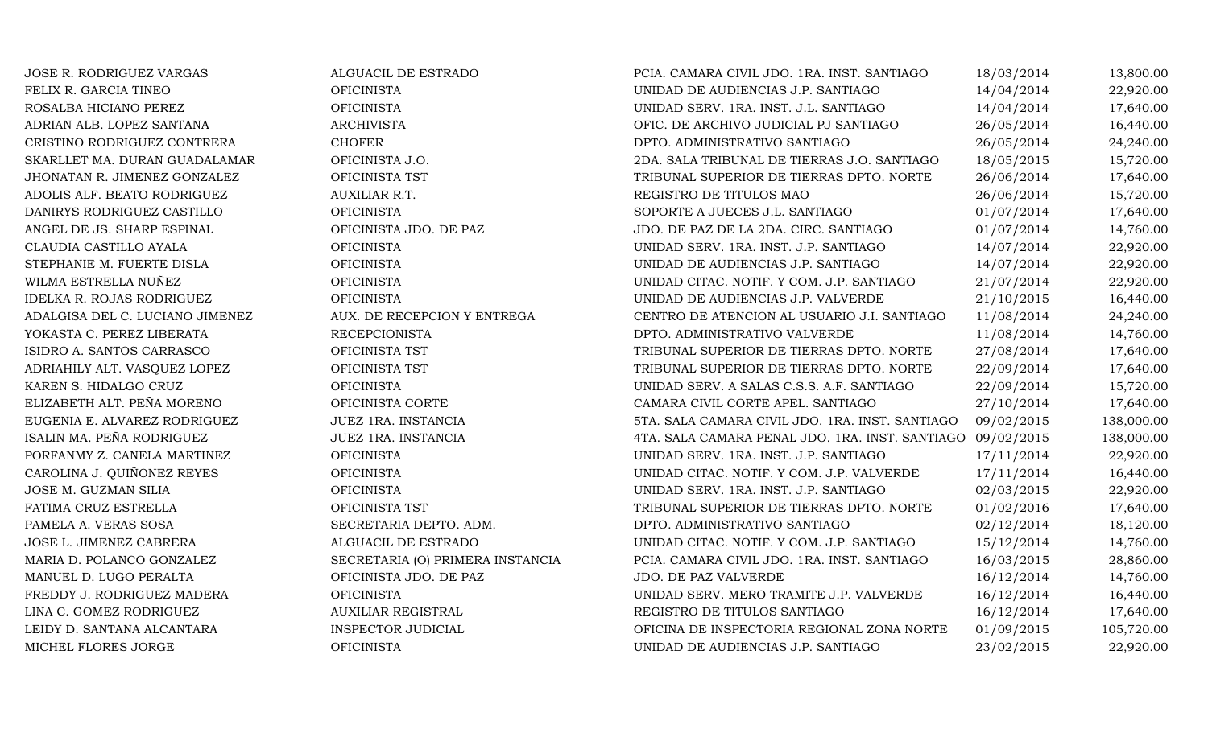| | | | | |
|---|---|---|---|---|
| JOSE R. RODRIGUEZ VARGAS | ALGUACIL DE ESTRADO | PCIA. CAMARA CIVIL JDO. 1RA. INST. SANTIAGO | 18/03/2014 | 13,800.00 |
| FELIX R. GARCIA TINEO | OFICINISTA | UNIDAD DE AUDIENCIAS J.P. SANTIAGO | 14/04/2014 | 22,920.00 |
| ROSALBA HICIANO PEREZ | OFICINISTA | UNIDAD SERV. 1RA. INST. J.L. SANTIAGO | 14/04/2014 | 17,640.00 |
| ADRIAN ALB. LOPEZ SANTANA | ARCHIVISTA | OFIC. DE ARCHIVO JUDICIAL PJ SANTIAGO | 26/05/2014 | 16,440.00 |
| CRISTINO RODRIGUEZ CONTRERA | CHOFER | DPTO. ADMINISTRATIVO SANTIAGO | 26/05/2014 | 24,240.00 |
| SKARLLET MA. DURAN GUADALAMAR | OFICINISTA J.O. | 2DA. SALA TRIBUNAL DE TIERRAS J.O. SANTIAGO | 18/05/2015 | 15,720.00 |
| JHONATAN R. JIMENEZ GONZALEZ | OFICINISTA TST | TRIBUNAL SUPERIOR DE TIERRAS DPTO. NORTE | 26/06/2014 | 17,640.00 |
| ADOLIS ALF. BEATO RODRIGUEZ | AUXILIAR R.T. | REGISTRO DE TITULOS MAO | 26/06/2014 | 15,720.00 |
| DANIRYS RODRIGUEZ CASTILLO | OFICINISTA | SOPORTE A JUECES J.L. SANTIAGO | 01/07/2014 | 17,640.00 |
| ANGEL DE JS. SHARP ESPINAL | OFICINISTA JDO. DE PAZ | JDO. DE PAZ DE LA 2DA. CIRC. SANTIAGO | 01/07/2014 | 14,760.00 |
| CLAUDIA CASTILLO AYALA | OFICINISTA | UNIDAD SERV. 1RA. INST. J.P. SANTIAGO | 14/07/2014 | 22,920.00 |
| STEPHANIE M. FUERTE DISLA | OFICINISTA | UNIDAD DE AUDIENCIAS J.P. SANTIAGO | 14/07/2014 | 22,920.00 |
| WILMA ESTRELLA NUÑEZ | OFICINISTA | UNIDAD CITAC. NOTIF. Y COM. J.P. SANTIAGO | 21/07/2014 | 22,920.00 |
| IDELKA R. ROJAS RODRIGUEZ | OFICINISTA | UNIDAD DE AUDIENCIAS J.P. VALVERDE | 21/10/2015 | 16,440.00 |
| ADALGISA DEL C. LUCIANO JIMENEZ | AUX. DE RECEPCION Y ENTREGA | CENTRO DE ATENCION AL USUARIO J.I. SANTIAGO | 11/08/2014 | 24,240.00 |
| YOKASTA C. PEREZ LIBERATA | RECEPCIONISTA | DPTO. ADMINISTRATIVO VALVERDE | 11/08/2014 | 14,760.00 |
| ISIDRO A. SANTOS CARRASCO | OFICINISTA TST | TRIBUNAL SUPERIOR DE TIERRAS DPTO. NORTE | 27/08/2014 | 17,640.00 |
| ADRIAHILY ALT. VASQUEZ LOPEZ | OFICINISTA TST | TRIBUNAL SUPERIOR DE TIERRAS DPTO. NORTE | 22/09/2014 | 17,640.00 |
| KAREN S. HIDALGO CRUZ | OFICINISTA | UNIDAD SERV. A SALAS C.S.S. A.F. SANTIAGO | 22/09/2014 | 15,720.00 |
| ELIZABETH ALT. PEÑA MORENO | OFICINISTA CORTE | CAMARA CIVIL CORTE APEL. SANTIAGO | 27/10/2014 | 17,640.00 |
| EUGENIA E. ALVAREZ RODRIGUEZ | JUEZ 1RA. INSTANCIA | 5TA. SALA CAMARA CIVIL JDO. 1RA. INST. SANTIAGO | 09/02/2015 | 138,000.00 |
| ISALIN MA. PEÑA RODRIGUEZ | JUEZ 1RA. INSTANCIA | 4TA. SALA CAMARA PENAL JDO. 1RA. INST. SANTIAGO | 09/02/2015 | 138,000.00 |
| PORFANMY Z. CANELA MARTINEZ | OFICINISTA | UNIDAD SERV. 1RA. INST. J.P. SANTIAGO | 17/11/2014 | 22,920.00 |
| CAROLINA J. QUIÑONEZ REYES | OFICINISTA | UNIDAD CITAC. NOTIF. Y COM. J.P. VALVERDE | 17/11/2014 | 16,440.00 |
| JOSE M. GUZMAN SILIA | OFICINISTA | UNIDAD SERV. 1RA. INST. J.P. SANTIAGO | 02/03/2015 | 22,920.00 |
| FATIMA CRUZ ESTRELLA | OFICINISTA TST | TRIBUNAL SUPERIOR DE TIERRAS DPTO. NORTE | 01/02/2016 | 17,640.00 |
| PAMELA A. VERAS SOSA | SECRETARIA DEPTO. ADM. | DPTO. ADMINISTRATIVO SANTIAGO | 02/12/2014 | 18,120.00 |
| JOSE L. JIMENEZ CABRERA | ALGUACIL DE ESTRADO | UNIDAD CITAC. NOTIF. Y COM. J.P. SANTIAGO | 15/12/2014 | 14,760.00 |
| MARIA D. POLANCO GONZALEZ | SECRETARIA (O) PRIMERA INSTANCIA | PCIA. CAMARA CIVIL JDO. 1RA. INST. SANTIAGO | 16/03/2015 | 28,860.00 |
| MANUEL D. LUGO PERALTA | OFICINISTA JDO. DE PAZ | JDO. DE PAZ VALVERDE | 16/12/2014 | 14,760.00 |
| FREDDY J. RODRIGUEZ MADERA | OFICINISTA | UNIDAD SERV. MERO TRAMITE J.P. VALVERDE | 16/12/2014 | 16,440.00 |
| LINA C. GOMEZ RODRIGUEZ | AUXILIAR REGISTRAL | REGISTRO DE TITULOS SANTIAGO | 16/12/2014 | 17,640.00 |
| LEIDY D. SANTANA ALCANTARA | INSPECTOR JUDICIAL | OFICINA DE INSPECTORIA REGIONAL ZONA NORTE | 01/09/2015 | 105,720.00 |
| MICHEL FLORES JORGE | OFICINISTA | UNIDAD DE AUDIENCIAS J.P. SANTIAGO | 23/02/2015 | 22,920.00 |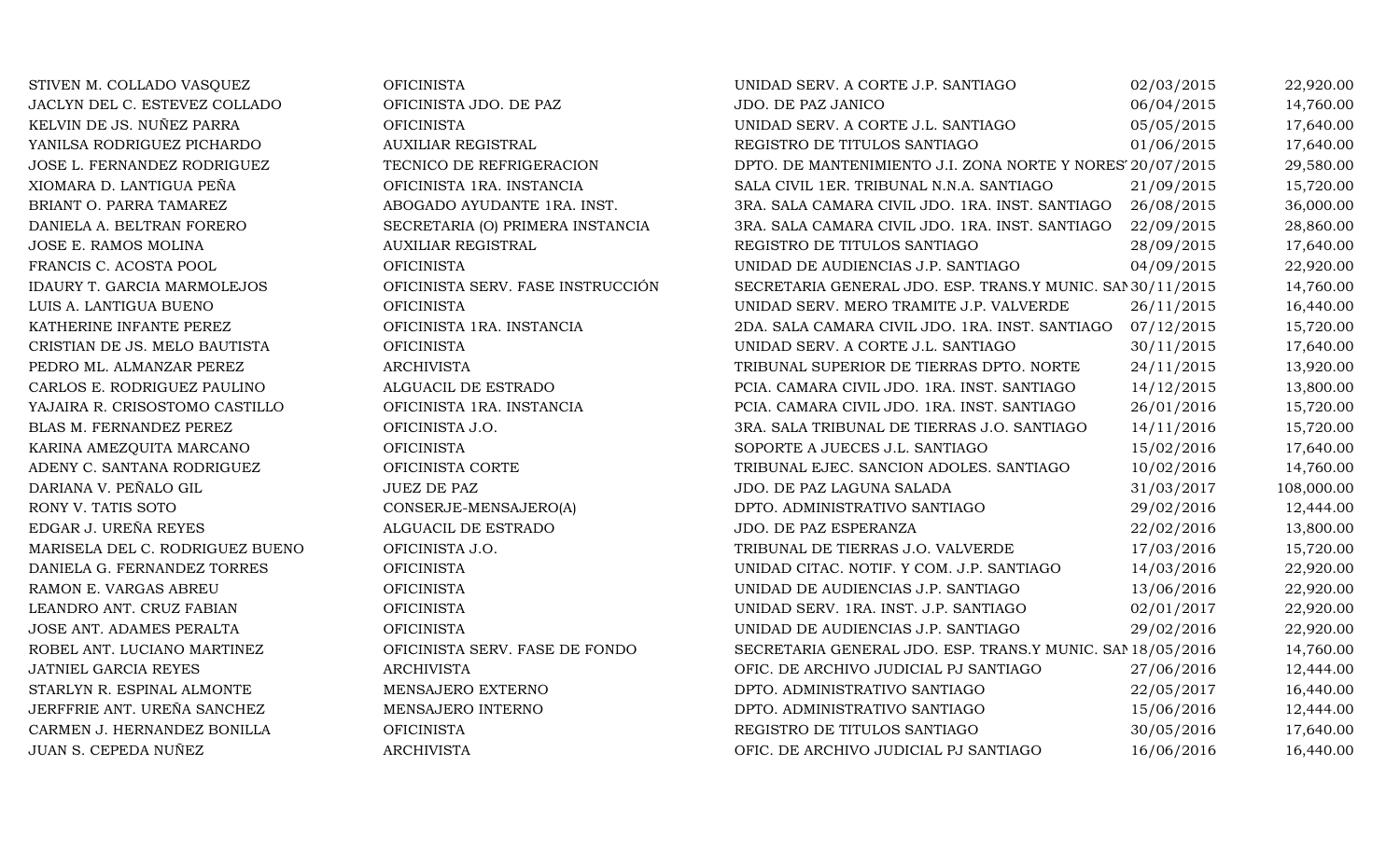| | | | | |
|---|---|---|---|---|
| STIVEN M. COLLADO VASQUEZ | OFICINISTA | UNIDAD SERV. A CORTE J.P. SANTIAGO | 02/03/2015 | 22,920.00 |
| JACLYN DEL C. ESTEVEZ COLLADO | OFICINISTA JDO. DE PAZ | JDO. DE PAZ JANICO | 06/04/2015 | 14,760.00 |
| KELVIN DE JS. NUÑEZ PARRA | OFICINISTA | UNIDAD SERV. A CORTE J.L. SANTIAGO | 05/05/2015 | 17,640.00 |
| YANILSA RODRIGUEZ PICHARDO | AUXILIAR REGISTRAL | REGISTRO DE TITULOS SANTIAGO | 01/06/2015 | 17,640.00 |
| JOSE L. FERNANDEZ RODRIGUEZ | TECNICO DE REFRIGERACION | DPTO. DE MANTENIMIENTO J.I. ZONA NORTE Y NORES | 20/07/2015 | 29,580.00 |
| XIOMARA D. LANTIGUA PEÑA | OFICINISTA 1RA. INSTANCIA | SALA CIVIL 1ER. TRIBUNAL N.N.A. SANTIAGO | 21/09/2015 | 15,720.00 |
| BRIANT O. PARRA TAMAREZ | ABOGADO AYUDANTE 1RA. INST. | 3RA. SALA CAMARA CIVIL JDO. 1RA. INST. SANTIAGO | 26/08/2015 | 36,000.00 |
| DANIELA A. BELTRAN FORERO | SECRETARIA (O) PRIMERA INSTANCIA | 3RA. SALA CAMARA CIVIL JDO. 1RA. INST. SANTIAGO | 22/09/2015 | 28,860.00 |
| JOSE E. RAMOS MOLINA | AUXILIAR REGISTRAL | REGISTRO DE TITULOS SANTIAGO | 28/09/2015 | 17,640.00 |
| FRANCIS C. ACOSTA POOL | OFICINISTA | UNIDAD DE AUDIENCIAS J.P. SANTIAGO | 04/09/2015 | 22,920.00 |
| IDAURY T. GARCIA MARMOLEJOS | OFICINISTA SERV. FASE INSTRUCCIÓN | SECRETARIA GENERAL JDO. ESP. TRANS.Y MUNIC. SAN | 30/11/2015 | 14,760.00 |
| LUIS A. LANTIGUA BUENO | OFICINISTA | UNIDAD SERV. MERO TRAMITE J.P. VALVERDE | 26/11/2015 | 16,440.00 |
| KATHERINE INFANTE PEREZ | OFICINISTA 1RA. INSTANCIA | 2DA. SALA CAMARA CIVIL JDO. 1RA. INST. SANTIAGO | 07/12/2015 | 15,720.00 |
| CRISTIAN DE JS. MELO BAUTISTA | OFICINISTA | UNIDAD SERV. A CORTE J.L. SANTIAGO | 30/11/2015 | 17,640.00 |
| PEDRO ML. ALMANZAR PEREZ | ARCHIVISTA | TRIBUNAL SUPERIOR DE TIERRAS DPTO. NORTE | 24/11/2015 | 13,920.00 |
| CARLOS E. RODRIGUEZ PAULINO | ALGUACIL DE ESTRADO | PCIA. CAMARA CIVIL JDO. 1RA. INST. SANTIAGO | 14/12/2015 | 13,800.00 |
| YAJAIRA R. CRISOSTOMO CASTILLO | OFICINISTA 1RA. INSTANCIA | PCIA. CAMARA CIVIL JDO. 1RA. INST. SANTIAGO | 26/01/2016 | 15,720.00 |
| BLAS M. FERNANDEZ PEREZ | OFICINISTA J.O. | 3RA. SALA TRIBUNAL DE TIERRAS J.O. SANTIAGO | 14/11/2016 | 15,720.00 |
| KARINA AMEZQUITA MARCANO | OFICINISTA | SOPORTE A JUECES J.L. SANTIAGO | 15/02/2016 | 17,640.00 |
| ADENY C. SANTANA RODRIGUEZ | OFICINISTA CORTE | TRIBUNAL EJEC. SANCION ADOLES. SANTIAGO | 10/02/2016 | 14,760.00 |
| DARIANA V. PEÑALO GIL | JUEZ DE PAZ | JDO. DE PAZ LAGUNA SALADA | 31/03/2017 | 108,000.00 |
| RONY V. TATIS SOTO | CONSERJE-MENSAJERO(A) | DPTO. ADMINISTRATIVO SANTIAGO | 29/02/2016 | 12,444.00 |
| EDGAR J. UREÑA REYES | ALGUACIL DE ESTRADO | JDO. DE PAZ ESPERANZA | 22/02/2016 | 13,800.00 |
| MARISELA DEL C. RODRIGUEZ BUENO | OFICINISTA J.O. | TRIBUNAL DE TIERRAS J.O. VALVERDE | 17/03/2016 | 15,720.00 |
| DANIELA G. FERNANDEZ TORRES | OFICINISTA | UNIDAD CITAC. NOTIF. Y COM. J.P. SANTIAGO | 14/03/2016 | 22,920.00 |
| RAMON E. VARGAS ABREU | OFICINISTA | UNIDAD DE AUDIENCIAS J.P. SANTIAGO | 13/06/2016 | 22,920.00 |
| LEANDRO ANT. CRUZ FABIAN | OFICINISTA | UNIDAD SERV. 1RA. INST. J.P. SANTIAGO | 02/01/2017 | 22,920.00 |
| JOSE ANT. ADAMES PERALTA | OFICINISTA | UNIDAD DE AUDIENCIAS J.P. SANTIAGO | 29/02/2016 | 22,920.00 |
| ROBEL ANT. LUCIANO MARTINEZ | OFICINISTA SERV. FASE DE FONDO | SECRETARIA GENERAL JDO. ESP. TRANS.Y MUNIC. SAN | 18/05/2016 | 14,760.00 |
| JATNIEL GARCIA REYES | ARCHIVISTA | OFIC. DE ARCHIVO JUDICIAL PJ SANTIAGO | 27/06/2016 | 12,444.00 |
| STARLYN R. ESPINAL ALMONTE | MENSAJERO EXTERNO | DPTO. ADMINISTRATIVO SANTIAGO | 22/05/2017 | 16,440.00 |
| JERFFRIE ANT. UREÑA SANCHEZ | MENSAJERO INTERNO | DPTO. ADMINISTRATIVO SANTIAGO | 15/06/2016 | 12,444.00 |
| CARMEN J. HERNANDEZ BONILLA | OFICINISTA | REGISTRO DE TITULOS SANTIAGO | 30/05/2016 | 17,640.00 |
| JUAN S. CEPEDA NUÑEZ | ARCHIVISTA | OFIC. DE ARCHIVO JUDICIAL PJ SANTIAGO | 16/06/2016 | 16,440.00 |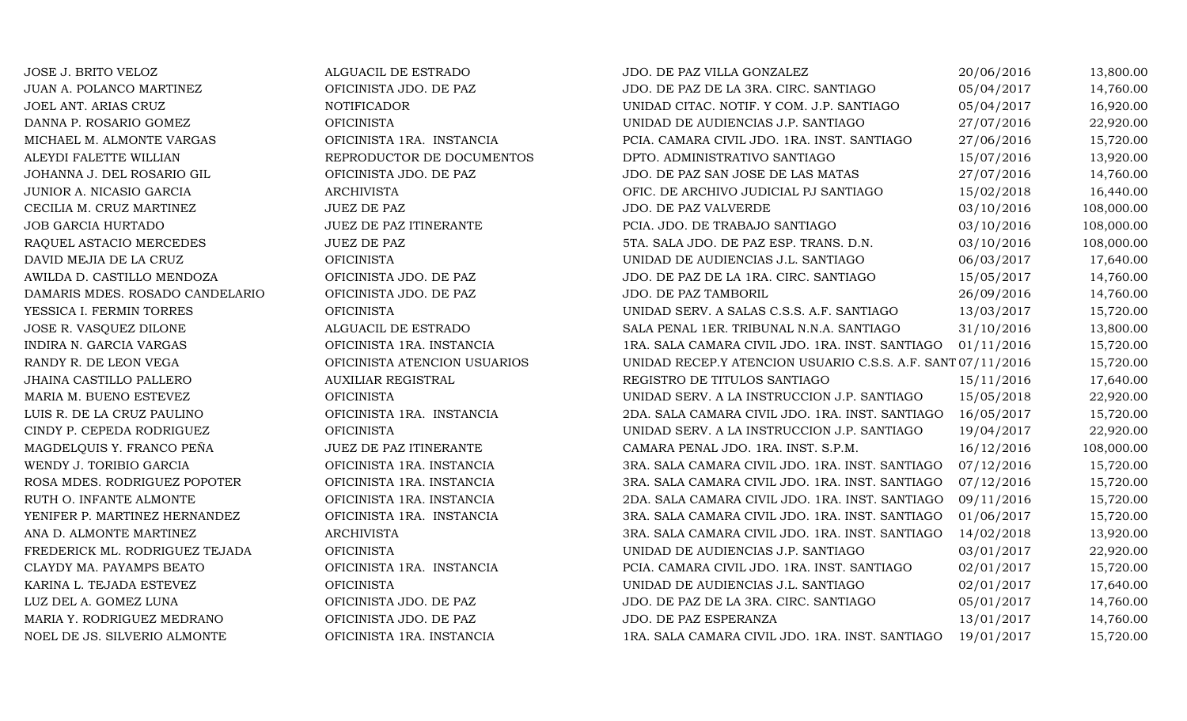| | | | | |
|---|---|---|---|---|
| JOSE J. BRITO VELOZ | ALGUACIL DE ESTRADO | JDO. DE PAZ VILLA GONZALEZ | 20/06/2016 | 13,800.00 |
| JUAN A. POLANCO MARTINEZ | OFICINISTA JDO. DE PAZ | JDO. DE PAZ DE LA 3RA. CIRC. SANTIAGO | 05/04/2017 | 14,760.00 |
| JOEL ANT. ARIAS CRUZ | NOTIFICADOR | UNIDAD CITAC. NOTIF. Y COM. J.P. SANTIAGO | 05/04/2017 | 16,920.00 |
| DANNA P. ROSARIO GOMEZ | OFICINISTA | UNIDAD DE AUDIENCIAS J.P. SANTIAGO | 27/07/2016 | 22,920.00 |
| MICHAEL M. ALMONTE VARGAS | OFICINISTA 1RA. INSTANCIA | PCIA. CAMARA CIVIL JDO. 1RA. INST. SANTIAGO | 27/06/2016 | 15,720.00 |
| ALEYDI FALETTE WILLIAN | REPRODUCTOR DE DOCUMENTOS | DPTO. ADMINISTRATIVO SANTIAGO | 15/07/2016 | 13,920.00 |
| JOHANNA J. DEL ROSARIO GIL | OFICINISTA JDO. DE PAZ | JDO. DE PAZ SAN JOSE DE LAS MATAS | 27/07/2016 | 14,760.00 |
| JUNIOR A. NICASIO GARCIA | ARCHIVISTA | OFIC. DE ARCHIVO JUDICIAL PJ SANTIAGO | 15/02/2018 | 16,440.00 |
| CECILIA M. CRUZ MARTINEZ | JUEZ DE PAZ | JDO. DE PAZ VALVERDE | 03/10/2016 | 108,000.00 |
| JOB GARCIA HURTADO | JUEZ DE PAZ ITINERANTE | PCIA. JDO. DE TRABAJO SANTIAGO | 03/10/2016 | 108,000.00 |
| RAQUEL ASTACIO MERCEDES | JUEZ DE PAZ | 5TA. SALA JDO. DE PAZ ESP. TRANS. D.N. | 03/10/2016 | 108,000.00 |
| DAVID MEJIA DE LA CRUZ | OFICINISTA | UNIDAD DE AUDIENCIAS J.L. SANTIAGO | 06/03/2017 | 17,640.00 |
| AWILDA D. CASTILLO MENDOZA | OFICINISTA JDO. DE PAZ | JDO. DE PAZ DE LA 1RA. CIRC. SANTIAGO | 15/05/2017 | 14,760.00 |
| DAMARIS MDES. ROSADO CANDELARIO | OFICINISTA JDO. DE PAZ | JDO. DE PAZ TAMBORIL | 26/09/2016 | 14,760.00 |
| YESSICA I. FERMIN TORRES | OFICINISTA | UNIDAD SERV. A SALAS C.S.S. A.F. SANTIAGO | 13/03/2017 | 15,720.00 |
| JOSE R. VASQUEZ DILONE | ALGUACIL DE ESTRADO | SALA PENAL 1ER. TRIBUNAL N.N.A. SANTIAGO | 31/10/2016 | 13,800.00 |
| INDIRA N. GARCIA VARGAS | OFICINISTA 1RA. INSTANCIA | 1RA. SALA CAMARA CIVIL JDO. 1RA. INST. SANTIAGO | 01/11/2016 | 15,720.00 |
| RANDY R. DE LEON VEGA | OFICINISTA ATENCION USUARIOS | UNIDAD RECEP.Y ATENCION USUARIO C.S.S. A.F. SANT | 07/11/2016 | 15,720.00 |
| JHAINA CASTILLO PALLERO | AUXILIAR REGISTRAL | REGISTRO DE TITULOS SANTIAGO | 15/11/2016 | 17,640.00 |
| MARIA M. BUENO ESTEVEZ | OFICINISTA | UNIDAD SERV. A LA INSTRUCCION J.P. SANTIAGO | 15/05/2018 | 22,920.00 |
| LUIS R. DE LA CRUZ PAULINO | OFICINISTA 1RA. INSTANCIA | 2DA. SALA CAMARA CIVIL JDO. 1RA. INST. SANTIAGO | 16/05/2017 | 15,720.00 |
| CINDY P. CEPEDA RODRIGUEZ | OFICINISTA | UNIDAD SERV. A LA INSTRUCCION J.P. SANTIAGO | 19/04/2017 | 22,920.00 |
| MAGDELQUIS Y. FRANCO PEÑA | JUEZ DE PAZ ITINERANTE | CAMARA PENAL JDO. 1RA. INST. S.P.M. | 16/12/2016 | 108,000.00 |
| WENDY J. TORIBIO GARCIA | OFICINISTA 1RA. INSTANCIA | 3RA. SALA CAMARA CIVIL JDO. 1RA. INST. SANTIAGO | 07/12/2016 | 15,720.00 |
| ROSA MDES. RODRIGUEZ POPOTER | OFICINISTA 1RA. INSTANCIA | 3RA. SALA CAMARA CIVIL JDO. 1RA. INST. SANTIAGO | 07/12/2016 | 15,720.00 |
| RUTH O. INFANTE ALMONTE | OFICINISTA 1RA. INSTANCIA | 2DA. SALA CAMARA CIVIL JDO. 1RA. INST. SANTIAGO | 09/11/2016 | 15,720.00 |
| YENIFER P. MARTINEZ HERNANDEZ | OFICINISTA 1RA. INSTANCIA | 3RA. SALA CAMARA CIVIL JDO. 1RA. INST. SANTIAGO | 01/06/2017 | 15,720.00 |
| ANA D. ALMONTE MARTINEZ | ARCHIVISTA | 3RA. SALA CAMARA CIVIL JDO. 1RA. INST. SANTIAGO | 14/02/2018 | 13,920.00 |
| FREDERICK ML. RODRIGUEZ TEJADA | OFICINISTA | UNIDAD DE AUDIENCIAS J.P. SANTIAGO | 03/01/2017 | 22,920.00 |
| CLAYDY MA. PAYAMPS BEATO | OFICINISTA 1RA. INSTANCIA | PCIA. CAMARA CIVIL JDO. 1RA. INST. SANTIAGO | 02/01/2017 | 15,720.00 |
| KARINA L. TEJADA ESTEVEZ | OFICINISTA | UNIDAD DE AUDIENCIAS J.L. SANTIAGO | 02/01/2017 | 17,640.00 |
| LUZ DEL A. GOMEZ LUNA | OFICINISTA JDO. DE PAZ | JDO. DE PAZ DE LA 3RA. CIRC. SANTIAGO | 05/01/2017 | 14,760.00 |
| MARIA Y. RODRIGUEZ MEDRANO | OFICINISTA JDO. DE PAZ | JDO. DE PAZ ESPERANZA | 13/01/2017 | 14,760.00 |
| NOEL DE JS. SILVERIO ALMONTE | OFICINISTA 1RA. INSTANCIA | 1RA. SALA CAMARA CIVIL JDO. 1RA. INST. SANTIAGO | 19/01/2017 | 15,720.00 |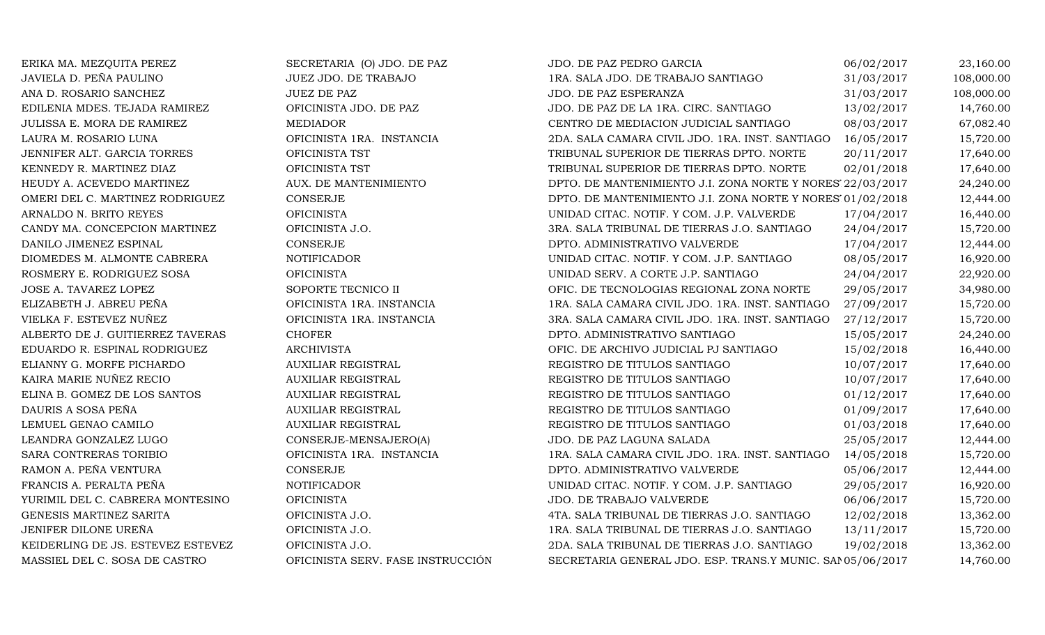| | | | | |
|---|---|---|---|---|
| ERIKA MA. MEZQUITA PEREZ | SECRETARIA (O) JDO. DE PAZ | JDO. DE PAZ PEDRO GARCIA | 06/02/2017 | 23,160.00 |
| JAVIELA D. PEÑA PAULINO | JUEZ JDO. DE TRABAJO | 1RA. SALA JDO. DE TRABAJO SANTIAGO | 31/03/2017 | 108,000.00 |
| ANA D. ROSARIO SANCHEZ | JUEZ DE PAZ | JDO. DE PAZ ESPERANZA | 31/03/2017 | 108,000.00 |
| EDILENIA MDES. TEJADA RAMIREZ | OFICINISTA JDO. DE PAZ | JDO. DE PAZ DE LA 1RA. CIRC. SANTIAGO | 13/02/2017 | 14,760.00 |
| JULISSA E. MORA DE RAMIREZ | MEDIADOR | CENTRO DE MEDIACION JUDICIAL SANTIAGO | 08/03/2017 | 67,082.40 |
| LAURA M. ROSARIO LUNA | OFICINISTA 1RA. INSTANCIA | 2DA. SALA CAMARA CIVIL JDO. 1RA. INST. SANTIAGO | 16/05/2017 | 15,720.00 |
| JENNIFER ALT. GARCIA TORRES | OFICINISTA TST | TRIBUNAL SUPERIOR DE TIERRAS DPTO. NORTE | 20/11/2017 | 17,640.00 |
| KENNEDY R. MARTINEZ DIAZ | OFICINISTA TST | TRIBUNAL SUPERIOR DE TIERRAS DPTO. NORTE | 02/01/2018 | 17,640.00 |
| HEUDY A. ACEVEDO MARTINEZ | AUX. DE MANTENIMIENTO | DPTO. DE MANTENIMIENTO J.I. ZONA NORTE Y NORES | 22/03/2017 | 24,240.00 |
| OMERI DEL C. MARTINEZ RODRIGUEZ | CONSERJE | DPTO. DE MANTENIMIENTO J.I. ZONA NORTE Y NORES | 01/02/2018 | 12,444.00 |
| ARNALDO N. BRITO REYES | OFICINISTA | UNIDAD CITAC. NOTIF. Y COM. J.P. VALVERDE | 17/04/2017 | 16,440.00 |
| CANDY MA. CONCEPCION MARTINEZ | OFICINISTA J.O. | 3RA. SALA TRIBUNAL DE TIERRAS J.O. SANTIAGO | 24/04/2017 | 15,720.00 |
| DANILO JIMENEZ ESPINAL | CONSERJE | DPTO. ADMINISTRATIVO VALVERDE | 17/04/2017 | 12,444.00 |
| DIOMEDES M. ALMONTE CABRERA | NOTIFICADOR | UNIDAD CITAC. NOTIF. Y COM. J.P. SANTIAGO | 08/05/2017 | 16,920.00 |
| ROSMERY E. RODRIGUEZ SOSA | OFICINISTA | UNIDAD SERV. A CORTE J.P. SANTIAGO | 24/04/2017 | 22,920.00 |
| JOSE A. TAVAREZ LOPEZ | SOPORTE TECNICO II | OFIC. DE TECNOLOGIAS REGIONAL ZONA NORTE | 29/05/2017 | 34,980.00 |
| ELIZABETH J. ABREU PEÑA | OFICINISTA 1RA. INSTANCIA | 1RA. SALA CAMARA CIVIL JDO. 1RA. INST. SANTIAGO | 27/09/2017 | 15,720.00 |
| VIELKA F. ESTEVEZ NUÑEZ | OFICINISTA 1RA. INSTANCIA | 3RA. SALA CAMARA CIVIL JDO. 1RA. INST. SANTIAGO | 27/12/2017 | 15,720.00 |
| ALBERTO DE J. GUITIERREZ TAVERAS | CHOFER | DPTO. ADMINISTRATIVO SANTIAGO | 15/05/2017 | 24,240.00 |
| EDUARDO R. ESPINAL RODRIGUEZ | ARCHIVISTA | OFIC. DE ARCHIVO JUDICIAL PJ SANTIAGO | 15/02/2018 | 16,440.00 |
| ELIANNY G. MORFE PICHARDO | AUXILIAR REGISTRAL | REGISTRO DE TITULOS SANTIAGO | 10/07/2017 | 17,640.00 |
| KAIRA MARIE NUÑEZ RECIO | AUXILIAR REGISTRAL | REGISTRO DE TITULOS SANTIAGO | 10/07/2017 | 17,640.00 |
| ELINA B. GOMEZ DE LOS SANTOS | AUXILIAR REGISTRAL | REGISTRO DE TITULOS SANTIAGO | 01/12/2017 | 17,640.00 |
| DAURIS A SOSA PEÑA | AUXILIAR REGISTRAL | REGISTRO DE TITULOS SANTIAGO | 01/09/2017 | 17,640.00 |
| LEMUEL GENAO CAMILO | AUXILIAR REGISTRAL | REGISTRO DE TITULOS SANTIAGO | 01/03/2018 | 17,640.00 |
| LEANDRA GONZALEZ LUGO | CONSERJE-MENSAJERO(A) | JDO. DE PAZ LAGUNA SALADA | 25/05/2017 | 12,444.00 |
| SARA CONTRERAS TORIBIO | OFICINISTA 1RA. INSTANCIA | 1RA. SALA CAMARA CIVIL JDO. 1RA. INST. SANTIAGO | 14/05/2018 | 15,720.00 |
| RAMON A. PEÑA VENTURA | CONSERJE | DPTO. ADMINISTRATIVO VALVERDE | 05/06/2017 | 12,444.00 |
| FRANCIS A. PERALTA PEÑA | NOTIFICADOR | UNIDAD CITAC. NOTIF. Y COM. J.P. SANTIAGO | 29/05/2017 | 16,920.00 |
| YURIMIL DEL C. CABRERA MONTESINO | OFICINISTA | JDO. DE TRABAJO VALVERDE | 06/06/2017 | 15,720.00 |
| GENESIS MARTINEZ SARITA | OFICINISTA J.O. | 4TA. SALA TRIBUNAL DE TIERRAS J.O. SANTIAGO | 12/02/2018 | 13,362.00 |
| JENIFER DILONE UREÑA | OFICINISTA J.O. | 1RA. SALA TRIBUNAL DE TIERRAS J.O. SANTIAGO | 13/11/2017 | 15,720.00 |
| KEIDERLING DE JS. ESTEVEZ ESTEVEZ | OFICINISTA J.O. | 2DA. SALA TRIBUNAL DE TIERRAS J.O. SANTIAGO | 19/02/2018 | 13,362.00 |
| MASSIEL DEL C. SOSA DE CASTRO | OFICINISTA SERV. FASE INSTRUCCIÓN | SECRETARIA GENERAL JDO. ESP. TRANS.Y MUNIC. SAN | 05/06/2017 | 14,760.00 |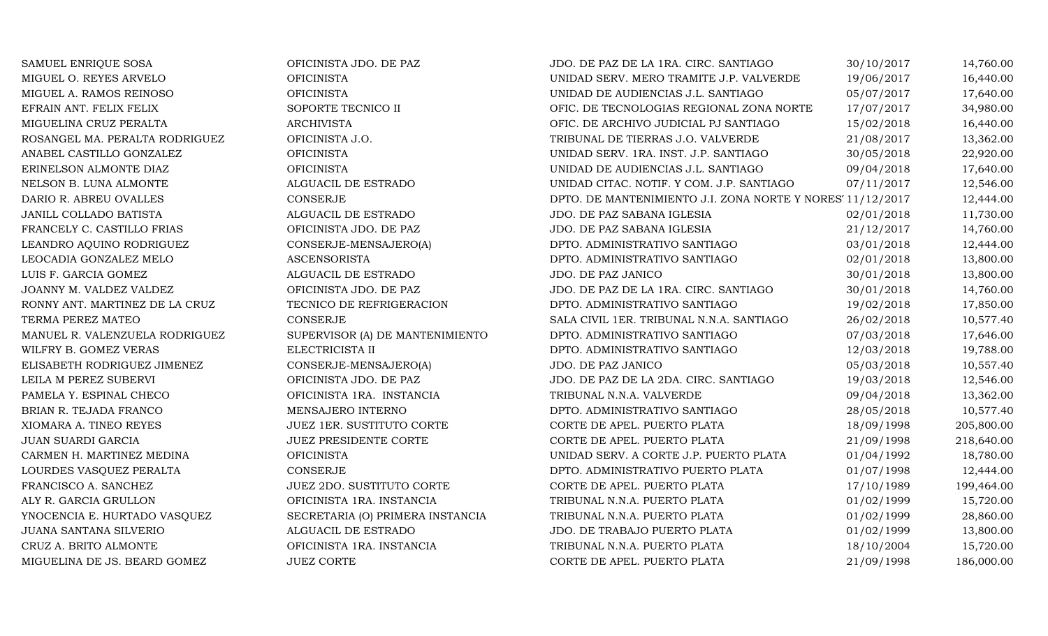| | | | | |
|---|---|---|---|---|
| SAMUEL ENRIQUE SOSA | OFICINISTA JDO. DE PAZ | JDO. DE PAZ DE LA 1RA. CIRC. SANTIAGO | 30/10/2017 | 14,760.00 |
| MIGUEL O. REYES ARVELO | OFICINISTA | UNIDAD SERV. MERO TRAMITE J.P. VALVERDE | 19/06/2017 | 16,440.00 |
| MIGUEL A. RAMOS REINOSO | OFICINISTA | UNIDAD DE AUDIENCIAS J.L. SANTIAGO | 05/07/2017 | 17,640.00 |
| EFRAIN ANT. FELIX FELIX | SOPORTE TECNICO II | OFIC. DE TECNOLOGIAS REGIONAL ZONA NORTE | 17/07/2017 | 34,980.00 |
| MIGUELINA CRUZ PERALTA | ARCHIVISTA | OFIC. DE ARCHIVO JUDICIAL PJ SANTIAGO | 15/02/2018 | 16,440.00 |
| ROSANGEL MA. PERALTA RODRIGUEZ | OFICINISTA J.O. | TRIBUNAL DE TIERRAS J.O. VALVERDE | 21/08/2017 | 13,362.00 |
| ANABEL CASTILLO GONZALEZ | OFICINISTA | UNIDAD SERV. 1RA. INST. J.P. SANTIAGO | 30/05/2018 | 22,920.00 |
| ERINELSON ALMONTE DIAZ | OFICINISTA | UNIDAD DE AUDIENCIAS J.L. SANTIAGO | 09/04/2018 | 17,640.00 |
| NELSON B. LUNA ALMONTE | ALGUACIL DE ESTRADO | UNIDAD CITAC. NOTIF. Y COM. J.P. SANTIAGO | 07/11/2017 | 12,546.00 |
| DARIO R. ABREU OVALLES | CONSERJE | DPTO. DE MANTENIMIENTO J.I. ZONA NORTE Y NORES | 11/12/2017 | 12,444.00 |
| JANILL COLLADO BATISTA | ALGUACIL DE ESTRADO | JDO. DE PAZ SABANA IGLESIA | 02/01/2018 | 11,730.00 |
| FRANCELY C. CASTILLO FRIAS | OFICINISTA JDO. DE PAZ | JDO. DE PAZ SABANA IGLESIA | 21/12/2017 | 14,760.00 |
| LEANDRO AQUINO RODRIGUEZ | CONSERJE-MENSAJERO(A) | DPTO. ADMINISTRATIVO SANTIAGO | 03/01/2018 | 12,444.00 |
| LEOCADIA GONZALEZ MELO | ASCENSORISTA | DPTO. ADMINISTRATIVO SANTIAGO | 02/01/2018 | 13,800.00 |
| LUIS F. GARCIA GOMEZ | ALGUACIL DE ESTRADO | JDO. DE PAZ JANICO | 30/01/2018 | 13,800.00 |
| JOANNY M. VALDEZ VALDEZ | OFICINISTA JDO. DE PAZ | JDO. DE PAZ DE LA 1RA. CIRC. SANTIAGO | 30/01/2018 | 14,760.00 |
| RONNY ANT. MARTINEZ DE LA CRUZ | TECNICO DE REFRIGERACION | DPTO. ADMINISTRATIVO SANTIAGO | 19/02/2018 | 17,850.00 |
| TERMA PEREZ MATEO | CONSERJE | SALA CIVIL 1ER. TRIBUNAL N.N.A. SANTIAGO | 26/02/2018 | 10,577.40 |
| MANUEL R. VALENZUELA RODRIGUEZ | SUPERVISOR (A) DE MANTENIMIENTO | DPTO. ADMINISTRATIVO SANTIAGO | 07/03/2018 | 17,646.00 |
| WILFRY B. GOMEZ VERAS | ELECTRICISTA II | DPTO. ADMINISTRATIVO SANTIAGO | 12/03/2018 | 19,788.00 |
| ELISABETH RODRIGUEZ JIMENEZ | CONSERJE-MENSAJERO(A) | JDO. DE PAZ JANICO | 05/03/2018 | 10,557.40 |
| LEILA M PEREZ SUBERVI | OFICINISTA JDO. DE PAZ | JDO. DE PAZ DE LA 2DA. CIRC. SANTIAGO | 19/03/2018 | 12,546.00 |
| PAMELA Y. ESPINAL CHECO | OFICINISTA 1RA. INSTANCIA | TRIBUNAL N.N.A. VALVERDE | 09/04/2018 | 13,362.00 |
| BRIAN R. TEJADA FRANCO | MENSAJERO INTERNO | DPTO. ADMINISTRATIVO SANTIAGO | 28/05/2018 | 10,577.40 |
| XIOMARA A. TINEO REYES | JUEZ 1ER. SUSTITUTO CORTE | CORTE DE APEL. PUERTO PLATA | 18/09/1998 | 205,800.00 |
| JUAN SUARDI GARCIA | JUEZ PRESIDENTE CORTE | CORTE DE APEL. PUERTO PLATA | 21/09/1998 | 218,640.00 |
| CARMEN H. MARTINEZ MEDINA | OFICINISTA | UNIDAD SERV. A CORTE J.P. PUERTO PLATA | 01/04/1992 | 18,780.00 |
| LOURDES VASQUEZ PERALTA | CONSERJE | DPTO. ADMINISTRATIVO PUERTO PLATA | 01/07/1998 | 12,444.00 |
| FRANCISCO A. SANCHEZ | JUEZ 2DO. SUSTITUTO CORTE | CORTE DE APEL. PUERTO PLATA | 17/10/1989 | 199,464.00 |
| ALY R. GARCIA GRULLON | OFICINISTA 1RA. INSTANCIA | TRIBUNAL N.N.A. PUERTO PLATA | 01/02/1999 | 15,720.00 |
| YNOCENCIA E. HURTADO VASQUEZ | SECRETARIA (O) PRIMERA INSTANCIA | TRIBUNAL N.N.A. PUERTO PLATA | 01/02/1999 | 28,860.00 |
| JUANA SANTANA SILVERIO | ALGUACIL DE ESTRADO | JDO. DE TRABAJO PUERTO PLATA | 01/02/1999 | 13,800.00 |
| CRUZ A. BRITO ALMONTE | OFICINISTA 1RA. INSTANCIA | TRIBUNAL N.N.A. PUERTO PLATA | 18/10/2004 | 15,720.00 |
| MIGUELINA DE JS. BEARD GOMEZ | JUEZ CORTE | CORTE DE APEL. PUERTO PLATA | 21/09/1998 | 186,000.00 |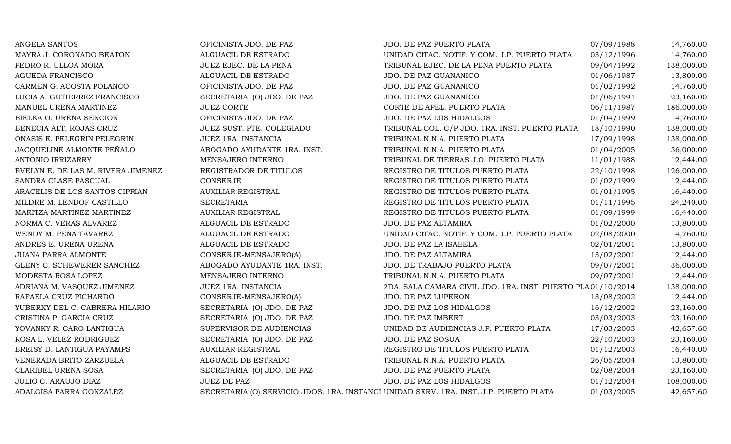| | | | | |
|---|---|---|---|---|
| ANGELA SANTOS | OFICINISTA JDO. DE PAZ | JDO. DE PAZ PUERTO PLATA | 07/09/1988 | 14,760.00 |
| MAYRA J. CORONADO BEATON | ALGUACIL DE ESTRADO | UNIDAD CITAC. NOTIF. Y COM. J.P. PUERTO PLATA | 03/12/1996 | 14,760.00 |
| PEDRO R. ULLOA MORA | JUEZ EJEC. DE LA PENA | TRIBUNAL EJEC. DE LA PENA PUERTO PLATA | 09/04/1992 | 138,000.00 |
| AGUEDA FRANCISCO | ALGUACIL DE ESTRADO | JDO. DE PAZ GUANANICO | 01/06/1987 | 13,800.00 |
| CARMEN G. ACOSTA POLANCO | OFICINISTA JDO. DE PAZ | JDO. DE PAZ GUANANICO | 01/02/1992 | 14,760.00 |
| LUCIA A. GUTIERREZ FRANCISCO | SECRETARIA (O) JDO. DE PAZ | JDO. DE PAZ GUANANICO | 01/06/1991 | 23,160.00 |
| MANUEL UREÑA MARTINEZ | JUEZ CORTE | CORTE DE APEL. PUERTO PLATA | 06/11/1987 | 186,000.00 |
| BIELKA O. UREÑA SENCION | OFICINISTA JDO. DE PAZ | JDO. DE PAZ LOS HIDALGOS | 01/04/1999 | 14,760.00 |
| BENECIA ALT. ROJAS CRUZ | JUEZ SUST. PTE. COLEGIADO | TRIBUNAL COL. C/P JDO. 1RA. INST. PUERTO PLATA | 18/10/1990 | 138,000.00 |
| ONASIS E. PELEGRIN PELEGRIN | JUEZ 1RA. INSTANCIA | TRIBUNAL N.N.A. PUERTO PLATA | 17/09/1998 | 138,000.00 |
| JACQUELINE ALMONTE PEÑALO | ABOGADO AYUDANTE 1RA. INST. | TRIBUNAL N.N.A. PUERTO PLATA | 01/04/2005 | 36,000.00 |
| ANTONIO IRRIZARRY | MENSAJERO INTERNO | TRIBUNAL DE TIERRAS J.O. PUERTO PLATA | 11/01/1988 | 12,444.00 |
| EVELYN E. DE LAS M. RIVERA JIMENEZ | REGISTRADOR DE TITULOS | REGISTRO DE TITULOS PUERTO PLATA | 22/10/1998 | 126,000.00 |
| SANDRA CLASE PASCUAL | CONSERJE | REGISTRO DE TITULOS PUERTO PLATA | 01/02/1999 | 12,444.00 |
| ARACELIS DE LOS SANTOS CIPRIAN | AUXILIAR REGISTRAL | REGISTRO DE TITULOS PUERTO PLATA | 01/01/1995 | 16,440.00 |
| MILDRE M. LENDOF CASTILLO | SECRETARIA | REGISTRO DE TITULOS PUERTO PLATA | 01/11/1995 | 24,240.00 |
| MARITZA MARTINEZ MARTINEZ | AUXILIAR REGISTRAL | REGISTRO DE TITULOS PUERTO PLATA | 01/09/1999 | 16,440.00 |
| NORMA C. VERAS ALVAREZ | ALGUACIL DE ESTRADO | JDO. DE PAZ ALTAMIRA | 01/02/2000 | 13,800.00 |
| WENDY M. PEÑA TAVAREZ | ALGUACIL DE ESTRADO | UNIDAD CITAC. NOTIF. Y COM. J.P. PUERTO PLATA | 02/08/2000 | 14,760.00 |
| ANDRES E. UREÑA UREÑA | ALGUACIL DE ESTRADO | JDO. DE PAZ LA ISABELA | 02/01/2001 | 13,800.00 |
| JUANA PARRA ALMONTE | CONSERJE-MENSAJERO(A) | JDO. DE PAZ ALTAMIRA | 13/02/2001 | 12,444.00 |
| GLENY C. SCHEWERER SANCHEZ | ABOGADO AYUDANTE 1RA. INST. | JDO. DE TRABAJO PUERTO PLATA | 09/07/2001 | 36,000.00 |
| MODESTA ROSA LOPEZ | MENSAJERO INTERNO | TRIBUNAL N.N.A. PUERTO PLATA | 09/07/2001 | 12,444.00 |
| ADRIANA M. VASQUEZ JIMENEZ | JUEZ 1RA. INSTANCIA | 2DA. SALA CAMARA CIVIL JDO. 1RA. INST. PUERTO PLA | 01/10/2014 | 138,000.00 |
| RAFAELA CRUZ PICHARDO | CONSERJE-MENSAJERO(A) | JDO. DE PAZ LUPERON | 13/08/2002 | 12,444.00 |
| YUBERKY DEL C. CABRERA HILARIO | SECRETARIA (O) JDO. DE PAZ | JDO. DE PAZ LOS HIDALGOS | 16/12/2002 | 23,160.00 |
| CRISTINA P. GARCIA CRUZ | SECRETARIA (O) JDO. DE PAZ | JDO. DE PAZ IMBERT | 03/03/2003 | 23,160.00 |
| YOVANKY R. CARO LANTIGUA | SUPERVISOR DE AUDIENCIAS | UNIDAD DE AUDIENCIAS J.P. PUERTO PLATA | 17/03/2003 | 42,657.60 |
| ROSA L. VELEZ RODRIGUEZ | SECRETARIA (O) JDO. DE PAZ | JDO. DE PAZ SOSUA | 22/10/2003 | 23,160.00 |
| BREISY D. LANTIGUA PAYAMPS | AUXILIAR REGISTRAL | REGISTRO DE TITULOS PUERTO PLATA | 01/12/2003 | 16,440.00 |
| VENERADA BRITO ZARZUELA | ALGUACIL DE ESTRADO | TRIBUNAL N.N.A. PUERTO PLATA | 26/05/2004 | 13,800.00 |
| CLARIBEL UREÑA SOSA | SECRETARIA (O) JDO. DE PAZ | JDO. DE PAZ PUERTO PLATA | 02/08/2004 | 23,160.00 |
| JULIO C. ARAUJO DIAZ | JUEZ DE PAZ | JDO. DE PAZ LOS HIDALGOS | 01/12/2004 | 108,000.00 |
| ADALGISA PARRA GONZALEZ | SECRETARIA (O) SERVICIO JDOS. 1RA. INSTANCI | UNIDAD SERV. 1RA. INST. J.P. PUERTO PLATA | 01/03/2005 | 42,657.60 |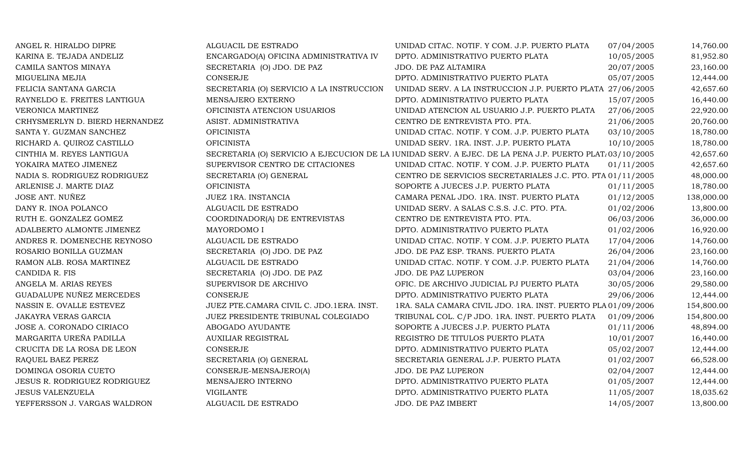| | | | | |
|---|---|---|---|---|
| ANGEL R. HIRALDO DIPRE | ALGUACIL DE ESTRADO | UNIDAD CITAC. NOTIF. Y COM. J.P. PUERTO PLATA | 07/04/2005 | 14,760.00 |
| KARINA E. TEJADA ANDELIZ | ENCARGADO(A) OFICINA ADMINISTRATIVA IV | DPTO. ADMINISTRATIVO PUERTO PLATA | 10/05/2005 | 81,952.80 |
| CAMILA SANTOS MINAYA | SECRETARIA (O) JDO. DE PAZ | JDO. DE PAZ ALTAMIRA | 20/07/2005 | 23,160.00 |
| MIGUELINA MEJIA | CONSERJE | DPTO. ADMINISTRATIVO PUERTO PLATA | 05/07/2005 | 12,444.00 |
| FELICIA SANTANA GARCIA | SECRETARIA (O) SERVICIO A LA INSTRUCCION | UNIDAD SERV. A LA INSTRUCCION J.P. PUERTO PLATA | 27/06/2005 | 42,657.60 |
| RAYNELDO E. FREITES LANTIGUA | MENSAJERO EXTERNO | DPTO. ADMINISTRATIVO PUERTO PLATA | 15/07/2005 | 16,440.00 |
| VERONICA MARTINEZ | OFICINISTA ATENCION USUARIOS | UNIDAD ATENCION AL USUARIO J.P. PUERTO PLATA | 27/06/2005 | 22,920.00 |
| CRHYSMERLYN D. BIERD HERNANDEZ | ASIST. ADMINISTRATIVA | CENTRO DE ENTREVISTA PTO. PTA. | 21/06/2005 | 20,760.00 |
| SANTA Y. GUZMAN SANCHEZ | OFICINISTA | UNIDAD CITAC. NOTIF. Y COM. J.P. PUERTO PLATA | 03/10/2005 | 18,780.00 |
| RICHARD A. QUIROZ CASTILLO | OFICINISTA | UNIDAD SERV. 1RA. INST. J.P. PUERTO PLATA | 10/10/2005 | 18,780.00 |
| CINTHIA M. REYES LANTIGUA | SECRETARIA (O) SERVICIO A EJECUCION DE LA I | UNIDAD SERV. A EJEC. DE LA PENA J.P. PUERTO PLAT | 03/10/2005 | 42,657.60 |
| YOKAIRA MATEO JIMENEZ | SUPERVISOR CENTRO DE CITACIONES | UNIDAD CITAC. NOTIF. Y COM. J.P. PUERTO PLATA | 01/11/2005 | 42,657.60 |
| NADIA S. RODRIGUEZ RODRIGUEZ | SECRETARIA (O) GENERAL | CENTRO DE SERVICIOS SECRETARIALES J.C. PTO. PTA | 01/11/2005 | 48,000.00 |
| ARLENISE J. MARTE DIAZ | OFICINISTA | SOPORTE A JUECES J.P. PUERTO PLATA | 01/11/2005 | 18,780.00 |
| JOSE ANT. NUÑEZ | JUEZ 1RA. INSTANCIA | CAMARA PENAL JDO. 1RA. INST. PUERTO PLATA | 01/12/2005 | 138,000.00 |
| DANY R. INOA POLANCO | ALGUACIL DE ESTRADO | UNIDAD SERV. A SALAS C.S.S. J.C. PTO. PTA. | 01/02/2006 | 13,800.00 |
| RUTH E. GONZALEZ GOMEZ | COORDINADOR(A) DE ENTREVISTAS | CENTRO DE ENTREVISTA PTO. PTA. | 06/03/2006 | 36,000.00 |
| ADALBERTO ALMONTE JIMENEZ | MAYORDOMO I | DPTO. ADMINISTRATIVO PUERTO PLATA | 01/02/2006 | 16,920.00 |
| ANDRES R. DOMENECHE REYNOSO | ALGUACIL DE ESTRADO | UNIDAD CITAC. NOTIF. Y COM. J.P. PUERTO PLATA | 17/04/2006 | 14,760.00 |
| ROSARIO BONILLA GUZMAN | SECRETARIA (O) JDO. DE PAZ | JDO. DE PAZ ESP. TRANS. PUERTO PLATA | 26/04/2006 | 23,160.00 |
| RAMON ALB. ROSA MARTINEZ | ALGUACIL DE ESTRADO | UNIDAD CITAC. NOTIF. Y COM. J.P. PUERTO PLATA | 21/04/2006 | 14,760.00 |
| CANDIDA R. FIS | SECRETARIA (O) JDO. DE PAZ | JDO. DE PAZ LUPERON | 03/04/2006 | 23,160.00 |
| ANGELA M. ARIAS REYES | SUPERVISOR DE ARCHIVO | OFIC. DE ARCHIVO JUDICIAL PJ PUERTO PLATA | 30/05/2006 | 29,580.00 |
| GUADALUPE NUÑEZ MERCEDES | CONSERJE | DPTO. ADMINISTRATIVO PUERTO PLATA | 29/06/2006 | 12,444.00 |
| NASSIN E. OVALLE ESTEVEZ | JUEZ PTE.CAMARA CIVIL C. JDO.1ERA. INST. | 1RA. SALA CAMARA CIVIL JDO. 1RA. INST. PUERTO PLA | 01/09/2006 | 154,800.00 |
| JAKAYRA VERAS GARCIA | JUEZ PRESIDENTE TRIBUNAL COLEGIADO | TRIBUNAL COL. C/P JDO. 1RA. INST. PUERTO PLATA | 01/09/2006 | 154,800.00 |
| JOSE A. CORONADO CIRIACO | ABOGADO AYUDANTE | SOPORTE A JUECES J.P. PUERTO PLATA | 01/11/2006 | 48,894.00 |
| MARGARITA UREÑA PADILLA | AUXILIAR REGISTRAL | REGISTRO DE TITULOS PUERTO PLATA | 10/01/2007 | 16,440.00 |
| CRUCITA DE LA ROSA DE LEON | CONSERJE | DPTO. ADMINISTRATIVO PUERTO PLATA | 05/02/2007 | 12,444.00 |
| RAQUEL BAEZ PEREZ | SECRETARIA (O) GENERAL | SECRETARIA GENERAL J.P. PUERTO PLATA | 01/02/2007 | 66,528.00 |
| DOMINGA OSORIA CUETO | CONSERJE-MENSAJERO(A) | JDO. DE PAZ LUPERON | 02/04/2007 | 12,444.00 |
| JESUS R. RODRIGUEZ RODRIGUEZ | MENSAJERO INTERNO | DPTO. ADMINISTRATIVO PUERTO PLATA | 01/05/2007 | 12,444.00 |
| JESUS VALENZUELA | VIGILANTE | DPTO. ADMINISTRATIVO PUERTO PLATA | 11/05/2007 | 18,035.62 |
| YEFFERSSON J. VARGAS WALDRON | ALGUACIL DE ESTRADO | JDO. DE PAZ IMBERT | 14/05/2007 | 13,800.00 |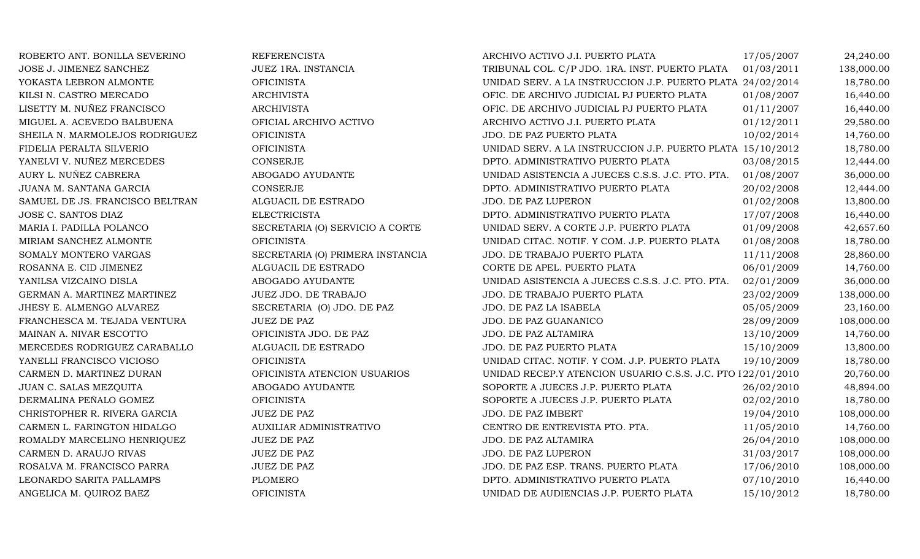| | | | | |
|---|---|---|---|---|
| ROBERTO ANT. BONILLA SEVERINO | REFERENCISTA | ARCHIVO ACTIVO J.I. PUERTO PLATA | 17/05/2007 | 24,240.00 |
| JOSE J. JIMENEZ SANCHEZ | JUEZ 1RA. INSTANCIA | TRIBUNAL COL. C/P JDO. 1RA. INST. PUERTO PLATA | 01/03/2011 | 138,000.00 |
| YOKASTA LEBRON ALMONTE | OFICINISTA | UNIDAD SERV. A LA INSTRUCCION J.P. PUERTO PLATA | 24/02/2014 | 18,780.00 |
| KILSI N. CASTRO MERCADO | ARCHIVISTA | OFIC. DE ARCHIVO JUDICIAL PJ PUERTO PLATA | 01/08/2007 | 16,440.00 |
| LISETTY M. NUÑEZ FRANCISCO | ARCHIVISTA | OFIC. DE ARCHIVO JUDICIAL PJ PUERTO PLATA | 01/11/2007 | 16,440.00 |
| MIGUEL A. ACEVEDO BALBUENA | OFICIAL ARCHIVO ACTIVO | ARCHIVO ACTIVO J.I. PUERTO PLATA | 01/12/2011 | 29,580.00 |
| SHEILA N. MARMOLEJOS RODRIGUEZ | OFICINISTA | JDO. DE PAZ PUERTO PLATA | 10/02/2014 | 14,760.00 |
| FIDELIA PERALTA SILVERIO | OFICINISTA | UNIDAD SERV. A LA INSTRUCCION J.P. PUERTO PLATA | 15/10/2012 | 18,780.00 |
| YANELVI V. NUÑEZ MERCEDES | CONSERJE | DPTO. ADMINISTRATIVO PUERTO PLATA | 03/08/2015 | 12,444.00 |
| AURY L. NUÑEZ CABRERA | ABOGADO AYUDANTE | UNIDAD ASISTENCIA A JUECES C.S.S. J.C. PTO. PTA. | 01/08/2007 | 36,000.00 |
| JUANA M. SANTANA GARCIA | CONSERJE | DPTO. ADMINISTRATIVO PUERTO PLATA | 20/02/2008 | 12,444.00 |
| SAMUEL DE JS. FRANCISCO BELTRAN | ALGUACIL DE ESTRADO | JDO. DE PAZ LUPERON | 01/02/2008 | 13,800.00 |
| JOSE C. SANTOS DIAZ | ELECTRICISTA | DPTO. ADMINISTRATIVO PUERTO PLATA | 17/07/2008 | 16,440.00 |
| MARIA I. PADILLA POLANCO | SECRETARIA (O) SERVICIO A CORTE | UNIDAD SERV. A CORTE J.P. PUERTO PLATA | 01/09/2008 | 42,657.60 |
| MIRIAM SANCHEZ ALMONTE | OFICINISTA | UNIDAD CITAC. NOTIF. Y COM. J.P. PUERTO PLATA | 01/08/2008 | 18,780.00 |
| SOMALY MONTERO VARGAS | SECRETARIA (O) PRIMERA INSTANCIA | JDO. DE TRABAJO PUERTO PLATA | 11/11/2008 | 28,860.00 |
| ROSANNA E. CID JIMENEZ | ALGUACIL DE ESTRADO | CORTE DE APEL. PUERTO PLATA | 06/01/2009 | 14,760.00 |
| YANILSA VIZCAINO DISLA | ABOGADO AYUDANTE | UNIDAD ASISTENCIA A JUECES C.S.S. J.C. PTO. PTA. | 02/01/2009 | 36,000.00 |
| GERMAN A. MARTINEZ MARTINEZ | JUEZ JDO. DE TRABAJO | JDO. DE TRABAJO PUERTO PLATA | 23/02/2009 | 138,000.00 |
| JHESY E. ALMENGO ALVAREZ | SECRETARIA (O) JDO. DE PAZ | JDO. DE PAZ LA ISABELA | 05/05/2009 | 23,160.00 |
| FRANCHESCA M. TEJADA VENTURA | JUEZ DE PAZ | JDO. DE PAZ GUANANICO | 28/09/2009 | 108,000.00 |
| MAINAN A. NIVAR ESCOTTO | OFICINISTA JDO. DE PAZ | JDO. DE PAZ ALTAMIRA | 13/10/2009 | 14,760.00 |
| MERCEDES RODRIGUEZ CARABALLO | ALGUACIL DE ESTRADO | JDO. DE PAZ PUERTO PLATA | 15/10/2009 | 13,800.00 |
| YANELLI FRANCISCO VICIOSO | OFICINISTA | UNIDAD CITAC. NOTIF. Y COM. J.P. PUERTO PLATA | 19/10/2009 | 18,780.00 |
| CARMEN D. MARTINEZ DURAN | OFICINISTA ATENCION USUARIOS | UNIDAD RECEP.Y ATENCION USUARIO C.S.S. J.C. PTO I | 22/01/2010 | 20,760.00 |
| JUAN C. SALAS MEZQUITA | ABOGADO AYUDANTE | SOPORTE A JUECES J.P. PUERTO PLATA | 26/02/2010 | 48,894.00 |
| DERMALINA PEÑALO GOMEZ | OFICINISTA | SOPORTE A JUECES J.P. PUERTO PLATA | 02/02/2010 | 18,780.00 |
| CHRISTOPHER R. RIVERA GARCIA | JUEZ DE PAZ | JDO. DE PAZ IMBERT | 19/04/2010 | 108,000.00 |
| CARMEN L. FARINGTON HIDALGO | AUXILIAR ADMINISTRATIVO | CENTRO DE ENTREVISTA PTO. PTA. | 11/05/2010 | 14,760.00 |
| ROMALDY MARCELINO HENRIQUEZ | JUEZ DE PAZ | JDO. DE PAZ ALTAMIRA | 26/04/2010 | 108,000.00 |
| CARMEN D. ARAUJO RIVAS | JUEZ DE PAZ | JDO. DE PAZ LUPERON | 31/03/2017 | 108,000.00 |
| ROSALVA M. FRANCISCO PARRA | JUEZ DE PAZ | JDO. DE PAZ ESP. TRANS. PUERTO PLATA | 17/06/2010 | 108,000.00 |
| LEONARDO SARITA PALLAMPS | PLOMERO | DPTO. ADMINISTRATIVO PUERTO PLATA | 07/10/2010 | 16,440.00 |
| ANGELICA M. QUIROZ BAEZ | OFICINISTA | UNIDAD DE AUDIENCIAS J.P. PUERTO PLATA | 15/10/2012 | 18,780.00 |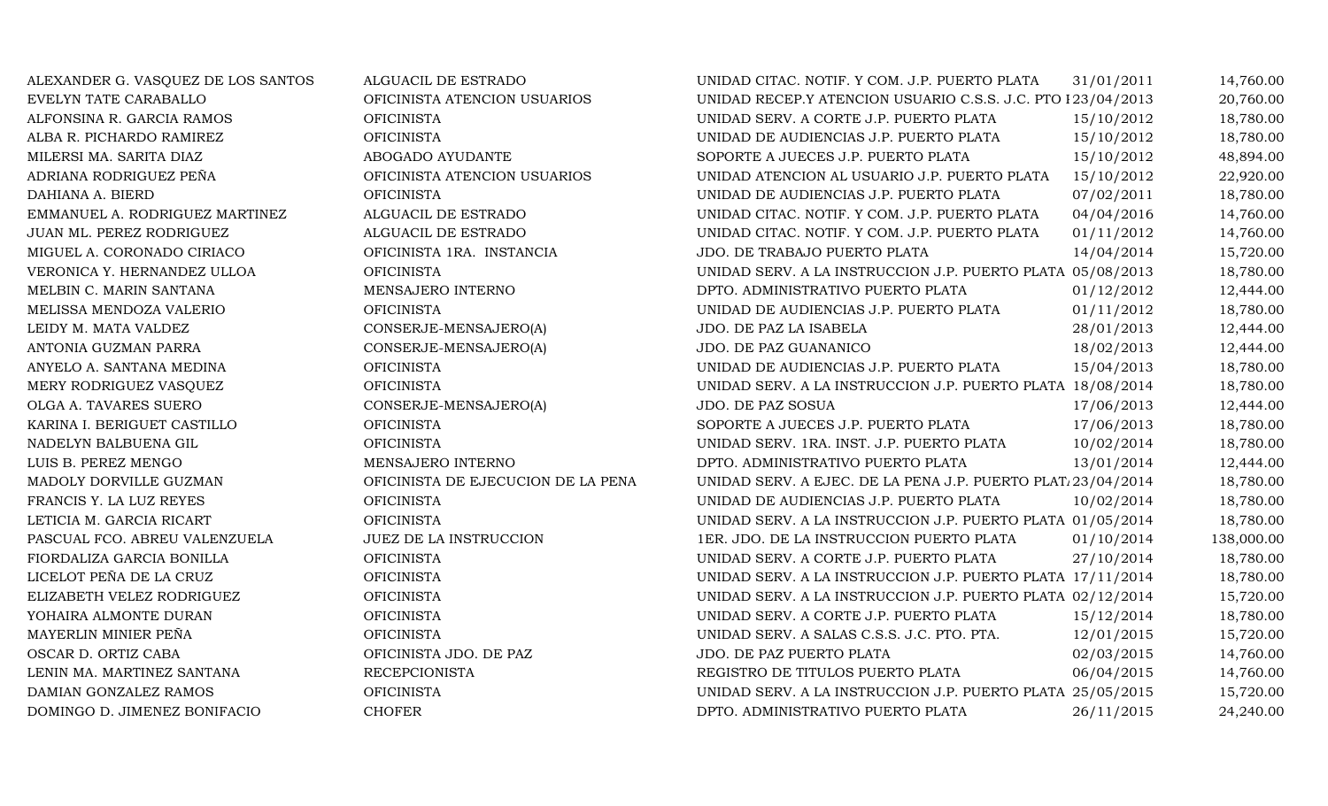| | | | | |
|---|---|---|---|---|
| ALEXANDER G. VASQUEZ DE LOS SANTOS | ALGUACIL DE ESTRADO | UNIDAD CITAC. NOTIF. Y COM. J.P. PUERTO PLATA | 31/01/2011 | 14,760.00 |
| EVELYN TATE CARABALLO | OFICINISTA ATENCION USUARIOS | UNIDAD RECEP.Y ATENCION USUARIO C.S.S. J.C. PTO I | 23/04/2013 | 20,760.00 |
| ALFONSINA R. GARCIA RAMOS | OFICINISTA | UNIDAD SERV. A CORTE J.P. PUERTO PLATA | 15/10/2012 | 18,780.00 |
| ALBA R. PICHARDO RAMIREZ | OFICINISTA | UNIDAD DE AUDIENCIAS J.P. PUERTO PLATA | 15/10/2012 | 18,780.00 |
| MILERSI MA. SARITA DIAZ | ABOGADO AYUDANTE | SOPORTE A JUECES J.P. PUERTO PLATA | 15/10/2012 | 48,894.00 |
| ADRIANA RODRIGUEZ PEÑA | OFICINISTA ATENCION USUARIOS | UNIDAD ATENCION AL USUARIO J.P. PUERTO PLATA | 15/10/2012 | 22,920.00 |
| DAHIANA A. BIERD | OFICINISTA | UNIDAD DE AUDIENCIAS J.P. PUERTO PLATA | 07/02/2011 | 18,780.00 |
| EMMANUEL A. RODRIGUEZ MARTINEZ | ALGUACIL DE ESTRADO | UNIDAD CITAC. NOTIF. Y COM. J.P. PUERTO PLATA | 04/04/2016 | 14,760.00 |
| JUAN ML. PEREZ RODRIGUEZ | ALGUACIL DE ESTRADO | UNIDAD CITAC. NOTIF. Y COM. J.P. PUERTO PLATA | 01/11/2012 | 14,760.00 |
| MIGUEL A. CORONADO CIRIACO | OFICINISTA 1RA. INSTANCIA | JDO. DE TRABAJO PUERTO PLATA | 14/04/2014 | 15,720.00 |
| VERONICA Y. HERNANDEZ ULLOA | OFICINISTA | UNIDAD SERV. A LA INSTRUCCION J.P. PUERTO PLATA | 05/08/2013 | 18,780.00 |
| MELBIN C. MARIN SANTANA | MENSAJERO INTERNO | DPTO. ADMINISTRATIVO PUERTO PLATA | 01/12/2012 | 12,444.00 |
| MELISSA MENDOZA VALERIO | OFICINISTA | UNIDAD DE AUDIENCIAS J.P. PUERTO PLATA | 01/11/2012 | 18,780.00 |
| LEIDY M. MATA VALDEZ | CONSERJE-MENSAJERO(A) | JDO. DE PAZ LA ISABELA | 28/01/2013 | 12,444.00 |
| ANTONIA GUZMAN PARRA | CONSERJE-MENSAJERO(A) | JDO. DE PAZ GUANANICO | 18/02/2013 | 12,444.00 |
| ANYELO A. SANTANA MEDINA | OFICINISTA | UNIDAD DE AUDIENCIAS J.P. PUERTO PLATA | 15/04/2013 | 18,780.00 |
| MERY RODRIGUEZ VASQUEZ | OFICINISTA | UNIDAD SERV. A LA INSTRUCCION J.P. PUERTO PLATA | 18/08/2014 | 18,780.00 |
| OLGA A. TAVARES SUERO | CONSERJE-MENSAJERO(A) | JDO. DE PAZ SOSUA | 17/06/2013 | 12,444.00 |
| KARINA I. BERIGUET CASTILLO | OFICINISTA | SOPORTE A JUECES J.P. PUERTO PLATA | 17/06/2013 | 18,780.00 |
| NADELYN BALBUENA GIL | OFICINISTA | UNIDAD SERV. 1RA. INST. J.P. PUERTO PLATA | 10/02/2014 | 18,780.00 |
| LUIS B. PEREZ MENGO | MENSAJERO INTERNO | DPTO. ADMINISTRATIVO PUERTO PLATA | 13/01/2014 | 12,444.00 |
| MADOLY DORVILLE GUZMAN | OFICINISTA DE EJECUCION DE LA PENA | UNIDAD SERV. A EJEC. DE LA PENA J.P. PUERTO PLAT | 23/04/2014 | 18,780.00 |
| FRANCIS Y. LA LUZ REYES | OFICINISTA | UNIDAD DE AUDIENCIAS J.P. PUERTO PLATA | 10/02/2014 | 18,780.00 |
| LETICIA M. GARCIA RICART | OFICINISTA | UNIDAD SERV. A LA INSTRUCCION J.P. PUERTO PLATA | 01/05/2014 | 18,780.00 |
| PASCUAL FCO. ABREU VALENZUELA | JUEZ DE LA INSTRUCCION | 1ER. JDO. DE LA INSTRUCCION PUERTO PLATA | 01/10/2014 | 138,000.00 |
| FIORDALIZA GARCIA BONILLA | OFICINISTA | UNIDAD SERV. A CORTE J.P. PUERTO PLATA | 27/10/2014 | 18,780.00 |
| LICELOT PEÑA DE LA CRUZ | OFICINISTA | UNIDAD SERV. A LA INSTRUCCION J.P. PUERTO PLATA | 17/11/2014 | 18,780.00 |
| ELIZABETH VELEZ RODRIGUEZ | OFICINISTA | UNIDAD SERV. A LA INSTRUCCION J.P. PUERTO PLATA | 02/12/2014 | 15,720.00 |
| YOHAIRA ALMONTE DURAN | OFICINISTA | UNIDAD SERV. A CORTE J.P. PUERTO PLATA | 15/12/2014 | 18,780.00 |
| MAYERLIN MINIER PEÑA | OFICINISTA | UNIDAD SERV. A SALAS C.S.S. J.C. PTO. PTA. | 12/01/2015 | 15,720.00 |
| OSCAR D. ORTIZ CABA | OFICINISTA JDO. DE PAZ | JDO. DE PAZ PUERTO PLATA | 02/03/2015 | 14,760.00 |
| LENIN MA. MARTINEZ SANTANA | RECEPCIONISTA | REGISTRO DE TITULOS PUERTO PLATA | 06/04/2015 | 14,760.00 |
| DAMIAN GONZALEZ RAMOS | OFICINISTA | UNIDAD SERV. A LA INSTRUCCION J.P. PUERTO PLATA | 25/05/2015 | 15,720.00 |
| DOMINGO D. JIMENEZ BONIFACIO | CHOFER | DPTO. ADMINISTRATIVO PUERTO PLATA | 26/11/2015 | 24,240.00 |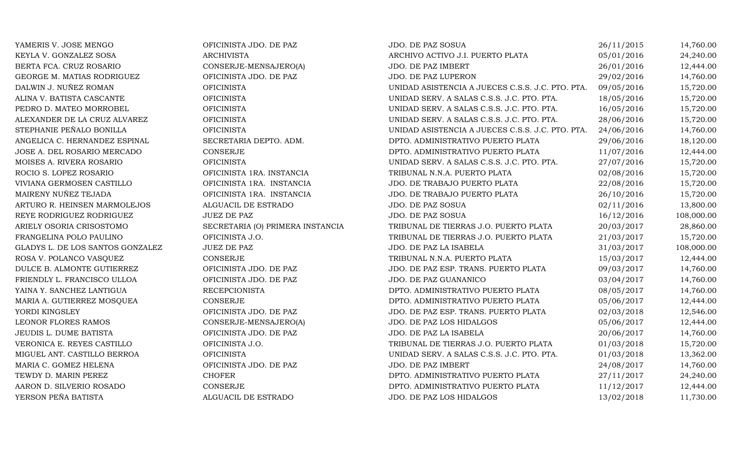| | | | | |
|---|---|---|---|---|
| YAMERIS V. JOSE MENGO | OFICINISTA JDO. DE PAZ | JDO. DE PAZ SOSUA | 26/11/2015 | 14,760.00 |
| KEYLA V. GONZALEZ SOSA | ARCHIVISTA | ARCHIVO ACTIVO J.I. PUERTO PLATA | 05/01/2016 | 24,240.00 |
| BERTA FCA. CRUZ ROSARIO | CONSERJE-MENSAJERO(A) | JDO. DE PAZ IMBERT | 26/01/2016 | 12,444.00 |
| GEORGE M. MATIAS RODRIGUEZ | OFICINISTA JDO. DE PAZ | JDO. DE PAZ LUPERON | 29/02/2016 | 14,760.00 |
| DALWIN J. NUÑEZ ROMAN | OFICINISTA | UNIDAD ASISTENCIA A JUECES C.S.S. J.C. PTO. PTA. | 09/05/2016 | 15,720.00 |
| ALINA V. BATISTA CASCANTE | OFICINISTA | UNIDAD SERV. A SALAS C.S.S. J.C. PTO. PTA. | 18/05/2016 | 15,720.00 |
| PEDRO D. MATEO MORROBEL | OFICINISTA | UNIDAD SERV. A SALAS C.S.S. J.C. PTO. PTA. | 16/05/2016 | 15,720.00 |
| ALEXANDER DE LA CRUZ ALVAREZ | OFICINISTA | UNIDAD SERV. A SALAS C.S.S. J.C. PTO. PTA. | 28/06/2016 | 15,720.00 |
| STEPHANIE PEÑALO BONILLA | OFICINISTA | UNIDAD ASISTENCIA A JUECES C.S.S. J.C. PTO. PTA. | 24/06/2016 | 14,760.00 |
| ANGELICA C. HERNANDEZ ESPINAL | SECRETARIA DEPTO. ADM. | DPTO. ADMINISTRATIVO PUERTO PLATA | 29/06/2016 | 18,120.00 |
| JOSE A. DEL ROSARIO MERCADO | CONSERJE | DPTO. ADMINISTRATIVO PUERTO PLATA | 11/07/2016 | 12,444.00 |
| MOISES A. RIVERA ROSARIO | OFICINISTA | UNIDAD SERV. A SALAS C.S.S. J.C. PTO. PTA. | 27/07/2016 | 15,720.00 |
| ROCIO S. LOPEZ ROSARIO | OFICINISTA 1RA. INSTANCIA | TRIBUNAL N.N.A. PUERTO PLATA | 02/08/2016 | 15,720.00 |
| VIVIANA GERMOSEN CASTILLO | OFICINISTA 1RA. INSTANCIA | JDO. DE TRABAJO PUERTO PLATA | 22/08/2016 | 15,720.00 |
| MAIRENY NUÑEZ TEJADA | OFICINISTA 1RA. INSTANCIA | JDO. DE TRABAJO PUERTO PLATA | 26/10/2016 | 15,720.00 |
| ARTURO R. HEINSEN MARMOLEJOS | ALGUACIL DE ESTRADO | JDO. DE PAZ SOSUA | 02/11/2016 | 13,800.00 |
| REYE RODRIGUEZ RODRIGUEZ | JUEZ DE PAZ | JDO. DE PAZ SOSUA | 16/12/2016 | 108,000.00 |
| ARIELY OSORIA CRISOSTOMO | SECRETARIA (O) PRIMERA INSTANCIA | TRIBUNAL DE TIERRAS J.O. PUERTO PLATA | 20/03/2017 | 28,860.00 |
| FRANGELINA POLO PAULINO | OFICINISTA J.O. | TRIBUNAL DE TIERRAS J.O. PUERTO PLATA | 21/03/2017 | 15,720.00 |
| GLADYS L. DE LOS SANTOS GONZALEZ | JUEZ DE PAZ | JDO. DE PAZ LA ISABELA | 31/03/2017 | 108,000.00 |
| ROSA V. POLANCO VASQUEZ | CONSERJE | TRIBUNAL N.N.A. PUERTO PLATA | 15/03/2017 | 12,444.00 |
| DULCE B. ALMONTE GUTIERREZ | OFICINISTA JDO. DE PAZ | JDO. DE PAZ ESP. TRANS. PUERTO PLATA | 09/03/2017 | 14,760.00 |
| FRIENDLY L. FRANCISCO ULLOA | OFICINISTA JDO. DE PAZ | JDO. DE PAZ GUANANICO | 03/04/2017 | 14,760.00 |
| YAINA Y. SANCHEZ LANTIGUA | RECEPCIONISTA | DPTO. ADMINISTRATIVO PUERTO PLATA | 08/05/2017 | 14,760.00 |
| MARIA A. GUTIERREZ MOSQUEA | CONSERJE | DPTO. ADMINISTRATIVO PUERTO PLATA | 05/06/2017 | 12,444.00 |
| YORDI KINGSLEY | OFICINISTA JDO. DE PAZ | JDO. DE PAZ ESP. TRANS. PUERTO PLATA | 02/03/2018 | 12,546.00 |
| LEONOR FLORES RAMOS | CONSERJE-MENSAJERO(A) | JDO. DE PAZ LOS HIDALGOS | 05/06/2017 | 12,444.00 |
| JEUDIS L. DUME BATISTA | OFICINISTA JDO. DE PAZ | JDO. DE PAZ LA ISABELA | 20/06/2017 | 14,760.00 |
| VERONICA E. REYES CASTILLO | OFICINISTA J.O. | TRIBUNAL DE TIERRAS J.O. PUERTO PLATA | 01/03/2018 | 15,720.00 |
| MIGUEL ANT. CASTILLO BERROA | OFICINISTA | UNIDAD SERV. A SALAS C.S.S. J.C. PTO. PTA. | 01/03/2018 | 13,362.00 |
| MARIA C. GOMEZ HELENA | OFICINISTA JDO. DE PAZ | JDO. DE PAZ IMBERT | 24/08/2017 | 14,760.00 |
| TEWDY D. MARIN PEREZ | CHOFER | DPTO. ADMINISTRATIVO PUERTO PLATA | 27/11/2017 | 24,240.00 |
| AARON D. SILVERIO ROSADO | CONSERJE | DPTO. ADMINISTRATIVO PUERTO PLATA | 11/12/2017 | 12,444.00 |
| YERSON PEÑA BATISTA | ALGUACIL DE ESTRADO | JDO. DE PAZ LOS HIDALGOS | 13/02/2018 | 11,730.00 |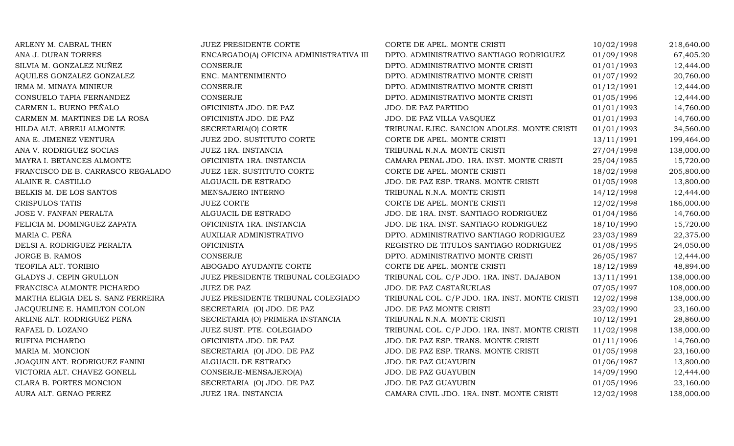| | | | | |
|---|---|---|---|---|
| ARLENY M. CABRAL THEN | JUEZ PRESIDENTE CORTE | CORTE DE APEL. MONTE CRISTI | 10/02/1998 | 218,640.00 |
| ANA J. DURAN TORRES | ENCARGADO(A) OFICINA ADMINISTRATIVA III | DPTO. ADMINISTRATIVO SANTIAGO RODRIGUEZ | 01/09/1998 | 67,405.20 |
| SILVIA M. GONZALEZ NUÑEZ | CONSERJE | DPTO. ADMINISTRATIVO MONTE CRISTI | 01/01/1993 | 12,444.00 |
| AQUILES GONZALEZ GONZALEZ | ENC. MANTENIMIENTO | DPTO. ADMINISTRATIVO MONTE CRISTI | 01/07/1992 | 20,760.00 |
| IRMA M. MINAYA MINIEUR | CONSERJE | DPTO. ADMINISTRATIVO MONTE CRISTI | 01/12/1991 | 12,444.00 |
| CONSUELO TAPIA FERNANDEZ | CONSERJE | DPTO. ADMINISTRATIVO MONTE CRISTI | 01/05/1996 | 12,444.00 |
| CARMEN L. BUENO PEÑALO | OFICINISTA JDO. DE PAZ | JDO. DE PAZ PARTIDO | 01/01/1993 | 14,760.00 |
| CARMEN M. MARTINES DE LA ROSA | OFICINISTA JDO. DE PAZ | JDO. DE PAZ VILLA VASQUEZ | 01/01/1993 | 14,760.00 |
| HILDA ALT. ABREU ALMONTE | SECRETARIA(O) CORTE | TRIBUNAL EJEC. SANCION ADOLES. MONTE CRISTI | 01/01/1993 | 34,560.00 |
| ANA E. JIMENEZ VENTURA | JUEZ 2DO. SUSTITUTO CORTE | CORTE DE APEL. MONTE CRISTI | 13/11/1991 | 199,464.00 |
| ANA V. RODRIGUEZ SOCIAS | JUEZ 1RA. INSTANCIA | TRIBUNAL N.N.A. MONTE CRISTI | 27/04/1998 | 138,000.00 |
| MAYRA I. BETANCES ALMONTE | OFICINISTA 1RA. INSTANCIA | CAMARA PENAL JDO. 1RA. INST. MONTE CRISTI | 25/04/1985 | 15,720.00 |
| FRANCISCO DE B. CARRASCO REGALADO | JUEZ 1ER. SUSTITUTO CORTE | CORTE DE APEL. MONTE CRISTI | 18/02/1998 | 205,800.00 |
| ALAINE R. CASTILLO | ALGUACIL DE ESTRADO | JDO. DE PAZ ESP. TRANS. MONTE CRISTI | 01/05/1998 | 13,800.00 |
| BELKIS M. DE LOS SANTOS | MENSAJERO INTERNO | TRIBUNAL N.N.A. MONTE CRISTI | 14/12/1998 | 12,444.00 |
| CRISPULOS TATIS | JUEZ CORTE | CORTE DE APEL. MONTE CRISTI | 12/02/1998 | 186,000.00 |
| JOSE V. FANFAN PERALTA | ALGUACIL DE ESTRADO | JDO. DE 1RA. INST. SANTIAGO RODRIGUEZ | 01/04/1986 | 14,760.00 |
| FELICIA M. DOMINGUEZ ZAPATA | OFICINISTA 1RA. INSTANCIA | JDO. DE 1RA. INST. SANTIAGO RODRIGUEZ | 18/10/1990 | 15,720.00 |
| MARIA C. PEÑA | AUXILIAR ADMINISTRATIVO | DPTO. ADMINISTRATIVO SANTIAGO RODRIGUEZ | 23/03/1989 | 22,375.00 |
| DELSI A. RODRIGUEZ PERALTA | OFICINISTA | REGISTRO DE TITULOS SANTIAGO RODRIGUEZ | 01/08/1995 | 24,050.00 |
| JORGE B. RAMOS | CONSERJE | DPTO. ADMINISTRATIVO MONTE CRISTI | 26/05/1987 | 12,444.00 |
| TEOFILA ALT. TORIBIO | ABOGADO AYUDANTE CORTE | CORTE DE APEL. MONTE CRISTI | 18/12/1989 | 48,894.00 |
| GLADYS J. CEPIN GRULLON | JUEZ PRESIDENTE TRIBUNAL COLEGIADO | TRIBUNAL COL. C/P JDO. 1RA. INST. DAJABON | 13/11/1991 | 138,000.00 |
| FRANCISCA ALMONTE PICHARDO | JUEZ DE PAZ | JDO. DE PAZ CASTAÑUELAS | 07/05/1997 | 108,000.00 |
| MARTHA ELIGIA DEL S. SANZ FERREIRA | JUEZ PRESIDENTE TRIBUNAL COLEGIADO | TRIBUNAL COL. C/P JDO. 1RA. INST. MONTE CRISTI | 12/02/1998 | 138,000.00 |
| JACQUELINE E. HAMILTON COLON | SECRETARIA (O) JDO. DE PAZ | JDO. DE PAZ MONTE CRISTI | 23/02/1990 | 23,160.00 |
| ARLINE ALT. RODRIGUEZ PEÑA | SECRETARIA (O) PRIMERA INSTANCIA | TRIBUNAL N.N.A. MONTE CRISTI | 10/12/1991 | 28,860.00 |
| RAFAEL D. LOZANO | JUEZ SUST. PTE. COLEGIADO | TRIBUNAL COL. C/P JDO. 1RA. INST. MONTE CRISTI | 11/02/1998 | 138,000.00 |
| RUFINA PICHARDO | OFICINISTA JDO. DE PAZ | JDO. DE PAZ ESP. TRANS. MONTE CRISTI | 01/11/1996 | 14,760.00 |
| MARIA M. MONCION | SECRETARIA (O) JDO. DE PAZ | JDO. DE PAZ ESP. TRANS. MONTE CRISTI | 01/05/1998 | 23,160.00 |
| JOAQUIN ANT. RODRIGUEZ FANINI | ALGUACIL DE ESTRADO | JDO. DE PAZ GUAYUBIN | 01/06/1987 | 13,800.00 |
| VICTORIA ALT. CHAVEZ GONELL | CONSERJE-MENSAJERO(A) | JDO. DE PAZ GUAYUBIN | 14/09/1990 | 12,444.00 |
| CLARA B. PORTES MONCION | SECRETARIA (O) JDO. DE PAZ | JDO. DE PAZ GUAYUBIN | 01/05/1996 | 23,160.00 |
| AURA ALT. GENAO PEREZ | JUEZ 1RA. INSTANCIA | CAMARA CIVIL JDO. 1RA. INST. MONTE CRISTI | 12/02/1998 | 138,000.00 |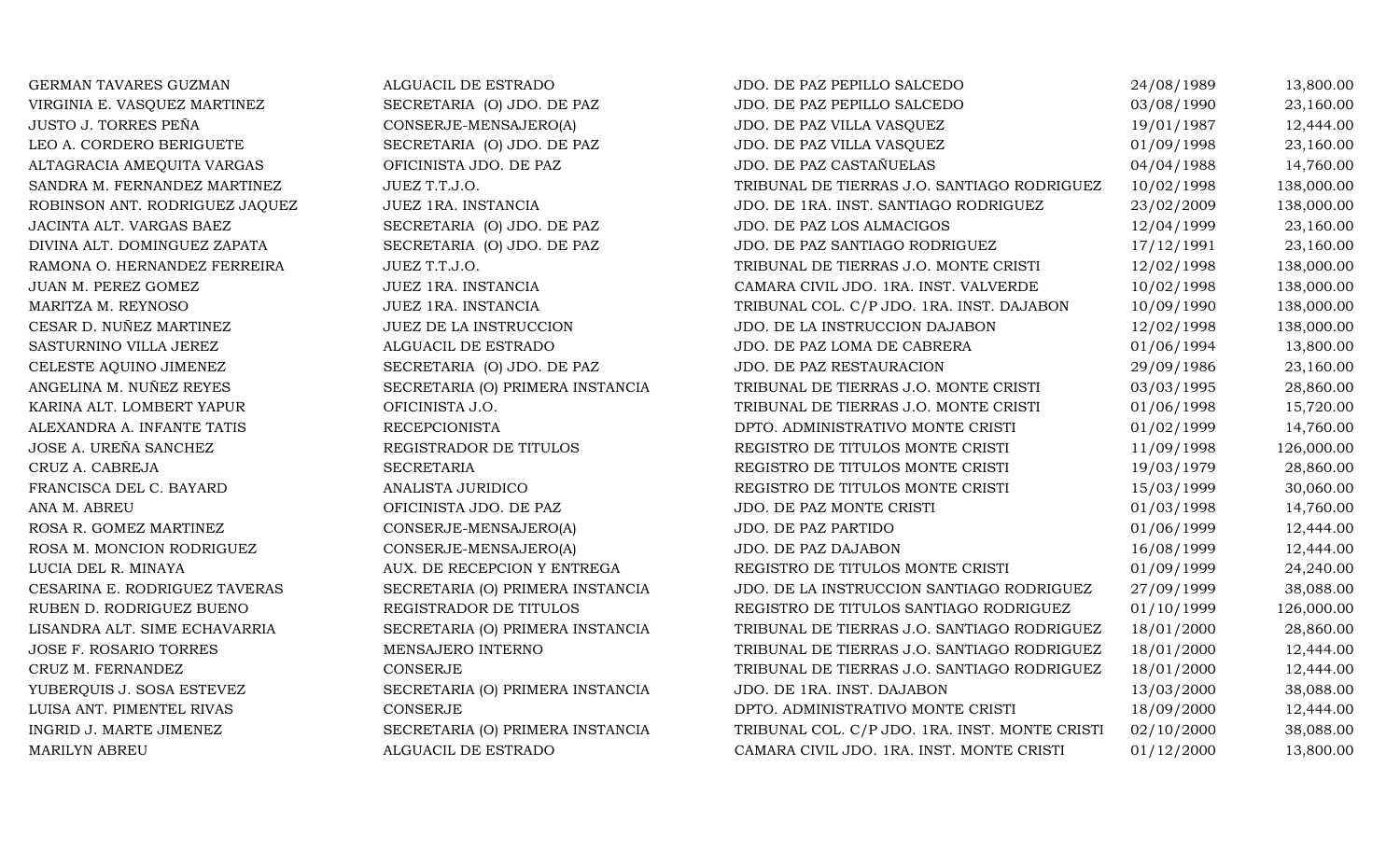| | | | | |
|---|---|---|---|---|
| GERMAN TAVARES GUZMAN | ALGUACIL DE ESTRADO | JDO. DE PAZ PEPILLO SALCEDO | 24/08/1989 | 13,800.00 |
| VIRGINIA E. VASQUEZ MARTINEZ | SECRETARIA (O) JDO. DE PAZ | JDO. DE PAZ PEPILLO SALCEDO | 03/08/1990 | 23,160.00 |
| JUSTO J. TORRES PEÑA | CONSERJE-MENSAJERO(A) | JDO. DE PAZ VILLA VASQUEZ | 19/01/1987 | 12,444.00 |
| LEO A. CORDERO BERIGUETE | SECRETARIA (O) JDO. DE PAZ | JDO. DE PAZ VILLA VASQUEZ | 01/09/1998 | 23,160.00 |
| ALTAGRACIA AMEQUITA VARGAS | OFICINISTA JDO. DE PAZ | JDO. DE PAZ CASTAÑUELAS | 04/04/1988 | 14,760.00 |
| SANDRA M. FERNANDEZ MARTINEZ | JUEZ T.T.J.O. | TRIBUNAL DE TIERRAS J.O. SANTIAGO RODRIGUEZ | 10/02/1998 | 138,000.00 |
| ROBINSON ANT. RODRIGUEZ JAQUEZ | JUEZ 1RA. INSTANCIA | JDO. DE 1RA. INST. SANTIAGO RODRIGUEZ | 23/02/2009 | 138,000.00 |
| JACINTA ALT. VARGAS BAEZ | SECRETARIA (O) JDO. DE PAZ | JDO. DE PAZ LOS ALMACIGOS | 12/04/1999 | 23,160.00 |
| DIVINA ALT. DOMINGUEZ ZAPATA | SECRETARIA (O) JDO. DE PAZ | JDO. DE PAZ SANTIAGO RODRIGUEZ | 17/12/1991 | 23,160.00 |
| RAMONA O. HERNANDEZ FERREIRA | JUEZ T.T.J.O. | TRIBUNAL DE TIERRAS J.O. MONTE CRISTI | 12/02/1998 | 138,000.00 |
| JUAN M. PEREZ GOMEZ | JUEZ 1RA. INSTANCIA | CAMARA CIVIL JDO. 1RA. INST. VALVERDE | 10/02/1998 | 138,000.00 |
| MARITZA M. REYNOSO | JUEZ 1RA. INSTANCIA | TRIBUNAL COL. C/P JDO. 1RA. INST. DAJABON | 10/09/1990 | 138,000.00 |
| CESAR D. NUÑEZ MARTINEZ | JUEZ DE LA INSTRUCCION | JDO. DE LA INSTRUCCION DAJABON | 12/02/1998 | 138,000.00 |
| SASTURNINO VILLA JEREZ | ALGUACIL DE ESTRADO | JDO. DE PAZ LOMA DE CABRERA | 01/06/1994 | 13,800.00 |
| CELESTE AQUINO JIMENEZ | SECRETARIA (O) JDO. DE PAZ | JDO. DE PAZ RESTAURACION | 29/09/1986 | 23,160.00 |
| ANGELINA M. NUÑEZ REYES | SECRETARIA (O) PRIMERA INSTANCIA | TRIBUNAL DE TIERRAS J.O. MONTE CRISTI | 03/03/1995 | 28,860.00 |
| KARINA ALT. LOMBERT YAPUR | OFICINISTA J.O. | TRIBUNAL DE TIERRAS J.O. MONTE CRISTI | 01/06/1998 | 15,720.00 |
| ALEXANDRA A. INFANTE TATIS | RECEPCIONISTA | DPTO. ADMINISTRATIVO MONTE CRISTI | 01/02/1999 | 14,760.00 |
| JOSE A. UREÑA SANCHEZ | REGISTRADOR DE TITULOS | REGISTRO DE TITULOS MONTE CRISTI | 11/09/1998 | 126,000.00 |
| CRUZ A. CABREJA | SECRETARIA | REGISTRO DE TITULOS MONTE CRISTI | 19/03/1979 | 28,860.00 |
| FRANCISCA DEL C. BAYARD | ANALISTA JURIDICO | REGISTRO DE TITULOS MONTE CRISTI | 15/03/1999 | 30,060.00 |
| ANA M. ABREU | OFICINISTA JDO. DE PAZ | JDO. DE PAZ MONTE CRISTI | 01/03/1998 | 14,760.00 |
| ROSA R. GOMEZ MARTINEZ | CONSERJE-MENSAJERO(A) | JDO. DE PAZ PARTIDO | 01/06/1999 | 12,444.00 |
| ROSA M. MONCION RODRIGUEZ | CONSERJE-MENSAJERO(A) | JDO. DE PAZ DAJABON | 16/08/1999 | 12,444.00 |
| LUCIA DEL R. MINAYA | AUX. DE RECEPCION Y ENTREGA | REGISTRO DE TITULOS MONTE CRISTI | 01/09/1999 | 24,240.00 |
| CESARINA E. RODRIGUEZ TAVERAS | SECRETARIA (O) PRIMERA INSTANCIA | JDO. DE LA INSTRUCCION SANTIAGO RODRIGUEZ | 27/09/1999 | 38,088.00 |
| RUBEN D. RODRIGUEZ BUENO | REGISTRADOR DE TITULOS | REGISTRO DE TITULOS SANTIAGO RODRIGUEZ | 01/10/1999 | 126,000.00 |
| LISANDRA ALT. SIME ECHAVARRIA | SECRETARIA (O) PRIMERA INSTANCIA | TRIBUNAL DE TIERRAS J.O. SANTIAGO RODRIGUEZ | 18/01/2000 | 28,860.00 |
| JOSE F. ROSARIO TORRES | MENSAJERO INTERNO | TRIBUNAL DE TIERRAS J.O. SANTIAGO RODRIGUEZ | 18/01/2000 | 12,444.00 |
| CRUZ M. FERNANDEZ | CONSERJE | TRIBUNAL DE TIERRAS J.O. SANTIAGO RODRIGUEZ | 18/01/2000 | 12,444.00 |
| YUBERQUIS J. SOSA ESTEVEZ | SECRETARIA (O) PRIMERA INSTANCIA | JDO. DE 1RA. INST. DAJABON | 13/03/2000 | 38,088.00 |
| LUISA ANT. PIMENTEL RIVAS | CONSERJE | DPTO. ADMINISTRATIVO MONTE CRISTI | 18/09/2000 | 12,444.00 |
| INGRID J. MARTE JIMENEZ | SECRETARIA (O) PRIMERA INSTANCIA | TRIBUNAL COL. C/P JDO. 1RA. INST. MONTE CRISTI | 02/10/2000 | 38,088.00 |
| MARILYN ABREU | ALGUACIL DE ESTRADO | CAMARA CIVIL JDO. 1RA. INST. MONTE CRISTI | 01/12/2000 | 13,800.00 |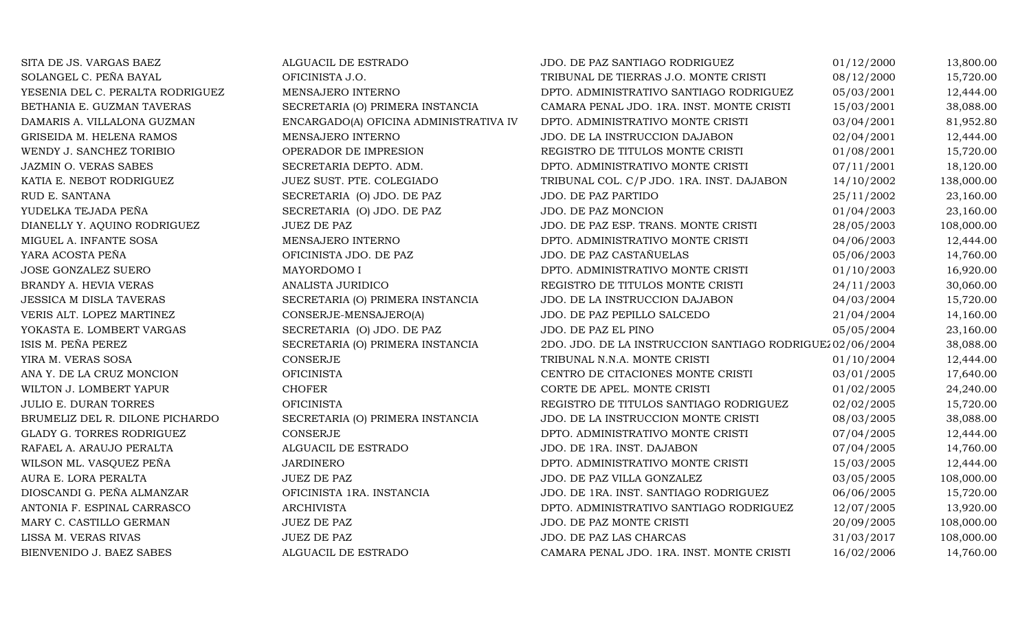| | | | | |
|---|---|---|---|---|
| SITA DE JS. VARGAS BAEZ | ALGUACIL DE ESTRADO | JDO. DE PAZ SANTIAGO RODRIGUEZ | 01/12/2000 | 13,800.00 |
| SOLANGEL C. PEÑA BAYAL | OFICINISTA J.O. | TRIBUNAL DE TIERRAS J.O. MONTE CRISTI | 08/12/2000 | 15,720.00 |
| YESENIA DEL C. PERALTA RODRIGUEZ | MENSAJERO INTERNO | DPTO. ADMINISTRATIVO SANTIAGO RODRIGUEZ | 05/03/2001 | 12,444.00 |
| BETHANIA E. GUZMAN TAVERAS | SECRETARIA (O) PRIMERA INSTANCIA | CAMARA PENAL JDO. 1RA. INST. MONTE CRISTI | 15/03/2001 | 38,088.00 |
| DAMARIS A. VILLALONA GUZMAN | ENCARGADO(A) OFICINA ADMINISTRATIVA IV | DPTO. ADMINISTRATIVO MONTE CRISTI | 03/04/2001 | 81,952.80 |
| GRISEIDA M. HELENA RAMOS | MENSAJERO INTERNO | JDO. DE LA INSTRUCCION DAJABON | 02/04/2001 | 12,444.00 |
| WENDY J. SANCHEZ TORIBIO | OPERADOR DE IMPRESION | REGISTRO DE TITULOS MONTE CRISTI | 01/08/2001 | 15,720.00 |
| JAZMIN O. VERAS SABES | SECRETARIA DEPTO. ADM. | DPTO. ADMINISTRATIVO MONTE CRISTI | 07/11/2001 | 18,120.00 |
| KATIA E. NEBOT RODRIGUEZ | JUEZ SUST. PTE. COLEGIADO | TRIBUNAL COL. C/P JDO. 1RA. INST. DAJABON | 14/10/2002 | 138,000.00 |
| RUD E. SANTANA | SECRETARIA (O) JDO. DE PAZ | JDO. DE PAZ PARTIDO | 25/11/2002 | 23,160.00 |
| YUDELKA TEJADA PEÑA | SECRETARIA (O) JDO. DE PAZ | JDO. DE PAZ MONCION | 01/04/2003 | 23,160.00 |
| DIANELLY Y. AQUINO RODRIGUEZ | JUEZ DE PAZ | JDO. DE PAZ ESP. TRANS. MONTE CRISTI | 28/05/2003 | 108,000.00 |
| MIGUEL A. INFANTE SOSA | MENSAJERO INTERNO | DPTO. ADMINISTRATIVO MONTE CRISTI | 04/06/2003 | 12,444.00 |
| YARA ACOSTA PEÑA | OFICINISTA JDO. DE PAZ | JDO. DE PAZ CASTAÑUELAS | 05/06/2003 | 14,760.00 |
| JOSE GONZALEZ SUERO | MAYORDOMO I | DPTO. ADMINISTRATIVO MONTE CRISTI | 01/10/2003 | 16,920.00 |
| BRANDY A. HEVIA VERAS | ANALISTA JURIDICO | REGISTRO DE TITULOS MONTE CRISTI | 24/11/2003 | 30,060.00 |
| JESSICA M DISLA TAVERAS | SECRETARIA (O) PRIMERA INSTANCIA | JDO. DE LA INSTRUCCION DAJABON | 04/03/2004 | 15,720.00 |
| VERIS ALT. LOPEZ MARTINEZ | CONSERJE-MENSAJERO(A) | JDO. DE PAZ PEPILLO SALCEDO | 21/04/2004 | 14,160.00 |
| YOKASTA E. LOMBERT VARGAS | SECRETARIA (O) JDO. DE PAZ | JDO. DE PAZ EL PINO | 05/05/2004 | 23,160.00 |
| ISIS M. PEÑA PEREZ | SECRETARIA (O) PRIMERA INSTANCIA | 2DO. JDO. DE LA INSTRUCCION SANTIAGO RODRIGUEZ | 02/06/2004 | 38,088.00 |
| YIRA M. VERAS SOSA | CONSERJE | TRIBUNAL N.N.A. MONTE CRISTI | 01/10/2004 | 12,444.00 |
| ANA Y. DE LA CRUZ MONCION | OFICINISTA | CENTRO DE CITACIONES MONTE CRISTI | 03/01/2005 | 17,640.00 |
| WILTON J. LOMBERT YAPUR | CHOFER | CORTE DE APEL. MONTE CRISTI | 01/02/2005 | 24,240.00 |
| JULIO E. DURAN TORRES | OFICINISTA | REGISTRO DE TITULOS SANTIAGO RODRIGUEZ | 02/02/2005 | 15,720.00 |
| BRUMELIZ DEL R. DILONE PICHARDO | SECRETARIA (O) PRIMERA INSTANCIA | JDO. DE LA INSTRUCCION MONTE CRISTI | 08/03/2005 | 38,088.00 |
| GLADY G. TORRES RODRIGUEZ | CONSERJE | DPTO. ADMINISTRATIVO MONTE CRISTI | 07/04/2005 | 12,444.00 |
| RAFAEL A. ARAUJO PERALTA | ALGUACIL DE ESTRADO | JDO. DE 1RA. INST. DAJABON | 07/04/2005 | 14,760.00 |
| WILSON ML. VASQUEZ PEÑA | JARDINERO | DPTO. ADMINISTRATIVO MONTE CRISTI | 15/03/2005 | 12,444.00 |
| AURA E. LORA PERALTA | JUEZ DE PAZ | JDO. DE PAZ VILLA GONZALEZ | 03/05/2005 | 108,000.00 |
| DIOSCANDI G. PEÑA ALMANZAR | OFICINISTA 1RA. INSTANCIA | JDO. DE 1RA. INST. SANTIAGO RODRIGUEZ | 06/06/2005 | 15,720.00 |
| ANTONIA F. ESPINAL CARRASCO | ARCHIVISTA | DPTO. ADMINISTRATIVO SANTIAGO RODRIGUEZ | 12/07/2005 | 13,920.00 |
| MARY C. CASTILLO GERMAN | JUEZ DE PAZ | JDO. DE PAZ MONTE CRISTI | 20/09/2005 | 108,000.00 |
| LISSA M. VERAS RIVAS | JUEZ DE PAZ | JDO. DE PAZ LAS CHARCAS | 31/03/2017 | 108,000.00 |
| BIENVENIDO J. BAEZ SABES | ALGUACIL DE ESTRADO | CAMARA PENAL JDO. 1RA. INST. MONTE CRISTI | 16/02/2006 | 14,760.00 |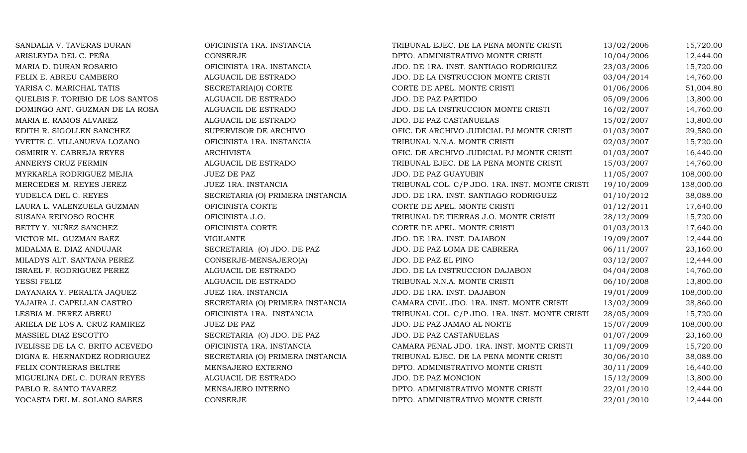| | | | | |
|---|---|---|---|---|
| SANDALIA V. TAVERAS DURAN | OFICINISTA 1RA. INSTANCIA | TRIBUNAL EJEC. DE LA PENA MONTE CRISTI | 13/02/2006 | 15,720.00 |
| ARISLEYDA DEL C. PEÑA | CONSERJE | DPTO. ADMINISTRATIVO MONTE CRISTI | 10/04/2006 | 12,444.00 |
| MARIA D. DURAN ROSARIO | OFICINISTA 1RA. INSTANCIA | JDO. DE 1RA. INST. SANTIAGO RODRIGUEZ | 23/03/2006 | 15,720.00 |
| FELIX E. ABREU CAMBERO | ALGUACIL DE ESTRADO | JDO. DE LA INSTRUCCION MONTE CRISTI | 03/04/2014 | 14,760.00 |
| YARISA C. MARICHAL TATIS | SECRETARIA(O) CORTE | CORTE DE APEL. MONTE CRISTI | 01/06/2006 | 51,004.80 |
| QUELBIS F. TORIBIO DE LOS SANTOS | ALGUACIL DE ESTRADO | JDO. DE PAZ PARTIDO | 05/09/2006 | 13,800.00 |
| DOMINGO ANT. GUZMAN DE LA ROSA | ALGUACIL DE ESTRADO | JDO. DE LA INSTRUCCION MONTE CRISTI | 16/02/2007 | 14,760.00 |
| MARIA E. RAMOS ALVAREZ | ALGUACIL DE ESTRADO | JDO. DE PAZ CASTAÑUELAS | 15/02/2007 | 13,800.00 |
| EDITH R. SIGOLLEN SANCHEZ | SUPERVISOR DE ARCHIVO | OFIC. DE ARCHIVO JUDICIAL PJ MONTE CRISTI | 01/03/2007 | 29,580.00 |
| YVETTE C. VILLANUEVA LOZANO | OFICINISTA 1RA. INSTANCIA | TRIBUNAL N.N.A. MONTE CRISTI | 02/03/2007 | 15,720.00 |
| OSMIRIR Y. CABREJA REYES | ARCHIVISTA | OFIC. DE ARCHIVO JUDICIAL PJ MONTE CRISTI | 01/03/2007 | 16,440.00 |
| ANNERYS CRUZ FERMIN | ALGUACIL DE ESTRADO | TRIBUNAL EJEC. DE LA PENA MONTE CRISTI | 15/03/2007 | 14,760.00 |
| MYRKARLA RODRIGUEZ MEJIA | JUEZ DE PAZ | JDO. DE PAZ GUAYUBIN | 11/05/2007 | 108,000.00 |
| MERCEDES M. REYES JEREZ | JUEZ 1RA. INSTANCIA | TRIBUNAL COL. C/P JDO. 1RA. INST. MONTE CRISTI | 19/10/2009 | 138,000.00 |
| YUDELCA DEL C. REYES | SECRETARIA (O) PRIMERA INSTANCIA | JDO. DE 1RA. INST. SANTIAGO RODRIGUEZ | 01/10/2012 | 38,088.00 |
| LAURA L. VALENZUELA GUZMAN | OFICINISTA CORTE | CORTE DE APEL. MONTE CRISTI | 01/12/2011 | 17,640.00 |
| SUSANA REINOSO ROCHE | OFICINISTA J.O. | TRIBUNAL DE TIERRAS J.O. MONTE CRISTI | 28/12/2009 | 15,720.00 |
| BETTY Y. NUÑEZ SANCHEZ | OFICINISTA CORTE | CORTE DE APEL. MONTE CRISTI | 01/03/2013 | 17,640.00 |
| VICTOR ML. GUZMAN BAEZ | VIGILANTE | JDO. DE 1RA. INST. DAJABON | 19/09/2007 | 12,444.00 |
| MIDALMA E. DIAZ ANDUJAR | SECRETARIA (O) JDO. DE PAZ | JDO. DE PAZ LOMA DE CABRERA | 06/11/2007 | 23,160.00 |
| MILADYS ALT. SANTANA PEREZ | CONSERJE-MENSAJERO(A) | JDO. DE PAZ EL PINO | 03/12/2007 | 12,444.00 |
| ISRAEL F. RODRIGUEZ PEREZ | ALGUACIL DE ESTRADO | JDO. DE LA INSTRUCCION DAJABON | 04/04/2008 | 14,760.00 |
| YESSI FELIZ | ALGUACIL DE ESTRADO | TRIBUNAL N.N.A. MONTE CRISTI | 06/10/2008 | 13,800.00 |
| DAYANARA Y. PERALTA JAQUEZ | JUEZ 1RA. INSTANCIA | JDO. DE 1RA. INST. DAJABON | 19/01/2009 | 108,000.00 |
| YAJAIRA J. CAPELLAN CASTRO | SECRETARIA (O) PRIMERA INSTANCIA | CAMARA CIVIL JDO. 1RA. INST. MONTE CRISTI | 13/02/2009 | 28,860.00 |
| LESBIA M. PEREZ ABREU | OFICINISTA 1RA. INSTANCIA | TRIBUNAL COL. C/P JDO. 1RA. INST. MONTE CRISTI | 28/05/2009 | 15,720.00 |
| ARIELA DE LOS A. CRUZ RAMIREZ | JUEZ DE PAZ | JDO. DE PAZ JAMAO AL NORTE | 15/07/2009 | 108,000.00 |
| MASSIEL DIAZ ESCOTTO | SECRETARIA (O) JDO. DE PAZ | JDO. DE PAZ CASTAÑUELAS | 01/07/2009 | 23,160.00 |
| IVELISSE DE LA C. BRITO ACEVEDO | OFICINISTA 1RA. INSTANCIA | CAMARA PENAL JDO. 1RA. INST. MONTE CRISTI | 11/09/2009 | 15,720.00 |
| DIGNA E. HERNANDEZ RODRIGUEZ | SECRETARIA (O) PRIMERA INSTANCIA | TRIBUNAL EJEC. DE LA PENA MONTE CRISTI | 30/06/2010 | 38,088.00 |
| FELIX CONTRERAS BELTRE | MENSAJERO EXTERNO | DPTO. ADMINISTRATIVO MONTE CRISTI | 30/11/2009 | 16,440.00 |
| MIGUELINA DEL C. DURAN REYES | ALGUACIL DE ESTRADO | JDO. DE PAZ MONCION | 15/12/2009 | 13,800.00 |
| PABLO R. SANTO TAVAREZ | MENSAJERO INTERNO | DPTO. ADMINISTRATIVO MONTE CRISTI | 22/01/2010 | 12,444.00 |
| YOCASTA DEL M. SOLANO SABES | CONSERJE | DPTO. ADMINISTRATIVO MONTE CRISTI | 22/01/2010 | 12,444.00 |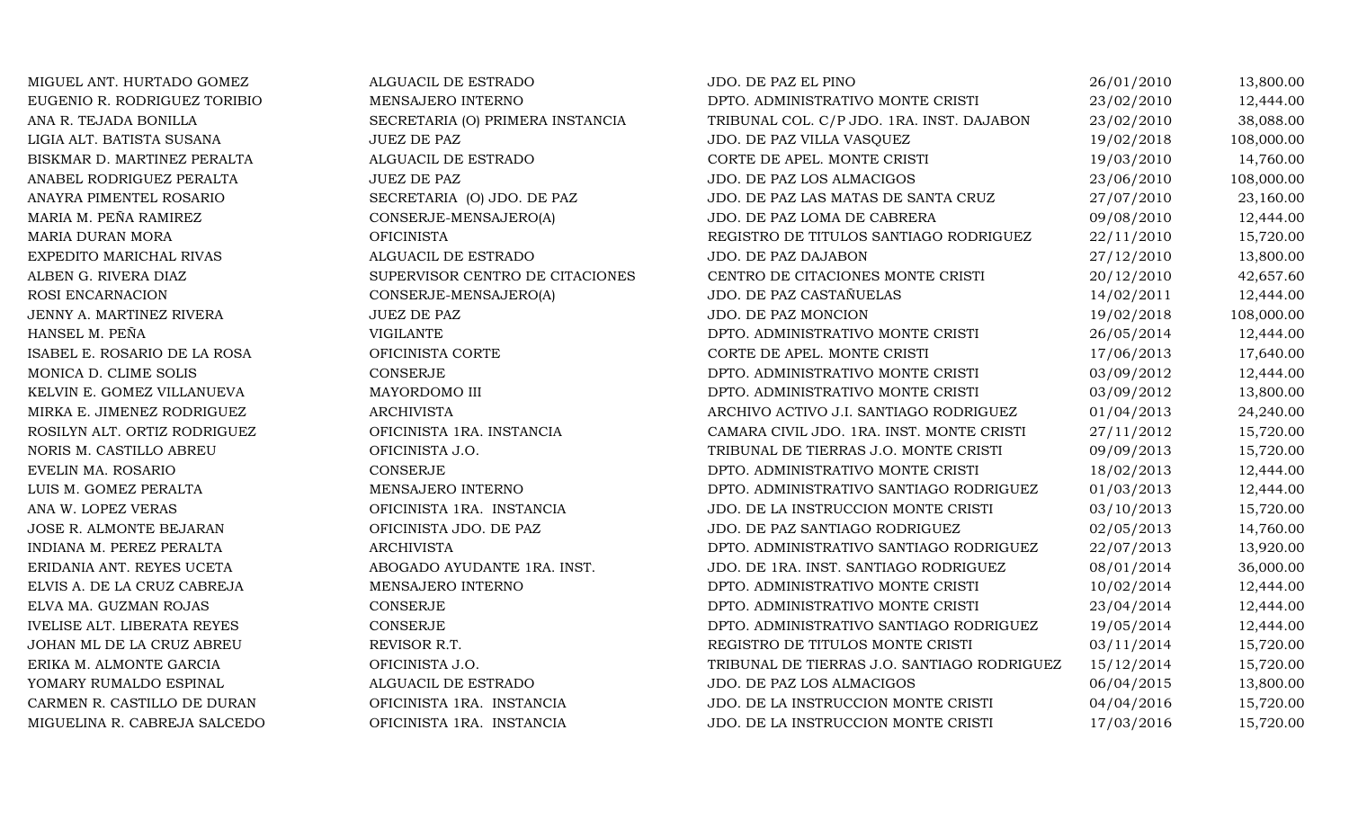| | | | | |
|---|---|---|---|---|
| MIGUEL ANT. HURTADO GOMEZ | ALGUACIL DE ESTRADO | JDO. DE PAZ EL PINO | 26/01/2010 | 13,800.00 |
| EUGENIO R. RODRIGUEZ TORIBIO | MENSAJERO INTERNO | DPTO. ADMINISTRATIVO MONTE CRISTI | 23/02/2010 | 12,444.00 |
| ANA R. TEJADA BONILLA | SECRETARIA (O) PRIMERA INSTANCIA | TRIBUNAL COL. C/P JDO. 1RA. INST. DAJABON | 23/02/2010 | 38,088.00 |
| LIGIA ALT. BATISTA SUSANA | JUEZ DE PAZ | JDO. DE PAZ VILLA VASQUEZ | 19/02/2018 | 108,000.00 |
| BISKMAR D. MARTINEZ PERALTA | ALGUACIL DE ESTRADO | CORTE DE APEL. MONTE CRISTI | 19/03/2010 | 14,760.00 |
| ANABEL RODRIGUEZ PERALTA | JUEZ DE PAZ | JDO. DE PAZ LOS ALMACIGOS | 23/06/2010 | 108,000.00 |
| ANAYRA PIMENTEL ROSARIO | SECRETARIA (O) JDO. DE PAZ | JDO. DE PAZ LAS MATAS DE SANTA CRUZ | 27/07/2010 | 23,160.00 |
| MARIA M. PEÑA RAMIREZ | CONSERJE-MENSAJERO(A) | JDO. DE PAZ LOMA DE CABRERA | 09/08/2010 | 12,444.00 |
| MARIA DURAN MORA | OFICINISTA | REGISTRO DE TITULOS SANTIAGO RODRIGUEZ | 22/11/2010 | 15,720.00 |
| EXPEDITO MARICHAL RIVAS | ALGUACIL DE ESTRADO | JDO. DE PAZ DAJABON | 27/12/2010 | 13,800.00 |
| ALBEN G. RIVERA DIAZ | SUPERVISOR CENTRO DE CITACIONES | CENTRO DE CITACIONES MONTE CRISTI | 20/12/2010 | 42,657.60 |
| ROSI ENCARNACION | CONSERJE-MENSAJERO(A) | JDO. DE PAZ CASTAÑUELAS | 14/02/2011 | 12,444.00 |
| JENNY A. MARTINEZ RIVERA | JUEZ DE PAZ | JDO. DE PAZ MONCION | 19/02/2018 | 108,000.00 |
| HANSEL M. PEÑA | VIGILANTE | DPTO. ADMINISTRATIVO MONTE CRISTI | 26/05/2014 | 12,444.00 |
| ISABEL E. ROSARIO DE LA ROSA | OFICINISTA CORTE | CORTE DE APEL. MONTE CRISTI | 17/06/2013 | 17,640.00 |
| MONICA D. CLIME SOLIS | CONSERJE | DPTO. ADMINISTRATIVO MONTE CRISTI | 03/09/2012 | 12,444.00 |
| KELVIN E. GOMEZ VILLANUEVA | MAYORDOMO III | DPTO. ADMINISTRATIVO MONTE CRISTI | 03/09/2012 | 13,800.00 |
| MIRKA E. JIMENEZ RODRIGUEZ | ARCHIVISTA | ARCHIVO ACTIVO J.I. SANTIAGO RODRIGUEZ | 01/04/2013 | 24,240.00 |
| ROSILYN ALT. ORTIZ RODRIGUEZ | OFICINISTA 1RA. INSTANCIA | CAMARA CIVIL JDO. 1RA. INST. MONTE CRISTI | 27/11/2012 | 15,720.00 |
| NORIS M. CASTILLO ABREU | OFICINISTA J.O. | TRIBUNAL DE TIERRAS J.O. MONTE CRISTI | 09/09/2013 | 15,720.00 |
| EVELIN MA. ROSARIO | CONSERJE | DPTO. ADMINISTRATIVO MONTE CRISTI | 18/02/2013 | 12,444.00 |
| LUIS M. GOMEZ PERALTA | MENSAJERO INTERNO | DPTO. ADMINISTRATIVO SANTIAGO RODRIGUEZ | 01/03/2013 | 12,444.00 |
| ANA W. LOPEZ VERAS | OFICINISTA 1RA. INSTANCIA | JDO. DE LA INSTRUCCION MONTE CRISTI | 03/10/2013 | 15,720.00 |
| JOSE R. ALMONTE BEJARAN | OFICINISTA JDO. DE PAZ | JDO. DE PAZ SANTIAGO RODRIGUEZ | 02/05/2013 | 14,760.00 |
| INDIANA M. PEREZ PERALTA | ARCHIVISTA | DPTO. ADMINISTRATIVO SANTIAGO RODRIGUEZ | 22/07/2013 | 13,920.00 |
| ERIDANIA ANT. REYES UCETA | ABOGADO AYUDANTE 1RA. INST. | JDO. DE 1RA. INST. SANTIAGO RODRIGUEZ | 08/01/2014 | 36,000.00 |
| ELVIS A. DE LA CRUZ CABREJA | MENSAJERO INTERNO | DPTO. ADMINISTRATIVO MONTE CRISTI | 10/02/2014 | 12,444.00 |
| ELVA MA. GUZMAN ROJAS | CONSERJE | DPTO. ADMINISTRATIVO MONTE CRISTI | 23/04/2014 | 12,444.00 |
| IVELISE ALT. LIBERATA REYES | CONSERJE | DPTO. ADMINISTRATIVO SANTIAGO RODRIGUEZ | 19/05/2014 | 12,444.00 |
| JOHAN ML DE LA CRUZ ABREU | REVISOR R.T. | REGISTRO DE TITULOS MONTE CRISTI | 03/11/2014 | 15,720.00 |
| ERIKA M. ALMONTE GARCIA | OFICINISTA J.O. | TRIBUNAL DE TIERRAS J.O. SANTIAGO RODRIGUEZ | 15/12/2014 | 15,720.00 |
| YOMARY RUMALDO ESPINAL | ALGUACIL DE ESTRADO | JDO. DE PAZ LOS ALMACIGOS | 06/04/2015 | 13,800.00 |
| CARMEN R. CASTILLO DE DURAN | OFICINISTA 1RA. INSTANCIA | JDO. DE LA INSTRUCCION MONTE CRISTI | 04/04/2016 | 15,720.00 |
| MIGUELINA R. CABREJA SALCEDO | OFICINISTA 1RA. INSTANCIA | JDO. DE LA INSTRUCCION MONTE CRISTI | 17/03/2016 | 15,720.00 |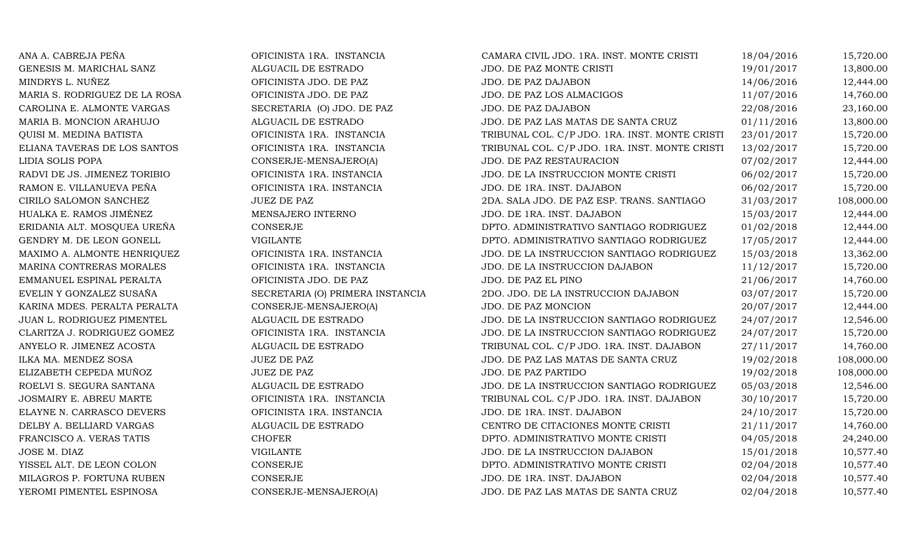| | | | | |
|---|---|---|---|---|
| ANA A. CABREJA PEÑA | OFICINISTA 1RA. INSTANCIA | CAMARA CIVIL JDO. 1RA. INST. MONTE CRISTI | 18/04/2016 | 15,720.00 |
| GENESIS M. MARICHAL SANZ | ALGUACIL DE ESTRADO | JDO. DE PAZ MONTE CRISTI | 19/01/2017 | 13,800.00 |
| MINDRYS L. NUÑEZ | OFICINISTA JDO. DE PAZ | JDO. DE PAZ DAJABON | 14/06/2016 | 12,444.00 |
| MARIA S. RODRIGUEZ DE LA ROSA | OFICINISTA JDO. DE PAZ | JDO. DE PAZ LOS ALMACIGOS | 11/07/2016 | 14,760.00 |
| CAROLINA E. ALMONTE VARGAS | SECRETARIA (O) JDO. DE PAZ | JDO. DE PAZ DAJABON | 22/08/2016 | 23,160.00 |
| MARIA B. MONCION ARAHUJO | ALGUACIL DE ESTRADO | JDO. DE PAZ LAS MATAS DE SANTA CRUZ | 01/11/2016 | 13,800.00 |
| QUISI M. MEDINA BATISTA | OFICINISTA 1RA. INSTANCIA | TRIBUNAL COL. C/P JDO. 1RA. INST. MONTE CRISTI | 23/01/2017 | 15,720.00 |
| ELIANA TAVERAS DE LOS SANTOS | OFICINISTA 1RA. INSTANCIA | TRIBUNAL COL. C/P JDO. 1RA. INST. MONTE CRISTI | 13/02/2017 | 15,720.00 |
| LIDIA SOLIS POPA | CONSERJE-MENSAJERO(A) | JDO. DE PAZ RESTAURACION | 07/02/2017 | 12,444.00 |
| RADVI DE JS. JIMENEZ TORIBIO | OFICINISTA 1RA. INSTANCIA | JDO. DE LA INSTRUCCION MONTE CRISTI | 06/02/2017 | 15,720.00 |
| RAMON E. VILLANUEVA PEÑA | OFICINISTA 1RA. INSTANCIA | JDO. DE 1RA. INST. DAJABON | 06/02/2017 | 15,720.00 |
| CIRILO SALOMON SANCHEZ | JUEZ DE PAZ | 2DA. SALA JDO. DE PAZ ESP. TRANS. SANTIAGO | 31/03/2017 | 108,000.00 |
| HUALKA E. RAMOS JIMÉNEZ | MENSAJERO INTERNO | JDO. DE 1RA. INST. DAJABON | 15/03/2017 | 12,444.00 |
| ERIDANIA ALT. MOSQUEA UREÑA | CONSERJE | DPTO. ADMINISTRATIVO SANTIAGO RODRIGUEZ | 01/02/2018 | 12,444.00 |
| GENDRY M. DE LEON GONELL | VIGILANTE | DPTO. ADMINISTRATIVO SANTIAGO RODRIGUEZ | 17/05/2017 | 12,444.00 |
| MAXIMO A. ALMONTE HENRIQUEZ | OFICINISTA 1RA. INSTANCIA | JDO. DE LA INSTRUCCION SANTIAGO RODRIGUEZ | 15/03/2018 | 13,362.00 |
| MARINA CONTRERAS MORALES | OFICINISTA 1RA. INSTANCIA | JDO. DE LA INSTRUCCION DAJABON | 11/12/2017 | 15,720.00 |
| EMMANUEL ESPINAL PERALTA | OFICINISTA JDO. DE PAZ | JDO. DE PAZ EL PINO | 21/06/2017 | 14,760.00 |
| EVELIN Y GONZALEZ SUSAÑA | SECRETARIA (O) PRIMERA INSTANCIA | 2DO. JDO. DE LA INSTRUCCION DAJABON | 03/07/2017 | 15,720.00 |
| KARINA MDES. PERALTA PERALTA | CONSERJE-MENSAJERO(A) | JDO. DE PAZ MONCION | 20/07/2017 | 12,444.00 |
| JUAN L. RODRIGUEZ PIMENTEL | ALGUACIL DE ESTRADO | JDO. DE LA INSTRUCCION SANTIAGO RODRIGUEZ | 24/07/2017 | 12,546.00 |
| CLARITZA J. RODRIGUEZ GOMEZ | OFICINISTA 1RA. INSTANCIA | JDO. DE LA INSTRUCCION SANTIAGO RODRIGUEZ | 24/07/2017 | 15,720.00 |
| ANYELO R. JIMENEZ ACOSTA | ALGUACIL DE ESTRADO | TRIBUNAL COL. C/P JDO. 1RA. INST. DAJABON | 27/11/2017 | 14,760.00 |
| ILKA MA. MENDEZ SOSA | JUEZ DE PAZ | JDO. DE PAZ LAS MATAS DE SANTA CRUZ | 19/02/2018 | 108,000.00 |
| ELIZABETH CEPEDA MUÑOZ | JUEZ DE PAZ | JDO. DE PAZ PARTIDO | 19/02/2018 | 108,000.00 |
| ROELVI S. SEGURA SANTANA | ALGUACIL DE ESTRADO | JDO. DE LA INSTRUCCION SANTIAGO RODRIGUEZ | 05/03/2018 | 12,546.00 |
| JOSMAIRY E. ABREU MARTE | OFICINISTA 1RA. INSTANCIA | TRIBUNAL COL. C/P JDO. 1RA. INST. DAJABON | 30/10/2017 | 15,720.00 |
| ELAYNE N. CARRASCO DEVERS | OFICINISTA 1RA. INSTANCIA | JDO. DE 1RA. INST. DAJABON | 24/10/2017 | 15,720.00 |
| DELBY A. BELLIARD VARGAS | ALGUACIL DE ESTRADO | CENTRO DE CITACIONES MONTE CRISTI | 21/11/2017 | 14,760.00 |
| FRANCISCO A. VERAS TATIS | CHOFER | DPTO. ADMINISTRATIVO MONTE CRISTI | 04/05/2018 | 24,240.00 |
| JOSE M. DIAZ | VIGILANTE | JDO. DE LA INSTRUCCION DAJABON | 15/01/2018 | 10,577.40 |
| YISSEL ALT. DE LEON COLON | CONSERJE | DPTO. ADMINISTRATIVO MONTE CRISTI | 02/04/2018 | 10,577.40 |
| MILAGROS P. FORTUNA RUBEN | CONSERJE | JDO. DE 1RA. INST. DAJABON | 02/04/2018 | 10,577.40 |
| YEROMI PIMENTEL ESPINOSA | CONSERJE-MENSAJERO(A) | JDO. DE PAZ LAS MATAS DE SANTA CRUZ | 02/04/2018 | 10,577.40 |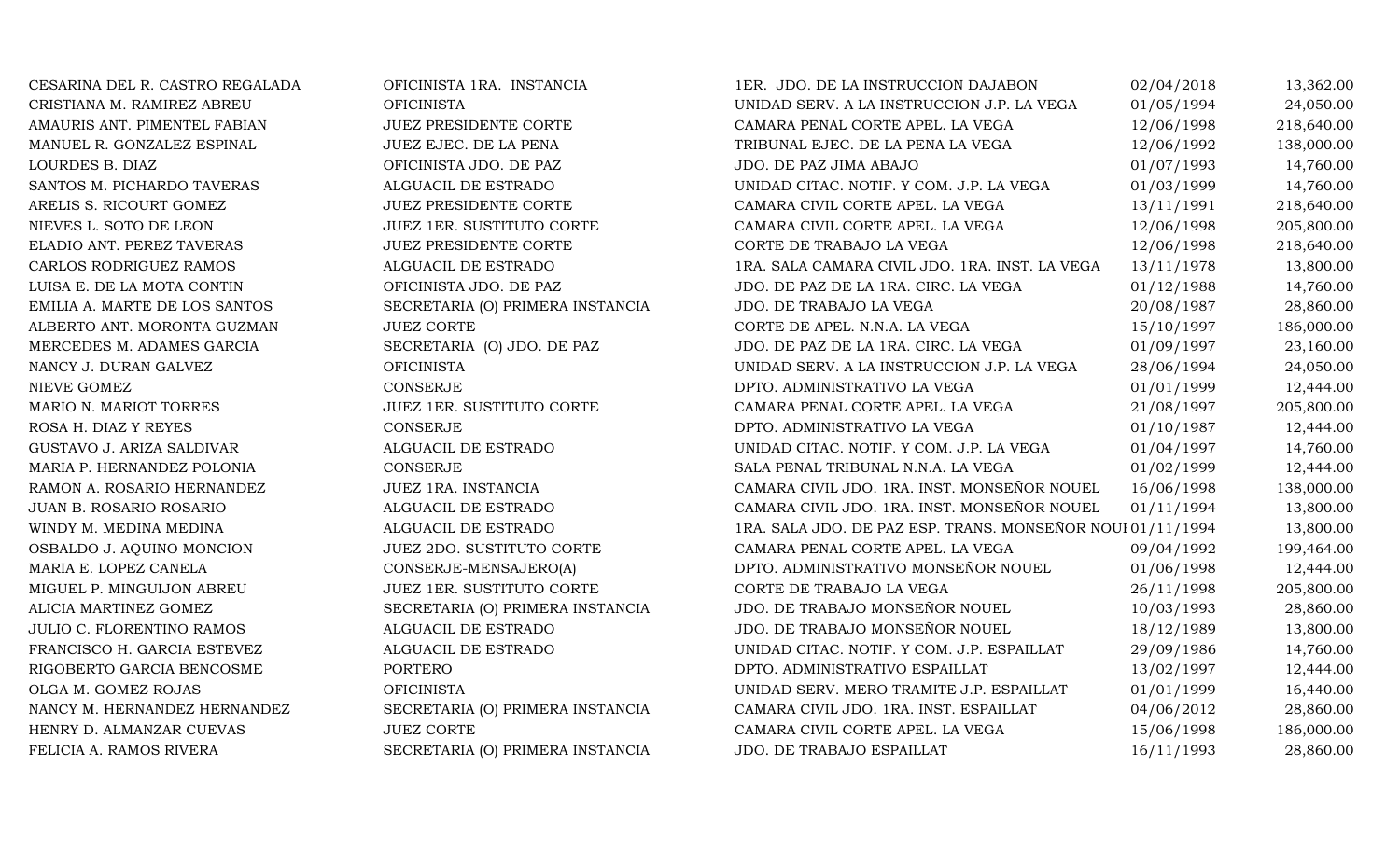| | | | | |
|---|---|---|---|---|
| CESARINA DEL R. CASTRO REGALADA | OFICINISTA 1RA. INSTANCIA | 1ER. JDO. DE LA INSTRUCCION DAJABON | 02/04/2018 | 13,362.00 |
| CRISTIANA M. RAMIREZ ABREU | OFICINISTA | UNIDAD SERV. A LA INSTRUCCION J.P. LA VEGA | 01/05/1994 | 24,050.00 |
| AMAURIS ANT. PIMENTEL FABIAN | JUEZ PRESIDENTE CORTE | CAMARA PENAL CORTE APEL. LA VEGA | 12/06/1998 | 218,640.00 |
| MANUEL R. GONZALEZ ESPINAL | JUEZ EJEC. DE LA PENA | TRIBUNAL EJEC. DE LA PENA LA VEGA | 12/06/1992 | 138,000.00 |
| LOURDES B. DIAZ | OFICINISTA JDO. DE PAZ | JDO. DE PAZ JIMA ABAJO | 01/07/1993 | 14,760.00 |
| SANTOS M. PICHARDO TAVERAS | ALGUACIL DE ESTRADO | UNIDAD CITAC. NOTIF. Y COM. J.P. LA VEGA | 01/03/1999 | 14,760.00 |
| ARELIS S. RICOURT GOMEZ | JUEZ PRESIDENTE CORTE | CAMARA CIVIL CORTE APEL. LA VEGA | 13/11/1991 | 218,640.00 |
| NIEVES L. SOTO DE LEON | JUEZ 1ER. SUSTITUTO CORTE | CAMARA CIVIL CORTE APEL. LA VEGA | 12/06/1998 | 205,800.00 |
| ELADIO ANT. PEREZ TAVERAS | JUEZ PRESIDENTE CORTE | CORTE DE TRABAJO LA VEGA | 12/06/1998 | 218,640.00 |
| CARLOS RODRIGUEZ RAMOS | ALGUACIL DE ESTRADO | 1RA. SALA CAMARA CIVIL JDO. 1RA. INST. LA VEGA | 13/11/1978 | 13,800.00 |
| LUISA E. DE LA MOTA CONTIN | OFICINISTA JDO. DE PAZ | JDO. DE PAZ DE LA 1RA. CIRC. LA VEGA | 01/12/1988 | 14,760.00 |
| EMILIA A. MARTE DE LOS SANTOS | SECRETARIA (O) PRIMERA INSTANCIA | JDO. DE TRABAJO LA VEGA | 20/08/1987 | 28,860.00 |
| ALBERTO ANT. MORONTA GUZMAN | JUEZ CORTE | CORTE DE APEL. N.N.A. LA VEGA | 15/10/1997 | 186,000.00 |
| MERCEDES M. ADAMES GARCIA | SECRETARIA (O) JDO. DE PAZ | JDO. DE PAZ DE LA 1RA. CIRC. LA VEGA | 01/09/1997 | 23,160.00 |
| NANCY J. DURAN GALVEZ | OFICINISTA | UNIDAD SERV. A LA INSTRUCCION J.P. LA VEGA | 28/06/1994 | 24,050.00 |
| NIEVE GOMEZ | CONSERJE | DPTO. ADMINISTRATIVO LA VEGA | 01/01/1999 | 12,444.00 |
| MARIO N. MARIOT TORRES | JUEZ 1ER. SUSTITUTO CORTE | CAMARA PENAL CORTE APEL. LA VEGA | 21/08/1997 | 205,800.00 |
| ROSA H. DIAZ Y REYES | CONSERJE | DPTO. ADMINISTRATIVO LA VEGA | 01/10/1987 | 12,444.00 |
| GUSTAVO J. ARIZA SALDIVAR | ALGUACIL DE ESTRADO | UNIDAD CITAC. NOTIF. Y COM. J.P. LA VEGA | 01/04/1997 | 14,760.00 |
| MARIA P. HERNANDEZ POLONIA | CONSERJE | SALA PENAL TRIBUNAL N.N.A. LA VEGA | 01/02/1999 | 12,444.00 |
| RAMON A. ROSARIO HERNANDEZ | JUEZ 1RA. INSTANCIA | CAMARA CIVIL JDO. 1RA. INST. MONSEÑOR NOUEL | 16/06/1998 | 138,000.00 |
| JUAN B. ROSARIO ROSARIO | ALGUACIL DE ESTRADO | CAMARA CIVIL JDO. 1RA. INST. MONSEÑOR NOUEL | 01/11/1994 | 13,800.00 |
| WINDY M. MEDINA MEDINA | ALGUACIL DE ESTRADO | 1RA. SALA JDO. DE PAZ ESP. TRANS. MONSEÑOR NOUI | 01/11/1994 | 13,800.00 |
| OSBALDO J. AQUINO MONCION | JUEZ 2DO. SUSTITUTO CORTE | CAMARA PENAL CORTE APEL. LA VEGA | 09/04/1992 | 199,464.00 |
| MARIA E. LOPEZ CANELA | CONSERJE-MENSAJERO(A) | DPTO. ADMINISTRATIVO MONSEÑOR NOUEL | 01/06/1998 | 12,444.00 |
| MIGUEL P. MINGUIJON ABREU | JUEZ 1ER. SUSTITUTO CORTE | CORTE DE TRABAJO LA VEGA | 26/11/1998 | 205,800.00 |
| ALICIA MARTINEZ GOMEZ | SECRETARIA (O) PRIMERA INSTANCIA | JDO. DE TRABAJO MONSEÑOR NOUEL | 10/03/1993 | 28,860.00 |
| JULIO C. FLORENTINO RAMOS | ALGUACIL DE ESTRADO | JDO. DE TRABAJO MONSEÑOR NOUEL | 18/12/1989 | 13,800.00 |
| FRANCISCO H. GARCIA ESTEVEZ | ALGUACIL DE ESTRADO | UNIDAD CITAC. NOTIF. Y COM. J.P. ESPAILLAT | 29/09/1986 | 14,760.00 |
| RIGOBERTO GARCIA BENCOSME | PORTERO | DPTO. ADMINISTRATIVO ESPAILLAT | 13/02/1997 | 12,444.00 |
| OLGA M. GOMEZ ROJAS | OFICINISTA | UNIDAD SERV. MERO TRAMITE J.P. ESPAILLAT | 01/01/1999 | 16,440.00 |
| NANCY M. HERNANDEZ HERNANDEZ | SECRETARIA (O) PRIMERA INSTANCIA | CAMARA CIVIL JDO. 1RA. INST. ESPAILLAT | 04/06/2012 | 28,860.00 |
| HENRY D. ALMANZAR CUEVAS | JUEZ CORTE | CAMARA CIVIL CORTE APEL. LA VEGA | 15/06/1998 | 186,000.00 |
| FELICIA A. RAMOS RIVERA | SECRETARIA (O) PRIMERA INSTANCIA | JDO. DE TRABAJO ESPAILLAT | 16/11/1993 | 28,860.00 |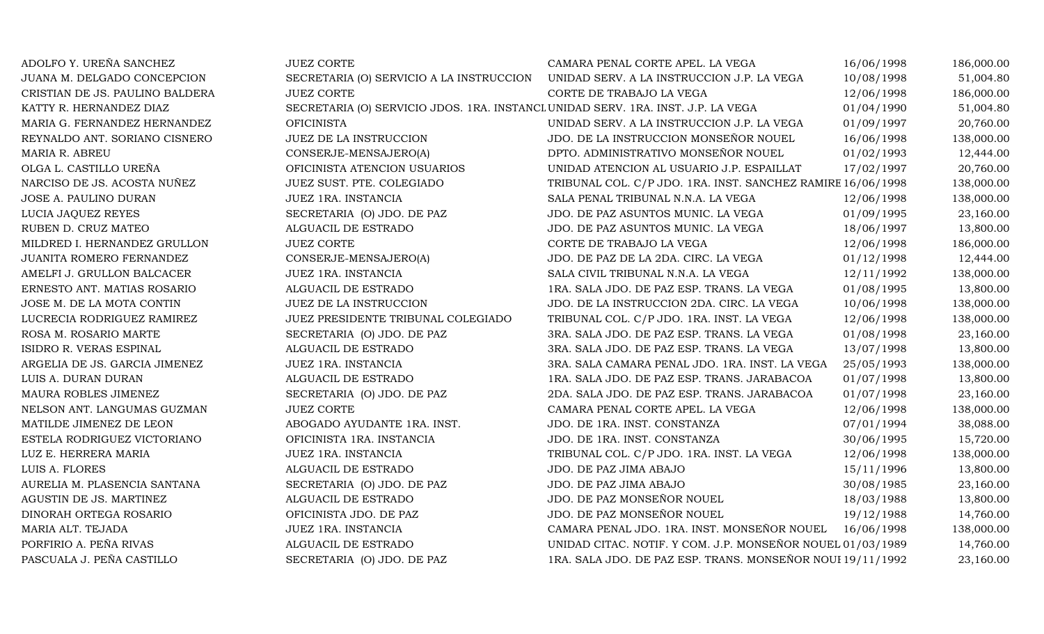| | | | | |
|---|---|---|---|---|
| ADOLFO Y. UREÑA SANCHEZ | JUEZ CORTE | CAMARA PENAL CORTE APEL. LA VEGA | 16/06/1998 | 186,000.00 |
| JUANA M. DELGADO CONCEPCION | SECRETARIA (O) SERVICIO A LA INSTRUCCION | UNIDAD SERV. A LA INSTRUCCION J.P. LA VEGA | 10/08/1998 | 51,004.80 |
| CRISTIAN DE JS. PAULINO BALDERA | JUEZ CORTE | CORTE DE TRABAJO LA VEGA | 12/06/1998 | 186,000.00 |
| KATTY R. HERNANDEZ DIAZ | SECRETARIA (O) SERVICIO JDOS. 1RA. INSTANCI | UNIDAD SERV. 1RA. INST. J.P. LA VEGA | 01/04/1990 | 51,004.80 |
| MARIA G. FERNANDEZ HERNANDEZ | OFICINISTA | UNIDAD SERV. A LA INSTRUCCION J.P. LA VEGA | 01/09/1997 | 20,760.00 |
| REYNALDO ANT. SORIANO CISNERO | JUEZ DE LA INSTRUCCION | JDO. DE LA INSTRUCCION MONSEÑOR NOUEL | 16/06/1998 | 138,000.00 |
| MARIA R. ABREU | CONSERJE-MENSAJERO(A) | DPTO. ADMINISTRATIVO MONSEÑOR NOUEL | 01/02/1993 | 12,444.00 |
| OLGA L. CASTILLO UREÑA | OFICINISTA ATENCION USUARIOS | UNIDAD ATENCION AL USUARIO J.P. ESPAILLAT | 17/02/1997 | 20,760.00 |
| NARCISO DE JS. ACOSTA NUÑEZ | JUEZ SUST. PTE. COLEGIADO | TRIBUNAL COL. C/P JDO. 1RA. INST. SANCHEZ RAMIRE | 16/06/1998 | 138,000.00 |
| JOSE A. PAULINO DURAN | JUEZ 1RA. INSTANCIA | SALA PENAL TRIBUNAL N.N.A. LA VEGA | 12/06/1998 | 138,000.00 |
| LUCIA JAQUEZ REYES | SECRETARIA (O) JDO. DE PAZ | JDO. DE PAZ ASUNTOS MUNIC. LA VEGA | 01/09/1995 | 23,160.00 |
| RUBEN D. CRUZ MATEO | ALGUACIL DE ESTRADO | JDO. DE PAZ ASUNTOS MUNIC. LA VEGA | 18/06/1997 | 13,800.00 |
| MILDRED I. HERNANDEZ GRULLON | JUEZ CORTE | CORTE DE TRABAJO LA VEGA | 12/06/1998 | 186,000.00 |
| JUANITA ROMERO FERNANDEZ | CONSERJE-MENSAJERO(A) | JDO. DE PAZ DE LA 2DA. CIRC. LA VEGA | 01/12/1998 | 12,444.00 |
| AMELFI J. GRULLON BALCACER | JUEZ 1RA. INSTANCIA | SALA CIVIL TRIBUNAL N.N.A. LA VEGA | 12/11/1992 | 138,000.00 |
| ERNESTO ANT. MATIAS ROSARIO | ALGUACIL DE ESTRADO | 1RA. SALA JDO. DE PAZ ESP. TRANS. LA VEGA | 01/08/1995 | 13,800.00 |
| JOSE M. DE LA MOTA CONTIN | JUEZ DE LA INSTRUCCION | JDO. DE LA INSTRUCCION 2DA. CIRC. LA VEGA | 10/06/1998 | 138,000.00 |
| LUCRECIA RODRIGUEZ RAMIREZ | JUEZ PRESIDENTE TRIBUNAL COLEGIADO | TRIBUNAL COL. C/P JDO. 1RA. INST. LA VEGA | 12/06/1998 | 138,000.00 |
| ROSA M. ROSARIO MARTE | SECRETARIA (O) JDO. DE PAZ | 3RA. SALA JDO. DE PAZ ESP. TRANS. LA VEGA | 01/08/1998 | 23,160.00 |
| ISIDRO R. VERAS ESPINAL | ALGUACIL DE ESTRADO | 3RA. SALA JDO. DE PAZ ESP. TRANS. LA VEGA | 13/07/1998 | 13,800.00 |
| ARGELIA DE JS. GARCIA JIMENEZ | JUEZ 1RA. INSTANCIA | 3RA. SALA CAMARA PENAL JDO. 1RA. INST. LA VEGA | 25/05/1993 | 138,000.00 |
| LUIS A. DURAN DURAN | ALGUACIL DE ESTRADO | 1RA. SALA JDO. DE PAZ ESP. TRANS. JARABACOA | 01/07/1998 | 13,800.00 |
| MAURA ROBLES JIMENEZ | SECRETARIA (O) JDO. DE PAZ | 2DA. SALA JDO. DE PAZ ESP. TRANS. JARABACOA | 01/07/1998 | 23,160.00 |
| NELSON ANT. LANGUMAS GUZMAN | JUEZ CORTE | CAMARA PENAL CORTE APEL. LA VEGA | 12/06/1998 | 138,000.00 |
| MATILDE JIMENEZ DE LEON | ABOGADO AYUDANTE 1RA. INST. | JDO. DE 1RA. INST. CONSTANZA | 07/01/1994 | 38,088.00 |
| ESTELA RODRIGUEZ VICTORIANO | OFICINISTA 1RA. INSTANCIA | JDO. DE 1RA. INST. CONSTANZA | 30/06/1995 | 15,720.00 |
| LUZ E. HERRERA MARIA | JUEZ 1RA. INSTANCIA | TRIBUNAL COL. C/P JDO. 1RA. INST. LA VEGA | 12/06/1998 | 138,000.00 |
| LUIS A. FLORES | ALGUACIL DE ESTRADO | JDO. DE PAZ JIMA ABAJO | 15/11/1996 | 13,800.00 |
| AURELIA M. PLASENCIA SANTANA | SECRETARIA (O) JDO. DE PAZ | JDO. DE PAZ JIMA ABAJO | 30/08/1985 | 23,160.00 |
| AGUSTIN DE JS. MARTINEZ | ALGUACIL DE ESTRADO | JDO. DE PAZ MONSEÑOR NOUEL | 18/03/1988 | 13,800.00 |
| DINORAH ORTEGA ROSARIO | OFICINISTA JDO. DE PAZ | JDO. DE PAZ MONSEÑOR NOUEL | 19/12/1988 | 14,760.00 |
| MARIA ALT. TEJADA | JUEZ 1RA. INSTANCIA | CAMARA PENAL JDO. 1RA. INST. MONSEÑOR NOUEL | 16/06/1998 | 138,000.00 |
| PORFIRIO A. PEÑA RIVAS | ALGUACIL DE ESTRADO | UNIDAD CITAC. NOTIF. Y COM. J.P. MONSEÑOR NOUEL | 01/03/1989 | 14,760.00 |
| PASCUALA J. PEÑA CASTILLO | SECRETARIA (O) JDO. DE PAZ | 1RA. SALA JDO. DE PAZ ESP. TRANS. MONSEÑOR NOUI | 19/11/1992 | 23,160.00 |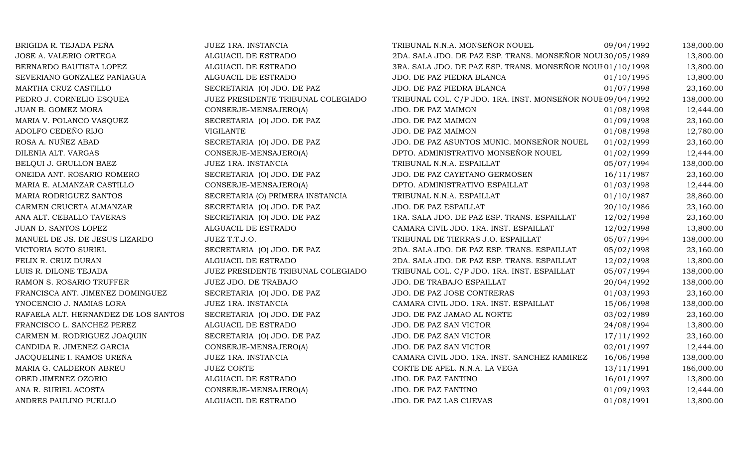| | | | | |
|---|---|---|---|---|
| BRIGIDA R. TEJADA PEÑA | JUEZ 1RA. INSTANCIA | TRIBUNAL N.N.A. MONSEÑOR NOUEL | 09/04/1992 | 138,000.00 |
| JOSE A. VALERIO ORTEGA | ALGUACIL DE ESTRADO | 2DA. SALA JDO. DE PAZ ESP. TRANS. MONSEÑOR NOUI | 30/05/1989 | 13,800.00 |
| BERNARDO BAUTISTA LOPEZ | ALGUACIL DE ESTRADO | 3RA. SALA JDO. DE PAZ ESP. TRANS. MONSEÑOR NOUI | 01/10/1998 | 13,800.00 |
| SEVERIANO GONZALEZ PANIAGUA | ALGUACIL DE ESTRADO | JDO. DE PAZ PIEDRA BLANCA | 01/10/1995 | 13,800.00 |
| MARTHA CRUZ CASTILLO | SECRETARIA (O) JDO. DE PAZ | JDO. DE PAZ PIEDRA BLANCA | 01/07/1998 | 23,160.00 |
| PEDRO J. CORNELIO ESQUEA | JUEZ PRESIDENTE TRIBUNAL COLEGIADO | TRIBUNAL COL. C/P JDO. 1RA. INST. MONSEÑOR NOUE | 09/04/1992 | 138,000.00 |
| JUAN B. GOMEZ MORA | CONSERJE-MENSAJERO(A) | JDO. DE PAZ MAIMON | 01/08/1998 | 12,444.00 |
| MARIA V. POLANCO VASQUEZ | SECRETARIA (O) JDO. DE PAZ | JDO. DE PAZ MAIMON | 01/09/1998 | 23,160.00 |
| ADOLFO CEDEÑO RIJO | VIGILANTE | JDO. DE PAZ MAIMON | 01/08/1998 | 12,780.00 |
| ROSA A. NUÑEZ ABAD | SECRETARIA (O) JDO. DE PAZ | JDO. DE PAZ ASUNTOS MUNIC. MONSEÑOR NOUEL | 01/02/1999 | 23,160.00 |
| DILENIA ALT. VARGAS | CONSERJE-MENSAJERO(A) | DPTO. ADMINISTRATIVO MONSEÑOR NOUEL | 01/02/1999 | 12,444.00 |
| BELQUI J. GRULLON BAEZ | JUEZ 1RA. INSTANCIA | TRIBUNAL N.N.A. ESPAILLAT | 05/07/1994 | 138,000.00 |
| ONEIDA ANT. ROSARIO ROMERO | SECRETARIA (O) JDO. DE PAZ | JDO. DE PAZ CAYETANO GERMOSEN | 16/11/1987 | 23,160.00 |
| MARIA E. ALMANZAR CASTILLO | CONSERJE-MENSAJERO(A) | DPTO. ADMINISTRATIVO ESPAILLAT | 01/03/1998 | 12,444.00 |
| MARIA RODRIGUEZ SANTOS | SECRETARIA (O) PRIMERA INSTANCIA | TRIBUNAL N.N.A. ESPAILLAT | 01/10/1987 | 28,860.00 |
| CARMEN CRUCETA ALMANZAR | SECRETARIA (O) JDO. DE PAZ | JDO. DE PAZ ESPAILLAT | 20/10/1986 | 23,160.00 |
| ANA ALT. CEBALLO TAVERAS | SECRETARIA (O) JDO. DE PAZ | 1RA. SALA JDO. DE PAZ ESP. TRANS. ESPAILLAT | 12/02/1998 | 23,160.00 |
| JUAN D. SANTOS LOPEZ | ALGUACIL DE ESTRADO | CAMARA CIVIL JDO. 1RA. INST. ESPAILLAT | 12/02/1998 | 13,800.00 |
| MANUEL DE JS. DE JESUS LIZARDO | JUEZ T.T.J.O. | TRIBUNAL DE TIERRAS J.O. ESPAILLAT | 05/07/1994 | 138,000.00 |
| VICTORIA SOTO SURIEL | SECRETARIA (O) JDO. DE PAZ | 2DA. SALA JDO. DE PAZ ESP. TRANS. ESPAILLAT | 05/02/1998 | 23,160.00 |
| FELIX R. CRUZ DURAN | ALGUACIL DE ESTRADO | 2DA. SALA JDO. DE PAZ ESP. TRANS. ESPAILLAT | 12/02/1998 | 13,800.00 |
| LUIS R. DILONE TEJADA | JUEZ PRESIDENTE TRIBUNAL COLEGIADO | TRIBUNAL COL. C/P JDO. 1RA. INST. ESPAILLAT | 05/07/1994 | 138,000.00 |
| RAMON S. ROSARIO TRUFFER | JUEZ JDO. DE TRABAJO | JDO. DE TRABAJO ESPAILLAT | 20/04/1992 | 138,000.00 |
| FRANCISCA ANT. JIMENEZ DOMINGUEZ | SECRETARIA (O) JDO. DE PAZ | JDO. DE PAZ JOSE CONTRERAS | 01/03/1993 | 23,160.00 |
| YNOCENCIO J. NAMIAS LORA | JUEZ 1RA. INSTANCIA | CAMARA CIVIL JDO. 1RA. INST. ESPAILLAT | 15/06/1998 | 138,000.00 |
| RAFAELA ALT. HERNANDEZ DE LOS SANTOS | SECRETARIA (O) JDO. DE PAZ | JDO. DE PAZ JAMAO AL NORTE | 03/02/1989 | 23,160.00 |
| FRANCISCO L. SANCHEZ PEREZ | ALGUACIL DE ESTRADO | JDO. DE PAZ SAN VICTOR | 24/08/1994 | 13,800.00 |
| CARMEN M. RODRIGUEZ JOAQUIN | SECRETARIA (O) JDO. DE PAZ | JDO. DE PAZ SAN VICTOR | 17/11/1992 | 23,160.00 |
| CANDIDA R. JIMENEZ GARCIA | CONSERJE-MENSAJERO(A) | JDO. DE PAZ SAN VICTOR | 02/01/1997 | 12,444.00 |
| JACQUELINE I. RAMOS UREÑA | JUEZ 1RA. INSTANCIA | CAMARA CIVIL JDO. 1RA. INST. SANCHEZ RAMIREZ | 16/06/1998 | 138,000.00 |
| MARIA G. CALDERON ABREU | JUEZ CORTE | CORTE DE APEL. N.N.A. LA VEGA | 13/11/1991 | 186,000.00 |
| OBED JIMENEZ OZORIO | ALGUACIL DE ESTRADO | JDO. DE PAZ FANTINO | 16/01/1997 | 13,800.00 |
| ANA R. SURIEL ACOSTA | CONSERJE-MENSAJERO(A) | JDO. DE PAZ FANTINO | 01/09/1993 | 12,444.00 |
| ANDRES PAULINO PUELLO | ALGUACIL DE ESTRADO | JDO. DE PAZ LAS CUEVAS | 01/08/1991 | 13,800.00 |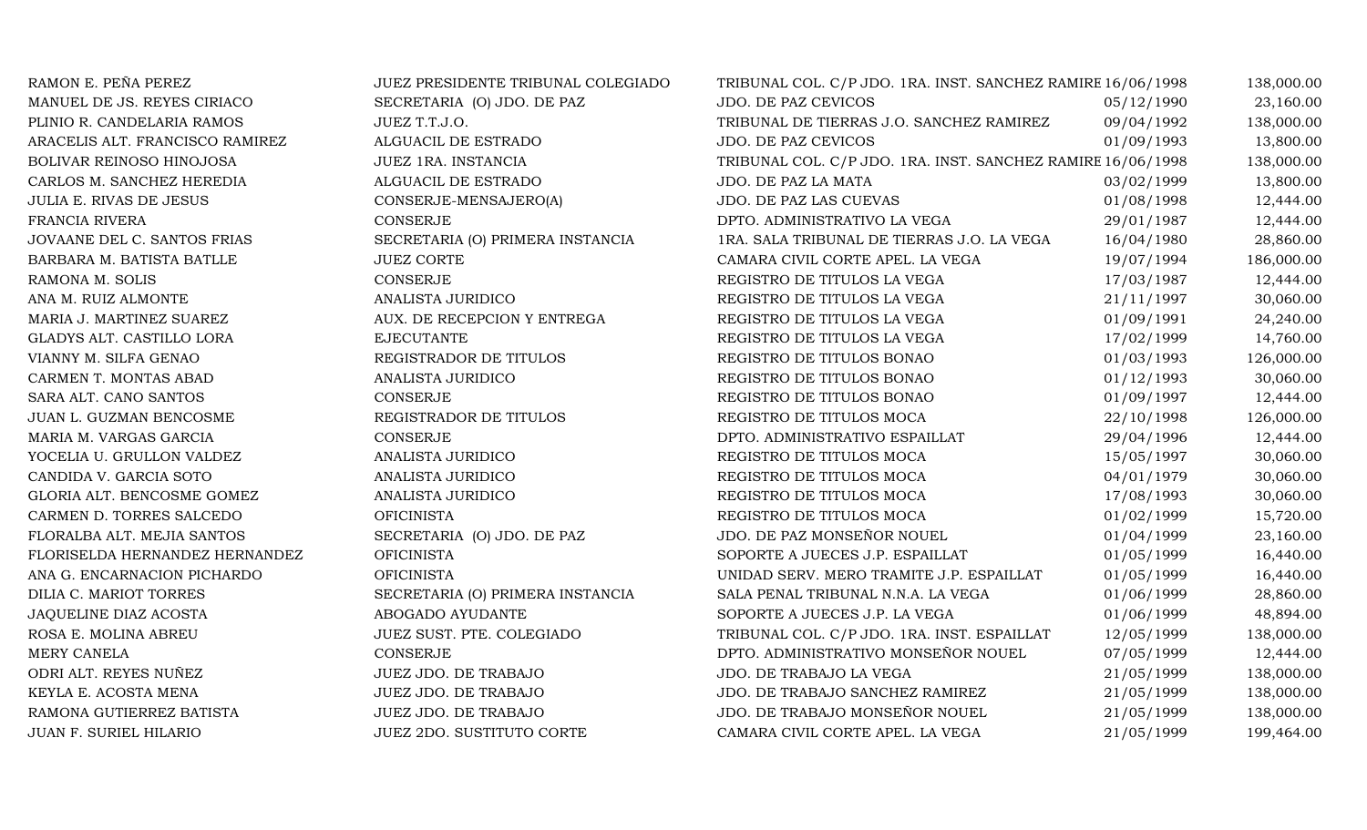| | | | | |
|---|---|---|---|---|
| RAMON E. PEÑA PEREZ | JUEZ PRESIDENTE TRIBUNAL COLEGIADO | TRIBUNAL COL. C/P JDO. 1RA. INST. SANCHEZ RAMIRE | 16/06/1998 | 138,000.00 |
| MANUEL DE JS. REYES CIRIACO | SECRETARIA (O) JDO. DE PAZ | JDO. DE PAZ CEVICOS | 05/12/1990 | 23,160.00 |
| PLINIO R. CANDELARIA RAMOS | JUEZ T.T.J.O. | TRIBUNAL DE TIERRAS J.O. SANCHEZ RAMIREZ | 09/04/1992 | 138,000.00 |
| ARACELIS ALT. FRANCISCO RAMIREZ | ALGUACIL DE ESTRADO | JDO. DE PAZ CEVICOS | 01/09/1993 | 13,800.00 |
| BOLIVAR REINOSO HINOJOSA | JUEZ 1RA. INSTANCIA | TRIBUNAL COL. C/P JDO. 1RA. INST. SANCHEZ RAMIRE | 16/06/1998 | 138,000.00 |
| CARLOS M. SANCHEZ HEREDIA | ALGUACIL DE ESTRADO | JDO. DE PAZ LA MATA | 03/02/1999 | 13,800.00 |
| JULIA E. RIVAS DE JESUS | CONSERJE-MENSAJERO(A) | JDO. DE PAZ LAS CUEVAS | 01/08/1998 | 12,444.00 |
| FRANCIA RIVERA | CONSERJE | DPTO. ADMINISTRATIVO LA VEGA | 29/01/1987 | 12,444.00 |
| JOVAANE DEL C. SANTOS FRIAS | SECRETARIA (O) PRIMERA INSTANCIA | 1RA. SALA TRIBUNAL DE TIERRAS J.O. LA VEGA | 16/04/1980 | 28,860.00 |
| BARBARA M. BATISTA BATLLE | JUEZ CORTE | CAMARA CIVIL CORTE APEL. LA VEGA | 19/07/1994 | 186,000.00 |
| RAMONA M. SOLIS | CONSERJE | REGISTRO DE TITULOS LA VEGA | 17/03/1987 | 12,444.00 |
| ANA M. RUIZ ALMONTE | ANALISTA JURIDICO | REGISTRO DE TITULOS LA VEGA | 21/11/1997 | 30,060.00 |
| MARIA J. MARTINEZ SUAREZ | AUX. DE RECEPCION Y ENTREGA | REGISTRO DE TITULOS LA VEGA | 01/09/1991 | 24,240.00 |
| GLADYS ALT. CASTILLO LORA | EJECUTANTE | REGISTRO DE TITULOS LA VEGA | 17/02/1999 | 14,760.00 |
| VIANNY M. SILFA GENAO | REGISTRADOR DE TITULOS | REGISTRO DE TITULOS BONAO | 01/03/1993 | 126,000.00 |
| CARMEN T. MONTAS ABAD | ANALISTA JURIDICO | REGISTRO DE TITULOS BONAO | 01/12/1993 | 30,060.00 |
| SARA ALT. CANO SANTOS | CONSERJE | REGISTRO DE TITULOS BONAO | 01/09/1997 | 12,444.00 |
| JUAN L. GUZMAN BENCOSME | REGISTRADOR DE TITULOS | REGISTRO DE TITULOS MOCA | 22/10/1998 | 126,000.00 |
| MARIA M. VARGAS GARCIA | CONSERJE | DPTO. ADMINISTRATIVO ESPAILLAT | 29/04/1996 | 12,444.00 |
| YOCELIA U. GRULLON VALDEZ | ANALISTA JURIDICO | REGISTRO DE TITULOS MOCA | 15/05/1997 | 30,060.00 |
| CANDIDA V. GARCIA SOTO | ANALISTA JURIDICO | REGISTRO DE TITULOS MOCA | 04/01/1979 | 30,060.00 |
| GLORIA ALT. BENCOSME GOMEZ | ANALISTA JURIDICO | REGISTRO DE TITULOS MOCA | 17/08/1993 | 30,060.00 |
| CARMEN D. TORRES SALCEDO | OFICINISTA | REGISTRO DE TITULOS MOCA | 01/02/1999 | 15,720.00 |
| FLORALBA ALT. MEJIA SANTOS | SECRETARIA (O) JDO. DE PAZ | JDO. DE PAZ MONSEÑOR NOUEL | 01/04/1999 | 23,160.00 |
| FLORISELDA HERNANDEZ HERNANDEZ | OFICINISTA | SOPORTE A JUECES J.P. ESPAILLAT | 01/05/1999 | 16,440.00 |
| ANA G. ENCARNACION PICHARDO | OFICINISTA | UNIDAD SERV. MERO TRAMITE J.P. ESPAILLAT | 01/05/1999 | 16,440.00 |
| DILIA C. MARIOT TORRES | SECRETARIA (O) PRIMERA INSTANCIA | SALA PENAL TRIBUNAL N.N.A. LA VEGA | 01/06/1999 | 28,860.00 |
| JAQUELINE DIAZ ACOSTA | ABOGADO AYUDANTE | SOPORTE A JUECES J.P. LA VEGA | 01/06/1999 | 48,894.00 |
| ROSA E. MOLINA ABREU | JUEZ SUST. PTE. COLEGIADO | TRIBUNAL COL. C/P JDO. 1RA. INST. ESPAILLAT | 12/05/1999 | 138,000.00 |
| MERY CANELA | CONSERJE | DPTO. ADMINISTRATIVO MONSEÑOR NOUEL | 07/05/1999 | 12,444.00 |
| ODRI ALT. REYES NUÑEZ | JUEZ JDO. DE TRABAJO | JDO. DE TRABAJO LA VEGA | 21/05/1999 | 138,000.00 |
| KEYLA E. ACOSTA MENA | JUEZ JDO. DE TRABAJO | JDO. DE TRABAJO SANCHEZ RAMIREZ | 21/05/1999 | 138,000.00 |
| RAMONA GUTIERREZ BATISTA | JUEZ JDO. DE TRABAJO | JDO. DE TRABAJO MONSEÑOR NOUEL | 21/05/1999 | 138,000.00 |
| JUAN F. SURIEL HILARIO | JUEZ 2DO. SUSTITUTO CORTE | CAMARA CIVIL CORTE APEL. LA VEGA | 21/05/1999 | 199,464.00 |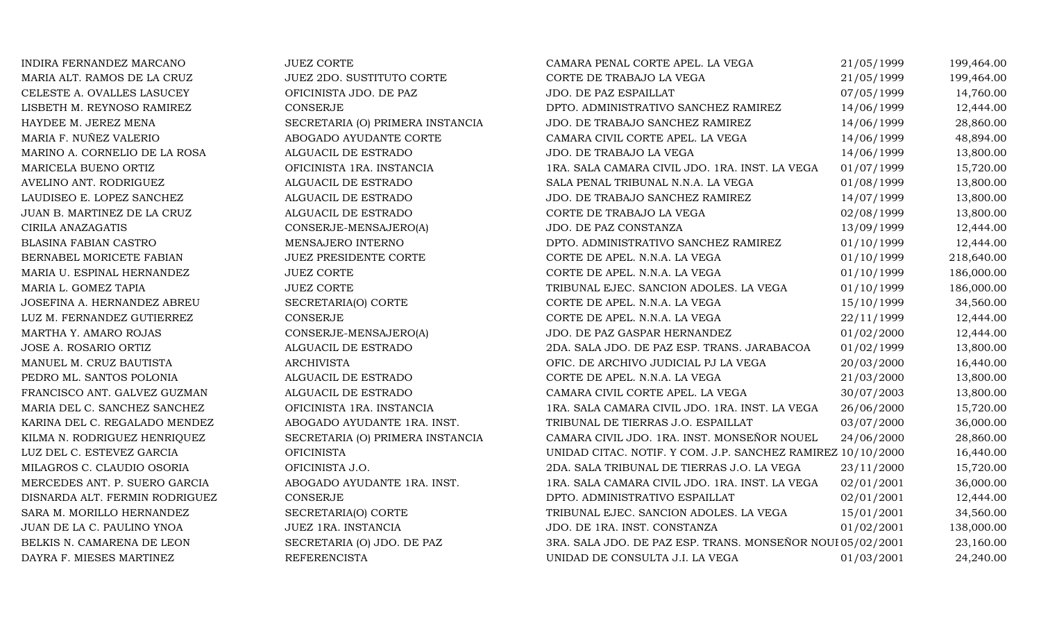| | | | | |
|---|---|---|---|---|
| INDIRA FERNANDEZ MARCANO | JUEZ CORTE | CAMARA PENAL CORTE APEL. LA VEGA | 21/05/1999 | 199,464.00 |
| MARIA ALT. RAMOS DE LA CRUZ | JUEZ 2DO. SUSTITUTO CORTE | CORTE DE TRABAJO LA VEGA | 21/05/1999 | 199,464.00 |
| CELESTE A. OVALLES LASUCEY | OFICINISTA JDO. DE PAZ | JDO. DE PAZ ESPAILLAT | 07/05/1999 | 14,760.00 |
| LISBETH M. REYNOSO RAMIREZ | CONSERJE | DPTO. ADMINISTRATIVO SANCHEZ RAMIREZ | 14/06/1999 | 12,444.00 |
| HAYDEE M. JEREZ MENA | SECRETARIA (O) PRIMERA INSTANCIA | JDO. DE TRABAJO SANCHEZ RAMIREZ | 14/06/1999 | 28,860.00 |
| MARIA F. NUÑEZ VALERIO | ABOGADO AYUDANTE CORTE | CAMARA CIVIL CORTE APEL. LA VEGA | 14/06/1999 | 48,894.00 |
| MARINO A. CORNELIO DE LA ROSA | ALGUACIL DE ESTRADO | JDO. DE TRABAJO LA VEGA | 14/06/1999 | 13,800.00 |
| MARICELA BUENO ORTIZ | OFICINISTA 1RA. INSTANCIA | 1RA. SALA CAMARA CIVIL JDO. 1RA. INST. LA VEGA | 01/07/1999 | 15,720.00 |
| AVELINO ANT. RODRIGUEZ | ALGUACIL DE ESTRADO | SALA PENAL TRIBUNAL N.N.A. LA VEGA | 01/08/1999 | 13,800.00 |
| LAUDISEO E. LOPEZ SANCHEZ | ALGUACIL DE ESTRADO | JDO. DE TRABAJO SANCHEZ RAMIREZ | 14/07/1999 | 13,800.00 |
| JUAN B. MARTINEZ DE LA CRUZ | ALGUACIL DE ESTRADO | CORTE DE TRABAJO LA VEGA | 02/08/1999 | 13,800.00 |
| CIRILA ANAZAGATIS | CONSERJE-MENSAJERO(A) | JDO. DE PAZ CONSTANZA | 13/09/1999 | 12,444.00 |
| BLASINA FABIAN CASTRO | MENSAJERO INTERNO | DPTO. ADMINISTRATIVO SANCHEZ RAMIREZ | 01/10/1999 | 12,444.00 |
| BERNABEL MORICETE FABIAN | JUEZ PRESIDENTE CORTE | CORTE DE APEL. N.N.A. LA VEGA | 01/10/1999 | 218,640.00 |
| MARIA U. ESPINAL HERNANDEZ | JUEZ CORTE | CORTE DE APEL. N.N.A. LA VEGA | 01/10/1999 | 186,000.00 |
| MARIA L. GOMEZ TAPIA | JUEZ CORTE | TRIBUNAL EJEC. SANCION ADOLES. LA VEGA | 01/10/1999 | 186,000.00 |
| JOSEFINA A. HERNANDEZ ABREU | SECRETARIA(O) CORTE | CORTE DE APEL. N.N.A. LA VEGA | 15/10/1999 | 34,560.00 |
| LUZ M. FERNANDEZ GUTIERREZ | CONSERJE | CORTE DE APEL. N.N.A. LA VEGA | 22/11/1999 | 12,444.00 |
| MARTHA Y. AMARO ROJAS | CONSERJE-MENSAJERO(A) | JDO. DE PAZ GASPAR HERNANDEZ | 01/02/2000 | 12,444.00 |
| JOSE A. ROSARIO ORTIZ | ALGUACIL DE ESTRADO | 2DA. SALA JDO. DE PAZ ESP. TRANS. JARABACOA | 01/02/1999 | 13,800.00 |
| MANUEL M. CRUZ BAUTISTA | ARCHIVISTA | OFIC. DE ARCHIVO JUDICIAL PJ LA VEGA | 20/03/2000 | 16,440.00 |
| PEDRO ML. SANTOS POLONIA | ALGUACIL DE ESTRADO | CORTE DE APEL. N.N.A. LA VEGA | 21/03/2000 | 13,800.00 |
| FRANCISCO ANT. GALVEZ GUZMAN | ALGUACIL DE ESTRADO | CAMARA CIVIL CORTE APEL. LA VEGA | 30/07/2003 | 13,800.00 |
| MARIA DEL C. SANCHEZ SANCHEZ | OFICINISTA 1RA. INSTANCIA | 1RA. SALA CAMARA CIVIL JDO. 1RA. INST. LA VEGA | 26/06/2000 | 15,720.00 |
| KARINA DEL C. REGALADO MENDEZ | ABOGADO AYUDANTE 1RA. INST. | TRIBUNAL DE TIERRAS J.O. ESPAILLAT | 03/07/2000 | 36,000.00 |
| KILMA N. RODRIGUEZ HENRIQUEZ | SECRETARIA (O) PRIMERA INSTANCIA | CAMARA CIVIL JDO. 1RA. INST. MONSEÑOR NOUEL | 24/06/2000 | 28,860.00 |
| LUZ DEL C. ESTEVEZ GARCIA | OFICINISTA | UNIDAD CITAC. NOTIF. Y COM. J.P. SANCHEZ RAMIREZ | 10/10/2000 | 16,440.00 |
| MILAGROS C. CLAUDIO OSORIA | OFICINISTA J.O. | 2DA. SALA TRIBUNAL DE TIERRAS J.O. LA VEGA | 23/11/2000 | 15,720.00 |
| MERCEDES ANT. P. SUERO GARCIA | ABOGADO AYUDANTE 1RA. INST. | 1RA. SALA CAMARA CIVIL JDO. 1RA. INST. LA VEGA | 02/01/2001 | 36,000.00 |
| DISNARDA ALT. FERMIN RODRIGUEZ | CONSERJE | DPTO. ADMINISTRATIVO ESPAILLAT | 02/01/2001 | 12,444.00 |
| SARA M. MORILLO HERNANDEZ | SECRETARIA(O) CORTE | TRIBUNAL EJEC. SANCION ADOLES. LA VEGA | 15/01/2001 | 34,560.00 |
| JUAN DE LA C. PAULINO YNOA | JUEZ 1RA. INSTANCIA | JDO. DE 1RA. INST. CONSTANZA | 01/02/2001 | 138,000.00 |
| BELKIS N. CAMARENA DE LEON | SECRETARIA (O) JDO. DE PAZ | 3RA. SALA JDO. DE PAZ ESP. TRANS. MONSEÑOR NOUI | 05/02/2001 | 23,160.00 |
| DAYRA F. MIESES MARTINEZ | REFERENCISTA | UNIDAD DE CONSULTA J.I. LA VEGA | 01/03/2001 | 24,240.00 |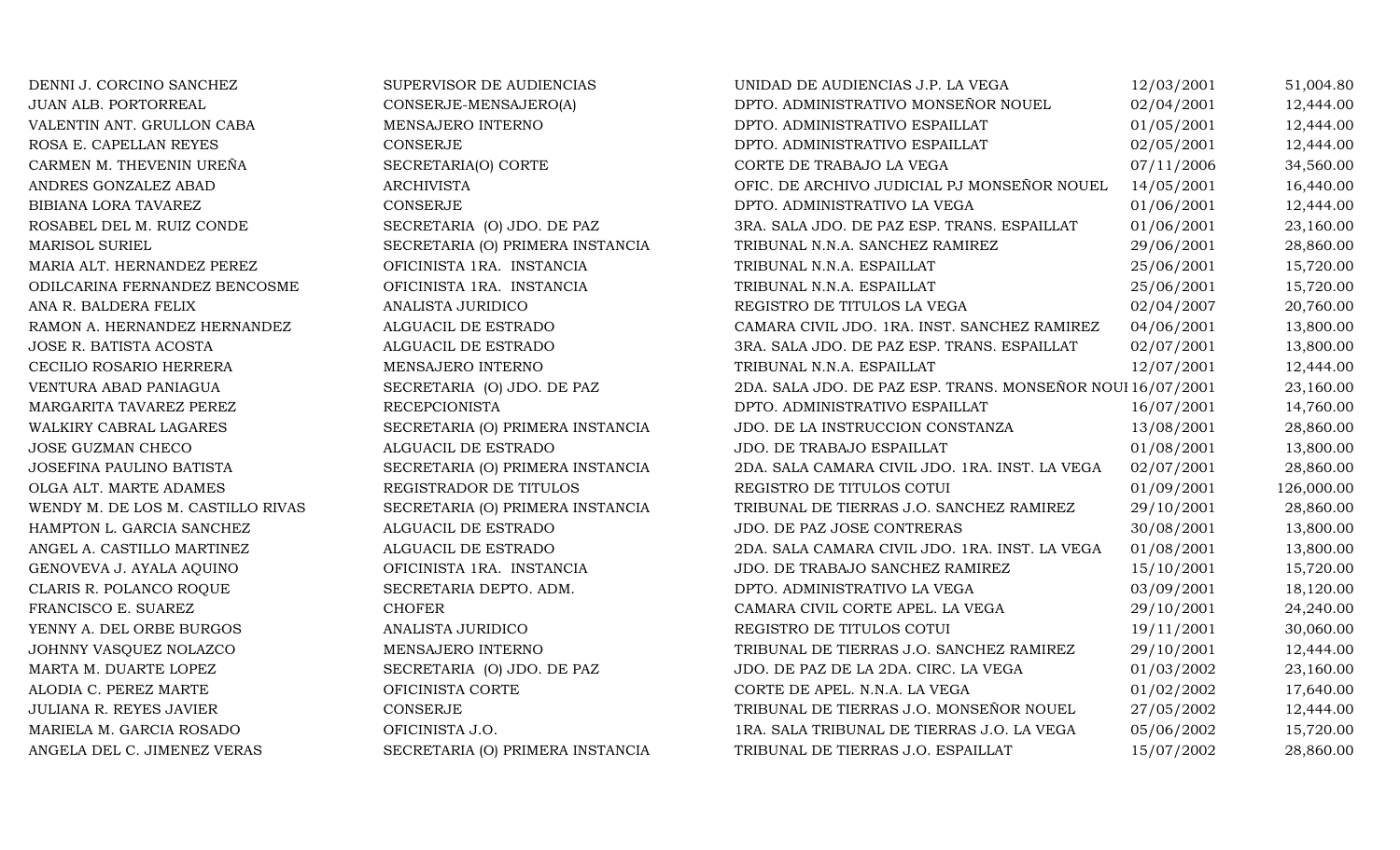| | | | | |
|---|---|---|---|---|
| DENNI J. CORCINO SANCHEZ | SUPERVISOR DE AUDIENCIAS | UNIDAD DE AUDIENCIAS J.P. LA VEGA | 12/03/2001 | 51,004.80 |
| JUAN ALB. PORTORREAL | CONSERJE-MENSAJERO(A) | DPTO. ADMINISTRATIVO MONSEÑOR NOUEL | 02/04/2001 | 12,444.00 |
| VALENTIN ANT. GRULLON CABA | MENSAJERO INTERNO | DPTO. ADMINISTRATIVO ESPAILLAT | 01/05/2001 | 12,444.00 |
| ROSA E. CAPELLAN REYES | CONSERJE | DPTO. ADMINISTRATIVO ESPAILLAT | 02/05/2001 | 12,444.00 |
| CARMEN M. THEVENIN UREÑA | SECRETARIA(O) CORTE | CORTE DE TRABAJO LA VEGA | 07/11/2006 | 34,560.00 |
| ANDRES GONZALEZ ABAD | ARCHIVISTA | OFIC. DE ARCHIVO JUDICIAL PJ MONSEÑOR NOUEL | 14/05/2001 | 16,440.00 |
| BIBIANA LORA TAVAREZ | CONSERJE | DPTO. ADMINISTRATIVO LA VEGA | 01/06/2001 | 12,444.00 |
| ROSABEL DEL M. RUIZ CONDE | SECRETARIA (O) JDO. DE PAZ | 3RA. SALA JDO. DE PAZ ESP. TRANS. ESPAILLAT | 01/06/2001 | 23,160.00 |
| MARISOL SURIEL | SECRETARIA (O) PRIMERA INSTANCIA | TRIBUNAL N.N.A. SANCHEZ RAMIREZ | 29/06/2001 | 28,860.00 |
| MARIA ALT. HERNANDEZ PEREZ | OFICINISTA 1RA. INSTANCIA | TRIBUNAL N.N.A. ESPAILLAT | 25/06/2001 | 15,720.00 |
| ODILCARINA FERNANDEZ BENCOSME | OFICINISTA 1RA. INSTANCIA | TRIBUNAL N.N.A. ESPAILLAT | 25/06/2001 | 15,720.00 |
| ANA R. BALDERA FELIX | ANALISTA JURIDICO | REGISTRO DE TITULOS LA VEGA | 02/04/2007 | 20,760.00 |
| RAMON A. HERNANDEZ HERNANDEZ | ALGUACIL DE ESTRADO | CAMARA CIVIL JDO. 1RA. INST. SANCHEZ RAMIREZ | 04/06/2001 | 13,800.00 |
| JOSE R. BATISTA ACOSTA | ALGUACIL DE ESTRADO | 3RA. SALA JDO. DE PAZ ESP. TRANS. ESPAILLAT | 02/07/2001 | 13,800.00 |
| CECILIO ROSARIO HERRERA | MENSAJERO INTERNO | TRIBUNAL N.N.A. ESPAILLAT | 12/07/2001 | 12,444.00 |
| VENTURA ABAD PANIAGUA | SECRETARIA (O) JDO. DE PAZ | 2DA. SALA JDO. DE PAZ ESP. TRANS. MONSEÑOR NOUI | 16/07/2001 | 23,160.00 |
| MARGARITA TAVAREZ PEREZ | RECEPCIONISTA | DPTO. ADMINISTRATIVO ESPAILLAT | 16/07/2001 | 14,760.00 |
| WALKIRY CABRAL LAGARES | SECRETARIA (O) PRIMERA INSTANCIA | JDO. DE LA INSTRUCCION CONSTANZA | 13/08/2001 | 28,860.00 |
| JOSE GUZMAN CHECO | ALGUACIL DE ESTRADO | JDO. DE TRABAJO ESPAILLAT | 01/08/2001 | 13,800.00 |
| JOSEFINA PAULINO BATISTA | SECRETARIA (O) PRIMERA INSTANCIA | 2DA. SALA CAMARA CIVIL JDO. 1RA. INST. LA VEGA | 02/07/2001 | 28,860.00 |
| OLGA ALT. MARTE ADAMES | REGISTRADOR DE TITULOS | REGISTRO DE TITULOS COTUI | 01/09/2001 | 126,000.00 |
| WENDY M. DE LOS M. CASTILLO RIVAS | SECRETARIA (O) PRIMERA INSTANCIA | TRIBUNAL DE TIERRAS J.O. SANCHEZ RAMIREZ | 29/10/2001 | 28,860.00 |
| HAMPTON L. GARCIA SANCHEZ | ALGUACIL DE ESTRADO | JDO. DE PAZ JOSE CONTRERAS | 30/08/2001 | 13,800.00 |
| ANGEL A. CASTILLO MARTINEZ | ALGUACIL DE ESTRADO | 2DA. SALA CAMARA CIVIL JDO. 1RA. INST. LA VEGA | 01/08/2001 | 13,800.00 |
| GENOVEVA J. AYALA AQUINO | OFICINISTA 1RA. INSTANCIA | JDO. DE TRABAJO SANCHEZ RAMIREZ | 15/10/2001 | 15,720.00 |
| CLARIS R. POLANCO ROQUE | SECRETARIA DEPTO. ADM. | DPTO. ADMINISTRATIVO LA VEGA | 03/09/2001 | 18,120.00 |
| FRANCISCO E. SUAREZ | CHOFER | CAMARA CIVIL CORTE APEL. LA VEGA | 29/10/2001 | 24,240.00 |
| YENNY A. DEL ORBE BURGOS | ANALISTA JURIDICO | REGISTRO DE TITULOS COTUI | 19/11/2001 | 30,060.00 |
| JOHNNY VASQUEZ NOLAZCO | MENSAJERO INTERNO | TRIBUNAL DE TIERRAS J.O. SANCHEZ RAMIREZ | 29/10/2001 | 12,444.00 |
| MARTA M. DUARTE LOPEZ | SECRETARIA (O) JDO. DE PAZ | JDO. DE PAZ DE LA 2DA. CIRC. LA VEGA | 01/03/2002 | 23,160.00 |
| ALODIA C. PEREZ MARTE | OFICINISTA CORTE | CORTE DE APEL. N.N.A. LA VEGA | 01/02/2002 | 17,640.00 |
| JULIANA R. REYES JAVIER | CONSERJE | TRIBUNAL DE TIERRAS J.O. MONSEÑOR NOUEL | 27/05/2002 | 12,444.00 |
| MARIELA M. GARCIA ROSADO | OFICINISTA J.O. | 1RA. SALA TRIBUNAL DE TIERRAS J.O. LA VEGA | 05/06/2002 | 15,720.00 |
| ANGELA DEL C. JIMENEZ VERAS | SECRETARIA (O) PRIMERA INSTANCIA | TRIBUNAL DE TIERRAS J.O. ESPAILLAT | 15/07/2002 | 28,860.00 |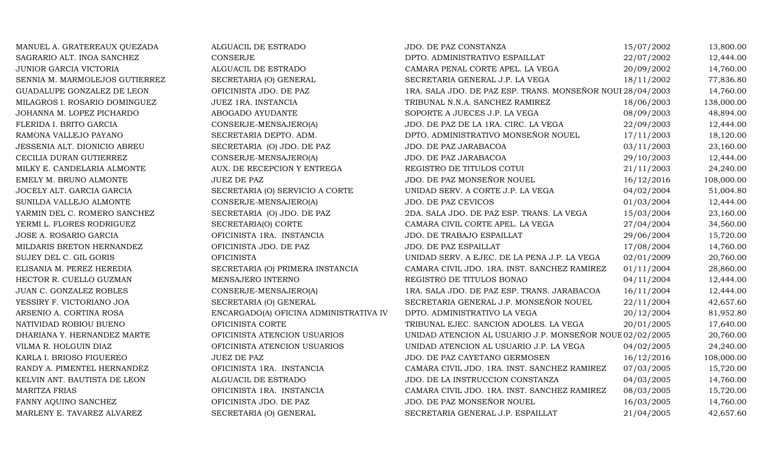| | | | | |
|---|---|---|---|---|
| MANUEL A. GRATEREAUX QUEZADA | ALGUACIL DE ESTRADO | JDO. DE PAZ CONSTANZA | 15/07/2002 | 13,800.00 |
| SAGRARIO ALT. INOA SANCHEZ | CONSERJE | DPTO. ADMINISTRATIVO ESPAILLAT | 22/07/2002 | 12,444.00 |
| JUNIOR GARCIA VICTORIA | ALGUACIL DE ESTRADO | CAMARA PENAL CORTE APEL. LA VEGA | 20/09/2002 | 14,760.00 |
| SENNIA M. MARMOLEJOS GUTIERREZ | SECRETARIA (O) GENERAL | SECRETARIA GENERAL J.P. LA VEGA | 18/11/2002 | 77,836.80 |
| GUADALUPE GONZALEZ DE LEON | OFICINISTA JDO. DE PAZ | 1RA. SALA JDO. DE PAZ ESP. TRANS. MONSEÑOR NOUE | 28/04/2003 | 14,760.00 |
| MILAGROS I. ROSARIO DOMINGUEZ | JUEZ 1RA. INSTANCIA | TRIBUNAL N.N.A. SANCHEZ RAMIREZ | 18/06/2003 | 138,000.00 |
| JOHANNA M. LOPEZ PICHARDO | ABOGADO AYUDANTE | SOPORTE A JUECES J.P. LA VEGA | 08/09/2003 | 48,894.00 |
| FLERIDA I. BRITO GARCIA | CONSERJE-MENSAJERO(A) | JDO. DE PAZ DE LA 1RA. CIRC. LA VEGA | 22/09/2003 | 12,444.00 |
| RAMONA VALLEJO PAYANO | SECRETARIA DEPTO. ADM. | DPTO. ADMINISTRATIVO MONSEÑOR NOUEL | 17/11/2003 | 18,120.00 |
| JESSENIA ALT. DIONICIO ABREU | SECRETARIA (O) JDO. DE PAZ | JDO. DE PAZ JARABACOA | 03/11/2003 | 23,160.00 |
| CECILIA DURAN GUTIERREZ | CONSERJE-MENSAJERO(A) | JDO. DE PAZ JARABACOA | 29/10/2003 | 12,444.00 |
| MILKY E. CANDELARIA ALMONTE | AUX. DE RECEPCION Y ENTREGA | REGISTRO DE TITULOS COTUI | 21/11/2003 | 24,240.00 |
| EMELY M. BRUNO ALMONTE | JUEZ DE PAZ | JDO. DE PAZ MONSEÑOR NOUEL | 16/12/2016 | 108,000.00 |
| JOCELY ALT. GARCIA GARCIA | SECRETARIA (O) SERVICIO A CORTE | UNIDAD SERV. A CORTE J.P. LA VEGA | 04/02/2004 | 51,004.80 |
| SUNILDA VALLEJO ALMONTE | CONSERJE-MENSAJERO(A) | JDO. DE PAZ CEVICOS | 01/03/2004 | 12,444.00 |
| YARMIN DEL C. ROMERO SANCHEZ | SECRETARIA (O) JDO. DE PAZ | 2DA. SALA JDO. DE PAZ ESP. TRANS. LA VEGA | 15/03/2004 | 23,160.00 |
| YERMI L. FLORES RODRIGUEZ | SECRETARIA(O) CORTE | CAMARA CIVIL CORTE APEL. LA VEGA | 27/04/2004 | 34,560.00 |
| JOSE A. ROSARIO GARCIA | OFICINISTA 1RA. INSTANCIA | JDO. DE TRABAJO ESPAILLAT | 29/06/2004 | 15,720.00 |
| MILDARIS BRETON HERNANDEZ | OFICINISTA JDO. DE PAZ | JDO. DE PAZ ESPAILLAT | 17/08/2004 | 14,760.00 |
| SUJEY DEL C. GIL GORIS | OFICINISTA | UNIDAD SERV. A EJEC. DE LA PENA J.P. LA VEGA | 02/01/2009 | 20,760.00 |
| ELISANIA M. PEREZ HEREDIA | SECRETARIA (O) PRIMERA INSTANCIA | CAMARA CIVIL JDO. 1RA. INST. SANCHEZ RAMIREZ | 01/11/2004 | 28,860.00 |
| HECTOR R. CUELLO GUZMAN | MENSAJERO INTERNO | REGISTRO DE TITULOS BONAO | 04/11/2004 | 12,444.00 |
| JUAN C. GONZALEZ ROBLES | CONSERJE-MENSAJERO(A) | 1RA. SALA JDO. DE PAZ ESP. TRANS. JARABACOA | 16/11/2004 | 12,444.00 |
| YESSIRY F. VICTORIANO JOA | SECRETARIA (O) GENERAL | SECRETARIA GENERAL J.P. MONSEÑOR NOUEL | 22/11/2004 | 42,657.60 |
| ARSENIO A. CORTINA ROSA | ENCARGADO(A) OFICINA ADMINISTRATIVA IV | DPTO. ADMINISTRATIVO LA VEGA | 20/12/2004 | 81,952.80 |
| NATIVIDAD ROBIOU BUENO | OFICINISTA CORTE | TRIBUNAL EJEC. SANCION ADOLES. LA VEGA | 20/01/2005 | 17,640.00 |
| DHARIANA Y. HERNANDEZ MARTE | OFICINISTA ATENCION USUARIOS | UNIDAD ATENCION AL USUARIO J.P. MONSEÑOR NOUE | 02/02/2005 | 20,760.00 |
| VILMA R. HOLGUIN DIAZ | OFICINISTA ATENCION USUARIOS | UNIDAD ATENCION AL USUARIO J.P. LA VEGA | 04/02/2005 | 24,240.00 |
| KARLA I. BRIOSO FIGUEREO | JUEZ DE PAZ | JDO. DE PAZ CAYETANO GERMOSEN | 16/12/2016 | 108,000.00 |
| RANDY A. PIMENTEL HERNANDEZ | OFICINISTA 1RA. INSTANCIA | CAMARA CIVIL JDO. 1RA. INST. SANCHEZ RAMIREZ | 07/03/2005 | 15,720.00 |
| KELVIN ANT. BAUTISTA DE LEON | ALGUACIL DE ESTRADO | JDO. DE LA INSTRUCCION CONSTANZA | 04/03/2005 | 14,760.00 |
| MARITZA FRIAS | OFICINISTA 1RA. INSTANCIA | CAMARA CIVIL JDO. 1RA. INST. SANCHEZ RAMIREZ | 08/03/2005 | 15,720.00 |
| FANNY AQUINO SANCHEZ | OFICINISTA JDO. DE PAZ | JDO. DE PAZ MONSEÑOR NOUEL | 16/03/2005 | 14,760.00 |
| MARLENY E. TAVAREZ ALVAREZ | SECRETARIA (O) GENERAL | SECRETARIA GENERAL J.P. ESPAILLAT | 21/04/2005 | 42,657.60 |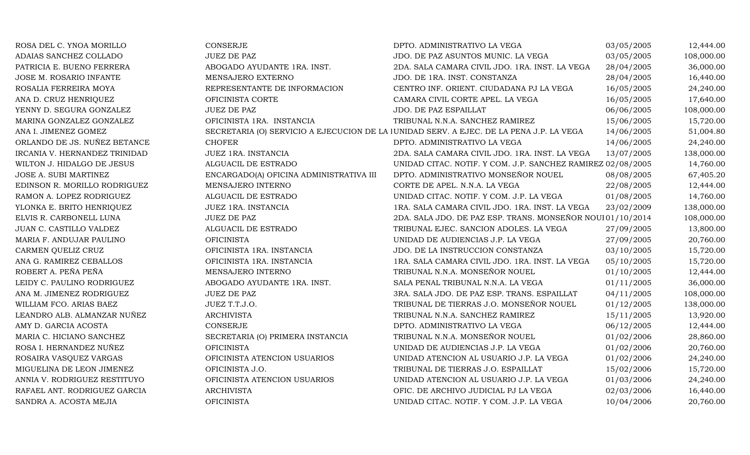| | | | | |
|---|---|---|---|---|
| ROSA DEL C. YNOA MORILLO | CONSERJE | DPTO. ADMINISTRATIVO LA VEGA | 03/05/2005 | 12,444.00 |
| ADAIAS SANCHEZ COLLADO | JUEZ DE PAZ | JDO. DE PAZ ASUNTOS MUNIC. LA VEGA | 03/05/2005 | 108,000.00 |
| PATRICIA E. BUENO FERRERA | ABOGADO AYUDANTE 1RA. INST. | 2DA. SALA CAMARA CIVIL JDO. 1RA. INST. LA VEGA | 28/04/2005 | 36,000.00 |
| JOSE M. ROSARIO INFANTE | MENSAJERO EXTERNO | JDO. DE 1RA. INST. CONSTANZA | 28/04/2005 | 16,440.00 |
| ROSALIA FERREIRA MOYA | REPRESENTANTE DE INFORMACION | CENTRO INF. ORIENT. CIUDADANA PJ LA VEGA | 16/05/2005 | 24,240.00 |
| ANA D. CRUZ HENRIQUEZ | OFICINISTA CORTE | CAMARA CIVIL CORTE APEL. LA VEGA | 16/05/2005 | 17,640.00 |
| YENNY D. SEGURA GONZALEZ | JUEZ DE PAZ | JDO. DE PAZ ESPAILLAT | 06/06/2005 | 108,000.00 |
| MARINA GONZALEZ GONZALEZ | OFICINISTA 1RA. INSTANCIA | TRIBUNAL N.N.A. SANCHEZ RAMIREZ | 15/06/2005 | 15,720.00 |
| ANA I. JIMENEZ GOMEZ | SECRETARIA (O) SERVICIO A EJECUCION DE LA I | UNIDAD SERV. A EJEC. DE LA PENA J.P. LA VEGA | 14/06/2005 | 51,004.80 |
| ORLANDO DE JS. NUÑEZ BETANCE | CHOFER | DPTO. ADMINISTRATIVO LA VEGA | 14/06/2005 | 24,240.00 |
| IRCANIA V. HERNANDEZ TRINIDAD | JUEZ 1RA. INSTANCIA | 2DA. SALA CAMARA CIVIL JDO. 1RA. INST. LA VEGA | 13/07/2005 | 138,000.00 |
| WILTON J. HIDALGO DE JESUS | ALGUACIL DE ESTRADO | UNIDAD CITAC. NOTIF. Y COM. J.P. SANCHEZ RAMIREZ | 02/08/2005 | 14,760.00 |
| JOSE A. SUBI MARTINEZ | ENCARGADO(A) OFICINA ADMINISTRATIVA III | DPTO. ADMINISTRATIVO MONSEÑOR NOUEL | 08/08/2005 | 67,405.20 |
| EDINSON R. MORILLO RODRIGUEZ | MENSAJERO INTERNO | CORTE DE APEL. N.N.A. LA VEGA | 22/08/2005 | 12,444.00 |
| RAMON A. LOPEZ RODRIGUEZ | ALGUACIL DE ESTRADO | UNIDAD CITAC. NOTIF. Y COM. J.P. LA VEGA | 01/08/2005 | 14,760.00 |
| YLONKA E. BRITO HENRIQUEZ | JUEZ 1RA. INSTANCIA | 1RA. SALA CAMARA CIVIL JDO. 1RA. INST. LA VEGA | 23/02/2009 | 138,000.00 |
| ELVIS R. CARBONELL LUNA | JUEZ DE PAZ | 2DA. SALA JDO. DE PAZ ESP. TRANS. MONSEÑOR NOUI | 01/10/2014 | 108,000.00 |
| JUAN C. CASTILLO VALDEZ | ALGUACIL DE ESTRADO | TRIBUNAL EJEC. SANCION ADOLES. LA VEGA | 27/09/2005 | 13,800.00 |
| MARIA F. ANDUJAR PAULINO | OFICINISTA | UNIDAD DE AUDIENCIAS J.P. LA VEGA | 27/09/2005 | 20,760.00 |
| CARMEN QUELIZ CRUZ | OFICINISTA 1RA. INSTANCIA | JDO. DE LA INSTRUCCION CONSTANZA | 03/10/2005 | 15,720.00 |
| ANA G. RAMIREZ CEBALLOS | OFICINISTA 1RA. INSTANCIA | 1RA. SALA CAMARA CIVIL JDO. 1RA. INST. LA VEGA | 05/10/2005 | 15,720.00 |
| ROBERT A. PEÑA PEÑA | MENSAJERO INTERNO | TRIBUNAL N.N.A. MONSEÑOR NOUEL | 01/10/2005 | 12,444.00 |
| LEIDY C. PAULINO RODRIGUEZ | ABOGADO AYUDANTE 1RA. INST. | SALA PENAL TRIBUNAL N.N.A. LA VEGA | 01/11/2005 | 36,000.00 |
| ANA M. JIMENEZ RODRIGUEZ | JUEZ DE PAZ | 3RA. SALA JDO. DE PAZ ESP. TRANS. ESPAILLAT | 04/11/2005 | 108,000.00 |
| WILLIAM FCO. ARIAS BAEZ | JUEZ T.T.J.O. | TRIBUNAL DE TIERRAS J.O. MONSEÑOR NOUEL | 01/12/2005 | 138,000.00 |
| LEANDRO ALB. ALMANZAR NUÑEZ | ARCHIVISTA | TRIBUNAL N.N.A. SANCHEZ RAMIREZ | 15/11/2005 | 13,920.00 |
| AMY D. GARCIA ACOSTA | CONSERJE | DPTO. ADMINISTRATIVO LA VEGA | 06/12/2005 | 12,444.00 |
| MARIA C. HICIANO SANCHEZ | SECRETARIA (O) PRIMERA INSTANCIA | TRIBUNAL N.N.A. MONSEÑOR NOUEL | 01/02/2006 | 28,860.00 |
| ROSA I. HERNANDEZ NUÑEZ | OFICINISTA | UNIDAD DE AUDIENCIAS J.P. LA VEGA | 01/02/2006 | 20,760.00 |
| ROSAIRA VASQUEZ VARGAS | OFICINISTA ATENCION USUARIOS | UNIDAD ATENCION AL USUARIO J.P. LA VEGA | 01/02/2006 | 24,240.00 |
| MIGUELINA DE LEON JIMENEZ | OFICINISTA J.O. | TRIBUNAL DE TIERRAS J.O. ESPAILLAT | 15/02/2006 | 15,720.00 |
| ANNIA V. RODRIGUEZ RESTITUYO | OFICINISTA ATENCION USUARIOS | UNIDAD ATENCION AL USUARIO J.P. LA VEGA | 01/03/2006 | 24,240.00 |
| RAFAEL ANT. RODRIGUEZ GARCIA | ARCHIVISTA | OFIC. DE ARCHIVO JUDICIAL PJ LA VEGA | 02/03/2006 | 16,440.00 |
| SANDRA A. ACOSTA MEJIA | OFICINISTA | UNIDAD CITAC. NOTIF. Y COM. J.P. LA VEGA | 10/04/2006 | 20,760.00 |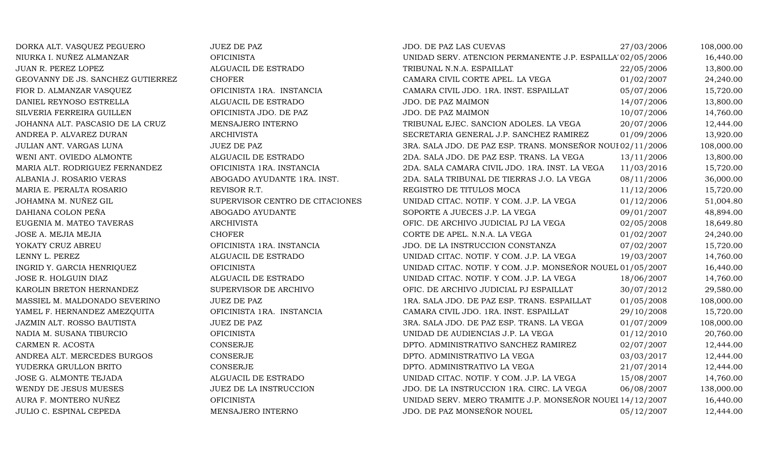| | | | | |
|---|---|---|---|---|
| DORKA ALT. VASQUEZ PEGUERO | JUEZ DE PAZ | JDO. DE PAZ LAS CUEVAS | 27/03/2006 | 108,000.00 |
| NIURKA I. NUÑEZ ALMANZAR | OFICINISTA | UNIDAD SERV. ATENCION PERMANENTE J.P. ESPAILLA' | 02/05/2006 | 16,440.00 |
| JUAN R. PEREZ LOPEZ | ALGUACIL DE ESTRADO | TRIBUNAL N.N.A. ESPAILLAT | 22/05/2006 | 13,800.00 |
| GEOVANNY DE JS. SANCHEZ GUTIERREZ | CHOFER | CAMARA CIVIL CORTE APEL. LA VEGA | 01/02/2007 | 24,240.00 |
| FIOR D. ALMANZAR VASQUEZ | OFICINISTA 1RA. INSTANCIA | CAMARA CIVIL JDO. 1RA. INST. ESPAILLAT | 05/07/2006 | 15,720.00 |
| DANIEL REYNOSO ESTRELLA | ALGUACIL DE ESTRADO | JDO. DE PAZ MAIMON | 14/07/2006 | 13,800.00 |
| SILVERIA FERREIRA GUILLEN | OFICINISTA JDO. DE PAZ | JDO. DE PAZ MAIMON | 10/07/2006 | 14,760.00 |
| JOHANNA ALT. PASCASIO DE LA CRUZ | MENSAJERO INTERNO | TRIBUNAL EJEC. SANCION ADOLES. LA VEGA | 20/07/2006 | 12,444.00 |
| ANDREA P. ALVAREZ DURAN | ARCHIVISTA | SECRETARIA GENERAL J.P. SANCHEZ RAMIREZ | 01/09/2006 | 13,920.00 |
| JULIAN ANT. VARGAS LUNA | JUEZ DE PAZ | 3RA. SALA JDO. DE PAZ ESP. TRANS. MONSEÑOR NOUI | 02/11/2006 | 108,000.00 |
| WENI ANT. OVIEDO ALMONTE | ALGUACIL DE ESTRADO | 2DA. SALA JDO. DE PAZ ESP. TRANS. LA VEGA | 13/11/2006 | 13,800.00 |
| MARIA ALT. RODRIGUEZ FERNANDEZ | OFICINISTA 1RA. INSTANCIA | 2DA. SALA CAMARA CIVIL JDO. 1RA. INST. LA VEGA | 11/03/2016 | 15,720.00 |
| ALBANIA J. ROSARIO VERAS | ABOGADO AYUDANTE 1RA. INST. | 2DA. SALA TRIBUNAL DE TIERRAS J.O. LA VEGA | 08/11/2006 | 36,000.00 |
| MARIA E. PERALTA ROSARIO | REVISOR R.T. | REGISTRO DE TITULOS MOCA | 11/12/2006 | 15,720.00 |
| JOHAMNA M. NUÑEZ GIL | SUPERVISOR CENTRO DE CITACIONES | UNIDAD CITAC. NOTIF. Y COM. J.P. LA VEGA | 01/12/2006 | 51,004.80 |
| DAHIANA COLON PEÑA | ABOGADO AYUDANTE | SOPORTE A JUECES J.P. LA VEGA | 09/01/2007 | 48,894.00 |
| EUGENIA M. MATEO TAVERAS | ARCHIVISTA | OFIC. DE ARCHIVO JUDICIAL PJ LA VEGA | 02/05/2008 | 18,649.80 |
| JOSE A. MEJIA MEJIA | CHOFER | CORTE DE APEL. N.N.A. LA VEGA | 01/02/2007 | 24,240.00 |
| YOKATY CRUZ ABREU | OFICINISTA 1RA. INSTANCIA | JDO. DE LA INSTRUCCION CONSTANZA | 07/02/2007 | 15,720.00 |
| LENNY L. PEREZ | ALGUACIL DE ESTRADO | UNIDAD CITAC. NOTIF. Y COM. J.P. LA VEGA | 19/03/2007 | 14,760.00 |
| INGRID Y. GARCIA HENRIQUEZ | OFICINISTA | UNIDAD CITAC. NOTIF. Y COM. J.P. MONSEÑOR NOUEL | 01/05/2007 | 16,440.00 |
| JOSE R. HOLGUIN DIAZ | ALGUACIL DE ESTRADO | UNIDAD CITAC. NOTIF. Y COM. J.P. LA VEGA | 18/06/2007 | 14,760.00 |
| KAROLIN BRETON HERNANDEZ | SUPERVISOR DE ARCHIVO | OFIC. DE ARCHIVO JUDICIAL PJ ESPAILLAT | 30/07/2012 | 29,580.00 |
| MASSIEL M. MALDONADO SEVERINO | JUEZ DE PAZ | 1RA. SALA JDO. DE PAZ ESP. TRANS. ESPAILLAT | 01/05/2008 | 108,000.00 |
| YAMEL F. HERNANDEZ AMEZQUITA | OFICINISTA 1RA. INSTANCIA | CAMARA CIVIL JDO. 1RA. INST. ESPAILLAT | 29/10/2008 | 15,720.00 |
| JAZMIN ALT. ROSSO BAUTISTA | JUEZ DE PAZ | 3RA. SALA JDO. DE PAZ ESP. TRANS. LA VEGA | 01/07/2009 | 108,000.00 |
| NADIA M. SUSANA TIBURCIO | OFICINISTA | UNIDAD DE AUDIENCIAS J.P. LA VEGA | 01/12/2010 | 20,760.00 |
| CARMEN R. ACOSTA | CONSERJE | DPTO. ADMINISTRATIVO SANCHEZ RAMIREZ | 02/07/2007 | 12,444.00 |
| ANDREA ALT. MERCEDES BURGOS | CONSERJE | DPTO. ADMINISTRATIVO LA VEGA | 03/03/2017 | 12,444.00 |
| YUDERKA GRULLON BRITO | CONSERJE | DPTO. ADMINISTRATIVO LA VEGA | 21/07/2014 | 12,444.00 |
| JOSE G. ALMONTE TEJADA | ALGUACIL DE ESTRADO | UNIDAD CITAC. NOTIF. Y COM. J.P. LA VEGA | 15/08/2007 | 14,760.00 |
| WENDY DE JESUS MUESES | JUEZ DE LA INSTRUCCION | JDO. DE LA INSTRUCCION 1RA. CIRC. LA VEGA | 06/08/2007 | 138,000.00 |
| AURA F. MONTERO NUÑEZ | OFICINISTA | UNIDAD SERV. MERO TRAMITE J.P. MONSEÑOR NOUEI | 14/12/2007 | 16,440.00 |
| JULIO C. ESPINAL CEPEDA | MENSAJERO INTERNO | JDO. DE PAZ MONSEÑOR NOUEL | 05/12/2007 | 12,444.00 |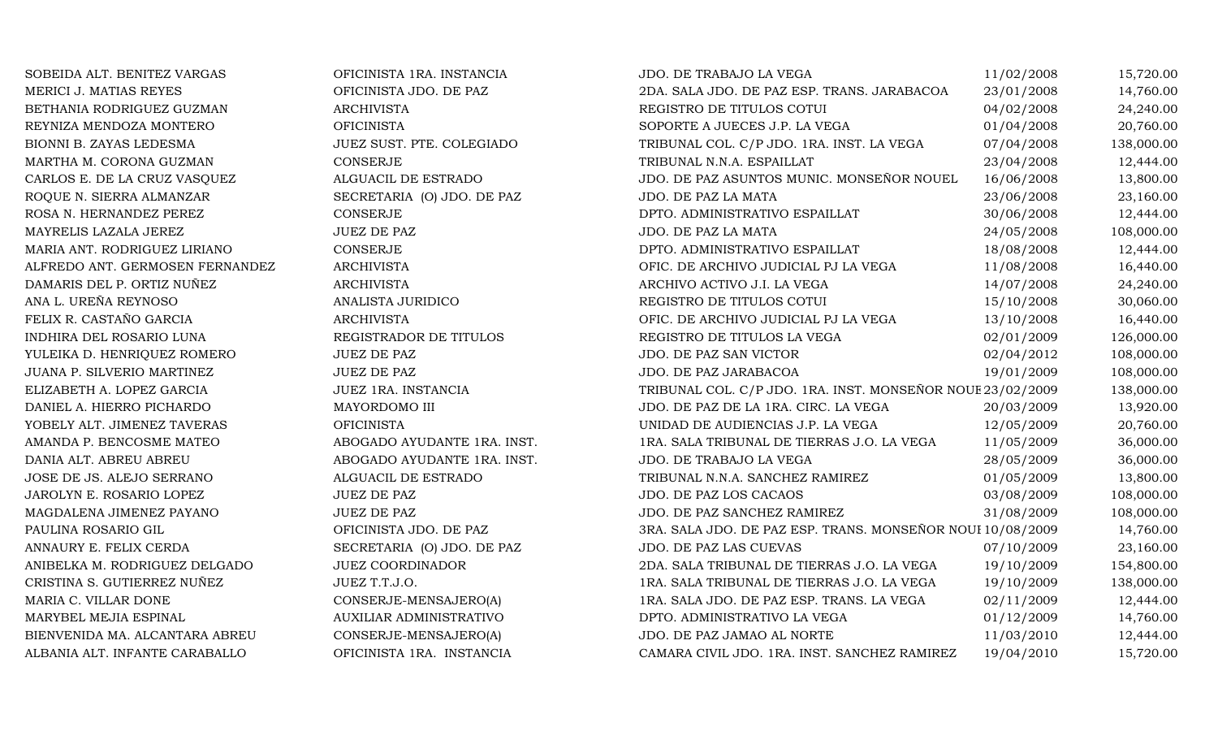| | | | | |
|---|---|---|---|---|
| SOBEIDA ALT. BENITEZ VARGAS | OFICINISTA 1RA. INSTANCIA | JDO. DE TRABAJO LA VEGA | 11/02/2008 | 15,720.00 |
| MERICI J. MATIAS REYES | OFICINISTA JDO. DE PAZ | 2DA. SALA JDO. DE PAZ ESP. TRANS. JARABACOA | 23/01/2008 | 14,760.00 |
| BETHANIA RODRIGUEZ GUZMAN | ARCHIVISTA | REGISTRO DE TITULOS COTUI | 04/02/2008 | 24,240.00 |
| REYNIZA MENDOZA MONTERO | OFICINISTA | SOPORTE A JUECES J.P. LA VEGA | 01/04/2008 | 20,760.00 |
| BIONNI B. ZAYAS LEDESMA | JUEZ SUST. PTE. COLEGIADO | TRIBUNAL COL. C/P JDO. 1RA. INST. LA VEGA | 07/04/2008 | 138,000.00 |
| MARTHA M. CORONA GUZMAN | CONSERJE | TRIBUNAL N.N.A. ESPAILLAT | 23/04/2008 | 12,444.00 |
| CARLOS E. DE LA CRUZ VASQUEZ | ALGUACIL DE ESTRADO | JDO. DE PAZ ASUNTOS MUNIC. MONSEÑOR NOUEL | 16/06/2008 | 13,800.00 |
| ROQUE N. SIERRA ALMANZAR | SECRETARIA (O) JDO. DE PAZ | JDO. DE PAZ LA MATA | 23/06/2008 | 23,160.00 |
| ROSA N. HERNANDEZ PEREZ | CONSERJE | DPTO. ADMINISTRATIVO ESPAILLAT | 30/06/2008 | 12,444.00 |
| MAYRELIS LAZALA JEREZ | JUEZ DE PAZ | JDO. DE PAZ LA MATA | 24/05/2008 | 108,000.00 |
| MARIA ANT. RODRIGUEZ LIRIANO | CONSERJE | DPTO. ADMINISTRATIVO ESPAILLAT | 18/08/2008 | 12,444.00 |
| ALFREDO ANT. GERMOSEN FERNANDEZ | ARCHIVISTA | OFIC. DE ARCHIVO JUDICIAL PJ LA VEGA | 11/08/2008 | 16,440.00 |
| DAMARIS DEL P. ORTIZ NUÑEZ | ARCHIVISTA | ARCHIVO ACTIVO J.I. LA VEGA | 14/07/2008 | 24,240.00 |
| ANA L. UREÑA REYNOSO | ANALISTA JURIDICO | REGISTRO DE TITULOS COTUI | 15/10/2008 | 30,060.00 |
| FELIX R. CASTAÑO GARCIA | ARCHIVISTA | OFIC. DE ARCHIVO JUDICIAL PJ LA VEGA | 13/10/2008 | 16,440.00 |
| INDHIRA DEL ROSARIO LUNA | REGISTRADOR DE TITULOS | REGISTRO DE TITULOS LA VEGA | 02/01/2009 | 126,000.00 |
| YULEIKA D. HENRIQUEZ ROMERO | JUEZ DE PAZ | JDO. DE PAZ SAN VICTOR | 02/04/2012 | 108,000.00 |
| JUANA P. SILVERIO MARTINEZ | JUEZ DE PAZ | JDO. DE PAZ JARABACOA | 19/01/2009 | 108,000.00 |
| ELIZABETH A. LOPEZ GARCIA | JUEZ 1RA. INSTANCIA | TRIBUNAL COL. C/P JDO. 1RA. INST. MONSEÑOR NOUE | 23/02/2009 | 138,000.00 |
| DANIEL A. HIERRO PICHARDO | MAYORDOMO III | JDO. DE PAZ DE LA 1RA. CIRC. LA VEGA | 20/03/2009 | 13,920.00 |
| YOBELY ALT. JIMENEZ TAVERAS | OFICINISTA | UNIDAD DE AUDIENCIAS J.P. LA VEGA | 12/05/2009 | 20,760.00 |
| AMANDA P. BENCOSME MATEO | ABOGADO AYUDANTE 1RA. INST. | 1RA. SALA TRIBUNAL DE TIERRAS J.O. LA VEGA | 11/05/2009 | 36,000.00 |
| DANIA ALT. ABREU ABREU | ABOGADO AYUDANTE 1RA. INST. | JDO. DE TRABAJO LA VEGA | 28/05/2009 | 36,000.00 |
| JOSE DE JS. ALEJO SERRANO | ALGUACIL DE ESTRADO | TRIBUNAL N.N.A. SANCHEZ RAMIREZ | 01/05/2009 | 13,800.00 |
| JAROLYN E. ROSARIO LOPEZ | JUEZ DE PAZ | JDO. DE PAZ LOS CACAOS | 03/08/2009 | 108,000.00 |
| MAGDALENA JIMENEZ PAYANO | JUEZ DE PAZ | JDO. DE PAZ SANCHEZ RAMIREZ | 31/08/2009 | 108,000.00 |
| PAULINA ROSARIO GIL | OFICINISTA JDO. DE PAZ | 3RA. SALA JDO. DE PAZ ESP. TRANS. MONSEÑOR NOUI | 10/08/2009 | 14,760.00 |
| ANNAURY E. FELIX CERDA | SECRETARIA (O) JDO. DE PAZ | JDO. DE PAZ LAS CUEVAS | 07/10/2009 | 23,160.00 |
| ANIBELKA M. RODRIGUEZ DELGADO | JUEZ COORDINADOR | 2DA. SALA TRIBUNAL DE TIERRAS J.O. LA VEGA | 19/10/2009 | 154,800.00 |
| CRISTINA S. GUTIERREZ NUÑEZ | JUEZ T.T.J.O. | 1RA. SALA TRIBUNAL DE TIERRAS J.O. LA VEGA | 19/10/2009 | 138,000.00 |
| MARIA C. VILLAR DONE | CONSERJE-MENSAJERO(A) | 1RA. SALA JDO. DE PAZ ESP. TRANS. LA VEGA | 02/11/2009 | 12,444.00 |
| MARYBEL MEJIA ESPINAL | AUXILIAR ADMINISTRATIVO | DPTO. ADMINISTRATIVO LA VEGA | 01/12/2009 | 14,760.00 |
| BIENVENIDA MA. ALCANTARA ABREU | CONSERJE-MENSAJERO(A) | JDO. DE PAZ JAMAO AL NORTE | 11/03/2010 | 12,444.00 |
| ALBANIA ALT. INFANTE CARABALLO | OFICINISTA 1RA. INSTANCIA | CAMARA CIVIL JDO. 1RA. INST. SANCHEZ RAMIREZ | 19/04/2010 | 15,720.00 |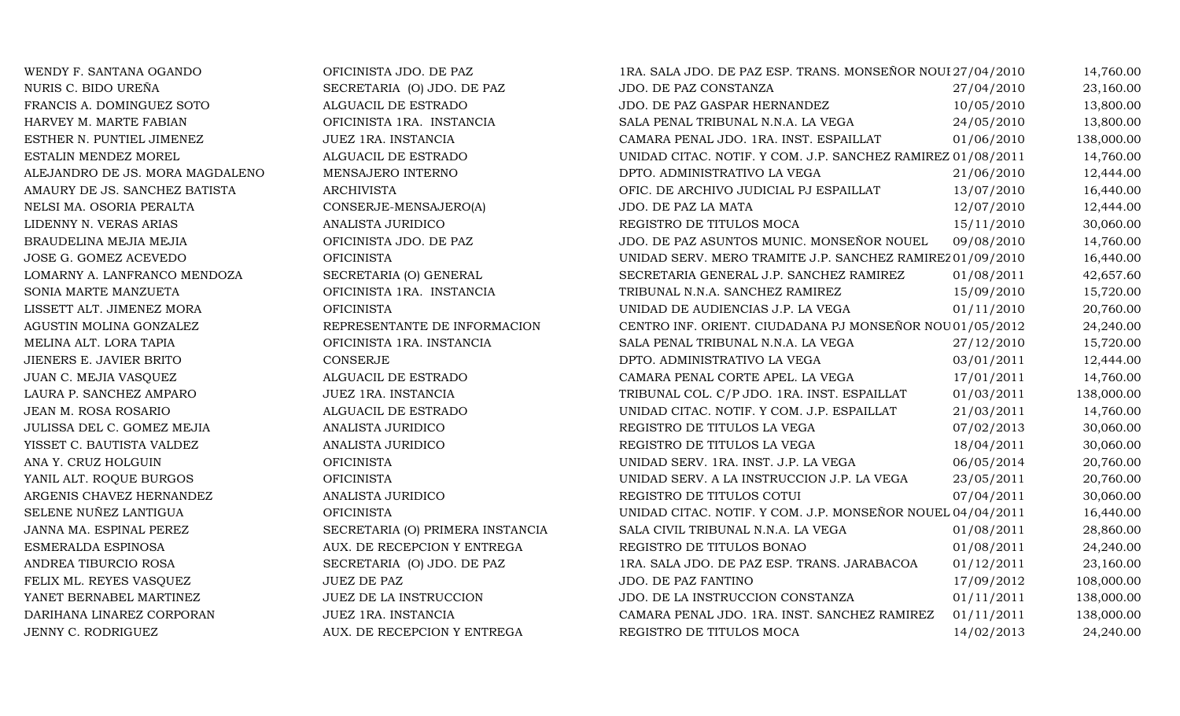| | | | | |
|---|---|---|---|---|
| WENDY F. SANTANA OGANDO | OFICINISTA JDO. DE PAZ | 1RA. SALA JDO. DE PAZ ESP. TRANS. MONSEÑOR NOUI | 27/04/2010 | 14,760.00 |
| NURIS C. BIDO UREÑA | SECRETARIA (O) JDO. DE PAZ | JDO. DE PAZ CONSTANZA | 27/04/2010 | 23,160.00 |
| FRANCIS A. DOMINGUEZ SOTO | ALGUACIL DE ESTRADO | JDO. DE PAZ GASPAR HERNANDEZ | 10/05/2010 | 13,800.00 |
| HARVEY M. MARTE FABIAN | OFICINISTA 1RA. INSTANCIA | SALA PENAL TRIBUNAL N.N.A. LA VEGA | 24/05/2010 | 13,800.00 |
| ESTHER N. PUNTIEL JIMENEZ | JUEZ 1RA. INSTANCIA | CAMARA PENAL JDO. 1RA. INST. ESPAILLAT | 01/06/2010 | 138,000.00 |
| ESTALIN MENDEZ MOREL | ALGUACIL DE ESTRADO | UNIDAD CITAC. NOTIF. Y COM. J.P. SANCHEZ RAMIREZ | 01/08/2011 | 14,760.00 |
| ALEJANDRO DE JS. MORA MAGDALENO | MENSAJERO INTERNO | DPTO. ADMINISTRATIVO LA VEGA | 21/06/2010 | 12,444.00 |
| AMAURY DE JS. SANCHEZ BATISTA | ARCHIVISTA | OFIC. DE ARCHIVO JUDICIAL PJ ESPAILLAT | 13/07/2010 | 16,440.00 |
| NELSI MA. OSORIA PERALTA | CONSERJE-MENSAJERO(A) | JDO. DE PAZ LA MATA | 12/07/2010 | 12,444.00 |
| LIDENNY N. VERAS ARIAS | ANALISTA JURIDICO | REGISTRO DE TITULOS MOCA | 15/11/2010 | 30,060.00 |
| BRAUDELINA MEJIA MEJIA | OFICINISTA JDO. DE PAZ | JDO. DE PAZ ASUNTOS MUNIC. MONSEÑOR NOUEL | 09/08/2010 | 14,760.00 |
| JOSE G. GOMEZ ACEVEDO | OFICINISTA | UNIDAD SERV. MERO TRAMITE J.P. SANCHEZ RAMIREZ | 01/09/2010 | 16,440.00 |
| LOMARNY A. LANFRANCO MENDOZA | SECRETARIA (O) GENERAL | SECRETARIA GENERAL J.P. SANCHEZ RAMIREZ | 01/08/2011 | 42,657.60 |
| SONIA MARTE MANZUETA | OFICINISTA 1RA. INSTANCIA | TRIBUNAL N.N.A. SANCHEZ RAMIREZ | 15/09/2010 | 15,720.00 |
| LISSETT ALT. JIMENEZ MORA | OFICINISTA | UNIDAD DE AUDIENCIAS J.P. LA VEGA | 01/11/2010 | 20,760.00 |
| AGUSTIN MOLINA GONZALEZ | REPRESENTANTE DE INFORMACION | CENTRO INF. ORIENT. CIUDADANA PJ MONSEÑOR NOU | 01/05/2012 | 24,240.00 |
| MELINA ALT. LORA TAPIA | OFICINISTA 1RA. INSTANCIA | SALA PENAL TRIBUNAL N.N.A. LA VEGA | 27/12/2010 | 15,720.00 |
| JIENERS E. JAVIER BRITO | CONSERJE | DPTO. ADMINISTRATIVO LA VEGA | 03/01/2011 | 12,444.00 |
| JUAN C. MEJIA VASQUEZ | ALGUACIL DE ESTRADO | CAMARA PENAL CORTE APEL. LA VEGA | 17/01/2011 | 14,760.00 |
| LAURA P. SANCHEZ AMPARO | JUEZ 1RA. INSTANCIA | TRIBUNAL COL. C/P JDO. 1RA. INST. ESPAILLAT | 01/03/2011 | 138,000.00 |
| JEAN M. ROSA ROSARIO | ALGUACIL DE ESTRADO | UNIDAD CITAC. NOTIF. Y COM. J.P. ESPAILLAT | 21/03/2011 | 14,760.00 |
| JULISSA DEL C. GOMEZ MEJIA | ANALISTA JURIDICO | REGISTRO DE TITULOS LA VEGA | 07/02/2013 | 30,060.00 |
| YISSET C. BAUTISTA VALDEZ | ANALISTA JURIDICO | REGISTRO DE TITULOS LA VEGA | 18/04/2011 | 30,060.00 |
| ANA Y. CRUZ HOLGUIN | OFICINISTA | UNIDAD SERV. 1RA. INST. J.P. LA VEGA | 06/05/2014 | 20,760.00 |
| YANIL ALT. ROQUE BURGOS | OFICINISTA | UNIDAD SERV. A LA INSTRUCCION J.P. LA VEGA | 23/05/2011 | 20,760.00 |
| ARGENIS CHAVEZ HERNANDEZ | ANALISTA JURIDICO | REGISTRO DE TITULOS COTUI | 07/04/2011 | 30,060.00 |
| SELENE NUÑEZ LANTIGUA | OFICINISTA | UNIDAD CITAC. NOTIF. Y COM. J.P. MONSEÑOR NOUEL | 04/04/2011 | 16,440.00 |
| JANNA MA. ESPINAL PEREZ | SECRETARIA (O) PRIMERA INSTANCIA | SALA CIVIL TRIBUNAL N.N.A. LA VEGA | 01/08/2011 | 28,860.00 |
| ESMERALDA ESPINOSA | AUX. DE RECEPCION Y ENTREGA | REGISTRO DE TITULOS BONAO | 01/08/2011 | 24,240.00 |
| ANDREA TIBURCIO ROSA | SECRETARIA (O) JDO. DE PAZ | 1RA. SALA JDO. DE PAZ ESP. TRANS. JARABACOA | 01/12/2011 | 23,160.00 |
| FELIX ML. REYES VASQUEZ | JUEZ DE PAZ | JDO. DE PAZ FANTINO | 17/09/2012 | 108,000.00 |
| YANET BERNABEL MARTINEZ | JUEZ DE LA INSTRUCCION | JDO. DE LA INSTRUCCION CONSTANZA | 01/11/2011 | 138,000.00 |
| DARIHANA LINAREZ CORPORAN | JUEZ 1RA. INSTANCIA | CAMARA PENAL JDO. 1RA. INST. SANCHEZ RAMIREZ | 01/11/2011 | 138,000.00 |
| JENNY C. RODRIGUEZ | AUX. DE RECEPCION Y ENTREGA | REGISTRO DE TITULOS MOCA | 14/02/2013 | 24,240.00 |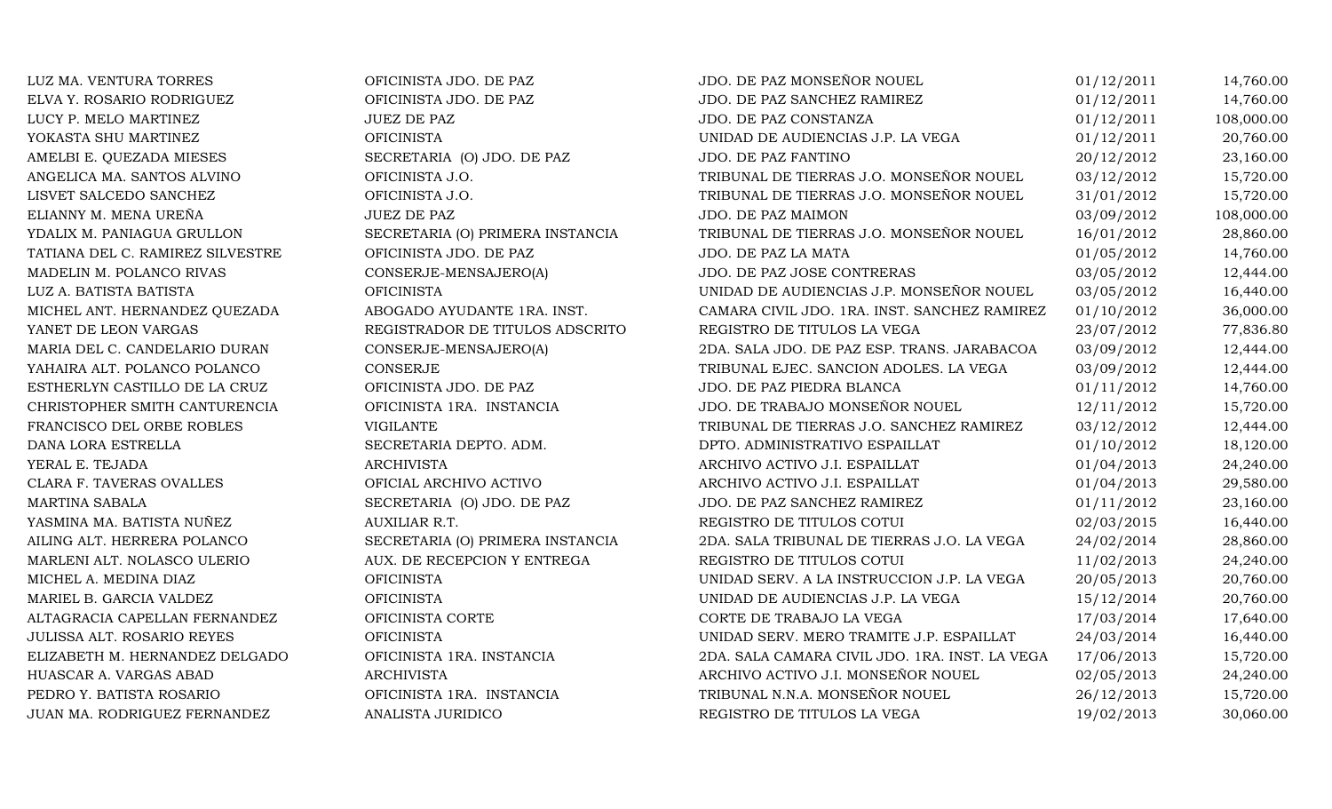| | | | | |
|---|---|---|---|---|
| LUZ MA. VENTURA TORRES | OFICINISTA JDO. DE PAZ | JDO. DE PAZ MONSEÑOR NOUEL | 01/12/2011 | 14,760.00 |
| ELVA Y. ROSARIO RODRIGUEZ | OFICINISTA JDO. DE PAZ | JDO. DE PAZ SANCHEZ RAMIREZ | 01/12/2011 | 14,760.00 |
| LUCY P. MELO MARTINEZ | JUEZ DE PAZ | JDO. DE PAZ CONSTANZA | 01/12/2011 | 108,000.00 |
| YOKASTA SHU MARTINEZ | OFICINISTA | UNIDAD DE AUDIENCIAS J.P. LA VEGA | 01/12/2011 | 20,760.00 |
| AMELBI E. QUEZADA MIESES | SECRETARIA (O) JDO. DE PAZ | JDO. DE PAZ FANTINO | 20/12/2012 | 23,160.00 |
| ANGELICA MA. SANTOS ALVINO | OFICINISTA J.O. | TRIBUNAL DE TIERRAS J.O. MONSEÑOR NOUEL | 03/12/2012 | 15,720.00 |
| LISVET SALCEDO SANCHEZ | OFICINISTA J.O. | TRIBUNAL DE TIERRAS J.O. MONSEÑOR NOUEL | 31/01/2012 | 15,720.00 |
| ELIANNY M. MENA UREÑA | JUEZ DE PAZ | JDO. DE PAZ MAIMON | 03/09/2012 | 108,000.00 |
| YDALIX M. PANIAGUA GRULLON | SECRETARIA (O) PRIMERA INSTANCIA | TRIBUNAL DE TIERRAS J.O. MONSEÑOR NOUEL | 16/01/2012 | 28,860.00 |
| TATIANA DEL C. RAMIREZ SILVESTRE | OFICINISTA JDO. DE PAZ | JDO. DE PAZ LA MATA | 01/05/2012 | 14,760.00 |
| MADELIN M. POLANCO RIVAS | CONSERJE-MENSAJERO(A) | JDO. DE PAZ JOSE CONTRERAS | 03/05/2012 | 12,444.00 |
| LUZ A. BATISTA BATISTA | OFICINISTA | UNIDAD DE AUDIENCIAS J.P. MONSEÑOR NOUEL | 03/05/2012 | 16,440.00 |
| MICHEL ANT. HERNANDEZ QUEZADA | ABOGADO AYUDANTE 1RA. INST. | CAMARA CIVIL JDO. 1RA. INST. SANCHEZ RAMIREZ | 01/10/2012 | 36,000.00 |
| YANET DE LEON VARGAS | REGISTRADOR DE TITULOS ADSCRITO | REGISTRO DE TITULOS LA VEGA | 23/07/2012 | 77,836.80 |
| MARIA DEL C. CANDELARIO DURAN | CONSERJE-MENSAJERO(A) | 2DA. SALA JDO. DE PAZ ESP. TRANS. JARABACOA | 03/09/2012 | 12,444.00 |
| YAHAIRA ALT. POLANCO POLANCO | CONSERJE | TRIBUNAL EJEC. SANCION ADOLES. LA VEGA | 03/09/2012 | 12,444.00 |
| ESTHERLYN CASTILLO DE LA CRUZ | OFICINISTA JDO. DE PAZ | JDO. DE PAZ PIEDRA BLANCA | 01/11/2012 | 14,760.00 |
| CHRISTOPHER SMITH CANTURENCIA | OFICINISTA 1RA. INSTANCIA | JDO. DE TRABAJO MONSEÑOR NOUEL | 12/11/2012 | 15,720.00 |
| FRANCISCO DEL ORBE ROBLES | VIGILANTE | TRIBUNAL DE TIERRAS J.O. SANCHEZ RAMIREZ | 03/12/2012 | 12,444.00 |
| DANA LORA ESTRELLA | SECRETARIA DEPTO. ADM. | DPTO. ADMINISTRATIVO ESPAILLAT | 01/10/2012 | 18,120.00 |
| YERAL E. TEJADA | ARCHIVISTA | ARCHIVO ACTIVO J.I. ESPAILLAT | 01/04/2013 | 24,240.00 |
| CLARA F. TAVERAS OVALLES | OFICIAL ARCHIVO ACTIVO | ARCHIVO ACTIVO J.I. ESPAILLAT | 01/04/2013 | 29,580.00 |
| MARTINA SABALA | SECRETARIA (O) JDO. DE PAZ | JDO. DE PAZ SANCHEZ RAMIREZ | 01/11/2012 | 23,160.00 |
| YASMINA MA. BATISTA NUÑEZ | AUXILIAR R.T. | REGISTRO DE TITULOS COTUI | 02/03/2015 | 16,440.00 |
| AILING ALT. HERRERA POLANCO | SECRETARIA (O) PRIMERA INSTANCIA | 2DA. SALA TRIBUNAL DE TIERRAS J.O. LA VEGA | 24/02/2014 | 28,860.00 |
| MARLENI ALT. NOLASCO ULERIO | AUX. DE RECEPCION Y ENTREGA | REGISTRO DE TITULOS COTUI | 11/02/2013 | 24,240.00 |
| MICHEL A. MEDINA DIAZ | OFICINISTA | UNIDAD SERV. A LA INSTRUCCION J.P. LA VEGA | 20/05/2013 | 20,760.00 |
| MARIEL B. GARCIA VALDEZ | OFICINISTA | UNIDAD DE AUDIENCIAS J.P. LA VEGA | 15/12/2014 | 20,760.00 |
| ALTAGRACIA CAPELLAN FERNANDEZ | OFICINISTA CORTE | CORTE DE TRABAJO LA VEGA | 17/03/2014 | 17,640.00 |
| JULISSA ALT. ROSARIO REYES | OFICINISTA | UNIDAD SERV. MERO TRAMITE J.P. ESPAILLAT | 24/03/2014 | 16,440.00 |
| ELIZABETH M. HERNANDEZ DELGADO | OFICINISTA 1RA. INSTANCIA | 2DA. SALA CAMARA CIVIL JDO. 1RA. INST. LA VEGA | 17/06/2013 | 15,720.00 |
| HUASCAR A. VARGAS ABAD | ARCHIVISTA | ARCHIVO ACTIVO J.I. MONSEÑOR NOUEL | 02/05/2013 | 24,240.00 |
| PEDRO Y. BATISTA ROSARIO | OFICINISTA 1RA. INSTANCIA | TRIBUNAL N.N.A. MONSEÑOR NOUEL | 26/12/2013 | 15,720.00 |
| JUAN MA. RODRIGUEZ FERNANDEZ | ANALISTA JURIDICO | REGISTRO DE TITULOS LA VEGA | 19/02/2013 | 30,060.00 |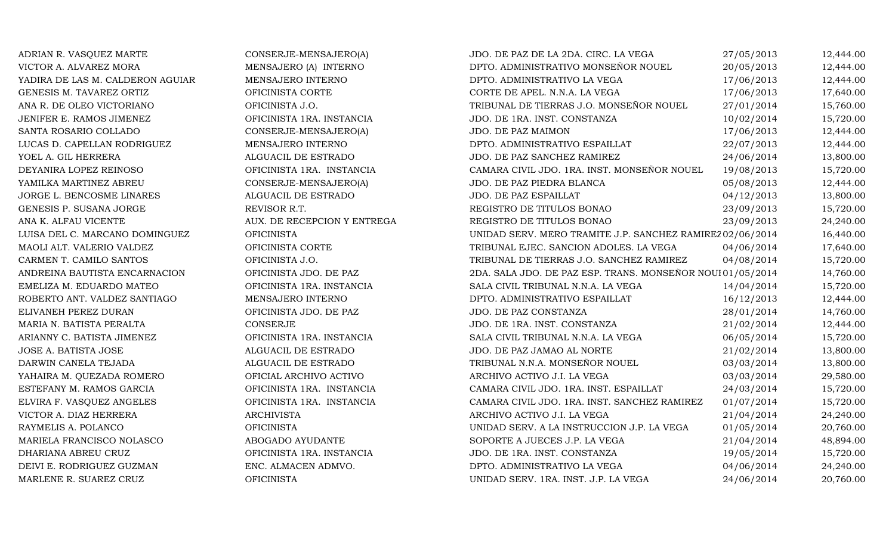| | | | | |
|---|---|---|---|---|
| ADRIAN R. VASQUEZ MARTE | CONSERJE-MENSAJERO(A) | JDO. DE PAZ DE LA 2DA. CIRC. LA VEGA | 27/05/2013 | 12,444.00 |
| VICTOR A. ALVAREZ MORA | MENSAJERO (A) INTERNO | DPTO. ADMINISTRATIVO MONSEÑOR NOUEL | 20/05/2013 | 12,444.00 |
| YADIRA DE LAS M. CALDERON AGUIAR | MENSAJERO INTERNO | DPTO. ADMINISTRATIVO LA VEGA | 17/06/2013 | 12,444.00 |
| GENESIS M. TAVAREZ ORTIZ | OFICINISTA CORTE | CORTE DE APEL. N.N.A. LA VEGA | 17/06/2013 | 17,640.00 |
| ANA R. DE OLEO VICTORIANO | OFICINISTA J.O. | TRIBUNAL DE TIERRAS J.O. MONSEÑOR NOUEL | 27/01/2014 | 15,760.00 |
| JENIFER E. RAMOS JIMENEZ | OFICINISTA 1RA. INSTANCIA | JDO. DE 1RA. INST. CONSTANZA | 10/02/2014 | 15,720.00 |
| SANTA ROSARIO COLLADO | CONSERJE-MENSAJERO(A) | JDO. DE PAZ MAIMON | 17/06/2013 | 12,444.00 |
| LUCAS D. CAPELLAN RODRIGUEZ | MENSAJERO INTERNO | DPTO. ADMINISTRATIVO ESPAILLAT | 22/07/2013 | 12,444.00 |
| YOEL A. GIL HERRERA | ALGUACIL DE ESTRADO | JDO. DE PAZ SANCHEZ RAMIREZ | 24/06/2014 | 13,800.00 |
| DEYANIRA LOPEZ REINOSO | OFICINISTA 1RA. INSTANCIA | CAMARA CIVIL JDO. 1RA. INST. MONSEÑOR NOUEL | 19/08/2013 | 15,720.00 |
| YAMILKA MARTINEZ ABREU | CONSERJE-MENSAJERO(A) | JDO. DE PAZ PIEDRA BLANCA | 05/08/2013 | 12,444.00 |
| JORGE L. BENCOSME LINARES | ALGUACIL DE ESTRADO | JDO. DE PAZ ESPAILLAT | 04/12/2013 | 13,800.00 |
| GENESIS P. SUSANA JORGE | REVISOR R.T. | REGISTRO DE TITULOS BONAO | 23/09/2013 | 15,720.00 |
| ANA K. ALFAU VICENTE | AUX. DE RECEPCION Y ENTREGA | REGISTRO DE TITULOS BONAO | 23/09/2013 | 24,240.00 |
| LUISA DEL C. MARCANO DOMINGUEZ | OFICINISTA | UNIDAD SERV. MERO TRAMITE J.P. SANCHEZ RAMIREZ | 02/06/2014 | 16,440.00 |
| MAOLI ALT. VALERIO VALDEZ | OFICINISTA CORTE | TRIBUNAL EJEC. SANCION ADOLES. LA VEGA | 04/06/2014 | 17,640.00 |
| CARMEN T. CAMILO SANTOS | OFICINISTA J.O. | TRIBUNAL DE TIERRAS J.O. SANCHEZ RAMIREZ | 04/08/2014 | 15,720.00 |
| ANDREINA BAUTISTA ENCARNACION | OFICINISTA JDO. DE PAZ | 2DA. SALA JDO. DE PAZ ESP. TRANS. MONSEÑOR NOUEL | 01/05/2014 | 14,760.00 |
| EMELIZA M. EDUARDO MATEO | OFICINISTA 1RA. INSTANCIA | SALA CIVIL TRIBUNAL N.N.A. LA VEGA | 14/04/2014 | 15,720.00 |
| ROBERTO ANT. VALDEZ SANTIAGO | MENSAJERO INTERNO | DPTO. ADMINISTRATIVO ESPAILLAT | 16/12/2013 | 12,444.00 |
| ELIVANEH PEREZ DURAN | OFICINISTA JDO. DE PAZ | JDO. DE PAZ CONSTANZA | 28/01/2014 | 14,760.00 |
| MARIA N. BATISTA PERALTA | CONSERJE | JDO. DE 1RA. INST. CONSTANZA | 21/02/2014 | 12,444.00 |
| ARIANNY C. BATISTA JIMENEZ | OFICINISTA 1RA. INSTANCIA | SALA CIVIL TRIBUNAL N.N.A. LA VEGA | 06/05/2014 | 15,720.00 |
| JOSE A. BATISTA JOSE | ALGUACIL DE ESTRADO | JDO. DE PAZ JAMAO AL NORTE | 21/02/2014 | 13,800.00 |
| DARWIN CANELA TEJADA | ALGUACIL DE ESTRADO | TRIBUNAL N.N.A. MONSEÑOR NOUEL | 03/03/2014 | 13,800.00 |
| YAHAIRA M. QUEZADA ROMERO | OFICIAL ARCHIVO ACTIVO | ARCHIVO ACTIVO J.I. LA VEGA | 03/03/2014 | 29,580.00 |
| ESTEFANY M. RAMOS GARCIA | OFICINISTA 1RA. INSTANCIA | CAMARA CIVIL JDO. 1RA. INST. ESPAILLAT | 24/03/2014 | 15,720.00 |
| ELVIRA F. VASQUEZ ANGELES | OFICINISTA 1RA. INSTANCIA | CAMARA CIVIL JDO. 1RA. INST. SANCHEZ RAMIREZ | 01/07/2014 | 15,720.00 |
| VICTOR A. DIAZ HERRERA | ARCHIVISTA | ARCHIVO ACTIVO J.I. LA VEGA | 21/04/2014 | 24,240.00 |
| RAYMELIS A. POLANCO | OFICINISTA | UNIDAD SERV. A LA INSTRUCCION J.P. LA VEGA | 01/05/2014 | 20,760.00 |
| MARIELA FRANCISCO NOLASCO | ABOGADO AYUDANTE | SOPORTE A JUECES J.P. LA VEGA | 21/04/2014 | 48,894.00 |
| DHARIANA ABREU CRUZ | OFICINISTA 1RA. INSTANCIA | JDO. DE 1RA. INST. CONSTANZA | 19/05/2014 | 15,720.00 |
| DEIVI E. RODRIGUEZ GUZMAN | ENC. ALMACEN ADMVO. | DPTO. ADMINISTRATIVO LA VEGA | 04/06/2014 | 24,240.00 |
| MARLENE R. SUAREZ CRUZ | OFICINISTA | UNIDAD SERV. 1RA. INST. J.P. LA VEGA | 24/06/2014 | 20,760.00 |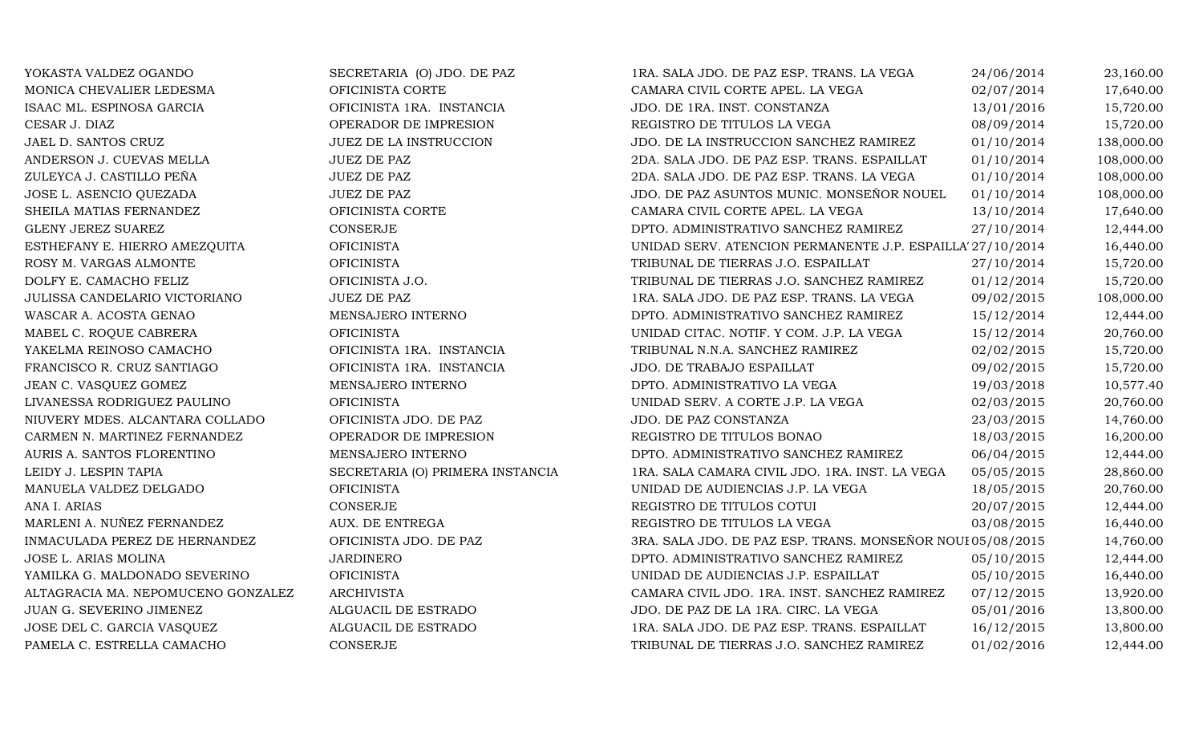| | | | | |
|---|---|---|---|---|
| YOKASTA VALDEZ OGANDO | SECRETARIA (O) JDO. DE PAZ | 1RA. SALA JDO. DE PAZ ESP. TRANS. LA VEGA | 24/06/2014 | 23,160.00 |
| MONICA CHEVALIER LEDESMA | OFICINISTA CORTE | CAMARA CIVIL CORTE APEL. LA VEGA | 02/07/2014 | 17,640.00 |
| ISAAC ML. ESPINOSA GARCIA | OFICINISTA 1RA. INSTANCIA | JDO. DE 1RA. INST. CONSTANZA | 13/01/2016 | 15,720.00 |
| CESAR J. DIAZ | OPERADOR DE IMPRESION | REGISTRO DE TITULOS LA VEGA | 08/09/2014 | 15,720.00 |
| JAEL D. SANTOS CRUZ | JUEZ DE LA INSTRUCCION | JDO. DE LA INSTRUCCION SANCHEZ RAMIREZ | 01/10/2014 | 138,000.00 |
| ANDERSON J. CUEVAS MELLA | JUEZ DE PAZ | 2DA. SALA JDO. DE PAZ ESP. TRANS. ESPAILLAT | 01/10/2014 | 108,000.00 |
| ZULEYCA J. CASTILLO PEÑA | JUEZ DE PAZ | 2DA. SALA JDO. DE PAZ ESP. TRANS. LA VEGA | 01/10/2014 | 108,000.00 |
| JOSE L. ASENCIO QUEZADA | JUEZ DE PAZ | JDO. DE PAZ ASUNTOS MUNIC. MONSEÑOR NOUEL | 01/10/2014 | 108,000.00 |
| SHEILA MATIAS FERNANDEZ | OFICINISTA CORTE | CAMARA CIVIL CORTE APEL. LA VEGA | 13/10/2014 | 17,640.00 |
| GLENY JEREZ SUAREZ | CONSERJE | DPTO. ADMINISTRATIVO SANCHEZ RAMIREZ | 27/10/2014 | 12,444.00 |
| ESTHEFANY E. HIERRO AMEZQUITA | OFICINISTA | UNIDAD SERV. ATENCION PERMANENTE J.P. ESPAILLA | 27/10/2014 | 16,440.00 |
| ROSY M. VARGAS ALMONTE | OFICINISTA | TRIBUNAL DE TIERRAS J.O. ESPAILLAT | 27/10/2014 | 15,720.00 |
| DOLFY E. CAMACHO FELIZ | OFICINISTA J.O. | TRIBUNAL DE TIERRAS J.O. SANCHEZ RAMIREZ | 01/12/2014 | 15,720.00 |
| JULISSA CANDELARIO VICTORIANO | JUEZ DE PAZ | 1RA. SALA JDO. DE PAZ ESP. TRANS. LA VEGA | 09/02/2015 | 108,000.00 |
| WASCAR A. ACOSTA GENAO | MENSAJERO INTERNO | DPTO. ADMINISTRATIVO SANCHEZ RAMIREZ | 15/12/2014 | 12,444.00 |
| MABEL C. ROQUE CABRERA | OFICINISTA | UNIDAD CITAC. NOTIF. Y COM. J.P. LA VEGA | 15/12/2014 | 20,760.00 |
| YAKELMA REINOSO CAMACHO | OFICINISTA 1RA. INSTANCIA | TRIBUNAL N.N.A. SANCHEZ RAMIREZ | 02/02/2015 | 15,720.00 |
| FRANCISCO R. CRUZ SANTIAGO | OFICINISTA 1RA. INSTANCIA | JDO. DE TRABAJO ESPAILLAT | 09/02/2015 | 15,720.00 |
| JEAN C. VASQUEZ GOMEZ | MENSAJERO INTERNO | DPTO. ADMINISTRATIVO LA VEGA | 19/03/2018 | 10,577.40 |
| LIVANESSA RODRIGUEZ PAULINO | OFICINISTA | UNIDAD SERV. A CORTE J.P. LA VEGA | 02/03/2015 | 20,760.00 |
| NIUVERY MDES. ALCANTARA COLLADO | OFICINISTA JDO. DE PAZ | JDO. DE PAZ CONSTANZA | 23/03/2015 | 14,760.00 |
| CARMEN N. MARTINEZ FERNANDEZ | OPERADOR DE IMPRESION | REGISTRO DE TITULOS BONAO | 18/03/2015 | 16,200.00 |
| AURIS A. SANTOS FLORENTINO | MENSAJERO INTERNO | DPTO. ADMINISTRATIVO SANCHEZ RAMIREZ | 06/04/2015 | 12,444.00 |
| LEIDY J. LESPIN TAPIA | SECRETARIA (O) PRIMERA INSTANCIA | 1RA. SALA CAMARA CIVIL JDO. 1RA. INST. LA VEGA | 05/05/2015 | 28,860.00 |
| MANUELA VALDEZ DELGADO | OFICINISTA | UNIDAD DE AUDIENCIAS J.P. LA VEGA | 18/05/2015 | 20,760.00 |
| ANA I. ARIAS | CONSERJE | REGISTRO DE TITULOS COTUI | 20/07/2015 | 12,444.00 |
| MARLENI A. NUÑEZ FERNANDEZ | AUX. DE ENTREGA | REGISTRO DE TITULOS LA VEGA | 03/08/2015 | 16,440.00 |
| INMACULADA PEREZ DE HERNANDEZ | OFICINISTA JDO. DE PAZ | 3RA. SALA JDO. DE PAZ ESP. TRANS. MONSEÑOR NOUI | 05/08/2015 | 14,760.00 |
| JOSE L. ARIAS MOLINA | JARDINERO | DPTO. ADMINISTRATIVO SANCHEZ RAMIREZ | 05/10/2015 | 12,444.00 |
| YAMILKA G. MALDONADO SEVERINO | OFICINISTA | UNIDAD DE AUDIENCIAS J.P. ESPAILLAT | 05/10/2015 | 16,440.00 |
| ALTAGRACIA MA. NEPOMUCENO GONZALEZ | ARCHIVISTA | CAMARA CIVIL JDO. 1RA. INST. SANCHEZ RAMIREZ | 07/12/2015 | 13,920.00 |
| JUAN G. SEVERINO JIMENEZ | ALGUACIL DE ESTRADO | JDO. DE PAZ DE LA 1RA. CIRC. LA VEGA | 05/01/2016 | 13,800.00 |
| JOSE DEL C. GARCIA VASQUEZ | ALGUACIL DE ESTRADO | 1RA. SALA JDO. DE PAZ ESP. TRANS. ESPAILLAT | 16/12/2015 | 13,800.00 |
| PAMELA C. ESTRELLA CAMACHO | CONSERJE | TRIBUNAL DE TIERRAS J.O. SANCHEZ RAMIREZ | 01/02/2016 | 12,444.00 |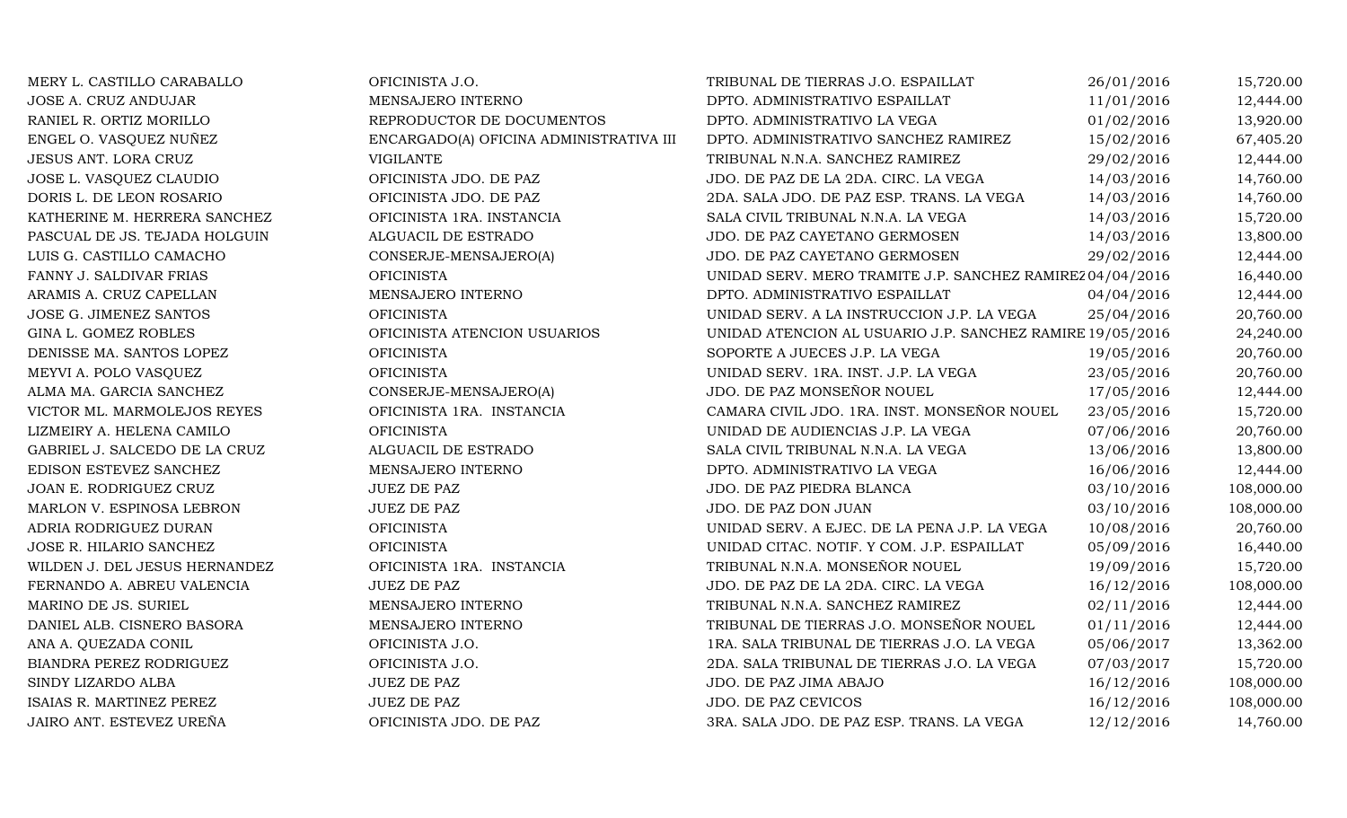| | | | | |
|---|---|---|---|---|
| MERY L. CASTILLO CARABALLO | OFICINISTA J.O. | TRIBUNAL DE TIERRAS J.O. ESPAILLAT | 26/01/2016 | 15,720.00 |
| JOSE A. CRUZ ANDUJAR | MENSAJERO INTERNO | DPTO. ADMINISTRATIVO ESPAILLAT | 11/01/2016 | 12,444.00 |
| RANIEL R. ORTIZ MORILLO | REPRODUCTOR DE DOCUMENTOS | DPTO. ADMINISTRATIVO LA VEGA | 01/02/2016 | 13,920.00 |
| ENGEL O. VASQUEZ NUÑEZ | ENCARGADO(A) OFICINA ADMINISTRATIVA III | DPTO. ADMINISTRATIVO SANCHEZ RAMIREZ | 15/02/2016 | 67,405.20 |
| JESUS ANT. LORA CRUZ | VIGILANTE | TRIBUNAL N.N.A. SANCHEZ RAMIREZ | 29/02/2016 | 12,444.00 |
| JOSE L. VASQUEZ CLAUDIO | OFICINISTA JDO. DE PAZ | JDO. DE PAZ DE LA 2DA. CIRC. LA VEGA | 14/03/2016 | 14,760.00 |
| DORIS L. DE LEON ROSARIO | OFICINISTA JDO. DE PAZ | 2DA. SALA JDO. DE PAZ ESP. TRANS. LA VEGA | 14/03/2016 | 14,760.00 |
| KATHERINE M. HERRERA SANCHEZ | OFICINISTA 1RA. INSTANCIA | SALA CIVIL TRIBUNAL N.N.A. LA VEGA | 14/03/2016 | 15,720.00 |
| PASCUAL DE JS. TEJADA HOLGUIN | ALGUACIL DE ESTRADO | JDO. DE PAZ CAYETANO GERMOSEN | 14/03/2016 | 13,800.00 |
| LUIS G. CASTILLO CAMACHO | CONSERJE-MENSAJERO(A) | JDO. DE PAZ CAYETANO GERMOSEN | 29/02/2016 | 12,444.00 |
| FANNY J. SALDIVAR FRIAS | OFICINISTA | UNIDAD SERV. MERO TRAMITE J.P. SANCHEZ RAMIREZ | 04/04/2016 | 16,440.00 |
| ARAMIS A. CRUZ CAPELLAN | MENSAJERO INTERNO | DPTO. ADMINISTRATIVO ESPAILLAT | 04/04/2016 | 12,444.00 |
| JOSE G. JIMENEZ SANTOS | OFICINISTA | UNIDAD SERV. A LA INSTRUCCION J.P. LA VEGA | 25/04/2016 | 20,760.00 |
| GINA L. GOMEZ ROBLES | OFICINISTA ATENCION USUARIOS | UNIDAD ATENCION AL USUARIO J.P. SANCHEZ RAMIRE | 19/05/2016 | 24,240.00 |
| DENISSE MA. SANTOS LOPEZ | OFICINISTA | SOPORTE A JUECES J.P. LA VEGA | 19/05/2016 | 20,760.00 |
| MEYVI A. POLO VASQUEZ | OFICINISTA | UNIDAD SERV. 1RA. INST. J.P. LA VEGA | 23/05/2016 | 20,760.00 |
| ALMA MA. GARCIA SANCHEZ | CONSERJE-MENSAJERO(A) | JDO. DE PAZ MONSEÑOR NOUEL | 17/05/2016 | 12,444.00 |
| VICTOR ML. MARMOLEJOS REYES | OFICINISTA 1RA. INSTANCIA | CAMARA CIVIL JDO. 1RA. INST. MONSEÑOR NOUEL | 23/05/2016 | 15,720.00 |
| LIZMEIRY A. HELENA CAMILO | OFICINISTA | UNIDAD DE AUDIENCIAS J.P. LA VEGA | 07/06/2016 | 20,760.00 |
| GABRIEL J. SALCEDO DE LA CRUZ | ALGUACIL DE ESTRADO | SALA CIVIL TRIBUNAL N.N.A. LA VEGA | 13/06/2016 | 13,800.00 |
| EDISON ESTEVEZ SANCHEZ | MENSAJERO INTERNO | DPTO. ADMINISTRATIVO LA VEGA | 16/06/2016 | 12,444.00 |
| JOAN E. RODRIGUEZ CRUZ | JUEZ DE PAZ | JDO. DE PAZ PIEDRA BLANCA | 03/10/2016 | 108,000.00 |
| MARLON V. ESPINOSA LEBRON | JUEZ DE PAZ | JDO. DE PAZ DON JUAN | 03/10/2016 | 108,000.00 |
| ADRIA RODRIGUEZ DURAN | OFICINISTA | UNIDAD SERV. A EJEC. DE LA PENA J.P. LA VEGA | 10/08/2016 | 20,760.00 |
| JOSE R. HILARIO SANCHEZ | OFICINISTA | UNIDAD CITAC. NOTIF. Y COM. J.P. ESPAILLAT | 05/09/2016 | 16,440.00 |
| WILDEN J. DEL JESUS HERNANDEZ | OFICINISTA 1RA. INSTANCIA | TRIBUNAL N.N.A. MONSEÑOR NOUEL | 19/09/2016 | 15,720.00 |
| FERNANDO A. ABREU VALENCIA | JUEZ DE PAZ | JDO. DE PAZ DE LA 2DA. CIRC. LA VEGA | 16/12/2016 | 108,000.00 |
| MARINO DE JS. SURIEL | MENSAJERO INTERNO | TRIBUNAL N.N.A. SANCHEZ RAMIREZ | 02/11/2016 | 12,444.00 |
| DANIEL ALB. CISNERO BASORA | MENSAJERO INTERNO | TRIBUNAL DE TIERRAS J.O. MONSEÑOR NOUEL | 01/11/2016 | 12,444.00 |
| ANA A. QUEZADA CONIL | OFICINISTA J.O. | 1RA. SALA TRIBUNAL DE TIERRAS J.O. LA VEGA | 05/06/2017 | 13,362.00 |
| BIANDRA PEREZ RODRIGUEZ | OFICINISTA J.O. | 2DA. SALA TRIBUNAL DE TIERRAS J.O. LA VEGA | 07/03/2017 | 15,720.00 |
| SINDY LIZARDO ALBA | JUEZ DE PAZ | JDO. DE PAZ JIMA ABAJO | 16/12/2016 | 108,000.00 |
| ISAIAS R. MARTINEZ PEREZ | JUEZ DE PAZ | JDO. DE PAZ CEVICOS | 16/12/2016 | 108,000.00 |
| JAIRO ANT. ESTEVEZ UREÑA | OFICINISTA JDO. DE PAZ | 3RA. SALA JDO. DE PAZ ESP. TRANS. LA VEGA | 12/12/2016 | 14,760.00 |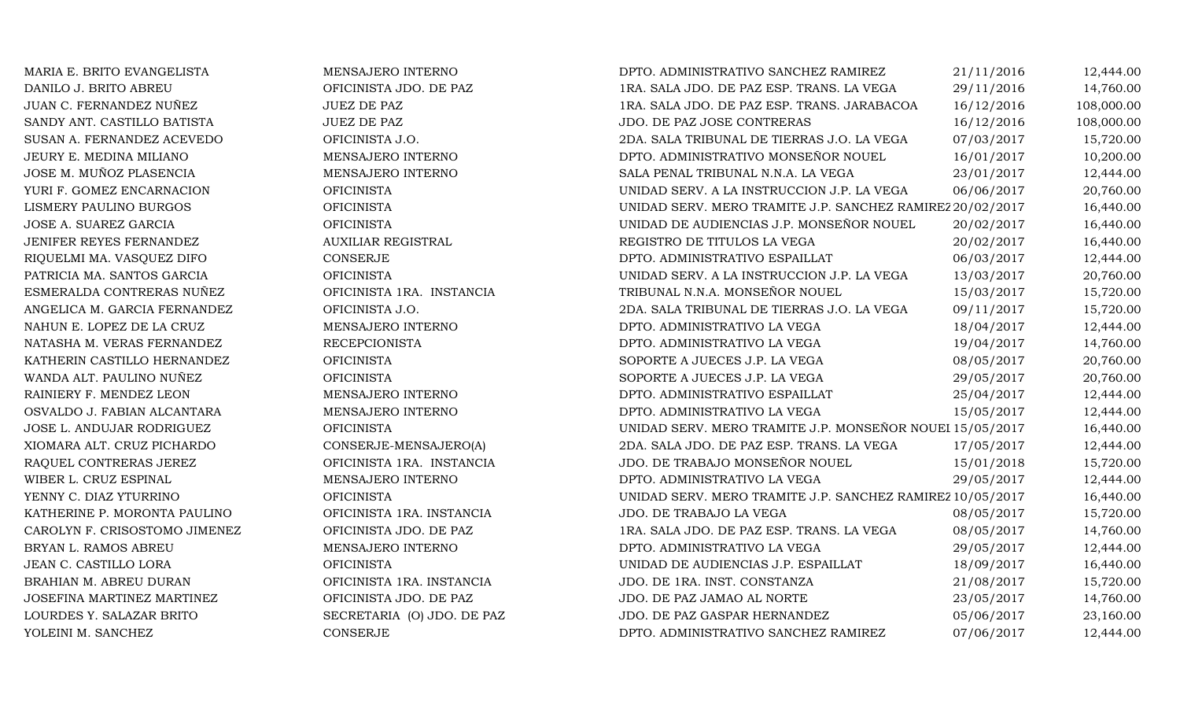| | | | | |
|---|---|---|---|---|
| MARIA E. BRITO EVANGELISTA | MENSAJERO INTERNO | DPTO. ADMINISTRATIVO SANCHEZ RAMIREZ | 21/11/2016 | 12,444.00 |
| DANILO J. BRITO ABREU | OFICINISTA JDO. DE PAZ | 1RA. SALA JDO. DE PAZ ESP. TRANS. LA VEGA | 29/11/2016 | 14,760.00 |
| JUAN C. FERNANDEZ NUÑEZ | JUEZ DE PAZ | 1RA. SALA JDO. DE PAZ ESP. TRANS. JARABACOA | 16/12/2016 | 108,000.00 |
| SANDY ANT. CASTILLO BATISTA | JUEZ DE PAZ | JDO. DE PAZ JOSE CONTRERAS | 16/12/2016 | 108,000.00 |
| SUSAN A. FERNANDEZ ACEVEDO | OFICINISTA J.O. | 2DA. SALA TRIBUNAL DE TIERRAS J.O. LA VEGA | 07/03/2017 | 15,720.00 |
| JEURY E. MEDINA MILIANO | MENSAJERO INTERNO | DPTO. ADMINISTRATIVO MONSEÑOR NOUEL | 16/01/2017 | 10,200.00 |
| JOSE M. MUÑOZ PLASENCIA | MENSAJERO INTERNO | SALA PENAL TRIBUNAL N.N.A. LA VEGA | 23/01/2017 | 12,444.00 |
| YURI F. GOMEZ ENCARNACION | OFICINISTA | UNIDAD SERV. A LA INSTRUCCION J.P. LA VEGA | 06/06/2017 | 20,760.00 |
| LISMERY PAULINO BURGOS | OFICINISTA | UNIDAD SERV. MERO TRAMITE J.P. SANCHEZ RAMIREZ | 20/02/2017 | 16,440.00 |
| JOSE A. SUAREZ GARCIA | OFICINISTA | UNIDAD DE AUDIENCIAS J.P. MONSEÑOR NOUEL | 20/02/2017 | 16,440.00 |
| JENIFER REYES FERNANDEZ | AUXILIAR REGISTRAL | REGISTRO DE TITULOS LA VEGA | 20/02/2017 | 16,440.00 |
| RIQUELMI MA. VASQUEZ DIFO | CONSERJE | DPTO. ADMINISTRATIVO ESPAILLAT | 06/03/2017 | 12,444.00 |
| PATRICIA MA. SANTOS GARCIA | OFICINISTA | UNIDAD SERV. A LA INSTRUCCION J.P. LA VEGA | 13/03/2017 | 20,760.00 |
| ESMERALDA CONTRERAS NUÑEZ | OFICINISTA 1RA. INSTANCIA | TRIBUNAL N.N.A. MONSEÑOR NOUEL | 15/03/2017 | 15,720.00 |
| ANGELICA M. GARCIA FERNANDEZ | OFICINISTA J.O. | 2DA. SALA TRIBUNAL DE TIERRAS J.O. LA VEGA | 09/11/2017 | 15,720.00 |
| NAHUN E. LOPEZ DE LA CRUZ | MENSAJERO INTERNO | DPTO. ADMINISTRATIVO LA VEGA | 18/04/2017 | 12,444.00 |
| NATASHA M. VERAS FERNANDEZ | RECEPCIONISTA | DPTO. ADMINISTRATIVO LA VEGA | 19/04/2017 | 14,760.00 |
| KATHERIN CASTILLO HERNANDEZ | OFICINISTA | SOPORTE A JUECES J.P. LA VEGA | 08/05/2017 | 20,760.00 |
| WANDA ALT. PAULINO NUÑEZ | OFICINISTA | SOPORTE A JUECES J.P. LA VEGA | 29/05/2017 | 20,760.00 |
| RAINIERY F. MENDEZ LEON | MENSAJERO INTERNO | DPTO. ADMINISTRATIVO ESPAILLAT | 25/04/2017 | 12,444.00 |
| OSVALDO J. FABIAN ALCANTARA | MENSAJERO INTERNO | DPTO. ADMINISTRATIVO LA VEGA | 15/05/2017 | 12,444.00 |
| JOSE L. ANDUJAR RODRIGUEZ | OFICINISTA | UNIDAD SERV. MERO TRAMITE J.P. MONSEÑOR NOUEL | 15/05/2017 | 16,440.00 |
| XIOMARA ALT. CRUZ PICHARDO | CONSERJE-MENSAJERO(A) | 2DA. SALA JDO. DE PAZ ESP. TRANS. LA VEGA | 17/05/2017 | 12,444.00 |
| RAQUEL CONTRERAS JEREZ | OFICINISTA 1RA. INSTANCIA | JDO. DE TRABAJO MONSEÑOR NOUEL | 15/01/2018 | 15,720.00 |
| WIBER L. CRUZ ESPINAL | MENSAJERO INTERNO | DPTO. ADMINISTRATIVO LA VEGA | 29/05/2017 | 12,444.00 |
| YENNY C. DIAZ YTURRINO | OFICINISTA | UNIDAD SERV. MERO TRAMITE J.P. SANCHEZ RAMIREZ | 10/05/2017 | 16,440.00 |
| KATHERINE P. MORONTA PAULINO | OFICINISTA 1RA. INSTANCIA | JDO. DE TRABAJO LA VEGA | 08/05/2017 | 15,720.00 |
| CAROLYN F. CRISOSTOMO JIMENEZ | OFICINISTA JDO. DE PAZ | 1RA. SALA JDO. DE PAZ ESP. TRANS. LA VEGA | 08/05/2017 | 14,760.00 |
| BRYAN L. RAMOS ABREU | MENSAJERO INTERNO | DPTO. ADMINISTRATIVO LA VEGA | 29/05/2017 | 12,444.00 |
| JEAN C. CASTILLO LORA | OFICINISTA | UNIDAD DE AUDIENCIAS J.P. ESPAILLAT | 18/09/2017 | 16,440.00 |
| BRAHIAN M. ABREU DURAN | OFICINISTA 1RA. INSTANCIA | JDO. DE 1RA. INST. CONSTANZA | 21/08/2017 | 15,720.00 |
| JOSEFINA MARTINEZ MARTINEZ | OFICINISTA JDO. DE PAZ | JDO. DE PAZ JAMAO AL NORTE | 23/05/2017 | 14,760.00 |
| LOURDES Y. SALAZAR BRITO | SECRETARIA (O) JDO. DE PAZ | JDO. DE PAZ GASPAR HERNANDEZ | 05/06/2017 | 23,160.00 |
| YOLEINI M. SANCHEZ | CONSERJE | DPTO. ADMINISTRATIVO SANCHEZ RAMIREZ | 07/06/2017 | 12,444.00 |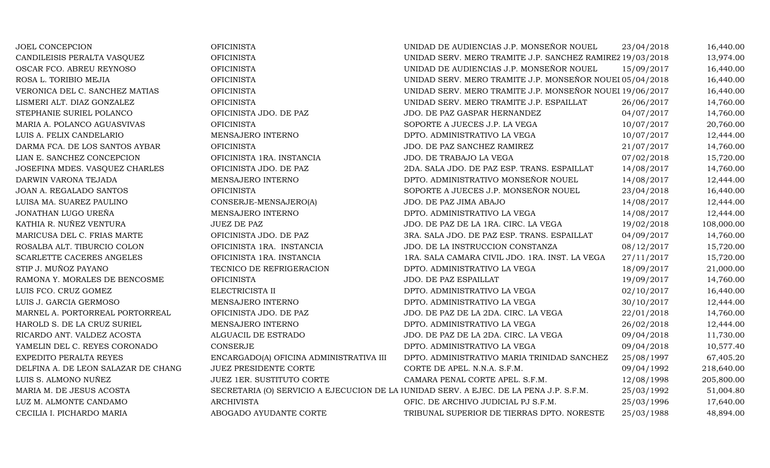| | | | | |
|---|---|---|---|---|
| JOEL CONCEPCION | OFICINISTA | UNIDAD DE AUDIENCIAS J.P. MONSEÑOR NOUEL | 23/04/2018 | 16,440.00 |
| CANDILEISIS PERALTA VASQUEZ | OFICINISTA | UNIDAD SERV. MERO TRAMITE J.P. SANCHEZ RAMIREZ | 19/03/2018 | 13,974.00 |
| OSCAR FCO. ABREU REYNOSO | OFICINISTA | UNIDAD DE AUDIENCIAS J.P. MONSEÑOR NOUEL | 15/09/2017 | 16,440.00 |
| ROSA L. TORIBIO MEJIA | OFICINISTA | UNIDAD SERV. MERO TRAMITE J.P. MONSEÑOR NOUEL | 05/04/2018 | 16,440.00 |
| VERONICA DEL C. SANCHEZ MATIAS | OFICINISTA | UNIDAD SERV. MERO TRAMITE J.P. MONSEÑOR NOUEL | 19/06/2017 | 16,440.00 |
| LISMERI ALT. DIAZ GONZALEZ | OFICINISTA | UNIDAD SERV. MERO TRAMITE J.P. ESPAILLAT | 26/06/2017 | 14,760.00 |
| STEPHANIE SURIEL POLANCO | OFICINISTA JDO. DE PAZ | JDO. DE PAZ GASPAR HERNANDEZ | 04/07/2017 | 14,760.00 |
| MARIA A. POLANCO AGUASVIVAS | OFICINISTA | SOPORTE A JUECES J.P. LA VEGA | 10/07/2017 | 20,760.00 |
| LUIS A. FELIX CANDELARIO | MENSAJERO INTERNO | DPTO. ADMINISTRATIVO LA VEGA | 10/07/2017 | 12,444.00 |
| DARMA FCA. DE LOS SANTOS AYBAR | OFICINISTA | JDO. DE PAZ SANCHEZ RAMIREZ | 21/07/2017 | 14,760.00 |
| LIAN E. SANCHEZ CONCEPCION | OFICINISTA 1RA. INSTANCIA | JDO. DE TRABAJO LA VEGA | 07/02/2018 | 15,720.00 |
| JOSEFINA MDES. VASQUEZ CHARLES | OFICINISTA JDO. DE PAZ | 2DA. SALA JDO. DE PAZ ESP. TRANS. ESPAILLAT | 14/08/2017 | 14,760.00 |
| DARWIN VARONA TEJADA | MENSAJERO INTERNO | DPTO. ADMINISTRATIVO MONSEÑOR NOUEL | 14/08/2017 | 12,444.00 |
| JOAN A. REGALADO SANTOS | OFICINISTA | SOPORTE A JUECES J.P. MONSEÑOR NOUEL | 23/04/2018 | 16,440.00 |
| LUISA MA. SUAREZ PAULINO | CONSERJE-MENSAJERO(A) | JDO. DE PAZ JIMA ABAJO | 14/08/2017 | 12,444.00 |
| JONATHAN LUGO UREÑA | MENSAJERO INTERNO | DPTO. ADMINISTRATIVO LA VEGA | 14/08/2017 | 12,444.00 |
| KATHIA R. NUÑEZ VENTURA | JUEZ DE PAZ | JDO. DE PAZ DE LA 1RA. CIRC. LA VEGA | 19/02/2018 | 108,000.00 |
| MARICUSA DEL C. FRIAS MARTE | OFICINISTA JDO. DE PAZ | 3RA. SALA JDO. DE PAZ ESP. TRANS. ESPAILLAT | 04/09/2017 | 14,760.00 |
| ROSALBA ALT. TIBURCIO COLON | OFICINISTA 1RA. INSTANCIA | JDO. DE LA INSTRUCCION CONSTANZA | 08/12/2017 | 15,720.00 |
| SCARLETTE CACERES ANGELES | OFICINISTA 1RA. INSTANCIA | 1RA. SALA CAMARA CIVIL JDO. 1RA. INST. LA VEGA | 27/11/2017 | 15,720.00 |
| STIP J. MUÑOZ PAYANO | TECNICO DE REFRIGERACION | DPTO. ADMINISTRATIVO LA VEGA | 18/09/2017 | 21,000.00 |
| RAMONA Y. MORALES DE BENCOSME | OFICINISTA | JDO. DE PAZ ESPAILLAT | 19/09/2017 | 14,760.00 |
| LUIS FCO. CRUZ GOMEZ | ELECTRICISTA II | DPTO. ADMINISTRATIVO LA VEGA | 02/10/2017 | 16,440.00 |
| LUIS J. GARCIA GERMOSO | MENSAJERO INTERNO | DPTO. ADMINISTRATIVO LA VEGA | 30/10/2017 | 12,444.00 |
| MARNEL A. PORTORREAL PORTORREAL | OFICINISTA JDO. DE PAZ | JDO. DE PAZ DE LA 2DA. CIRC. LA VEGA | 22/01/2018 | 14,760.00 |
| HAROLD S. DE LA CRUZ SURIEL | MENSAJERO INTERNO | DPTO. ADMINISTRATIVO LA VEGA | 26/02/2018 | 12,444.00 |
| RICARDO ANT. VALDEZ ACOSTA | ALGUACIL DE ESTRADO | JDO. DE PAZ DE LA 2DA. CIRC. LA VEGA | 09/04/2018 | 11,730.00 |
| YAMELIN DEL C. REYES CORONADO | CONSERJE | DPTO. ADMINISTRATIVO LA VEGA | 09/04/2018 | 10,577.40 |
| EXPEDITO PERALTA REYES | ENCARGADO(A) OFICINA ADMINISTRATIVA III | DPTO. ADMINISTRATIVO MARIA TRINIDAD SANCHEZ | 25/08/1997 | 67,405.20 |
| DELFINA A. DE LEON SALAZAR DE CHANG | JUEZ PRESIDENTE CORTE | CORTE DE APEL. N.N.A. S.F.M. | 09/04/1992 | 218,640.00 |
| LUIS S. ALMONO NUÑEZ | JUEZ 1ER. SUSTITUTO CORTE | CAMARA PENAL CORTE APEL. S.F.M. | 12/08/1998 | 205,800.00 |
| MARIA M. DE JESUS ACOSTA | SECRETARIA (O) SERVICIO A EJECUCION DE LA | UNIDAD SERV. A EJEC. DE LA PENA J.P. S.F.M. | 25/03/1992 | 51,004.80 |
| LUZ M. ALMONTE CANDAMO | ARCHIVISTA | OFIC. DE ARCHIVO JUDICIAL PJ S.F.M. | 25/03/1996 | 17,640.00 |
| CECILIA I. PICHARDO MARIA | ABOGADO AYUDANTE CORTE | TRIBUNAL SUPERIOR DE TIERRAS DPTO. NORESTE | 25/03/1988 | 48,894.00 |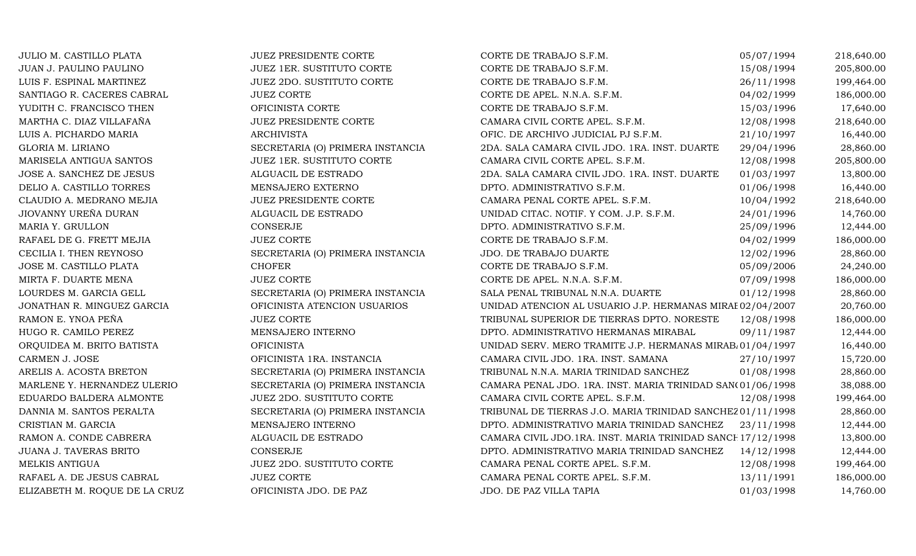| | | | | |
|---|---|---|---|---|
| JULIO M. CASTILLO PLATA | JUEZ PRESIDENTE CORTE | CORTE DE TRABAJO S.F.M. | 05/07/1994 | 218,640.00 |
| JUAN J. PAULINO PAULINO | JUEZ 1ER. SUSTITUTO CORTE | CORTE DE TRABAJO S.F.M. | 15/08/1994 | 205,800.00 |
| LUIS F. ESPINAL MARTINEZ | JUEZ 2DO. SUSTITUTO CORTE | CORTE DE TRABAJO S.F.M. | 26/11/1998 | 199,464.00 |
| SANTIAGO R. CACERES CABRAL | JUEZ CORTE | CORTE DE APEL. N.N.A. S.F.M. | 04/02/1999 | 186,000.00 |
| YUDITH C. FRANCISCO THEN | OFICINISTA CORTE | CORTE DE TRABAJO S.F.M. | 15/03/1996 | 17,640.00 |
| MARTHA C. DIAZ VILLAFAÑA | JUEZ PRESIDENTE CORTE | CAMARA CIVIL CORTE APEL. S.F.M. | 12/08/1998 | 218,640.00 |
| LUIS A. PICHARDO MARIA | ARCHIVISTA | OFIC. DE ARCHIVO JUDICIAL PJ S.F.M. | 21/10/1997 | 16,440.00 |
| GLORIA M. LIRIANO | SECRETARIA (O) PRIMERA INSTANCIA | 2DA. SALA CAMARA CIVIL JDO. 1RA. INST. DUARTE | 29/04/1996 | 28,860.00 |
| MARISELA ANTIGUA SANTOS | JUEZ 1ER. SUSTITUTO CORTE | CAMARA CIVIL CORTE APEL. S.F.M. | 12/08/1998 | 205,800.00 |
| JOSE A. SANCHEZ DE JESUS | ALGUACIL DE ESTRADO | 2DA. SALA CAMARA CIVIL JDO. 1RA. INST. DUARTE | 01/03/1997 | 13,800.00 |
| DELIO A. CASTILLO TORRES | MENSAJERO EXTERNO | DPTO. ADMINISTRATIVO S.F.M. | 01/06/1998 | 16,440.00 |
| CLAUDIO A. MEDRANO MEJIA | JUEZ PRESIDENTE CORTE | CAMARA PENAL CORTE APEL. S.F.M. | 10/04/1992 | 218,640.00 |
| JIOVANNY UREÑA DURAN | ALGUACIL DE ESTRADO | UNIDAD CITAC. NOTIF. Y COM. J.P. S.F.M. | 24/01/1996 | 14,760.00 |
| MARIA Y. GRULLON | CONSERJE | DPTO. ADMINISTRATIVO S.F.M. | 25/09/1996 | 12,444.00 |
| RAFAEL DE G. FRETT MEJIA | JUEZ CORTE | CORTE DE TRABAJO S.F.M. | 04/02/1999 | 186,000.00 |
| CECILIA I. THEN REYNOSO | SECRETARIA (O) PRIMERA INSTANCIA | JDO. DE TRABAJO DUARTE | 12/02/1996 | 28,860.00 |
| JOSE M. CASTILLO PLATA | CHOFER | CORTE DE TRABAJO S.F.M. | 05/09/2006 | 24,240.00 |
| MIRTA F. DUARTE MENA | JUEZ CORTE | CORTE DE APEL. N.N.A. S.F.M. | 07/09/1998 | 186,000.00 |
| LOURDES M. GARCIA GELL | SECRETARIA (O) PRIMERA INSTANCIA | SALA PENAL TRIBUNAL N.N.A. DUARTE | 01/12/1998 | 28,860.00 |
| JONATHAN R. MINGUEZ GARCIA | OFICINISTA ATENCION USUARIOS | UNIDAD ATENCION AL USUARIO J.P. HERMANAS MIRAI | 02/04/2007 | 20,760.00 |
| RAMON E. YNOA PEÑA | JUEZ CORTE | TRIBUNAL SUPERIOR DE TIERRAS DPTO. NORESTE | 12/08/1998 | 186,000.00 |
| HUGO R. CAMILO PEREZ | MENSAJERO INTERNO | DPTO. ADMINISTRATIVO HERMANAS MIRABAL | 09/11/1987 | 12,444.00 |
| ORQUIDEA M. BRITO BATISTA | OFICINISTA | UNIDAD SERV. MERO TRAMITE J.P. HERMANAS MIRAB | 01/04/1997 | 16,440.00 |
| CARMEN J. JOSE | OFICINISTA 1RA. INSTANCIA | CAMARA CIVIL JDO. 1RA. INST. SAMANA | 27/10/1997 | 15,720.00 |
| ARELIS A. ACOSTA BRETON | SECRETARIA (O) PRIMERA INSTANCIA | TRIBUNAL N.N.A. MARIA TRINIDAD SANCHEZ | 01/08/1998 | 28,860.00 |
| MARLENE Y. HERNANDEZ ULERIO | SECRETARIA (O) PRIMERA INSTANCIA | CAMARA PENAL JDO. 1RA. INST. MARIA TRINIDAD SAN( | 01/06/1998 | 38,088.00 |
| EDUARDO BALDERA ALMONTE | JUEZ 2DO. SUSTITUTO CORTE | CAMARA CIVIL CORTE APEL. S.F.M. | 12/08/1998 | 199,464.00 |
| DANNIA M. SANTOS PERALTA | SECRETARIA (O) PRIMERA INSTANCIA | TRIBUNAL DE TIERRAS J.O. MARIA TRINIDAD SANCHEZ | 01/11/1998 | 28,860.00 |
| CRISTIAN M. GARCIA | MENSAJERO INTERNO | DPTO. ADMINISTRATIVO MARIA TRINIDAD SANCHEZ | 23/11/1998 | 12,444.00 |
| RAMON A. CONDE CABRERA | ALGUACIL DE ESTRADO | CAMARA CIVIL JDO.1RA. INST. MARIA TRINIDAD SANCH | 17/12/1998 | 13,800.00 |
| JUANA J. TAVERAS BRITO | CONSERJE | DPTO. ADMINISTRATIVO MARIA TRINIDAD SANCHEZ | 14/12/1998 | 12,444.00 |
| MELKIS ANTIGUA | JUEZ 2DO. SUSTITUTO CORTE | CAMARA PENAL CORTE APEL. S.F.M. | 12/08/1998 | 199,464.00 |
| RAFAEL A. DE JESUS CABRAL | JUEZ CORTE | CAMARA PENAL CORTE APEL. S.F.M. | 13/11/1991 | 186,000.00 |
| ELIZABETH M. ROQUE DE LA CRUZ | OFICINISTA JDO. DE PAZ | JDO. DE PAZ VILLA TAPIA | 01/03/1998 | 14,760.00 |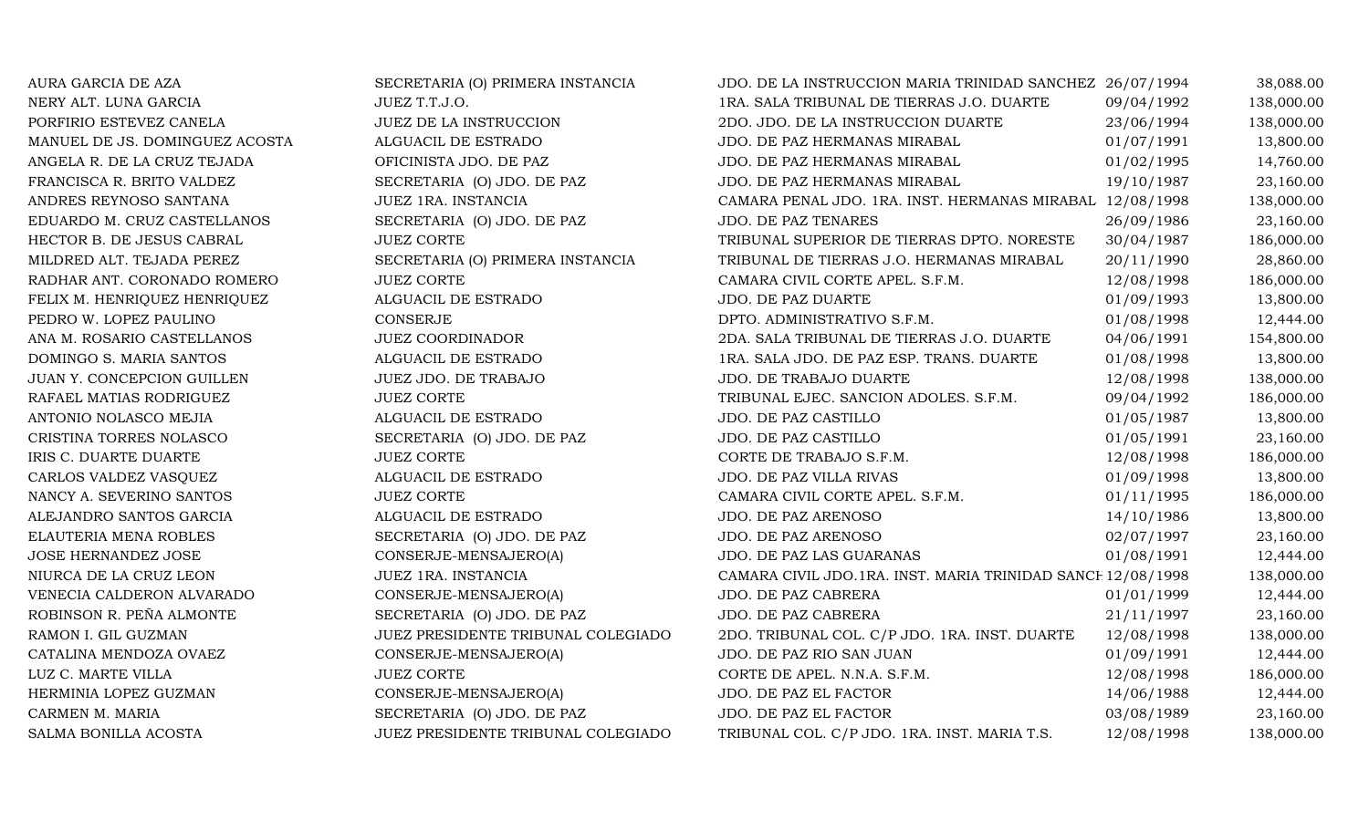| | | | | |
|---|---|---|---|---|
| AURA GARCIA DE AZA | SECRETARIA (O) PRIMERA INSTANCIA | JDO. DE LA INSTRUCCION MARIA TRINIDAD SANCHEZ | 26/07/1994 | 38,088.00 |
| NERY ALT. LUNA GARCIA | JUEZ T.T.J.O. | 1RA. SALA TRIBUNAL DE TIERRAS J.O. DUARTE | 09/04/1992 | 138,000.00 |
| PORFIRIO ESTEVEZ CANELA | JUEZ DE LA INSTRUCCION | 2DO. JDO. DE LA INSTRUCCION DUARTE | 23/06/1994 | 138,000.00 |
| MANUEL DE JS. DOMINGUEZ ACOSTA | ALGUACIL DE ESTRADO | JDO. DE PAZ HERMANAS MIRABAL | 01/07/1991 | 13,800.00 |
| ANGELA R. DE LA CRUZ TEJADA | OFICINISTA JDO. DE PAZ | JDO. DE PAZ HERMANAS MIRABAL | 01/02/1995 | 14,760.00 |
| FRANCISCA R. BRITO VALDEZ | SECRETARIA (O) JDO. DE PAZ | JDO. DE PAZ HERMANAS MIRABAL | 19/10/1987 | 23,160.00 |
| ANDRES REYNOSO SANTANA | JUEZ 1RA. INSTANCIA | CAMARA PENAL JDO. 1RA. INST. HERMANAS MIRABAL | 12/08/1998 | 138,000.00 |
| EDUARDO M. CRUZ CASTELLANOS | SECRETARIA (O) JDO. DE PAZ | JDO. DE PAZ TENARES | 26/09/1986 | 23,160.00 |
| HECTOR B. DE JESUS CABRAL | JUEZ CORTE | TRIBUNAL SUPERIOR DE TIERRAS DPTO. NORESTE | 30/04/1987 | 186,000.00 |
| MILDRED ALT. TEJADA PEREZ | SECRETARIA (O) PRIMERA INSTANCIA | TRIBUNAL DE TIERRAS J.O. HERMANAS MIRABAL | 20/11/1990 | 28,860.00 |
| RADHAR ANT. CORONADO ROMERO | JUEZ CORTE | CAMARA CIVIL CORTE APEL. S.F.M. | 12/08/1998 | 186,000.00 |
| FELIX M. HENRIQUEZ HENRIQUEZ | ALGUACIL DE ESTRADO | JDO. DE PAZ DUARTE | 01/09/1993 | 13,800.00 |
| PEDRO W. LOPEZ PAULINO | CONSERJE | DPTO. ADMINISTRATIVO S.F.M. | 01/08/1998 | 12,444.00 |
| ANA M. ROSARIO CASTELLANOS | JUEZ COORDINADOR | 2DA. SALA TRIBUNAL DE TIERRAS J.O. DUARTE | 04/06/1991 | 154,800.00 |
| DOMINGO S. MARIA SANTOS | ALGUACIL DE ESTRADO | 1RA. SALA JDO. DE PAZ ESP. TRANS. DUARTE | 01/08/1998 | 13,800.00 |
| JUAN Y. CONCEPCION GUILLEN | JUEZ JDO. DE TRABAJO | JDO. DE TRABAJO DUARTE | 12/08/1998 | 138,000.00 |
| RAFAEL MATIAS RODRIGUEZ | JUEZ CORTE | TRIBUNAL EJEC. SANCION ADOLES. S.F.M. | 09/04/1992 | 186,000.00 |
| ANTONIO NOLASCO MEJIA | ALGUACIL DE ESTRADO | JDO. DE PAZ CASTILLO | 01/05/1987 | 13,800.00 |
| CRISTINA TORRES NOLASCO | SECRETARIA (O) JDO. DE PAZ | JDO. DE PAZ CASTILLO | 01/05/1991 | 23,160.00 |
| IRIS C. DUARTE DUARTE | JUEZ CORTE | CORTE DE TRABAJO S.F.M. | 12/08/1998 | 186,000.00 |
| CARLOS VALDEZ VASQUEZ | ALGUACIL DE ESTRADO | JDO. DE PAZ VILLA RIVAS | 01/09/1998 | 13,800.00 |
| NANCY A. SEVERINO SANTOS | JUEZ CORTE | CAMARA CIVIL CORTE APEL. S.F.M. | 01/11/1995 | 186,000.00 |
| ALEJANDRO SANTOS GARCIA | ALGUACIL DE ESTRADO | JDO. DE PAZ ARENOSO | 14/10/1986 | 13,800.00 |
| ELAUTERIA MENA ROBLES | SECRETARIA (O) JDO. DE PAZ | JDO. DE PAZ ARENOSO | 02/07/1997 | 23,160.00 |
| JOSE HERNANDEZ JOSE | CONSERJE-MENSAJERO(A) | JDO. DE PAZ LAS GUARANAS | 01/08/1991 | 12,444.00 |
| NIURCA DE LA CRUZ LEON | JUEZ 1RA. INSTANCIA | CAMARA CIVIL JDO.1RA. INST. MARIA TRINIDAD SANCH | 12/08/1998 | 138,000.00 |
| VENECIA CALDERON ALVARADO | CONSERJE-MENSAJERO(A) | JDO. DE PAZ CABRERA | 01/01/1999 | 12,444.00 |
| ROBINSON R. PEÑA ALMONTE | SECRETARIA (O) JDO. DE PAZ | JDO. DE PAZ CABRERA | 21/11/1997 | 23,160.00 |
| RAMON I. GIL GUZMAN | JUEZ PRESIDENTE TRIBUNAL COLEGIADO | 2DO. TRIBUNAL COL. C/P JDO. 1RA. INST. DUARTE | 12/08/1998 | 138,000.00 |
| CATALINA MENDOZA OVAEZ | CONSERJE-MENSAJERO(A) | JDO. DE PAZ RIO SAN JUAN | 01/09/1991 | 12,444.00 |
| LUZ C. MARTE VILLA | JUEZ CORTE | CORTE DE APEL. N.N.A. S.F.M. | 12/08/1998 | 186,000.00 |
| HERMINIA LOPEZ GUZMAN | CONSERJE-MENSAJERO(A) | JDO. DE PAZ EL FACTOR | 14/06/1988 | 12,444.00 |
| CARMEN M. MARIA | SECRETARIA (O) JDO. DE PAZ | JDO. DE PAZ EL FACTOR | 03/08/1989 | 23,160.00 |
| SALMA BONILLA ACOSTA | JUEZ PRESIDENTE TRIBUNAL COLEGIADO | TRIBUNAL COL. C/P JDO. 1RA. INST. MARIA T.S. | 12/08/1998 | 138,000.00 |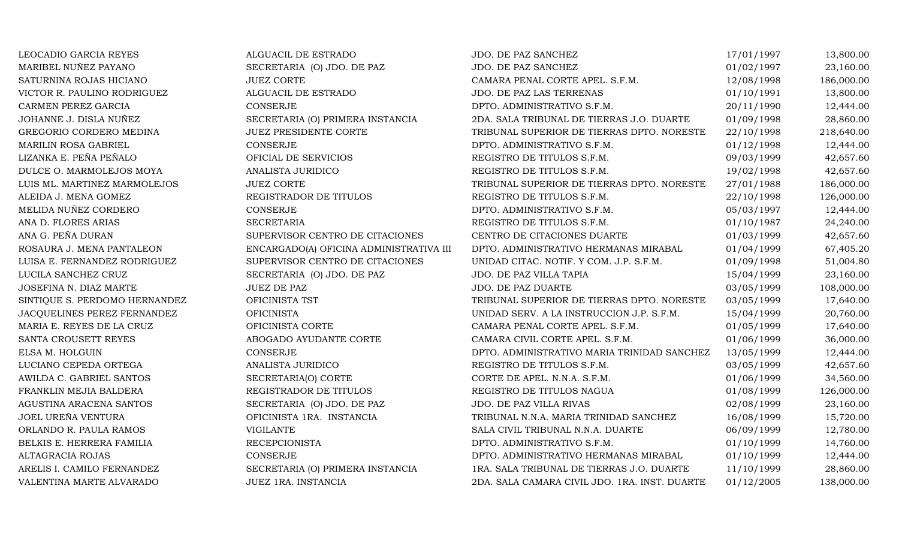| | | | | |
|---|---|---|---|---|
| LEOCADIO GARCIA REYES | ALGUACIL DE ESTRADO | JDO. DE PAZ SANCHEZ | 17/01/1997 | 13,800.00 |
| MARIBEL NUÑEZ PAYANO | SECRETARIA (O) JDO. DE PAZ | JDO. DE PAZ SANCHEZ | 01/02/1997 | 23,160.00 |
| SATURNINA ROJAS HICIANO | JUEZ CORTE | CAMARA PENAL CORTE APEL. S.F.M. | 12/08/1998 | 186,000.00 |
| VICTOR R. PAULINO RODRIGUEZ | ALGUACIL DE ESTRADO | JDO. DE PAZ LAS TERRENAS | 01/10/1991 | 13,800.00 |
| CARMEN PEREZ GARCIA | CONSERJE | DPTO. ADMINISTRATIVO S.F.M. | 20/11/1990 | 12,444.00 |
| JOHANNE J. DISLA NUÑEZ | SECRETARIA (O) PRIMERA INSTANCIA | 2DA. SALA TRIBUNAL DE TIERRAS J.O. DUARTE | 01/09/1998 | 28,860.00 |
| GREGORIO CORDERO MEDINA | JUEZ PRESIDENTE CORTE | TRIBUNAL SUPERIOR DE TIERRAS DPTO. NORESTE | 22/10/1998 | 218,640.00 |
| MARILIN ROSA GABRIEL | CONSERJE | DPTO. ADMINISTRATIVO S.F.M. | 01/12/1998 | 12,444.00 |
| LIZANKA E. PEÑA PEÑALO | OFICIAL DE SERVICIOS | REGISTRO DE TITULOS S.F.M. | 09/03/1999 | 42,657.60 |
| DULCE O. MARMOLEJOS MOYA | ANALISTA JURIDICO | REGISTRO DE TITULOS S.F.M. | 19/02/1998 | 42,657.60 |
| LUIS ML. MARTINEZ MARMOLEJOS | JUEZ CORTE | TRIBUNAL SUPERIOR DE TIERRAS DPTO. NORESTE | 27/01/1988 | 186,000.00 |
| ALEIDA J. MENA GOMEZ | REGISTRADOR DE TITULOS | REGISTRO DE TITULOS S.F.M. | 22/10/1998 | 126,000.00 |
| MELIDA NUÑEZ CORDERO | CONSERJE | DPTO. ADMINISTRATIVO S.F.M. | 05/03/1997 | 12,444.00 |
| ANA D. FLORES ARIAS | SECRETARIA | REGISTRO DE TITULOS S.F.M. | 01/10/1987 | 24,240.00 |
| ANA G. PEÑA DURAN | SUPERVISOR CENTRO DE CITACIONES | CENTRO DE CITACIONES DUARTE | 01/03/1999 | 42,657.60 |
| ROSAURA J. MENA PANTALEON | ENCARGADO(A) OFICINA ADMINISTRATIVA III | DPTO. ADMINISTRATIVO HERMANAS MIRABAL | 01/04/1999 | 67,405.20 |
| LUISA E. FERNANDEZ RODRIGUEZ | SUPERVISOR CENTRO DE CITACIONES | UNIDAD CITAC. NOTIF. Y COM. J.P. S.F.M. | 01/09/1998 | 51,004.80 |
| LUCILA SANCHEZ CRUZ | SECRETARIA (O) JDO. DE PAZ | JDO. DE PAZ VILLA TAPIA | 15/04/1999 | 23,160.00 |
| JOSEFINA N. DIAZ MARTE | JUEZ DE PAZ | JDO. DE PAZ DUARTE | 03/05/1999 | 108,000.00 |
| SINTIQUE S. PERDOMO HERNANDEZ | OFICINISTA TST | TRIBUNAL SUPERIOR DE TIERRAS DPTO. NORESTE | 03/05/1999 | 17,640.00 |
| JACQUELINES PEREZ FERNANDEZ | OFICINISTA | UNIDAD SERV. A LA INSTRUCCION J.P. S.F.M. | 15/04/1999 | 20,760.00 |
| MARIA E. REYES DE LA CRUZ | OFICINISTA CORTE | CAMARA PENAL CORTE APEL. S.F.M. | 01/05/1999 | 17,640.00 |
| SANTA CROUSETT REYES | ABOGADO AYUDANTE CORTE | CAMARA CIVIL CORTE APEL. S.F.M. | 01/06/1999 | 36,000.00 |
| ELSA M. HOLGUIN | CONSERJE | DPTO. ADMINISTRATIVO MARIA TRINIDAD SANCHEZ | 13/05/1999 | 12,444.00 |
| LUCIANO CEPEDA ORTEGA | ANALISTA JURIDICO | REGISTRO DE TITULOS S.F.M. | 03/05/1999 | 42,657.60 |
| AWILDA C. GABRIEL SANTOS | SECRETARIA(O) CORTE | CORTE DE APEL. N.N.A. S.F.M. | 01/06/1999 | 34,560.00 |
| FRANKLIN MEJIA BALDERA | REGISTRADOR DE TITULOS | REGISTRO DE TITULOS NAGUA | 01/08/1999 | 126,000.00 |
| AGUSTINA ARACENA SANTOS | SECRETARIA (O) JDO. DE PAZ | JDO. DE PAZ VILLA RIVAS | 02/08/1999 | 23,160.00 |
| JOEL UREÑA VENTURA | OFICINISTA 1RA. INSTANCIA | TRIBUNAL N.N.A. MARIA TRINIDAD SANCHEZ | 16/08/1999 | 15,720.00 |
| ORLANDO R. PAULA RAMOS | VIGILANTE | SALA CIVIL TRIBUNAL N.N.A. DUARTE | 06/09/1999 | 12,780.00 |
| BELKIS E. HERRERA FAMILIA | RECEPCIONISTA | DPTO. ADMINISTRATIVO S.F.M. | 01/10/1999 | 14,760.00 |
| ALTAGRACIA ROJAS | CONSERJE | DPTO. ADMINISTRATIVO HERMANAS MIRABAL | 01/10/1999 | 12,444.00 |
| ARELIS I. CAMILO FERNANDEZ | SECRETARIA (O) PRIMERA INSTANCIA | 1RA. SALA TRIBUNAL DE TIERRAS J.O. DUARTE | 11/10/1999 | 28,860.00 |
| VALENTINA MARTE ALVARADO | JUEZ 1RA. INSTANCIA | 2DA. SALA CAMARA CIVIL JDO. 1RA. INST. DUARTE | 01/12/2005 | 138,000.00 |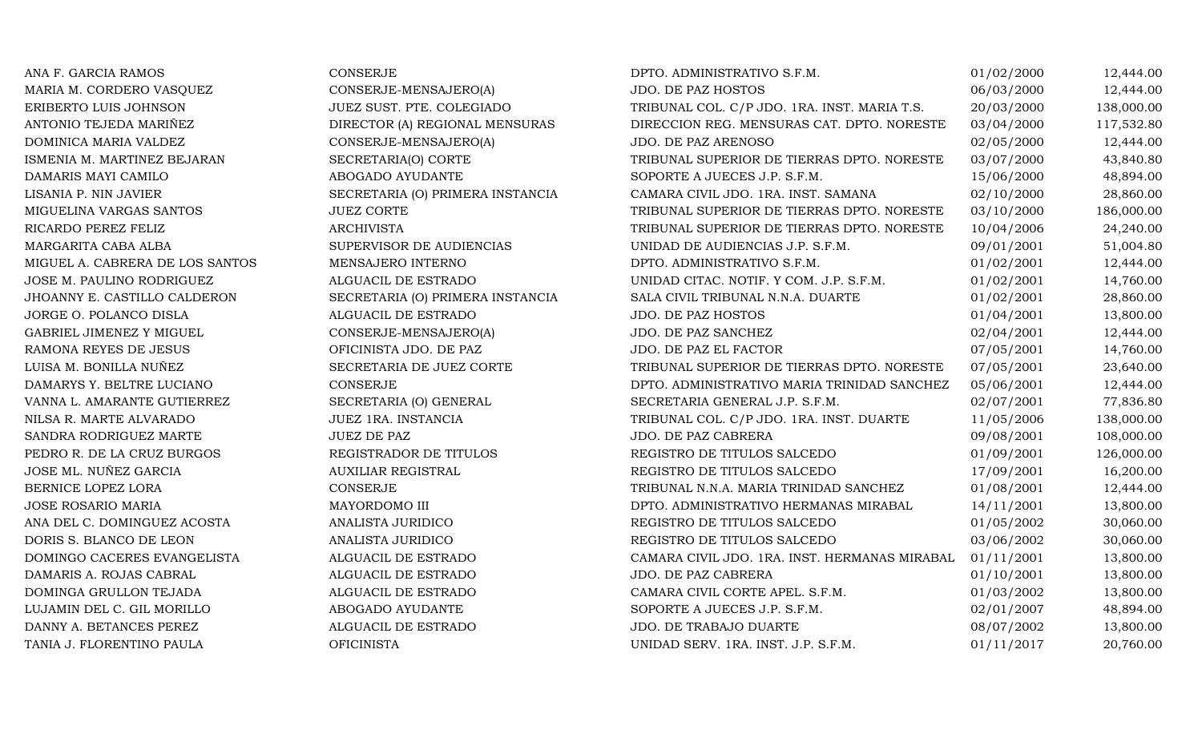| | | | | |
|---|---|---|---|---|
| ANA F. GARCIA RAMOS | CONSERJE | DPTO. ADMINISTRATIVO S.F.M. | 01/02/2000 | 12,444.00 |
| MARIA M. CORDERO VASQUEZ | CONSERJE-MENSAJERO(A) | JDO. DE PAZ HOSTOS | 06/03/2000 | 12,444.00 |
| ERIBERTO LUIS JOHNSON | JUEZ SUST. PTE. COLEGIADO | TRIBUNAL COL. C/P JDO. 1RA. INST. MARIA T.S. | 20/03/2000 | 138,000.00 |
| ANTONIO TEJEDA MARIÑEZ | DIRECTOR (A) REGIONAL MENSURAS | DIRECCION REG. MENSURAS CAT. DPTO. NORESTE | 03/04/2000 | 117,532.80 |
| DOMINICA MARIA VALDEZ | CONSERJE-MENSAJERO(A) | JDO. DE PAZ ARENOSO | 02/05/2000 | 12,444.00 |
| ISMENIA M. MARTINEZ BEJARAN | SECRETARIA(O) CORTE | TRIBUNAL SUPERIOR DE TIERRAS DPTO. NORESTE | 03/07/2000 | 43,840.80 |
| DAMARIS MAYI CAMILO | ABOGADO AYUDANTE | SOPORTE A JUECES J.P. S.F.M. | 15/06/2000 | 48,894.00 |
| LISANIA P. NIN JAVIER | SECRETARIA (O) PRIMERA INSTANCIA | CAMARA CIVIL JDO. 1RA. INST. SAMANA | 02/10/2000 | 28,860.00 |
| MIGUELINA VARGAS SANTOS | JUEZ CORTE | TRIBUNAL SUPERIOR DE TIERRAS DPTO. NORESTE | 03/10/2000 | 186,000.00 |
| RICARDO PEREZ FELIZ | ARCHIVISTA | TRIBUNAL SUPERIOR DE TIERRAS DPTO. NORESTE | 10/04/2006 | 24,240.00 |
| MARGARITA CABA ALBA | SUPERVISOR DE AUDIENCIAS | UNIDAD DE AUDIENCIAS J.P. S.F.M. | 09/01/2001 | 51,004.80 |
| MIGUEL A. CABRERA DE LOS SANTOS | MENSAJERO INTERNO | DPTO. ADMINISTRATIVO S.F.M. | 01/02/2001 | 12,444.00 |
| JOSE M. PAULINO RODRIGUEZ | ALGUACIL DE ESTRADO | UNIDAD CITAC. NOTIF. Y COM. J.P. S.F.M. | 01/02/2001 | 14,760.00 |
| JHOANNY E. CASTILLO CALDERON | SECRETARIA (O) PRIMERA INSTANCIA | SALA CIVIL TRIBUNAL N.N.A. DUARTE | 01/02/2001 | 28,860.00 |
| JORGE O. POLANCO DISLA | ALGUACIL DE ESTRADO | JDO. DE PAZ HOSTOS | 01/04/2001 | 13,800.00 |
| GABRIEL JIMENEZ Y MIGUEL | CONSERJE-MENSAJERO(A) | JDO. DE PAZ SANCHEZ | 02/04/2001 | 12,444.00 |
| RAMONA REYES DE JESUS | OFICINISTA JDO. DE PAZ | JDO. DE PAZ EL FACTOR | 07/05/2001 | 14,760.00 |
| LUISA M. BONILLA NUÑEZ | SECRETARIA DE JUEZ CORTE | TRIBUNAL SUPERIOR DE TIERRAS DPTO. NORESTE | 07/05/2001 | 23,640.00 |
| DAMARYS Y. BELTRE LUCIANO | CONSERJE | DPTO. ADMINISTRATIVO MARIA TRINIDAD SANCHEZ | 05/06/2001 | 12,444.00 |
| VANNA L. AMARANTE GUTIERREZ | SECRETARIA (O) GENERAL | SECRETARIA GENERAL J.P. S.F.M. | 02/07/2001 | 77,836.80 |
| NILSA R. MARTE ALVARADO | JUEZ 1RA. INSTANCIA | TRIBUNAL COL. C/P JDO. 1RA. INST. DUARTE | 11/05/2006 | 138,000.00 |
| SANDRA RODRIGUEZ MARTE | JUEZ DE PAZ | JDO. DE PAZ CABRERA | 09/08/2001 | 108,000.00 |
| PEDRO R. DE LA CRUZ BURGOS | REGISTRADOR DE TITULOS | REGISTRO DE TITULOS SALCEDO | 01/09/2001 | 126,000.00 |
| JOSE ML. NUÑEZ GARCIA | AUXILIAR REGISTRAL | REGISTRO DE TITULOS SALCEDO | 17/09/2001 | 16,200.00 |
| BERNICE LOPEZ LORA | CONSERJE | TRIBUNAL N.N.A. MARIA TRINIDAD SANCHEZ | 01/08/2001 | 12,444.00 |
| JOSE ROSARIO MARIA | MAYORDOMO III | DPTO. ADMINISTRATIVO HERMANAS MIRABAL | 14/11/2001 | 13,800.00 |
| ANA DEL C. DOMINGUEZ ACOSTA | ANALISTA JURIDICO | REGISTRO DE TITULOS SALCEDO | 01/05/2002 | 30,060.00 |
| DORIS S. BLANCO DE LEON | ANALISTA JURIDICO | REGISTRO DE TITULOS SALCEDO | 03/06/2002 | 30,060.00 |
| DOMINGO CACERES EVANGELISTA | ALGUACIL DE ESTRADO | CAMARA CIVIL JDO. 1RA. INST. HERMANAS MIRABAL | 01/11/2001 | 13,800.00 |
| DAMARIS A. ROJAS CABRAL | ALGUACIL DE ESTRADO | JDO. DE PAZ CABRERA | 01/10/2001 | 13,800.00 |
| DOMINGA GRULLON TEJADA | ALGUACIL DE ESTRADO | CAMARA CIVIL CORTE APEL. S.F.M. | 01/03/2002 | 13,800.00 |
| LUJAMIN DEL C. GIL MORILLO | ABOGADO AYUDANTE | SOPORTE A JUECES J.P. S.F.M. | 02/01/2007 | 48,894.00 |
| DANNY A. BETANCES PEREZ | ALGUACIL DE ESTRADO | JDO. DE TRABAJO DUARTE | 08/07/2002 | 13,800.00 |
| TANIA J. FLORENTINO PAULA | OFICINISTA | UNIDAD SERV. 1RA. INST. J.P. S.F.M. | 01/11/2017 | 20,760.00 |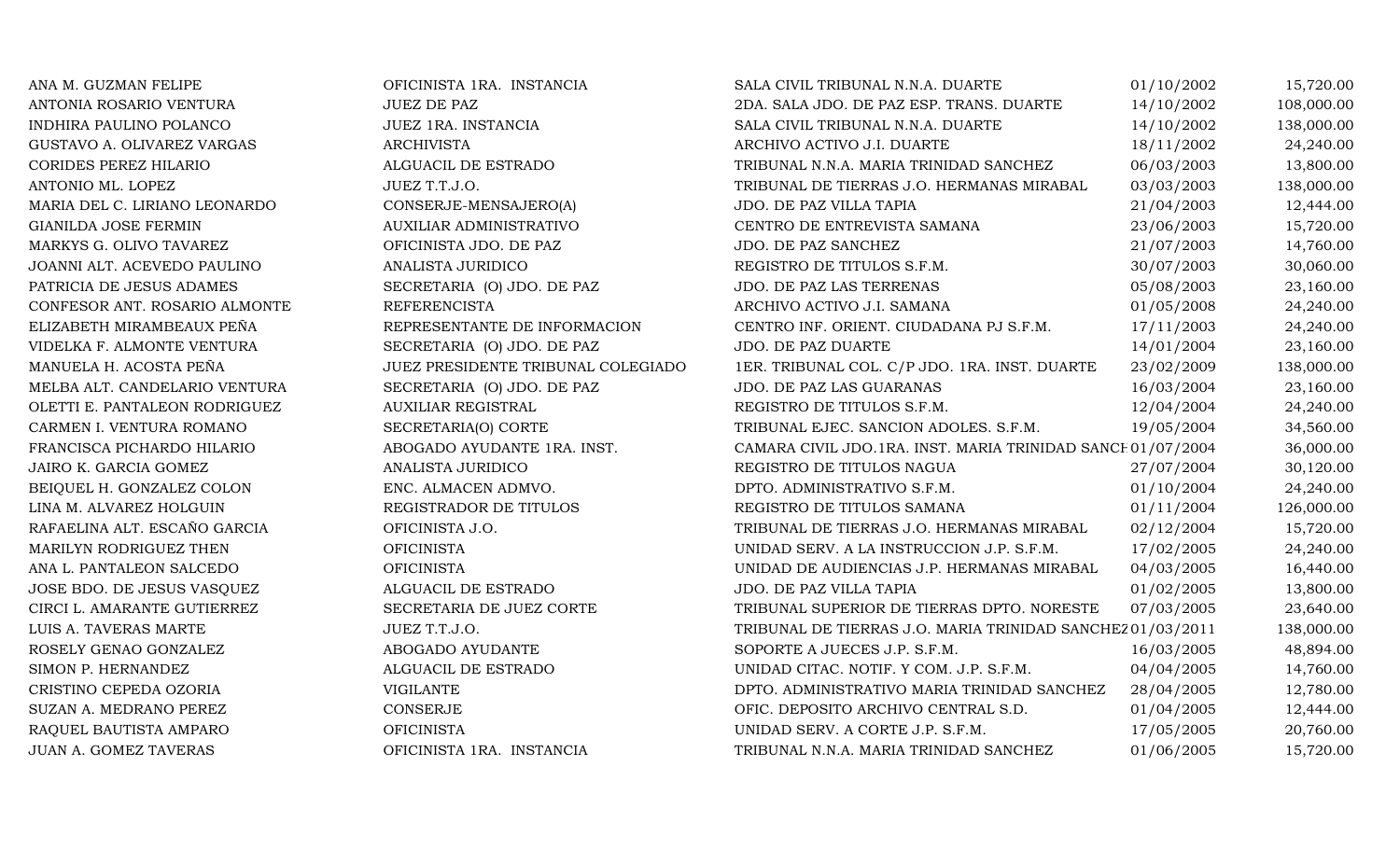| | | | | |
|---|---|---|---|---|
| ANA M. GUZMAN FELIPE | OFICINISTA 1RA. INSTANCIA | SALA CIVIL TRIBUNAL N.N.A. DUARTE | 01/10/2002 | 15,720.00 |
| ANTONIA ROSARIO VENTURA | JUEZ DE PAZ | 2DA. SALA JDO. DE PAZ ESP. TRANS. DUARTE | 14/10/2002 | 108,000.00 |
| INDHIRA PAULINO POLANCO | JUEZ 1RA. INSTANCIA | SALA CIVIL TRIBUNAL N.N.A. DUARTE | 14/10/2002 | 138,000.00 |
| GUSTAVO A. OLIVAREZ VARGAS | ARCHIVISTA | ARCHIVO ACTIVO J.I. DUARTE | 18/11/2002 | 24,240.00 |
| CORIDES PEREZ HILARIO | ALGUACIL DE ESTRADO | TRIBUNAL N.N.A. MARIA TRINIDAD SANCHEZ | 06/03/2003 | 13,800.00 |
| ANTONIO ML. LOPEZ | JUEZ T.T.J.O. | TRIBUNAL DE TIERRAS J.O. HERMANAS MIRABAL | 03/03/2003 | 138,000.00 |
| MARIA DEL C. LIRIANO LEONARDO | CONSERJE-MENSAJERO(A) | JDO. DE PAZ VILLA TAPIA | 21/04/2003 | 12,444.00 |
| GIANILDA JOSE FERMIN | AUXILIAR ADMINISTRATIVO | CENTRO DE ENTREVISTA SAMANA | 23/06/2003 | 15,720.00 |
| MARKYS G. OLIVO TAVAREZ | OFICINISTA JDO. DE PAZ | JDO. DE PAZ SANCHEZ | 21/07/2003 | 14,760.00 |
| JOANNI ALT. ACEVEDO PAULINO | ANALISTA JURIDICO | REGISTRO DE TITULOS S.F.M. | 30/07/2003 | 30,060.00 |
| PATRICIA DE JESUS ADAMES | SECRETARIA (O) JDO. DE PAZ | JDO. DE PAZ LAS TERRENAS | 05/08/2003 | 23,160.00 |
| CONFESOR ANT. ROSARIO ALMONTE | REFERENCISTA | ARCHIVO ACTIVO J.I. SAMANA | 01/05/2008 | 24,240.00 |
| ELIZABETH MIRAMBEAUX PEÑA | REPRESENTANTE DE INFORMACION | CENTRO INF. ORIENT. CIUDADANA PJ S.F.M. | 17/11/2003 | 24,240.00 |
| VIDELKA F. ALMONTE VENTURA | SECRETARIA (O) JDO. DE PAZ | JDO. DE PAZ DUARTE | 14/01/2004 | 23,160.00 |
| MANUELA H. ACOSTA PEÑA | JUEZ PRESIDENTE TRIBUNAL COLEGIADO | 1ER. TRIBUNAL COL. C/P JDO. 1RA. INST. DUARTE | 23/02/2009 | 138,000.00 |
| MELBA ALT. CANDELARIO VENTURA | SECRETARIA (O) JDO. DE PAZ | JDO. DE PAZ LAS GUARANAS | 16/03/2004 | 23,160.00 |
| OLETTI E. PANTALEON RODRIGUEZ | AUXILIAR REGISTRAL | REGISTRO DE TITULOS S.F.M. | 12/04/2004 | 24,240.00 |
| CARMEN I. VENTURA ROMANO | SECRETARIA(O) CORTE | TRIBUNAL EJEC. SANCION ADOLES. S.F.M. | 19/05/2004 | 34,560.00 |
| FRANCISCA PICHARDO HILARIO | ABOGADO AYUDANTE 1RA. INST. | CAMARA CIVIL JDO.1RA. INST. MARIA TRINIDAD SANCH | 01/07/2004 | 36,000.00 |
| JAIRO K. GARCIA GOMEZ | ANALISTA JURIDICO | REGISTRO DE TITULOS NAGUA | 27/07/2004 | 30,120.00 |
| BEIQUEL H. GONZALEZ COLON | ENC. ALMACEN ADMVO. | DPTO. ADMINISTRATIVO S.F.M. | 01/10/2004 | 24,240.00 |
| LINA M. ALVAREZ HOLGUIN | REGISTRADOR DE TITULOS | REGISTRO DE TITULOS SAMANA | 01/11/2004 | 126,000.00 |
| RAFAELINA ALT. ESCAÑO GARCIA | OFICINISTA J.O. | TRIBUNAL DE TIERRAS J.O. HERMANAS MIRABAL | 02/12/2004 | 15,720.00 |
| MARILYN RODRIGUEZ THEN | OFICINISTA | UNIDAD SERV. A LA INSTRUCCION J.P. S.F.M. | 17/02/2005 | 24,240.00 |
| ANA L. PANTALEON SALCEDO | OFICINISTA | UNIDAD DE AUDIENCIAS J.P. HERMANAS MIRABAL | 04/03/2005 | 16,440.00 |
| JOSE BDO. DE JESUS VASQUEZ | ALGUACIL DE ESTRADO | JDO. DE PAZ VILLA TAPIA | 01/02/2005 | 13,800.00 |
| CIRCI L. AMARANTE GUTIERREZ | SECRETARIA DE JUEZ CORTE | TRIBUNAL SUPERIOR DE TIERRAS DPTO. NORESTE | 07/03/2005 | 23,640.00 |
| LUIS A. TAVERAS MARTE | JUEZ T.T.J.O. | TRIBUNAL DE TIERRAS J.O. MARIA TRINIDAD SANCHEZ | 01/03/2011 | 138,000.00 |
| ROSELY GENAO GONZALEZ | ABOGADO AYUDANTE | SOPORTE A JUECES J.P. S.F.M. | 16/03/2005 | 48,894.00 |
| SIMON P. HERNANDEZ | ALGUACIL DE ESTRADO | UNIDAD CITAC. NOTIF. Y COM. J.P. S.F.M. | 04/04/2005 | 14,760.00 |
| CRISTINO CEPEDA OZORIA | VIGILANTE | DPTO. ADMINISTRATIVO MARIA TRINIDAD SANCHEZ | 28/04/2005 | 12,780.00 |
| SUZAN A. MEDRANO PEREZ | CONSERJE | OFIC. DEPOSITO ARCHIVO CENTRAL S.D. | 01/04/2005 | 12,444.00 |
| RAQUEL BAUTISTA AMPARO | OFICINISTA | UNIDAD SERV. A CORTE J.P. S.F.M. | 17/05/2005 | 20,760.00 |
| JUAN A. GOMEZ TAVERAS | OFICINISTA 1RA. INSTANCIA | TRIBUNAL N.N.A. MARIA TRINIDAD SANCHEZ | 01/06/2005 | 15,720.00 |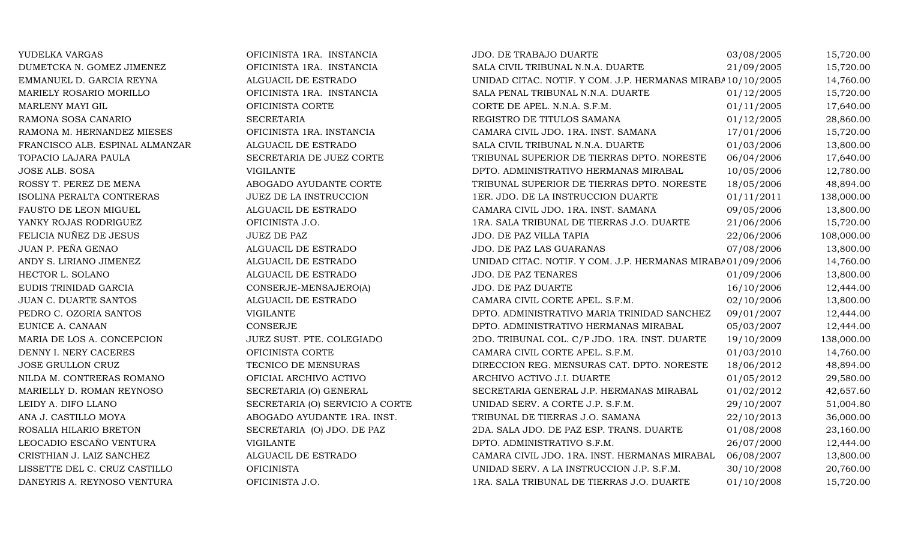| | | | | |
|---|---|---|---|---|
| YUDELKA VARGAS | OFICINISTA 1RA. INSTANCIA | JDO. DE TRABAJO DUARTE | 03/08/2005 | 15,720.00 |
| DUMETCKA N. GOMEZ JIMENEZ | OFICINISTA 1RA. INSTANCIA | SALA CIVIL TRIBUNAL N.N.A. DUARTE | 21/09/2005 | 15,720.00 |
| EMMANUEL D. GARCIA REYNA | ALGUACIL DE ESTRADO | UNIDAD CITAC. NOTIF. Y COM. J.P. HERMANAS MIRABA | 10/10/2005 | 14,760.00 |
| MARIELY ROSARIO MORILLO | OFICINISTA 1RA. INSTANCIA | SALA PENAL TRIBUNAL N.N.A. DUARTE | 01/12/2005 | 15,720.00 |
| MARLENY MAYI GIL | OFICINISTA CORTE | CORTE DE APEL. N.N.A. S.F.M. | 01/11/2005 | 17,640.00 |
| RAMONA SOSA CANARIO | SECRETARIA | REGISTRO DE TITULOS SAMANA | 01/12/2005 | 28,860.00 |
| RAMONA M. HERNANDEZ MIESES | OFICINISTA 1RA. INSTANCIA | CAMARA CIVIL JDO. 1RA. INST. SAMANA | 17/01/2006 | 15,720.00 |
| FRANCISCO ALB. ESPINAL ALMANZAR | ALGUACIL DE ESTRADO | SALA CIVIL TRIBUNAL N.N.A. DUARTE | 01/03/2006 | 13,800.00 |
| TOPACIO LAJARA PAULA | SECRETARIA DE JUEZ CORTE | TRIBUNAL SUPERIOR DE TIERRAS DPTO. NORESTE | 06/04/2006 | 17,640.00 |
| JOSE ALB. SOSA | VIGILANTE | DPTO. ADMINISTRATIVO HERMANAS MIRABAL | 10/05/2006 | 12,780.00 |
| ROSSY T. PEREZ DE MENA | ABOGADO AYUDANTE CORTE | TRIBUNAL SUPERIOR DE TIERRAS DPTO. NORESTE | 18/05/2006 | 48,894.00 |
| ISOLINA PERALTA CONTRERAS | JUEZ DE LA INSTRUCCION | 1ER. JDO. DE LA INSTRUCCION DUARTE | 01/11/2011 | 138,000.00 |
| FAUSTO DE LEON MIGUEL | ALGUACIL DE ESTRADO | CAMARA CIVIL JDO. 1RA. INST. SAMANA | 09/05/2006 | 13,800.00 |
| YANKY ROJAS RODRIGUEZ | OFICINISTA J.O. | 1RA. SALA TRIBUNAL DE TIERRAS J.O. DUARTE | 21/06/2006 | 15,720.00 |
| FELICIA NUÑEZ DE JESUS | JUEZ DE PAZ | JDO. DE PAZ VILLA TAPIA | 22/06/2006 | 108,000.00 |
| JUAN P. PEÑA GENAO | ALGUACIL DE ESTRADO | JDO. DE PAZ LAS GUARANAS | 07/08/2006 | 13,800.00 |
| ANDY S. LIRIANO JIMENEZ | ALGUACIL DE ESTRADO | UNIDAD CITAC. NOTIF. Y COM. J.P. HERMANAS MIRABA | 01/09/2006 | 14,760.00 |
| HECTOR L. SOLANO | ALGUACIL DE ESTRADO | JDO. DE PAZ TENARES | 01/09/2006 | 13,800.00 |
| EUDIS TRINIDAD GARCIA | CONSERJE-MENSAJERO(A) | JDO. DE PAZ DUARTE | 16/10/2006 | 12,444.00 |
| JUAN C. DUARTE SANTOS | ALGUACIL DE ESTRADO | CAMARA CIVIL CORTE APEL. S.F.M. | 02/10/2006 | 13,800.00 |
| PEDRO C. OZORIA SANTOS | VIGILANTE | DPTO. ADMINISTRATIVO MARIA TRINIDAD SANCHEZ | 09/01/2007 | 12,444.00 |
| EUNICE A. CANAAN | CONSERJE | DPTO. ADMINISTRATIVO HERMANAS MIRABAL | 05/03/2007 | 12,444.00 |
| MARIA DE LOS A. CONCEPCION | JUEZ SUST. PTE. COLEGIADO | 2DO. TRIBUNAL COL. C/P JDO. 1RA. INST. DUARTE | 19/10/2009 | 138,000.00 |
| DENNY I. NERY CACERES | OFICINISTA CORTE | CAMARA CIVIL CORTE APEL. S.F.M. | 01/03/2010 | 14,760.00 |
| JOSE GRULLON CRUZ | TECNICO DE MENSURAS | DIRECCION REG. MENSURAS CAT. DPTO. NORESTE | 18/06/2012 | 48,894.00 |
| NILDA M. CONTRERAS ROMANO | OFICIAL ARCHIVO ACTIVO | ARCHIVO ACTIVO J.I. DUARTE | 01/05/2012 | 29,580.00 |
| MARIELLY D. ROMAN REYNOSO | SECRETARIA (O) GENERAL | SECRETARIA GENERAL J.P. HERMANAS MIRABAL | 01/02/2012 | 42,657.60 |
| LEIDY A. DIFO LLANO | SECRETARIA (O) SERVICIO A CORTE | UNIDAD SERV. A CORTE J.P. S.F.M. | 29/10/2007 | 51,004.80 |
| ANA J. CASTILLO MOYA | ABOGADO AYUDANTE 1RA. INST. | TRIBUNAL DE TIERRAS J.O. SAMANA | 22/10/2013 | 36,000.00 |
| ROSALIA HILARIO BRETON | SECRETARIA (O) JDO. DE PAZ | 2DA. SALA JDO. DE PAZ ESP. TRANS. DUARTE | 01/08/2008 | 23,160.00 |
| LEOCADIO ESCAÑO VENTURA | VIGILANTE | DPTO. ADMINISTRATIVO S.F.M. | 26/07/2000 | 12,444.00 |
| CRISTHIAN J. LAIZ SANCHEZ | ALGUACIL DE ESTRADO | CAMARA CIVIL JDO. 1RA. INST. HERMANAS MIRABAL | 06/08/2007 | 13,800.00 |
| LISSETTE DEL C. CRUZ CASTILLO | OFICINISTA | UNIDAD SERV. A LA INSTRUCCION J.P. S.F.M. | 30/10/2008 | 20,760.00 |
| DANEYRIS A. REYNOSO VENTURA | OFICINISTA J.O. | 1RA. SALA TRIBUNAL DE TIERRAS J.O. DUARTE | 01/10/2008 | 15,720.00 |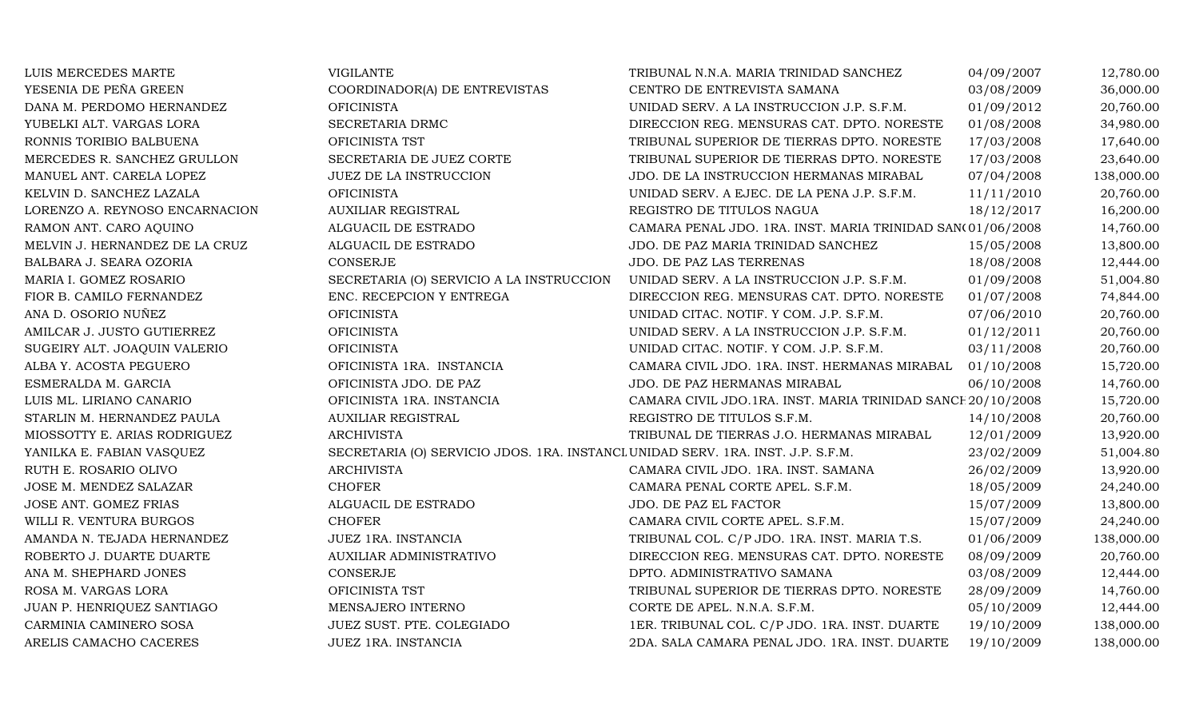| | | | | |
|---|---|---|---|---|
| LUIS MERCEDES MARTE | VIGILANTE | TRIBUNAL N.N.A. MARIA TRINIDAD SANCHEZ | 04/09/2007 | 12,780.00 |
| YESENIA DE PEÑA GREEN | COORDINADOR(A) DE ENTREVISTAS | CENTRO DE ENTREVISTA SAMANA | 03/08/2009 | 36,000.00 |
| DANA M. PERDOMO HERNANDEZ | OFICINISTA | UNIDAD SERV. A LA INSTRUCCION J.P. S.F.M. | 01/09/2012 | 20,760.00 |
| YUBELKI ALT. VARGAS LORA | SECRETARIA DRMC | DIRECCION REG. MENSURAS CAT. DPTO. NORESTE | 01/08/2008 | 34,980.00 |
| RONNIS TORIBIO BALBUENA | OFICINISTA TST | TRIBUNAL SUPERIOR DE TIERRAS DPTO. NORESTE | 17/03/2008 | 17,640.00 |
| MERCEDES R. SANCHEZ GRULLON | SECRETARIA DE JUEZ CORTE | TRIBUNAL SUPERIOR DE TIERRAS DPTO. NORESTE | 17/03/2008 | 23,640.00 |
| MANUEL ANT. CARELA LOPEZ | JUEZ DE LA INSTRUCCION | JDO. DE LA INSTRUCCION HERMANAS MIRABAL | 07/04/2008 | 138,000.00 |
| KELVIN D. SANCHEZ LAZALA | OFICINISTA | UNIDAD SERV. A EJEC. DE LA PENA J.P. S.F.M. | 11/11/2010 | 20,760.00 |
| LORENZO A. REYNOSO ENCARNACION | AUXILIAR REGISTRAL | REGISTRO DE TITULOS NAGUA | 18/12/2017 | 16,200.00 |
| RAMON ANT. CARO AQUINO | ALGUACIL DE ESTRADO | CAMARA PENAL JDO. 1RA. INST. MARIA TRINIDAD SAN( | 01/06/2008 | 14,760.00 |
| MELVIN J. HERNANDEZ DE LA CRUZ | ALGUACIL DE ESTRADO | JDO. DE PAZ MARIA TRINIDAD SANCHEZ | 15/05/2008 | 13,800.00 |
| BALBARA J. SEARA OZORIA | CONSERJE | JDO. DE PAZ LAS TERRENAS | 18/08/2008 | 12,444.00 |
| MARIA I. GOMEZ ROSARIO | SECRETARIA (O) SERVICIO A LA INSTRUCCION | UNIDAD SERV. A LA INSTRUCCION J.P. S.F.M. | 01/09/2008 | 51,004.80 |
| FIOR B. CAMILO FERNANDEZ | ENC. RECEPCION Y ENTREGA | DIRECCION REG. MENSURAS CAT. DPTO. NORESTE | 01/07/2008 | 74,844.00 |
| ANA D. OSORIO NUÑEZ | OFICINISTA | UNIDAD CITAC. NOTIF. Y COM. J.P. S.F.M. | 07/06/2010 | 20,760.00 |
| AMILCAR J. JUSTO GUTIERREZ | OFICINISTA | UNIDAD SERV. A LA INSTRUCCION J.P. S.F.M. | 01/12/2011 | 20,760.00 |
| SUGEIRY ALT. JOAQUIN VALERIO | OFICINISTA | UNIDAD CITAC. NOTIF. Y COM. J.P. S.F.M. | 03/11/2008 | 20,760.00 |
| ALBA Y. ACOSTA PEGUERO | OFICINISTA 1RA. INSTANCIA | CAMARA CIVIL JDO. 1RA. INST. HERMANAS MIRABAL | 01/10/2008 | 15,720.00 |
| ESMERALDA M. GARCIA | OFICINISTA JDO. DE PAZ | JDO. DE PAZ HERMANAS MIRABAL | 06/10/2008 | 14,760.00 |
| LUIS ML. LIRIANO CANARIO | OFICINISTA 1RA. INSTANCIA | CAMARA CIVIL JDO.1RA. INST. MARIA TRINIDAD SANCH | 20/10/2008 | 15,720.00 |
| STARLIN M. HERNANDEZ PAULA | AUXILIAR REGISTRAL | REGISTRO DE TITULOS S.F.M. | 14/10/2008 | 20,760.00 |
| MIOSSOTTY E. ARIAS RODRIGUEZ | ARCHIVISTA | TRIBUNAL DE TIERRAS J.O. HERMANAS MIRABAL | 12/01/2009 | 13,920.00 |
| YANILKA E. FABIAN VASQUEZ | SECRETARIA (O) SERVICIO JDOS. 1RA. INSTANCI | UNIDAD SERV. 1RA. INST. J.P. S.F.M. | 23/02/2009 | 51,004.80 |
| RUTH E. ROSARIO OLIVO | ARCHIVISTA | CAMARA CIVIL JDO. 1RA. INST. SAMANA | 26/02/2009 | 13,920.00 |
| JOSE M. MENDEZ SALAZAR | CHOFER | CAMARA PENAL CORTE APEL. S.F.M. | 18/05/2009 | 24,240.00 |
| JOSE ANT. GOMEZ FRIAS | ALGUACIL DE ESTRADO | JDO. DE PAZ EL FACTOR | 15/07/2009 | 13,800.00 |
| WILLI R. VENTURA BURGOS | CHOFER | CAMARA CIVIL CORTE APEL. S.F.M. | 15/07/2009 | 24,240.00 |
| AMANDA N. TEJADA HERNANDEZ | JUEZ 1RA. INSTANCIA | TRIBUNAL COL. C/P JDO. 1RA. INST. MARIA T.S. | 01/06/2009 | 138,000.00 |
| ROBERTO J. DUARTE DUARTE | AUXILIAR ADMINISTRATIVO | DIRECCION REG. MENSURAS CAT. DPTO. NORESTE | 08/09/2009 | 20,760.00 |
| ANA M. SHEPHARD JONES | CONSERJE | DPTO. ADMINISTRATIVO SAMANA | 03/08/2009 | 12,444.00 |
| ROSA M. VARGAS LORA | OFICINISTA TST | TRIBUNAL SUPERIOR DE TIERRAS DPTO. NORESTE | 28/09/2009 | 14,760.00 |
| JUAN P. HENRIQUEZ SANTIAGO | MENSAJERO INTERNO | CORTE DE APEL. N.N.A. S.F.M. | 05/10/2009 | 12,444.00 |
| CARMINIA CAMINERO SOSA | JUEZ SUST. PTE. COLEGIADO | 1ER. TRIBUNAL COL. C/P JDO. 1RA. INST. DUARTE | 19/10/2009 | 138,000.00 |
| ARELIS CAMACHO CACERES | JUEZ 1RA. INSTANCIA | 2DA. SALA CAMARA PENAL JDO. 1RA. INST. DUARTE | 19/10/2009 | 138,000.00 |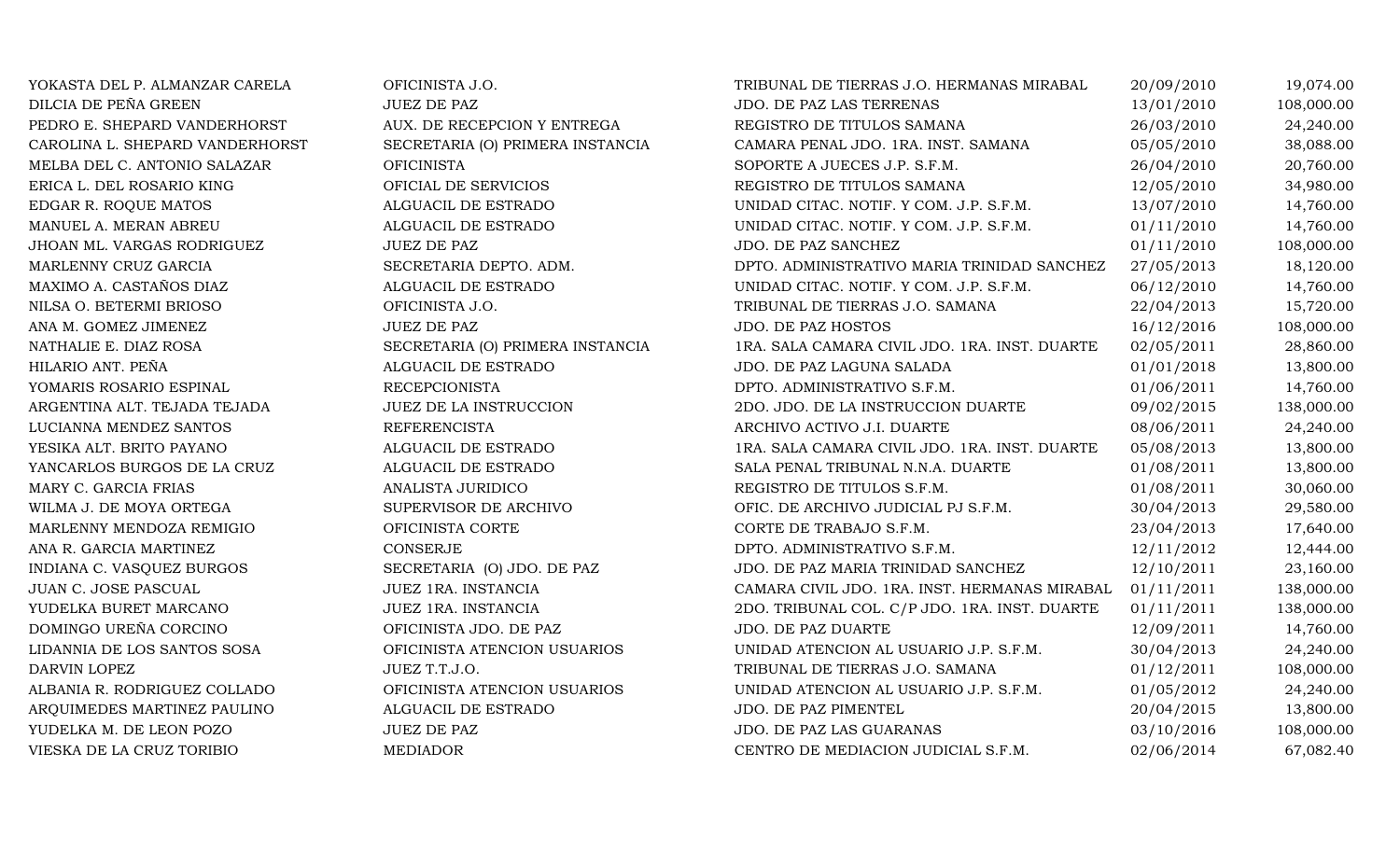| | | | | |
|---|---|---|---|---|
| YOKASTA DEL P. ALMANZAR CARELA | OFICINISTA J.O. | TRIBUNAL DE TIERRAS J.O. HERMANAS MIRABAL | 20/09/2010 | 19,074.00 |
| DILCIA DE PEÑA GREEN | JUEZ DE PAZ | JDO. DE PAZ LAS TERRENAS | 13/01/2010 | 108,000.00 |
| PEDRO E. SHEPARD VANDERHORST | AUX. DE RECEPCION Y ENTREGA | REGISTRO DE TITULOS SAMANA | 26/03/2010 | 24,240.00 |
| CAROLINA L. SHEPARD VANDERHORST | SECRETARIA (O) PRIMERA INSTANCIA | CAMARA PENAL JDO. 1RA. INST. SAMANA | 05/05/2010 | 38,088.00 |
| MELBA DEL C. ANTONIO SALAZAR | OFICINISTA | SOPORTE A JUECES J.P. S.F.M. | 26/04/2010 | 20,760.00 |
| ERICA L. DEL ROSARIO KING | OFICIAL DE SERVICIOS | REGISTRO DE TITULOS SAMANA | 12/05/2010 | 34,980.00 |
| EDGAR R. ROQUE MATOS | ALGUACIL DE ESTRADO | UNIDAD CITAC. NOTIF. Y COM. J.P. S.F.M. | 13/07/2010 | 14,760.00 |
| MANUEL A. MERAN ABREU | ALGUACIL DE ESTRADO | UNIDAD CITAC. NOTIF. Y COM. J.P. S.F.M. | 01/11/2010 | 14,760.00 |
| JHOAN ML. VARGAS RODRIGUEZ | JUEZ DE PAZ | JDO. DE PAZ SANCHEZ | 01/11/2010 | 108,000.00 |
| MARLENNY CRUZ GARCIA | SECRETARIA DEPTO. ADM. | DPTO. ADMINISTRATIVO MARIA TRINIDAD SANCHEZ | 27/05/2013 | 18,120.00 |
| MAXIMO A. CASTAÑOS DIAZ | ALGUACIL DE ESTRADO | UNIDAD CITAC. NOTIF. Y COM. J.P. S.F.M. | 06/12/2010 | 14,760.00 |
| NILSA O. BETERMI BRIOSO | OFICINISTA J.O. | TRIBUNAL DE TIERRAS J.O. SAMANA | 22/04/2013 | 15,720.00 |
| ANA M. GOMEZ JIMENEZ | JUEZ DE PAZ | JDO. DE PAZ HOSTOS | 16/12/2016 | 108,000.00 |
| NATHALIE E. DIAZ ROSA | SECRETARIA (O) PRIMERA INSTANCIA | 1RA. SALA CAMARA CIVIL JDO. 1RA. INST. DUARTE | 02/05/2011 | 28,860.00 |
| HILARIO ANT. PEÑA | ALGUACIL DE ESTRADO | JDO. DE PAZ LAGUNA SALADA | 01/01/2018 | 13,800.00 |
| YOMARIS ROSARIO ESPINAL | RECEPCIONISTA | DPTO. ADMINISTRATIVO S.F.M. | 01/06/2011 | 14,760.00 |
| ARGENTINA ALT. TEJADA TEJADA | JUEZ DE LA INSTRUCCION | 2DO. JDO. DE LA INSTRUCCION DUARTE | 09/02/2015 | 138,000.00 |
| LUCIANNA MENDEZ SANTOS | REFERENCISTA | ARCHIVO ACTIVO J.I. DUARTE | 08/06/2011 | 24,240.00 |
| YESIKA ALT. BRITO PAYANO | ALGUACIL DE ESTRADO | 1RA. SALA CAMARA CIVIL JDO. 1RA. INST. DUARTE | 05/08/2013 | 13,800.00 |
| YANCARLOS BURGOS DE LA CRUZ | ALGUACIL DE ESTRADO | SALA PENAL TRIBUNAL N.N.A. DUARTE | 01/08/2011 | 13,800.00 |
| MARY C. GARCIA FRIAS | ANALISTA JURIDICO | REGISTRO DE TITULOS S.F.M. | 01/08/2011 | 30,060.00 |
| WILMA J. DE MOYA ORTEGA | SUPERVISOR DE ARCHIVO | OFIC. DE ARCHIVO JUDICIAL PJ S.F.M. | 30/04/2013 | 29,580.00 |
| MARLENNY MENDOZA REMIGIO | OFICINISTA CORTE | CORTE DE TRABAJO S.F.M. | 23/04/2013 | 17,640.00 |
| ANA R. GARCIA MARTINEZ | CONSERJE | DPTO. ADMINISTRATIVO S.F.M. | 12/11/2012 | 12,444.00 |
| INDIANA C. VASQUEZ BURGOS | SECRETARIA (O) JDO. DE PAZ | JDO. DE PAZ MARIA TRINIDAD SANCHEZ | 12/10/2011 | 23,160.00 |
| JUAN C. JOSE PASCUAL | JUEZ 1RA. INSTANCIA | CAMARA CIVIL JDO. 1RA. INST. HERMANAS MIRABAL | 01/11/2011 | 138,000.00 |
| YUDELKA BURET MARCANO | JUEZ 1RA. INSTANCIA | 2DO. TRIBUNAL COL. C/P JDO. 1RA. INST. DUARTE | 01/11/2011 | 138,000.00 |
| DOMINGO UREÑA CORCINO | OFICINISTA JDO. DE PAZ | JDO. DE PAZ DUARTE | 12/09/2011 | 14,760.00 |
| LIDANNIA DE LOS SANTOS SOSA | OFICINISTA ATENCION USUARIOS | UNIDAD ATENCION AL USUARIO J.P. S.F.M. | 30/04/2013 | 24,240.00 |
| DARVIN LOPEZ | JUEZ T.T.J.O. | TRIBUNAL DE TIERRAS J.O. SAMANA | 01/12/2011 | 108,000.00 |
| ALBANIA R. RODRIGUEZ COLLADO | OFICINISTA ATENCION USUARIOS | UNIDAD ATENCION AL USUARIO J.P. S.F.M. | 01/05/2012 | 24,240.00 |
| ARQUIMEDES MARTINEZ PAULINO | ALGUACIL DE ESTRADO | JDO. DE PAZ PIMENTEL | 20/04/2015 | 13,800.00 |
| YUDELKA M. DE LEON POZO | JUEZ DE PAZ | JDO. DE PAZ LAS GUARANAS | 03/10/2016 | 108,000.00 |
| VIESKA DE LA CRUZ TORIBIO | MEDIADOR | CENTRO DE MEDIACION JUDICIAL S.F.M. | 02/06/2014 | 67,082.40 |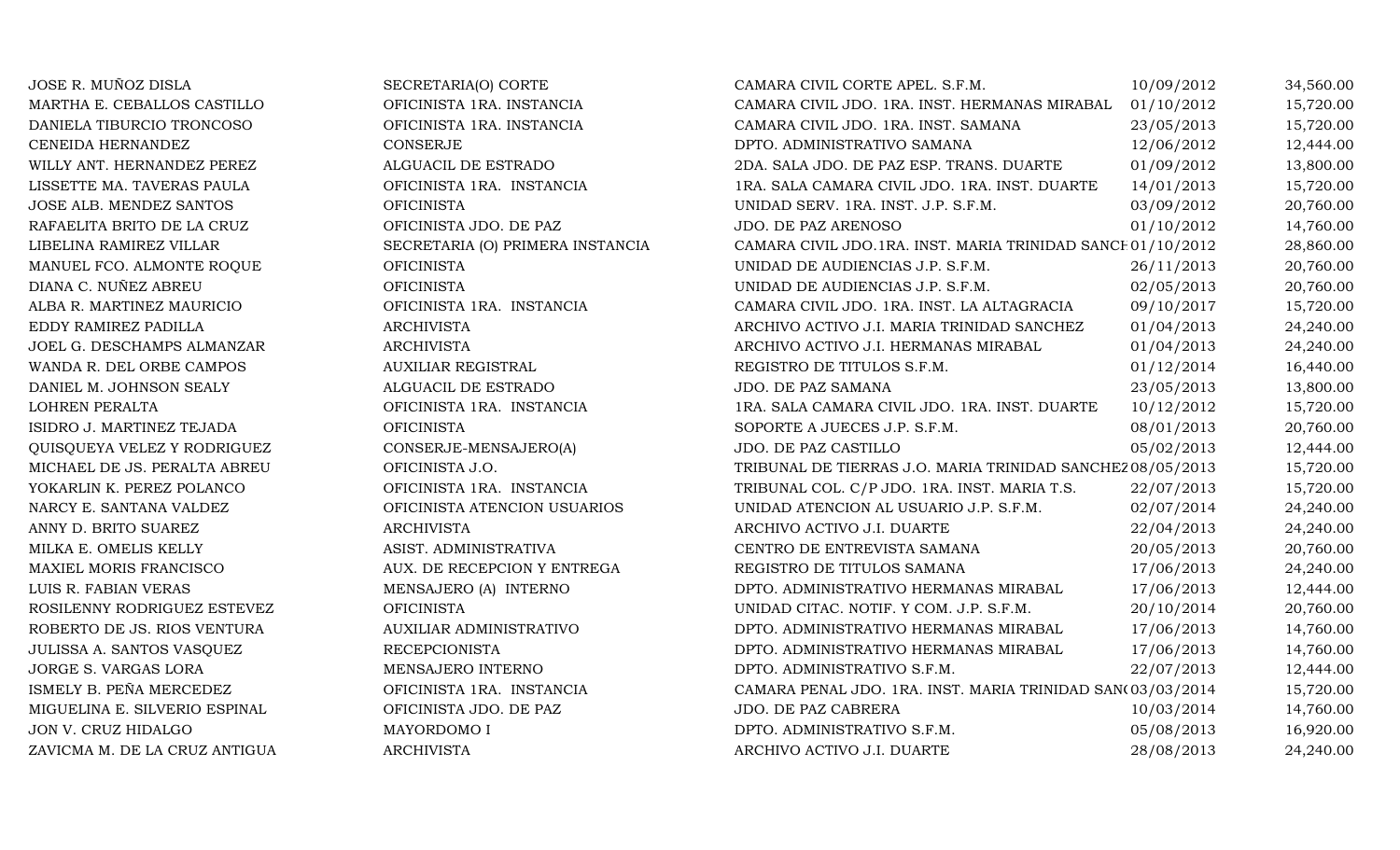| | | | | |
|---|---|---|---|---|
| JOSE R. MUÑOZ DISLA | SECRETARIA(O) CORTE | CAMARA CIVIL CORTE APEL. S.F.M. | 10/09/2012 | 34,560.00 |
| MARTHA E. CEBALLOS CASTILLO | OFICINISTA 1RA. INSTANCIA | CAMARA CIVIL JDO. 1RA. INST. HERMANAS MIRABAL | 01/10/2012 | 15,720.00 |
| DANIELA TIBURCIO TRONCOSO | OFICINISTA 1RA. INSTANCIA | CAMARA CIVIL JDO. 1RA. INST. SAMANA | 23/05/2013 | 15,720.00 |
| CENEIDA HERNANDEZ | CONSERJE | DPTO. ADMINISTRATIVO SAMANA | 12/06/2012 | 12,444.00 |
| WILLY ANT. HERNANDEZ PEREZ | ALGUACIL DE ESTRADO | 2DA. SALA JDO. DE PAZ ESP. TRANS. DUARTE | 01/09/2012 | 13,800.00 |
| LISSETTE MA. TAVERAS PAULA | OFICINISTA 1RA. INSTANCIA | 1RA. SALA CAMARA CIVIL JDO. 1RA. INST. DUARTE | 14/01/2013 | 15,720.00 |
| JOSE ALB. MENDEZ SANTOS | OFICINISTA | UNIDAD SERV. 1RA. INST. J.P. S.F.M. | 03/09/2012 | 20,760.00 |
| RAFAELITA BRITO DE LA CRUZ | OFICINISTA JDO. DE PAZ | JDO. DE PAZ ARENOSO | 01/10/2012 | 14,760.00 |
| LIBELINA RAMIREZ VILLAR | SECRETARIA (O) PRIMERA INSTANCIA | CAMARA CIVIL JDO.1RA. INST. MARIA TRINIDAD SANCH | 01/10/2012 | 28,860.00 |
| MANUEL FCO. ALMONTE ROQUE | OFICINISTA | UNIDAD DE AUDIENCIAS J.P. S.F.M. | 26/11/2013 | 20,760.00 |
| DIANA C. NUÑEZ ABREU | OFICINISTA | UNIDAD DE AUDIENCIAS J.P. S.F.M. | 02/05/2013 | 20,760.00 |
| ALBA R. MARTINEZ MAURICIO | OFICINISTA 1RA. INSTANCIA | CAMARA CIVIL JDO. 1RA. INST. LA ALTAGRACIA | 09/10/2017 | 15,720.00 |
| EDDY RAMIREZ PADILLA | ARCHIVISTA | ARCHIVO ACTIVO J.I. MARIA TRINIDAD SANCHEZ | 01/04/2013 | 24,240.00 |
| JOEL G. DESCHAMPS ALMANZAR | ARCHIVISTA | ARCHIVO ACTIVO J.I. HERMANAS MIRABAL | 01/04/2013 | 24,240.00 |
| WANDA R. DEL ORBE CAMPOS | AUXILIAR REGISTRAL | REGISTRO DE TITULOS S.F.M. | 01/12/2014 | 16,440.00 |
| DANIEL M. JOHNSON SEALY | ALGUACIL DE ESTRADO | JDO. DE PAZ SAMANA | 23/05/2013 | 13,800.00 |
| LOHREN PERALTA | OFICINISTA 1RA. INSTANCIA | 1RA. SALA CAMARA CIVIL JDO. 1RA. INST. DUARTE | 10/12/2012 | 15,720.00 |
| ISIDRO J. MARTINEZ TEJADA | OFICINISTA | SOPORTE A JUECES J.P. S.F.M. | 08/01/2013 | 20,760.00 |
| QUISQUEYA VELEZ Y RODRIGUEZ | CONSERJE-MENSAJERO(A) | JDO. DE PAZ CASTILLO | 05/02/2013 | 12,444.00 |
| MICHAEL DE JS. PERALTA ABREU | OFICINISTA J.O. | TRIBUNAL DE TIERRAS J.O. MARIA TRINIDAD SANCHEZ | 08/05/2013 | 15,720.00 |
| YOKARLIN K. PEREZ POLANCO | OFICINISTA 1RA. INSTANCIA | TRIBUNAL COL. C/P JDO. 1RA. INST. MARIA T.S. | 22/07/2013 | 15,720.00 |
| NARCY E. SANTANA VALDEZ | OFICINISTA ATENCION USUARIOS | UNIDAD ATENCION AL USUARIO J.P. S.F.M. | 02/07/2014 | 24,240.00 |
| ANNY D. BRITO SUAREZ | ARCHIVISTA | ARCHIVO ACTIVO J.I. DUARTE | 22/04/2013 | 24,240.00 |
| MILKA E. OMELIS KELLY | ASIST. ADMINISTRATIVA | CENTRO DE ENTREVISTA SAMANA | 20/05/2013 | 20,760.00 |
| MAXIEL MORIS FRANCISCO | AUX. DE RECEPCION Y ENTREGA | REGISTRO DE TITULOS SAMANA | 17/06/2013 | 24,240.00 |
| LUIS R. FABIAN VERAS | MENSAJERO (A) INTERNO | DPTO. ADMINISTRATIVO HERMANAS MIRABAL | 17/06/2013 | 12,444.00 |
| ROSILENNY RODRIGUEZ ESTEVEZ | OFICINISTA | UNIDAD CITAC. NOTIF. Y COM. J.P. S.F.M. | 20/10/2014 | 20,760.00 |
| ROBERTO DE JS. RIOS VENTURA | AUXILIAR ADMINISTRATIVO | DPTO. ADMINISTRATIVO HERMANAS MIRABAL | 17/06/2013 | 14,760.00 |
| JULISSA A. SANTOS VASQUEZ | RECEPCIONISTA | DPTO. ADMINISTRATIVO HERMANAS MIRABAL | 17/06/2013 | 14,760.00 |
| JORGE S. VARGAS LORA | MENSAJERO INTERNO | DPTO. ADMINISTRATIVO S.F.M. | 22/07/2013 | 12,444.00 |
| ISMELY B. PEÑA MERCEDEZ | OFICINISTA 1RA. INSTANCIA | CAMARA PENAL JDO. 1RA. INST. MARIA TRINIDAD SAN( | 03/03/2014 | 15,720.00 |
| MIGUELINA E. SILVERIO ESPINAL | OFICINISTA JDO. DE PAZ | JDO. DE PAZ CABRERA | 10/03/2014 | 14,760.00 |
| JON V. CRUZ HIDALGO | MAYORDOMO I | DPTO. ADMINISTRATIVO S.F.M. | 05/08/2013 | 16,920.00 |
| ZAVICMA M. DE LA CRUZ ANTIGUA | ARCHIVISTA | ARCHIVO ACTIVO J.I. DUARTE | 28/08/2013 | 24,240.00 |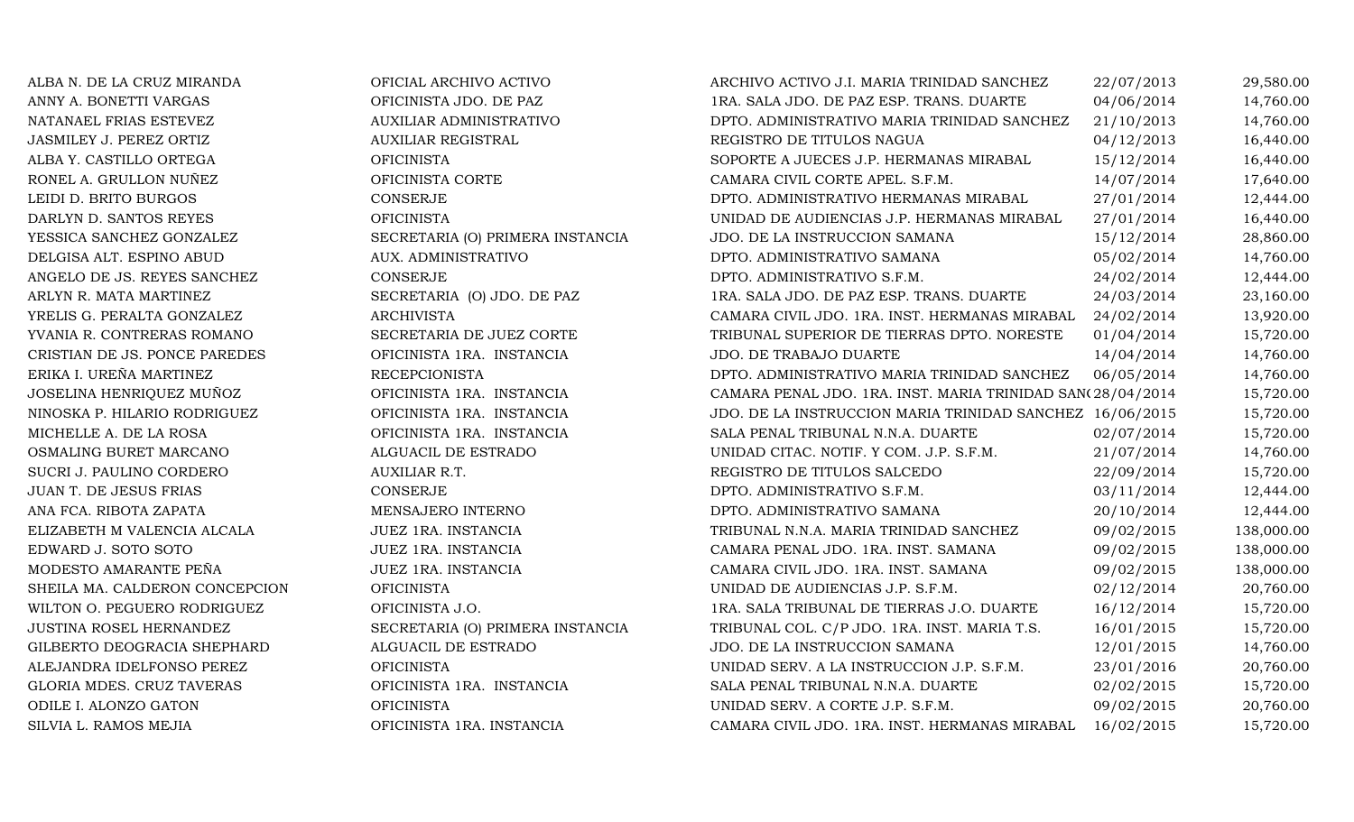| | | | | |
|---|---|---|---|---|
| ALBA N. DE LA CRUZ MIRANDA | OFICIAL ARCHIVO ACTIVO | ARCHIVO ACTIVO J.I. MARIA TRINIDAD SANCHEZ | 22/07/2013 | 29,580.00 |
| ANNY A. BONETTI VARGAS | OFICINISTA JDO. DE PAZ | 1RA. SALA JDO. DE PAZ ESP. TRANS. DUARTE | 04/06/2014 | 14,760.00 |
| NATANAEL FRIAS ESTEVEZ | AUXILIAR ADMINISTRATIVO | DPTO. ADMINISTRATIVO MARIA TRINIDAD SANCHEZ | 21/10/2013 | 14,760.00 |
| JASMILEY J. PEREZ ORTIZ | AUXILIAR REGISTRAL | REGISTRO DE TITULOS NAGUA | 04/12/2013 | 16,440.00 |
| ALBA Y. CASTILLO ORTEGA | OFICINISTA | SOPORTE A JUECES J.P. HERMANAS MIRABAL | 15/12/2014 | 16,440.00 |
| RONEL A. GRULLON NUÑEZ | OFICINISTA CORTE | CAMARA CIVIL CORTE APEL. S.F.M. | 14/07/2014 | 17,640.00 |
| LEIDI D. BRITO BURGOS | CONSERJE | DPTO. ADMINISTRATIVO HERMANAS MIRABAL | 27/01/2014 | 12,444.00 |
| DARLYN D. SANTOS REYES | OFICINISTA | UNIDAD DE AUDIENCIAS J.P. HERMANAS MIRABAL | 27/01/2014 | 16,440.00 |
| YESSICA SANCHEZ GONZALEZ | SECRETARIA (O) PRIMERA INSTANCIA | JDO. DE LA INSTRUCCION SAMANA | 15/12/2014 | 28,860.00 |
| DELGISA ALT. ESPINO ABUD | AUX. ADMINISTRATIVO | DPTO. ADMINISTRATIVO SAMANA | 05/02/2014 | 14,760.00 |
| ANGELO DE JS. REYES SANCHEZ | CONSERJE | DPTO. ADMINISTRATIVO S.F.M. | 24/02/2014 | 12,444.00 |
| ARLYN R. MATA MARTINEZ | SECRETARIA (O) JDO. DE PAZ | 1RA. SALA JDO. DE PAZ ESP. TRANS. DUARTE | 24/03/2014 | 23,160.00 |
| YRELIS G. PERALTA GONZALEZ | ARCHIVISTA | CAMARA CIVIL JDO. 1RA. INST. HERMANAS MIRABAL | 24/02/2014 | 13,920.00 |
| YVANIA R. CONTRERAS ROMANO | SECRETARIA DE JUEZ CORTE | TRIBUNAL SUPERIOR DE TIERRAS DPTO. NORESTE | 01/04/2014 | 15,720.00 |
| CRISTIAN DE JS. PONCE PAREDES | OFICINISTA 1RA. INSTANCIA | JDO. DE TRABAJO DUARTE | 14/04/2014 | 14,760.00 |
| ERIKA I. UREÑA MARTINEZ | RECEPCIONISTA | DPTO. ADMINISTRATIVO MARIA TRINIDAD SANCHEZ | 06/05/2014 | 14,760.00 |
| JOSELINA HENRIQUEZ MUÑOZ | OFICINISTA 1RA. INSTANCIA | CAMARA PENAL JDO. 1RA. INST. MARIA TRINIDAD SAN( | 28/04/2014 | 15,720.00 |
| NINOSKA P. HILARIO RODRIGUEZ | OFICINISTA 1RA. INSTANCIA | JDO. DE LA INSTRUCCION MARIA TRINIDAD SANCHEZ | 16/06/2015 | 15,720.00 |
| MICHELLE A. DE LA ROSA | OFICINISTA 1RA. INSTANCIA | SALA PENAL TRIBUNAL N.N.A. DUARTE | 02/07/2014 | 15,720.00 |
| OSMALING BURET MARCANO | ALGUACIL DE ESTRADO | UNIDAD CITAC. NOTIF. Y COM. J.P. S.F.M. | 21/07/2014 | 14,760.00 |
| SUCRI J. PAULINO CORDERO | AUXILIAR R.T. | REGISTRO DE TITULOS SALCEDO | 22/09/2014 | 15,720.00 |
| JUAN T. DE JESUS FRIAS | CONSERJE | DPTO. ADMINISTRATIVO S.F.M. | 03/11/2014 | 12,444.00 |
| ANA FCA. RIBOTA ZAPATA | MENSAJERO INTERNO | DPTO. ADMINISTRATIVO SAMANA | 20/10/2014 | 12,444.00 |
| ELIZABETH M VALENCIA ALCALA | JUEZ 1RA. INSTANCIA | TRIBUNAL N.N.A. MARIA TRINIDAD SANCHEZ | 09/02/2015 | 138,000.00 |
| EDWARD J. SOTO SOTO | JUEZ 1RA. INSTANCIA | CAMARA PENAL JDO. 1RA. INST. SAMANA | 09/02/2015 | 138,000.00 |
| MODESTO AMARANTE PEÑA | JUEZ 1RA. INSTANCIA | CAMARA CIVIL JDO. 1RA. INST. SAMANA | 09/02/2015 | 138,000.00 |
| SHEILA MA. CALDERON CONCEPCION | OFICINISTA | UNIDAD DE AUDIENCIAS J.P. S.F.M. | 02/12/2014 | 20,760.00 |
| WILTON O. PEGUERO RODRIGUEZ | OFICINISTA J.O. | 1RA. SALA TRIBUNAL DE TIERRAS J.O. DUARTE | 16/12/2014 | 15,720.00 |
| JUSTINA ROSEL HERNANDEZ | SECRETARIA (O) PRIMERA INSTANCIA | TRIBUNAL COL. C/P JDO. 1RA. INST. MARIA T.S. | 16/01/2015 | 15,720.00 |
| GILBERTO DEOGRACIA SHEPHARD | ALGUACIL DE ESTRADO | JDO. DE LA INSTRUCCION SAMANA | 12/01/2015 | 14,760.00 |
| ALEJANDRA IDELFONSO PEREZ | OFICINISTA | UNIDAD SERV. A LA INSTRUCCION J.P. S.F.M. | 23/01/2016 | 20,760.00 |
| GLORIA MDES. CRUZ TAVERAS | OFICINISTA 1RA. INSTANCIA | SALA PENAL TRIBUNAL N.N.A. DUARTE | 02/02/2015 | 15,720.00 |
| ODILE I. ALONZO GATON | OFICINISTA | UNIDAD SERV. A CORTE J.P. S.F.M. | 09/02/2015 | 20,760.00 |
| SILVIA L. RAMOS MEJIA | OFICINISTA 1RA. INSTANCIA | CAMARA CIVIL JDO. 1RA. INST. HERMANAS MIRABAL | 16/02/2015 | 15,720.00 |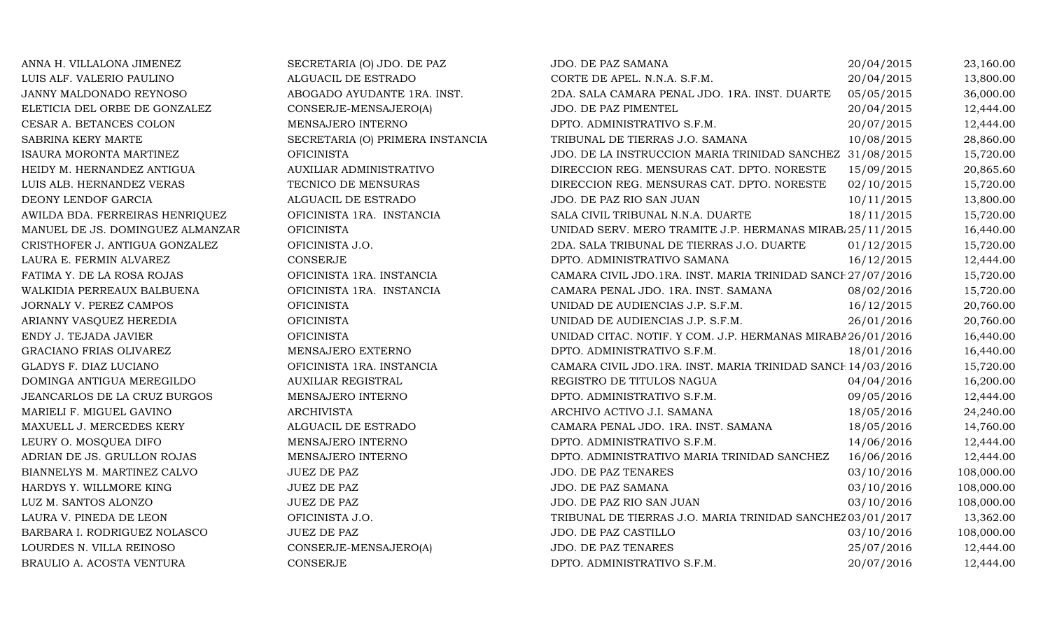| | | | | |
|---|---|---|---|---|
| ANNA H. VILLALONA JIMENEZ | SECRETARIA (O) JDO. DE PAZ | JDO. DE PAZ SAMANA | 20/04/2015 | 23,160.00 |
| LUIS ALF. VALERIO PAULINO | ALGUACIL DE ESTRADO | CORTE DE APEL. N.N.A. S.F.M. | 20/04/2015 | 13,800.00 |
| JANNY MALDONADO REYNOSO | ABOGADO AYUDANTE 1RA. INST. | 2DA. SALA CAMARA PENAL JDO. 1RA. INST. DUARTE | 05/05/2015 | 36,000.00 |
| ELETICIA DEL ORBE DE GONZALEZ | CONSERJE-MENSAJERO(A) | JDO. DE PAZ PIMENTEL | 20/04/2015 | 12,444.00 |
| CESAR A. BETANCES COLON | MENSAJERO INTERNO | DPTO. ADMINISTRATIVO S.F.M. | 20/07/2015 | 12,444.00 |
| SABRINA KERY MARTE | SECRETARIA (O) PRIMERA INSTANCIA | TRIBUNAL DE TIERRAS J.O. SAMANA | 10/08/2015 | 28,860.00 |
| ISAURA MORONTA MARTINEZ | OFICINISTA | JDO. DE LA INSTRUCCION MARIA TRINIDAD SANCHEZ | 31/08/2015 | 15,720.00 |
| HEIDY M. HERNANDEZ ANTIGUA | AUXILIAR ADMINISTRATIVO | DIRECCION REG. MENSURAS CAT. DPTO. NORESTE | 15/09/2015 | 20,865.60 |
| LUIS ALB. HERNANDEZ VERAS | TECNICO DE MENSURAS | DIRECCION REG. MENSURAS CAT. DPTO. NORESTE | 02/10/2015 | 15,720.00 |
| DEONY LENDOF GARCIA | ALGUACIL DE ESTRADO | JDO. DE PAZ RIO SAN JUAN | 10/11/2015 | 13,800.00 |
| AWILDA BDA. FERREIRAS HENRIQUEZ | OFICINISTA 1RA. INSTANCIA | SALA CIVIL TRIBUNAL N.N.A. DUARTE | 18/11/2015 | 15,720.00 |
| MANUEL DE JS. DOMINGUEZ ALMANZAR | OFICINISTA | UNIDAD SERV. MERO TRAMITE J.P. HERMANAS MIRAB | 25/11/2015 | 16,440.00 |
| CRISTHOFER J. ANTIGUA GONZALEZ | OFICINISTA J.O. | 2DA. SALA TRIBUNAL DE TIERRAS J.O. DUARTE | 01/12/2015 | 15,720.00 |
| LAURA E. FERMIN ALVAREZ | CONSERJE | DPTO. ADMINISTRATIVO SAMANA | 16/12/2015 | 12,444.00 |
| FATIMA Y. DE LA ROSA ROJAS | OFICINISTA 1RA. INSTANCIA | CAMARA CIVIL JDO.1RA. INST. MARIA TRINIDAD SANCH | 27/07/2016 | 15,720.00 |
| WALKIDIA PERREAUX BALBUENA | OFICINISTA 1RA. INSTANCIA | CAMARA PENAL JDO. 1RA. INST. SAMANA | 08/02/2016 | 15,720.00 |
| JORNALY V. PEREZ CAMPOS | OFICINISTA | UNIDAD DE AUDIENCIAS J.P. S.F.M. | 16/12/2015 | 20,760.00 |
| ARIANNY VASQUEZ HEREDIA | OFICINISTA | UNIDAD DE AUDIENCIAS J.P. S.F.M. | 26/01/2016 | 20,760.00 |
| ENDY J. TEJADA JAVIER | OFICINISTA | UNIDAD CITAC. NOTIF. Y COM. J.P. HERMANAS MIRAB | 26/01/2016 | 16,440.00 |
| GRACIANO FRIAS OLIVAREZ | MENSAJERO EXTERNO | DPTO. ADMINISTRATIVO S.F.M. | 18/01/2016 | 16,440.00 |
| GLADYS F. DIAZ LUCIANO | OFICINISTA 1RA. INSTANCIA | CAMARA CIVIL JDO.1RA. INST. MARIA TRINIDAD SANCH | 14/03/2016 | 15,720.00 |
| DOMINGA ANTIGUA MEREGILDO | AUXILIAR REGISTRAL | REGISTRO DE TITULOS NAGUA | 04/04/2016 | 16,200.00 |
| JEANCARLOS DE LA CRUZ BURGOS | MENSAJERO INTERNO | DPTO. ADMINISTRATIVO S.F.M. | 09/05/2016 | 12,444.00 |
| MARIELI F. MIGUEL GAVINO | ARCHIVISTA | ARCHIVO ACTIVO J.I. SAMANA | 18/05/2016 | 24,240.00 |
| MAXUELL J. MERCEDES KERY | ALGUACIL DE ESTRADO | CAMARA PENAL JDO. 1RA. INST. SAMANA | 18/05/2016 | 14,760.00 |
| LEURY O. MOSQUEA DIFO | MENSAJERO INTERNO | DPTO. ADMINISTRATIVO S.F.M. | 14/06/2016 | 12,444.00 |
| ADRIAN DE JS. GRULLON ROJAS | MENSAJERO INTERNO | DPTO. ADMINISTRATIVO MARIA TRINIDAD SANCHEZ | 16/06/2016 | 12,444.00 |
| BIANNELYS M. MARTINEZ CALVO | JUEZ DE PAZ | JDO. DE PAZ TENARES | 03/10/2016 | 108,000.00 |
| HARDYS Y. WILLMORE KING | JUEZ DE PAZ | JDO. DE PAZ SAMANA | 03/10/2016 | 108,000.00 |
| LUZ M. SANTOS ALONZO | JUEZ DE PAZ | JDO. DE PAZ RIO SAN JUAN | 03/10/2016 | 108,000.00 |
| LAURA V. PINEDA DE LEON | OFICINISTA J.O. | TRIBUNAL DE TIERRAS J.O. MARIA TRINIDAD SANCHEZ | 03/01/2017 | 13,362.00 |
| BARBARA I. RODRIGUEZ NOLASCO | JUEZ DE PAZ | JDO. DE PAZ CASTILLO | 03/10/2016 | 108,000.00 |
| LOURDES N. VILLA REINOSO | CONSERJE-MENSAJERO(A) | JDO. DE PAZ TENARES | 25/07/2016 | 12,444.00 |
| BRAULIO A. ACOSTA VENTURA | CONSERJE | DPTO. ADMINISTRATIVO S.F.M. | 20/07/2016 | 12,444.00 |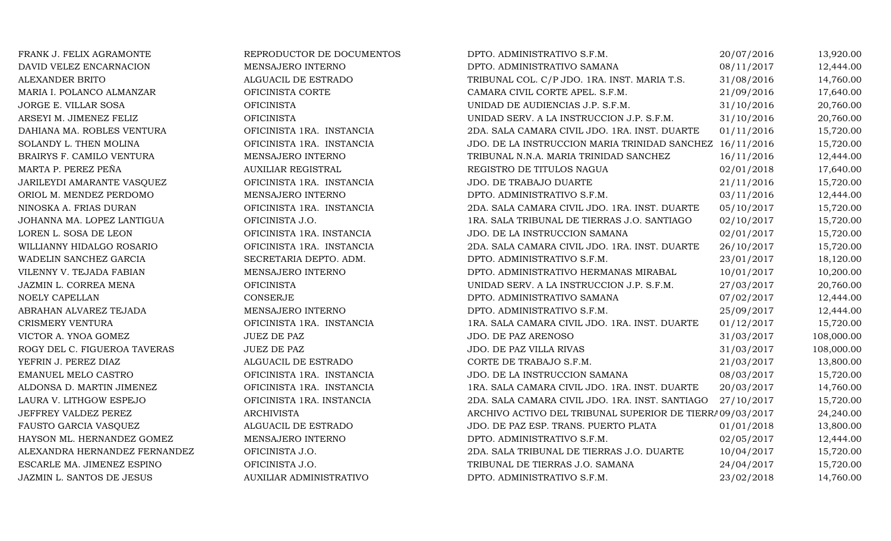| | | | | |
|---|---|---|---|---|
| FRANK J. FELIX AGRAMONTE | REPRODUCTOR DE DOCUMENTOS | DPTO. ADMINISTRATIVO S.F.M. | 20/07/2016 | 13,920.00 |
| DAVID VELEZ ENCARNACION | MENSAJERO INTERNO | DPTO. ADMINISTRATIVO SAMANA | 08/11/2017 | 12,444.00 |
| ALEXANDER BRITO | ALGUACIL DE ESTRADO | TRIBUNAL COL. C/P JDO. 1RA. INST. MARIA T.S. | 31/08/2016 | 14,760.00 |
| MARIA I. POLANCO ALMANZAR | OFICINISTA CORTE | CAMARA CIVIL CORTE APEL. S.F.M. | 21/09/2016 | 17,640.00 |
| JORGE E. VILLAR SOSA | OFICINISTA | UNIDAD DE AUDIENCIAS J.P. S.F.M. | 31/10/2016 | 20,760.00 |
| ARSEYI M. JIMENEZ FELIZ | OFICINISTA | UNIDAD SERV. A LA INSTRUCCION J.P. S.F.M. | 31/10/2016 | 20,760.00 |
| DAHIANA MA. ROBLES VENTURA | OFICINISTA 1RA. INSTANCIA | 2DA. SALA CAMARA CIVIL JDO. 1RA. INST. DUARTE | 01/11/2016 | 15,720.00 |
| SOLANDY L. THEN MOLINA | OFICINISTA 1RA. INSTANCIA | JDO. DE LA INSTRUCCION MARIA TRINIDAD SANCHEZ | 16/11/2016 | 15,720.00 |
| BRAIRYS F. CAMILO VENTURA | MENSAJERO INTERNO | TRIBUNAL N.N.A. MARIA TRINIDAD SANCHEZ | 16/11/2016 | 12,444.00 |
| MARTA P. PEREZ PEÑA | AUXILIAR REGISTRAL | REGISTRO DE TITULOS NAGUA | 02/01/2018 | 17,640.00 |
| JARILEYDI AMARANTE VASQUEZ | OFICINISTA 1RA. INSTANCIA | JDO. DE TRABAJO DUARTE | 21/11/2016 | 15,720.00 |
| ORIOL M. MENDEZ PERDOMO | MENSAJERO INTERNO | DPTO. ADMINISTRATIVO S.F.M. | 03/11/2016 | 12,444.00 |
| NINOSKA A. FRIAS DURAN | OFICINISTA 1RA. INSTANCIA | 2DA. SALA CAMARA CIVIL JDO. 1RA. INST. DUARTE | 05/10/2017 | 15,720.00 |
| JOHANNA MA. LOPEZ LANTIGUA | OFICINISTA J.O. | 1RA. SALA TRIBUNAL DE TIERRAS J.O. SANTIAGO | 02/10/2017 | 15,720.00 |
| LOREN L. SOSA DE LEON | OFICINISTA 1RA. INSTANCIA | JDO. DE LA INSTRUCCION SAMANA | 02/01/2017 | 15,720.00 |
| WILLIANNY HIDALGO ROSARIO | OFICINISTA 1RA. INSTANCIA | 2DA. SALA CAMARA CIVIL JDO. 1RA. INST. DUARTE | 26/10/2017 | 15,720.00 |
| WADELIN SANCHEZ GARCIA | SECRETARIA DEPTO. ADM. | DPTO. ADMINISTRATIVO S.F.M. | 23/01/2017 | 18,120.00 |
| VILENNY V. TEJADA FABIAN | MENSAJERO INTERNO | DPTO. ADMINISTRATIVO HERMANAS MIRABAL | 10/01/2017 | 10,200.00 |
| JAZMIN L. CORREA MENA | OFICINISTA | UNIDAD SERV. A LA INSTRUCCION J.P. S.F.M. | 27/03/2017 | 20,760.00 |
| NOELY CAPELLAN | CONSERJE | DPTO. ADMINISTRATIVO SAMANA | 07/02/2017 | 12,444.00 |
| ABRAHAN ALVAREZ TEJADA | MENSAJERO INTERNO | DPTO. ADMINISTRATIVO S.F.M. | 25/09/2017 | 12,444.00 |
| CRISMERY VENTURA | OFICINISTA 1RA. INSTANCIA | 1RA. SALA CAMARA CIVIL JDO. 1RA. INST. DUARTE | 01/12/2017 | 15,720.00 |
| VICTOR A. YNOA GOMEZ | JUEZ DE PAZ | JDO. DE PAZ ARENOSO | 31/03/2017 | 108,000.00 |
| ROGY DEL C. FIGUEROA TAVERAS | JUEZ DE PAZ | JDO. DE PAZ VILLA RIVAS | 31/03/2017 | 108,000.00 |
| YEFRIN J. PEREZ DIAZ | ALGUACIL DE ESTRADO | CORTE DE TRABAJO S.F.M. | 21/03/2017 | 13,800.00 |
| EMANUEL MELO CASTRO | OFICINISTA 1RA. INSTANCIA | JDO. DE LA INSTRUCCION SAMANA | 08/03/2017 | 15,720.00 |
| ALDONSA D. MARTIN JIMENEZ | OFICINISTA 1RA. INSTANCIA | 1RA. SALA CAMARA CIVIL JDO. 1RA. INST. DUARTE | 20/03/2017 | 14,760.00 |
| LAURA V. LITHGOW ESPEJO | OFICINISTA 1RA. INSTANCIA | 2DA. SALA CAMARA CIVIL JDO. 1RA. INST. SANTIAGO | 27/10/2017 | 15,720.00 |
| JEFFREY VALDEZ PEREZ | ARCHIVISTA | ARCHIVO ACTIVO DEL TRIBUNAL SUPERIOR DE TIERRA | 09/03/2017 | 24,240.00 |
| FAUSTO GARCIA VASQUEZ | ALGUACIL DE ESTRADO | JDO. DE PAZ ESP. TRANS. PUERTO PLATA | 01/01/2018 | 13,800.00 |
| HAYSON ML. HERNANDEZ GOMEZ | MENSAJERO INTERNO | DPTO. ADMINISTRATIVO S.F.M. | 02/05/2017 | 12,444.00 |
| ALEXANDRA HERNANDEZ FERNANDEZ | OFICINISTA J.O. | 2DA. SALA TRIBUNAL DE TIERRAS J.O. DUARTE | 10/04/2017 | 15,720.00 |
| ESCARLE MA. JIMENEZ ESPINO | OFICINISTA J.O. | TRIBUNAL DE TIERRAS J.O. SAMANA | 24/04/2017 | 15,720.00 |
| JAZMIN L. SANTOS DE JESUS | AUXILIAR ADMINISTRATIVO | DPTO. ADMINISTRATIVO S.F.M. | 23/02/2018 | 14,760.00 |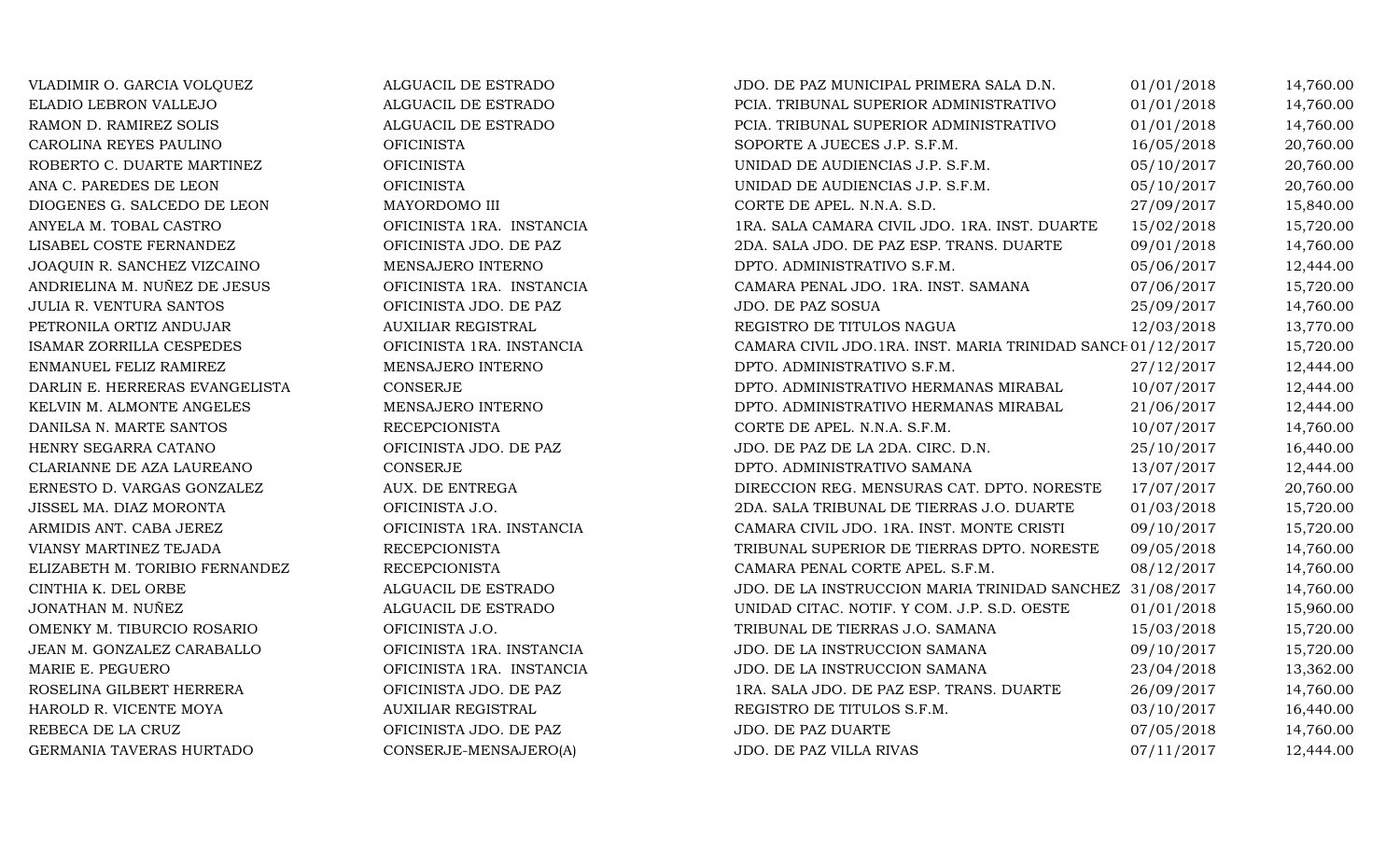| | | | | |
|---|---|---|---|---|
| VLADIMIR O. GARCIA VOLQUEZ | ALGUACIL DE ESTRADO | JDO. DE PAZ MUNICIPAL PRIMERA SALA D.N. | 01/01/2018 | 14,760.00 |
| ELADIO LEBRON VALLEJO | ALGUACIL DE ESTRADO | PCIA. TRIBUNAL SUPERIOR ADMINISTRATIVO | 01/01/2018 | 14,760.00 |
| RAMON D. RAMIREZ SOLIS | ALGUACIL DE ESTRADO | PCIA. TRIBUNAL SUPERIOR ADMINISTRATIVO | 01/01/2018 | 14,760.00 |
| CAROLINA REYES PAULINO | OFICINISTA | SOPORTE A JUECES J.P. S.F.M. | 16/05/2018 | 20,760.00 |
| ROBERTO C. DUARTE MARTINEZ | OFICINISTA | UNIDAD DE AUDIENCIAS J.P. S.F.M. | 05/10/2017 | 20,760.00 |
| ANA C. PAREDES DE LEON | OFICINISTA | UNIDAD DE AUDIENCIAS J.P. S.F.M. | 05/10/2017 | 20,760.00 |
| DIOGENES G. SALCEDO DE LEON | MAYORDOMO III | CORTE DE APEL. N.N.A. S.D. | 27/09/2017 | 15,840.00 |
| ANYELA M. TOBAL CASTRO | OFICINISTA 1RA. INSTANCIA | 1RA. SALA CAMARA CIVIL JDO. 1RA. INST. DUARTE | 15/02/2018 | 15,720.00 |
| LISABEL COSTE FERNANDEZ | OFICINISTA JDO. DE PAZ | 2DA. SALA JDO. DE PAZ ESP. TRANS. DUARTE | 09/01/2018 | 14,760.00 |
| JOAQUIN R. SANCHEZ VIZCAINO | MENSAJERO INTERNO | DPTO. ADMINISTRATIVO S.F.M. | 05/06/2017 | 12,444.00 |
| ANDRIELINA M. NUÑEZ DE JESUS | OFICINISTA 1RA. INSTANCIA | CAMARA PENAL JDO. 1RA. INST. SAMANA | 07/06/2017 | 15,720.00 |
| JULIA R. VENTURA SANTOS | OFICINISTA JDO. DE PAZ | JDO. DE PAZ SOSUA | 25/09/2017 | 14,760.00 |
| PETRONILA ORTIZ ANDUJAR | AUXILIAR REGISTRAL | REGISTRO DE TITULOS NAGUA | 12/03/2018 | 13,770.00 |
| ISAMAR ZORRILLA CESPEDES | OFICINISTA 1RA. INSTANCIA | CAMARA CIVIL JDO.1RA. INST. MARIA TRINIDAD SANCH | 01/12/2017 | 15,720.00 |
| ENMANUEL FELIZ RAMIREZ | MENSAJERO INTERNO | DPTO. ADMINISTRATIVO S.F.M. | 27/12/2017 | 12,444.00 |
| DARLIN E. HERRERAS EVANGELISTA | CONSERJE | DPTO. ADMINISTRATIVO HERMANAS MIRABAL | 10/07/2017 | 12,444.00 |
| KELVIN M. ALMONTE ANGELES | MENSAJERO INTERNO | DPTO. ADMINISTRATIVO HERMANAS MIRABAL | 21/06/2017 | 12,444.00 |
| DANILSA N. MARTE SANTOS | RECEPCIONISTA | CORTE DE APEL. N.N.A. S.F.M. | 10/07/2017 | 14,760.00 |
| HENRY SEGARRA CATANO | OFICINISTA JDO. DE PAZ | JDO. DE PAZ DE LA 2DA. CIRC. D.N. | 25/10/2017 | 16,440.00 |
| CLARIANNE DE AZA LAUREANO | CONSERJE | DPTO. ADMINISTRATIVO SAMANA | 13/07/2017 | 12,444.00 |
| ERNESTO D. VARGAS GONZALEZ | AUX. DE ENTREGA | DIRECCION REG. MENSURAS CAT. DPTO. NORESTE | 17/07/2017 | 20,760.00 |
| JISSEL MA. DIAZ MORONTA | OFICINISTA J.O. | 2DA. SALA TRIBUNAL DE TIERRAS J.O. DUARTE | 01/03/2018 | 15,720.00 |
| ARMIDIS ANT. CABA JEREZ | OFICINISTA 1RA. INSTANCIA | CAMARA CIVIL JDO. 1RA. INST. MONTE CRISTI | 09/10/2017 | 15,720.00 |
| VIANSY MARTINEZ TEJADA | RECEPCIONISTA | TRIBUNAL SUPERIOR DE TIERRAS DPTO. NORESTE | 09/05/2018 | 14,760.00 |
| ELIZABETH M. TORIBIO FERNANDEZ | RECEPCIONISTA | CAMARA PENAL CORTE APEL. S.F.M. | 08/12/2017 | 14,760.00 |
| CINTHIA K. DEL ORBE | ALGUACIL DE ESTRADO | JDO. DE LA INSTRUCCION MARIA TRINIDAD SANCHEZ | 31/08/2017 | 14,760.00 |
| JONATHAN M. NUÑEZ | ALGUACIL DE ESTRADO | UNIDAD CITAC. NOTIF. Y COM. J.P. S.D. OESTE | 01/01/2018 | 15,960.00 |
| OMENKY M. TIBURCIO ROSARIO | OFICINISTA J.O. | TRIBUNAL DE TIERRAS J.O. SAMANA | 15/03/2018 | 15,720.00 |
| JEAN M. GONZALEZ CARABALLO | OFICINISTA 1RA. INSTANCIA | JDO. DE LA INSTRUCCION SAMANA | 09/10/2017 | 15,720.00 |
| MARIE E. PEGUERO | OFICINISTA 1RA. INSTANCIA | JDO. DE LA INSTRUCCION SAMANA | 23/04/2018 | 13,362.00 |
| ROSELINA GILBERT HERRERA | OFICINISTA JDO. DE PAZ | 1RA. SALA JDO. DE PAZ ESP. TRANS. DUARTE | 26/09/2017 | 14,760.00 |
| HAROLD R. VICENTE MOYA | AUXILIAR REGISTRAL | REGISTRO DE TITULOS S.F.M. | 03/10/2017 | 16,440.00 |
| REBECA DE LA CRUZ | OFICINISTA JDO. DE PAZ | JDO. DE PAZ DUARTE | 07/05/2018 | 14,760.00 |
| GERMANIA TAVERAS HURTADO | CONSERJE-MENSAJERO(A) | JDO. DE PAZ VILLA RIVAS | 07/11/2017 | 12,444.00 |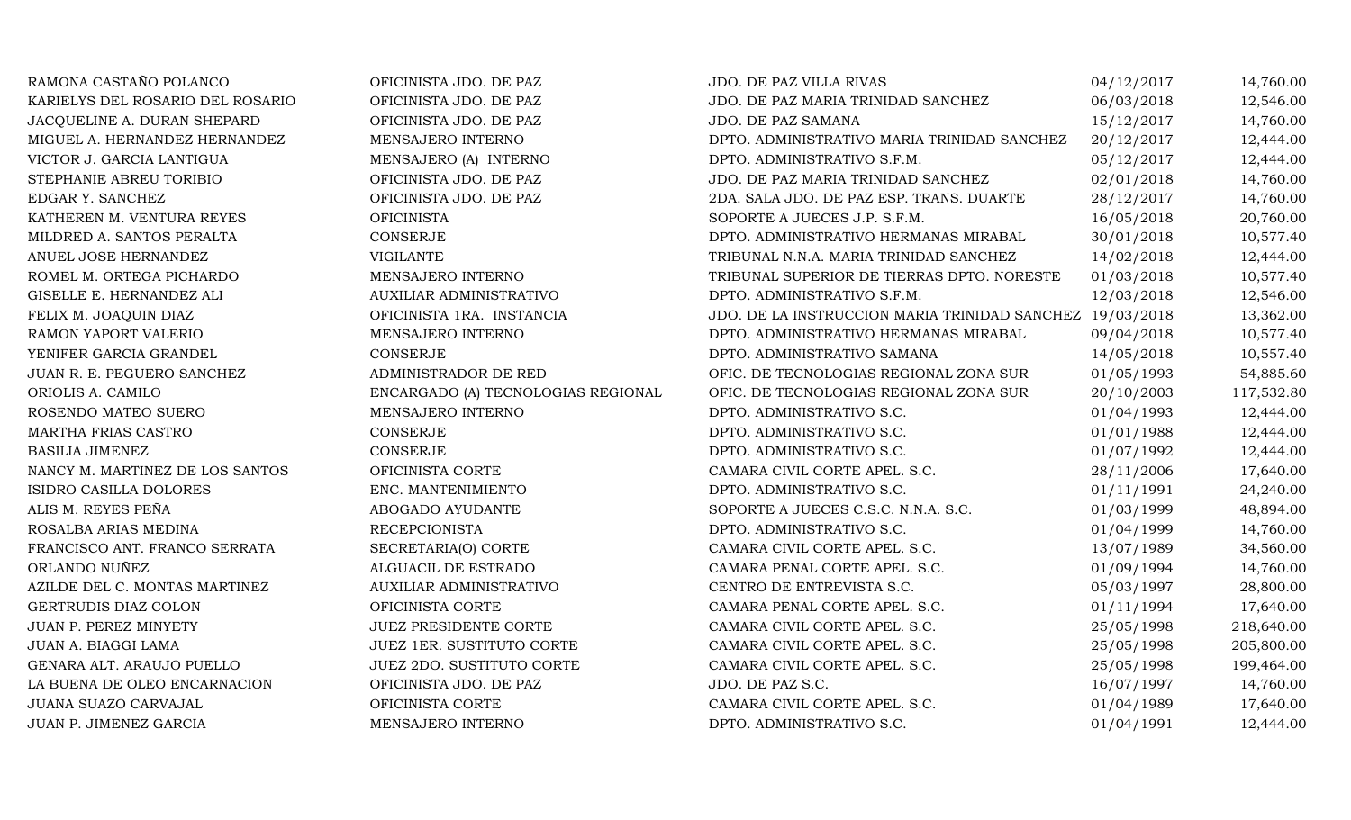| | | | | |
|---|---|---|---|---|
| RAMONA CASTAÑO POLANCO | OFICINISTA JDO. DE PAZ | JDO. DE PAZ VILLA RIVAS | 04/12/2017 | 14,760.00 |
| KARIELYS DEL ROSARIO DEL ROSARIO | OFICINISTA JDO. DE PAZ | JDO. DE PAZ MARIA TRINIDAD SANCHEZ | 06/03/2018 | 12,546.00 |
| JACQUELINE A. DURAN SHEPARD | OFICINISTA JDO. DE PAZ | JDO. DE PAZ SAMANA | 15/12/2017 | 14,760.00 |
| MIGUEL A. HERNANDEZ HERNANDEZ | MENSAJERO INTERNO | DPTO. ADMINISTRATIVO MARIA TRINIDAD SANCHEZ | 20/12/2017 | 12,444.00 |
| VICTOR J. GARCIA LANTIGUA | MENSAJERO (A) INTERNO | DPTO. ADMINISTRATIVO S.F.M. | 05/12/2017 | 12,444.00 |
| STEPHANIE ABREU TORIBIO | OFICINISTA JDO. DE PAZ | JDO. DE PAZ MARIA TRINIDAD SANCHEZ | 02/01/2018 | 14,760.00 |
| EDGAR Y. SANCHEZ | OFICINISTA JDO. DE PAZ | 2DA. SALA JDO. DE PAZ ESP. TRANS. DUARTE | 28/12/2017 | 14,760.00 |
| KATHEREN M. VENTURA REYES | OFICINISTA | SOPORTE A JUECES J.P. S.F.M. | 16/05/2018 | 20,760.00 |
| MILDRED A. SANTOS PERALTA | CONSERJE | DPTO. ADMINISTRATIVO HERMANAS MIRABAL | 30/01/2018 | 10,577.40 |
| ANUEL JOSE HERNANDEZ | VIGILANTE | TRIBUNAL N.N.A. MARIA TRINIDAD SANCHEZ | 14/02/2018 | 12,444.00 |
| ROMEL M. ORTEGA PICHARDO | MENSAJERO INTERNO | TRIBUNAL SUPERIOR DE TIERRAS DPTO. NORESTE | 01/03/2018 | 10,577.40 |
| GISELLE E. HERNANDEZ ALI | AUXILIAR ADMINISTRATIVO | DPTO. ADMINISTRATIVO S.F.M. | 12/03/2018 | 12,546.00 |
| FELIX M. JOAQUIN DIAZ | OFICINISTA 1RA. INSTANCIA | JDO. DE LA INSTRUCCION MARIA TRINIDAD SANCHEZ | 19/03/2018 | 13,362.00 |
| RAMON YAPORT VALERIO | MENSAJERO INTERNO | DPTO. ADMINISTRATIVO HERMANAS MIRABAL | 09/04/2018 | 10,577.40 |
| YENIFER GARCIA GRANDEL | CONSERJE | DPTO. ADMINISTRATIVO SAMANA | 14/05/2018 | 10,557.40 |
| JUAN R. E. PEGUERO SANCHEZ | ADMINISTRADOR DE RED | OFIC. DE TECNOLOGIAS REGIONAL ZONA SUR | 01/05/1993 | 54,885.60 |
| ORIOLIS A. CAMILO | ENCARGADO (A) TECNOLOGIAS REGIONAL | OFIC. DE TECNOLOGIAS REGIONAL ZONA SUR | 20/10/2003 | 117,532.80 |
| ROSENDO MATEO SUERO | MENSAJERO INTERNO | DPTO. ADMINISTRATIVO S.C. | 01/04/1993 | 12,444.00 |
| MARTHA FRIAS CASTRO | CONSERJE | DPTO. ADMINISTRATIVO S.C. | 01/01/1988 | 12,444.00 |
| BASILIA JIMENEZ | CONSERJE | DPTO. ADMINISTRATIVO S.C. | 01/07/1992 | 12,444.00 |
| NANCY M. MARTINEZ DE LOS SANTOS | OFICINISTA CORTE | CAMARA CIVIL CORTE APEL. S.C. | 28/11/2006 | 17,640.00 |
| ISIDRO CASILLA DOLORES | ENC. MANTENIMIENTO | DPTO. ADMINISTRATIVO S.C. | 01/11/1991 | 24,240.00 |
| ALIS M. REYES PEÑA | ABOGADO AYUDANTE | SOPORTE A JUECES C.S.C. N.N.A. S.C. | 01/03/1999 | 48,894.00 |
| ROSALBA ARIAS MEDINA | RECEPCIONISTA | DPTO. ADMINISTRATIVO S.C. | 01/04/1999 | 14,760.00 |
| FRANCISCO ANT. FRANCO SERRATA | SECRETARIA(O) CORTE | CAMARA CIVIL CORTE APEL. S.C. | 13/07/1989 | 34,560.00 |
| ORLANDO NUÑEZ | ALGUACIL DE ESTRADO | CAMARA PENAL CORTE APEL. S.C. | 01/09/1994 | 14,760.00 |
| AZILDE DEL C. MONTAS MARTINEZ | AUXILIAR ADMINISTRATIVO | CENTRO DE ENTREVISTA S.C. | 05/03/1997 | 28,800.00 |
| GERTRUDIS DIAZ COLON | OFICINISTA CORTE | CAMARA PENAL CORTE APEL. S.C. | 01/11/1994 | 17,640.00 |
| JUAN P. PEREZ MINYETY | JUEZ PRESIDENTE CORTE | CAMARA CIVIL CORTE APEL. S.C. | 25/05/1998 | 218,640.00 |
| JUAN A. BIAGGI LAMA | JUEZ 1ER. SUSTITUTO CORTE | CAMARA CIVIL CORTE APEL. S.C. | 25/05/1998 | 205,800.00 |
| GENARA ALT. ARAUJO PUELLO | JUEZ 2DO. SUSTITUTO CORTE | CAMARA CIVIL CORTE APEL. S.C. | 25/05/1998 | 199,464.00 |
| LA BUENA DE OLEO ENCARNACION | OFICINISTA JDO. DE PAZ | JDO. DE PAZ S.C. | 16/07/1997 | 14,760.00 |
| JUANA SUAZO CARVAJAL | OFICINISTA CORTE | CAMARA CIVIL CORTE APEL. S.C. | 01/04/1989 | 17,640.00 |
| JUAN P. JIMENEZ GARCIA | MENSAJERO INTERNO | DPTO. ADMINISTRATIVO S.C. | 01/04/1991 | 12,444.00 |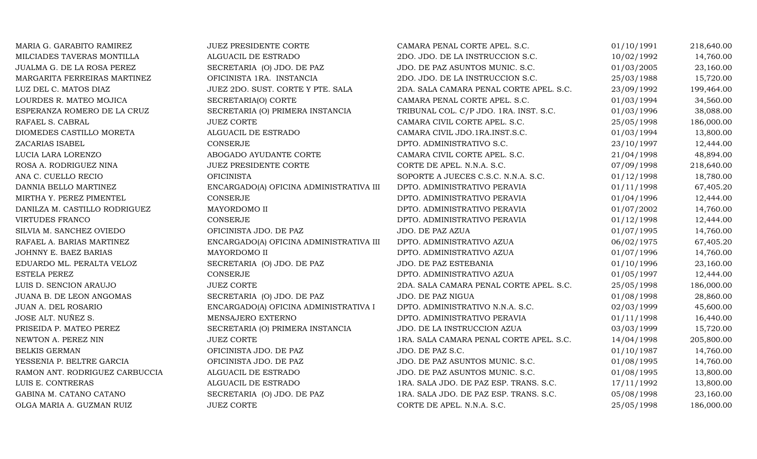| | | | | |
|---|---|---|---|---|
| MARIA G. GARABITO RAMIREZ | JUEZ PRESIDENTE CORTE | CAMARA PENAL CORTE APEL. S.C. | 01/10/1991 | 218,640.00 |
| MILCIADES TAVERAS MONTILLA | ALGUACIL DE ESTRADO | 2DO. JDO. DE LA INSTRUCCION S.C. | 10/02/1992 | 14,760.00 |
| JUALMA G. DE LA ROSA PEREZ | SECRETARIA (O) JDO. DE PAZ | JDO. DE PAZ ASUNTOS MUNIC. S.C. | 01/03/2005 | 23,160.00 |
| MARGARITA FERREIRAS MARTINEZ | OFICINISTA 1RA. INSTANCIA | 2DO. JDO. DE LA INSTRUCCION S.C. | 25/03/1988 | 15,720.00 |
| LUZ DEL C. MATOS DIAZ | JUEZ 2DO. SUST. CORTE Y PTE. SALA | 2DA. SALA CAMARA PENAL CORTE APEL. S.C. | 23/09/1992 | 199,464.00 |
| LOURDES R. MATEO MOJICA | SECRETARIA(O) CORTE | CAMARA PENAL CORTE APEL. S.C. | 01/03/1994 | 34,560.00 |
| ESPERANZA ROMERO DE LA CRUZ | SECRETARIA (O) PRIMERA INSTANCIA | TRIBUNAL COL. C/P JDO. 1RA. INST. S.C. | 01/03/1996 | 38,088.00 |
| RAFAEL S. CABRAL | JUEZ CORTE | CAMARA CIVIL CORTE APEL. S.C. | 25/05/1998 | 186,000.00 |
| DIOMEDES CASTILLO MORETA | ALGUACIL DE ESTRADO | CAMARA CIVIL JDO.1RA.INST.S.C. | 01/03/1994 | 13,800.00 |
| ZACARIAS ISABEL | CONSERJE | DPTO. ADMINISTRATIVO S.C. | 23/10/1997 | 12,444.00 |
| LUCIA LARA LORENZO | ABOGADO AYUDANTE CORTE | CAMARA CIVIL CORTE APEL. S.C. | 21/04/1998 | 48,894.00 |
| ROSA A. RODRIGUEZ NINA | JUEZ PRESIDENTE CORTE | CORTE DE APEL. N.N.A. S.C. | 07/09/1998 | 218,640.00 |
| ANA C. CUELLO RECIO | OFICINISTA | SOPORTE A JUECES C.S.C. N.N.A. S.C. | 01/12/1998 | 18,780.00 |
| DANNIA BELLO MARTINEZ | ENCARGADO(A) OFICINA ADMINISTRATIVA III | DPTO. ADMINISTRATIVO PERAVIA | 01/11/1998 | 67,405.20 |
| MIRTHA Y. PEREZ PIMENTEL | CONSERJE | DPTO. ADMINISTRATIVO PERAVIA | 01/04/1996 | 12,444.00 |
| DANILZA M. CASTILLO RODRIGUEZ | MAYORDOMO II | DPTO. ADMINISTRATIVO PERAVIA | 01/07/2002 | 14,760.00 |
| VIRTUDES FRANCO | CONSERJE | DPTO. ADMINISTRATIVO PERAVIA | 01/12/1998 | 12,444.00 |
| SILVIA M. SANCHEZ OVIEDO | OFICINISTA JDO. DE PAZ | JDO. DE PAZ AZUA | 01/07/1995 | 14,760.00 |
| RAFAEL A. BARIAS MARTINEZ | ENCARGADO(A) OFICINA ADMINISTRATIVA III | DPTO. ADMINISTRATIVO AZUA | 06/02/1975 | 67,405.20 |
| JOHNNY E. BAEZ BARIAS | MAYORDOMO II | DPTO. ADMINISTRATIVO AZUA | 01/07/1996 | 14,760.00 |
| EDUARDO ML. PERALTA VELOZ | SECRETARIA (O) JDO. DE PAZ | JDO. DE PAZ ESTEBANIA | 01/10/1996 | 23,160.00 |
| ESTELA PEREZ | CONSERJE | DPTO. ADMINISTRATIVO AZUA | 01/05/1997 | 12,444.00 |
| LUIS D. SENCION ARAUJO | JUEZ CORTE | 2DA. SALA CAMARA PENAL CORTE APEL. S.C. | 25/05/1998 | 186,000.00 |
| JUANA B. DE LEON ANGOMAS | SECRETARIA (O) JDO. DE PAZ | JDO. DE PAZ NIGUA | 01/08/1998 | 28,860.00 |
| JUAN A. DEL ROSARIO | ENCARGADO(A) OFICINA ADMINISTRATIVA I | DPTO. ADMINISTRATIVO N.N.A. S.C. | 02/03/1999 | 45,600.00 |
| JOSE ALT. NUÑEZ S. | MENSAJERO EXTERNO | DPTO. ADMINISTRATIVO PERAVIA | 01/11/1998 | 16,440.00 |
| PRISEIDA P. MATEO PEREZ | SECRETARIA (O) PRIMERA INSTANCIA | JDO. DE LA INSTRUCCION AZUA | 03/03/1999 | 15,720.00 |
| NEWTON A. PEREZ NIN | JUEZ CORTE | 1RA. SALA CAMARA PENAL CORTE APEL. S.C. | 14/04/1998 | 205,800.00 |
| BELKIS GERMAN | OFICINISTA JDO. DE PAZ | JDO. DE PAZ S.C. | 01/10/1987 | 14,760.00 |
| YESSENIA P. BELTRE GARCIA | OFICINISTA JDO. DE PAZ | JDO. DE PAZ ASUNTOS MUNIC. S.C. | 01/08/1995 | 14,760.00 |
| RAMON ANT. RODRIGUEZ CARBUCCIA | ALGUACIL DE ESTRADO | JDO. DE PAZ ASUNTOS MUNIC. S.C. | 01/08/1995 | 13,800.00 |
| LUIS E. CONTRERAS | ALGUACIL DE ESTRADO | 1RA. SALA JDO. DE PAZ ESP. TRANS. S.C. | 17/11/1992 | 13,800.00 |
| GABINA M. CATANO CATANO | SECRETARIA (O) JDO. DE PAZ | 1RA. SALA JDO. DE PAZ ESP. TRANS. S.C. | 05/08/1998 | 23,160.00 |
| OLGA MARIA A. GUZMAN RUIZ | JUEZ CORTE | CORTE DE APEL. N.N.A. S.C. | 25/05/1998 | 186,000.00 |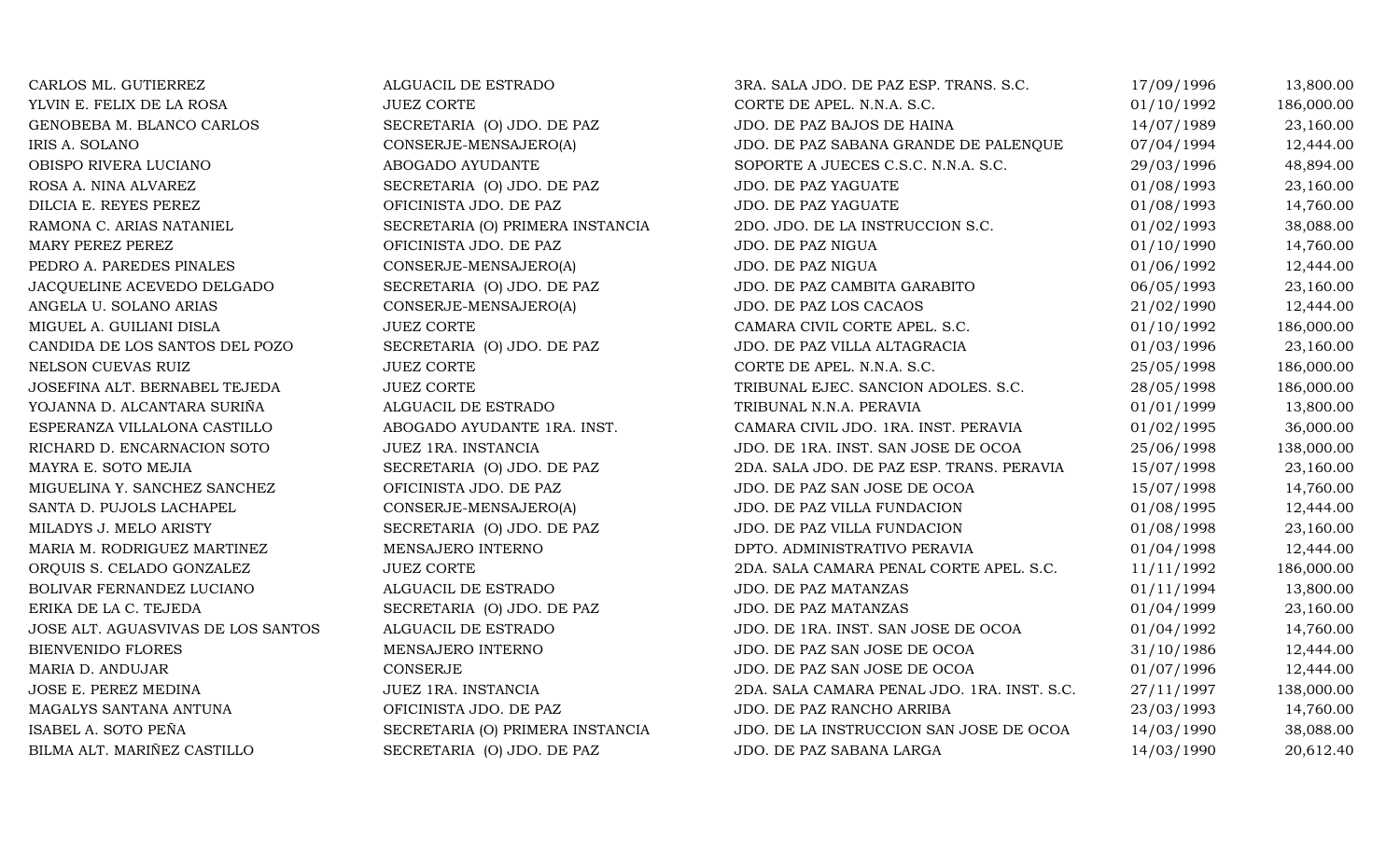| | | | | |
|---|---|---|---|---|
| CARLOS ML. GUTIERREZ | ALGUACIL DE ESTRADO | 3RA. SALA JDO. DE PAZ ESP. TRANS. S.C. | 17/09/1996 | 13,800.00 |
| YLVIN E. FELIX DE LA ROSA | JUEZ CORTE | CORTE DE APEL. N.N.A. S.C. | 01/10/1992 | 186,000.00 |
| GENOBEBA M. BLANCO CARLOS | SECRETARIA (O) JDO. DE PAZ | JDO. DE PAZ BAJOS DE HAINA | 14/07/1989 | 23,160.00 |
| IRIS A. SOLANO | CONSERJE-MENSAJERO(A) | JDO. DE PAZ SABANA GRANDE DE PALENQUE | 07/04/1994 | 12,444.00 |
| OBISPO RIVERA LUCIANO | ABOGADO AYUDANTE | SOPORTE A JUECES C.S.C. N.N.A. S.C. | 29/03/1996 | 48,894.00 |
| ROSA A. NINA ALVAREZ | SECRETARIA (O) JDO. DE PAZ | JDO. DE PAZ YAGUATE | 01/08/1993 | 23,160.00 |
| DILCIA E. REYES PEREZ | OFICINISTA JDO. DE PAZ | JDO. DE PAZ YAGUATE | 01/08/1993 | 14,760.00 |
| RAMONA C. ARIAS NATANIEL | SECRETARIA (O) PRIMERA INSTANCIA | 2DO. JDO. DE LA INSTRUCCION S.C. | 01/02/1993 | 38,088.00 |
| MARY PEREZ PEREZ | OFICINISTA JDO. DE PAZ | JDO. DE PAZ NIGUA | 01/10/1990 | 14,760.00 |
| PEDRO A. PAREDES PINALES | CONSERJE-MENSAJERO(A) | JDO. DE PAZ NIGUA | 01/06/1992 | 12,444.00 |
| JACQUELINE ACEVEDO DELGADO | SECRETARIA (O) JDO. DE PAZ | JDO. DE PAZ CAMBITA GARABITO | 06/05/1993 | 23,160.00 |
| ANGELA U. SOLANO ARIAS | CONSERJE-MENSAJERO(A) | JDO. DE PAZ LOS CACAOS | 21/02/1990 | 12,444.00 |
| MIGUEL A. GUILIANI DISLA | JUEZ CORTE | CAMARA CIVIL CORTE APEL. S.C. | 01/10/1992 | 186,000.00 |
| CANDIDA DE LOS SANTOS DEL POZO | SECRETARIA (O) JDO. DE PAZ | JDO. DE PAZ VILLA ALTAGRACIA | 01/03/1996 | 23,160.00 |
| NELSON CUEVAS RUIZ | JUEZ CORTE | CORTE DE APEL. N.N.A. S.C. | 25/05/1998 | 186,000.00 |
| JOSEFINA ALT. BERNABEL TEJEDA | JUEZ CORTE | TRIBUNAL EJEC. SANCION ADOLES. S.C. | 28/05/1998 | 186,000.00 |
| YOJANNA D. ALCANTARA SURIÑA | ALGUACIL DE ESTRADO | TRIBUNAL N.N.A. PERAVIA | 01/01/1999 | 13,800.00 |
| ESPERANZA VILLALONA CASTILLO | ABOGADO AYUDANTE 1RA. INST. | CAMARA CIVIL JDO. 1RA. INST. PERAVIA | 01/02/1995 | 36,000.00 |
| RICHARD D. ENCARNACION SOTO | JUEZ 1RA. INSTANCIA | JDO. DE 1RA. INST. SAN JOSE DE OCOA | 25/06/1998 | 138,000.00 |
| MAYRA E. SOTO MEJIA | SECRETARIA (O) JDO. DE PAZ | 2DA. SALA JDO. DE PAZ ESP. TRANS. PERAVIA | 15/07/1998 | 23,160.00 |
| MIGUELINA Y. SANCHEZ SANCHEZ | OFICINISTA JDO. DE PAZ | JDO. DE PAZ SAN JOSE DE OCOA | 15/07/1998 | 14,760.00 |
| SANTA D. PUJOLS LACHAPEL | CONSERJE-MENSAJERO(A) | JDO. DE PAZ VILLA FUNDACION | 01/08/1995 | 12,444.00 |
| MILADYS J. MELO ARISTY | SECRETARIA (O) JDO. DE PAZ | JDO. DE PAZ VILLA FUNDACION | 01/08/1998 | 23,160.00 |
| MARIA M. RODRIGUEZ MARTINEZ | MENSAJERO INTERNO | DPTO. ADMINISTRATIVO PERAVIA | 01/04/1998 | 12,444.00 |
| ORQUIS S. CELADO GONZALEZ | JUEZ CORTE | 2DA. SALA CAMARA PENAL CORTE APEL. S.C. | 11/11/1992 | 186,000.00 |
| BOLIVAR FERNANDEZ LUCIANO | ALGUACIL DE ESTRADO | JDO. DE PAZ MATANZAS | 01/11/1994 | 13,800.00 |
| ERIKA DE LA C. TEJEDA | SECRETARIA (O) JDO. DE PAZ | JDO. DE PAZ MATANZAS | 01/04/1999 | 23,160.00 |
| JOSE ALT. AGUASVIVAS DE LOS SANTOS | ALGUACIL DE ESTRADO | JDO. DE 1RA. INST. SAN JOSE DE OCOA | 01/04/1992 | 14,760.00 |
| BIENVENIDO FLORES | MENSAJERO INTERNO | JDO. DE PAZ SAN JOSE DE OCOA | 31/10/1986 | 12,444.00 |
| MARIA D. ANDUJAR | CONSERJE | JDO. DE PAZ SAN JOSE DE OCOA | 01/07/1996 | 12,444.00 |
| JOSE E. PEREZ MEDINA | JUEZ 1RA. INSTANCIA | 2DA. SALA CAMARA PENAL JDO. 1RA. INST. S.C. | 27/11/1997 | 138,000.00 |
| MAGALYS SANTANA ANTUNA | OFICINISTA JDO. DE PAZ | JDO. DE PAZ RANCHO ARRIBA | 23/03/1993 | 14,760.00 |
| ISABEL A. SOTO PEÑA | SECRETARIA (O) PRIMERA INSTANCIA | JDO. DE LA INSTRUCCION SAN JOSE DE OCOA | 14/03/1990 | 38,088.00 |
| BILMA ALT. MARIÑEZ CASTILLO | SECRETARIA (O) JDO. DE PAZ | JDO. DE PAZ SABANA LARGA | 14/03/1990 | 20,612.40 |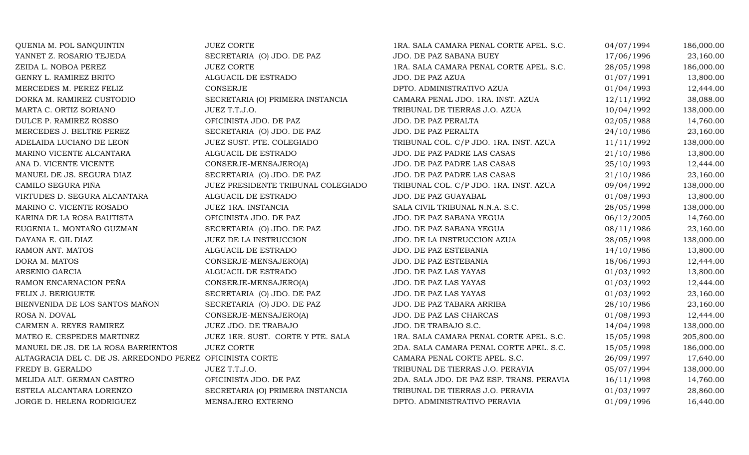| | | | | |
|---|---|---|---|---|
| QUENIA M. POL SANQUINTIN | JUEZ CORTE | 1RA. SALA CAMARA PENAL CORTE APEL. S.C. | 04/07/1994 | 186,000.00 |
| YANNET Z. ROSARIO TEJEDA | SECRETARIA (O) JDO. DE PAZ | JDO. DE PAZ SABANA BUEY | 17/06/1996 | 23,160.00 |
| ZEIDA L. NOBOA PEREZ | JUEZ CORTE | 1RA. SALA CAMARA PENAL CORTE APEL. S.C. | 28/05/1998 | 186,000.00 |
| GENRY L. RAMIREZ BRITO | ALGUACIL DE ESTRADO | JDO. DE PAZ AZUA | 01/07/1991 | 13,800.00 |
| MERCEDES M. PEREZ FELIZ | CONSERJE | DPTO. ADMINISTRATIVO AZUA | 01/04/1993 | 12,444.00 |
| DORKA M. RAMIREZ CUSTODIO | SECRETARIA (O) PRIMERA INSTANCIA | CAMARA PENAL JDO. 1RA. INST. AZUA | 12/11/1992 | 38,088.00 |
| MARTA C. ORTIZ SORIANO | JUEZ T.T.J.O. | TRIBUNAL DE TIERRAS J.O. AZUA | 10/04/1992 | 138,000.00 |
| DULCE P. RAMIREZ ROSSO | OFICINISTA JDO. DE PAZ | JDO. DE PAZ PERALTA | 02/05/1988 | 14,760.00 |
| MERCEDES J. BELTRE PEREZ | SECRETARIA (O) JDO. DE PAZ | JDO. DE PAZ PERALTA | 24/10/1986 | 23,160.00 |
| ADELAIDA LUCIANO DE LEON | JUEZ SUST. PTE. COLEGIADO | TRIBUNAL COL. C/P JDO. 1RA. INST. AZUA | 11/11/1992 | 138,000.00 |
| MARINO VICENTE ALCANTARA | ALGUACIL DE ESTRADO | JDO. DE PAZ PADRE LAS CASAS | 21/10/1986 | 13,800.00 |
| ANA D. VICENTE VICENTE | CONSERJE-MENSAJERO(A) | JDO. DE PAZ PADRE LAS CASAS | 25/10/1993 | 12,444.00 |
| MANUEL DE JS. SEGURA DIAZ | SECRETARIA (O) JDO. DE PAZ | JDO. DE PAZ PADRE LAS CASAS | 21/10/1986 | 23,160.00 |
| CAMILO SEGURA PIÑA | JUEZ PRESIDENTE TRIBUNAL COLEGIADO | TRIBUNAL COL. C/P JDO. 1RA. INST. AZUA | 09/04/1992 | 138,000.00 |
| VIRTUDES D. SEGURA ALCANTARA | ALGUACIL DE ESTRADO | JDO. DE PAZ GUAYABAL | 01/08/1993 | 13,800.00 |
| MARINO C. VICENTE ROSADO | JUEZ 1RA. INSTANCIA | SALA CIVIL TRIBUNAL N.N.A. S.C. | 28/05/1998 | 138,000.00 |
| KARINA DE LA ROSA BAUTISTA | OFICINISTA JDO. DE PAZ | JDO. DE PAZ SABANA YEGUA | 06/12/2005 | 14,760.00 |
| EUGENIA L. MONTAÑO GUZMAN | SECRETARIA (O) JDO. DE PAZ | JDO. DE PAZ SABANA YEGUA | 08/11/1986 | 23,160.00 |
| DAYANA E. GIL DIAZ | JUEZ DE LA INSTRUCCION | JDO. DE LA INSTRUCCION AZUA | 28/05/1998 | 138,000.00 |
| RAMON ANT. MATOS | ALGUACIL DE ESTRADO | JDO. DE PAZ ESTEBANIA | 14/10/1986 | 13,800.00 |
| DORA M. MATOS | CONSERJE-MENSAJERO(A) | JDO. DE PAZ ESTEBANIA | 18/06/1993 | 12,444.00 |
| ARSENIO GARCIA | ALGUACIL DE ESTRADO | JDO. DE PAZ LAS YAYAS | 01/03/1992 | 13,800.00 |
| RAMON ENCARNACION PEÑA | CONSERJE-MENSAJERO(A) | JDO. DE PAZ LAS YAYAS | 01/03/1992 | 12,444.00 |
| FELIX J. BERIGUETE | SECRETARIA (O) JDO. DE PAZ | JDO. DE PAZ LAS YAYAS | 01/03/1992 | 23,160.00 |
| BIENVENIDA DE LOS SANTOS MAÑON | SECRETARIA (O) JDO. DE PAZ | JDO. DE PAZ TABARA ARRIBA | 28/10/1986 | 23,160.00 |
| ROSA N. DOVAL | CONSERJE-MENSAJERO(A) | JDO. DE PAZ LAS CHARCAS | 01/08/1993 | 12,444.00 |
| CARMEN A. REYES RAMIREZ | JUEZ JDO. DE TRABAJO | JDO. DE TRABAJO S.C. | 14/04/1998 | 138,000.00 |
| MATEO E. CESPEDES MARTINEZ | JUEZ 1ER. SUST. CORTE Y PTE. SALA | 1RA. SALA CAMARA PENAL CORTE APEL. S.C. | 15/05/1998 | 205,800.00 |
| MANUEL DE JS. DE LA ROSA BARRIENTOS | JUEZ CORTE | 2DA. SALA CAMARA PENAL CORTE APEL. S.C. | 15/05/1998 | 186,000.00 |
| ALTAGRACIA DEL C. DE JS. ARREDONDO PEREZ | OFICINISTA CORTE | CAMARA PENAL CORTE APEL. S.C. | 26/09/1997 | 17,640.00 |
| FREDY B. GERALDO | JUEZ T.T.J.O. | TRIBUNAL DE TIERRAS J.O. PERAVIA | 05/07/1994 | 138,000.00 |
| MELIDA ALT. GERMAN CASTRO | OFICINISTA JDO. DE PAZ | 2DA. SALA JDO. DE PAZ ESP. TRANS. PERAVIA | 16/11/1998 | 14,760.00 |
| ESTELA ALCANTARA LORENZO | SECRETARIA (O) PRIMERA INSTANCIA | TRIBUNAL DE TIERRAS J.O. PERAVIA | 01/03/1997 | 28,860.00 |
| JORGE D. HELENA RODRIGUEZ | MENSAJERO EXTERNO | DPTO. ADMINISTRATIVO PERAVIA | 01/09/1996 | 16,440.00 |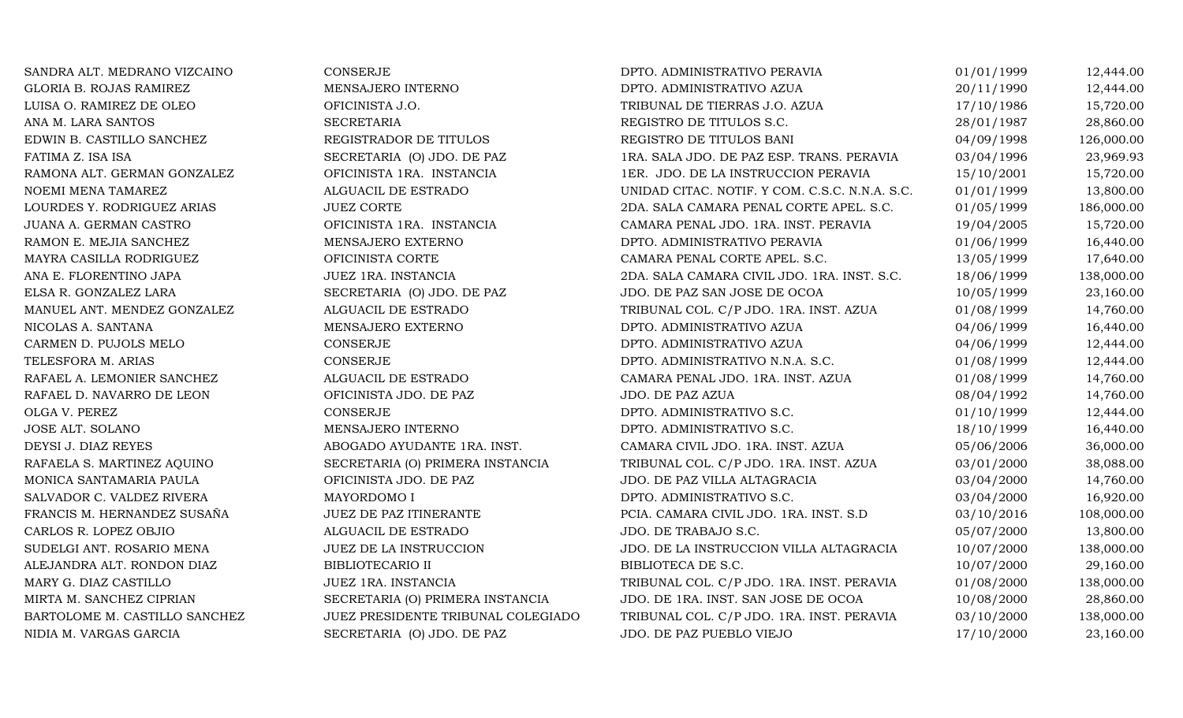| | | | | |
|---|---|---|---|---|
| SANDRA ALT. MEDRANO VIZCAINO | CONSERJE | DPTO. ADMINISTRATIVO PERAVIA | 01/01/1999 | 12,444.00 |
| GLORIA B. ROJAS RAMIREZ | MENSAJERO INTERNO | DPTO. ADMINISTRATIVO AZUA | 20/11/1990 | 12,444.00 |
| LUISA O. RAMIREZ DE OLEO | OFICINISTA J.O. | TRIBUNAL DE TIERRAS J.O. AZUA | 17/10/1986 | 15,720.00 |
| ANA M. LARA SANTOS | SECRETARIA | REGISTRO DE TITULOS S.C. | 28/01/1987 | 28,860.00 |
| EDWIN B. CASTILLO SANCHEZ | REGISTRADOR DE TITULOS | REGISTRO DE TITULOS BANI | 04/09/1998 | 126,000.00 |
| FATIMA Z. ISA ISA | SECRETARIA (O) JDO. DE PAZ | 1RA. SALA JDO. DE PAZ ESP. TRANS. PERAVIA | 03/04/1996 | 23,969.93 |
| RAMONA ALT. GERMAN GONZALEZ | OFICINISTA 1RA. INSTANCIA | 1ER. JDO. DE LA INSTRUCCION PERAVIA | 15/10/2001 | 15,720.00 |
| NOEMI MENA TAMAREZ | ALGUACIL DE ESTRADO | UNIDAD CITAC. NOTIF. Y COM. C.S.C. N.N.A. S.C. | 01/01/1999 | 13,800.00 |
| LOURDES Y. RODRIGUEZ ARIAS | JUEZ CORTE | 2DA. SALA CAMARA PENAL CORTE APEL. S.C. | 01/05/1999 | 186,000.00 |
| JUANA A. GERMAN CASTRO | OFICINISTA 1RA. INSTANCIA | CAMARA PENAL JDO. 1RA. INST. PERAVIA | 19/04/2005 | 15,720.00 |
| RAMON E. MEJIA SANCHEZ | MENSAJERO EXTERNO | DPTO. ADMINISTRATIVO PERAVIA | 01/06/1999 | 16,440.00 |
| MAYRA CASILLA RODRIGUEZ | OFICINISTA CORTE | CAMARA PENAL CORTE APEL. S.C. | 13/05/1999 | 17,640.00 |
| ANA E. FLORENTINO JAPA | JUEZ 1RA. INSTANCIA | 2DA. SALA CAMARA CIVIL JDO. 1RA. INST. S.C. | 18/06/1999 | 138,000.00 |
| ELSA R. GONZALEZ LARA | SECRETARIA (O) JDO. DE PAZ | JDO. DE PAZ SAN JOSE DE OCOA | 10/05/1999 | 23,160.00 |
| MANUEL ANT. MENDEZ GONZALEZ | ALGUACIL DE ESTRADO | TRIBUNAL COL. C/P JDO. 1RA. INST. AZUA | 01/08/1999 | 14,760.00 |
| NICOLAS A. SANTANA | MENSAJERO EXTERNO | DPTO. ADMINISTRATIVO AZUA | 04/06/1999 | 16,440.00 |
| CARMEN D. PUJOLS MELO | CONSERJE | DPTO. ADMINISTRATIVO AZUA | 04/06/1999 | 12,444.00 |
| TELESFORA M. ARIAS | CONSERJE | DPTO. ADMINISTRATIVO N.N.A. S.C. | 01/08/1999 | 12,444.00 |
| RAFAEL A. LEMONIER SANCHEZ | ALGUACIL DE ESTRADO | CAMARA PENAL JDO. 1RA. INST. AZUA | 01/08/1999 | 14,760.00 |
| RAFAEL D. NAVARRO DE LEON | OFICINISTA JDO. DE PAZ | JDO. DE PAZ AZUA | 08/04/1992 | 14,760.00 |
| OLGA V. PEREZ | CONSERJE | DPTO. ADMINISTRATIVO S.C. | 01/10/1999 | 12,444.00 |
| JOSE ALT. SOLANO | MENSAJERO INTERNO | DPTO. ADMINISTRATIVO S.C. | 18/10/1999 | 16,440.00 |
| DEYSI J. DIAZ REYES | ABOGADO AYUDANTE 1RA. INST. | CAMARA CIVIL JDO. 1RA. INST. AZUA | 05/06/2006 | 36,000.00 |
| RAFAELA S. MARTINEZ AQUINO | SECRETARIA (O) PRIMERA INSTANCIA | TRIBUNAL COL. C/P JDO. 1RA. INST. AZUA | 03/01/2000 | 38,088.00 |
| MONICA SANTAMARIA PAULA | OFICINISTA JDO. DE PAZ | JDO. DE PAZ VILLA ALTAGRACIA | 03/04/2000 | 14,760.00 |
| SALVADOR C. VALDEZ RIVERA | MAYORDOMO I | DPTO. ADMINISTRATIVO S.C. | 03/04/2000 | 16,920.00 |
| FRANCIS M. HERNANDEZ SUSAÑA | JUEZ DE PAZ ITINERANTE | PCIA. CAMARA CIVIL JDO. 1RA. INST. S.D | 03/10/2016 | 108,000.00 |
| CARLOS R. LOPEZ OBJIO | ALGUACIL DE ESTRADO | JDO. DE TRABAJO S.C. | 05/07/2000 | 13,800.00 |
| SUDELGI ANT. ROSARIO MENA | JUEZ DE LA INSTRUCCION | JDO. DE LA INSTRUCCION VILLA ALTAGRACIA | 10/07/2000 | 138,000.00 |
| ALEJANDRA ALT. RONDON DIAZ | BIBLIOTECARIO II | BIBLIOTECA DE S.C. | 10/07/2000 | 29,160.00 |
| MARY G. DIAZ CASTILLO | JUEZ 1RA. INSTANCIA | TRIBUNAL COL. C/P JDO. 1RA. INST. PERAVIA | 01/08/2000 | 138,000.00 |
| MIRTA M. SANCHEZ CIPRIAN | SECRETARIA (O) PRIMERA INSTANCIA | JDO. DE 1RA. INST. SAN JOSE DE OCOA | 10/08/2000 | 28,860.00 |
| BARTOLOME M. CASTILLO SANCHEZ | JUEZ PRESIDENTE TRIBUNAL COLEGIADO | TRIBUNAL COL. C/P JDO. 1RA. INST. PERAVIA | 03/10/2000 | 138,000.00 |
| NIDIA M. VARGAS GARCIA | SECRETARIA (O) JDO. DE PAZ | JDO. DE PAZ PUEBLO VIEJO | 17/10/2000 | 23,160.00 |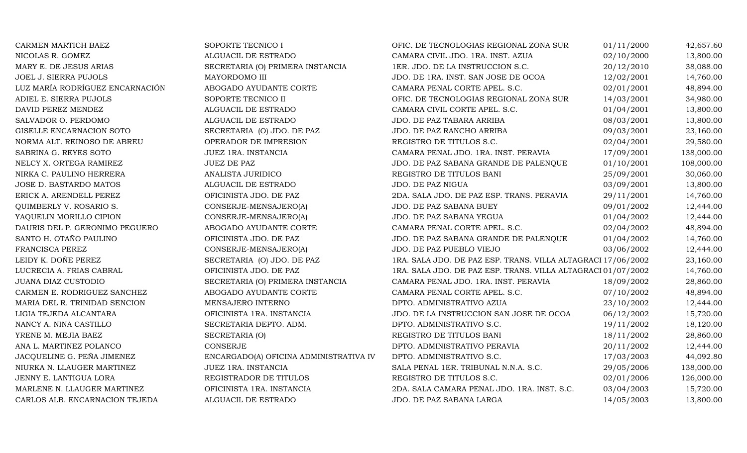| | | | | |
|---|---|---|---|---|
| CARMEN MARTICH BAEZ | SOPORTE TECNICO I | OFIC. DE TECNOLOGIAS REGIONAL ZONA SUR | 01/11/2000 | 42,657.60 |
| NICOLAS R. GOMEZ | ALGUACIL DE ESTRADO | CAMARA CIVIL JDO. 1RA. INST. AZUA | 02/10/2000 | 13,800.00 |
| MARY E. DE JESUS ARIAS | SECRETARIA (O) PRIMERA INSTANCIA | 1ER. JDO. DE LA INSTRUCCION S.C. | 20/12/2010 | 38,088.00 |
| JOEL J. SIERRA PUJOLS | MAYORDOMO III | JDO. DE 1RA. INST. SAN JOSE DE OCOA | 12/02/2001 | 14,760.00 |
| LUZ MARÍA RODRÍGUEZ ENCARNACIÓN | ABOGADO AYUDANTE CORTE | CAMARA PENAL CORTE APEL. S.C. | 02/01/2001 | 48,894.00 |
| ADIEL E. SIERRA PUJOLS | SOPORTE TECNICO II | OFIC. DE TECNOLOGIAS REGIONAL ZONA SUR | 14/03/2001 | 34,980.00 |
| DAVID PEREZ MENDEZ | ALGUACIL DE ESTRADO | CAMARA CIVIL CORTE APEL. S.C. | 01/04/2001 | 13,800.00 |
| SALVADOR O. PERDOMO | ALGUACIL DE ESTRADO | JDO. DE PAZ TABARA ARRIBA | 08/03/2001 | 13,800.00 |
| GISELLE ENCARNACION SOTO | SECRETARIA (O) JDO. DE PAZ | JDO. DE PAZ RANCHO ARRIBA | 09/03/2001 | 23,160.00 |
| NORMA ALT. REINOSO DE ABREU | OPERADOR DE IMPRESION | REGISTRO DE TITULOS S.C. | 02/04/2001 | 29,580.00 |
| SABRINA G. REYES SOTO | JUEZ 1RA. INSTANCIA | CAMARA PENAL JDO. 1RA. INST. PERAVIA | 17/09/2001 | 138,000.00 |
| NELCY X. ORTEGA RAMIREZ | JUEZ DE PAZ | JDO. DE PAZ SABANA GRANDE DE PALENQUE | 01/10/2001 | 108,000.00 |
| NIRKA C. PAULINO HERRERA | ANALISTA JURIDICO | REGISTRO DE TITULOS BANI | 25/09/2001 | 30,060.00 |
| JOSE D. BASTARDO MATOS | ALGUACIL DE ESTRADO | JDO. DE PAZ NIGUA | 03/09/2001 | 13,800.00 |
| ERICK A. ARENDELL PEREZ | OFICINISTA JDO. DE PAZ | 2DA. SALA JDO. DE PAZ ESP. TRANS. PERAVIA | 29/11/2001 | 14,760.00 |
| QUIMBERLY V. ROSARIO S. | CONSERJE-MENSAJERO(A) | JDO. DE PAZ SABANA BUEY | 09/01/2002 | 12,444.00 |
| YAQUELIN MORILLO CIPION | CONSERJE-MENSAJERO(A) | JDO. DE PAZ SABANA YEGUA | 01/04/2002 | 12,444.00 |
| DAURIS DEL P. GERONIMO PEGUERO | ABOGADO AYUDANTE CORTE | CAMARA PENAL CORTE APEL. S.C. | 02/04/2002 | 48,894.00 |
| SANTO H. OTAÑO PAULINO | OFICINISTA JDO. DE PAZ | JDO. DE PAZ SABANA GRANDE DE PALENQUE | 01/04/2002 | 14,760.00 |
| FRANCISCA PEREZ | CONSERJE-MENSAJERO(A) | JDO. DE PAZ PUEBLO VIEJO | 03/06/2002 | 12,444.00 |
| LEIDY K. DOÑE PEREZ | SECRETARIA (O) JDO. DE PAZ | 1RA. SALA JDO. DE PAZ ESP. TRANS. VILLA ALTAGRACI | 17/06/2002 | 23,160.00 |
| LUCRECIA A. FRIAS CABRAL | OFICINISTA JDO. DE PAZ | 1RA. SALA JDO. DE PAZ ESP. TRANS. VILLA ALTAGRACI | 01/07/2002 | 14,760.00 |
| JUANA DIAZ CUSTODIO | SECRETARIA (O) PRIMERA INSTANCIA | CAMARA PENAL JDO. 1RA. INST. PERAVIA | 18/09/2002 | 28,860.00 |
| CARMEN E. RODRIGUEZ SANCHEZ | ABOGADO AYUDANTE CORTE | CAMARA PENAL CORTE APEL. S.C. | 07/10/2002 | 48,894.00 |
| MARIA DEL R. TRINIDAD SENCION | MENSAJERO INTERNO | DPTO. ADMINISTRATIVO AZUA | 23/10/2002 | 12,444.00 |
| LIGIA TEJEDA ALCANTARA | OFICINISTA 1RA. INSTANCIA | JDO. DE LA INSTRUCCION SAN JOSE DE OCOA | 06/12/2002 | 15,720.00 |
| NANCY A. NINA CASTILLO | SECRETARIA DEPTO. ADM. | DPTO. ADMINISTRATIVO S.C. | 19/11/2002 | 18,120.00 |
| YRENE M. MEJIA BAEZ | SECRETARIA (O) | REGISTRO DE TITULOS BANI | 18/11/2002 | 28,860.00 |
| ANA L. MARTINEZ POLANCO | CONSERJE | DPTO. ADMINISTRATIVO PERAVIA | 20/11/2002 | 12,444.00 |
| JACQUELINE G. PEÑA JIMENEZ | ENCARGADO(A) OFICINA ADMINISTRATIVA IV | DPTO. ADMINISTRATIVO S.C. | 17/03/2003 | 44,092.80 |
| NIURKA N. LLAUGER MARTINEZ | JUEZ 1RA. INSTANCIA | SALA PENAL 1ER. TRIBUNAL N.N.A. S.C. | 29/05/2006 | 138,000.00 |
| JENNY E. LANTIGUA LORA | REGISTRADOR DE TITULOS | REGISTRO DE TITULOS S.C. | 02/01/2006 | 126,000.00 |
| MARLENE N. LLAUGER MARTINEZ | OFICINISTA 1RA. INSTANCIA | 2DA. SALA CAMARA PENAL JDO. 1RA. INST. S.C. | 03/04/2003 | 15,720.00 |
| CARLOS ALB. ENCARNACION TEJEDA | ALGUACIL DE ESTRADO | JDO. DE PAZ SABANA LARGA | 14/05/2003 | 13,800.00 |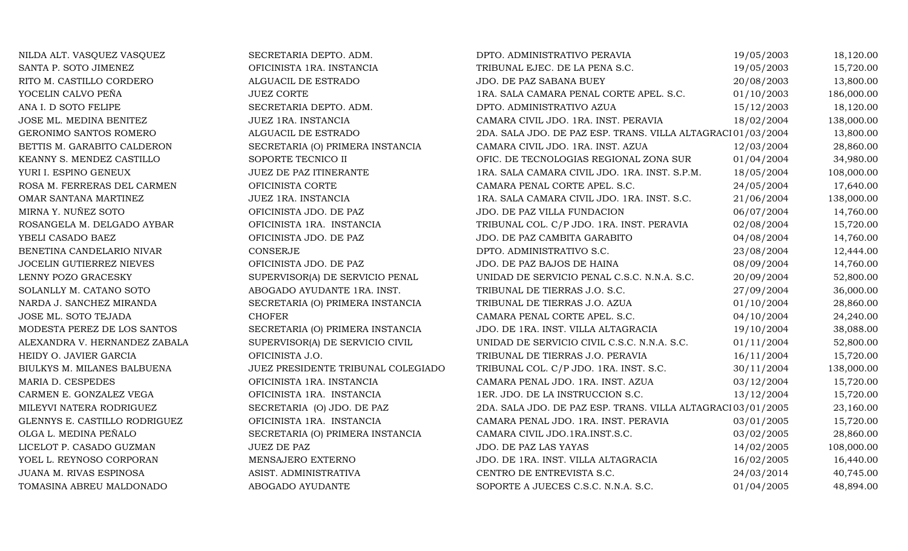| | | | | |
|---|---|---|---|---|
| NILDA ALT. VASQUEZ VASQUEZ | SECRETARIA DEPTO. ADM. | DPTO. ADMINISTRATIVO PERAVIA | 19/05/2003 | 18,120.00 |
| SANTA P. SOTO JIMENEZ | OFICINISTA 1RA. INSTANCIA | TRIBUNAL EJEC. DE LA PENA S.C. | 19/05/2003 | 15,720.00 |
| RITO M. CASTILLO CORDERO | ALGUACIL DE ESTRADO | JDO. DE PAZ SABANA BUEY | 20/08/2003 | 13,800.00 |
| YOCELIN CALVO PEÑA | JUEZ CORTE | 1RA. SALA CAMARA PENAL CORTE APEL. S.C. | 01/10/2003 | 186,000.00 |
| ANA I. D SOTO FELIPE | SECRETARIA DEPTO. ADM. | DPTO. ADMINISTRATIVO AZUA | 15/12/2003 | 18,120.00 |
| JOSE ML. MEDINA BENITEZ | JUEZ 1RA. INSTANCIA | CAMARA CIVIL JDO. 1RA. INST. PERAVIA | 18/02/2004 | 138,000.00 |
| GERONIMO SANTOS ROMERO | ALGUACIL DE ESTRADO | 2DA. SALA JDO. DE PAZ ESP. TRANS. VILLA ALTAGRACI | 01/03/2004 | 13,800.00 |
| BETTIS M. GARABITO CALDERON | SECRETARIA (O) PRIMERA INSTANCIA | CAMARA CIVIL JDO. 1RA. INST. AZUA | 12/03/2004 | 28,860.00 |
| KEANNY S. MENDEZ CASTILLO | SOPORTE TECNICO II | OFIC. DE TECNOLOGIAS REGIONAL ZONA SUR | 01/04/2004 | 34,980.00 |
| YURI I. ESPINO GENEUX | JUEZ DE PAZ ITINERANTE | 1RA. SALA CAMARA CIVIL JDO. 1RA. INST. S.P.M. | 18/05/2004 | 108,000.00 |
| ROSA M. FERRERAS DEL CARMEN | OFICINISTA CORTE | CAMARA PENAL CORTE APEL. S.C. | 24/05/2004 | 17,640.00 |
| OMAR SANTANA MARTINEZ | JUEZ 1RA. INSTANCIA | 1RA. SALA CAMARA CIVIL JDO. 1RA. INST. S.C. | 21/06/2004 | 138,000.00 |
| MIRNA Y. NUÑEZ SOTO | OFICINISTA JDO. DE PAZ | JDO. DE PAZ VILLA FUNDACION | 06/07/2004 | 14,760.00 |
| ROSANGELA M. DELGADO AYBAR | OFICINISTA 1RA. INSTANCIA | TRIBUNAL COL. C/P JDO. 1RA. INST. PERAVIA | 02/08/2004 | 15,720.00 |
| YBELI CASADO BAEZ | OFICINISTA JDO. DE PAZ | JDO. DE PAZ CAMBITA GARABITO | 04/08/2004 | 14,760.00 |
| BENETINA CANDELARIO NIVAR | CONSERJE | DPTO. ADMINISTRATIVO S.C. | 23/08/2004 | 12,444.00 |
| JOCELIN GUTIERREZ NIEVES | OFICINISTA JDO. DE PAZ | JDO. DE PAZ BAJOS DE HAINA | 08/09/2004 | 14,760.00 |
| LENNY POZO GRACESKY | SUPERVISOR(A) DE SERVICIO PENAL | UNIDAD DE SERVICIO PENAL C.S.C. N.N.A. S.C. | 20/09/2004 | 52,800.00 |
| SOLANLLY M. CATANO SOTO | ABOGADO AYUDANTE 1RA. INST. | TRIBUNAL DE TIERRAS J.O. S.C. | 27/09/2004 | 36,000.00 |
| NARDA J. SANCHEZ MIRANDA | SECRETARIA (O) PRIMERA INSTANCIA | TRIBUNAL DE TIERRAS J.O. AZUA | 01/10/2004 | 28,860.00 |
| JOSE ML. SOTO TEJADA | CHOFER | CAMARA PENAL CORTE APEL. S.C. | 04/10/2004 | 24,240.00 |
| MODESTA PEREZ DE LOS SANTOS | SECRETARIA (O) PRIMERA INSTANCIA | JDO. DE 1RA. INST. VILLA ALTAGRACIA | 19/10/2004 | 38,088.00 |
| ALEXANDRA V. HERNANDEZ ZABALA | SUPERVISOR(A) DE SERVICIO CIVIL | UNIDAD DE SERVICIO CIVIL C.S.C. N.N.A. S.C. | 01/11/2004 | 52,800.00 |
| HEIDY O. JAVIER GARCIA | OFICINISTA J.O. | TRIBUNAL DE TIERRAS J.O. PERAVIA | 16/11/2004 | 15,720.00 |
| BIULKYS M. MILANES BALBUENA | JUEZ PRESIDENTE TRIBUNAL COLEGIADO | TRIBUNAL COL. C/P JDO. 1RA. INST. S.C. | 30/11/2004 | 138,000.00 |
| MARIA D. CESPEDES | OFICINISTA 1RA. INSTANCIA | CAMARA PENAL JDO. 1RA. INST. AZUA | 03/12/2004 | 15,720.00 |
| CARMEN E. GONZALEZ VEGA | OFICINISTA 1RA. INSTANCIA | 1ER. JDO. DE LA INSTRUCCION S.C. | 13/12/2004 | 15,720.00 |
| MILEYVI NATERA RODRIGUEZ | SECRETARIA (O) JDO. DE PAZ | 2DA. SALA JDO. DE PAZ ESP. TRANS. VILLA ALTAGRACI | 03/01/2005 | 23,160.00 |
| GLENNYS E. CASTILLO RODRIGUEZ | OFICINISTA 1RA. INSTANCIA | CAMARA PENAL JDO. 1RA. INST. PERAVIA | 03/01/2005 | 15,720.00 |
| OLGA L. MEDINA PEÑALO | SECRETARIA (O) PRIMERA INSTANCIA | CAMARA CIVIL JDO.1RA.INST.S.C. | 03/02/2005 | 28,860.00 |
| LICELOT P. CASADO GUZMAN | JUEZ DE PAZ | JDO. DE PAZ LAS YAYAS | 14/02/2005 | 108,000.00 |
| YOEL L. REYNOSO CORPORAN | MENSAJERO EXTERNO | JDO. DE 1RA. INST. VILLA ALTAGRACIA | 16/02/2005 | 16,440.00 |
| JUANA M. RIVAS ESPINOSA | ASIST. ADMINISTRATIVA | CENTRO DE ENTREVISTA S.C. | 24/03/2014 | 40,745.00 |
| TOMASINA ABREU MALDONADO | ABOGADO AYUDANTE | SOPORTE A JUECES C.S.C. N.N.A. S.C. | 01/04/2005 | 48,894.00 |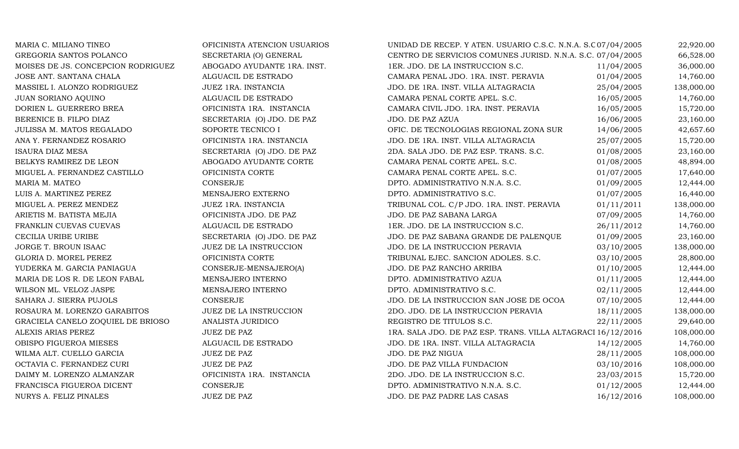| | | | | |
|---|---|---|---|---|
| MARIA C. MILIANO TINEO | OFICINISTA ATENCION USUARIOS | UNIDAD DE RECEP. Y ATEN. USUARIO C.S.C. N.N.A. S.C | 07/04/2005 | 22,920.00 |
| GREGORIA SANTOS POLANCO | SECRETARIA (O) GENERAL | CENTRO DE SERVICIOS COMUNES JURISD. N.N.A. S.C. | 07/04/2005 | 66,528.00 |
| MOISES DE JS. CONCEPCION RODRIGUEZ | ABOGADO AYUDANTE 1RA. INST. | 1ER. JDO. DE LA INSTRUCCION S.C. | 11/04/2005 | 36,000.00 |
| JOSE ANT. SANTANA CHALA | ALGUACIL DE ESTRADO | CAMARA PENAL JDO. 1RA. INST. PERAVIA | 01/04/2005 | 14,760.00 |
| MASSIEL I. ALONZO RODRIGUEZ | JUEZ 1RA. INSTANCIA | JDO. DE 1RA. INST. VILLA ALTAGRACIA | 25/04/2005 | 138,000.00 |
| JUAN SORIANO AQUINO | ALGUACIL DE ESTRADO | CAMARA PENAL CORTE APEL. S.C. | 16/05/2005 | 14,760.00 |
| DORIEN L. GUERRERO BREA | OFICINISTA 1RA. INSTANCIA | CAMARA CIVIL JDO. 1RA. INST. PERAVIA | 16/05/2005 | 15,720.00 |
| BERENICE B. FILPO DIAZ | SECRETARIA (O) JDO. DE PAZ | JDO. DE PAZ AZUA | 16/06/2005 | 23,160.00 |
| JULISSA M. MATOS REGALADO | SOPORTE TECNICO I | OFIC. DE TECNOLOGIAS REGIONAL ZONA SUR | 14/06/2005 | 42,657.60 |
| ANA Y. FERNANDEZ ROSARIO | OFICINISTA 1RA. INSTANCIA | JDO. DE 1RA. INST. VILLA ALTAGRACIA | 25/07/2005 | 15,720.00 |
| ISAURA DIAZ MESA | SECRETARIA (O) JDO. DE PAZ | 2DA. SALA JDO. DE PAZ ESP. TRANS. S.C. | 01/08/2005 | 23,160.00 |
| BELKYS RAMIREZ DE LEON | ABOGADO AYUDANTE CORTE | CAMARA PENAL CORTE APEL. S.C. | 01/08/2005 | 48,894.00 |
| MIGUEL A. FERNANDEZ CASTILLO | OFICINISTA CORTE | CAMARA PENAL CORTE APEL. S.C. | 01/07/2005 | 17,640.00 |
| MARIA M. MATEO | CONSERJE | DPTO. ADMINISTRATIVO N.N.A. S.C. | 01/09/2005 | 12,444.00 |
| LUIS A. MARTINEZ PEREZ | MENSAJERO EXTERNO | DPTO. ADMINISTRATIVO S.C. | 01/07/2005 | 16,440.00 |
| MIGUEL A. PEREZ MENDEZ | JUEZ 1RA. INSTANCIA | TRIBUNAL COL. C/P JDO. 1RA. INST. PERAVIA | 01/11/2011 | 138,000.00 |
| ARIETIS M. BATISTA MEJIA | OFICINISTA JDO. DE PAZ | JDO. DE PAZ SABANA LARGA | 07/09/2005 | 14,760.00 |
| FRANKLIN CUEVAS CUEVAS | ALGUACIL DE ESTRADO | 1ER. JDO. DE LA INSTRUCCION S.C. | 26/11/2012 | 14,760.00 |
| CECILIA URIBE URIBE | SECRETARIA (O) JDO. DE PAZ | JDO. DE PAZ SABANA GRANDE DE PALENQUE | 01/09/2005 | 23,160.00 |
| JORGE T. BROUN ISAAC | JUEZ DE LA INSTRUCCION | JDO. DE LA INSTRUCCION PERAVIA | 03/10/2005 | 138,000.00 |
| GLORIA D. MOREL PEREZ | OFICINISTA CORTE | TRIBUNAL EJEC. SANCION ADOLES. S.C. | 03/10/2005 | 28,800.00 |
| YUDERKA M. GARCIA PANIAGUA | CONSERJE-MENSAJERO(A) | JDO. DE PAZ RANCHO ARRIBA | 01/10/2005 | 12,444.00 |
| MARIA DE LOS R. DE LEON FABAL | MENSAJERO INTERNO | DPTO. ADMINISTRATIVO AZUA | 01/11/2005 | 12,444.00 |
| WILSON ML. VELOZ JASPE | MENSAJERO INTERNO | DPTO. ADMINISTRATIVO S.C. | 02/11/2005 | 12,444.00 |
| SAHARA J. SIERRA PUJOLS | CONSERJE | JDO. DE LA INSTRUCCION SAN JOSE DE OCOA | 07/10/2005 | 12,444.00 |
| ROSAURA M. LORENZO GARABITOS | JUEZ DE LA INSTRUCCION | 2DO. JDO. DE LA INSTRUCCION PERAVIA | 18/11/2005 | 138,000.00 |
| GRACIELA CANELO ZOQUIEL DE BRIOSO | ANALISTA JURIDICO | REGISTRO DE TITULOS S.C. | 22/11/2005 | 29,640.00 |
| ALEXIS ARIAS PEREZ | JUEZ DE PAZ | 1RA. SALA JDO. DE PAZ ESP. TRANS. VILLA ALTAGRACI | 16/12/2016 | 108,000.00 |
| OBISPO FIGUEROA MIESES | ALGUACIL DE ESTRADO | JDO. DE 1RA. INST. VILLA ALTAGRACIA | 14/12/2005 | 14,760.00 |
| WILMA ALT. CUELLO GARCIA | JUEZ DE PAZ | JDO. DE PAZ NIGUA | 28/11/2005 | 108,000.00 |
| OCTAVIA C. FERNANDEZ CURI | JUEZ DE PAZ | JDO. DE PAZ VILLA FUNDACION | 03/10/2016 | 108,000.00 |
| DAIMY M. LORENZO ALMANZAR | OFICINISTA 1RA. INSTANCIA | 2DO. JDO. DE LA INSTRUCCION S.C. | 23/03/2015 | 15,720.00 |
| FRANCISCA FIGUEROA DICENT | CONSERJE | DPTO. ADMINISTRATIVO N.N.A. S.C. | 01/12/2005 | 12,444.00 |
| NURYS A. FELIZ PINALES | JUEZ DE PAZ | JDO. DE PAZ PADRE LAS CASAS | 16/12/2016 | 108,000.00 |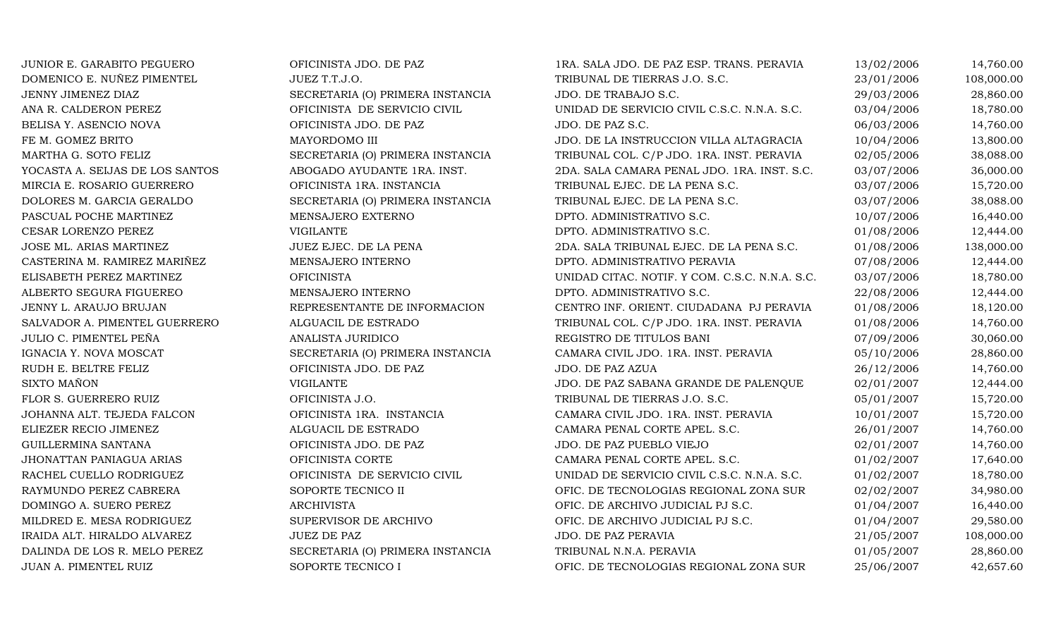| | | | | |
|---|---|---|---|---|
| JUNIOR E. GARABITO PEGUERO | OFICINISTA JDO. DE PAZ | 1RA. SALA JDO. DE PAZ ESP. TRANS. PERAVIA | 13/02/2006 | 14,760.00 |
| DOMENICO E. NUÑEZ PIMENTEL | JUEZ T.T.J.O. | TRIBUNAL DE TIERRAS J.O. S.C. | 23/01/2006 | 108,000.00 |
| JENNY JIMENEZ DIAZ | SECRETARIA (O) PRIMERA INSTANCIA | JDO. DE TRABAJO S.C. | 29/03/2006 | 28,860.00 |
| ANA R. CALDERON PEREZ | OFICINISTA DE SERVICIO CIVIL | UNIDAD DE SERVICIO CIVIL C.S.C. N.N.A. S.C. | 03/04/2006 | 18,780.00 |
| BELISA Y. ASENCIO NOVA | OFICINISTA JDO. DE PAZ | JDO. DE PAZ S.C. | 06/03/2006 | 14,760.00 |
| FE M. GOMEZ BRITO | MAYORDOMO III | JDO. DE LA INSTRUCCION VILLA ALTAGRACIA | 10/04/2006 | 13,800.00 |
| MARTHA G. SOTO FELIZ | SECRETARIA (O) PRIMERA INSTANCIA | TRIBUNAL COL. C/P JDO. 1RA. INST. PERAVIA | 02/05/2006 | 38,088.00 |
| YOCASTA A. SEIJAS DE LOS SANTOS | ABOGADO AYUDANTE 1RA. INST. | 2DA. SALA CAMARA PENAL JDO. 1RA. INST. S.C. | 03/07/2006 | 36,000.00 |
| MIRCIA E. ROSARIO GUERRERO | OFICINISTA 1RA. INSTANCIA | TRIBUNAL EJEC. DE LA PENA S.C. | 03/07/2006 | 15,720.00 |
| DOLORES M. GARCIA GERALDO | SECRETARIA (O) PRIMERA INSTANCIA | TRIBUNAL EJEC. DE LA PENA S.C. | 03/07/2006 | 38,088.00 |
| PASCUAL POCHE MARTINEZ | MENSAJERO EXTERNO | DPTO. ADMINISTRATIVO S.C. | 10/07/2006 | 16,440.00 |
| CESAR LORENZO PEREZ | VIGILANTE | DPTO. ADMINISTRATIVO S.C. | 01/08/2006 | 12,444.00 |
| JOSE ML. ARIAS MARTINEZ | JUEZ EJEC. DE LA PENA | 2DA. SALA TRIBUNAL EJEC. DE LA PENA S.C. | 01/08/2006 | 138,000.00 |
| CASTERINA M. RAMIREZ MARIÑEZ | MENSAJERO INTERNO | DPTO. ADMINISTRATIVO PERAVIA | 07/08/2006 | 12,444.00 |
| ELISABETH PEREZ MARTINEZ | OFICINISTA | UNIDAD CITAC. NOTIF. Y COM. C.S.C. N.N.A. S.C. | 03/07/2006 | 18,780.00 |
| ALBERTO SEGURA FIGUEREO | MENSAJERO INTERNO | DPTO. ADMINISTRATIVO S.C. | 22/08/2006 | 12,444.00 |
| JENNY L. ARAUJO BRUJAN | REPRESENTANTE DE INFORMACION | CENTRO INF. ORIENT. CIUDADANA PJ PERAVIA | 01/08/2006 | 18,120.00 |
| SALVADOR A. PIMENTEL GUERRERO | ALGUACIL DE ESTRADO | TRIBUNAL COL. C/P JDO. 1RA. INST. PERAVIA | 01/08/2006 | 14,760.00 |
| JULIO C. PIMENTEL PEÑA | ANALISTA JURIDICO | REGISTRO DE TITULOS BANI | 07/09/2006 | 30,060.00 |
| IGNACIA Y. NOVA MOSCAT | SECRETARIA (O) PRIMERA INSTANCIA | CAMARA CIVIL JDO. 1RA. INST. PERAVIA | 05/10/2006 | 28,860.00 |
| RUDH E. BELTRE FELIZ | OFICINISTA JDO. DE PAZ | JDO. DE PAZ AZUA | 26/12/2006 | 14,760.00 |
| SIXTO MAÑON | VIGILANTE | JDO. DE PAZ SABANA GRANDE DE PALENQUE | 02/01/2007 | 12,444.00 |
| FLOR S. GUERRERO RUIZ | OFICINISTA J.O. | TRIBUNAL DE TIERRAS J.O. S.C. | 05/01/2007 | 15,720.00 |
| JOHANNA ALT. TEJEDA FALCON | OFICINISTA 1RA. INSTANCIA | CAMARA CIVIL JDO. 1RA. INST. PERAVIA | 10/01/2007 | 15,720.00 |
| ELIEZER RECIO JIMENEZ | ALGUACIL DE ESTRADO | CAMARA PENAL CORTE APEL. S.C. | 26/01/2007 | 14,760.00 |
| GUILLERMINA SANTANA | OFICINISTA JDO. DE PAZ | JDO. DE PAZ PUEBLO VIEJO | 02/01/2007 | 14,760.00 |
| JHONATTAN PANIAGUA ARIAS | OFICINISTA CORTE | CAMARA PENAL CORTE APEL. S.C. | 01/02/2007 | 17,640.00 |
| RACHEL CUELLO RODRIGUEZ | OFICINISTA DE SERVICIO CIVIL | UNIDAD DE SERVICIO CIVIL C.S.C. N.N.A. S.C. | 01/02/2007 | 18,780.00 |
| RAYMUNDO PEREZ CABRERA | SOPORTE TECNICO II | OFIC. DE TECNOLOGIAS REGIONAL ZONA SUR | 02/02/2007 | 34,980.00 |
| DOMINGO A. SUERO PEREZ | ARCHIVISTA | OFIC. DE ARCHIVO JUDICIAL PJ S.C. | 01/04/2007 | 16,440.00 |
| MILDRED E. MESA RODRIGUEZ | SUPERVISOR DE ARCHIVO | OFIC. DE ARCHIVO JUDICIAL PJ S.C. | 01/04/2007 | 29,580.00 |
| IRAIDA ALT. HIRALDO ALVAREZ | JUEZ DE PAZ | JDO. DE PAZ PERAVIA | 21/05/2007 | 108,000.00 |
| DALINDA DE LOS R. MELO PEREZ | SECRETARIA (O) PRIMERA INSTANCIA | TRIBUNAL N.N.A. PERAVIA | 01/05/2007 | 28,860.00 |
| JUAN A. PIMENTEL RUIZ | SOPORTE TECNICO I | OFIC. DE TECNOLOGIAS REGIONAL ZONA SUR | 25/06/2007 | 42,657.60 |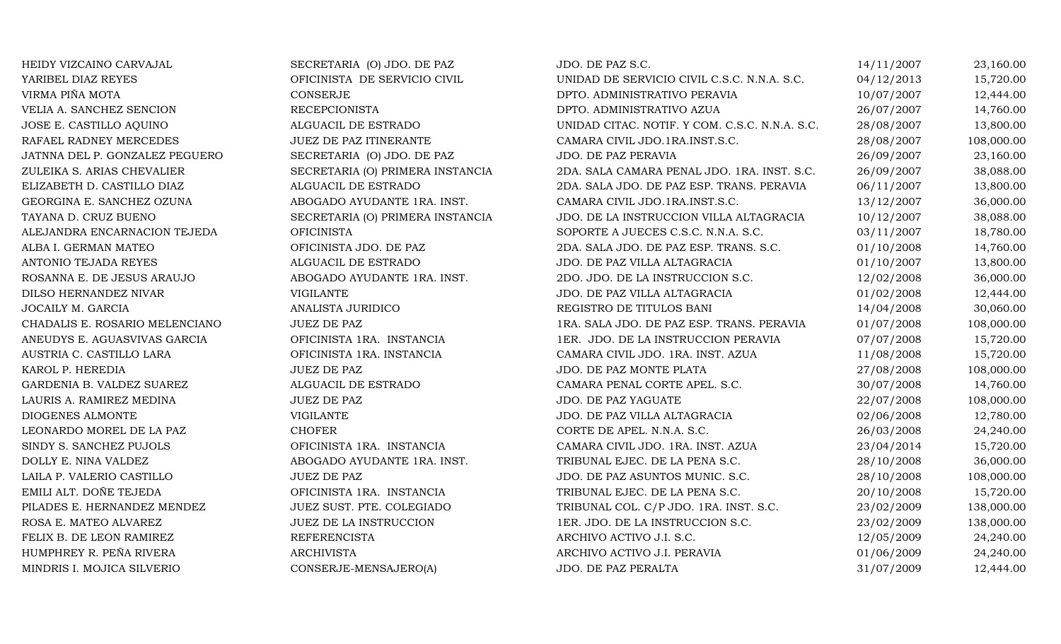| | | | | |
|---|---|---|---|---|
| HEIDY VIZCAINO CARVAJAL | SECRETARIA (O) JDO. DE PAZ | JDO. DE PAZ S.C. | 14/11/2007 | 23,160.00 |
| YARIBEL DIAZ REYES | OFICINISTA DE SERVICIO CIVIL | UNIDAD DE SERVICIO CIVIL C.S.C. N.N.A. S.C. | 04/12/2013 | 15,720.00 |
| VIRMA PIÑA MOTA | CONSERJE | DPTO. ADMINISTRATIVO PERAVIA | 10/07/2007 | 12,444.00 |
| VELIA A. SANCHEZ SENCION | RECEPCIONISTA | DPTO. ADMINISTRATIVO AZUA | 26/07/2007 | 14,760.00 |
| JOSE E. CASTILLO AQUINO | ALGUACIL DE ESTRADO | UNIDAD CITAC. NOTIF. Y COM. C.S.C. N.N.A. S.C. | 28/08/2007 | 13,800.00 |
| RAFAEL RADNEY MERCEDES | JUEZ DE PAZ ITINERANTE | CAMARA CIVIL JDO.1RA.INST.S.C. | 28/08/2007 | 108,000.00 |
| JATNNA DEL P. GONZALEZ PEGUERO | SECRETARIA (O) JDO. DE PAZ | JDO. DE PAZ PERAVIA | 26/09/2007 | 23,160.00 |
| ZULEIKA S. ARIAS CHEVALIER | SECRETARIA (O) PRIMERA INSTANCIA | 2DA. SALA CAMARA PENAL JDO. 1RA. INST. S.C. | 26/09/2007 | 38,088.00 |
| ELIZABETH D. CASTILLO DIAZ | ALGUACIL DE ESTRADO | 2DA. SALA JDO. DE PAZ ESP. TRANS. PERAVIA | 06/11/2007 | 13,800.00 |
| GEORGINA E. SANCHEZ OZUNA | ABOGADO AYUDANTE 1RA. INST. | CAMARA CIVIL JDO.1RA.INST.S.C. | 13/12/2007 | 36,000.00 |
| TAYANA D. CRUZ BUENO | SECRETARIA (O) PRIMERA INSTANCIA | JDO. DE LA INSTRUCCION VILLA ALTAGRACIA | 10/12/2007 | 38,088.00 |
| ALEJANDRA ENCARNACION TEJEDA | OFICINISTA | SOPORTE A JUECES C.S.C. N.N.A. S.C. | 03/11/2007 | 18,780.00 |
| ALBA I. GERMAN MATEO | OFICINISTA JDO. DE PAZ | 2DA. SALA JDO. DE PAZ ESP. TRANS. S.C. | 01/10/2008 | 14,760.00 |
| ANTONIO TEJADA REYES | ALGUACIL DE ESTRADO | JDO. DE PAZ VILLA ALTAGRACIA | 01/10/2007 | 13,800.00 |
| ROSANNA E. DE JESUS ARAUJO | ABOGADO AYUDANTE 1RA. INST. | 2DO. JDO. DE LA INSTRUCCION S.C. | 12/02/2008 | 36,000.00 |
| DILSO HERNANDEZ NIVAR | VIGILANTE | JDO. DE PAZ VILLA ALTAGRACIA | 01/02/2008 | 12,444.00 |
| JOCAILY M. GARCIA | ANALISTA JURIDICO | REGISTRO DE TITULOS BANI | 14/04/2008 | 30,060.00 |
| CHADALIS E. ROSARIO MELENCIANO | JUEZ DE PAZ | 1RA. SALA JDO. DE PAZ ESP. TRANS. PERAVIA | 01/07/2008 | 108,000.00 |
| ANEUDYS E. AGUASVIVAS GARCIA | OFICINISTA 1RA. INSTANCIA | 1ER. JDO. DE LA INSTRUCCION PERAVIA | 07/07/2008 | 15,720.00 |
| AUSTRIA C. CASTILLO LARA | OFICINISTA 1RA. INSTANCIA | CAMARA CIVIL JDO. 1RA. INST. AZUA | 11/08/2008 | 15,720.00 |
| KAROL P. HEREDIA | JUEZ DE PAZ | JDO. DE PAZ MONTE PLATA | 27/08/2008 | 108,000.00 |
| GARDENIA B. VALDEZ SUAREZ | ALGUACIL DE ESTRADO | CAMARA PENAL CORTE APEL. S.C. | 30/07/2008 | 14,760.00 |
| LAURIS A. RAMIREZ MEDINA | JUEZ DE PAZ | JDO. DE PAZ YAGUATE | 22/07/2008 | 108,000.00 |
| DIOGENES ALMONTE | VIGILANTE | JDO. DE PAZ VILLA ALTAGRACIA | 02/06/2008 | 12,780.00 |
| LEONARDO MOREL DE LA PAZ | CHOFER | CORTE DE APEL. N.N.A. S.C. | 26/03/2008 | 24,240.00 |
| SINDY S. SANCHEZ PUJOLS | OFICINISTA 1RA. INSTANCIA | CAMARA CIVIL JDO. 1RA. INST. AZUA | 23/04/2014 | 15,720.00 |
| DOLLY E. NINA VALDEZ | ABOGADO AYUDANTE 1RA. INST. | TRIBUNAL EJEC. DE LA PENA S.C. | 28/10/2008 | 36,000.00 |
| LAILA P. VALERIO CASTILLO | JUEZ DE PAZ | JDO. DE PAZ ASUNTOS MUNIC. S.C. | 28/10/2008 | 108,000.00 |
| EMILI ALT. DOÑE TEJEDA | OFICINISTA 1RA. INSTANCIA | TRIBUNAL EJEC. DE LA PENA S.C. | 20/10/2008 | 15,720.00 |
| PILADES E. HERNANDEZ MENDEZ | JUEZ SUST. PTE. COLEGIADO | TRIBUNAL COL. C/P JDO. 1RA. INST. S.C. | 23/02/2009 | 138,000.00 |
| ROSA E. MATEO ALVAREZ | JUEZ DE LA INSTRUCCION | 1ER. JDO. DE LA INSTRUCCION S.C. | 23/02/2009 | 138,000.00 |
| FELIX B. DE LEON RAMIREZ | REFERENCISTA | ARCHIVO ACTIVO J.I. S.C. | 12/05/2009 | 24,240.00 |
| HUMPHREY R. PEÑA RIVERA | ARCHIVISTA | ARCHIVO ACTIVO J.I. PERAVIA | 01/06/2009 | 24,240.00 |
| MINDRIS I. MOJICA SILVERIO | CONSERJE-MENSAJERO(A) | JDO. DE PAZ PERALTA | 31/07/2009 | 12,444.00 |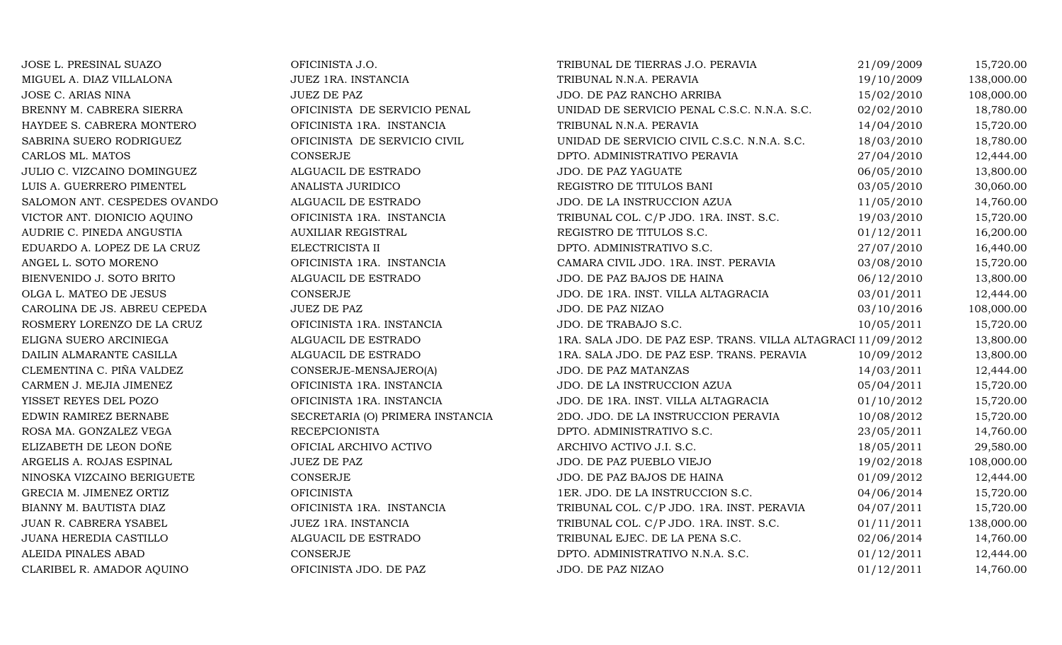| | | | | |
|---|---|---|---|---|
| JOSE L. PRESINAL SUAZO | OFICINISTA J.O. | TRIBUNAL DE TIERRAS J.O. PERAVIA | 21/09/2009 | 15,720.00 |
| MIGUEL A. DIAZ VILLALONA | JUEZ 1RA. INSTANCIA | TRIBUNAL N.N.A. PERAVIA | 19/10/2009 | 138,000.00 |
| JOSE C. ARIAS NINA | JUEZ DE PAZ | JDO. DE PAZ RANCHO ARRIBA | 15/02/2010 | 108,000.00 |
| BRENNY M. CABRERA SIERRA | OFICINISTA DE SERVICIO PENAL | UNIDAD DE SERVICIO PENAL C.S.C. N.N.A. S.C. | 02/02/2010 | 18,780.00 |
| HAYDEE S. CABRERA MONTERO | OFICINISTA 1RA. INSTANCIA | TRIBUNAL N.N.A. PERAVIA | 14/04/2010 | 15,720.00 |
| SABRINA SUERO RODRIGUEZ | OFICINISTA DE SERVICIO CIVIL | UNIDAD DE SERVICIO CIVIL C.S.C. N.N.A. S.C. | 18/03/2010 | 18,780.00 |
| CARLOS ML. MATOS | CONSERJE | DPTO. ADMINISTRATIVO PERAVIA | 27/04/2010 | 12,444.00 |
| JULIO C. VIZCAINO DOMINGUEZ | ALGUACIL DE ESTRADO | JDO. DE PAZ YAGUATE | 06/05/2010 | 13,800.00 |
| LUIS A. GUERRERO PIMENTEL | ANALISTA JURIDICO | REGISTRO DE TITULOS BANI | 03/05/2010 | 30,060.00 |
| SALOMON ANT. CESPEDES OVANDO | ALGUACIL DE ESTRADO | JDO. DE LA INSTRUCCION AZUA | 11/05/2010 | 14,760.00 |
| VICTOR ANT. DIONICIO AQUINO | OFICINISTA 1RA. INSTANCIA | TRIBUNAL COL. C/P JDO. 1RA. INST. S.C. | 19/03/2010 | 15,720.00 |
| AUDRIE C. PINEDA ANGUSTIA | AUXILIAR REGISTRAL | REGISTRO DE TITULOS S.C. | 01/12/2011 | 16,200.00 |
| EDUARDO A. LOPEZ DE LA CRUZ | ELECTRICISTA II | DPTO. ADMINISTRATIVO S.C. | 27/07/2010 | 16,440.00 |
| ANGEL L. SOTO MORENO | OFICINISTA 1RA. INSTANCIA | CAMARA CIVIL JDO. 1RA. INST. PERAVIA | 03/08/2010 | 15,720.00 |
| BIENVENIDO J. SOTO BRITO | ALGUACIL DE ESTRADO | JDO. DE PAZ BAJOS DE HAINA | 06/12/2010 | 13,800.00 |
| OLGA L. MATEO DE JESUS | CONSERJE | JDO. DE 1RA. INST. VILLA ALTAGRACIA | 03/01/2011 | 12,444.00 |
| CAROLINA DE JS. ABREU CEPEDA | JUEZ DE PAZ | JDO. DE PAZ NIZAO | 03/10/2016 | 108,000.00 |
| ROSMERY LORENZO DE LA CRUZ | OFICINISTA 1RA. INSTANCIA | JDO. DE TRABAJO S.C. | 10/05/2011 | 15,720.00 |
| ELIGNA SUERO ARCINIEGA | ALGUACIL DE ESTRADO | 1RA. SALA JDO. DE PAZ ESP. TRANS. VILLA ALTAGRACI | 11/09/2012 | 13,800.00 |
| DAILIN ALMARANTE CASILLA | ALGUACIL DE ESTRADO | 1RA. SALA JDO. DE PAZ ESP. TRANS. PERAVIA | 10/09/2012 | 13,800.00 |
| CLEMENTINA C. PIÑA VALDEZ | CONSERJE-MENSAJERO(A) | JDO. DE PAZ MATANZAS | 14/03/2011 | 12,444.00 |
| CARMEN J. MEJIA JIMENEZ | OFICINISTA 1RA. INSTANCIA | JDO. DE LA INSTRUCCION AZUA | 05/04/2011 | 15,720.00 |
| YISSET REYES DEL POZO | OFICINISTA 1RA. INSTANCIA | JDO. DE 1RA. INST. VILLA ALTAGRACIA | 01/10/2012 | 15,720.00 |
| EDWIN RAMIREZ BERNABE | SECRETARIA (O) PRIMERA INSTANCIA | 2DO. JDO. DE LA INSTRUCCION PERAVIA | 10/08/2012 | 15,720.00 |
| ROSA MA. GONZALEZ VEGA | RECEPCIONISTA | DPTO. ADMINISTRATIVO S.C. | 23/05/2011 | 14,760.00 |
| ELIZABETH DE LEON DOÑE | OFICIAL ARCHIVO ACTIVO | ARCHIVO ACTIVO J.I. S.C. | 18/05/2011 | 29,580.00 |
| ARGELIS A. ROJAS ESPINAL | JUEZ DE PAZ | JDO. DE PAZ PUEBLO VIEJO | 19/02/2018 | 108,000.00 |
| NINOSKA VIZCAINO BERIGUETE | CONSERJE | JDO. DE PAZ BAJOS DE HAINA | 01/09/2012 | 12,444.00 |
| GRECIA M. JIMENEZ ORTIZ | OFICINISTA | 1ER. JDO. DE LA INSTRUCCION S.C. | 04/06/2014 | 15,720.00 |
| BIANNY M. BAUTISTA DIAZ | OFICINISTA 1RA. INSTANCIA | TRIBUNAL COL. C/P JDO. 1RA. INST. PERAVIA | 04/07/2011 | 15,720.00 |
| JUAN R. CABRERA YSABEL | JUEZ 1RA. INSTANCIA | TRIBUNAL COL. C/P JDO. 1RA. INST. S.C. | 01/11/2011 | 138,000.00 |
| JUANA HEREDIA CASTILLO | ALGUACIL DE ESTRADO | TRIBUNAL EJEC. DE LA PENA S.C. | 02/06/2014 | 14,760.00 |
| ALEIDA PINALES ABAD | CONSERJE | DPTO. ADMINISTRATIVO N.N.A. S.C. | 01/12/2011 | 12,444.00 |
| CLARIBEL R. AMADOR AQUINO | OFICINISTA JDO. DE PAZ | JDO. DE PAZ NIZAO | 01/12/2011 | 14,760.00 |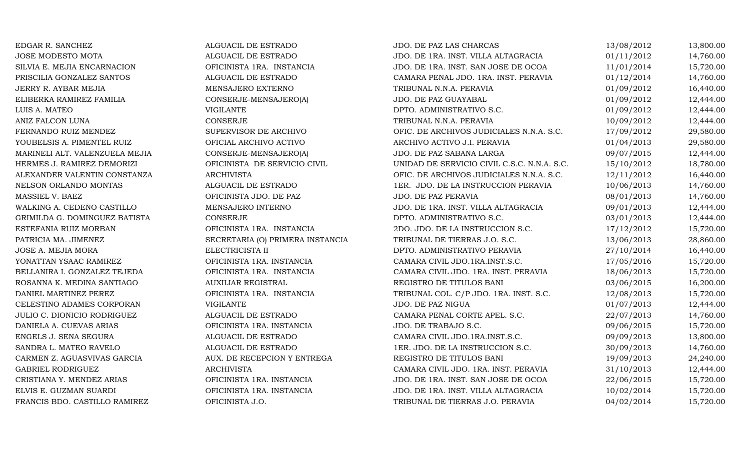| | | | | |
|---|---|---|---|---|
| EDGAR R. SANCHEZ | ALGUACIL DE ESTRADO | JDO. DE PAZ LAS CHARCAS | 13/08/2012 | 13,800.00 |
| JOSE MODESTO MOTA | ALGUACIL DE ESTRADO | JDO. DE 1RA. INST. VILLA ALTAGRACIA | 01/11/2012 | 14,760.00 |
| SILVIA E. MEJIA ENCARNACION | OFICINISTA 1RA. INSTANCIA | JDO. DE 1RA. INST. SAN JOSE DE OCOA | 11/01/2014 | 15,720.00 |
| PRISCILIA GONZALEZ SANTOS | ALGUACIL DE ESTRADO | CAMARA PENAL JDO. 1RA. INST. PERAVIA | 01/12/2014 | 14,760.00 |
| JERRY R. AYBAR MEJIA | MENSAJERO EXTERNO | TRIBUNAL N.N.A. PERAVIA | 01/09/2012 | 16,440.00 |
| ELIBERKA RAMIREZ FAMILIA | CONSERJE-MENSAJERO(A) | JDO. DE PAZ GUAYABAL | 01/09/2012 | 12,444.00 |
| LUIS A. MATEO | VIGILANTE | DPTO. ADMINISTRATIVO S.C. | 01/09/2012 | 12,444.00 |
| ANIZ FALCON LUNA | CONSERJE | TRIBUNAL N.N.A. PERAVIA | 10/09/2012 | 12,444.00 |
| FERNANDO RUIZ MENDEZ | SUPERVISOR DE ARCHIVO | OFIC. DE ARCHIVOS JUDICIALES N.N.A. S.C. | 17/09/2012 | 29,580.00 |
| YOUBELSIS A. PIMENTEL RUIZ | OFICIAL ARCHIVO ACTIVO | ARCHIVO ACTIVO J.I. PERAVIA | 01/04/2013 | 29,580.00 |
| MARINELI ALT. VALENZUELA MEJIA | CONSERJE-MENSAJERO(A) | JDO. DE PAZ SABANA LARGA | 09/07/2015 | 12,444.00 |
| HERMES J. RAMIREZ DEMORIZI | OFICINISTA DE SERVICIO CIVIL | UNIDAD DE SERVICIO CIVIL C.S.C. N.N.A. S.C. | 15/10/2012 | 18,780.00 |
| ALEXANDER VALENTIN CONSTANZA | ARCHIVISTA | OFIC. DE ARCHIVOS JUDICIALES N.N.A. S.C. | 12/11/2012 | 16,440.00 |
| NELSON ORLANDO MONTAS | ALGUACIL DE ESTRADO | 1ER. JDO. DE LA INSTRUCCION PERAVIA | 10/06/2013 | 14,760.00 |
| MASSIEL V. BAEZ | OFICINISTA JDO. DE PAZ | JDO. DE PAZ PERAVIA | 08/01/2013 | 14,760.00 |
| WALKING A. CEDEÑO CASTILLO | MENSAJERO INTERNO | JDO. DE 1RA. INST. VILLA ALTAGRACIA | 09/01/2013 | 12,444.00 |
| GRIMILDA G. DOMINGUEZ BATISTA | CONSERJE | DPTO. ADMINISTRATIVO S.C. | 03/01/2013 | 12,444.00 |
| ESTEFANIA RUIZ MORBAN | OFICINISTA 1RA. INSTANCIA | 2DO. JDO. DE LA INSTRUCCION S.C. | 17/12/2012 | 15,720.00 |
| PATRICIA MA. JIMENEZ | SECRETARIA (O) PRIMERA INSTANCIA | TRIBUNAL DE TIERRAS J.O. S.C. | 13/06/2013 | 28,860.00 |
| JOSE A. MEJIA MORA | ELECTRICISTA II | DPTO. ADMINISTRATIVO PERAVIA | 27/10/2014 | 16,440.00 |
| YONATTAN YSAAC RAMIREZ | OFICINISTA 1RA. INSTANCIA | CAMARA CIVIL JDO.1RA.INST.S.C. | 17/05/2016 | 15,720.00 |
| BELLANIRA I. GONZALEZ TEJEDA | OFICINISTA 1RA. INSTANCIA | CAMARA CIVIL JDO. 1RA. INST. PERAVIA | 18/06/2013 | 15,720.00 |
| ROSANNA K. MEDINA SANTIAGO | AUXILIAR REGISTRAL | REGISTRO DE TITULOS BANI | 03/06/2015 | 16,200.00 |
| DANIEL MARTINEZ PEREZ | OFICINISTA 1RA. INSTANCIA | TRIBUNAL COL. C/P JDO. 1RA. INST. S.C. | 12/08/2013 | 15,720.00 |
| CELESTINO ADAMES CORPORAN | VIGILANTE | JDO. DE PAZ NIGUA | 01/07/2013 | 12,444.00 |
| JULIO C. DIONICIO RODRIGUEZ | ALGUACIL DE ESTRADO | CAMARA PENAL CORTE APEL. S.C. | 22/07/2013 | 14,760.00 |
| DANIELA A. CUEVAS ARIAS | OFICINISTA 1RA. INSTANCIA | JDO. DE TRABAJO S.C. | 09/06/2015 | 15,720.00 |
| ENGELS J. SENA SEGURA | ALGUACIL DE ESTRADO | CAMARA CIVIL JDO.1RA.INST.S.C. | 09/09/2013 | 13,800.00 |
| SANDRA L. MATEO RAVELO | ALGUACIL DE ESTRADO | 1ER. JDO. DE LA INSTRUCCION S.C. | 30/09/2013 | 14,760.00 |
| CARMEN Z. AGUASVIVAS GARCIA | AUX. DE RECEPCION Y ENTREGA | REGISTRO DE TITULOS BANI | 19/09/2013 | 24,240.00 |
| GABRIEL RODRIGUEZ | ARCHIVISTA | CAMARA CIVIL JDO. 1RA. INST. PERAVIA | 31/10/2013 | 12,444.00 |
| CRISTIANA Y. MENDEZ ARIAS | OFICINISTA 1RA. INSTANCIA | JDO. DE 1RA. INST. SAN JOSE DE OCOA | 22/06/2015 | 15,720.00 |
| ELVIS E. GUZMAN SUARDI | OFICINISTA 1RA. INSTANCIA | JDO. DE 1RA. INST. VILLA ALTAGRACIA | 10/02/2014 | 15,720.00 |
| FRANCIS BDO. CASTILLO RAMIREZ | OFICINISTA J.O. | TRIBUNAL DE TIERRAS J.O. PERAVIA | 04/02/2014 | 15,720.00 |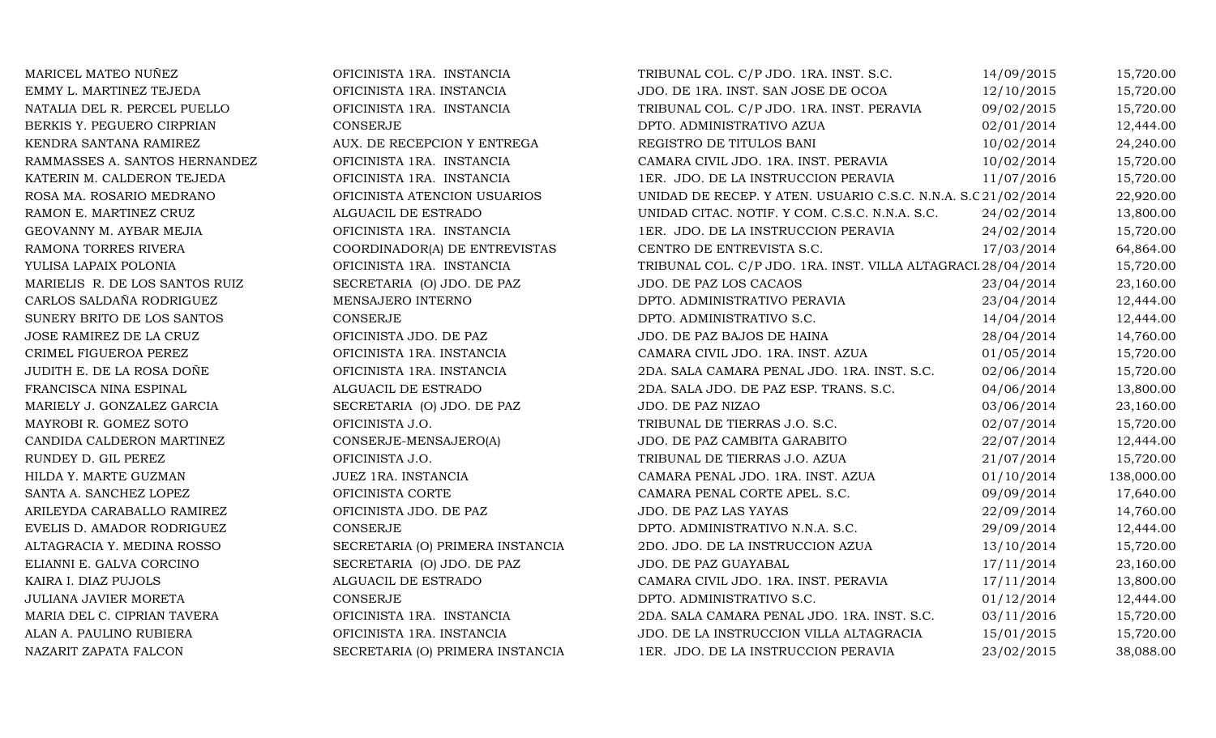| | | | | |
|---|---|---|---|---|
| MARICEL MATEO NUÑEZ | OFICINISTA 1RA. INSTANCIA | TRIBUNAL COL. C/P JDO. 1RA. INST. S.C. | 14/09/2015 | 15,720.00 |
| EMMY L. MARTINEZ TEJEDA | OFICINISTA 1RA. INSTANCIA | JDO. DE 1RA. INST. SAN JOSE DE OCOA | 12/10/2015 | 15,720.00 |
| NATALIA DEL R. PERCEL PUELLO | OFICINISTA 1RA. INSTANCIA | TRIBUNAL COL. C/P JDO. 1RA. INST. PERAVIA | 09/02/2015 | 15,720.00 |
| BERKIS Y. PEGUERO CIRPRIAN | CONSERJE | DPTO. ADMINISTRATIVO AZUA | 02/01/2014 | 12,444.00 |
| KENDRA SANTANA RAMIREZ | AUX. DE RECEPCION Y ENTREGA | REGISTRO DE TITULOS BANI | 10/02/2014 | 24,240.00 |
| RAMMASSES A. SANTOS HERNANDEZ | OFICINISTA 1RA. INSTANCIA | CAMARA CIVIL JDO. 1RA. INST. PERAVIA | 10/02/2014 | 15,720.00 |
| KATERIN M. CALDERON TEJEDA | OFICINISTA 1RA. INSTANCIA | 1ER. JDO. DE LA INSTRUCCION PERAVIA | 11/07/2016 | 15,720.00 |
| ROSA MA. ROSARIO MEDRANO | OFICINISTA ATENCION USUARIOS | UNIDAD DE RECEP. Y ATEN. USUARIO C.S.C. N.N.A. S.C | 21/02/2014 | 22,920.00 |
| RAMON E. MARTINEZ CRUZ | ALGUACIL DE ESTRADO | UNIDAD CITAC. NOTIF. Y COM. C.S.C. N.N.A. S.C. | 24/02/2014 | 13,800.00 |
| GEOVANNY M. AYBAR MEJIA | OFICINISTA 1RA. INSTANCIA | 1ER. JDO. DE LA INSTRUCCION PERAVIA | 24/02/2014 | 15,720.00 |
| RAMONA TORRES RIVERA | COORDINADOR(A) DE ENTREVISTAS | CENTRO DE ENTREVISTA S.C. | 17/03/2014 | 64,864.00 |
| YULISA LAPAIX POLONIA | OFICINISTA 1RA. INSTANCIA | TRIBUNAL COL. C/P JDO. 1RA. INST. VILLA ALTAGRACI | 28/04/2014 | 15,720.00 |
| MARIELIS R. DE LOS SANTOS RUIZ | SECRETARIA (O) JDO. DE PAZ | JDO. DE PAZ LOS CACAOS | 23/04/2014 | 23,160.00 |
| CARLOS SALDAÑA RODRIGUEZ | MENSAJERO INTERNO | DPTO. ADMINISTRATIVO PERAVIA | 23/04/2014 | 12,444.00 |
| SUNERY BRITO DE LOS SANTOS | CONSERJE | DPTO. ADMINISTRATIVO S.C. | 14/04/2014 | 12,444.00 |
| JOSE RAMIREZ DE LA CRUZ | OFICINISTA JDO. DE PAZ | JDO. DE PAZ BAJOS DE HAINA | 28/04/2014 | 14,760.00 |
| CRIMEL FIGUEROA PEREZ | OFICINISTA 1RA. INSTANCIA | CAMARA CIVIL JDO. 1RA. INST. AZUA | 01/05/2014 | 15,720.00 |
| JUDITH E. DE LA ROSA DOÑE | OFICINISTA 1RA. INSTANCIA | 2DA. SALA CAMARA PENAL JDO. 1RA. INST. S.C. | 02/06/2014 | 15,720.00 |
| FRANCISCA NINA ESPINAL | ALGUACIL DE ESTRADO | 2DA. SALA JDO. DE PAZ ESP. TRANS. S.C. | 04/06/2014 | 13,800.00 |
| MARIELY J. GONZALEZ GARCIA | SECRETARIA (O) JDO. DE PAZ | JDO. DE PAZ NIZAO | 03/06/2014 | 23,160.00 |
| MAYROBI R. GOMEZ SOTO | OFICINISTA J.O. | TRIBUNAL DE TIERRAS J.O. S.C. | 02/07/2014 | 15,720.00 |
| CANDIDA CALDERON MARTINEZ | CONSERJE-MENSAJERO(A) | JDO. DE PAZ CAMBITA GARABITO | 22/07/2014 | 12,444.00 |
| RUNDEY D. GIL PEREZ | OFICINISTA J.O. | TRIBUNAL DE TIERRAS J.O. AZUA | 21/07/2014 | 15,720.00 |
| HILDA Y. MARTE GUZMAN | JUEZ 1RA. INSTANCIA | CAMARA PENAL JDO. 1RA. INST. AZUA | 01/10/2014 | 138,000.00 |
| SANTA A. SANCHEZ LOPEZ | OFICINISTA CORTE | CAMARA PENAL CORTE APEL. S.C. | 09/09/2014 | 17,640.00 |
| ARILEYDA CARABALLO RAMIREZ | OFICINISTA JDO. DE PAZ | JDO. DE PAZ LAS YAYAS | 22/09/2014 | 14,760.00 |
| EVELIS D. AMADOR RODRIGUEZ | CONSERJE | DPTO. ADMINISTRATIVO N.N.A. S.C. | 29/09/2014 | 12,444.00 |
| ALTAGRACIA Y. MEDINA ROSSO | SECRETARIA (O) PRIMERA INSTANCIA | 2DO. JDO. DE LA INSTRUCCION AZUA | 13/10/2014 | 15,720.00 |
| ELIANNI E. GALVA CORCINO | SECRETARIA (O) JDO. DE PAZ | JDO. DE PAZ GUAYABAL | 17/11/2014 | 23,160.00 |
| KAIRA I. DIAZ PUJOLS | ALGUACIL DE ESTRADO | CAMARA CIVIL JDO. 1RA. INST. PERAVIA | 17/11/2014 | 13,800.00 |
| JULIANA JAVIER MORETA | CONSERJE | DPTO. ADMINISTRATIVO S.C. | 01/12/2014 | 12,444.00 |
| MARIA DEL C. CIPRIAN TAVERA | OFICINISTA 1RA. INSTANCIA | 2DA. SALA CAMARA PENAL JDO. 1RA. INST. S.C. | 03/11/2016 | 15,720.00 |
| ALAN A. PAULINO RUBIERA | OFICINISTA 1RA. INSTANCIA | JDO. DE LA INSTRUCCION VILLA ALTAGRACIA | 15/01/2015 | 15,720.00 |
| NAZARIT ZAPATA FALCON | SECRETARIA (O) PRIMERA INSTANCIA | 1ER. JDO. DE LA INSTRUCCION PERAVIA | 23/02/2015 | 38,088.00 |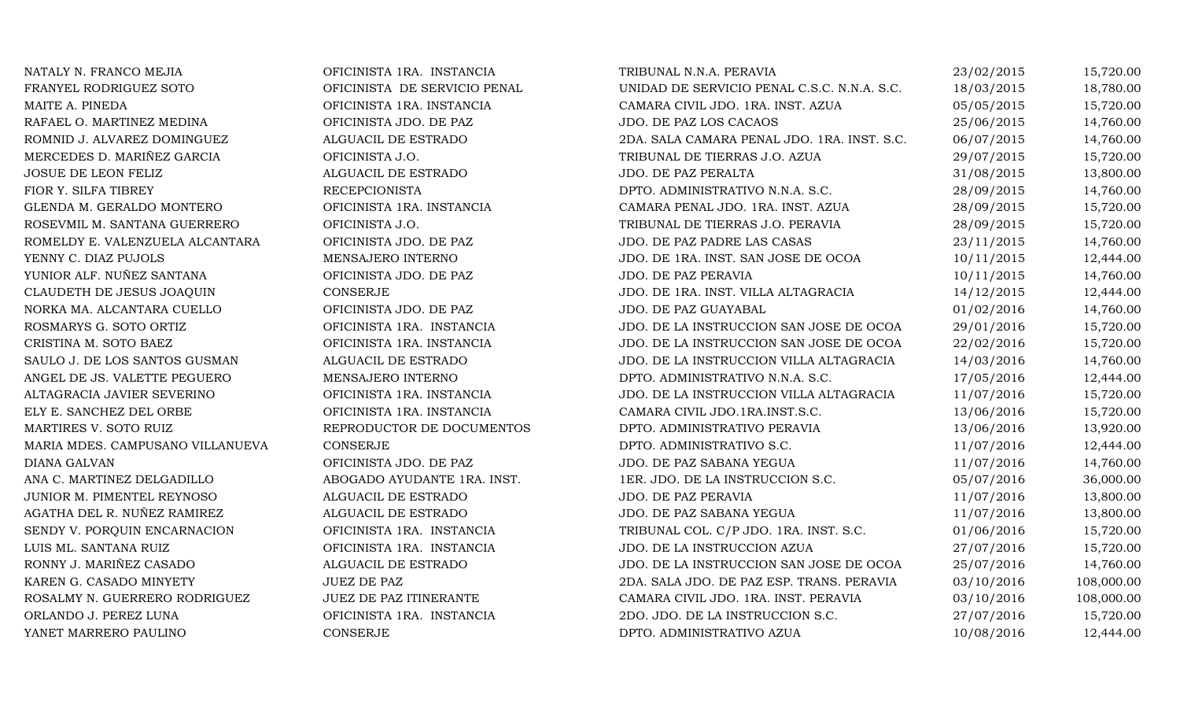| | | | | |
|---|---|---|---|---|
| NATALY N. FRANCO MEJIA | OFICINISTA 1RA. INSTANCIA | TRIBUNAL N.N.A. PERAVIA | 23/02/2015 | 15,720.00 |
| FRANYEL RODRIGUEZ SOTO | OFICINISTA DE SERVICIO PENAL | UNIDAD DE SERVICIO PENAL C.S.C. N.N.A. S.C. | 18/03/2015 | 18,780.00 |
| MAITE A. PINEDA | OFICINISTA 1RA. INSTANCIA | CAMARA CIVIL JDO. 1RA. INST. AZUA | 05/05/2015 | 15,720.00 |
| RAFAEL O. MARTINEZ MEDINA | OFICINISTA JDO. DE PAZ | JDO. DE PAZ LOS CACAOS | 25/06/2015 | 14,760.00 |
| ROMNID J. ALVAREZ DOMINGUEZ | ALGUACIL DE ESTRADO | 2DA. SALA CAMARA PENAL JDO. 1RA. INST. S.C. | 06/07/2015 | 14,760.00 |
| MERCEDES D. MARIÑEZ GARCIA | OFICINISTA J.O. | TRIBUNAL DE TIERRAS J.O. AZUA | 29/07/2015 | 15,720.00 |
| JOSUE DE LEON FELIZ | ALGUACIL DE ESTRADO | JDO. DE PAZ PERALTA | 31/08/2015 | 13,800.00 |
| FIOR Y. SILFA TIBREY | RECEPCIONISTA | DPTO. ADMINISTRATIVO N.N.A. S.C. | 28/09/2015 | 14,760.00 |
| GLENDA M. GERALDO MONTERO | OFICINISTA 1RA. INSTANCIA | CAMARA PENAL JDO. 1RA. INST. AZUA | 28/09/2015 | 15,720.00 |
| ROSEVMIL M. SANTANA GUERRERO | OFICINISTA J.O. | TRIBUNAL DE TIERRAS J.O. PERAVIA | 28/09/2015 | 15,720.00 |
| ROMELDY E. VALENZUELA ALCANTARA | OFICINISTA JDO. DE PAZ | JDO. DE PAZ PADRE LAS CASAS | 23/11/2015 | 14,760.00 |
| YENNY C. DIAZ PUJOLS | MENSAJERO INTERNO | JDO. DE 1RA. INST. SAN JOSE DE OCOA | 10/11/2015 | 12,444.00 |
| YUNIOR ALF. NUÑEZ SANTANA | OFICINISTA JDO. DE PAZ | JDO. DE PAZ PERAVIA | 10/11/2015 | 14,760.00 |
| CLAUDETH DE JESUS JOAQUIN | CONSERJE | JDO. DE 1RA. INST. VILLA ALTAGRACIA | 14/12/2015 | 12,444.00 |
| NORKA MA. ALCANTARA CUELLO | OFICINISTA JDO. DE PAZ | JDO. DE PAZ GUAYABAL | 01/02/2016 | 14,760.00 |
| ROSMARYS G. SOTO ORTIZ | OFICINISTA 1RA. INSTANCIA | JDO. DE LA INSTRUCCION SAN JOSE DE OCOA | 29/01/2016 | 15,720.00 |
| CRISTINA M. SOTO BAEZ | OFICINISTA 1RA. INSTANCIA | JDO. DE LA INSTRUCCION SAN JOSE DE OCOA | 22/02/2016 | 15,720.00 |
| SAULO J. DE LOS SANTOS GUSMAN | ALGUACIL DE ESTRADO | JDO. DE LA INSTRUCCION VILLA ALTAGRACIA | 14/03/2016 | 14,760.00 |
| ANGEL DE JS. VALETTE PEGUERO | MENSAJERO INTERNO | DPTO. ADMINISTRATIVO N.N.A. S.C. | 17/05/2016 | 12,444.00 |
| ALTAGRACIA JAVIER SEVERINO | OFICINISTA 1RA. INSTANCIA | JDO. DE LA INSTRUCCION VILLA ALTAGRACIA | 11/07/2016 | 15,720.00 |
| ELY E. SANCHEZ DEL ORBE | OFICINISTA 1RA. INSTANCIA | CAMARA CIVIL JDO.1RA.INST.S.C. | 13/06/2016 | 15,720.00 |
| MARTIRES V. SOTO RUIZ | REPRODUCTOR DE DOCUMENTOS | DPTO. ADMINISTRATIVO PERAVIA | 13/06/2016 | 13,920.00 |
| MARIA MDES. CAMPUSANO VILLANUEVA | CONSERJE | DPTO. ADMINISTRATIVO S.C. | 11/07/2016 | 12,444.00 |
| DIANA GALVAN | OFICINISTA JDO. DE PAZ | JDO. DE PAZ SABANA YEGUA | 11/07/2016 | 14,760.00 |
| ANA C. MARTINEZ DELGADILLO | ABOGADO AYUDANTE 1RA. INST. | 1ER. JDO. DE LA INSTRUCCION S.C. | 05/07/2016 | 36,000.00 |
| JUNIOR M. PIMENTEL REYNOSO | ALGUACIL DE ESTRADO | JDO. DE PAZ PERAVIA | 11/07/2016 | 13,800.00 |
| AGATHA DEL R. NUÑEZ RAMIREZ | ALGUACIL DE ESTRADO | JDO. DE PAZ SABANA YEGUA | 11/07/2016 | 13,800.00 |
| SENDY V. PORQUIN ENCARNACION | OFICINISTA 1RA. INSTANCIA | TRIBUNAL COL. C/P JDO. 1RA. INST. S.C. | 01/06/2016 | 15,720.00 |
| LUIS ML. SANTANA RUIZ | OFICINISTA 1RA. INSTANCIA | JDO. DE LA INSTRUCCION AZUA | 27/07/2016 | 15,720.00 |
| RONNY J. MARIÑEZ CASADO | ALGUACIL DE ESTRADO | JDO. DE LA INSTRUCCION SAN JOSE DE OCOA | 25/07/2016 | 14,760.00 |
| KAREN G. CASADO MINYETY | JUEZ DE PAZ | 2DA. SALA JDO. DE PAZ ESP. TRANS. PERAVIA | 03/10/2016 | 108,000.00 |
| ROSALMY N. GUERRERO RODRIGUEZ | JUEZ DE PAZ ITINERANTE | CAMARA CIVIL JDO. 1RA. INST. PERAVIA | 03/10/2016 | 108,000.00 |
| ORLANDO J. PEREZ LUNA | OFICINISTA 1RA. INSTANCIA | 2DO. JDO. DE LA INSTRUCCION S.C. | 27/07/2016 | 15,720.00 |
| YANET MARRERO PAULINO | CONSERJE | DPTO. ADMINISTRATIVO AZUA | 10/08/2016 | 12,444.00 |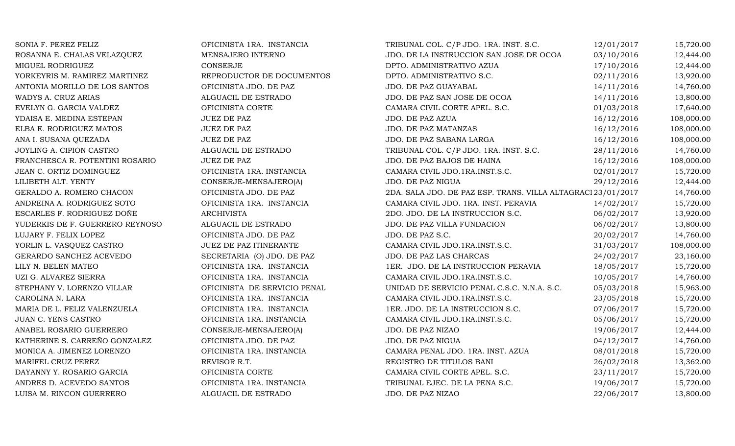| | | | | |
|---|---|---|---|---|
| SONIA F. PEREZ FELIZ | OFICINISTA 1RA. INSTANCIA | TRIBUNAL COL. C/P JDO. 1RA. INST. S.C. | 12/01/2017 | 15,720.00 |
| ROSANNA E. CHALAS VELAZQUEZ | MENSAJERO INTERNO | JDO. DE LA INSTRUCCION SAN JOSE DE OCOA | 03/10/2016 | 12,444.00 |
| MIGUEL RODRIGUEZ | CONSERJE | DPTO. ADMINISTRATIVO AZUA | 17/10/2016 | 12,444.00 |
| YORKEYRIS M. RAMIREZ MARTINEZ | REPRODUCTOR DE DOCUMENTOS | DPTO. ADMINISTRATIVO S.C. | 02/11/2016 | 13,920.00 |
| ANTONIA MORILLO DE LOS SANTOS | OFICINISTA JDO. DE PAZ | JDO. DE PAZ GUAYABAL | 14/11/2016 | 14,760.00 |
| WADYS A. CRUZ ARIAS | ALGUACIL DE ESTRADO | JDO. DE PAZ SAN JOSE DE OCOA | 14/11/2016 | 13,800.00 |
| EVELYN G. GARCIA VALDEZ | OFICINISTA CORTE | CAMARA CIVIL CORTE APEL. S.C. | 01/03/2018 | 17,640.00 |
| YDAISA E. MEDINA ESTEPAN | JUEZ DE PAZ | JDO. DE PAZ AZUA | 16/12/2016 | 108,000.00 |
| ELBA E. RODRIGUEZ MATOS | JUEZ DE PAZ | JDO. DE PAZ MATANZAS | 16/12/2016 | 108,000.00 |
| ANA I. SUSANA QUEZADA | JUEZ DE PAZ | JDO. DE PAZ SABANA LARGA | 16/12/2016 | 108,000.00 |
| JOYLING A. CIPION CASTRO | ALGUACIL DE ESTRADO | TRIBUNAL COL. C/P JDO. 1RA. INST. S.C. | 28/11/2016 | 14,760.00 |
| FRANCHESCA R. POTENTINI ROSARIO | JUEZ DE PAZ | JDO. DE PAZ BAJOS DE HAINA | 16/12/2016 | 108,000.00 |
| JEAN C. ORTIZ DOMINGUEZ | OFICINISTA 1RA. INSTANCIA | CAMARA CIVIL JDO.1RA.INST.S.C. | 02/01/2017 | 15,720.00 |
| LILIBETH ALT. YENTY | CONSERJE-MENSAJERO(A) | JDO. DE PAZ NIGUA | 29/12/2016 | 12,444.00 |
| GERALDO A. ROMERO CHACON | OFICINISTA JDO. DE PAZ | 2DA. SALA JDO. DE PAZ ESP. TRANS. VILLA ALTAGRACI | 23/01/2017 | 14,760.00 |
| ANDREINA A. RODRIGUEZ SOTO | OFICINISTA 1RA. INSTANCIA | CAMARA CIVIL JDO. 1RA. INST. PERAVIA | 14/02/2017 | 15,720.00 |
| ESCARLES F. RODRIGUEZ DOÑE | ARCHIVISTA | 2DO. JDO. DE LA INSTRUCCION S.C. | 06/02/2017 | 13,920.00 |
| YUDERKIS DE F. GUERRERO REYNOSO | ALGUACIL DE ESTRADO | JDO. DE PAZ VILLA FUNDACION | 06/02/2017 | 13,800.00 |
| LUJARY F. FELIX LOPEZ | OFICINISTA JDO. DE PAZ | JDO. DE PAZ S.C. | 20/02/2017 | 14,760.00 |
| YORLIN L. VASQUEZ CASTRO | JUEZ DE PAZ ITINERANTE | CAMARA CIVIL JDO.1RA.INST.S.C. | 31/03/2017 | 108,000.00 |
| GERARDO SANCHEZ ACEVEDO | SECRETARIA (O) JDO. DE PAZ | JDO. DE PAZ LAS CHARCAS | 24/02/2017 | 23,160.00 |
| LILY N. BELEN MATEO | OFICINISTA 1RA. INSTANCIA | 1ER. JDO. DE LA INSTRUCCION PERAVIA | 18/05/2017 | 15,720.00 |
| UZI G. ALVAREZ SIERRA | OFICINISTA 1RA. INSTANCIA | CAMARA CIVIL JDO.1RA.INST.S.C. | 10/05/2017 | 14,760.00 |
| STEPHANY V. LORENZO VILLAR | OFICINISTA DE SERVICIO PENAL | UNIDAD DE SERVICIO PENAL C.S.C. N.N.A. S.C. | 05/03/2018 | 15,963.00 |
| CAROLINA N. LARA | OFICINISTA 1RA. INSTANCIA | CAMARA CIVIL JDO.1RA.INST.S.C. | 23/05/2018 | 15,720.00 |
| MARIA DE L. FELIZ VALENZUELA | OFICINISTA 1RA. INSTANCIA | 1ER. JDO. DE LA INSTRUCCION S.C. | 07/06/2017 | 15,720.00 |
| JUAN C. YENS CASTRO | OFICINISTA 1RA. INSTANCIA | CAMARA CIVIL JDO.1RA.INST.S.C. | 05/06/2017 | 15,720.00 |
| ANABEL ROSARIO GUERRERO | CONSERJE-MENSAJERO(A) | JDO. DE PAZ NIZAO | 19/06/2017 | 12,444.00 |
| KATHERINE S. CARREÑO GONZALEZ | OFICINISTA JDO. DE PAZ | JDO. DE PAZ NIGUA | 04/12/2017 | 14,760.00 |
| MONICA A. JIMENEZ LORENZO | OFICINISTA 1RA. INSTANCIA | CAMARA PENAL JDO. 1RA. INST. AZUA | 08/01/2018 | 15,720.00 |
| MARIFEL CRUZ PEREZ | REVISOR R.T. | REGISTRO DE TITULOS BANI | 26/02/2018 | 13,362.00 |
| DAYANNY Y. ROSARIO GARCIA | OFICINISTA CORTE | CAMARA CIVIL CORTE APEL. S.C. | 23/11/2017 | 15,720.00 |
| ANDRES D. ACEVEDO SANTOS | OFICINISTA 1RA. INSTANCIA | TRIBUNAL EJEC. DE LA PENA S.C. | 19/06/2017 | 15,720.00 |
| LUISA M. RINCON GUERRERO | ALGUACIL DE ESTRADO | JDO. DE PAZ NIZAO | 22/06/2017 | 13,800.00 |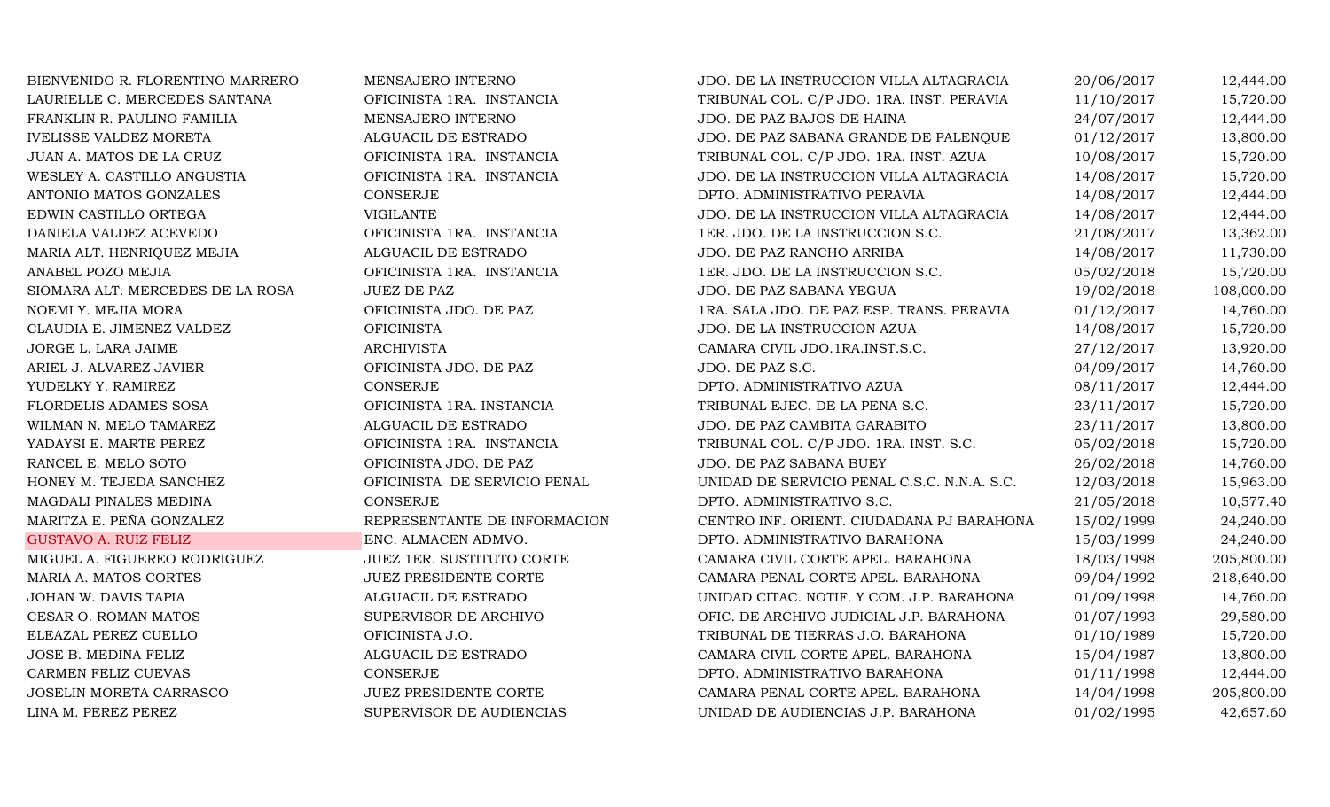| | | | | |
|---|---|---|---|---|
| BIENVENIDO R. FLORENTINO MARRERO | MENSAJERO INTERNO | JDO. DE LA INSTRUCCION VILLA ALTAGRACIA | 20/06/2017 | 12,444.00 |
| LAURIELLE C. MERCEDES SANTANA | OFICINISTA 1RA. INSTANCIA | TRIBUNAL COL. C/P JDO. 1RA. INST. PERAVIA | 11/10/2017 | 15,720.00 |
| FRANKLIN R. PAULINO FAMILIA | MENSAJERO INTERNO | JDO. DE PAZ BAJOS DE HAINA | 24/07/2017 | 12,444.00 |
| IVELISSE VALDEZ MORETA | ALGUACIL DE ESTRADO | JDO. DE PAZ SABANA GRANDE DE PALENQUE | 01/12/2017 | 13,800.00 |
| JUAN A. MATOS DE LA CRUZ | OFICINISTA 1RA. INSTANCIA | TRIBUNAL COL. C/P JDO. 1RA. INST. AZUA | 10/08/2017 | 15,720.00 |
| WESLEY A. CASTILLO ANGUSTIA | OFICINISTA 1RA. INSTANCIA | JDO. DE LA INSTRUCCION VILLA ALTAGRACIA | 14/08/2017 | 15,720.00 |
| ANTONIO MATOS GONZALES | CONSERJE | DPTO. ADMINISTRATIVO PERAVIA | 14/08/2017 | 12,444.00 |
| EDWIN CASTILLO ORTEGA | VIGILANTE | JDO. DE LA INSTRUCCION VILLA ALTAGRACIA | 14/08/2017 | 12,444.00 |
| DANIELA VALDEZ ACEVEDO | OFICINISTA 1RA. INSTANCIA | 1ER. JDO. DE LA INSTRUCCION S.C. | 21/08/2017 | 13,362.00 |
| MARIA ALT. HENRIQUEZ MEJIA | ALGUACIL DE ESTRADO | JDO. DE PAZ RANCHO ARRIBA | 14/08/2017 | 11,730.00 |
| ANABEL POZO MEJIA | OFICINISTA 1RA. INSTANCIA | 1ER. JDO. DE LA INSTRUCCION S.C. | 05/02/2018 | 15,720.00 |
| SIOMARA ALT. MERCEDES DE LA ROSA | JUEZ DE PAZ | JDO. DE PAZ SABANA YEGUA | 19/02/2018 | 108,000.00 |
| NOEMI Y. MEJIA MORA | OFICINISTA JDO. DE PAZ | 1RA. SALA JDO. DE PAZ ESP. TRANS. PERAVIA | 01/12/2017 | 14,760.00 |
| CLAUDIA E. JIMENEZ VALDEZ | OFICINISTA | JDO. DE LA INSTRUCCION AZUA | 14/08/2017 | 15,720.00 |
| JORGE L. LARA JAIME | ARCHIVISTA | CAMARA CIVIL JDO.1RA.INST.S.C. | 27/12/2017 | 13,920.00 |
| ARIEL J. ALVAREZ JAVIER | OFICINISTA JDO. DE PAZ | JDO. DE PAZ S.C. | 04/09/2017 | 14,760.00 |
| YUDELKY Y. RAMIREZ | CONSERJE | DPTO. ADMINISTRATIVO AZUA | 08/11/2017 | 12,444.00 |
| FLORDELIS ADAMES SOSA | OFICINISTA 1RA. INSTANCIA | TRIBUNAL EJEC. DE LA PENA S.C. | 23/11/2017 | 15,720.00 |
| WILMAN N. MELO TAMAREZ | ALGUACIL DE ESTRADO | JDO. DE PAZ CAMBITA GARABITO | 23/11/2017 | 13,800.00 |
| YADAYSI E. MARTE PEREZ | OFICINISTA 1RA. INSTANCIA | TRIBUNAL COL. C/P JDO. 1RA. INST. S.C. | 05/02/2018 | 15,720.00 |
| RANCEL E. MELO SOTO | OFICINISTA JDO. DE PAZ | JDO. DE PAZ SABANA BUEY | 26/02/2018 | 14,760.00 |
| HONEY M. TEJEDA SANCHEZ | OFICINISTA DE SERVICIO PENAL | UNIDAD DE SERVICIO PENAL C.S.C. N.N.A. S.C. | 12/03/2018 | 15,963.00 |
| MAGDALI PINALES MEDINA | CONSERJE | DPTO. ADMINISTRATIVO S.C. | 21/05/2018 | 10,577.40 |
| MARITZA E. PEÑA GONZALEZ | REPRESENTANTE DE INFORMACION | CENTRO INF. ORIENT. CIUDADANA PJ BARAHONA | 15/02/1999 | 24,240.00 |
| GUSTAVO A. RUIZ FELIZ | ENC. ALMACEN ADMVO. | DPTO. ADMINISTRATIVO BARAHONA | 15/03/1999 | 24,240.00 |
| MIGUEL A. FIGUEREO RODRIGUEZ | JUEZ 1ER. SUSTITUTO CORTE | CAMARA CIVIL CORTE APEL. BARAHONA | 18/03/1998 | 205,800.00 |
| MARIA A. MATOS CORTES | JUEZ PRESIDENTE CORTE | CAMARA PENAL CORTE APEL. BARAHONA | 09/04/1992 | 218,640.00 |
| JOHAN W. DAVIS TAPIA | ALGUACIL DE ESTRADO | UNIDAD CITAC. NOTIF. Y COM. J.P. BARAHONA | 01/09/1998 | 14,760.00 |
| CESAR O. ROMAN MATOS | SUPERVISOR DE ARCHIVO | OFIC. DE ARCHIVO JUDICIAL J.P. BARAHONA | 01/07/1993 | 29,580.00 |
| ELEAZAL PEREZ CUELLO | OFICINISTA J.O. | TRIBUNAL DE TIERRAS J.O. BARAHONA | 01/10/1989 | 15,720.00 |
| JOSE B. MEDINA FELIZ | ALGUACIL DE ESTRADO | CAMARA CIVIL CORTE APEL. BARAHONA | 15/04/1987 | 13,800.00 |
| CARMEN FELIZ CUEVAS | CONSERJE | DPTO. ADMINISTRATIVO BARAHONA | 01/11/1998 | 12,444.00 |
| JOSELIN MORETA CARRASCO | JUEZ PRESIDENTE CORTE | CAMARA PENAL CORTE APEL. BARAHONA | 14/04/1998 | 205,800.00 |
| LINA M. PEREZ PEREZ | SUPERVISOR DE AUDIENCIAS | UNIDAD DE AUDIENCIAS J.P. BARAHONA | 01/02/1995 | 42,657.60 |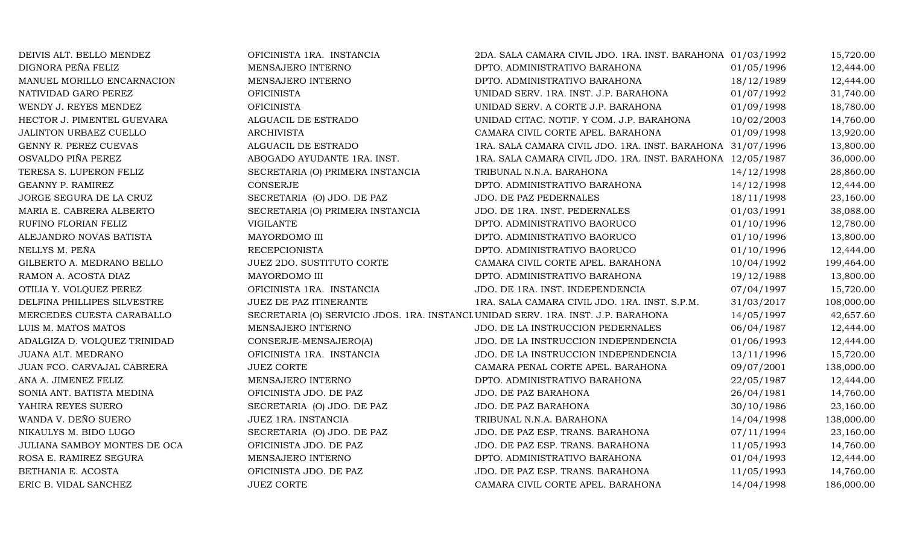| | | | | |
|---|---|---|---|---|
| DEIVIS ALT. BELLO MENDEZ | OFICINISTA 1RA. INSTANCIA | 2DA. SALA CAMARA CIVIL JDO. 1RA. INST. BARAHONA | 01/03/1992 | 15,720.00 |
| DIGNORA PEÑA FELIZ | MENSAJERO INTERNO | DPTO. ADMINISTRATIVO BARAHONA | 01/05/1996 | 12,444.00 |
| MANUEL MORILLO ENCARNACION | MENSAJERO INTERNO | DPTO. ADMINISTRATIVO BARAHONA | 18/12/1989 | 12,444.00 |
| NATIVIDAD GARO PEREZ | OFICINISTA | UNIDAD SERV. 1RA. INST. J.P. BARAHONA | 01/07/1992 | 31,740.00 |
| WENDY J. REYES MENDEZ | OFICINISTA | UNIDAD SERV. A CORTE J.P. BARAHONA | 01/09/1998 | 18,780.00 |
| HECTOR J. PIMENTEL GUEVARA | ALGUACIL DE ESTRADO | UNIDAD CITAC. NOTIF. Y COM. J.P. BARAHONA | 10/02/2003 | 14,760.00 |
| JALINTON URBAEZ CUELLO | ARCHIVISTA | CAMARA CIVIL CORTE APEL. BARAHONA | 01/09/1998 | 13,920.00 |
| GENNY R. PEREZ CUEVAS | ALGUACIL DE ESTRADO | 1RA. SALA CAMARA CIVIL JDO. 1RA. INST. BARAHONA | 31/07/1996 | 13,800.00 |
| OSVALDO PIÑA PEREZ | ABOGADO AYUDANTE 1RA. INST. | 1RA. SALA CAMARA CIVIL JDO. 1RA. INST. BARAHONA | 12/05/1987 | 36,000.00 |
| TERESA S. LUPERON FELIZ | SECRETARIA (O) PRIMERA INSTANCIA | TRIBUNAL N.N.A. BARAHONA | 14/12/1998 | 28,860.00 |
| GEANNY P. RAMIREZ | CONSERJE | DPTO. ADMINISTRATIVO BARAHONA | 14/12/1998 | 12,444.00 |
| JORGE SEGURA DE LA CRUZ | SECRETARIA (O) JDO. DE PAZ | JDO. DE PAZ PEDERNALES | 18/11/1998 | 23,160.00 |
| MARIA E. CABRERA ALBERTO | SECRETARIA (O) PRIMERA INSTANCIA | JDO. DE 1RA. INST. PEDERNALES | 01/03/1991 | 38,088.00 |
| RUFINO FLORIAN FELIZ | VIGILANTE | DPTO. ADMINISTRATIVO BAORUCO | 01/10/1996 | 12,780.00 |
| ALEJANDRO NOVAS BATISTA | MAYORDOMO III | DPTO. ADMINISTRATIVO BAORUCO | 01/10/1996 | 13,800.00 |
| NELLYS M. PEÑA | RECEPCIONISTA | DPTO. ADMINISTRATIVO BAORUCO | 01/10/1996 | 12,444.00 |
| GILBERTO A. MEDRANO BELLO | JUEZ 2DO. SUSTITUTO CORTE | CAMARA CIVIL CORTE APEL. BARAHONA | 10/04/1992 | 199,464.00 |
| RAMON A. ACOSTA DIAZ | MAYORDOMO III | DPTO. ADMINISTRATIVO BARAHONA | 19/12/1988 | 13,800.00 |
| OTILIA Y. VOLQUEZ PEREZ | OFICINISTA 1RA. INSTANCIA | JDO. DE 1RA. INST. INDEPENDENCIA | 07/04/1997 | 15,720.00 |
| DELFINA PHILLIPES SILVESTRE | JUEZ DE PAZ ITINERANTE | 1RA. SALA CAMARA CIVIL JDO. 1RA. INST. S.P.M. | 31/03/2017 | 108,000.00 |
| MERCEDES CUESTA CARABALLO | SECRETARIA (O) SERVICIO JDOS. 1RA. INSTANCI | UNIDAD SERV. 1RA. INST. J.P. BARAHONA | 14/05/1997 | 42,657.60 |
| LUIS M. MATOS MATOS | MENSAJERO INTERNO | JDO. DE LA INSTRUCCION PEDERNALES | 06/04/1987 | 12,444.00 |
| ADALGIZA D. VOLQUEZ TRINIDAD | CONSERJE-MENSAJERO(A) | JDO. DE LA INSTRUCCION INDEPENDENCIA | 01/06/1993 | 12,444.00 |
| JUANA ALT. MEDRANO | OFICINISTA 1RA. INSTANCIA | JDO. DE LA INSTRUCCION INDEPENDENCIA | 13/11/1996 | 15,720.00 |
| JUAN FCO. CARVAJAL CABRERA | JUEZ CORTE | CAMARA PENAL CORTE APEL. BARAHONA | 09/07/2001 | 138,000.00 |
| ANA A. JIMENEZ FELIZ | MENSAJERO INTERNO | DPTO. ADMINISTRATIVO BARAHONA | 22/05/1987 | 12,444.00 |
| SONIA ANT. BATISTA MEDINA | OFICINISTA JDO. DE PAZ | JDO. DE PAZ BARAHONA | 26/04/1981 | 14,760.00 |
| YAHIRA REYES SUERO | SECRETARIA (O) JDO. DE PAZ | JDO. DE PAZ BARAHONA | 30/10/1986 | 23,160.00 |
| WANDA V. DEÑO SUERO | JUEZ 1RA. INSTANCIA | TRIBUNAL N.N.A. BARAHONA | 14/04/1998 | 138,000.00 |
| NIKAULYS M. BIDO LUGO | SECRETARIA (O) JDO. DE PAZ | JDO. DE PAZ ESP. TRANS. BARAHONA | 07/11/1994 | 23,160.00 |
| JULIANA SAMBOY MONTES DE OCA | OFICINISTA JDO. DE PAZ | JDO. DE PAZ ESP. TRANS. BARAHONA | 11/05/1993 | 14,760.00 |
| ROSA E. RAMIREZ SEGURA | MENSAJERO INTERNO | DPTO. ADMINISTRATIVO BARAHONA | 01/04/1993 | 12,444.00 |
| BETHANIA E. ACOSTA | OFICINISTA JDO. DE PAZ | JDO. DE PAZ ESP. TRANS. BARAHONA | 11/05/1993 | 14,760.00 |
| ERIC B. VIDAL SANCHEZ | JUEZ CORTE | CAMARA CIVIL CORTE APEL. BARAHONA | 14/04/1998 | 186,000.00 |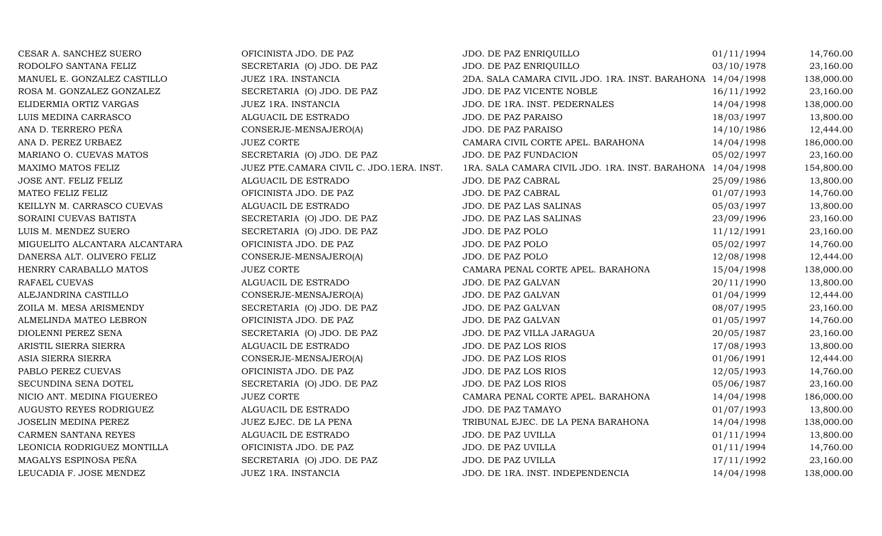| | | | | |
|---|---|---|---|---|
| CESAR A. SANCHEZ SUERO | OFICINISTA JDO. DE PAZ | JDO. DE PAZ ENRIQUILLO | 01/11/1994 | 14,760.00 |
| RODOLFO SANTANA FELIZ | SECRETARIA (O) JDO. DE PAZ | JDO. DE PAZ ENRIQUILLO | 03/10/1978 | 23,160.00 |
| MANUEL E. GONZALEZ CASTILLO | JUEZ 1RA. INSTANCIA | 2DA. SALA CAMARA CIVIL JDO. 1RA. INST. BARAHONA | 14/04/1998 | 138,000.00 |
| ROSA M. GONZALEZ GONZALEZ | SECRETARIA (O) JDO. DE PAZ | JDO. DE PAZ VICENTE NOBLE | 16/11/1992 | 23,160.00 |
| ELIDERMIA ORTIZ VARGAS | JUEZ 1RA. INSTANCIA | JDO. DE 1RA. INST. PEDERNALES | 14/04/1998 | 138,000.00 |
| LUIS MEDINA CARRASCO | ALGUACIL DE ESTRADO | JDO. DE PAZ PARAISO | 18/03/1997 | 13,800.00 |
| ANA D. TERRERO PEÑA | CONSERJE-MENSAJERO(A) | JDO. DE PAZ PARAISO | 14/10/1986 | 12,444.00 |
| ANA D. PEREZ URBAEZ | JUEZ CORTE | CAMARA CIVIL CORTE APEL. BARAHONA | 14/04/1998 | 186,000.00 |
| MARIANO O. CUEVAS MATOS | SECRETARIA (O) JDO. DE PAZ | JDO. DE PAZ FUNDACION | 05/02/1997 | 23,160.00 |
| MAXIMO MATOS FELIZ | JUEZ PTE.CAMARA CIVIL C. JDO.1ERA. INST. | 1RA. SALA CAMARA CIVIL JDO. 1RA. INST. BARAHONA | 14/04/1998 | 154,800.00 |
| JOSE ANT. FELIZ FELIZ | ALGUACIL DE ESTRADO | JDO. DE PAZ CABRAL | 25/09/1986 | 13,800.00 |
| MATEO FELIZ FELIZ | OFICINISTA JDO. DE PAZ | JDO. DE PAZ CABRAL | 01/07/1993 | 14,760.00 |
| KEILLYN M. CARRASCO CUEVAS | ALGUACIL DE ESTRADO | JDO. DE PAZ LAS SALINAS | 05/03/1997 | 13,800.00 |
| SORAINI CUEVAS BATISTA | SECRETARIA (O) JDO. DE PAZ | JDO. DE PAZ LAS SALINAS | 23/09/1996 | 23,160.00 |
| LUIS M. MENDEZ SUERO | SECRETARIA (O) JDO. DE PAZ | JDO. DE PAZ POLO | 11/12/1991 | 23,160.00 |
| MIGUELITO ALCANTARA ALCANTARA | OFICINISTA JDO. DE PAZ | JDO. DE PAZ POLO | 05/02/1997 | 14,760.00 |
| DANERSA ALT. OLIVERO FELIZ | CONSERJE-MENSAJERO(A) | JDO. DE PAZ POLO | 12/08/1998 | 12,444.00 |
| HENRRY CARABALLO MATOS | JUEZ CORTE | CAMARA PENAL CORTE APEL. BARAHONA | 15/04/1998 | 138,000.00 |
| RAFAEL CUEVAS | ALGUACIL DE ESTRADO | JDO. DE PAZ GALVAN | 20/11/1990 | 13,800.00 |
| ALEJANDRINA CASTILLO | CONSERJE-MENSAJERO(A) | JDO. DE PAZ GALVAN | 01/04/1999 | 12,444.00 |
| ZOILA M. MESA ARISMENDY | SECRETARIA (O) JDO. DE PAZ | JDO. DE PAZ GALVAN | 08/07/1995 | 23,160.00 |
| ALMELINDA MATEO LEBRON | OFICINISTA JDO. DE PAZ | JDO. DE PAZ GALVAN | 01/05/1997 | 14,760.00 |
| DIOLENNI PEREZ SENA | SECRETARIA (O) JDO. DE PAZ | JDO. DE PAZ VILLA JARAGUA | 20/05/1987 | 23,160.00 |
| ARISTIL SIERRA SIERRA | ALGUACIL DE ESTRADO | JDO. DE PAZ LOS RIOS | 17/08/1993 | 13,800.00 |
| ASIA SIERRA SIERRA | CONSERJE-MENSAJERO(A) | JDO. DE PAZ LOS RIOS | 01/06/1991 | 12,444.00 |
| PABLO PEREZ CUEVAS | OFICINISTA JDO. DE PAZ | JDO. DE PAZ LOS RIOS | 12/05/1993 | 14,760.00 |
| SECUNDINA SENA DOTEL | SECRETARIA (O) JDO. DE PAZ | JDO. DE PAZ LOS RIOS | 05/06/1987 | 23,160.00 |
| NICIO ANT. MEDINA FIGUEREO | JUEZ CORTE | CAMARA PENAL CORTE APEL. BARAHONA | 14/04/1998 | 186,000.00 |
| AUGUSTO REYES RODRIGUEZ | ALGUACIL DE ESTRADO | JDO. DE PAZ TAMAYO | 01/07/1993 | 13,800.00 |
| JOSELIN MEDINA PEREZ | JUEZ EJEC. DE LA PENA | TRIBUNAL EJEC. DE LA PENA BARAHONA | 14/04/1998 | 138,000.00 |
| CARMEN SANTANA REYES | ALGUACIL DE ESTRADO | JDO. DE PAZ UVILLA | 01/11/1994 | 13,800.00 |
| LEONICIA RODRIGUEZ MONTILLA | OFICINISTA JDO. DE PAZ | JDO. DE PAZ UVILLA | 01/11/1994 | 14,760.00 |
| MAGALYS ESPINOSA PEÑA | SECRETARIA (O) JDO. DE PAZ | JDO. DE PAZ UVILLA | 17/11/1992 | 23,160.00 |
| LEUCADIA F. JOSE MENDEZ | JUEZ 1RA. INSTANCIA | JDO. DE 1RA. INST. INDEPENDENCIA | 14/04/1998 | 138,000.00 |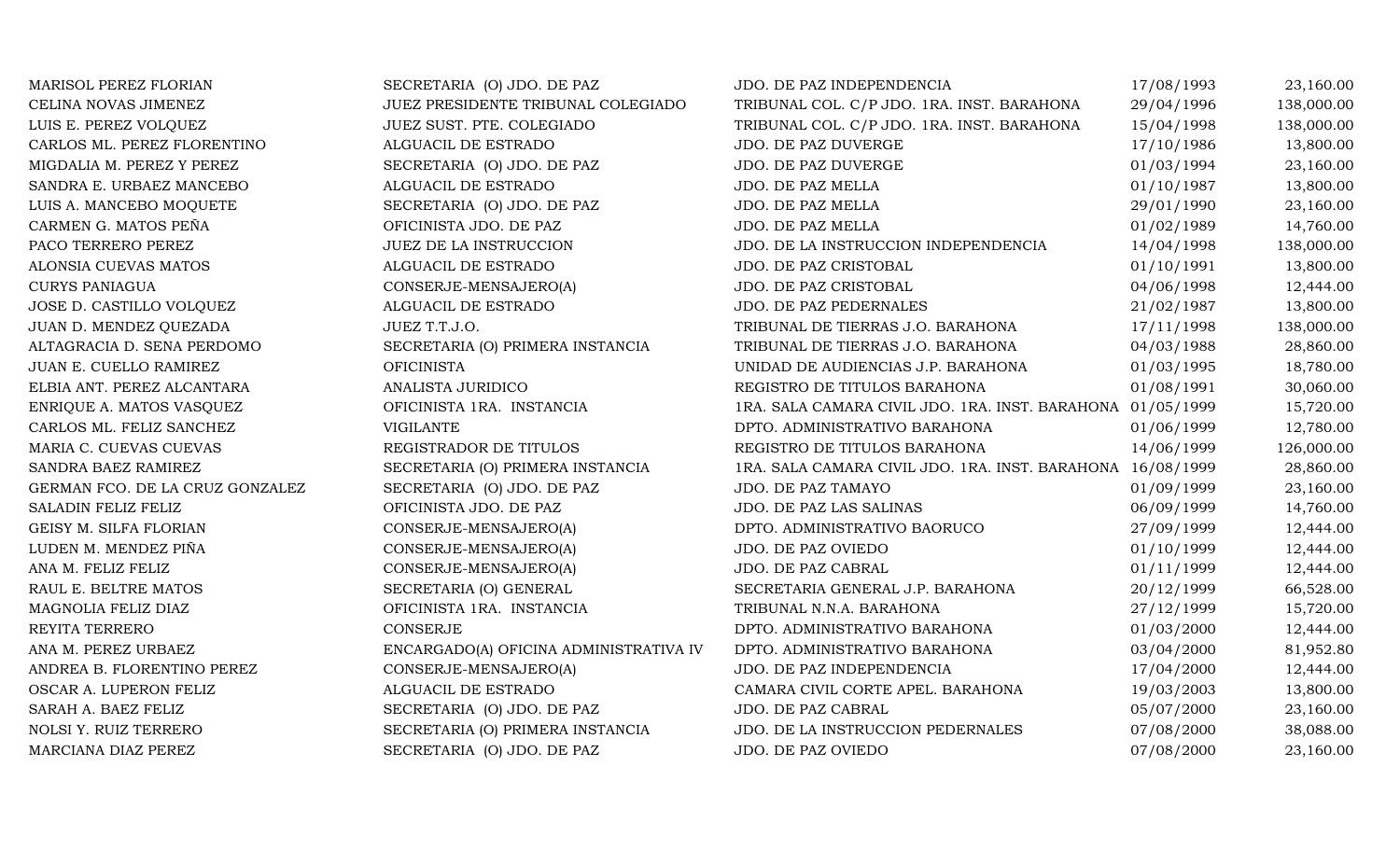| | | | | |
|---|---|---|---|---|
| MARISOL PEREZ FLORIAN | SECRETARIA (O) JDO. DE PAZ | JDO. DE PAZ INDEPENDENCIA | 17/08/1993 | 23,160.00 |
| CELINA NOVAS JIMENEZ | JUEZ PRESIDENTE TRIBUNAL COLEGIADO | TRIBUNAL COL. C/P JDO. 1RA. INST. BARAHONA | 29/04/1996 | 138,000.00 |
| LUIS E. PEREZ VOLQUEZ | JUEZ SUST. PTE. COLEGIADO | TRIBUNAL COL. C/P JDO. 1RA. INST. BARAHONA | 15/04/1998 | 138,000.00 |
| CARLOS ML. PEREZ FLORENTINO | ALGUACIL DE ESTRADO | JDO. DE PAZ DUVERGE | 17/10/1986 | 13,800.00 |
| MIGDALIA M. PEREZ Y PEREZ | SECRETARIA (O) JDO. DE PAZ | JDO. DE PAZ DUVERGE | 01/03/1994 | 23,160.00 |
| SANDRA E. URBAEZ MANCEBO | ALGUACIL DE ESTRADO | JDO. DE PAZ MELLA | 01/10/1987 | 13,800.00 |
| LUIS A. MANCEBO MOQUETE | SECRETARIA (O) JDO. DE PAZ | JDO. DE PAZ MELLA | 29/01/1990 | 23,160.00 |
| CARMEN G. MATOS PEÑA | OFICINISTA JDO. DE PAZ | JDO. DE PAZ MELLA | 01/02/1989 | 14,760.00 |
| PACO TERRERO PEREZ | JUEZ DE LA INSTRUCCION | JDO. DE LA INSTRUCCION INDEPENDENCIA | 14/04/1998 | 138,000.00 |
| ALONSIA CUEVAS MATOS | ALGUACIL DE ESTRADO | JDO. DE PAZ CRISTOBAL | 01/10/1991 | 13,800.00 |
| CURYS PANIAGUA | CONSERJE-MENSAJERO(A) | JDO. DE PAZ CRISTOBAL | 04/06/1998 | 12,444.00 |
| JOSE D. CASTILLO VOLQUEZ | ALGUACIL DE ESTRADO | JDO. DE PAZ PEDERNALES | 21/02/1987 | 13,800.00 |
| JUAN D. MENDEZ QUEZADA | JUEZ T.T.J.O. | TRIBUNAL DE TIERRAS J.O. BARAHONA | 17/11/1998 | 138,000.00 |
| ALTAGRACIA D. SENA PERDOMO | SECRETARIA (O) PRIMERA INSTANCIA | TRIBUNAL DE TIERRAS J.O. BARAHONA | 04/03/1988 | 28,860.00 |
| JUAN E. CUELLO RAMIREZ | OFICINISTA | UNIDAD DE AUDIENCIAS J.P. BARAHONA | 01/03/1995 | 18,780.00 |
| ELBIA ANT. PEREZ ALCANTARA | ANALISTA JURIDICO | REGISTRO DE TITULOS BARAHONA | 01/08/1991 | 30,060.00 |
| ENRIQUE A. MATOS VASQUEZ | OFICINISTA 1RA. INSTANCIA | 1RA. SALA CAMARA CIVIL JDO. 1RA. INST. BARAHONA | 01/05/1999 | 15,720.00 |
| CARLOS ML. FELIZ SANCHEZ | VIGILANTE | DPTO. ADMINISTRATIVO BARAHONA | 01/06/1999 | 12,780.00 |
| MARIA C. CUEVAS CUEVAS | REGISTRADOR DE TITULOS | REGISTRO DE TITULOS BARAHONA | 14/06/1999 | 126,000.00 |
| SANDRA BAEZ RAMIREZ | SECRETARIA (O) PRIMERA INSTANCIA | 1RA. SALA CAMARA CIVIL JDO. 1RA. INST. BARAHONA | 16/08/1999 | 28,860.00 |
| GERMAN FCO. DE LA CRUZ GONZALEZ | SECRETARIA (O) JDO. DE PAZ | JDO. DE PAZ TAMAYO | 01/09/1999 | 23,160.00 |
| SALADIN FELIZ FELIZ | OFICINISTA JDO. DE PAZ | JDO. DE PAZ LAS SALINAS | 06/09/1999 | 14,760.00 |
| GEISY M. SILFA FLORIAN | CONSERJE-MENSAJERO(A) | DPTO. ADMINISTRATIVO BAORUCO | 27/09/1999 | 12,444.00 |
| LUDEN M. MENDEZ PIÑA | CONSERJE-MENSAJERO(A) | JDO. DE PAZ OVIEDO | 01/10/1999 | 12,444.00 |
| ANA M. FELIZ FELIZ | CONSERJE-MENSAJERO(A) | JDO. DE PAZ CABRAL | 01/11/1999 | 12,444.00 |
| RAUL E. BELTRE MATOS | SECRETARIA (O) GENERAL | SECRETARIA GENERAL J.P. BARAHONA | 20/12/1999 | 66,528.00 |
| MAGNOLIA FELIZ DIAZ | OFICINISTA 1RA. INSTANCIA | TRIBUNAL N.N.A. BARAHONA | 27/12/1999 | 15,720.00 |
| REYITA TERRERO | CONSERJE | DPTO. ADMINISTRATIVO BARAHONA | 01/03/2000 | 12,444.00 |
| ANA M. PEREZ URBAEZ | ENCARGADO(A) OFICINA ADMINISTRATIVA IV | DPTO. ADMINISTRATIVO BARAHONA | 03/04/2000 | 81,952.80 |
| ANDREA B. FLORENTINO PEREZ | CONSERJE-MENSAJERO(A) | JDO. DE PAZ INDEPENDENCIA | 17/04/2000 | 12,444.00 |
| OSCAR A. LUPERON FELIZ | ALGUACIL DE ESTRADO | CAMARA CIVIL CORTE APEL. BARAHONA | 19/03/2003 | 13,800.00 |
| SARAH A. BAEZ FELIZ | SECRETARIA (O) JDO. DE PAZ | JDO. DE PAZ CABRAL | 05/07/2000 | 23,160.00 |
| NOLSI Y. RUIZ TERRERO | SECRETARIA (O) PRIMERA INSTANCIA | JDO. DE LA INSTRUCCION PEDERNALES | 07/08/2000 | 38,088.00 |
| MARCIANA DIAZ PEREZ | SECRETARIA (O) JDO. DE PAZ | JDO. DE PAZ OVIEDO | 07/08/2000 | 23,160.00 |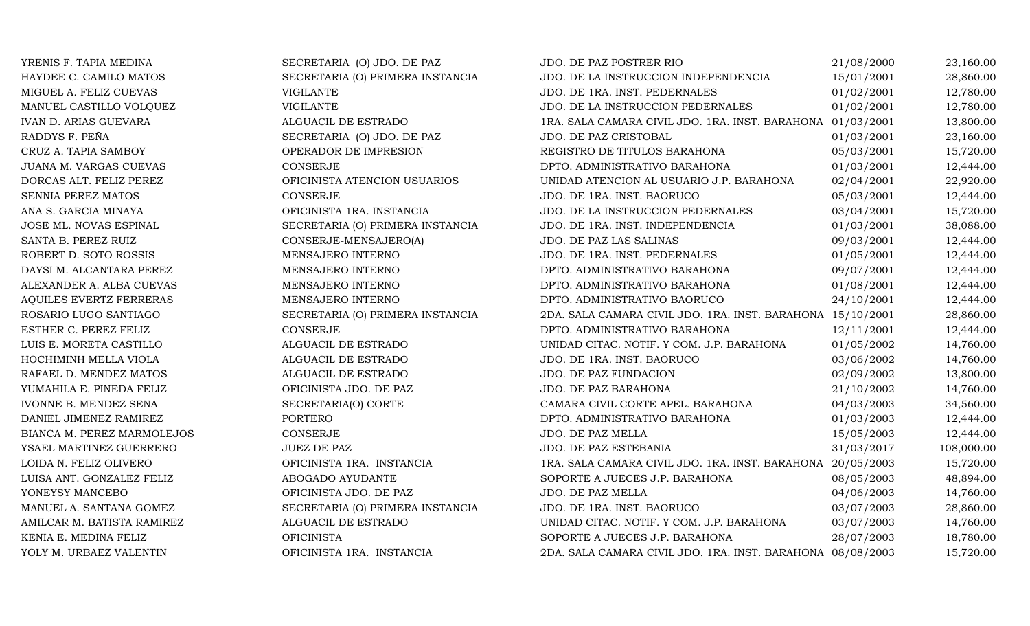| | | | | |
|---|---|---|---|---|
| YRENIS F. TAPIA MEDINA | SECRETARIA (O) JDO. DE PAZ | JDO. DE PAZ POSTRER RIO | 21/08/2000 | 23,160.00 |
| HAYDEE C. CAMILO MATOS | SECRETARIA (O) PRIMERA INSTANCIA | JDO. DE LA INSTRUCCION INDEPENDENCIA | 15/01/2001 | 28,860.00 |
| MIGUEL A. FELIZ CUEVAS | VIGILANTE | JDO. DE 1RA. INST. PEDERNALES | 01/02/2001 | 12,780.00 |
| MANUEL CASTILLO VOLQUEZ | VIGILANTE | JDO. DE LA INSTRUCCION PEDERNALES | 01/02/2001 | 12,780.00 |
| IVAN D. ARIAS GUEVARA | ALGUACIL DE ESTRADO | 1RA. SALA CAMARA CIVIL JDO. 1RA. INST. BARAHONA | 01/03/2001 | 13,800.00 |
| RADDYS F. PEÑA | SECRETARIA (O) JDO. DE PAZ | JDO. DE PAZ CRISTOBAL | 01/03/2001 | 23,160.00 |
| CRUZ A. TAPIA SAMBOY | OPERADOR DE IMPRESION | REGISTRO DE TITULOS BARAHONA | 05/03/2001 | 15,720.00 |
| JUANA M. VARGAS CUEVAS | CONSERJE | DPTO. ADMINISTRATIVO BARAHONA | 01/03/2001 | 12,444.00 |
| DORCAS ALT. FELIZ PEREZ | OFICINISTA ATENCION USUARIOS | UNIDAD ATENCION AL USUARIO J.P. BARAHONA | 02/04/2001 | 22,920.00 |
| SENNIA PEREZ MATOS | CONSERJE | JDO. DE 1RA. INST. BAORUCO | 05/03/2001 | 12,444.00 |
| ANA S. GARCIA MINAYA | OFICINISTA 1RA. INSTANCIA | JDO. DE LA INSTRUCCION PEDERNALES | 03/04/2001 | 15,720.00 |
| JOSE ML. NOVAS ESPINAL | SECRETARIA (O) PRIMERA INSTANCIA | JDO. DE 1RA. INST. INDEPENDENCIA | 01/03/2001 | 38,088.00 |
| SANTA B. PEREZ RUIZ | CONSERJE-MENSAJERO(A) | JDO. DE PAZ LAS SALINAS | 09/03/2001 | 12,444.00 |
| ROBERT D. SOTO ROSSIS | MENSAJERO INTERNO | JDO. DE 1RA. INST. PEDERNALES | 01/05/2001 | 12,444.00 |
| DAYSI M. ALCANTARA PEREZ | MENSAJERO INTERNO | DPTO. ADMINISTRATIVO BARAHONA | 09/07/2001 | 12,444.00 |
| ALEXANDER A. ALBA CUEVAS | MENSAJERO INTERNO | DPTO. ADMINISTRATIVO BARAHONA | 01/08/2001 | 12,444.00 |
| AQUILES EVERTZ FERRERAS | MENSAJERO INTERNO | DPTO. ADMINISTRATIVO BAORUCO | 24/10/2001 | 12,444.00 |
| ROSARIO LUGO SANTIAGO | SECRETARIA (O) PRIMERA INSTANCIA | 2DA. SALA CAMARA CIVIL JDO. 1RA. INST. BARAHONA | 15/10/2001 | 28,860.00 |
| ESTHER C. PEREZ FELIZ | CONSERJE | DPTO. ADMINISTRATIVO BARAHONA | 12/11/2001 | 12,444.00 |
| LUIS E. MORETA CASTILLO | ALGUACIL DE ESTRADO | UNIDAD CITAC. NOTIF. Y COM. J.P. BARAHONA | 01/05/2002 | 14,760.00 |
| HOCHIMINH MELLA VIOLA | ALGUACIL DE ESTRADO | JDO. DE 1RA. INST. BAORUCO | 03/06/2002 | 14,760.00 |
| RAFAEL D. MENDEZ MATOS | ALGUACIL DE ESTRADO | JDO. DE PAZ FUNDACION | 02/09/2002 | 13,800.00 |
| YUMAHILA E. PINEDA FELIZ | OFICINISTA JDO. DE PAZ | JDO. DE PAZ BARAHONA | 21/10/2002 | 14,760.00 |
| IVONNE B. MENDEZ SENA | SECRETARIA(O) CORTE | CAMARA CIVIL CORTE APEL. BARAHONA | 04/03/2003 | 34,560.00 |
| DANIEL JIMENEZ RAMIREZ | PORTERO | DPTO. ADMINISTRATIVO BARAHONA | 01/03/2003 | 12,444.00 |
| BIANCA M. PEREZ MARMOLEJOS | CONSERJE | JDO. DE PAZ MELLA | 15/05/2003 | 12,444.00 |
| YSAEL MARTINEZ GUERRERO | JUEZ DE PAZ | JDO. DE PAZ ESTEBANIA | 31/03/2017 | 108,000.00 |
| LOIDA N. FELIZ OLIVERO | OFICINISTA 1RA. INSTANCIA | 1RA. SALA CAMARA CIVIL JDO. 1RA. INST. BARAHONA | 20/05/2003 | 15,720.00 |
| LUISA ANT. GONZALEZ FELIZ | ABOGADO AYUDANTE | SOPORTE A JUECES J.P. BARAHONA | 08/05/2003 | 48,894.00 |
| YONEYSY MANCEBO | OFICINISTA JDO. DE PAZ | JDO. DE PAZ MELLA | 04/06/2003 | 14,760.00 |
| MANUEL A. SANTANA GOMEZ | SECRETARIA (O) PRIMERA INSTANCIA | JDO. DE 1RA. INST. BAORUCO | 03/07/2003 | 28,860.00 |
| AMILCAR M. BATISTA RAMIREZ | ALGUACIL DE ESTRADO | UNIDAD CITAC. NOTIF. Y COM. J.P. BARAHONA | 03/07/2003 | 14,760.00 |
| KENIA E. MEDINA FELIZ | OFICINISTA | SOPORTE A JUECES J.P. BARAHONA | 28/07/2003 | 18,780.00 |
| YOLY M. URBAEZ VALENTIN | OFICINISTA 1RA. INSTANCIA | 2DA. SALA CAMARA CIVIL JDO. 1RA. INST. BARAHONA | 08/08/2003 | 15,720.00 |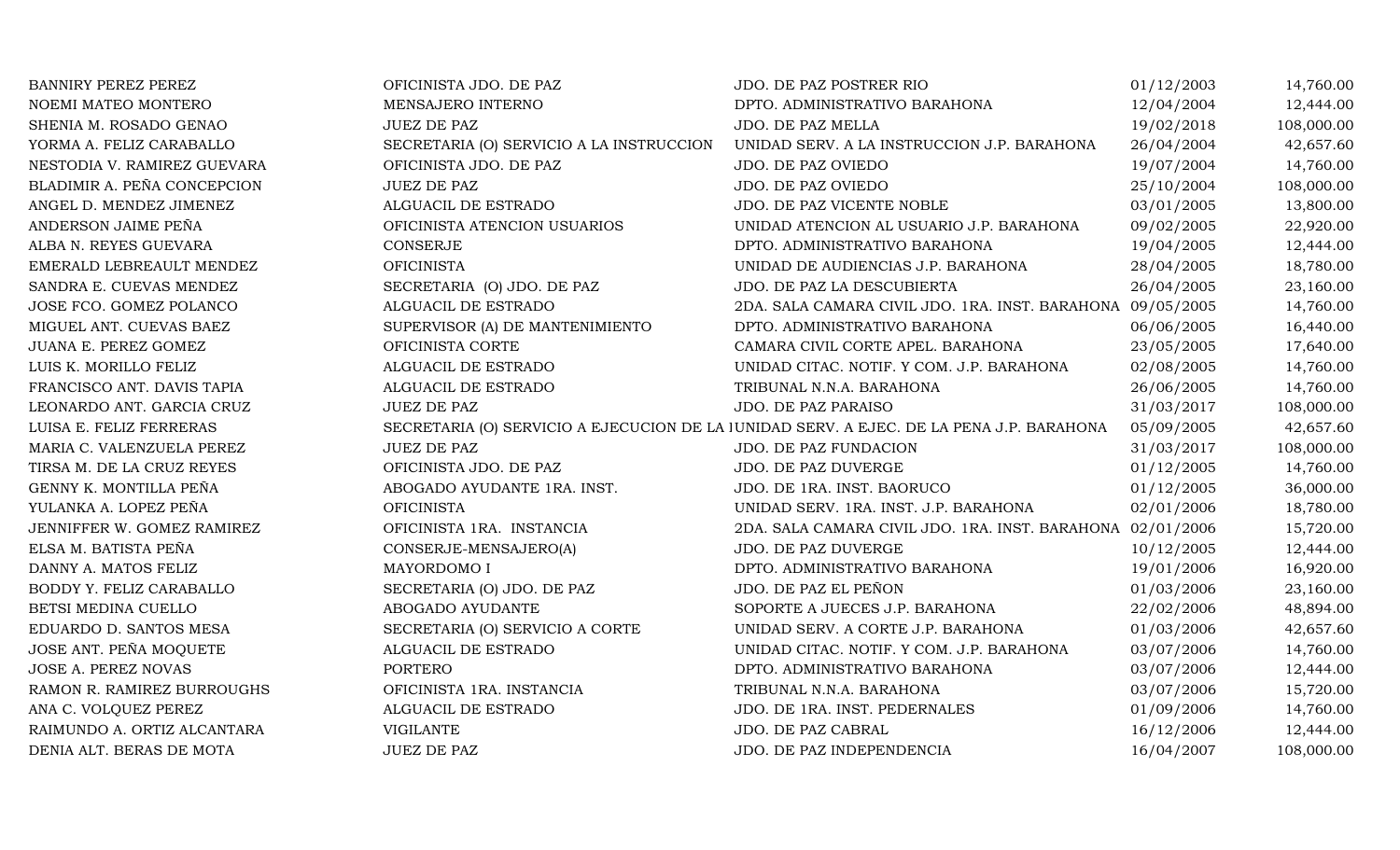| | | | | |
|---|---|---|---|---|
| BANNIRY PEREZ PEREZ | OFICINISTA JDO. DE PAZ | JDO. DE PAZ POSTRER RIO | 01/12/2003 | 14,760.00 |
| NOEMI MATEO MONTERO | MENSAJERO INTERNO | DPTO. ADMINISTRATIVO BARAHONA | 12/04/2004 | 12,444.00 |
| SHENIA M. ROSADO GENAO | JUEZ DE PAZ | JDO. DE PAZ MELLA | 19/02/2018 | 108,000.00 |
| YORMA A. FELIZ CARABALLO | SECRETARIA (O) SERVICIO A LA INSTRUCCION | UNIDAD SERV. A LA INSTRUCCION J.P. BARAHONA | 26/04/2004 | 42,657.60 |
| NESTODIA V. RAMIREZ GUEVARA | OFICINISTA JDO. DE PAZ | JDO. DE PAZ OVIEDO | 19/07/2004 | 14,760.00 |
| BLADIMIR A. PEÑA CONCEPCION | JUEZ DE PAZ | JDO. DE PAZ OVIEDO | 25/10/2004 | 108,000.00 |
| ANGEL D. MENDEZ JIMENEZ | ALGUACIL DE ESTRADO | JDO. DE PAZ VICENTE NOBLE | 03/01/2005 | 13,800.00 |
| ANDERSON JAIME PEÑA | OFICINISTA ATENCION USUARIOS | UNIDAD ATENCION AL USUARIO J.P. BARAHONA | 09/02/2005 | 22,920.00 |
| ALBA N. REYES GUEVARA | CONSERJE | DPTO. ADMINISTRATIVO BARAHONA | 19/04/2005 | 12,444.00 |
| EMERALD LEBREAULT MENDEZ | OFICINISTA | UNIDAD DE AUDIENCIAS J.P. BARAHONA | 28/04/2005 | 18,780.00 |
| SANDRA E. CUEVAS MENDEZ | SECRETARIA (O) JDO. DE PAZ | JDO. DE PAZ LA DESCUBIERTA | 26/04/2005 | 23,160.00 |
| JOSE FCO. GOMEZ POLANCO | ALGUACIL DE ESTRADO | 2DA. SALA CAMARA CIVIL JDO. 1RA. INST. BARAHONA | 09/05/2005 | 14,760.00 |
| MIGUEL ANT. CUEVAS BAEZ | SUPERVISOR (A) DE MANTENIMIENTO | DPTO. ADMINISTRATIVO BARAHONA | 06/06/2005 | 16,440.00 |
| JUANA E. PEREZ GOMEZ | OFICINISTA CORTE | CAMARA CIVIL CORTE APEL. BARAHONA | 23/05/2005 | 17,640.00 |
| LUIS K. MORILLO FELIZ | ALGUACIL DE ESTRADO | UNIDAD CITAC. NOTIF. Y COM. J.P. BARAHONA | 02/08/2005 | 14,760.00 |
| FRANCISCO ANT. DAVIS TAPIA | ALGUACIL DE ESTRADO | TRIBUNAL N.N.A. BARAHONA | 26/06/2005 | 14,760.00 |
| LEONARDO ANT. GARCIA CRUZ | JUEZ DE PAZ | JDO. DE PAZ PARAISO | 31/03/2017 | 108,000.00 |
| LUISA E. FELIZ FERRERAS | SECRETARIA (O) SERVICIO A EJECUCION DE LA I | UNIDAD SERV. A EJEC. DE LA PENA J.P. BARAHONA | 05/09/2005 | 42,657.60 |
| MARIA C. VALENZUELA PEREZ | JUEZ DE PAZ | JDO. DE PAZ FUNDACION | 31/03/2017 | 108,000.00 |
| TIRSA M. DE LA CRUZ REYES | OFICINISTA JDO. DE PAZ | JDO. DE PAZ DUVERGE | 01/12/2005 | 14,760.00 |
| GENNY K. MONTILLA PEÑA | ABOGADO AYUDANTE 1RA. INST. | JDO. DE 1RA. INST. BAORUCO | 01/12/2005 | 36,000.00 |
| YULANKA A. LOPEZ PEÑA | OFICINISTA | UNIDAD SERV. 1RA. INST. J.P. BARAHONA | 02/01/2006 | 18,780.00 |
| JENNIFFER W. GOMEZ RAMIREZ | OFICINISTA 1RA. INSTANCIA | 2DA. SALA CAMARA CIVIL JDO. 1RA. INST. BARAHONA | 02/01/2006 | 15,720.00 |
| ELSA M. BATISTA PEÑA | CONSERJE-MENSAJERO(A) | JDO. DE PAZ DUVERGE | 10/12/2005 | 12,444.00 |
| DANNY A. MATOS FELIZ | MAYORDOMO I | DPTO. ADMINISTRATIVO BARAHONA | 19/01/2006 | 16,920.00 |
| BODDY Y. FELIZ CARABALLO | SECRETARIA (O) JDO. DE PAZ | JDO. DE PAZ EL PEÑON | 01/03/2006 | 23,160.00 |
| BETSI MEDINA CUELLO | ABOGADO AYUDANTE | SOPORTE A JUECES J.P. BARAHONA | 22/02/2006 | 48,894.00 |
| EDUARDO D. SANTOS MESA | SECRETARIA (O) SERVICIO A CORTE | UNIDAD SERV. A CORTE J.P. BARAHONA | 01/03/2006 | 42,657.60 |
| JOSE ANT. PEÑA MOQUETE | ALGUACIL DE ESTRADO | UNIDAD CITAC. NOTIF. Y COM. J.P. BARAHONA | 03/07/2006 | 14,760.00 |
| JOSE A. PEREZ NOVAS | PORTERO | DPTO. ADMINISTRATIVO BARAHONA | 03/07/2006 | 12,444.00 |
| RAMON R. RAMIREZ BURROUGHS | OFICINISTA 1RA. INSTANCIA | TRIBUNAL N.N.A. BARAHONA | 03/07/2006 | 15,720.00 |
| ANA C. VOLQUEZ PEREZ | ALGUACIL DE ESTRADO | JDO. DE 1RA. INST. PEDERNALES | 01/09/2006 | 14,760.00 |
| RAIMUNDO A. ORTIZ ALCANTARA | VIGILANTE | JDO. DE PAZ CABRAL | 16/12/2006 | 12,444.00 |
| DENIA ALT. BERAS DE MOTA | JUEZ DE PAZ | JDO. DE PAZ INDEPENDENCIA | 16/04/2007 | 108,000.00 |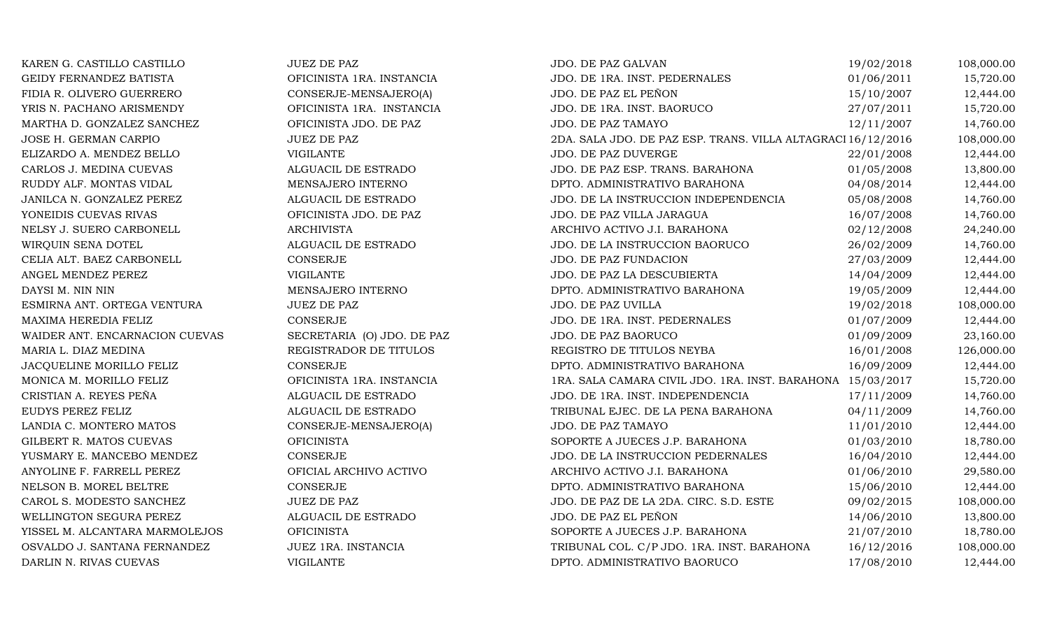| | | | | |
|---|---|---|---|---|
| KAREN G. CASTILLO CASTILLO | JUEZ DE PAZ | JDO. DE PAZ GALVAN | 19/02/2018 | 108,000.00 |
| GEIDY FERNANDEZ BATISTA | OFICINISTA 1RA. INSTANCIA | JDO. DE 1RA. INST. PEDERNALES | 01/06/2011 | 15,720.00 |
| FIDIA R. OLIVERO GUERRERO | CONSERJE-MENSAJERO(A) | JDO. DE PAZ EL PEÑON | 15/10/2007 | 12,444.00 |
| YRIS N. PACHANO ARISMENDY | OFICINISTA 1RA. INSTANCIA | JDO. DE 1RA. INST. BAORUCO | 27/07/2011 | 15,720.00 |
| MARTHA D. GONZALEZ SANCHEZ | OFICINISTA JDO. DE PAZ | JDO. DE PAZ TAMAYO | 12/11/2007 | 14,760.00 |
| JOSE H. GERMAN CARPIO | JUEZ DE PAZ | 2DA. SALA JDO. DE PAZ ESP. TRANS. VILLA ALTAGRACI | 16/12/2016 | 108,000.00 |
| ELIZARDO A. MENDEZ BELLO | VIGILANTE | JDO. DE PAZ DUVERGE | 22/01/2008 | 12,444.00 |
| CARLOS J. MEDINA CUEVAS | ALGUACIL DE ESTRADO | JDO. DE PAZ ESP. TRANS. BARAHONA | 01/05/2008 | 13,800.00 |
| RUDDY ALF. MONTAS VIDAL | MENSAJERO INTERNO | DPTO. ADMINISTRATIVO BARAHONA | 04/08/2014 | 12,444.00 |
| JANILCA N. GONZALEZ PEREZ | ALGUACIL DE ESTRADO | JDO. DE LA INSTRUCCION INDEPENDENCIA | 05/08/2008 | 14,760.00 |
| YONEIDIS CUEVAS RIVAS | OFICINISTA JDO. DE PAZ | JDO. DE PAZ VILLA JARAGUA | 16/07/2008 | 14,760.00 |
| NELSY J. SUERO CARBONELL | ARCHIVISTA | ARCHIVO ACTIVO J.I. BARAHONA | 02/12/2008 | 24,240.00 |
| WIRQUIN SENA DOTEL | ALGUACIL DE ESTRADO | JDO. DE LA INSTRUCCION BAORUCO | 26/02/2009 | 14,760.00 |
| CELIA ALT. BAEZ CARBONELL | CONSERJE | JDO. DE PAZ FUNDACION | 27/03/2009 | 12,444.00 |
| ANGEL MENDEZ PEREZ | VIGILANTE | JDO. DE PAZ LA DESCUBIERTA | 14/04/2009 | 12,444.00 |
| DAYSI M. NIN NIN | MENSAJERO INTERNO | DPTO. ADMINISTRATIVO BARAHONA | 19/05/2009 | 12,444.00 |
| ESMIRNA ANT. ORTEGA VENTURA | JUEZ DE PAZ | JDO. DE PAZ UVILLA | 19/02/2018 | 108,000.00 |
| MAXIMA HEREDIA FELIZ | CONSERJE | JDO. DE 1RA. INST. PEDERNALES | 01/07/2009 | 12,444.00 |
| WAIDER ANT. ENCARNACION CUEVAS | SECRETARIA (O) JDO. DE PAZ | JDO. DE PAZ BAORUCO | 01/09/2009 | 23,160.00 |
| MARIA L. DIAZ MEDINA | REGISTRADOR DE TITULOS | REGISTRO DE TITULOS NEYBA | 16/01/2008 | 126,000.00 |
| JACQUELINE MORILLO FELIZ | CONSERJE | DPTO. ADMINISTRATIVO BARAHONA | 16/09/2009 | 12,444.00 |
| MONICA M. MORILLO FELIZ | OFICINISTA 1RA. INSTANCIA | 1RA. SALA CAMARA CIVIL JDO. 1RA. INST. BARAHONA | 15/03/2017 | 15,720.00 |
| CRISTIAN A. REYES PEÑA | ALGUACIL DE ESTRADO | JDO. DE 1RA. INST. INDEPENDENCIA | 17/11/2009 | 14,760.00 |
| EUDYS PEREZ FELIZ | ALGUACIL DE ESTRADO | TRIBUNAL EJEC. DE LA PENA BARAHONA | 04/11/2009 | 14,760.00 |
| LANDIA C. MONTERO MATOS | CONSERJE-MENSAJERO(A) | JDO. DE PAZ TAMAYO | 11/01/2010 | 12,444.00 |
| GILBERT R. MATOS CUEVAS | OFICINISTA | SOPORTE A JUECES J.P. BARAHONA | 01/03/2010 | 18,780.00 |
| YUSMARY E. MANCEBO MENDEZ | CONSERJE | JDO. DE LA INSTRUCCION PEDERNALES | 16/04/2010 | 12,444.00 |
| ANYOLINE F. FARRELL PEREZ | OFICIAL ARCHIVO ACTIVO | ARCHIVO ACTIVO J.I. BARAHONA | 01/06/2010 | 29,580.00 |
| NELSON B. MOREL BELTRE | CONSERJE | DPTO. ADMINISTRATIVO BARAHONA | 15/06/2010 | 12,444.00 |
| CAROL S. MODESTO SANCHEZ | JUEZ DE PAZ | JDO. DE PAZ DE LA 2DA. CIRC. S.D. ESTE | 09/02/2015 | 108,000.00 |
| WELLINGTON SEGURA PEREZ | ALGUACIL DE ESTRADO | JDO. DE PAZ EL PEÑON | 14/06/2010 | 13,800.00 |
| YISSEL M. ALCANTARA MARMOLEJOS | OFICINISTA | SOPORTE A JUECES J.P. BARAHONA | 21/07/2010 | 18,780.00 |
| OSVALDO J. SANTANA FERNANDEZ | JUEZ 1RA. INSTANCIA | TRIBUNAL COL. C/P JDO. 1RA. INST. BARAHONA | 16/12/2016 | 108,000.00 |
| DARLIN N. RIVAS CUEVAS | VIGILANTE | DPTO. ADMINISTRATIVO BAORUCO | 17/08/2010 | 12,444.00 |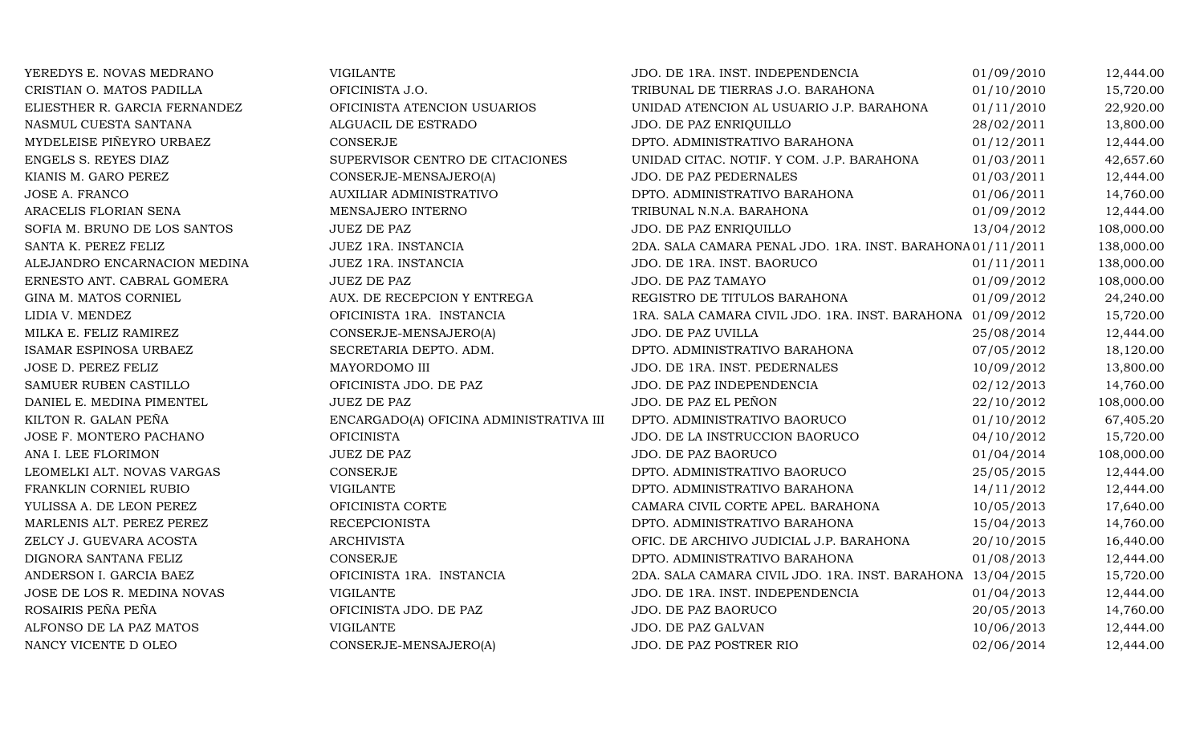| | | | | |
|---|---|---|---|---|
| YEREDYS E. NOVAS MEDRANO | VIGILANTE | JDO. DE 1RA. INST. INDEPENDENCIA | 01/09/2010 | 12,444.00 |
| CRISTIAN O. MATOS PADILLA | OFICINISTA J.O. | TRIBUNAL DE TIERRAS J.O. BARAHONA | 01/10/2010 | 15,720.00 |
| ELIESTHER R. GARCIA FERNANDEZ | OFICINISTA ATENCION USUARIOS | UNIDAD ATENCION AL USUARIO J.P. BARAHONA | 01/11/2010 | 22,920.00 |
| NASMUL CUESTA SANTANA | ALGUACIL DE ESTRADO | JDO. DE PAZ ENRIQUILLO | 28/02/2011 | 13,800.00 |
| MYDELEISE PIÑEYRO URBAEZ | CONSERJE | DPTO. ADMINISTRATIVO BARAHONA | 01/12/2011 | 12,444.00 |
| ENGELS S. REYES DIAZ | SUPERVISOR CENTRO DE CITACIONES | UNIDAD CITAC. NOTIF. Y COM. J.P. BARAHONA | 01/03/2011 | 42,657.60 |
| KIANIS M. GARO PEREZ | CONSERJE-MENSAJERO(A) | JDO. DE PAZ PEDERNALES | 01/03/2011 | 12,444.00 |
| JOSE A. FRANCO | AUXILIAR ADMINISTRATIVO | DPTO. ADMINISTRATIVO BARAHONA | 01/06/2011 | 14,760.00 |
| ARACELIS FLORIAN SENA | MENSAJERO INTERNO | TRIBUNAL N.N.A. BARAHONA | 01/09/2012 | 12,444.00 |
| SOFIA M. BRUNO DE LOS SANTOS | JUEZ DE PAZ | JDO. DE PAZ ENRIQUILLO | 13/04/2012 | 108,000.00 |
| SANTA K. PEREZ FELIZ | JUEZ 1RA. INSTANCIA | 2DA. SALA CAMARA PENAL JDO. 1RA. INST. BARAHONA | 01/11/2011 | 138,000.00 |
| ALEJANDRO ENCARNACION MEDINA | JUEZ 1RA. INSTANCIA | JDO. DE 1RA. INST. BAORUCO | 01/11/2011 | 138,000.00 |
| ERNESTO ANT. CABRAL GOMERA | JUEZ DE PAZ | JDO. DE PAZ TAMAYO | 01/09/2012 | 108,000.00 |
| GINA M. MATOS CORNIEL | AUX. DE RECEPCION Y ENTREGA | REGISTRO DE TITULOS BARAHONA | 01/09/2012 | 24,240.00 |
| LIDIA V. MENDEZ | OFICINISTA 1RA. INSTANCIA | 1RA. SALA CAMARA CIVIL JDO. 1RA. INST. BARAHONA | 01/09/2012 | 15,720.00 |
| MILKA E. FELIZ RAMIREZ | CONSERJE-MENSAJERO(A) | JDO. DE PAZ UVILLA | 25/08/2014 | 12,444.00 |
| ISAMAR ESPINOSA URBAEZ | SECRETARIA DEPTO. ADM. | DPTO. ADMINISTRATIVO BARAHONA | 07/05/2012 | 18,120.00 |
| JOSE D. PEREZ FELIZ | MAYORDOMO III | JDO. DE 1RA. INST. PEDERNALES | 10/09/2012 | 13,800.00 |
| SAMUER RUBEN CASTILLO | OFICINISTA JDO. DE PAZ | JDO. DE PAZ INDEPENDENCIA | 02/12/2013 | 14,760.00 |
| DANIEL E. MEDINA PIMENTEL | JUEZ DE PAZ | JDO. DE PAZ EL PEÑON | 22/10/2012 | 108,000.00 |
| KILTON R. GALAN PEÑA | ENCARGADO(A) OFICINA ADMINISTRATIVA III | DPTO. ADMINISTRATIVO BAORUCO | 01/10/2012 | 67,405.20 |
| JOSE F. MONTERO PACHANO | OFICINISTA | JDO. DE LA INSTRUCCION BAORUCO | 04/10/2012 | 15,720.00 |
| ANA I. LEE FLORIMON | JUEZ DE PAZ | JDO. DE PAZ BAORUCO | 01/04/2014 | 108,000.00 |
| LEOMELKI ALT. NOVAS VARGAS | CONSERJE | DPTO. ADMINISTRATIVO BAORUCO | 25/05/2015 | 12,444.00 |
| FRANKLIN CORNIEL RUBIO | VIGILANTE | DPTO. ADMINISTRATIVO BARAHONA | 14/11/2012 | 12,444.00 |
| YULISSA A. DE LEON PEREZ | OFICINISTA CORTE | CAMARA CIVIL CORTE APEL. BARAHONA | 10/05/2013 | 17,640.00 |
| MARLENIS ALT. PEREZ PEREZ | RECEPCIONISTA | DPTO. ADMINISTRATIVO BARAHONA | 15/04/2013 | 14,760.00 |
| ZELCY J. GUEVARA ACOSTA | ARCHIVISTA | OFIC. DE ARCHIVO JUDICIAL J.P. BARAHONA | 20/10/2015 | 16,440.00 |
| DIGNORA SANTANA FELIZ | CONSERJE | DPTO. ADMINISTRATIVO BARAHONA | 01/08/2013 | 12,444.00 |
| ANDERSON I. GARCIA BAEZ | OFICINISTA 1RA. INSTANCIA | 2DA. SALA CAMARA CIVIL JDO. 1RA. INST. BARAHONA | 13/04/2015 | 15,720.00 |
| JOSE DE LOS R. MEDINA NOVAS | VIGILANTE | JDO. DE 1RA. INST. INDEPENDENCIA | 01/04/2013 | 12,444.00 |
| ROSAIRIS PEÑA PEÑA | OFICINISTA JDO. DE PAZ | JDO. DE PAZ BAORUCO | 20/05/2013 | 14,760.00 |
| ALFONSO DE LA PAZ MATOS | VIGILANTE | JDO. DE PAZ GALVAN | 10/06/2013 | 12,444.00 |
| NANCY VICENTE D OLEO | CONSERJE-MENSAJERO(A) | JDO. DE PAZ POSTRER RIO | 02/06/2014 | 12,444.00 |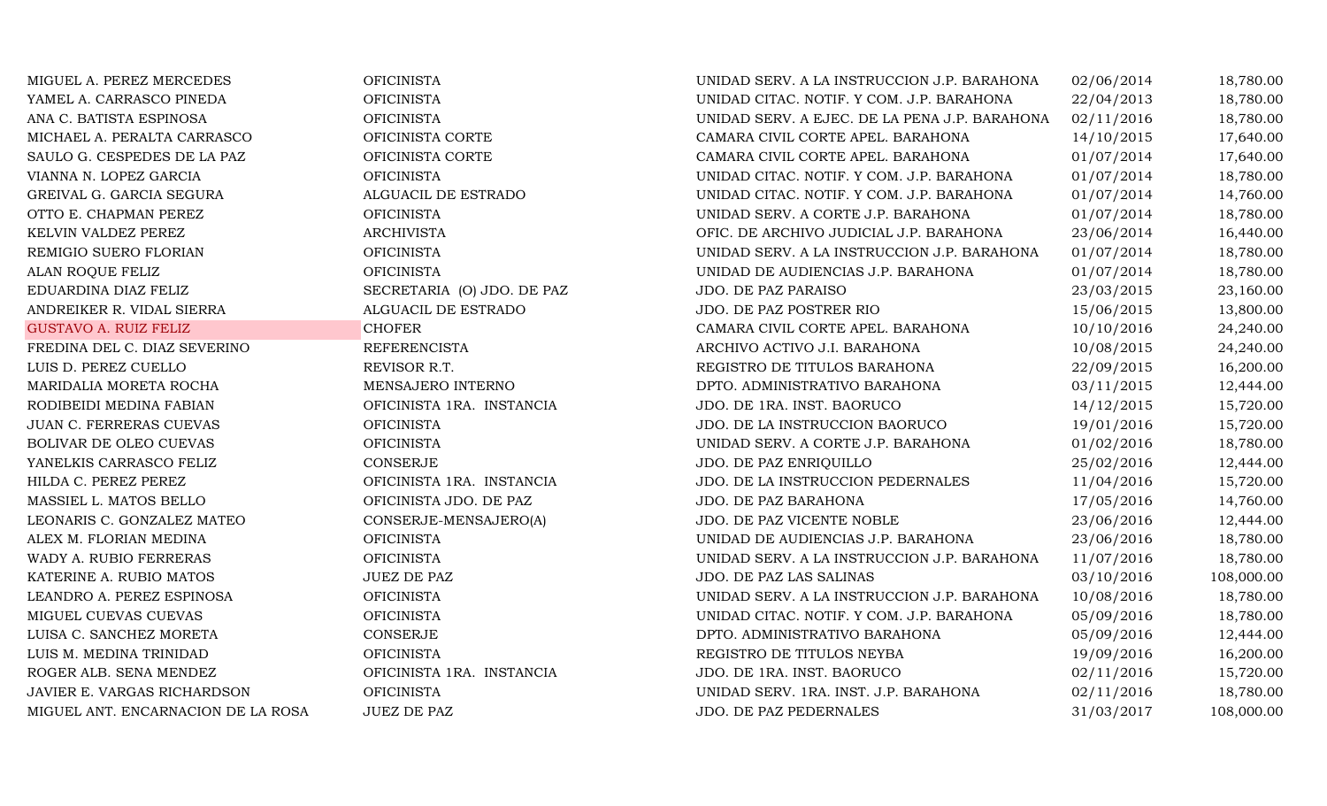| | | | | |
|---|---|---|---|---|
| MIGUEL A. PEREZ MERCEDES | OFICINISTA | UNIDAD SERV. A LA INSTRUCCION J.P. BARAHONA | 02/06/2014 | 18,780.00 |
| YAMEL A. CARRASCO PINEDA | OFICINISTA | UNIDAD CITAC. NOTIF. Y COM. J.P. BARAHONA | 22/04/2013 | 18,780.00 |
| ANA C. BATISTA ESPINOSA | OFICINISTA | UNIDAD SERV. A EJEC. DE LA PENA J.P. BARAHONA | 02/11/2016 | 18,780.00 |
| MICHAEL A. PERALTA CARRASCO | OFICINISTA CORTE | CAMARA CIVIL CORTE APEL. BARAHONA | 14/10/2015 | 17,640.00 |
| SAULO G. CESPEDES DE LA PAZ | OFICINISTA CORTE | CAMARA CIVIL CORTE APEL. BARAHONA | 01/07/2014 | 17,640.00 |
| VIANNA N. LOPEZ GARCIA | OFICINISTA | UNIDAD CITAC. NOTIF. Y COM. J.P. BARAHONA | 01/07/2014 | 18,780.00 |
| GREIVAL G. GARCIA SEGURA | ALGUACIL DE ESTRADO | UNIDAD CITAC. NOTIF. Y COM. J.P. BARAHONA | 01/07/2014 | 14,760.00 |
| OTTO E. CHAPMAN PEREZ | OFICINISTA | UNIDAD SERV. A CORTE J.P. BARAHONA | 01/07/2014 | 18,780.00 |
| KELVIN VALDEZ PEREZ | ARCHIVISTA | OFIC. DE ARCHIVO JUDICIAL J.P. BARAHONA | 23/06/2014 | 16,440.00 |
| REMIGIO SUERO FLORIAN | OFICINISTA | UNIDAD SERV. A LA INSTRUCCION J.P. BARAHONA | 01/07/2014 | 18,780.00 |
| ALAN ROQUE FELIZ | OFICINISTA | UNIDAD DE AUDIENCIAS J.P. BARAHONA | 01/07/2014 | 18,780.00 |
| EDUARDINA DIAZ FELIZ | SECRETARIA (O) JDO. DE PAZ | JDO. DE PAZ PARAISO | 23/03/2015 | 23,160.00 |
| ANDREIKER R. VIDAL SIERRA | ALGUACIL DE ESTRADO | JDO. DE PAZ POSTRER RIO | 15/06/2015 | 13,800.00 |
| GUSTAVO A. RUIZ FELIZ | CHOFER | CAMARA CIVIL CORTE APEL. BARAHONA | 10/10/2016 | 24,240.00 |
| FREDINA DEL C. DIAZ SEVERINO | REFERENCISTA | ARCHIVO ACTIVO J.I. BARAHONA | 10/08/2015 | 24,240.00 |
| LUIS D. PEREZ CUELLO | REVISOR R.T. | REGISTRO DE TITULOS BARAHONA | 22/09/2015 | 16,200.00 |
| MARIDALIA MORETA ROCHA | MENSAJERO INTERNO | DPTO. ADMINISTRATIVO BARAHONA | 03/11/2015 | 12,444.00 |
| RODIBEIDI MEDINA FABIAN | OFICINISTA 1RA. INSTANCIA | JDO. DE 1RA. INST. BAORUCO | 14/12/2015 | 15,720.00 |
| JUAN C. FERRERAS CUEVAS | OFICINISTA | JDO. DE LA INSTRUCCION BAORUCO | 19/01/2016 | 15,720.00 |
| BOLIVAR DE OLEO CUEVAS | OFICINISTA | UNIDAD SERV. A CORTE J.P. BARAHONA | 01/02/2016 | 18,780.00 |
| YANELKIS CARRASCO FELIZ | CONSERJE | JDO. DE PAZ ENRIQUILLO | 25/02/2016 | 12,444.00 |
| HILDA C. PEREZ PEREZ | OFICINISTA 1RA. INSTANCIA | JDO. DE LA INSTRUCCION PEDERNALES | 11/04/2016 | 15,720.00 |
| MASSIEL L. MATOS BELLO | OFICINISTA JDO. DE PAZ | JDO. DE PAZ BARAHONA | 17/05/2016 | 14,760.00 |
| LEONARIS C. GONZALEZ MATEO | CONSERJE-MENSAJERO(A) | JDO. DE PAZ VICENTE NOBLE | 23/06/2016 | 12,444.00 |
| ALEX M. FLORIAN MEDINA | OFICINISTA | UNIDAD DE AUDIENCIAS J.P. BARAHONA | 23/06/2016 | 18,780.00 |
| WADY A. RUBIO FERRERAS | OFICINISTA | UNIDAD SERV. A LA INSTRUCCION J.P. BARAHONA | 11/07/2016 | 18,780.00 |
| KATERINE A. RUBIO MATOS | JUEZ DE PAZ | JDO. DE PAZ LAS SALINAS | 03/10/2016 | 108,000.00 |
| LEANDRO A. PEREZ ESPINOSA | OFICINISTA | UNIDAD SERV. A LA INSTRUCCION J.P. BARAHONA | 10/08/2016 | 18,780.00 |
| MIGUEL CUEVAS CUEVAS | OFICINISTA | UNIDAD CITAC. NOTIF. Y COM. J.P. BARAHONA | 05/09/2016 | 18,780.00 |
| LUISA C. SANCHEZ MORETA | CONSERJE | DPTO. ADMINISTRATIVO BARAHONA | 05/09/2016 | 12,444.00 |
| LUIS M. MEDINA TRINIDAD | OFICINISTA | REGISTRO DE TITULOS NEYBA | 19/09/2016 | 16,200.00 |
| ROGER ALB. SENA MENDEZ | OFICINISTA 1RA. INSTANCIA | JDO. DE 1RA. INST. BAORUCO | 02/11/2016 | 15,720.00 |
| JAVIER E. VARGAS RICHARDSON | OFICINISTA | UNIDAD SERV. 1RA. INST. J.P. BARAHONA | 02/11/2016 | 18,780.00 |
| MIGUEL ANT. ENCARNACION DE LA ROSA | JUEZ DE PAZ | JDO. DE PAZ PEDERNALES | 31/03/2017 | 108,000.00 |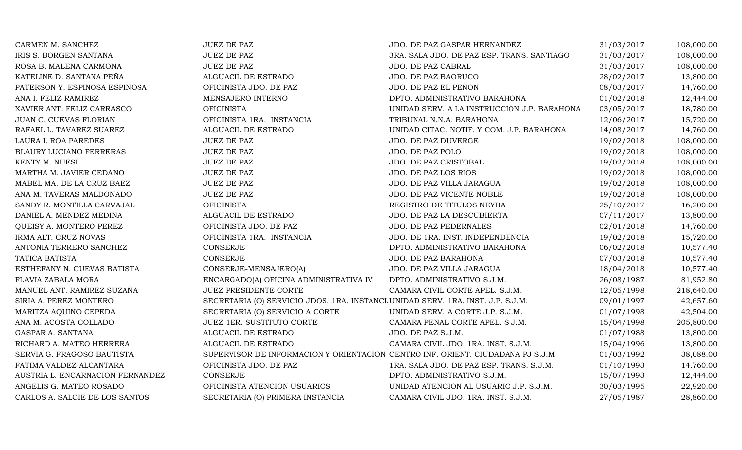| | | | | |
|---|---|---|---|---|
| CARMEN M. SANCHEZ | JUEZ DE PAZ | JDO. DE PAZ GASPAR HERNANDEZ | 31/03/2017 | 108,000.00 |
| IRIS S. BORGEN SANTANA | JUEZ DE PAZ | 3RA. SALA JDO. DE PAZ ESP. TRANS. SANTIAGO | 31/03/2017 | 108,000.00 |
| ROSA B. MALENA CARMONA | JUEZ DE PAZ | JDO. DE PAZ CABRAL | 31/03/2017 | 108,000.00 |
| KATELINE D. SANTANA PEÑA | ALGUACIL DE ESTRADO | JDO. DE PAZ BAORUCO | 28/02/2017 | 13,800.00 |
| PATERSON Y. ESPINOSA ESPINOSA | OFICINISTA JDO. DE PAZ | JDO. DE PAZ EL PEÑON | 08/03/2017 | 14,760.00 |
| ANA I. FELIZ RAMIREZ | MENSAJERO INTERNO | DPTO. ADMINISTRATIVO BARAHONA | 01/02/2018 | 12,444.00 |
| XAVIER ANT. FELIZ CARRASCO | OFICINISTA | UNIDAD SERV. A LA INSTRUCCION J.P. BARAHONA | 03/05/2017 | 18,780.00 |
| JUAN C. CUEVAS FLORIAN | OFICINISTA 1RA. INSTANCIA | TRIBUNAL N.N.A. BARAHONA | 12/06/2017 | 15,720.00 |
| RAFAEL L. TAVAREZ SUAREZ | ALGUACIL DE ESTRADO | UNIDAD CITAC. NOTIF. Y COM. J.P. BARAHONA | 14/08/2017 | 14,760.00 |
| LAURA I. ROA PAREDES | JUEZ DE PAZ | JDO. DE PAZ DUVERGE | 19/02/2018 | 108,000.00 |
| BLAURY LUCIANO FERRERAS | JUEZ DE PAZ | JDO. DE PAZ POLO | 19/02/2018 | 108,000.00 |
| KENTY M. NUESI | JUEZ DE PAZ | JDO. DE PAZ CRISTOBAL | 19/02/2018 | 108,000.00 |
| MARTHA M. JAVIER CEDANO | JUEZ DE PAZ | JDO. DE PAZ LOS RIOS | 19/02/2018 | 108,000.00 |
| MABEL MA. DE LA CRUZ BAEZ | JUEZ DE PAZ | JDO. DE PAZ VILLA JARAGUA | 19/02/2018 | 108,000.00 |
| ANA M. TAVERAS MALDONADO | JUEZ DE PAZ | JDO. DE PAZ VICENTE NOBLE | 19/02/2018 | 108,000.00 |
| SANDY R. MONTILLA CARVAJAL | OFICINISTA | REGISTRO DE TITULOS NEYBA | 25/10/2017 | 16,200.00 |
| DANIEL A. MENDEZ MEDINA | ALGUACIL DE ESTRADO | JDO. DE PAZ LA DESCUBIERTA | 07/11/2017 | 13,800.00 |
| QUEISY A. MONTERO PEREZ | OFICINISTA JDO. DE PAZ | JDO. DE PAZ PEDERNALES | 02/01/2018 | 14,760.00 |
| IRMA ALT. CRUZ NOVAS | OFICINISTA 1RA. INSTANCIA | JDO. DE 1RA. INST. INDEPENDENCIA | 19/02/2018 | 15,720.00 |
| ANTONIA TERRERO SANCHEZ | CONSERJE | DPTO. ADMINISTRATIVO BARAHONA | 06/02/2018 | 10,577.40 |
| TATICA BATISTA | CONSERJE | JDO. DE PAZ BARAHONA | 07/03/2018 | 10,577.40 |
| ESTHEFANY N. CUEVAS BATISTA | CONSERJE-MENSAJERO(A) | JDO. DE PAZ VILLA JARAGUA | 18/04/2018 | 10,577.40 |
| FLAVIA ZABALA MORA | ENCARGADO(A) OFICINA ADMINISTRATIVA IV | DPTO. ADMINISTRATIVO S.J.M. | 26/08/1987 | 81,952.80 |
| MANUEL ANT. RAMIREZ SUZAÑA | JUEZ PRESIDENTE CORTE | CAMARA CIVIL CORTE APEL. S.J.M. | 12/05/1998 | 218,640.00 |
| SIRIA A. PEREZ MONTERO | SECRETARIA (O) SERVICIO JDOS. 1RA. INSTANCI | UNIDAD SERV. 1RA. INST. J.P. S.J.M. | 09/01/1997 | 42,657.60 |
| MARITZA AQUINO CEPEDA | SECRETARIA (O) SERVICIO A CORTE | UNIDAD SERV. A CORTE J.P. S.J.M. | 01/07/1998 | 42,504.00 |
| ANA M. ACOSTA COLLADO | JUEZ 1ER. SUSTITUTO CORTE | CAMARA PENAL CORTE APEL. S.J.M. | 15/04/1998 | 205,800.00 |
| GASPAR A. SANTANA | ALGUACIL DE ESTRADO | JDO. DE PAZ S.J.M. | 01/07/1988 | 13,800.00 |
| RICHARD A. MATEO HERRERA | ALGUACIL DE ESTRADO | CAMARA CIVIL JDO. 1RA. INST. S.J.M. | 15/04/1996 | 13,800.00 |
| SERVIA G. FRAGOSO BAUTISTA | SUPERVISOR DE INFORMACION Y ORIENTACION | CENTRO INF. ORIENT. CIUDADANA PJ S.J.M. | 01/03/1992 | 38,088.00 |
| FATIMA VALDEZ ALCANTARA | OFICINISTA JDO. DE PAZ | 1RA. SALA JDO. DE PAZ ESP. TRANS. S.J.M. | 01/10/1993 | 14,760.00 |
| AUSTRIA L. ENCARNACION FERNANDEZ | CONSERJE | DPTO. ADMINISTRATIVO S.J.M. | 15/07/1993 | 12,444.00 |
| ANGELIS G. MATEO ROSADO | OFICINISTA ATENCION USUARIOS | UNIDAD ATENCION AL USUARIO J.P. S.J.M. | 30/03/1995 | 22,920.00 |
| CARLOS A. SALCIE DE LOS SANTOS | SECRETARIA (O) PRIMERA INSTANCIA | CAMARA CIVIL JDO. 1RA. INST. S.J.M. | 27/05/1987 | 28,860.00 |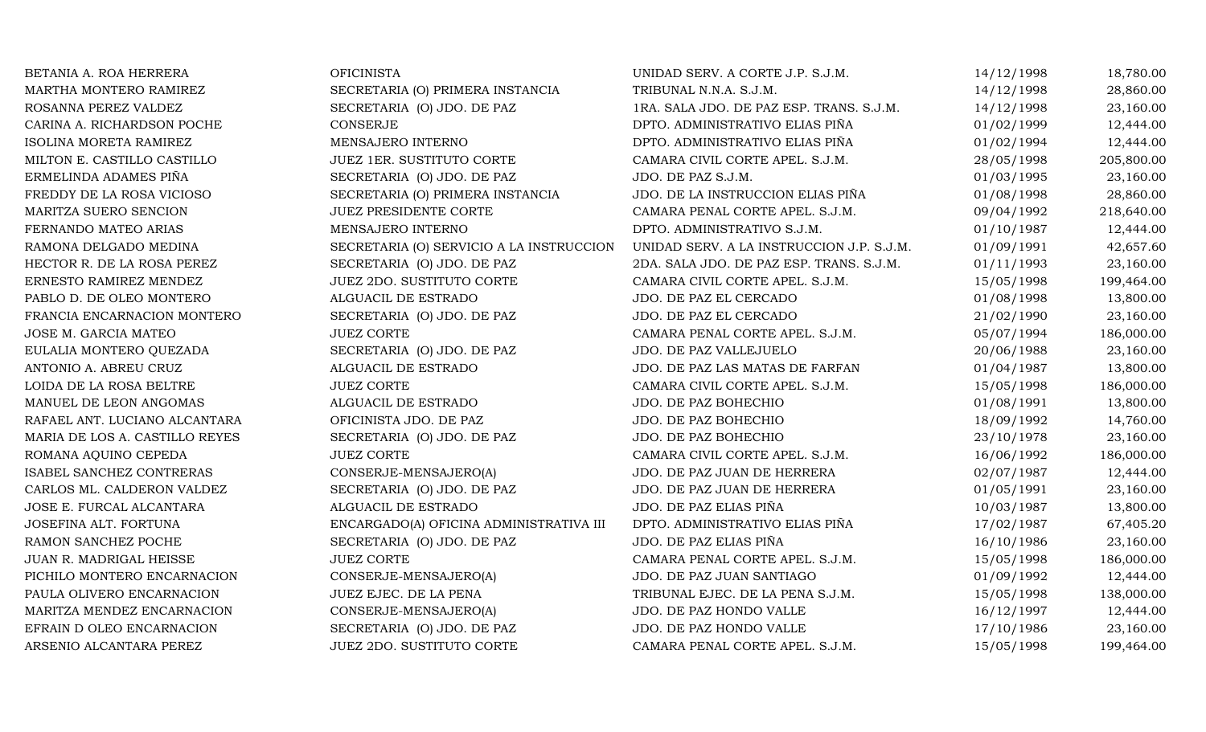| | | | | |
|---|---|---|---|---|
| BETANIA A. ROA HERRERA | OFICINISTA | UNIDAD SERV. A CORTE J.P. S.J.M. | 14/12/1998 | 18,780.00 |
| MARTHA MONTERO RAMIREZ | SECRETARIA (O) PRIMERA INSTANCIA | TRIBUNAL N.N.A. S.J.M. | 14/12/1998 | 28,860.00 |
| ROSANNA PEREZ VALDEZ | SECRETARIA (O) JDO. DE PAZ | 1RA. SALA JDO. DE PAZ ESP. TRANS. S.J.M. | 14/12/1998 | 23,160.00 |
| CARINA A. RICHARDSON POCHE | CONSERJE | DPTO. ADMINISTRATIVO ELIAS PIÑA | 01/02/1999 | 12,444.00 |
| ISOLINA MORETA RAMIREZ | MENSAJERO INTERNO | DPTO. ADMINISTRATIVO ELIAS PIÑA | 01/02/1994 | 12,444.00 |
| MILTON E. CASTILLO CASTILLO | JUEZ 1ER. SUSTITUTO CORTE | CAMARA CIVIL CORTE APEL. S.J.M. | 28/05/1998 | 205,800.00 |
| ERMELINDA ADAMES PIÑA | SECRETARIA (O) JDO. DE PAZ | JDO. DE PAZ S.J.M. | 01/03/1995 | 23,160.00 |
| FREDDY DE LA ROSA VICIOSO | SECRETARIA (O) PRIMERA INSTANCIA | JDO. DE LA INSTRUCCION ELIAS PIÑA | 01/08/1998 | 28,860.00 |
| MARITZA SUERO SENCION | JUEZ PRESIDENTE CORTE | CAMARA PENAL CORTE APEL. S.J.M. | 09/04/1992 | 218,640.00 |
| FERNANDO MATEO ARIAS | MENSAJERO INTERNO | DPTO. ADMINISTRATIVO S.J.M. | 01/10/1987 | 12,444.00 |
| RAMONA DELGADO MEDINA | SECRETARIA (O) SERVICIO A LA INSTRUCCION | UNIDAD SERV. A LA INSTRUCCION J.P. S.J.M. | 01/09/1991 | 42,657.60 |
| HECTOR R. DE LA ROSA PEREZ | SECRETARIA (O) JDO. DE PAZ | 2DA. SALA JDO. DE PAZ ESP. TRANS. S.J.M. | 01/11/1993 | 23,160.00 |
| ERNESTO RAMIREZ MENDEZ | JUEZ 2DO. SUSTITUTO CORTE | CAMARA CIVIL CORTE APEL. S.J.M. | 15/05/1998 | 199,464.00 |
| PABLO D. DE OLEO MONTERO | ALGUACIL DE ESTRADO | JDO. DE PAZ EL CERCADO | 01/08/1998 | 13,800.00 |
| FRANCIA ENCARNACION MONTERO | SECRETARIA (O) JDO. DE PAZ | JDO. DE PAZ EL CERCADO | 21/02/1990 | 23,160.00 |
| JOSE M. GARCIA MATEO | JUEZ CORTE | CAMARA PENAL CORTE APEL. S.J.M. | 05/07/1994 | 186,000.00 |
| EULALIA MONTERO QUEZADA | SECRETARIA (O) JDO. DE PAZ | JDO. DE PAZ VALLEJUELO | 20/06/1988 | 23,160.00 |
| ANTONIO A. ABREU CRUZ | ALGUACIL DE ESTRADO | JDO. DE PAZ LAS MATAS DE FARFAN | 01/04/1987 | 13,800.00 |
| LOIDA DE LA ROSA BELTRE | JUEZ CORTE | CAMARA CIVIL CORTE APEL. S.J.M. | 15/05/1998 | 186,000.00 |
| MANUEL DE LEON ANGOMAS | ALGUACIL DE ESTRADO | JDO. DE PAZ BOHECHIO | 01/08/1991 | 13,800.00 |
| RAFAEL ANT. LUCIANO ALCANTARA | OFICINISTA JDO. DE PAZ | JDO. DE PAZ BOHECHIO | 18/09/1992 | 14,760.00 |
| MARIA DE LOS A. CASTILLO REYES | SECRETARIA (O) JDO. DE PAZ | JDO. DE PAZ BOHECHIO | 23/10/1978 | 23,160.00 |
| ROMANA AQUINO CEPEDA | JUEZ CORTE | CAMARA CIVIL CORTE APEL. S.J.M. | 16/06/1992 | 186,000.00 |
| ISABEL SANCHEZ CONTRERAS | CONSERJE-MENSAJERO(A) | JDO. DE PAZ JUAN DE HERRERA | 02/07/1987 | 12,444.00 |
| CARLOS ML. CALDERON VALDEZ | SECRETARIA (O) JDO. DE PAZ | JDO. DE PAZ JUAN DE HERRERA | 01/05/1991 | 23,160.00 |
| JOSE E. FURCAL ALCANTARA | ALGUACIL DE ESTRADO | JDO. DE PAZ ELIAS PIÑA | 10/03/1987 | 13,800.00 |
| JOSEFINA ALT. FORTUNA | ENCARGADO(A) OFICINA ADMINISTRATIVA III | DPTO. ADMINISTRATIVO ELIAS PIÑA | 17/02/1987 | 67,405.20 |
| RAMON SANCHEZ POCHE | SECRETARIA (O) JDO. DE PAZ | JDO. DE PAZ ELIAS PIÑA | 16/10/1986 | 23,160.00 |
| JUAN R. MADRIGAL HEISSE | JUEZ CORTE | CAMARA PENAL CORTE APEL. S.J.M. | 15/05/1998 | 186,000.00 |
| PICHILO MONTERO ENCARNACION | CONSERJE-MENSAJERO(A) | JDO. DE PAZ JUAN SANTIAGO | 01/09/1992 | 12,444.00 |
| PAULA OLIVERO ENCARNACION | JUEZ EJEC. DE LA PENA | TRIBUNAL EJEC. DE LA PENA S.J.M. | 15/05/1998 | 138,000.00 |
| MARITZA MENDEZ ENCARNACION | CONSERJE-MENSAJERO(A) | JDO. DE PAZ HONDO VALLE | 16/12/1997 | 12,444.00 |
| EFRAIN D OLEO ENCARNACION | SECRETARIA (O) JDO. DE PAZ | JDO. DE PAZ HONDO VALLE | 17/10/1986 | 23,160.00 |
| ARSENIO ALCANTARA PEREZ | JUEZ 2DO. SUSTITUTO CORTE | CAMARA PENAL CORTE APEL. S.J.M. | 15/05/1998 | 199,464.00 |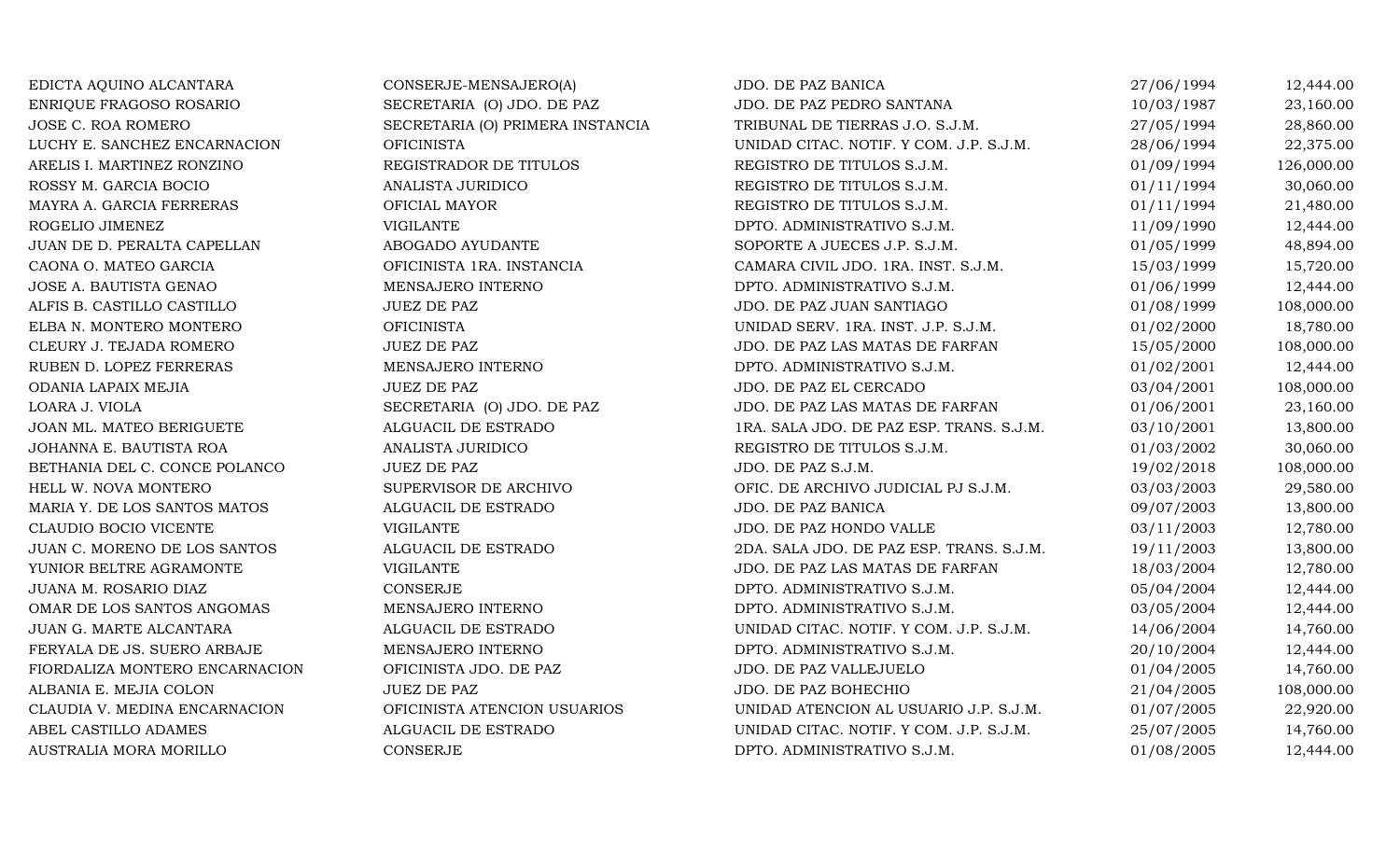| | | | | |
|---|---|---|---|---|
| EDICTA AQUINO ALCANTARA | CONSERJE-MENSAJERO(A) | JDO. DE PAZ BANICA | 27/06/1994 | 12,444.00 |
| ENRIQUE FRAGOSO ROSARIO | SECRETARIA (O) JDO. DE PAZ | JDO. DE PAZ PEDRO SANTANA | 10/03/1987 | 23,160.00 |
| JOSE C. ROA ROMERO | SECRETARIA (O) PRIMERA INSTANCIA | TRIBUNAL DE TIERRAS J.O. S.J.M. | 27/05/1994 | 28,860.00 |
| LUCHY E. SANCHEZ ENCARNACION | OFICINISTA | UNIDAD CITAC. NOTIF. Y COM. J.P. S.J.M. | 28/06/1994 | 22,375.00 |
| ARELIS I. MARTINEZ RONZINO | REGISTRADOR DE TITULOS | REGISTRO DE TITULOS S.J.M. | 01/09/1994 | 126,000.00 |
| ROSSY M. GARCIA BOCIO | ANALISTA JURIDICO | REGISTRO DE TITULOS S.J.M. | 01/11/1994 | 30,060.00 |
| MAYRA A. GARCIA FERRERAS | OFICIAL MAYOR | REGISTRO DE TITULOS S.J.M. | 01/11/1994 | 21,480.00 |
| ROGELIO JIMENEZ | VIGILANTE | DPTO. ADMINISTRATIVO S.J.M. | 11/09/1990 | 12,444.00 |
| JUAN DE D. PERALTA CAPELLAN | ABOGADO AYUDANTE | SOPORTE A JUECES J.P. S.J.M. | 01/05/1999 | 48,894.00 |
| CAONA O. MATEO GARCIA | OFICINISTA 1RA. INSTANCIA | CAMARA CIVIL JDO. 1RA. INST. S.J.M. | 15/03/1999 | 15,720.00 |
| JOSE A. BAUTISTA GENAO | MENSAJERO INTERNO | DPTO. ADMINISTRATIVO S.J.M. | 01/06/1999 | 12,444.00 |
| ALFIS B. CASTILLO CASTILLO | JUEZ DE PAZ | JDO. DE PAZ JUAN SANTIAGO | 01/08/1999 | 108,000.00 |
| ELBA N. MONTERO MONTERO | OFICINISTA | UNIDAD SERV. 1RA. INST. J.P. S.J.M. | 01/02/2000 | 18,780.00 |
| CLEURY J. TEJADA ROMERO | JUEZ DE PAZ | JDO. DE PAZ LAS MATAS DE FARFAN | 15/05/2000 | 108,000.00 |
| RUBEN D. LOPEZ FERRERAS | MENSAJERO INTERNO | DPTO. ADMINISTRATIVO S.J.M. | 01/02/2001 | 12,444.00 |
| ODANIA LAPAIX MEJIA | JUEZ DE PAZ | JDO. DE PAZ EL CERCADO | 03/04/2001 | 108,000.00 |
| LOARA J. VIOLA | SECRETARIA (O) JDO. DE PAZ | JDO. DE PAZ LAS MATAS DE FARFAN | 01/06/2001 | 23,160.00 |
| JOAN ML. MATEO BERIGUETE | ALGUACIL DE ESTRADO | 1RA. SALA JDO. DE PAZ ESP. TRANS. S.J.M. | 03/10/2001 | 13,800.00 |
| JOHANNA E. BAUTISTA ROA | ANALISTA JURIDICO | REGISTRO DE TITULOS S.J.M. | 01/03/2002 | 30,060.00 |
| BETHANIA DEL C. CONCE POLANCO | JUEZ DE PAZ | JDO. DE PAZ S.J.M. | 19/02/2018 | 108,000.00 |
| HELL W. NOVA MONTERO | SUPERVISOR DE ARCHIVO | OFIC. DE ARCHIVO JUDICIAL PJ S.J.M. | 03/03/2003 | 29,580.00 |
| MARIA Y. DE LOS SANTOS MATOS | ALGUACIL DE ESTRADO | JDO. DE PAZ BANICA | 09/07/2003 | 13,800.00 |
| CLAUDIO BOCIO VICENTE | VIGILANTE | JDO. DE PAZ HONDO VALLE | 03/11/2003 | 12,780.00 |
| JUAN C. MORENO DE LOS SANTOS | ALGUACIL DE ESTRADO | 2DA. SALA JDO. DE PAZ ESP. TRANS. S.J.M. | 19/11/2003 | 13,800.00 |
| YUNIOR BELTRE AGRAMONTE | VIGILANTE | JDO. DE PAZ LAS MATAS DE FARFAN | 18/03/2004 | 12,780.00 |
| JUANA M. ROSARIO DIAZ | CONSERJE | DPTO. ADMINISTRATIVO S.J.M. | 05/04/2004 | 12,444.00 |
| OMAR DE LOS SANTOS ANGOMAS | MENSAJERO INTERNO | DPTO. ADMINISTRATIVO S.J.M. | 03/05/2004 | 12,444.00 |
| JUAN G. MARTE ALCANTARA | ALGUACIL DE ESTRADO | UNIDAD CITAC. NOTIF. Y COM. J.P. S.J.M. | 14/06/2004 | 14,760.00 |
| FERYALA DE JS. SUERO ARBAJE | MENSAJERO INTERNO | DPTO. ADMINISTRATIVO S.J.M. | 20/10/2004 | 12,444.00 |
| FIORDALIZA MONTERO ENCARNACION | OFICINISTA JDO. DE PAZ | JDO. DE PAZ VALLEJUELO | 01/04/2005 | 14,760.00 |
| ALBANIA E. MEJIA COLON | JUEZ DE PAZ | JDO. DE PAZ BOHECHIO | 21/04/2005 | 108,000.00 |
| CLAUDIA V. MEDINA ENCARNACION | OFICINISTA ATENCION USUARIOS | UNIDAD ATENCION AL USUARIO J.P. S.J.M. | 01/07/2005 | 22,920.00 |
| ABEL CASTILLO ADAMES | ALGUACIL DE ESTRADO | UNIDAD CITAC. NOTIF. Y COM. J.P. S.J.M. | 25/07/2005 | 14,760.00 |
| AUSTRALIA MORA MORILLO | CONSERJE | DPTO. ADMINISTRATIVO S.J.M. | 01/08/2005 | 12,444.00 |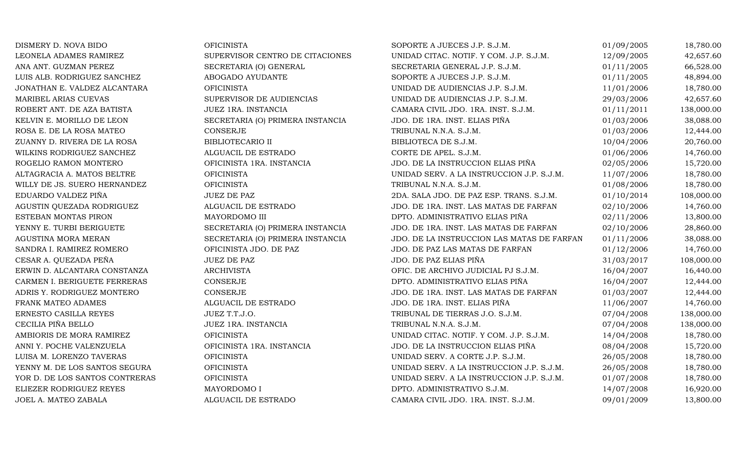| | | | | |
|---|---|---|---|---|
| DISMERY D. NOVA BIDO | OFICINISTA | SOPORTE A JUECES J.P. S.J.M. | 01/09/2005 | 18,780.00 |
| LEONELA ADAMES RAMIREZ | SUPERVISOR CENTRO DE CITACIONES | UNIDAD CITAC. NOTIF. Y COM. J.P. S.J.M. | 12/09/2005 | 42,657.60 |
| ANA ANT. GUZMAN PEREZ | SECRETARIA (O) GENERAL | SECRETARIA GENERAL J.P. S.J.M. | 01/11/2005 | 66,528.00 |
| LUIS ALB. RODRIGUEZ SANCHEZ | ABOGADO AYUDANTE | SOPORTE A JUECES J.P. S.J.M. | 01/11/2005 | 48,894.00 |
| JONATHAN E. VALDEZ ALCANTARA | OFICINISTA | UNIDAD DE AUDIENCIAS J.P. S.J.M. | 11/01/2006 | 18,780.00 |
| MARIBEL ARIAS CUEVAS | SUPERVISOR DE AUDIENCIAS | UNIDAD DE AUDIENCIAS J.P. S.J.M. | 29/03/2006 | 42,657.60 |
| ROBERT ANT. DE AZA BATISTA | JUEZ 1RA. INSTANCIA | CAMARA CIVIL JDO. 1RA. INST. S.J.M. | 01/11/2011 | 138,000.00 |
| KELVIN E. MORILLO DE LEON | SECRETARIA (O) PRIMERA INSTANCIA | JDO. DE 1RA. INST. ELIAS PIÑA | 01/03/2006 | 38,088.00 |
| ROSA E. DE LA ROSA MATEO | CONSERJE | TRIBUNAL N.N.A. S.J.M. | 01/03/2006 | 12,444.00 |
| ZUANNY D. RIVERA DE LA ROSA | BIBLIOTECARIO II | BIBLIOTECA DE S.J.M. | 10/04/2006 | 20,760.00 |
| WILKINS RODRIGUEZ SANCHEZ | ALGUACIL DE ESTRADO | CORTE DE APEL. S.J.M. | 01/06/2006 | 14,760.00 |
| ROGELIO RAMON MONTERO | OFICINISTA 1RA. INSTANCIA | JDO. DE LA INSTRUCCION ELIAS PIÑA | 02/05/2006 | 15,720.00 |
| ALTAGRACIA A. MATOS BELTRE | OFICINISTA | UNIDAD SERV. A LA INSTRUCCION J.P. S.J.M. | 11/07/2006 | 18,780.00 |
| WILLY DE JS. SUERO HERNANDEZ | OFICINISTA | TRIBUNAL N.N.A. S.J.M. | 01/08/2006 | 18,780.00 |
| EDUARDO VALDEZ PIÑA | JUEZ DE PAZ | 2DA. SALA JDO. DE PAZ ESP. TRANS. S.J.M. | 01/10/2014 | 108,000.00 |
| AGUSTIN QUEZADA RODRIGUEZ | ALGUACIL DE ESTRADO | JDO. DE 1RA. INST. LAS MATAS DE FARFAN | 02/10/2006 | 14,760.00 |
| ESTEBAN MONTAS PIRON | MAYORDOMO III | DPTO. ADMINISTRATIVO ELIAS PIÑA | 02/11/2006 | 13,800.00 |
| YENNY E. TURBI BERIGUETE | SECRETARIA (O) PRIMERA INSTANCIA | JDO. DE 1RA. INST. LAS MATAS DE FARFAN | 02/10/2006 | 28,860.00 |
| AGUSTINA MORA MERAN | SECRETARIA (O) PRIMERA INSTANCIA | JDO. DE LA INSTRUCCION LAS MATAS DE FARFAN | 01/11/2006 | 38,088.00 |
| SANDRA I. RAMIREZ ROMERO | OFICINISTA JDO. DE PAZ | JDO. DE PAZ LAS MATAS DE FARFAN | 01/12/2006 | 14,760.00 |
| CESAR A. QUEZADA PEÑA | JUEZ DE PAZ | JDO. DE PAZ ELIAS PIÑA | 31/03/2017 | 108,000.00 |
| ERWIN D. ALCANTARA CONSTANZA | ARCHIVISTA | OFIC. DE ARCHIVO JUDICIAL PJ S.J.M. | 16/04/2007 | 16,440.00 |
| CARMEN I. BERIGUETE FERRERAS | CONSERJE | DPTO. ADMINISTRATIVO ELIAS PIÑA | 16/04/2007 | 12,444.00 |
| ADRIS Y. RODRIGUEZ MONTERO | CONSERJE | JDO. DE 1RA. INST. LAS MATAS DE FARFAN | 01/03/2007 | 12,444.00 |
| FRANK MATEO ADAMES | ALGUACIL DE ESTRADO | JDO. DE 1RA. INST. ELIAS PIÑA | 11/06/2007 | 14,760.00 |
| ERNESTO CASILLA REYES | JUEZ T.T.J.O. | TRIBUNAL DE TIERRAS J.O. S.J.M. | 07/04/2008 | 138,000.00 |
| CECILIA PIÑA BELLO | JUEZ 1RA. INSTANCIA | TRIBUNAL N.N.A. S.J.M. | 07/04/2008 | 138,000.00 |
| AMBIORIS DE MORA RAMIREZ | OFICINISTA | UNIDAD CITAC. NOTIF. Y COM. J.P. S.J.M. | 14/04/2008 | 18,780.00 |
| ANNI Y. POCHE VALENZUELA | OFICINISTA 1RA. INSTANCIA | JDO. DE LA INSTRUCCION ELIAS PIÑA | 08/04/2008 | 15,720.00 |
| LUISA M. LORENZO TAVERAS | OFICINISTA | UNIDAD SERV. A CORTE J.P. S.J.M. | 26/05/2008 | 18,780.00 |
| YENNY M. DE LOS SANTOS SEGURA | OFICINISTA | UNIDAD SERV. A LA INSTRUCCION J.P. S.J.M. | 26/05/2008 | 18,780.00 |
| YOR D. DE LOS SANTOS CONTRERAS | OFICINISTA | UNIDAD SERV. A LA INSTRUCCION J.P. S.J.M. | 01/07/2008 | 18,780.00 |
| ELIEZER RODRIGUEZ REYES | MAYORDOMO I | DPTO. ADMINISTRATIVO S.J.M. | 14/07/2008 | 16,920.00 |
| JOEL A. MATEO ZABALA | ALGUACIL DE ESTRADO | CAMARA CIVIL JDO. 1RA. INST. S.J.M. | 09/01/2009 | 13,800.00 |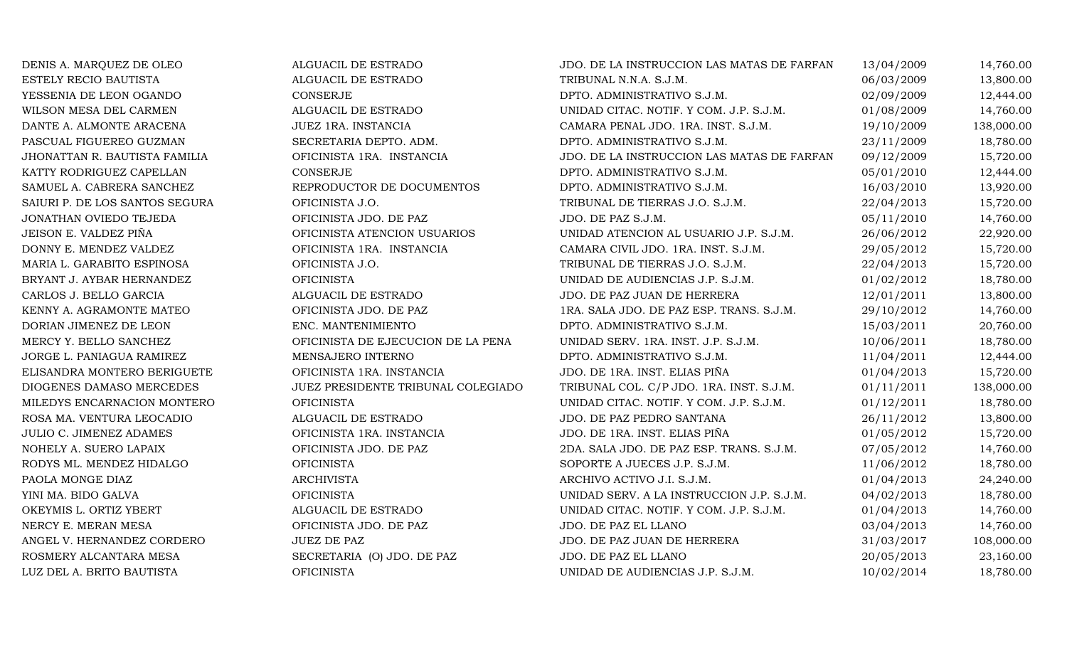| | | | | |
|---|---|---|---|---|
| DENIS A. MARQUEZ DE OLEO | ALGUACIL DE ESTRADO | JDO. DE LA INSTRUCCION LAS MATAS DE FARFAN | 13/04/2009 | 14,760.00 |
| ESTELY RECIO BAUTISTA | ALGUACIL DE ESTRADO | TRIBUNAL N.N.A. S.J.M. | 06/03/2009 | 13,800.00 |
| YESSENIA DE LEON OGANDO | CONSERJE | DPTO. ADMINISTRATIVO S.J.M. | 02/09/2009 | 12,444.00 |
| WILSON MESA DEL CARMEN | ALGUACIL DE ESTRADO | UNIDAD CITAC. NOTIF. Y COM. J.P. S.J.M. | 01/08/2009 | 14,760.00 |
| DANTE A. ALMONTE ARACENA | JUEZ 1RA. INSTANCIA | CAMARA PENAL JDO. 1RA. INST. S.J.M. | 19/10/2009 | 138,000.00 |
| PASCUAL FIGUEREO GUZMAN | SECRETARIA DEPTO. ADM. | DPTO. ADMINISTRATIVO S.J.M. | 23/11/2009 | 18,780.00 |
| JHONATTAN R. BAUTISTA FAMILIA | OFICINISTA 1RA. INSTANCIA | JDO. DE LA INSTRUCCION LAS MATAS DE FARFAN | 09/12/2009 | 15,720.00 |
| KATTY RODRIGUEZ CAPELLAN | CONSERJE | DPTO. ADMINISTRATIVO S.J.M. | 05/01/2010 | 12,444.00 |
| SAMUEL A. CABRERA SANCHEZ | REPRODUCTOR DE DOCUMENTOS | DPTO. ADMINISTRATIVO S.J.M. | 16/03/2010 | 13,920.00 |
| SAIURI P. DE LOS SANTOS SEGURA | OFICINISTA J.O. | TRIBUNAL DE TIERRAS J.O. S.J.M. | 22/04/2013 | 15,720.00 |
| JONATHAN OVIEDO TEJEDA | OFICINISTA JDO. DE PAZ | JDO. DE PAZ S.J.M. | 05/11/2010 | 14,760.00 |
| JEISON E. VALDEZ PIÑA | OFICINISTA ATENCION USUARIOS | UNIDAD ATENCION AL USUARIO J.P. S.J.M. | 26/06/2012 | 22,920.00 |
| DONNY E. MENDEZ VALDEZ | OFICINISTA 1RA. INSTANCIA | CAMARA CIVIL JDO. 1RA. INST. S.J.M. | 29/05/2012 | 15,720.00 |
| MARIA L. GARABITO ESPINOSA | OFICINISTA J.O. | TRIBUNAL DE TIERRAS J.O. S.J.M. | 22/04/2013 | 15,720.00 |
| BRYANT J. AYBAR HERNANDEZ | OFICINISTA | UNIDAD DE AUDIENCIAS J.P. S.J.M. | 01/02/2012 | 18,780.00 |
| CARLOS J. BELLO GARCIA | ALGUACIL DE ESTRADO | JDO. DE PAZ JUAN DE HERRERA | 12/01/2011 | 13,800.00 |
| KENNY A. AGRAMONTE MATEO | OFICINISTA JDO. DE PAZ | 1RA. SALA JDO. DE PAZ ESP. TRANS. S.J.M. | 29/10/2012 | 14,760.00 |
| DORIAN JIMENEZ DE LEON | ENC. MANTENIMIENTO | DPTO. ADMINISTRATIVO S.J.M. | 15/03/2011 | 20,760.00 |
| MERCY Y. BELLO SANCHEZ | OFICINISTA DE EJECUCION DE LA PENA | UNIDAD SERV. 1RA. INST. J.P. S.J.M. | 10/06/2011 | 18,780.00 |
| JORGE L. PANIAGUA RAMIREZ | MENSAJERO INTERNO | DPTO. ADMINISTRATIVO S.J.M. | 11/04/2011 | 12,444.00 |
| ELISANDRA MONTERO BERIGUETE | OFICINISTA 1RA. INSTANCIA | JDO. DE 1RA. INST. ELIAS PIÑA | 01/04/2013 | 15,720.00 |
| DIOGENES DAMASO MERCEDES | JUEZ PRESIDENTE TRIBUNAL COLEGIADO | TRIBUNAL COL. C/P JDO. 1RA. INST. S.J.M. | 01/11/2011 | 138,000.00 |
| MILEDYS ENCARNACION MONTERO | OFICINISTA | UNIDAD CITAC. NOTIF. Y COM. J.P. S.J.M. | 01/12/2011 | 18,780.00 |
| ROSA MA. VENTURA LEOCADIO | ALGUACIL DE ESTRADO | JDO. DE PAZ PEDRO SANTANA | 26/11/2012 | 13,800.00 |
| JULIO C. JIMENEZ ADAMES | OFICINISTA 1RA. INSTANCIA | JDO. DE 1RA. INST. ELIAS PIÑA | 01/05/2012 | 15,720.00 |
| NOHELY A. SUERO LAPAIX | OFICINISTA JDO. DE PAZ | 2DA. SALA JDO. DE PAZ ESP. TRANS. S.J.M. | 07/05/2012 | 14,760.00 |
| RODYS ML. MENDEZ HIDALGO | OFICINISTA | SOPORTE A JUECES J.P. S.J.M. | 11/06/2012 | 18,780.00 |
| PAOLA MONGE DIAZ | ARCHIVISTA | ARCHIVO ACTIVO J.I. S.J.M. | 01/04/2013 | 24,240.00 |
| YINI MA. BIDO GALVA | OFICINISTA | UNIDAD SERV. A LA INSTRUCCION J.P. S.J.M. | 04/02/2013 | 18,780.00 |
| OKEYMIS L. ORTIZ YBERT | ALGUACIL DE ESTRADO | UNIDAD CITAC. NOTIF. Y COM. J.P. S.J.M. | 01/04/2013 | 14,760.00 |
| NERCY E. MERAN MESA | OFICINISTA JDO. DE PAZ | JDO. DE PAZ EL LLANO | 03/04/2013 | 14,760.00 |
| ANGEL V. HERNANDEZ CORDERO | JUEZ DE PAZ | JDO. DE PAZ JUAN DE HERRERA | 31/03/2017 | 108,000.00 |
| ROSMERY ALCANTARA MESA | SECRETARIA (O) JDO. DE PAZ | JDO. DE PAZ EL LLANO | 20/05/2013 | 23,160.00 |
| LUZ DEL A. BRITO BAUTISTA | OFICINISTA | UNIDAD DE AUDIENCIAS J.P. S.J.M. | 10/02/2014 | 18,780.00 |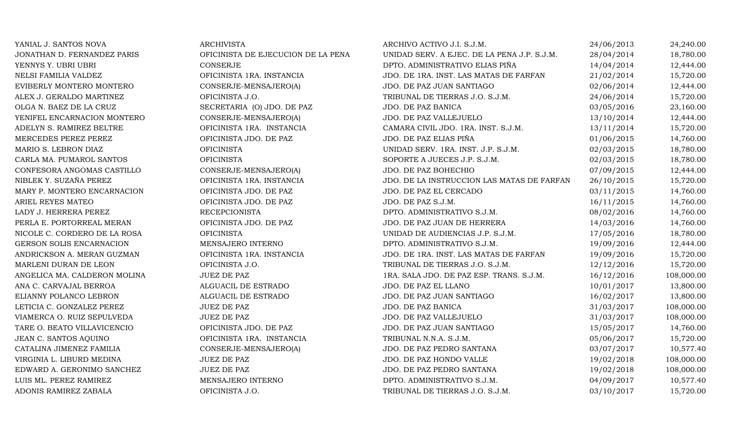| | | | | |
|---|---|---|---|---|
| YANIAL J. SANTOS NOVA | ARCHIVISTA | ARCHIVO ACTIVO J.I. S.J.M. | 24/06/2013 | 24,240.00 |
| JONATHAN D. FERNANDEZ PARIS | OFICINISTA DE EJECUCION DE LA PENA | UNIDAD SERV. A EJEC. DE LA PENA J.P. S.J.M. | 28/04/2014 | 18,780.00 |
| YENNYS Y. UBRI UBRI | CONSERJE | DPTO. ADMINISTRATIVO ELIAS PIÑA | 14/04/2014 | 12,444.00 |
| NELSI FAMILIA VALDEZ | OFICINISTA 1RA. INSTANCIA | JDO. DE 1RA. INST. LAS MATAS DE FARFAN | 21/02/2014 | 15,720.00 |
| EVIBERLY MONTERO MONTERO | CONSERJE-MENSAJERO(A) | JDO. DE PAZ JUAN SANTIAGO | 02/06/2014 | 12,444.00 |
| ALEX J. GERALDO MARTINEZ | OFICINISTA J.O. | TRIBUNAL DE TIERRAS J.O. S.J.M. | 24/06/2014 | 15,720.00 |
| OLGA N. BAEZ DE LA CRUZ | SECRETARIA (O) JDO. DE PAZ | JDO. DE PAZ BANICA | 03/05/2016 | 23,160.00 |
| YENIFEL ENCARNACION MONTERO | CONSERJE-MENSAJERO(A) | JDO. DE PAZ VALLEJUELO | 13/10/2014 | 12,444.00 |
| ADELYN S. RAMIREZ BELTRE | OFICINISTA 1RA. INSTANCIA | CAMARA CIVIL JDO. 1RA. INST. S.J.M. | 13/11/2014 | 15,720.00 |
| MERCEDES PEREZ PEREZ | OFICINISTA JDO. DE PAZ | JDO. DE PAZ ELIAS PIÑA | 01/06/2015 | 14,760.00 |
| MARIO S. LEBRON DIAZ | OFICINISTA | UNIDAD SERV. 1RA. INST. J.P. S.J.M. | 02/03/2015 | 18,780.00 |
| CARLA MA. PUMAROL SANTOS | OFICINISTA | SOPORTE A JUECES J.P. S.J.M. | 02/03/2015 | 18,780.00 |
| CONFESORA ANGOMAS CASTILLO | CONSERJE-MENSAJERO(A) | JDO. DE PAZ BOHECHIO | 07/09/2015 | 12,444.00 |
| NIBLEK Y. SUZAÑA PEREZ | OFICINISTA 1RA. INSTANCIA | JDO. DE LA INSTRUCCION LAS MATAS DE FARFAN | 26/10/2015 | 15,720.00 |
| MARY P. MONTERO ENCARNACION | OFICINISTA JDO. DE PAZ | JDO. DE PAZ EL CERCADO | 03/11/2015 | 14,760.00 |
| ARIEL REYES MATEO | OFICINISTA JDO. DE PAZ | JDO. DE PAZ S.J.M. | 16/11/2015 | 14,760.00 |
| LADY J. HERRERA PEREZ | RECEPCIONISTA | DPTO. ADMINISTRATIVO S.J.M. | 08/02/2016 | 14,760.00 |
| PERLA E. PORTORREAL MERAN | OFICINISTA JDO. DE PAZ | JDO. DE PAZ JUAN DE HERRERA | 14/03/2016 | 14,760.00 |
| NICOLE C. CORDERO DE LA ROSA | OFICINISTA | UNIDAD DE AUDIENCIAS J.P. S.J.M. | 17/05/2016 | 18,780.00 |
| GERSON SOLIS ENCARNACION | MENSAJERO INTERNO | DPTO. ADMINISTRATIVO S.J.M. | 19/09/2016 | 12,444.00 |
| ANDRICKSON A. MERAN GUZMAN | OFICINISTA 1RA. INSTANCIA | JDO. DE 1RA. INST. LAS MATAS DE FARFAN | 19/09/2016 | 15,720.00 |
| MARLENI DURAN DE LEON | OFICINISTA J.O. | TRIBUNAL DE TIERRAS J.O. S.J.M. | 12/12/2016 | 15,720.00 |
| ANGELICA MA. CALDERON MOLINA | JUEZ DE PAZ | 1RA. SALA JDO. DE PAZ ESP. TRANS. S.J.M. | 16/12/2016 | 108,000.00 |
| ANA C. CARVAJAL BERROA | ALGUACIL DE ESTRADO | JDO. DE PAZ EL LLANO | 10/01/2017 | 13,800.00 |
| ELIANNY POLANCO LEBRON | ALGUACIL DE ESTRADO | JDO. DE PAZ JUAN SANTIAGO | 16/02/2017 | 13,800.00 |
| LETICIA C. GONZALEZ PEREZ | JUEZ DE PAZ | JDO. DE PAZ BANICA | 31/03/2017 | 108,000.00 |
| VIAMERCA O. RUIZ SEPULVEDA | JUEZ DE PAZ | JDO. DE PAZ VALLEJUELO | 31/03/2017 | 108,000.00 |
| TARE O. BEATO VILLAVICENCIO | OFICINISTA JDO. DE PAZ | JDO. DE PAZ JUAN SANTIAGO | 15/05/2017 | 14,760.00 |
| JEAN C. SANTOS AQUINO | OFICINISTA 1RA. INSTANCIA | TRIBUNAL N.N.A. S.J.M. | 05/06/2017 | 15,720.00 |
| CATALINA JIMENEZ FAMILIA | CONSERJE-MENSAJERO(A) | JDO. DE PAZ PEDRO SANTANA | 03/07/2017 | 10,577.40 |
| VIRGINIA L. LIBURD MEDINA | JUEZ DE PAZ | JDO. DE PAZ HONDO VALLE | 19/02/2018 | 108,000.00 |
| EDWARD A. GERONIMO SANCHEZ | JUEZ DE PAZ | JDO. DE PAZ PEDRO SANTANA | 19/02/2018 | 108,000.00 |
| LUIS ML. PEREZ RAMIREZ | MENSAJERO INTERNO | DPTO. ADMINISTRATIVO S.J.M. | 04/09/2017 | 10,577.40 |
| ADONIS RAMIREZ ZABALA | OFICINISTA J.O. | TRIBUNAL DE TIERRAS J.O. S.J.M. | 03/10/2017 | 15,720.00 |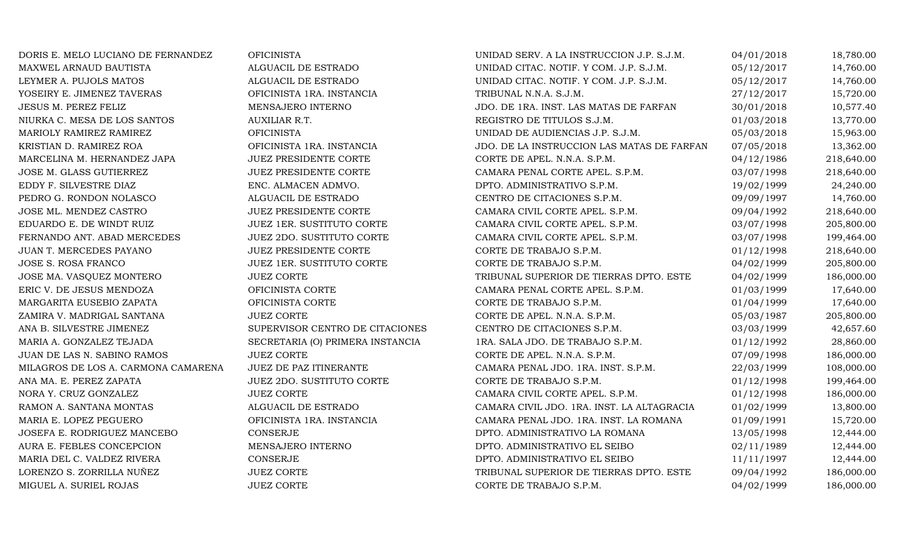| | | | | |
|---|---|---|---|---|
| DORIS E. MELO LUCIANO DE FERNANDEZ | OFICINISTA | UNIDAD SERV. A LA INSTRUCCION J.P. S.J.M. | 04/01/2018 | 18,780.00 |
| MAXWEL ARNAUD BAUTISTA | ALGUACIL DE ESTRADO | UNIDAD CITAC. NOTIF. Y COM. J.P. S.J.M. | 05/12/2017 | 14,760.00 |
| LEYMER A. PUJOLS MATOS | ALGUACIL DE ESTRADO | UNIDAD CITAC. NOTIF. Y COM. J.P. S.J.M. | 05/12/2017 | 14,760.00 |
| YOSEIRY E. JIMENEZ TAVERAS | OFICINISTA 1RA. INSTANCIA | TRIBUNAL N.N.A. S.J.M. | 27/12/2017 | 15,720.00 |
| JESUS M. PEREZ FELIZ | MENSAJERO INTERNO | JDO. DE 1RA. INST. LAS MATAS DE FARFAN | 30/01/2018 | 10,577.40 |
| NIURKA C. MESA DE LOS SANTOS | AUXILIAR R.T. | REGISTRO DE TITULOS S.J.M. | 01/03/2018 | 13,770.00 |
| MARIOLY RAMIREZ RAMIREZ | OFICINISTA | UNIDAD DE AUDIENCIAS J.P. S.J.M. | 05/03/2018 | 15,963.00 |
| KRISTIAN D. RAMIREZ ROA | OFICINISTA 1RA. INSTANCIA | JDO. DE LA INSTRUCCION LAS MATAS DE FARFAN | 07/05/2018 | 13,362.00 |
| MARCELINA M. HERNANDEZ JAPA | JUEZ PRESIDENTE CORTE | CORTE DE APEL. N.N.A. S.P.M. | 04/12/1986 | 218,640.00 |
| JOSE M. GLASS GUTIERREZ | JUEZ PRESIDENTE CORTE | CAMARA PENAL CORTE APEL. S.P.M. | 03/07/1998 | 218,640.00 |
| EDDY F. SILVESTRE DIAZ | ENC. ALMACEN ADMVO. | DPTO. ADMINISTRATIVO S.P.M. | 19/02/1999 | 24,240.00 |
| PEDRO G. RONDON NOLASCO | ALGUACIL DE ESTRADO | CENTRO DE CITACIONES S.P.M. | 09/09/1997 | 14,760.00 |
| JOSE ML. MENDEZ CASTRO | JUEZ PRESIDENTE CORTE | CAMARA CIVIL CORTE APEL. S.P.M. | 09/04/1992 | 218,640.00 |
| EDUARDO E. DE WINDT RUIZ | JUEZ 1ER. SUSTITUTO CORTE | CAMARA CIVIL CORTE APEL. S.P.M. | 03/07/1998 | 205,800.00 |
| FERNANDO ANT. ABAD MERCEDES | JUEZ 2DO. SUSTITUTO CORTE | CAMARA CIVIL CORTE APEL. S.P.M. | 03/07/1998 | 199,464.00 |
| JUAN T. MERCEDES PAYANO | JUEZ PRESIDENTE CORTE | CORTE DE TRABAJO S.P.M. | 01/12/1998 | 218,640.00 |
| JOSE S. ROSA FRANCO | JUEZ 1ER. SUSTITUTO CORTE | CORTE DE TRABAJO S.P.M. | 04/02/1999 | 205,800.00 |
| JOSE MA. VASQUEZ MONTERO | JUEZ CORTE | TRIBUNAL SUPERIOR DE TIERRAS DPTO. ESTE | 04/02/1999 | 186,000.00 |
| ERIC V. DE JESUS MENDOZA | OFICINISTA CORTE | CAMARA PENAL CORTE APEL. S.P.M. | 01/03/1999 | 17,640.00 |
| MARGARITA EUSEBIO ZAPATA | OFICINISTA CORTE | CORTE DE TRABAJO S.P.M. | 01/04/1999 | 17,640.00 |
| ZAMIRA V. MADRIGAL SANTANA | JUEZ CORTE | CORTE DE APEL. N.N.A. S.P.M. | 05/03/1987 | 205,800.00 |
| ANA B. SILVESTRE JIMENEZ | SUPERVISOR CENTRO DE CITACIONES | CENTRO DE CITACIONES S.P.M. | 03/03/1999 | 42,657.60 |
| MARIA A. GONZALEZ TEJADA | SECRETARIA (O) PRIMERA INSTANCIA | 1RA. SALA JDO. DE TRABAJO S.P.M. | 01/12/1992 | 28,860.00 |
| JUAN DE LAS N. SABINO RAMOS | JUEZ CORTE | CORTE DE APEL. N.N.A. S.P.M. | 07/09/1998 | 186,000.00 |
| MILAGROS DE LOS A. CARMONA CAMARENA | JUEZ DE PAZ ITINERANTE | CAMARA PENAL JDO. 1RA. INST. S.P.M. | 22/03/1999 | 108,000.00 |
| ANA MA. E. PEREZ ZAPATA | JUEZ 2DO. SUSTITUTO CORTE | CORTE DE TRABAJO S.P.M. | 01/12/1998 | 199,464.00 |
| NORA Y. CRUZ GONZALEZ | JUEZ CORTE | CAMARA CIVIL CORTE APEL. S.P.M. | 01/12/1998 | 186,000.00 |
| RAMON A. SANTANA MONTAS | ALGUACIL DE ESTRADO | CAMARA CIVIL JDO. 1RA. INST. LA ALTAGRACIA | 01/02/1999 | 13,800.00 |
| MARIA E. LOPEZ PEGUERO | OFICINISTA 1RA. INSTANCIA | CAMARA PENAL JDO. 1RA. INST. LA ROMANA | 01/09/1991 | 15,720.00 |
| JOSEFA E. RODRIGUEZ MANCEBO | CONSERJE | DPTO. ADMINISTRATIVO LA ROMANA | 13/05/1998 | 12,444.00 |
| AURA E. FEBLES CONCEPCION | MENSAJERO INTERNO | DPTO. ADMINISTRATIVO EL SEIBO | 02/11/1989 | 12,444.00 |
| MARIA DEL C. VALDEZ RIVERA | CONSERJE | DPTO. ADMINISTRATIVO EL SEIBO | 11/11/1997 | 12,444.00 |
| LORENZO S. ZORRILLA NUÑEZ | JUEZ CORTE | TRIBUNAL SUPERIOR DE TIERRAS DPTO. ESTE | 09/04/1992 | 186,000.00 |
| MIGUEL A. SURIEL ROJAS | JUEZ CORTE | CORTE DE TRABAJO S.P.M. | 04/02/1999 | 186,000.00 |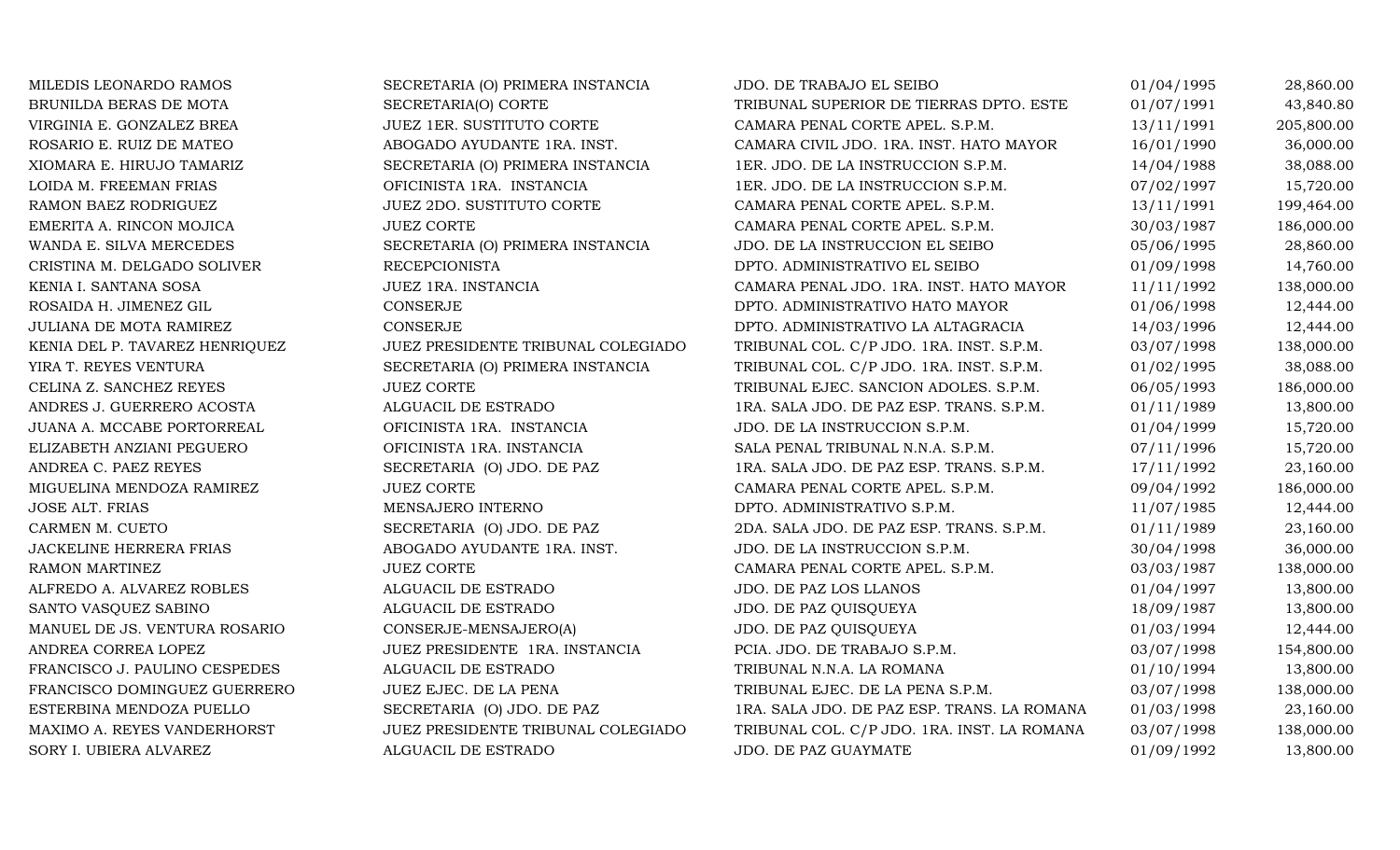| | | | | |
|---|---|---|---|---|
| MILEDIS LEONARDO RAMOS | SECRETARIA (O) PRIMERA INSTANCIA | JDO. DE TRABAJO EL SEIBO | 01/04/1995 | 28,860.00 |
| BRUNILDA BERAS DE MOTA | SECRETARIA(O) CORTE | TRIBUNAL SUPERIOR DE TIERRAS DPTO. ESTE | 01/07/1991 | 43,840.80 |
| VIRGINIA E. GONZALEZ BREA | JUEZ 1ER. SUSTITUTO CORTE | CAMARA PENAL CORTE APEL. S.P.M. | 13/11/1991 | 205,800.00 |
| ROSARIO E. RUIZ DE MATEO | ABOGADO AYUDANTE 1RA. INST. | CAMARA CIVIL JDO. 1RA. INST. HATO MAYOR | 16/01/1990 | 36,000.00 |
| XIOMARA E. HIRUJO TAMARIZ | SECRETARIA (O) PRIMERA INSTANCIA | 1ER. JDO. DE LA INSTRUCCION S.P.M. | 14/04/1988 | 38,088.00 |
| LOIDA M. FREEMAN FRIAS | OFICINISTA 1RA. INSTANCIA | 1ER. JDO. DE LA INSTRUCCION S.P.M. | 07/02/1997 | 15,720.00 |
| RAMON BAEZ RODRIGUEZ | JUEZ 2DO. SUSTITUTO CORTE | CAMARA PENAL CORTE APEL. S.P.M. | 13/11/1991 | 199,464.00 |
| EMERITA A. RINCON MOJICA | JUEZ CORTE | CAMARA PENAL CORTE APEL. S.P.M. | 30/03/1987 | 186,000.00 |
| WANDA E. SILVA MERCEDES | SECRETARIA (O) PRIMERA INSTANCIA | JDO. DE LA INSTRUCCION EL SEIBO | 05/06/1995 | 28,860.00 |
| CRISTINA M. DELGADO SOLIVER | RECEPCIONISTA | DPTO. ADMINISTRATIVO EL SEIBO | 01/09/1998 | 14,760.00 |
| KENIA I. SANTANA SOSA | JUEZ 1RA. INSTANCIA | CAMARA PENAL JDO. 1RA. INST. HATO MAYOR | 11/11/1992 | 138,000.00 |
| ROSAIDA H. JIMENEZ GIL | CONSERJE | DPTO. ADMINISTRATIVO HATO MAYOR | 01/06/1998 | 12,444.00 |
| JULIANA DE MOTA RAMIREZ | CONSERJE | DPTO. ADMINISTRATIVO LA ALTAGRACIA | 14/03/1996 | 12,444.00 |
| KENIA DEL P. TAVAREZ HENRIQUEZ | JUEZ PRESIDENTE TRIBUNAL COLEGIADO | TRIBUNAL COL. C/P JDO. 1RA. INST. S.P.M. | 03/07/1998 | 138,000.00 |
| YIRA T. REYES VENTURA | SECRETARIA (O) PRIMERA INSTANCIA | TRIBUNAL COL. C/P JDO. 1RA. INST. S.P.M. | 01/02/1995 | 38,088.00 |
| CELINA Z. SANCHEZ REYES | JUEZ CORTE | TRIBUNAL EJEC. SANCION ADOLES. S.P.M. | 06/05/1993 | 186,000.00 |
| ANDRES J. GUERRERO ACOSTA | ALGUACIL DE ESTRADO | 1RA. SALA JDO. DE PAZ ESP. TRANS. S.P.M. | 01/11/1989 | 13,800.00 |
| JUANA A. MCCABE PORTORREAL | OFICINISTA 1RA. INSTANCIA | JDO. DE LA INSTRUCCION S.P.M. | 01/04/1999 | 15,720.00 |
| ELIZABETH ANZIANI PEGUERO | OFICINISTA 1RA. INSTANCIA | SALA PENAL TRIBUNAL N.N.A. S.P.M. | 07/11/1996 | 15,720.00 |
| ANDREA C. PAEZ REYES | SECRETARIA (O) JDO. DE PAZ | 1RA. SALA JDO. DE PAZ ESP. TRANS. S.P.M. | 17/11/1992 | 23,160.00 |
| MIGUELINA MENDOZA RAMIREZ | JUEZ CORTE | CAMARA PENAL CORTE APEL. S.P.M. | 09/04/1992 | 186,000.00 |
| JOSE ALT. FRIAS | MENSAJERO INTERNO | DPTO. ADMINISTRATIVO S.P.M. | 11/07/1985 | 12,444.00 |
| CARMEN M. CUETO | SECRETARIA (O) JDO. DE PAZ | 2DA. SALA JDO. DE PAZ ESP. TRANS. S.P.M. | 01/11/1989 | 23,160.00 |
| JACKELINE HERRERA FRIAS | ABOGADO AYUDANTE 1RA. INST. | JDO. DE LA INSTRUCCION S.P.M. | 30/04/1998 | 36,000.00 |
| RAMON MARTINEZ | JUEZ CORTE | CAMARA PENAL CORTE APEL. S.P.M. | 03/03/1987 | 138,000.00 |
| ALFREDO A. ALVAREZ ROBLES | ALGUACIL DE ESTRADO | JDO. DE PAZ LOS LLANOS | 01/04/1997 | 13,800.00 |
| SANTO VASQUEZ SABINO | ALGUACIL DE ESTRADO | JDO. DE PAZ QUISQUEYA | 18/09/1987 | 13,800.00 |
| MANUEL DE JS. VENTURA ROSARIO | CONSERJE-MENSAJERO(A) | JDO. DE PAZ QUISQUEYA | 01/03/1994 | 12,444.00 |
| ANDREA CORREA LOPEZ | JUEZ PRESIDENTE 1RA. INSTANCIA | PCIA. JDO. DE TRABAJO S.P.M. | 03/07/1998 | 154,800.00 |
| FRANCISCO J. PAULINO CESPEDES | ALGUACIL DE ESTRADO | TRIBUNAL N.N.A. LA ROMANA | 01/10/1994 | 13,800.00 |
| FRANCISCO DOMINGUEZ GUERRERO | JUEZ EJEC. DE LA PENA | TRIBUNAL EJEC. DE LA PENA S.P.M. | 03/07/1998 | 138,000.00 |
| ESTERBINA MENDOZA PUELLO | SECRETARIA (O) JDO. DE PAZ | 1RA. SALA JDO. DE PAZ ESP. TRANS. LA ROMANA | 01/03/1998 | 23,160.00 |
| MAXIMO A. REYES VANDERHORST | JUEZ PRESIDENTE TRIBUNAL COLEGIADO | TRIBUNAL COL. C/P JDO. 1RA. INST. LA ROMANA | 03/07/1998 | 138,000.00 |
| SORY I. UBIERA ALVAREZ | ALGUACIL DE ESTRADO | JDO. DE PAZ GUAYMATE | 01/09/1992 | 13,800.00 |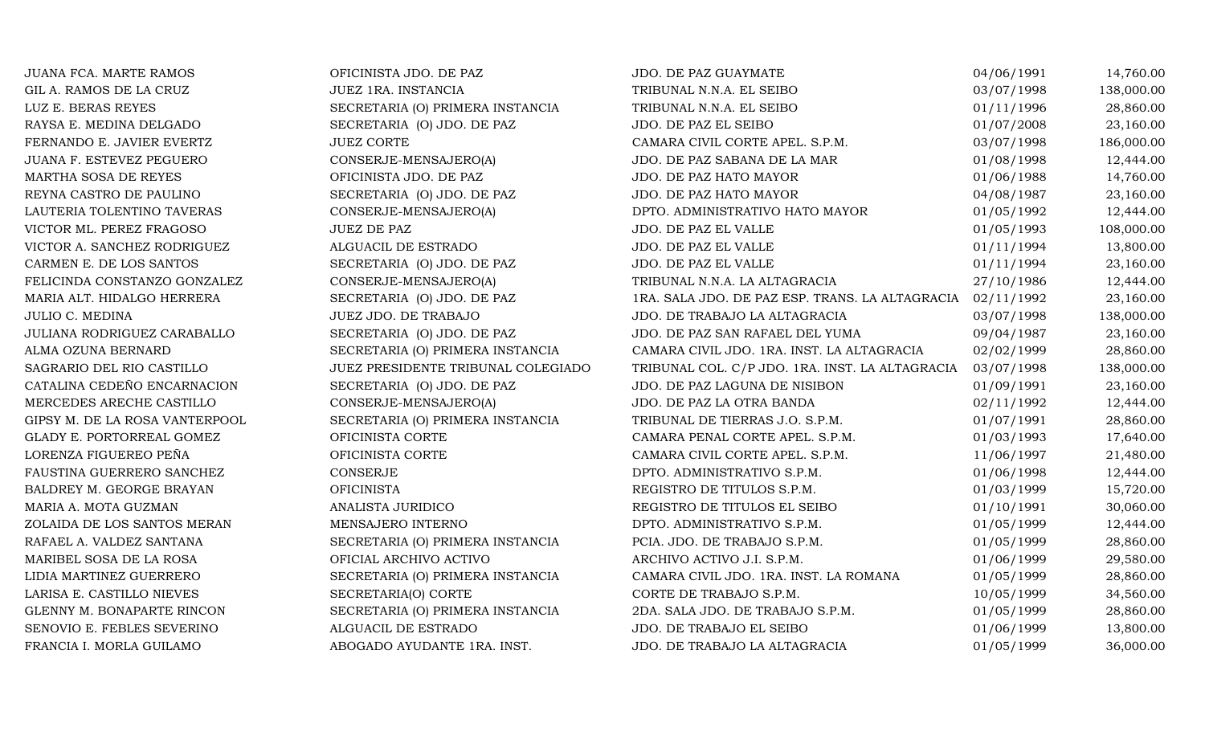| | | | | |
|---|---|---|---|---|
| JUANA FCA. MARTE RAMOS | OFICINISTA JDO. DE PAZ | JDO. DE PAZ GUAYMATE | 04/06/1991 | 14,760.00 |
| GIL A. RAMOS DE LA CRUZ | JUEZ 1RA. INSTANCIA | TRIBUNAL N.N.A. EL SEIBO | 03/07/1998 | 138,000.00 |
| LUZ E. BERAS REYES | SECRETARIA (O) PRIMERA INSTANCIA | TRIBUNAL N.N.A. EL SEIBO | 01/11/1996 | 28,860.00 |
| RAYSA E. MEDINA DELGADO | SECRETARIA (O) JDO. DE PAZ | JDO. DE PAZ EL SEIBO | 01/07/2008 | 23,160.00 |
| FERNANDO E. JAVIER EVERTZ | JUEZ CORTE | CAMARA CIVIL CORTE APEL. S.P.M. | 03/07/1998 | 186,000.00 |
| JUANA F. ESTEVEZ PEGUERO | CONSERJE-MENSAJERO(A) | JDO. DE PAZ SABANA DE LA MAR | 01/08/1998 | 12,444.00 |
| MARTHA SOSA DE REYES | OFICINISTA JDO. DE PAZ | JDO. DE PAZ HATO MAYOR | 01/06/1988 | 14,760.00 |
| REYNA CASTRO DE PAULINO | SECRETARIA (O) JDO. DE PAZ | JDO. DE PAZ HATO MAYOR | 04/08/1987 | 23,160.00 |
| LAUTERIA TOLENTINO TAVERAS | CONSERJE-MENSAJERO(A) | DPTO. ADMINISTRATIVO HATO MAYOR | 01/05/1992 | 12,444.00 |
| VICTOR ML. PEREZ FRAGOSO | JUEZ DE PAZ | JDO. DE PAZ EL VALLE | 01/05/1993 | 108,000.00 |
| VICTOR A. SANCHEZ RODRIGUEZ | ALGUACIL DE ESTRADO | JDO. DE PAZ EL VALLE | 01/11/1994 | 13,800.00 |
| CARMEN E. DE LOS SANTOS | SECRETARIA (O) JDO. DE PAZ | JDO. DE PAZ EL VALLE | 01/11/1994 | 23,160.00 |
| FELICINDA CONSTANZO GONZALEZ | CONSERJE-MENSAJERO(A) | TRIBUNAL N.N.A. LA ALTAGRACIA | 27/10/1986 | 12,444.00 |
| MARIA ALT. HIDALGO HERRERA | SECRETARIA (O) JDO. DE PAZ | 1RA. SALA JDO. DE PAZ ESP. TRANS. LA ALTAGRACIA | 02/11/1992 | 23,160.00 |
| JULIO C. MEDINA | JUEZ JDO. DE TRABAJO | JDO. DE TRABAJO LA ALTAGRACIA | 03/07/1998 | 138,000.00 |
| JULIANA RODRIGUEZ CARABALLO | SECRETARIA (O) JDO. DE PAZ | JDO. DE PAZ SAN RAFAEL DEL YUMA | 09/04/1987 | 23,160.00 |
| ALMA OZUNA BERNARD | SECRETARIA (O) PRIMERA INSTANCIA | CAMARA CIVIL JDO. 1RA. INST. LA ALTAGRACIA | 02/02/1999 | 28,860.00 |
| SAGRARIO DEL RIO CASTILLO | JUEZ PRESIDENTE TRIBUNAL COLEGIADO | TRIBUNAL COL. C/P JDO. 1RA. INST. LA ALTAGRACIA | 03/07/1998 | 138,000.00 |
| CATALINA CEDEÑO ENCARNACION | SECRETARIA (O) JDO. DE PAZ | JDO. DE PAZ LAGUNA DE NISIBON | 01/09/1991 | 23,160.00 |
| MERCEDES ARECHE CASTILLO | CONSERJE-MENSAJERO(A) | JDO. DE PAZ LA OTRA BANDA | 02/11/1992 | 12,444.00 |
| GIPSY M. DE LA ROSA VANTERPOOL | SECRETARIA (O) PRIMERA INSTANCIA | TRIBUNAL DE TIERRAS J.O. S.P.M. | 01/07/1991 | 28,860.00 |
| GLADY E. PORTORREAL GOMEZ | OFICINISTA CORTE | CAMARA PENAL CORTE APEL. S.P.M. | 01/03/1993 | 17,640.00 |
| LORENZA FIGUEREO PEÑA | OFICINISTA CORTE | CAMARA CIVIL CORTE APEL. S.P.M. | 11/06/1997 | 21,480.00 |
| FAUSTINA GUERRERO SANCHEZ | CONSERJE | DPTO. ADMINISTRATIVO S.P.M. | 01/06/1998 | 12,444.00 |
| BALDREY M. GEORGE BRAYAN | OFICINISTA | REGISTRO DE TITULOS S.P.M. | 01/03/1999 | 15,720.00 |
| MARIA A. MOTA GUZMAN | ANALISTA JURIDICO | REGISTRO DE TITULOS EL SEIBO | 01/10/1991 | 30,060.00 |
| ZOLAIDA DE LOS SANTOS MERAN | MENSAJERO INTERNO | DPTO. ADMINISTRATIVO S.P.M. | 01/05/1999 | 12,444.00 |
| RAFAEL A. VALDEZ SANTANA | SECRETARIA (O) PRIMERA INSTANCIA | PCIA. JDO. DE TRABAJO S.P.M. | 01/05/1999 | 28,860.00 |
| MARIBEL SOSA DE LA ROSA | OFICIAL ARCHIVO ACTIVO | ARCHIVO ACTIVO J.I. S.P.M. | 01/06/1999 | 29,580.00 |
| LIDIA MARTINEZ GUERRERO | SECRETARIA (O) PRIMERA INSTANCIA | CAMARA CIVIL JDO. 1RA. INST. LA ROMANA | 01/05/1999 | 28,860.00 |
| LARISA E. CASTILLO NIEVES | SECRETARIA(O) CORTE | CORTE DE TRABAJO S.P.M. | 10/05/1999 | 34,560.00 |
| GLENNY M. BONAPARTE RINCON | SECRETARIA (O) PRIMERA INSTANCIA | 2DA. SALA JDO. DE TRABAJO S.P.M. | 01/05/1999 | 28,860.00 |
| SENOVIO E. FEBLES SEVERINO | ALGUACIL DE ESTRADO | JDO. DE TRABAJO EL SEIBO | 01/06/1999 | 13,800.00 |
| FRANCIA I. MORLA GUILAMO | ABOGADO AYUDANTE 1RA. INST. | JDO. DE TRABAJO LA ALTAGRACIA | 01/05/1999 | 36,000.00 |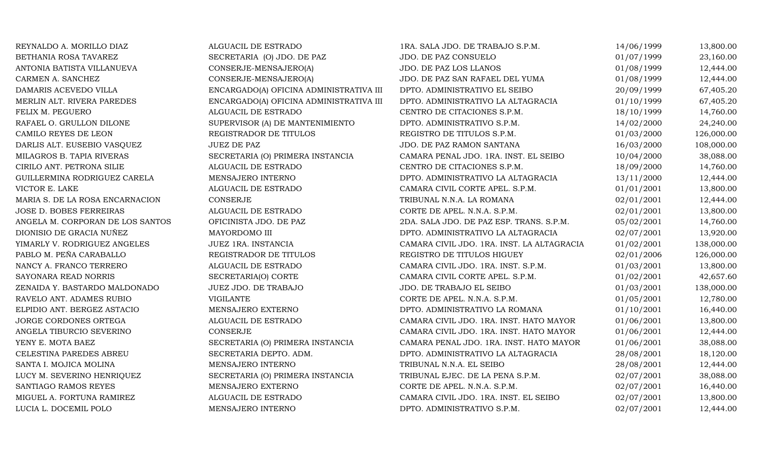| | | | | |
|---|---|---|---|---|
| REYNALDO A. MORILLO DIAZ | ALGUACIL DE ESTRADO | 1RA. SALA JDO. DE TRABAJO S.P.M. | 14/06/1999 | 13,800.00 |
| BETHANIA ROSA TAVAREZ | SECRETARIA (O) JDO. DE PAZ | JDO. DE PAZ CONSUELO | 01/07/1999 | 23,160.00 |
| ANTONIA BATISTA VILLANUEVA | CONSERJE-MENSAJERO(A) | JDO. DE PAZ LOS LLANOS | 01/08/1999 | 12,444.00 |
| CARMEN A. SANCHEZ | CONSERJE-MENSAJERO(A) | JDO. DE PAZ SAN RAFAEL DEL YUMA | 01/08/1999 | 12,444.00 |
| DAMARIS ACEVEDO VILLA | ENCARGADO(A) OFICINA ADMINISTRATIVA III | DPTO. ADMINISTRATIVO EL SEIBO | 20/09/1999 | 67,405.20 |
| MERLIN ALT. RIVERA PAREDES | ENCARGADO(A) OFICINA ADMINISTRATIVA III | DPTO. ADMINISTRATIVO LA ALTAGRACIA | 01/10/1999 | 67,405.20 |
| FELIX M. PEGUERO | ALGUACIL DE ESTRADO | CENTRO DE CITACIONES S.P.M. | 18/10/1999 | 14,760.00 |
| RAFAEL O. GRULLON DILONE | SUPERVISOR (A) DE MANTENIMIENTO | DPTO. ADMINISTRATIVO S.P.M. | 14/02/2000 | 24,240.00 |
| CAMILO REYES DE LEON | REGISTRADOR DE TITULOS | REGISTRO DE TITULOS S.P.M. | 01/03/2000 | 126,000.00 |
| DARLIS ALT. EUSEBIO VASQUEZ | JUEZ DE PAZ | JDO. DE PAZ RAMON SANTANA | 16/03/2000 | 108,000.00 |
| MILAGROS B. TAPIA RIVERAS | SECRETARIA (O) PRIMERA INSTANCIA | CAMARA PENAL JDO. 1RA. INST. EL SEIBO | 10/04/2000 | 38,088.00 |
| CIRILO ANT. PETRONA SILIE | ALGUACIL DE ESTRADO | CENTRO DE CITACIONES S.P.M. | 18/09/2000 | 14,760.00 |
| GUILLERMINA RODRIGUEZ CARELA | MENSAJERO INTERNO | DPTO. ADMINISTRATIVO LA ALTAGRACIA | 13/11/2000 | 12,444.00 |
| VICTOR E. LAKE | ALGUACIL DE ESTRADO | CAMARA CIVIL CORTE APEL. S.P.M. | 01/01/2001 | 13,800.00 |
| MARIA S. DE LA ROSA ENCARNACION | CONSERJE | TRIBUNAL N.N.A. LA ROMANA | 02/01/2001 | 12,444.00 |
| JOSE D. BOBES FERREIRAS | ALGUACIL DE ESTRADO | CORTE DE APEL. N.N.A. S.P.M. | 02/01/2001 | 13,800.00 |
| ANGELA M. CORPORAN DE LOS SANTOS | OFICINISTA JDO. DE PAZ | 2DA. SALA JDO. DE PAZ ESP. TRANS. S.P.M. | 05/02/2001 | 14,760.00 |
| DIONISIO DE GRACIA NUÑEZ | MAYORDOMO III | DPTO. ADMINISTRATIVO LA ALTAGRACIA | 02/07/2001 | 13,920.00 |
| YIMARLY V. RODRIGUEZ ANGELES | JUEZ 1RA. INSTANCIA | CAMARA CIVIL JDO. 1RA. INST. LA ALTAGRACIA | 01/02/2001 | 138,000.00 |
| PABLO M. PEÑA CARABALLO | REGISTRADOR DE TITULOS | REGISTRO DE TITULOS HIGUEY | 02/01/2006 | 126,000.00 |
| NANCY A. FRANCO TERRERO | ALGUACIL DE ESTRADO | CAMARA CIVIL JDO. 1RA. INST. S.P.M. | 01/03/2001 | 13,800.00 |
| SAYONARA READ NORRIS | SECRETARIA(O) CORTE | CAMARA CIVIL CORTE APEL. S.P.M. | 01/02/2001 | 42,657.60 |
| ZENAIDA Y. BASTARDO MALDONADO | JUEZ JDO. DE TRABAJO | JDO. DE TRABAJO EL SEIBO | 01/03/2001 | 138,000.00 |
| RAVELO ANT. ADAMES RUBIO | VIGILANTE | CORTE DE APEL. N.N.A. S.P.M. | 01/05/2001 | 12,780.00 |
| ELPIDIO ANT. BERGEZ ASTACIO | MENSAJERO EXTERNO | DPTO. ADMINISTRATIVO LA ROMANA | 01/10/2001 | 16,440.00 |
| JORGE CORDONES ORTEGA | ALGUACIL DE ESTRADO | CAMARA CIVIL JDO. 1RA. INST. HATO MAYOR | 01/06/2001 | 13,800.00 |
| ANGELA TIBURCIO SEVERINO | CONSERJE | CAMARA CIVIL JDO. 1RA. INST. HATO MAYOR | 01/06/2001 | 12,444.00 |
| YENY E. MOTA BAEZ | SECRETARIA (O) PRIMERA INSTANCIA | CAMARA PENAL JDO. 1RA. INST. HATO MAYOR | 01/06/2001 | 38,088.00 |
| CELESTINA PAREDES ABREU | SECRETARIA DEPTO. ADM. | DPTO. ADMINISTRATIVO LA ALTAGRACIA | 28/08/2001 | 18,120.00 |
| SANTA I. MOJICA MOLINA | MENSAJERO INTERNO | TRIBUNAL N.N.A. EL SEIBO | 28/08/2001 | 12,444.00 |
| LUCY M. SEVERINO HENRIQUEZ | SECRETARIA (O) PRIMERA INSTANCIA | TRIBUNAL EJEC. DE LA PENA S.P.M. | 02/07/2001 | 38,088.00 |
| SANTIAGO RAMOS REYES | MENSAJERO EXTERNO | CORTE DE APEL. N.N.A. S.P.M. | 02/07/2001 | 16,440.00 |
| MIGUEL A. FORTUNA RAMIREZ | ALGUACIL DE ESTRADO | CAMARA CIVIL JDO. 1RA. INST. EL SEIBO | 02/07/2001 | 13,800.00 |
| LUCIA L. DOCEMIL POLO | MENSAJERO INTERNO | DPTO. ADMINISTRATIVO S.P.M. | 02/07/2001 | 12,444.00 |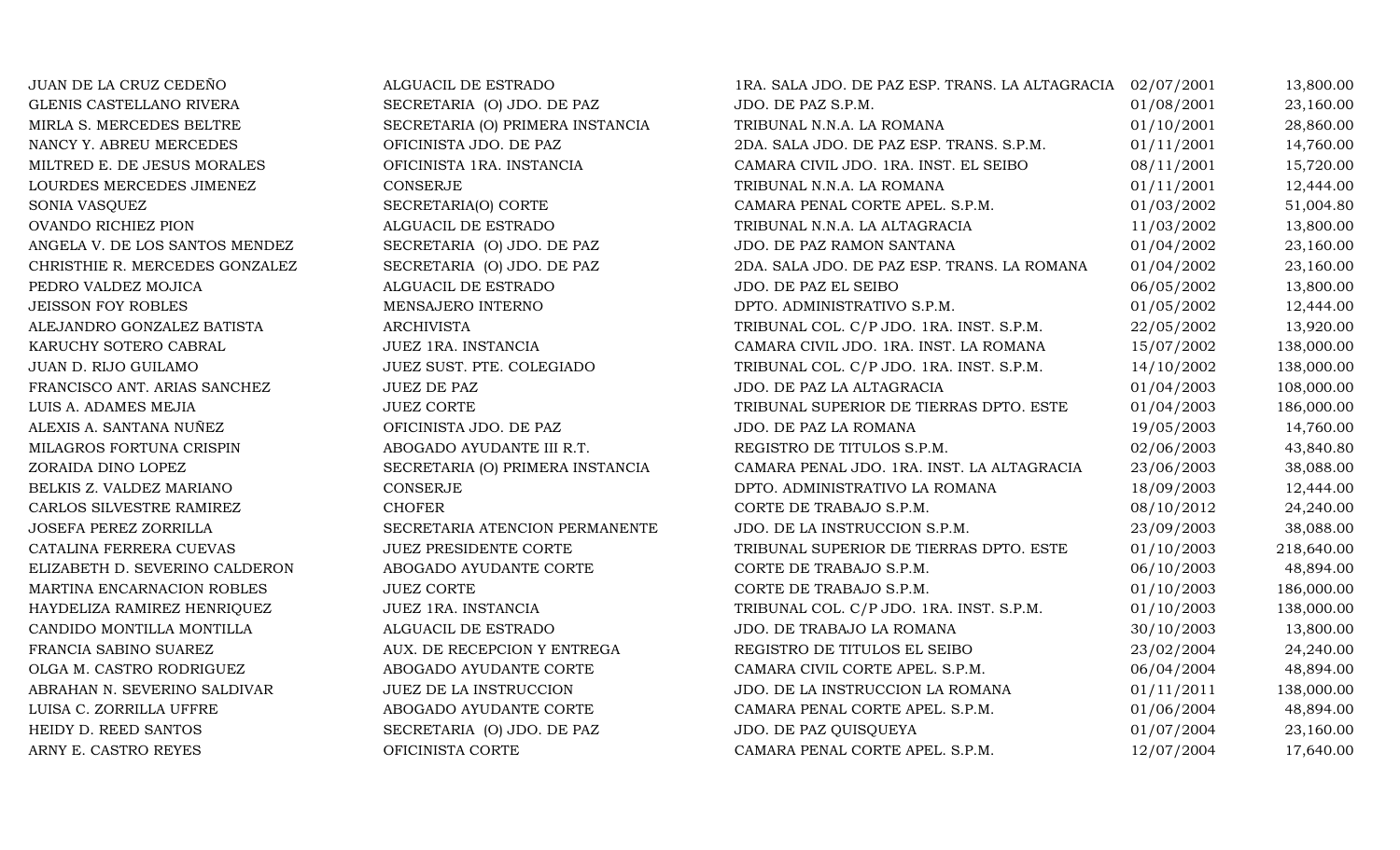| | | | | |
|---|---|---|---|---|
| JUAN DE LA CRUZ CEDEÑO | ALGUACIL DE ESTRADO | 1RA. SALA JDO. DE PAZ ESP. TRANS. LA ALTAGRACIA | 02/07/2001 | 13,800.00 |
| GLENIS CASTELLANO RIVERA | SECRETARIA (O) JDO. DE PAZ | JDO. DE PAZ S.P.M. | 01/08/2001 | 23,160.00 |
| MIRLA S. MERCEDES BELTRE | SECRETARIA (O) PRIMERA INSTANCIA | TRIBUNAL N.N.A. LA ROMANA | 01/10/2001 | 28,860.00 |
| NANCY Y. ABREU MERCEDES | OFICINISTA JDO. DE PAZ | 2DA. SALA JDO. DE PAZ ESP. TRANS. S.P.M. | 01/11/2001 | 14,760.00 |
| MILTRED E. DE JESUS MORALES | OFICINISTA 1RA. INSTANCIA | CAMARA CIVIL JDO. 1RA. INST. EL SEIBO | 08/11/2001 | 15,720.00 |
| LOURDES MERCEDES JIMENEZ | CONSERJE | TRIBUNAL N.N.A. LA ROMANA | 01/11/2001 | 12,444.00 |
| SONIA VASQUEZ | SECRETARIA(O) CORTE | CAMARA PENAL CORTE APEL. S.P.M. | 01/03/2002 | 51,004.80 |
| OVANDO RICHIEZ PION | ALGUACIL DE ESTRADO | TRIBUNAL N.N.A. LA ALTAGRACIA | 11/03/2002 | 13,800.00 |
| ANGELA V. DE LOS SANTOS MENDEZ | SECRETARIA (O) JDO. DE PAZ | JDO. DE PAZ RAMON SANTANA | 01/04/2002 | 23,160.00 |
| CHRISTHIE R. MERCEDES GONZALEZ | SECRETARIA (O) JDO. DE PAZ | 2DA. SALA JDO. DE PAZ ESP. TRANS. LA ROMANA | 01/04/2002 | 23,160.00 |
| PEDRO VALDEZ MOJICA | ALGUACIL DE ESTRADO | JDO. DE PAZ EL SEIBO | 06/05/2002 | 13,800.00 |
| JEISSON FOY ROBLES | MENSAJERO INTERNO | DPTO. ADMINISTRATIVO S.P.M. | 01/05/2002 | 12,444.00 |
| ALEJANDRO GONZALEZ BATISTA | ARCHIVISTA | TRIBUNAL COL. C/P JDO. 1RA. INST. S.P.M. | 22/05/2002 | 13,920.00 |
| KARUCHY SOTERO CABRAL | JUEZ 1RA. INSTANCIA | CAMARA CIVIL JDO. 1RA. INST. LA ROMANA | 15/07/2002 | 138,000.00 |
| JUAN D. RIJO GUILAMO | JUEZ SUST. PTE. COLEGIADO | TRIBUNAL COL. C/P JDO. 1RA. INST. S.P.M. | 14/10/2002 | 138,000.00 |
| FRANCISCO ANT. ARIAS SANCHEZ | JUEZ DE PAZ | JDO. DE PAZ LA ALTAGRACIA | 01/04/2003 | 108,000.00 |
| LUIS A. ADAMES MEJIA | JUEZ CORTE | TRIBUNAL SUPERIOR DE TIERRAS DPTO. ESTE | 01/04/2003 | 186,000.00 |
| ALEXIS A. SANTANA NUÑEZ | OFICINISTA JDO. DE PAZ | JDO. DE PAZ LA ROMANA | 19/05/2003 | 14,760.00 |
| MILAGROS FORTUNA CRISPIN | ABOGADO AYUDANTE III R.T. | REGISTRO DE TITULOS S.P.M. | 02/06/2003 | 43,840.80 |
| ZORAIDA DINO LOPEZ | SECRETARIA (O) PRIMERA INSTANCIA | CAMARA PENAL JDO. 1RA. INST. LA ALTAGRACIA | 23/06/2003 | 38,088.00 |
| BELKIS Z. VALDEZ MARIANO | CONSERJE | DPTO. ADMINISTRATIVO LA ROMANA | 18/09/2003 | 12,444.00 |
| CARLOS SILVESTRE RAMIREZ | CHOFER | CORTE DE TRABAJO S.P.M. | 08/10/2012 | 24,240.00 |
| JOSEFA PEREZ ZORRILLA | SECRETARIA ATENCION PERMANENTE | JDO. DE LA INSTRUCCION S.P.M. | 23/09/2003 | 38,088.00 |
| CATALINA FERRERA CUEVAS | JUEZ PRESIDENTE CORTE | TRIBUNAL SUPERIOR DE TIERRAS DPTO. ESTE | 01/10/2003 | 218,640.00 |
| ELIZABETH D. SEVERINO CALDERON | ABOGADO AYUDANTE CORTE | CORTE DE TRABAJO S.P.M. | 06/10/2003 | 48,894.00 |
| MARTINA ENCARNACION ROBLES | JUEZ CORTE | CORTE DE TRABAJO S.P.M. | 01/10/2003 | 186,000.00 |
| HAYDELIZA RAMIREZ HENRIQUEZ | JUEZ 1RA. INSTANCIA | TRIBUNAL COL. C/P JDO. 1RA. INST. S.P.M. | 01/10/2003 | 138,000.00 |
| CANDIDO MONTILLA MONTILLA | ALGUACIL DE ESTRADO | JDO. DE TRABAJO LA ROMANA | 30/10/2003 | 13,800.00 |
| FRANCIA SABINO SUAREZ | AUX. DE RECEPCION Y ENTREGA | REGISTRO DE TITULOS EL SEIBO | 23/02/2004 | 24,240.00 |
| OLGA M. CASTRO RODRIGUEZ | ABOGADO AYUDANTE CORTE | CAMARA CIVIL CORTE APEL. S.P.M. | 06/04/2004 | 48,894.00 |
| ABRAHAN N. SEVERINO SALDIVAR | JUEZ DE LA INSTRUCCION | JDO. DE LA INSTRUCCION LA ROMANA | 01/11/2011 | 138,000.00 |
| LUISA C. ZORRILLA UFFRE | ABOGADO AYUDANTE CORTE | CAMARA PENAL CORTE APEL. S.P.M. | 01/06/2004 | 48,894.00 |
| HEIDY D. REED SANTOS | SECRETARIA (O) JDO. DE PAZ | JDO. DE PAZ QUISQUEYA | 01/07/2004 | 23,160.00 |
| ARNY E. CASTRO REYES | OFICINISTA CORTE | CAMARA PENAL CORTE APEL. S.P.M. | 12/07/2004 | 17,640.00 |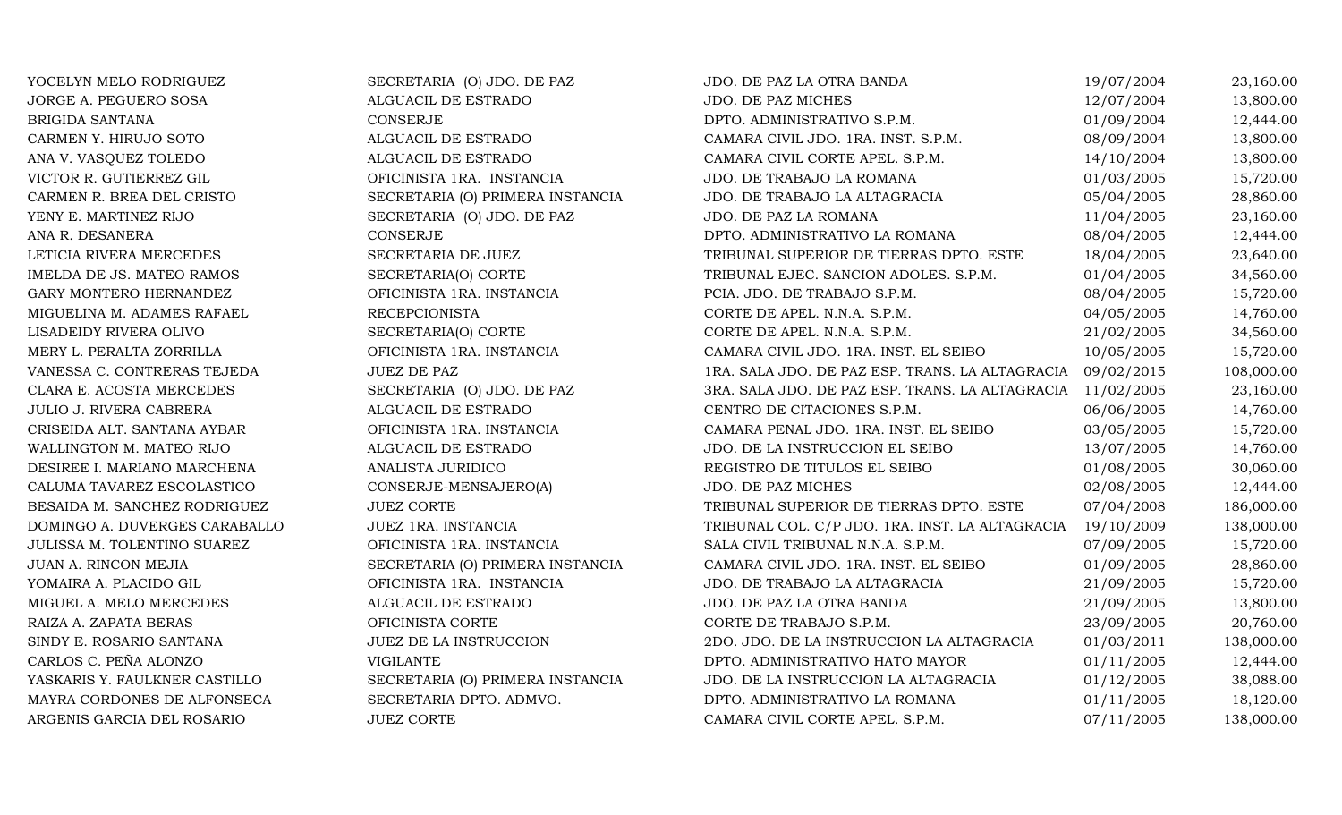| | | | | |
|---|---|---|---|---|
| YOCELYN MELO RODRIGUEZ | SECRETARIA (O) JDO. DE PAZ | JDO. DE PAZ LA OTRA BANDA | 19/07/2004 | 23,160.00 |
| JORGE A. PEGUERO SOSA | ALGUACIL DE ESTRADO | JDO. DE PAZ MICHES | 12/07/2004 | 13,800.00 |
| BRIGIDA SANTANA | CONSERJE | DPTO. ADMINISTRATIVO S.P.M. | 01/09/2004 | 12,444.00 |
| CARMEN Y. HIRUJO SOTO | ALGUACIL DE ESTRADO | CAMARA CIVIL JDO. 1RA. INST. S.P.M. | 08/09/2004 | 13,800.00 |
| ANA V. VASQUEZ TOLEDO | ALGUACIL DE ESTRADO | CAMARA CIVIL CORTE APEL. S.P.M. | 14/10/2004 | 13,800.00 |
| VICTOR R. GUTIERREZ GIL | OFICINISTA 1RA. INSTANCIA | JDO. DE TRABAJO LA ROMANA | 01/03/2005 | 15,720.00 |
| CARMEN R. BREA DEL CRISTO | SECRETARIA (O) PRIMERA INSTANCIA | JDO. DE TRABAJO LA ALTAGRACIA | 05/04/2005 | 28,860.00 |
| YENY E. MARTINEZ RIJO | SECRETARIA (O) JDO. DE PAZ | JDO. DE PAZ LA ROMANA | 11/04/2005 | 23,160.00 |
| ANA R. DESANERA | CONSERJE | DPTO. ADMINISTRATIVO LA ROMANA | 08/04/2005 | 12,444.00 |
| LETICIA RIVERA MERCEDES | SECRETARIA DE JUEZ | TRIBUNAL SUPERIOR DE TIERRAS DPTO. ESTE | 18/04/2005 | 23,640.00 |
| IMELDA DE JS. MATEO RAMOS | SECRETARIA(O) CORTE | TRIBUNAL EJEC. SANCION ADOLES. S.P.M. | 01/04/2005 | 34,560.00 |
| GARY MONTERO HERNANDEZ | OFICINISTA 1RA. INSTANCIA | PCIA. JDO. DE TRABAJO S.P.M. | 08/04/2005 | 15,720.00 |
| MIGUELINA M. ADAMES RAFAEL | RECEPCIONISTA | CORTE DE APEL. N.N.A. S.P.M. | 04/05/2005 | 14,760.00 |
| LISADEIDY RIVERA OLIVO | SECRETARIA(O) CORTE | CORTE DE APEL. N.N.A. S.P.M. | 21/02/2005 | 34,560.00 |
| MERY L. PERALTA ZORRILLA | OFICINISTA 1RA. INSTANCIA | CAMARA CIVIL JDO. 1RA. INST. EL SEIBO | 10/05/2005 | 15,720.00 |
| VANESSA C. CONTRERAS TEJEDA | JUEZ DE PAZ | 1RA. SALA JDO. DE PAZ ESP. TRANS. LA ALTAGRACIA | 09/02/2015 | 108,000.00 |
| CLARA E. ACOSTA MERCEDES | SECRETARIA (O) JDO. DE PAZ | 3RA. SALA JDO. DE PAZ ESP. TRANS. LA ALTAGRACIA | 11/02/2005 | 23,160.00 |
| JULIO J. RIVERA CABRERA | ALGUACIL DE ESTRADO | CENTRO DE CITACIONES S.P.M. | 06/06/2005 | 14,760.00 |
| CRISEIDA ALT. SANTANA AYBAR | OFICINISTA 1RA. INSTANCIA | CAMARA PENAL JDO. 1RA. INST. EL SEIBO | 03/05/2005 | 15,720.00 |
| WALLINGTON M. MATEO RIJO | ALGUACIL DE ESTRADO | JDO. DE LA INSTRUCCION EL SEIBO | 13/07/2005 | 14,760.00 |
| DESIREE I. MARIANO MARCHENA | ANALISTA JURIDICO | REGISTRO DE TITULOS EL SEIBO | 01/08/2005 | 30,060.00 |
| CALUMA TAVAREZ ESCOLASTICO | CONSERJE-MENSAJERO(A) | JDO. DE PAZ MICHES | 02/08/2005 | 12,444.00 |
| BESAIDA M. SANCHEZ RODRIGUEZ | JUEZ CORTE | TRIBUNAL SUPERIOR DE TIERRAS DPTO. ESTE | 07/04/2008 | 186,000.00 |
| DOMINGO A. DUVERGES CARABALLO | JUEZ 1RA. INSTANCIA | TRIBUNAL COL. C/P JDO. 1RA. INST. LA ALTAGRACIA | 19/10/2009 | 138,000.00 |
| JULISSA M. TOLENTINO SUAREZ | OFICINISTA 1RA. INSTANCIA | SALA CIVIL TRIBUNAL N.N.A. S.P.M. | 07/09/2005 | 15,720.00 |
| JUAN A. RINCON MEJIA | SECRETARIA (O) PRIMERA INSTANCIA | CAMARA CIVIL JDO. 1RA. INST. EL SEIBO | 01/09/2005 | 28,860.00 |
| YOMAIRA A. PLACIDO GIL | OFICINISTA 1RA. INSTANCIA | JDO. DE TRABAJO LA ALTAGRACIA | 21/09/2005 | 15,720.00 |
| MIGUEL A. MELO MERCEDES | ALGUACIL DE ESTRADO | JDO. DE PAZ LA OTRA BANDA | 21/09/2005 | 13,800.00 |
| RAIZA A. ZAPATA BERAS | OFICINISTA CORTE | CORTE DE TRABAJO S.P.M. | 23/09/2005 | 20,760.00 |
| SINDY E. ROSARIO SANTANA | JUEZ DE LA INSTRUCCION | 2DO. JDO. DE LA INSTRUCCION LA ALTAGRACIA | 01/03/2011 | 138,000.00 |
| CARLOS C. PEÑA ALONZO | VIGILANTE | DPTO. ADMINISTRATIVO HATO MAYOR | 01/11/2005 | 12,444.00 |
| YASKARIS Y. FAULKNER CASTILLO | SECRETARIA (O) PRIMERA INSTANCIA | JDO. DE LA INSTRUCCION LA ALTAGRACIA | 01/12/2005 | 38,088.00 |
| MAYRA CORDONES DE ALFONSECA | SECRETARIA DPTO. ADMVO. | DPTO. ADMINISTRATIVO LA ROMANA | 01/11/2005 | 18,120.00 |
| ARGENIS GARCIA DEL ROSARIO | JUEZ CORTE | CAMARA CIVIL CORTE APEL. S.P.M. | 07/11/2005 | 138,000.00 |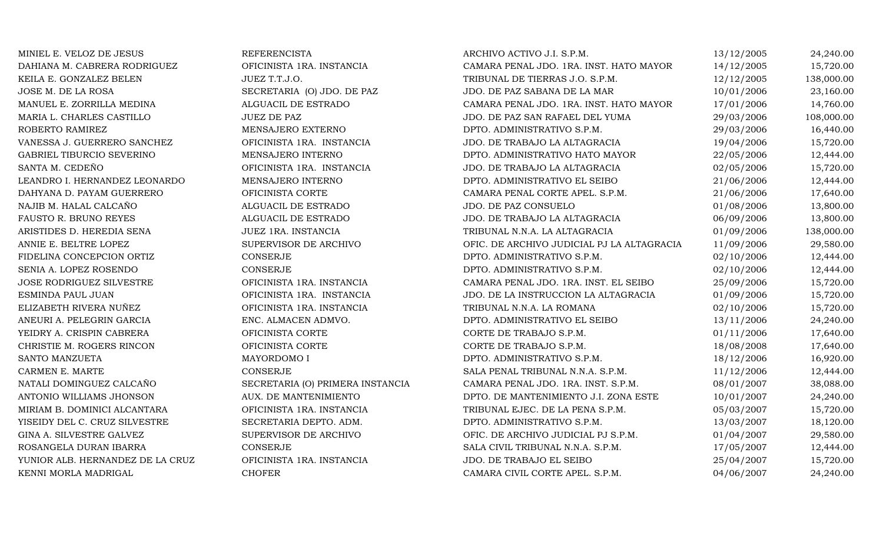| | | | | |
|---|---|---|---|---|
| MINIEL E. VELOZ DE JESUS | REFERENCISTA | ARCHIVO ACTIVO J.I. S.P.M. | 13/12/2005 | 24,240.00 |
| DAHIANA M. CABRERA RODRIGUEZ | OFICINISTA 1RA. INSTANCIA | CAMARA PENAL JDO. 1RA. INST. HATO MAYOR | 14/12/2005 | 15,720.00 |
| KEILA E. GONZALEZ BELEN | JUEZ T.T.J.O. | TRIBUNAL DE TIERRAS J.O. S.P.M. | 12/12/2005 | 138,000.00 |
| JOSE M. DE LA ROSA | SECRETARIA (O) JDO. DE PAZ | JDO. DE PAZ SABANA DE LA MAR | 10/01/2006 | 23,160.00 |
| MANUEL E. ZORRILLA MEDINA | ALGUACIL DE ESTRADO | CAMARA PENAL JDO. 1RA. INST. HATO MAYOR | 17/01/2006 | 14,760.00 |
| MARIA L. CHARLES CASTILLO | JUEZ DE PAZ | JDO. DE PAZ SAN RAFAEL DEL YUMA | 29/03/2006 | 108,000.00 |
| ROBERTO RAMIREZ | MENSAJERO EXTERNO | DPTO. ADMINISTRATIVO S.P.M. | 29/03/2006 | 16,440.00 |
| VANESSA J. GUERRERO SANCHEZ | OFICINISTA 1RA. INSTANCIA | JDO. DE TRABAJO LA ALTAGRACIA | 19/04/2006 | 15,720.00 |
| GABRIEL TIBURCIO SEVERINO | MENSAJERO INTERNO | DPTO. ADMINISTRATIVO HATO MAYOR | 22/05/2006 | 12,444.00 |
| SANTA M. CEDEÑO | OFICINISTA 1RA. INSTANCIA | JDO. DE TRABAJO LA ALTAGRACIA | 02/05/2006 | 15,720.00 |
| LEANDRO I. HERNANDEZ LEONARDO | MENSAJERO INTERNO | DPTO. ADMINISTRATIVO EL SEIBO | 21/06/2006 | 12,444.00 |
| DAHYANA D. PAYAM GUERRERO | OFICINISTA CORTE | CAMARA PENAL CORTE APEL. S.P.M. | 21/06/2006 | 17,640.00 |
| NAJIB M. HALAL CALCAÑO | ALGUACIL DE ESTRADO | JDO. DE PAZ CONSUELO | 01/08/2006 | 13,800.00 |
| FAUSTO R. BRUNO REYES | ALGUACIL DE ESTRADO | JDO. DE TRABAJO LA ALTAGRACIA | 06/09/2006 | 13,800.00 |
| ARISTIDES D. HEREDIA SENA | JUEZ 1RA. INSTANCIA | TRIBUNAL N.N.A. LA ALTAGRACIA | 01/09/2006 | 138,000.00 |
| ANNIE E. BELTRE LOPEZ | SUPERVISOR DE ARCHIVO | OFIC. DE ARCHIVO JUDICIAL PJ LA ALTAGRACIA | 11/09/2006 | 29,580.00 |
| FIDELINA CONCEPCION ORTIZ | CONSERJE | DPTO. ADMINISTRATIVO S.P.M. | 02/10/2006 | 12,444.00 |
| SENIA A. LOPEZ ROSENDO | CONSERJE | DPTO. ADMINISTRATIVO S.P.M. | 02/10/2006 | 12,444.00 |
| JOSE RODRIGUEZ SILVESTRE | OFICINISTA 1RA. INSTANCIA | CAMARA PENAL JDO. 1RA. INST. EL SEIBO | 25/09/2006 | 15,720.00 |
| ESMINDA PAUL JUAN | OFICINISTA 1RA. INSTANCIA | JDO. DE LA INSTRUCCION LA ALTAGRACIA | 01/09/2006 | 15,720.00 |
| ELIZABETH RIVERA NUÑEZ | OFICINISTA 1RA. INSTANCIA | TRIBUNAL N.N.A. LA ROMANA | 02/10/2006 | 15,720.00 |
| ANEURI A. PELEGRIN GARCIA | ENC. ALMACEN ADMVO. | DPTO. ADMINISTRATIVO EL SEIBO | 13/11/2006 | 24,240.00 |
| YEIDRY A. CRISPIN CABRERA | OFICINISTA CORTE | CORTE DE TRABAJO S.P.M. | 01/11/2006 | 17,640.00 |
| CHRISTIE M. ROGERS RINCON | OFICINISTA CORTE | CORTE DE TRABAJO S.P.M. | 18/08/2008 | 17,640.00 |
| SANTO MANZUETA | MAYORDOMO I | DPTO. ADMINISTRATIVO S.P.M. | 18/12/2006 | 16,920.00 |
| CARMEN E. MARTE | CONSERJE | SALA PENAL TRIBUNAL N.N.A. S.P.M. | 11/12/2006 | 12,444.00 |
| NATALI DOMINGUEZ CALCAÑO | SECRETARIA (O) PRIMERA INSTANCIA | CAMARA PENAL JDO. 1RA. INST. S.P.M. | 08/01/2007 | 38,088.00 |
| ANTONIO WILLIAMS JHONSON | AUX. DE MANTENIMIENTO | DPTO. DE MANTENIMIENTO J.I. ZONA ESTE | 10/01/2007 | 24,240.00 |
| MIRIAM B. DOMINICI ALCANTARA | OFICINISTA 1RA. INSTANCIA | TRIBUNAL EJEC. DE LA PENA S.P.M. | 05/03/2007 | 15,720.00 |
| YISEIDY DEL C. CRUZ SILVESTRE | SECRETARIA DEPTO. ADM. | DPTO. ADMINISTRATIVO S.P.M. | 13/03/2007 | 18,120.00 |
| GINA A. SILVESTRE GALVEZ | SUPERVISOR DE ARCHIVO | OFIC. DE ARCHIVO JUDICIAL PJ S.P.M. | 01/04/2007 | 29,580.00 |
| ROSANGELA DURAN IBARRA | CONSERJE | SALA CIVIL TRIBUNAL N.N.A. S.P.M. | 17/05/2007 | 12,444.00 |
| YUNIOR ALB. HERNANDEZ DE LA CRUZ | OFICINISTA 1RA. INSTANCIA | JDO. DE TRABAJO EL SEIBO | 25/04/2007 | 15,720.00 |
| KENNI MORLA MADRIGAL | CHOFER | CAMARA CIVIL CORTE APEL. S.P.M. | 04/06/2007 | 24,240.00 |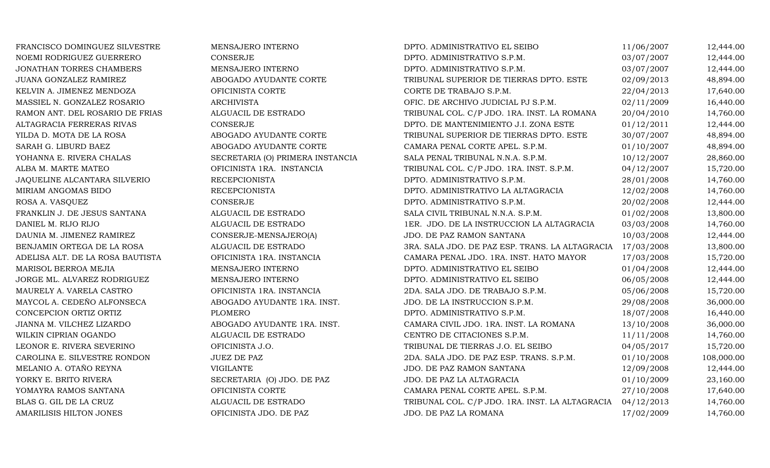| | | | | |
|---|---|---|---|---|
| FRANCISCO DOMINGUEZ SILVESTRE | MENSAJERO INTERNO | DPTO. ADMINISTRATIVO EL SEIBO | 11/06/2007 | 12,444.00 |
| NOEMI RODRIGUEZ GUERRERO | CONSERJE | DPTO. ADMINISTRATIVO S.P.M. | 03/07/2007 | 12,444.00 |
| JONATHAN TORRES CHAMBERS | MENSAJERO INTERNO | DPTO. ADMINISTRATIVO S.P.M. | 03/07/2007 | 12,444.00 |
| JUANA GONZALEZ RAMIREZ | ABOGADO AYUDANTE CORTE | TRIBUNAL SUPERIOR DE TIERRAS DPTO. ESTE | 02/09/2013 | 48,894.00 |
| KELVIN A. JIMENEZ MENDOZA | OFICINISTA CORTE | CORTE DE TRABAJO S.P.M. | 22/04/2013 | 17,640.00 |
| MASSIEL N. GONZALEZ ROSARIO | ARCHIVISTA | OFIC. DE ARCHIVO JUDICIAL PJ S.P.M. | 02/11/2009 | 16,440.00 |
| RAMON ANT. DEL ROSARIO DE FRIAS | ALGUACIL DE ESTRADO | TRIBUNAL COL. C/P JDO. 1RA. INST. LA ROMANA | 20/04/2010 | 14,760.00 |
| ALTAGRACIA FERRERAS RIVAS | CONSERJE | DPTO. DE MANTENIMIENTO J.I. ZONA ESTE | 01/12/2011 | 12,444.00 |
| YILDA D. MOTA DE LA ROSA | ABOGADO AYUDANTE CORTE | TRIBUNAL SUPERIOR DE TIERRAS DPTO. ESTE | 30/07/2007 | 48,894.00 |
| SARAH G. LIBURD BAEZ | ABOGADO AYUDANTE CORTE | CAMARA PENAL CORTE APEL. S.P.M. | 01/10/2007 | 48,894.00 |
| YOHANNA E. RIVERA CHALAS | SECRETARIA (O) PRIMERA INSTANCIA | SALA PENAL TRIBUNAL N.N.A. S.P.M. | 10/12/2007 | 28,860.00 |
| ALBA M. MARTE MATEO | OFICINISTA 1RA. INSTANCIA | TRIBUNAL COL. C/P JDO. 1RA. INST. S.P.M. | 04/12/2007 | 15,720.00 |
| JAQUELINE ALCANTARA SILVERIO | RECEPCIONISTA | DPTO. ADMINISTRATIVO S.P.M. | 28/01/2008 | 14,760.00 |
| MIRIAM ANGOMAS BIDO | RECEPCIONISTA | DPTO. ADMINISTRATIVO LA ALTAGRACIA | 12/02/2008 | 14,760.00 |
| ROSA A. VASQUEZ | CONSERJE | DPTO. ADMINISTRATIVO S.P.M. | 20/02/2008 | 12,444.00 |
| FRANKLIN J. DE JESUS SANTANA | ALGUACIL DE ESTRADO | SALA CIVIL TRIBUNAL N.N.A. S.P.M. | 01/02/2008 | 13,800.00 |
| DANIEL M. RIJO RIJO | ALGUACIL DE ESTRADO | 1ER. JDO. DE LA INSTRUCCION LA ALTAGRACIA | 03/03/2008 | 14,760.00 |
| DAUNIA M. JIMENEZ RAMIREZ | CONSERJE-MENSAJERO(A) | JDO. DE PAZ RAMON SANTANA | 10/03/2008 | 12,444.00 |
| BENJAMIN ORTEGA DE LA ROSA | ALGUACIL DE ESTRADO | 3RA. SALA JDO. DE PAZ ESP. TRANS. LA ALTAGRACIA | 17/03/2008 | 13,800.00 |
| ADELISA ALT. DE LA ROSA BAUTISTA | OFICINISTA 1RA. INSTANCIA | CAMARA PENAL JDO. 1RA. INST. HATO MAYOR | 17/03/2008 | 15,720.00 |
| MARISOL BERROA MEJIA | MENSAJERO INTERNO | DPTO. ADMINISTRATIVO EL SEIBO | 01/04/2008 | 12,444.00 |
| JORGE ML. ALVAREZ RODRIGUEZ | MENSAJERO INTERNO | DPTO. ADMINISTRATIVO EL SEIBO | 06/05/2008 | 12,444.00 |
| MAURELY A. VARELA CASTRO | OFICINISTA 1RA. INSTANCIA | 2DA. SALA JDO. DE TRABAJO S.P.M. | 05/06/2008 | 15,720.00 |
| MAYCOL A. CEDEÑO ALFONSECA | ABOGADO AYUDANTE 1RA. INST. | JDO. DE LA INSTRUCCION S.P.M. | 29/08/2008 | 36,000.00 |
| CONCEPCION ORTIZ ORTIZ | PLOMERO | DPTO. ADMINISTRATIVO S.P.M. | 18/07/2008 | 16,440.00 |
| JIANNA M. VILCHEZ LIZARDO | ABOGADO AYUDANTE 1RA. INST. | CAMARA CIVIL JDO. 1RA. INST. LA ROMANA | 13/10/2008 | 36,000.00 |
| WILKIN CIPRIAN OGANDO | ALGUACIL DE ESTRADO | CENTRO DE CITACIONES S.P.M. | 11/11/2008 | 14,760.00 |
| LEONOR E. RIVERA SEVERINO | OFICINISTA J.O. | TRIBUNAL DE TIERRAS J.O. EL SEIBO | 04/05/2017 | 15,720.00 |
| CAROLINA E. SILVESTRE RONDON | JUEZ DE PAZ | 2DA. SALA JDO. DE PAZ ESP. TRANS. S.P.M. | 01/10/2008 | 108,000.00 |
| MELANIO A. OTAÑO REYNA | VIGILANTE | JDO. DE PAZ RAMON SANTANA | 12/09/2008 | 12,444.00 |
| YORKY E. BRITO RIVERA | SECRETARIA (O) JDO. DE PAZ | JDO. DE PAZ LA ALTAGRACIA | 01/10/2009 | 23,160.00 |
| YOMAYRA RAMOS SANTANA | OFICINISTA CORTE | CAMARA PENAL CORTE APEL. S.P.M. | 27/10/2008 | 17,640.00 |
| BLAS G. GIL DE LA CRUZ | ALGUACIL DE ESTRADO | TRIBUNAL COL. C/P JDO. 1RA. INST. LA ALTAGRACIA | 04/12/2013 | 14,760.00 |
| AMARILISIS HILTON JONES | OFICINISTA JDO. DE PAZ | JDO. DE PAZ LA ROMANA | 17/02/2009 | 14,760.00 |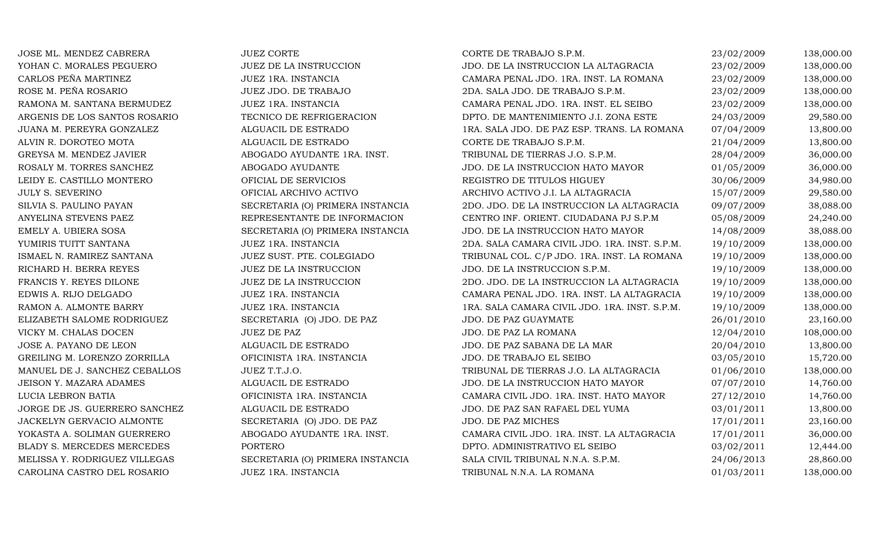| | | | | |
|---|---|---|---|---|
| JOSE ML. MENDEZ CABRERA | JUEZ CORTE | CORTE DE TRABAJO S.P.M. | 23/02/2009 | 138,000.00 |
| YOHAN C. MORALES PEGUERO | JUEZ DE LA INSTRUCCION | JDO. DE LA INSTRUCCION LA ALTAGRACIA | 23/02/2009 | 138,000.00 |
| CARLOS PEÑA MARTINEZ | JUEZ 1RA. INSTANCIA | CAMARA PENAL JDO. 1RA. INST. LA ROMANA | 23/02/2009 | 138,000.00 |
| ROSE M. PEÑA ROSARIO | JUEZ JDO. DE TRABAJO | 2DA. SALA JDO. DE TRABAJO S.P.M. | 23/02/2009 | 138,000.00 |
| RAMONA M. SANTANA BERMUDEZ | JUEZ 1RA. INSTANCIA | CAMARA PENAL JDO. 1RA. INST. EL SEIBO | 23/02/2009 | 138,000.00 |
| ARGENIS DE LOS SANTOS ROSARIO | TECNICO DE REFRIGERACION | DPTO. DE MANTENIMIENTO J.I. ZONA ESTE | 24/03/2009 | 29,580.00 |
| JUANA M. PEREYRA GONZALEZ | ALGUACIL DE ESTRADO | 1RA. SALA JDO. DE PAZ ESP. TRANS. LA ROMANA | 07/04/2009 | 13,800.00 |
| ALVIN R. DOROTEO MOTA | ALGUACIL DE ESTRADO | CORTE DE TRABAJO S.P.M. | 21/04/2009 | 13,800.00 |
| GREYSA M. MENDEZ JAVIER | ABOGADO AYUDANTE 1RA. INST. | TRIBUNAL DE TIERRAS J.O. S.P.M. | 28/04/2009 | 36,000.00 |
| ROSALY M. TORRES SANCHEZ | ABOGADO AYUDANTE | JDO. DE LA INSTRUCCION HATO MAYOR | 01/05/2009 | 36,000.00 |
| LEIDY E. CASTILLO MONTERO | OFICIAL DE SERVICIOS | REGISTRO DE TITULOS HIGUEY | 30/06/2009 | 34,980.00 |
| JULY S. SEVERINO | OFICIAL ARCHIVO ACTIVO | ARCHIVO ACTIVO J.I. LA ALTAGRACIA | 15/07/2009 | 29,580.00 |
| SILVIA S. PAULINO PAYAN | SECRETARIA (O) PRIMERA INSTANCIA | 2DO. JDO. DE LA INSTRUCCION LA ALTAGRACIA | 09/07/2009 | 38,088.00 |
| ANYELINA STEVENS PAEZ | REPRESENTANTE DE INFORMACION | CENTRO INF. ORIENT. CIUDADANA PJ S.P.M | 05/08/2009 | 24,240.00 |
| EMELY A. UBIERA SOSA | SECRETARIA (O) PRIMERA INSTANCIA | JDO. DE LA INSTRUCCION HATO MAYOR | 14/08/2009 | 38,088.00 |
| YUMIRIS TUITT SANTANA | JUEZ 1RA. INSTANCIA | 2DA. SALA CAMARA CIVIL JDO. 1RA. INST. S.P.M. | 19/10/2009 | 138,000.00 |
| ISMAEL N. RAMIREZ SANTANA | JUEZ SUST. PTE. COLEGIADO | TRIBUNAL COL. C/P JDO. 1RA. INST. LA ROMANA | 19/10/2009 | 138,000.00 |
| RICHARD H. BERRA REYES | JUEZ DE LA INSTRUCCION | JDO. DE LA INSTRUCCION S.P.M. | 19/10/2009 | 138,000.00 |
| FRANCIS Y. REYES DILONE | JUEZ DE LA INSTRUCCION | 2DO. JDO. DE LA INSTRUCCION LA ALTAGRACIA | 19/10/2009 | 138,000.00 |
| EDWIS A. RIJO DELGADO | JUEZ 1RA. INSTANCIA | CAMARA PENAL JDO. 1RA. INST. LA ALTAGRACIA | 19/10/2009 | 138,000.00 |
| RAMON A. ALMONTE BARRY | JUEZ 1RA. INSTANCIA | 1RA. SALA CAMARA CIVIL JDO. 1RA. INST. S.P.M. | 19/10/2009 | 138,000.00 |
| ELIZABETH SALOME RODRIGUEZ | SECRETARIA (O) JDO. DE PAZ | JDO. DE PAZ GUAYMATE | 26/01/2010 | 23,160.00 |
| VICKY M. CHALAS DOCEN | JUEZ DE PAZ | JDO. DE PAZ LA ROMANA | 12/04/2010 | 108,000.00 |
| JOSE A. PAYANO DE LEON | ALGUACIL DE ESTRADO | JDO. DE PAZ SABANA DE LA MAR | 20/04/2010 | 13,800.00 |
| GREILING M. LORENZO ZORRILLA | OFICINISTA 1RA. INSTANCIA | JDO. DE TRABAJO EL SEIBO | 03/05/2010 | 15,720.00 |
| MANUEL DE J. SANCHEZ CEBALLOS | JUEZ T.T.J.O. | TRIBUNAL DE TIERRAS J.O. LA ALTAGRACIA | 01/06/2010 | 138,000.00 |
| JEISON Y. MAZARA ADAMES | ALGUACIL DE ESTRADO | JDO. DE LA INSTRUCCION HATO MAYOR | 07/07/2010 | 14,760.00 |
| LUCIA LEBRON BATIA | OFICINISTA 1RA. INSTANCIA | CAMARA CIVIL JDO. 1RA. INST. HATO MAYOR | 27/12/2010 | 14,760.00 |
| JORGE DE JS. GUERRERO SANCHEZ | ALGUACIL DE ESTRADO | JDO. DE PAZ SAN RAFAEL DEL YUMA | 03/01/2011 | 13,800.00 |
| JACKELYN GERVACIO ALMONTE | SECRETARIA (O) JDO. DE PAZ | JDO. DE PAZ MICHES | 17/01/2011 | 23,160.00 |
| YOKASTA A. SOLIMAN GUERRERO | ABOGADO AYUDANTE 1RA. INST. | CAMARA CIVIL JDO. 1RA. INST. LA ALTAGRACIA | 17/01/2011 | 36,000.00 |
| BLADY S. MERCEDES MERCEDES | PORTERO | DPTO. ADMINISTRATIVO EL SEIBO | 03/02/2011 | 12,444.00 |
| MELISSA Y. RODRIGUEZ VILLEGAS | SECRETARIA (O) PRIMERA INSTANCIA | SALA CIVIL TRIBUNAL N.N.A. S.P.M. | 24/06/2013 | 28,860.00 |
| CAROLINA CASTRO DEL ROSARIO | JUEZ 1RA. INSTANCIA | TRIBUNAL N.N.A. LA ROMANA | 01/03/2011 | 138,000.00 |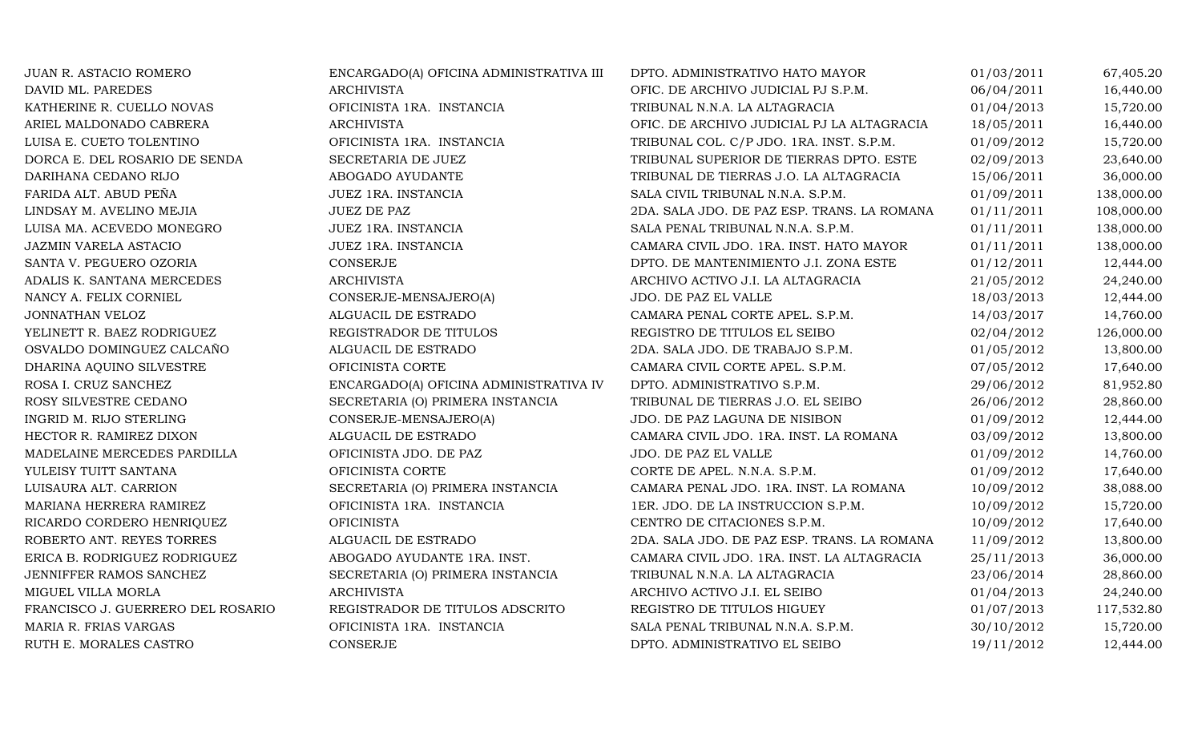| | | | | |
|---|---|---|---|---|
| JUAN R. ASTACIO ROMERO | ENCARGADO(A) OFICINA ADMINISTRATIVA III | DPTO. ADMINISTRATIVO HATO MAYOR | 01/03/2011 | 67,405.20 |
| DAVID ML. PAREDES | ARCHIVISTA | OFIC. DE ARCHIVO JUDICIAL PJ S.P.M. | 06/04/2011 | 16,440.00 |
| KATHERINE R. CUELLO NOVAS | OFICINISTA 1RA. INSTANCIA | TRIBUNAL N.N.A. LA ALTAGRACIA | 01/04/2013 | 15,720.00 |
| ARIEL MALDONADO CABRERA | ARCHIVISTA | OFIC. DE ARCHIVO JUDICIAL PJ LA ALTAGRACIA | 18/05/2011 | 16,440.00 |
| LUISA E. CUETO TOLENTINO | OFICINISTA 1RA. INSTANCIA | TRIBUNAL COL. C/P JDO. 1RA. INST. S.P.M. | 01/09/2012 | 15,720.00 |
| DORCA E. DEL ROSARIO DE SENDA | SECRETARIA DE JUEZ | TRIBUNAL SUPERIOR DE TIERRAS DPTO. ESTE | 02/09/2013 | 23,640.00 |
| DARIHANA CEDANO RIJO | ABOGADO AYUDANTE | TRIBUNAL DE TIERRAS J.O. LA ALTAGRACIA | 15/06/2011 | 36,000.00 |
| FARIDA ALT. ABUD PEÑA | JUEZ 1RA. INSTANCIA | SALA CIVIL TRIBUNAL N.N.A. S.P.M. | 01/09/2011 | 138,000.00 |
| LINDSAY M. AVELINO MEJIA | JUEZ DE PAZ | 2DA. SALA JDO. DE PAZ ESP. TRANS. LA ROMANA | 01/11/2011 | 108,000.00 |
| LUISA MA. ACEVEDO MONEGRO | JUEZ 1RA. INSTANCIA | SALA PENAL TRIBUNAL N.N.A. S.P.M. | 01/11/2011 | 138,000.00 |
| JAZMIN VARELA ASTACIO | JUEZ 1RA. INSTANCIA | CAMARA CIVIL JDO. 1RA. INST. HATO MAYOR | 01/11/2011 | 138,000.00 |
| SANTA V. PEGUERO OZORIA | CONSERJE | DPTO. DE MANTENIMIENTO J.I. ZONA ESTE | 01/12/2011 | 12,444.00 |
| ADALIS K. SANTANA MERCEDES | ARCHIVISTA | ARCHIVO ACTIVO J.I. LA ALTAGRACIA | 21/05/2012 | 24,240.00 |
| NANCY A. FELIX CORNIEL | CONSERJE-MENSAJERO(A) | JDO. DE PAZ EL VALLE | 18/03/2013 | 12,444.00 |
| JONNATHAN VELOZ | ALGUACIL DE ESTRADO | CAMARA PENAL CORTE APEL. S.P.M. | 14/03/2017 | 14,760.00 |
| YELINETT R. BAEZ RODRIGUEZ | REGISTRADOR DE TITULOS | REGISTRO DE TITULOS EL SEIBO | 02/04/2012 | 126,000.00 |
| OSVALDO DOMINGUEZ CALCAÑO | ALGUACIL DE ESTRADO | 2DA. SALA JDO. DE TRABAJO S.P.M. | 01/05/2012 | 13,800.00 |
| DHARINA AQUINO SILVESTRE | OFICINISTA CORTE | CAMARA CIVIL CORTE APEL. S.P.M. | 07/05/2012 | 17,640.00 |
| ROSA I. CRUZ SANCHEZ | ENCARGADO(A) OFICINA ADMINISTRATIVA IV | DPTO. ADMINISTRATIVO S.P.M. | 29/06/2012 | 81,952.80 |
| ROSY SILVESTRE CEDANO | SECRETARIA (O) PRIMERA INSTANCIA | TRIBUNAL DE TIERRAS J.O. EL SEIBO | 26/06/2012 | 28,860.00 |
| INGRID M. RIJO STERLING | CONSERJE-MENSAJERO(A) | JDO. DE PAZ LAGUNA DE NISIBON | 01/09/2012 | 12,444.00 |
| HECTOR R. RAMIREZ DIXON | ALGUACIL DE ESTRADO | CAMARA CIVIL JDO. 1RA. INST. LA ROMANA | 03/09/2012 | 13,800.00 |
| MADELAINE MERCEDES PARDILLA | OFICINISTA JDO. DE PAZ | JDO. DE PAZ EL VALLE | 01/09/2012 | 14,760.00 |
| YULEISY TUITT SANTANA | OFICINISTA CORTE | CORTE DE APEL. N.N.A. S.P.M. | 01/09/2012 | 17,640.00 |
| LUISAURA ALT. CARRION | SECRETARIA (O) PRIMERA INSTANCIA | CAMARA PENAL JDO. 1RA. INST. LA ROMANA | 10/09/2012 | 38,088.00 |
| MARIANA HERRERA RAMIREZ | OFICINISTA 1RA. INSTANCIA | 1ER. JDO. DE LA INSTRUCCION S.P.M. | 10/09/2012 | 15,720.00 |
| RICARDO CORDERO HENRIQUEZ | OFICINISTA | CENTRO DE CITACIONES S.P.M. | 10/09/2012 | 17,640.00 |
| ROBERTO ANT. REYES TORRES | ALGUACIL DE ESTRADO | 2DA. SALA JDO. DE PAZ ESP. TRANS. LA ROMANA | 11/09/2012 | 13,800.00 |
| ERICA B. RODRIGUEZ RODRIGUEZ | ABOGADO AYUDANTE 1RA. INST. | CAMARA CIVIL JDO. 1RA. INST. LA ALTAGRACIA | 25/11/2013 | 36,000.00 |
| JENNIFFER RAMOS SANCHEZ | SECRETARIA (O) PRIMERA INSTANCIA | TRIBUNAL N.N.A. LA ALTAGRACIA | 23/06/2014 | 28,860.00 |
| MIGUEL VILLA MORLA | ARCHIVISTA | ARCHIVO ACTIVO J.I. EL SEIBO | 01/04/2013 | 24,240.00 |
| FRANCISCO J. GUERRERO DEL ROSARIO | REGISTRADOR DE TITULOS ADSCRITO | REGISTRO DE TITULOS HIGUEY | 01/07/2013 | 117,532.80 |
| MARIA R. FRIAS VARGAS | OFICINISTA 1RA. INSTANCIA | SALA PENAL TRIBUNAL N.N.A. S.P.M. | 30/10/2012 | 15,720.00 |
| RUTH E. MORALES CASTRO | CONSERJE | DPTO. ADMINISTRATIVO EL SEIBO | 19/11/2012 | 12,444.00 |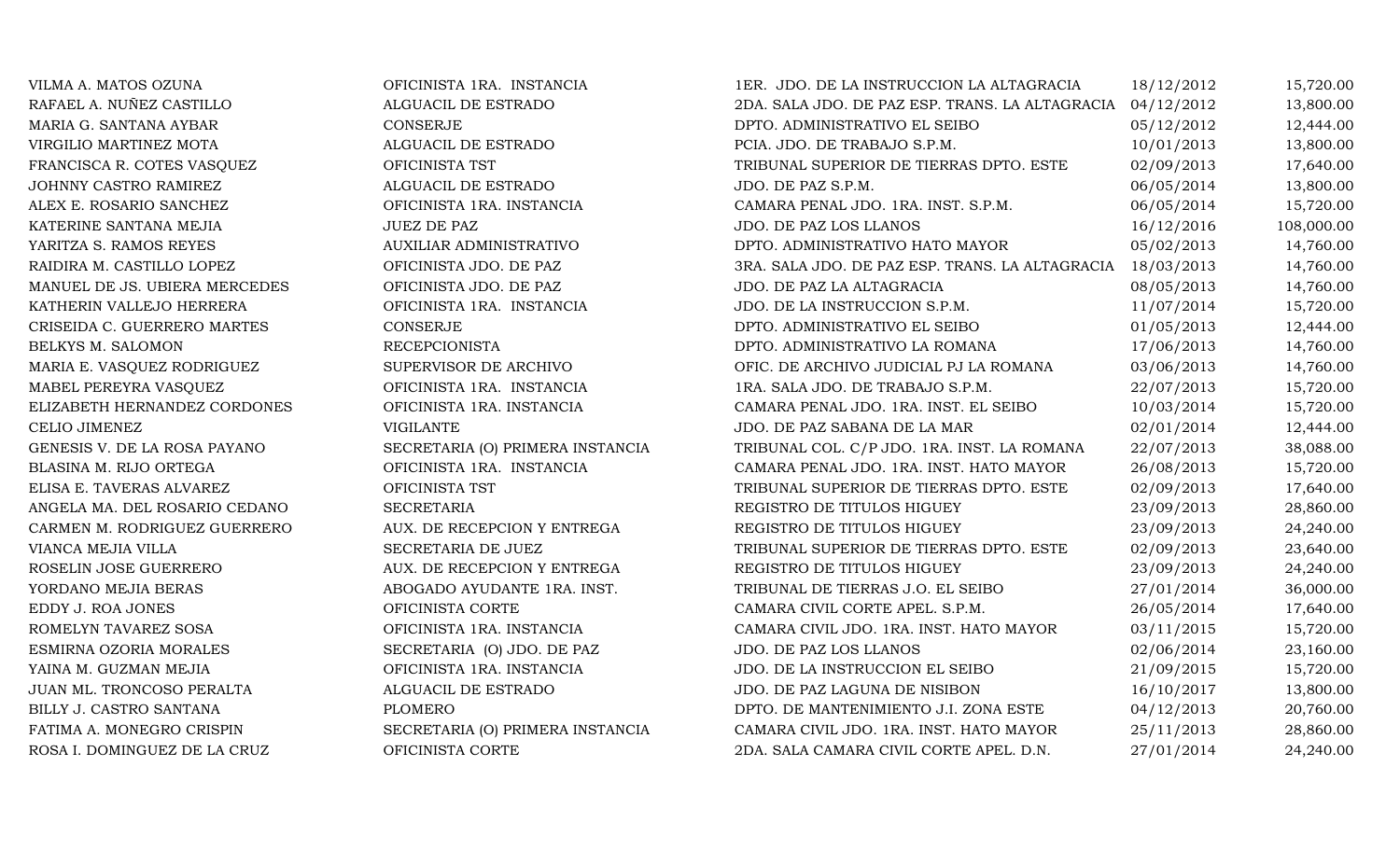| | | | | |
|---|---|---|---|---|
| VILMA A. MATOS OZUNA | OFICINISTA 1RA. INSTANCIA | 1ER. JDO. DE LA INSTRUCCION LA ALTAGRACIA | 18/12/2012 | 15,720.00 |
| RAFAEL A. NUÑEZ CASTILLO | ALGUACIL DE ESTRADO | 2DA. SALA JDO. DE PAZ ESP. TRANS. LA ALTAGRACIA | 04/12/2012 | 13,800.00 |
| MARIA G. SANTANA AYBAR | CONSERJE | DPTO. ADMINISTRATIVO EL SEIBO | 05/12/2012 | 12,444.00 |
| VIRGILIO MARTINEZ MOTA | ALGUACIL DE ESTRADO | PCIA. JDO. DE TRABAJO S.P.M. | 10/01/2013 | 13,800.00 |
| FRANCISCA R. COTES VASQUEZ | OFICINISTA TST | TRIBUNAL SUPERIOR DE TIERRAS DPTO. ESTE | 02/09/2013 | 17,640.00 |
| JOHNNY CASTRO RAMIREZ | ALGUACIL DE ESTRADO | JDO. DE PAZ S.P.M. | 06/05/2014 | 13,800.00 |
| ALEX E. ROSARIO SANCHEZ | OFICINISTA 1RA. INSTANCIA | CAMARA PENAL JDO. 1RA. INST. S.P.M. | 06/05/2014 | 15,720.00 |
| KATERINE SANTANA MEJIA | JUEZ DE PAZ | JDO. DE PAZ LOS LLANOS | 16/12/2016 | 108,000.00 |
| YARITZA S. RAMOS REYES | AUXILIAR ADMINISTRATIVO | DPTO. ADMINISTRATIVO HATO MAYOR | 05/02/2013 | 14,760.00 |
| RAIDIRA M. CASTILLO LOPEZ | OFICINISTA JDO. DE PAZ | 3RA. SALA JDO. DE PAZ ESP. TRANS. LA ALTAGRACIA | 18/03/2013 | 14,760.00 |
| MANUEL DE JS. UBIERA MERCEDES | OFICINISTA JDO. DE PAZ | JDO. DE PAZ LA ALTAGRACIA | 08/05/2013 | 14,760.00 |
| KATHERIN VALLEJO HERRERA | OFICINISTA 1RA. INSTANCIA | JDO. DE LA INSTRUCCION S.P.M. | 11/07/2014 | 15,720.00 |
| CRISEIDA C. GUERRERO MARTES | CONSERJE | DPTO. ADMINISTRATIVO EL SEIBO | 01/05/2013 | 12,444.00 |
| BELKYS M. SALOMON | RECEPCIONISTA | DPTO. ADMINISTRATIVO LA ROMANA | 17/06/2013 | 14,760.00 |
| MARIA E. VASQUEZ RODRIGUEZ | SUPERVISOR DE ARCHIVO | OFIC. DE ARCHIVO JUDICIAL PJ LA ROMANA | 03/06/2013 | 14,760.00 |
| MABEL PEREYRA VASQUEZ | OFICINISTA 1RA. INSTANCIA | 1RA. SALA JDO. DE TRABAJO S.P.M. | 22/07/2013 | 15,720.00 |
| ELIZABETH HERNANDEZ CORDONES | OFICINISTA 1RA. INSTANCIA | CAMARA PENAL JDO. 1RA. INST. EL SEIBO | 10/03/2014 | 15,720.00 |
| CELIO JIMENEZ | VIGILANTE | JDO. DE PAZ SABANA DE LA MAR | 02/01/2014 | 12,444.00 |
| GENESIS V. DE LA ROSA PAYANO | SECRETARIA (O) PRIMERA INSTANCIA | TRIBUNAL COL. C/P JDO. 1RA. INST. LA ROMANA | 22/07/2013 | 38,088.00 |
| BLASINA M. RIJO ORTEGA | OFICINISTA 1RA. INSTANCIA | CAMARA PENAL JDO. 1RA. INST. HATO MAYOR | 26/08/2013 | 15,720.00 |
| ELISA E. TAVERAS ALVAREZ | OFICINISTA TST | TRIBUNAL SUPERIOR DE TIERRAS DPTO. ESTE | 02/09/2013 | 17,640.00 |
| ANGELA MA. DEL ROSARIO CEDANO | SECRETARIA | REGISTRO DE TITULOS HIGUEY | 23/09/2013 | 28,860.00 |
| CARMEN M. RODRIGUEZ GUERRERO | AUX. DE RECEPCION Y ENTREGA | REGISTRO DE TITULOS HIGUEY | 23/09/2013 | 24,240.00 |
| VIANCA MEJIA VILLA | SECRETARIA DE JUEZ | TRIBUNAL SUPERIOR DE TIERRAS DPTO. ESTE | 02/09/2013 | 23,640.00 |
| ROSELIN JOSE GUERRERO | AUX. DE RECEPCION Y ENTREGA | REGISTRO DE TITULOS HIGUEY | 23/09/2013 | 24,240.00 |
| YORDANO MEJIA BERAS | ABOGADO AYUDANTE 1RA. INST. | TRIBUNAL DE TIERRAS J.O. EL SEIBO | 27/01/2014 | 36,000.00 |
| EDDY J. ROA JONES | OFICINISTA CORTE | CAMARA CIVIL CORTE APEL. S.P.M. | 26/05/2014 | 17,640.00 |
| ROMELYN TAVAREZ SOSA | OFICINISTA 1RA. INSTANCIA | CAMARA CIVIL JDO. 1RA. INST. HATO MAYOR | 03/11/2015 | 15,720.00 |
| ESMIRNA OZORIA MORALES | SECRETARIA (O) JDO. DE PAZ | JDO. DE PAZ LOS LLANOS | 02/06/2014 | 23,160.00 |
| YAINA M. GUZMAN MEJIA | OFICINISTA 1RA. INSTANCIA | JDO. DE LA INSTRUCCION EL SEIBO | 21/09/2015 | 15,720.00 |
| JUAN ML. TRONCOSO PERALTA | ALGUACIL DE ESTRADO | JDO. DE PAZ LAGUNA DE NISIBON | 16/10/2017 | 13,800.00 |
| BILLY J. CASTRO SANTANA | PLOMERO | DPTO. DE MANTENIMIENTO J.I. ZONA ESTE | 04/12/2013 | 20,760.00 |
| FATIMA A. MONEGRO CRISPIN | SECRETARIA (O) PRIMERA INSTANCIA | CAMARA CIVIL JDO. 1RA. INST. HATO MAYOR | 25/11/2013 | 28,860.00 |
| ROSA I. DOMINGUEZ DE LA CRUZ | OFICINISTA CORTE | 2DA. SALA CAMARA CIVIL CORTE APEL. D.N. | 27/01/2014 | 24,240.00 |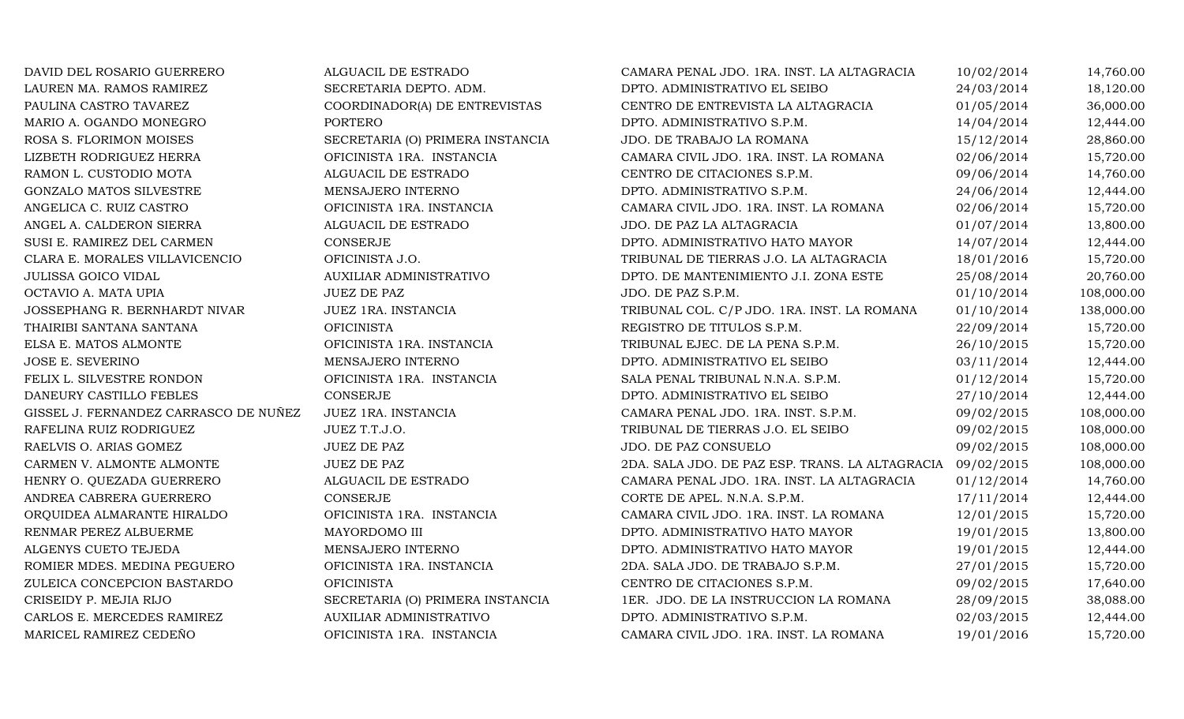| | | | | |
|---|---|---|---|---|
| DAVID DEL ROSARIO GUERRERO | ALGUACIL DE ESTRADO | CAMARA PENAL JDO. 1RA. INST. LA ALTAGRACIA | 10/02/2014 | 14,760.00 |
| LAUREN MA. RAMOS RAMIREZ | SECRETARIA DEPTO. ADM. | DPTO. ADMINISTRATIVO EL SEIBO | 24/03/2014 | 18,120.00 |
| PAULINA CASTRO TAVAREZ | COORDINADOR(A) DE ENTREVISTAS | CENTRO DE ENTREVISTA LA ALTAGRACIA | 01/05/2014 | 36,000.00 |
| MARIO A. OGANDO MONEGRO | PORTERO | DPTO. ADMINISTRATIVO S.P.M. | 14/04/2014 | 12,444.00 |
| ROSA S. FLORIMON MOISES | SECRETARIA (O) PRIMERA INSTANCIA | JDO. DE TRABAJO LA ROMANA | 15/12/2014 | 28,860.00 |
| LIZBETH RODRIGUEZ HERRA | OFICINISTA 1RA. INSTANCIA | CAMARA CIVIL JDO. 1RA. INST. LA ROMANA | 02/06/2014 | 15,720.00 |
| RAMON L. CUSTODIO MOTA | ALGUACIL DE ESTRADO | CENTRO DE CITACIONES S.P.M. | 09/06/2014 | 14,760.00 |
| GONZALO MATOS SILVESTRE | MENSAJERO INTERNO | DPTO. ADMINISTRATIVO S.P.M. | 24/06/2014 | 12,444.00 |
| ANGELICA C. RUIZ CASTRO | OFICINISTA 1RA. INSTANCIA | CAMARA CIVIL JDO. 1RA. INST. LA ROMANA | 02/06/2014 | 15,720.00 |
| ANGEL A. CALDERON SIERRA | ALGUACIL DE ESTRADO | JDO. DE PAZ LA ALTAGRACIA | 01/07/2014 | 13,800.00 |
| SUSI E. RAMIREZ DEL CARMEN | CONSERJE | DPTO. ADMINISTRATIVO HATO MAYOR | 14/07/2014 | 12,444.00 |
| CLARA E. MORALES VILLAVICENCIO | OFICINISTA J.O. | TRIBUNAL DE TIERRAS J.O. LA ALTAGRACIA | 18/01/2016 | 15,720.00 |
| JULISSA GOICO VIDAL | AUXILIAR ADMINISTRATIVO | DPTO. DE MANTENIMIENTO J.I. ZONA ESTE | 25/08/2014 | 20,760.00 |
| OCTAVIO A. MATA UPIA | JUEZ DE PAZ | JDO. DE PAZ S.P.M. | 01/10/2014 | 108,000.00 |
| JOSSEPHANG R. BERNHARDT NIVAR | JUEZ 1RA. INSTANCIA | TRIBUNAL COL. C/P JDO. 1RA. INST. LA ROMANA | 01/10/2014 | 138,000.00 |
| THAIRIBI SANTANA SANTANA | OFICINISTA | REGISTRO DE TITULOS S.P.M. | 22/09/2014 | 15,720.00 |
| ELSA E. MATOS ALMONTE | OFICINISTA 1RA. INSTANCIA | TRIBUNAL EJEC. DE LA PENA S.P.M. | 26/10/2015 | 15,720.00 |
| JOSE E. SEVERINO | MENSAJERO INTERNO | DPTO. ADMINISTRATIVO EL SEIBO | 03/11/2014 | 12,444.00 |
| FELIX L. SILVESTRE RONDON | OFICINISTA 1RA. INSTANCIA | SALA PENAL TRIBUNAL N.N.A. S.P.M. | 01/12/2014 | 15,720.00 |
| DANEURY CASTILLO FEBLES | CONSERJE | DPTO. ADMINISTRATIVO EL SEIBO | 27/10/2014 | 12,444.00 |
| GISSEL J. FERNANDEZ CARRASCO DE NUÑEZ | JUEZ 1RA. INSTANCIA | CAMARA PENAL JDO. 1RA. INST. S.P.M. | 09/02/2015 | 108,000.00 |
| RAFELINA RUIZ RODRIGUEZ | JUEZ T.T.J.O. | TRIBUNAL DE TIERRAS J.O. EL SEIBO | 09/02/2015 | 108,000.00 |
| RAELVIS O. ARIAS GOMEZ | JUEZ DE PAZ | JDO. DE PAZ CONSUELO | 09/02/2015 | 108,000.00 |
| CARMEN V. ALMONTE ALMONTE | JUEZ DE PAZ | 2DA. SALA JDO. DE PAZ ESP. TRANS. LA ALTAGRACIA | 09/02/2015 | 108,000.00 |
| HENRY O. QUEZADA GUERRERO | ALGUACIL DE ESTRADO | CAMARA PENAL JDO. 1RA. INST. LA ALTAGRACIA | 01/12/2014 | 14,760.00 |
| ANDREA CABRERA GUERRERO | CONSERJE | CORTE DE APEL. N.N.A. S.P.M. | 17/11/2014 | 12,444.00 |
| ORQUIDEA ALMARANTE HIRALDO | OFICINISTA 1RA. INSTANCIA | CAMARA CIVIL JDO. 1RA. INST. LA ROMANA | 12/01/2015 | 15,720.00 |
| RENMAR PEREZ ALBUERME | MAYORDOMO III | DPTO. ADMINISTRATIVO HATO MAYOR | 19/01/2015 | 13,800.00 |
| ALGENYS CUETO TEJEDA | MENSAJERO INTERNO | DPTO. ADMINISTRATIVO HATO MAYOR | 19/01/2015 | 12,444.00 |
| ROMIER MDES. MEDINA PEGUERO | OFICINISTA 1RA. INSTANCIA | 2DA. SALA JDO. DE TRABAJO S.P.M. | 27/01/2015 | 15,720.00 |
| ZULEICA CONCEPCION BASTARDO | OFICINISTA | CENTRO DE CITACIONES S.P.M. | 09/02/2015 | 17,640.00 |
| CRISEIDY P. MEJIA RIJO | SECRETARIA (O) PRIMERA INSTANCIA | 1ER. JDO. DE LA INSTRUCCION LA ROMANA | 28/09/2015 | 38,088.00 |
| CARLOS E. MERCEDES RAMIREZ | AUXILIAR ADMINISTRATIVO | DPTO. ADMINISTRATIVO S.P.M. | 02/03/2015 | 12,444.00 |
| MARICEL RAMIREZ CEDEÑO | OFICINISTA 1RA. INSTANCIA | CAMARA CIVIL JDO. 1RA. INST. LA ROMANA | 19/01/2016 | 15,720.00 |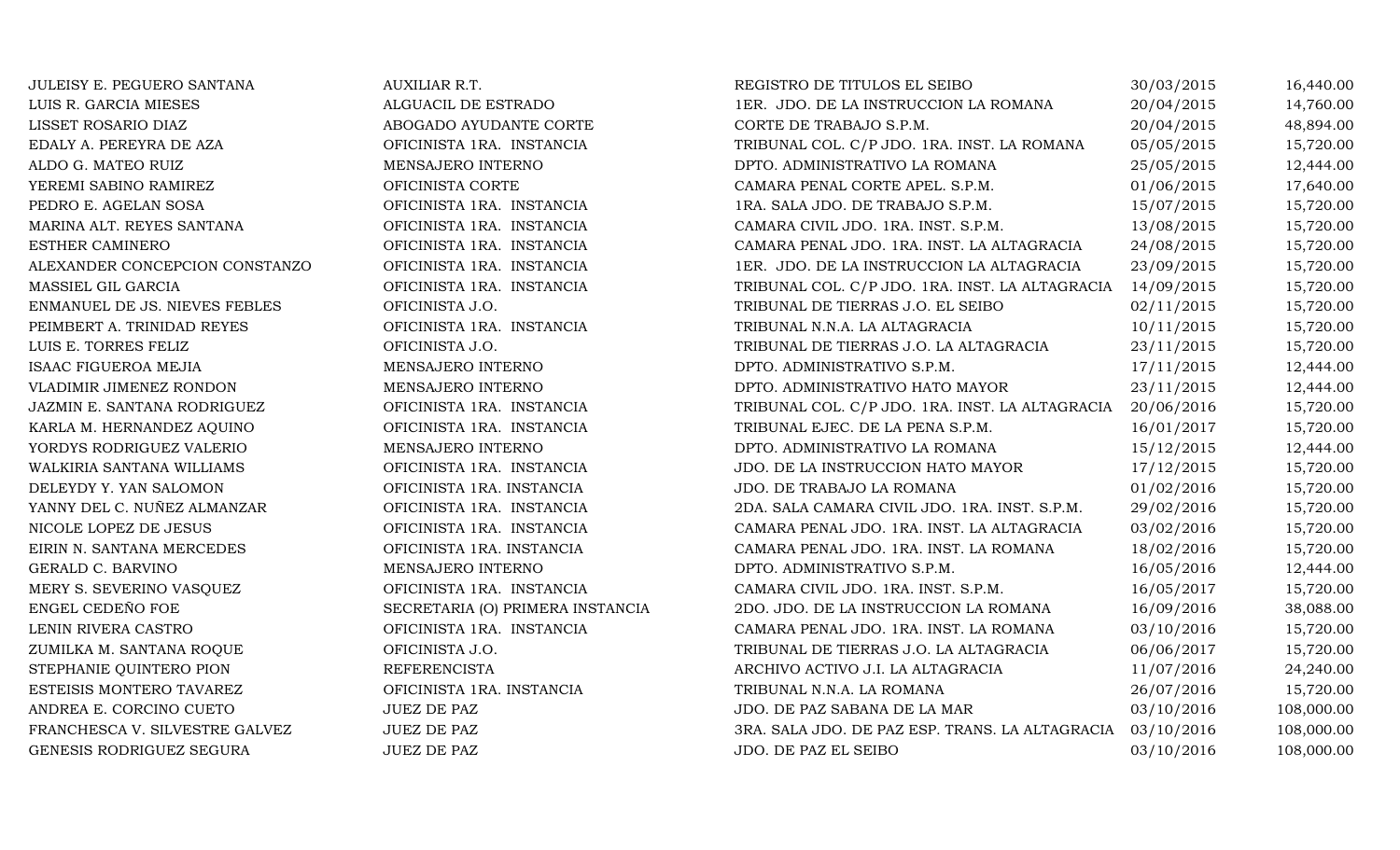| | | | | |
|---|---|---|---|---|
| JULEISY E. PEGUERO SANTANA | AUXILIAR R.T. | REGISTRO DE TITULOS EL SEIBO | 30/03/2015 | 16,440.00 |
| LUIS R. GARCIA MIESES | ALGUACIL DE ESTRADO | 1ER. JDO. DE LA INSTRUCCION LA ROMANA | 20/04/2015 | 14,760.00 |
| LISSET ROSARIO DIAZ | ABOGADO AYUDANTE CORTE | CORTE DE TRABAJO S.P.M. | 20/04/2015 | 48,894.00 |
| EDALY A. PEREYRA DE AZA | OFICINISTA 1RA. INSTANCIA | TRIBUNAL COL. C/P JDO. 1RA. INST. LA ROMANA | 05/05/2015 | 15,720.00 |
| ALDO G. MATEO RUIZ | MENSAJERO INTERNO | DPTO. ADMINISTRATIVO LA ROMANA | 25/05/2015 | 12,444.00 |
| YEREMI SABINO RAMIREZ | OFICINISTA CORTE | CAMARA PENAL CORTE APEL. S.P.M. | 01/06/2015 | 17,640.00 |
| PEDRO E. AGELAN SOSA | OFICINISTA 1RA. INSTANCIA | 1RA. SALA JDO. DE TRABAJO S.P.M. | 15/07/2015 | 15,720.00 |
| MARINA ALT. REYES SANTANA | OFICINISTA 1RA. INSTANCIA | CAMARA CIVIL JDO. 1RA. INST. S.P.M. | 13/08/2015 | 15,720.00 |
| ESTHER CAMINERO | OFICINISTA 1RA. INSTANCIA | CAMARA PENAL JDO. 1RA. INST. LA ALTAGRACIA | 24/08/2015 | 15,720.00 |
| ALEXANDER CONCEPCION CONSTANZO | OFICINISTA 1RA. INSTANCIA | 1ER. JDO. DE LA INSTRUCCION LA ALTAGRACIA | 23/09/2015 | 15,720.00 |
| MASSIEL GIL GARCIA | OFICINISTA 1RA. INSTANCIA | TRIBUNAL COL. C/P JDO. 1RA. INST. LA ALTAGRACIA | 14/09/2015 | 15,720.00 |
| ENMANUEL DE JS. NIEVES FEBLES | OFICINISTA J.O. | TRIBUNAL DE TIERRAS J.O. EL SEIBO | 02/11/2015 | 15,720.00 |
| PEIMBERT A. TRINIDAD REYES | OFICINISTA 1RA. INSTANCIA | TRIBUNAL N.N.A. LA ALTAGRACIA | 10/11/2015 | 15,720.00 |
| LUIS E. TORRES FELIZ | OFICINISTA J.O. | TRIBUNAL DE TIERRAS J.O. LA ALTAGRACIA | 23/11/2015 | 15,720.00 |
| ISAAC FIGUEROA MEJIA | MENSAJERO INTERNO | DPTO. ADMINISTRATIVO S.P.M. | 17/11/2015 | 12,444.00 |
| VLADIMIR JIMENEZ RONDON | MENSAJERO INTERNO | DPTO. ADMINISTRATIVO HATO MAYOR | 23/11/2015 | 12,444.00 |
| JAZMIN E. SANTANA RODRIGUEZ | OFICINISTA 1RA. INSTANCIA | TRIBUNAL COL. C/P JDO. 1RA. INST. LA ALTAGRACIA | 20/06/2016 | 15,720.00 |
| KARLA M. HERNANDEZ AQUINO | OFICINISTA 1RA. INSTANCIA | TRIBUNAL EJEC. DE LA PENA S.P.M. | 16/01/2017 | 15,720.00 |
| YORDYS RODRIGUEZ VALERIO | MENSAJERO INTERNO | DPTO. ADMINISTRATIVO LA ROMANA | 15/12/2015 | 12,444.00 |
| WALKIRIA SANTANA WILLIAMS | OFICINISTA 1RA. INSTANCIA | JDO. DE LA INSTRUCCION HATO MAYOR | 17/12/2015 | 15,720.00 |
| DELEYDY Y. YAN SALOMON | OFICINISTA 1RA. INSTANCIA | JDO. DE TRABAJO LA ROMANA | 01/02/2016 | 15,720.00 |
| YANNY DEL C. NUÑEZ ALMANZAR | OFICINISTA 1RA. INSTANCIA | 2DA. SALA CAMARA CIVIL JDO. 1RA. INST. S.P.M. | 29/02/2016 | 15,720.00 |
| NICOLE LOPEZ DE JESUS | OFICINISTA 1RA. INSTANCIA | CAMARA PENAL JDO. 1RA. INST. LA ALTAGRACIA | 03/02/2016 | 15,720.00 |
| EIRIN N. SANTANA MERCEDES | OFICINISTA 1RA. INSTANCIA | CAMARA PENAL JDO. 1RA. INST. LA ROMANA | 18/02/2016 | 15,720.00 |
| GERALD C. BARVINO | MENSAJERO INTERNO | DPTO. ADMINISTRATIVO S.P.M. | 16/05/2016 | 12,444.00 |
| MERY S. SEVERINO VASQUEZ | OFICINISTA 1RA. INSTANCIA | CAMARA CIVIL JDO. 1RA. INST. S.P.M. | 16/05/2017 | 15,720.00 |
| ENGEL CEDEÑO FOE | SECRETARIA (O) PRIMERA INSTANCIA | 2DO. JDO. DE LA INSTRUCCION LA ROMANA | 16/09/2016 | 38,088.00 |
| LENIN RIVERA CASTRO | OFICINISTA 1RA. INSTANCIA | CAMARA PENAL JDO. 1RA. INST. LA ROMANA | 03/10/2016 | 15,720.00 |
| ZUMILKA M. SANTANA ROQUE | OFICINISTA J.O. | TRIBUNAL DE TIERRAS J.O. LA ALTAGRACIA | 06/06/2017 | 15,720.00 |
| STEPHANIE QUINTERO PION | REFERENCISTA | ARCHIVO ACTIVO J.I. LA ALTAGRACIA | 11/07/2016 | 24,240.00 |
| ESTEISIS MONTERO TAVAREZ | OFICINISTA 1RA. INSTANCIA | TRIBUNAL N.N.A. LA ROMANA | 26/07/2016 | 15,720.00 |
| ANDREA E. CORCINO CUETO | JUEZ DE PAZ | JDO. DE PAZ SABANA DE LA MAR | 03/10/2016 | 108,000.00 |
| FRANCHESCA V. SILVESTRE GALVEZ | JUEZ DE PAZ | 3RA. SALA JDO. DE PAZ ESP. TRANS. LA ALTAGRACIA | 03/10/2016 | 108,000.00 |
| GENESIS RODRIGUEZ SEGURA | JUEZ DE PAZ | JDO. DE PAZ EL SEIBO | 03/10/2016 | 108,000.00 |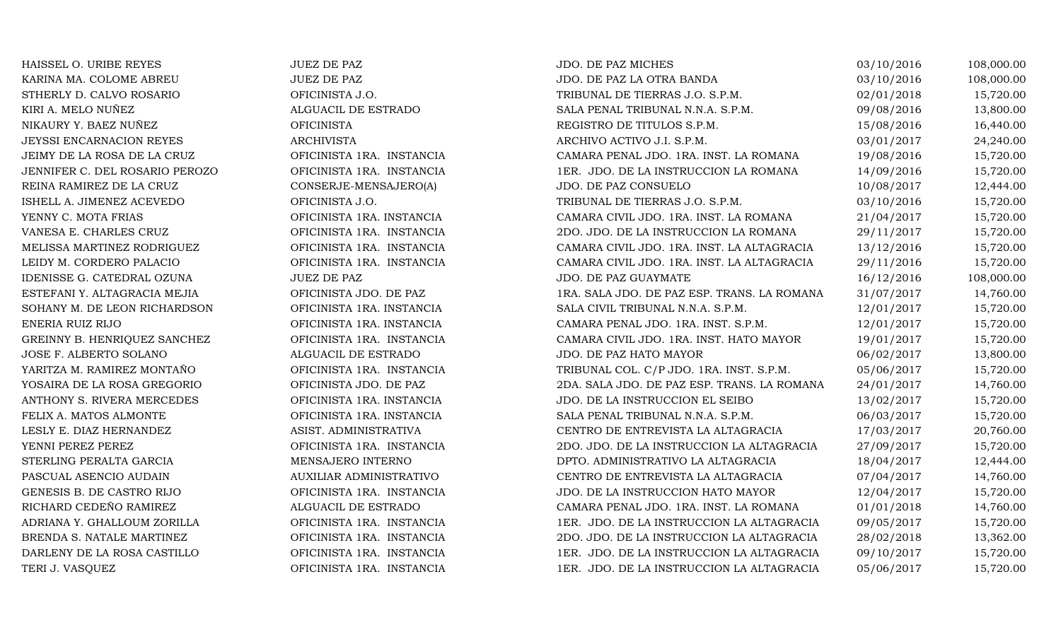| | | | | |
|---|---|---|---|---|
| HAISSEL O. URIBE REYES | JUEZ DE PAZ | JDO. DE PAZ MICHES | 03/10/2016 | 108,000.00 |
| KARINA MA. COLOME ABREU | JUEZ DE PAZ | JDO. DE PAZ LA OTRA BANDA | 03/10/2016 | 108,000.00 |
| STHERLY D. CALVO ROSARIO | OFICINISTA J.O. | TRIBUNAL DE TIERRAS J.O. S.P.M. | 02/01/2018 | 15,720.00 |
| KIRI A. MELO NUÑEZ | ALGUACIL DE ESTRADO | SALA PENAL TRIBUNAL N.N.A. S.P.M. | 09/08/2016 | 13,800.00 |
| NIKAURY Y. BAEZ NUÑEZ | OFICINISTA | REGISTRO DE TITULOS S.P.M. | 15/08/2016 | 16,440.00 |
| JEYSSI ENCARNACION REYES | ARCHIVISTA | ARCHIVO ACTIVO J.I. S.P.M. | 03/01/2017 | 24,240.00 |
| JEIMY DE LA ROSA DE LA CRUZ | OFICINISTA 1RA. INSTANCIA | CAMARA PENAL JDO. 1RA. INST. LA ROMANA | 19/08/2016 | 15,720.00 |
| JENNIFER C. DEL ROSARIO PEROZO | OFICINISTA 1RA. INSTANCIA | 1ER. JDO. DE LA INSTRUCCION LA ROMANA | 14/09/2016 | 15,720.00 |
| REINA RAMIREZ DE LA CRUZ | CONSERJE-MENSAJERO(A) | JDO. DE PAZ CONSUELO | 10/08/2017 | 12,444.00 |
| ISHELL A. JIMENEZ ACEVEDO | OFICINISTA J.O. | TRIBUNAL DE TIERRAS J.O. S.P.M. | 03/10/2016 | 15,720.00 |
| YENNY C. MOTA FRIAS | OFICINISTA 1RA. INSTANCIA | CAMARA CIVIL JDO. 1RA. INST. LA ROMANA | 21/04/2017 | 15,720.00 |
| VANESA E. CHARLES CRUZ | OFICINISTA 1RA. INSTANCIA | 2DO. JDO. DE LA INSTRUCCION LA ROMANA | 29/11/2017 | 15,720.00 |
| MELISSA MARTINEZ RODRIGUEZ | OFICINISTA 1RA. INSTANCIA | CAMARA CIVIL JDO. 1RA. INST. LA ALTAGRACIA | 13/12/2016 | 15,720.00 |
| LEIDY M. CORDERO PALACIO | OFICINISTA 1RA. INSTANCIA | CAMARA CIVIL JDO. 1RA. INST. LA ALTAGRACIA | 29/11/2016 | 15,720.00 |
| IDENISSE G. CATEDRAL OZUNA | JUEZ DE PAZ | JDO. DE PAZ GUAYMATE | 16/12/2016 | 108,000.00 |
| ESTEFANI Y. ALTAGRACIA MEJIA | OFICINISTA JDO. DE PAZ | 1RA. SALA JDO. DE PAZ ESP. TRANS. LA ROMANA | 31/07/2017 | 14,760.00 |
| SOHANY M. DE LEON RICHARDSON | OFICINISTA 1RA. INSTANCIA | SALA CIVIL TRIBUNAL N.N.A. S.P.M. | 12/01/2017 | 15,720.00 |
| ENERIA RUIZ RIJO | OFICINISTA 1RA. INSTANCIA | CAMARA PENAL JDO. 1RA. INST. S.P.M. | 12/01/2017 | 15,720.00 |
| GREINNY B. HENRIQUEZ SANCHEZ | OFICINISTA 1RA. INSTANCIA | CAMARA CIVIL JDO. 1RA. INST. HATO MAYOR | 19/01/2017 | 15,720.00 |
| JOSE F. ALBERTO SOLANO | ALGUACIL DE ESTRADO | JDO. DE PAZ HATO MAYOR | 06/02/2017 | 13,800.00 |
| YARITZA M. RAMIREZ MONTAÑO | OFICINISTA 1RA. INSTANCIA | TRIBUNAL COL. C/P JDO. 1RA. INST. S.P.M. | 05/06/2017 | 15,720.00 |
| YOSAIRA DE LA ROSA GREGORIO | OFICINISTA JDO. DE PAZ | 2DA. SALA JDO. DE PAZ ESP. TRANS. LA ROMANA | 24/01/2017 | 14,760.00 |
| ANTHONY S. RIVERA MERCEDES | OFICINISTA 1RA. INSTANCIA | JDO. DE LA INSTRUCCION EL SEIBO | 13/02/2017 | 15,720.00 |
| FELIX A. MATOS ALMONTE | OFICINISTA 1RA. INSTANCIA | SALA PENAL TRIBUNAL N.N.A. S.P.M. | 06/03/2017 | 15,720.00 |
| LESLY E. DIAZ HERNANDEZ | ASIST. ADMINISTRATIVA | CENTRO DE ENTREVISTA LA ALTAGRACIA | 17/03/2017 | 20,760.00 |
| YENNI PEREZ PEREZ | OFICINISTA 1RA. INSTANCIA | 2DO. JDO. DE LA INSTRUCCION LA ALTAGRACIA | 27/09/2017 | 15,720.00 |
| STERLING PERALTA GARCIA | MENSAJERO INTERNO | DPTO. ADMINISTRATIVO LA ALTAGRACIA | 18/04/2017 | 12,444.00 |
| PASCUAL ASENCIO AUDAIN | AUXILIAR ADMINISTRATIVO | CENTRO DE ENTREVISTA LA ALTAGRACIA | 07/04/2017 | 14,760.00 |
| GENESIS B. DE CASTRO RIJO | OFICINISTA 1RA. INSTANCIA | JDO. DE LA INSTRUCCION HATO MAYOR | 12/04/2017 | 15,720.00 |
| RICHARD CEDEÑO RAMIREZ | ALGUACIL DE ESTRADO | CAMARA PENAL JDO. 1RA. INST. LA ROMANA | 01/01/2018 | 14,760.00 |
| ADRIANA Y. GHALLOUM ZORILLA | OFICINISTA 1RA. INSTANCIA | 1ER. JDO. DE LA INSTRUCCION LA ALTAGRACIA | 09/05/2017 | 15,720.00 |
| BRENDA S. NATALE MARTINEZ | OFICINISTA 1RA. INSTANCIA | 2DO. JDO. DE LA INSTRUCCION LA ALTAGRACIA | 28/02/2018 | 13,362.00 |
| DARLENY DE LA ROSA CASTILLO | OFICINISTA 1RA. INSTANCIA | 1ER. JDO. DE LA INSTRUCCION LA ALTAGRACIA | 09/10/2017 | 15,720.00 |
| TERI J. VASQUEZ | OFICINISTA 1RA. INSTANCIA | 1ER. JDO. DE LA INSTRUCCION LA ALTAGRACIA | 05/06/2017 | 15,720.00 |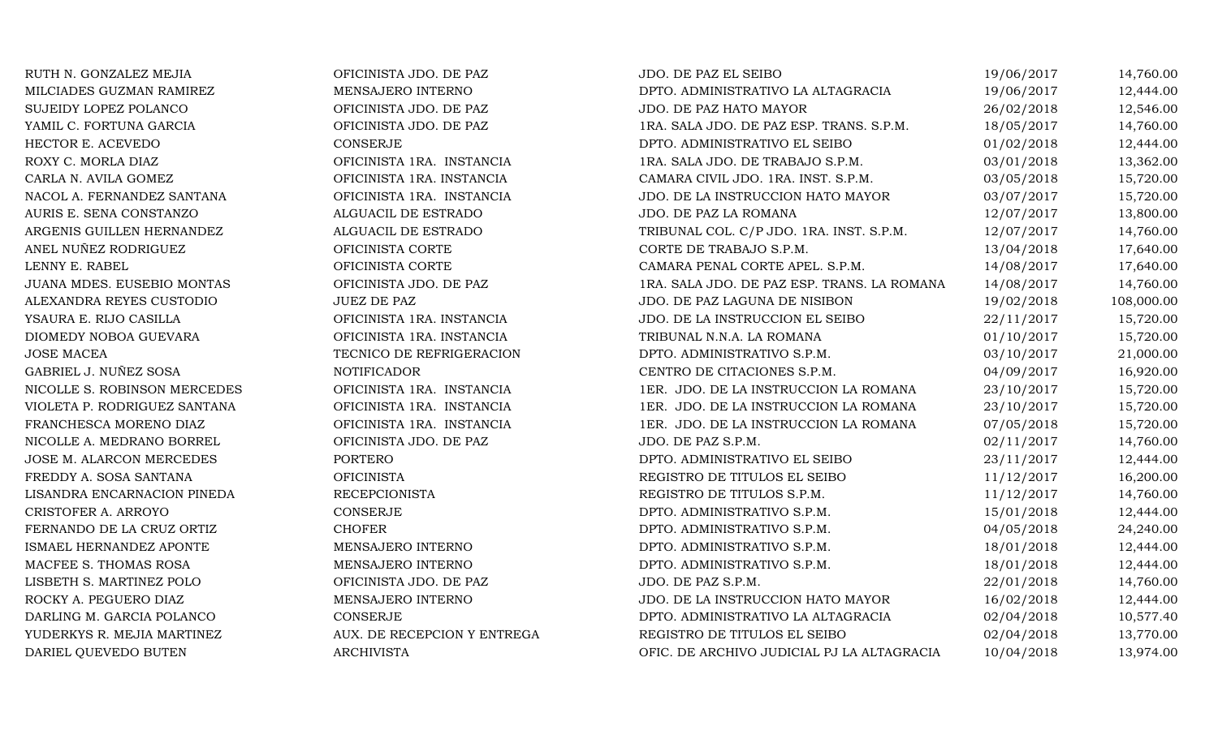| | | | | |
|---|---|---|---|---|
| RUTH N. GONZALEZ MEJIA | OFICINISTA JDO. DE PAZ | JDO. DE PAZ EL SEIBO | 19/06/2017 | 14,760.00 |
| MILCIADES GUZMAN RAMIREZ | MENSAJERO INTERNO | DPTO. ADMINISTRATIVO LA ALTAGRACIA | 19/06/2017 | 12,444.00 |
| SUJEIDY LOPEZ POLANCO | OFICINISTA JDO. DE PAZ | JDO. DE PAZ HATO MAYOR | 26/02/2018 | 12,546.00 |
| YAMIL C. FORTUNA GARCIA | OFICINISTA JDO. DE PAZ | 1RA. SALA JDO. DE PAZ ESP. TRANS. S.P.M. | 18/05/2017 | 14,760.00 |
| HECTOR E. ACEVEDO | CONSERJE | DPTO. ADMINISTRATIVO EL SEIBO | 01/02/2018 | 12,444.00 |
| ROXY C. MORLA DIAZ | OFICINISTA 1RA. INSTANCIA | 1RA. SALA JDO. DE TRABAJO S.P.M. | 03/01/2018 | 13,362.00 |
| CARLA N. AVILA GOMEZ | OFICINISTA 1RA. INSTANCIA | CAMARA CIVIL JDO. 1RA. INST. S.P.M. | 03/05/2018 | 15,720.00 |
| NACOL A. FERNANDEZ SANTANA | OFICINISTA 1RA. INSTANCIA | JDO. DE LA INSTRUCCION HATO MAYOR | 03/07/2017 | 15,720.00 |
| AURIS E. SENA CONSTANZO | ALGUACIL DE ESTRADO | JDO. DE PAZ LA ROMANA | 12/07/2017 | 13,800.00 |
| ARGENIS GUILLEN HERNANDEZ | ALGUACIL DE ESTRADO | TRIBUNAL COL. C/P JDO. 1RA. INST. S.P.M. | 12/07/2017 | 14,760.00 |
| ANEL NUÑEZ RODRIGUEZ | OFICINISTA CORTE | CORTE DE TRABAJO S.P.M. | 13/04/2018 | 17,640.00 |
| LENNY E. RABEL | OFICINISTA CORTE | CAMARA PENAL CORTE APEL. S.P.M. | 14/08/2017 | 17,640.00 |
| JUANA MDES. EUSEBIO MONTAS | OFICINISTA JDO. DE PAZ | 1RA. SALA JDO. DE PAZ ESP. TRANS. LA ROMANA | 14/08/2017 | 14,760.00 |
| ALEXANDRA REYES CUSTODIO | JUEZ DE PAZ | JDO. DE PAZ LAGUNA DE NISIBON | 19/02/2018 | 108,000.00 |
| YSAURA E. RIJO CASILLA | OFICINISTA 1RA. INSTANCIA | JDO. DE LA INSTRUCCION EL SEIBO | 22/11/2017 | 15,720.00 |
| DIOMEDY NOBOA GUEVARA | OFICINISTA 1RA. INSTANCIA | TRIBUNAL N.N.A. LA ROMANA | 01/10/2017 | 15,720.00 |
| JOSE MACEA | TECNICO DE REFRIGERACION | DPTO. ADMINISTRATIVO S.P.M. | 03/10/2017 | 21,000.00 |
| GABRIEL J. NUÑEZ SOSA | NOTIFICADOR | CENTRO DE CITACIONES S.P.M. | 04/09/2017 | 16,920.00 |
| NICOLLE S. ROBINSON MERCEDES | OFICINISTA 1RA. INSTANCIA | 1ER. JDO. DE LA INSTRUCCION LA ROMANA | 23/10/2017 | 15,720.00 |
| VIOLETA P. RODRIGUEZ SANTANA | OFICINISTA 1RA. INSTANCIA | 1ER. JDO. DE LA INSTRUCCION LA ROMANA | 23/10/2017 | 15,720.00 |
| FRANCHESCA MORENO DIAZ | OFICINISTA 1RA. INSTANCIA | 1ER. JDO. DE LA INSTRUCCION LA ROMANA | 07/05/2018 | 15,720.00 |
| NICOLLE A. MEDRANO BORREL | OFICINISTA JDO. DE PAZ | JDO. DE PAZ S.P.M. | 02/11/2017 | 14,760.00 |
| JOSE M. ALARCON MERCEDES | PORTERO | DPTO. ADMINISTRATIVO EL SEIBO | 23/11/2017 | 12,444.00 |
| FREDDY A. SOSA SANTANA | OFICINISTA | REGISTRO DE TITULOS EL SEIBO | 11/12/2017 | 16,200.00 |
| LISANDRA ENCARNACION PINEDA | RECEPCIONISTA | REGISTRO DE TITULOS S.P.M. | 11/12/2017 | 14,760.00 |
| CRISTOFER A. ARROYO | CONSERJE | DPTO. ADMINISTRATIVO S.P.M. | 15/01/2018 | 12,444.00 |
| FERNANDO DE LA CRUZ ORTIZ | CHOFER | DPTO. ADMINISTRATIVO S.P.M. | 04/05/2018 | 24,240.00 |
| ISMAEL HERNANDEZ APONTE | MENSAJERO INTERNO | DPTO. ADMINISTRATIVO S.P.M. | 18/01/2018 | 12,444.00 |
| MACFEE S. THOMAS ROSA | MENSAJERO INTERNO | DPTO. ADMINISTRATIVO S.P.M. | 18/01/2018 | 12,444.00 |
| LISBETH S. MARTINEZ POLO | OFICINISTA JDO. DE PAZ | JDO. DE PAZ S.P.M. | 22/01/2018 | 14,760.00 |
| ROCKY A. PEGUERO DIAZ | MENSAJERO INTERNO | JDO. DE LA INSTRUCCION HATO MAYOR | 16/02/2018 | 12,444.00 |
| DARLING M. GARCIA POLANCO | CONSERJE | DPTO. ADMINISTRATIVO LA ALTAGRACIA | 02/04/2018 | 10,577.40 |
| YUDERKYS R. MEJIA MARTINEZ | AUX. DE RECEPCION Y ENTREGA | REGISTRO DE TITULOS EL SEIBO | 02/04/2018 | 13,770.00 |
| DARIEL QUEVEDO BUTEN | ARCHIVISTA | OFIC. DE ARCHIVO JUDICIAL PJ LA ALTAGRACIA | 10/04/2018 | 13,974.00 |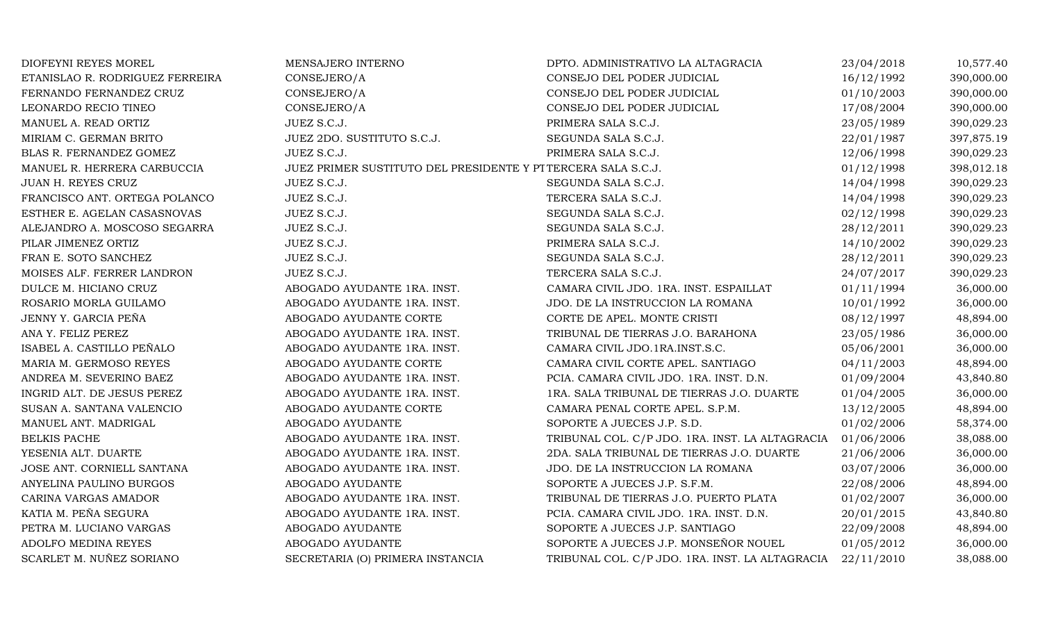| | | | | |
|---|---|---|---|---|
| DIOFEYNI REYES MOREL | MENSAJERO INTERNO | DPTO. ADMINISTRATIVO LA ALTAGRACIA | 23/04/2018 | 10,577.40 |
| ETANISLAO R. RODRIGUEZ FERREIRA | CONSEJERO/A | CONSEJO DEL PODER JUDICIAL | 16/12/1992 | 390,000.00 |
| FERNANDO FERNANDEZ CRUZ | CONSEJERO/A | CONSEJO DEL PODER JUDICIAL | 01/10/2003 | 390,000.00 |
| LEONARDO RECIO TINEO | CONSEJERO/A | CONSEJO DEL PODER JUDICIAL | 17/08/2004 | 390,000.00 |
| MANUEL A. READ ORTIZ | JUEZ S.C.J. | PRIMERA SALA S.C.J. | 23/05/1989 | 390,029.23 |
| MIRIAM C. GERMAN BRITO | JUEZ 2DO. SUSTITUTO S.C.J. | SEGUNDA SALA S.C.J. | 22/01/1987 | 397,875.19 |
| BLAS R. FERNANDEZ GOMEZ | JUEZ S.C.J. | PRIMERA SALA S.C.J. | 12/06/1998 | 390,029.23 |
| MANUEL R. HERRERA CARBUCCIA | JUEZ PRIMER SUSTITUTO DEL PRESIDENTE Y PT | TERCERA SALA S.C.J. | 01/12/1998 | 398,012.18 |
| JUAN H. REYES CRUZ | JUEZ S.C.J. | SEGUNDA SALA S.C.J. | 14/04/1998 | 390,029.23 |
| FRANCISCO ANT. ORTEGA POLANCO | JUEZ S.C.J. | TERCERA SALA S.C.J. | 14/04/1998 | 390,029.23 |
| ESTHER E. AGELAN CASASNOVAS | JUEZ S.C.J. | SEGUNDA SALA S.C.J. | 02/12/1998 | 390,029.23 |
| ALEJANDRO A. MOSCOSO SEGARRA | JUEZ S.C.J. | SEGUNDA SALA S.C.J. | 28/12/2011 | 390,029.23 |
| PILAR JIMENEZ ORTIZ | JUEZ S.C.J. | PRIMERA SALA S.C.J. | 14/10/2002 | 390,029.23 |
| FRAN E. SOTO SANCHEZ | JUEZ S.C.J. | SEGUNDA SALA S.C.J. | 28/12/2011 | 390,029.23 |
| MOISES ALF. FERRER LANDRON | JUEZ S.C.J. | TERCERA SALA S.C.J. | 24/07/2017 | 390,029.23 |
| DULCE M. HICIANO CRUZ | ABOGADO AYUDANTE 1RA. INST. | CAMARA CIVIL JDO. 1RA. INST. ESPAILLAT | 01/11/1994 | 36,000.00 |
| ROSARIO MORLA GUILAMO | ABOGADO AYUDANTE 1RA. INST. | JDO. DE LA INSTRUCCION LA ROMANA | 10/01/1992 | 36,000.00 |
| JENNY Y. GARCIA PEÑA | ABOGADO AYUDANTE CORTE | CORTE DE APEL. MONTE CRISTI | 08/12/1997 | 48,894.00 |
| ANA Y. FELIZ PEREZ | ABOGADO AYUDANTE 1RA. INST. | TRIBUNAL DE TIERRAS J.O. BARAHONA | 23/05/1986 | 36,000.00 |
| ISABEL A. CASTILLO PEÑALO | ABOGADO AYUDANTE 1RA. INST. | CAMARA CIVIL JDO.1RA.INST.S.C. | 05/06/2001 | 36,000.00 |
| MARIA M. GERMOSO REYES | ABOGADO AYUDANTE CORTE | CAMARA CIVIL CORTE APEL. SANTIAGO | 04/11/2003 | 48,894.00 |
| ANDREA M. SEVERINO BAEZ | ABOGADO AYUDANTE 1RA. INST. | PCIA. CAMARA CIVIL JDO. 1RA. INST. D.N. | 01/09/2004 | 43,840.80 |
| INGRID ALT. DE JESUS PEREZ | ABOGADO AYUDANTE 1RA. INST. | 1RA. SALA TRIBUNAL DE TIERRAS J.O. DUARTE | 01/04/2005 | 36,000.00 |
| SUSAN A. SANTANA VALENCIO | ABOGADO AYUDANTE CORTE | CAMARA PENAL CORTE APEL. S.P.M. | 13/12/2005 | 48,894.00 |
| MANUEL ANT. MADRIGAL | ABOGADO AYUDANTE | SOPORTE A JUECES J.P. S.D. | 01/02/2006 | 58,374.00 |
| BELKIS PACHE | ABOGADO AYUDANTE 1RA. INST. | TRIBUNAL COL. C/P JDO. 1RA. INST. LA ALTAGRACIA | 01/06/2006 | 38,088.00 |
| YESENIA ALT. DUARTE | ABOGADO AYUDANTE 1RA. INST. | 2DA. SALA TRIBUNAL DE TIERRAS J.O. DUARTE | 21/06/2006 | 36,000.00 |
| JOSE ANT. CORNIELL SANTANA | ABOGADO AYUDANTE 1RA. INST. | JDO. DE LA INSTRUCCION LA ROMANA | 03/07/2006 | 36,000.00 |
| ANYELINA PAULINO BURGOS | ABOGADO AYUDANTE | SOPORTE A JUECES J.P. S.F.M. | 22/08/2006 | 48,894.00 |
| CARINA VARGAS AMADOR | ABOGADO AYUDANTE 1RA. INST. | TRIBUNAL DE TIERRAS J.O. PUERTO PLATA | 01/02/2007 | 36,000.00 |
| KATIA M. PEÑA SEGURA | ABOGADO AYUDANTE 1RA. INST. | PCIA. CAMARA CIVIL JDO. 1RA. INST. D.N. | 20/01/2015 | 43,840.80 |
| PETRA M. LUCIANO VARGAS | ABOGADO AYUDANTE | SOPORTE A JUECES J.P. SANTIAGO | 22/09/2008 | 48,894.00 |
| ADOLFO MEDINA REYES | ABOGADO AYUDANTE | SOPORTE A JUECES J.P. MONSEÑOR NOUEL | 01/05/2012 | 36,000.00 |
| SCARLET M. NUÑEZ SORIANO | SECRETARIA (O) PRIMERA INSTANCIA | TRIBUNAL COL. C/P JDO. 1RA. INST. LA ALTAGRACIA | 22/11/2010 | 38,088.00 |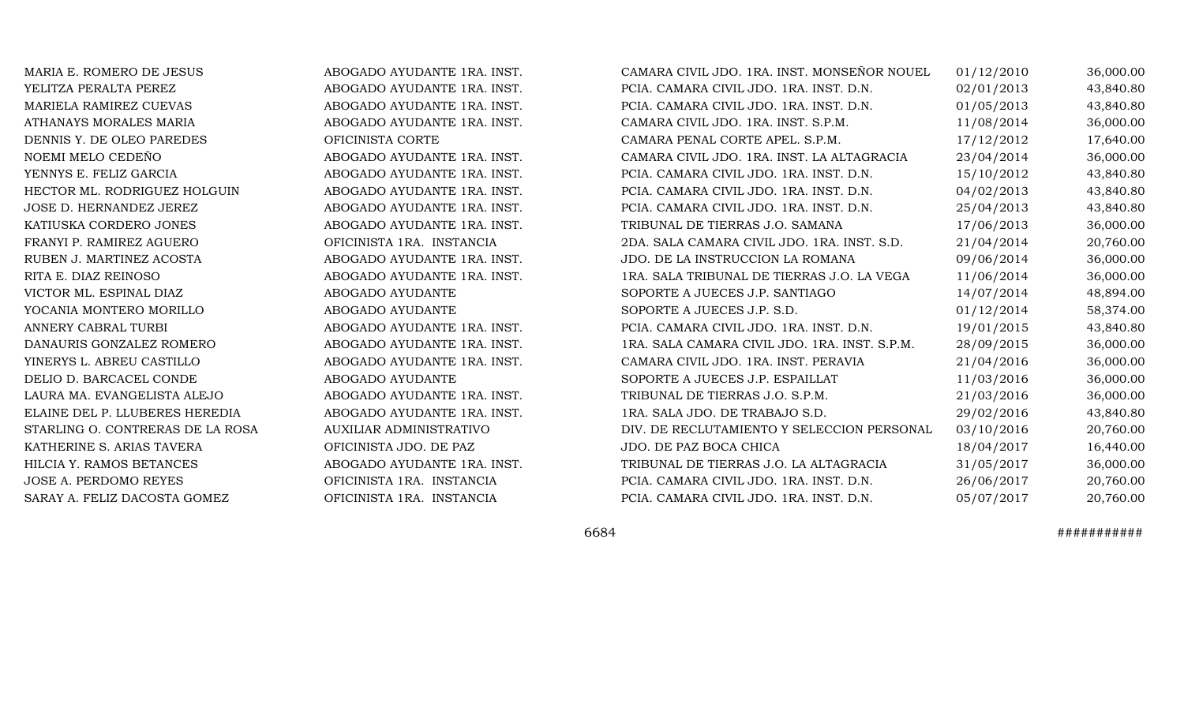| | | | | |
|---|---|---|---|---|
| MARIA E. ROMERO DE JESUS | ABOGADO AYUDANTE 1RA. INST. | CAMARA CIVIL JDO. 1RA. INST. MONSEÑOR NOUEL | 01/12/2010 | 36,000.00 |
| YELITZA PERALTA PEREZ | ABOGADO AYUDANTE 1RA. INST. | PCIA. CAMARA CIVIL JDO. 1RA. INST. D.N. | 02/01/2013 | 43,840.80 |
| MARIELA RAMIREZ CUEVAS | ABOGADO AYUDANTE 1RA. INST. | PCIA. CAMARA CIVIL JDO. 1RA. INST. D.N. | 01/05/2013 | 43,840.80 |
| ATHANAYS MORALES MARIA | ABOGADO AYUDANTE 1RA. INST. | CAMARA CIVIL JDO. 1RA. INST. S.P.M. | 11/08/2014 | 36,000.00 |
| DENNIS Y. DE OLEO PAREDES | OFICINISTA CORTE | CAMARA PENAL CORTE APEL. S.P.M. | 17/12/2012 | 17,640.00 |
| NOEMI MELO CEDEÑO | ABOGADO AYUDANTE 1RA. INST. | CAMARA CIVIL JDO. 1RA. INST. LA ALTAGRACIA | 23/04/2014 | 36,000.00 |
| YENNYS E. FELIZ GARCIA | ABOGADO AYUDANTE 1RA. INST. | PCIA. CAMARA CIVIL JDO. 1RA. INST. D.N. | 15/10/2012 | 43,840.80 |
| HECTOR ML. RODRIGUEZ HOLGUIN | ABOGADO AYUDANTE 1RA. INST. | PCIA. CAMARA CIVIL JDO. 1RA. INST. D.N. | 04/02/2013 | 43,840.80 |
| JOSE D. HERNANDEZ JEREZ | ABOGADO AYUDANTE 1RA. INST. | PCIA. CAMARA CIVIL JDO. 1RA. INST. D.N. | 25/04/2013 | 43,840.80 |
| KATIUSKA CORDERO JONES | ABOGADO AYUDANTE 1RA. INST. | TRIBUNAL DE TIERRAS J.O. SAMANA | 17/06/2013 | 36,000.00 |
| FRANYI P. RAMIREZ AGUERO | OFICINISTA 1RA. INSTANCIA | 2DA. SALA CAMARA CIVIL JDO. 1RA. INST. S.D. | 21/04/2014 | 20,760.00 |
| RUBEN J. MARTINEZ ACOSTA | ABOGADO AYUDANTE 1RA. INST. | JDO. DE LA INSTRUCCION LA ROMANA | 09/06/2014 | 36,000.00 |
| RITA E. DIAZ REINOSO | ABOGADO AYUDANTE 1RA. INST. | 1RA. SALA TRIBUNAL DE TIERRAS J.O. LA VEGA | 11/06/2014 | 36,000.00 |
| VICTOR ML. ESPINAL DIAZ | ABOGADO AYUDANTE | SOPORTE A JUECES J.P. SANTIAGO | 14/07/2014 | 48,894.00 |
| YOCANIA MONTERO MORILLO | ABOGADO AYUDANTE | SOPORTE A JUECES J.P. S.D. | 01/12/2014 | 58,374.00 |
| ANNERY CABRAL TURBI | ABOGADO AYUDANTE 1RA. INST. | PCIA. CAMARA CIVIL JDO. 1RA. INST. D.N. | 19/01/2015 | 43,840.80 |
| DANAURIS GONZALEZ ROMERO | ABOGADO AYUDANTE 1RA. INST. | 1RA. SALA CAMARA CIVIL JDO. 1RA. INST. S.P.M. | 28/09/2015 | 36,000.00 |
| YINERYS L. ABREU CASTILLO | ABOGADO AYUDANTE 1RA. INST. | CAMARA CIVIL JDO. 1RA. INST. PERAVIA | 21/04/2016 | 36,000.00 |
| DELIO D. BARCACEL CONDE | ABOGADO AYUDANTE | SOPORTE A JUECES J.P. ESPAILLAT | 11/03/2016 | 36,000.00 |
| LAURA MA. EVANGELISTA ALEJO | ABOGADO AYUDANTE 1RA. INST. | TRIBUNAL DE TIERRAS J.O. S.P.M. | 21/03/2016 | 36,000.00 |
| ELAINE DEL P. LLUBERES HEREDIA | ABOGADO AYUDANTE 1RA. INST. | 1RA. SALA JDO. DE TRABAJO S.D. | 29/02/2016 | 43,840.80 |
| STARLING O. CONTRERAS DE LA ROSA | AUXILIAR ADMINISTRATIVO | DIV. DE RECLUTAMIENTO Y SELECCION PERSONAL | 03/10/2016 | 20,760.00 |
| KATHERINE S. ARIAS TAVERA | OFICINISTA JDO. DE PAZ | JDO. DE PAZ BOCA CHICA | 18/04/2017 | 16,440.00 |
| HILCIA Y. RAMOS BETANCES | ABOGADO AYUDANTE 1RA. INST. | TRIBUNAL DE TIERRAS J.O. LA ALTAGRACIA | 31/05/2017 | 36,000.00 |
| JOSE A. PERDOMO REYES | OFICINISTA 1RA. INSTANCIA | PCIA. CAMARA CIVIL JDO. 1RA. INST. D.N. | 26/06/2017 | 20,760.00 |
| SARAY A. FELIZ DACOSTA GOMEZ | OFICINISTA 1RA. INSTANCIA | PCIA. CAMARA CIVIL JDO. 1RA. INST. D.N. | 05/07/2017 | 20,760.00 |
| | | 6684 | | ########### |